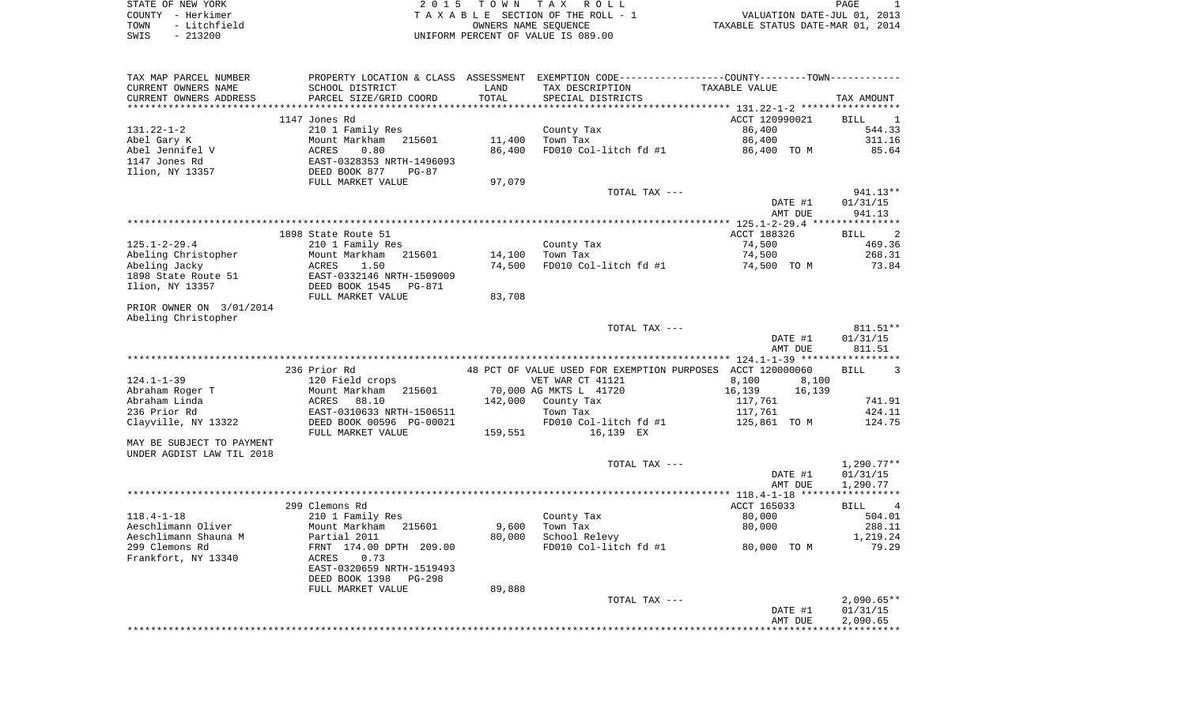STATE OF NEW YORK
COUNTY - Herkimer
TOWN - Litchfield
SWIS - 213200

2 0 1 5 T O W N T A X R O L L
T A X A B L E SECTION OF THE ROLL - 1
OWNERS NAME SEQUENCE
UNIFORM PERCENT OF VALUE IS 089.00

VALUATION DATE-JUL 01, 2013
TAXABLE STATUS DATE-MAR 01, 2014

| TAX MAP PARCEL NUMBER<br>CURRENT OWNERS NAME<br>CURRENT OWNERS ADDRESS | PROPERTY LOCATION & CLASS<br>SCHOOL DISTRICT<br>PARCEL SIZE/GRID COORD | ASSESSMENT<br>LAND<br>TOTAL | EXEMPTION CODE-----------------COUNTY--------TOWN-----------<br>TAX DESCRIPTION<br>SPECIAL DISTRICTS | TAXABLE VALUE | TAX AMOUNT |
|---|---|---|---|---|---|
| 131.22-1-2 | 1147 Jones Rd | | | ACCT 120990021 | BILL 1 |
| | 210 1 Family Res | | County Tax | 86,400 | 544.33 |
| Abel Gary K | Mount Markham 215601 | 11,400 | Town Tax | 86,400 | 311.16 |
| Abel Jennifel V | ACRES 0.80 | 86,400 | FD010 Col-litch fd #1 | 86,400 TO M | 85.64 |
| 1147 Jones Rd | EAST-0328353 NRTH-1496093 | | | | |
| Ilion, NY 13357 | DEED BOOK 877 PG-87 | | | | |
| | FULL MARKET VALUE | 97,079 | | | |
| | | | TOTAL TAX --- | | 941.13** |
| | | | | DATE #1 | 01/31/15 |
| | | | | AMT DUE | 941.13 |
| 125.1-2-29.4 | 1898 State Route 51 | | | ACCT 188326 | BILL 2 |
| | 210 1 Family Res | | County Tax | 74,500 | 469.36 |
| Abeling Christopher | Mount Markham 215601 | 14,100 | Town Tax | 74,500 | 268.31 |
| Abeling Jacky | ACRES 1.50 | 74,500 | FD010 Col-litch fd #1 | 74,500 TO M | 73.84 |
| 1898 State Route 51 | EAST-0332146 NRTH-1509009 | | | | |
| Ilion, NY 13357 | DEED BOOK 1545 PG-871 | | | | |
| | FULL MARKET VALUE | 83,708 | | | |
| PRIOR OWNER ON 3/01/2014 | | | | | |
| Abeling Christopher | | | | | |
| | | | TOTAL TAX --- | | 811.51** |
| | | | | DATE #1 | 01/31/15 |
| | | | | AMT DUE | 811.51 |
| 124.1-1-39 | 236 Prior Rd | | 48 PCT OF VALUE USED FOR EXEMPTION PURPOSES | ACCT 120000060 | BILL 3 |
| | 120 Field crops | | VET WAR CT 41121 | 8,100 8,100 | |
| Abraham Roger T | Mount Markham 215601 | 70,000 | AG MKTS L 41720 | 16,139 16,139 | |
| Abraham Linda | ACRES 88.10 | 142,000 | County Tax | 117,761 | 741.91 |
| 236 Prior Rd | EAST-0310633 NRTH-1506511 | | Town Tax | 117,761 | 424.11 |
| Clayville, NY 13322 | DEED BOOK 00596 PG-00021 | | FD010 Col-litch fd #1 | 125,861 TO M | 124.75 |
| | FULL MARKET VALUE | 159,551 | 16,139 EX | | |
| MAY BE SUBJECT TO PAYMENT | | | | | |
| UNDER AGDIST LAW TIL 2018 | | | | | |
| | | | TOTAL TAX --- | | 1,290.77** |
| | | | | DATE #1 | 01/31/15 |
| | | | | AMT DUE | 1,290.77 |
| 118.4-1-18 | 299 Clemons Rd | | | ACCT 165033 | BILL 4 |
| | 210 1 Family Res | | County Tax | 80,000 | 504.01 |
| Aeschlimann Oliver | Mount Markham 215601 | 9,600 | Town Tax | 80,000 | 288.11 |
| Aeschlimann Shauna M | Partial 2011 | 80,000 | School Relevy | | 1,219.24 |
| 299 Clemons Rd | FRNT 174.00 DPTH 209.00 | | FD010 Col-litch fd #1 | 80,000 TO M | 79.29 |
| Frankfort, NY 13340 | ACRES 0.73 | | | | |
| | EAST-0320659 NRTH-1519493 | | | | |
| | DEED BOOK 1398 PG-298 | | | | |
| | FULL MARKET VALUE | 89,888 | | | |
| | | | TOTAL TAX --- | | 2,090.65** |
| | | | | DATE #1 | 01/31/15 |
| | | | | AMT DUE | 2,090.65 |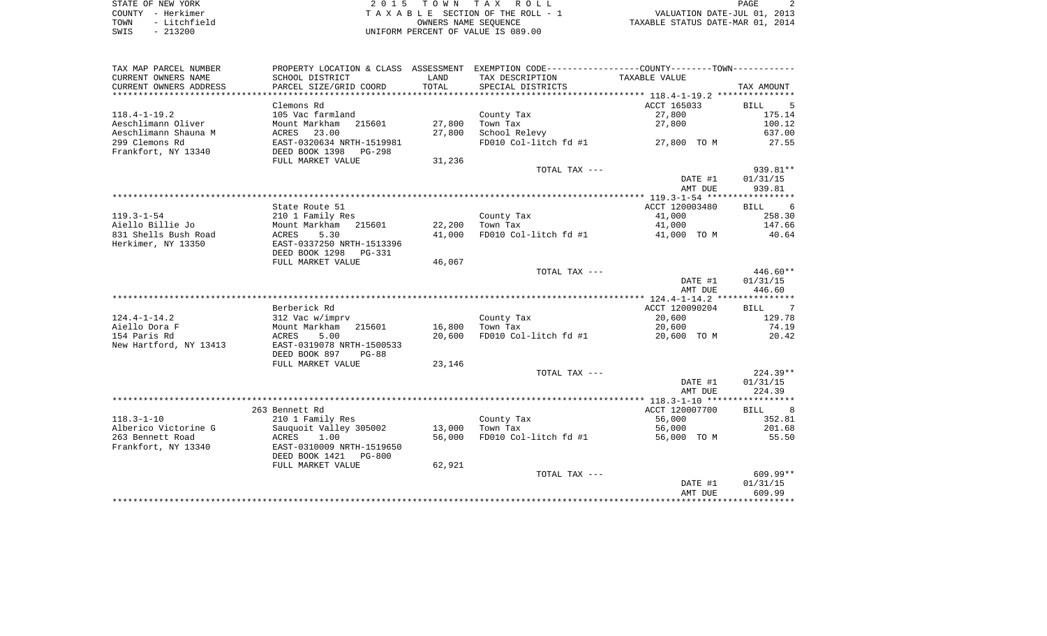STATE OF NEW YORK
COUNTY - Herkimer
TOWN - Litchfield
SWIS - 213200

2 0 1 5 T O W N T A X R O L L
T A X A B L E SECTION OF THE ROLL - 1
OWNERS NAME SEQUENCE
UNIFORM PERCENT OF VALUE IS 089.00

VALUATION DATE-JUL 01, 2013
TAXABLE STATUS DATE-MAR 01, 2014

| TAX MAP PARCEL NUMBER / CURRENT OWNERS NAME / CURRENT OWNERS ADDRESS | PROPERTY LOCATION & CLASS / SCHOOL DISTRICT / PARCEL SIZE/GRID COORD | ASSESSMENT LAND / TOTAL | EXEMPTION CODE / TAX DESCRIPTION / SPECIAL DISTRICTS | COUNTY/TOWN TAXABLE VALUE | TAX AMOUNT |
|---|---|---|---|---|---|
| 118.4-1-19.2 | Clemons Rd | | | ACCT 165033 | BILL 5 |
| 118.4-1-19.2 | 105 Vac farmland | | County Tax | 27,800 | 175.14 |
| Aeschlimann Oliver | Mount Markham 215601 | 27,800 | Town Tax | 27,800 | 100.12 |
| Aeschlimann Shauna M | ACRES 23.00 | 27,800 | School Relevy | | 637.00 |
| 299 Clemons Rd | EAST-0320634 NRTH-1519981 | | FD010 Col-litch fd #1 | 27,800 TO M | 27.55 |
| Frankfort, NY 13340 | DEED BOOK 1398 PG-298 | | | | |
| | FULL MARKET VALUE | 31,236 | | | |
| | | | TOTAL TAX --- | | 939.81** |
| | | | | DATE #1 | 01/31/15 |
| | | | | AMT DUE | 939.81 |
| 119.3-1-54 | State Route 51 | | | ACCT 120003480 | BILL 6 |
| 119.3-1-54 | 210 1 Family Res | | County Tax | 41,000 | 258.30 |
| Aiello Billie Jo | Mount Markham 215601 | 22,200 | Town Tax | 41,000 | 147.66 |
| 831 Shells Bush Road | ACRES 5.30 | 41,000 | FD010 Col-litch fd #1 | 41,000 TO M | 40.64 |
| Herkimer, NY 13350 | EAST-0337250 NRTH-1513396 | | | | |
| | DEED BOOK 1298 PG-331 | | | | |
| | FULL MARKET VALUE | 46,067 | | | |
| | | | TOTAL TAX --- | | 446.60** |
| | | | | DATE #1 | 01/31/15 |
| | | | | AMT DUE | 446.60 |
| 124.4-1-14.2 | Berberick Rd | | | ACCT 120090204 | BILL 7 |
| 124.4-1-14.2 | 312 Vac w/imprv | | County Tax | 20,600 | 129.78 |
| Aiello Dora F | Mount Markham 215601 | 16,800 | Town Tax | 20,600 | 74.19 |
| 154 Paris Rd | ACRES 5.00 | 20,600 | FD010 Col-litch fd #1 | 20,600 TO M | 20.42 |
| New Hartford, NY 13413 | EAST-0319078 NRTH-1500533 | | | | |
| | DEED BOOK 897 PG-88 | | | | |
| | FULL MARKET VALUE | 23,146 | | | |
| | | | TOTAL TAX --- | | 224.39** |
| | | | | DATE #1 | 01/31/15 |
| | | | | AMT DUE | 224.39 |
| 118.3-1-10 | 263 Bennett Rd | | | ACCT 120007700 | BILL 8 |
| 118.3-1-10 | 210 1 Family Res | | County Tax | 56,000 | 352.81 |
| Alberico Victorine G | Sauquoit Valley 305002 | 13,000 | Town Tax | 56,000 | 201.68 |
| 263 Bennett Road | ACRES 1.00 | 56,000 | FD010 Col-litch fd #1 | 56,000 TO M | 55.50 |
| Frankfort, NY 13340 | EAST-0310009 NRTH-1519650 | | | | |
| | DEED BOOK 1421 PG-800 | | | | |
| | FULL MARKET VALUE | 62,921 | | | |
| | | | TOTAL TAX --- | | 609.99** |
| | | | | DATE #1 | 01/31/15 |
| | | | | AMT DUE | 609.99 |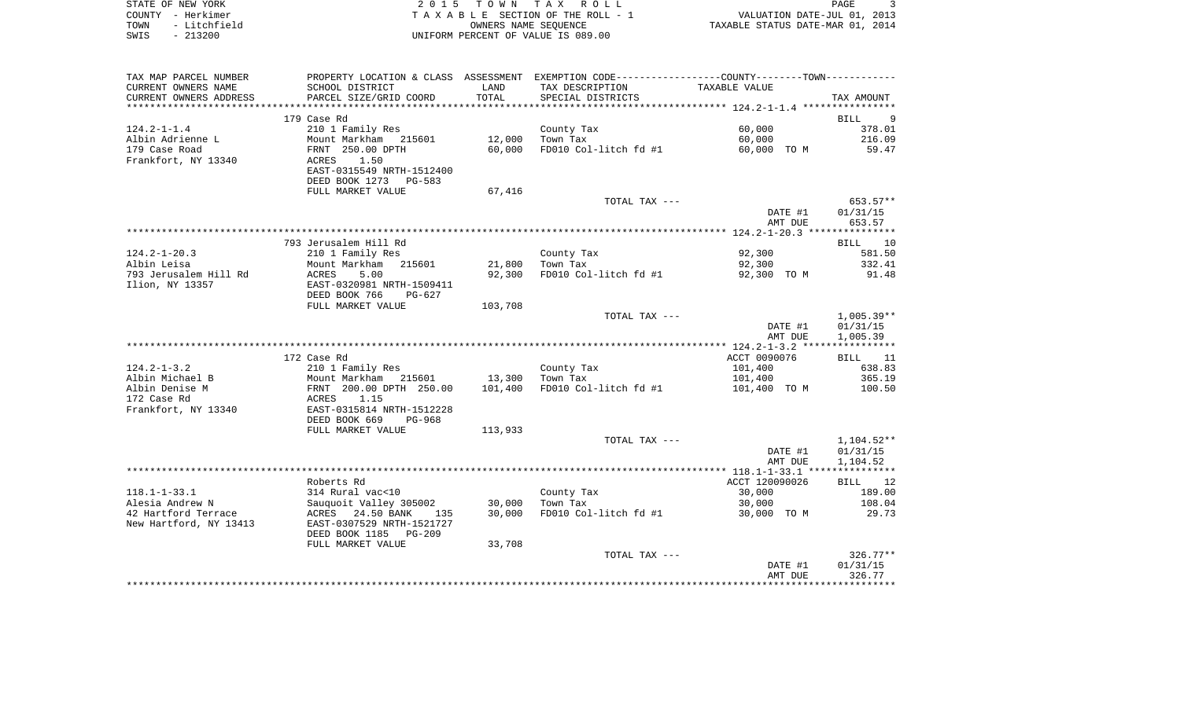STATE OF NEW YORK | 2015 TOWN TAX ROLL
COUNTY - Herkimer | TAXABLE SECTION OF THE ROLL - 1 | VALUATION DATE-JUL 01, 2013
TOWN - Litchfield | OWNERS NAME SEQUENCE | TAXABLE STATUS DATE-MAR 01, 2014
SWIS - 213200 | UNIFORM PERCENT OF VALUE IS 089.00

| TAX MAP PARCEL NUMBER / CURRENT OWNERS NAME / CURRENT OWNERS ADDRESS | PROPERTY LOCATION & CLASS / SCHOOL DISTRICT / PARCEL SIZE/GRID COORD | ASSESSMENT LAND / TOTAL | EXEMPTION CODE / TAX DESCRIPTION / SPECIAL DISTRICTS | COUNTY--------TOWN TAXABLE VALUE | TAX AMOUNT |
|---|---|---|---|---|---|
| | 179 Case Rd | | | | BILL 9 |
| 124.2-1-1.4 | 210 1 Family Res | | County Tax | 60,000 | 378.01 |
| Albin Adrienne L | Mount Markham 215601 | 12,000 | Town Tax | 60,000 | 216.09 |
| 179 Case Road | FRNT 250.00 DPTH | 60,000 | FD010 Col-litch fd #1 | 60,000 TO M | 59.47 |
| Frankfort, NY 13340 | ACRES 1.50 | | | | |
| | EAST-0315549 NRTH-1512400 | | | | |
| | DEED BOOK 1273 PG-583 | | | | |
| | FULL MARKET VALUE | 67,416 | | | |
| | | | TOTAL TAX --- | | 653.57** |
| | | | | DATE #1 | 01/31/15 |
| | | | | AMT DUE | 653.57 |
| | 793 Jerusalem Hill Rd | | | | BILL 10 |
| 124.2-1-20.3 | 210 1 Family Res | | County Tax | 92,300 | 581.50 |
| Albin Leisa | Mount Markham 215601 | 21,800 | Town Tax | 92,300 | 332.41 |
| 793 Jerusalem Hill Rd | ACRES 5.00 | 92,300 | FD010 Col-litch fd #1 | 92,300 TO M | 91.48 |
| Ilion, NY 13357 | EAST-0320981 NRTH-1509411 | | | | |
| | DEED BOOK 766 PG-627 | | | | |
| | FULL MARKET VALUE | 103,708 | | | |
| | | | TOTAL TAX --- | | 1,005.39** |
| | | | | DATE #1 | 01/31/15 |
| | | | | AMT DUE | 1,005.39 |
| | 172 Case Rd | | | ACCT 0090076 | BILL 11 |
| 124.2-1-3.2 | 210 1 Family Res | | County Tax | 101,400 | 638.83 |
| Albin Michael B | Mount Markham 215601 | 13,300 | Town Tax | 101,400 | 365.19 |
| Albin Denise M | FRNT 200.00 DPTH 250.00 | 101,400 | FD010 Col-litch fd #1 | 101,400 TO M | 100.50 |
| 172 Case Rd | ACRES 1.15 | | | | |
| Frankfort, NY 13340 | EAST-0315814 NRTH-1512228 | | | | |
| | DEED BOOK 669 PG-968 | | | | |
| | FULL MARKET VALUE | 113,933 | | | |
| | | | TOTAL TAX --- | | 1,104.52** |
| | | | | DATE #1 | 01/31/15 |
| | | | | AMT DUE | 1,104.52 |
| | Roberts Rd | | | ACCT 120090026 | BILL 12 |
| 118.1-1-33.1 | 314 Rural vac<10 | | County Tax | 30,000 | 189.00 |
| Alesia Andrew N | Sauquoit Valley 305002 | 30,000 | Town Tax | 30,000 | 108.04 |
| 42 Hartford Terrace | ACRES 24.50 BANK 135 | 30,000 | FD010 Col-litch fd #1 | 30,000 TO M | 29.73 |
| New Hartford, NY 13413 | EAST-0307529 NRTH-1521727 | | | | |
| | DEED BOOK 1185 PG-209 | | | | |
| | FULL MARKET VALUE | 33,708 | | | |
| | | | TOTAL TAX --- | | 326.77** |
| | | | | DATE #1 | 01/31/15 |
| | | | | AMT DUE | 326.77 |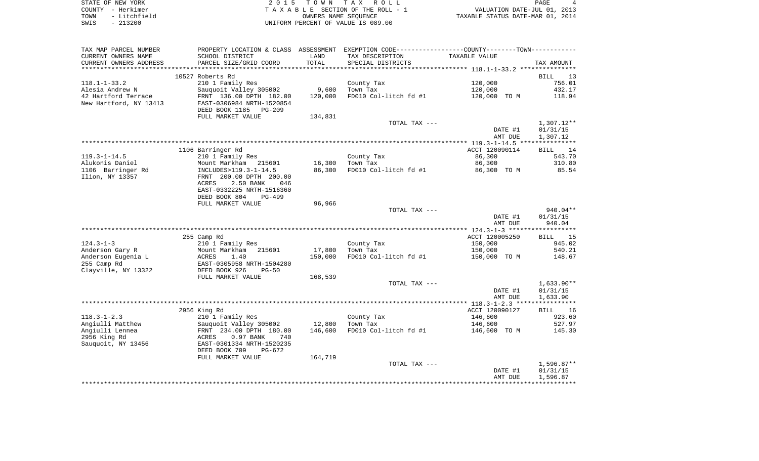STATE OF NEW YORK
COUNTY - Herkimer
TOWN - Litchfield
SWIS - 213200

2015 TOWN TAX ROLL
TAXABLE SECTION OF THE ROLL - 1
OWNERS NAME SEQUENCE
UNIFORM PERCENT OF VALUE IS 089.00

VALUATION DATE-JUL 01, 2013
TAXABLE STATUS DATE-MAR 01, 2014

| TAX MAP PARCEL NUMBER / CURRENT OWNERS NAME / CURRENT OWNERS ADDRESS | PROPERTY LOCATION & CLASS / SCHOOL DISTRICT / PARCEL SIZE/GRID COORD | ASSESSMENT LAND / TOTAL | EXEMPTION CODE / TAX DESCRIPTION / SPECIAL DISTRICTS | COUNTY--TOWN TAXABLE VALUE | TAX AMOUNT |
|---|---|---|---|---|---|
| 118.1-1-33.2 | 10527 Roberts Rd | | | | BILL 13 |
| 118.1-1-33.2 | 210 1 Family Res | | County Tax | 120,000 | 756.01 |
| Alesia Andrew N | Sauquoit Valley 305002 | 9,600 | Town Tax | 120,000 | 432.17 |
| 42 Hartford Terrace | FRNT 136.00 DPTH 182.00 | 120,000 | FD010 Col-litch fd #1 | 120,000 TO M | 118.94 |
| New Hartford, NY 13413 | EAST-0306984 NRTH-1520854 | | | | |
| | DEED BOOK 1185 PG-209 | | | | |
| | FULL MARKET VALUE | 134,831 | | | |
| | | | TOTAL TAX --- | | 1,307.12** |
| | | | | DATE #1 | 01/31/15 |
| | | | | AMT DUE | 1,307.12 |
| 119.3-1-14.5 | 1106 Barringer Rd | | | ACCT 120090114 | BILL 14 |
| 119.3-1-14.5 | 210 1 Family Res | | County Tax | 86,300 | 543.70 |
| Alukonis Daniel | Mount Markham 215601 | 16,300 | Town Tax | 86,300 | 310.80 |
| 1106 Barringer Rd | INCLUDES>119.3-1-14.5 | 86,300 | FD010 Col-litch fd #1 | 86,300 TO M | 85.54 |
| Ilion, NY 13357 | FRNT 200.00 DPTH 200.00 | | | | |
| | ACRES 2.50 BANK 046 | | | | |
| | EAST-0332225 NRTH-1516360 | | | | |
| | DEED BOOK 804 PG-499 | | | | |
| | FULL MARKET VALUE | 96,966 | | | |
| | | | TOTAL TAX --- | | 940.04** |
| | | | | DATE #1 | 01/31/15 |
| | | | | AMT DUE | 940.04 |
| 124.3-1-3 | 255 Camp Rd | | | ACCT 120005250 | BILL 15 |
| 124.3-1-3 | 210 1 Family Res | | County Tax | 150,000 | 945.02 |
| Anderson Gary R | Mount Markham 215601 | 17,800 | Town Tax | 150,000 | 540.21 |
| Anderson Eugenia L | ACRES 1.40 | 150,000 | FD010 Col-litch fd #1 | 150,000 TO M | 148.67 |
| 255 Camp Rd | EAST-0305958 NRTH-1504280 | | | | |
| Clayville, NY 13322 | DEED BOOK 926 PG-50 | | | | |
| | FULL MARKET VALUE | 168,539 | | | |
| | | | TOTAL TAX --- | | 1,633.90** |
| | | | | DATE #1 | 01/31/15 |
| | | | | AMT DUE | 1,633.90 |
| 118.3-1-2.3 | 2956 King Rd | | | ACCT 120090127 | BILL 16 |
| 118.3-1-2.3 | 210 1 Family Res | | County Tax | 146,600 | 923.60 |
| Angiulli Matthew | Sauquoit Valley 305002 | 12,800 | Town Tax | 146,600 | 527.97 |
| Angiulli Lennea | FRNT 234.00 DPTH 180.00 | 146,600 | FD010 Col-litch fd #1 | 146,600 TO M | 145.30 |
| 2956 King Rd | ACRES 0.97 BANK 740 | | | | |
| Sauquoit, NY 13456 | EAST-0301334 NRTH-1520235 | | | | |
| | DEED BOOK 709 PG-672 | | | | |
| | FULL MARKET VALUE | 164,719 | | | |
| | | | TOTAL TAX --- | | 1,596.87** |
| | | | | DATE #1 | 01/31/15 |
| | | | | AMT DUE | 1,596.87 |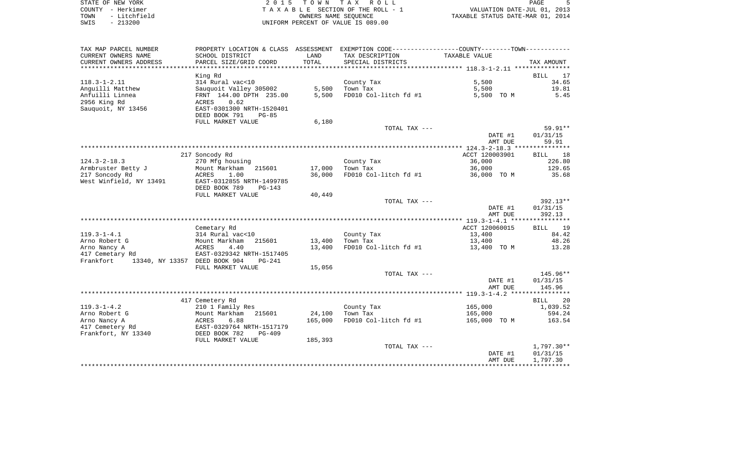STATE OF NEW YORK
COUNTY - Herkimer
TOWN - Litchfield
SWIS - 213200

2015 TOWN TAX ROLL
TAXABLE SECTION OF THE ROLL - 1
OWNERS NAME SEQUENCE
UNIFORM PERCENT OF VALUE IS 089.00

VALUATION DATE-JUL 01, 2013
TAXABLE STATUS DATE-MAR 01, 2014

| TAX MAP PARCEL NUMBER<br>CURRENT OWNERS NAME<br>CURRENT OWNERS ADDRESS | PROPERTY LOCATION & CLASS<br>SCHOOL DISTRICT<br>PARCEL SIZE/GRID COORD | ASSESSMENT<br>LAND<br>TOTAL | EXEMPTION CODE<br>TAX DESCRIPTION<br>SPECIAL DISTRICTS | COUNTY--------TOWN<br>TAXABLE VALUE | TAX AMOUNT |
|---|---|---|---|---|---|
| | King Rd | | | | BILL 17 |
| 118.3-1-2.11 | 314 Rural vac<10 | | County Tax | 5,500 | 34.65 |
| Anguilli Matthew | Sauquoit Valley 305002 | 5,500 | Town Tax | 5,500 | 19.81 |
| Anfuilli Linnea | FRNT 144.00 DPTH 235.00 | 5,500 | FD010 Col-litch fd #1 | 5,500 TO M | 5.45 |
| 2956 King Rd | ACRES 0.62 | | | | |
| Sauquoit, NY 13456 | EAST-0301300 NRTH-1520401 | | | | |
| | DEED BOOK 791 PG-85 | | | | |
| | FULL MARKET VALUE | 6,180 | | | |
| | | | TOTAL TAX --- | | 59.91** |
| | | | | DATE #1 | 01/31/15 |
| | | | | AMT DUE | 59.91 |
| | 217 Soncody Rd | | | ACCT 120003901 | BILL 18 |
| 124.3-2-18.3 | 270 Mfg housing | | County Tax | 36,000 | 226.80 |
| Armbruster Betty J | Mount Markham 215601 | 17,000 | Town Tax | 36,000 | 129.65 |
| 217 Soncody Rd | ACRES 1.00 | 36,000 | FD010 Col-litch fd #1 | 36,000 TO M | 35.68 |
| West Winfield, NY 13491 | EAST-0312855 NRTH-1499785 | | | | |
| | DEED BOOK 789 PG-143 | | | | |
| | FULL MARKET VALUE | 40,449 | | | |
| | | | TOTAL TAX --- | | 392.13** |
| | | | | DATE #1 | 01/31/15 |
| | | | | AMT DUE | 392.13 |
| | Cemetary Rd | | | ACCT 120060015 | BILL 19 |
| 119.3-1-4.1 | 314 Rural vac<10 | | County Tax | 13,400 | 84.42 |
| Arno Robert G | Mount Markham 215601 | 13,400 | Town Tax | 13,400 | 48.26 |
| Arno Nancy A | ACRES 4.40 | 13,400 | FD010 Col-litch fd #1 | 13,400 TO M | 13.28 |
| 417 Cemetary Rd | EAST-0329342 NRTH-1517405 | | | | |
| Frankfort 13340, NY 13357 | DEED BOOK 904 PG-241 | | | | |
| | FULL MARKET VALUE | 15,056 | | | |
| | | | TOTAL TAX --- | | 145.96** |
| | | | | DATE #1 | 01/31/15 |
| | | | | AMT DUE | 145.96 |
| | 417 Cemetery Rd | | | | BILL 20 |
| 119.3-1-4.2 | 210 1 Family Res | | County Tax | 165,000 | 1,039.52 |
| Arno Robert G | Mount Markham 215601 | 24,100 | Town Tax | 165,000 | 594.24 |
| Arno Nancy A | ACRES 6.88 | 165,000 | FD010 Col-litch fd #1 | 165,000 TO M | 163.54 |
| 417 Cemetery Rd | EAST-0329764 NRTH-1517179 | | | | |
| Frankfort, NY 13340 | DEED BOOK 782 PG-409 | | | | |
| | FULL MARKET VALUE | 185,393 | | | |
| | | | TOTAL TAX --- | | 1,797.30** |
| | | | | DATE #1 | 01/31/15 |
| | | | | AMT DUE | 1,797.30 |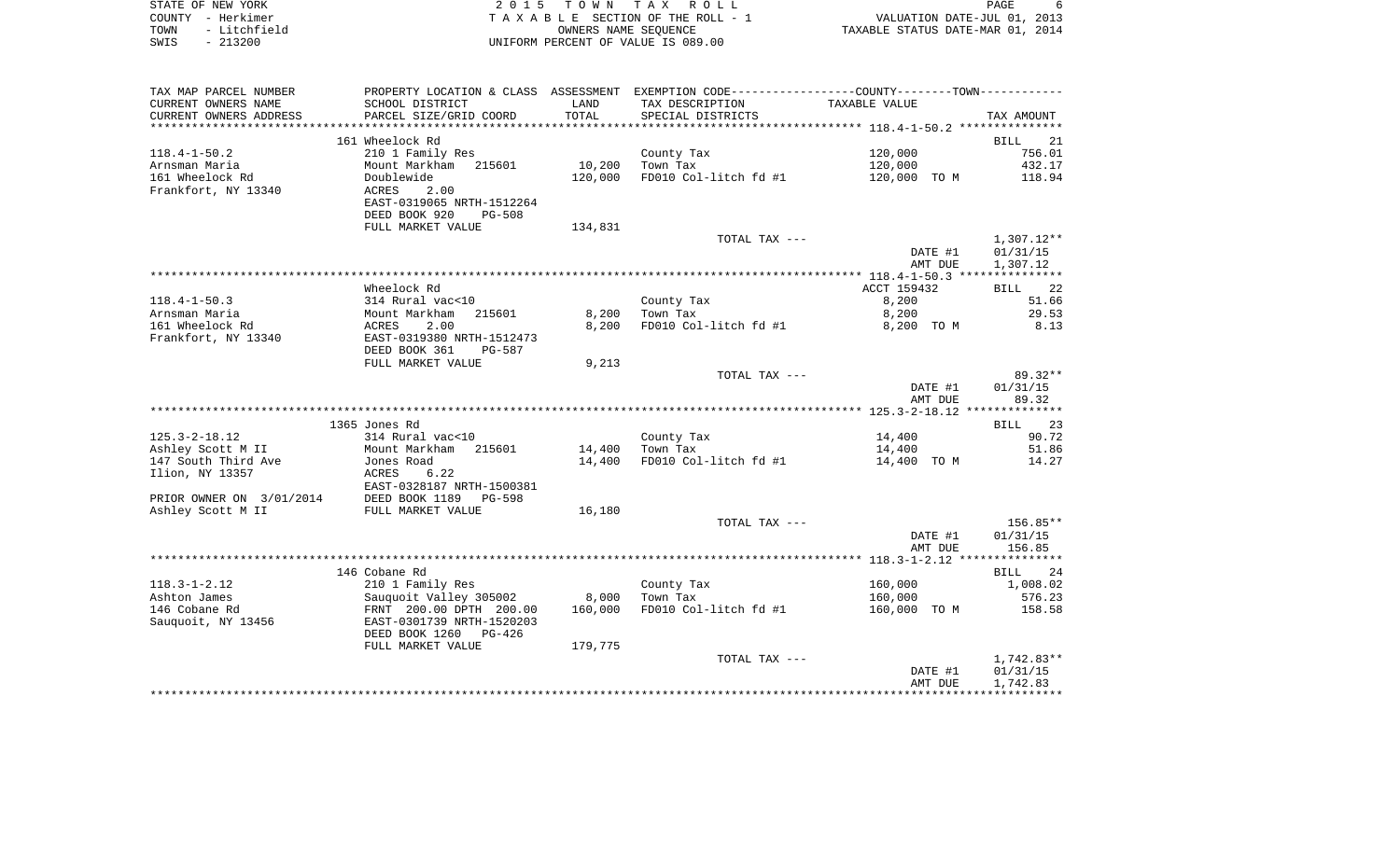STATE OF NEW YORK | COUNTY - Herkimer | TOWN - Litchfield | SWIS - 213200

**2 0 1 5 T O W N T A X R O L L**
T A X A B L E SECTION OF THE ROLL - 1
OWNERS NAME SEQUENCE
UNIFORM PERCENT OF VALUE IS 089.00

VALUATION DATE-JUL 01, 2013
TAXABLE STATUS DATE-MAR 01, 2014

| TAX MAP PARCEL NUMBER / CURRENT OWNERS NAME / CURRENT OWNERS ADDRESS | PROPERTY LOCATION & CLASS / SCHOOL DISTRICT / PARCEL SIZE/GRID COORD | ASSESSMENT LAND | ASSESSMENT TOTAL | EXEMPTION CODE / TAX DESCRIPTION / SPECIAL DISTRICTS | TAXABLE VALUE | TAX AMOUNT |
|---|---|---|---|---|---|---|
| 118.4-1-50.2 | 161 Wheelock Rd | | | | | BILL 21 |
| | 210 1 Family Res | | | County Tax | 120,000 | 756.01 |
| Arnsman Maria | Mount Markham 215601 | 10,200 | | Town Tax | 120,000 | 432.17 |
| 161 Wheelock Rd | Doublewide | | 120,000 | FD010 Col-litch fd #1 | 120,000 TO M | 118.94 |
| Frankfort, NY 13340 | ACRES 2.00 | | | | | |
| | EAST-0319065 NRTH-1512264 | | | | | |
| | DEED BOOK 920 PG-508 | | | | | |
| | FULL MARKET VALUE | | 134,831 | | | |
| | | | | TOTAL TAX --- | | 1,307.12** |
| | | | | | DATE #1 | 01/31/15 |
| | | | | | AMT DUE | 1,307.12 |
| 118.4-1-50.3 | Wheelock Rd | | | | ACCT 159432 | BILL 22 |
| | 314 Rural vac<10 | | | County Tax | 8,200 | 51.66 |
| Arnsman Maria | Mount Markham 215601 | 8,200 | | Town Tax | 8,200 | 29.53 |
| 161 Wheelock Rd | ACRES 2.00 | | 8,200 | FD010 Col-litch fd #1 | 8,200 TO M | 8.13 |
| Frankfort, NY 13340 | EAST-0319380 NRTH-1512473 | | | | | |
| | DEED BOOK 361 PG-587 | | | | | |
| | FULL MARKET VALUE | | 9,213 | | | |
| | | | | TOTAL TAX --- | | 89.32** |
| | | | | | DATE #1 | 01/31/15 |
| | | | | | AMT DUE | 89.32 |
| 125.3-2-18.12 | 1365 Jones Rd | | | | | BILL 23 |
| | 314 Rural vac<10 | | | County Tax | 14,400 | 90.72 |
| Ashley Scott M II | Mount Markham 215601 | 14,400 | | Town Tax | 14,400 | 51.86 |
| 147 South Third Ave | Jones Road | | 14,400 | FD010 Col-litch fd #1 | 14,400 TO M | 14.27 |
| Ilion, NY 13357 | ACRES 6.22 | | | | | |
| | EAST-0328187 NRTH-1500381 | | | | | |
| PRIOR OWNER ON 3/01/2014 | DEED BOOK 1189 PG-598 | | | | | |
| Ashley Scott M II | FULL MARKET VALUE | | 16,180 | | | |
| | | | | TOTAL TAX --- | | 156.85** |
| | | | | | DATE #1 | 01/31/15 |
| | | | | | AMT DUE | 156.85 |
| 118.3-1-2.12 | 146 Cobane Rd | | | | | BILL 24 |
| | 210 1 Family Res | | | County Tax | 160,000 | 1,008.02 |
| Ashton James | Sauquoit Valley 305002 | 8,000 | | Town Tax | 160,000 | 576.23 |
| 146 Cobane Rd | FRNT 200.00 DPTH 200.00 | | 160,000 | FD010 Col-litch fd #1 | 160,000 TO M | 158.58 |
| Sauquoit, NY 13456 | EAST-0301739 NRTH-1520203 | | | | | |
| | DEED BOOK 1260 PG-426 | | | | | |
| | FULL MARKET VALUE | | 179,775 | | | |
| | | | | TOTAL TAX --- | | 1,742.83** |
| | | | | | DATE #1 | 01/31/15 |
| | | | | | AMT DUE | 1,742.83 |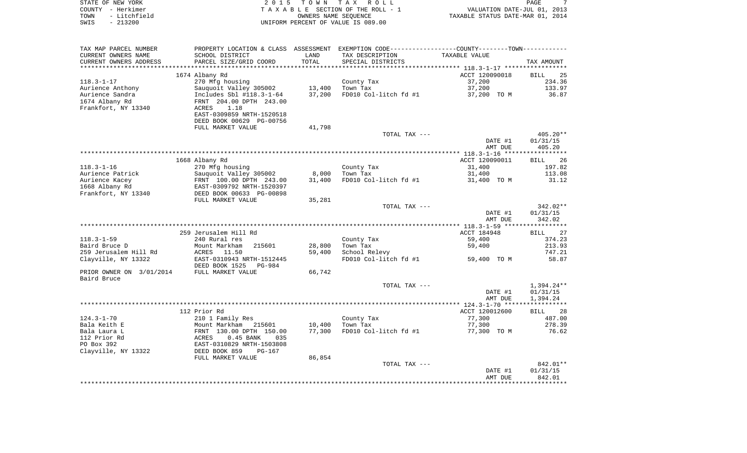STATE OF NEW YORK | COUNTY - Herkimer | TOWN - Litchfield | SWIS - 213200

2015 TOWN TAX ROLL
TAXABLE SECTION OF THE ROLL - 1
OWNERS NAME SEQUENCE
UNIFORM PERCENT OF VALUE IS 089.00

VALUATION DATE-JUL 01, 2013
TAXABLE STATUS DATE-MAR 01, 2014

| TAX MAP PARCEL NUMBER / CURRENT OWNERS NAME / CURRENT OWNERS ADDRESS | PROPERTY LOCATION & CLASS / SCHOOL DISTRICT / PARCEL SIZE/GRID COORD | ASSESSMENT LAND / TOTAL | EXEMPTION CODE / TAX DESCRIPTION / SPECIAL DISTRICTS | COUNTY--------TOWN TAXABLE VALUE | TAX AMOUNT |
|---|---|---|---|---|---|
| | 1674 Albany Rd | | | ACCT 120090018 | BILL 25 |
| 118.3-1-17 | 270 Mfg housing | | County Tax | 37,200 | 234.36 |
| Aurience Anthony | Sauquoit Valley 305002 | 13,400 | Town Tax | 37,200 | 133.97 |
| Aurience Sandra | Includes Sbl #118.3-1-64 | 37,200 | FD010 Col-litch fd #1 | 37,200 TO M | 36.87 |
| 1674 Albany Rd | FRNT 204.00 DPTH 243.00 | | | | |
| Frankfort, NY 13340 | ACRES 1.18 | | | | |
| | EAST-0309859 NRTH-1520518 | | | | |
| | DEED BOOK 00629 PG-00756 | | | | |
| | FULL MARKET VALUE | 41,798 | | | |
| | | | TOTAL TAX --- | | 405.20** |
| | | | | DATE #1 | 01/31/15 |
| | | | | AMT DUE | 405.20 |
| | 1668 Albany Rd | | | ACCT 120090011 | BILL 26 |
| 118.3-1-16 | 270 Mfg housing | | County Tax | 31,400 | 197.82 |
| Aurience Patrick | Sauquoit Valley 305002 | 8,000 | Town Tax | 31,400 | 113.08 |
| Aurience Kacey | FRNT 100.00 DPTH 243.00 | 31,400 | FD010 Col-litch fd #1 | 31,400 TO M | 31.12 |
| 1668 Albany Rd | EAST-0309792 NRTH-1520397 | | | | |
| Frankfort, NY 13340 | DEED BOOK 00633 PG-00898 | | | | |
| | FULL MARKET VALUE | 35,281 | | | |
| | | | TOTAL TAX --- | | 342.02** |
| | | | | DATE #1 | 01/31/15 |
| | | | | AMT DUE | 342.02 |
| | 259 Jerusalem Hill Rd | | | ACCT 184948 | BILL 27 |
| 118.3-1-59 | 240 Rural res | | County Tax | 59,400 | 374.23 |
| Baird Bruce D | Mount Markham 215601 | 28,800 | Town Tax | 59,400 | 213.93 |
| 259 Jerusalem Hill Rd | ACRES 11.50 | 59,400 | School Relevy | | 747.21 |
| Clayville, NY 13322 | EAST-0310943 NRTH-1512445 | | FD010 Col-litch fd #1 | 59,400 TO M | 58.87 |
| | DEED BOOK 1525 PG-984 | | | | |
| PRIOR OWNER ON 3/01/2014 | FULL MARKET VALUE | 66,742 | | | |
| Baird Bruce | | | | | |
| | | | TOTAL TAX --- | | 1,394.24** |
| | | | | DATE #1 | 01/31/15 |
| | | | | AMT DUE | 1,394.24 |
| | 112 Prior Rd | | | ACCT 120012600 | BILL 28 |
| 124.3-1-70 | 210 1 Family Res | | County Tax | 77,300 | 487.00 |
| Bala Keith E | Mount Markham 215601 | 10,400 | Town Tax | 77,300 | 278.39 |
| Bala Laura L | FRNT 130.00 DPTH 150.00 | 77,300 | FD010 Col-litch fd #1 | 77,300 TO M | 76.62 |
| 112 Prior Rd | ACRES 0.45 BANK 035 | | | | |
| PO Box 392 | EAST-0310829 NRTH-1503808 | | | | |
| Clayville, NY 13322 | DEED BOOK 859 PG-167 | | | | |
| | FULL MARKET VALUE | 86,854 | | | |
| | | | TOTAL TAX --- | | 842.01** |
| | | | | DATE #1 | 01/31/15 |
| | | | | AMT DUE | 842.01 |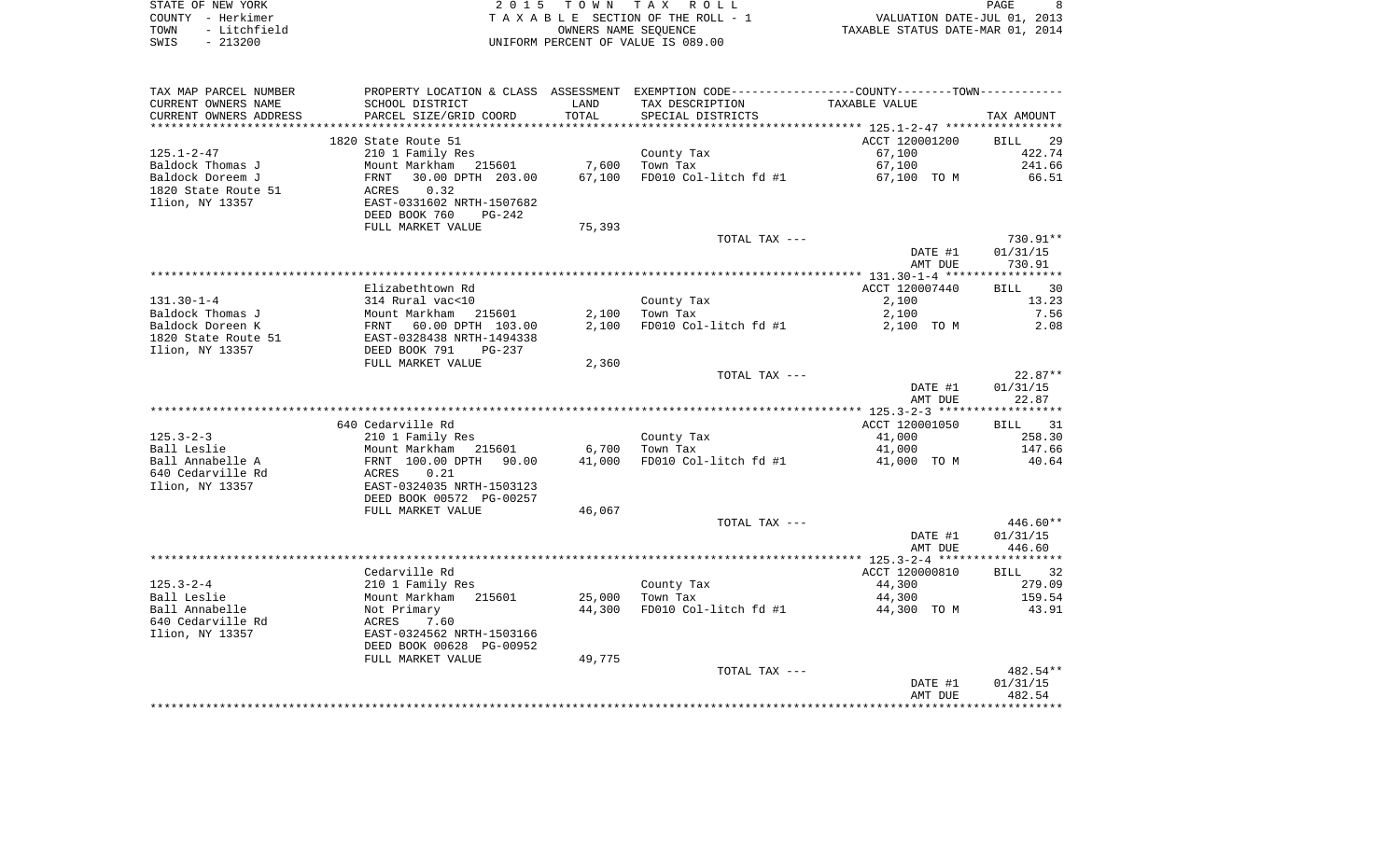STATE OF NEW YORK
COUNTY - Herkimer
TOWN - Litchfield
SWIS - 213200

2015 TOWN TAX ROLL
TAXABLE SECTION OF THE ROLL - 1
OWNERS NAME SEQUENCE
UNIFORM PERCENT OF VALUE IS 089.00

VALUATION DATE-JUL 01, 2013
TAXABLE STATUS DATE-MAR 01, 2014

| TAX MAP PARCEL NUMBER<br>CURRENT OWNERS NAME<br>CURRENT OWNERS ADDRESS | PROPERTY LOCATION & CLASS<br>SCHOOL DISTRICT<br>PARCEL SIZE/GRID COORD | ASSESSMENT<br>LAND<br>TOTAL | EXEMPTION CODE-----COUNTY-----TOWN-----<br>TAX DESCRIPTION<br>SPECIAL DISTRICTS | TAXABLE VALUE | TAX AMOUNT |
|---|---|---|---|---|---|
| | 1820 State Route 51 | | | ACCT 120001200 | BILL 29 |
| 125.1-2-47 | 210 1 Family Res | | County Tax | 67,100 | 422.74 |
| Baldock Thomas J | Mount Markham 215601 | 7,600 | Town Tax | 67,100 | 241.66 |
| Baldock Doreem J | FRNT 30.00 DPTH 203.00 | 67,100 | FD010 Col-litch fd #1 | 67,100 TO M | 66.51 |
| 1820 State Route 51 | ACRES 0.32 | | | | |
| Ilion, NY 13357 | EAST-0331602 NRTH-1507682 | | | | |
| | DEED BOOK 760 PG-242 | | | | |
| | FULL MARKET VALUE | 75,393 | | | |
| | | | TOTAL TAX --- | | 730.91** |
| | | | | DATE #1 | 01/31/15 |
| | | | | AMT DUE | 730.91 |
| | Elizabethtown Rd | | | ACCT 120007440 | BILL 30 |
| 131.30-1-4 | 314 Rural vac<10 | | County Tax | 2,100 | 13.23 |
| Baldock Thomas J | Mount Markham 215601 | 2,100 | Town Tax | 2,100 | 7.56 |
| Baldock Doreen K | FRNT 60.00 DPTH 103.00 | 2,100 | FD010 Col-litch fd #1 | 2,100 TO M | 2.08 |
| 1820 State Route 51 | EAST-0328438 NRTH-1494338 | | | | |
| Ilion, NY 13357 | DEED BOOK 791 PG-237 | | | | |
| | FULL MARKET VALUE | 2,360 | | | |
| | | | TOTAL TAX --- | | 22.87** |
| | | | | DATE #1 | 01/31/15 |
| | | | | AMT DUE | 22.87 |
| | 640 Cedarville Rd | | | ACCT 120001050 | BILL 31 |
| 125.3-2-3 | 210 1 Family Res | | County Tax | 41,000 | 258.30 |
| Ball Leslie | Mount Markham 215601 | 6,700 | Town Tax | 41,000 | 147.66 |
| Ball Annabelle A | FRNT 100.00 DPTH 90.00 | 41,000 | FD010 Col-litch fd #1 | 41,000 TO M | 40.64 |
| 640 Cedarville Rd | ACRES 0.21 | | | | |
| Ilion, NY 13357 | EAST-0324035 NRTH-1503123 | | | | |
| | DEED BOOK 00572 PG-00257 | | | | |
| | FULL MARKET VALUE | 46,067 | | | |
| | | | TOTAL TAX --- | | 446.60** |
| | | | | DATE #1 | 01/31/15 |
| | | | | AMT DUE | 446.60 |
| | Cedarville Rd | | | ACCT 120000810 | BILL 32 |
| 125.3-2-4 | 210 1 Family Res | | County Tax | 44,300 | 279.09 |
| Ball Leslie | Mount Markham 215601 | 25,000 | Town Tax | 44,300 | 159.54 |
| Ball Annabelle | Not Primary | 44,300 | FD010 Col-litch fd #1 | 44,300 TO M | 43.91 |
| 640 Cedarville Rd | ACRES 7.60 | | | | |
| Ilion, NY 13357 | EAST-0324562 NRTH-1503166 | | | | |
| | DEED BOOK 00628 PG-00952 | | | | |
| | FULL MARKET VALUE | 49,775 | | | |
| | | | TOTAL TAX --- | | 482.54** |
| | | | | DATE #1 | 01/31/15 |
| | | | | AMT DUE | 482.54 |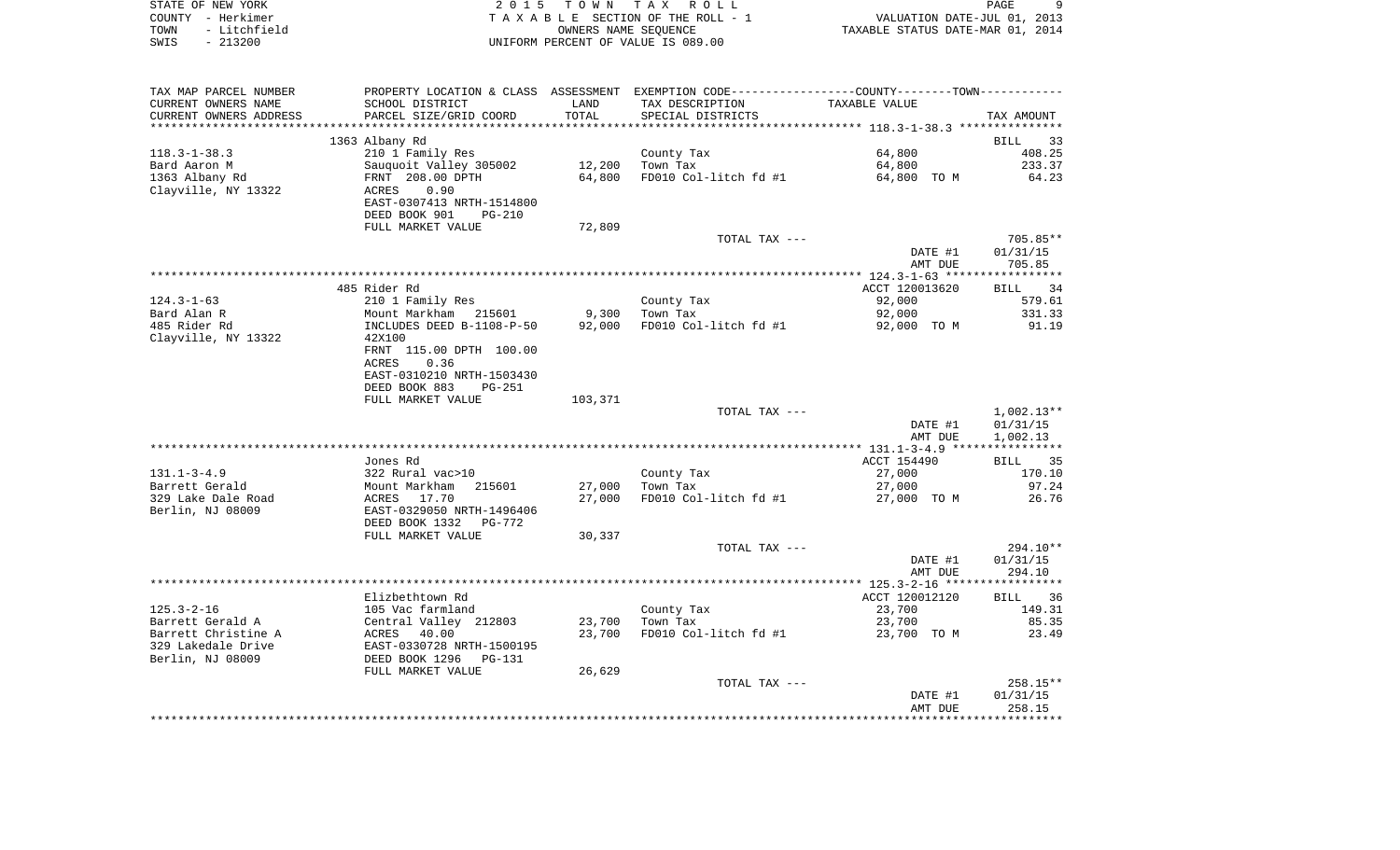STATE OF NEW YORK | 2015 TOWN TAX ROLL | PAGE 9
COUNTY - Herkimer | TAXABLE SECTION OF THE ROLL - 1 | VALUATION DATE-JUL 01, 2013
TOWN - Litchfield | OWNERS NAME SEQUENCE | TAXABLE STATUS DATE-MAR 01, 2014
SWIS - 213200 | UNIFORM PERCENT OF VALUE IS 089.00

| TAX MAP PARCEL NUMBER / CURRENT OWNERS NAME / CURRENT OWNERS ADDRESS | PROPERTY LOCATION & CLASS / SCHOOL DISTRICT / PARCEL SIZE/GRID COORD | ASSESSMENT LAND / TOTAL | EXEMPTION CODE / TAX DESCRIPTION / SPECIAL DISTRICTS | TAXABLE VALUE | TAX AMOUNT |
|---|---|---|---|---|---|
| | 1363 Albany Rd | | | | BILL 33 |
| 118.3-1-38.3 | 210 1 Family Res | | County Tax | 64,800 | 408.25 |
| Bard Aaron M | Sauquoit Valley 305002 | 12,200 | Town Tax | 64,800 | 233.37 |
| 1363 Albany Rd | FRNT 208.00 DPTH | 64,800 | FD010 Col-litch fd #1 | 64,800 TO M | 64.23 |
| Clayville, NY 13322 | ACRES 0.90 | | | | |
| | EAST-0307413 NRTH-1514800 | | | | |
| | DEED BOOK 901 PG-210 | | | | |
| | FULL MARKET VALUE | 72,809 | | | |
| | | | TOTAL TAX --- | | 705.85** |
| | | | | DATE #1 | 01/31/15 |
| | | | | AMT DUE | 705.85 |
| | 485 Rider Rd | | | ACCT 120013620 | BILL 34 |
| 124.3-1-63 | 210 1 Family Res | | County Tax | 92,000 | 579.61 |
| Bard Alan R | Mount Markham 215601 | 9,300 | Town Tax | 92,000 | 331.33 |
| 485 Rider Rd | INCLUDES DEED B-1108-P-50 | 92,000 | FD010 Col-litch fd #1 | 92,000 TO M | 91.19 |
| Clayville, NY 13322 | 42X100 | | | | |
| | FRNT 115.00 DPTH 100.00 | | | | |
| | ACRES 0.36 | | | | |
| | EAST-0310210 NRTH-1503430 | | | | |
| | DEED BOOK 883 PG-251 | | | | |
| | FULL MARKET VALUE | 103,371 | | | |
| | | | TOTAL TAX --- | | 1,002.13** |
| | | | | DATE #1 | 01/31/15 |
| | | | | AMT DUE | 1,002.13 |
| | Jones Rd | | | ACCT 154490 | BILL 35 |
| 131.1-3-4.9 | 322 Rural vac>10 | | County Tax | 27,000 | 170.10 |
| Barrett Gerald | Mount Markham 215601 | 27,000 | Town Tax | 27,000 | 97.24 |
| 329 Lake Dale Road | ACRES 17.70 | 27,000 | FD010 Col-litch fd #1 | 27,000 TO M | 26.76 |
| Berlin, NJ 08009 | EAST-0329050 NRTH-1496406 | | | | |
| | DEED BOOK 1332 PG-772 | | | | |
| | FULL MARKET VALUE | 30,337 | | | |
| | | | TOTAL TAX --- | | 294.10** |
| | | | | DATE #1 | 01/31/15 |
| | | | | AMT DUE | 294.10 |
| | Elizbethtown Rd | | | ACCT 120012120 | BILL 36 |
| 125.3-2-16 | 105 Vac farmland | | County Tax | 23,700 | 149.31 |
| Barrett Gerald A | Central Valley 212803 | 23,700 | Town Tax | 23,700 | 85.35 |
| Barrett Christine A | ACRES 40.00 | 23,700 | FD010 Col-litch fd #1 | 23,700 TO M | 23.49 |
| 329 Lakedale Drive | EAST-0330728 NRTH-1500195 | | | | |
| Berlin, NJ 08009 | DEED BOOK 1296 PG-131 | | | | |
| | FULL MARKET VALUE | 26,629 | | | |
| | | | TOTAL TAX --- | | 258.15** |
| | | | | DATE #1 | 01/31/15 |
| | | | | AMT DUE | 258.15 |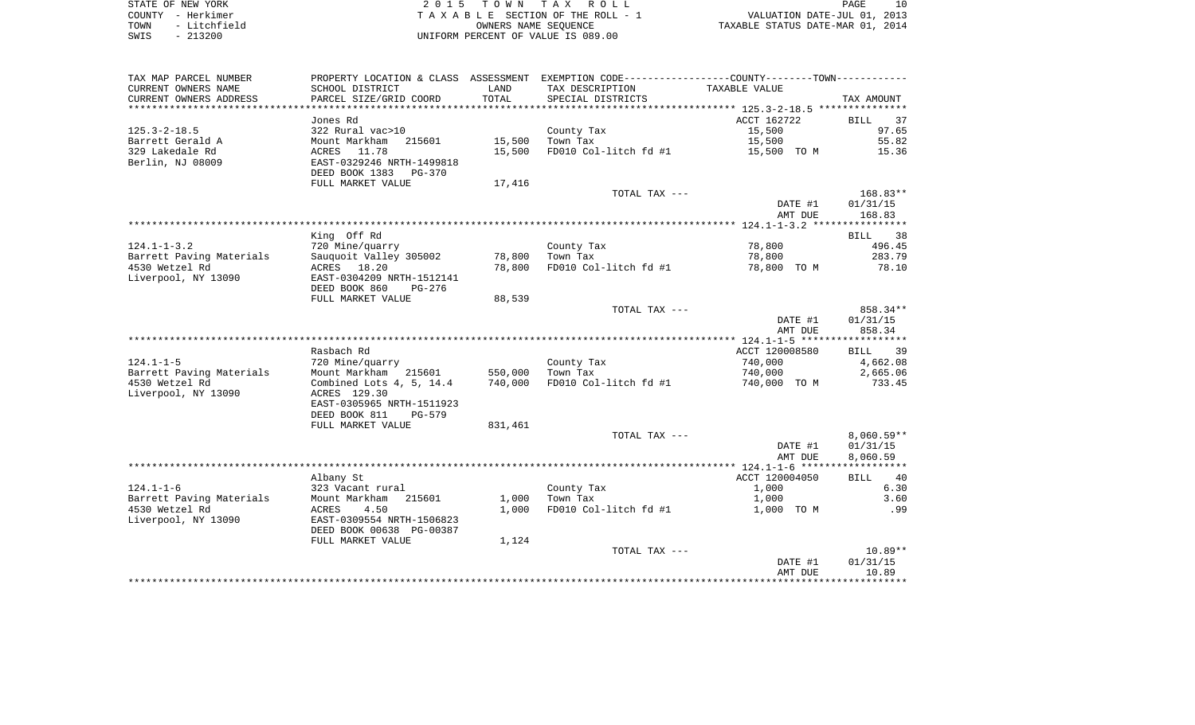STATE OF NEW YORK — 2015 TOWN TAX ROLL
COUNTY - Herkimer — TAXABLE SECTION OF THE ROLL - 1 — VALUATION DATE-JUL 01, 2013
TOWN - Litchfield — OWNERS NAME SEQUENCE — TAXABLE STATUS DATE-MAR 01, 2014
SWIS - 213200 — UNIFORM PERCENT OF VALUE IS 089.00

| TAX MAP PARCEL NUMBER / CURRENT OWNERS NAME / CURRENT OWNERS ADDRESS | PROPERTY LOCATION & CLASS / SCHOOL DISTRICT / PARCEL SIZE/GRID COORD | ASSESSMENT LAND / TOTAL | EXEMPTION CODE / TAX DESCRIPTION / SPECIAL DISTRICTS | COUNTY--------TOWN TAXABLE VALUE | TAX AMOUNT |
|---|---|---|---|---|---|
| 125.3-2-18.5 | Jones Rd | | | ACCT 162722 | BILL 37 |
| | 322 Rural vac>10 | | County Tax | 15,500 | 97.65 |
| Barrett Gerald A | Mount Markham 215601 | 15,500 | Town Tax | 15,500 | 55.82 |
| 329 Lakedale Rd | ACRES 11.78 | 15,500 | FD010 Col-litch fd #1 | 15,500 TO M | 15.36 |
| Berlin, NJ 08009 | EAST-0329246 NRTH-1499818 | | | | |
| | DEED BOOK 1383 PG-370 | | | | |
| | FULL MARKET VALUE | 17,416 | | | |
| | | | TOTAL TAX --- | | 168.83** |
| | | | | DATE #1 | 01/31/15 |
| | | | | AMT DUE | 168.83 |
| 124.1-1-3.2 | King Off Rd | | | | BILL 38 |
| | 720 Mine/quarry | | County Tax | 78,800 | 496.45 |
| Barrett Paving Materials | Sauquoit Valley 305002 | 78,800 | Town Tax | 78,800 | 283.79 |
| 4530 Wetzel Rd | ACRES 18.20 | 78,800 | FD010 Col-litch fd #1 | 78,800 TO M | 78.10 |
| Liverpool, NY 13090 | EAST-0304209 NRTH-1512141 | | | | |
| | DEED BOOK 860 PG-276 | | | | |
| | FULL MARKET VALUE | 88,539 | | | |
| | | | TOTAL TAX --- | | 858.34** |
| | | | | DATE #1 | 01/31/15 |
| | | | | AMT DUE | 858.34 |
| 124.1-1-5 | Rasbach Rd | | | ACCT 120008580 | BILL 39 |
| | 720 Mine/quarry | | County Tax | 740,000 | 4,662.08 |
| Barrett Paving Materials | Mount Markham 215601 | 550,000 | Town Tax | 740,000 | 2,665.06 |
| 4530 Wetzel Rd | Combined Lots 4, 5, 14.4 | 740,000 | FD010 Col-litch fd #1 | 740,000 TO M | 733.45 |
| Liverpool, NY 13090 | ACRES 129.30 | | | | |
| | EAST-0305965 NRTH-1511923 | | | | |
| | DEED BOOK 811 PG-579 | | | | |
| | FULL MARKET VALUE | 831,461 | | | |
| | | | TOTAL TAX --- | | 8,060.59** |
| | | | | DATE #1 | 01/31/15 |
| | | | | AMT DUE | 8,060.59 |
| 124.1-1-6 | Albany St | | | ACCT 120004050 | BILL 40 |
| | 323 Vacant rural | | County Tax | 1,000 | 6.30 |
| Barrett Paving Materials | Mount Markham 215601 | 1,000 | Town Tax | 1,000 | 3.60 |
| 4530 Wetzel Rd | ACRES 4.50 | 1,000 | FD010 Col-litch fd #1 | 1,000 TO M | .99 |
| Liverpool, NY 13090 | EAST-0309554 NRTH-1506823 | | | | |
| | DEED BOOK 00638 PG-00387 | | | | |
| | FULL MARKET VALUE | 1,124 | | | |
| | | | TOTAL TAX --- | | 10.89** |
| | | | | DATE #1 | 01/31/15 |
| | | | | AMT DUE | 10.89 |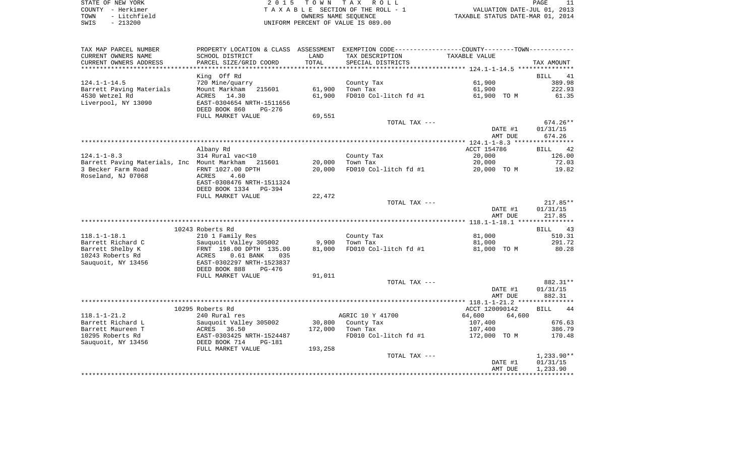STATE OF NEW YORK — 2015 TOWN TAX ROLL
COUNTY - Herkimer — TAXABLE SECTION OF THE ROLL - 1 — VALUATION DATE-JUL 01, 2013
TOWN - Litchfield — OWNERS NAME SEQUENCE — TAXABLE STATUS DATE-MAR 01, 2014
SWIS - 213200 — UNIFORM PERCENT OF VALUE IS 089.00

| TAX MAP PARCEL NUMBER / CURRENT OWNERS NAME / CURRENT OWNERS ADDRESS | PROPERTY LOCATION & CLASS / SCHOOL DISTRICT / PARCEL SIZE/GRID COORD | ASSESSMENT LAND / TOTAL | EXEMPTION CODE / TAX DESCRIPTION / SPECIAL DISTRICTS | COUNTY--------TOWN / TAXABLE VALUE | TAX AMOUNT |
|---|---|---|---|---|---|
| | King Off Rd | | | | BILL 41 |
| 124.1-1-14.5 | 720 Mine/quarry | | County Tax | 61,900 | 389.98 |
| Barrett Paving Materials | Mount Markham 215601 | 61,900 | Town Tax | 61,900 | 222.93 |
| 4530 Wetzel Rd | ACRES 14.30 | 61,900 | FD010 Col-litch fd #1 | 61,900 TO M | 61.35 |
| Liverpool, NY 13090 | EAST-0304654 NRTH-1511656 | | | | |
| | DEED BOOK 860 PG-276 | | | | |
| | FULL MARKET VALUE | 69,551 | | | |
| | | | TOTAL TAX --- | | 674.26** |
| | | | | DATE #1 | 01/31/15 |
| | | | | AMT DUE | 674.26 |
| | Albany Rd | | | ACCT 154786 | BILL 42 |
| 124.1-1-8.3 | 314 Rural vac<10 | | County Tax | 20,000 | 126.00 |
| Barrett Paving Materials, Inc | Mount Markham 215601 | 20,000 | Town Tax | 20,000 | 72.03 |
| 3 Becker Farm Road | FRNT 1027.00 DPTH | 20,000 | FD010 Col-litch fd #1 | 20,000 TO M | 19.82 |
| Roseland, NJ 07068 | ACRES 4.60 | | | | |
| | EAST-0308476 NRTH-1511324 | | | | |
| | DEED BOOK 1334 PG-394 | | | | |
| | FULL MARKET VALUE | 22,472 | | | |
| | | | TOTAL TAX --- | | 217.85** |
| | | | | DATE #1 | 01/31/15 |
| | | | | AMT DUE | 217.85 |
| | 10243 Roberts Rd | | | | BILL 43 |
| 118.1-1-18.1 | 210 1 Family Res | | County Tax | 81,000 | 510.31 |
| Barrett Richard C | Sauquoit Valley 305002 | 9,900 | Town Tax | 81,000 | 291.72 |
| Barrett Shelby K | FRNT 198.00 DPTH 135.00 | 81,000 | FD010 Col-litch fd #1 | 81,000 TO M | 80.28 |
| 10243 Roberts Rd | ACRES 0.61 BANK 035 | | | | |
| Sauquoit, NY 13456 | EAST-0302297 NRTH-1523837 | | | | |
| | DEED BOOK 888 PG-476 | | | | |
| | FULL MARKET VALUE | 91,011 | | | |
| | | | TOTAL TAX --- | | 882.31** |
| | | | | DATE #1 | 01/31/15 |
| | | | | AMT DUE | 882.31 |
| | 10295 Roberts Rd | | | ACCT 120090142 | BILL 44 |
| 118.1-1-21.2 | 240 Rural res | | AGRIC 10 Y 41700 | 64,600 64,600 | |
| Barrett Richard L | Sauquoit Valley 305002 | 30,800 | County Tax | 107,400 | 676.63 |
| Barrett Maureen T | ACRES 36.50 | 172,000 | Town Tax | 107,400 | 386.79 |
| 10295 Roberts Rd | EAST-0303425 NRTH-1524487 | | FD010 Col-litch fd #1 | 172,000 TO M | 170.48 |
| Sauquoit, NY 13456 | DEED BOOK 714 PG-181 | | | | |
| | FULL MARKET VALUE | 193,258 | | | |
| | | | TOTAL TAX --- | | 1,233.90** |
| | | | | DATE #1 | 01/31/15 |
| | | | | AMT DUE | 1,233.90 |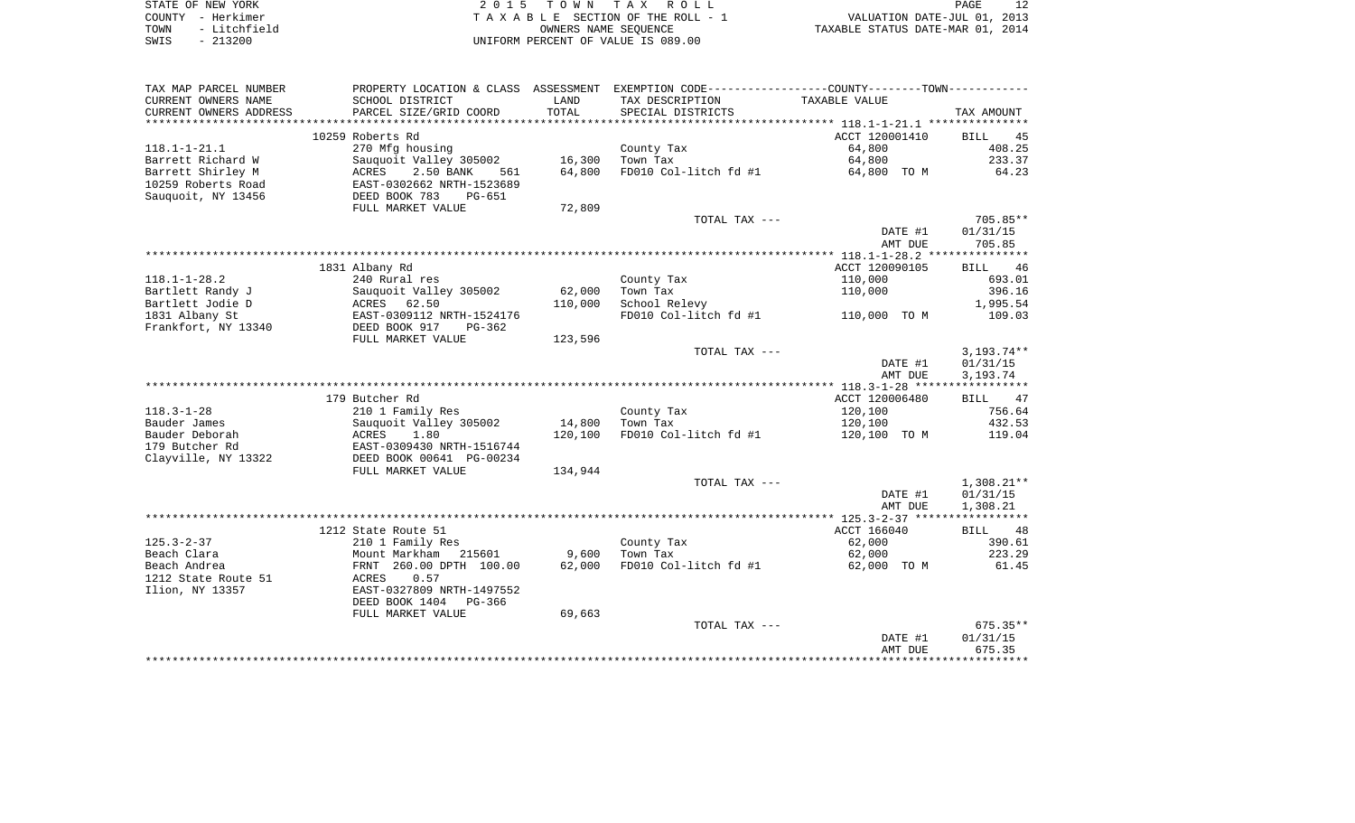STATE OF NEW YORK
COUNTY - Herkimer
TOWN - Litchfield
SWIS - 213200

2 0 1 5 T O W N T A X R O L L
T A X A B L E SECTION OF THE ROLL - 1
OWNERS NAME SEQUENCE
UNIFORM PERCENT OF VALUE IS 089.00

VALUATION DATE-JUL 01, 2013
TAXABLE STATUS DATE-MAR 01, 2014

| TAX MAP PARCEL NUMBER / CURRENT OWNERS NAME / CURRENT OWNERS ADDRESS | PROPERTY LOCATION & CLASS / SCHOOL DISTRICT / PARCEL SIZE/GRID COORD | ASSESSMENT LAND / TOTAL | EXEMPTION CODE / TAX DESCRIPTION / SPECIAL DISTRICTS | TAXABLE VALUE | TAX AMOUNT |
|---|---|---|---|---|---|
| 118.1-1-21.1 | 10259 Roberts Rd | | | ACCT 120001410 | BILL 45 |
| Barrett Richard W | 270 Mfg housing | | County Tax | 64,800 | 408.25 |
| Barrett Shirley M | Sauquoit Valley 305002 | 16,300 | Town Tax | 64,800 | 233.37 |
| 10259 Roberts Road | ACRES 2.50 BANK 561 | 64,800 | FD010 Col-litch fd #1 | 64,800 TO M | 64.23 |
| Sauquoit, NY 13456 | EAST-0302662 NRTH-1523689 | | | | |
| | DEED BOOK 783 PG-651 | | | | |
| | FULL MARKET VALUE | 72,809 | | | |
| | | | TOTAL TAX --- | | 705.85** |
| | | | | DATE #1 | 01/31/15 |
| | | | | AMT DUE | 705.85 |
| 118.1-1-28.2 | 1831 Albany Rd | | | ACCT 120090105 | BILL 46 |
| Bartlett Randy J | 240 Rural res | | County Tax | 110,000 | 693.01 |
| Bartlett Jodie D | Sauquoit Valley 305002 | 62,000 | Town Tax | 110,000 | 396.16 |
| 1831 Albany St | ACRES 62.50 | 110,000 | School Relevy | | 1,995.54 |
| Frankfort, NY 13340 | EAST-0309112 NRTH-1524176 | | FD010 Col-litch fd #1 | 110,000 TO M | 109.03 |
| | DEED BOOK 917 PG-362 | | | | |
| | FULL MARKET VALUE | 123,596 | | | |
| | | | TOTAL TAX --- | | 3,193.74** |
| | | | | DATE #1 | 01/31/15 |
| | | | | AMT DUE | 3,193.74 |
| 118.3-1-28 | 179 Butcher Rd | | | ACCT 120006480 | BILL 47 |
| Bauder James | 210 1 Family Res | | County Tax | 120,100 | 756.64 |
| Bauder Deborah | Sauquoit Valley 305002 | 14,800 | Town Tax | 120,100 | 432.53 |
| 179 Butcher Rd | ACRES 1.80 | 120,100 | FD010 Col-litch fd #1 | 120,100 TO M | 119.04 |
| Clayville, NY 13322 | EAST-0309430 NRTH-1516744 | | | | |
| | DEED BOOK 00641 PG-00234 | | | | |
| | FULL MARKET VALUE | 134,944 | | | |
| | | | TOTAL TAX --- | | 1,308.21** |
| | | | | DATE #1 | 01/31/15 |
| | | | | AMT DUE | 1,308.21 |
| 125.3-2-37 | 1212 State Route 51 | | | ACCT 166040 | BILL 48 |
| Beach Clara | 210 1 Family Res | | County Tax | 62,000 | 390.61 |
| Beach Andrea | Mount Markham 215601 | 9,600 | Town Tax | 62,000 | 223.29 |
| 1212 State Route 51 | FRNT 260.00 DPTH 100.00 | 62,000 | FD010 Col-litch fd #1 | 62,000 TO M | 61.45 |
| Ilion, NY 13357 | ACRES 0.57 | | | | |
| | EAST-0327809 NRTH-1497552 | | | | |
| | DEED BOOK 1404 PG-366 | | | | |
| | FULL MARKET VALUE | 69,663 | | | |
| | | | TOTAL TAX --- | | 675.35** |
| | | | | DATE #1 | 01/31/15 |
| | | | | AMT DUE | 675.35 |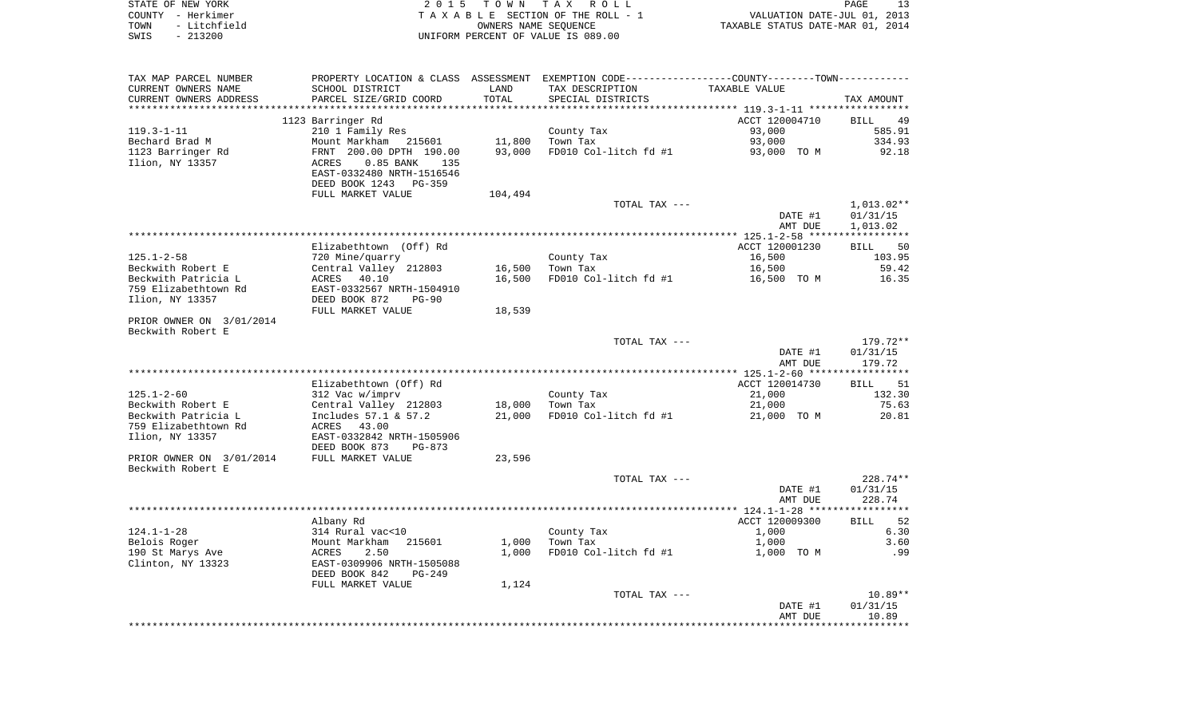STATE OF NEW YORK — 2015 TOWN TAX ROLL — PAGE 13
COUNTY - Herkimer — TAXABLE SECTION OF THE ROLL - 1 — VALUATION DATE-JUL 01, 2013
TOWN - Litchfield — OWNERS NAME SEQUENCE — TAXABLE STATUS DATE-MAR 01, 2014
SWIS - 213200 — UNIFORM PERCENT OF VALUE IS 089.00

| TAX MAP PARCEL NUMBER / CURRENT OWNERS NAME / CURRENT OWNERS ADDRESS | PROPERTY LOCATION & CLASS / SCHOOL DISTRICT / PARCEL SIZE/GRID COORD | ASSESSMENT LAND / TOTAL | EXEMPTION CODE / TAX DESCRIPTION / SPECIAL DISTRICTS | COUNTY--------TOWN / TAXABLE VALUE | TAX AMOUNT |
|---|---|---|---|---|---|
| | 1123 Barringer Rd | | | ACCT 120004710 | BILL 49 |
| 119.3-1-11 | 210 1 Family Res | | County Tax | 93,000 | 585.91 |
| Bechard Brad M | Mount Markham 215601 | 11,800 | Town Tax | 93,000 | 334.93 |
| 1123 Barringer Rd | FRNT 200.00 DPTH 190.00 | 93,000 | FD010 Col-litch fd #1 | 93,000 TO M | 92.18 |
| Ilion, NY 13357 | ACRES 0.85 BANK 135 | | | | |
| | EAST-0332480 NRTH-1516546 | | | | |
| | DEED BOOK 1243 PG-359 | | | | |
| | FULL MARKET VALUE | 104,494 | | | |
| | | | TOTAL TAX --- | | 1,013.02** |
| | | | | DATE #1 | 01/31/15 |
| | | | | AMT DUE | 1,013.02 |
| | Elizabethtown (Off) Rd | | | ACCT 120001230 | BILL 50 |
| 125.1-2-58 | 720 Mine/quarry | | County Tax | 16,500 | 103.95 |
| Beckwith Robert E | Central Valley 212803 | 16,500 | Town Tax | 16,500 | 59.42 |
| Beckwith Patricia L | ACRES 40.10 | 16,500 | FD010 Col-litch fd #1 | 16,500 TO M | 16.35 |
| 759 Elizabethtown Rd | EAST-0332567 NRTH-1504910 | | | | |
| Ilion, NY 13357 | DEED BOOK 872 PG-90 | | | | |
| | FULL MARKET VALUE | 18,539 | | | |
| PRIOR OWNER ON 3/01/2014 | | | | | |
| Beckwith Robert E | | | | | |
| | | | TOTAL TAX --- | | 179.72** |
| | | | | DATE #1 | 01/31/15 |
| | | | | AMT DUE | 179.72 |
| | Elizabethtown (Off) Rd | | | ACCT 120014730 | BILL 51 |
| 125.1-2-60 | 312 Vac w/imprv | | County Tax | 21,000 | 132.30 |
| Beckwith Robert E | Central Valley 212803 | 18,000 | Town Tax | 21,000 | 75.63 |
| Beckwith Patricia L | Includes 57.1 & 57.2 | 21,000 | FD010 Col-litch fd #1 | 21,000 TO M | 20.81 |
| 759 Elizabethtown Rd | ACRES 43.00 | | | | |
| Ilion, NY 13357 | EAST-0332842 NRTH-1505906 | | | | |
| | DEED BOOK 873 PG-873 | | | | |
| PRIOR OWNER ON 3/01/2014 | FULL MARKET VALUE | 23,596 | | | |
| Beckwith Robert E | | | | | |
| | | | TOTAL TAX --- | | 228.74** |
| | | | | DATE #1 | 01/31/15 |
| | | | | AMT DUE | 228.74 |
| | Albany Rd | | | ACCT 120009300 | BILL 52 |
| 124.1-1-28 | 314 Rural vac<10 | | County Tax | 1,000 | 6.30 |
| Belois Roger | Mount Markham 215601 | 1,000 | Town Tax | 1,000 | 3.60 |
| 190 St Marys Ave | ACRES 2.50 | 1,000 | FD010 Col-litch fd #1 | 1,000 TO M | .99 |
| Clinton, NY 13323 | EAST-0309906 NRTH-1505088 | | | | |
| | DEED BOOK 842 PG-249 | | | | |
| | FULL MARKET VALUE | 1,124 | | | |
| | | | TOTAL TAX --- | | 10.89** |
| | | | | DATE #1 | 01/31/15 |
| | | | | AMT DUE | 10.89 |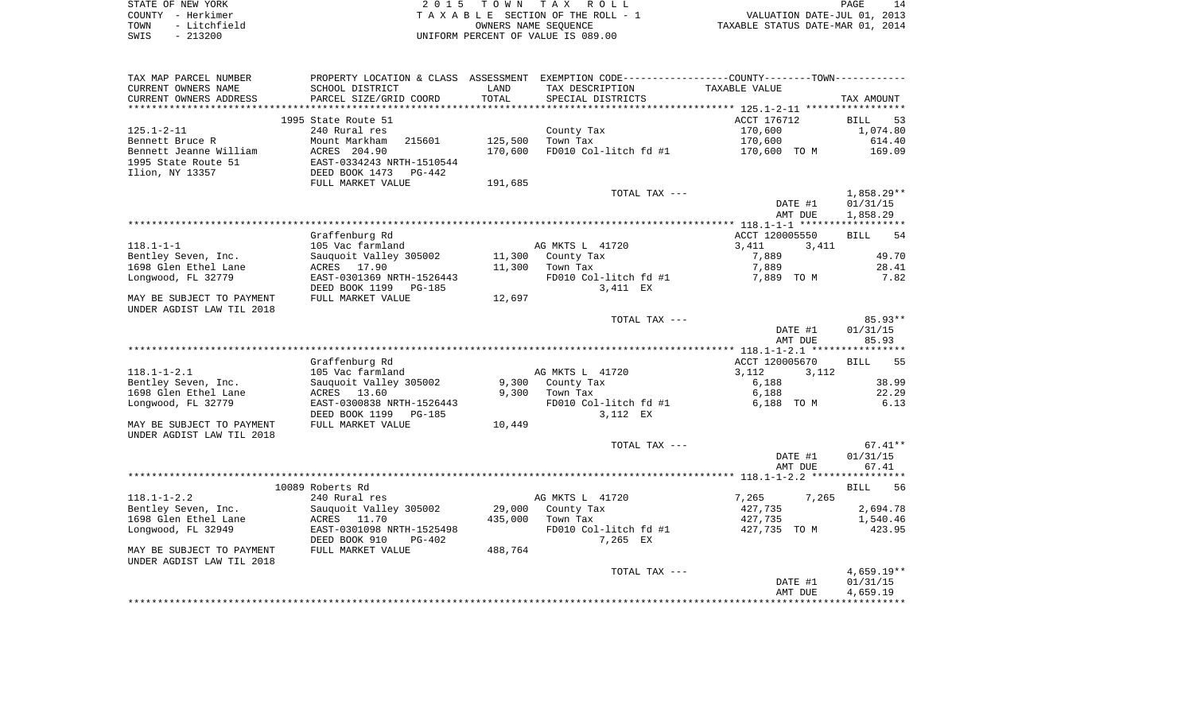STATE OF NEW YORK
COUNTY - Herkimer
TOWN - Litchfield
SWIS - 213200

2 0 1 5 T O W N T A X R O L L
T A X A B L E SECTION OF THE ROLL - 1
OWNERS NAME SEQUENCE
UNIFORM PERCENT OF VALUE IS 089.00

VALUATION DATE-JUL 01, 2013
TAXABLE STATUS DATE-MAR 01, 2014

| TAX MAP PARCEL NUMBER<br>CURRENT OWNERS NAME<br>CURRENT OWNERS ADDRESS | PROPERTY LOCATION & CLASS<br>SCHOOL DISTRICT<br>PARCEL SIZE/GRID COORD | ASSESSMENT<br>LAND<br>TOTAL | EXEMPTION CODE<br>TAX DESCRIPTION<br>SPECIAL DISTRICTS | COUNTY--------TOWN<br>TAXABLE VALUE | TAX AMOUNT |
|---|---|---|---|---|---|
| ***** 125.1-2-11 ***** | | | | | |
| | 1995 State Route 51 | | | ACCT 176712 | BILL 53 |
| 125.1-2-11 | 240 Rural res | | County Tax | 170,600 | 1,074.80 |
| Bennett Bruce R | Mount Markham 215601 | 125,500 | Town Tax | 170,600 | 614.40 |
| Bennett Jeanne William | ACRES 204.90 | 170,600 | FD010 Col-litch fd #1 | 170,600 TO M | 169.09 |
| 1995 State Route 51 | EAST-0334243 NRTH-1510544 | | | | |
| Ilion, NY 13357 | DEED BOOK 1473 PG-442 | | | | |
| | FULL MARKET VALUE | 191,685 | | | |
| | | | TOTAL TAX --- | | 1,858.29** |
| | | | | DATE #1 | 01/31/15 |
| | | | | AMT DUE | 1,858.29 |
| ***** 118.1-1-1 ***** | | | | | |
| | Graffenburg Rd | | | ACCT 120005550 | BILL 54 |
| 118.1-1-1 | 105 Vac farmland | | AG MKTS L 41720 | 3,411 3,411 | |
| Bentley Seven, Inc. | Sauquoit Valley 305002 | 11,300 | County Tax | 7,889 | 49.70 |
| 1698 Glen Ethel Lane | ACRES 17.90 | 11,300 | Town Tax | 7,889 | 28.41 |
| Longwood, FL 32779 | EAST-0301369 NRTH-1526443 | | FD010 Col-litch fd #1 | 7,889 TO M | 7.82 |
| | DEED BOOK 1199 PG-185 | | 3,411 EX | | |
| MAY BE SUBJECT TO PAYMENT | FULL MARKET VALUE | 12,697 | | | |
| UNDER AGDIST LAW TIL 2018 | | | | | |
| | | | TOTAL TAX --- | | 85.93** |
| | | | | DATE #1 | 01/31/15 |
| | | | | AMT DUE | 85.93 |
| ***** 118.1-1-2.1 ***** | | | | | |
| | Graffenburg Rd | | | ACCT 120005670 | BILL 55 |
| 118.1-1-2.1 | 105 Vac farmland | | AG MKTS L 41720 | 3,112 3,112 | |
| Bentley Seven, Inc. | Sauquoit Valley 305002 | 9,300 | County Tax | 6,188 | 38.99 |
| 1698 Glen Ethel Lane | ACRES 13.60 | 9,300 | Town Tax | 6,188 | 22.29 |
| Longwood, FL 32779 | EAST-0300838 NRTH-1526443 | | FD010 Col-litch fd #1 | 6,188 TO M | 6.13 |
| | DEED BOOK 1199 PG-185 | | 3,112 EX | | |
| MAY BE SUBJECT TO PAYMENT | FULL MARKET VALUE | 10,449 | | | |
| UNDER AGDIST LAW TIL 2018 | | | | | |
| | | | TOTAL TAX --- | | 67.41** |
| | | | | DATE #1 | 01/31/15 |
| | | | | AMT DUE | 67.41 |
| ***** 118.1-1-2.2 ***** | | | | | |
| | 10089 Roberts Rd | | | | BILL 56 |
| 118.1-1-2.2 | 240 Rural res | | AG MKTS L 41720 | 7,265 7,265 | |
| Bentley Seven, Inc. | Sauquoit Valley 305002 | 29,000 | County Tax | 427,735 | 2,694.78 |
| 1698 Glen Ethel Lane | ACRES 11.70 | 435,000 | Town Tax | 427,735 | 1,540.46 |
| Longwood, FL 32949 | EAST-0301098 NRTH-1525498 | | FD010 Col-litch fd #1 | 427,735 TO M | 423.95 |
| | DEED BOOK 910 PG-402 | | 7,265 EX | | |
| MAY BE SUBJECT TO PAYMENT | FULL MARKET VALUE | 488,764 | | | |
| UNDER AGDIST LAW TIL 2018 | | | | | |
| | | | TOTAL TAX --- | | 4,659.19** |
| | | | | DATE #1 | 01/31/15 |
| | | | | AMT DUE | 4,659.19 |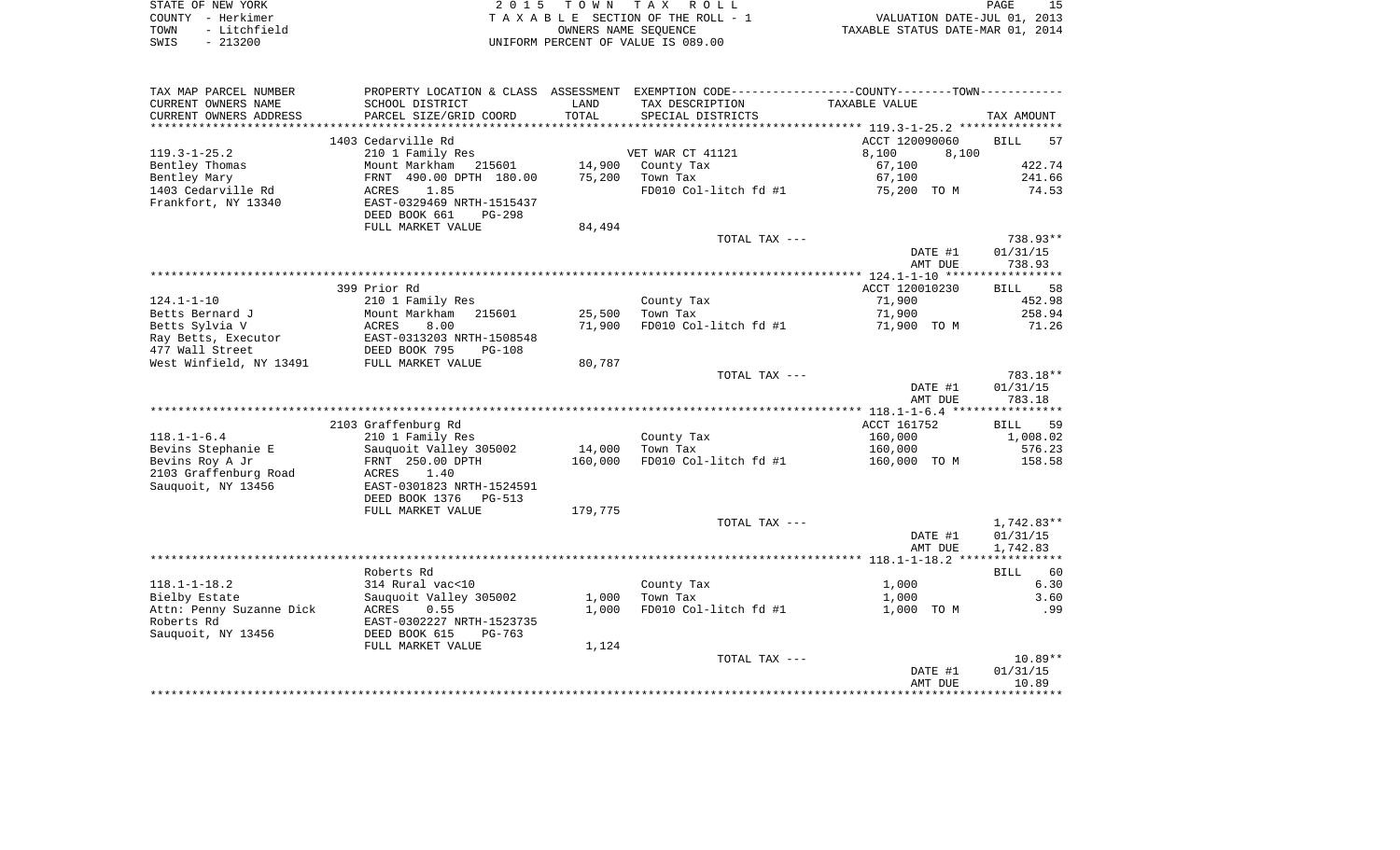STATE OF NEW YORK | 2015 TOWN TAX ROLL | PAGE 15
COUNTY - Herkimer | TAXABLE SECTION OF THE ROLL - 1 | VALUATION DATE-JUL 01, 2013
TOWN - Litchfield | OWNERS NAME SEQUENCE | TAXABLE STATUS DATE-MAR 01, 2014
SWIS - 213200 | UNIFORM PERCENT OF VALUE IS 089.00

| TAX MAP PARCEL NUMBER<br>CURRENT OWNERS NAME<br>CURRENT OWNERS ADDRESS | PROPERTY LOCATION & CLASS<br>SCHOOL DISTRICT<br>PARCEL SIZE/GRID COORD | ASSESSMENT<br>LAND<br>TOTAL | EXEMPTION CODE<br>TAX DESCRIPTION<br>SPECIAL DISTRICTS | COUNTY--------TOWN<br>TAXABLE VALUE | TAX AMOUNT |
|---|---|---|---|---|---|
| **119.3-1-25.2** | 1403 Cedarville Rd | | | ACCT 120090060 | BILL 57 |
| 119.3-1-25.2 | 210 1 Family Res | | VET WAR CT 41121 | 8,100 8,100 | |
| Bentley Thomas | Mount Markham 215601 | 14,900 | County Tax | 67,100 | 422.74 |
| Bentley Mary | FRNT 490.00 DPTH 180.00 | 75,200 | Town Tax | 67,100 | 241.66 |
| 1403 Cedarville Rd | ACRES 1.85 | | FD010 Col-litch fd #1 | 75,200 TO M | 74.53 |
| Frankfort, NY 13340 | EAST-0329469 NRTH-1515437 | | | | |
| | DEED BOOK 661 PG-298 | | | | |
| | FULL MARKET VALUE | 84,494 | | | |
| | | | TOTAL TAX --- | | 738.93** |
| | | | | DATE #1 | 01/31/15 |
| | | | | AMT DUE | 738.93 |
| **124.1-1-10** | 399 Prior Rd | | | ACCT 120010230 | BILL 58 |
| 124.1-1-10 | 210 1 Family Res | | County Tax | 71,900 | 452.98 |
| Betts Bernard J | Mount Markham 215601 | 25,500 | Town Tax | 71,900 | 258.94 |
| Betts Sylvia V | ACRES 8.00 | 71,900 | FD010 Col-litch fd #1 | 71,900 TO M | 71.26 |
| Ray Betts, Executor | EAST-0313203 NRTH-1508548 | | | | |
| 477 Wall Street | DEED BOOK 795 PG-108 | | | | |
| West Winfield, NY 13491 | FULL MARKET VALUE | 80,787 | | | |
| | | | TOTAL TAX --- | | 783.18** |
| | | | | DATE #1 | 01/31/15 |
| | | | | AMT DUE | 783.18 |
| **118.1-1-6.4** | 2103 Graffenburg Rd | | | ACCT 161752 | BILL 59 |
| 118.1-1-6.4 | 210 1 Family Res | | County Tax | 160,000 | 1,008.02 |
| Bevins Stephanie E | Sauquoit Valley 305002 | 14,000 | Town Tax | 160,000 | 576.23 |
| Bevins Roy A Jr | FRNT 250.00 DPTH | 160,000 | FD010 Col-litch fd #1 | 160,000 TO M | 158.58 |
| 2103 Graffenburg Road | ACRES 1.40 | | | | |
| Sauquoit, NY 13456 | EAST-0301823 NRTH-1524591 | | | | |
| | DEED BOOK 1376 PG-513 | | | | |
| | FULL MARKET VALUE | 179,775 | | | |
| | | | TOTAL TAX --- | | 1,742.83** |
| | | | | DATE #1 | 01/31/15 |
| | | | | AMT DUE | 1,742.83 |
| **118.1-1-18.2** | Roberts Rd | | | | BILL 60 |
| 118.1-1-18.2 | 314 Rural vac<10 | | County Tax | 1,000 | 6.30 |
| Bielby Estate | Sauquoit Valley 305002 | 1,000 | Town Tax | 1,000 | 3.60 |
| Attn: Penny Suzanne Dick | ACRES 0.55 | 1,000 | FD010 Col-litch fd #1 | 1,000 TO M | .99 |
| Roberts Rd | EAST-0302227 NRTH-1523735 | | | | |
| Sauquoit, NY 13456 | DEED BOOK 615 PG-763 | | | | |
| | FULL MARKET VALUE | 1,124 | | | |
| | | | TOTAL TAX --- | | 10.89** |
| | | | | DATE #1 | 01/31/15 |
| | | | | AMT DUE | 10.89 |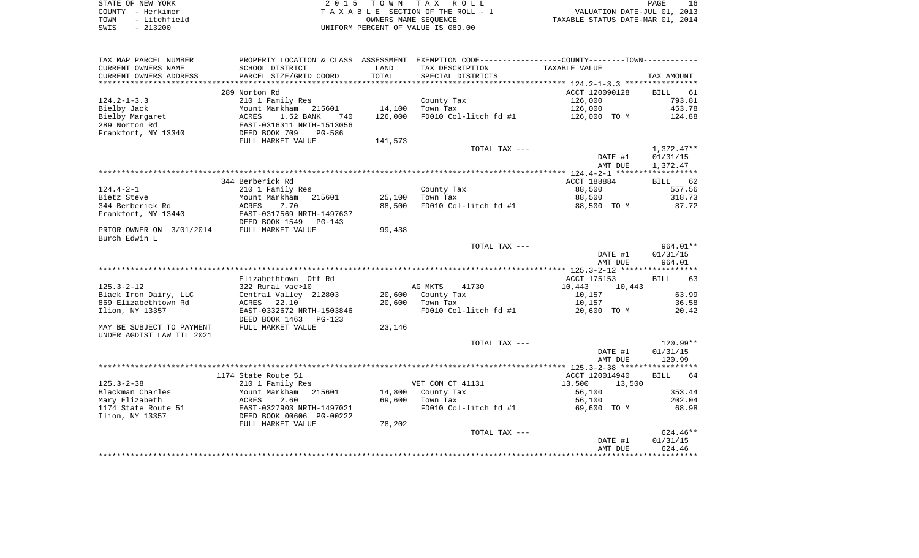STATE OF NEW YORK
COUNTY - Herkimer
TOWN - Litchfield
SWIS - 213200

2 0 1 5 T O W N T A X R O L L
T A X A B L E SECTION OF THE ROLL - 1
OWNERS NAME SEQUENCE
UNIFORM PERCENT OF VALUE IS 089.00

VALUATION DATE-JUL 01, 2013
TAXABLE STATUS DATE-MAR 01, 2014

| TAX MAP PARCEL NUMBER<br>CURRENT OWNERS NAME<br>CURRENT OWNERS ADDRESS | PROPERTY LOCATION & CLASS<br>SCHOOL DISTRICT<br>PARCEL SIZE/GRID COORD | ASSESSMENT<br>LAND<br>TOTAL | EXEMPTION CODE<br>TAX DESCRIPTION<br>SPECIAL DISTRICTS | COUNTY--------TOWN<br>TAXABLE VALUE | TAX AMOUNT |
|---|---|---|---|---|---|
| | 289 Norton Rd | | | ACCT 120090128 | BILL 61 |
| 124.2-1-3.3 | 210 1 Family Res | | County Tax | 126,000 | 793.81 |
| Bielby Jack | Mount Markham 215601 | 14,100 | Town Tax | 126,000 | 453.78 |
| Bielby Margaret | ACRES 1.52 BANK 740 | 126,000 | FD010 Col-litch fd #1 | 126,000 TO M | 124.88 |
| 289 Norton Rd | EAST-0316311 NRTH-1513056 | | | | |
| Frankfort, NY 13340 | DEED BOOK 709 PG-586 | | | | |
| | FULL MARKET VALUE | 141,573 | | | |
| | | | TOTAL TAX --- | | 1,372.47** |
| | | | | DATE #1 | 01/31/15 |
| | | | | AMT DUE | 1,372.47 |
| | 344 Berberick Rd | | | ACCT 188884 | BILL 62 |
| 124.4-2-1 | 210 1 Family Res | | County Tax | 88,500 | 557.56 |
| Bietz Steve | Mount Markham 215601 | 25,100 | Town Tax | 88,500 | 318.73 |
| 344 Berberick Rd | ACRES 7.70 | 88,500 | FD010 Col-litch fd #1 | 88,500 TO M | 87.72 |
| Frankfort, NY 13440 | EAST-0317569 NRTH-1497637 | | | | |
| | DEED BOOK 1549 PG-143 | | | | |
| PRIOR OWNER ON 3/01/2014 | FULL MARKET VALUE | 99,438 | | | |
| Burch Edwin L | | | | | |
| | | | TOTAL TAX --- | | 964.01** |
| | | | | DATE #1 | 01/31/15 |
| | | | | AMT DUE | 964.01 |
| | Elizabethtown Off Rd | | | ACCT 175153 | BILL 63 |
| 125.3-2-12 | 322 Rural vac>10 | | AG MKTS 41730 | 10,443 10,443 | |
| Black Iron Dairy, LLC | Central Valley 212803 | 20,600 | County Tax | 10,157 | 63.99 |
| 869 Elizabethtown Rd | ACRES 22.10 | 20,600 | Town Tax | 10,157 | 36.58 |
| Ilion, NY 13357 | EAST-0332672 NRTH-1503846 | | FD010 Col-litch fd #1 | 20,600 TO M | 20.42 |
| | DEED BOOK 1463 PG-123 | | | | |
| MAY BE SUBJECT TO PAYMENT | FULL MARKET VALUE | 23,146 | | | |
| UNDER AGDIST LAW TIL 2021 | | | | | |
| | | | TOTAL TAX --- | | 120.99** |
| | | | | DATE #1 | 01/31/15 |
| | | | | AMT DUE | 120.99 |
| | 1174 State Route 51 | | | ACCT 120014940 | BILL 64 |
| 125.3-2-38 | 210 1 Family Res | | VET COM CT 41131 | 13,500 13,500 | |
| Blackman Charles | Mount Markham 215601 | 14,800 | County Tax | 56,100 | 353.44 |
| Mary Elizabeth | ACRES 2.60 | 69,600 | Town Tax | 56,100 | 202.04 |
| 1174 State Route 51 | EAST-0327903 NRTH-1497021 | | FD010 Col-litch fd #1 | 69,600 TO M | 68.98 |
| Ilion, NY 13357 | DEED BOOK 00606 PG-00222 | | | | |
| | FULL MARKET VALUE | 78,202 | | | |
| | | | TOTAL TAX --- | | 624.46** |
| | | | | DATE #1 | 01/31/15 |
| | | | | AMT DUE | 624.46 |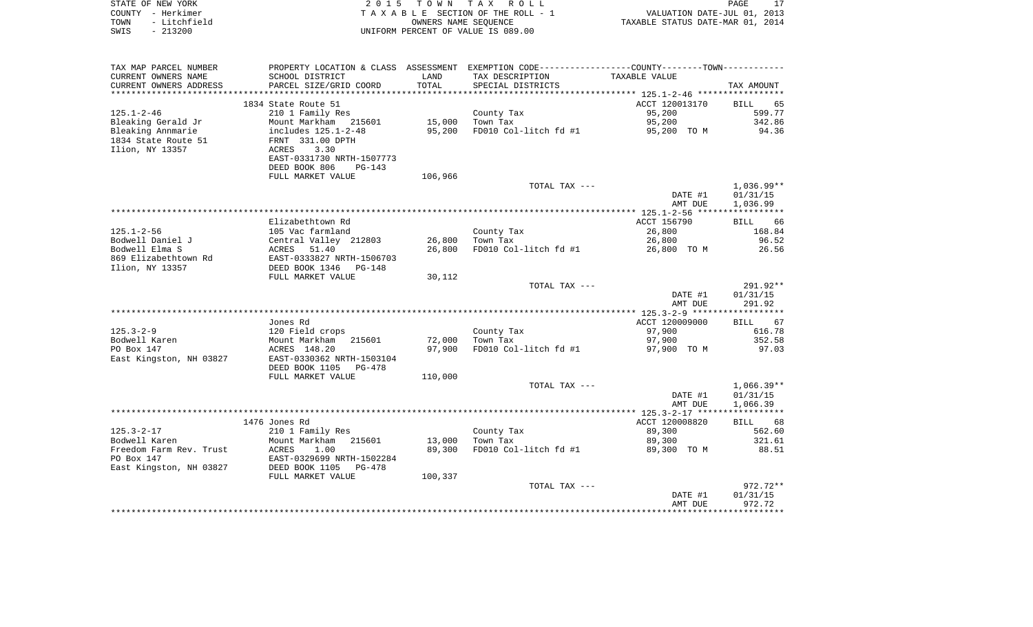STATE OF NEW YORK — 2015 TOWN TAX ROLL
COUNTY - Herkimer — TAXABLE SECTION OF THE ROLL - 1 — VALUATION DATE-JUL 01, 2013
TOWN - Litchfield — OWNERS NAME SEQUENCE — TAXABLE STATUS DATE-MAR 01, 2014
SWIS - 213200 — UNIFORM PERCENT OF VALUE IS 089.00

| TAX MAP PARCEL NUMBER / CURRENT OWNERS NAME / CURRENT OWNERS ADDRESS | PROPERTY LOCATION & CLASS / SCHOOL DISTRICT / PARCEL SIZE/GRID COORD | ASSESSMENT LAND / TOTAL | EXEMPTION CODE / TAX DESCRIPTION / SPECIAL DISTRICTS | COUNTY--------TOWN / TAXABLE VALUE | TAX AMOUNT |
|---|---|---|---|---|---|
| | 1834 State Route 51 | | | ACCT 120013170 | BILL 65 |
| 125.1-2-46 | 210 1 Family Res | | County Tax | 95,200 | 599.77 |
| Bleaking Gerald Jr | Mount Markham 215601 | 15,000 | Town Tax | 95,200 | 342.86 |
| Bleaking Annmarie | includes 125.1-2-48 | 95,200 | FD010 Col-litch fd #1 | 95,200 TO M | 94.36 |
| 1834 State Route 51 | FRNT 331.00 DPTH | | | | |
| Ilion, NY 13357 | ACRES 3.30 | | | | |
| | EAST-0331730 NRTH-1507773 | | | | |
| | DEED BOOK 806 PG-143 | | | | |
| | FULL MARKET VALUE | 106,966 | | | |
| | | | TOTAL TAX --- | | 1,036.99** |
| | | | | DATE #1 | 01/31/15 |
| | | | | AMT DUE | 1,036.99 |
| | Elizabethtown Rd | | | ACCT 156790 | BILL 66 |
| 125.1-2-56 | 105 Vac farmland | | County Tax | 26,800 | 168.84 |
| Bodwell Daniel J | Central Valley 212803 | 26,800 | Town Tax | 26,800 | 96.52 |
| Bodwell Elma S | ACRES 51.40 | 26,800 | FD010 Col-litch fd #1 | 26,800 TO M | 26.56 |
| 869 Elizabethtown Rd | EAST-0333827 NRTH-1506703 | | | | |
| Ilion, NY 13357 | DEED BOOK 1346 PG-148 | | | | |
| | FULL MARKET VALUE | 30,112 | | | |
| | | | TOTAL TAX --- | | 291.92** |
| | | | | DATE #1 | 01/31/15 |
| | | | | AMT DUE | 291.92 |
| | Jones Rd | | | ACCT 120009000 | BILL 67 |
| 125.3-2-9 | 120 Field crops | | County Tax | 97,900 | 616.78 |
| Bodwell Karen | Mount Markham 215601 | 72,000 | Town Tax | 97,900 | 352.58 |
| PO Box 147 | ACRES 148.20 | 97,900 | FD010 Col-litch fd #1 | 97,900 TO M | 97.03 |
| East Kingston, NH 03827 | EAST-0330362 NRTH-1503104 | | | | |
| | DEED BOOK 1105 PG-478 | | | | |
| | FULL MARKET VALUE | 110,000 | | | |
| | | | TOTAL TAX --- | | 1,066.39** |
| | | | | DATE #1 | 01/31/15 |
| | | | | AMT DUE | 1,066.39 |
| | 1476 Jones Rd | | | ACCT 120008820 | BILL 68 |
| 125.3-2-17 | 210 1 Family Res | | County Tax | 89,300 | 562.60 |
| Bodwell Karen | Mount Markham 215601 | 13,000 | Town Tax | 89,300 | 321.61 |
| Freedom Farm Rev. Trust | ACRES 1.00 | 89,300 | FD010 Col-litch fd #1 | 89,300 TO M | 88.51 |
| PO Box 147 | EAST-0329699 NRTH-1502284 | | | | |
| East Kingston, NH 03827 | DEED BOOK 1105 PG-478 | | | | |
| | FULL MARKET VALUE | 100,337 | | | |
| | | | TOTAL TAX --- | | 972.72** |
| | | | | DATE #1 | 01/31/15 |
| | | | | AMT DUE | 972.72 |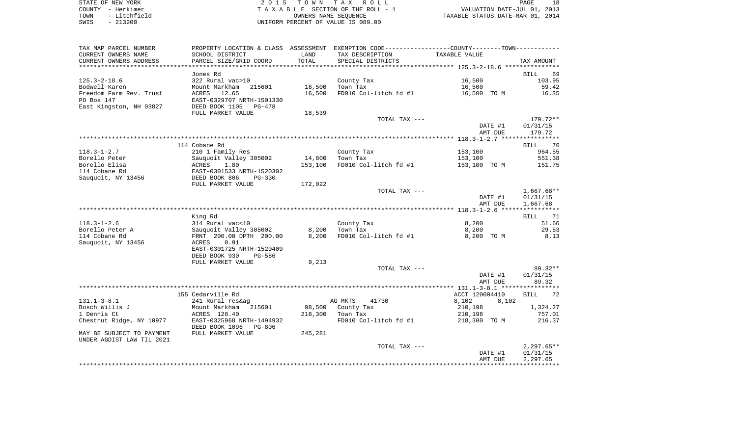STATE OF NEW YORK
COUNTY - Herkimer
TOWN - Litchfield
SWIS - 213200

2 0 1 5 T O W N T A X R O L L
T A X A B L E SECTION OF THE ROLL - 1
OWNERS NAME SEQUENCE
UNIFORM PERCENT OF VALUE IS 089.00

VALUATION DATE-JUL 01, 2013
TAXABLE STATUS DATE-MAR 01, 2014

| TAX MAP PARCEL NUMBER<br>CURRENT OWNERS NAME<br>CURRENT OWNERS ADDRESS | PROPERTY LOCATION & CLASS<br>SCHOOL DISTRICT<br>PARCEL SIZE/GRID COORD | ASSESSMENT<br>LAND<br>TOTAL | EXEMPTION CODE-----COUNTY-----TOWN-----<br>TAX DESCRIPTION<br>SPECIAL DISTRICTS | TAXABLE VALUE | TAX AMOUNT |
|---|---|---|---|---|---|
| 125.3-2-18.6 | Jones Rd | | | | BILL 69 |
| 125.3-2-18.6 | 322 Rural vac>10 | | County Tax | 16,500 | 103.95 |
| Bodwell Karen | Mount Markham 215601 | 16,500 | Town Tax | 16,500 | 59.42 |
| Freedom Farm Rev. Trust | ACRES 12.65 | 16,500 | FD010 Col-litch fd #1 | 16,500 TO M | 16.35 |
| PO Box 147 | EAST-0329707 NRTH-1501330 | | | | |
| East Kingston, NH 03827 | DEED BOOK 1105 PG-478 | | | | |
| | FULL MARKET VALUE | 18,539 | | | |
| | | | TOTAL TAX --- | | 179.72** |
| | | | | DATE #1 | 01/31/15 |
| | | | | AMT DUE | 179.72 |
| 118.3-1-2.7 | 114 Cobane Rd | | | | BILL 70 |
| 118.3-1-2.7 | 210 1 Family Res | | County Tax | 153,100 | 964.55 |
| Borello Peter | Sauquoit Valley 305002 | 14,800 | Town Tax | 153,100 | 551.38 |
| Borello Elisa | ACRES 1.80 | 153,100 | FD010 Col-litch fd #1 | 153,100 TO M | 151.75 |
| 114 Cobane Rd | EAST-0301533 NRTH-1520302 | | | | |
| Sauquoit, NY 13456 | DEED BOOK 806 PG-330 | | | | |
| | FULL MARKET VALUE | 172,022 | | | |
| | | | TOTAL TAX --- | | 1,667.68** |
| | | | | DATE #1 | 01/31/15 |
| | | | | AMT DUE | 1,667.68 |
| 118.3-1-2.6 | King Rd | | | | BILL 71 |
| 118.3-1-2.6 | 314 Rural vac<10 | | County Tax | 8,200 | 51.66 |
| Borello Peter A | Sauquoit Valley 305002 | 8,200 | Town Tax | 8,200 | 29.53 |
| 114 Cobane Rd | FRNT 200.00 DPTH 200.00 | 8,200 | FD010 Col-litch fd #1 | 8,200 TO M | 8.13 |
| Sauquoit, NY 13456 | ACRES 0.91 | | | | |
| | EAST-0301725 NRTH-1520409 | | | | |
| | DEED BOOK 930 PG-586 | | | | |
| | FULL MARKET VALUE | 9,213 | | | |
| | | | TOTAL TAX --- | | 89.32** |
| | | | | DATE #1 | 01/31/15 |
| | | | | AMT DUE | 89.32 |
| 131.1-3-8.1 | 155 Cedarville Rd | | | ACCT 120004410 | BILL 72 |
| 131.1-3-8.1 | 241 Rural res&ag | | AG MKTS 41730 | 8,102 8,102 | |
| Bosch Willis J | Mount Markham 215601 | 98,500 | County Tax | 210,198 | 1,324.27 |
| 1 Dennis Ct | ACRES 128.40 | 218,300 | Town Tax | 210,198 | 757.01 |
| Chestnut Ridge, NY 10977 | EAST-0325968 NRTH-1494932 | | FD010 Col-litch fd #1 | 218,300 TO M | 216.37 |
| | DEED BOOK 1096 PG-806 | | | | |
| MAY BE SUBJECT TO PAYMENT | FULL MARKET VALUE | 245,281 | | | |
| UNDER AGDIST LAW TIL 2021 | | | | | |
| | | | TOTAL TAX --- | | 2,297.65** |
| | | | | DATE #1 | 01/31/15 |
| | | | | AMT DUE | 2,297.65 |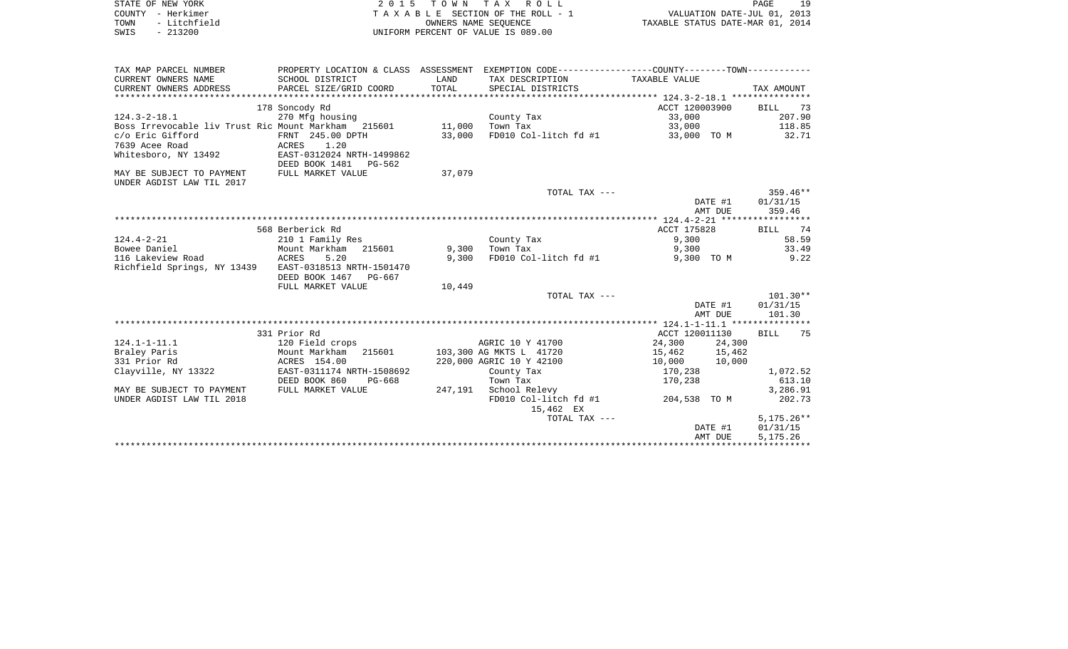STATE OF NEW YORK
COUNTY - Herkimer
TOWN - Litchfield
SWIS - 213200

2 0 1 5 T O W N T A X R O L L
T A X A B L E SECTION OF THE ROLL - 1
OWNERS NAME SEQUENCE
UNIFORM PERCENT OF VALUE IS 089.00

VALUATION DATE-JUL 01, 2013
TAXABLE STATUS DATE-MAR 01, 2014

| TAX MAP PARCEL NUMBER / CURRENT OWNERS NAME / CURRENT OWNERS ADDRESS | PROPERTY LOCATION & CLASS / SCHOOL DISTRICT / PARCEL SIZE/GRID COORD | ASSESSMENT LAND / TOTAL | EXEMPTION CODE / TAX DESCRIPTION / SPECIAL DISTRICTS | COUNTY TAXABLE VALUE | TOWN | TAX AMOUNT |
|---|---|---|---|---|---|---|
| **124.3-2-18.1** | 178 Soncody Rd | | | ACCT 120003900 | | BILL 73 |
| 124.3-2-18.1 | 270 Mfg housing | | County Tax | 33,000 | | 207.90 |
| Boss Irrevocable liv Trust Ric | Mount Markham 215601 | 11,000 | Town Tax | 33,000 | | 118.85 |
| c/o Eric Gifford | FRNT 245.00 DPTH | 33,000 | FD010 Col-litch fd #1 | 33,000 TO M | | 32.71 |
| 7639 Acee Road | ACRES 1.20 | | | | | |
| Whitesboro, NY 13492 | EAST-0312024 NRTH-1499862 | | | | | |
| | DEED BOOK 1481 PG-562 | | | | | |
| MAY BE SUBJECT TO PAYMENT UNDER AGDIST LAW TIL 2017 | FULL MARKET VALUE | 37,079 | | | | |
| | | | TOTAL TAX --- | | | 359.46** |
| | | | | | DATE #1 | 01/31/15 |
| | | | | | AMT DUE | 359.46 |
| **124.4-2-21** | 568 Berberick Rd | | | ACCT 175828 | | BILL 74 |
| 124.4-2-21 | 210 1 Family Res | | County Tax | 9,300 | | 58.59 |
| Bowee Daniel | Mount Markham 215601 | 9,300 | Town Tax | 9,300 | | 33.49 |
| 116 Lakeview Road | ACRES 5.20 | 9,300 | FD010 Col-litch fd #1 | 9,300 TO M | | 9.22 |
| Richfield Springs, NY 13439 | EAST-0318513 NRTH-1501470 | | | | | |
| | DEED BOOK 1467 PG-667 | | | | | |
| | FULL MARKET VALUE | 10,449 | | | | |
| | | | TOTAL TAX --- | | | 101.30** |
| | | | | | DATE #1 | 01/31/15 |
| | | | | | AMT DUE | 101.30 |
| **124.1-1-11.1** | 331 Prior Rd | | | ACCT 120011130 | | BILL 75 |
| 124.1-1-11.1 | 120 Field crops | | AGRIC 10 Y 41700 | 24,300 | 24,300 | |
| Braley Paris | Mount Markham 215601 | 103,300 | AG MKTS L 41720 | 15,462 | 15,462 | |
| 331 Prior Rd | ACRES 154.00 | 220,000 | AGRIC 10 Y 42100 | 10,000 | 10,000 | |
| Clayville, NY 13322 | EAST-0311174 NRTH-1508692 | | County Tax | 170,238 | | 1,072.52 |
| | DEED BOOK 860 PG-668 | | Town Tax | 170,238 | | 613.10 |
| MAY BE SUBJECT TO PAYMENT | FULL MARKET VALUE | 247,191 | School Relevy | | | 3,286.91 |
| UNDER AGDIST LAW TIL 2018 | | | FD010 Col-litch fd #1 | 204,538 TO M | | 202.73 |
| | | | 15,462 EX | | | |
| | | | TOTAL TAX --- | | | 5,175.26** |
| | | | | | DATE #1 | 01/31/15 |
| | | | | | AMT DUE | 5,175.26 |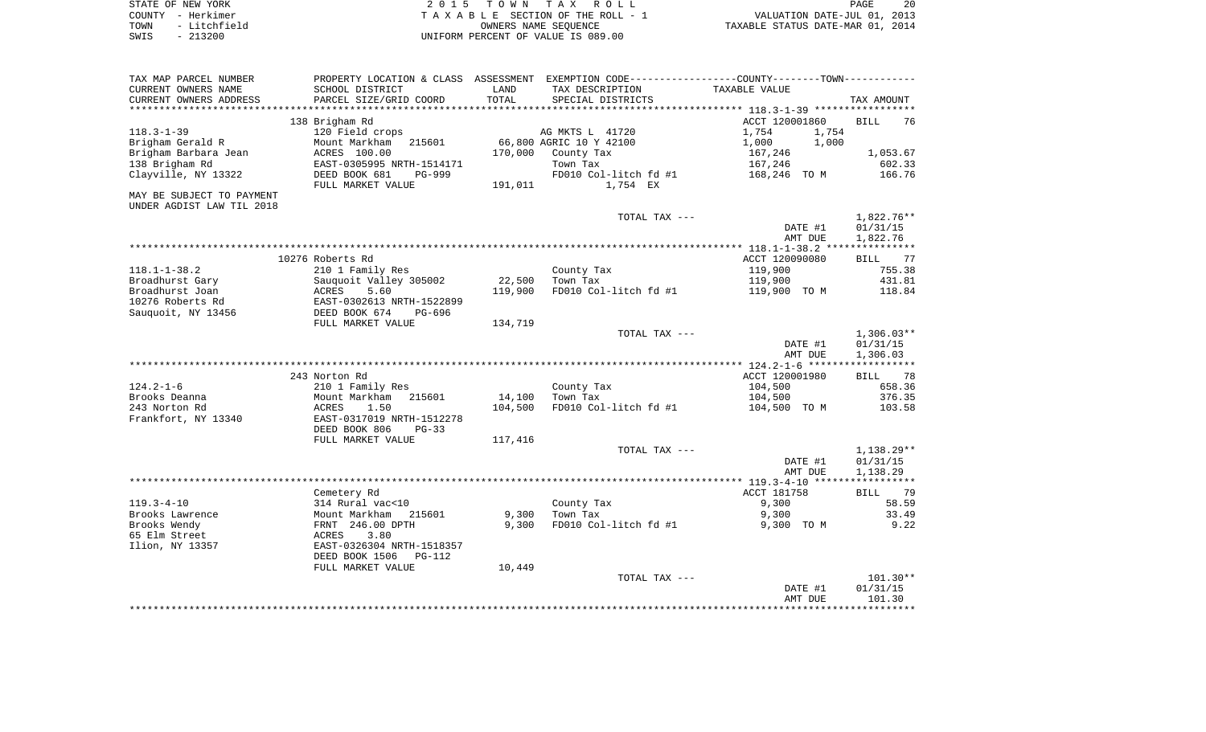STATE OF NEW YORK — 2 0 1 5 T O W N T A X R O L L
COUNTY - Herkimer — T A X A B L E SECTION OF THE ROLL - 1 — VALUATION DATE-JUL 01, 2013
TOWN - Litchfield — OWNERS NAME SEQUENCE — TAXABLE STATUS DATE-MAR 01, 2014
SWIS - 213200 — UNIFORM PERCENT OF VALUE IS 089.00

| TAX MAP PARCEL NUMBER / CURRENT OWNERS NAME / CURRENT OWNERS ADDRESS | PROPERTY LOCATION & CLASS / SCHOOL DISTRICT / PARCEL SIZE/GRID COORD | ASSESSMENT LAND / TOTAL | EXEMPTION CODE / TAX DESCRIPTION / SPECIAL DISTRICTS | COUNTY / TOWN TAXABLE VALUE | TAX AMOUNT |
|---|---|---|---|---|---|
| 118.3-1-39 | 138 Brigham Rd | | | ACCT 120001860 | BILL 76 |
| | 120 Field crops | | AG MKTS L 41720 | 1,754 1,754 | |
| Brigham Gerald R | Mount Markham 215601 | 66,800 | AGRIC 10 Y 42100 | 1,000 1,000 | |
| Brigham Barbara Jean | ACRES 100.00 | 170,000 | County Tax | 167,246 | 1,053.67 |
| 138 Brigham Rd | EAST-0305995 NRTH-1514171 | | Town Tax | 167,246 | 602.33 |
| Clayville, NY 13322 | DEED BOOK 681 PG-999 | | FD010 Col-litch fd #1 | 168,246 TO M | 166.76 |
| | FULL MARKET VALUE | 191,011 | 1,754 EX | | |
| MAY BE SUBJECT TO PAYMENT UNDER AGDIST LAW TIL 2018 | | | | | |
| | | | TOTAL TAX --- | | 1,822.76** |
| | | | | DATE #1 | 01/31/15 |
| | | | | AMT DUE | 1,822.76 |
| 118.1-1-38.2 | 10276 Roberts Rd | | | ACCT 120090080 | BILL 77 |
| | 210 1 Family Res | | County Tax | 119,900 | 755.38 |
| Broadhurst Gary | Sauquoit Valley 305002 | 22,500 | Town Tax | 119,900 | 431.81 |
| Broadhurst Joan | ACRES 5.60 | 119,900 | FD010 Col-litch fd #1 | 119,900 TO M | 118.84 |
| 10276 Roberts Rd | EAST-0302613 NRTH-1522899 | | | | |
| Sauquoit, NY 13456 | DEED BOOK 674 PG-696 | | | | |
| | FULL MARKET VALUE | 134,719 | | | |
| | | | TOTAL TAX --- | | 1,306.03** |
| | | | | DATE #1 | 01/31/15 |
| | | | | AMT DUE | 1,306.03 |
| 124.2-1-6 | 243 Norton Rd | | | ACCT 120001980 | BILL 78 |
| | 210 1 Family Res | | County Tax | 104,500 | 658.36 |
| Brooks Deanna | Mount Markham 215601 | 14,100 | Town Tax | 104,500 | 376.35 |
| 243 Norton Rd | ACRES 1.50 | 104,500 | FD010 Col-litch fd #1 | 104,500 TO M | 103.58 |
| Frankfort, NY 13340 | EAST-0317019 NRTH-1512278 | | | | |
| | DEED BOOK 806 PG-33 | | | | |
| | FULL MARKET VALUE | 117,416 | | | |
| | | | TOTAL TAX --- | | 1,138.29** |
| | | | | DATE #1 | 01/31/15 |
| | | | | AMT DUE | 1,138.29 |
| 119.3-4-10 | Cemetery Rd | | | ACCT 181758 | BILL 79 |
| | 314 Rural vac<10 | | County Tax | 9,300 | 58.59 |
| Brooks Lawrence | Mount Markham 215601 | 9,300 | Town Tax | 9,300 | 33.49 |
| Brooks Wendy | FRNT 246.00 DPTH | 9,300 | FD010 Col-litch fd #1 | 9,300 TO M | 9.22 |
| 65 Elm Street | ACRES 3.80 | | | | |
| Ilion, NY 13357 | EAST-0326304 NRTH-1518357 | | | | |
| | DEED BOOK 1506 PG-112 | | | | |
| | FULL MARKET VALUE | 10,449 | | | |
| | | | TOTAL TAX --- | | 101.30** |
| | | | | DATE #1 | 01/31/15 |
| | | | | AMT DUE | 101.30 |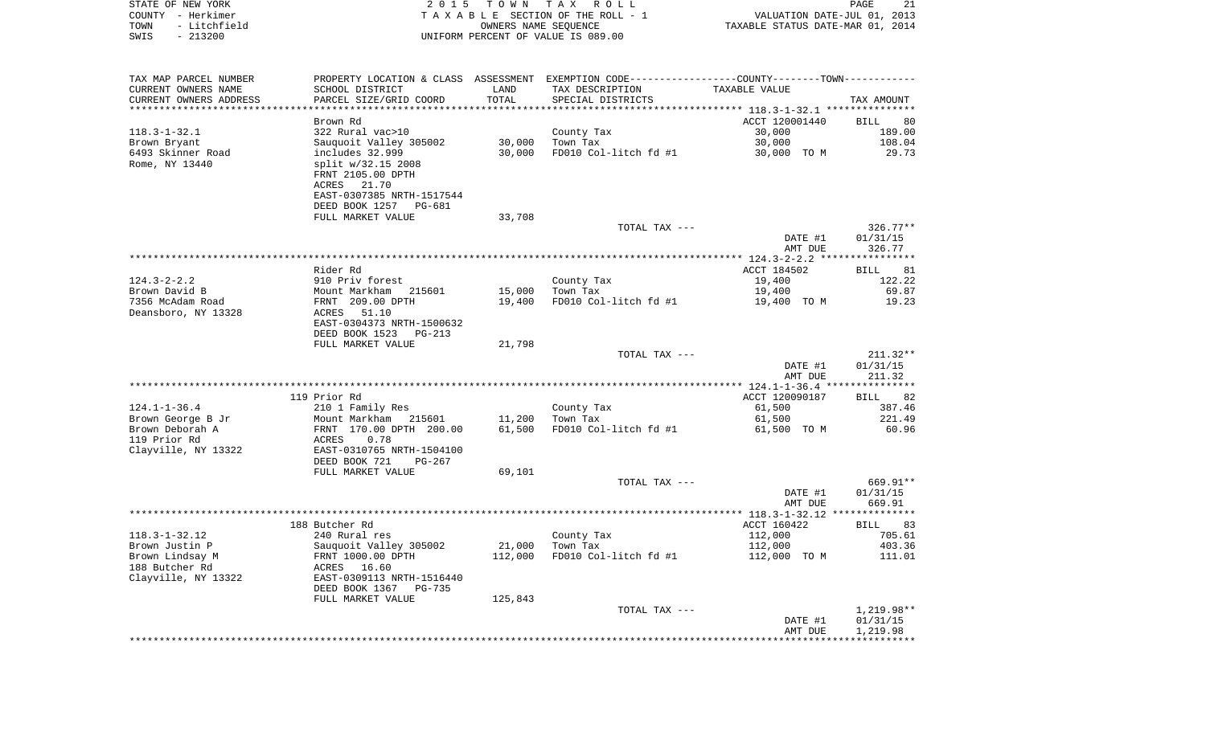STATE OF NEW YORK — COUNTY - Herkimer — TOWN - Litchfield — SWIS - 213200

2015 TOWN TAX ROLL
TAXABLE SECTION OF THE ROLL - 1
OWNERS NAME SEQUENCE
UNIFORM PERCENT OF VALUE IS 089.00

VALUATION DATE-JUL 01, 2013
TAXABLE STATUS DATE-MAR 01, 2014

| TAX MAP PARCEL NUMBER / CURRENT OWNERS NAME / CURRENT OWNERS ADDRESS | PROPERTY LOCATION & CLASS / SCHOOL DISTRICT / PARCEL SIZE/GRID COORD | ASSESSMENT LAND / TOTAL | EXEMPTION CODE / TAX DESCRIPTION / SPECIAL DISTRICTS | COUNTY / TOWN TAXABLE VALUE | TAX AMOUNT |
|---|---|---|---|---|---|
| 118.3-1-32.1 | Brown Rd | | | ACCT 120001440 | BILL 80 |
| Brown Bryant | 322 Rural vac>10 | | County Tax | 30,000 | 189.00 |
| 6493 Skinner Road | Sauquoit Valley 305002 | 30,000 | Town Tax | 30,000 | 108.04 |
| Rome, NY 13440 | includes 32.999 | 30,000 | FD010 Col-litch fd #1 | 30,000 TO M | 29.73 |
| | split w/32.15 2008 | | | | |
| | FRNT 2105.00 DPTH | | | | |
| | ACRES 21.70 | | | | |
| | EAST-0307385 NRTH-1517544 | | | | |
| | DEED BOOK 1257 PG-681 | | | | |
| | FULL MARKET VALUE | 33,708 | | | |
| | | | TOTAL TAX --- | | 326.77** |
| | | | | DATE #1 | 01/31/15 |
| | | | | AMT DUE | 326.77 |
| 124.3-2-2.2 | Rider Rd | | | ACCT 184502 | BILL 81 |
| Brown David B | 910 Priv forest | | County Tax | 19,400 | 122.22 |
| 7356 McAdam Road | Mount Markham 215601 | 15,000 | Town Tax | 19,400 | 69.87 |
| Deansboro, NY 13328 | FRNT 209.00 DPTH | 19,400 | FD010 Col-litch fd #1 | 19,400 TO M | 19.23 |
| | ACRES 51.10 | | | | |
| | EAST-0304373 NRTH-1500632 | | | | |
| | DEED BOOK 1523 PG-213 | | | | |
| | FULL MARKET VALUE | 21,798 | | | |
| | | | TOTAL TAX --- | | 211.32** |
| | | | | DATE #1 | 01/31/15 |
| | | | | AMT DUE | 211.32 |
| 124.1-1-36.4 | 119 Prior Rd | | | ACCT 120090187 | BILL 82 |
| Brown George B Jr | 210 1 Family Res | | County Tax | 61,500 | 387.46 |
| Brown Deborah A | Mount Markham 215601 | 11,200 | Town Tax | 61,500 | 221.49 |
| 119 Prior Rd | FRNT 170.00 DPTH 200.00 | 61,500 | FD010 Col-litch fd #1 | 61,500 TO M | 60.96 |
| Clayville, NY 13322 | ACRES 0.78 | | | | |
| | EAST-0310765 NRTH-1504100 | | | | |
| | DEED BOOK 721 PG-267 | | | | |
| | FULL MARKET VALUE | 69,101 | | | |
| | | | TOTAL TAX --- | | 669.91** |
| | | | | DATE #1 | 01/31/15 |
| | | | | AMT DUE | 669.91 |
| 118.3-1-32.12 | 188 Butcher Rd | | | ACCT 160422 | BILL 83 |
| Brown Justin P | 240 Rural res | | County Tax | 112,000 | 705.61 |
| Brown Lindsay M | Sauquoit Valley 305002 | 21,000 | Town Tax | 112,000 | 403.36 |
| 188 Butcher Rd | FRNT 1000.00 DPTH | 112,000 | FD010 Col-litch fd #1 | 112,000 TO M | 111.01 |
| Clayville, NY 13322 | ACRES 16.60 | | | | |
| | EAST-0309113 NRTH-1516440 | | | | |
| | DEED BOOK 1367 PG-735 | | | | |
| | FULL MARKET VALUE | 125,843 | | | |
| | | | TOTAL TAX --- | | 1,219.98** |
| | | | | DATE #1 | 01/31/15 |
| | | | | AMT DUE | 1,219.98 |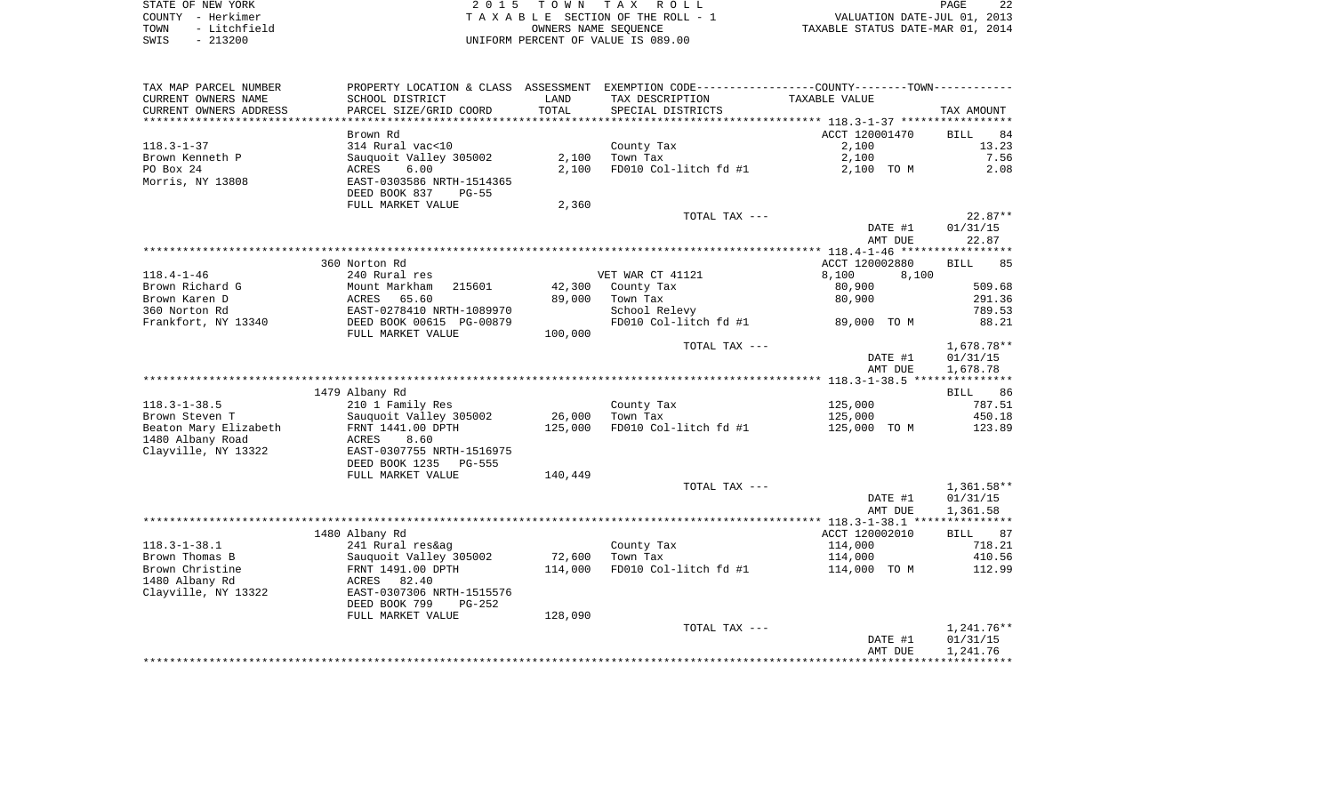STATE OF NEW YORK
COUNTY - Herkimer
TOWN - Litchfield
SWIS - 213200

2015 TOWN TAX ROLL
TAXABLE SECTION OF THE ROLL - 1
OWNERS NAME SEQUENCE
UNIFORM PERCENT OF VALUE IS 089.00

VALUATION DATE-JUL 01, 2013
TAXABLE STATUS DATE-MAR 01, 2014

| TAX MAP PARCEL NUMBER<br>CURRENT OWNERS NAME<br>CURRENT OWNERS ADDRESS | PROPERTY LOCATION & CLASS<br>SCHOOL DISTRICT<br>PARCEL SIZE/GRID COORD | ASSESSMENT<br>LAND<br>TOTAL | EXEMPTION CODE----COUNTY----TOWN----<br>TAX DESCRIPTION<br>SPECIAL DISTRICTS | TAXABLE VALUE | TAX AMOUNT |
|---|---|---|---|---|---|
| | Brown Rd | | | ACCT 120001470 | BILL 84 |
| 118.3-1-37 | 314 Rural vac<10 | | County Tax | 2,100 | 13.23 |
| Brown Kenneth P | Sauquoit Valley 305002 | 2,100 | Town Tax | 2,100 | 7.56 |
| PO Box 24 | ACRES 6.00 | 2,100 | FD010 Col-litch fd #1 | 2,100 TO M | 2.08 |
| Morris, NY 13808 | EAST-0303586 NRTH-1514365 | | | | |
| | DEED BOOK 837 PG-55 | | | | |
| | FULL MARKET VALUE | 2,360 | | | |
| | | | TOTAL TAX --- | | 22.87** |
| | | | | DATE #1 | 01/31/15 |
| | | | | AMT DUE | 22.87 |
| | 360 Norton Rd | | | ACCT 120002880 | BILL 85 |
| 118.4-1-46 | 240 Rural res | | VET WAR CT 41121 | 8,100 8,100 | |
| Brown Richard G | Mount Markham 215601 | 42,300 | County Tax | 80,900 | 509.68 |
| Brown Karen D | ACRES 65.60 | 89,000 | Town Tax | 80,900 | 291.36 |
| 360 Norton Rd | EAST-0278410 NRTH-1089970 | | School Relevy | | 789.53 |
| Frankfort, NY 13340 | DEED BOOK 00615 PG-00879 | | FD010 Col-litch fd #1 | 89,000 TO M | 88.21 |
| | FULL MARKET VALUE | 100,000 | | | |
| | | | TOTAL TAX --- | | 1,678.78** |
| | | | | DATE #1 | 01/31/15 |
| | | | | AMT DUE | 1,678.78 |
| | 1479 Albany Rd | | | | BILL 86 |
| 118.3-1-38.5 | 210 1 Family Res | | County Tax | 125,000 | 787.51 |
| Brown Steven T | Sauquoit Valley 305002 | 26,000 | Town Tax | 125,000 | 450.18 |
| Beaton Mary Elizabeth | FRNT 1441.00 DPTH | 125,000 | FD010 Col-litch fd #1 | 125,000 TO M | 123.89 |
| 1480 Albany Road | ACRES 8.60 | | | | |
| Clayville, NY 13322 | EAST-0307755 NRTH-1516975 | | | | |
| | DEED BOOK 1235 PG-555 | | | | |
| | FULL MARKET VALUE | 140,449 | | | |
| | | | TOTAL TAX --- | | 1,361.58** |
| | | | | DATE #1 | 01/31/15 |
| | | | | AMT DUE | 1,361.58 |
| | 1480 Albany Rd | | | ACCT 120002010 | BILL 87 |
| 118.3-1-38.1 | 241 Rural res&ag | | County Tax | 114,000 | 718.21 |
| Brown Thomas B | Sauquoit Valley 305002 | 72,600 | Town Tax | 114,000 | 410.56 |
| Brown Christine | FRNT 1491.00 DPTH | 114,000 | FD010 Col-litch fd #1 | 114,000 TO M | 112.99 |
| 1480 Albany Rd | ACRES 82.40 | | | | |
| Clayville, NY 13322 | EAST-0307306 NRTH-1515576 | | | | |
| | DEED BOOK 799 PG-252 | | | | |
| | FULL MARKET VALUE | 128,090 | | | |
| | | | TOTAL TAX --- | | 1,241.76** |
| | | | | DATE #1 | 01/31/15 |
| | | | | AMT DUE | 1,241.76 |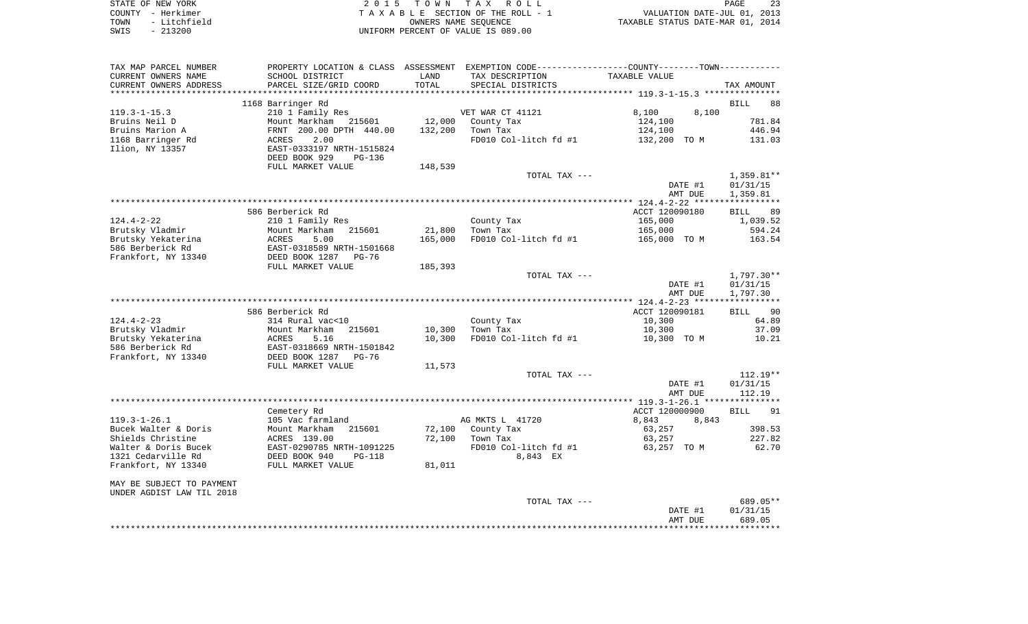STATE OF NEW YORK
COUNTY - Herkimer
TOWN - Litchfield
SWIS - 213200

2 0 1 5 T O W N T A X R O L L
T A X A B L E SECTION OF THE ROLL - 1
OWNERS NAME SEQUENCE
UNIFORM PERCENT OF VALUE IS 089.00

VALUATION DATE-JUL 01, 2013
TAXABLE STATUS DATE-MAR 01, 2014

| TAX MAP PARCEL NUMBER / CURRENT OWNERS NAME / CURRENT OWNERS ADDRESS | PROPERTY LOCATION & CLASS / SCHOOL DISTRICT / PARCEL SIZE/GRID COORD | ASSESSMENT LAND / TOTAL | EXEMPTION CODE / TAX DESCRIPTION / SPECIAL DISTRICTS | COUNTY / TOWN TAXABLE VALUE | TAX AMOUNT |
|---|---|---|---|---|---|
| 119.3-1-15.3 | 1168 Barringer Rd | | | | BILL 88 |
| | 210 1 Family Res | | VET WAR CT 41121 | 8,100 8,100 | |
| Bruins Neil D | Mount Markham 215601 | 12,000 | County Tax | 124,100 | 781.84 |
| Bruins Marion A | FRNT 200.00 DPTH 440.00 | 132,200 | Town Tax | 124,100 | 446.94 |
| 1168 Barringer Rd | ACRES 2.00 | | FD010 Col-litch fd #1 | 132,200 TO M | 131.03 |
| Ilion, NY 13357 | EAST-0333197 NRTH-1515824 | | | | |
| | DEED BOOK 929 PG-136 | | | | |
| | FULL MARKET VALUE | 148,539 | | | |
| | | | TOTAL TAX --- | | 1,359.81** |
| | | | | DATE #1 | 01/31/15 |
| | | | | AMT DUE | 1,359.81 |
| 124.4-2-22 | 586 Berberick Rd | | | ACCT 120090180 | BILL 89 |
| | 210 1 Family Res | | County Tax | 165,000 | 1,039.52 |
| Brutsky Vladmir | Mount Markham 215601 | 21,800 | Town Tax | 165,000 | 594.24 |
| Brutsky Yekaterina | ACRES 5.00 | 165,000 | FD010 Col-litch fd #1 | 165,000 TO M | 163.54 |
| 586 Berberick Rd | EAST-0318589 NRTH-1501668 | | | | |
| Frankfort, NY 13340 | DEED BOOK 1287 PG-76 | | | | |
| | FULL MARKET VALUE | 185,393 | | | |
| | | | TOTAL TAX --- | | 1,797.30** |
| | | | | DATE #1 | 01/31/15 |
| | | | | AMT DUE | 1,797.30 |
| 124.4-2-23 | 586 Berberick Rd | | | ACCT 120090181 | BILL 90 |
| | 314 Rural vac<10 | | County Tax | 10,300 | 64.89 |
| Brutsky Vladmir | Mount Markham 215601 | 10,300 | Town Tax | 10,300 | 37.09 |
| Brutsky Yekaterina | ACRES 5.16 | 10,300 | FD010 Col-litch fd #1 | 10,300 TO M | 10.21 |
| 586 Berberick Rd | EAST-0318669 NRTH-1501842 | | | | |
| Frankfort, NY 13340 | DEED BOOK 1287 PG-76 | | | | |
| | FULL MARKET VALUE | 11,573 | | | |
| | | | TOTAL TAX --- | | 112.19** |
| | | | | DATE #1 | 01/31/15 |
| | | | | AMT DUE | 112.19 |
| 119.3-1-26.1 | Cemetery Rd | | | ACCT 120000900 | BILL 91 |
| | 105 Vac farmland | | AG MKTS L 41720 | 8,843 8,843 | |
| Bucek Walter & Doris | Mount Markham 215601 | 72,100 | County Tax | 63,257 | 398.53 |
| Shields Christine | ACRES 139.00 | 72,100 | Town Tax | 63,257 | 227.82 |
| Walter & Doris Bucek | EAST-0290785 NRTH-1091225 | | FD010 Col-litch fd #1 | 63,257 TO M | 62.70 |
| 1321 Cedarville Rd | DEED BOOK 940 PG-118 | | 8,843 EX | | |
| Frankfort, NY 13340 | FULL MARKET VALUE | 81,011 | | | |
| MAY BE SUBJECT TO PAYMENT | | | | | |
| UNDER AGDIST LAW TIL 2018 | | | | | |
| | | | TOTAL TAX --- | | 689.05** |
| | | | | DATE #1 | 01/31/15 |
| | | | | AMT DUE | 689.05 |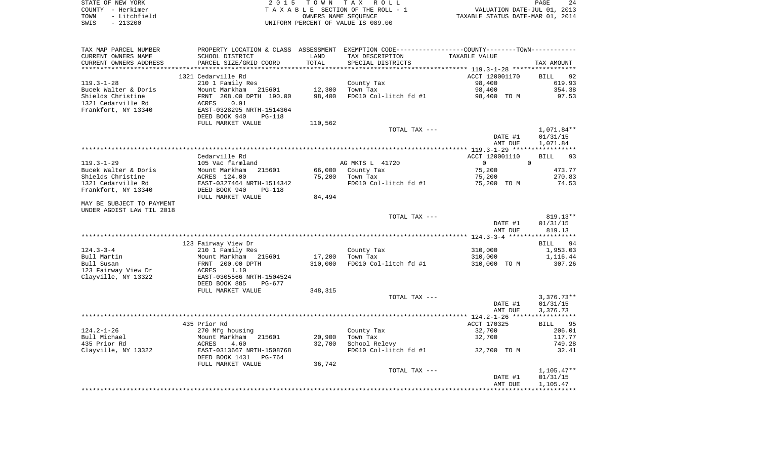STATE OF NEW YORK — 2015 TOWN TAX ROLL
COUNTY - Herkimer — TAXABLE SECTION OF THE ROLL - 1 — VALUATION DATE-JUL 01, 2013
TOWN - Litchfield — OWNERS NAME SEQUENCE — TAXABLE STATUS DATE-MAR 01, 2014
SWIS - 213200 — UNIFORM PERCENT OF VALUE IS 089.00

| TAX MAP PARCEL NUMBER / CURRENT OWNERS NAME / CURRENT OWNERS ADDRESS | PROPERTY LOCATION & CLASS / SCHOOL DISTRICT / PARCEL SIZE/GRID COORD | ASSESSMENT LAND / TOTAL | EXEMPTION CODE / TAX DESCRIPTION / SPECIAL DISTRICTS | COUNTY / TOWN TAXABLE VALUE | TAX AMOUNT |
|---|---|---|---|---|---|
| **119.3-1-28** | 1321 Cedarville Rd | | | ACCT 120001170 | BILL 92 |
| 119.3-1-28 | 210 1 Family Res | | County Tax | 98,400 | 619.93 |
| Bucek Walter & Doris | Mount Markham 215601 | 12,300 | Town Tax | 98,400 | 354.38 |
| Shields Christine | FRNT 208.00 DPTH 190.00 | 98,400 | FD010 Col-litch fd #1 | 98,400 TO M | 97.53 |
| 1321 Cedarville Rd | ACRES 0.91 | | | | |
| Frankfort, NY 13340 | EAST-0328295 NRTH-1514364 | | | | |
| | DEED BOOK 940 PG-118 | | | | |
| | FULL MARKET VALUE | 110,562 | | | |
| | | | TOTAL TAX --- | | 1,071.84** |
| | | | | DATE #1 | 01/31/15 |
| | | | | AMT DUE | 1,071.84 |
| **119.3-1-29** | Cedarville Rd | | | ACCT 120001110 | BILL 93 |
| 119.3-1-29 | 105 Vac farmland | | AG MKTS L 41720 | 0 0 | |
| Bucek Walter & Doris | Mount Markham 215601 | 66,000 | County Tax | 75,200 | 473.77 |
| Shields Christine | ACRES 124.00 | 75,200 | Town Tax | 75,200 | 270.83 |
| 1321 Cedarville Rd | EAST-0327464 NRTH-1514342 | | FD010 Col-litch fd #1 | 75,200 TO M | 74.53 |
| Frankfort, NY 13340 | DEED BOOK 940 PG-118 | | | | |
| | FULL MARKET VALUE | 84,494 | | | |
| MAY BE SUBJECT TO PAYMENT | | | | | |
| UNDER AGDIST LAW TIL 2018 | | | | | |
| | | | TOTAL TAX --- | | 819.13** |
| | | | | DATE #1 | 01/31/15 |
| | | | | AMT DUE | 819.13 |
| **124.3-3-4** | 123 Fairway View Dr | | | | BILL 94 |
| 124.3-3-4 | 210 1 Family Res | | County Tax | 310,000 | 1,953.03 |
| Bull Martin | Mount Markham 215601 | 17,200 | Town Tax | 310,000 | 1,116.44 |
| Bull Susan | FRNT 200.00 DPTH | 310,000 | FD010 Col-litch fd #1 | 310,000 TO M | 307.26 |
| 123 Fairway View Dr | ACRES 1.10 | | | | |
| Clayville, NY 13322 | EAST-0305566 NRTH-1504524 | | | | |
| | DEED BOOK 885 PG-677 | | | | |
| | FULL MARKET VALUE | 348,315 | | | |
| | | | TOTAL TAX --- | | 3,376.73** |
| | | | | DATE #1 | 01/31/15 |
| | | | | AMT DUE | 3,376.73 |
| **124.2-1-26** | 435 Prior Rd | | | ACCT 170325 | BILL 95 |
| 124.2-1-26 | 270 Mfg housing | | County Tax | 32,700 | 206.01 |
| Bull Michael | Mount Markham 215601 | 20,900 | Town Tax | 32,700 | 117.77 |
| 435 Prior Rd | ACRES 4.60 | 32,700 | School Relevy | | 749.28 |
| Clayville, NY 13322 | EAST-0313667 NRTH-1508768 | | FD010 Col-litch fd #1 | 32,700 TO M | 32.41 |
| | DEED BOOK 1431 PG-764 | | | | |
| | FULL MARKET VALUE | 36,742 | | | |
| | | | TOTAL TAX --- | | 1,105.47** |
| | | | | DATE #1 | 01/31/15 |
| | | | | AMT DUE | 1,105.47 |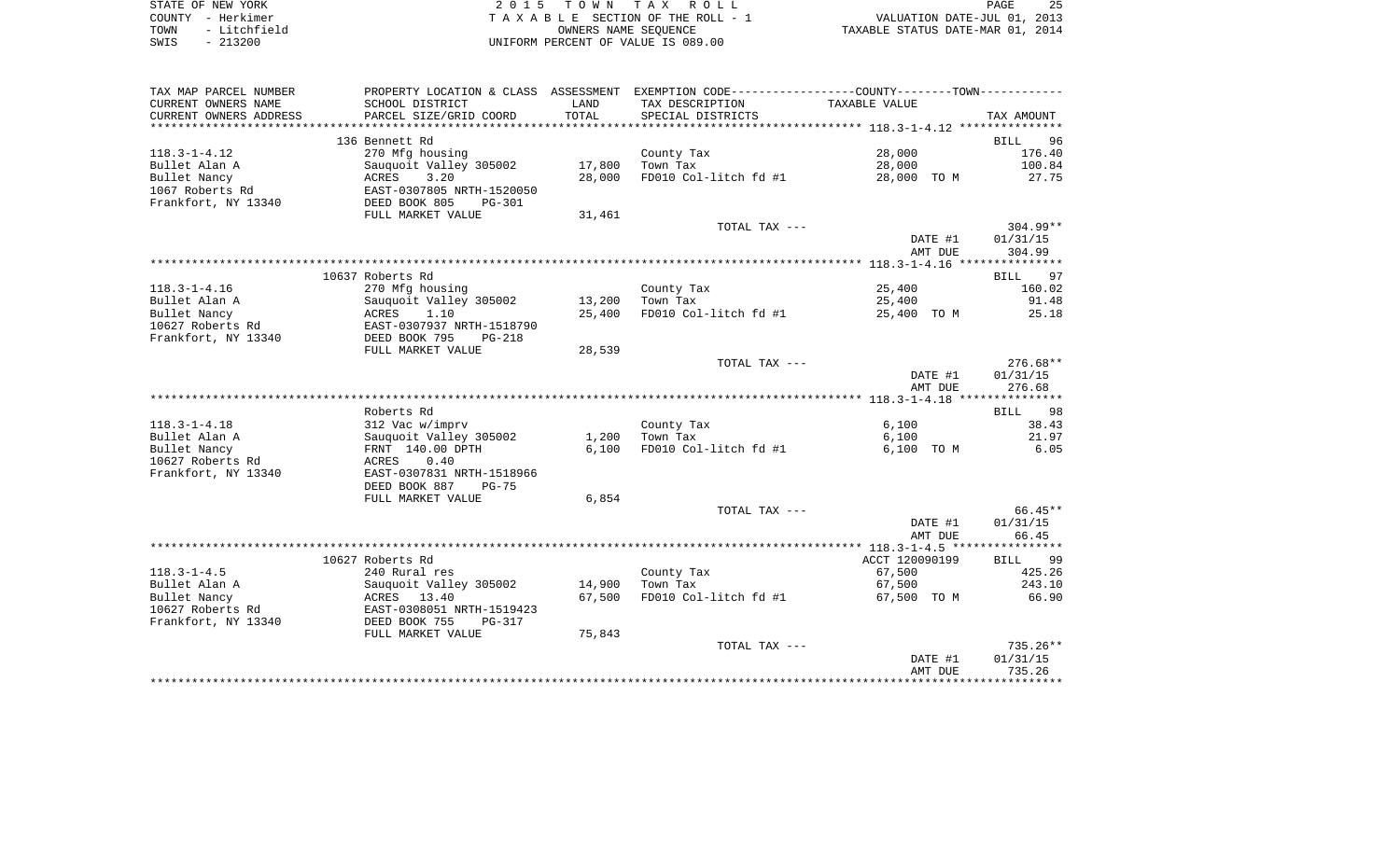STATE OF NEW YORK — 2 0 1 5 T O W N T A X R O L L
COUNTY - Herkimer — T A X A B L E SECTION OF THE ROLL - 1 — VALUATION DATE-JUL 01, 2013
TOWN - Litchfield — OWNERS NAME SEQUENCE — TAXABLE STATUS DATE-MAR 01, 2014
SWIS - 213200 — UNIFORM PERCENT OF VALUE IS 089.00

| TAX MAP PARCEL NUMBER<br>CURRENT OWNERS NAME<br>CURRENT OWNERS ADDRESS | PROPERTY LOCATION & CLASS<br>SCHOOL DISTRICT<br>PARCEL SIZE/GRID COORD | ASSESSMENT<br>LAND<br>TOTAL | EXEMPTION CODE<br>TAX DESCRIPTION<br>SPECIAL DISTRICTS | COUNTY--------TOWN<br>TAXABLE VALUE | TAX AMOUNT |
|---|---|---|---|---|---|
| **118.3-1-4.12** | 136 Bennett Rd | | | | BILL 96 |
| 118.3-1-4.12 | 270 Mfg housing | | County Tax | 28,000 | 176.40 |
| Bullet Alan A | Sauquoit Valley 305002 | 17,800 | Town Tax | 28,000 | 100.84 |
| Bullet Nancy | ACRES 3.20 | 28,000 | FD010 Col-litch fd #1 | 28,000 TO M | 27.75 |
| 1067 Roberts Rd | EAST-0307805 NRTH-1520050 | | | | |
| Frankfort, NY 13340 | DEED BOOK 805 PG-301 | | | | |
| | FULL MARKET VALUE | 31,461 | | | |
| | | | TOTAL TAX --- | | 304.99** |
| | | | | DATE #1 | 01/31/15 |
| | | | | AMT DUE | 304.99 |
| **118.3-1-4.16** | 10637 Roberts Rd | | | | BILL 97 |
| 118.3-1-4.16 | 270 Mfg housing | | County Tax | 25,400 | 160.02 |
| Bullet Alan A | Sauquoit Valley 305002 | 13,200 | Town Tax | 25,400 | 91.48 |
| Bullet Nancy | ACRES 1.10 | 25,400 | FD010 Col-litch fd #1 | 25,400 TO M | 25.18 |
| 10627 Roberts Rd | EAST-0307937 NRTH-1518790 | | | | |
| Frankfort, NY 13340 | DEED BOOK 795 PG-218 | | | | |
| | FULL MARKET VALUE | 28,539 | | | |
| | | | TOTAL TAX --- | | 276.68** |
| | | | | DATE #1 | 01/31/15 |
| | | | | AMT DUE | 276.68 |
| **118.3-1-4.18** | Roberts Rd | | | | BILL 98 |
| 118.3-1-4.18 | 312 Vac w/imprv | | County Tax | 6,100 | 38.43 |
| Bullet Alan A | Sauquoit Valley 305002 | 1,200 | Town Tax | 6,100 | 21.97 |
| Bullet Nancy | FRNT 140.00 DPTH | 6,100 | FD010 Col-litch fd #1 | 6,100 TO M | 6.05 |
| 10627 Roberts Rd | ACRES 0.40 | | | | |
| Frankfort, NY 13340 | EAST-0307831 NRTH-1518966 | | | | |
| | DEED BOOK 887 PG-75 | | | | |
| | FULL MARKET VALUE | 6,854 | | | |
| | | | TOTAL TAX --- | | 66.45** |
| | | | | DATE #1 | 01/31/15 |
| | | | | AMT DUE | 66.45 |
| **118.3-1-4.5** | 10627 Roberts Rd | | | ACCT 120090199 | BILL 99 |
| 118.3-1-4.5 | 240 Rural res | | County Tax | 67,500 | 425.26 |
| Bullet Alan A | Sauquoit Valley 305002 | 14,900 | Town Tax | 67,500 | 243.10 |
| Bullet Nancy | ACRES 13.40 | 67,500 | FD010 Col-litch fd #1 | 67,500 TO M | 66.90 |
| 10627 Roberts Rd | EAST-0308051 NRTH-1519423 | | | | |
| Frankfort, NY 13340 | DEED BOOK 755 PG-317 | | | | |
| | FULL MARKET VALUE | 75,843 | | | |
| | | | TOTAL TAX --- | | 735.26** |
| | | | | DATE #1 | 01/31/15 |
| | | | | AMT DUE | 735.26 |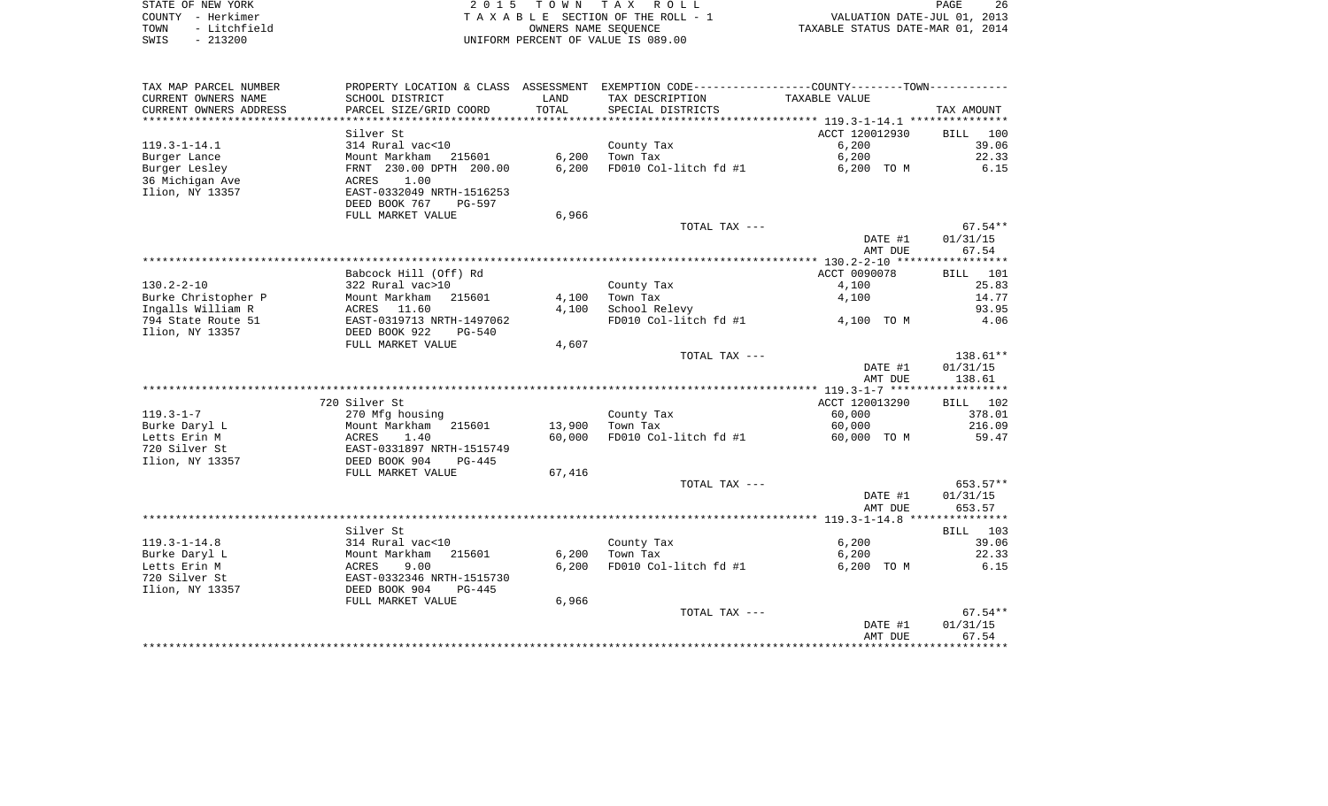STATE OF NEW YORK
COUNTY - Herkimer
TOWN - Litchfield
SWIS - 213200

# 2015 TOWN TAX ROLL

TAXABLE SECTION OF THE ROLL - 1
OWNERS NAME SEQUENCE
UNIFORM PERCENT OF VALUE IS 089.00

VALUATION DATE-JUL 01, 2013
TAXABLE STATUS DATE-MAR 01, 2014

| TAX MAP PARCEL NUMBER / CURRENT OWNERS NAME / CURRENT OWNERS ADDRESS | PROPERTY LOCATION & CLASS / SCHOOL DISTRICT / PARCEL SIZE/GRID COORD | ASSESSMENT LAND / TOTAL | EXEMPTION CODE / TAX DESCRIPTION / SPECIAL DISTRICTS | COUNTY--------TOWN / TAXABLE VALUE | TAX AMOUNT |
|---|---|---|---|---|---|
| 119.3-1-14.1 | Silver St | | | ACCT 120012930 | BILL 100 |
| Burger Lance | 314 Rural vac<10 | | County Tax | 6,200 | 39.06 |
| Burger Lesley | Mount Markham 215601 | 6,200 | Town Tax | 6,200 | 22.33 |
| 36 Michigan Ave | FRNT 230.00 DPTH 200.00 | 6,200 | FD010 Col-litch fd #1 | 6,200 TO M | 6.15 |
| Ilion, NY 13357 | ACRES 1.00 | | | | |
| | EAST-0332049 NRTH-1516253 | | | | |
| | DEED BOOK 767 PG-597 | | | | |
| | FULL MARKET VALUE | 6,966 | | | |
| | | | TOTAL TAX --- | | 67.54** |
| | | | | DATE #1 | 01/31/15 |
| | | | | AMT DUE | 67.54 |
| 130.2-2-10 | Babcock Hill (Off) Rd | | | ACCT 0090078 | BILL 101 |
| Burke Christopher P | 322 Rural vac>10 | | County Tax | 4,100 | 25.83 |
| Ingalls William R | Mount Markham 215601 | 4,100 | Town Tax | 4,100 | 14.77 |
| 794 State Route 51 | ACRES 11.60 | 4,100 | School Relevy | | 93.95 |
| Ilion, NY 13357 | EAST-0319713 NRTH-1497062 | | FD010 Col-litch fd #1 | 4,100 TO M | 4.06 |
| | DEED BOOK 922 PG-540 | | | | |
| | FULL MARKET VALUE | 4,607 | | | |
| | | | TOTAL TAX --- | | 138.61** |
| | | | | DATE #1 | 01/31/15 |
| | | | | AMT DUE | 138.61 |
| 119.3-1-7 | 720 Silver St | | | ACCT 120013290 | BILL 102 |
| Burke Daryl L | 270 Mfg housing | | County Tax | 60,000 | 378.01 |
| Letts Erin M | Mount Markham 215601 | 13,900 | Town Tax | 60,000 | 216.09 |
| 720 Silver St | ACRES 1.40 | 60,000 | FD010 Col-litch fd #1 | 60,000 TO M | 59.47 |
| Ilion, NY 13357 | EAST-0331897 NRTH-1515749 | | | | |
| | DEED BOOK 904 PG-445 | | | | |
| | FULL MARKET VALUE | 67,416 | | | |
| | | | TOTAL TAX --- | | 653.57** |
| | | | | DATE #1 | 01/31/15 |
| | | | | AMT DUE | 653.57 |
| 119.3-1-14.8 | Silver St | | | | BILL 103 |
| Burke Daryl L | 314 Rural vac<10 | | County Tax | 6,200 | 39.06 |
| Letts Erin M | Mount Markham 215601 | 6,200 | Town Tax | 6,200 | 22.33 |
| 720 Silver St | ACRES 9.00 | 6,200 | FD010 Col-litch fd #1 | 6,200 TO M | 6.15 |
| Ilion, NY 13357 | EAST-0332346 NRTH-1515730 | | | | |
| | DEED BOOK 904 PG-445 | | | | |
| | FULL MARKET VALUE | 6,966 | | | |
| | | | TOTAL TAX --- | | 67.54** |
| | | | | DATE #1 | 01/31/15 |
| | | | | AMT DUE | 67.54 |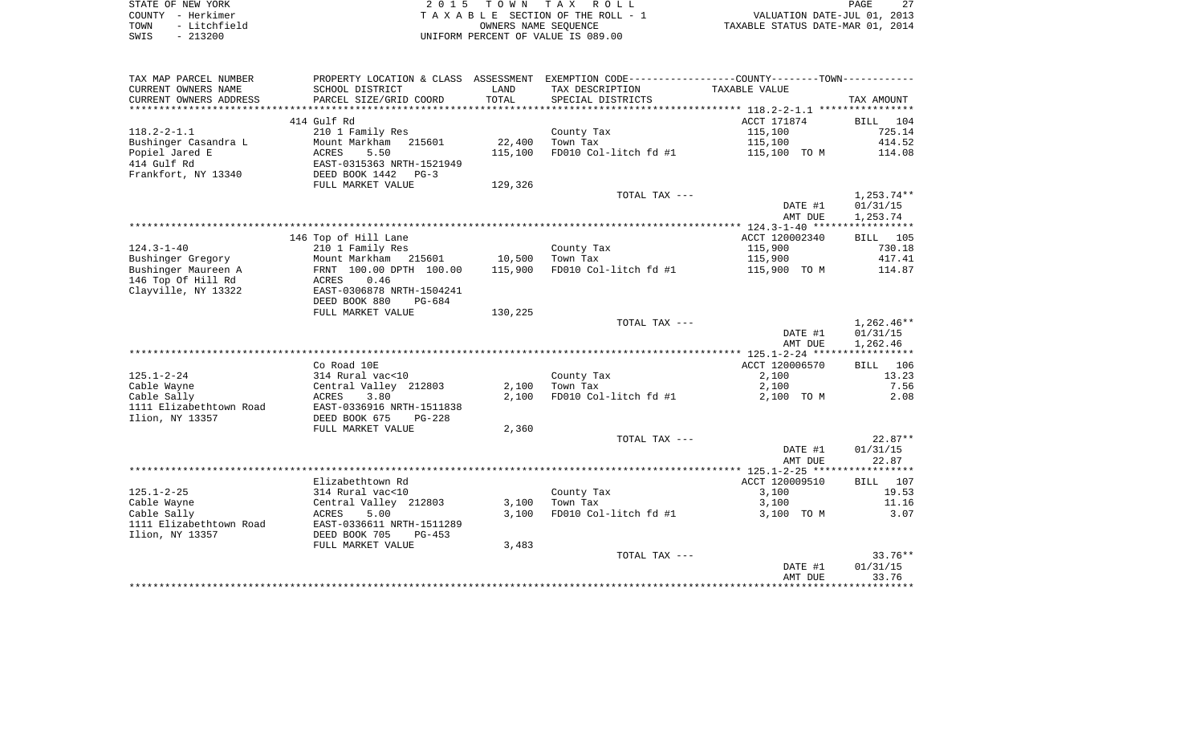STATE OF NEW YORK
COUNTY - Herkimer
TOWN - Litchfield
SWIS - 213200

2015 TOWN TAX ROLL
TAXABLE SECTION OF THE ROLL - 1
OWNERS NAME SEQUENCE
UNIFORM PERCENT OF VALUE IS 089.00

VALUATION DATE-JUL 01, 2013
TAXABLE STATUS DATE-MAR 01, 2014

| TAX MAP PARCEL NUMBER / CURRENT OWNERS NAME / CURRENT OWNERS ADDRESS | PROPERTY LOCATION & CLASS / SCHOOL DISTRICT / PARCEL SIZE/GRID COORD | ASSESSMENT LAND / TOTAL | EXEMPTION CODE / TAX DESCRIPTION / SPECIAL DISTRICTS | TAXABLE VALUE | TAX AMOUNT |
|---|---|---|---|---|---|
| 118.2-2-1.1 | 414 Gulf Rd | | | ACCT 171874 | BILL 104 |
| Bushinger Casandra L | 210 1 Family Res | | County Tax | 115,100 | 725.14 |
| Popiel Jared E | Mount Markham 215601 | 22,400 | Town Tax | 115,100 | 414.52 |
| 414 Gulf Rd | ACRES 5.50 | 115,100 | FD010 Col-litch fd #1 | 115,100 TO M | 114.08 |
| Frankfort, NY 13340 | EAST-0315363 NRTH-1521949 | | | | |
| | DEED BOOK 1442 PG-3 | | | | |
| | FULL MARKET VALUE | 129,326 | | | |
| | | | TOTAL TAX --- | | 1,253.74** |
| | | | | DATE #1 | 01/31/15 |
| | | | | AMT DUE | 1,253.74 |
| 124.3-1-40 | 146 Top of Hill Lane | | | ACCT 120002340 | BILL 105 |
| Bushinger Gregory | 210 1 Family Res | | County Tax | 115,900 | 730.18 |
| Bushinger Maureen A | Mount Markham 215601 | 10,500 | Town Tax | 115,900 | 417.41 |
| 146 Top Of Hill Rd | FRNT 100.00 DPTH 100.00 | 115,900 | FD010 Col-litch fd #1 | 115,900 TO M | 114.87 |
| Clayville, NY 13322 | ACRES 0.46 | | | | |
| | EAST-0306878 NRTH-1504241 | | | | |
| | DEED BOOK 880 PG-684 | | | | |
| | FULL MARKET VALUE | 130,225 | | | |
| | | | TOTAL TAX --- | | 1,262.46** |
| | | | | DATE #1 | 01/31/15 |
| | | | | AMT DUE | 1,262.46 |
| 125.1-2-24 | Co Road 10E | | | ACCT 120006570 | BILL 106 |
| Cable Wayne | 314 Rural vac<10 | | County Tax | 2,100 | 13.23 |
| Cable Sally | Central Valley 212803 | 2,100 | Town Tax | 2,100 | 7.56 |
| 1111 Elizabethtown Road | ACRES 3.80 | 2,100 | FD010 Col-litch fd #1 | 2,100 TO M | 2.08 |
| Ilion, NY 13357 | EAST-0336916 NRTH-1511838 | | | | |
| | DEED BOOK 675 PG-228 | | | | |
| | FULL MARKET VALUE | 2,360 | | | |
| | | | TOTAL TAX --- | | 22.87** |
| | | | | DATE #1 | 01/31/15 |
| | | | | AMT DUE | 22.87 |
| 125.1-2-25 | Elizabethtown Rd | | | ACCT 120009510 | BILL 107 |
| Cable Wayne | 314 Rural vac<10 | | County Tax | 3,100 | 19.53 |
| Cable Sally | Central Valley 212803 | 3,100 | Town Tax | 3,100 | 11.16 |
| 1111 Elizabethtown Road | ACRES 5.00 | 3,100 | FD010 Col-litch fd #1 | 3,100 TO M | 3.07 |
| Ilion, NY 13357 | EAST-0336611 NRTH-1511289 | | | | |
| | DEED BOOK 705 PG-453 | | | | |
| | FULL MARKET VALUE | 3,483 | | | |
| | | | TOTAL TAX --- | | 33.76** |
| | | | | DATE #1 | 01/31/15 |
| | | | | AMT DUE | 33.76 |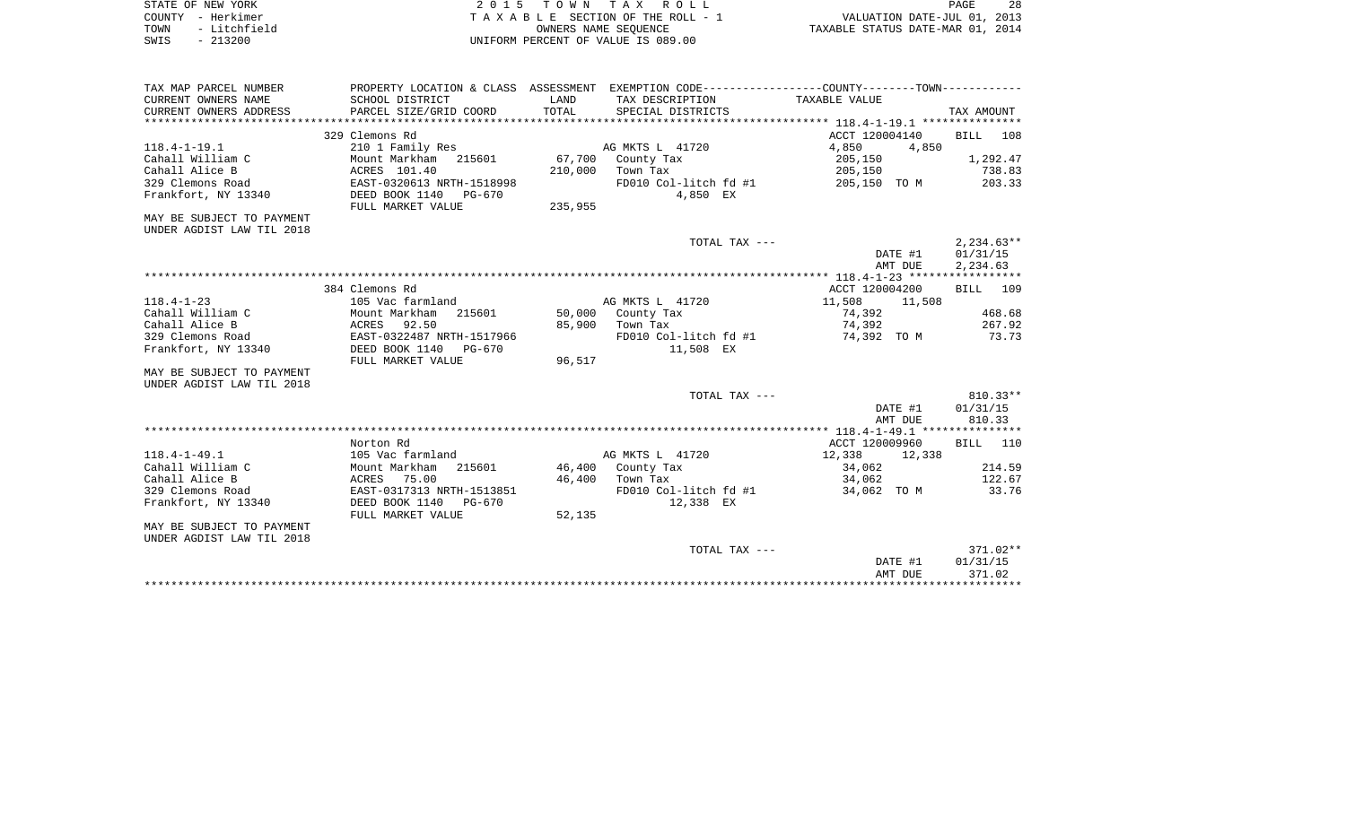STATE OF NEW YORK — 2015 TOWN TAX ROLL
COUNTY - Herkimer — TAXABLE SECTION OF THE ROLL - 1 — VALUATION DATE-JUL 01, 2013
TOWN - Litchfield — OWNERS NAME SEQUENCE — TAXABLE STATUS DATE-MAR 01, 2014
SWIS - 213200 — UNIFORM PERCENT OF VALUE IS 089.00

| TAX MAP PARCEL NUMBER / CURRENT OWNERS NAME / CURRENT OWNERS ADDRESS | PROPERTY LOCATION & CLASS / SCHOOL DISTRICT / PARCEL SIZE/GRID COORD | ASSESSMENT LAND / TOTAL | EXEMPTION CODE / TAX DESCRIPTION / SPECIAL DISTRICTS | COUNTY / TOWN TAXABLE VALUE | TAX AMOUNT |
|---|---|---|---|---|---|
| **118.4-1-19.1** | 329 Clemons Rd | | | ACCT 120004140 | BILL 108 |
| 118.4-1-19.1 | 210 1 Family Res | | AG MKTS L 41720 | 4,850 4,850 | |
| Cahall William C | Mount Markham 215601 | 67,700 | County Tax | 205,150 | 1,292.47 |
| Cahall Alice B | ACRES 101.40 | 210,000 | Town Tax | 205,150 | 738.83 |
| 329 Clemons Road | EAST-0320613 NRTH-1518998 | | FD010 Col-litch fd #1 | 205,150 TO M | 203.33 |
| Frankfort, NY 13340 | DEED BOOK 1140 PG-670 | | 4,850 EX | | |
| | FULL MARKET VALUE | 235,955 | | | |
| MAY BE SUBJECT TO PAYMENT UNDER AGDIST LAW TIL 2018 | | | | | |
| | | | TOTAL TAX --- | | 2,234.63** |
| | | | | DATE #1 | 01/31/15 |
| | | | | AMT DUE | 2,234.63 |
| **118.4-1-23** | 384 Clemons Rd | | | ACCT 120004200 | BILL 109 |
| 118.4-1-23 | 105 Vac farmland | | AG MKTS L 41720 | 11,508 11,508 | |
| Cahall William C | Mount Markham 215601 | 50,000 | County Tax | 74,392 | 468.68 |
| Cahall Alice B | ACRES 92.50 | 85,900 | Town Tax | 74,392 | 267.92 |
| 329 Clemons Road | EAST-0322487 NRTH-1517966 | | FD010 Col-litch fd #1 | 74,392 TO M | 73.73 |
| Frankfort, NY 13340 | DEED BOOK 1140 PG-670 | | 11,508 EX | | |
| | FULL MARKET VALUE | 96,517 | | | |
| MAY BE SUBJECT TO PAYMENT UNDER AGDIST LAW TIL 2018 | | | | | |
| | | | TOTAL TAX --- | | 810.33** |
| | | | | DATE #1 | 01/31/15 |
| | | | | AMT DUE | 810.33 |
| **118.4-1-49.1** | Norton Rd | | | ACCT 120009960 | BILL 110 |
| 118.4-1-49.1 | 105 Vac farmland | | AG MKTS L 41720 | 12,338 12,338 | |
| Cahall William C | Mount Markham 215601 | 46,400 | County Tax | 34,062 | 214.59 |
| Cahall Alice B | ACRES 75.00 | 46,400 | Town Tax | 34,062 | 122.67 |
| 329 Clemons Road | EAST-0317313 NRTH-1513851 | | FD010 Col-litch fd #1 | 34,062 TO M | 33.76 |
| Frankfort, NY 13340 | DEED BOOK 1140 PG-670 | | 12,338 EX | | |
| | FULL MARKET VALUE | 52,135 | | | |
| MAY BE SUBJECT TO PAYMENT UNDER AGDIST LAW TIL 2018 | | | | | |
| | | | TOTAL TAX --- | | 371.02** |
| | | | | DATE #1 | 01/31/15 |
| | | | | AMT DUE | 371.02 |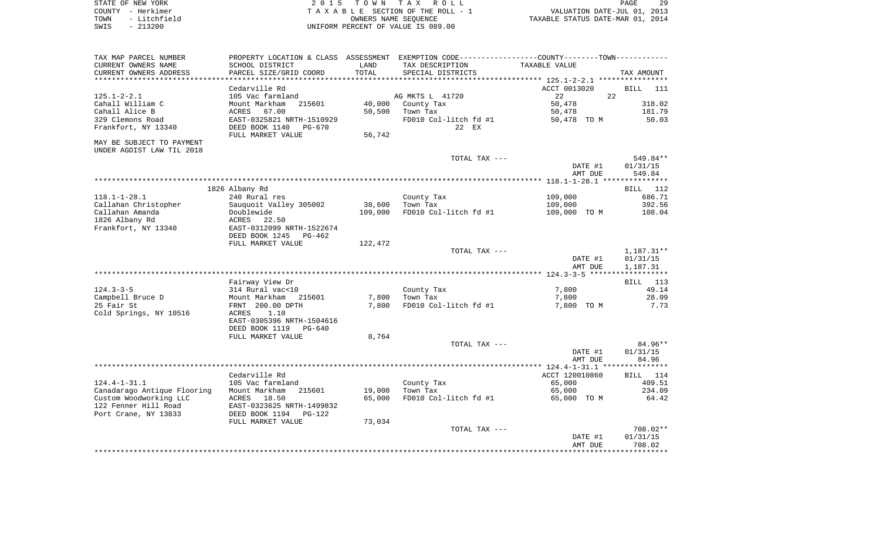STATE OF NEW YORK — COUNTY - Herkimer — TOWN - Litchfield — SWIS - 213200

2015 TOWN TAX ROLL
TAXABLE SECTION OF THE ROLL - 1
OWNERS NAME SEQUENCE
UNIFORM PERCENT OF VALUE IS 089.00

VALUATION DATE-JUL 01, 2013
TAXABLE STATUS DATE-MAR 01, 2014

| TAX MAP PARCEL NUMBER / CURRENT OWNERS NAME / CURRENT OWNERS ADDRESS | PROPERTY LOCATION & CLASS / SCHOOL DISTRICT / PARCEL SIZE/GRID COORD | ASSESSMENT LAND / TOTAL | EXEMPTION CODE / TAX DESCRIPTION / SPECIAL DISTRICTS | COUNTY / TOWN TAXABLE VALUE | TAX AMOUNT |
|---|---|---|---|---|---|
| **125.1-2-2.1** | Cedarville Rd | | | ACCT 0013020 | BILL 111 |
| 125.1-2-2.1 | 105 Vac farmland | | AG MKTS L 41720 | 22 / 22 | |
| Cahall William C | Mount Markham 215601 | 40,000 | County Tax | 50,478 | 318.02 |
| Cahall Alice B | ACRES 67.00 | 50,500 | Town Tax | 50,478 | 181.79 |
| 329 Clemons Road | EAST-0325821 NRTH-1510929 | | FD010 Col-litch fd #1 | 50,478 TO M | 50.03 |
| Frankfort, NY 13340 | DEED BOOK 1140 PG-670 | | 22 EX | | |
| | FULL MARKET VALUE | 56,742 | | | |
| MAY BE SUBJECT TO PAYMENT UNDER AGDIST LAW TIL 2018 | | | | | |
| | | | TOTAL TAX --- | | 549.84** |
| | | | | DATE #1 | 01/31/15 |
| | | | | AMT DUE | 549.84 |
| **118.1-1-28.1** | 1826 Albany Rd | | | | BILL 112 |
| 118.1-1-28.1 | 240 Rural res | | County Tax | 109,000 | 686.71 |
| Callahan Christopher | Sauquoit Valley 305002 | 38,600 | Town Tax | 109,000 | 392.56 |
| Callahan Amanda | Doublewide | 109,000 | FD010 Col-litch fd #1 | 109,000 TO M | 108.04 |
| 1826 Albany Rd | ACRES 22.50 | | | | |
| Frankfort, NY 13340 | EAST-0312099 NRTH-1522674 | | | | |
| | DEED BOOK 1245 PG-462 | | | | |
| | FULL MARKET VALUE | 122,472 | | | |
| | | | TOTAL TAX --- | | 1,187.31** |
| | | | | DATE #1 | 01/31/15 |
| | | | | AMT DUE | 1,187.31 |
| **124.3-3-5** | Fairway View Dr | | | | BILL 113 |
| 124.3-3-5 | 314 Rural vac<10 | | County Tax | 7,800 | 49.14 |
| Campbell Bruce D | Mount Markham 215601 | 7,800 | Town Tax | 7,800 | 28.09 |
| 25 Fair St | FRNT 200.00 DPTH | 7,800 | FD010 Col-litch fd #1 | 7,800 TO M | 7.73 |
| Cold Springs, NY 10516 | ACRES 1.10 | | | | |
| | EAST-0305396 NRTH-1504616 | | | | |
| | DEED BOOK 1119 PG-640 | | | | |
| | FULL MARKET VALUE | 8,764 | | | |
| | | | TOTAL TAX --- | | 84.96** |
| | | | | DATE #1 | 01/31/15 |
| | | | | AMT DUE | 84.96 |
| **124.4-1-31.1** | Cedarville Rd | | | ACCT 120010860 | BILL 114 |
| 124.4-1-31.1 | 105 Vac farmland | | County Tax | 65,000 | 409.51 |
| Canadarago Antique Flooring | Mount Markham 215601 | 19,000 | Town Tax | 65,000 | 234.09 |
| Custom Woodworking LLC | ACRES 18.50 | 65,000 | FD010 Col-litch fd #1 | 65,000 TO M | 64.42 |
| 122 Fenner Hill Road | EAST-0323625 NRTH-1499832 | | | | |
| Port Crane, NY 13833 | DEED BOOK 1194 PG-122 | | | | |
| | FULL MARKET VALUE | 73,034 | | | |
| | | | TOTAL TAX --- | | 708.02** |
| | | | | DATE #1 | 01/31/15 |
| | | | | AMT DUE | 708.02 |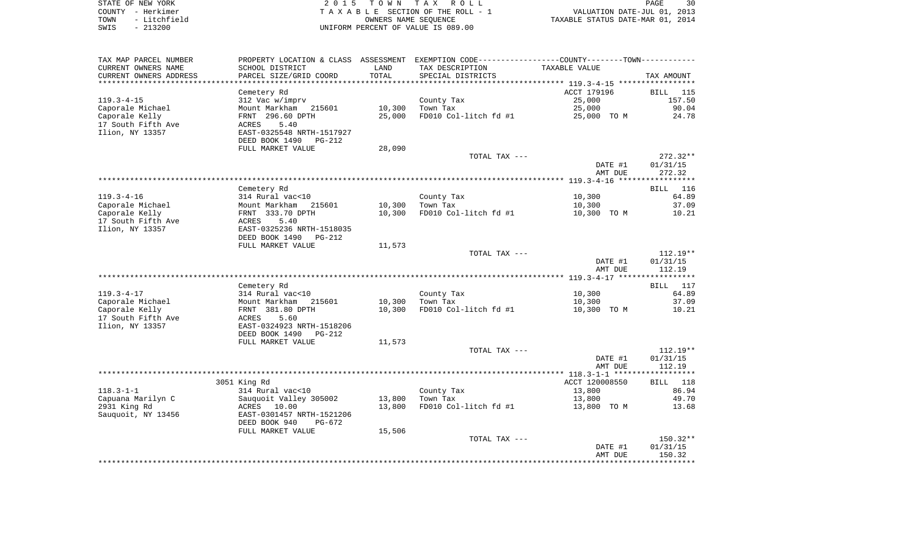STATE OF NEW YORK — 2015 TOWN TAX ROLL
COUNTY - Herkimer — TAXABLE SECTION OF THE ROLL - 1 — VALUATION DATE-JUL 01, 2013
TOWN - Litchfield — OWNERS NAME SEQUENCE — TAXABLE STATUS DATE-MAR 01, 2014
SWIS - 213200 — UNIFORM PERCENT OF VALUE IS 089.00

| TAX MAP PARCEL NUMBER / CURRENT OWNERS NAME / CURRENT OWNERS ADDRESS | PROPERTY LOCATION & CLASS / SCHOOL DISTRICT / PARCEL SIZE/GRID COORD | ASSESSMENT LAND / TOTAL | EXEMPTION CODE / TAX DESCRIPTION / SPECIAL DISTRICTS | TAXABLE VALUE | TAX AMOUNT |
|---|---|---|---|---|---|
| | Cemetery Rd | | | ACCT 179196 | BILL 115 |
| 119.3-4-15 | 312 Vac w/imprv | | County Tax | 25,000 | 157.50 |
| Caporale Michael | Mount Markham 215601 | 10,300 | Town Tax | 25,000 | 90.04 |
| Caporale Kelly | FRNT 296.60 DPTH | 25,000 | FD010 Col-litch fd #1 | 25,000 TO M | 24.78 |
| 17 South Fifth Ave | ACRES 5.40 | | | | |
| Ilion, NY 13357 | EAST-0325548 NRTH-1517927 | | | | |
| | DEED BOOK 1490 PG-212 | | | | |
| | FULL MARKET VALUE | 28,090 | | | |
| | | | TOTAL TAX --- | | 272.32** |
| | | | | DATE #1 | 01/31/15 |
| | | | | AMT DUE | 272.32 |
| | Cemetery Rd | | | | BILL 116 |
| 119.3-4-16 | 314 Rural vac<10 | | County Tax | 10,300 | 64.89 |
| Caporale Michael | Mount Markham 215601 | 10,300 | Town Tax | 10,300 | 37.09 |
| Caporale Kelly | FRNT 333.70 DPTH | 10,300 | FD010 Col-litch fd #1 | 10,300 TO M | 10.21 |
| 17 South Fifth Ave | ACRES 5.40 | | | | |
| Ilion, NY 13357 | EAST-0325236 NRTH-1518035 | | | | |
| | DEED BOOK 1490 PG-212 | | | | |
| | FULL MARKET VALUE | 11,573 | | | |
| | | | TOTAL TAX --- | | 112.19** |
| | | | | DATE #1 | 01/31/15 |
| | | | | AMT DUE | 112.19 |
| | Cemetery Rd | | | | BILL 117 |
| 119.3-4-17 | 314 Rural vac<10 | | County Tax | 10,300 | 64.89 |
| Caporale Michael | Mount Markham 215601 | 10,300 | Town Tax | 10,300 | 37.09 |
| Caporale Kelly | FRNT 381.80 DPTH | 10,300 | FD010 Col-litch fd #1 | 10,300 TO M | 10.21 |
| 17 South Fifth Ave | ACRES 5.60 | | | | |
| Ilion, NY 13357 | EAST-0324923 NRTH-1518206 | | | | |
| | DEED BOOK 1490 PG-212 | | | | |
| | FULL MARKET VALUE | 11,573 | | | |
| | | | TOTAL TAX --- | | 112.19** |
| | | | | DATE #1 | 01/31/15 |
| | | | | AMT DUE | 112.19 |
| | 3051 King Rd | | | ACCT 120008550 | BILL 118 |
| 118.3-1-1 | 314 Rural vac<10 | | County Tax | 13,800 | 86.94 |
| Capuana Marilyn C | Sauquoit Valley 305002 | 13,800 | Town Tax | 13,800 | 49.70 |
| 2931 King Rd | ACRES 10.00 | 13,800 | FD010 Col-litch fd #1 | 13,800 TO M | 13.68 |
| Sauquoit, NY 13456 | EAST-0301457 NRTH-1521206 | | | | |
| | DEED BOOK 940 PG-672 | | | | |
| | FULL MARKET VALUE | 15,506 | | | |
| | | | TOTAL TAX --- | | 150.32** |
| | | | | DATE #1 | 01/31/15 |
| | | | | AMT DUE | 150.32 |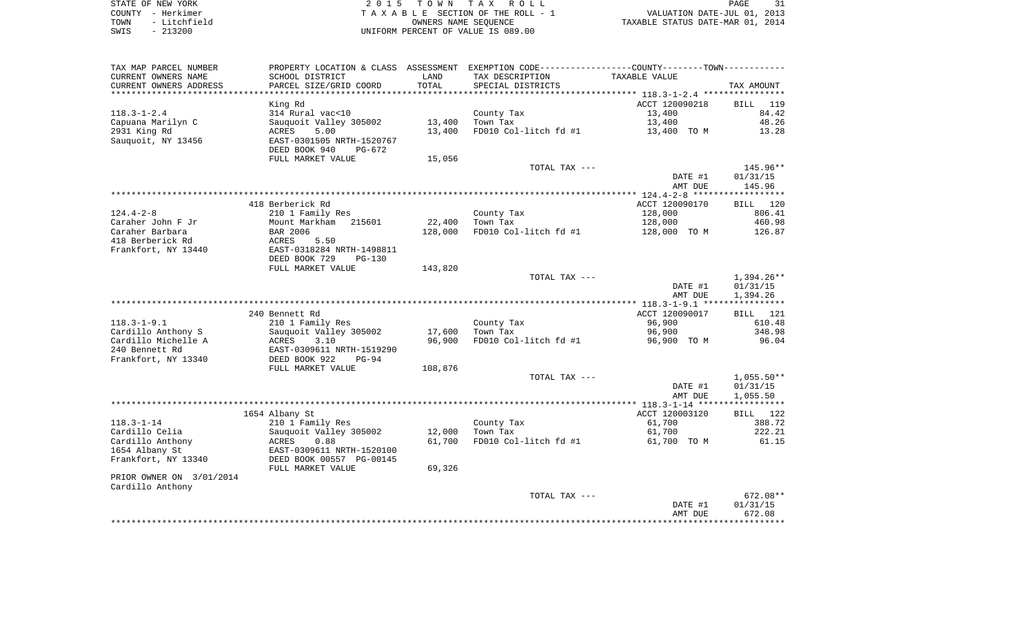STATE OF NEW YORK — COUNTY - Herkimer — TOWN - Litchfield — SWIS - 213200

2 0 1 5 T O W N T A X R O L L
T A X A B L E SECTION OF THE ROLL - 1
OWNERS NAME SEQUENCE
UNIFORM PERCENT OF VALUE IS 089.00

VALUATION DATE-JUL 01, 2013
TAXABLE STATUS DATE-MAR 01, 2014

| TAX MAP PARCEL NUMBER / CURRENT OWNERS NAME / CURRENT OWNERS ADDRESS | PROPERTY LOCATION & CLASS / SCHOOL DISTRICT / PARCEL SIZE/GRID COORD | ASSESSMENT LAND / TOTAL | EXEMPTION CODE / TAX DESCRIPTION / SPECIAL DISTRICTS | COUNTY--------TOWN / TAXABLE VALUE | TAX AMOUNT |
|---|---|---|---|---|---|
| 118.3-1-2.4 | King Rd | | | ACCT 120090218 | BILL 119 |
| | 314 Rural vac<10 | | | | |
| Capuana Marilyn C | Sauquoit Valley 305002 | 13,400 | County Tax | 13,400 | 84.42 |
| 2931 King Rd | ACRES 5.00 | 13,400 | Town Tax | 13,400 | 48.26 |
| Sauquoit, NY 13456 | EAST-0301505 NRTH-1520767 | | FD010 Col-litch fd #1 | 13,400 TO M | 13.28 |
| | DEED BOOK 940 PG-672 | | | | |
| | FULL MARKET VALUE | 15,056 | | | |
| | | | TOTAL TAX --- | | 145.96** |
| | | | | DATE #1 | 01/31/15 |
| | | | | AMT DUE | 145.96 |
| 124.4-2-8 | 418 Berberick Rd | | | ACCT 120090170 | BILL 120 |
| | 210 1 Family Res | | County Tax | 128,000 | 806.41 |
| Caraher John F Jr | Mount Markham 215601 | 22,400 | Town Tax | 128,000 | 460.98 |
| Caraher Barbara | BAR 2006 | 128,000 | FD010 Col-litch fd #1 | 128,000 TO M | 126.87 |
| 418 Berberick Rd | ACRES 5.50 | | | | |
| Frankfort, NY 13440 | EAST-0318284 NRTH-1498811 | | | | |
| | DEED BOOK 729 PG-130 | | | | |
| | FULL MARKET VALUE | 143,820 | | | |
| | | | TOTAL TAX --- | | 1,394.26** |
| | | | | DATE #1 | 01/31/15 |
| | | | | AMT DUE | 1,394.26 |
| 118.3-1-9.1 | 240 Bennett Rd | | | ACCT 120090017 | BILL 121 |
| | 210 1 Family Res | | County Tax | 96,900 | 610.48 |
| Cardillo Anthony S | Sauquoit Valley 305002 | 17,600 | Town Tax | 96,900 | 348.98 |
| Cardillo Michelle A | ACRES 3.10 | 96,900 | FD010 Col-litch fd #1 | 96,900 TO M | 96.04 |
| 240 Bennett Rd | EAST-0309611 NRTH-1519290 | | | | |
| Frankfort, NY 13340 | DEED BOOK 922 PG-94 | | | | |
| | FULL MARKET VALUE | 108,876 | | | |
| | | | TOTAL TAX --- | | 1,055.50** |
| | | | | DATE #1 | 01/31/15 |
| | | | | AMT DUE | 1,055.50 |
| 118.3-1-14 | 1654 Albany St | | | ACCT 120003120 | BILL 122 |
| | 210 1 Family Res | | County Tax | 61,700 | 388.72 |
| Cardillo Celia | Sauquoit Valley 305002 | 12,000 | Town Tax | 61,700 | 222.21 |
| Cardillo Anthony | ACRES 0.88 | 61,700 | FD010 Col-litch fd #1 | 61,700 TO M | 61.15 |
| 1654 Albany St | EAST-0309611 NRTH-1520100 | | | | |
| Frankfort, NY 13340 | DEED BOOK 00557 PG-00145 | | | | |
| | FULL MARKET VALUE | 69,326 | | | |
| PRIOR OWNER ON 3/01/2014 | | | | | |
| Cardillo Anthony | | | | | |
| | | | TOTAL TAX --- | | 672.08** |
| | | | | DATE #1 | 01/31/15 |
| | | | | AMT DUE | 672.08 |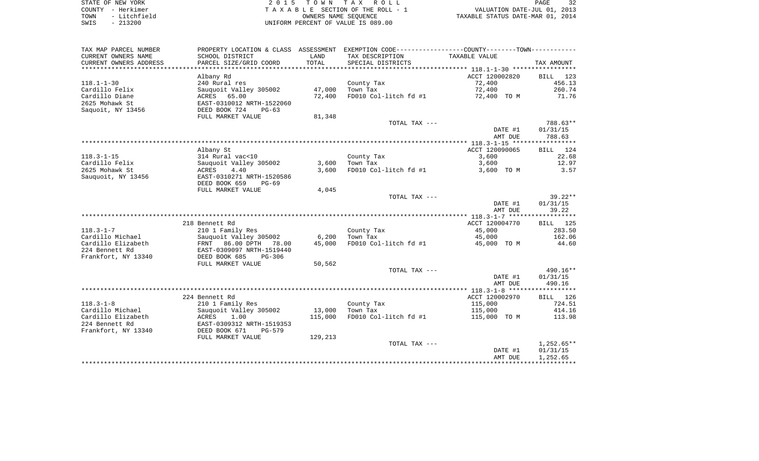STATE OF NEW YORK
COUNTY - Herkimer
TOWN - Litchfield
SWIS - 213200

2 0 1 5 T O W N T A X R O L L
T A X A B L E SECTION OF THE ROLL - 1
OWNERS NAME SEQUENCE
UNIFORM PERCENT OF VALUE IS 089.00

VALUATION DATE-JUL 01, 2013
TAXABLE STATUS DATE-MAR 01, 2014

| TAX MAP PARCEL NUMBER / CURRENT OWNERS NAME / CURRENT OWNERS ADDRESS | PROPERTY LOCATION & CLASS / SCHOOL DISTRICT / PARCEL SIZE/GRID COORD | ASSESSMENT LAND / TOTAL | EXEMPTION CODE / TAX DESCRIPTION / SPECIAL DISTRICTS | TAXABLE VALUE | TAX AMOUNT |
|---|---|---|---|---|---|
| 118.1-1-30 | Albany Rd | | | ACCT 120002820 | BILL 123 |
| | 240 Rural res | | County Tax | 72,400 | 456.13 |
| Cardillo Felix | Sauquoit Valley 305002 | 47,000 | Town Tax | 72,400 | 260.74 |
| Cardillo Diane | ACRES 65.00 | 72,400 | FD010 Col-litch fd #1 | 72,400 TO M | 71.76 |
| 2625 Mohawk St | EAST-0310012 NRTH-1522060 | | | | |
| Saquoit, NY 13456 | DEED BOOK 724 PG-63 | | | | |
| | FULL MARKET VALUE | 81,348 | | | |
| | | | TOTAL TAX --- | | 788.63** |
| | | | | DATE #1 | 01/31/15 |
| | | | | AMT DUE | 788.63 |
| 118.3-1-15 | Albany St | | | ACCT 120090065 | BILL 124 |
| | 314 Rural vac<10 | | County Tax | 3,600 | 22.68 |
| Cardillo Felix | Sauquoit Valley 305002 | 3,600 | Town Tax | 3,600 | 12.97 |
| 2625 Mohawk St | ACRES 4.40 | 3,600 | FD010 Col-litch fd #1 | 3,600 TO M | 3.57 |
| Sauquoit, NY 13456 | EAST-0310271 NRTH-1520586 | | | | |
| | DEED BOOK 659 PG-69 | | | | |
| | FULL MARKET VALUE | 4,045 | | | |
| | | | TOTAL TAX --- | | 39.22** |
| | | | | DATE #1 | 01/31/15 |
| | | | | AMT DUE | 39.22 |
| 118.3-1-7 | 218 Bennett Rd | | | ACCT 120004770 | BILL 125 |
| | 210 1 Family Res | | County Tax | 45,000 | 283.50 |
| Cardillo Michael | Sauquoit Valley 305002 | 6,200 | Town Tax | 45,000 | 162.06 |
| Cardillo Elizabeth | FRNT 86.00 DPTH 78.00 | 45,000 | FD010 Col-litch fd #1 | 45,000 TO M | 44.60 |
| 224 Bennett Rd | EAST-0309097 NRTH-1519440 | | | | |
| Frankfort, NY 13340 | DEED BOOK 685 PG-306 | | | | |
| | FULL MARKET VALUE | 50,562 | | | |
| | | | TOTAL TAX --- | | 490.16** |
| | | | | DATE #1 | 01/31/15 |
| | | | | AMT DUE | 490.16 |
| 118.3-1-8 | 224 Bennett Rd | | | ACCT 120002970 | BILL 126 |
| | 210 1 Family Res | | County Tax | 115,000 | 724.51 |
| Cardillo Michael | Sauquoit Valley 305002 | 13,000 | Town Tax | 115,000 | 414.16 |
| Cardillo Elizabeth | ACRES 1.00 | 115,000 | FD010 Col-litch fd #1 | 115,000 TO M | 113.98 |
| 224 Bennett Rd | EAST-0309312 NRTH-1519353 | | | | |
| Frankfort, NY 13340 | DEED BOOK 671 PG-579 | | | | |
| | FULL MARKET VALUE | 129,213 | | | |
| | | | TOTAL TAX --- | | 1,252.65** |
| | | | | DATE #1 | 01/31/15 |
| | | | | AMT DUE | 1,252.65 |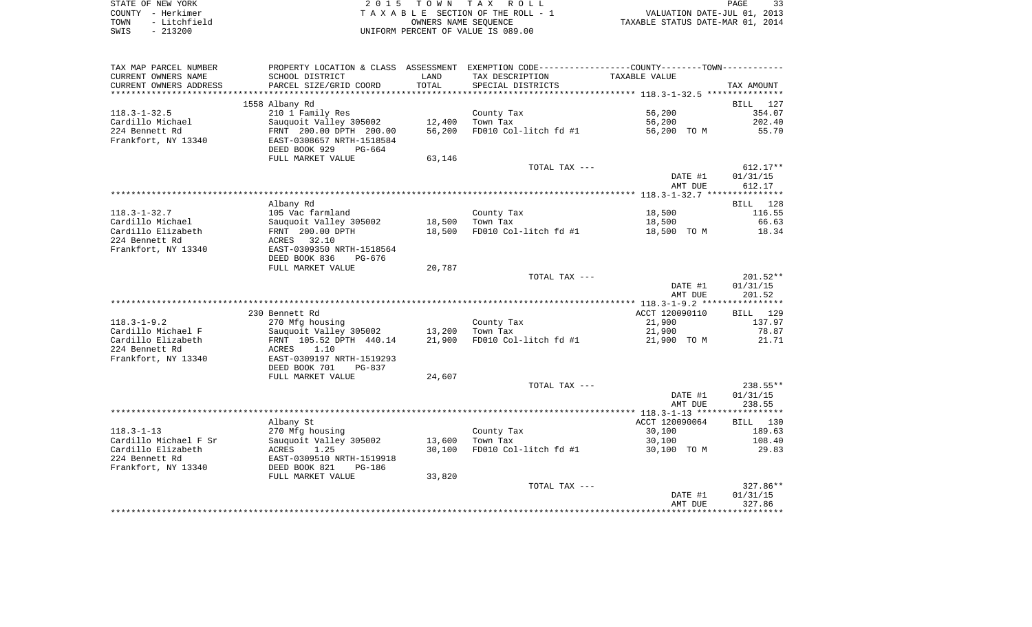STATE OF NEW YORK | COUNTY - Herkimer | TOWN - Litchfield | SWIS - 213200

2015 TOWN TAX ROLL
TAXABLE SECTION OF THE ROLL - 1
OWNERS NAME SEQUENCE
UNIFORM PERCENT OF VALUE IS 089.00

VALUATION DATE-JUL 01, 2013
TAXABLE STATUS DATE-MAR 01, 2014

| TAX MAP PARCEL NUMBER / CURRENT OWNERS NAME / CURRENT OWNERS ADDRESS | PROPERTY LOCATION & CLASS / SCHOOL DISTRICT / PARCEL SIZE/GRID COORD | ASSESSMENT LAND / TOTAL | EXEMPTION CODE / TAX DESCRIPTION / SPECIAL DISTRICTS | TAXABLE VALUE | TAX AMOUNT |
|---|---|---|---|---|---|
| | 1558 Albany Rd | | | | BILL 127 |
| 118.3-1-32.5 | 210 1 Family Res | | County Tax | 56,200 | 354.07 |
| Cardillo Michael | Sauquoit Valley 305002 | 12,400 | Town Tax | 56,200 | 202.40 |
| 224 Bennett Rd | FRNT 200.00 DPTH 200.00 | 56,200 | FD010 Col-litch fd #1 | 56,200 TO M | 55.70 |
| Frankfort, NY 13340 | EAST-0308657 NRTH-1518584 | | | | |
| | DEED BOOK 929 PG-664 | | | | |
| | FULL MARKET VALUE | 63,146 | | | |
| | | | TOTAL TAX --- | | 612.17** |
| | | | | DATE #1 | 01/31/15 |
| | | | | AMT DUE | 612.17 |
| | Albany Rd | | | | BILL 128 |
| 118.3-1-32.7 | 105 Vac farmland | | County Tax | 18,500 | 116.55 |
| Cardillo Michael | Sauquoit Valley 305002 | 18,500 | Town Tax | 18,500 | 66.63 |
| Cardillo Elizabeth | FRNT 200.00 DPTH | 18,500 | FD010 Col-litch fd #1 | 18,500 TO M | 18.34 |
| 224 Bennett Rd | ACRES 32.10 | | | | |
| Frankfort, NY 13340 | EAST-0309350 NRTH-1518564 | | | | |
| | DEED BOOK 836 PG-676 | | | | |
| | FULL MARKET VALUE | 20,787 | | | |
| | | | TOTAL TAX --- | | 201.52** |
| | | | | DATE #1 | 01/31/15 |
| | | | | AMT DUE | 201.52 |
| | 230 Bennett Rd | | | ACCT 120090110 | BILL 129 |
| 118.3-1-9.2 | 270 Mfg housing | | County Tax | 21,900 | 137.97 |
| Cardillo Michael F | Sauquoit Valley 305002 | 13,200 | Town Tax | 21,900 | 78.87 |
| Cardillo Elizabeth | FRNT 105.52 DPTH 440.14 | 21,900 | FD010 Col-litch fd #1 | 21,900 TO M | 21.71 |
| 224 Bennett Rd | ACRES 1.10 | | | | |
| Frankfort, NY 13340 | EAST-0309197 NRTH-1519293 | | | | |
| | DEED BOOK 701 PG-837 | | | | |
| | FULL MARKET VALUE | 24,607 | | | |
| | | | TOTAL TAX --- | | 238.55** |
| | | | | DATE #1 | 01/31/15 |
| | | | | AMT DUE | 238.55 |
| | Albany St | | | ACCT 120090064 | BILL 130 |
| 118.3-1-13 | 270 Mfg housing | | County Tax | 30,100 | 189.63 |
| Cardillo Michael F Sr | Sauquoit Valley 305002 | 13,600 | Town Tax | 30,100 | 108.40 |
| Cardillo Elizabeth | ACRES 1.25 | 30,100 | FD010 Col-litch fd #1 | 30,100 TO M | 29.83 |
| 224 Bennett Rd | EAST-0309510 NRTH-1519918 | | | | |
| Frankfort, NY 13340 | DEED BOOK 821 PG-186 | | | | |
| | FULL MARKET VALUE | 33,820 | | | |
| | | | TOTAL TAX --- | | 327.86** |
| | | | | DATE #1 | 01/31/15 |
| | | | | AMT DUE | 327.86 |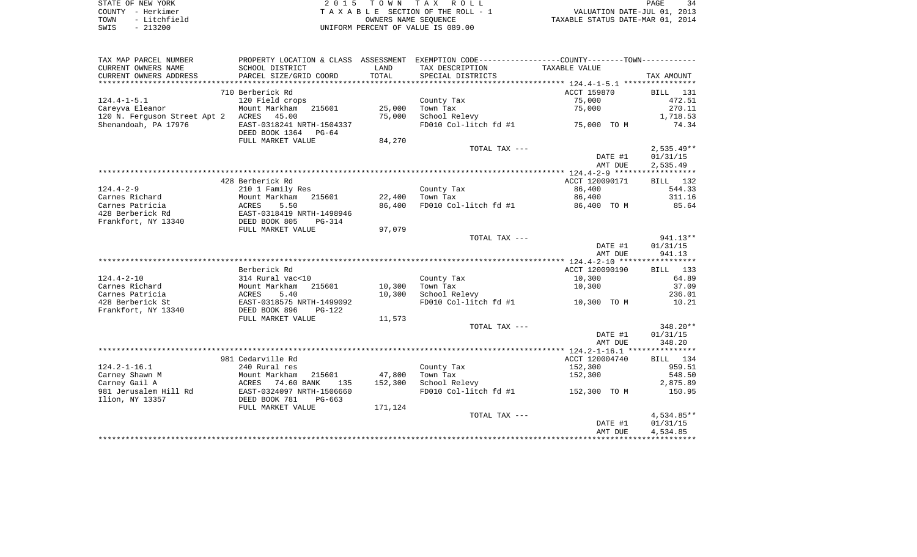STATE OF NEW YORK
COUNTY - Herkimer
TOWN - Litchfield
SWIS - 213200

2 0 1 5 T O W N T A X R O L L
T A X A B L E SECTION OF THE ROLL - 1
OWNERS NAME SEQUENCE
UNIFORM PERCENT OF VALUE IS 089.00

VALUATION DATE-JUL 01, 2013
TAXABLE STATUS DATE-MAR 01, 2014

| TAX MAP PARCEL NUMBER / CURRENT OWNERS NAME / CURRENT OWNERS ADDRESS | PROPERTY LOCATION & CLASS / SCHOOL DISTRICT / PARCEL SIZE/GRID COORD | ASSESSMENT LAND | TOTAL | EXEMPTION CODE / TAX DESCRIPTION / SPECIAL DISTRICTS | TAXABLE VALUE | TAX AMOUNT |
|---|---|---|---|---|---|---|
| | 710 Berberick Rd | | | | ACCT 159870 | BILL 131 |
| 124.4-1-5.1 | 120 Field crops | | | County Tax | 75,000 | 472.51 |
| Careyva Eleanor | Mount Markham 215601 | 25,000 | | Town Tax | 75,000 | 270.11 |
| 120 N. Ferguson Street Apt 2 | ACRES 45.00 | | 75,000 | School Relevy | | 1,718.53 |
| Shenandoah, PA 17976 | EAST-0318241 NRTH-1504337 | | | FD010 Col-litch fd #1 | 75,000 TO M | 74.34 |
| | DEED BOOK 1364 PG-64 | | | | | |
| | FULL MARKET VALUE | 84,270 | | | | |
| | | | | TOTAL TAX --- | | 2,535.49** |
| | | | | | DATE #1 | 01/31/15 |
| | | | | | AMT DUE | 2,535.49 |
| | 428 Berberick Rd | | | | ACCT 120090171 | BILL 132 |
| 124.4-2-9 | 210 1 Family Res | | | County Tax | 86,400 | 544.33 |
| Carnes Richard | Mount Markham 215601 | 22,400 | | Town Tax | 86,400 | 311.16 |
| Carnes Patricia | ACRES 5.50 | | 86,400 | FD010 Col-litch fd #1 | 86,400 TO M | 85.64 |
| 428 Berberick Rd | EAST-0318419 NRTH-1498946 | | | | | |
| Frankfort, NY 13340 | DEED BOOK 805 PG-314 | | | | | |
| | FULL MARKET VALUE | 97,079 | | | | |
| | | | | TOTAL TAX --- | | 941.13** |
| | | | | | DATE #1 | 01/31/15 |
| | | | | | AMT DUE | 941.13 |
| | Berberick Rd | | | | ACCT 120090190 | BILL 133 |
| 124.4-2-10 | 314 Rural vac<10 | | | County Tax | 10,300 | 64.89 |
| Carnes Richard | Mount Markham 215601 | 10,300 | | Town Tax | 10,300 | 37.09 |
| Carnes Patricia | ACRES 5.40 | | 10,300 | School Relevy | | 236.01 |
| 428 Berberick St | EAST-0318575 NRTH-1499092 | | | FD010 Col-litch fd #1 | 10,300 TO M | 10.21 |
| Frankfort, NY 13340 | DEED BOOK 896 PG-122 | | | | | |
| | FULL MARKET VALUE | 11,573 | | | | |
| | | | | TOTAL TAX --- | | 348.20** |
| | | | | | DATE #1 | 01/31/15 |
| | | | | | AMT DUE | 348.20 |
| | 981 Cedarville Rd | | | | ACCT 120004740 | BILL 134 |
| 124.2-1-16.1 | 240 Rural res | | | County Tax | 152,300 | 959.51 |
| Carney Shawn M | Mount Markham 215601 | 47,800 | | Town Tax | 152,300 | 548.50 |
| Carney Gail A | ACRES 74.60 BANK 135 | | 152,300 | School Relevy | | 2,875.89 |
| 981 Jerusalem Hill Rd | EAST-0324097 NRTH-1506660 | | | FD010 Col-litch fd #1 | 152,300 TO M | 150.95 |
| Ilion, NY 13357 | DEED BOOK 781 PG-663 | | | | | |
| | FULL MARKET VALUE | 171,124 | | | | |
| | | | | TOTAL TAX --- | | 4,534.85** |
| | | | | | DATE #1 | 01/31/15 |
| | | | | | AMT DUE | 4,534.85 |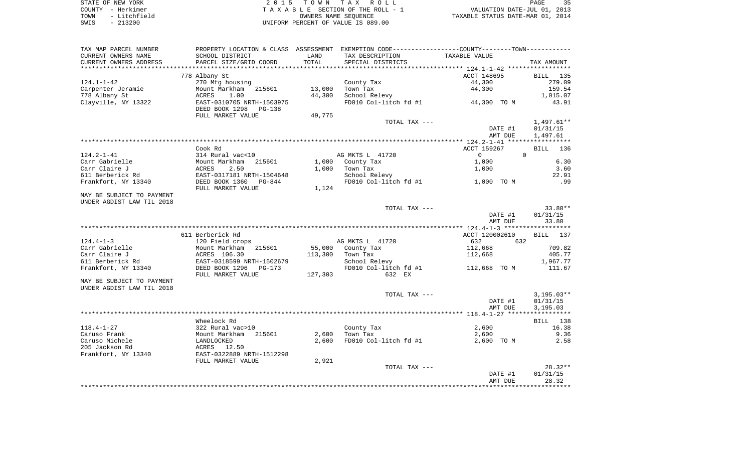STATE OF NEW YORK
COUNTY - Herkimer
TOWN - Litchfield
SWIS - 213200

2015 TOWN TAX ROLL
TAXABLE SECTION OF THE ROLL - 1
OWNERS NAME SEQUENCE
UNIFORM PERCENT OF VALUE IS 089.00

VALUATION DATE-JUL 01, 2013
TAXABLE STATUS DATE-MAR 01, 2014

| TAX MAP PARCEL NUMBER<br>CURRENT OWNERS NAME<br>CURRENT OWNERS ADDRESS | PROPERTY LOCATION & CLASS<br>SCHOOL DISTRICT<br>PARCEL SIZE/GRID COORD | ASSESSMENT<br>LAND<br>TOTAL | EXEMPTION CODE-----COUNTY-----TOWN-----<br>TAX DESCRIPTION<br>SPECIAL DISTRICTS | TAXABLE VALUE | TAX AMOUNT |
|---|---|---|---|---|---|
| **124.1-1-42** | 778 Albany St | | | ACCT 148695 | BILL 135 |
| 124.1-1-42 | 270 Mfg housing | | County Tax | 44,300 | 279.09 |
| Carpenter Jeramie | Mount Markham 215601 | 13,000 | Town Tax | 44,300 | 159.54 |
| 778 Albany St | ACRES 1.00 | 44,300 | School Relevy | | 1,015.07 |
| Clayville, NY 13322 | EAST-0310705 NRTH-1503975 | | FD010 Col-litch fd #1 | 44,300 TO M | 43.91 |
| | DEED BOOK 1298 PG-138 | | | | |
| | FULL MARKET VALUE | 49,775 | | | |
| | | | TOTAL TAX --- | | 1,497.61** |
| | | | | DATE #1 | 01/31/15 |
| | | | | AMT DUE | 1,497.61 |
| **124.2-1-41** | Cook Rd | | | ACCT 159267 | BILL 136 |
| 124.2-1-41 | 314 Rural vac<10 | | AG MKTS L 41720 | 0 0 | |
| Carr Gabrielle | Mount Markham 215601 | 1,000 | County Tax | 1,000 | 6.30 |
| Carr Claire J | ACRES 2.50 | 1,000 | Town Tax | 1,000 | 3.60 |
| 611 Berberick Rd | EAST-0317181 NRTH-1504648 | | School Relevy | | 22.91 |
| Frankfort, NY 13340 | DEED BOOK 1360 PG-844 | | FD010 Col-litch fd #1 | 1,000 TO M | .99 |
| | FULL MARKET VALUE | 1,124 | | | |
| MAY BE SUBJECT TO PAYMENT UNDER AGDIST LAW TIL 2018 | | | | | |
| | | | TOTAL TAX --- | | 33.80** |
| | | | | DATE #1 | 01/31/15 |
| | | | | AMT DUE | 33.80 |
| **124.4-1-3** | 611 Berberick Rd | | | ACCT 120002610 | BILL 137 |
| 124.4-1-3 | 120 Field crops | | AG MKTS L 41720 | 632 632 | |
| Carr Gabrielle | Mount Markham 215601 | 55,000 | County Tax | 112,668 | 709.82 |
| Carr Claire J | ACRES 106.30 | 113,300 | Town Tax | 112,668 | 405.77 |
| 611 Berberick Rd | EAST-0318599 NRTH-1502679 | | School Relevy | | 1,967.77 |
| Frankfort, NY 13340 | DEED BOOK 1296 PG-173 | | FD010 Col-litch fd #1 | 112,668 TO M | 111.67 |
| | FULL MARKET VALUE | 127,303 | 632 EX | | |
| MAY BE SUBJECT TO PAYMENT UNDER AGDIST LAW TIL 2018 | | | | | |
| | | | TOTAL TAX --- | | 3,195.03** |
| | | | | DATE #1 | 01/31/15 |
| | | | | AMT DUE | 3,195.03 |
| **118.4-1-27** | Wheelock Rd | | | | BILL 138 |
| 118.4-1-27 | 322 Rural vac>10 | | County Tax | 2,600 | 16.38 |
| Caruso Frank | Mount Markham 215601 | 2,600 | Town Tax | 2,600 | 9.36 |
| Caruso Michele | LANDLOCKED | 2,600 | FD010 Col-litch fd #1 | 2,600 TO M | 2.58 |
| 205 Jackson Rd | ACRES 12.50 | | | | |
| Frankfort, NY 13340 | EAST-0322889 NRTH-1512298 | | | | |
| | FULL MARKET VALUE | 2,921 | | | |
| | | | TOTAL TAX --- | | 28.32** |
| | | | | DATE #1 | 01/31/15 |
| | | | | AMT DUE | 28.32 |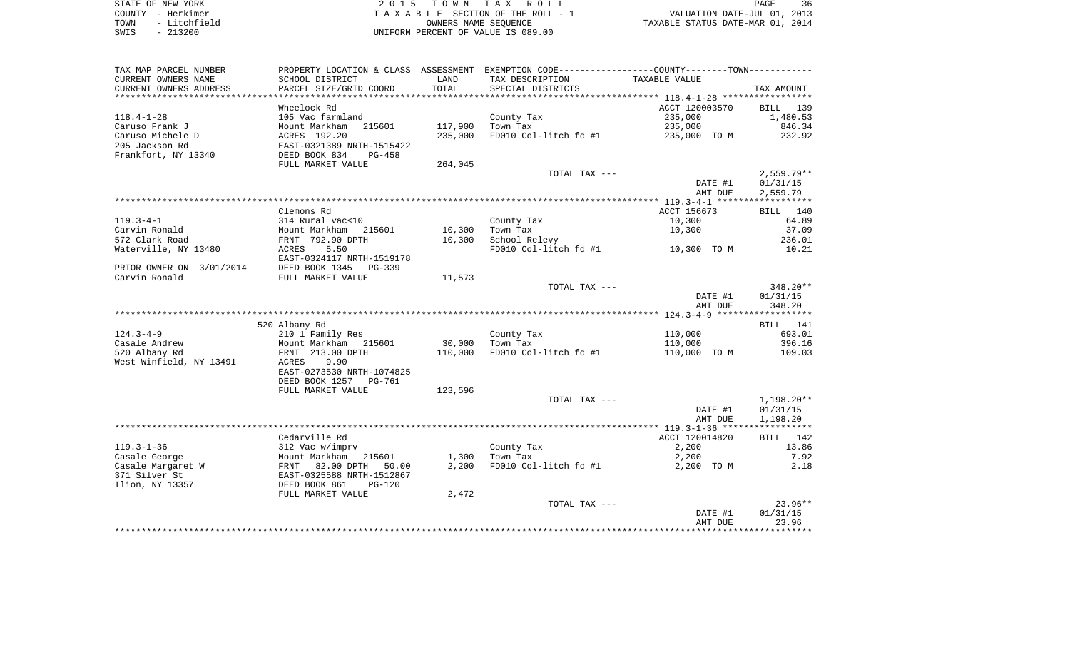STATE OF NEW YORK — COUNTY - Herkimer — TOWN - Litchfield — SWIS - 213200

2015 TOWN TAX ROLL — TAXABLE SECTION OF THE ROLL - 1 — OWNERS NAME SEQUENCE — UNIFORM PERCENT OF VALUE IS 089.00

VALUATION DATE-JUL 01, 2013 — TAXABLE STATUS DATE-MAR 01, 2014

| TAX MAP PARCEL NUMBER / CURRENT OWNERS NAME / CURRENT OWNERS ADDRESS | PROPERTY LOCATION & CLASS / SCHOOL DISTRICT / PARCEL SIZE/GRID COORD | ASSESSMENT LAND / TOTAL | EXEMPTION CODE / TAX DESCRIPTION / SPECIAL DISTRICTS | COUNTY--------TOWN TAXABLE VALUE | TAX AMOUNT |
|---|---|---|---|---|---|
| | Wheelock Rd | | | ACCT 120003570 | BILL 139 |
| 118.4-1-28 | 105 Vac farmland | | County Tax | 235,000 | 1,480.53 |
| Caruso Frank J | Mount Markham 215601 | 117,900 | Town Tax | 235,000 | 846.34 |
| Caruso Michele D | ACRES 192.20 | 235,000 | FD010 Col-litch fd #1 | 235,000 TO M | 232.92 |
| 205 Jackson Rd | EAST-0321389 NRTH-1515422 | | | | |
| Frankfort, NY 13340 | DEED BOOK 834 PG-458 | | | | |
| | FULL MARKET VALUE | 264,045 | | | |
| | | | TOTAL TAX --- | | 2,559.79** |
| | | | | DATE #1 | 01/31/15 |
| | | | | AMT DUE | 2,559.79 |
| | Clemons Rd | | | ACCT 156673 | BILL 140 |
| 119.3-4-1 | 314 Rural vac<10 | | County Tax | 10,300 | 64.89 |
| Carvin Ronald | Mount Markham 215601 | 10,300 | Town Tax | 10,300 | 37.09 |
| 572 Clark Road | FRNT 792.90 DPTH | 10,300 | School Relevy | | 236.01 |
| Waterville, NY 13480 | ACRES 5.50 | | FD010 Col-litch fd #1 | 10,300 TO M | 10.21 |
| | EAST-0324117 NRTH-1519178 | | | | |
| PRIOR OWNER ON 3/01/2014 | DEED BOOK 1345 PG-339 | | | | |
| Carvin Ronald | FULL MARKET VALUE | 11,573 | | | |
| | | | TOTAL TAX --- | | 348.20** |
| | | | | DATE #1 | 01/31/15 |
| | | | | AMT DUE | 348.20 |
| | 520 Albany Rd | | | | BILL 141 |
| 124.3-4-9 | 210 1 Family Res | | County Tax | 110,000 | 693.01 |
| Casale Andrew | Mount Markham 215601 | 30,000 | Town Tax | 110,000 | 396.16 |
| 520 Albany Rd | FRNT 213.00 DPTH | 110,000 | FD010 Col-litch fd #1 | 110,000 TO M | 109.03 |
| West Winfield, NY 13491 | ACRES 9.90 | | | | |
| | EAST-0273530 NRTH-1074825 | | | | |
| | DEED BOOK 1257 PG-761 | | | | |
| | FULL MARKET VALUE | 123,596 | | | |
| | | | TOTAL TAX --- | | 1,198.20** |
| | | | | DATE #1 | 01/31/15 |
| | | | | AMT DUE | 1,198.20 |
| | Cedarville Rd | | | ACCT 120014820 | BILL 142 |
| 119.3-1-36 | 312 Vac w/imprv | | County Tax | 2,200 | 13.86 |
| Casale George | Mount Markham 215601 | 1,300 | Town Tax | 2,200 | 7.92 |
| Casale Margaret W | FRNT 82.00 DPTH 50.00 | 2,200 | FD010 Col-litch fd #1 | 2,200 TO M | 2.18 |
| 371 Silver St | EAST-0325588 NRTH-1512867 | | | | |
| Ilion, NY 13357 | DEED BOOK 861 PG-120 | | | | |
| | FULL MARKET VALUE | 2,472 | | | |
| | | | TOTAL TAX --- | | 23.96** |
| | | | | DATE #1 | 01/31/15 |
| | | | | AMT DUE | 23.96 |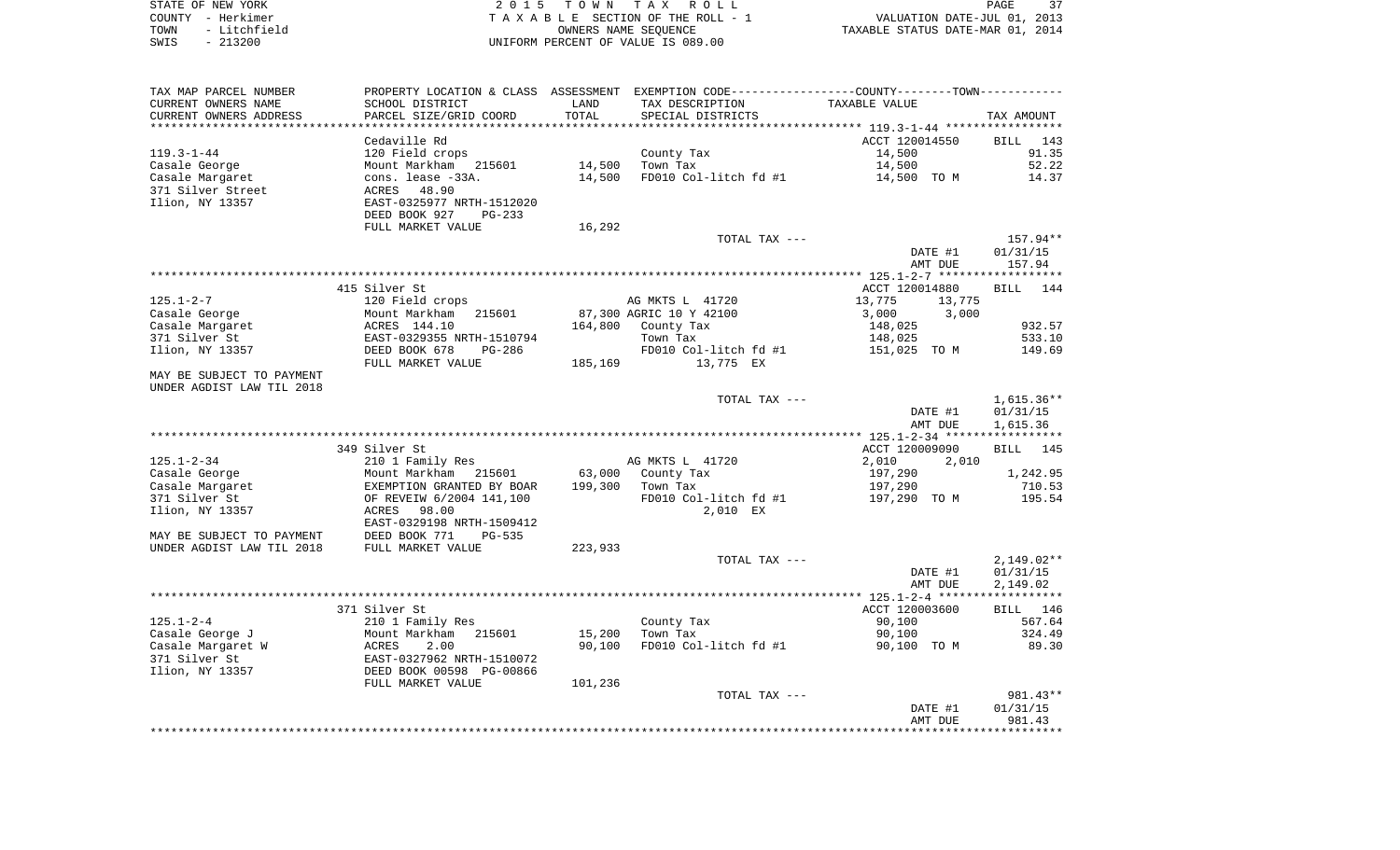STATE OF NEW YORK — COUNTY - Herkimer — TOWN - Litchfield — SWIS - 213200

2015 TOWN TAX ROLL
TAXABLE SECTION OF THE ROLL - 1
OWNERS NAME SEQUENCE
UNIFORM PERCENT OF VALUE IS 089.00

VALUATION DATE-JUL 01, 2013
TAXABLE STATUS DATE-MAR 01, 2014

| TAX MAP PARCEL NUMBER / CURRENT OWNERS NAME / CURRENT OWNERS ADDRESS | PROPERTY LOCATION & CLASS / SCHOOL DISTRICT / PARCEL SIZE/GRID COORD | ASSESSMENT LAND / TOTAL | EXEMPTION CODE / TAX DESCRIPTION / SPECIAL DISTRICTS | COUNTY / TOWN TAXABLE VALUE | TAX AMOUNT |
|---|---|---|---|---|---|
| **119.3-1-44** | Cedaville Rd | | | ACCT 120014550 | BILL 143 |
| Casale George | 120 Field crops | | County Tax | 14,500 | 91.35 |
| Casale Margaret | Mount Markham 215601 | 14,500 | Town Tax | 14,500 | 52.22 |
| 371 Silver Street | cons. lease -33A. | 14,500 | FD010 Col-litch fd #1 | 14,500 TO M | 14.37 |
| Ilion, NY 13357 | ACRES 48.90 | | | | |
| | EAST-0325977 NRTH-1512020 | | | | |
| | DEED BOOK 927 PG-233 | | | | |
| | FULL MARKET VALUE | 16,292 | | | |
| | | | TOTAL TAX --- | | 157.94** |
| | | | | DATE #1 | 01/31/15 |
| | | | | AMT DUE | 157.94 |
| **125.1-2-7** | 415 Silver St | | | ACCT 120014880 | BILL 144 |
| Casale George | 120 Field crops | | AG MKTS L 41720 | 13,775 13,775 | |
| Casale Margaret | Mount Markham 215601 | 87,300 | AGRIC 10 Y 42100 | 3,000 3,000 | |
| 371 Silver St | ACRES 144.10 | 164,800 | County Tax | 148,025 | 932.57 |
| Ilion, NY 13357 | EAST-0329355 NRTH-1510794 | | Town Tax | 148,025 | 533.10 |
| | DEED BOOK 678 PG-286 | | FD010 Col-litch fd #1 | 151,025 TO M | 149.69 |
| | FULL MARKET VALUE | 185,169 | 13,775 EX | | |
| MAY BE SUBJECT TO PAYMENT UNDER AGDIST LAW TIL 2018 | | | | | |
| | | | TOTAL TAX --- | | 1,615.36** |
| | | | | DATE #1 | 01/31/15 |
| | | | | AMT DUE | 1,615.36 |
| **125.1-2-34** | 349 Silver St | | | ACCT 120009090 | BILL 145 |
| Casale George | 210 1 Family Res | | AG MKTS L 41720 | 2,010 2,010 | |
| Casale Margaret | Mount Markham 215601 | 63,000 | County Tax | 197,290 | 1,242.95 |
| 371 Silver St | EXEMPTION GRANTED BY BOAR | 199,300 | Town Tax | 197,290 | 710.53 |
| Ilion, NY 13357 | OF REVEIW 6/2004 141,100 | | FD010 Col-litch fd #1 | 197,290 TO M | 195.54 |
| | ACRES 98.00 | | 2,010 EX | | |
| | EAST-0329198 NRTH-1509412 | | | | |
| MAY BE SUBJECT TO PAYMENT | DEED BOOK 771 PG-535 | | | | |
| UNDER AGDIST LAW TIL 2018 | FULL MARKET VALUE | 223,933 | | | |
| | | | TOTAL TAX --- | | 2,149.02** |
| | | | | DATE #1 | 01/31/15 |
| | | | | AMT DUE | 2,149.02 |
| **125.1-2-4** | 371 Silver St | | | ACCT 120003600 | BILL 146 |
| Casale George J | 210 1 Family Res | | County Tax | 90,100 | 567.64 |
| Casale Margaret W | Mount Markham 215601 | 15,200 | Town Tax | 90,100 | 324.49 |
| 371 Silver St | ACRES 2.00 | 90,100 | FD010 Col-litch fd #1 | 90,100 TO M | 89.30 |
| Ilion, NY 13357 | EAST-0327962 NRTH-1510072 | | | | |
| | DEED BOOK 00598 PG-00866 | | | | |
| | FULL MARKET VALUE | 101,236 | | | |
| | | | TOTAL TAX --- | | 981.43** |
| | | | | DATE #1 | 01/31/15 |
| | | | | AMT DUE | 981.43 |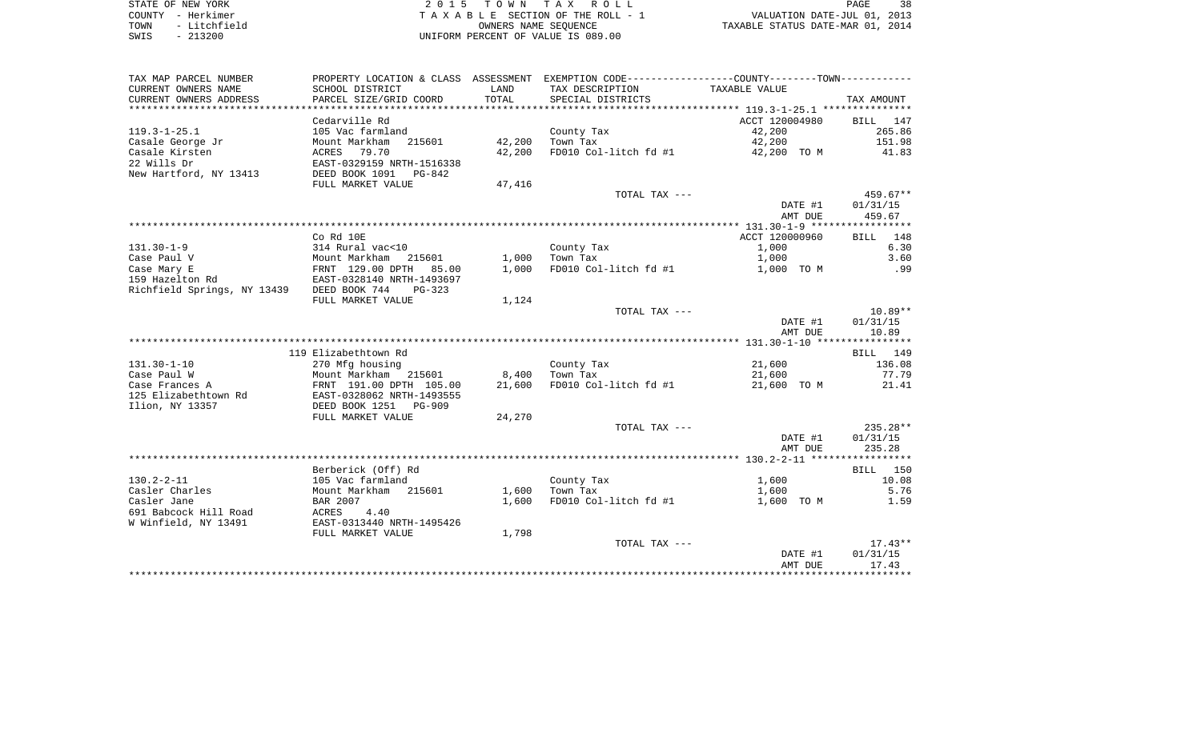STATE OF NEW YORK  
COUNTY - Herkimer  
TOWN - Litchfield  
SWIS - 213200

2 0 1 5 T O W N T A X R O L L  
T A X A B L E SECTION OF THE ROLL - 1  
OWNERS NAME SEQUENCE  
UNIFORM PERCENT OF VALUE IS 089.00

VALUATION DATE-JUL 01, 2013  
TAXABLE STATUS DATE-MAR 01, 2014

| TAX MAP PARCEL NUMBER<br>CURRENT OWNERS NAME<br>CURRENT OWNERS ADDRESS | PROPERTY LOCATION & CLASS<br>SCHOOL DISTRICT<br>PARCEL SIZE/GRID COORD | ASSESSMENT<br>LAND<br>TOTAL | EXEMPTION CODE<br>TAX DESCRIPTION<br>SPECIAL DISTRICTS | COUNTY--------TOWN<br>TAXABLE VALUE | TAX AMOUNT |
|---|---|---|---|---|---|
| | Cedarville Rd | | | ACCT 120004980 | BILL 147 |
| 119.3-1-25.1 | 105 Vac farmland | | County Tax | 42,200 | 265.86 |
| Casale George Jr | Mount Markham 215601 | 42,200 | Town Tax | 42,200 | 151.98 |
| Casale Kirsten | ACRES 79.70 | 42,200 | FD010 Col-litch fd #1 | 42,200 TO M | 41.83 |
| 22 Wills Dr | EAST-0329159 NRTH-1516338 | | | | |
| New Hartford, NY 13413 | DEED BOOK 1091 PG-842 | | | | |
| | FULL MARKET VALUE | 47,416 | | | |
| | | | TOTAL TAX --- | | 459.67** |
| | | | | DATE #1 | 01/31/15 |
| | | | | AMT DUE | 459.67 |
| | Co Rd 10E | | | ACCT 120000960 | BILL 148 |
| 131.30-1-9 | 314 Rural vac<10 | | County Tax | 1,000 | 6.30 |
| Case Paul V | Mount Markham 215601 | 1,000 | Town Tax | 1,000 | 3.60 |
| Case Mary E | FRNT 129.00 DPTH 85.00 | 1,000 | FD010 Col-litch fd #1 | 1,000 TO M | .99 |
| 159 Hazelton Rd | EAST-0328140 NRTH-1493697 | | | | |
| Richfield Springs, NY 13439 | DEED BOOK 744 PG-323 | | | | |
| | FULL MARKET VALUE | 1,124 | | | |
| | | | TOTAL TAX --- | | 10.89** |
| | | | | DATE #1 | 01/31/15 |
| | | | | AMT DUE | 10.89 |
| | 119 Elizabethtown Rd | | | | BILL 149 |
| 131.30-1-10 | 270 Mfg housing | | County Tax | 21,600 | 136.08 |
| Case Paul W | Mount Markham 215601 | 8,400 | Town Tax | 21,600 | 77.79 |
| Case Frances A | FRNT 191.00 DPTH 105.00 | 21,600 | FD010 Col-litch fd #1 | 21,600 TO M | 21.41 |
| 125 Elizabethtown Rd | EAST-0328062 NRTH-1493555 | | | | |
| Ilion, NY 13357 | DEED BOOK 1251 PG-909 | | | | |
| | FULL MARKET VALUE | 24,270 | | | |
| | | | TOTAL TAX --- | | 235.28** |
| | | | | DATE #1 | 01/31/15 |
| | | | | AMT DUE | 235.28 |
| | Berberick (Off) Rd | | | | BILL 150 |
| 130.2-2-11 | 105 Vac farmland | | County Tax | 1,600 | 10.08 |
| Casler Charles | Mount Markham 215601 | 1,600 | Town Tax | 1,600 | 5.76 |
| Casler Jane | BAR 2007 | 1,600 | FD010 Col-litch fd #1 | 1,600 TO M | 1.59 |
| 691 Babcock Hill Road | ACRES 4.40 | | | | |
| W Winfield, NY 13491 | EAST-0313440 NRTH-1495426 | | | | |
| | FULL MARKET VALUE | 1,798 | | | |
| | | | TOTAL TAX --- | | 17.43** |
| | | | | DATE #1 | 01/31/15 |
| | | | | AMT DUE | 17.43 |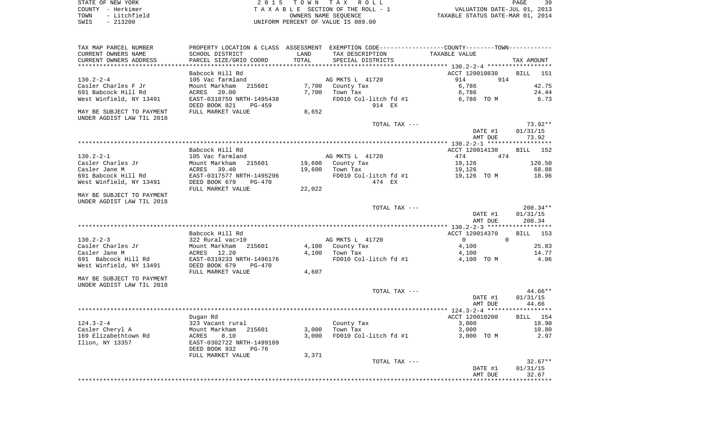STATE OF NEW YORK
COUNTY - Herkimer
TOWN - Litchfield
SWIS - 213200

2 0 1 5 T O W N T A X R O L L
T A X A B L E SECTION OF THE ROLL - 1
OWNERS NAME SEQUENCE
UNIFORM PERCENT OF VALUE IS 089.00

VALUATION DATE-JUL 01, 2013
TAXABLE STATUS DATE-MAR 01, 2014

```
TAX MAP PARCEL NUMBER      PROPERTY LOCATION & CLASS  ASSESSMENT  EXEMPTION CODE-----------------COUNTY--------TOWN-----------
CURRENT OWNERS NAME        SCHOOL DISTRICT             LAND       TAX DESCRIPTION              TAXABLE VALUE
CURRENT OWNERS ADDRESS     PARCEL SIZE/GRID COORD      TOTAL      SPECIAL DISTRICTS                                     TAX AMOUNT
******************************************************************************************** 130.2-2-4 ******************
                           Babcock Hill Rd                                                  ACCT 120010830        BILL   151
130.2-2-4                  105 Vac farmland                       AG MKTS L  41720             914         914
Casler Charles F Jr        Mount Markham   215601       7,700     County Tax                 6,786                    42.75
691 Babcock Hill Rd        ACRES    20.00               7,700     Town Tax                   6,786                    24.44
West Winfield, NY 13491    EAST-0318759 NRTH-1495438              FD010 Col-litch fd #1      6,786 TO M                6.73
                           DEED BOOK 821     PG-459                    914 EX
MAY BE SUBJECT TO PAYMENT  FULL MARKET VALUE            8,652
UNDER AGDIST LAW TIL 2018
                                                                  TOTAL TAX ---                                       73.92**
                                                                                                DATE #1           01/31/15
                                                                                                AMT DUE              73.92
******************************************************************************************** 130.2-2-1 ******************
                           Babcock Hill Rd                                                  ACCT 120014130        BILL   152
130.2-2-1                  105 Vac farmland                       AG MKTS L  41720             474         474
Casler Charles Jr          Mount Markham   215601      19,600     County Tax                19,126                   120.50
Casler Jane M              ACRES    39.40              19,600     Town Tax                  19,126                    68.88
691 Babcock Hill Rd        EAST-0317577 NRTH-1495296              FD010 Col-litch fd #1     19,126 TO M               18.96
West Winfield, NY 13491    DEED BOOK 679     PG-470                    474 EX
                           FULL MARKET VALUE           22,022
MAY BE SUBJECT TO PAYMENT
UNDER AGDIST LAW TIL 2018
                                                                  TOTAL TAX ---                                      208.34**
                                                                                                DATE #1           01/31/15
                                                                                                AMT DUE             208.34
******************************************************************************************** 130.2-2-3 ******************
                           Babcock Hill Rd                                                  ACCT 120014370        BILL   153
130.2-2-3                  322 Rural vac>10                       AG MKTS L  41720               0           0
Casler Charles Jr          Mount Markham   215601       4,100     County Tax                 4,100                    25.83
Casler Jane M              ACRES    12.20               4,100     Town Tax                   4,100                    14.77
691  Babcock Hill Rd       EAST-0319233 NRTH-1496176              FD010 Col-litch fd #1      4,100 TO M                4.06
West Winfield, NY 13491    DEED BOOK 679     PG-470
                           FULL MARKET VALUE            4,607
MAY BE SUBJECT TO PAYMENT
UNDER AGDIST LAW TIL 2018
                                                                  TOTAL TAX ---                                       44.66**
                                                                                                DATE #1           01/31/15
                                                                                                AMT DUE              44.66
******************************************************************************************** 124.3-2-4 ******************
                           Dugan Rd                                                         ACCT 120010200        BILL   154
124.3-2-4                  323 Vacant rural                       County Tax                 3,000                    18.90
Casler Cheryl A            Mount Markham   215601       3,000     Town Tax                   3,000                    10.80
169 Elizabethtown Rd       ACRES     8.10               3,000     FD010 Col-litch fd #1      3,000 TO M                2.97
Ilion, NY 13357            EAST-0302722 NRTH-1499109
                           DEED BOOK 932     PG-76
                           FULL MARKET VALUE            3,371
                                                                  TOTAL TAX ---                                       32.67**
                                                                                                DATE #1           01/31/15
                                                                                                AMT DUE              32.67
*****************************************************************************************************************************
```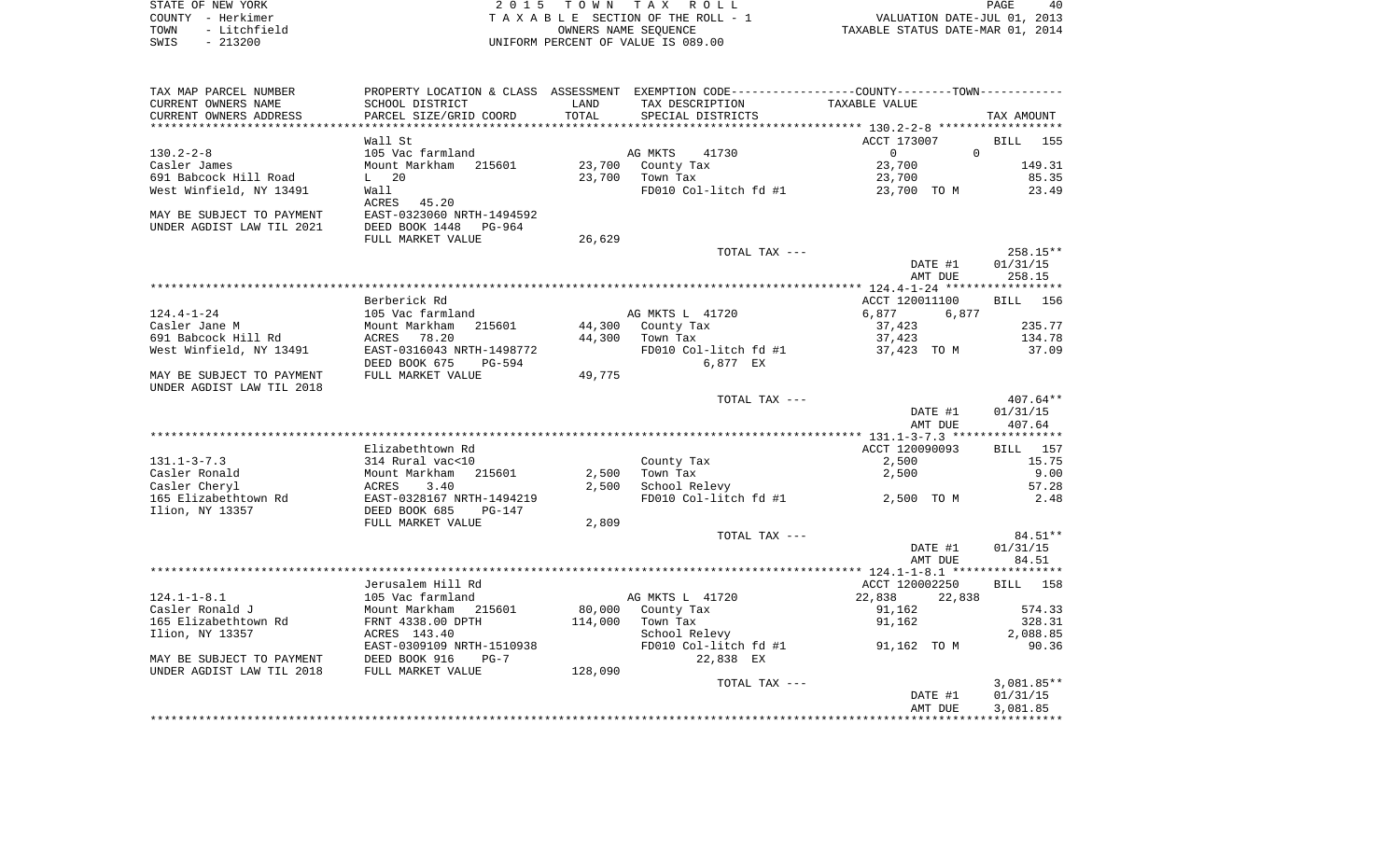STATE OF NEW YORK
COUNTY - Herkimer
TOWN - Litchfield
SWIS - 213200

2 0 1 5 T O W N T A X R O L L
T A X A B L E SECTION OF THE ROLL - 1
OWNERS NAME SEQUENCE
UNIFORM PERCENT OF VALUE IS 089.00

VALUATION DATE-JUL 01, 2013
TAXABLE STATUS DATE-MAR 01, 2014

| TAX MAP PARCEL NUMBER / CURRENT OWNERS NAME / CURRENT OWNERS ADDRESS | PROPERTY LOCATION & CLASS / SCHOOL DISTRICT / PARCEL SIZE/GRID COORD | ASSESSMENT LAND / TOTAL | EXEMPTION CODE / TAX DESCRIPTION / SPECIAL DISTRICTS | COUNTY / TOWN TAXABLE VALUE | TAX AMOUNT |
|---|---|---|---|---|---|
| **130.2-2-8** | Wall St | | | ACCT 173007 | BILL 155 |
| 130.2-2-8 | 105 Vac farmland | | AG MKTS 41730 | 0 0 | |
| Casler James | Mount Markham 215601 | 23,700 | County Tax | 23,700 | 149.31 |
| 691 Babcock Hill Road | L 20 | 23,700 | Town Tax | 23,700 | 85.35 |
| West Winfield, NY 13491 | Wall | | FD010 Col-litch fd #1 | 23,700 TO M | 23.49 |
| | ACRES 45.20 | | | | |
| MAY BE SUBJECT TO PAYMENT | EAST-0323060 NRTH-1494592 | | | | |
| UNDER AGDIST LAW TIL 2021 | DEED BOOK 1448 PG-964 | | | | |
| | FULL MARKET VALUE | 26,629 | | | |
| | | | TOTAL TAX --- | | 258.15** |
| | | | | DATE #1 | 01/31/15 |
| | | | | AMT DUE | 258.15 |
| **124.4-1-24** | Berberick Rd | | | ACCT 120011100 | BILL 156 |
| 124.4-1-24 | 105 Vac farmland | | AG MKTS L 41720 | 6,877 6,877 | |
| Casler Jane M | Mount Markham 215601 | 44,300 | County Tax | 37,423 | 235.77 |
| 691 Babcock Hill Rd | ACRES 78.20 | 44,300 | Town Tax | 37,423 | 134.78 |
| West Winfield, NY 13491 | EAST-0316043 NRTH-1498772 | | FD010 Col-litch fd #1 | 37,423 TO M | 37.09 |
| | DEED BOOK 675 PG-594 | | 6,877 EX | | |
| MAY BE SUBJECT TO PAYMENT | FULL MARKET VALUE | 49,775 | | | |
| UNDER AGDIST LAW TIL 2018 | | | | | |
| | | | TOTAL TAX --- | | 407.64** |
| | | | | DATE #1 | 01/31/15 |
| | | | | AMT DUE | 407.64 |
| **131.1-3-7.3** | Elizabethtown Rd | | | ACCT 120090093 | BILL 157 |
| 131.1-3-7.3 | 314 Rural vac<10 | | County Tax | 2,500 | 15.75 |
| Casler Ronald | Mount Markham 215601 | 2,500 | Town Tax | 2,500 | 9.00 |
| Casler Cheryl | ACRES 3.40 | 2,500 | School Relevy | | 57.28 |
| 165 Elizabethtown Rd | EAST-0328167 NRTH-1494219 | | FD010 Col-litch fd #1 | 2,500 TO M | 2.48 |
| Ilion, NY 13357 | DEED BOOK 685 PG-147 | | | | |
| | FULL MARKET VALUE | 2,809 | | | |
| | | | TOTAL TAX --- | | 84.51** |
| | | | | DATE #1 | 01/31/15 |
| | | | | AMT DUE | 84.51 |
| **124.1-1-8.1** | Jerusalem Hill Rd | | | ACCT 120002250 | BILL 158 |
| 124.1-1-8.1 | 105 Vac farmland | | AG MKTS L 41720 | 22,838 22,838 | |
| Casler Ronald J | Mount Markham 215601 | 80,000 | County Tax | 91,162 | 574.33 |
| 165 Elizabethtown Rd | FRNT 4338.00 DPTH | 114,000 | Town Tax | 91,162 | 328.31 |
| Ilion, NY 13357 | ACRES 143.40 | | School Relevy | | 2,088.85 |
| | EAST-0309109 NRTH-1510938 | | FD010 Col-litch fd #1 | 91,162 TO M | 90.36 |
| MAY BE SUBJECT TO PAYMENT | DEED BOOK 916 PG-7 | | 22,838 EX | | |
| UNDER AGDIST LAW TIL 2018 | FULL MARKET VALUE | 128,090 | | | |
| | | | TOTAL TAX --- | | 3,081.85** |
| | | | | DATE #1 | 01/31/15 |
| | | | | AMT DUE | 3,081.85 |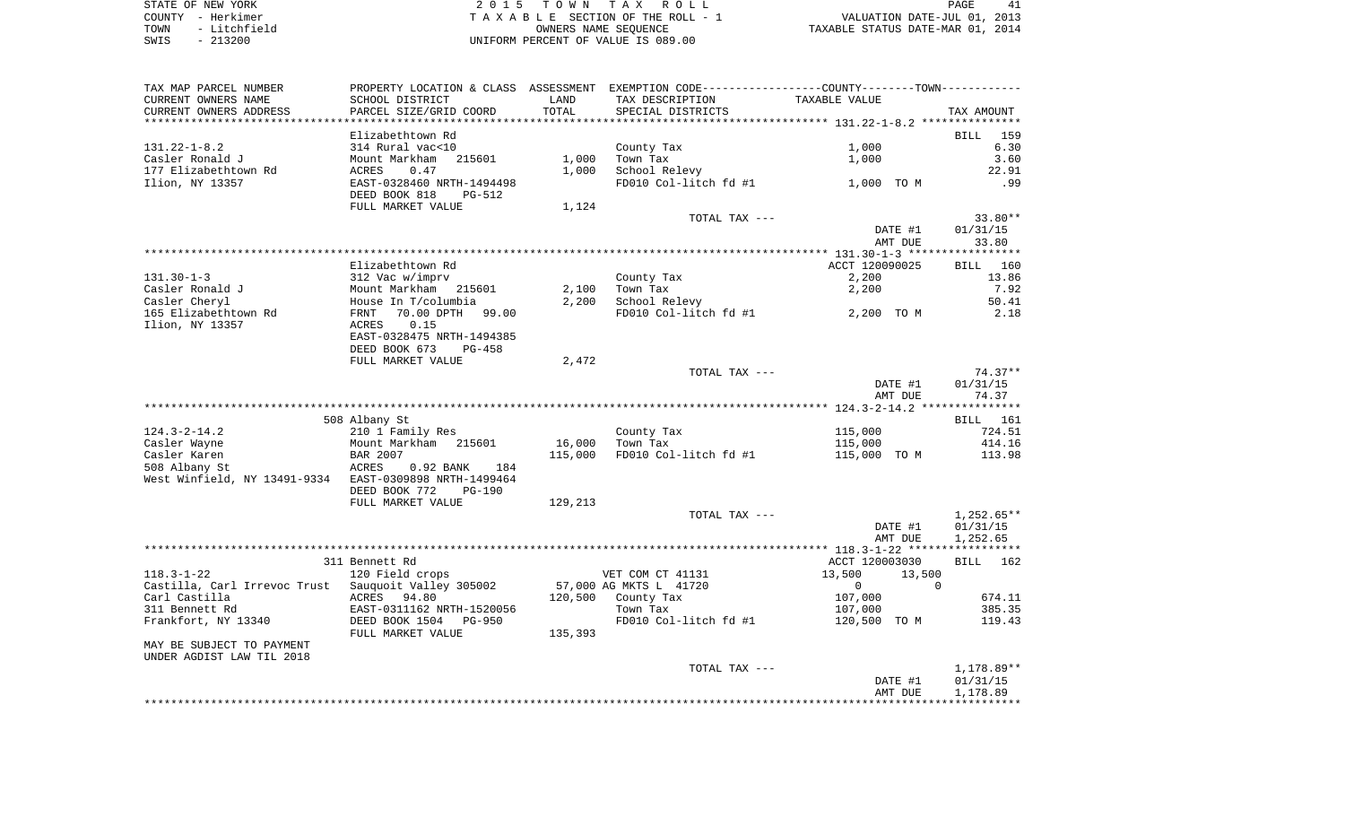STATE OF NEW YORK
COUNTY - Herkimer
TOWN - Litchfield
SWIS - 213200

2 0 1 5 T O W N T A X R O L L
T A X A B L E SECTION OF THE ROLL - 1
OWNERS NAME SEQUENCE
UNIFORM PERCENT OF VALUE IS 089.00

VALUATION DATE-JUL 01, 2013
TAXABLE STATUS DATE-MAR 01, 2014

| TAX MAP PARCEL NUMBER<br>CURRENT OWNERS NAME<br>CURRENT OWNERS ADDRESS | PROPERTY LOCATION & CLASS<br>SCHOOL DISTRICT<br>PARCEL SIZE/GRID COORD | ASSESSMENT<br>LAND<br>TOTAL | EXEMPTION CODE-----COUNTY--------TOWN------<br>TAX DESCRIPTION<br>SPECIAL DISTRICTS | TAXABLE VALUE | TAX AMOUNT |
|---|---|---|---|---|---|
| | Elizabethtown Rd | | | | BILL 159 |
| 131.22-1-8.2 | 314 Rural vac<10 | | County Tax | 1,000 | 6.30 |
| Casler Ronald J | Mount Markham 215601 | 1,000 | Town Tax | 1,000 | 3.60 |
| 177 Elizabethtown Rd | ACRES 0.47 | 1,000 | School Relevy | | 22.91 |
| Ilion, NY 13357 | EAST-0328460 NRTH-1494498 | | FD010 Col-litch fd #1 | 1,000 TO M | .99 |
| | DEED BOOK 818 PG-512 | | | | |
| | FULL MARKET VALUE | 1,124 | | | |
| | | | TOTAL TAX --- | | 33.80** |
| | | | | DATE #1 | 01/31/15 |
| | | | | AMT DUE | 33.80 |
| | Elizabethtown Rd | | | ACCT 120090025 | BILL 160 |
| 131.30-1-3 | 312 Vac w/imprv | | County Tax | 2,200 | 13.86 |
| Casler Ronald J | Mount Markham 215601 | 2,100 | Town Tax | 2,200 | 7.92 |
| Casler Cheryl | House In T/columbia | 2,200 | School Relevy | | 50.41 |
| 165 Elizabethtown Rd | FRNT 70.00 DPTH 99.00 | | FD010 Col-litch fd #1 | 2,200 TO M | 2.18 |
| Ilion, NY 13357 | ACRES 0.15 | | | | |
| | EAST-0328475 NRTH-1494385 | | | | |
| | DEED BOOK 673 PG-458 | | | | |
| | FULL MARKET VALUE | 2,472 | | | |
| | | | TOTAL TAX --- | | 74.37** |
| | | | | DATE #1 | 01/31/15 |
| | | | | AMT DUE | 74.37 |
| | 508 Albany St | | | | BILL 161 |
| 124.3-2-14.2 | 210 1 Family Res | | County Tax | 115,000 | 724.51 |
| Casler Wayne | Mount Markham 215601 | 16,000 | Town Tax | 115,000 | 414.16 |
| Casler Karen | BAR 2007 | 115,000 | FD010 Col-litch fd #1 | 115,000 TO M | 113.98 |
| 508 Albany St | ACRES 0.92 BANK 184 | | | | |
| West Winfield, NY 13491-9334 | EAST-0309898 NRTH-1499464 | | | | |
| | DEED BOOK 772 PG-190 | | | | |
| | FULL MARKET VALUE | 129,213 | | | |
| | | | TOTAL TAX --- | | 1,252.65** |
| | | | | DATE #1 | 01/31/15 |
| | | | | AMT DUE | 1,252.65 |
| | 311 Bennett Rd | | | ACCT 120003030 | BILL 162 |
| 118.3-1-22 | 120 Field crops | | VET COM CT 41131 | 13,500 13,500 | |
| Castilla, Carl Irrevoc Trust | Sauquoit Valley 305002 | 57,000 | AG MKTS L 41720 | 0 0 | |
| Carl Castilla | ACRES 94.80 | 120,500 | County Tax | 107,000 | 674.11 |
| 311 Bennett Rd | EAST-0311162 NRTH-1520056 | | Town Tax | 107,000 | 385.35 |
| Frankfort, NY 13340 | DEED BOOK 1504 PG-950 | | FD010 Col-litch fd #1 | 120,500 TO M | 119.43 |
| | FULL MARKET VALUE | 135,393 | | | |
| MAY BE SUBJECT TO PAYMENT | | | | | |
| UNDER AGDIST LAW TIL 2018 | | | | | |
| | | | TOTAL TAX --- | | 1,178.89** |
| | | | | DATE #1 | 01/31/15 |
| | | | | AMT DUE | 1,178.89 |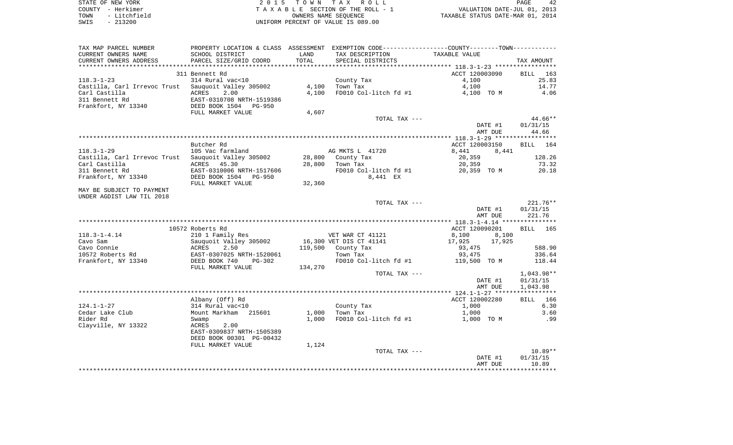STATE OF NEW YORK | COUNTY - Herkimer | TOWN - Litchfield | SWIS - 213200

**2015 TOWN TAX ROLL**
TAXABLE SECTION OF THE ROLL - 1
OWNERS NAME SEQUENCE
UNIFORM PERCENT OF VALUE IS 089.00

VALUATION DATE-JUL 01, 2013
TAXABLE STATUS DATE-MAR 01, 2014

| TAX MAP PARCEL NUMBER / CURRENT OWNERS NAME / CURRENT OWNERS ADDRESS | PROPERTY LOCATION & CLASS / SCHOOL DISTRICT / PARCEL SIZE/GRID COORD | ASSESSMENT LAND / TOTAL | EXEMPTION CODE / TAX DESCRIPTION / SPECIAL DISTRICTS | COUNTY / TOWN TAXABLE VALUE | TAX AMOUNT |
|---|---|---|---|---|---|
| | 311 Bennett Rd | | | ACCT 120003090 | BILL 163 |
| 118.3-1-23 | 314 Rural vac<10 | | County Tax | 4,100 | 25.83 |
| Castilla, Carl Irrevoc Trust | Sauquoit Valley 305002 | 4,100 | Town Tax | 4,100 | 14.77 |
| Carl Castilla | ACRES 2.00 | 4,100 | FD010 Col-litch fd #1 | 4,100 TO M | 4.06 |
| 311 Bennett Rd | EAST-0310708 NRTH-1519386 | | | | |
| Frankfort, NY 13340 | DEED BOOK 1504 PG-950 | | | | |
| | FULL MARKET VALUE | 4,607 | | | |
| | | | TOTAL TAX --- | | 44.66** |
| | | | | DATE #1 | 01/31/15 |
| | | | | AMT DUE | 44.66 |
| | Butcher Rd | | | ACCT 120003150 | BILL 164 |
| 118.3-1-29 | 105 Vac farmland | | AG MKTS L 41720 | 8,441 8,441 | |
| Castilla, Carl Irrevoc Trust | Sauquoit Valley 305002 | 28,800 | County Tax | 20,359 | 128.26 |
| Carl Castilla | ACRES 45.30 | 28,800 | Town Tax | 20,359 | 73.32 |
| 311 Bennett Rd | EAST-0310006 NRTH-1517606 | | FD010 Col-litch fd #1 | 20,359 TO M | 20.18 |
| Frankfort, NY 13340 | DEED BOOK 1504 PG-950 | | 8,441 EX | | |
| | FULL MARKET VALUE | 32,360 | | | |
| MAY BE SUBJECT TO PAYMENT | | | | | |
| UNDER AGDIST LAW TIL 2018 | | | | | |
| | | | TOTAL TAX --- | | 221.76** |
| | | | | DATE #1 | 01/31/15 |
| | | | | AMT DUE | 221.76 |
| | 10572 Roberts Rd | | | ACCT 120090201 | BILL 165 |
| 118.3-1-4.14 | 210 1 Family Res | | VET WAR CT 41121 | 8,100 8,100 | |
| Cavo Sam | Sauquoit Valley 305002 | 16,300 | VET DIS CT 41141 | 17,925 17,925 | |
| Cavo Connie | ACRES 2.50 | 119,500 | County Tax | 93,475 | 588.90 |
| 10572 Roberts Rd | EAST-0307025 NRTH-1520061 | | Town Tax | 93,475 | 336.64 |
| Frankfort, NY 13340 | DEED BOOK 740 PG-302 | | FD010 Col-litch fd #1 | 119,500 TO M | 118.44 |
| | FULL MARKET VALUE | 134,270 | | | |
| | | | TOTAL TAX --- | | 1,043.98** |
| | | | | DATE #1 | 01/31/15 |
| | | | | AMT DUE | 1,043.98 |
| | Albany (Off) Rd | | | ACCT 120002280 | BILL 166 |
| 124.1-1-27 | 314 Rural vac<10 | | County Tax | 1,000 | 6.30 |
| Cedar Lake Club | Mount Markham 215601 | 1,000 | Town Tax | 1,000 | 3.60 |
| Rider Rd | Swamp | 1,000 | FD010 Col-litch fd #1 | 1,000 TO M | .99 |
| Clayville, NY 13322 | ACRES 2.00 | | | | |
| | EAST-0309837 NRTH-1505389 | | | | |
| | DEED BOOK 00301 PG-00432 | | | | |
| | FULL MARKET VALUE | 1,124 | | | |
| | | | TOTAL TAX --- | | 10.89** |
| | | | | DATE #1 | 01/31/15 |
| | | | | AMT DUE | 10.89 |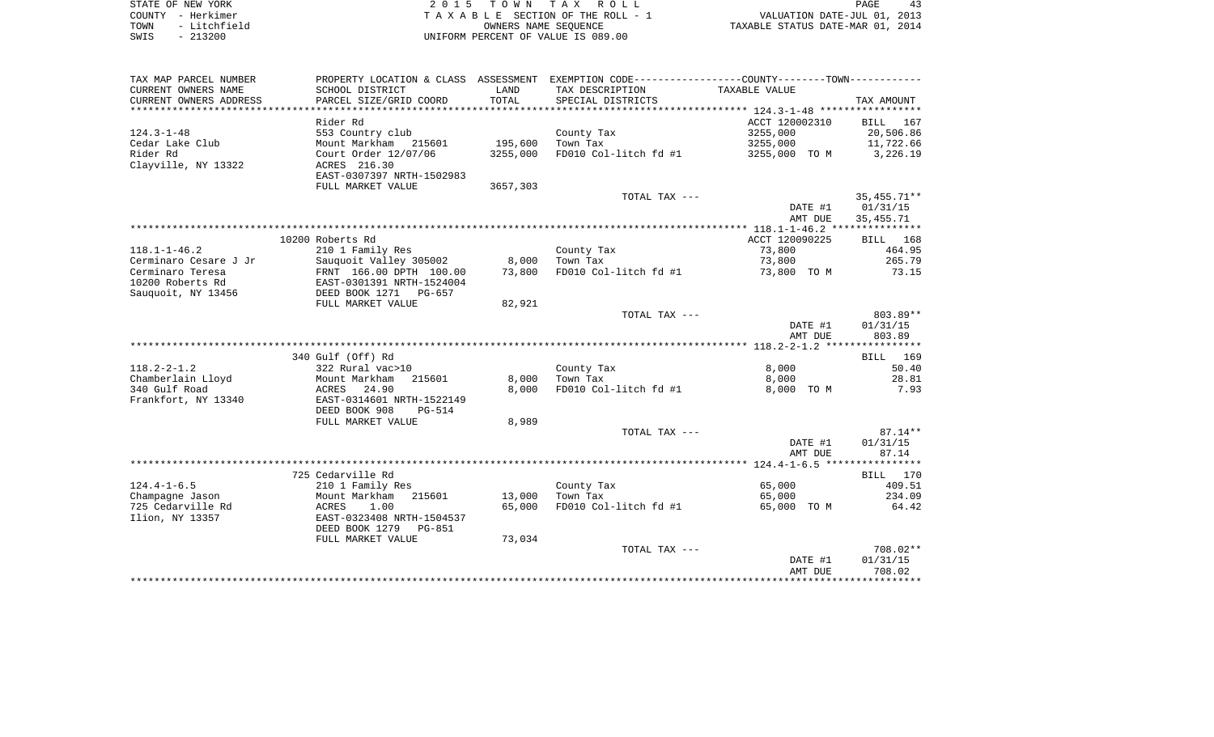STATE OF NEW YORK
COUNTY - Herkimer
TOWN - Litchfield
SWIS - 213200

2 0 1 5 T O W N T A X R O L L
T A X A B L E SECTION OF THE ROLL - 1
OWNERS NAME SEQUENCE
UNIFORM PERCENT OF VALUE IS 089.00

VALUATION DATE-JUL 01, 2013
TAXABLE STATUS DATE-MAR 01, 2014

| TAX MAP PARCEL NUMBER<br>CURRENT OWNERS NAME<br>CURRENT OWNERS ADDRESS | PROPERTY LOCATION & CLASS<br>SCHOOL DISTRICT<br>PARCEL SIZE/GRID COORD | ASSESSMENT<br>LAND<br>TOTAL | EXEMPTION CODE<br>TAX DESCRIPTION<br>SPECIAL DISTRICTS | COUNTY--------TOWN<br>TAXABLE VALUE | TAX AMOUNT |
|---|---|---|---|---|---|
| 124.3-1-48 | Rider Rd |  |  | ACCT 120002310 | BILL 167 |
| 124.3-1-48 | 553 Country club |  | County Tax | 3255,000 | 20,506.86 |
| Cedar Lake Club | Mount Markham 215601 | 195,600 | Town Tax | 3255,000 | 11,722.66 |
| Rider Rd | Court Order 12/07/06 | 3255,000 | FD010 Col-litch fd #1 | 3255,000 TO M | 3,226.19 |
| Clayville, NY 13322 | ACRES 216.30 |  |  |  |  |
|  | EAST-0307397 NRTH-1502983 |  |  |  |  |
|  | FULL MARKET VALUE | 3657,303 |  |  |  |
|  |  |  | TOTAL TAX --- |  | 35,455.71** |
|  |  |  |  | DATE #1 | 01/31/15 |
|  |  |  |  | AMT DUE | 35,455.71 |
| 118.1-1-46.2 | 10200 Roberts Rd |  |  | ACCT 120090225 | BILL 168 |
| 118.1-1-46.2 | 210 1 Family Res |  | County Tax | 73,800 | 464.95 |
| Cerminaro Cesare J Jr | Sauquoit Valley 305002 | 8,000 | Town Tax | 73,800 | 265.79 |
| Cerminaro Teresa | FRNT 166.00 DPTH 100.00 | 73,800 | FD010 Col-litch fd #1 | 73,800 TO M | 73.15 |
| 10200 Roberts Rd | EAST-0301391 NRTH-1524004 |  |  |  |  |
| Sauquoit, NY 13456 | DEED BOOK 1271 PG-657 |  |  |  |  |
|  | FULL MARKET VALUE | 82,921 |  |  |  |
|  |  |  | TOTAL TAX --- |  | 803.89** |
|  |  |  |  | DATE #1 | 01/31/15 |
|  |  |  |  | AMT DUE | 803.89 |
| 118.2-2-1.2 | 340 Gulf (Off) Rd |  |  |  | BILL 169 |
| 118.2-2-1.2 | 322 Rural vac>10 |  | County Tax | 8,000 | 50.40 |
| Chamberlain Lloyd | Mount Markham 215601 | 8,000 | Town Tax | 8,000 | 28.81 |
| 340 Gulf Road | ACRES 24.90 | 8,000 | FD010 Col-litch fd #1 | 8,000 TO M | 7.93 |
| Frankfort, NY 13340 | EAST-0314601 NRTH-1522149 |  |  |  |  |
|  | DEED BOOK 908 PG-514 |  |  |  |  |
|  | FULL MARKET VALUE | 8,989 |  |  |  |
|  |  |  | TOTAL TAX --- |  | 87.14** |
|  |  |  |  | DATE #1 | 01/31/15 |
|  |  |  |  | AMT DUE | 87.14 |
| 124.4-1-6.5 | 725 Cedarville Rd |  |  |  | BILL 170 |
| 124.4-1-6.5 | 210 1 Family Res |  | County Tax | 65,000 | 409.51 |
| Champagne Jason | Mount Markham 215601 | 13,000 | Town Tax | 65,000 | 234.09 |
| 725 Cedarville Rd | ACRES 1.00 | 65,000 | FD010 Col-litch fd #1 | 65,000 TO M | 64.42 |
| Ilion, NY 13357 | EAST-0323408 NRTH-1504537 |  |  |  |  |
|  | DEED BOOK 1279 PG-851 |  |  |  |  |
|  | FULL MARKET VALUE | 73,034 |  |  |  |
|  |  |  | TOTAL TAX --- |  | 708.02** |
|  |  |  |  | DATE #1 | 01/31/15 |
|  |  |  |  | AMT DUE | 708.02 |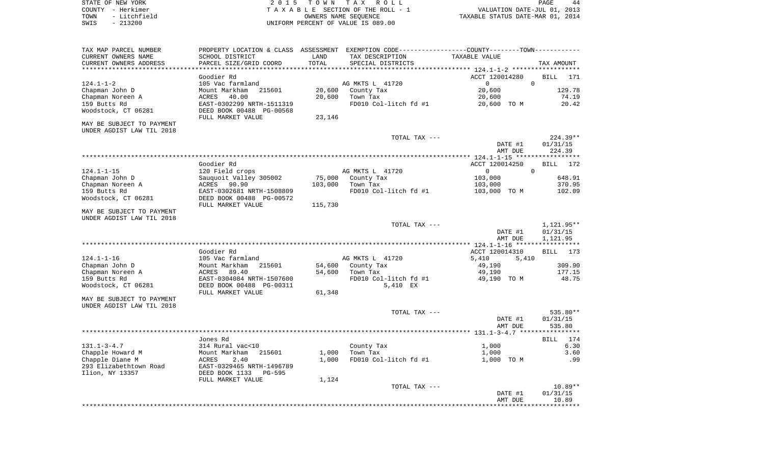STATE OF NEW YORK
COUNTY - Herkimer
TOWN - Litchfield
SWIS - 213200

2015 TOWN TAX ROLL
TAXABLE SECTION OF THE ROLL - 1
OWNERS NAME SEQUENCE
UNIFORM PERCENT OF VALUE IS 089.00

VALUATION DATE-JUL 01, 2013
TAXABLE STATUS DATE-MAR 01, 2014

| TAX MAP PARCEL NUMBER / CURRENT OWNERS NAME / CURRENT OWNERS ADDRESS | PROPERTY LOCATION & CLASS / SCHOOL DISTRICT / PARCEL SIZE/GRID COORD | ASSESSMENT LAND / TOTAL | EXEMPTION CODE / TAX DESCRIPTION / SPECIAL DISTRICTS | COUNTY / TOWN TAXABLE VALUE | TAX AMOUNT |
|---|---|---|---|---|---|
| | Goodier Rd | | | ACCT 120014280 | BILL 171 |
| 124.1-1-2 | 105 Vac farmland | | AG MKTS L 41720 | 0 0 | |
| Chapman John D | Mount Markham 215601 | 20,600 | County Tax | 20,600 | 129.78 |
| Chapman Noreen A | ACRES 40.00 | 20,600 | Town Tax | 20,600 | 74.19 |
| 159 Butts Rd | EAST-0302299 NRTH-1511319 | | FD010 Col-litch fd #1 | 20,600 TO M | 20.42 |
| Woodstock, CT 06281 | DEED BOOK 00488 PG-00568 | | | | |
| | FULL MARKET VALUE | 23,146 | | | |
| MAY BE SUBJECT TO PAYMENT UNDER AGDIST LAW TIL 2018 | | | | | |
| | | | TOTAL TAX --- | | 224.39** |
| | | | | DATE #1 | 01/31/15 |
| | | | | AMT DUE | 224.39 |
| | Goodier Rd | | | ACCT 120014250 | BILL 172 |
| 124.1-1-15 | 120 Field crops | | AG MKTS L 41720 | 0 0 | |
| Chapman John D | Sauquoit Valley 305002 | 75,000 | County Tax | 103,000 | 648.91 |
| Chapman Noreen A | ACRES 90.90 | 103,000 | Town Tax | 103,000 | 370.95 |
| 159 Butts Rd | EAST-0302681 NRTH-1508809 | | FD010 Col-litch fd #1 | 103,000 TO M | 102.09 |
| Woodstock, CT 06281 | DEED BOOK 00488 PG-00572 | | | | |
| | FULL MARKET VALUE | 115,730 | | | |
| MAY BE SUBJECT TO PAYMENT UNDER AGDIST LAW TIL 2018 | | | | | |
| | | | TOTAL TAX --- | | 1,121.95** |
| | | | | DATE #1 | 01/31/15 |
| | | | | AMT DUE | 1,121.95 |
| | Goodier Rd | | | ACCT 120014310 | BILL 173 |
| 124.1-1-16 | 105 Vac farmland | | AG MKTS L 41720 | 5,410 5,410 | |
| Chapman John D | Mount Markham 215601 | 54,600 | County Tax | 49,190 | 309.90 |
| Chapman Noreen A | ACRES 89.40 | 54,600 | Town Tax | 49,190 | 177.15 |
| 159 Butts Rd | EAST-0304084 NRTH-1507600 | | FD010 Col-litch fd #1 | 49,190 TO M | 48.75 |
| Woodstock, CT 06281 | DEED BOOK 00488 PG-00311 | | 5,410 EX | | |
| | FULL MARKET VALUE | 61,348 | | | |
| MAY BE SUBJECT TO PAYMENT UNDER AGDIST LAW TIL 2018 | | | | | |
| | | | TOTAL TAX --- | | 535.80** |
| | | | | DATE #1 | 01/31/15 |
| | | | | AMT DUE | 535.80 |
| | Jones Rd | | | | BILL 174 |
| 131.1-3-4.7 | 314 Rural vac<10 | | County Tax | 1,000 | 6.30 |
| Chapple Howard M | Mount Markham 215601 | 1,000 | Town Tax | 1,000 | 3.60 |
| Chapple Diane M | ACRES 2.40 | 1,000 | FD010 Col-litch fd #1 | 1,000 TO M | .99 |
| 293 Elizabethtown Road | EAST-0329465 NRTH-1496789 | | | | |
| Ilion, NY 13357 | DEED BOOK 1133 PG-595 | | | | |
| | FULL MARKET VALUE | 1,124 | | | |
| | | | TOTAL TAX --- | | 10.89** |
| | | | | DATE #1 | 01/31/15 |
| | | | | AMT DUE | 10.89 |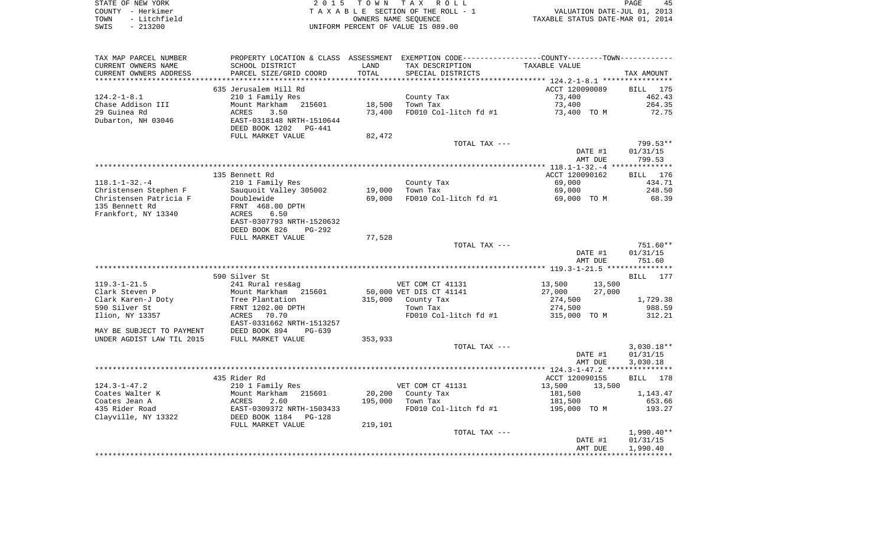STATE OF NEW YORK | 2 0 1 5 T O W N T A X R O L L
COUNTY - Herkimer | T A X A B L E SECTION OF THE ROLL - 1 | VALUATION DATE-JUL 01, 2013
TOWN - Litchfield | OWNERS NAME SEQUENCE | TAXABLE STATUS DATE-MAR 01, 2014
SWIS - 213200 | UNIFORM PERCENT OF VALUE IS 089.00

| TAX MAP PARCEL NUMBER / CURRENT OWNERS NAME / CURRENT OWNERS ADDRESS | PROPERTY LOCATION & CLASS / SCHOOL DISTRICT / PARCEL SIZE/GRID COORD | ASSESSMENT LAND / TOTAL | EXEMPTION CODE / TAX DESCRIPTION / SPECIAL DISTRICTS | COUNTY / TOWN TAXABLE VALUE | TAX AMOUNT |
|---|---|---|---|---|---|
| **124.2-1-8.1** | 635 Jerusalem Hill Rd | | | ACCT 120090089 | BILL 175 |
| 124.2-1-8.1 | 210 1 Family Res | | County Tax | 73,400 | 462.43 |
| Chase Addison III | Mount Markham 215601 | 18,500 | Town Tax | 73,400 | 264.35 |
| 29 Guinea Rd | ACRES 3.50 | 73,400 | FD010 Col-litch fd #1 | 73,400 TO M | 72.75 |
| Dubarton, NH 03046 | EAST-0318148 NRTH-1510644 | | | | |
| | DEED BOOK 1202 PG-441 | | | | |
| | FULL MARKET VALUE | 82,472 | | | |
| | | | TOTAL TAX --- | | 799.53** |
| | | | | DATE #1 | 01/31/15 |
| | | | | AMT DUE | 799.53 |
| **118.1-1-32.-4** | 135 Bennett Rd | | | ACCT 120090162 | BILL 176 |
| 118.1-1-32.-4 | 210 1 Family Res | | County Tax | 69,000 | 434.71 |
| Christensen Stephen F | Sauquoit Valley 305002 | 19,000 | Town Tax | 69,000 | 248.50 |
| Christensen Patricia F | Doublewide | 69,000 | FD010 Col-litch fd #1 | 69,000 TO M | 68.39 |
| 135 Bennett Rd | FRNT 468.00 DPTH | | | | |
| Frankfort, NY 13340 | ACRES 6.50 | | | | |
| | EAST-0307793 NRTH-1520632 | | | | |
| | DEED BOOK 826 PG-292 | | | | |
| | FULL MARKET VALUE | 77,528 | | | |
| | | | TOTAL TAX --- | | 751.60** |
| | | | | DATE #1 | 01/31/15 |
| | | | | AMT DUE | 751.60 |
| **119.3-1-21.5** | 590 Silver St | | | | BILL 177 |
| 119.3-1-21.5 | 241 Rural res&ag | | VET COM CT 41131 | 13,500 13,500 | |
| Clark Steven P | Mount Markham 215601 | 50,000 | VET DIS CT 41141 | 27,000 27,000 | |
| Clark Karen-J Doty | Tree Plantation | 315,000 | County Tax | 274,500 | 1,729.38 |
| 590 Silver St | FRNT 1202.00 DPTH | | Town Tax | 274,500 | 988.59 |
| Ilion, NY 13357 | ACRES 70.70 | | FD010 Col-litch fd #1 | 315,000 TO M | 312.21 |
| | EAST-0331662 NRTH-1513257 | | | | |
| MAY BE SUBJECT TO PAYMENT | DEED BOOK 894 PG-639 | | | | |
| UNDER AGDIST LAW TIL 2015 | FULL MARKET VALUE | 353,933 | | | |
| | | | TOTAL TAX --- | | 3,030.18** |
| | | | | DATE #1 | 01/31/15 |
| | | | | AMT DUE | 3,030.18 |
| **124.3-1-47.2** | 435 Rider Rd | | | ACCT 120090155 | BILL 178 |
| 124.3-1-47.2 | 210 1 Family Res | | VET COM CT 41131 | 13,500 13,500 | |
| Coates Walter K | Mount Markham 215601 | 20,200 | County Tax | 181,500 | 1,143.47 |
| Coates Jean A | ACRES 2.60 | 195,000 | Town Tax | 181,500 | 653.66 |
| 435 Rider Road | EAST-0309372 NRTH-1503433 | | FD010 Col-litch fd #1 | 195,000 TO M | 193.27 |
| Clayville, NY 13322 | DEED BOOK 1184 PG-128 | | | | |
| | FULL MARKET VALUE | 219,101 | | | |
| | | | TOTAL TAX --- | | 1,990.40** |
| | | | | DATE #1 | 01/31/15 |
| | | | | AMT DUE | 1,990.40 |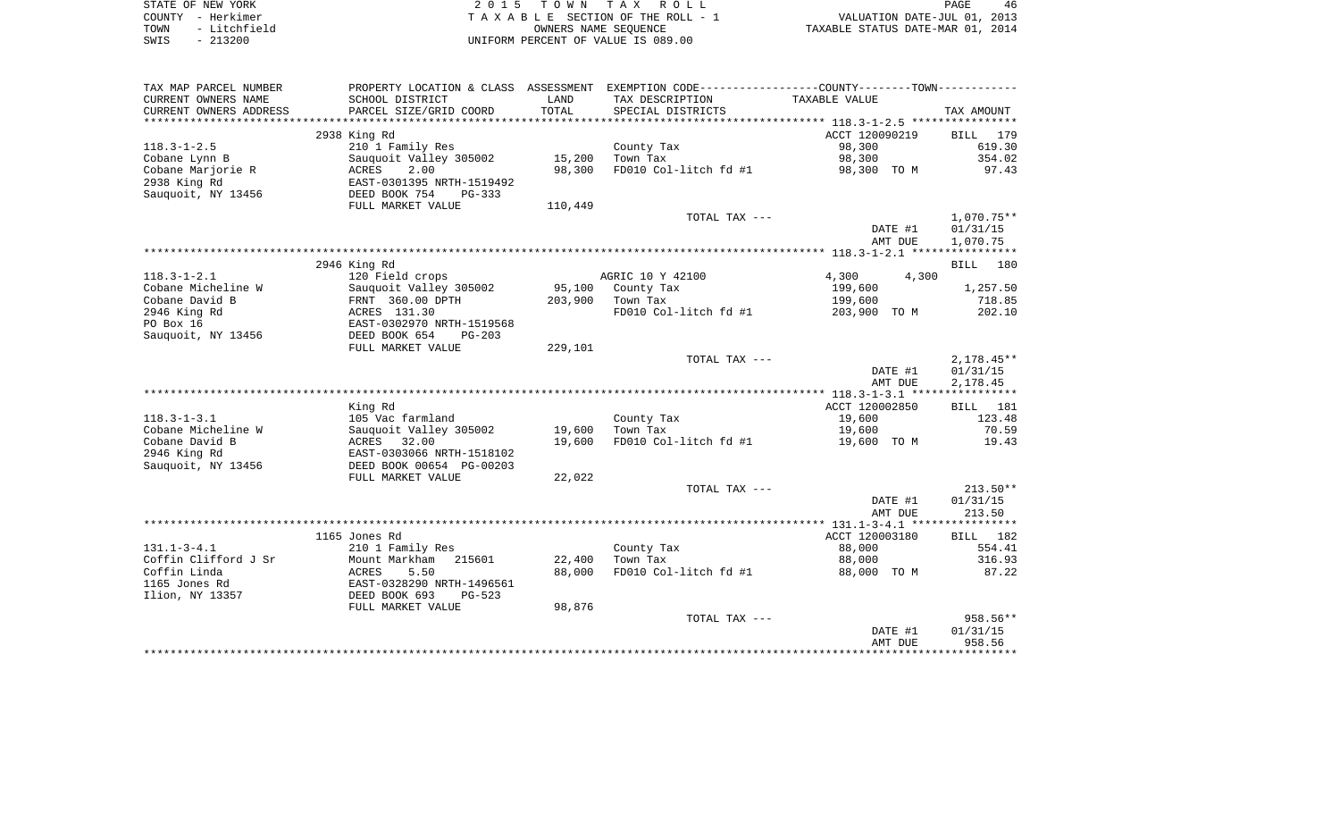STATE OF NEW YORK
COUNTY - Herkimer
TOWN - Litchfield
SWIS - 213200

2 0 1 5 T O W N T A X R O L L
T A X A B L E SECTION OF THE ROLL - 1
OWNERS NAME SEQUENCE
UNIFORM PERCENT OF VALUE IS 089.00

VALUATION DATE-JUL 01, 2013
TAXABLE STATUS DATE-MAR 01, 2014

| TAX MAP PARCEL NUMBER / CURRENT OWNERS NAME / CURRENT OWNERS ADDRESS | PROPERTY LOCATION & CLASS / SCHOOL DISTRICT / PARCEL SIZE/GRID COORD | ASSESSMENT LAND / TOTAL | EXEMPTION CODE / TAX DESCRIPTION / SPECIAL DISTRICTS | COUNTY / TOWN TAXABLE VALUE | TAX AMOUNT |
|---|---|---|---|---|---|
| | 2938 King Rd | | | ACCT 120090219 | BILL 179 |
| 118.3-1-2.5 | 210 1 Family Res | | County Tax | 98,300 | 619.30 |
| Cobane Lynn B | Sauquoit Valley 305002 | 15,200 | Town Tax | 98,300 | 354.02 |
| Cobane Marjorie R | ACRES 2.00 | 98,300 | FD010 Col-litch fd #1 | 98,300 TO M | 97.43 |
| 2938 King Rd | EAST-0301395 NRTH-1519492 | | | | |
| Sauquoit, NY 13456 | DEED BOOK 754 PG-333 | | | | |
| | FULL MARKET VALUE | 110,449 | | | |
| | | | TOTAL TAX --- | | 1,070.75** |
| | | | | DATE #1 | 01/31/15 |
| | | | | AMT DUE | 1,070.75 |
| | 2946 King Rd | | | | BILL 180 |
| 118.3-1-2.1 | 120 Field crops | | AGRIC 10 Y 42100 | 4,300 4,300 | |
| Cobane Micheline W | Sauquoit Valley 305002 | 95,100 | County Tax | 199,600 | 1,257.50 |
| Cobane David B | FRNT 360.00 DPTH | 203,900 | Town Tax | 199,600 | 718.85 |
| 2946 King Rd | ACRES 131.30 | | FD010 Col-litch fd #1 | 203,900 TO M | 202.10 |
| PO Box 16 | EAST-0302970 NRTH-1519568 | | | | |
| Sauquoit, NY 13456 | DEED BOOK 654 PG-203 | | | | |
| | FULL MARKET VALUE | 229,101 | | | |
| | | | TOTAL TAX --- | | 2,178.45** |
| | | | | DATE #1 | 01/31/15 |
| | | | | AMT DUE | 2,178.45 |
| | King Rd | | | ACCT 120002850 | BILL 181 |
| 118.3-1-3.1 | 105 Vac farmland | | County Tax | 19,600 | 123.48 |
| Cobane Micheline W | Sauquoit Valley 305002 | 19,600 | Town Tax | 19,600 | 70.59 |
| Cobane David B | ACRES 32.00 | 19,600 | FD010 Col-litch fd #1 | 19,600 TO M | 19.43 |
| 2946 King Rd | EAST-0303066 NRTH-1518102 | | | | |
| Sauquoit, NY 13456 | DEED BOOK 00654 PG-00203 | | | | |
| | FULL MARKET VALUE | 22,022 | | | |
| | | | TOTAL TAX --- | | 213.50** |
| | | | | DATE #1 | 01/31/15 |
| | | | | AMT DUE | 213.50 |
| | 1165 Jones Rd | | | ACCT 120003180 | BILL 182 |
| 131.1-3-4.1 | 210 1 Family Res | | County Tax | 88,000 | 554.41 |
| Coffin Clifford J Sr | Mount Markham 215601 | 22,400 | Town Tax | 88,000 | 316.93 |
| Coffin Linda | ACRES 5.50 | 88,000 | FD010 Col-litch fd #1 | 88,000 TO M | 87.22 |
| 1165 Jones Rd | EAST-0328290 NRTH-1496561 | | | | |
| Ilion, NY 13357 | DEED BOOK 693 PG-523 | | | | |
| | FULL MARKET VALUE | 98,876 | | | |
| | | | TOTAL TAX --- | | 958.56** |
| | | | | DATE #1 | 01/31/15 |
| | | | | AMT DUE | 958.56 |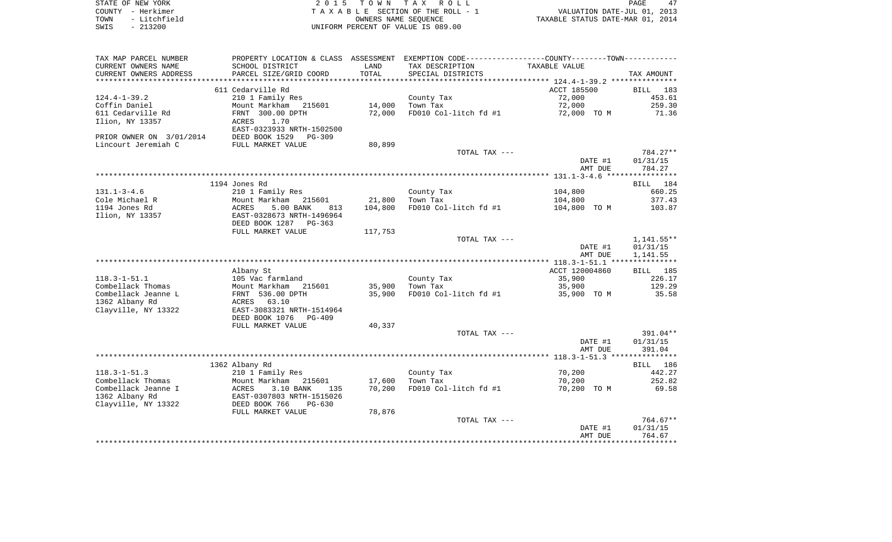STATE OF NEW YORK
COUNTY - Herkimer
TOWN - Litchfield
SWIS - 213200

2015 TOWN TAX ROLL
TAXABLE SECTION OF THE ROLL - 1
OWNERS NAME SEQUENCE
UNIFORM PERCENT OF VALUE IS 089.00

VALUATION DATE-JUL 01, 2013
TAXABLE STATUS DATE-MAR 01, 2014

| TAX MAP PARCEL NUMBER / CURRENT OWNERS NAME / CURRENT OWNERS ADDRESS | PROPERTY LOCATION & CLASS / SCHOOL DISTRICT / PARCEL SIZE/GRID COORD | ASSESSMENT LAND / TOTAL | EXEMPTION CODE / TAX DESCRIPTION / SPECIAL DISTRICTS | COUNTY--------TOWN / TAXABLE VALUE | TAX AMOUNT |
|---|---|---|---|---|---|
| | 611 Cedarville Rd | | | ACCT 185500 | BILL 183 |
| 124.4-1-39.2 | 210 1 Family Res | | County Tax | 72,000 | 453.61 |
| Coffin Daniel | Mount Markham 215601 | 14,000 | Town Tax | 72,000 | 259.30 |
| 611 Cedarville Rd | FRNT 300.00 DPTH | 72,000 | FD010 Col-litch fd #1 | 72,000 TO M | 71.36 |
| Ilion, NY 13357 | ACRES 1.70 | | | | |
| | EAST-0323933 NRTH-1502500 | | | | |
| PRIOR OWNER ON 3/01/2014 | DEED BOOK 1529 PG-309 | | | | |
| Lincourt Jeremiah C | FULL MARKET VALUE | 80,899 | | | |
| | | | TOTAL TAX --- | | 784.27** |
| | | | | DATE #1 | 01/31/15 |
| | | | | AMT DUE | 784.27 |
| | 1194 Jones Rd | | | | BILL 184 |
| 131.1-3-4.6 | 210 1 Family Res | | County Tax | 104,800 | 660.25 |
| Cole Michael R | Mount Markham 215601 | 21,800 | Town Tax | 104,800 | 377.43 |
| 1194 Jones Rd | ACRES 5.00 BANK 813 | 104,800 | FD010 Col-litch fd #1 | 104,800 TO M | 103.87 |
| Ilion, NY 13357 | EAST-0328673 NRTH-1496964 | | | | |
| | DEED BOOK 1287 PG-363 | | | | |
| | FULL MARKET VALUE | 117,753 | | | |
| | | | TOTAL TAX --- | | 1,141.55** |
| | | | | DATE #1 | 01/31/15 |
| | | | | AMT DUE | 1,141.55 |
| | Albany St | | | ACCT 120004860 | BILL 185 |
| 118.3-1-51.1 | 105 Vac farmland | | County Tax | 35,900 | 226.17 |
| Combellack Thomas | Mount Markham 215601 | 35,900 | Town Tax | 35,900 | 129.29 |
| Combellack Jeanne L | FRNT 536.00 DPTH | 35,900 | FD010 Col-litch fd #1 | 35,900 TO M | 35.58 |
| 1362 Albany Rd | ACRES 63.10 | | | | |
| Clayville, NY 13322 | EAST-3083321 NRTH-1514964 | | | | |
| | DEED BOOK 1076 PG-409 | | | | |
| | FULL MARKET VALUE | 40,337 | | | |
| | | | TOTAL TAX --- | | 391.04** |
| | | | | DATE #1 | 01/31/15 |
| | | | | AMT DUE | 391.04 |
| | 1362 Albany Rd | | | | BILL 186 |
| 118.3-1-51.3 | 210 1 Family Res | | County Tax | 70,200 | 442.27 |
| Combellack Thomas | Mount Markham 215601 | 17,600 | Town Tax | 70,200 | 252.82 |
| Combellack Jeanne I | ACRES 3.10 BANK 135 | 70,200 | FD010 Col-litch fd #1 | 70,200 TO M | 69.58 |
| 1362 Albany Rd | EAST-0307803 NRTH-1515026 | | | | |
| Clayville, NY 13322 | DEED BOOK 766 PG-630 | | | | |
| | FULL MARKET VALUE | 78,876 | | | |
| | | | TOTAL TAX --- | | 764.67** |
| | | | | DATE #1 | 01/31/15 |
| | | | | AMT DUE | 764.67 |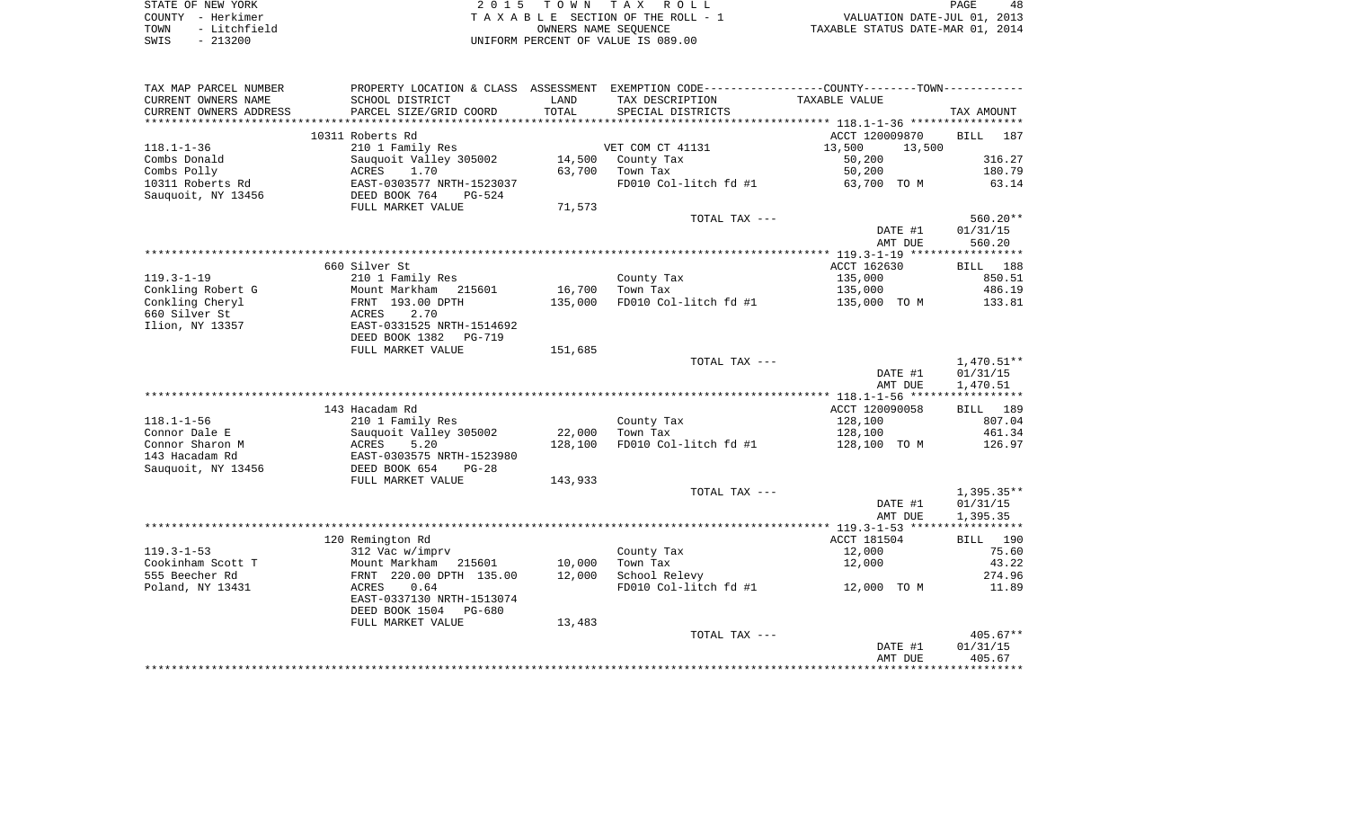STATE OF NEW YORK
COUNTY - Herkimer
TOWN - Litchfield
SWIS - 213200

2 0 1 5 T O W N T A X R O L L
T A X A B L E SECTION OF THE ROLL - 1
OWNERS NAME SEQUENCE
UNIFORM PERCENT OF VALUE IS 089.00

VALUATION DATE-JUL 01, 2013
TAXABLE STATUS DATE-MAR 01, 2014

| TAX MAP PARCEL NUMBER<br>CURRENT OWNERS NAME<br>CURRENT OWNERS ADDRESS | PROPERTY LOCATION & CLASS<br>SCHOOL DISTRICT<br>PARCEL SIZE/GRID COORD | ASSESSMENT<br>LAND<br>TOTAL | EXEMPTION CODE-----COUNTY-----TOWN-----<br>TAX DESCRIPTION<br>SPECIAL DISTRICTS | TAXABLE VALUE | TAX AMOUNT |
|---|---|---|---|---|---|
| | 10311 Roberts Rd | | | ACCT 120009870 | BILL 187 |
| 118.1-1-36 | 210 1 Family Res | | VET COM CT 41131 | 13,500 13,500 | |
| Combs Donald | Sauquoit Valley 305002 | 14,500 | County Tax | 50,200 | 316.27 |
| Combs Polly | ACRES 1.70 | 63,700 | Town Tax | 50,200 | 180.79 |
| 10311 Roberts Rd | EAST-0303577 NRTH-1523037 | | FD010 Col-litch fd #1 | 63,700 TO M | 63.14 |
| Sauquoit, NY 13456 | DEED BOOK 764 PG-524 | | | | |
| | FULL MARKET VALUE | 71,573 | | | |
| | | | TOTAL TAX --- | | 560.20** |
| | | | | DATE #1 | 01/31/15 |
| | | | | AMT DUE | 560.20 |
| | 660 Silver St | | | ACCT 162630 | BILL 188 |
| 119.3-1-19 | 210 1 Family Res | | County Tax | 135,000 | 850.51 |
| Conkling Robert G | Mount Markham 215601 | 16,700 | Town Tax | 135,000 | 486.19 |
| Conkling Cheryl | FRNT 193.00 DPTH | 135,000 | FD010 Col-litch fd #1 | 135,000 TO M | 133.81 |
| 660 Silver St | ACRES 2.70 | | | | |
| Ilion, NY 13357 | EAST-0331525 NRTH-1514692 | | | | |
| | DEED BOOK 1382 PG-719 | | | | |
| | FULL MARKET VALUE | 151,685 | | | |
| | | | TOTAL TAX --- | | 1,470.51** |
| | | | | DATE #1 | 01/31/15 |
| | | | | AMT DUE | 1,470.51 |
| | 143 Hacadam Rd | | | ACCT 120090058 | BILL 189 |
| 118.1-1-56 | 210 1 Family Res | | County Tax | 128,100 | 807.04 |
| Connor Dale E | Sauquoit Valley 305002 | 22,000 | Town Tax | 128,100 | 461.34 |
| Connor Sharon M | ACRES 5.20 | 128,100 | FD010 Col-litch fd #1 | 128,100 TO M | 126.97 |
| 143 Hacadam Rd | EAST-0303575 NRTH-1523980 | | | | |
| Sauquoit, NY 13456 | DEED BOOK 654 PG-28 | | | | |
| | FULL MARKET VALUE | 143,933 | | | |
| | | | TOTAL TAX --- | | 1,395.35** |
| | | | | DATE #1 | 01/31/15 |
| | | | | AMT DUE | 1,395.35 |
| | 120 Remington Rd | | | ACCT 181504 | BILL 190 |
| 119.3-1-53 | 312 Vac w/imprv | | County Tax | 12,000 | 75.60 |
| Cookinham Scott T | Mount Markham 215601 | 10,000 | Town Tax | 12,000 | 43.22 |
| 555 Beecher Rd | FRNT 220.00 DPTH 135.00 | 12,000 | School Relevy | | 274.96 |
| Poland, NY 13431 | ACRES 0.64 | | FD010 Col-litch fd #1 | 12,000 TO M | 11.89 |
| | EAST-0337130 NRTH-1513074 | | | | |
| | DEED BOOK 1504 PG-680 | | | | |
| | FULL MARKET VALUE | 13,483 | | | |
| | | | TOTAL TAX --- | | 405.67** |
| | | | | DATE #1 | 01/31/15 |
| | | | | AMT DUE | 405.67 |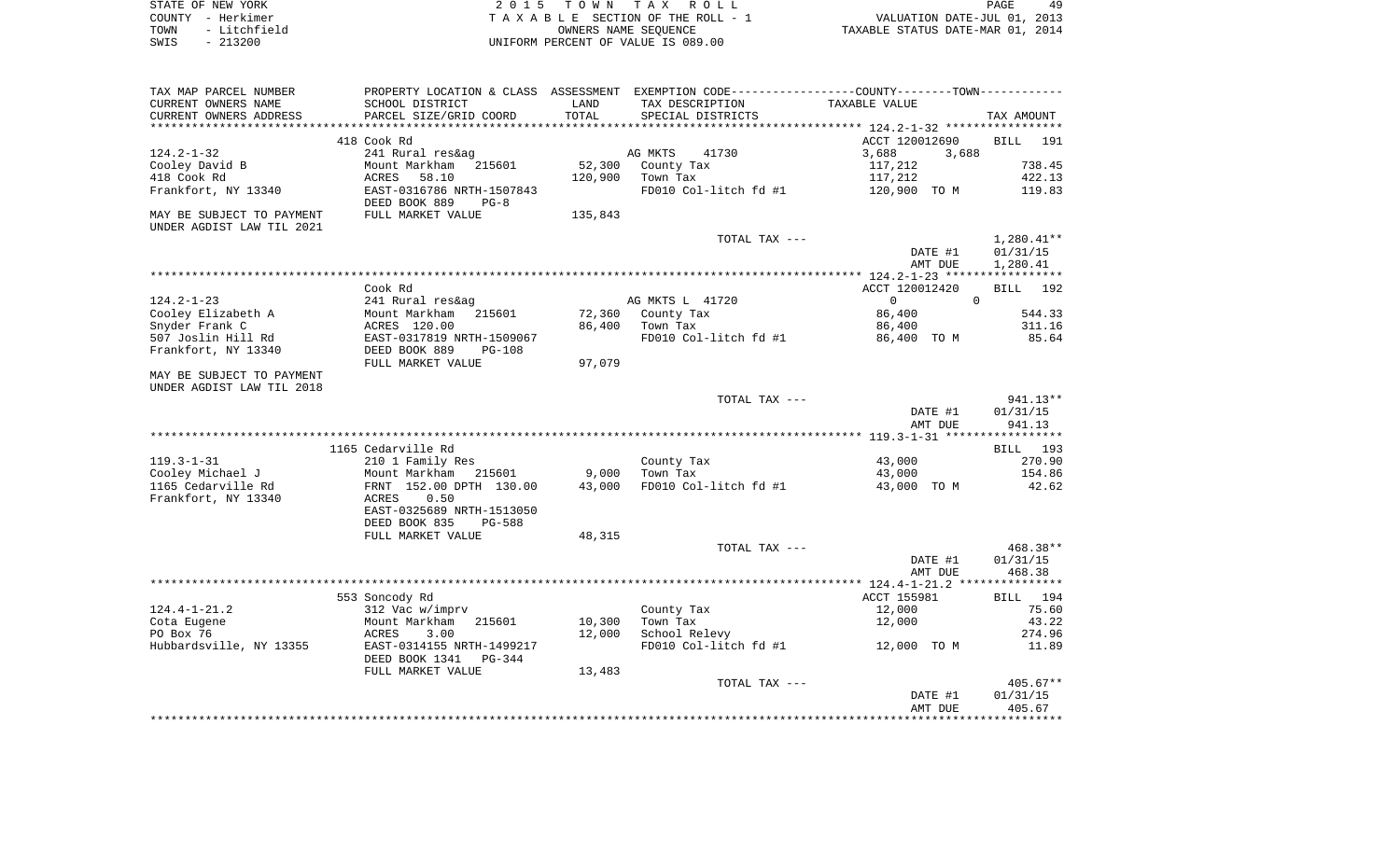STATE OF NEW YORK
COUNTY - Herkimer
TOWN - Litchfield
SWIS - 213200

2 0 1 5 T O W N T A X R O L L
T A X A B L E SECTION OF THE ROLL - 1
OWNERS NAME SEQUENCE
UNIFORM PERCENT OF VALUE IS 089.00

VALUATION DATE-JUL 01, 2013
TAXABLE STATUS DATE-MAR 01, 2014

| TAX MAP PARCEL NUMBER / CURRENT OWNERS NAME / CURRENT OWNERS ADDRESS | PROPERTY LOCATION & CLASS / SCHOOL DISTRICT / PARCEL SIZE/GRID COORD | ASSESSMENT LAND / TOTAL | EXEMPTION CODE / TAX DESCRIPTION / SPECIAL DISTRICTS | COUNTY / TOWN TAXABLE VALUE | TAX AMOUNT |
|---|---|---|---|---|---|
| 124.2-1-32 | 418 Cook Rd | | | ACCT 120012690 | BILL 191 |
| Cooley David B | 241 Rural res&ag | | AG MKTS 41730 | 3,688 3,688 | |
| 418 Cook Rd | Mount Markham 215601 | 52,300 | County Tax | 117,212 | 738.45 |
| Frankfort, NY 13340 | ACRES 58.10 | 120,900 | Town Tax | 117,212 | 422.13 |
| | EAST-0316786 NRTH-1507843 | | FD010 Col-litch fd #1 | 120,900 TO M | 119.83 |
| MAY BE SUBJECT TO PAYMENT | DEED BOOK 889 PG-8 | | | | |
| UNDER AGDIST LAW TIL 2021 | FULL MARKET VALUE | 135,843 | | | |
| | | | TOTAL TAX --- | | 1,280.41** |
| | | | | DATE #1 | 01/31/15 |
| | | | | AMT DUE | 1,280.41 |
| 124.2-1-23 | Cook Rd | | | ACCT 120012420 | BILL 192 |
| Cooley Elizabeth A | 241 Rural res&ag | | AG MKTS L 41720 | 0 0 | |
| Snyder Frank C | Mount Markham 215601 | 72,360 | County Tax | 86,400 | 544.33 |
| 507 Joslin Hill Rd | ACRES 120.00 | 86,400 | Town Tax | 86,400 | 311.16 |
| Frankfort, NY 13340 | EAST-0317819 NRTH-1509067 | | FD010 Col-litch fd #1 | 86,400 TO M | 85.64 |
| | DEED BOOK 889 PG-108 | | | | |
| MAY BE SUBJECT TO PAYMENT | FULL MARKET VALUE | 97,079 | | | |
| UNDER AGDIST LAW TIL 2018 | | | | | |
| | | | TOTAL TAX --- | | 941.13** |
| | | | | DATE #1 | 01/31/15 |
| | | | | AMT DUE | 941.13 |
| 119.3-1-31 | 1165 Cedarville Rd | | | | BILL 193 |
| Cooley Michael J | 210 1 Family Res | | County Tax | 43,000 | 270.90 |
| 1165 Cedarville Rd | Mount Markham 215601 | 9,000 | Town Tax | 43,000 | 154.86 |
| Frankfort, NY 13340 | FRNT 152.00 DPTH 130.00 | 43,000 | FD010 Col-litch fd #1 | 43,000 TO M | 42.62 |
| | ACRES 0.50 | | | | |
| | EAST-0325689 NRTH-1513050 | | | | |
| | DEED BOOK 835 PG-588 | | | | |
| | FULL MARKET VALUE | 48,315 | | | |
| | | | TOTAL TAX --- | | 468.38** |
| | | | | DATE #1 | 01/31/15 |
| | | | | AMT DUE | 468.38 |
| 124.4-1-21.2 | 553 Soncody Rd | | | ACCT 155981 | BILL 194 |
| Cota Eugene | 312 Vac w/imprv | | County Tax | 12,000 | 75.60 |
| PO Box 76 | Mount Markham 215601 | 10,300 | Town Tax | 12,000 | 43.22 |
| Hubbardsville, NY 13355 | ACRES 3.00 | 12,000 | School Relevy | | 274.96 |
| | EAST-0314155 NRTH-1499217 | | FD010 Col-litch fd #1 | 12,000 TO M | 11.89 |
| | DEED BOOK 1341 PG-344 | | | | |
| | FULL MARKET VALUE | 13,483 | | | |
| | | | TOTAL TAX --- | | 405.67** |
| | | | | DATE #1 | 01/31/15 |
| | | | | AMT DUE | 405.67 |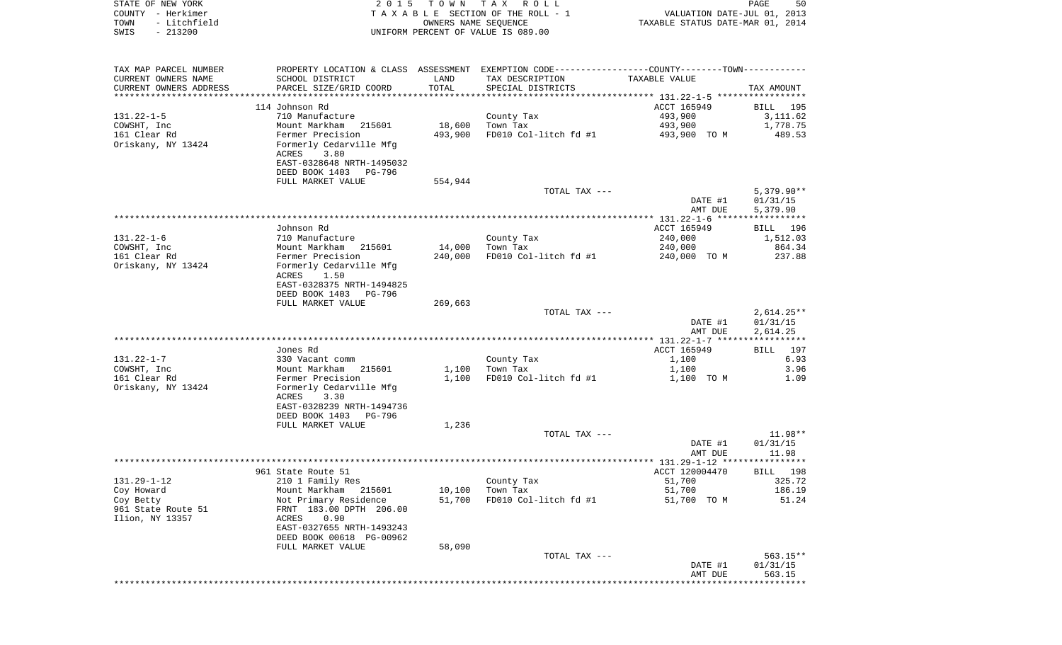STATE OF NEW YORK
COUNTY - Herkimer
TOWN - Litchfield
SWIS - 213200

2 0 1 5 T O W N T A X R O L L
T A X A B L E SECTION OF THE ROLL - 1
OWNERS NAME SEQUENCE
UNIFORM PERCENT OF VALUE IS 089.00

VALUATION DATE-JUL 01, 2013
TAXABLE STATUS DATE-MAR 01, 2014

| TAX MAP PARCEL NUMBER<br>CURRENT OWNERS NAME<br>CURRENT OWNERS ADDRESS | PROPERTY LOCATION & CLASS<br>SCHOOL DISTRICT<br>PARCEL SIZE/GRID COORD | ASSESSMENT<br>LAND<br>TOTAL | EXEMPTION CODE-----COUNTY--------TOWN------<br>TAX DESCRIPTION<br>SPECIAL DISTRICTS | TAXABLE VALUE | TAX AMOUNT |
|---|---|---|---|---|---|
| 131.22-1-5 | 114 Johnson Rd<br>710 Manufacture |  | County Tax | ACCT 165949<br>493,900 | BILL 195<br>3,111.62 |
| COWSHT, Inc | Mount Markham 215601 | 18,600 | Town Tax | 493,900 | 1,778.75 |
| 161 Clear Rd | Fermer Precision | 493,900 | FD010 Col-litch fd #1 | 493,900 TO M | 489.53 |
| Oriskany, NY 13424 | Formerly Cedarville Mfg<br>ACRES 3.80<br>EAST-0328648 NRTH-1495032<br>DEED BOOK 1403 PG-796<br>FULL MARKET VALUE | 554,944 |  |  |  |
|  |  |  | TOTAL TAX --- |  | 5,379.90** |
|  |  |  |  | DATE #1<br>AMT DUE | 01/31/15<br>5,379.90 |
| 131.22-1-6 | Johnson Rd<br>710 Manufacture |  | County Tax | ACCT 165949<br>240,000 | BILL 196<br>1,512.03 |
| COWSHT, Inc | Mount Markham 215601 | 14,000 | Town Tax | 240,000 | 864.34 |
| 161 Clear Rd | Fermer Precision | 240,000 | FD010 Col-litch fd #1 | 240,000 TO M | 237.88 |
| Oriskany, NY 13424 | Formerly Cedarville Mfg<br>ACRES 1.50<br>EAST-0328375 NRTH-1494825<br>DEED BOOK 1403 PG-796<br>FULL MARKET VALUE | 269,663 |  |  |  |
|  |  |  | TOTAL TAX --- |  | 2,614.25** |
|  |  |  |  | DATE #1<br>AMT DUE | 01/31/15<br>2,614.25 |
| 131.22-1-7 | Jones Rd<br>330 Vacant comm |  | County Tax | ACCT 165949<br>1,100 | BILL 197<br>6.93 |
| COWSHT, Inc | Mount Markham 215601 | 1,100 | Town Tax | 1,100 | 3.96 |
| 161 Clear Rd | Fermer Precision | 1,100 | FD010 Col-litch fd #1 | 1,100 TO M | 1.09 |
| Oriskany, NY 13424 | Formerly Cedarville Mfg<br>ACRES 3.30<br>EAST-0328239 NRTH-1494736<br>DEED BOOK 1403 PG-796<br>FULL MARKET VALUE | 1,236 |  |  |  |
|  |  |  | TOTAL TAX --- |  | 11.98** |
|  |  |  |  | DATE #1<br>AMT DUE | 01/31/15<br>11.98 |
| 131.29-1-12 | 961 State Route 51<br>210 1 Family Res |  | County Tax | ACCT 120004470<br>51,700 | BILL 198<br>325.72 |
| Coy Howard | Mount Markham 215601 | 10,100 | Town Tax | 51,700 | 186.19 |
| Coy Betty | Not Primary Residence | 51,700 | FD010 Col-litch fd #1 | 51,700 TO M | 51.24 |
| 961 State Route 51<br>Ilion, NY 13357 | FRNT 183.00 DPTH 206.00<br>ACRES 0.90<br>EAST-0327655 NRTH-1493243<br>DEED BOOK 00618 PG-00962<br>FULL MARKET VALUE | 58,090 |  |  |  |
|  |  |  | TOTAL TAX --- |  | 563.15** |
|  |  |  |  | DATE #1<br>AMT DUE | 01/31/15<br>563.15 |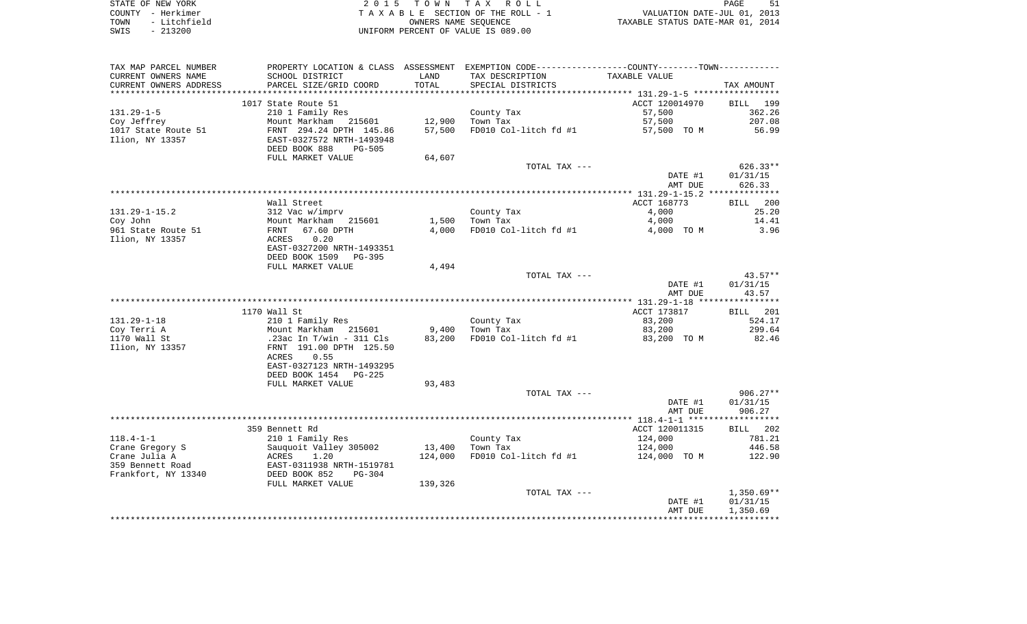| TAX MAP PARCEL NUMBER | PROPERTY LOCATION & CLASS | ASSESSMENT | EXEMPTION CODE-----COUNTY-----TOWN----- | | |
|---|---|---|---|---|---|
| CURRENT OWNERS NAME | SCHOOL DISTRICT | LAND | TAX DESCRIPTION | TAXABLE VALUE | |
| CURRENT OWNERS ADDRESS | PARCEL SIZE/GRID COORD | TOTAL | SPECIAL DISTRICTS | | TAX AMOUNT |
| | 1017 State Route 51 | | | ACCT 120014970 | BILL 199 |
| 131.29-1-5 | 210 1 Family Res | | County Tax | 57,500 | 362.26 |
| Coy Jeffrey | Mount Markham 215601 | 12,900 | Town Tax | 57,500 | 207.08 |
| 1017 State Route 51 | FRNT 294.24 DPTH 145.86 | 57,500 | FD010 Col-litch fd #1 | 57,500 TO M | 56.99 |
| Ilion, NY 13357 | EAST-0327572 NRTH-1493948 | | | | |
| | DEED BOOK 888 PG-505 | | | | |
| | FULL MARKET VALUE | 64,607 | | | |
| | | | TOTAL TAX --- | | 626.33** |
| | | | | DATE #1 | 01/31/15 |
| | | | | AMT DUE | 626.33 |
| | Wall Street | | | ACCT 168773 | BILL 200 |
| 131.29-1-15.2 | 312 Vac w/imprv | | County Tax | 4,000 | 25.20 |
| Coy John | Mount Markham 215601 | 1,500 | Town Tax | 4,000 | 14.41 |
| 961 State Route 51 | FRNT 67.60 DPTH | 4,000 | FD010 Col-litch fd #1 | 4,000 TO M | 3.96 |
| Ilion, NY 13357 | ACRES 0.20 | | | | |
| | EAST-0327200 NRTH-1493351 | | | | |
| | DEED BOOK 1509 PG-395 | | | | |
| | FULL MARKET VALUE | 4,494 | | | |
| | | | TOTAL TAX --- | | 43.57** |
| | | | | DATE #1 | 01/31/15 |
| | | | | AMT DUE | 43.57 |
| | 1170 Wall St | | | ACCT 173817 | BILL 201 |
| 131.29-1-18 | 210 1 Family Res | | County Tax | 83,200 | 524.17 |
| Coy Terri A | Mount Markham 215601 | 9,400 | Town Tax | 83,200 | 299.64 |
| 1170 Wall St | .23ac In T/win - 311 Cls | 83,200 | FD010 Col-litch fd #1 | 83,200 TO M | 82.46 |
| Ilion, NY 13357 | FRNT 191.00 DPTH 125.50 | | | | |
| | ACRES 0.55 | | | | |
| | EAST-0327123 NRTH-1493295 | | | | |
| | DEED BOOK 1454 PG-225 | | | | |
| | FULL MARKET VALUE | 93,483 | | | |
| | | | TOTAL TAX --- | | 906.27** |
| | | | | DATE #1 | 01/31/15 |
| | | | | AMT DUE | 906.27 |
| | 359 Bennett Rd | | | ACCT 120011315 | BILL 202 |
| 118.4-1-1 | 210 1 Family Res | | County Tax | 124,000 | 781.21 |
| Crane Gregory S | Sauquoit Valley 305002 | 13,400 | Town Tax | 124,000 | 446.58 |
| Crane Julia A | ACRES 1.20 | 124,000 | FD010 Col-litch fd #1 | 124,000 TO M | 122.90 |
| 359 Bennett Road | EAST-0311938 NRTH-1519781 | | | | |
| Frankfort, NY 13340 | DEED BOOK 852 PG-304 | | | | |
| | FULL MARKET VALUE | 139,326 | | | |
| | | | TOTAL TAX --- | | 1,350.69** |
| | | | | DATE #1 | 01/31/15 |
| | | | | AMT DUE | 1,350.69 |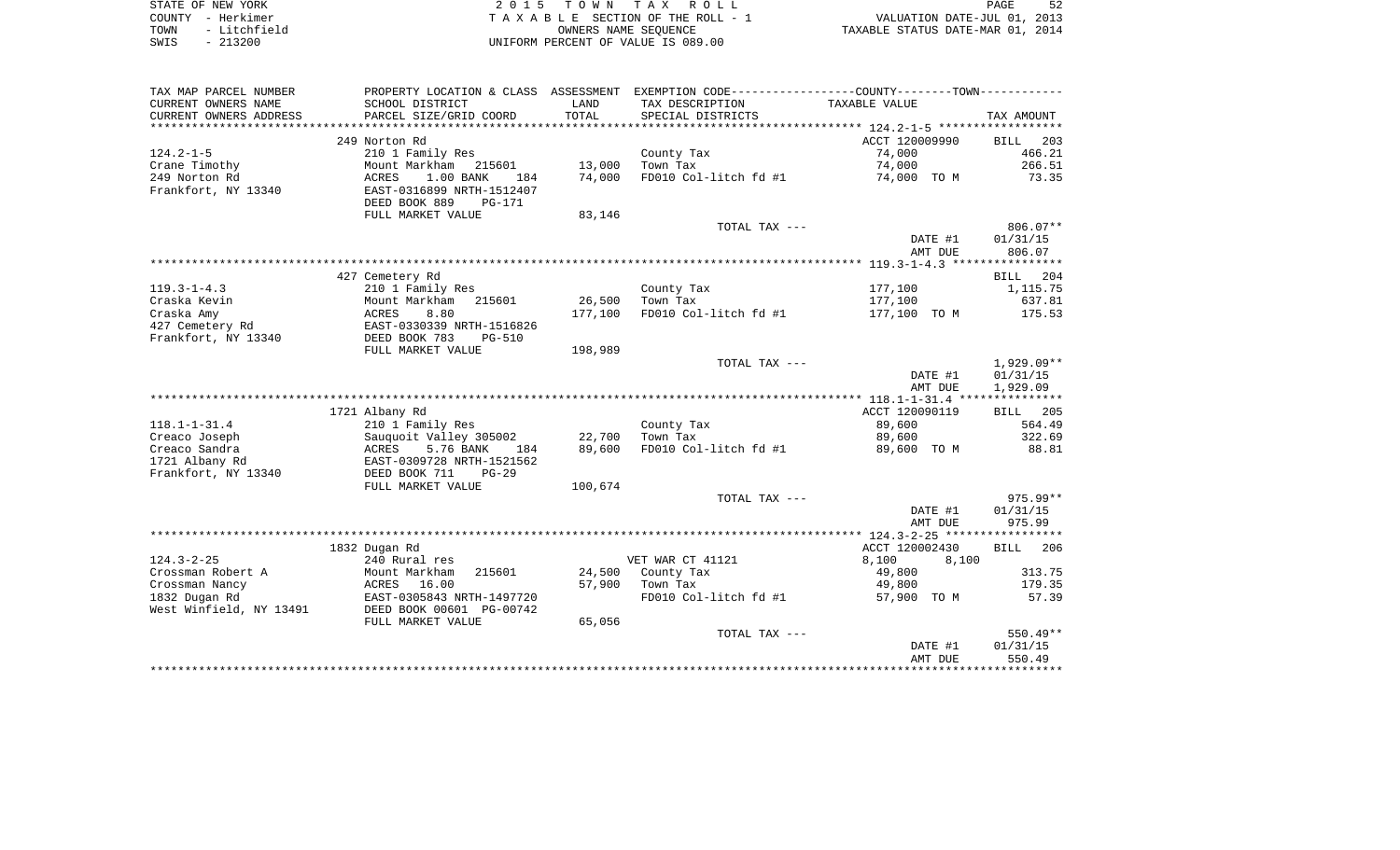STATE OF NEW YORK — 2 0 1 5 T O W N T A X R O L L — PAGE 52
COUNTY - Herkimer — T A X A B L E SECTION OF THE ROLL - 1 — VALUATION DATE-JUL 01, 2013
TOWN - Litchfield — OWNERS NAME SEQUENCE — TAXABLE STATUS DATE-MAR 01, 2014
SWIS - 213200 — UNIFORM PERCENT OF VALUE IS 089.00

| TAX MAP PARCEL NUMBER / CURRENT OWNERS NAME / CURRENT OWNERS ADDRESS | PROPERTY LOCATION & CLASS / SCHOOL DISTRICT / PARCEL SIZE/GRID COORD | ASSESSMENT LAND / TOTAL | EXEMPTION CODE / TAX DESCRIPTION / SPECIAL DISTRICTS | COUNTY--------TOWN TAXABLE VALUE | TAX AMOUNT |
|---|---|---|---|---|---|
| 124.2-1-5 | 249 Norton Rd | | | ACCT 120009990 | BILL 203 |
| Crane Timothy | 210 1 Family Res | | County Tax | 74,000 | 466.21 |
| 249 Norton Rd | Mount Markham 215601 | 13,000 | Town Tax | 74,000 | 266.51 |
| Frankfort, NY 13340 | ACRES 1.00 BANK 184 | 74,000 | FD010 Col-litch fd #1 | 74,000 TO M | 73.35 |
| | EAST-0316899 NRTH-1512407 | | | | |
| | DEED BOOK 889 PG-171 | | | | |
| | FULL MARKET VALUE | 83,146 | | | |
| | | | TOTAL TAX --- | | 806.07** |
| | | | | DATE #1 | 01/31/15 |
| | | | | AMT DUE | 806.07 |
| 119.3-1-4.3 | 427 Cemetery Rd | | | | BILL 204 |
| Craska Kevin | 210 1 Family Res | | County Tax | 177,100 | 1,115.75 |
| Craska Amy | Mount Markham 215601 | 26,500 | Town Tax | 177,100 | 637.81 |
| 427 Cemetery Rd | ACRES 8.80 | 177,100 | FD010 Col-litch fd #1 | 177,100 TO M | 175.53 |
| Frankfort, NY 13340 | EAST-0330339 NRTH-1516826 | | | | |
| | DEED BOOK 783 PG-510 | | | | |
| | FULL MARKET VALUE | 198,989 | | | |
| | | | TOTAL TAX --- | | 1,929.09** |
| | | | | DATE #1 | 01/31/15 |
| | | | | AMT DUE | 1,929.09 |
| 118.1-1-31.4 | 1721 Albany Rd | | | ACCT 120090119 | BILL 205 |
| Creaco Joseph | 210 1 Family Res | | County Tax | 89,600 | 564.49 |
| Creaco Sandra | Sauquoit Valley 305002 | 22,700 | Town Tax | 89,600 | 322.69 |
| 1721 Albany Rd | ACRES 5.76 BANK 184 | 89,600 | FD010 Col-litch fd #1 | 89,600 TO M | 88.81 |
| Frankfort, NY 13340 | EAST-0309728 NRTH-1521562 | | | | |
| | DEED BOOK 711 PG-29 | | | | |
| | FULL MARKET VALUE | 100,674 | | | |
| | | | TOTAL TAX --- | | 975.99** |
| | | | | DATE #1 | 01/31/15 |
| | | | | AMT DUE | 975.99 |
| 124.3-2-25 | 1832 Dugan Rd | | | ACCT 120002430 | BILL 206 |
| Crossman Robert A | 240 Rural res | | VET WAR CT 41121 | 8,100 8,100 | |
| Crossman Nancy | Mount Markham 215601 | 24,500 | County Tax | 49,800 | 313.75 |
| 1832 Dugan Rd | ACRES 16.00 | 57,900 | Town Tax | 49,800 | 179.35 |
| West Winfield, NY 13491 | EAST-0305843 NRTH-1497720 | | FD010 Col-litch fd #1 | 57,900 TO M | 57.39 |
| | DEED BOOK 00601 PG-00742 | | | | |
| | FULL MARKET VALUE | 65,056 | | | |
| | | | TOTAL TAX --- | | 550.49** |
| | | | | DATE #1 | 01/31/15 |
| | | | | AMT DUE | 550.49 |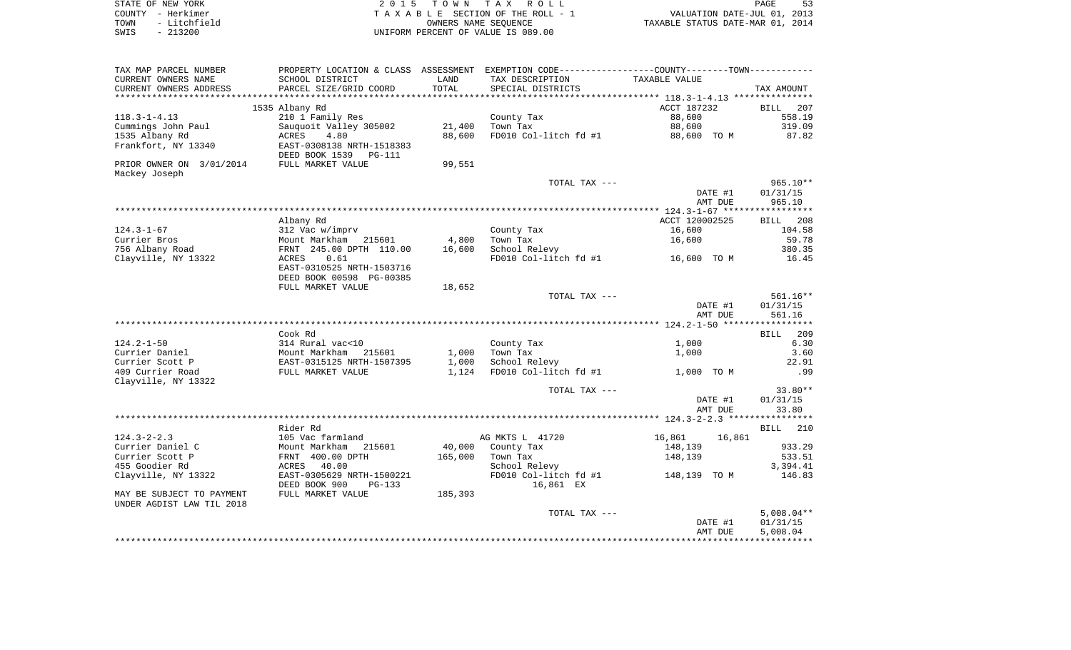STATE OF NEW YORK | 2015 TOWN TAX ROLL | PAGE 53
COUNTY - Herkimer | TAXABLE SECTION OF THE ROLL - 1 | VALUATION DATE-JUL 01, 2013
TOWN - Litchfield | OWNERS NAME SEQUENCE | TAXABLE STATUS DATE-MAR 01, 2014
SWIS - 213200 | UNIFORM PERCENT OF VALUE IS 089.00

| TAX MAP PARCEL NUMBER / CURRENT OWNERS NAME / CURRENT OWNERS ADDRESS | PROPERTY LOCATION & CLASS / SCHOOL DISTRICT / PARCEL SIZE/GRID COORD | ASSESSMENT LAND / TOTAL | EXEMPTION CODE / TAX DESCRIPTION / SPECIAL DISTRICTS | TAXABLE VALUE (COUNTY--------TOWN) | TAX AMOUNT |
|---|---|---|---|---|---|
| **118.3-1-4.13** | 1535 Albany Rd | | | ACCT 187232 | BILL 207 |
| 118.3-1-4.13 | 210 1 Family Res | | County Tax | 88,600 | 558.19 |
| Cummings John Paul | Sauquoit Valley 305002 | 21,400 | Town Tax | 88,600 | 319.09 |
| 1535 Albany Rd | ACRES 4.80 | 88,600 | FD010 Col-litch fd #1 | 88,600 TO M | 87.82 |
| Frankfort, NY 13340 | EAST-0308138 NRTH-1518383 | | | | |
| | DEED BOOK 1539 PG-111 | | | | |
| PRIOR OWNER ON 3/01/2014 | FULL MARKET VALUE | 99,551 | | | |
| Mackey Joseph | | | | | |
| | | | TOTAL TAX --- | | 965.10** |
| | | | | DATE #1 | 01/31/15 |
| | | | | AMT DUE | 965.10 |
| **124.3-1-67** | Albany Rd | | | ACCT 120002525 | BILL 208 |
| 124.3-1-67 | 312 Vac w/imprv | | County Tax | 16,600 | 104.58 |
| Currier Bros | Mount Markham 215601 | 4,800 | Town Tax | 16,600 | 59.78 |
| 756 Albany Road | FRNT 245.00 DPTH 110.00 | 16,600 | School Relevy | | 380.35 |
| Clayville, NY 13322 | ACRES 0.61 | | FD010 Col-litch fd #1 | 16,600 TO M | 16.45 |
| | EAST-0310525 NRTH-1503716 | | | | |
| | DEED BOOK 00598 PG-00385 | | | | |
| | FULL MARKET VALUE | 18,652 | | | |
| | | | TOTAL TAX --- | | 561.16** |
| | | | | DATE #1 | 01/31/15 |
| | | | | AMT DUE | 561.16 |
| **124.2-1-50** | Cook Rd | | | | BILL 209 |
| 124.2-1-50 | 314 Rural vac<10 | | County Tax | 1,000 | 6.30 |
| Currier Daniel | Mount Markham 215601 | 1,000 | Town Tax | 1,000 | 3.60 |
| Currier Scott P | EAST-0315125 NRTH-1507395 | 1,000 | School Relevy | | 22.91 |
| 409 Currier Road | FULL MARKET VALUE | 1,124 | FD010 Col-litch fd #1 | 1,000 TO M | .99 |
| Clayville, NY 13322 | | | | | |
| | | | TOTAL TAX --- | | 33.80** |
| | | | | DATE #1 | 01/31/15 |
| | | | | AMT DUE | 33.80 |
| **124.3-2-2.3** | Rider Rd | | | | BILL 210 |
| 124.3-2-2.3 | 105 Vac farmland | | AG MKTS L 41720 | 16,861 16,861 | |
| Currier Daniel C | Mount Markham 215601 | 40,000 | County Tax | 148,139 | 933.29 |
| Currier Scott P | FRNT 400.00 DPTH | 165,000 | Town Tax | 148,139 | 533.51 |
| 455 Goodier Rd | ACRES 40.00 | | School Relevy | | 3,394.41 |
| Clayville, NY 13322 | EAST-0305629 NRTH-1500221 | | FD010 Col-litch fd #1 | 148,139 TO M | 146.83 |
| | DEED BOOK 900 PG-133 | | 16,861 EX | | |
| MAY BE SUBJECT TO PAYMENT | FULL MARKET VALUE | 185,393 | | | |
| UNDER AGDIST LAW TIL 2018 | | | | | |
| | | | TOTAL TAX --- | | 5,008.04** |
| | | | | DATE #1 | 01/31/15 |
| | | | | AMT DUE | 5,008.04 |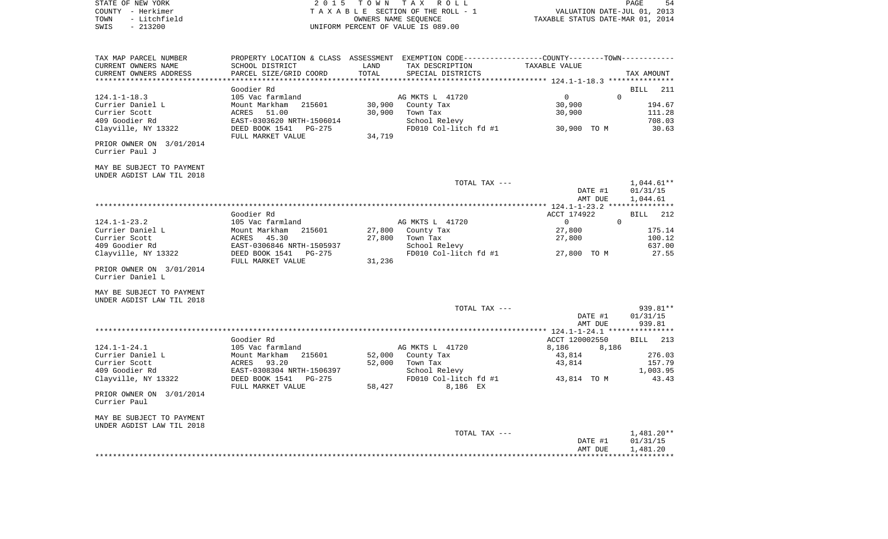| TAX MAP PARCEL NUMBER | PROPERTY LOCATION & CLASS | ASSESSMENT | EXEMPTION CODE-----------------COUNTY--------TOWN----------- | | |
|---|---|---|---|---|---|
| CURRENT OWNERS NAME | SCHOOL DISTRICT | LAND | TAX DESCRIPTION | TAXABLE VALUE | |
| CURRENT OWNERS ADDRESS | PARCEL SIZE/GRID COORD | TOTAL | SPECIAL DISTRICTS | | TAX AMOUNT |

************************************************************************************************ 124.1-1-18.3 ***************

| | | | | | |
|---|---|---|---|---|---|
| | Goodier Rd | | | | BILL 211 |
| 124.1-1-18.3 | 105 Vac farmland | | AG MKTS L 41720 | 0 0 | |
| Currier Daniel L | Mount Markham 215601 | 30,900 | County Tax | 30,900 | 194.67 |
| Currier Scott | ACRES 51.00 | 30,900 | Town Tax | 30,900 | 111.28 |
| 409 Goodier Rd | EAST-0303620 NRTH-1506014 | | School Relevy | | 708.03 |
| Clayville, NY 13322 | DEED BOOK 1541 PG-275 | | FD010 Col-litch fd #1 | 30,900 TO M | 30.63 |
| | FULL MARKET VALUE | 34,719 | | | |
| PRIOR OWNER ON 3/01/2014 | | | | | |
| Currier Paul J | | | | | |
| MAY BE SUBJECT TO PAYMENT | | | | | |
| UNDER AGDIST LAW TIL 2018 | | | | | |
| | | | TOTAL TAX --- | | 1,044.61** |
| | | | | DATE #1 | 01/31/15 |
| | | | | AMT DUE | 1,044.61 |

************************************************************************************************ 124.1-1-23.2 ***************

| | | | | | |
|---|---|---|---|---|---|
| | Goodier Rd | | | ACCT 174922 | BILL 212 |
| 124.1-1-23.2 | 105 Vac farmland | | AG MKTS L 41720 | 0 0 | |
| Currier Daniel L | Mount Markham 215601 | 27,800 | County Tax | 27,800 | 175.14 |
| Currier Scott | ACRES 45.30 | 27,800 | Town Tax | 27,800 | 100.12 |
| 409 Goodier Rd | EAST-0306846 NRTH-1505937 | | School Relevy | | 637.00 |
| Clayville, NY 13322 | DEED BOOK 1541 PG-275 | | FD010 Col-litch fd #1 | 27,800 TO M | 27.55 |
| | FULL MARKET VALUE | 31,236 | | | |
| PRIOR OWNER ON 3/01/2014 | | | | | |
| Currier Daniel L | | | | | |
| MAY BE SUBJECT TO PAYMENT | | | | | |
| UNDER AGDIST LAW TIL 2018 | | | | | |
| | | | TOTAL TAX --- | | 939.81** |
| | | | | DATE #1 | 01/31/15 |
| | | | | AMT DUE | 939.81 |

************************************************************************************************ 124.1-1-24.1 ***************

| | | | | | |
|---|---|---|---|---|---|
| | Goodier Rd | | | ACCT 120002550 | BILL 213 |
| 124.1-1-24.1 | 105 Vac farmland | | AG MKTS L 41720 | 8,186 8,186 | |
| Currier Daniel L | Mount Markham 215601 | 52,000 | County Tax | 43,814 | 276.03 |
| Currier Scott | ACRES 93.20 | 52,000 | Town Tax | 43,814 | 157.79 |
| 409 Goodier Rd | EAST-0308304 NRTH-1506397 | | School Relevy | | 1,003.95 |
| Clayville, NY 13322 | DEED BOOK 1541 PG-275 | | FD010 Col-litch fd #1 | 43,814 TO M | 43.43 |
| | FULL MARKET VALUE | 58,427 | 8,186 EX | | |
| PRIOR OWNER ON 3/01/2014 | | | | | |
| Currier Paul | | | | | |
| MAY BE SUBJECT TO PAYMENT | | | | | |
| UNDER AGDIST LAW TIL 2018 | | | | | |
| | | | TOTAL TAX --- | | 1,481.20** |
| | | | | DATE #1 | 01/31/15 |
| | | | | AMT DUE | 1,481.20 |

************************************************************************************************************************************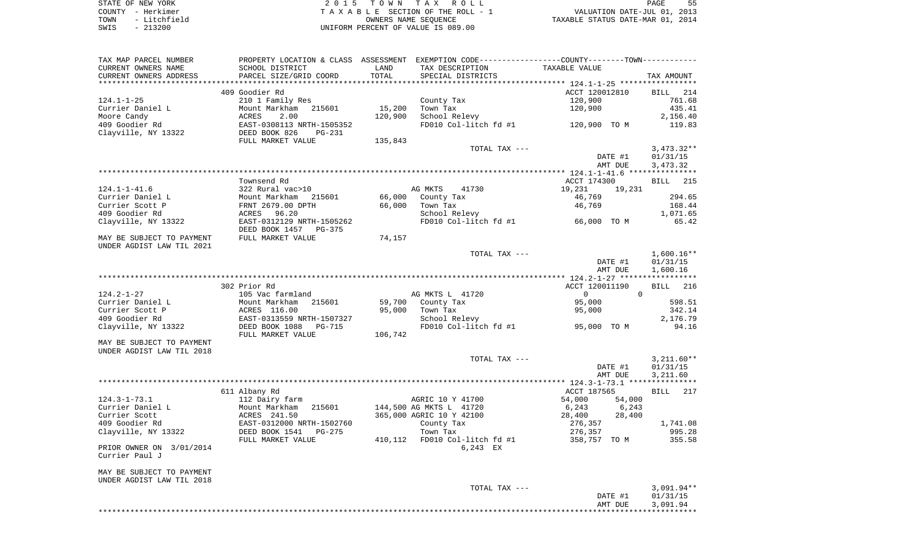STATE OF NEW YORK — COUNTY - Herkimer — TOWN - Litchfield — SWIS - 213200

2015 TOWN TAX ROLL
TAXABLE SECTION OF THE ROLL - 1
OWNERS NAME SEQUENCE
UNIFORM PERCENT OF VALUE IS 089.00

VALUATION DATE-JUL 01, 2013
TAXABLE STATUS DATE-MAR 01, 2014

| TAX MAP PARCEL NUMBER / CURRENT OWNERS NAME / CURRENT OWNERS ADDRESS | PROPERTY LOCATION & CLASS / SCHOOL DISTRICT / PARCEL SIZE/GRID COORD | ASSESSMENT LAND / TOTAL | EXEMPTION CODE / TAX DESCRIPTION / SPECIAL DISTRICTS | COUNTY--------TOWN TAXABLE VALUE | TAX AMOUNT |
|---|---|---|---|---|---|
| 124.1-1-25 | 409 Goodier Rd | | | ACCT 120012810 | BILL 214 |
| | 210 1 Family Res | | County Tax | 120,900 | 761.68 |
| Currier Daniel L | Mount Markham 215601 | 15,200 | Town Tax | 120,900 | 435.41 |
| Moore Candy | ACRES 2.00 | 120,900 | School Relevy | | 2,156.40 |
| 409 Goodier Rd | EAST-0308113 NRTH-1505352 | | FD010 Col-litch fd #1 | 120,900 TO M | 119.83 |
| Clayville, NY 13322 | DEED BOOK 826 PG-231 | | | | |
| | FULL MARKET VALUE | 135,843 | | | |
| | | | TOTAL TAX --- | | 3,473.32** |
| | | | | DATE #1 | 01/31/15 |
| | | | | AMT DUE | 3,473.32 |
| 124.1-1-41.6 | Townsend Rd | | | ACCT 174300 | BILL 215 |
| | 322 Rural vac>10 | | AG MKTS 41730 | 19,231 19,231 | |
| Currier Daniel L | Mount Markham 215601 | 66,000 | County Tax | 46,769 | 294.65 |
| Currier Scott P | FRNT 2679.00 DPTH | 66,000 | Town Tax | 46,769 | 168.44 |
| 409 Goodier Rd | ACRES 96.20 | | School Relevy | | 1,071.65 |
| Clayville, NY 13322 | EAST-0312129 NRTH-1505262 | | FD010 Col-litch fd #1 | 66,000 TO M | 65.42 |
| | DEED BOOK 1457 PG-375 | | | | |
| MAY BE SUBJECT TO PAYMENT UNDER AGDIST LAW TIL 2021 | FULL MARKET VALUE | 74,157 | | | |
| | | | TOTAL TAX --- | | 1,600.16** |
| | | | | DATE #1 | 01/31/15 |
| | | | | AMT DUE | 1,600.16 |
| 124.2-1-27 | 302 Prior Rd | | | ACCT 120011190 | BILL 216 |
| | 105 Vac farmland | | AG MKTS L 41720 | 0 0 | |
| Currier Daniel L | Mount Markham 215601 | 59,700 | County Tax | 95,000 | 598.51 |
| Currier Scott P | ACRES 116.00 | 95,000 | Town Tax | 95,000 | 342.14 |
| 409 Goodier Rd | EAST-0313559 NRTH-1507327 | | School Relevy | | 2,176.79 |
| Clayville, NY 13322 | DEED BOOK 1088 PG-715 | | FD010 Col-litch fd #1 | 95,000 TO M | 94.16 |
| | FULL MARKET VALUE | 106,742 | | | |
| MAY BE SUBJECT TO PAYMENT UNDER AGDIST LAW TIL 2018 | | | | | |
| | | | TOTAL TAX --- | | 3,211.60** |
| | | | | DATE #1 | 01/31/15 |
| | | | | AMT DUE | 3,211.60 |
| 124.3-1-73.1 | 611 Albany Rd | | | ACCT 187565 | BILL 217 |
| | 112 Dairy farm | | AGRIC 10 Y 41700 | 54,000 54,000 | |
| Currier Daniel L | Mount Markham 215601 | 144,500 | AG MKTS L 41720 | 6,243 6,243 | |
| Currier Scott | ACRES 241.50 | 365,000 | AGRIC 10 Y 42100 | 28,400 28,400 | |
| 409 Goodier Rd | EAST-0312000 NRTH-1502760 | | County Tax | 276,357 | 1,741.08 |
| Clayville, NY 13322 | DEED BOOK 1541 PG-275 | | Town Tax | 276,357 | 995.28 |
| | FULL MARKET VALUE | 410,112 | FD010 Col-litch fd #1 | 358,757 TO M | 355.58 |
| PRIOR OWNER ON 3/01/2014 Currier Paul J | | | 6,243 EX | | |
| MAY BE SUBJECT TO PAYMENT UNDER AGDIST LAW TIL 2018 | | | | | |
| | | | TOTAL TAX --- | | 3,091.94** |
| | | | | DATE #1 | 01/31/15 |
| | | | | AMT DUE | 3,091.94 |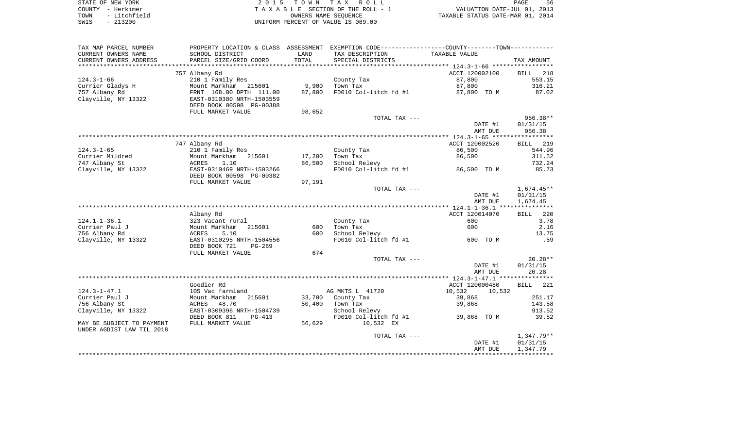STATE OF NEW YORK
COUNTY - Herkimer
TOWN - Litchfield
SWIS - 213200

2 0 1 5 T O W N T A X R O L L
T A X A B L E SECTION OF THE ROLL - 1
OWNERS NAME SEQUENCE
UNIFORM PERCENT OF VALUE IS 089.00

VALUATION DATE-JUL 01, 2013
TAXABLE STATUS DATE-MAR 01, 2014

| TAX MAP PARCEL NUMBER<br>CURRENT OWNERS NAME<br>CURRENT OWNERS ADDRESS | PROPERTY LOCATION & CLASS<br>SCHOOL DISTRICT<br>PARCEL SIZE/GRID COORD | ASSESSMENT<br>LAND<br>TOTAL | EXEMPTION CODE-----COUNTY-----TOWN-----<br>TAX DESCRIPTION<br>SPECIAL DISTRICTS | TAXABLE VALUE | TAX AMOUNT |
|---|---|---|---|---|---|
| | 757 Albany Rd | | | ACCT 120002100 | BILL 218 |
| 124.3-1-66 | 210 1 Family Res | | County Tax | 87,800 | 553.15 |
| Currier Gladys H | Mount Markham 215601 | 9,900 | Town Tax | 87,800 | 316.21 |
| 757 Albany Rd | FRNT 168.00 DPTH 111.00 | 87,800 | FD010 Col-litch fd #1 | 87,800 TO M | 87.02 |
| Clayville, NY 13322 | EAST-0310380 NRTH-1503559 | | | | |
| | DEED BOOK 00598 PG-00388 | | | | |
| | FULL MARKET VALUE | 98,652 | | | |
| | | | TOTAL TAX --- | | 956.38** |
| | | | | DATE #1 | 01/31/15 |
| | | | | AMT DUE | 956.38 |
| | 747 Albany Rd | | | ACCT 120002520 | BILL 219 |
| 124.3-1-65 | 210 1 Family Res | | County Tax | 86,500 | 544.96 |
| Currier Mildred | Mount Markham 215601 | 17,200 | Town Tax | 86,500 | 311.52 |
| 747 Albany St | ACRES 1.10 | 86,500 | School Relevy | | 732.24 |
| Clayville, NY 13322 | EAST-0310469 NRTH-1503266 | | FD010 Col-litch fd #1 | 86,500 TO M | 85.73 |
| | DEED BOOK 00598 PG-00382 | | | | |
| | FULL MARKET VALUE | 97,191 | | | |
| | | | TOTAL TAX --- | | 1,674.45** |
| | | | | DATE #1 | 01/31/15 |
| | | | | AMT DUE | 1,674.45 |
| | Albany Rd | | | ACCT 120014070 | BILL 220 |
| 124.1-1-36.1 | 323 Vacant rural | | County Tax | 600 | 3.78 |
| Currier Paul J | Mount Markham 215601 | 600 | Town Tax | 600 | 2.16 |
| 756 Albany Rd | ACRES 5.10 | 600 | School Relevy | | 13.75 |
| Clayville, NY 13322 | EAST-0310295 NRTH-1504556 | | FD010 Col-litch fd #1 | 600 TO M | .59 |
| | DEED BOOK 721 PG-269 | | | | |
| | FULL MARKET VALUE | 674 | | | |
| | | | TOTAL TAX --- | | 20.28** |
| | | | | DATE #1 | 01/31/15 |
| | | | | AMT DUE | 20.28 |
| | Goodier Rd | | | ACCT 120000480 | BILL 221 |
| 124.3-1-47.1 | 105 Vac farmland | | AG MKTS L 41720 | 10,532 10,532 | |
| Currier Paul J | Mount Markham 215601 | 33,700 | County Tax | 39,868 | 251.17 |
| 756 Albany St | ACRES 48.70 | 50,400 | Town Tax | 39,868 | 143.58 |
| Clayville, NY 13322 | EAST-0309396 NRTH-1504739 | | School Relevy | | 913.52 |
| | DEED BOOK 811 PG-413 | | FD010 Col-litch fd #1 | 39,868 TO M | 39.52 |
| MAY BE SUBJECT TO PAYMENT | FULL MARKET VALUE | 56,629 | 10,532 EX | | |
| UNDER AGDIST LAW TIL 2018 | | | | | |
| | | | TOTAL TAX --- | | 1,347.79** |
| | | | | DATE #1 | 01/31/15 |
| | | | | AMT DUE | 1,347.79 |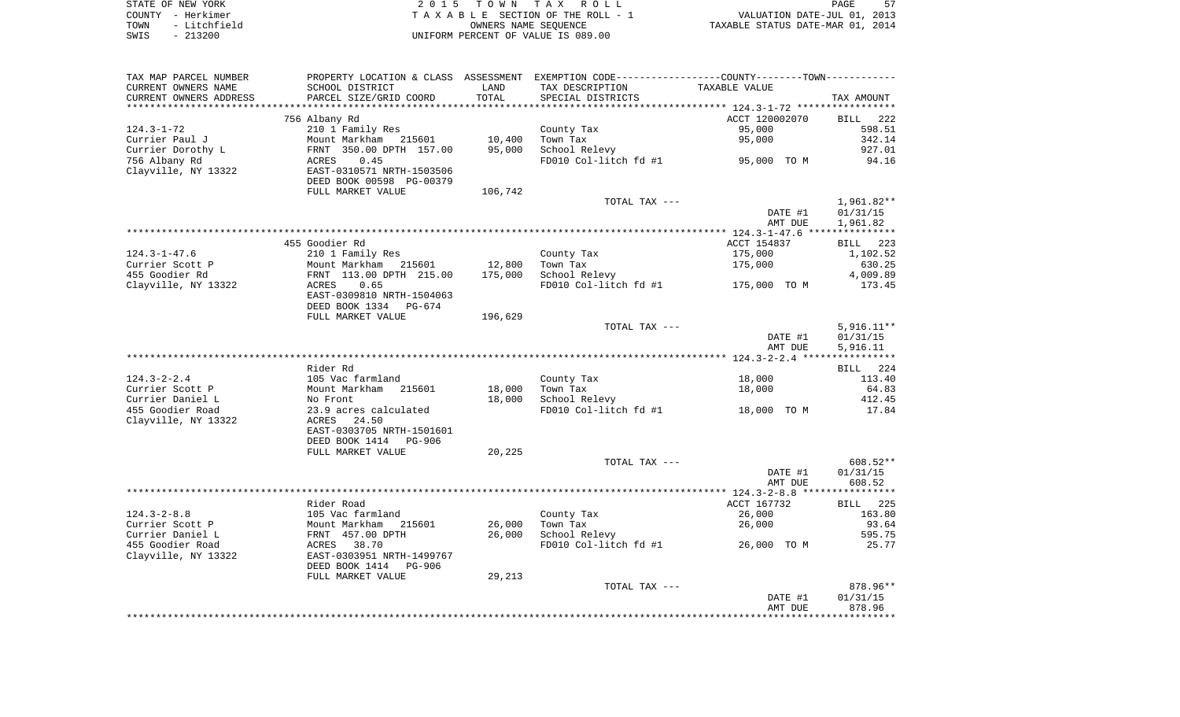STATE OF NEW YORK
COUNTY - Herkimer
TOWN - Litchfield
SWIS - 213200

2015 TOWN TAX ROLL
TAXABLE SECTION OF THE ROLL - 1
OWNERS NAME SEQUENCE
UNIFORM PERCENT OF VALUE IS 089.00

VALUATION DATE-JUL 01, 2013
TAXABLE STATUS DATE-MAR 01, 2014

| TAX MAP PARCEL NUMBER / CURRENT OWNERS NAME / CURRENT OWNERS ADDRESS | PROPERTY LOCATION & CLASS / SCHOOL DISTRICT / PARCEL SIZE/GRID COORD | ASSESSMENT LAND | TOTAL | EXEMPTION CODE / TAX DESCRIPTION / SPECIAL DISTRICTS | COUNTY--------TOWN TAXABLE VALUE | TAX AMOUNT |
|---|---|---|---|---|---|---|
| 124.3-1-72 | 756 Albany Rd | | | | ACCT 120002070 | BILL 222 |
| Currier Paul J | 210 1 Family Res | | | County Tax | 95,000 | 598.51 |
| Currier Dorothy L | Mount Markham 215601 | 10,400 | | Town Tax | 95,000 | 342.14 |
| 756 Albany Rd | FRNT 350.00 DPTH 157.00 | | 95,000 | School Relevy | | 927.01 |
| Clayville, NY 13322 | ACRES 0.45 | | | FD010 Col-litch fd #1 | 95,000 TO M | 94.16 |
| | EAST-0310571 NRTH-1503506 | | | | | |
| | DEED BOOK 00598 PG-00379 | | | | | |
| | FULL MARKET VALUE | 106,742 | | | | |
| | | | | TOTAL TAX --- | | 1,961.82** |
| | | | | | DATE #1 | 01/31/15 |
| | | | | | AMT DUE | 1,961.82 |
| 124.3-1-47.6 | 455 Goodier Rd | | | | ACCT 154837 | BILL 223 |
| Currier Scott P | 210 1 Family Res | | | County Tax | 175,000 | 1,102.52 |
| 455 Goodier Rd | Mount Markham 215601 | 12,800 | | Town Tax | 175,000 | 630.25 |
| Clayville, NY 13322 | FRNT 113.00 DPTH 215.00 | | 175,000 | School Relevy | | 4,009.89 |
| | ACRES 0.65 | | | FD010 Col-litch fd #1 | 175,000 TO M | 173.45 |
| | EAST-0309810 NRTH-1504063 | | | | | |
| | DEED BOOK 1334 PG-674 | | | | | |
| | FULL MARKET VALUE | 196,629 | | | | |
| | | | | TOTAL TAX --- | | 5,916.11** |
| | | | | | DATE #1 | 01/31/15 |
| | | | | | AMT DUE | 5,916.11 |
| 124.3-2-2.4 | Rider Rd | | | | | BILL 224 |
| Currier Scott P | 105 Vac farmland | | | County Tax | 18,000 | 113.40 |
| Currier Daniel L | Mount Markham 215601 | 18,000 | | Town Tax | 18,000 | 64.83 |
| 455 Goodier Road | No Front | | 18,000 | School Relevy | | 412.45 |
| Clayville, NY 13322 | 23.9 acres calculated | | | FD010 Col-litch fd #1 | 18,000 TO M | 17.84 |
| | ACRES 24.50 | | | | | |
| | EAST-0303705 NRTH-1501601 | | | | | |
| | DEED BOOK 1414 PG-906 | | | | | |
| | FULL MARKET VALUE | 20,225 | | | | |
| | | | | TOTAL TAX --- | | 608.52** |
| | | | | | DATE #1 | 01/31/15 |
| | | | | | AMT DUE | 608.52 |
| 124.3-2-8.8 | Rider Road | | | | ACCT 167732 | BILL 225 |
| Currier Scott P | 105 Vac farmland | | | County Tax | 26,000 | 163.80 |
| Currier Daniel L | Mount Markham 215601 | 26,000 | | Town Tax | 26,000 | 93.64 |
| 455 Goodier Road | FRNT 457.00 DPTH | | 26,000 | School Relevy | | 595.75 |
| Clayville, NY 13322 | ACRES 38.70 | | | FD010 Col-litch fd #1 | 26,000 TO M | 25.77 |
| | EAST-0303951 NRTH-1499767 | | | | | |
| | DEED BOOK 1414 PG-906 | | | | | |
| | FULL MARKET VALUE | 29,213 | | | | |
| | | | | TOTAL TAX --- | | 878.96** |
| | | | | | DATE #1 | 01/31/15 |
| | | | | | AMT DUE | 878.96 |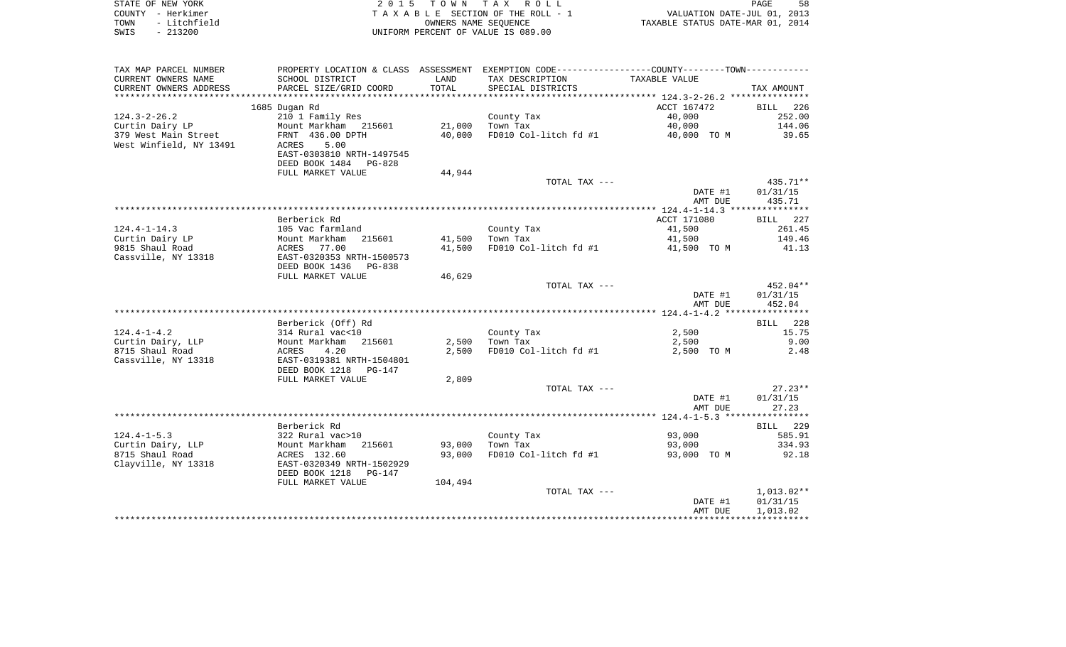STATE OF NEW YORK — COUNTY - Herkimer — TOWN - Litchfield — SWIS - 213200

2 0 1 5 T O W N T A X R O L L
T A X A B L E SECTION OF THE ROLL - 1
OWNERS NAME SEQUENCE
UNIFORM PERCENT OF VALUE IS 089.00

VALUATION DATE-JUL 01, 2013
TAXABLE STATUS DATE-MAR 01, 2014

| TAX MAP PARCEL NUMBER / CURRENT OWNERS NAME / CURRENT OWNERS ADDRESS | PROPERTY LOCATION & CLASS / SCHOOL DISTRICT / PARCEL SIZE/GRID COORD | ASSESSMENT LAND / TOTAL | EXEMPTION CODE / TAX DESCRIPTION / SPECIAL DISTRICTS | TAXABLE VALUE | TAX AMOUNT |
|---|---|---|---|---|---|
| | 1685 Dugan Rd | | | ACCT 167472 | BILL 226 |
| 124.3-2-26.2 | 210 1 Family Res | | County Tax | 40,000 | 252.00 |
| Curtin Dairy LP | Mount Markham 215601 | 21,000 | Town Tax | 40,000 | 144.06 |
| 379 West Main Street | FRNT 436.00 DPTH | 40,000 | FD010 Col-litch fd #1 | 40,000 TO M | 39.65 |
| West Winfield, NY 13491 | ACRES 5.00 | | | | |
| | EAST-0303810 NRTH-1497545 | | | | |
| | DEED BOOK 1484 PG-828 | | | | |
| | FULL MARKET VALUE | 44,944 | | | |
| | | | TOTAL TAX --- | | 435.71** |
| | | | | DATE #1 | 01/31/15 |
| | | | | AMT DUE | 435.71 |
| | Berberick Rd | | | ACCT 171080 | BILL 227 |
| 124.4-1-14.3 | 105 Vac farmland | | County Tax | 41,500 | 261.45 |
| Curtin Dairy LP | Mount Markham 215601 | 41,500 | Town Tax | 41,500 | 149.46 |
| 9815 Shaul Road | ACRES 77.00 | 41,500 | FD010 Col-litch fd #1 | 41,500 TO M | 41.13 |
| Cassville, NY 13318 | EAST-0320353 NRTH-1500573 | | | | |
| | DEED BOOK 1436 PG-838 | | | | |
| | FULL MARKET VALUE | 46,629 | | | |
| | | | TOTAL TAX --- | | 452.04** |
| | | | | DATE #1 | 01/31/15 |
| | | | | AMT DUE | 452.04 |
| | Berberick (Off) Rd | | | | BILL 228 |
| 124.4-1-4.2 | 314 Rural vac<10 | | County Tax | 2,500 | 15.75 |
| Curtin Dairy, LLP | Mount Markham 215601 | 2,500 | Town Tax | 2,500 | 9.00 |
| 8715 Shaul Road | ACRES 4.20 | 2,500 | FD010 Col-litch fd #1 | 2,500 TO M | 2.48 |
| Cassville, NY 13318 | EAST-0319381 NRTH-1504801 | | | | |
| | DEED BOOK 1218 PG-147 | | | | |
| | FULL MARKET VALUE | 2,809 | | | |
| | | | TOTAL TAX --- | | 27.23** |
| | | | | DATE #1 | 01/31/15 |
| | | | | AMT DUE | 27.23 |
| | Berberick Rd | | | | BILL 229 |
| 124.4-1-5.3 | 322 Rural vac>10 | | County Tax | 93,000 | 585.91 |
| Curtin Dairy, LLP | Mount Markham 215601 | 93,000 | Town Tax | 93,000 | 334.93 |
| 8715 Shaul Road | ACRES 132.60 | 93,000 | FD010 Col-litch fd #1 | 93,000 TO M | 92.18 |
| Clayville, NY 13318 | EAST-0320349 NRTH-1502929 | | | | |
| | DEED BOOK 1218 PG-147 | | | | |
| | FULL MARKET VALUE | 104,494 | | | |
| | | | TOTAL TAX --- | | 1,013.02** |
| | | | | DATE #1 | 01/31/15 |
| | | | | AMT DUE | 1,013.02 |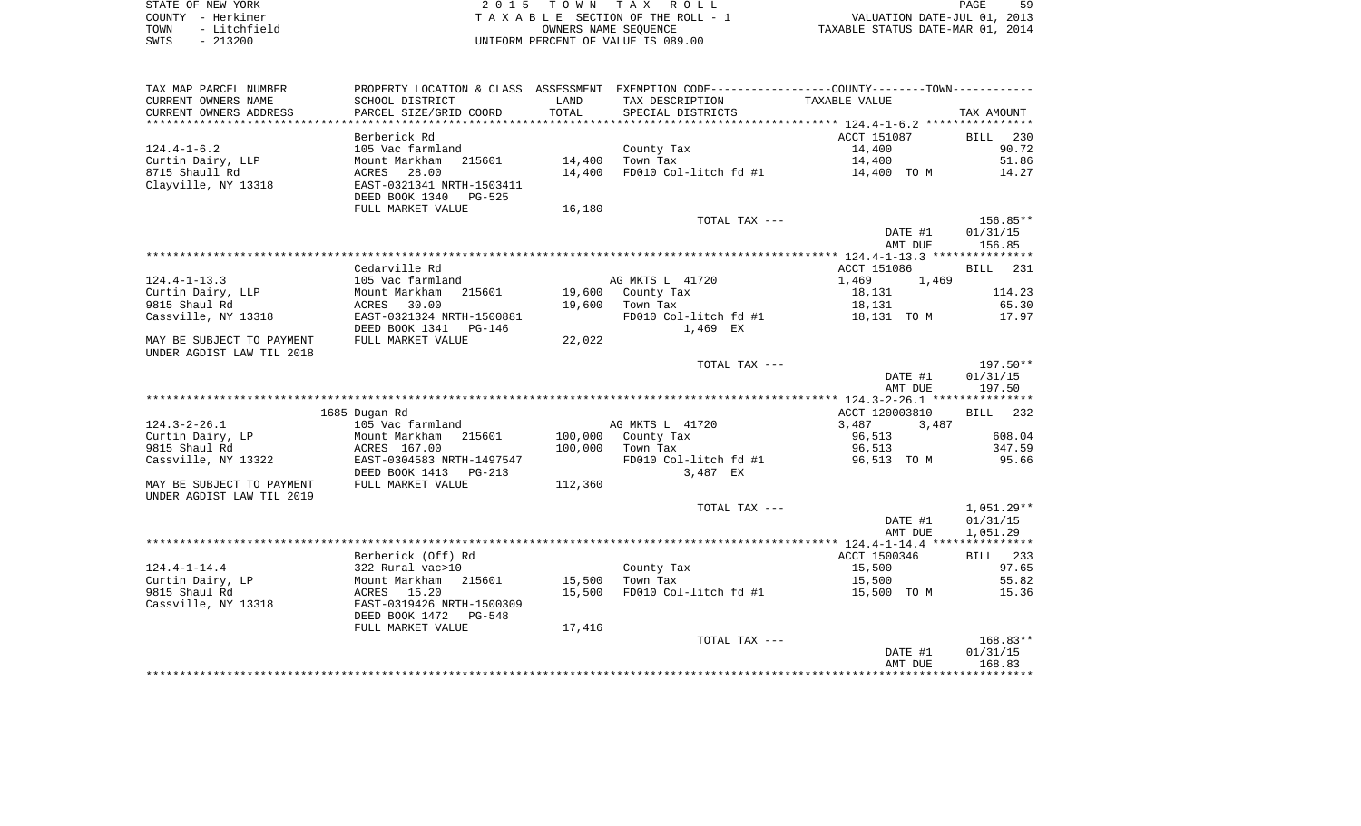STATE OF NEW YORK
COUNTY - Herkimer
TOWN - Litchfield
SWIS - 213200

2015 TOWN TAX ROLL
TAXABLE SECTION OF THE ROLL - 1
OWNERS NAME SEQUENCE
UNIFORM PERCENT OF VALUE IS 089.00

VALUATION DATE-JUL 01, 2013
TAXABLE STATUS DATE-MAR 01, 2014

| TAX MAP PARCEL NUMBER / CURRENT OWNERS NAME / CURRENT OWNERS ADDRESS | PROPERTY LOCATION & CLASS / SCHOOL DISTRICT / PARCEL SIZE/GRID COORD | ASSESSMENT LAND | TOTAL | EXEMPTION CODE / TAX DESCRIPTION / SPECIAL DISTRICTS | COUNTY / TOWN TAXABLE VALUE | TAX AMOUNT |
|---|---|---|---|---|---|---|
| **124.4-1-6.2** | Berberick Rd | | | | ACCT 151087 | BILL 230 |
| Curtin Dairy, LLP | 105 Vac farmland | | | County Tax | 14,400 | 90.72 |
| 8715 Shaull Rd | Mount Markham 215601 | 14,400 | | Town Tax | 14,400 | 51.86 |
| Clayville, NY 13318 | ACRES 28.00 | | 14,400 | FD010 Col-litch fd #1 | 14,400 TO M | 14.27 |
| | EAST-0321341 NRTH-1503411 | | | | | |
| | DEED BOOK 1340 PG-525 | | | | | |
| | FULL MARKET VALUE | 16,180 | | | | |
| | | | | TOTAL TAX --- | | 156.85** |
| | | | | | DATE #1 | 01/31/15 |
| | | | | | AMT DUE | 156.85 |
| **124.4-1-13.3** | Cedarville Rd | | | | ACCT 151086 | BILL 231 |
| Curtin Dairy, LLP | 105 Vac farmland | | | AG MKTS L 41720 | 1,469 1,469 | |
| 9815 Shaul Rd | Mount Markham 215601 | 19,600 | | County Tax | 18,131 | 114.23 |
| Cassville, NY 13318 | ACRES 30.00 | | 19,600 | Town Tax | 18,131 | 65.30 |
| | EAST-0321324 NRTH-1500881 | | | FD010 Col-litch fd #1 | 18,131 TO M | 17.97 |
| | DEED BOOK 1341 PG-146 | | | 1,469 EX | | |
| MAY BE SUBJECT TO PAYMENT | FULL MARKET VALUE | 22,022 | | | | |
| UNDER AGDIST LAW TIL 2018 | | | | | | |
| | | | | TOTAL TAX --- | | 197.50** |
| | | | | | DATE #1 | 01/31/15 |
| | | | | | AMT DUE | 197.50 |
| **124.3-2-26.1** | 1685 Dugan Rd | | | | ACCT 120003810 | BILL 232 |
| Curtin Dairy, LP | 105 Vac farmland | | | AG MKTS L 41720 | 3,487 3,487 | |
| 9815 Shaul Rd | Mount Markham 215601 | 100,000 | | County Tax | 96,513 | 608.04 |
| Cassville, NY 13322 | ACRES 167.00 | | 100,000 | Town Tax | 96,513 | 347.59 |
| | EAST-0304583 NRTH-1497547 | | | FD010 Col-litch fd #1 | 96,513 TO M | 95.66 |
| | DEED BOOK 1413 PG-213 | | | 3,487 EX | | |
| MAY BE SUBJECT TO PAYMENT | FULL MARKET VALUE | 112,360 | | | | |
| UNDER AGDIST LAW TIL 2019 | | | | | | |
| | | | | TOTAL TAX --- | | 1,051.29** |
| | | | | | DATE #1 | 01/31/15 |
| | | | | | AMT DUE | 1,051.29 |
| **124.4-1-14.4** | Berberick (Off) Rd | | | | ACCT 1500346 | BILL 233 |
| Curtin Dairy, LP | 322 Rural vac>10 | | | County Tax | 15,500 | 97.65 |
| 9815 Shaul Rd | Mount Markham 215601 | 15,500 | | Town Tax | 15,500 | 55.82 |
| Cassville, NY 13318 | ACRES 15.20 | | 15,500 | FD010 Col-litch fd #1 | 15,500 TO M | 15.36 |
| | EAST-0319426 NRTH-1500309 | | | | | |
| | DEED BOOK 1472 PG-548 | | | | | |
| | FULL MARKET VALUE | 17,416 | | | | |
| | | | | TOTAL TAX --- | | 168.83** |
| | | | | | DATE #1 | 01/31/15 |
| | | | | | AMT DUE | 168.83 |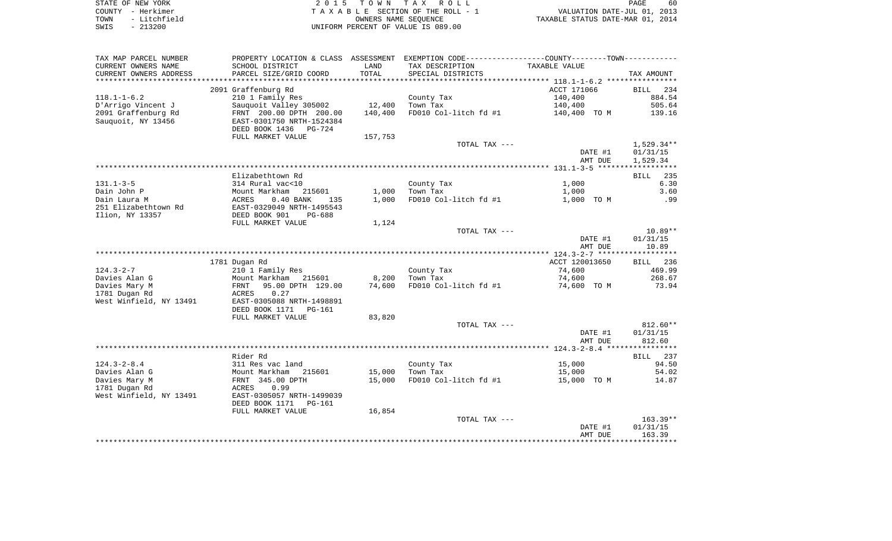STATE OF NEW YORK — 2015 TOWN TAX ROLL
COUNTY - Herkimer — TAXABLE SECTION OF THE ROLL - 1 — VALUATION DATE-JUL 01, 2013
TOWN - Litchfield — OWNERS NAME SEQUENCE — TAXABLE STATUS DATE-MAR 01, 2014
SWIS - 213200 — UNIFORM PERCENT OF VALUE IS 089.00

| TAX MAP PARCEL NUMBER / CURRENT OWNERS NAME / CURRENT OWNERS ADDRESS | PROPERTY LOCATION & CLASS / SCHOOL DISTRICT / PARCEL SIZE/GRID COORD | ASSESSMENT LAND / TOTAL | EXEMPTION CODE / TAX DESCRIPTION / SPECIAL DISTRICTS | TAXABLE VALUE | TAX AMOUNT |
|---|---|---|---|---|---|
| **118.1-1-6.2** | 2091 Graffenburg Rd | | | ACCT 171066 | BILL 234 |
| 118.1-1-6.2 | 210 1 Family Res | | County Tax | 140,400 | 884.54 |
| D'Arrigo Vincent J | Sauquoit Valley 305002 | 12,400 | Town Tax | 140,400 | 505.64 |
| 2091 Graffenburg Rd | FRNT 200.00 DPTH 200.00 | 140,400 | FD010 Col-litch fd #1 | 140,400 TO M | 139.16 |
| Sauquoit, NY 13456 | EAST-0301750 NRTH-1524384 | | | | |
| | DEED BOOK 1436 PG-724 | | | | |
| | FULL MARKET VALUE | 157,753 | | | |
| | | | TOTAL TAX --- | | 1,529.34** |
| | | | | DATE #1 | 01/31/15 |
| | | | | AMT DUE | 1,529.34 |
| **131.1-3-5** | Elizabethtown Rd | | | | BILL 235 |
| 131.1-3-5 | 314 Rural vac<10 | | County Tax | 1,000 | 6.30 |
| Dain John P | Mount Markham 215601 | 1,000 | Town Tax | 1,000 | 3.60 |
| Dain Laura M | ACRES 0.40 BANK 135 | 1,000 | FD010 Col-litch fd #1 | 1,000 TO M | .99 |
| 251 Elizabethtown Rd | EAST-0329049 NRTH-1495543 | | | | |
| Ilion, NY 13357 | DEED BOOK 901 PG-688 | | | | |
| | FULL MARKET VALUE | 1,124 | | | |
| | | | TOTAL TAX --- | | 10.89** |
| | | | | DATE #1 | 01/31/15 |
| | | | | AMT DUE | 10.89 |
| **124.3-2-7** | 1781 Dugan Rd | | | ACCT 120013650 | BILL 236 |
| 124.3-2-7 | 210 1 Family Res | | County Tax | 74,600 | 469.99 |
| Davies Alan G | Mount Markham 215601 | 8,200 | Town Tax | 74,600 | 268.67 |
| Davies Mary M | FRNT 95.00 DPTH 129.00 | 74,600 | FD010 Col-litch fd #1 | 74,600 TO M | 73.94 |
| 1781 Dugan Rd | ACRES 0.27 | | | | |
| West Winfield, NY 13491 | EAST-0305088 NRTH-1498891 | | | | |
| | DEED BOOK 1171 PG-161 | | | | |
| | FULL MARKET VALUE | 83,820 | | | |
| | | | TOTAL TAX --- | | 812.60** |
| | | | | DATE #1 | 01/31/15 |
| | | | | AMT DUE | 812.60 |
| **124.3-2-8.4** | Rider Rd | | | | BILL 237 |
| 124.3-2-8.4 | 311 Res vac land | | County Tax | 15,000 | 94.50 |
| Davies Alan G | Mount Markham 215601 | 15,000 | Town Tax | 15,000 | 54.02 |
| Davies Mary M | FRNT 345.00 DPTH | 15,000 | FD010 Col-litch fd #1 | 15,000 TO M | 14.87 |
| 1781 Dugan Rd | ACRES 0.99 | | | | |
| West Winfield, NY 13491 | EAST-0305057 NRTH-1499039 | | | | |
| | DEED BOOK 1171 PG-161 | | | | |
| | FULL MARKET VALUE | 16,854 | | | |
| | | | TOTAL TAX --- | | 163.39** |
| | | | | DATE #1 | 01/31/15 |
| | | | | AMT DUE | 163.39 |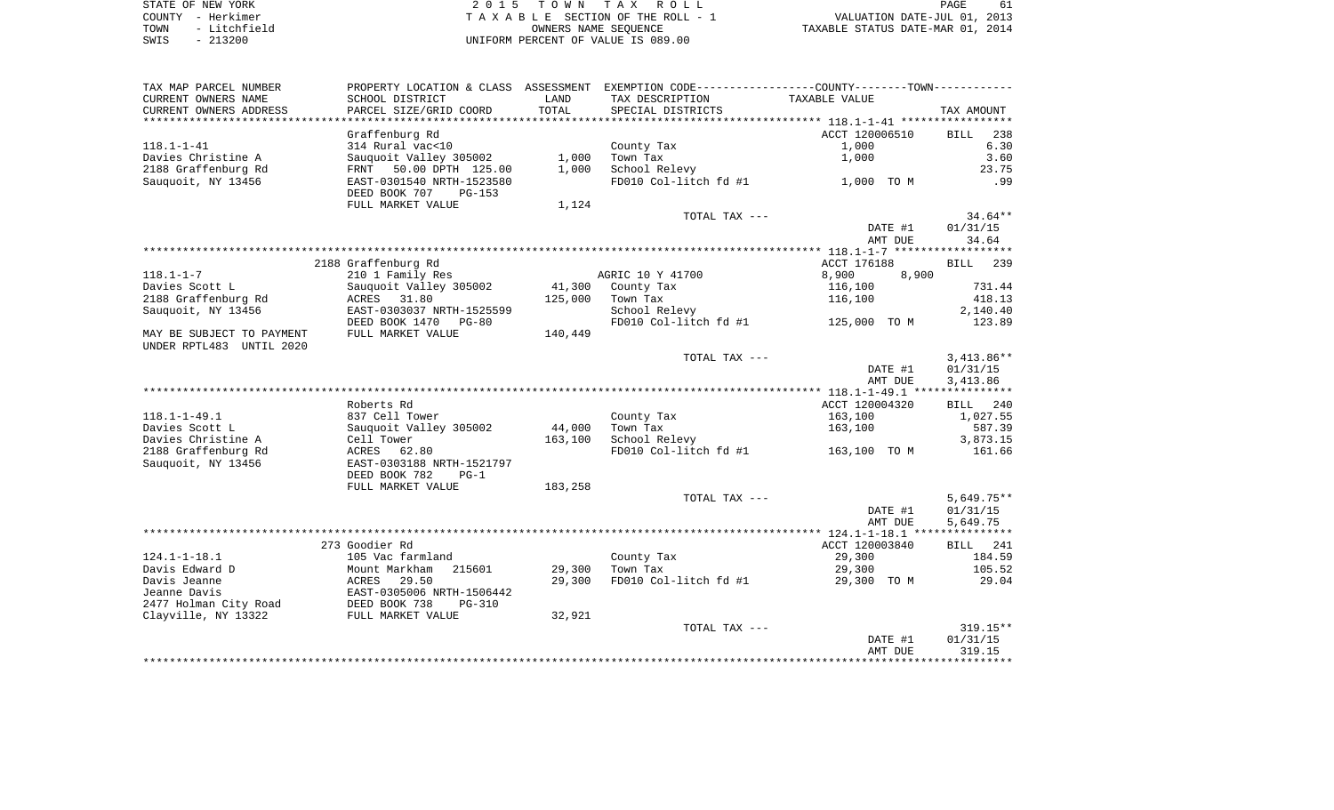STATE OF NEW YORK — 2015 TOWN TAX ROLL
COUNTY - Herkimer — TAXABLE SECTION OF THE ROLL - 1 — VALUATION DATE-JUL 01, 2013
TOWN - Litchfield — OWNERS NAME SEQUENCE — TAXABLE STATUS DATE-MAR 01, 2014
SWIS - 213200 — UNIFORM PERCENT OF VALUE IS 089.00

| TAX MAP PARCEL NUMBER / CURRENT OWNERS NAME / CURRENT OWNERS ADDRESS | PROPERTY LOCATION & CLASS / SCHOOL DISTRICT / PARCEL SIZE/GRID COORD | ASSESSMENT LAND / TOTAL | EXEMPTION CODE / TAX DESCRIPTION / SPECIAL DISTRICTS | COUNTY / TOWN TAXABLE VALUE | TAX AMOUNT |
|---|---|---|---|---|---|
| | Graffenburg Rd | | | ACCT 120006510 | BILL 238 |
| 118.1-1-41 | 314 Rural vac<10 | | County Tax | 1,000 | 6.30 |
| Davies Christine A | Sauquoit Valley 305002 | 1,000 | Town Tax | 1,000 | 3.60 |
| 2188 Graffenburg Rd | FRNT 50.00 DPTH 125.00 | 1,000 | School Relevy | | 23.75 |
| Sauquoit, NY 13456 | EAST-0301540 NRTH-1523580 | | FD010 Col-litch fd #1 | 1,000 TO M | .99 |
| | DEED BOOK 707 PG-153 | | | | |
| | FULL MARKET VALUE | 1,124 | | | |
| | | | TOTAL TAX --- | | 34.64** |
| | | | | DATE #1 | 01/31/15 |
| | | | | AMT DUE | 34.64 |
| | 2188 Graffenburg Rd | | | ACCT 176188 | BILL 239 |
| 118.1-1-7 | 210 1 Family Res | | AGRIC 10 Y 41700 | 8,900 8,900 | |
| Davies Scott L | Sauquoit Valley 305002 | 41,300 | County Tax | 116,100 | 731.44 |
| 2188 Graffenburg Rd | ACRES 31.80 | 125,000 | Town Tax | 116,100 | 418.13 |
| Sauquoit, NY 13456 | EAST-0303037 NRTH-1525599 | | School Relevy | | 2,140.40 |
| | DEED BOOK 1470 PG-80 | | FD010 Col-litch fd #1 | 125,000 TO M | 123.89 |
| MAY BE SUBJECT TO PAYMENT | FULL MARKET VALUE | 140,449 | | | |
| UNDER RPTL483 UNTIL 2020 | | | | | |
| | | | TOTAL TAX --- | | 3,413.86** |
| | | | | DATE #1 | 01/31/15 |
| | | | | AMT DUE | 3,413.86 |
| | Roberts Rd | | | ACCT 120004320 | BILL 240 |
| 118.1-1-49.1 | 837 Cell Tower | | County Tax | 163,100 | 1,027.55 |
| Davies Scott L | Sauquoit Valley 305002 | 44,000 | Town Tax | 163,100 | 587.39 |
| Davies Christine A | Cell Tower | 163,100 | School Relevy | | 3,873.15 |
| 2188 Graffenburg Rd | ACRES 62.80 | | FD010 Col-litch fd #1 | 163,100 TO M | 161.66 |
| Sauquoit, NY 13456 | EAST-0303188 NRTH-1521797 | | | | |
| | DEED BOOK 782 PG-1 | | | | |
| | FULL MARKET VALUE | 183,258 | | | |
| | | | TOTAL TAX --- | | 5,649.75** |
| | | | | DATE #1 | 01/31/15 |
| | | | | AMT DUE | 5,649.75 |
| | 273 Goodier Rd | | | ACCT 120003840 | BILL 241 |
| 124.1-1-18.1 | 105 Vac farmland | | County Tax | 29,300 | 184.59 |
| Davis Edward D | Mount Markham 215601 | 29,300 | Town Tax | 29,300 | 105.52 |
| Davis Jeanne | ACRES 29.50 | 29,300 | FD010 Col-litch fd #1 | 29,300 TO M | 29.04 |
| Jeanne Davis | EAST-0305006 NRTH-1506442 | | | | |
| 2477 Holman City Road | DEED BOOK 738 PG-310 | | | | |
| Clayville, NY 13322 | FULL MARKET VALUE | 32,921 | | | |
| | | | TOTAL TAX --- | | 319.15** |
| | | | | DATE #1 | 01/31/15 |
| | | | | AMT DUE | 319.15 |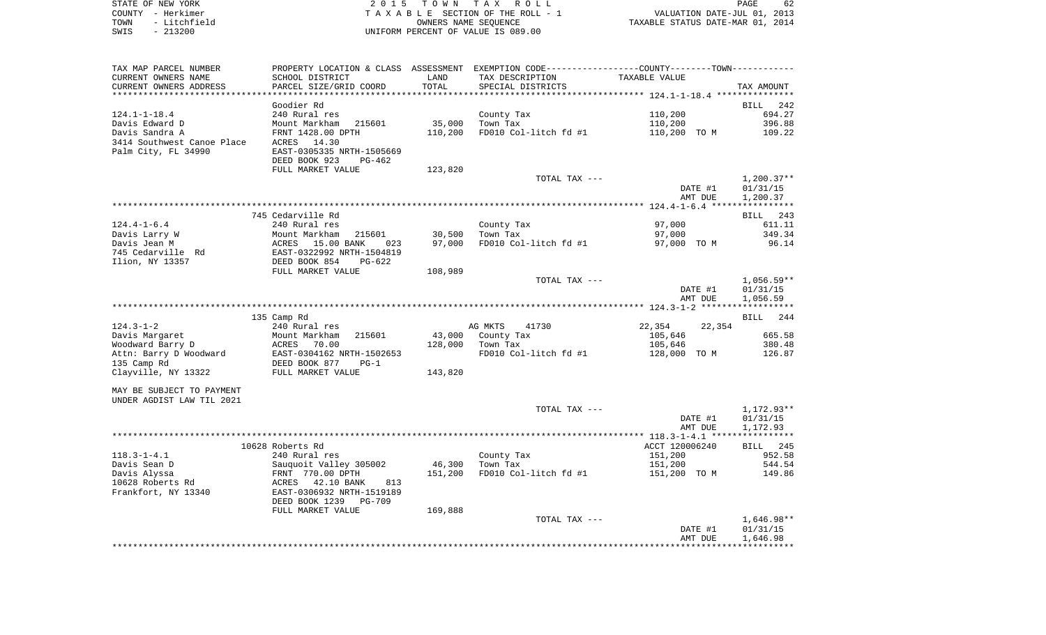STATE OF NEW YORK
COUNTY - Herkimer
TOWN - Litchfield
SWIS - 213200

2015 TOWN TAX ROLL
TAXABLE SECTION OF THE ROLL - 1
OWNERS NAME SEQUENCE
UNIFORM PERCENT OF VALUE IS 089.00

VALUATION DATE-JUL 01, 2013
TAXABLE STATUS DATE-MAR 01, 2014

| TAX MAP PARCEL NUMBER / CURRENT OWNERS NAME / CURRENT OWNERS ADDRESS | PROPERTY LOCATION & CLASS / SCHOOL DISTRICT / PARCEL SIZE/GRID COORD | ASSESSMENT LAND / TOTAL | EXEMPTION CODE / TAX DESCRIPTION / SPECIAL DISTRICTS | COUNTY / TOWN TAXABLE VALUE | TAX AMOUNT |
|---|---|---|---|---|---|
| **124.1-1-18.4** | Goodier Rd | | | | BILL 242 |
| 124.1-1-18.4 | 240 Rural res | | County Tax | 110,200 | 694.27 |
| Davis Edward D | Mount Markham 215601 | 35,000 | Town Tax | 110,200 | 396.88 |
| Davis Sandra A | FRNT 1428.00 DPTH | 110,200 | FD010 Col-litch fd #1 | 110,200 TO M | 109.22 |
| 3414 Southwest Canoe Place | ACRES 14.30 | | | | |
| Palm City, FL 34990 | EAST-0305335 NRTH-1505669 | | | | |
| | DEED BOOK 923 PG-462 | | | | |
| | FULL MARKET VALUE | 123,820 | | | |
| | | | TOTAL TAX --- | | 1,200.37** |
| | | | | DATE #1 | 01/31/15 |
| | | | | AMT DUE | 1,200.37 |
| **124.4-1-6.4** | 745 Cedarville Rd | | | | BILL 243 |
| 124.4-1-6.4 | 240 Rural res | | County Tax | 97,000 | 611.11 |
| Davis Larry W | Mount Markham 215601 | 30,500 | Town Tax | 97,000 | 349.34 |
| Davis Jean M | ACRES 15.00 BANK 023 | 97,000 | FD010 Col-litch fd #1 | 97,000 TO M | 96.14 |
| 745 Cedarville Rd | EAST-0322992 NRTH-1504819 | | | | |
| Ilion, NY 13357 | DEED BOOK 854 PG-622 | | | | |
| | FULL MARKET VALUE | 108,989 | | | |
| | | | TOTAL TAX --- | | 1,056.59** |
| | | | | DATE #1 | 01/31/15 |
| | | | | AMT DUE | 1,056.59 |
| **124.3-1-2** | 135 Camp Rd | | | | BILL 244 |
| 124.3-1-2 | 240 Rural res | | AG MKTS 41730 | 22,354 22,354 | |
| Davis Margaret | Mount Markham 215601 | 43,000 | County Tax | 105,646 | 665.58 |
| Woodward Barry D | ACRES 70.00 | 128,000 | Town Tax | 105,646 | 380.48 |
| Attn: Barry D Woodward | EAST-0304162 NRTH-1502653 | | FD010 Col-litch fd #1 | 128,000 TO M | 126.87 |
| 135 Camp Rd | DEED BOOK 877 PG-1 | | | | |
| Clayville, NY 13322 | FULL MARKET VALUE | 143,820 | | | |
| MAY BE SUBJECT TO PAYMENT | | | | | |
| UNDER AGDIST LAW TIL 2021 | | | | | |
| | | | TOTAL TAX --- | | 1,172.93** |
| | | | | DATE #1 | 01/31/15 |
| | | | | AMT DUE | 1,172.93 |
| **118.3-1-4.1** | 10628 Roberts Rd | | | ACCT 120006240 | BILL 245 |
| 118.3-1-4.1 | 240 Rural res | | County Tax | 151,200 | 952.58 |
| Davis Sean D | Sauquoit Valley 305002 | 46,300 | Town Tax | 151,200 | 544.54 |
| Davis Alyssa | FRNT 770.00 DPTH | 151,200 | FD010 Col-litch fd #1 | 151,200 TO M | 149.86 |
| 10628 Roberts Rd | ACRES 42.10 BANK 813 | | | | |
| Frankfort, NY 13340 | EAST-0306932 NRTH-1519189 | | | | |
| | DEED BOOK 1239 PG-709 | | | | |
| | FULL MARKET VALUE | 169,888 | | | |
| | | | TOTAL TAX --- | | 1,646.98** |
| | | | | DATE #1 | 01/31/15 |
| | | | | AMT DUE | 1,646.98 |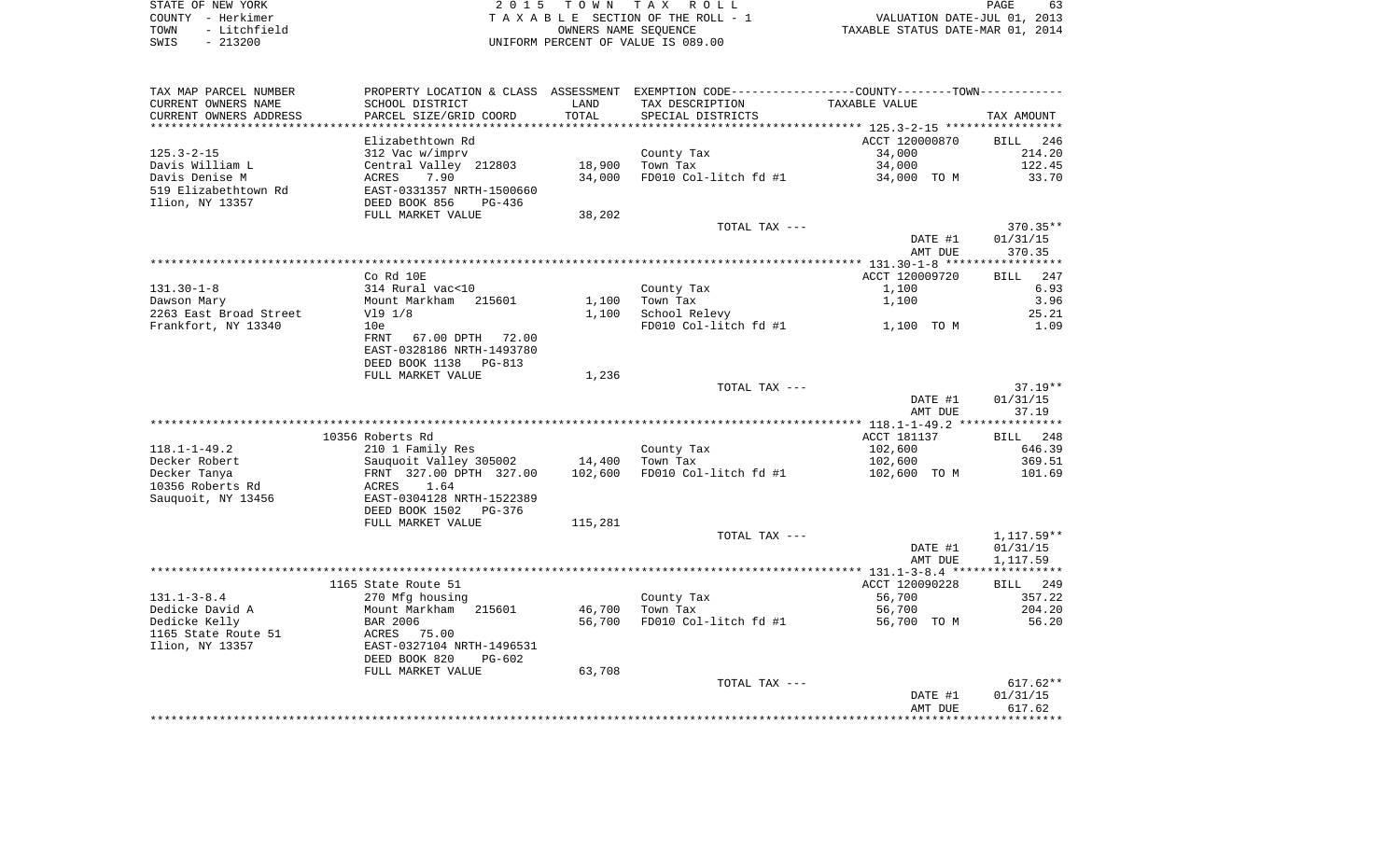STATE OF NEW YORK
COUNTY - Herkimer
TOWN - Litchfield
SWIS - 213200

2 0 1 5 T O W N T A X R O L L
T A X A B L E SECTION OF THE ROLL - 1
OWNERS NAME SEQUENCE
UNIFORM PERCENT OF VALUE IS 089.00

VALUATION DATE-JUL 01, 2013
TAXABLE STATUS DATE-MAR 01, 2014

| TAX MAP PARCEL NUMBER<br>CURRENT OWNERS NAME<br>CURRENT OWNERS ADDRESS | PROPERTY LOCATION & CLASS<br>SCHOOL DISTRICT<br>PARCEL SIZE/GRID COORD | ASSESSMENT<br>LAND<br>TOTAL | EXEMPTION CODE<br>TAX DESCRIPTION<br>SPECIAL DISTRICTS | COUNTY--------TOWN<br>TAXABLE VALUE | TAX AMOUNT |
|---|---|---|---|---|---|
| **125.3-2-15** | Elizabethtown Rd | | | ACCT 120000870 | BILL 246 |
| 125.3-2-15 | 312 Vac w/imprv | | County Tax | 34,000 | 214.20 |
| Davis William L | Central Valley 212803 | 18,900 | Town Tax | 34,000 | 122.45 |
| Davis Denise M | ACRES 7.90 | 34,000 | FD010 Col-litch fd #1 | 34,000 TO M | 33.70 |
| 519 Elizabethtown Rd | EAST-0331357 NRTH-1500660 | | | | |
| Ilion, NY 13357 | DEED BOOK 856 PG-436 | | | | |
| | FULL MARKET VALUE | 38,202 | | | |
| | | | TOTAL TAX --- | | 370.35** |
| | | | | DATE #1 | 01/31/15 |
| | | | | AMT DUE | 370.35 |
| **131.30-1-8** | Co Rd 10E | | | ACCT 120009720 | BILL 247 |
| 131.30-1-8 | 314 Rural vac<10 | | County Tax | 1,100 | 6.93 |
| Dawson Mary | Mount Markham 215601 | 1,100 | Town Tax | 1,100 | 3.96 |
| 2263 East Broad Street | Vl9 1/8 | 1,100 | School Relevy | | 25.21 |
| Frankfort, NY 13340 | 10e | | FD010 Col-litch fd #1 | 1,100 TO M | 1.09 |
| | FRNT 67.00 DPTH 72.00 | | | | |
| | EAST-0328186 NRTH-1493780 | | | | |
| | DEED BOOK 1138 PG-813 | | | | |
| | FULL MARKET VALUE | 1,236 | | | |
| | | | TOTAL TAX --- | | 37.19** |
| | | | | DATE #1 | 01/31/15 |
| | | | | AMT DUE | 37.19 |
| **118.1-1-49.2** | 10356 Roberts Rd | | | ACCT 181137 | BILL 248 |
| 118.1-1-49.2 | 210 1 Family Res | | County Tax | 102,600 | 646.39 |
| Decker Robert | Sauquoit Valley 305002 | 14,400 | Town Tax | 102,600 | 369.51 |
| Decker Tanya | FRNT 327.00 DPTH 327.00 | 102,600 | FD010 Col-litch fd #1 | 102,600 TO M | 101.69 |
| 10356 Roberts Rd | ACRES 1.64 | | | | |
| Sauquoit, NY 13456 | EAST-0304128 NRTH-1522389 | | | | |
| | DEED BOOK 1502 PG-376 | | | | |
| | FULL MARKET VALUE | 115,281 | | | |
| | | | TOTAL TAX --- | | 1,117.59** |
| | | | | DATE #1 | 01/31/15 |
| | | | | AMT DUE | 1,117.59 |
| **131.1-3-8.4** | 1165 State Route 51 | | | ACCT 120090228 | BILL 249 |
| 131.1-3-8.4 | 270 Mfg housing | | County Tax | 56,700 | 357.22 |
| Dedicke David A | Mount Markham 215601 | 46,700 | Town Tax | 56,700 | 204.20 |
| Dedicke Kelly | BAR 2006 | 56,700 | FD010 Col-litch fd #1 | 56,700 TO M | 56.20 |
| 1165 State Route 51 | ACRES 75.00 | | | | |
| Ilion, NY 13357 | EAST-0327104 NRTH-1496531 | | | | |
| | DEED BOOK 820 PG-602 | | | | |
| | FULL MARKET VALUE | 63,708 | | | |
| | | | TOTAL TAX --- | | 617.62** |
| | | | | DATE #1 | 01/31/15 |
| | | | | AMT DUE | 617.62 |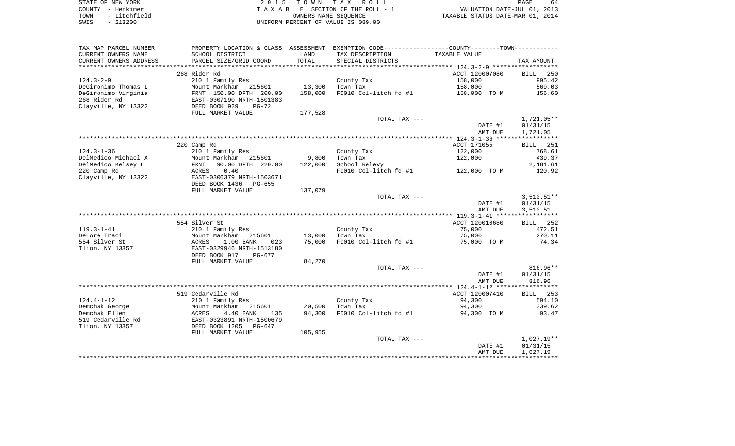STATE OF NEW YORK | COUNTY - Herkimer | TOWN - Litchfield | SWIS - 213200

**2015 TOWN TAX ROLL**
TAXABLE SECTION OF THE ROLL - 1
OWNERS NAME SEQUENCE
UNIFORM PERCENT OF VALUE IS 089.00

VALUATION DATE-JUL 01, 2013
TAXABLE STATUS DATE-MAR 01, 2014

| TAX MAP PARCEL NUMBER / CURRENT OWNERS NAME / CURRENT OWNERS ADDRESS | PROPERTY LOCATION & CLASS / SCHOOL DISTRICT / PARCEL SIZE/GRID COORD | ASSESSMENT LAND / TOTAL | EXEMPTION CODE / TAX DESCRIPTION / SPECIAL DISTRICTS | TAXABLE VALUE | TAX AMOUNT |
|---|---|---|---|---|---|
| | 268 Rider Rd | | | ACCT 120007080 | BILL 250 |
| 124.3-2-9 | 210 1 Family Res | | County Tax | 158,000 | 995.42 |
| DeGironimo Thomas L | Mount Markham 215601 | 13,300 | Town Tax | 158,000 | 569.03 |
| DeGironimo Virginia | FRNT 150.00 DPTH 200.00 | 158,000 | FD010 Col-litch fd #1 | 158,000 TO M | 156.60 |
| 268 Rider Rd | EAST-0307190 NRTH-1501383 | | | | |
| Clayville, NY 13322 | DEED BOOK 929 PG-72 | | | | |
| | FULL MARKET VALUE | 177,528 | | | |
| | | | TOTAL TAX --- | | 1,721.05** |
| | | | | DATE #1 | 01/31/15 |
| | | | | AMT DUE | 1,721.05 |
| | 220 Camp Rd | | | ACCT 171055 | BILL 251 |
| 124.3-1-36 | 210 1 Family Res | | County Tax | 122,000 | 768.61 |
| DelMedico Michael A | Mount Markham 215601 | 9,800 | Town Tax | 122,000 | 439.37 |
| DelMedico Kelsey L | FRNT 90.00 DPTH 220.00 | 122,000 | School Relevy | | 2,181.61 |
| 220 Camp Rd | ACRES 0.40 | | FD010 Col-litch fd #1 | 122,000 TO M | 120.92 |
| Clayville, NY 13322 | EAST-0306379 NRTH-1503671 | | | | |
| | DEED BOOK 1436 PG-655 | | | | |
| | FULL MARKET VALUE | 137,079 | | | |
| | | | TOTAL TAX --- | | 3,510.51** |
| | | | | DATE #1 | 01/31/15 |
| | | | | AMT DUE | 3,510.51 |
| | 554 Silver St | | | ACCT 120010680 | BILL 252 |
| 119.3-1-41 | 210 1 Family Res | | County Tax | 75,000 | 472.51 |
| DeLore Traci | Mount Markham 215601 | 13,000 | Town Tax | 75,000 | 270.11 |
| 554 Silver St | ACRES 1.00 BANK 023 | 75,000 | FD010 Col-litch fd #1 | 75,000 TO M | 74.34 |
| Ilion, NY 13357 | EAST-0329946 NRTH-1513180 | | | | |
| | DEED BOOK 917 PG-677 | | | | |
| | FULL MARKET VALUE | 84,270 | | | |
| | | | TOTAL TAX --- | | 816.96** |
| | | | | DATE #1 | 01/31/15 |
| | | | | AMT DUE | 816.96 |
| | 519 Cedarville Rd | | | ACCT 120007410 | BILL 253 |
| 124.4-1-12 | 210 1 Family Res | | County Tax | 94,300 | 594.10 |
| Demchak George | Mount Markham 215601 | 20,500 | Town Tax | 94,300 | 339.62 |
| Demchak Ellen | ACRES 4.40 BANK 135 | 94,300 | FD010 Col-litch fd #1 | 94,300 TO M | 93.47 |
| 519 Cedarville Rd | EAST-0323891 NRTH-1500679 | | | | |
| Ilion, NY 13357 | DEED BOOK 1205 PG-647 | | | | |
| | FULL MARKET VALUE | 105,955 | | | |
| | | | TOTAL TAX --- | | 1,027.19** |
| | | | | DATE #1 | 01/31/15 |
| | | | | AMT DUE | 1,027.19 |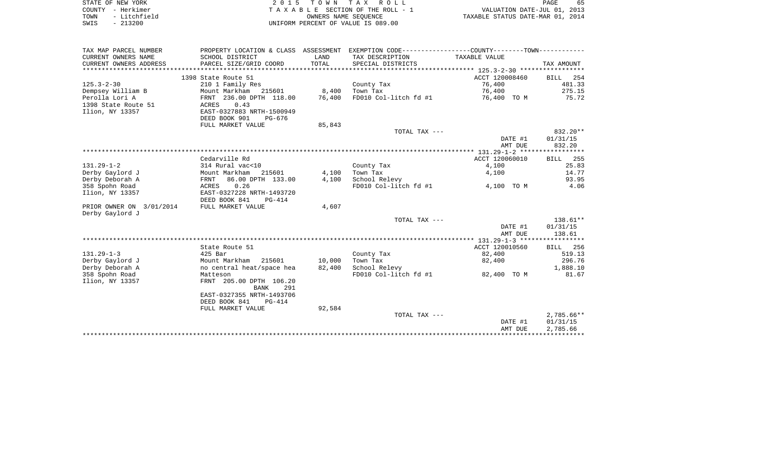STATE OF NEW YORK
COUNTY - Herkimer
TOWN - Litchfield
SWIS - 213200

2 0 1 5 T O W N T A X R O L L
T A X A B L E SECTION OF THE ROLL - 1
OWNERS NAME SEQUENCE
UNIFORM PERCENT OF VALUE IS 089.00

VALUATION DATE-JUL 01, 2013
TAXABLE STATUS DATE-MAR 01, 2014

| TAX MAP PARCEL NUMBER<br>CURRENT OWNERS NAME<br>CURRENT OWNERS ADDRESS | PROPERTY LOCATION & CLASS<br>SCHOOL DISTRICT<br>PARCEL SIZE/GRID COORD | ASSESSMENT<br>LAND<br>TOTAL | EXEMPTION CODE-----COUNTY-----TOWN-----<br>TAX DESCRIPTION<br>SPECIAL DISTRICTS | TAXABLE VALUE | TAX AMOUNT |
|---|---|---|---|---|---|
| ******** 125.3-2-30 ******** | | | | | |
| | 1398 State Route 51 | | | ACCT 120008460 | BILL 254 |
| 125.3-2-30 | 210 1 Family Res | | County Tax | 76,400 | 481.33 |
| Dempsey William B | Mount Markham 215601 | 8,400 | Town Tax | 76,400 | 275.15 |
| Perolla Lori A | FRNT 236.00 DPTH 118.00 | 76,400 | FD010 Col-litch fd #1 | 76,400 TO M | 75.72 |
| 1398 State Route 51 | ACRES 0.43 | | | | |
| Ilion, NY 13357 | EAST-0327883 NRTH-1500949 | | | | |
| | DEED BOOK 901 PG-676 | | | | |
| | FULL MARKET VALUE | 85,843 | | | |
| | | | TOTAL TAX --- | | 832.20** |
| | | | | DATE #1 | 01/31/15 |
| | | | | AMT DUE | 832.20 |
| ******** 131.29-1-2 ******** | | | | | |
| | Cedarville Rd | | | ACCT 120060010 | BILL 255 |
| 131.29-1-2 | 314 Rural vac<10 | | County Tax | 4,100 | 25.83 |
| Derby Gaylord J | Mount Markham 215601 | 4,100 | Town Tax | 4,100 | 14.77 |
| Derby Deborah A | FRNT 86.00 DPTH 133.00 | 4,100 | School Relevy | | 93.95 |
| 358 Spohn Road | ACRES 0.26 | | FD010 Col-litch fd #1 | 4,100 TO M | 4.06 |
| Ilion, NY 13357 | EAST-0327228 NRTH-1493720 | | | | |
| | DEED BOOK 841 PG-414 | | | | |
| PRIOR OWNER ON 3/01/2014 | FULL MARKET VALUE | 4,607 | | | |
| Derby Gaylord J | | | | | |
| | | | TOTAL TAX --- | | 138.61** |
| | | | | DATE #1 | 01/31/15 |
| | | | | AMT DUE | 138.61 |
| ******** 131.29-1-3 ******** | | | | | |
| | State Route 51 | | | ACCT 120010560 | BILL 256 |
| 131.29-1-3 | 425 Bar | | County Tax | 82,400 | 519.13 |
| Derby Gaylord J | Mount Markham 215601 | 10,000 | Town Tax | 82,400 | 296.76 |
| Derby Deborah A | no central heat/space hea | 82,400 | School Relevy | | 1,888.10 |
| 358 Spohn Road | Matteson | | FD010 Col-litch fd #1 | 82,400 TO M | 81.67 |
| Ilion, NY 13357 | FRNT 205.00 DPTH 106.20 | | | | |
| | BANK 291 | | | | |
| | EAST-0327355 NRTH-1493706 | | | | |
| | DEED BOOK 841 PG-414 | | | | |
| | FULL MARKET VALUE | 92,584 | | | |
| | | | TOTAL TAX --- | | 2,785.66** |
| | | | | DATE #1 | 01/31/15 |
| | | | | AMT DUE | 2,785.66 |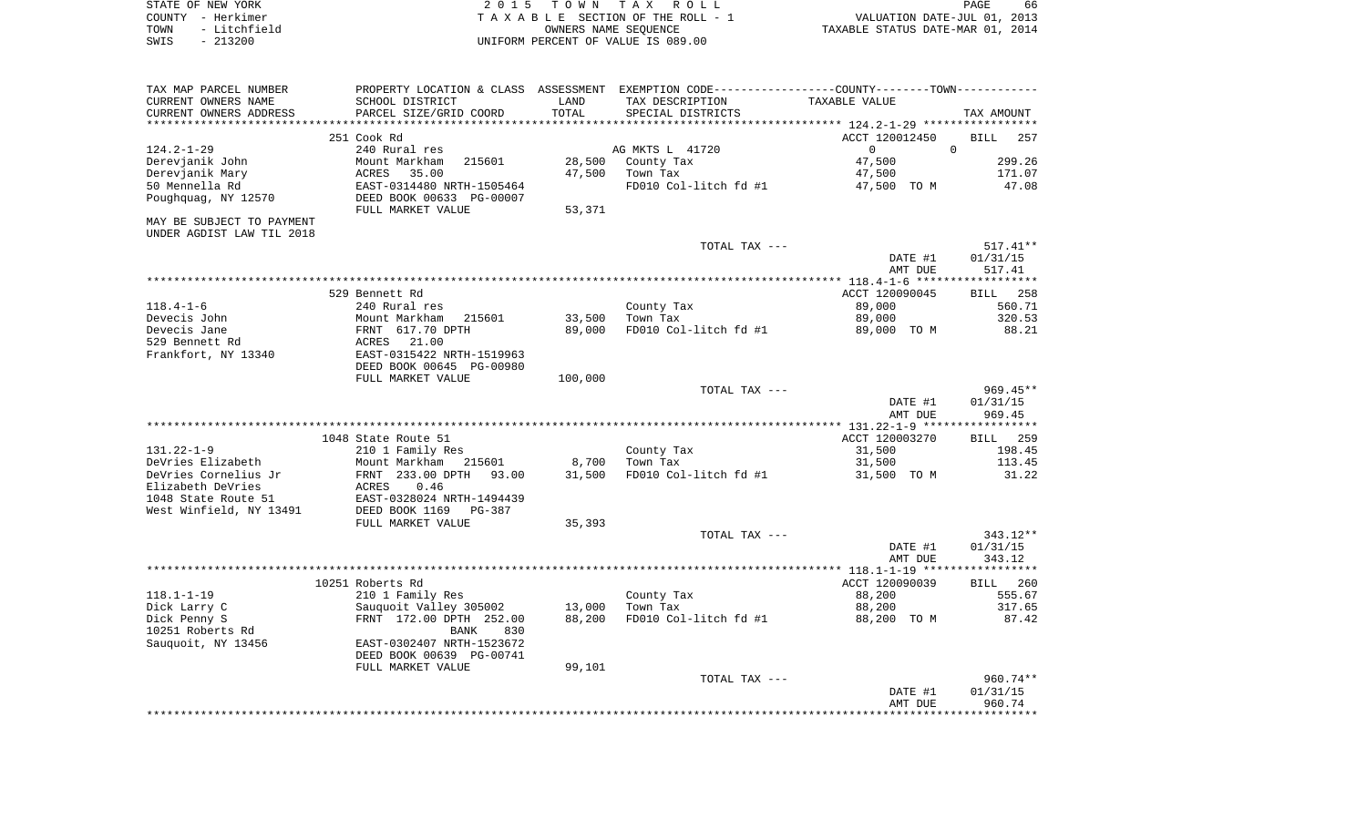STATE OF NEW YORK
COUNTY - Herkimer
TOWN - Litchfield
SWIS - 213200

2015 TOWN TAX ROLL
TAXABLE SECTION OF THE ROLL - 1
OWNERS NAME SEQUENCE
UNIFORM PERCENT OF VALUE IS 089.00

VALUATION DATE-JUL 01, 2013
TAXABLE STATUS DATE-MAR 01, 2014

| TAX MAP PARCEL NUMBER / CURRENT OWNERS NAME / CURRENT OWNERS ADDRESS | PROPERTY LOCATION & CLASS / SCHOOL DISTRICT / PARCEL SIZE/GRID COORD | ASSESSMENT LAND / TOTAL | EXEMPTION CODE / TAX DESCRIPTION / SPECIAL DISTRICTS | COUNTY--------TOWN TAXABLE VALUE | TAX AMOUNT |
|---|---|---|---|---|---|
| 124.2-1-29 | 251 Cook Rd | | | ACCT 120012450 | BILL 257 |
| 124.2-1-29 | 240 Rural res | | AG MKTS L 41720 | 0 0 | |
| Derevjanik John | Mount Markham 215601 | 28,500 | County Tax | 47,500 | 299.26 |
| Derevjanik Mary | ACRES 35.00 | 47,500 | Town Tax | 47,500 | 171.07 |
| 50 Mennella Rd | EAST-0314480 NRTH-1505464 | | FD010 Col-litch fd #1 | 47,500 TO M | 47.08 |
| Poughquag, NY 12570 | DEED BOOK 00633 PG-00007 | | | | |
| | FULL MARKET VALUE | 53,371 | | | |
| MAY BE SUBJECT TO PAYMENT UNDER AGDIST LAW TIL 2018 | | | | | |
| | | | TOTAL TAX --- | | 517.41** |
| | | | | DATE #1 | 01/31/15 |
| | | | | AMT DUE | 517.41 |
| 118.4-1-6 | 529 Bennett Rd | | | ACCT 120090045 | BILL 258 |
| 118.4-1-6 | 240 Rural res | | County Tax | 89,000 | 560.71 |
| Devecis John | Mount Markham 215601 | 33,500 | Town Tax | 89,000 | 320.53 |
| Devecis Jane | FRNT 617.70 DPTH | 89,000 | FD010 Col-litch fd #1 | 89,000 TO M | 88.21 |
| 529 Bennett Rd | ACRES 21.00 | | | | |
| Frankfort, NY 13340 | EAST-0315422 NRTH-1519963 | | | | |
| | DEED BOOK 00645 PG-00980 | | | | |
| | FULL MARKET VALUE | 100,000 | | | |
| | | | TOTAL TAX --- | | 969.45** |
| | | | | DATE #1 | 01/31/15 |
| | | | | AMT DUE | 969.45 |
| 131.22-1-9 | 1048 State Route 51 | | | ACCT 120003270 | BILL 259 |
| 131.22-1-9 | 210 1 Family Res | | County Tax | 31,500 | 198.45 |
| DeVries Elizabeth | Mount Markham 215601 | 8,700 | Town Tax | 31,500 | 113.45 |
| DeVries Cornelius Jr | FRNT 233.00 DPTH 93.00 | 31,500 | FD010 Col-litch fd #1 | 31,500 TO M | 31.22 |
| Elizabeth DeVries | ACRES 0.46 | | | | |
| 1048 State Route 51 | EAST-0328024 NRTH-1494439 | | | | |
| West Winfield, NY 13491 | DEED BOOK 1169 PG-387 | | | | |
| | FULL MARKET VALUE | 35,393 | | | |
| | | | TOTAL TAX --- | | 343.12** |
| | | | | DATE #1 | 01/31/15 |
| | | | | AMT DUE | 343.12 |
| 118.1-1-19 | 10251 Roberts Rd | | | ACCT 120090039 | BILL 260 |
| 118.1-1-19 | 210 1 Family Res | | County Tax | 88,200 | 555.67 |
| Dick Larry C | Sauquoit Valley 305002 | 13,000 | Town Tax | 88,200 | 317.65 |
| Dick Penny S | FRNT 172.00 DPTH 252.00 | 88,200 | FD010 Col-litch fd #1 | 88,200 TO M | 87.42 |
| 10251 Roberts Rd | BANK 830 | | | | |
| Sauquoit, NY 13456 | EAST-0302407 NRTH-1523672 | | | | |
| | DEED BOOK 00639 PG-00741 | | | | |
| | FULL MARKET VALUE | 99,101 | | | |
| | | | TOTAL TAX --- | | 960.74** |
| | | | | DATE #1 | 01/31/15 |
| | | | | AMT DUE | 960.74 |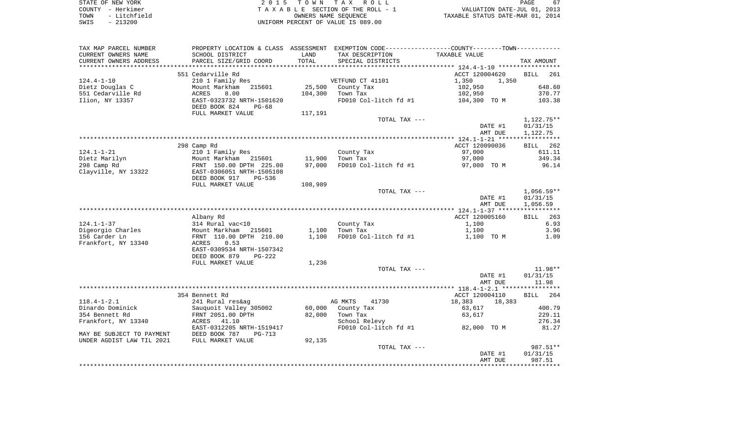STATE OF NEW YORK
COUNTY - Herkimer
TOWN - Litchfield
SWIS - 213200

2 0 1 5 T O W N T A X R O L L
T A X A B L E SECTION OF THE ROLL - 1
OWNERS NAME SEQUENCE
UNIFORM PERCENT OF VALUE IS 089.00

VALUATION DATE-JUL 01, 2013
TAXABLE STATUS DATE-MAR 01, 2014

| TAX MAP PARCEL NUMBER / CURRENT OWNERS NAME / CURRENT OWNERS ADDRESS | PROPERTY LOCATION & CLASS / SCHOOL DISTRICT / PARCEL SIZE/GRID COORD | ASSESSMENT LAND / TOTAL | EXEMPTION CODE / TAX DESCRIPTION / SPECIAL DISTRICTS | COUNTY--------TOWN / TAXABLE VALUE | TAX AMOUNT |
|---|---|---|---|---|---|
| | 551 Cedarville Rd | | | ACCT 120004620 | BILL 261 |
| 124.4-1-10 | 210 1 Family Res | | VETFUND CT 41101 | 1,350 1,350 | |
| Dietz Douglas C | Mount Markham 215601 | 25,500 | County Tax | 102,950 | 648.60 |
| 551 Cedarville Rd | ACRES 8.00 | 104,300 | Town Tax | 102,950 | 370.77 |
| Ilion, NY 13357 | EAST-0323732 NRTH-1501620 | | FD010 Col-litch fd #1 | 104,300 TO M | 103.38 |
| | DEED BOOK 824 PG-68 | | | | |
| | FULL MARKET VALUE | 117,191 | | | |
| | | | TOTAL TAX --- | | 1,122.75** |
| | | | | DATE #1 | 01/31/15 |
| | | | | AMT DUE | 1,122.75 |
| | 298 Camp Rd | | | ACCT 120090036 | BILL 262 |
| 124.1-1-21 | 210 1 Family Res | | County Tax | 97,000 | 611.11 |
| Dietz Marilyn | Mount Markham 215601 | 11,900 | Town Tax | 97,000 | 349.34 |
| 298 Camp Rd | FRNT 150.00 DPTH 225.00 | 97,000 | FD010 Col-litch fd #1 | 97,000 TO M | 96.14 |
| Clayville, NY 13322 | EAST-0306051 NRTH-1505108 | | | | |
| | DEED BOOK 917 PG-536 | | | | |
| | FULL MARKET VALUE | 108,989 | | | |
| | | | TOTAL TAX --- | | 1,056.59** |
| | | | | DATE #1 | 01/31/15 |
| | | | | AMT DUE | 1,056.59 |
| | Albany Rd | | | ACCT 120005160 | BILL 263 |
| 124.1-1-37 | 314 Rural vac<10 | | County Tax | 1,100 | 6.93 |
| Digeorgio Charles | Mount Markham 215601 | 1,100 | Town Tax | 1,100 | 3.96 |
| 156 Carder Ln | FRNT 110.00 DPTH 210.00 | 1,100 | FD010 Col-litch fd #1 | 1,100 TO M | 1.09 |
| Frankfort, NY 13340 | ACRES 0.53 | | | | |
| | EAST-0309534 NRTH-1507342 | | | | |
| | DEED BOOK 879 PG-222 | | | | |
| | FULL MARKET VALUE | 1,236 | | | |
| | | | TOTAL TAX --- | | 11.98** |
| | | | | DATE #1 | 01/31/15 |
| | | | | AMT DUE | 11.98 |
| | 354 Bennett Rd | | | ACCT 120004110 | BILL 264 |
| 118.4-1-2.1 | 241 Rural res&ag | | AG MKTS 41730 | 18,383 18,383 | |
| Dinardo Dominick | Sauquoit Valley 305002 | 60,000 | County Tax | 63,617 | 400.79 |
| 354 Bennett Rd | FRNT 2051.00 DPTH | 82,000 | Town Tax | 63,617 | 229.11 |
| Frankfort, NY 13340 | ACRES 41.10 | | School Relevy | | 276.34 |
| | EAST-0312205 NRTH-1519417 | | FD010 Col-litch fd #1 | 82,000 TO M | 81.27 |
| MAY BE SUBJECT TO PAYMENT | DEED BOOK 787 PG-713 | | | | |
| UNDER AGDIST LAW TIL 2021 | FULL MARKET VALUE | 92,135 | | | |
| | | | TOTAL TAX --- | | 987.51** |
| | | | | DATE #1 | 01/31/15 |
| | | | | AMT DUE | 987.51 |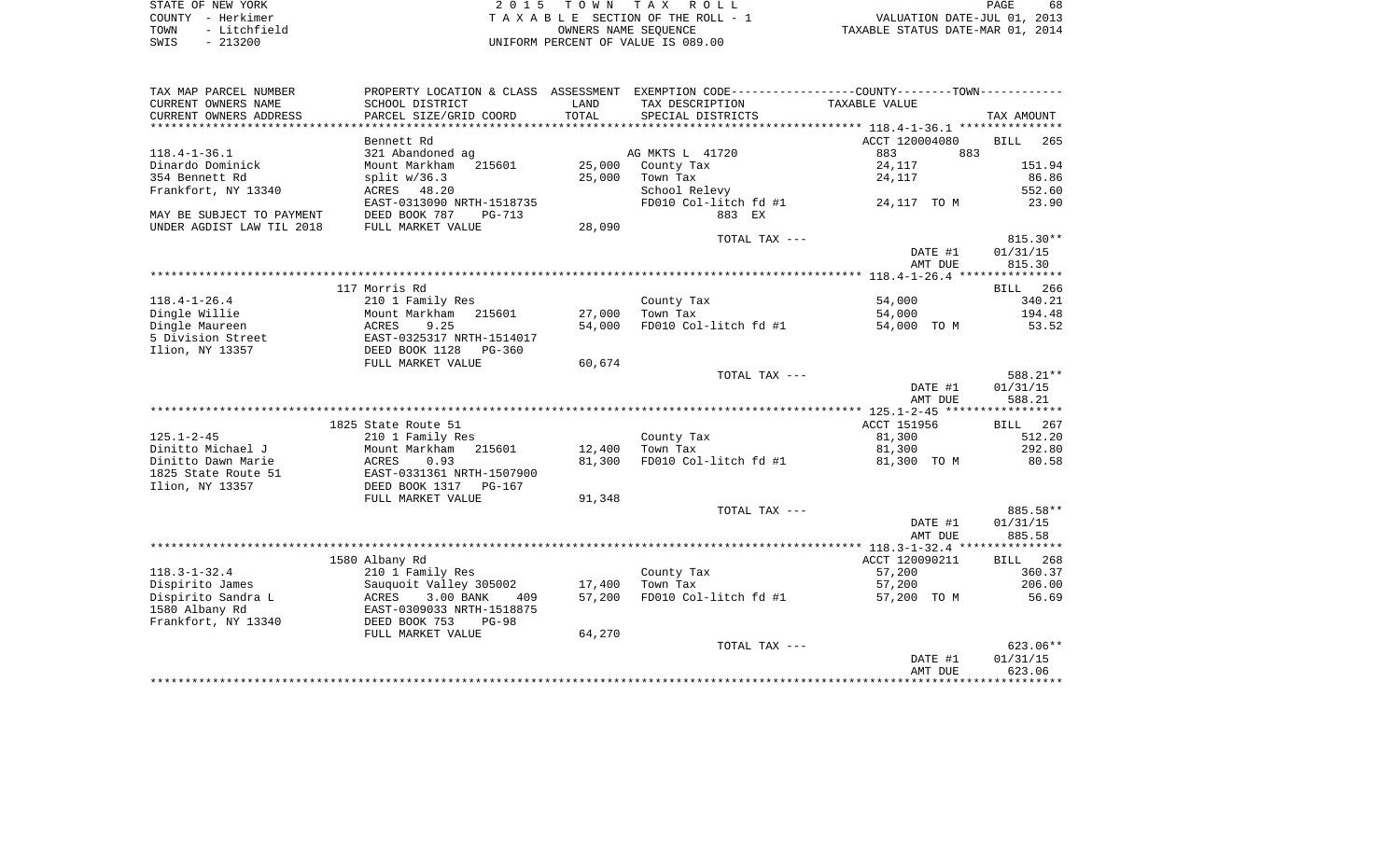STATE OF NEW YORK — 2 0 1 5 T O W N T A X R O L L
COUNTY - Herkimer — T A X A B L E SECTION OF THE ROLL - 1 — VALUATION DATE-JUL 01, 2013
TOWN - Litchfield — OWNERS NAME SEQUENCE — TAXABLE STATUS DATE-MAR 01, 2014
SWIS - 213200 — UNIFORM PERCENT OF VALUE IS 089.00

| TAX MAP PARCEL NUMBER / CURRENT OWNERS NAME / CURRENT OWNERS ADDRESS | PROPERTY LOCATION & CLASS / SCHOOL DISTRICT / PARCEL SIZE/GRID COORD | ASSESSMENT LAND / TOTAL | EXEMPTION CODE / TAX DESCRIPTION / SPECIAL DISTRICTS | COUNTY--------TOWN / TAXABLE VALUE | TAX AMOUNT |
|---|---|---|---|---|---|
| **118.4-1-36.1** | Bennett Rd | | | ACCT 120004080 | BILL 265 |
| 118.4-1-36.1 | 321 Abandoned ag | | AG MKTS L 41720 | 883 883 | |
| Dinardo Dominick | Mount Markham 215601 | 25,000 | County Tax | 24,117 | 151.94 |
| 354 Bennett Rd | split w/36.3 | 25,000 | Town Tax | 24,117 | 86.86 |
| Frankfort, NY 13340 | ACRES 48.20 | | School Relevy | | 552.60 |
| | EAST-0313090 NRTH-1518735 | | FD010 Col-litch fd #1 | 24,117 TO M | 23.90 |
| MAY BE SUBJECT TO PAYMENT | DEED BOOK 787 PG-713 | | 883 EX | | |
| UNDER AGDIST LAW TIL 2018 | FULL MARKET VALUE | 28,090 | | | |
| | | | TOTAL TAX --- | | 815.30** |
| | | | | DATE #1 | 01/31/15 |
| | | | | AMT DUE | 815.30 |
| **118.4-1-26.4** | 117 Morris Rd | | | | BILL 266 |
| 118.4-1-26.4 | 210 1 Family Res | | County Tax | 54,000 | 340.21 |
| Dingle Willie | Mount Markham 215601 | 27,000 | Town Tax | 54,000 | 194.48 |
| Dingle Maureen | ACRES 9.25 | 54,000 | FD010 Col-litch fd #1 | 54,000 TO M | 53.52 |
| 5 Division Street | EAST-0325317 NRTH-1514017 | | | | |
| Ilion, NY 13357 | DEED BOOK 1128 PG-360 | | | | |
| | FULL MARKET VALUE | 60,674 | | | |
| | | | TOTAL TAX --- | | 588.21** |
| | | | | DATE #1 | 01/31/15 |
| | | | | AMT DUE | 588.21 |
| **125.1-2-45** | 1825 State Route 51 | | | ACCT 151956 | BILL 267 |
| 125.1-2-45 | 210 1 Family Res | | County Tax | 81,300 | 512.20 |
| Dinitto Michael J | Mount Markham 215601 | 12,400 | Town Tax | 81,300 | 292.80 |
| Dinitto Dawn Marie | ACRES 0.93 | 81,300 | FD010 Col-litch fd #1 | 81,300 TO M | 80.58 |
| 1825 State Route 51 | EAST-0331361 NRTH-1507900 | | | | |
| Ilion, NY 13357 | DEED BOOK 1317 PG-167 | | | | |
| | FULL MARKET VALUE | 91,348 | | | |
| | | | TOTAL TAX --- | | 885.58** |
| | | | | DATE #1 | 01/31/15 |
| | | | | AMT DUE | 885.58 |
| **118.3-1-32.4** | 1580 Albany Rd | | | ACCT 120090211 | BILL 268 |
| 118.3-1-32.4 | 210 1 Family Res | | County Tax | 57,200 | 360.37 |
| Dispirito James | Sauquoit Valley 305002 | 17,400 | Town Tax | 57,200 | 206.00 |
| Dispirito Sandra L | ACRES 3.00 BANK 409 | 57,200 | FD010 Col-litch fd #1 | 57,200 TO M | 56.69 |
| 1580 Albany Rd | EAST-0309033 NRTH-1518875 | | | | |
| Frankfort, NY 13340 | DEED BOOK 753 PG-98 | | | | |
| | FULL MARKET VALUE | 64,270 | | | |
| | | | TOTAL TAX --- | | 623.06** |
| | | | | DATE #1 | 01/31/15 |
| | | | | AMT DUE | 623.06 |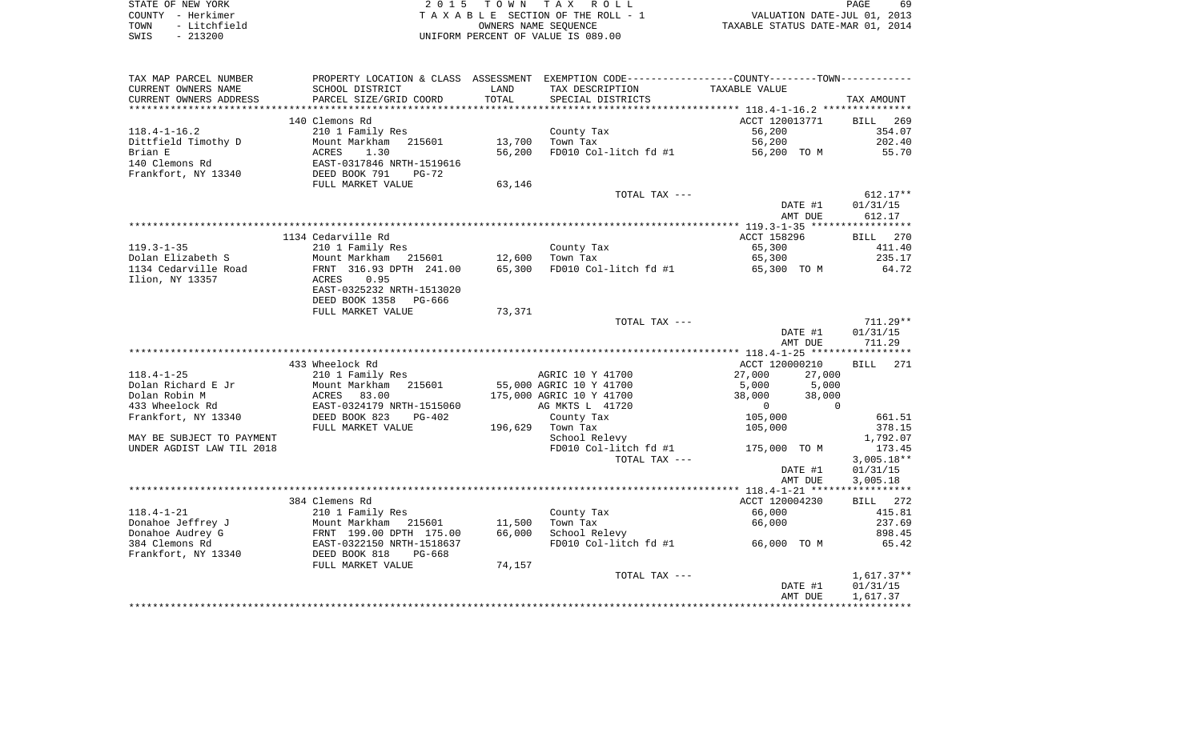STATE OF NEW YORK
COUNTY - Herkimer
TOWN - Litchfield
SWIS - 213200

2015 TOWN TAX ROLL
TAXABLE SECTION OF THE ROLL - 1
OWNERS NAME SEQUENCE
UNIFORM PERCENT OF VALUE IS 089.00

VALUATION DATE-JUL 01, 2013
TAXABLE STATUS DATE-MAR 01, 2014

| TAX MAP PARCEL NUMBER / CURRENT OWNERS NAME / CURRENT OWNERS ADDRESS | PROPERTY LOCATION & CLASS / SCHOOL DISTRICT / PARCEL SIZE/GRID COORD | ASSESSMENT LAND / TOTAL | EXEMPTION CODE / TAX DESCRIPTION / SPECIAL DISTRICTS | COUNTY / TOWN TAXABLE VALUE | TAX AMOUNT |
|---|---|---|---|---|---|
| | 140 Clemons Rd | | | ACCT 120013771 | BILL 269 |
| 118.4-1-16.2 | 210 1 Family Res | | County Tax | 56,200 | 354.07 |
| Dittfield Timothy D | Mount Markham 215601 | 13,700 | Town Tax | 56,200 | 202.40 |
| Brian E | ACRES 1.30 | 56,200 | FD010 Col-litch fd #1 | 56,200 TO M | 55.70 |
| 140 Clemons Rd | EAST-0317846 NRTH-1519616 | | | | |
| Frankfort, NY 13340 | DEED BOOK 791 PG-72 | | | | |
| | FULL MARKET VALUE | 63,146 | | | |
| | | | TOTAL TAX --- | | 612.17** |
| | | | | DATE #1 | 01/31/15 |
| | | | | AMT DUE | 612.17 |
| | 1134 Cedarville Rd | | | ACCT 158296 | BILL 270 |
| 119.3-1-35 | 210 1 Family Res | | County Tax | 65,300 | 411.40 |
| Dolan Elizabeth S | Mount Markham 215601 | 12,600 | Town Tax | 65,300 | 235.17 |
| 1134 Cedarville Road | FRNT 316.93 DPTH 241.00 | 65,300 | FD010 Col-litch fd #1 | 65,300 TO M | 64.72 |
| Ilion, NY 13357 | ACRES 0.95 | | | | |
| | EAST-0325232 NRTH-1513020 | | | | |
| | DEED BOOK 1358 PG-666 | | | | |
| | FULL MARKET VALUE | 73,371 | | | |
| | | | TOTAL TAX --- | | 711.29** |
| | | | | DATE #1 | 01/31/15 |
| | | | | AMT DUE | 711.29 |
| | 433 Wheelock Rd | | | ACCT 120000210 | BILL 271 |
| 118.4-1-25 | 210 1 Family Res | | AGRIC 10 Y 41700 | 27,000 27,000 | |
| Dolan Richard E Jr | Mount Markham 215601 | 55,000 | AGRIC 10 Y 41700 | 5,000 5,000 | |
| Dolan Robin M | ACRES 83.00 | 175,000 | AGRIC 10 Y 41700 | 38,000 38,000 | |
| 433 Wheelock Rd | EAST-0324179 NRTH-1515060 | | AG MKTS L 41720 | 0 0 | |
| Frankfort, NY 13340 | DEED BOOK 823 PG-402 | | County Tax | 105,000 | 661.51 |
| | FULL MARKET VALUE | 196,629 | Town Tax | 105,000 | 378.15 |
| MAY BE SUBJECT TO PAYMENT | | | School Relevy | | 1,792.07 |
| UNDER AGDIST LAW TIL 2018 | | | FD010 Col-litch fd #1 | 175,000 TO M | 173.45 |
| | | | TOTAL TAX --- | | 3,005.18** |
| | | | | DATE #1 | 01/31/15 |
| | | | | AMT DUE | 3,005.18 |
| | 384 Clemens Rd | | | ACCT 120004230 | BILL 272 |
| 118.4-1-21 | 210 1 Family Res | | County Tax | 66,000 | 415.81 |
| Donahoe Jeffrey J | Mount Markham 215601 | 11,500 | Town Tax | 66,000 | 237.69 |
| Donahoe Audrey G | FRNT 199.00 DPTH 175.00 | 66,000 | School Relevy | | 898.45 |
| 384 Clemons Rd | EAST-0322150 NRTH-1518637 | | FD010 Col-litch fd #1 | 66,000 TO M | 65.42 |
| Frankfort, NY 13340 | DEED BOOK 818 PG-668 | | | | |
| | FULL MARKET VALUE | 74,157 | | | |
| | | | TOTAL TAX --- | | 1,617.37** |
| | | | | DATE #1 | 01/31/15 |
| | | | | AMT DUE | 1,617.37 |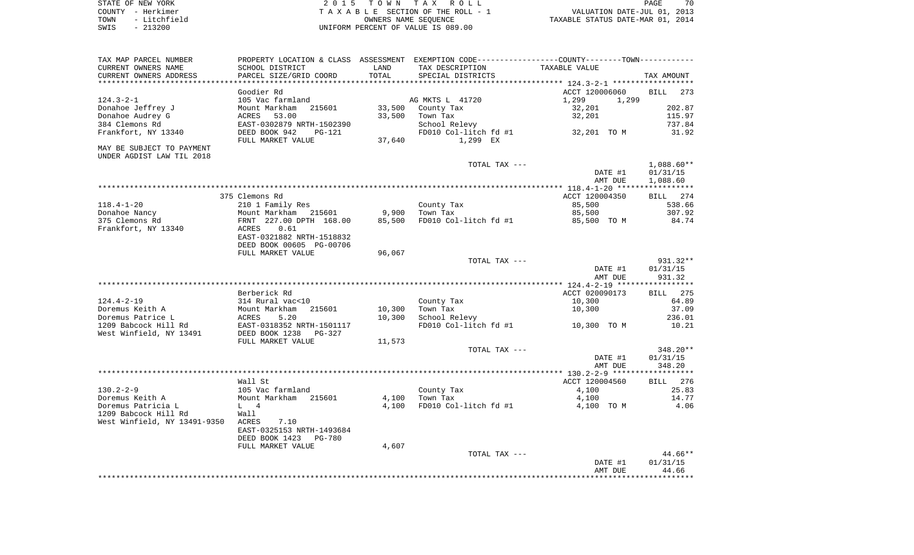STATE OF NEW YORK 2 0 1 5 T O W N T A X R O L L
COUNTY - Herkimer T A X A B L E SECTION OF THE ROLL - 1 VALUATION DATE-JUL 01, 2013
TOWN - Litchfield OWNERS NAME SEQUENCE TAXABLE STATUS DATE-MAR 01, 2014
SWIS - 213200 UNIFORM PERCENT OF VALUE IS 089.00

| TAX MAP PARCEL NUMBER<br>CURRENT OWNERS NAME<br>CURRENT OWNERS ADDRESS | PROPERTY LOCATION & CLASS<br>SCHOOL DISTRICT<br>PARCEL SIZE/GRID COORD | ASSESSMENT<br>LAND<br>TOTAL | EXEMPTION CODE-----COUNTY-----TOWN-----<br>TAX DESCRIPTION<br>SPECIAL DISTRICTS | TAXABLE VALUE | TAX AMOUNT |
|---|---|---|---|---|---|
| **124.3-2-1** | Goodier Rd | | | ACCT 120006060 | BILL 273 |
| 124.3-2-1 | 105 Vac farmland | | AG MKTS L 41720 | 1,299 1,299 | |
| Donahoe Jeffrey J | Mount Markham 215601 | 33,500 | County Tax | 32,201 | 202.87 |
| Donahoe Audrey G | ACRES 53.00 | 33,500 | Town Tax | 32,201 | 115.97 |
| 384 Clemons Rd | EAST-0302879 NRTH-1502390 | | School Relevy | | 737.84 |
| Frankfort, NY 13340 | DEED BOOK 942 PG-121 | | FD010 Col-litch fd #1 | 32,201 TO M | 31.92 |
| | FULL MARKET VALUE | 37,640 | 1,299 EX | | |
| MAY BE SUBJECT TO PAYMENT UNDER AGDIST LAW TIL 2018 | | | | | |
| | | | TOTAL TAX --- | | 1,088.60** |
| | | | | DATE #1 | 01/31/15 |
| | | | | AMT DUE | 1,088.60 |
| **118.4-1-20** | 375 Clemons Rd | | | ACCT 120004350 | BILL 274 |
| 118.4-1-20 | 210 1 Family Res | | County Tax | 85,500 | 538.66 |
| Donahoe Nancy | Mount Markham 215601 | 9,900 | Town Tax | 85,500 | 307.92 |
| 375 Clemons Rd | FRNT 227.00 DPTH 168.00 | 85,500 | FD010 Col-litch fd #1 | 85,500 TO M | 84.74 |
| Frankfort, NY 13340 | ACRES 0.61 | | | | |
| | EAST-0321882 NRTH-1518832 | | | | |
| | DEED BOOK 00605 PG-00706 | | | | |
| | FULL MARKET VALUE | 96,067 | | | |
| | | | TOTAL TAX --- | | 931.32** |
| | | | | DATE #1 | 01/31/15 |
| | | | | AMT DUE | 931.32 |
| **124.4-2-19** | Berberick Rd | | | ACCT 020090173 | BILL 275 |
| 124.4-2-19 | 314 Rural vac<10 | | County Tax | 10,300 | 64.89 |
| Doremus Keith A | Mount Markham 215601 | 10,300 | Town Tax | 10,300 | 37.09 |
| Doremus Patrice L | ACRES 5.20 | 10,300 | School Relevy | | 236.01 |
| 1209 Babcock Hill Rd | EAST-0318352 NRTH-1501117 | | FD010 Col-litch fd #1 | 10,300 TO M | 10.21 |
| West Winfield, NY 13491 | DEED BOOK 1238 PG-327 | | | | |
| | FULL MARKET VALUE | 11,573 | | | |
| | | | TOTAL TAX --- | | 348.20** |
| | | | | DATE #1 | 01/31/15 |
| | | | | AMT DUE | 348.20 |
| **130.2-2-9** | Wall St | | | ACCT 120004560 | BILL 276 |
| 130.2-2-9 | 105 Vac farmland | | County Tax | 4,100 | 25.83 |
| Doremus Keith A | Mount Markham 215601 | 4,100 | Town Tax | 4,100 | 14.77 |
| Doremus Patricia L | L 4 | 4,100 | FD010 Col-litch fd #1 | 4,100 TO M | 4.06 |
| 1209 Babcock Hill Rd | Wall | | | | |
| West Winfield, NY 13491-9350 | ACRES 7.10 | | | | |
| | EAST-0325153 NRTH-1493684 | | | | |
| | DEED BOOK 1423 PG-780 | | | | |
| | FULL MARKET VALUE | 4,607 | | | |
| | | | TOTAL TAX --- | | 44.66** |
| | | | | DATE #1 | 01/31/15 |
| | | | | AMT DUE | 44.66 |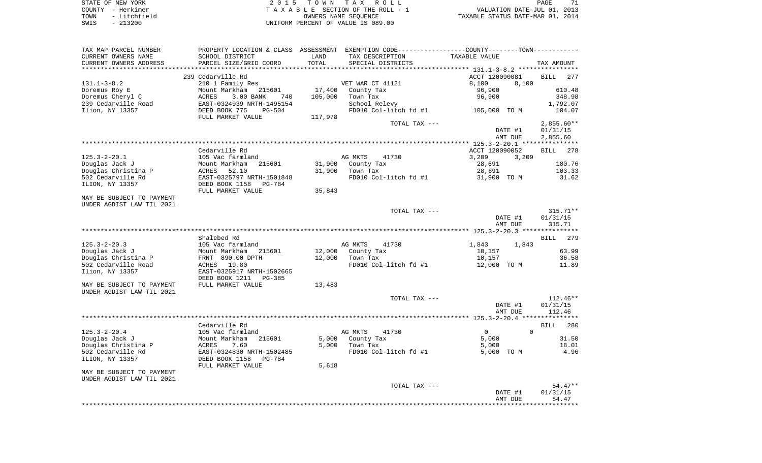STATE OF NEW YORK
COUNTY - Herkimer
TOWN - Litchfield
SWIS - 213200

2 0 1 5 T O W N T A X R O L L
T A X A B L E SECTION OF THE ROLL - 1
OWNERS NAME SEQUENCE
UNIFORM PERCENT OF VALUE IS 089.00

VALUATION DATE-JUL 01, 2013
TAXABLE STATUS DATE-MAR 01, 2014

| TAX MAP PARCEL NUMBER / CURRENT OWNERS NAME / CURRENT OWNERS ADDRESS | PROPERTY LOCATION & CLASS / SCHOOL DISTRICT / PARCEL SIZE/GRID COORD | ASSESSMENT LAND / TOTAL | EXEMPTION CODE / TAX DESCRIPTION / SPECIAL DISTRICTS | COUNTY / TOWN TAXABLE VALUE | TAX AMOUNT |
|---|---|---|---|---|---|
| **131.1-3-8.2** | 239 Cedarville Rd | | | ACCT 120090081 | BILL 277 |
| 131.1-3-8.2 | 210 1 Family Res | | VET WAR CT 41121 | 8,100 8,100 | |
| Doremus Roy E | Mount Markham 215601 | 17,400 | County Tax | 96,900 | 610.48 |
| Doremus Cheryl C | ACRES 3.00 BANK 740 | 105,000 | Town Tax | 96,900 | 348.98 |
| 239 Cedarville Road | EAST-0324939 NRTH-1495154 | | School Relevy | | 1,792.07 |
| Ilion, NY 13357 | DEED BOOK 775 PG-504 | | FD010 Col-litch fd #1 | 105,000 TO M | 104.07 |
| | FULL MARKET VALUE | 117,978 | | | |
| | | | TOTAL TAX --- | | 2,855.60** |
| | | | | DATE #1 | 01/31/15 |
| | | | | AMT DUE | 2,855.60 |
| **125.3-2-20.1** | Cedarville Rd | | | ACCT 120090052 | BILL 278 |
| 125.3-2-20.1 | 105 Vac farmland | | AG MKTS 41730 | 3,209 3,209 | |
| Douglas Jack J | Mount Markham 215601 | 31,900 | County Tax | 28,691 | 180.76 |
| Douglas Christina P | ACRES 52.10 | 31,900 | Town Tax | 28,691 | 103.33 |
| 502 Cedarville Rd | EAST-0325797 NRTH-1501848 | | FD010 Col-litch fd #1 | 31,900 TO M | 31.62 |
| ILION, NY 13357 | DEED BOOK 1158 PG-784 | | | | |
| | FULL MARKET VALUE | 35,843 | | | |
| MAY BE SUBJECT TO PAYMENT UNDER AGDIST LAW TIL 2021 | | | | | |
| | | | TOTAL TAX --- | | 315.71** |
| | | | | DATE #1 | 01/31/15 |
| | | | | AMT DUE | 315.71 |
| **125.3-2-20.3** | Shalebed Rd | | | | BILL 279 |
| 125.3-2-20.3 | 105 Vac farmland | | AG MKTS 41730 | 1,843 1,843 | |
| Douglas Jack J | Mount Markham 215601 | 12,000 | County Tax | 10,157 | 63.99 |
| Douglas Christina P | FRNT 890.00 DPTH | 12,000 | Town Tax | 10,157 | 36.58 |
| 502 Cedarville Road | ACRES 19.80 | | FD010 Col-litch fd #1 | 12,000 TO M | 11.89 |
| Ilion, NY 13357 | EAST-0325917 NRTH-1502665 | | | | |
| | DEED BOOK 1211 PG-385 | | | | |
| MAY BE SUBJECT TO PAYMENT | FULL MARKET VALUE | 13,483 | | | |
| UNDER AGDIST LAW TIL 2021 | | | | | |
| | | | TOTAL TAX --- | | 112.46** |
| | | | | DATE #1 | 01/31/15 |
| | | | | AMT DUE | 112.46 |
| **125.3-2-20.4** | Cedarville Rd | | | | BILL 280 |
| 125.3-2-20.4 | 105 Vac farmland | | AG MKTS 41730 | 0 0 | |
| Douglas Jack J | Mount Markham 215601 | 5,000 | County Tax | 5,000 | 31.50 |
| Douglas Christina P | ACRES 7.60 | 5,000 | Town Tax | 5,000 | 18.01 |
| 502 Cedarville Rd | EAST-0324830 NRTH-1502485 | | FD010 Col-litch fd #1 | 5,000 TO M | 4.96 |
| ILION, NY 13357 | DEED BOOK 1158 PG-784 | | | | |
| | FULL MARKET VALUE | 5,618 | | | |
| MAY BE SUBJECT TO PAYMENT UNDER AGDIST LAW TIL 2021 | | | | | |
| | | | TOTAL TAX --- | | 54.47** |
| | | | | DATE #1 | 01/31/15 |
| | | | | AMT DUE | 54.47 |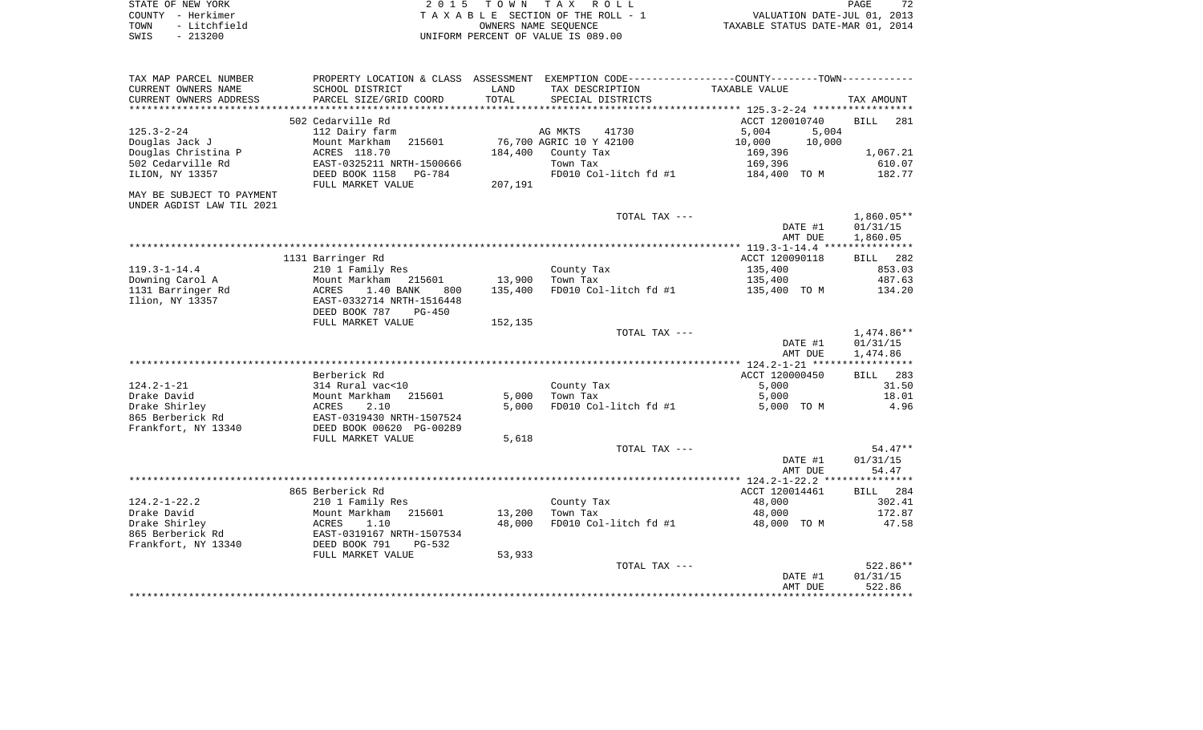STATE OF NEW YORK
COUNTY - Herkimer
TOWN - Litchfield
SWIS - 213200

2 0 1 5 T O W N T A X R O L L
T A X A B L E SECTION OF THE ROLL - 1
OWNERS NAME SEQUENCE
UNIFORM PERCENT OF VALUE IS 089.00

VALUATION DATE-JUL 01, 2013
TAXABLE STATUS DATE-MAR 01, 2014

| TAX MAP PARCEL NUMBER<br>CURRENT OWNERS NAME<br>CURRENT OWNERS ADDRESS | PROPERTY LOCATION & CLASS<br>SCHOOL DISTRICT<br>PARCEL SIZE/GRID COORD | ASSESSMENT<br>LAND<br>TOTAL | EXEMPTION CODE------------------COUNTY--------TOWN-----------<br>TAX DESCRIPTION<br>SPECIAL DISTRICTS | TAXABLE VALUE | | TAX AMOUNT |
|---|---|---|---|---|---|---|
| | 502 Cedarville Rd | | | ACCT 120010740 | | BILL 281 |
| 125.3-2-24 | 112 Dairy farm | | AG MKTS 41730 | 5,004 | 5,004 | |
| Douglas Jack J | Mount Markham 215601 | 76,700 | AGRIC 10 Y 42100 | 10,000 | 10,000 | |
| Douglas Christina P | ACRES 118.70 | 184,400 | County Tax | 169,396 | | 1,067.21 |
| 502 Cedarville Rd | EAST-0325211 NRTH-1500666 | | Town Tax | 169,396 | | 610.07 |
| ILION, NY 13357 | DEED BOOK 1158 PG-784 | | FD010 Col-litch fd #1 | 184,400 TO M | | 182.77 |
| | FULL MARKET VALUE | 207,191 | | | | |
| MAY BE SUBJECT TO PAYMENT<br>UNDER AGDIST LAW TIL 2021 | | | | | | |
| | | | TOTAL TAX --- | | | 1,860.05** |
| | | | | | DATE #1 | 01/31/15 |
| | | | | | AMT DUE | 1,860.05 |
| | 1131 Barringer Rd | | | ACCT 120090118 | | BILL 282 |
| 119.3-1-14.4 | 210 1 Family Res | | County Tax | 135,400 | | 853.03 |
| Downing Carol A | Mount Markham 215601 | 13,900 | Town Tax | 135,400 | | 487.63 |
| 1131 Barringer Rd | ACRES 1.40 BANK 800 | 135,400 | FD010 Col-litch fd #1 | 135,400 TO M | | 134.20 |
| Ilion, NY 13357 | EAST-0332714 NRTH-1516448 | | | | | |
| | DEED BOOK 787 PG-450 | | | | | |
| | FULL MARKET VALUE | 152,135 | | | | |
| | | | TOTAL TAX --- | | | 1,474.86** |
| | | | | | DATE #1 | 01/31/15 |
| | | | | | AMT DUE | 1,474.86 |
| | Berberick Rd | | | ACCT 120000450 | | BILL 283 |
| 124.2-1-21 | 314 Rural vac<10 | | County Tax | 5,000 | | 31.50 |
| Drake David | Mount Markham 215601 | 5,000 | Town Tax | 5,000 | | 18.01 |
| Drake Shirley | ACRES 2.10 | 5,000 | FD010 Col-litch fd #1 | 5,000 TO M | | 4.96 |
| 865 Berberick Rd | EAST-0319430 NRTH-1507524 | | | | | |
| Frankfort, NY 13340 | DEED BOOK 00620 PG-00289 | | | | | |
| | FULL MARKET VALUE | 5,618 | | | | |
| | | | TOTAL TAX --- | | | 54.47** |
| | | | | | DATE #1 | 01/31/15 |
| | | | | | AMT DUE | 54.47 |
| | 865 Berberick Rd | | | ACCT 120014461 | | BILL 284 |
| 124.2-1-22.2 | 210 1 Family Res | | County Tax | 48,000 | | 302.41 |
| Drake David | Mount Markham 215601 | 13,200 | Town Tax | 48,000 | | 172.87 |
| Drake Shirley | ACRES 1.10 | 48,000 | FD010 Col-litch fd #1 | 48,000 TO M | | 47.58 |
| 865 Berberick Rd | EAST-0319167 NRTH-1507534 | | | | | |
| Frankfort, NY 13340 | DEED BOOK 791 PG-532 | | | | | |
| | FULL MARKET VALUE | 53,933 | | | | |
| | | | TOTAL TAX --- | | | 522.86** |
| | | | | | DATE #1 | 01/31/15 |
| | | | | | AMT DUE | 522.86 |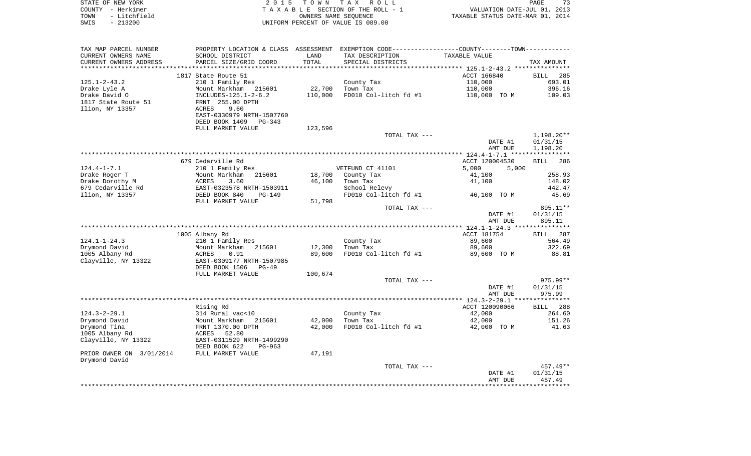STATE OF NEW YORK — 2015 TOWN TAX ROLL
COUNTY - Herkimer — TAXABLE SECTION OF THE ROLL - 1 — VALUATION DATE-JUL 01, 2013
TOWN - Litchfield — OWNERS NAME SEQUENCE — TAXABLE STATUS DATE-MAR 01, 2014
SWIS - 213200 — UNIFORM PERCENT OF VALUE IS 089.00

| TAX MAP PARCEL NUMBER / CURRENT OWNERS NAME / CURRENT OWNERS ADDRESS | PROPERTY LOCATION & CLASS / SCHOOL DISTRICT / PARCEL SIZE/GRID COORD | ASSESSMENT LAND | ASSESSMENT TOTAL | EXEMPTION CODE / TAX DESCRIPTION / SPECIAL DISTRICTS | COUNTY/TOWN TAXABLE VALUE | TAX AMOUNT |
|---|---|---|---|---|---|---|
| **125.1-2-43.2** | 1817 State Route 51 | | | | ACCT 166840 | BILL 285 |
| 125.1-2-43.2 | 210 1 Family Res | | | County Tax | 110,000 | 693.01 |
| Drake Lyle A | Mount Markham 215601 | 22,700 | | Town Tax | 110,000 | 396.16 |
| Drake David O | INCLUDES-125.1-2-6.2 | | 110,000 | FD010 Col-litch fd #1 | 110,000 TO M | 109.03 |
| 1817 State Route 51 | FRNT 255.00 DPTH | | | | | |
| Ilion, NY 13357 | ACRES 9.60 | | | | | |
| | EAST-0330979 NRTH-1507760 | | | | | |
| | DEED BOOK 1409 PG-343 | | | | | |
| | FULL MARKET VALUE | | 123,596 | | | |
| | | | | TOTAL TAX --- | | 1,198.20** |
| | | | | | DATE #1 | 01/31/15 |
| | | | | | AMT DUE | 1,198.20 |
| **124.4-1-7.1** | 679 Cedarville Rd | | | | ACCT 120004530 | BILL 286 |
| 124.4-1-7.1 | 210 1 Family Res | | | VETFUND CT 41101 | 5,000 5,000 | |
| Drake Roger T | Mount Markham 215601 | 18,700 | | County Tax | 41,100 | 258.93 |
| Drake Dorothy M | ACRES 3.60 | | 46,100 | Town Tax | 41,100 | 148.02 |
| 679 Cedarville Rd | EAST-0323578 NRTH-1503911 | | | School Relevy | | 442.47 |
| Ilion, NY 13357 | DEED BOOK 840 PG-149 | | | FD010 Col-litch fd #1 | 46,100 TO M | 45.69 |
| | FULL MARKET VALUE | | 51,798 | | | |
| | | | | TOTAL TAX --- | | 895.11** |
| | | | | | DATE #1 | 01/31/15 |
| | | | | | AMT DUE | 895.11 |
| **124.1-1-24.3** | 1005 Albany Rd | | | | ACCT 181754 | BILL 287 |
| 124.1-1-24.3 | 210 1 Family Res | | | County Tax | 89,600 | 564.49 |
| Drymond David | Mount Markham 215601 | 12,300 | | Town Tax | 89,600 | 322.69 |
| 1005 Albany Rd | ACRES 0.91 | | 89,600 | FD010 Col-litch fd #1 | 89,600 TO M | 88.81 |
| Clayville, NY 13322 | EAST-0309177 NRTH-1507985 | | | | | |
| | DEED BOOK 1506 PG-49 | | | | | |
| | FULL MARKET VALUE | | 100,674 | | | |
| | | | | TOTAL TAX --- | | 975.99** |
| | | | | | DATE #1 | 01/31/15 |
| | | | | | AMT DUE | 975.99 |
| **124.3-2-29.1** | Rising Rd | | | | ACCT 120090066 | BILL 288 |
| 124.3-2-29.1 | 314 Rural vac<10 | | | County Tax | 42,000 | 264.60 |
| Drymond David | Mount Markham 215601 | 42,000 | | Town Tax | 42,000 | 151.26 |
| Drymond Tina | FRNT 1370.00 DPTH | | 42,000 | FD010 Col-litch fd #1 | 42,000 TO M | 41.63 |
| 1005 Albany Rd | ACRES 52.80 | | | | | |
| Clayville, NY 13322 | EAST-0311529 NRTH-1499290 | | | | | |
| | DEED BOOK 622 PG-963 | | | | | |
| PRIOR OWNER ON 3/01/2014 | FULL MARKET VALUE | | 47,191 | | | |
| Drymond David | | | | | | |
| | | | | TOTAL TAX --- | | 457.49** |
| | | | | | DATE #1 | 01/31/15 |
| | | | | | AMT DUE | 457.49 |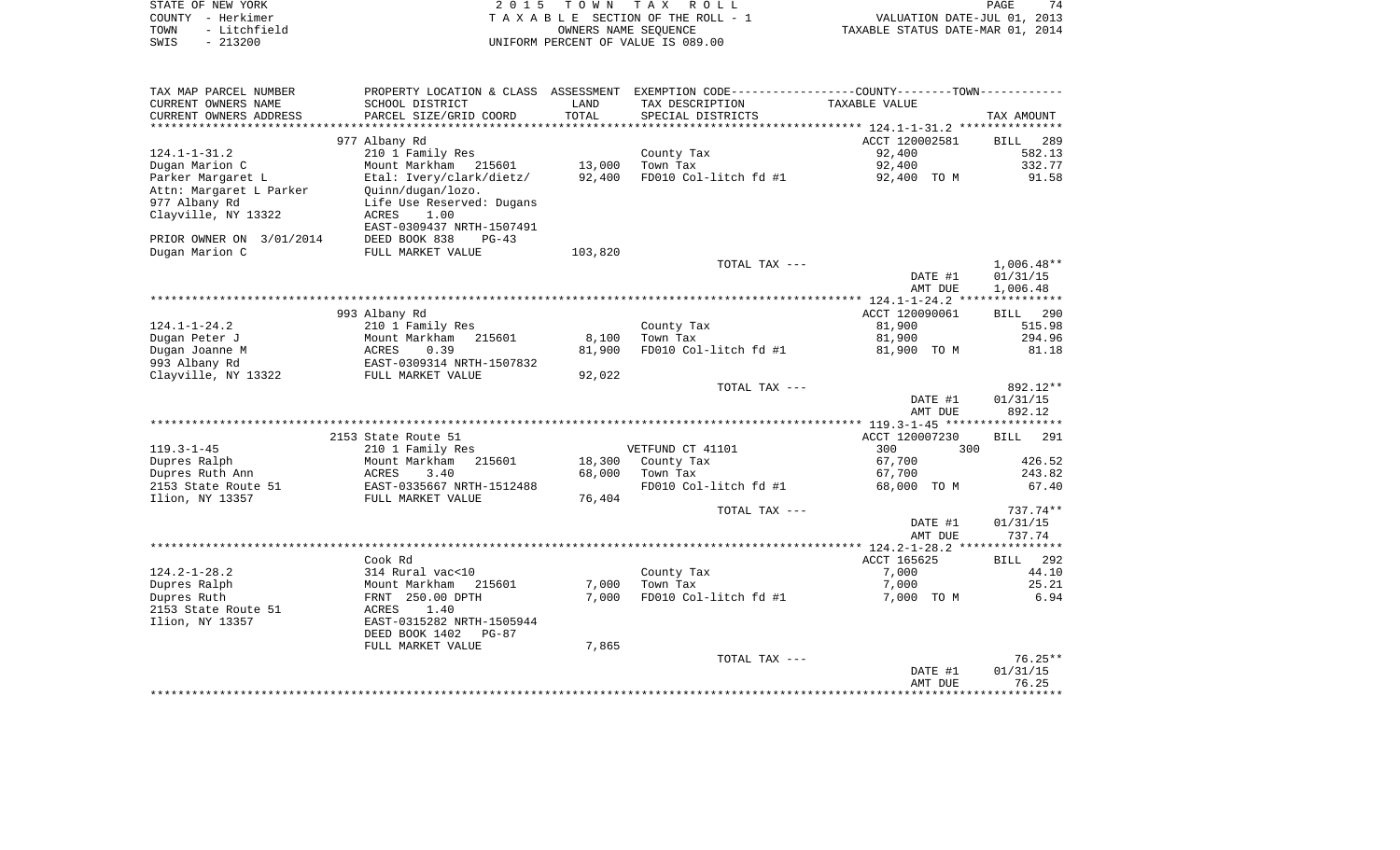STATE OF NEW YORK
COUNTY - Herkimer
TOWN - Litchfield
SWIS - 213200

2015 TOWN TAX ROLL
TAXABLE SECTION OF THE ROLL - 1
OWNERS NAME SEQUENCE
UNIFORM PERCENT OF VALUE IS 089.00

VALUATION DATE-JUL 01, 2013
TAXABLE STATUS DATE-MAR 01, 2014

| TAX MAP PARCEL NUMBER / CURRENT OWNERS NAME / CURRENT OWNERS ADDRESS | PROPERTY LOCATION & CLASS / SCHOOL DISTRICT / PARCEL SIZE/GRID COORD | ASSESSMENT LAND / TOTAL | EXEMPTION CODE / TAX DESCRIPTION / SPECIAL DISTRICTS | COUNTY--------TOWN / TAXABLE VALUE | TAX AMOUNT |
|---|---|---|---|---|---|
| 124.1-1-31.2 | 977 Albany Rd | | | ACCT 120002581 | BILL 289 |
| | 210 1 Family Res | | County Tax | 92,400 | 582.13 |
| Dugan Marion C | Mount Markham 215601 | 13,000 | Town Tax | 92,400 | 332.77 |
| Parker Margaret L | Etal: Ivery/clark/dietz/ | 92,400 | FD010 Col-litch fd #1 | 92,400 TO M | 91.58 |
| Attn: Margaret L Parker | Quinn/dugan/lozo. | | | | |
| 977 Albany Rd | Life Use Reserved: Dugans | | | | |
| Clayville, NY 13322 | ACRES 1.00 | | | | |
| | EAST-0309437 NRTH-1507491 | | | | |
| PRIOR OWNER ON 3/01/2014 | DEED BOOK 838 PG-43 | | | | |
| Dugan Marion C | FULL MARKET VALUE | 103,820 | | | |
| | | | TOTAL TAX --- | | 1,006.48** |
| | | | | DATE #1 | 01/31/15 |
| | | | | AMT DUE | 1,006.48 |
| 124.1-1-24.2 | 993 Albany Rd | | | ACCT 120090061 | BILL 290 |
| | 210 1 Family Res | | County Tax | 81,900 | 515.98 |
| Dugan Peter J | Mount Markham 215601 | 8,100 | Town Tax | 81,900 | 294.96 |
| Dugan Joanne M | ACRES 0.39 | 81,900 | FD010 Col-litch fd #1 | 81,900 TO M | 81.18 |
| 993 Albany Rd | EAST-0309314 NRTH-1507832 | | | | |
| Clayville, NY 13322 | FULL MARKET VALUE | 92,022 | | | |
| | | | TOTAL TAX --- | | 892.12** |
| | | | | DATE #1 | 01/31/15 |
| | | | | AMT DUE | 892.12 |
| 119.3-1-45 | 2153 State Route 51 | | | ACCT 120007230 | BILL 291 |
| | 210 1 Family Res | | VETFUND CT 41101 | 300 300 | |
| Dupres Ralph | Mount Markham 215601 | 18,300 | County Tax | 67,700 | 426.52 |
| Dupres Ruth Ann | ACRES 3.40 | 68,000 | Town Tax | 67,700 | 243.82 |
| 2153 State Route 51 | EAST-0335667 NRTH-1512488 | | FD010 Col-litch fd #1 | 68,000 TO M | 67.40 |
| Ilion, NY 13357 | FULL MARKET VALUE | 76,404 | | | |
| | | | TOTAL TAX --- | | 737.74** |
| | | | | DATE #1 | 01/31/15 |
| | | | | AMT DUE | 737.74 |
| 124.2-1-28.2 | Cook Rd | | | ACCT 165625 | BILL 292 |
| | 314 Rural vac<10 | | County Tax | 7,000 | 44.10 |
| Dupres Ralph | Mount Markham 215601 | 7,000 | Town Tax | 7,000 | 25.21 |
| Dupres Ruth | FRNT 250.00 DPTH | 7,000 | FD010 Col-litch fd #1 | 7,000 TO M | 6.94 |
| 2153 State Route 51 | ACRES 1.40 | | | | |
| Ilion, NY 13357 | EAST-0315282 NRTH-1505944 | | | | |
| | DEED BOOK 1402 PG-87 | | | | |
| | FULL MARKET VALUE | 7,865 | | | |
| | | | TOTAL TAX --- | | 76.25** |
| | | | | DATE #1 | 01/31/15 |
| | | | | AMT DUE | 76.25 |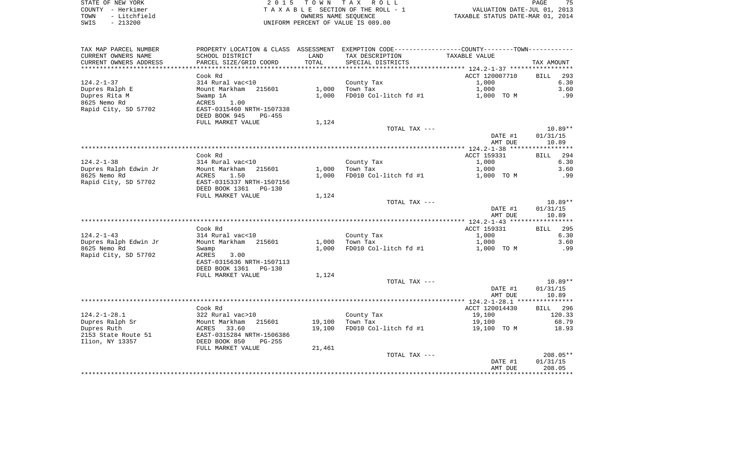STATE OF NEW YORK | COUNTY - Herkimer | TOWN - Litchfield | SWIS - 213200

2015 TOWN TAX ROLL
TAXABLE SECTION OF THE ROLL - 1
OWNERS NAME SEQUENCE
UNIFORM PERCENT OF VALUE IS 089.00

VALUATION DATE-JUL 01, 2013
TAXABLE STATUS DATE-MAR 01, 2014

| TAX MAP PARCEL NUMBER / CURRENT OWNERS NAME / CURRENT OWNERS ADDRESS | PROPERTY LOCATION & CLASS / SCHOOL DISTRICT / PARCEL SIZE/GRID COORD | ASSESSMENT LAND / TOTAL | EXEMPTION CODE / TAX DESCRIPTION / SPECIAL DISTRICTS | TAXABLE VALUE | TAX AMOUNT |
|---|---|---|---|---|---|
| 124.2-1-37 | Cook Rd | | | ACCT 120007710 | BILL 293 |
| | 314 Rural vac<10 | | County Tax | 1,000 | 6.30 |
| Dupres Ralph E | Mount Markham 215601 | 1,000 | Town Tax | 1,000 | 3.60 |
| Dupres Rita M | Swamp 1A | 1,000 | FD010 Col-litch fd #1 | 1,000 TO M | .99 |
| 8625 Nemo Rd | ACRES 1.00 | | | | |
| Rapid City, SD 57702 | EAST-0315460 NRTH-1507338 | | | | |
| | DEED BOOK 945 PG-455 | | | | |
| | FULL MARKET VALUE | 1,124 | | | |
| | | | TOTAL TAX --- | | 10.89** |
| | | | | DATE #1 | 01/31/15 |
| | | | | AMT DUE | 10.89 |
| 124.2-1-38 | Cook Rd | | | ACCT 159331 | BILL 294 |
| | 314 Rural vac<10 | | County Tax | 1,000 | 6.30 |
| Dupres Ralph Edwin Jr | Mount Markham 215601 | 1,000 | Town Tax | 1,000 | 3.60 |
| 8625 Nemo Rd | ACRES 1.50 | 1,000 | FD010 Col-litch fd #1 | 1,000 TO M | .99 |
| Rapid City, SD 57702 | EAST-0315337 NRTH-1507156 | | | | |
| | DEED BOOK 1361 PG-130 | | | | |
| | FULL MARKET VALUE | 1,124 | | | |
| | | | TOTAL TAX --- | | 10.89** |
| | | | | DATE #1 | 01/31/15 |
| | | | | AMT DUE | 10.89 |
| 124.2-1-43 | Cook Rd | | | ACCT 159331 | BILL 295 |
| | 314 Rural vac<10 | | County Tax | 1,000 | 6.30 |
| Dupres Ralph Edwin Jr | Mount Markham 215601 | 1,000 | Town Tax | 1,000 | 3.60 |
| 8625 Nemo Rd | Swamp | 1,000 | FD010 Col-litch fd #1 | 1,000 TO M | .99 |
| Rapid City, SD 57702 | ACRES 3.00 | | | | |
| | EAST-0315636 NRTH-1507113 | | | | |
| | DEED BOOK 1361 PG-130 | | | | |
| | FULL MARKET VALUE | 1,124 | | | |
| | | | TOTAL TAX --- | | 10.89** |
| | | | | DATE #1 | 01/31/15 |
| | | | | AMT DUE | 10.89 |
| 124.2-1-28.1 | Cook Rd | | | ACCT 120014430 | BILL 296 |
| | 322 Rural vac>10 | | County Tax | 19,100 | 120.33 |
| Dupres Ralph Sr | Mount Markham 215601 | 19,100 | Town Tax | 19,100 | 68.79 |
| Dupres Ruth | ACRES 33.60 | 19,100 | FD010 Col-litch fd #1 | 19,100 TO M | 18.93 |
| 2153 State Route 51 | EAST-0315284 NRTH-1506386 | | | | |
| Ilion, NY 13357 | DEED BOOK 850 PG-255 | | | | |
| | FULL MARKET VALUE | 21,461 | | | |
| | | | TOTAL TAX --- | | 208.05** |
| | | | | DATE #1 | 01/31/15 |
| | | | | AMT DUE | 208.05 |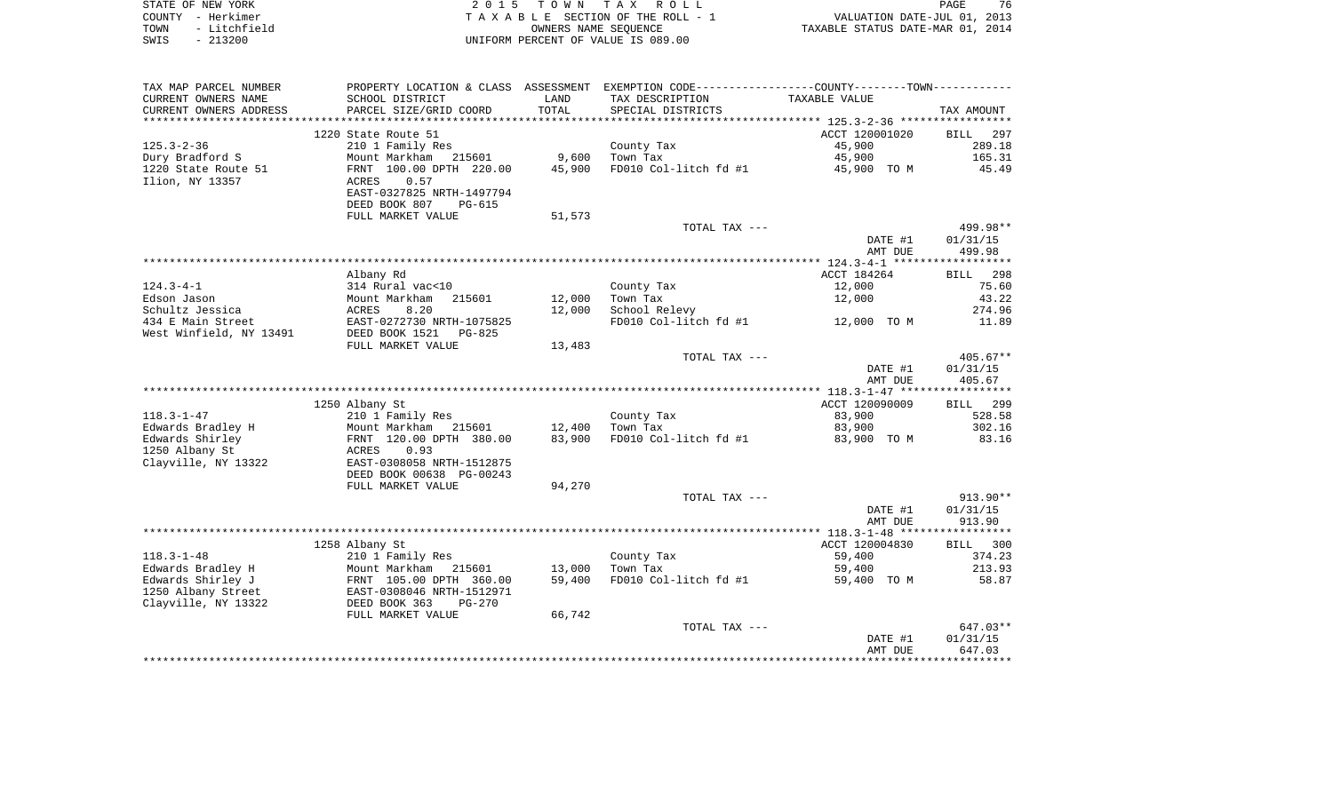STATE OF NEW YORK
COUNTY - Herkimer
TOWN - Litchfield
SWIS - 213200

2 0 1 5 T O W N T A X R O L L
T A X A B L E SECTION OF THE ROLL - 1
OWNERS NAME SEQUENCE
UNIFORM PERCENT OF VALUE IS 089.00

VALUATION DATE-JUL 01, 2013
TAXABLE STATUS DATE-MAR 01, 2014

| TAX MAP PARCEL NUMBER<br>CURRENT OWNERS NAME<br>CURRENT OWNERS ADDRESS | PROPERTY LOCATION & CLASS<br>SCHOOL DISTRICT<br>PARCEL SIZE/GRID COORD | ASSESSMENT<br>LAND<br>TOTAL | EXEMPTION CODE-----COUNTY-----TOWN-----<br>TAX DESCRIPTION<br>SPECIAL DISTRICTS | TAXABLE VALUE | TAX AMOUNT |
|---|---|---|---|---|---|
| | 1220 State Route 51 | | | ACCT 120001020 | BILL 297 |
| 125.3-2-36 | 210 1 Family Res | | County Tax | 45,900 | 289.18 |
| Dury Bradford S | Mount Markham 215601 | 9,600 | Town Tax | 45,900 | 165.31 |
| 1220 State Route 51 | FRNT 100.00 DPTH 220.00 | 45,900 | FD010 Col-litch fd #1 | 45,900 TO M | 45.49 |
| Ilion, NY 13357 | ACRES 0.57 | | | | |
| | EAST-0327825 NRTH-1497794 | | | | |
| | DEED BOOK 807 PG-615 | | | | |
| | FULL MARKET VALUE | 51,573 | | | |
| | | | TOTAL TAX --- | | 499.98** |
| | | | | DATE #1 | 01/31/15 |
| | | | | AMT DUE | 499.98 |
| | Albany Rd | | | ACCT 184264 | BILL 298 |
| 124.3-4-1 | 314 Rural vac<10 | | County Tax | 12,000 | 75.60 |
| Edson Jason | Mount Markham 215601 | 12,000 | Town Tax | 12,000 | 43.22 |
| Schultz Jessica | ACRES 8.20 | 12,000 | School Relevy | | 274.96 |
| 434 E Main Street | EAST-0272730 NRTH-1075825 | | FD010 Col-litch fd #1 | 12,000 TO M | 11.89 |
| West Winfield, NY 13491 | DEED BOOK 1521 PG-825 | | | | |
| | FULL MARKET VALUE | 13,483 | | | |
| | | | TOTAL TAX --- | | 405.67** |
| | | | | DATE #1 | 01/31/15 |
| | | | | AMT DUE | 405.67 |
| | 1250 Albany St | | | ACCT 120090009 | BILL 299 |
| 118.3-1-47 | 210 1 Family Res | | County Tax | 83,900 | 528.58 |
| Edwards Bradley H | Mount Markham 215601 | 12,400 | Town Tax | 83,900 | 302.16 |
| Edwards Shirley | FRNT 120.00 DPTH 380.00 | 83,900 | FD010 Col-litch fd #1 | 83,900 TO M | 83.16 |
| 1250 Albany St | ACRES 0.93 | | | | |
| Clayville, NY 13322 | EAST-0308058 NRTH-1512875 | | | | |
| | DEED BOOK 00638 PG-00243 | | | | |
| | FULL MARKET VALUE | 94,270 | | | |
| | | | TOTAL TAX --- | | 913.90** |
| | | | | DATE #1 | 01/31/15 |
| | | | | AMT DUE | 913.90 |
| | 1258 Albany St | | | ACCT 120004830 | BILL 300 |
| 118.3-1-48 | 210 1 Family Res | | County Tax | 59,400 | 374.23 |
| Edwards Bradley H | Mount Markham 215601 | 13,000 | Town Tax | 59,400 | 213.93 |
| Edwards Shirley J | FRNT 105.00 DPTH 360.00 | 59,400 | FD010 Col-litch fd #1 | 59,400 TO M | 58.87 |
| 1250 Albany Street | EAST-0308046 NRTH-1512971 | | | | |
| Clayville, NY 13322 | DEED BOOK 363 PG-270 | | | | |
| | FULL MARKET VALUE | 66,742 | | | |
| | | | TOTAL TAX --- | | 647.03** |
| | | | | DATE #1 | 01/31/15 |
| | | | | AMT DUE | 647.03 |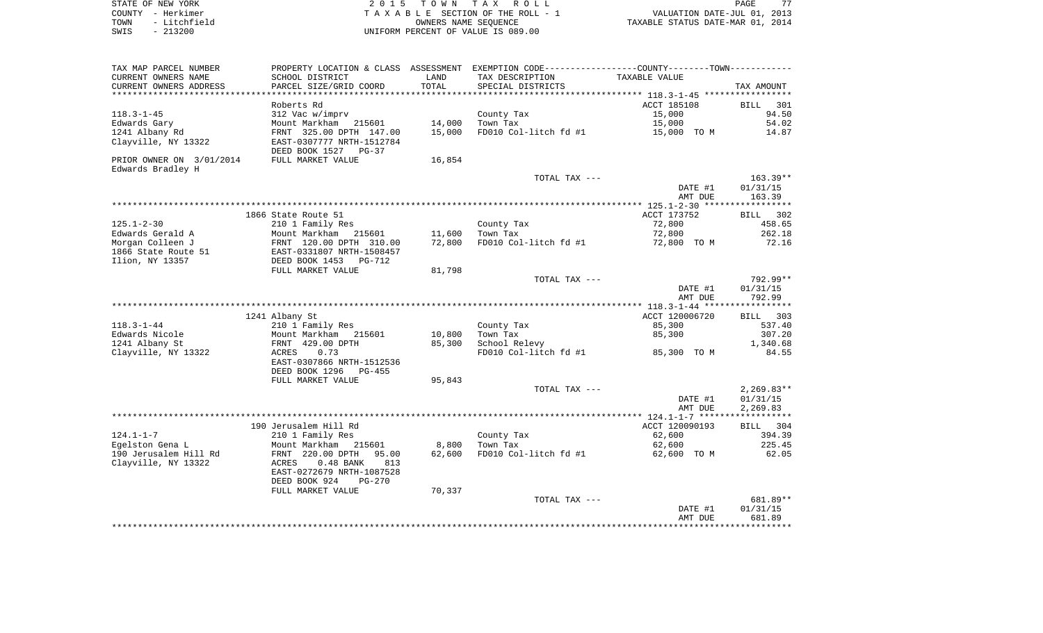| TAX MAP PARCEL NUMBER<br>CURRENT OWNERS NAME<br>CURRENT OWNERS ADDRESS | PROPERTY LOCATION & CLASS<br>SCHOOL DISTRICT<br>PARCEL SIZE/GRID COORD | ASSESSMENT<br>LAND<br>TOTAL | EXEMPTION CODE-----COUNTY-----TOWN-----<br>TAX DESCRIPTION<br>SPECIAL DISTRICTS | TAXABLE VALUE | TAX AMOUNT |
|---|---|---|---|---|---|
| **118.3-1-45** | | | | | |
| | Roberts Rd | | | ACCT 185108 | BILL 301 |
| 118.3-1-45 | 312 Vac w/imprv | | County Tax | 15,000 | 94.50 |
| Edwards Gary | Mount Markham 215601 | 14,000 | Town Tax | 15,000 | 54.02 |
| 1241 Albany Rd | FRNT 325.00 DPTH 147.00 | 15,000 | FD010 Col-litch fd #1 | 15,000 TO M | 14.87 |
| Clayville, NY 13322 | EAST-0307777 NRTH-1512784 | | | | |
| | DEED BOOK 1527 PG-37 | | | | |
| PRIOR OWNER ON 3/01/2014 | FULL MARKET VALUE | 16,854 | | | |
| Edwards Bradley H | | | | | |
| | | | TOTAL TAX --- | | 163.39** |
| | | | | DATE #1 | 01/31/15 |
| | | | | AMT DUE | 163.39 |
| **125.1-2-30** | | | | | |
| | 1866 State Route 51 | | | ACCT 173752 | BILL 302 |
| 125.1-2-30 | 210 1 Family Res | | County Tax | 72,800 | 458.65 |
| Edwards Gerald A | Mount Markham 215601 | 11,600 | Town Tax | 72,800 | 262.18 |
| Morgan Colleen J | FRNT 120.00 DPTH 310.00 | 72,800 | FD010 Col-litch fd #1 | 72,800 TO M | 72.16 |
| 1866 State Route 51 | EAST-0331807 NRTH-1508457 | | | | |
| Ilion, NY 13357 | DEED BOOK 1453 PG-712 | | | | |
| | FULL MARKET VALUE | 81,798 | | | |
| | | | TOTAL TAX --- | | 792.99** |
| | | | | DATE #1 | 01/31/15 |
| | | | | AMT DUE | 792.99 |
| **118.3-1-44** | | | | | |
| | 1241 Albany St | | | ACCT 120006720 | BILL 303 |
| 118.3-1-44 | 210 1 Family Res | | County Tax | 85,300 | 537.40 |
| Edwards Nicole | Mount Markham 215601 | 10,800 | Town Tax | 85,300 | 307.20 |
| 1241 Albany St | FRNT 429.00 DPTH | 85,300 | School Relevy | | 1,340.68 |
| Clayville, NY 13322 | ACRES 0.73 | | FD010 Col-litch fd #1 | 85,300 TO M | 84.55 |
| | EAST-0307866 NRTH-1512536 | | | | |
| | DEED BOOK 1296 PG-455 | | | | |
| | FULL MARKET VALUE | 95,843 | | | |
| | | | TOTAL TAX --- | | 2,269.83** |
| | | | | DATE #1 | 01/31/15 |
| | | | | AMT DUE | 2,269.83 |
| **124.1-1-7** | | | | | |
| | 190 Jerusalem Hill Rd | | | ACCT 120090193 | BILL 304 |
| 124.1-1-7 | 210 1 Family Res | | County Tax | 62,600 | 394.39 |
| Egelston Gena L | Mount Markham 215601 | 8,800 | Town Tax | 62,600 | 225.45 |
| 190 Jerusalem Hill Rd | FRNT 220.00 DPTH 95.00 | 62,600 | FD010 Col-litch fd #1 | 62,600 TO M | 62.05 |
| Clayville, NY 13322 | ACRES 0.48 BANK 813 | | | | |
| | EAST-0272679 NRTH-1087528 | | | | |
| | DEED BOOK 924 PG-270 | | | | |
| | FULL MARKET VALUE | 70,337 | | | |
| | | | TOTAL TAX --- | | 681.89** |
| | | | | DATE #1 | 01/31/15 |
| | | | | AMT DUE | 681.89 |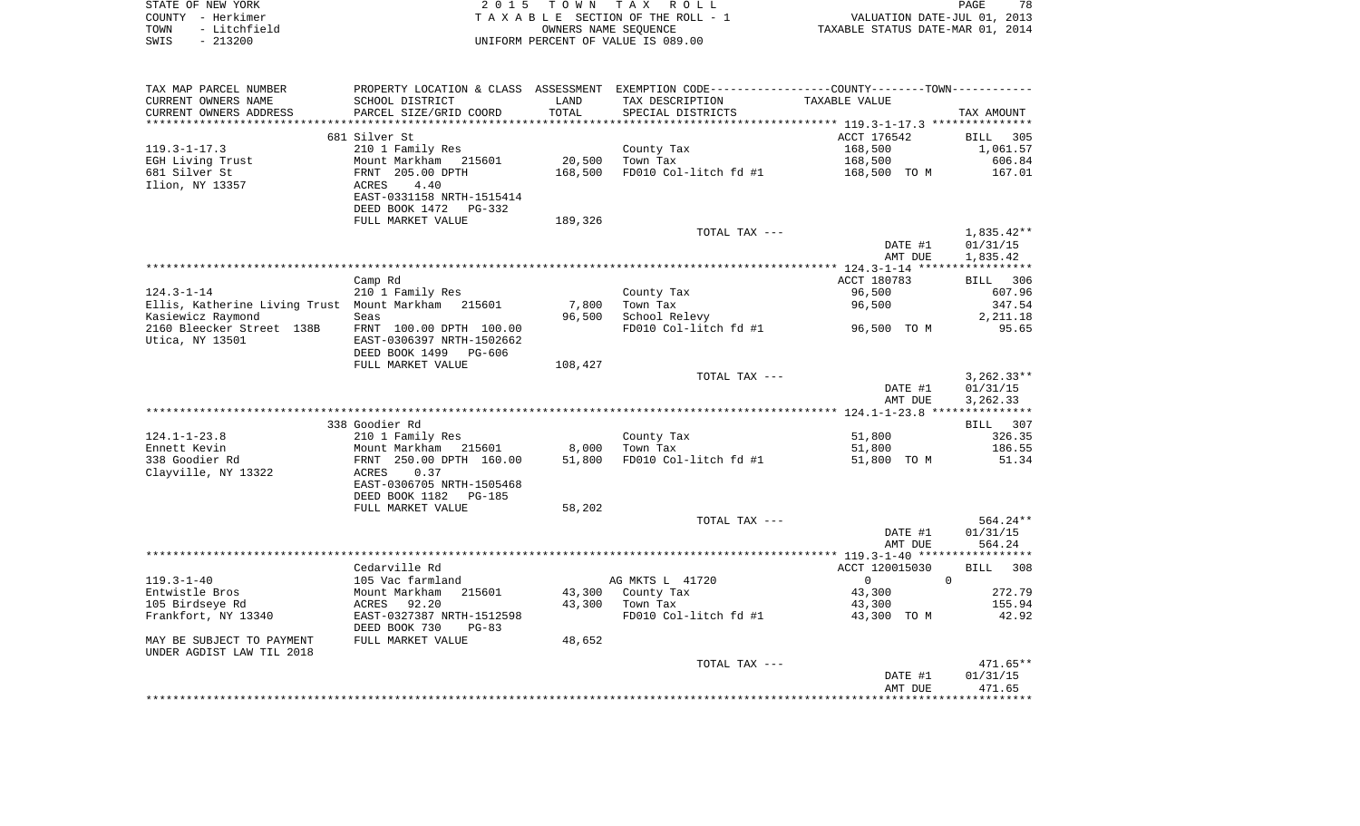STATE OF NEW YORK — COUNTY - Herkimer — TOWN - Litchfield — SWIS - 213200

2 0 1 5 T O W N T A X R O L L
T A X A B L E SECTION OF THE ROLL - 1
OWNERS NAME SEQUENCE
UNIFORM PERCENT OF VALUE IS 089.00

VALUATION DATE-JUL 01, 2013
TAXABLE STATUS DATE-MAR 01, 2014

| TAX MAP PARCEL NUMBER / CURRENT OWNERS NAME / CURRENT OWNERS ADDRESS | PROPERTY LOCATION & CLASS / SCHOOL DISTRICT / PARCEL SIZE/GRID COORD | ASSESSMENT LAND / TOTAL | EXEMPTION CODE / TAX DESCRIPTION / SPECIAL DISTRICTS | TAXABLE VALUE | TAX AMOUNT |
|---|---|---|---|---|---|
| | 681 Silver St | | | ACCT 176542 | BILL 305 |
| 119.3-1-17.3 | 210 1 Family Res | | County Tax | 168,500 | 1,061.57 |
| EGH Living Trust | Mount Markham 215601 | 20,500 | Town Tax | 168,500 | 606.84 |
| 681 Silver St | FRNT 205.00 DPTH | 168,500 | FD010 Col-litch fd #1 | 168,500 TO M | 167.01 |
| Ilion, NY 13357 | ACRES 4.40 | | | | |
| | EAST-0331158 NRTH-1515414 | | | | |
| | DEED BOOK 1472 PG-332 | | | | |
| | FULL MARKET VALUE | 189,326 | | | |
| | | | TOTAL TAX --- | | 1,835.42** |
| | | | | DATE #1 | 01/31/15 |
| | | | | AMT DUE | 1,835.42 |
| | Camp Rd | | | ACCT 180783 | BILL 306 |
| 124.3-1-14 | 210 1 Family Res | | County Tax | 96,500 | 607.96 |
| Ellis, Katherine Living Trust | Mount Markham 215601 | 7,800 | Town Tax | 96,500 | 347.54 |
| Kasiewicz Raymond | Seas | 96,500 | School Relevy | | 2,211.18 |
| 2160 Bleecker Street 138B | FRNT 100.00 DPTH 100.00 | | FD010 Col-litch fd #1 | 96,500 TO M | 95.65 |
| Utica, NY 13501 | EAST-0306397 NRTH-1502662 | | | | |
| | DEED BOOK 1499 PG-606 | | | | |
| | FULL MARKET VALUE | 108,427 | | | |
| | | | TOTAL TAX --- | | 3,262.33** |
| | | | | DATE #1 | 01/31/15 |
| | | | | AMT DUE | 3,262.33 |
| | 338 Goodier Rd | | | | BILL 307 |
| 124.1-1-23.8 | 210 1 Family Res | | County Tax | 51,800 | 326.35 |
| Ennett Kevin | Mount Markham 215601 | 8,000 | Town Tax | 51,800 | 186.55 |
| 338 Goodier Rd | FRNT 250.00 DPTH 160.00 | 51,800 | FD010 Col-litch fd #1 | 51,800 TO M | 51.34 |
| Clayville, NY 13322 | ACRES 0.37 | | | | |
| | EAST-0306705 NRTH-1505468 | | | | |
| | DEED BOOK 1182 PG-185 | | | | |
| | FULL MARKET VALUE | 58,202 | | | |
| | | | TOTAL TAX --- | | 564.24** |
| | | | | DATE #1 | 01/31/15 |
| | | | | AMT DUE | 564.24 |
| | Cedarville Rd | | | ACCT 120015030 | BILL 308 |
| 119.3-1-40 | 105 Vac farmland | | AG MKTS L 41720 | 0 0 | |
| Entwistle Bros | Mount Markham 215601 | 43,300 | County Tax | 43,300 | 272.79 |
| 105 Birdseye Rd | ACRES 92.20 | 43,300 | Town Tax | 43,300 | 155.94 |
| Frankfort, NY 13340 | EAST-0327387 NRTH-1512598 | | FD010 Col-litch fd #1 | 43,300 TO M | 42.92 |
| | DEED BOOK 730 PG-83 | | | | |
| MAY BE SUBJECT TO PAYMENT | FULL MARKET VALUE | 48,652 | | | |
| UNDER AGDIST LAW TIL 2018 | | | | | |
| | | | TOTAL TAX --- | | 471.65** |
| | | | | DATE #1 | 01/31/15 |
| | | | | AMT DUE | 471.65 |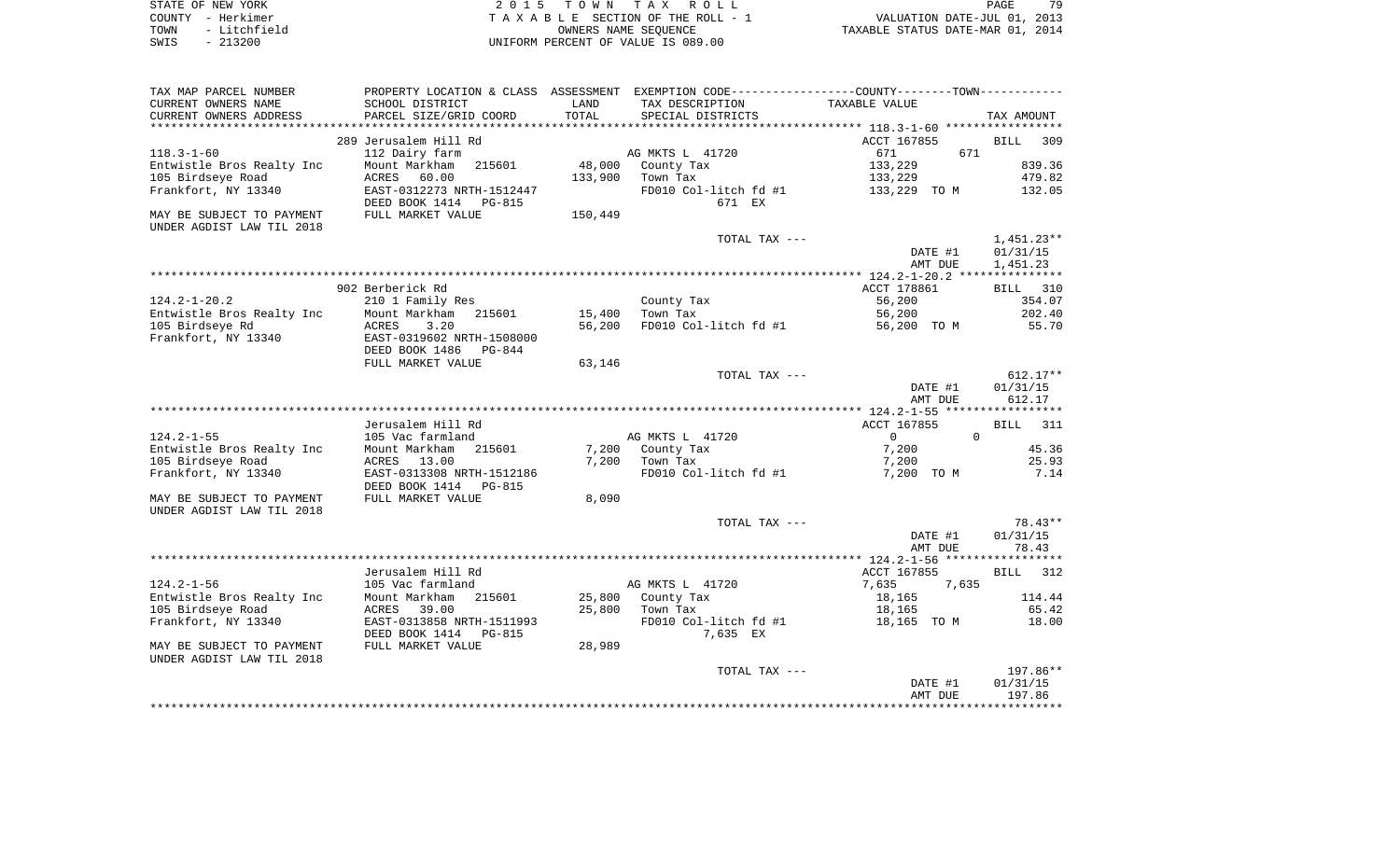STATE OF NEW YORK
COUNTY - Herkimer
TOWN - Litchfield
SWIS - 213200

2015 TOWN TAX ROLL
TAXABLE SECTION OF THE ROLL - 1
OWNERS NAME SEQUENCE
UNIFORM PERCENT OF VALUE IS 089.00

VALUATION DATE-JUL 01, 2013
TAXABLE STATUS DATE-MAR 01, 2014

| TAX MAP PARCEL NUMBER / CURRENT OWNERS NAME / CURRENT OWNERS ADDRESS | PROPERTY LOCATION & CLASS / SCHOOL DISTRICT / PARCEL SIZE/GRID COORD | ASSESSMENT LAND / TOTAL | EXEMPTION CODE / TAX DESCRIPTION / SPECIAL DISTRICTS | COUNTY / TOWN TAXABLE VALUE | TAX AMOUNT |
|---|---|---|---|---|---|
| 118.3-1-60 | 289 Jerusalem Hill Rd | | | ACCT 167855 | BILL 309 |
| | 112 Dairy farm | | AG MKTS L 41720 | 671 671 | |
| Entwistle Bros Realty Inc | Mount Markham 215601 | 48,000 | County Tax | 133,229 | 839.36 |
| 105 Birdseye Road | ACRES 60.00 | 133,900 | Town Tax | 133,229 | 479.82 |
| Frankfort, NY 13340 | EAST-0312273 NRTH-1512447 | | FD010 Col-litch fd #1 | 133,229 TO M | 132.05 |
| | DEED BOOK 1414 PG-815 | | 671 EX | | |
| MAY BE SUBJECT TO PAYMENT UNDER AGDIST LAW TIL 2018 | FULL MARKET VALUE | 150,449 | | | |
| | | | TOTAL TAX --- | | 1,451.23** |
| | | | | DATE #1 | 01/31/15 |
| | | | | AMT DUE | 1,451.23 |
| 124.2-1-20.2 | 902 Berberick Rd | | | ACCT 178861 | BILL 310 |
| | 210 1 Family Res | | County Tax | 56,200 | 354.07 |
| Entwistle Bros Realty Inc | Mount Markham 215601 | 15,400 | Town Tax | 56,200 | 202.40 |
| 105 Birdseye Rd | ACRES 3.20 | 56,200 | FD010 Col-litch fd #1 | 56,200 TO M | 55.70 |
| Frankfort, NY 13340 | EAST-0319602 NRTH-1508000 | | | | |
| | DEED BOOK 1486 PG-844 | | | | |
| | FULL MARKET VALUE | 63,146 | | | |
| | | | TOTAL TAX --- | | 612.17** |
| | | | | DATE #1 | 01/31/15 |
| | | | | AMT DUE | 612.17 |
| 124.2-1-55 | Jerusalem Hill Rd | | | ACCT 167855 | BILL 311 |
| | 105 Vac farmland | | AG MKTS L 41720 | 0 0 | |
| Entwistle Bros Realty Inc | Mount Markham 215601 | 7,200 | County Tax | 7,200 | 45.36 |
| 105 Birdseye Road | ACRES 13.00 | 7,200 | Town Tax | 7,200 | 25.93 |
| Frankfort, NY 13340 | EAST-0313308 NRTH-1512186 | | FD010 Col-litch fd #1 | 7,200 TO M | 7.14 |
| | DEED BOOK 1414 PG-815 | | | | |
| MAY BE SUBJECT TO PAYMENT UNDER AGDIST LAW TIL 2018 | FULL MARKET VALUE | 8,090 | | | |
| | | | TOTAL TAX --- | | 78.43** |
| | | | | DATE #1 | 01/31/15 |
| | | | | AMT DUE | 78.43 |
| 124.2-1-56 | Jerusalem Hill Rd | | | ACCT 167855 | BILL 312 |
| | 105 Vac farmland | | AG MKTS L 41720 | 7,635 7,635 | |
| Entwistle Bros Realty Inc | Mount Markham 215601 | 25,800 | County Tax | 18,165 | 114.44 |
| 105 Birdseye Road | ACRES 39.00 | 25,800 | Town Tax | 18,165 | 65.42 |
| Frankfort, NY 13340 | EAST-0313858 NRTH-1511993 | | FD010 Col-litch fd #1 | 18,165 TO M | 18.00 |
| | DEED BOOK 1414 PG-815 | | 7,635 EX | | |
| MAY BE SUBJECT TO PAYMENT UNDER AGDIST LAW TIL 2018 | FULL MARKET VALUE | 28,989 | | | |
| | | | TOTAL TAX --- | | 197.86** |
| | | | | DATE #1 | 01/31/15 |
| | | | | AMT DUE | 197.86 |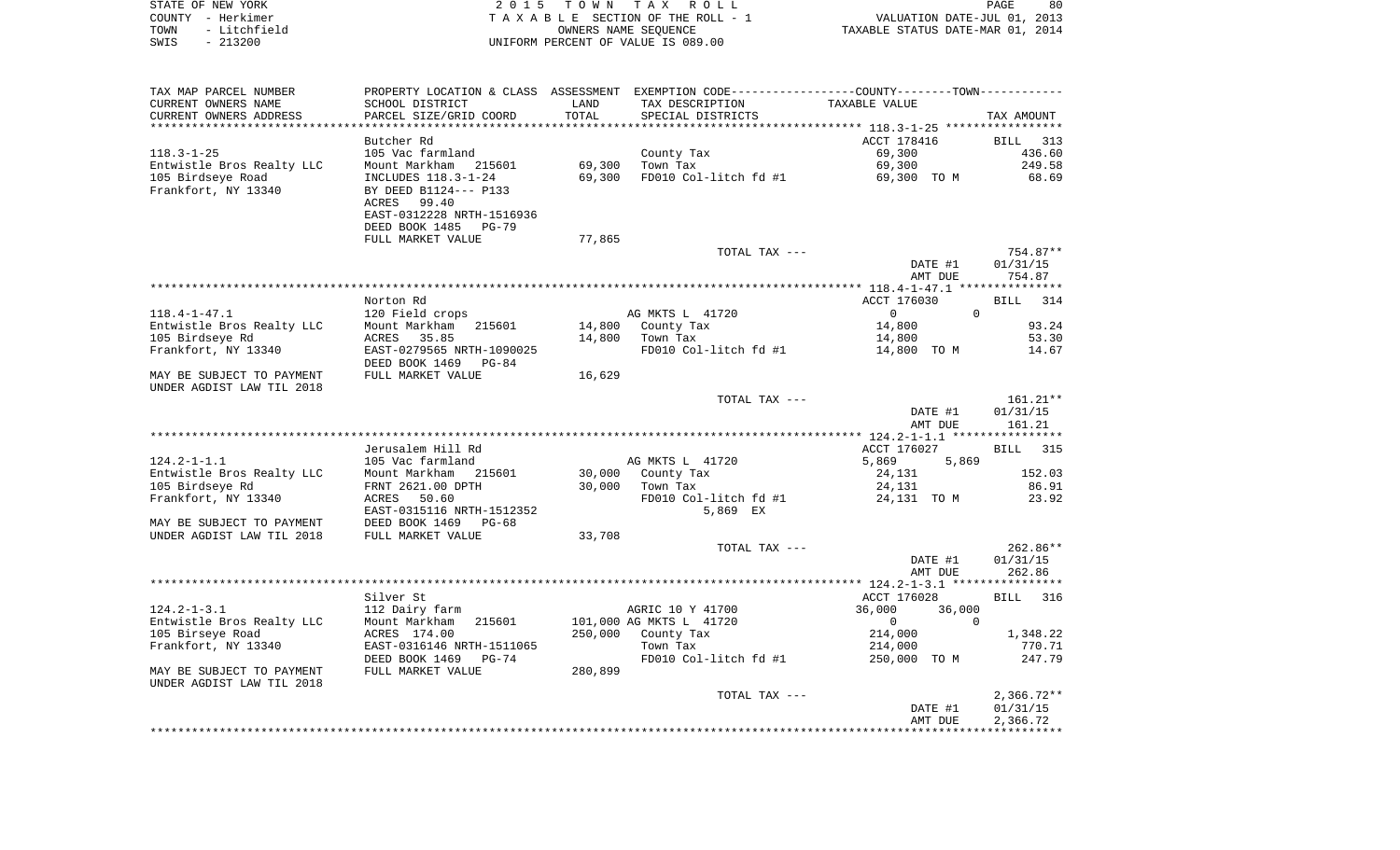STATE OF NEW YORK
COUNTY - Herkimer
TOWN - Litchfield
SWIS - 213200

2 0 1 5 T O W N T A X R O L L
T A X A B L E SECTION OF THE ROLL - 1
OWNERS NAME SEQUENCE
UNIFORM PERCENT OF VALUE IS 089.00

VALUATION DATE-JUL 01, 2013
TAXABLE STATUS DATE-MAR 01, 2014

| TAX MAP PARCEL NUMBER / CURRENT OWNERS NAME / CURRENT OWNERS ADDRESS | PROPERTY LOCATION & CLASS / SCHOOL DISTRICT / PARCEL SIZE/GRID COORD | ASSESSMENT LAND / TOTAL | EXEMPTION CODE / TAX DESCRIPTION / SPECIAL DISTRICTS | COUNTY / TOWN TAXABLE VALUE | TAX AMOUNT |
|---|---|---|---|---|---|
| 118.3-1-25 | Butcher Rd | | | ACCT 178416 | BILL 313 |
| | 105 Vac farmland | | County Tax | 69,300 | 436.60 |
| Entwistle Bros Realty LLC | Mount Markham 215601 | 69,300 | Town Tax | 69,300 | 249.58 |
| 105 Birdseye Road | INCLUDES 118.3-1-24 | 69,300 | FD010 Col-litch fd #1 | 69,300 TO M | 68.69 |
| Frankfort, NY 13340 | BY DEED B1124--- P133 | | | | |
| | ACRES 99.40 | | | | |
| | EAST-0312228 NRTH-1516936 | | | | |
| | DEED BOOK 1485 PG-79 | | | | |
| | FULL MARKET VALUE | 77,865 | | | |
| | | | TOTAL TAX --- | | 754.87** |
| | | | | DATE #1 | 01/31/15 |
| | | | | AMT DUE | 754.87 |
| 118.4-1-47.1 | Norton Rd | | | ACCT 176030 | BILL 314 |
| | 120 Field crops | | AG MKTS L 41720 | 0 / 0 | |
| Entwistle Bros Realty LLC | Mount Markham 215601 | 14,800 | County Tax | 14,800 | 93.24 |
| 105 Birdseye Rd | ACRES 35.85 | 14,800 | Town Tax | 14,800 | 53.30 |
| Frankfort, NY 13340 | EAST-0279565 NRTH-1090025 | | FD010 Col-litch fd #1 | 14,800 TO M | 14.67 |
| | DEED BOOK 1469 PG-84 | | | | |
| MAY BE SUBJECT TO PAYMENT | FULL MARKET VALUE | 16,629 | | | |
| UNDER AGDIST LAW TIL 2018 | | | | | |
| | | | TOTAL TAX --- | | 161.21** |
| | | | | DATE #1 | 01/31/15 |
| | | | | AMT DUE | 161.21 |
| 124.2-1-1.1 | Jerusalem Hill Rd | | | ACCT 176027 | BILL 315 |
| | 105 Vac farmland | | AG MKTS L 41720 | 5,869 / 5,869 | |
| Entwistle Bros Realty LLC | Mount Markham 215601 | 30,000 | County Tax | 24,131 | 152.03 |
| 105 Birdseye Rd | FRNT 2621.00 DPTH | 30,000 | Town Tax | 24,131 | 86.91 |
| Frankfort, NY 13340 | ACRES 50.60 | | FD010 Col-litch fd #1 | 24,131 TO M | 23.92 |
| | EAST-0315116 NRTH-1512352 | | 5,869 EX | | |
| MAY BE SUBJECT TO PAYMENT | DEED BOOK 1469 PG-68 | | | | |
| UNDER AGDIST LAW TIL 2018 | FULL MARKET VALUE | 33,708 | | | |
| | | | TOTAL TAX --- | | 262.86** |
| | | | | DATE #1 | 01/31/15 |
| | | | | AMT DUE | 262.86 |
| 124.2-1-3.1 | Silver St | | | ACCT 176028 | BILL 316 |
| | 112 Dairy farm | | AGRIC 10 Y 41700 | 36,000 / 36,000 | |
| Entwistle Bros Realty LLC | Mount Markham 215601 | 101,000 | AG MKTS L 41720 | 0 / 0 | |
| 105 Birseye Road | ACRES 174.00 | 250,000 | County Tax | 214,000 | 1,348.22 |
| Frankfort, NY 13340 | EAST-0316146 NRTH-1511065 | | Town Tax | 214,000 | 770.71 |
| | DEED BOOK 1469 PG-74 | | FD010 Col-litch fd #1 | 250,000 TO M | 247.79 |
| MAY BE SUBJECT TO PAYMENT | FULL MARKET VALUE | 280,899 | | | |
| UNDER AGDIST LAW TIL 2018 | | | | | |
| | | | TOTAL TAX --- | | 2,366.72** |
| | | | | DATE #1 | 01/31/15 |
| | | | | AMT DUE | 2,366.72 |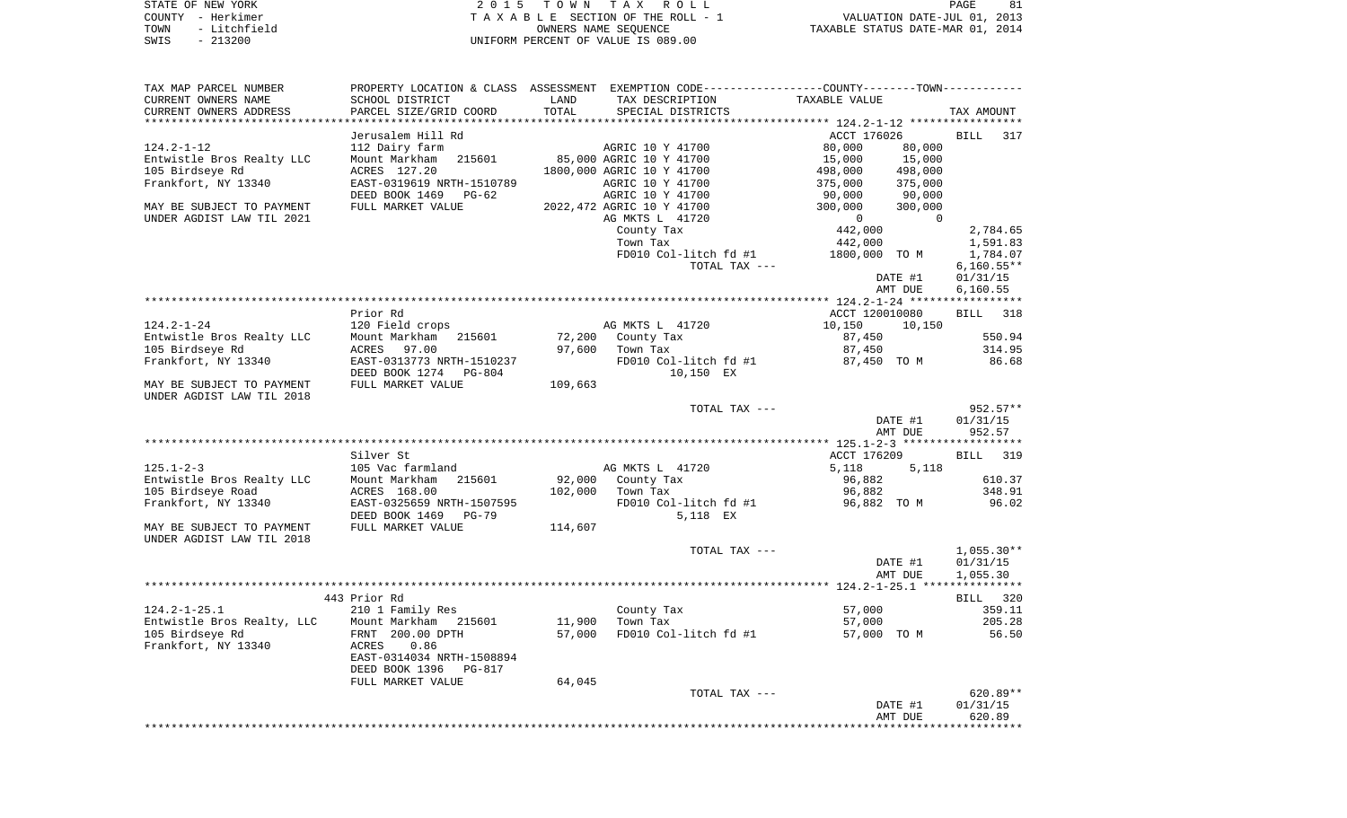STATE OF NEW YORK
COUNTY - Herkimer
TOWN - Litchfield
SWIS - 213200

2015 TOWN TAX ROLL
TAXABLE SECTION OF THE ROLL - 1
OWNERS NAME SEQUENCE
UNIFORM PERCENT OF VALUE IS 089.00

VALUATION DATE-JUL 01, 2013
TAXABLE STATUS DATE-MAR 01, 2014

| TAX MAP PARCEL NUMBER / CURRENT OWNERS NAME / CURRENT OWNERS ADDRESS | PROPERTY LOCATION & CLASS / SCHOOL DISTRICT / PARCEL SIZE/GRID COORD | ASSESSMENT LAND / TOTAL | EXEMPTION CODE / TAX DESCRIPTION / SPECIAL DISTRICTS | COUNTY TAXABLE VALUE | TOWN | TAX AMOUNT |
|---|---|---|---|---|---|---|
| | Jerusalem Hill Rd | | | ACCT 176026 | | BILL 317 |
| 124.2-1-12 | 112 Dairy farm | | AGRIC 10 Y 41700 | 80,000 | 80,000 | |
| Entwistle Bros Realty LLC | Mount Markham 215601 | 85,000 | AGRIC 10 Y 41700 | 15,000 | 15,000 | |
| 105 Birdseye Rd | ACRES 127.20 | 1800,000 | AGRIC 10 Y 41700 | 498,000 | 498,000 | |
| Frankfort, NY 13340 | EAST-0319619 NRTH-1510789 | | AGRIC 10 Y 41700 | 375,000 | 375,000 | |
| | DEED BOOK 1469 PG-62 | | AGRIC 10 Y 41700 | 90,000 | 90,000 | |
| MAY BE SUBJECT TO PAYMENT | FULL MARKET VALUE | 2022,472 | AGRIC 10 Y 41700 | 300,000 | 300,000 | |
| UNDER AGDIST LAW TIL 2021 | | | AG MKTS L 41720 | 0 | 0 | |
| | | | County Tax | 442,000 | | 2,784.65 |
| | | | Town Tax | 442,000 | | 1,591.83 |
| | | | FD010 Col-litch fd #1 | 1800,000 TO M | | 1,784.07 |
| | | | TOTAL TAX --- | | | 6,160.55** |
| | | | | DATE #1 | | 01/31/15 |
| | | | | AMT DUE | | 6,160.55 |
| | Prior Rd | | | ACCT 120010080 | | BILL 318 |
| 124.2-1-24 | 120 Field crops | | AG MKTS L 41720 | 10,150 | 10,150 | |
| Entwistle Bros Realty LLC | Mount Markham 215601 | 72,200 | County Tax | 87,450 | | 550.94 |
| 105 Birdseye Rd | ACRES 97.00 | 97,600 | Town Tax | 87,450 | | 314.95 |
| Frankfort, NY 13340 | EAST-0313773 NRTH-1510237 | | FD010 Col-litch fd #1 | 87,450 TO M | | 86.68 |
| | DEED BOOK 1274 PG-804 | | 10,150 EX | | | |
| MAY BE SUBJECT TO PAYMENT | FULL MARKET VALUE | 109,663 | | | | |
| UNDER AGDIST LAW TIL 2018 | | | | | | |
| | | | TOTAL TAX --- | | | 952.57** |
| | | | | DATE #1 | | 01/31/15 |
| | | | | AMT DUE | | 952.57 |
| | Silver St | | | ACCT 176209 | | BILL 319 |
| 125.1-2-3 | 105 Vac farmland | | AG MKTS L 41720 | 5,118 | 5,118 | |
| Entwistle Bros Realty LLC | Mount Markham 215601 | 92,000 | County Tax | 96,882 | | 610.37 |
| 105 Birdseye Road | ACRES 168.00 | 102,000 | Town Tax | 96,882 | | 348.91 |
| Frankfort, NY 13340 | EAST-0325659 NRTH-1507595 | | FD010 Col-litch fd #1 | 96,882 TO M | | 96.02 |
| | DEED BOOK 1469 PG-79 | | 5,118 EX | | | |
| MAY BE SUBJECT TO PAYMENT | FULL MARKET VALUE | 114,607 | | | | |
| UNDER AGDIST LAW TIL 2018 | | | | | | |
| | | | TOTAL TAX --- | | | 1,055.30** |
| | | | | DATE #1 | | 01/31/15 |
| | | | | AMT DUE | | 1,055.30 |
| | 443 Prior Rd | | | | | BILL 320 |
| 124.2-1-25.1 | 210 1 Family Res | | County Tax | 57,000 | | 359.11 |
| Entwistle Bros Realty, LLC | Mount Markham 215601 | 11,900 | Town Tax | 57,000 | | 205.28 |
| 105 Birdseye Rd | FRNT 200.00 DPTH | 57,000 | FD010 Col-litch fd #1 | 57,000 TO M | | 56.50 |
| Frankfort, NY 13340 | ACRES 0.86 | | | | | |
| | EAST-0314034 NRTH-1508894 | | | | | |
| | DEED BOOK 1396 PG-817 | | | | | |
| | FULL MARKET VALUE | 64,045 | | | | |
| | | | TOTAL TAX --- | | | 620.89** |
| | | | | DATE #1 | | 01/31/15 |
| | | | | AMT DUE | | 620.89 |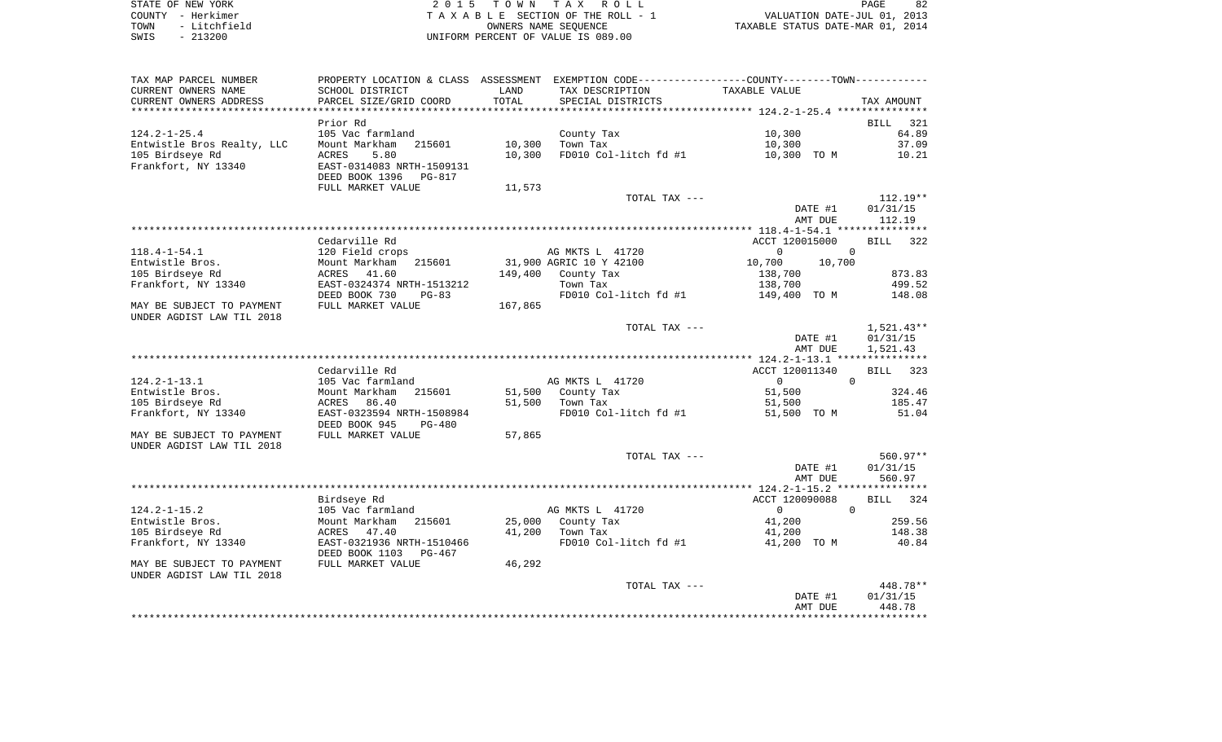STATE OF NEW YORK  
COUNTY - Herkimer  
TOWN - Litchfield  
SWIS - 213200

2 0 1 5 T O W N T A X R O L L  
T A X A B L E SECTION OF THE ROLL - 1  
OWNERS NAME SEQUENCE  
UNIFORM PERCENT OF VALUE IS 089.00

VALUATION DATE-JUL 01, 2013  
TAXABLE STATUS DATE-MAR 01, 2014

| TAX MAP PARCEL NUMBER / CURRENT OWNERS NAME / CURRENT OWNERS ADDRESS | PROPERTY LOCATION & CLASS / SCHOOL DISTRICT / PARCEL SIZE/GRID COORD | ASSESSMENT LAND / TOTAL | EXEMPTION CODE / TAX DESCRIPTION / SPECIAL DISTRICTS | COUNTY / TOWN TAXABLE VALUE | TAX AMOUNT |
|---|---|---|---|---|---|
| **124.2-1-25.4** | Prior Rd | | | | BILL 321 |
| 124.2-1-25.4 | 105 Vac farmland | | County Tax | 10,300 | 64.89 |
| Entwistle Bros Realty, LLC | Mount Markham 215601 | 10,300 | Town Tax | 10,300 | 37.09 |
| 105 Birdseye Rd | ACRES 5.80 | 10,300 | FD010 Col-litch fd #1 | 10,300 TO M | 10.21 |
| Frankfort, NY 13340 | EAST-0314083 NRTH-1509131 | | | | |
| | DEED BOOK 1396 PG-817 | | | | |
| | FULL MARKET VALUE | 11,573 | | | |
| | | | TOTAL TAX --- | | 112.19** |
| | | | | DATE #1 | 01/31/15 |
| | | | | AMT DUE | 112.19 |
| **118.4-1-54.1** | Cedarville Rd | | | ACCT 120015000 | BILL 322 |
| 118.4-1-54.1 | 120 Field crops | | AG MKTS L 41720 | 0 0 | |
| Entwistle Bros. | Mount Markham 215601 | 31,900 | AGRIC 10 Y 42100 | 10,700 10,700 | |
| 105 Birdseye Rd | ACRES 41.60 | 149,400 | County Tax | 138,700 | 873.83 |
| Frankfort, NY 13340 | EAST-0324374 NRTH-1513212 | | Town Tax | 138,700 | 499.52 |
| | DEED BOOK 730 PG-83 | | FD010 Col-litch fd #1 | 149,400 TO M | 148.08 |
| MAY BE SUBJECT TO PAYMENT UNDER AGDIST LAW TIL 2018 | FULL MARKET VALUE | 167,865 | | | |
| | | | TOTAL TAX --- | | 1,521.43** |
| | | | | DATE #1 | 01/31/15 |
| | | | | AMT DUE | 1,521.43 |
| **124.2-1-13.1** | Cedarville Rd | | | ACCT 120011340 | BILL 323 |
| 124.2-1-13.1 | 105 Vac farmland | | AG MKTS L 41720 | 0 0 | |
| Entwistle Bros. | Mount Markham 215601 | 51,500 | County Tax | 51,500 | 324.46 |
| 105 Birdseye Rd | ACRES 86.40 | 51,500 | Town Tax | 51,500 | 185.47 |
| Frankfort, NY 13340 | EAST-0323594 NRTH-1508984 | | FD010 Col-litch fd #1 | 51,500 TO M | 51.04 |
| | DEED BOOK 945 PG-480 | | | | |
| MAY BE SUBJECT TO PAYMENT UNDER AGDIST LAW TIL 2018 | FULL MARKET VALUE | 57,865 | | | |
| | | | TOTAL TAX --- | | 560.97** |
| | | | | DATE #1 | 01/31/15 |
| | | | | AMT DUE | 560.97 |
| **124.2-1-15.2** | Birdseye Rd | | | ACCT 120090088 | BILL 324 |
| 124.2-1-15.2 | 105 Vac farmland | | AG MKTS L 41720 | 0 0 | |
| Entwistle Bros. | Mount Markham 215601 | 25,000 | County Tax | 41,200 | 259.56 |
| 105 Birdseye Rd | ACRES 47.40 | 41,200 | Town Tax | 41,200 | 148.38 |
| Frankfort, NY 13340 | EAST-0321936 NRTH-1510466 | | FD010 Col-litch fd #1 | 41,200 TO M | 40.84 |
| | DEED BOOK 1103 PG-467 | | | | |
| MAY BE SUBJECT TO PAYMENT UNDER AGDIST LAW TIL 2018 | FULL MARKET VALUE | 46,292 | | | |
| | | | TOTAL TAX --- | | 448.78** |
| | | | | DATE #1 | 01/31/15 |
| | | | | AMT DUE | 448.78 |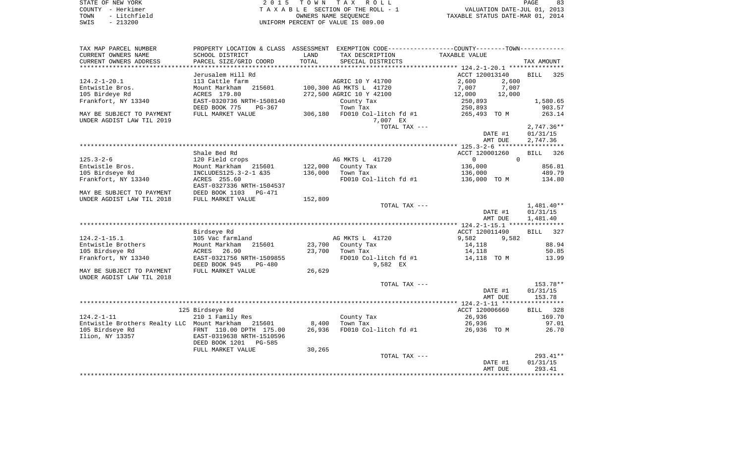STATE OF NEW YORK
COUNTY - Herkimer
TOWN - Litchfield
SWIS - 213200

2 0 1 5 T O W N T A X R O L L
T A X A B L E SECTION OF THE ROLL - 1
OWNERS NAME SEQUENCE
UNIFORM PERCENT OF VALUE IS 089.00

VALUATION DATE-JUL 01, 2013
TAXABLE STATUS DATE-MAR 01, 2014

| TAX MAP PARCEL NUMBER<br>CURRENT OWNERS NAME<br>CURRENT OWNERS ADDRESS | PROPERTY LOCATION & CLASS<br>SCHOOL DISTRICT<br>PARCEL SIZE/GRID COORD | ASSESSMENT<br>LAND<br>TOTAL | EXEMPTION CODE-----COUNTY--------TOWN<br>TAX DESCRIPTION<br>SPECIAL DISTRICTS | TAXABLE VALUE | TAX AMOUNT |
|---|---|---|---|---|---|
| **124.2-1-20.1** | Jerusalem Hill Rd | | | ACCT 120013140 | BILL 325 |
| 124.2-1-20.1 | 113 Cattle farm | | AGRIC 10 Y 41700 | 2,600 2,600 | |
| Entwistle Bros. | Mount Markham 215601 | 100,300 | AG MKTS L 41720 | 7,007 7,007 | |
| 105 Birdeye Rd | ACRES 179.80 | 272,500 | AGRIC 10 Y 42100 | 12,000 12,000 | |
| Frankfort, NY 13340 | EAST-0320736 NRTH-1508140 | | County Tax | 250,893 | 1,580.65 |
| | DEED BOOK 775 PG-367 | | Town Tax | 250,893 | 903.57 |
| MAY BE SUBJECT TO PAYMENT | FULL MARKET VALUE | 306,180 | FD010 Col-litch fd #1 | 265,493 TO M | 263.14 |
| UNDER AGDIST LAW TIL 2019 | | | 7,007 EX | | |
| | | | TOTAL TAX --- | | 2,747.36** |
| | | | | DATE #1 | 01/31/15 |
| | | | | AMT DUE | 2,747.36 |
| **125.3-2-6** | Shale Bed Rd | | | ACCT 120001260 | BILL 326 |
| 125.3-2-6 | 120 Field crops | | AG MKTS L 41720 | 0 0 | |
| Entwistle Bros. | Mount Markham 215601 | 122,000 | County Tax | 136,000 | 856.81 |
| 105 Birdseye Rd | INCLUDES125.3-2-1 &35 | 136,000 | Town Tax | 136,000 | 489.79 |
| Frankfort, NY 13340 | ACRES 255.60 | | FD010 Col-litch fd #1 | 136,000 TO M | 134.80 |
| | EAST-0327336 NRTH-1504537 | | | | |
| MAY BE SUBJECT TO PAYMENT | DEED BOOK 1103 PG-471 | | | | |
| UNDER AGDIST LAW TIL 2018 | FULL MARKET VALUE | 152,809 | | | |
| | | | TOTAL TAX --- | | 1,481.40** |
| | | | | DATE #1 | 01/31/15 |
| | | | | AMT DUE | 1,481.40 |
| **124.2-1-15.1** | Birdseye Rd | | | ACCT 120011490 | BILL 327 |
| 124.2-1-15.1 | 105 Vac farmland | | AG MKTS L 41720 | 9,582 9,582 | |
| Entwistle Brothers | Mount Markham 215601 | 23,700 | County Tax | 14,118 | 88.94 |
| 105 Birdseye Rd | ACRES 26.90 | 23,700 | Town Tax | 14,118 | 50.85 |
| Frankfort, NY 13340 | EAST-0321756 NRTH-1509855 | | FD010 Col-litch fd #1 | 14,118 TO M | 13.99 |
| | DEED BOOK 945 PG-480 | | 9,582 EX | | |
| MAY BE SUBJECT TO PAYMENT | FULL MARKET VALUE | 26,629 | | | |
| UNDER AGDIST LAW TIL 2018 | | | | | |
| | | | TOTAL TAX --- | | 153.78** |
| | | | | DATE #1 | 01/31/15 |
| | | | | AMT DUE | 153.78 |
| **124.2-1-11** | 125 Birdseye Rd | | | ACCT 120006660 | BILL 328 |
| 124.2-1-11 | 210 1 Family Res | | County Tax | 26,936 | 169.70 |
| Entwistle Brothers Realty LLC | Mount Markham 215601 | 8,400 | Town Tax | 26,936 | 97.01 |
| 105 Birdseye Rd | FRNT 110.00 DPTH 175.00 | 26,936 | FD010 Col-litch fd #1 | 26,936 TO M | 26.70 |
| Ilion, NY 13357 | EAST-0319638 NRTH-1510596 | | | | |
| | DEED BOOK 1201 PG-585 | | | | |
| | FULL MARKET VALUE | 30,265 | | | |
| | | | TOTAL TAX --- | | 293.41** |
| | | | | DATE #1 | 01/31/15 |
| | | | | AMT DUE | 293.41 |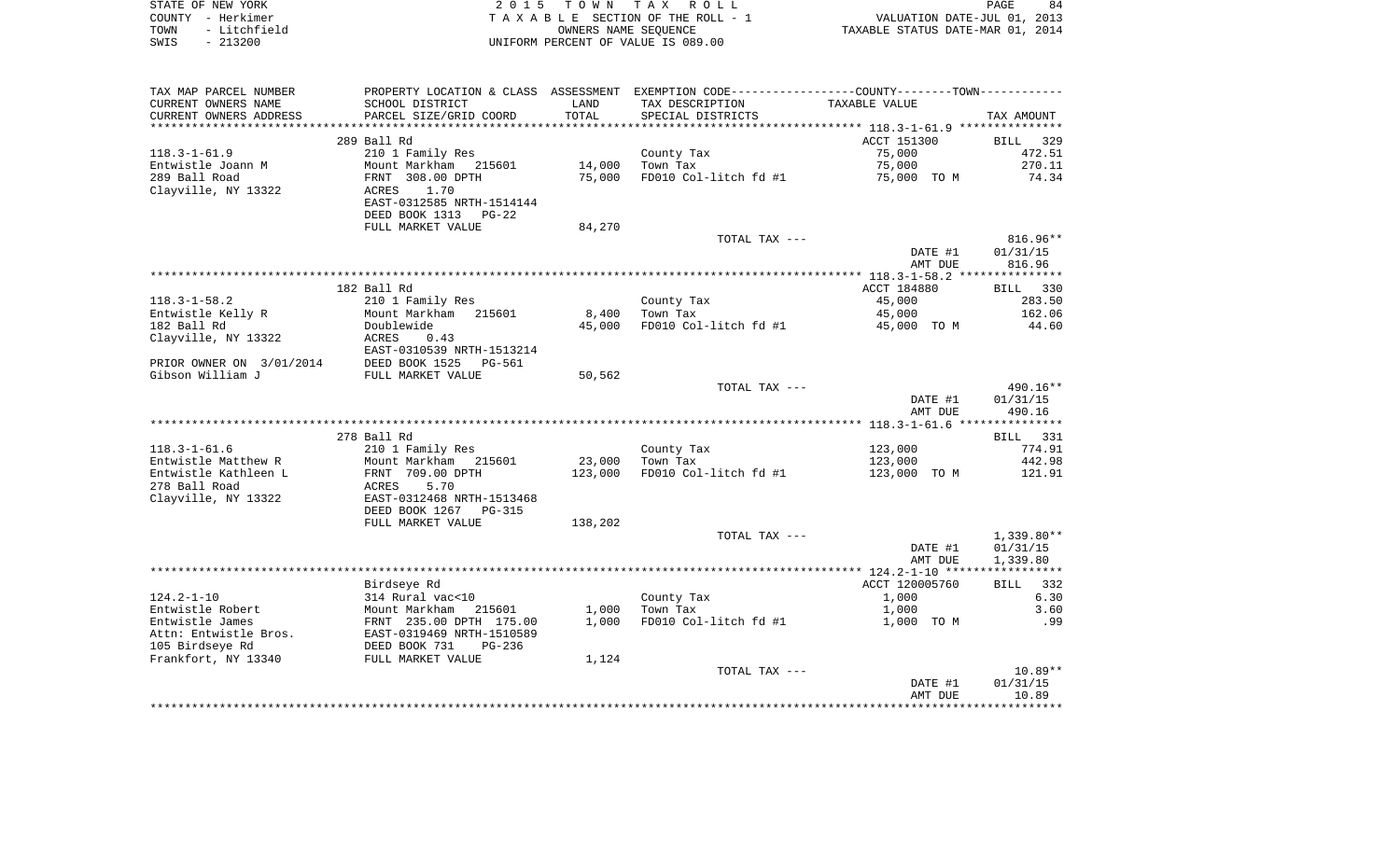STATE OF NEW YORK
COUNTY - Herkimer
TOWN - Litchfield
SWIS - 213200

2 0 1 5 T O W N T A X R O L L
T A X A B L E SECTION OF THE ROLL - 1
OWNERS NAME SEQUENCE
UNIFORM PERCENT OF VALUE IS 089.00

VALUATION DATE-JUL 01, 2013
TAXABLE STATUS DATE-MAR 01, 2014

| TAX MAP PARCEL NUMBER<br>CURRENT OWNERS NAME<br>CURRENT OWNERS ADDRESS | PROPERTY LOCATION & CLASS<br>SCHOOL DISTRICT<br>PARCEL SIZE/GRID COORD | ASSESSMENT<br>LAND<br>TOTAL | EXEMPTION CODE<br>TAX DESCRIPTION<br>SPECIAL DISTRICTS | COUNTY--------TOWN<br>TAXABLE VALUE | TAX AMOUNT |
|---|---|---|---|---|---|
| **118.3-1-61.9** | 289 Ball Rd | | | ACCT 151300 | BILL 329 |
| 118.3-1-61.9 | 210 1 Family Res | | County Tax | 75,000 | 472.51 |
| Entwistle Joann M | Mount Markham 215601 | 14,000 | Town Tax | 75,000 | 270.11 |
| 289 Ball Road | FRNT 308.00 DPTH | 75,000 | FD010 Col-litch fd #1 | 75,000 TO M | 74.34 |
| Clayville, NY 13322 | ACRES 1.70 | | | | |
| | EAST-0312585 NRTH-1514144 | | | | |
| | DEED BOOK 1313 PG-22 | | | | |
| | FULL MARKET VALUE | 84,270 | | | |
| | | | TOTAL TAX --- | | 816.96** |
| | | | | DATE #1 | 01/31/15 |
| | | | | AMT DUE | 816.96 |
| **118.3-1-58.2** | 182 Ball Rd | | | ACCT 184880 | BILL 330 |
| 118.3-1-58.2 | 210 1 Family Res | | County Tax | 45,000 | 283.50 |
| Entwistle Kelly R | Mount Markham 215601 | 8,400 | Town Tax | 45,000 | 162.06 |
| 182 Ball Rd | Doublewide | 45,000 | FD010 Col-litch fd #1 | 45,000 TO M | 44.60 |
| Clayville, NY 13322 | ACRES 0.43 | | | | |
| | EAST-0310539 NRTH-1513214 | | | | |
| PRIOR OWNER ON 3/01/2014 | DEED BOOK 1525 PG-561 | | | | |
| Gibson William J | FULL MARKET VALUE | 50,562 | | | |
| | | | TOTAL TAX --- | | 490.16** |
| | | | | DATE #1 | 01/31/15 |
| | | | | AMT DUE | 490.16 |
| **118.3-1-61.6** | 278 Ball Rd | | | | BILL 331 |
| 118.3-1-61.6 | 210 1 Family Res | | County Tax | 123,000 | 774.91 |
| Entwistle Matthew R | Mount Markham 215601 | 23,000 | Town Tax | 123,000 | 442.98 |
| Entwistle Kathleen L | FRNT 709.00 DPTH | 123,000 | FD010 Col-litch fd #1 | 123,000 TO M | 121.91 |
| 278 Ball Road | ACRES 5.70 | | | | |
| Clayville, NY 13322 | EAST-0312468 NRTH-1513468 | | | | |
| | DEED BOOK 1267 PG-315 | | | | |
| | FULL MARKET VALUE | 138,202 | | | |
| | | | TOTAL TAX --- | | 1,339.80** |
| | | | | DATE #1 | 01/31/15 |
| | | | | AMT DUE | 1,339.80 |
| **124.2-1-10** | Birdseye Rd | | | ACCT 120005760 | BILL 332 |
| 124.2-1-10 | 314 Rural vac<10 | | County Tax | 1,000 | 6.30 |
| Entwistle Robert | Mount Markham 215601 | 1,000 | Town Tax | 1,000 | 3.60 |
| Entwistle James | FRNT 235.00 DPTH 175.00 | 1,000 | FD010 Col-litch fd #1 | 1,000 TO M | .99 |
| Attn: Entwistle Bros. | EAST-0319469 NRTH-1510589 | | | | |
| 105 Birdseye Rd | DEED BOOK 731 PG-236 | | | | |
| Frankfort, NY 13340 | FULL MARKET VALUE | 1,124 | | | |
| | | | TOTAL TAX --- | | 10.89** |
| | | | | DATE #1 | 01/31/15 |
| | | | | AMT DUE | 10.89 |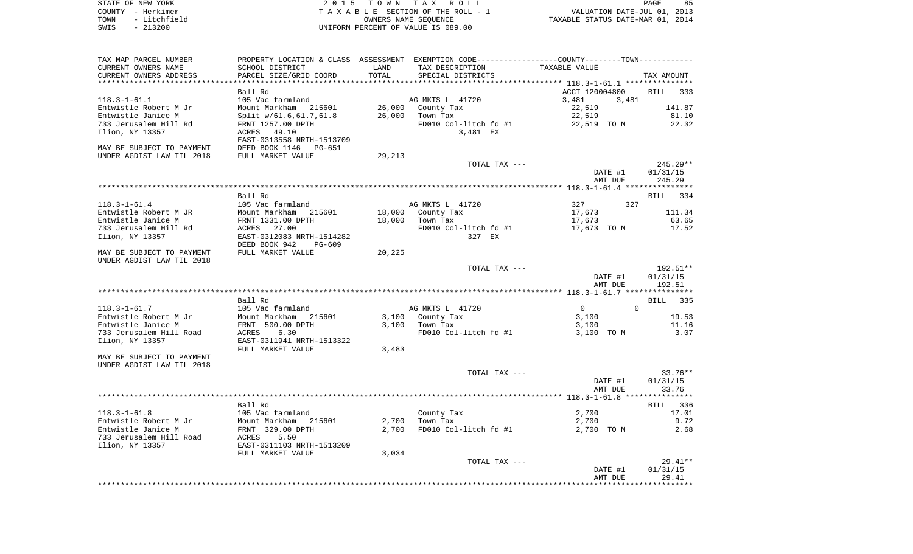STATE OF NEW YORK
COUNTY - Herkimer
TOWN - Litchfield
SWIS - 213200

2 0 1 5 T O W N T A X R O L L
T A X A B L E SECTION OF THE ROLL - 1
OWNERS NAME SEQUENCE
UNIFORM PERCENT OF VALUE IS 089.00

VALUATION DATE-JUL 01, 2013
TAXABLE STATUS DATE-MAR 01, 2014

```
TAX MAP PARCEL NUMBER         PROPERTY LOCATION & CLASS  ASSESSMENT  EXEMPTION CODE------------------COUNTY--------TOWN-----------
CURRENT OWNERS NAME           SCHOOL DISTRICT             LAND        TAX DESCRIPTION              TAXABLE VALUE
CURRENT OWNERS ADDRESS        PARCEL SIZE/GRID COORD      TOTAL       SPECIAL DISTRICTS                                      TAX AMOUNT
*********************************************************************************************** 118.3-1-61.1 ***************
                              Ball Rd                                                          ACCT 120004800        BILL  333
118.3-1-61.1                  105 Vac farmland                        AG MKTS L  41720          3,481        3,481
Entwistle Robert M Jr         Mount Markham   215601       26,000     County Tax                22,519                  141.87
Entwistle Janice M            Split w/61.6,61.7,61.8       26,000     Town Tax                  22,519                   81.10
733 Jerusalem Hill Rd         FRNT 1257.00 DPTH                       FD010 Col-litch fd #1     22,519 TO M              22.32
Ilion, NY 13357               ACRES   49.10                                3,481 EX
                              EAST-0313558 NRTH-1513709
MAY BE SUBJECT TO PAYMENT     DEED BOOK 1146   PG-651
UNDER AGDIST LAW TIL 2018     FULL MARKET VALUE            29,213
                                                                      TOTAL TAX ---                                     245.29**
                                                                                                DATE #1             01/31/15
                                                                                                AMT DUE               245.29
*********************************************************************************************** 118.3-1-61.4 ***************
                              Ball Rd                                                                                BILL  334
118.3-1-61.4                  105 Vac farmland                        AG MKTS L  41720          327            327
Entwistle Robert M JR         Mount Markham   215601       18,000     County Tax                17,673                  111.34
Entwistle Janice M            FRNT 1331.00 DPTH            18,000     Town Tax                  17,673                   63.65
733 Jerusalem Hill Rd         ACRES   27.00                           FD010 Col-litch fd #1     17,673 TO M              17.52
Ilion, NY 13357               EAST-0312083 NRTH-1514282                    327 EX
                              DEED BOOK 942    PG-609
MAY BE SUBJECT TO PAYMENT     FULL MARKET VALUE            20,225
UNDER AGDIST LAW TIL 2018
                                                                      TOTAL TAX ---                                     192.51**
                                                                                                DATE #1             01/31/15
                                                                                                AMT DUE               192.51
*********************************************************************************************** 118.3-1-61.7 ***************
                              Ball Rd                                                                                BILL  335
118.3-1-61.7                  105 Vac farmland                        AG MKTS L  41720          0              0
Entwistle Robert M Jr         Mount Markham   215601        3,100     County Tax                3,100                    19.53
Entwistle Janice M            FRNT  500.00 DPTH             3,100     Town Tax                  3,100                    11.16
733 Jerusalem Hill Road       ACRES    6.30                           FD010 Col-litch fd #1     3,100 TO M                3.07
Ilion, NY 13357               EAST-0311941 NRTH-1513322
                              FULL MARKET VALUE             3,483
MAY BE SUBJECT TO PAYMENT
UNDER AGDIST LAW TIL 2018
                                                                      TOTAL TAX ---                                      33.76**
                                                                                                DATE #1             01/31/15
                                                                                                AMT DUE                33.76
*********************************************************************************************** 118.3-1-61.8 ***************
                              Ball Rd                                                                                BILL  336
118.3-1-61.8                  105 Vac farmland                        County Tax                2,700                    17.01
Entwistle Robert M Jr         Mount Markham   215601        2,700     Town Tax                  2,700                     9.72
Entwistle Janice M            FRNT  329.00 DPTH             2,700     FD010 Col-litch fd #1     2,700 TO M                2.68
733 Jerusalem Hill Road       ACRES    5.50
Ilion, NY 13357               EAST-0311103 NRTH-1513209
                              FULL MARKET VALUE             3,034
                                                                      TOTAL TAX ---                                      29.41**
                                                                                                DATE #1             01/31/15
                                                                                                AMT DUE                29.41
************************************************************************************************************************************
```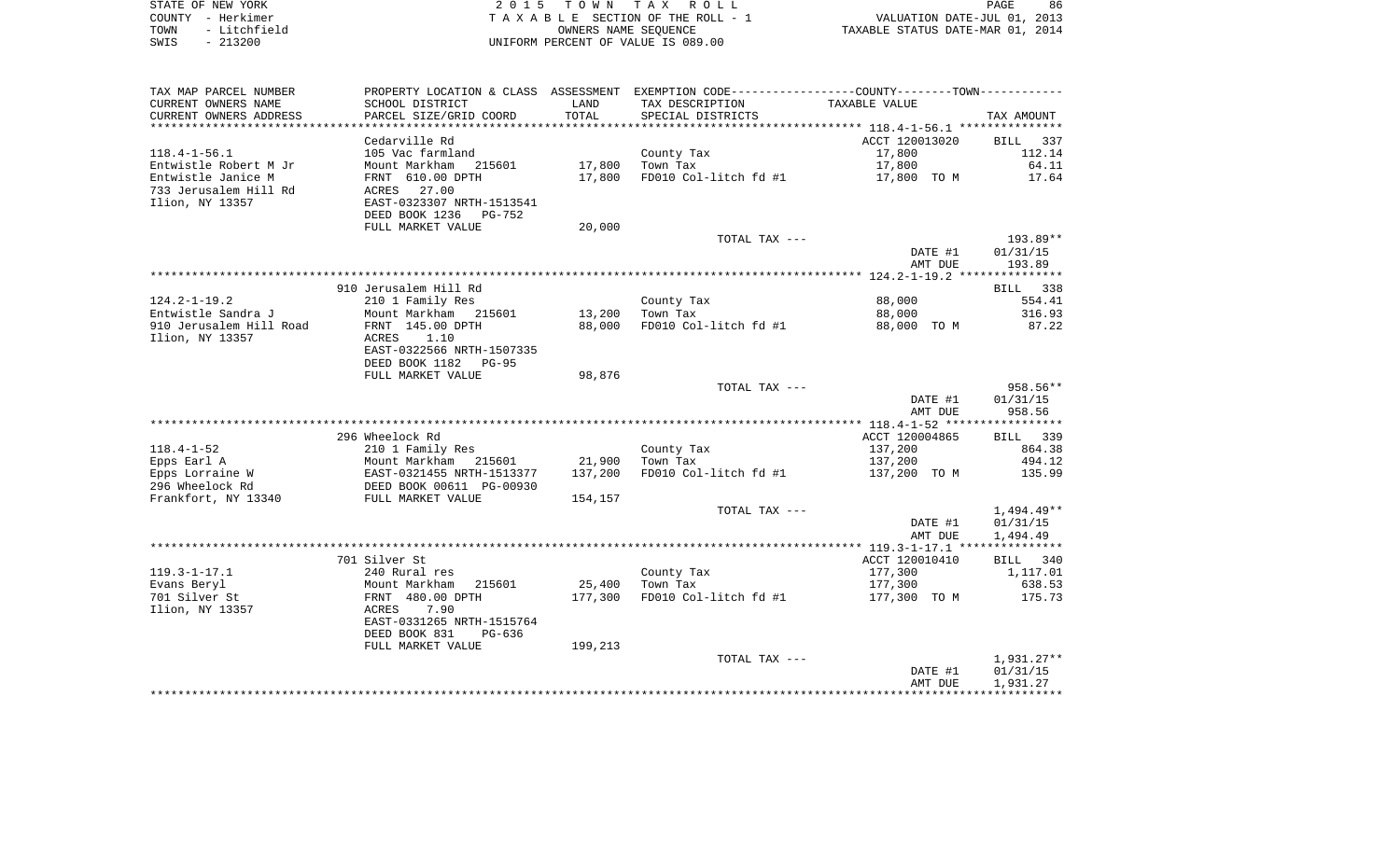STATE OF NEW YORK — 2015 TOWN TAX ROLL
COUNTY - Herkimer — TAXABLE SECTION OF THE ROLL - 1 — VALUATION DATE-JUL 01, 2013
TOWN - Litchfield — OWNERS NAME SEQUENCE — TAXABLE STATUS DATE-MAR 01, 2014
SWIS - 213200 — UNIFORM PERCENT OF VALUE IS 089.00

| TAX MAP PARCEL NUMBER / CURRENT OWNERS NAME / CURRENT OWNERS ADDRESS | PROPERTY LOCATION & CLASS / SCHOOL DISTRICT / PARCEL SIZE/GRID COORD | ASSESSMENT LAND / TOTAL | EXEMPTION CODE / TAX DESCRIPTION / SPECIAL DISTRICTS | COUNTY--------TOWN TAXABLE VALUE | TAX AMOUNT |
|---|---|---|---|---|---|
| | Cedarville Rd | | | ACCT 120013020 | BILL 337 |
| 118.4-1-56.1 | 105 Vac farmland | | County Tax | 17,800 | 112.14 |
| Entwistle Robert M Jr | Mount Markham 215601 | 17,800 | Town Tax | 17,800 | 64.11 |
| Entwistle Janice M | FRNT 610.00 DPTH | 17,800 | FD010 Col-litch fd #1 | 17,800 TO M | 17.64 |
| 733 Jerusalem Hill Rd | ACRES 27.00 | | | | |
| Ilion, NY 13357 | EAST-0323307 NRTH-1513541 | | | | |
| | DEED BOOK 1236 PG-752 | | | | |
| | FULL MARKET VALUE | 20,000 | | | |
| | | | TOTAL TAX --- | | 193.89** |
| | | | | DATE #1 | 01/31/15 |
| | | | | AMT DUE | 193.89 |
| | 910 Jerusalem Hill Rd | | | | BILL 338 |
| 124.2-1-19.2 | 210 1 Family Res | | County Tax | 88,000 | 554.41 |
| Entwistle Sandra J | Mount Markham 215601 | 13,200 | Town Tax | 88,000 | 316.93 |
| 910 Jerusalem Hill Road | FRNT 145.00 DPTH | 88,000 | FD010 Col-litch fd #1 | 88,000 TO M | 87.22 |
| Ilion, NY 13357 | ACRES 1.10 | | | | |
| | EAST-0322566 NRTH-1507335 | | | | |
| | DEED BOOK 1182 PG-95 | | | | |
| | FULL MARKET VALUE | 98,876 | | | |
| | | | TOTAL TAX --- | | 958.56** |
| | | | | DATE #1 | 01/31/15 |
| | | | | AMT DUE | 958.56 |
| | 296 Wheelock Rd | | | ACCT 120004865 | BILL 339 |
| 118.4-1-52 | 210 1 Family Res | | County Tax | 137,200 | 864.38 |
| Epps Earl A | Mount Markham 215601 | 21,900 | Town Tax | 137,200 | 494.12 |
| Epps Lorraine W | EAST-0321455 NRTH-1513377 | 137,200 | FD010 Col-litch fd #1 | 137,200 TO M | 135.99 |
| 296 Wheelock Rd | DEED BOOK 00611 PG-00930 | | | | |
| Frankfort, NY 13340 | FULL MARKET VALUE | 154,157 | | | |
| | | | TOTAL TAX --- | | 1,494.49** |
| | | | | DATE #1 | 01/31/15 |
| | | | | AMT DUE | 1,494.49 |
| | 701 Silver St | | | ACCT 120010410 | BILL 340 |
| 119.3-1-17.1 | 240 Rural res | | County Tax | 177,300 | 1,117.01 |
| Evans Beryl | Mount Markham 215601 | 25,400 | Town Tax | 177,300 | 638.53 |
| 701 Silver St | FRNT 480.00 DPTH | 177,300 | FD010 Col-litch fd #1 | 177,300 TO M | 175.73 |
| Ilion, NY 13357 | ACRES 7.90 | | | | |
| | EAST-0331265 NRTH-1515764 | | | | |
| | DEED BOOK 831 PG-636 | | | | |
| | FULL MARKET VALUE | 199,213 | | | |
| | | | TOTAL TAX --- | | 1,931.27** |
| | | | | DATE #1 | 01/31/15 |
| | | | | AMT DUE | 1,931.27 |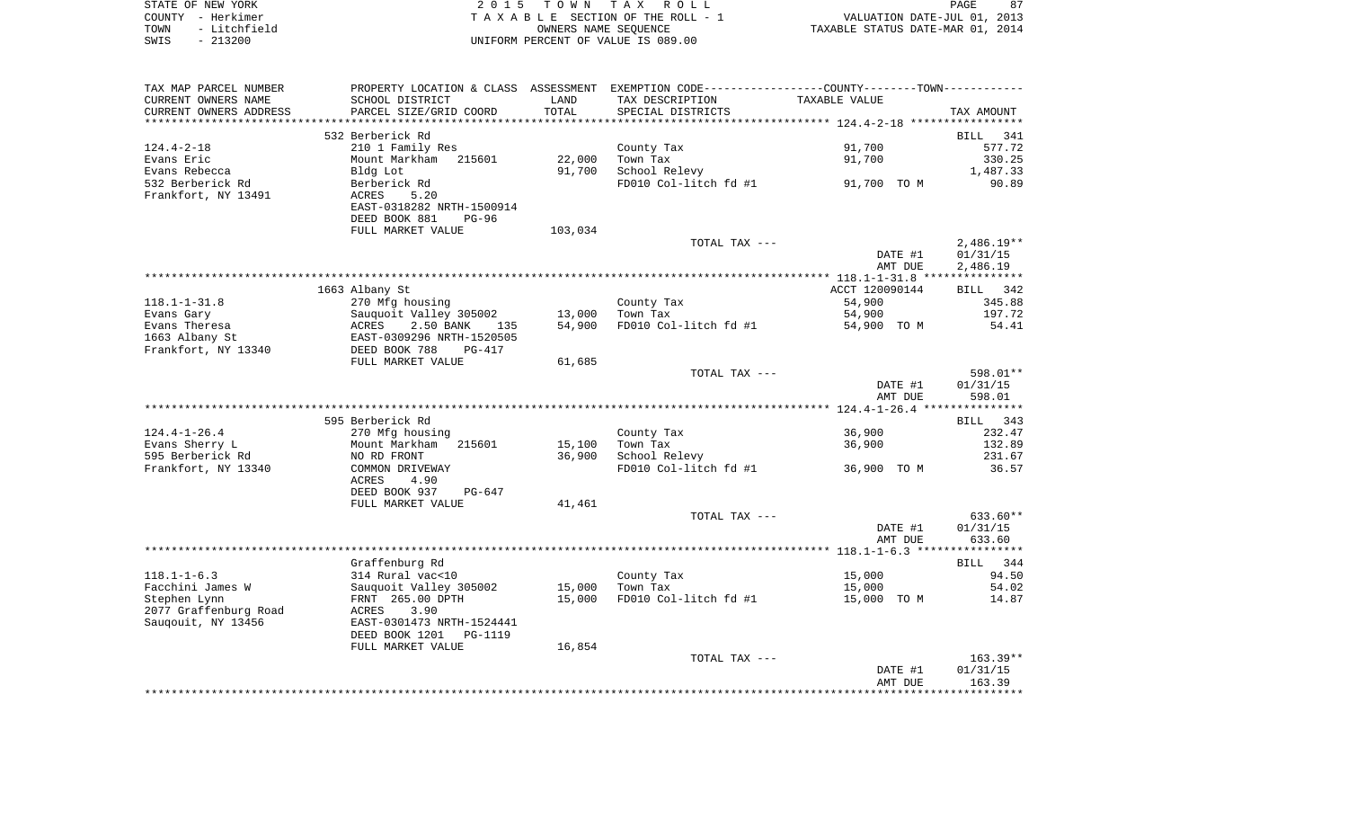STATE OF NEW YORK — COUNTY - Herkimer — TOWN - Litchfield — SWIS - 213200

2015 TOWN TAX ROLL
TAXABLE SECTION OF THE ROLL - 1
OWNERS NAME SEQUENCE
UNIFORM PERCENT OF VALUE IS 089.00

VALUATION DATE-JUL 01, 2013
TAXABLE STATUS DATE-MAR 01, 2014

| TAX MAP PARCEL NUMBER / CURRENT OWNERS NAME / CURRENT OWNERS ADDRESS | PROPERTY LOCATION & CLASS / SCHOOL DISTRICT / PARCEL SIZE/GRID COORD | ASSESSMENT LAND | TOTAL | EXEMPTION CODE / TAX DESCRIPTION / SPECIAL DISTRICTS | COUNTY--------TOWN TAXABLE VALUE | TAX AMOUNT |
|---|---|---|---|---|---|---|
| **124.4-2-18** | 532 Berberick Rd | | | | | BILL 341 |
| Evans Eric | 210 1 Family Res | | | County Tax | 91,700 | 577.72 |
| Evans Rebecca | Mount Markham 215601 | 22,000 | | Town Tax | 91,700 | 330.25 |
| 532 Berberick Rd | Bldg Lot | | 91,700 | School Relevy | | 1,487.33 |
| Frankfort, NY 13491 | Berberick Rd | | | FD010 Col-litch fd #1 | 91,700 TO M | 90.89 |
| | ACRES 5.20 | | | | | |
| | EAST-0318282 NRTH-1500914 | | | | | |
| | DEED BOOK 881 PG-96 | | | | | |
| | FULL MARKET VALUE | | 103,034 | | | |
| | | | | TOTAL TAX --- | | 2,486.19** |
| | | | | | DATE #1 | 01/31/15 |
| | | | | | AMT DUE | 2,486.19 |
| **118.1-1-31.8** | 1663 Albany St | | | | ACCT 120090144 | BILL 342 |
| Evans Gary | 270 Mfg housing | | | County Tax | 54,900 | 345.88 |
| Evans Theresa | Sauquoit Valley 305002 | 13,000 | | Town Tax | 54,900 | 197.72 |
| 1663 Albany St | ACRES 2.50 BANK 135 | | 54,900 | FD010 Col-litch fd #1 | 54,900 TO M | 54.41 |
| Frankfort, NY 13340 | EAST-0309296 NRTH-1520505 | | | | | |
| | DEED BOOK 788 PG-417 | | | | | |
| | FULL MARKET VALUE | | 61,685 | | | |
| | | | | TOTAL TAX --- | | 598.01** |
| | | | | | DATE #1 | 01/31/15 |
| | | | | | AMT DUE | 598.01 |
| **124.4-1-26.4** | 595 Berberick Rd | | | | | BILL 343 |
| Evans Sherry L | 270 Mfg housing | | | County Tax | 36,900 | 232.47 |
| 595 Berberick Rd | Mount Markham 215601 | 15,100 | | Town Tax | 36,900 | 132.89 |
| Frankfort, NY 13340 | NO RD FRONT | | 36,900 | School Relevy | | 231.67 |
| | COMMON DRIVEWAY | | | FD010 Col-litch fd #1 | 36,900 TO M | 36.57 |
| | ACRES 4.90 | | | | | |
| | DEED BOOK 937 PG-647 | | | | | |
| | FULL MARKET VALUE | | 41,461 | | | |
| | | | | TOTAL TAX --- | | 633.60** |
| | | | | | DATE #1 | 01/31/15 |
| | | | | | AMT DUE | 633.60 |
| **118.1-1-6.3** | Graffenburg Rd | | | | | BILL 344 |
| Facchini James W | 314 Rural vac<10 | | | County Tax | 15,000 | 94.50 |
| Stephen Lynn | Sauquoit Valley 305002 | 15,000 | | Town Tax | 15,000 | 54.02 |
| 2077 Graffenburg Road | FRNT 265.00 DPTH | | 15,000 | FD010 Col-litch fd #1 | 15,000 TO M | 14.87 |
| Sauquoit, NY 13456 | ACRES 3.90 | | | | | |
| | EAST-0301473 NRTH-1524441 | | | | | |
| | DEED BOOK 1201 PG-1119 | | | | | |
| | FULL MARKET VALUE | | 16,854 | | | |
| | | | | TOTAL TAX --- | | 163.39** |
| | | | | | DATE #1 | 01/31/15 |
| | | | | | AMT DUE | 163.39 |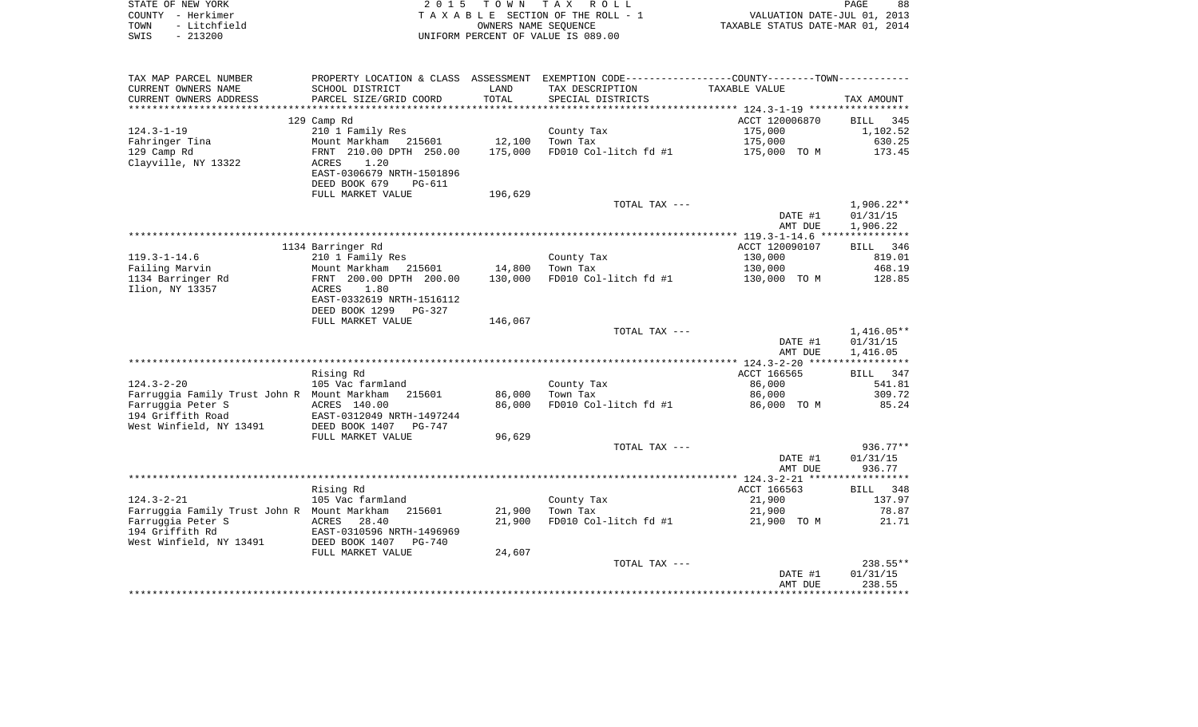STATE OF NEW YORK | 2015 TOWN TAX ROLL
COUNTY - Herkimer | TAXABLE SECTION OF THE ROLL - 1 | VALUATION DATE-JUL 01, 2013
TOWN - Litchfield | OWNERS NAME SEQUENCE | TAXABLE STATUS DATE-MAR 01, 2014
SWIS - 213200 | UNIFORM PERCENT OF VALUE IS 089.00

| TAX MAP PARCEL NUMBER<br>CURRENT OWNERS NAME<br>CURRENT OWNERS ADDRESS | PROPERTY LOCATION & CLASS<br>SCHOOL DISTRICT<br>PARCEL SIZE/GRID COORD | ASSESSMENT<br>LAND<br>TOTAL | EXEMPTION CODE----COUNTY----TOWN----<br>TAX DESCRIPTION<br>SPECIAL DISTRICTS | TAXABLE VALUE | TAX AMOUNT |
|---|---|---|---|---|---|
| **124.3-1-19** | 129 Camp Rd | | | ACCT 120006870 | BILL 345 |
| 124.3-1-19 | 210 1 Family Res | | County Tax | 175,000 | 1,102.52 |
| Fahringer Tina | Mount Markham 215601 | 12,100 | Town Tax | 175,000 | 630.25 |
| 129 Camp Rd | FRNT 210.00 DPTH 250.00 | 175,000 | FD010 Col-litch fd #1 | 175,000 TO M | 173.45 |
| Clayville, NY 13322 | ACRES 1.20 | | | | |
| | EAST-0306679 NRTH-1501896 | | | | |
| | DEED BOOK 679 PG-611 | | | | |
| | FULL MARKET VALUE | 196,629 | | | |
| | | | TOTAL TAX --- | | 1,906.22** |
| | | | | DATE #1 | 01/31/15 |
| | | | | AMT DUE | 1,906.22 |
| **119.3-1-14.6** | 1134 Barringer Rd | | | ACCT 120090107 | BILL 346 |
| 119.3-1-14.6 | 210 1 Family Res | | County Tax | 130,000 | 819.01 |
| Failing Marvin | Mount Markham 215601 | 14,800 | Town Tax | 130,000 | 468.19 |
| 1134 Barringer Rd | FRNT 200.00 DPTH 200.00 | 130,000 | FD010 Col-litch fd #1 | 130,000 TO M | 128.85 |
| Ilion, NY 13357 | ACRES 1.80 | | | | |
| | EAST-0332619 NRTH-1516112 | | | | |
| | DEED BOOK 1299 PG-327 | | | | |
| | FULL MARKET VALUE | 146,067 | | | |
| | | | TOTAL TAX --- | | 1,416.05** |
| | | | | DATE #1 | 01/31/15 |
| | | | | AMT DUE | 1,416.05 |
| **124.3-2-20** | Rising Rd | | | ACCT 166565 | BILL 347 |
| 124.3-2-20 | 105 Vac farmland | | County Tax | 86,000 | 541.81 |
| Farruggia Family Trust John R | Mount Markham 215601 | 86,000 | Town Tax | 86,000 | 309.72 |
| Farruggia Peter S | ACRES 140.00 | 86,000 | FD010 Col-litch fd #1 | 86,000 TO M | 85.24 |
| 194 Griffith Road | EAST-0312049 NRTH-1497244 | | | | |
| West Winfield, NY 13491 | DEED BOOK 1407 PG-747 | | | | |
| | FULL MARKET VALUE | 96,629 | | | |
| | | | TOTAL TAX --- | | 936.77** |
| | | | | DATE #1 | 01/31/15 |
| | | | | AMT DUE | 936.77 |
| **124.3-2-21** | Rising Rd | | | ACCT 166563 | BILL 348 |
| 124.3-2-21 | 105 Vac farmland | | County Tax | 21,900 | 137.97 |
| Farruggia Family Trust John R | Mount Markham 215601 | 21,900 | Town Tax | 21,900 | 78.87 |
| Farruggia Peter S | ACRES 28.40 | 21,900 | FD010 Col-litch fd #1 | 21,900 TO M | 21.71 |
| 194 Griffith Rd | EAST-0310596 NRTH-1496969 | | | | |
| West Winfield, NY 13491 | DEED BOOK 1407 PG-740 | | | | |
| | FULL MARKET VALUE | 24,607 | | | |
| | | | TOTAL TAX --- | | 238.55** |
| | | | | DATE #1 | 01/31/15 |
| | | | | AMT DUE | 238.55 |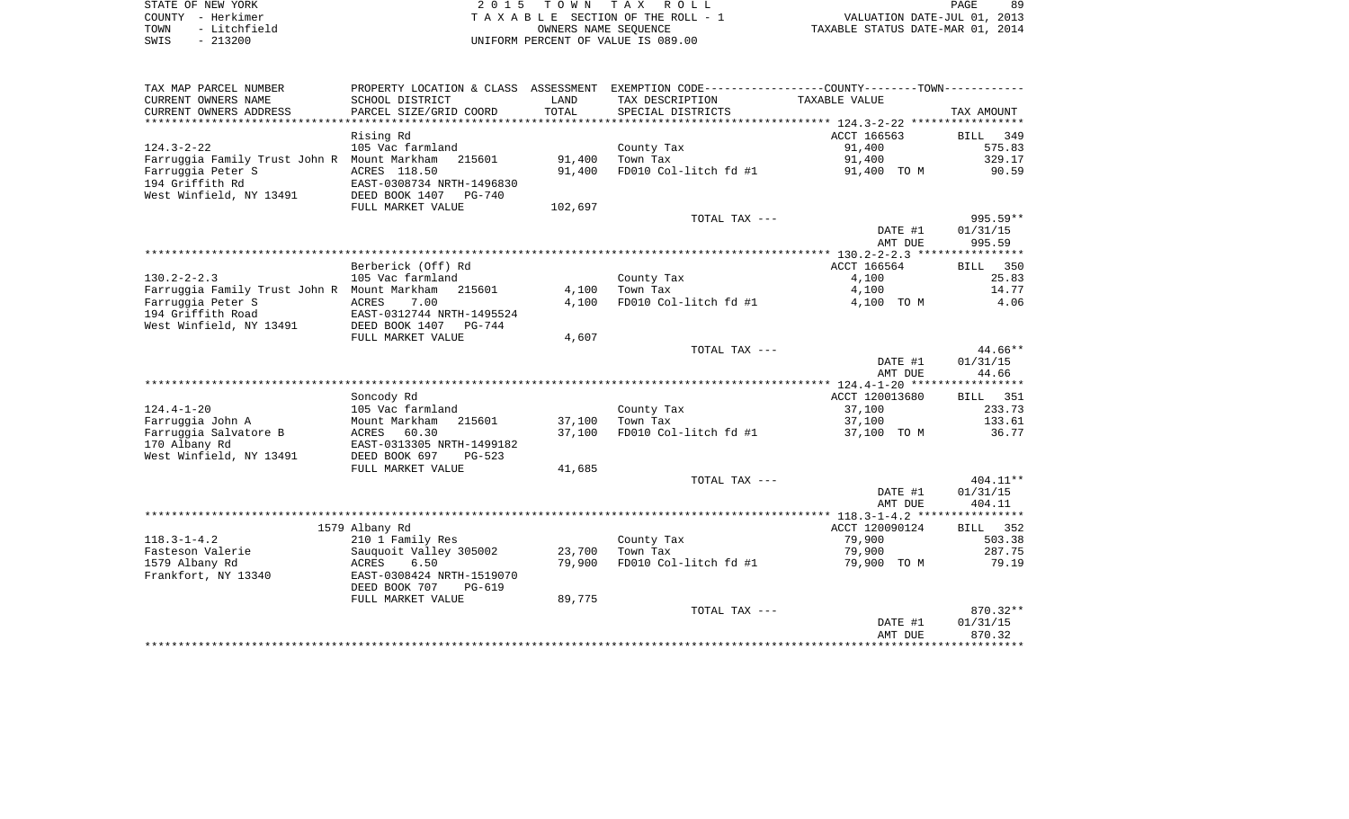STATE OF NEW YORK
COUNTY - Herkimer
TOWN - Litchfield
SWIS - 213200

2 0 1 5 T O W N T A X R O L L
T A X A B L E SECTION OF THE ROLL - 1
OWNERS NAME SEQUENCE
UNIFORM PERCENT OF VALUE IS 089.00

VALUATION DATE-JUL 01, 2013
TAXABLE STATUS DATE-MAR 01, 2014

| TAX MAP PARCEL NUMBER<br>CURRENT OWNERS NAME<br>CURRENT OWNERS ADDRESS | PROPERTY LOCATION & CLASS<br>SCHOOL DISTRICT<br>PARCEL SIZE/GRID COORD | ASSESSMENT<br>LAND<br>TOTAL | EXEMPTION CODE-----COUNTY-----TOWN-----<br>TAX DESCRIPTION<br>SPECIAL DISTRICTS | TAXABLE VALUE | TAX AMOUNT |
|---|---|---|---|---|---|
| **124.3-2-22** | Rising Rd | | | ACCT 166563 | BILL 349 |
| 124.3-2-22 | 105 Vac farmland | | County Tax | 91,400 | 575.83 |
| Farruggia Family Trust John R | Mount Markham 215601 | 91,400 | Town Tax | 91,400 | 329.17 |
| Farruggia Peter S | ACRES 118.50 | 91,400 | FD010 Col-litch fd #1 | 91,400 TO M | 90.59 |
| 194 Griffith Rd | EAST-0308734 NRTH-1496830 | | | | |
| West Winfield, NY 13491 | DEED BOOK 1407 PG-740 | | | | |
| | FULL MARKET VALUE | 102,697 | | | |
| | | | TOTAL TAX --- | | 995.59** |
| | | | | DATE #1 | 01/31/15 |
| | | | | AMT DUE | 995.59 |
| **130.2-2-2.3** | Berberick (Off) Rd | | | ACCT 166564 | BILL 350 |
| 130.2-2-2.3 | 105 Vac farmland | | County Tax | 4,100 | 25.83 |
| Farruggia Family Trust John R | Mount Markham 215601 | 4,100 | Town Tax | 4,100 | 14.77 |
| Farruggia Peter S | ACRES 7.00 | 4,100 | FD010 Col-litch fd #1 | 4,100 TO M | 4.06 |
| 194 Griffith Road | EAST-0312744 NRTH-1495524 | | | | |
| West Winfield, NY 13491 | DEED BOOK 1407 PG-744 | | | | |
| | FULL MARKET VALUE | 4,607 | | | |
| | | | TOTAL TAX --- | | 44.66** |
| | | | | DATE #1 | 01/31/15 |
| | | | | AMT DUE | 44.66 |
| **124.4-1-20** | Soncody Rd | | | ACCT 120013680 | BILL 351 |
| 124.4-1-20 | 105 Vac farmland | | County Tax | 37,100 | 233.73 |
| Farruggia John A | Mount Markham 215601 | 37,100 | Town Tax | 37,100 | 133.61 |
| Farruggia Salvatore B | ACRES 60.30 | 37,100 | FD010 Col-litch fd #1 | 37,100 TO M | 36.77 |
| 170 Albany Rd | EAST-0313305 NRTH-1499182 | | | | |
| West Winfield, NY 13491 | DEED BOOK 697 PG-523 | | | | |
| | FULL MARKET VALUE | 41,685 | | | |
| | | | TOTAL TAX --- | | 404.11** |
| | | | | DATE #1 | 01/31/15 |
| | | | | AMT DUE | 404.11 |
| **118.3-1-4.2** | 1579 Albany Rd | | | ACCT 120090124 | BILL 352 |
| 118.3-1-4.2 | 210 1 Family Res | | County Tax | 79,900 | 503.38 |
| Fasteson Valerie | Sauquoit Valley 305002 | 23,700 | Town Tax | 79,900 | 287.75 |
| 1579 Albany Rd | ACRES 6.50 | 79,900 | FD010 Col-litch fd #1 | 79,900 TO M | 79.19 |
| Frankfort, NY 13340 | EAST-0308424 NRTH-1519070 | | | | |
| | DEED BOOK 707 PG-619 | | | | |
| | FULL MARKET VALUE | 89,775 | | | |
| | | | TOTAL TAX --- | | 870.32** |
| | | | | DATE #1 | 01/31/15 |
| | | | | AMT DUE | 870.32 |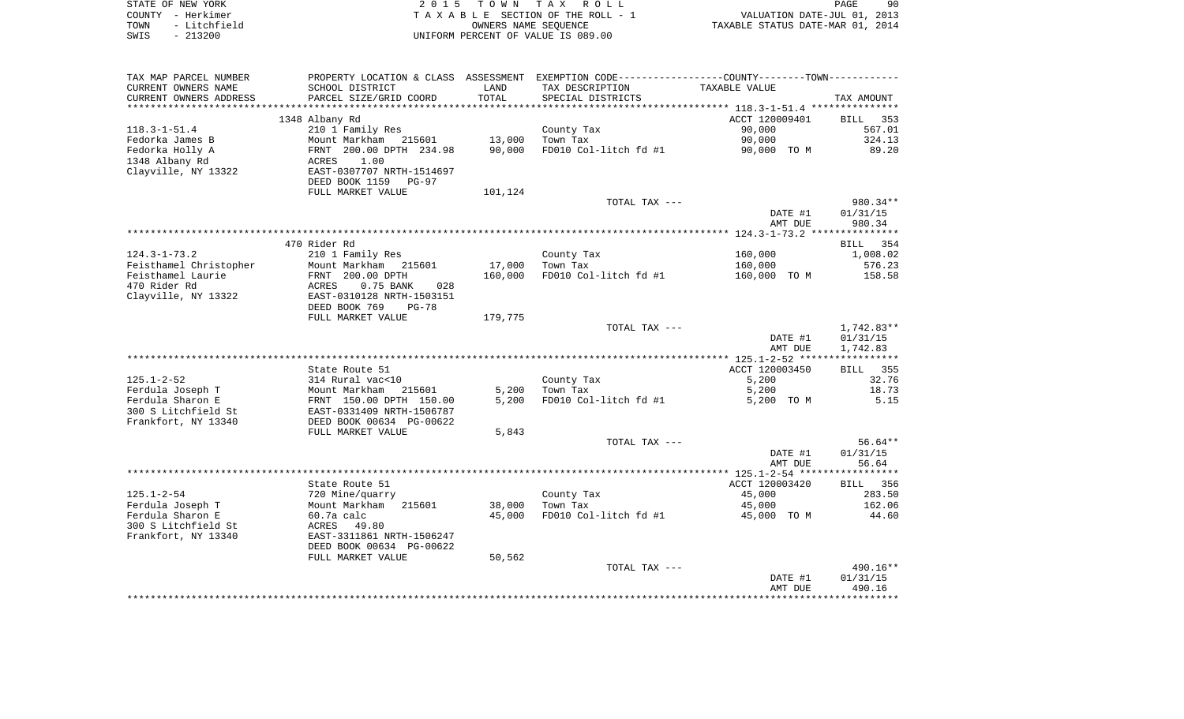STATE OF NEW YORK                2 0 1 5   T O W N   T A X   R O L L
COUNTY - Herkimer                T A X A B L E  SECTION OF THE ROLL - 1                VALUATION DATE-JUL 01, 2013
TOWN   - Litchfield              OWNERS NAME SEQUENCE                                  TAXABLE STATUS DATE-MAR 01, 2014
SWIS   - 213200                  UNIFORM PERCENT OF VALUE IS 089.00

| TAX MAP PARCEL NUMBER / CURRENT OWNERS NAME / CURRENT OWNERS ADDRESS | PROPERTY LOCATION & CLASS / SCHOOL DISTRICT / PARCEL SIZE/GRID COORD | ASSESSMENT LAND / TOTAL | EXEMPTION CODE / TAX DESCRIPTION / SPECIAL DISTRICTS | COUNTY--------TOWN / TAXABLE VALUE | TAX AMOUNT |
|---|---|---|---|---|---|
| **118.3-1-51.4** | 1348 Albany Rd | | | ACCT 120009401 | BILL 353 |
| 118.3-1-51.4 | 210 1 Family Res | | County Tax | 90,000 | 567.01 |
| Fedorka James B | Mount Markham 215601 | 13,000 | Town Tax | 90,000 | 324.13 |
| Fedorka Holly A | FRNT 200.00 DPTH 234.98 | 90,000 | FD010 Col-litch fd #1 | 90,000 TO M | 89.20 |
| 1348 Albany Rd | ACRES 1.00 | | | | |
| Clayville, NY 13322 | EAST-0307707 NRTH-1514697 | | | | |
| | DEED BOOK 1159 PG-97 | | | | |
| | FULL MARKET VALUE | 101,124 | | | |
| | | | TOTAL TAX --- | | 980.34** |
| | | | | DATE #1 | 01/31/15 |
| | | | | AMT DUE | 980.34 |
| **124.3-1-73.2** | 470 Rider Rd | | | | BILL 354 |
| 124.3-1-73.2 | 210 1 Family Res | | County Tax | 160,000 | 1,008.02 |
| Feisthamel Christopher | Mount Markham 215601 | 17,000 | Town Tax | 160,000 | 576.23 |
| Feisthamel Laurie | FRNT 200.00 DPTH | 160,000 | FD010 Col-litch fd #1 | 160,000 TO M | 158.58 |
| 470 Rider Rd | ACRES 0.75 BANK 028 | | | | |
| Clayville, NY 13322 | EAST-0310128 NRTH-1503151 | | | | |
| | DEED BOOK 769 PG-78 | | | | |
| | FULL MARKET VALUE | 179,775 | | | |
| | | | TOTAL TAX --- | | 1,742.83** |
| | | | | DATE #1 | 01/31/15 |
| | | | | AMT DUE | 1,742.83 |
| **125.1-2-52** | State Route 51 | | | ACCT 120003450 | BILL 355 |
| 125.1-2-52 | 314 Rural vac<10 | | County Tax | 5,200 | 32.76 |
| Ferdula Joseph T | Mount Markham 215601 | 5,200 | Town Tax | 5,200 | 18.73 |
| Ferdula Sharon E | FRNT 150.00 DPTH 150.00 | 5,200 | FD010 Col-litch fd #1 | 5,200 TO M | 5.15 |
| 300 S Litchfield St | EAST-0331409 NRTH-1506787 | | | | |
| Frankfort, NY 13340 | DEED BOOK 00634 PG-00622 | | | | |
| | FULL MARKET VALUE | 5,843 | | | |
| | | | TOTAL TAX --- | | 56.64** |
| | | | | DATE #1 | 01/31/15 |
| | | | | AMT DUE | 56.64 |
| **125.1-2-54** | State Route 51 | | | ACCT 120003420 | BILL 356 |
| 125.1-2-54 | 720 Mine/quarry | | County Tax | 45,000 | 283.50 |
| Ferdula Joseph T | Mount Markham 215601 | 38,000 | Town Tax | 45,000 | 162.06 |
| Ferdula Sharon E | 60.7a calc | 45,000 | FD010 Col-litch fd #1 | 45,000 TO M | 44.60 |
| 300 S Litchfield St | ACRES 49.80 | | | | |
| Frankfort, NY 13340 | EAST-3311861 NRTH-1506247 | | | | |
| | DEED BOOK 00634 PG-00622 | | | | |
| | FULL MARKET VALUE | 50,562 | | | |
| | | | TOTAL TAX --- | | 490.16** |
| | | | | DATE #1 | 01/31/15 |
| | | | | AMT DUE | 490.16 |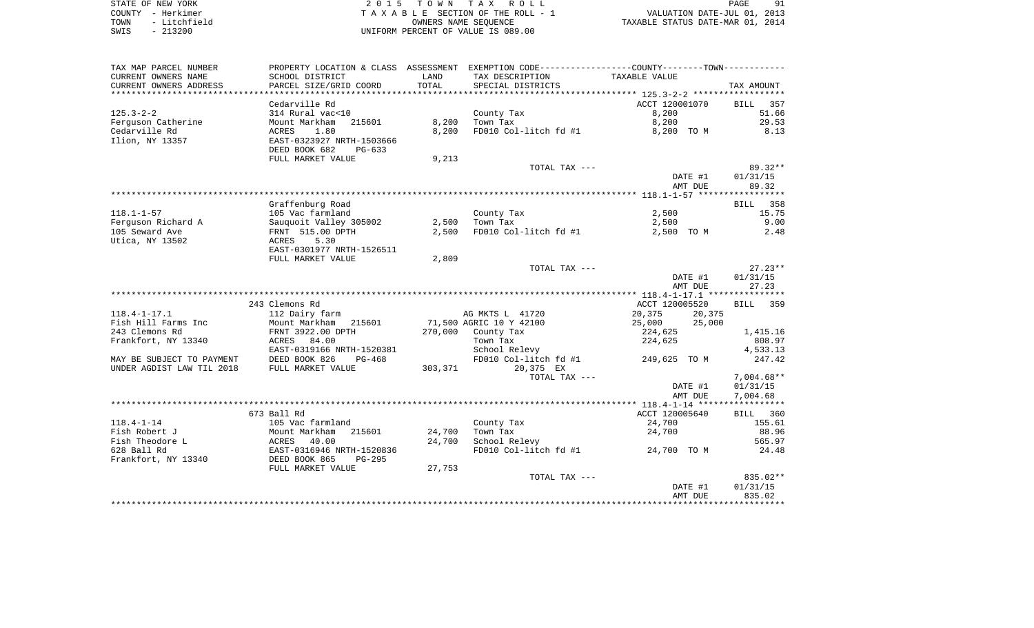STATE OF NEW YORK — 2015 TOWN TAX ROLL
COUNTY - Herkimer — TAXABLE SECTION OF THE ROLL - 1 — VALUATION DATE-JUL 01, 2013
TOWN - Litchfield — OWNERS NAME SEQUENCE — TAXABLE STATUS DATE-MAR 01, 2014
SWIS - 213200 — UNIFORM PERCENT OF VALUE IS 089.00

| TAX MAP PARCEL NUMBER<br>CURRENT OWNERS NAME<br>CURRENT OWNERS ADDRESS | PROPERTY LOCATION & CLASS<br>SCHOOL DISTRICT<br>PARCEL SIZE/GRID COORD | ASSESSMENT<br>LAND<br>TOTAL | EXEMPTION CODE-----COUNTY-----TOWN<br>TAX DESCRIPTION<br>SPECIAL DISTRICTS | TAXABLE VALUE | TAX AMOUNT |
|---|---|---|---|---|---|
| | Cedarville Rd | | | ACCT 120001070 | BILL 357 |
| 125.3-2-2 | 314 Rural vac<10 | | County Tax | 8,200 | 51.66 |
| Ferguson Catherine | Mount Markham 215601 | 8,200 | Town Tax | 8,200 | 29.53 |
| Cedarville Rd | ACRES 1.80 | 8,200 | FD010 Col-litch fd #1 | 8,200 TO M | 8.13 |
| Ilion, NY 13357 | EAST-0323927 NRTH-1503666 | | | | |
| | DEED BOOK 682 PG-633 | | | | |
| | FULL MARKET VALUE | 9,213 | | | |
| | | | TOTAL TAX --- | | 89.32** |
| | | | | DATE #1 | 01/31/15 |
| | | | | AMT DUE | 89.32 |
| | Graffenburg Road | | | | BILL 358 |
| 118.1-1-57 | 105 Vac farmland | | County Tax | 2,500 | 15.75 |
| Ferguson Richard A | Sauquoit Valley 305002 | 2,500 | Town Tax | 2,500 | 9.00 |
| 105 Seward Ave | FRNT 515.00 DPTH | 2,500 | FD010 Col-litch fd #1 | 2,500 TO M | 2.48 |
| Utica, NY 13502 | ACRES 5.30 | | | | |
| | EAST-0301977 NRTH-1526511 | | | | |
| | FULL MARKET VALUE | 2,809 | | | |
| | | | TOTAL TAX --- | | 27.23** |
| | | | | DATE #1 | 01/31/15 |
| | | | | AMT DUE | 27.23 |
| | 243 Clemons Rd | | | ACCT 120005520 | BILL 359 |
| 118.4-1-17.1 | 112 Dairy farm | | AG MKTS L 41720 | 20,375 20,375 | |
| Fish Hill Farms Inc | Mount Markham 215601 | 71,500 | AGRIC 10 Y 42100 | 25,000 25,000 | |
| 243 Clemons Rd | FRNT 3922.00 DPTH | 270,000 | County Tax | 224,625 | 1,415.16 |
| Frankfort, NY 13340 | ACRES 84.00 | | Town Tax | 224,625 | 808.97 |
| | EAST-0319166 NRTH-1520381 | | School Relevy | | 4,533.13 |
| MAY BE SUBJECT TO PAYMENT | DEED BOOK 826 PG-468 | | FD010 Col-litch fd #1 | 249,625 TO M | 247.42 |
| UNDER AGDIST LAW TIL 2018 | FULL MARKET VALUE | 303,371 | 20,375 EX | | |
| | | | TOTAL TAX --- | | 7,004.68** |
| | | | | DATE #1 | 01/31/15 |
| | | | | AMT DUE | 7,004.68 |
| | 673 Ball Rd | | | ACCT 120005640 | BILL 360 |
| 118.4-1-14 | 105 Vac farmland | | County Tax | 24,700 | 155.61 |
| Fish Robert J | Mount Markham 215601 | 24,700 | Town Tax | 24,700 | 88.96 |
| Fish Theodore L | ACRES 40.00 | 24,700 | School Relevy | | 565.97 |
| 628 Ball Rd | EAST-0316946 NRTH-1520836 | | FD010 Col-litch fd #1 | 24,700 TO M | 24.48 |
| Frankfort, NY 13340 | DEED BOOK 865 PG-295 | | | | |
| | FULL MARKET VALUE | 27,753 | | | |
| | | | TOTAL TAX --- | | 835.02** |
| | | | | DATE #1 | 01/31/15 |
| | | | | AMT DUE | 835.02 |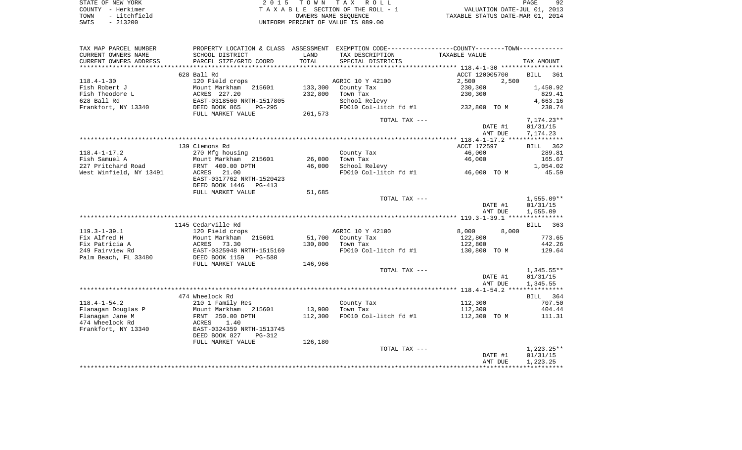STATE OF NEW YORK
COUNTY - Herkimer
TOWN - Litchfield
SWIS - 213200

2 0 1 5 T O W N T A X R O L L
T A X A B L E SECTION OF THE ROLL - 1
OWNERS NAME SEQUENCE
UNIFORM PERCENT OF VALUE IS 089.00

VALUATION DATE-JUL 01, 2013
TAXABLE STATUS DATE-MAR 01, 2014

| TAX MAP PARCEL NUMBER / CURRENT OWNERS NAME / CURRENT OWNERS ADDRESS | PROPERTY LOCATION & CLASS / SCHOOL DISTRICT / PARCEL SIZE/GRID COORD | ASSESSMENT LAND / TOTAL | EXEMPTION CODE / TAX DESCRIPTION / SPECIAL DISTRICTS | COUNTY / TOWN TAXABLE VALUE | TAX AMOUNT |
|---|---|---|---|---|---|
| | 628 Ball Rd | | | ACCT 120005700 | BILL 361 |
| 118.4-1-30 | 120 Field crops | | AGRIC 10 Y 42100 | 2,500 2,500 | |
| Fish Robert J | Mount Markham 215601 | 133,300 | County Tax | 230,300 | 1,450.92 |
| Fish Theodore L | ACRES 227.20 | 232,800 | Town Tax | 230,300 | 829.41 |
| 628 Ball Rd | EAST-0318560 NRTH-1517805 | | School Relevy | | 4,663.16 |
| Frankfort, NY 13340 | DEED BOOK 865 PG-295 | | FD010 Col-litch fd #1 | 232,800 TO M | 230.74 |
| | FULL MARKET VALUE | 261,573 | | | |
| | | | TOTAL TAX --- | | 7,174.23** |
| | | | | DATE #1 | 01/31/15 |
| | | | | AMT DUE | 7,174.23 |
| | 139 Clemons Rd | | | ACCT 172597 | BILL 362 |
| 118.4-1-17.2 | 270 Mfg housing | | County Tax | 46,000 | 289.81 |
| Fish Samuel A | Mount Markham 215601 | 26,000 | Town Tax | 46,000 | 165.67 |
| 227 Pritchard Road | FRNT 400.00 DPTH | 46,000 | School Relevy | | 1,054.02 |
| West Winfield, NY 13491 | ACRES 21.00 | | FD010 Col-litch fd #1 | 46,000 TO M | 45.59 |
| | EAST-0317762 NRTH-1520423 | | | | |
| | DEED BOOK 1446 PG-413 | | | | |
| | FULL MARKET VALUE | 51,685 | | | |
| | | | TOTAL TAX --- | | 1,555.09** |
| | | | | DATE #1 | 01/31/15 |
| | | | | AMT DUE | 1,555.09 |
| | 1145 Cedarville Rd | | | | BILL 363 |
| 119.3-1-39.1 | 120 Field crops | | AGRIC 10 Y 42100 | 8,000 8,000 | |
| Fix Alfred H | Mount Markham 215601 | 51,700 | County Tax | 122,800 | 773.65 |
| Fix Patricia A | ACRES 73.30 | 130,800 | Town Tax | 122,800 | 442.26 |
| 249 Fairview Rd | EAST-0325948 NRTH-1515169 | | FD010 Col-litch fd #1 | 130,800 TO M | 129.64 |
| Palm Beach, FL 33480 | DEED BOOK 1159 PG-580 | | | | |
| | FULL MARKET VALUE | 146,966 | | | |
| | | | TOTAL TAX --- | | 1,345.55** |
| | | | | DATE #1 | 01/31/15 |
| | | | | AMT DUE | 1,345.55 |
| | 474 Wheelock Rd | | | | BILL 364 |
| 118.4-1-54.2 | 210 1 Family Res | | County Tax | 112,300 | 707.50 |
| Flanagan Douglas P | Mount Markham 215601 | 13,900 | Town Tax | 112,300 | 404.44 |
| Flanagan Jane M | FRNT 250.00 DPTH | 112,300 | FD010 Col-litch fd #1 | 112,300 TO M | 111.31 |
| 474 Wheelock Rd | ACRES 1.40 | | | | |
| Frankfort, NY 13340 | EAST-0324359 NRTH-1513745 | | | | |
| | DEED BOOK 827 PG-312 | | | | |
| | FULL MARKET VALUE | 126,180 | | | |
| | | | TOTAL TAX --- | | 1,223.25** |
| | | | | DATE #1 | 01/31/15 |
| | | | | AMT DUE | 1,223.25 |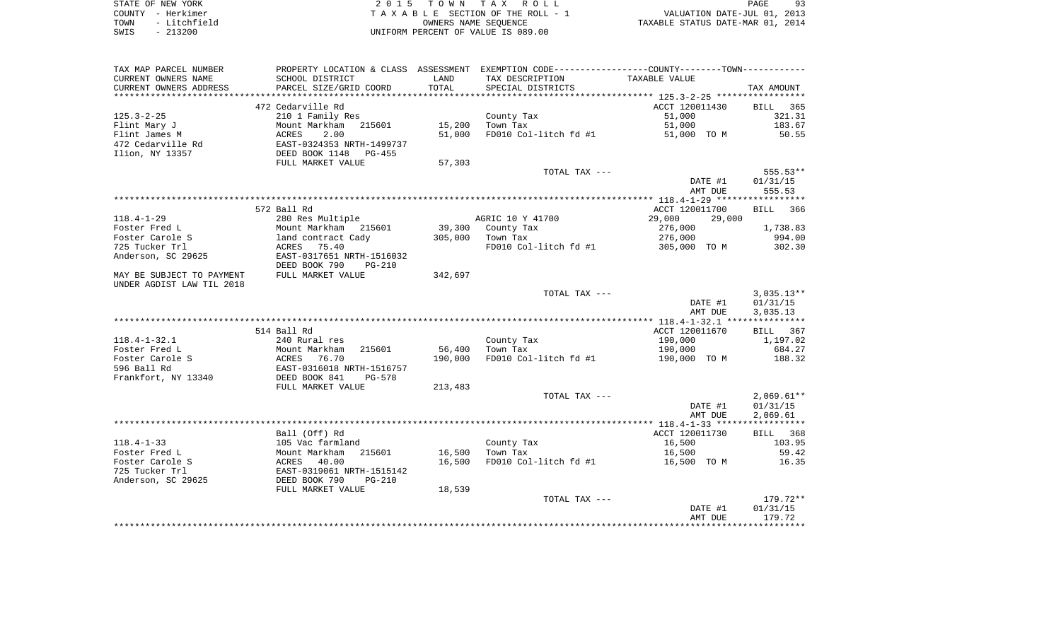STATE OF NEW YORK
COUNTY - Herkimer
TOWN - Litchfield
SWIS - 213200

2 0 1 5 T O W N T A X R O L L
T A X A B L E SECTION OF THE ROLL - 1
OWNERS NAME SEQUENCE
UNIFORM PERCENT OF VALUE IS 089.00

VALUATION DATE-JUL 01, 2013
TAXABLE STATUS DATE-MAR 01, 2014

| TAX MAP PARCEL NUMBER<br>CURRENT OWNERS NAME<br>CURRENT OWNERS ADDRESS | PROPERTY LOCATION & CLASS<br>SCHOOL DISTRICT<br>PARCEL SIZE/GRID COORD | ASSESSMENT<br>LAND<br>TOTAL | EXEMPTION CODE-----COUNTY-----TOWN-----<br>TAX DESCRIPTION<br>SPECIAL DISTRICTS | TAXABLE VALUE | TAX AMOUNT |
|---|---|---|---|---|---|
| | 472 Cedarville Rd | | | ACCT 120011430 | BILL 365 |
| 125.3-2-25 | 210 1 Family Res | | County Tax | 51,000 | 321.31 |
| Flint Mary J | Mount Markham 215601 | 15,200 | Town Tax | 51,000 | 183.67 |
| Flint James M | ACRES 2.00 | 51,000 | FD010 Col-litch fd #1 | 51,000 TO M | 50.55 |
| 472 Cedarville Rd | EAST-0324353 NRTH-1499737 | | | | |
| Ilion, NY 13357 | DEED BOOK 1148 PG-455 | | | | |
| | FULL MARKET VALUE | 57,303 | | | |
| | | | TOTAL TAX --- | | 555.53** |
| | | | | DATE #1 | 01/31/15 |
| | | | | AMT DUE | 555.53 |
| | 572 Ball Rd | | | ACCT 120011700 | BILL 366 |
| 118.4-1-29 | 280 Res Multiple | | AGRIC 10 Y 41700 | 29,000 29,000 | |
| Foster Fred L | Mount Markham 215601 | 39,300 | County Tax | 276,000 | 1,738.83 |
| Foster Carole S | land contract Cady | 305,000 | Town Tax | 276,000 | 994.00 |
| 725 Tucker Trl | ACRES 75.40 | | FD010 Col-litch fd #1 | 305,000 TO M | 302.30 |
| Anderson, SC 29625 | EAST-0317651 NRTH-1516032 | | | | |
| | DEED BOOK 790 PG-210 | | | | |
| MAY BE SUBJECT TO PAYMENT | FULL MARKET VALUE | 342,697 | | | |
| UNDER AGDIST LAW TIL 2018 | | | | | |
| | | | TOTAL TAX --- | | 3,035.13** |
| | | | | DATE #1 | 01/31/15 |
| | | | | AMT DUE | 3,035.13 |
| | 514 Ball Rd | | | ACCT 120011670 | BILL 367 |
| 118.4-1-32.1 | 240 Rural res | | County Tax | 190,000 | 1,197.02 |
| Foster Fred L | Mount Markham 215601 | 56,400 | Town Tax | 190,000 | 684.27 |
| Foster Carole S | ACRES 76.70 | 190,000 | FD010 Col-litch fd #1 | 190,000 TO M | 188.32 |
| 596 Ball Rd | EAST-0316018 NRTH-1516757 | | | | |
| Frankfort, NY 13340 | DEED BOOK 841 PG-578 | | | | |
| | FULL MARKET VALUE | 213,483 | | | |
| | | | TOTAL TAX --- | | 2,069.61** |
| | | | | DATE #1 | 01/31/15 |
| | | | | AMT DUE | 2,069.61 |
| | Ball (Off) Rd | | | ACCT 120011730 | BILL 368 |
| 118.4-1-33 | 105 Vac farmland | | County Tax | 16,500 | 103.95 |
| Foster Fred L | Mount Markham 215601 | 16,500 | Town Tax | 16,500 | 59.42 |
| Foster Carole S | ACRES 40.00 | 16,500 | FD010 Col-litch fd #1 | 16,500 TO M | 16.35 |
| 725 Tucker Trl | EAST-0319061 NRTH-1515142 | | | | |
| Anderson, SC 29625 | DEED BOOK 790 PG-210 | | | | |
| | FULL MARKET VALUE | 18,539 | | | |
| | | | TOTAL TAX --- | | 179.72** |
| | | | | DATE #1 | 01/31/15 |
| | | | | AMT DUE | 179.72 |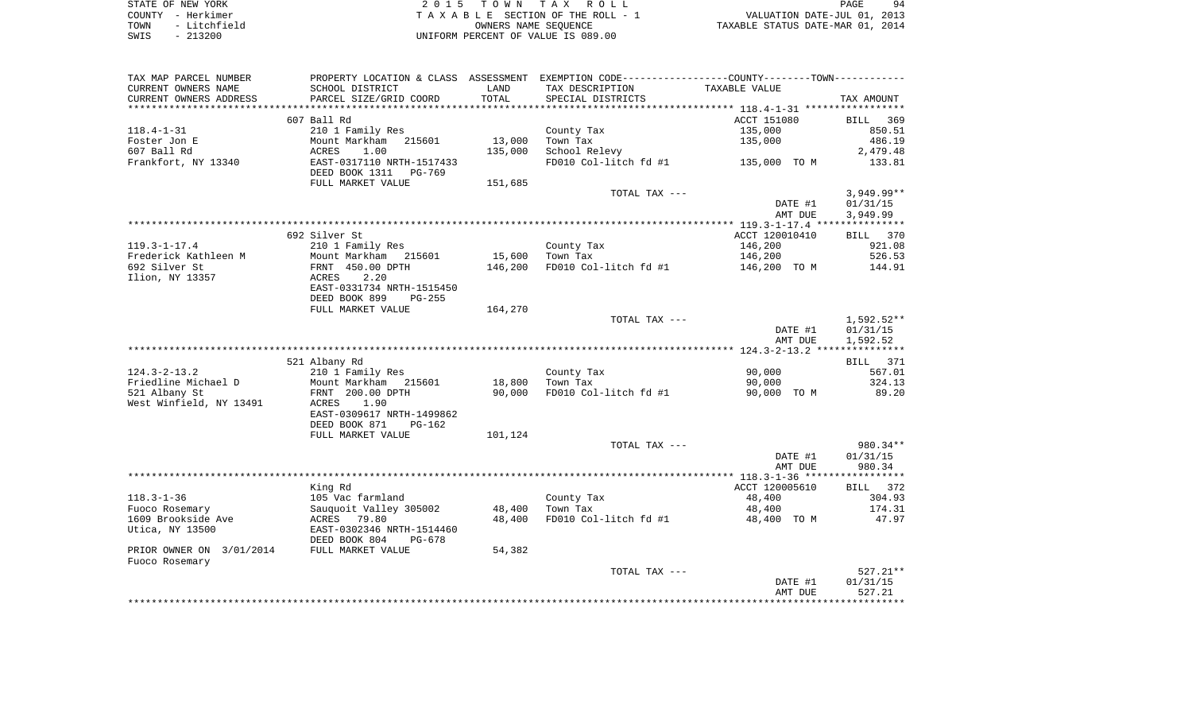STATE OF NEW YORK
COUNTY - Herkimer
TOWN - Litchfield
SWIS - 213200

2 0 1 5 T O W N T A X R O L L
T A X A B L E SECTION OF THE ROLL - 1
OWNERS NAME SEQUENCE
UNIFORM PERCENT OF VALUE IS 089.00

VALUATION DATE-JUL 01, 2013
TAXABLE STATUS DATE-MAR 01, 2014

| TAX MAP PARCEL NUMBER / CURRENT OWNERS NAME / CURRENT OWNERS ADDRESS | PROPERTY LOCATION & CLASS / SCHOOL DISTRICT / PARCEL SIZE/GRID COORD | ASSESSMENT LAND / TOTAL | EXEMPTION CODE / TAX DESCRIPTION / SPECIAL DISTRICTS | TAXABLE VALUE | TAX AMOUNT |
|---|---|---|---|---|---|
| 118.4-1-31 | 607 Ball Rd | | | ACCT 151080 | BILL 369 |
| Foster Jon E | 210 1 Family Res | | County Tax | 135,000 | 850.51 |
| 607 Ball Rd | Mount Markham 215601 | 13,000 | Town Tax | 135,000 | 486.19 |
| Frankfort, NY 13340 | ACRES 1.00 | 135,000 | School Relevy | | 2,479.48 |
| | EAST-0317110 NRTH-1517433 | | FD010 Col-litch fd #1 | 135,000 TO M | 133.81 |
| | DEED BOOK 1311 PG-769 | | | | |
| | FULL MARKET VALUE | 151,685 | | | |
| | | | TOTAL TAX --- | | 3,949.99** |
| | | | | DATE #1 | 01/31/15 |
| | | | | AMT DUE | 3,949.99 |
| 119.3-1-17.4 | 692 Silver St | | | ACCT 120010410 | BILL 370 |
| Frederick Kathleen M | 210 1 Family Res | | County Tax | 146,200 | 921.08 |
| 692 Silver St | Mount Markham 215601 | 15,600 | Town Tax | 146,200 | 526.53 |
| Ilion, NY 13357 | FRNT 450.00 DPTH | 146,200 | FD010 Col-litch fd #1 | 146,200 TO M | 144.91 |
| | ACRES 2.20 | | | | |
| | EAST-0331734 NRTH-1515450 | | | | |
| | DEED BOOK 899 PG-255 | | | | |
| | FULL MARKET VALUE | 164,270 | | | |
| | | | TOTAL TAX --- | | 1,592.52** |
| | | | | DATE #1 | 01/31/15 |
| | | | | AMT DUE | 1,592.52 |
| 124.3-2-13.2 | 521 Albany Rd | | | | BILL 371 |
| Friedline Michael D | 210 1 Family Res | | County Tax | 90,000 | 567.01 |
| 521 Albany St | Mount Markham 215601 | 18,800 | Town Tax | 90,000 | 324.13 |
| West Winfield, NY 13491 | FRNT 200.00 DPTH | 90,000 | FD010 Col-litch fd #1 | 90,000 TO M | 89.20 |
| | ACRES 1.90 | | | | |
| | EAST-0309617 NRTH-1499862 | | | | |
| | DEED BOOK 871 PG-162 | | | | |
| | FULL MARKET VALUE | 101,124 | | | |
| | | | TOTAL TAX --- | | 980.34** |
| | | | | DATE #1 | 01/31/15 |
| | | | | AMT DUE | 980.34 |
| 118.3-1-36 | King Rd | | | ACCT 120005610 | BILL 372 |
| Fuoco Rosemary | 105 Vac farmland | | County Tax | 48,400 | 304.93 |
| 1609 Brookside Ave | Sauquoit Valley 305002 | 48,400 | Town Tax | 48,400 | 174.31 |
| Utica, NY 13500 | ACRES 79.80 | 48,400 | FD010 Col-litch fd #1 | 48,400 TO M | 47.97 |
| | EAST-0302346 NRTH-1514460 | | | | |
| | DEED BOOK 804 PG-678 | | | | |
| PRIOR OWNER ON 3/01/2014 | FULL MARKET VALUE | 54,382 | | | |
| Fuoco Rosemary | | | | | |
| | | | TOTAL TAX --- | | 527.21** |
| | | | | DATE #1 | 01/31/15 |
| | | | | AMT DUE | 527.21 |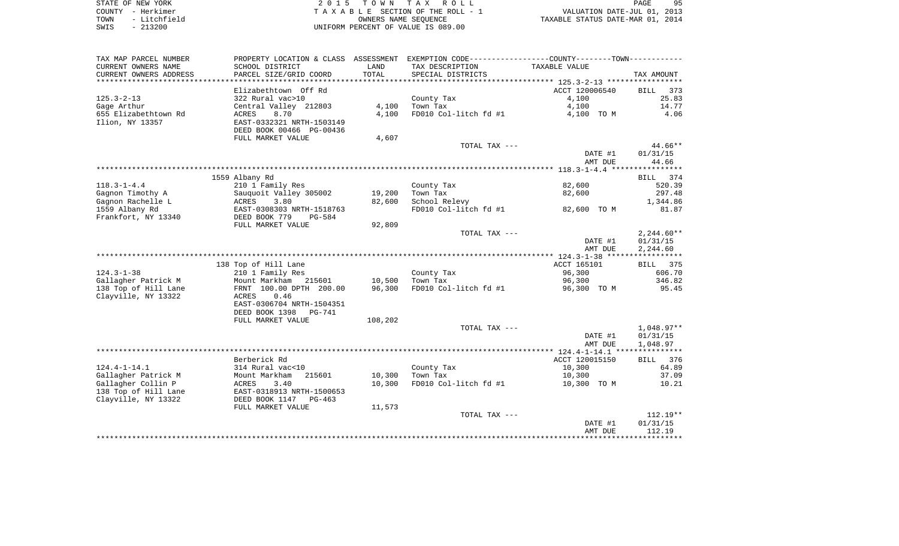STATE OF NEW YORK
COUNTY - Herkimer
TOWN - Litchfield
SWIS - 213200

2015 TOWN TAX ROLL
TAXABLE SECTION OF THE ROLL - 1
OWNERS NAME SEQUENCE
UNIFORM PERCENT OF VALUE IS 089.00

VALUATION DATE-JUL 01, 2013
TAXABLE STATUS DATE-MAR 01, 2014

| TAX MAP PARCEL NUMBER<br>CURRENT OWNERS NAME<br>CURRENT OWNERS ADDRESS | PROPERTY LOCATION & CLASS<br>SCHOOL DISTRICT<br>PARCEL SIZE/GRID COORD | ASSESSMENT<br>LAND<br>TOTAL | EXEMPTION CODE-----COUNTY-----TOWN-----<br>TAX DESCRIPTION<br>SPECIAL DISTRICTS | TAXABLE VALUE | TAX AMOUNT |
|---|---|---|---|---|---|
| 125.3-2-13 | Elizabethtown Off Rd | | | ACCT 120006540 | BILL 373 |
| | 322 Rural vac>10 | | County Tax | 4,100 | 25.83 |
| Gage Arthur | Central Valley 212803 | 4,100 | Town Tax | 4,100 | 14.77 |
| 655 Elizabethtown Rd | ACRES 8.70 | 4,100 | FD010 Col-litch fd #1 | 4,100 TO M | 4.06 |
| Ilion, NY 13357 | EAST-0332321 NRTH-1503149 | | | | |
| | DEED BOOK 00466 PG-00436 | | | | |
| | FULL MARKET VALUE | 4,607 | | | |
| | | | TOTAL TAX --- | | 44.66** |
| | | | | DATE #1 | 01/31/15 |
| | | | | AMT DUE | 44.66 |
| 118.3-1-4.4 | 1559 Albany Rd | | | | BILL 374 |
| | 210 1 Family Res | | County Tax | 82,600 | 520.39 |
| Gagnon Timothy A | Sauquoit Valley 305002 | 19,200 | Town Tax | 82,600 | 297.48 |
| Gagnon Rachelle L | ACRES 3.80 | 82,600 | School Relevy | | 1,344.86 |
| 1559 Albany Rd | EAST-0308303 NRTH-1518763 | | FD010 Col-litch fd #1 | 82,600 TO M | 81.87 |
| Frankfort, NY 13340 | DEED BOOK 779 PG-584 | | | | |
| | FULL MARKET VALUE | 92,809 | | | |
| | | | TOTAL TAX --- | | 2,244.60** |
| | | | | DATE #1 | 01/31/15 |
| | | | | AMT DUE | 2,244.60 |
| 124.3-1-38 | 138 Top of Hill Lane | | | ACCT 165101 | BILL 375 |
| | 210 1 Family Res | | County Tax | 96,300 | 606.70 |
| Gallagher Patrick M | Mount Markham 215601 | 10,500 | Town Tax | 96,300 | 346.82 |
| 138 Top of Hill Lane | FRNT 100.00 DPTH 200.00 | 96,300 | FD010 Col-litch fd #1 | 96,300 TO M | 95.45 |
| Clayville, NY 13322 | ACRES 0.46 | | | | |
| | EAST-0306704 NRTH-1504351 | | | | |
| | DEED BOOK 1398 PG-741 | | | | |
| | FULL MARKET VALUE | 108,202 | | | |
| | | | TOTAL TAX --- | | 1,048.97** |
| | | | | DATE #1 | 01/31/15 |
| | | | | AMT DUE | 1,048.97 |
| 124.4-1-14.1 | Berberick Rd | | | ACCT 120015150 | BILL 376 |
| | 314 Rural vac<10 | | County Tax | 10,300 | 64.89 |
| Gallagher Patrick M | Mount Markham 215601 | 10,300 | Town Tax | 10,300 | 37.09 |
| Gallagher Collin P | ACRES 3.40 | 10,300 | FD010 Col-litch fd #1 | 10,300 TO M | 10.21 |
| 138 Top of Hill Lane | EAST-0318913 NRTH-1500653 | | | | |
| Clayville, NY 13322 | DEED BOOK 1147 PG-463 | | | | |
| | FULL MARKET VALUE | 11,573 | | | |
| | | | TOTAL TAX --- | | 112.19** |
| | | | | DATE #1 | 01/31/15 |
| | | | | AMT DUE | 112.19 |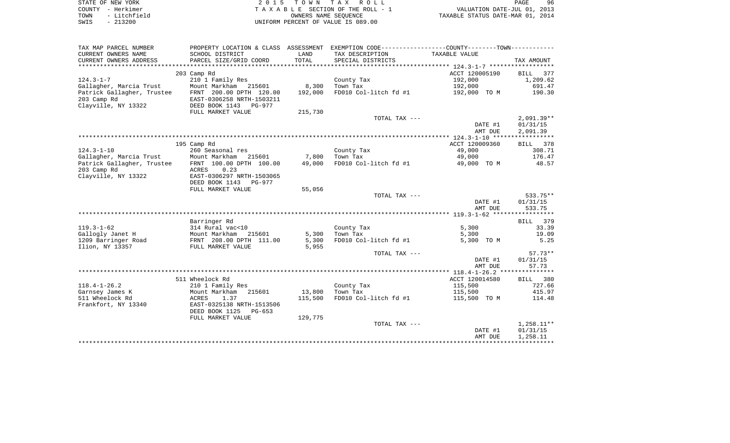STATE OF NEW YORK
COUNTY - Herkimer
TOWN - Litchfield
SWIS - 213200

2 0 1 5 T O W N T A X R O L L
T A X A B L E SECTION OF THE ROLL - 1
OWNERS NAME SEQUENCE
UNIFORM PERCENT OF VALUE IS 089.00

VALUATION DATE-JUL 01, 2013
TAXABLE STATUS DATE-MAR 01, 2014

| TAX MAP PARCEL NUMBER / CURRENT OWNERS NAME / CURRENT OWNERS ADDRESS | PROPERTY LOCATION & CLASS / SCHOOL DISTRICT / PARCEL SIZE/GRID COORD | ASSESSMENT LAND / TOTAL | EXEMPTION CODE / TAX DESCRIPTION / SPECIAL DISTRICTS | COUNTY / TOWN TAXABLE VALUE | TAX AMOUNT |
|---|---|---|---|---|---|
| | 203 Camp Rd | | | ACCT 120005190 | BILL 377 |
| 124.3-1-7 | 210 1 Family Res | | County Tax | 192,000 | 1,209.62 |
| Gallagher, Marcia Trust | Mount Markham 215601 | 8,300 | Town Tax | 192,000 | 691.47 |
| Patrick Gallagher, Trustee | FRNT 200.00 DPTH 120.00 | 192,000 | FD010 Col-litch fd #1 | 192,000 TO M | 190.30 |
| 203 Camp Rd | EAST-0306258 NRTH-1503211 | | | | |
| Clayville, NY 13322 | DEED BOOK 1143 PG-977 | | | | |
| | FULL MARKET VALUE | 215,730 | | | |
| | | | TOTAL TAX --- | | 2,091.39** |
| | | | | DATE #1 | 01/31/15 |
| | | | | AMT DUE | 2,091.39 |
| | 195 Camp Rd | | | ACCT 120009360 | BILL 378 |
| 124.3-1-10 | 260 Seasonal res | | County Tax | 49,000 | 308.71 |
| Gallagher, Marcia Trust | Mount Markham 215601 | 7,800 | Town Tax | 49,000 | 176.47 |
| Patrick Gallagher, Trustee | FRNT 100.00 DPTH 100.00 | 49,000 | FD010 Col-litch fd #1 | 49,000 TO M | 48.57 |
| 203 Camp Rd | ACRES 0.23 | | | | |
| Clayville, NY 13322 | EAST-0306297 NRTH-1503065 | | | | |
| | DEED BOOK 1143 PG-977 | | | | |
| | FULL MARKET VALUE | 55,056 | | | |
| | | | TOTAL TAX --- | | 533.75** |
| | | | | DATE #1 | 01/31/15 |
| | | | | AMT DUE | 533.75 |
| | Barringer Rd | | | | BILL 379 |
| 119.3-1-62 | 314 Rural vac<10 | | County Tax | 5,300 | 33.39 |
| Gallogly Janet H | Mount Markham 215601 | 5,300 | Town Tax | 5,300 | 19.09 |
| 1209 Barringer Road | FRNT 208.00 DPTH 111.00 | 5,300 | FD010 Col-litch fd #1 | 5,300 TO M | 5.25 |
| Ilion, NY 13357 | FULL MARKET VALUE | 5,955 | | | |
| | | | TOTAL TAX --- | | 57.73** |
| | | | | DATE #1 | 01/31/15 |
| | | | | AMT DUE | 57.73 |
| | 511 Wheelock Rd | | | ACCT 120014580 | BILL 380 |
| 118.4-1-26.2 | 210 1 Family Res | | County Tax | 115,500 | 727.66 |
| Garnsey James K | Mount Markham 215601 | 13,800 | Town Tax | 115,500 | 415.97 |
| 511 Wheelock Rd | ACRES 1.37 | 115,500 | FD010 Col-litch fd #1 | 115,500 TO M | 114.48 |
| Frankfort, NY 13340 | EAST-0325138 NRTH-1513506 | | | | |
| | DEED BOOK 1125 PG-653 | | | | |
| | FULL MARKET VALUE | 129,775 | | | |
| | | | TOTAL TAX --- | | 1,258.11** |
| | | | | DATE #1 | 01/31/15 |
| | | | | AMT DUE | 1,258.11 |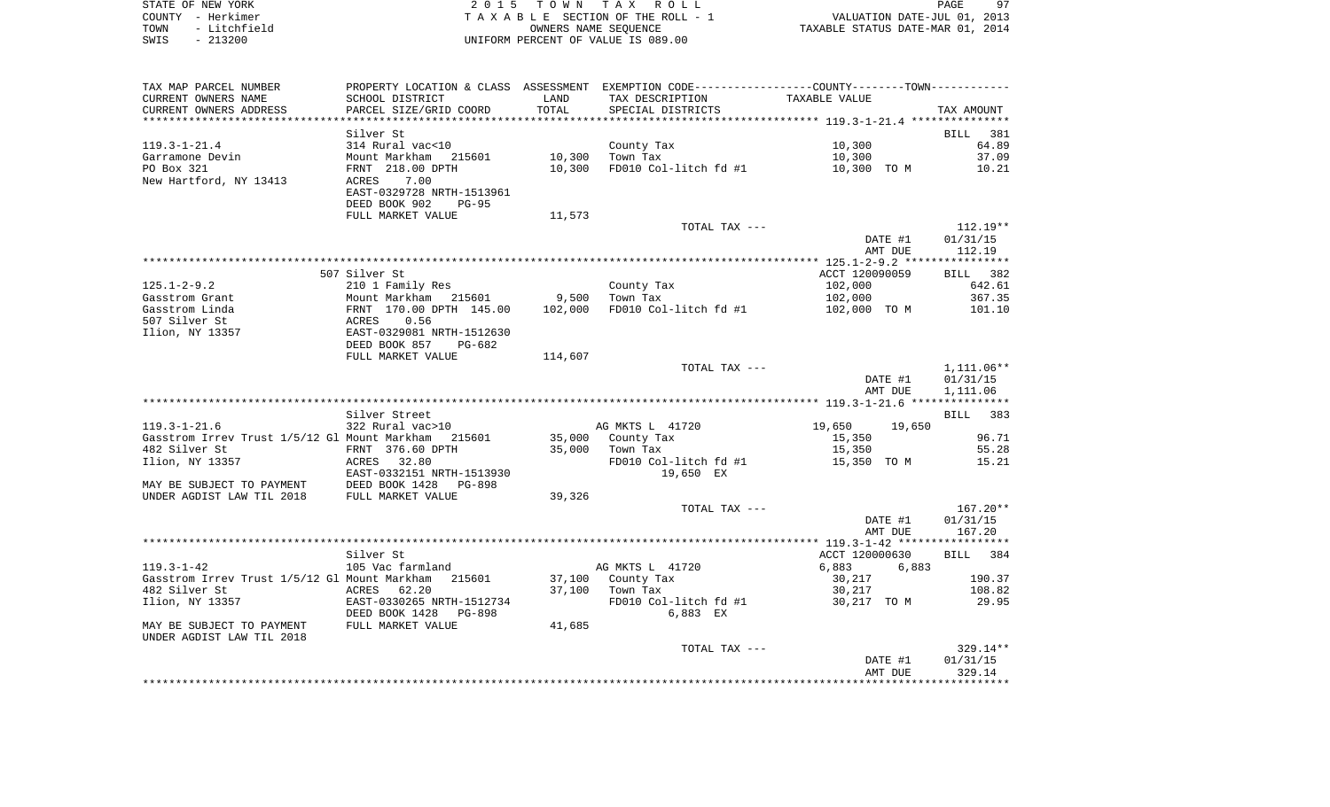STATE OF NEW YORK
COUNTY - Herkimer
TOWN - Litchfield
SWIS - 213200

2 0 1 5 T O W N T A X R O L L
T A X A B L E SECTION OF THE ROLL - 1
OWNERS NAME SEQUENCE
UNIFORM PERCENT OF VALUE IS 089.00

VALUATION DATE-JUL 01, 2013
TAXABLE STATUS DATE-MAR 01, 2014

| TAX MAP PARCEL NUMBER / CURRENT OWNERS NAME / CURRENT OWNERS ADDRESS | PROPERTY LOCATION & CLASS / SCHOOL DISTRICT / PARCEL SIZE/GRID COORD | ASSESSMENT LAND / TOTAL | EXEMPTION CODE / TAX DESCRIPTION / SPECIAL DISTRICTS | COUNTY / TOWN TAXABLE VALUE | TAX AMOUNT |
|---|---|---|---|---|---|
| 119.3-1-21.4 | Silver St | | | | BILL 381 |
| | 314 Rural vac<10 | | County Tax | 10,300 | 64.89 |
| Garramone Devin | Mount Markham 215601 | 10,300 | Town Tax | 10,300 | 37.09 |
| PO Box 321 | FRNT 218.00 DPTH | 10,300 | FD010 Col-litch fd #1 | 10,300 TO M | 10.21 |
| New Hartford, NY 13413 | ACRES 7.00 | | | | |
| | EAST-0329728 NRTH-1513961 | | | | |
| | DEED BOOK 902 PG-95 | | | | |
| | FULL MARKET VALUE | 11,573 | | | |
| | | | TOTAL TAX --- | | 112.19** |
| | | | | DATE #1 | 01/31/15 |
| | | | | AMT DUE | 112.19 |
| 125.1-2-9.2 | 507 Silver St | | | ACCT 120090059 | BILL 382 |
| | 210 1 Family Res | | County Tax | 102,000 | 642.61 |
| Gasstrom Grant | Mount Markham 215601 | 9,500 | Town Tax | 102,000 | 367.35 |
| Gasstrom Linda | FRNT 170.00 DPTH 145.00 | 102,000 | FD010 Col-litch fd #1 | 102,000 TO M | 101.10 |
| 507 Silver St | ACRES 0.56 | | | | |
| Ilion, NY 13357 | EAST-0329081 NRTH-1512630 | | | | |
| | DEED BOOK 857 PG-682 | | | | |
| | FULL MARKET VALUE | 114,607 | | | |
| | | | TOTAL TAX --- | | 1,111.06** |
| | | | | DATE #1 | 01/31/15 |
| | | | | AMT DUE | 1,111.06 |
| 119.3-1-21.6 | Silver Street | | | | BILL 383 |
| | 322 Rural vac>10 | | AG MKTS L 41720 | 19,650 19,650 | |
| Gasstrom Irrev Trust 1/5/12 Gl | Mount Markham 215601 | 35,000 | County Tax | 15,350 | 96.71 |
| 482 Silver St | FRNT 376.60 DPTH | 35,000 | Town Tax | 15,350 | 55.28 |
| Ilion, NY 13357 | ACRES 32.80 | | FD010 Col-litch fd #1 | 15,350 TO M | 15.21 |
| | EAST-0332151 NRTH-1513930 | | 19,650 EX | | |
| MAY BE SUBJECT TO PAYMENT | DEED BOOK 1428 PG-898 | | | | |
| UNDER AGDIST LAW TIL 2018 | FULL MARKET VALUE | 39,326 | | | |
| | | | TOTAL TAX --- | | 167.20** |
| | | | | DATE #1 | 01/31/15 |
| | | | | AMT DUE | 167.20 |
| 119.3-1-42 | Silver St | | | ACCT 120000630 | BILL 384 |
| | 105 Vac farmland | | AG MKTS L 41720 | 6,883 6,883 | |
| Gasstrom Irrev Trust 1/5/12 Gl | Mount Markham 215601 | 37,100 | County Tax | 30,217 | 190.37 |
| 482 Silver St | ACRES 62.20 | 37,100 | Town Tax | 30,217 | 108.82 |
| Ilion, NY 13357 | EAST-0330265 NRTH-1512734 | | FD010 Col-litch fd #1 | 30,217 TO M | 29.95 |
| | DEED BOOK 1428 PG-898 | | 6,883 EX | | |
| MAY BE SUBJECT TO PAYMENT | FULL MARKET VALUE | 41,685 | | | |
| UNDER AGDIST LAW TIL 2018 | | | | | |
| | | | TOTAL TAX --- | | 329.14** |
| | | | | DATE #1 | 01/31/15 |
| | | | | AMT DUE | 329.14 |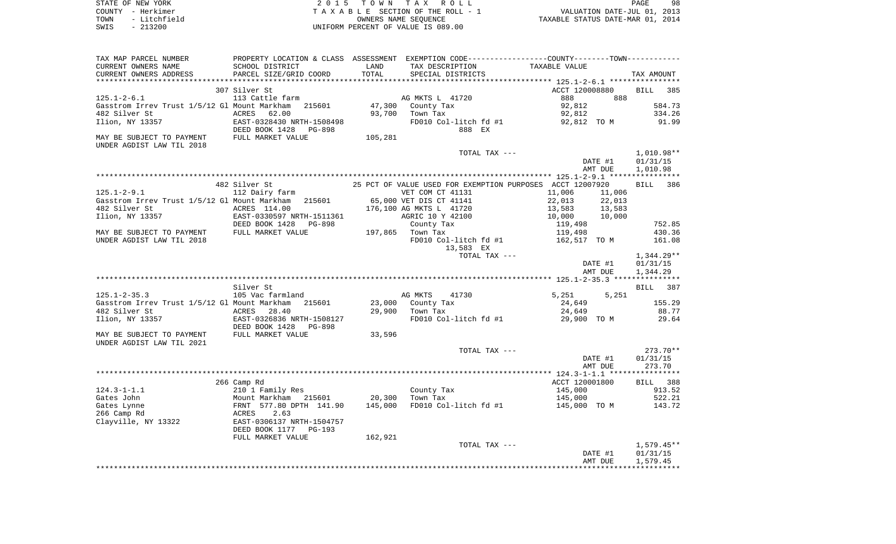STATE OF NEW YORK · COUNTY - Herkimer · TOWN - Litchfield · SWIS - 213200

2 0 1 5 T O W N T A X R O L L
T A X A B L E SECTION OF THE ROLL - 1
OWNERS NAME SEQUENCE
UNIFORM PERCENT OF VALUE IS 089.00

VALUATION DATE-JUL 01, 2013
TAXABLE STATUS DATE-MAR 01, 2014

```
TAX MAP PARCEL NUMBER          PROPERTY LOCATION & CLASS  ASSESSMENT  EXEMPTION CODE-----------------COUNTY--------TOWN-----------
CURRENT OWNERS NAME            SCHOOL DISTRICT               LAND      TAX DESCRIPTION              TAXABLE VALUE
CURRENT OWNERS ADDRESS         PARCEL SIZE/GRID COORD        TOTAL     SPECIAL DISTRICTS                                      TAX AMOUNT
*********************************************************************************************** 125.1-2-6.1 ****************
                               307 Silver St                                                       ACCT 120008880      BILL   385
125.1-2-6.1                    113 Cattle farm                      AG MKTS L  41720                888         888
Gasstrom Irrev Trust 1/5/12 Gl Mount Markham   215601      47,300   County Tax                   92,812                   584.73
482 Silver St                  ACRES    62.00              93,700   Town Tax                     92,812                   334.26
Ilion, NY 13357                EAST-0328430 NRTH-1508498            FD010 Col-litch fd #1        92,812 TO M               91.99
                               DEED BOOK 1428    PG-898                  888 EX
MAY BE SUBJECT TO PAYMENT      FULL MARKET VALUE          105,281
UNDER AGDIST LAW TIL 2018
                                                                    TOTAL TAX ---                                      1,010.98**
                                                                                                     DATE #1          01/31/15
                                                                                                     AMT DUE          1,010.98
*********************************************************************************************** 125.1-2-9.1 ****************
                               482 Silver St                 25 PCT OF VALUE USED FOR EXEMPTION PURPOSES  ACCT 12007920     BILL   386
125.1-2-9.1                    112 Dairy farm                       VET COM CT 41131             11,006      11,006
Gasstrom Irrev Trust 1/5/12 Gl Mount Markham   215601      65,000 VET DIS CT 41141               22,013      22,013
482 Silver St                  ACRES   114.00             176,100 AG MKTS L  41720               13,583      13,583
Ilion, NY 13357                EAST-0330597 NRTH-1511361            AGRIC 10 Y 42100             10,000      10,000
                               DEED BOOK 1428    PG-898             County Tax                  119,498                   752.85
MAY BE SUBJECT TO PAYMENT      FULL MARKET VALUE          197,865   Town Tax                    119,498                   430.36
UNDER AGDIST LAW TIL 2018                                           FD010 Col-litch fd #1       162,517 TO M              161.08
                                                                         13,583 EX
                                                                    TOTAL TAX ---                                      1,344.29**
                                                                                                     DATE #1          01/31/15
                                                                                                     AMT DUE          1,344.29
*********************************************************************************************** 125.1-2-35.3 ***************
                               Silver St                                                                               BILL   387
125.1-2-35.3                   105 Vac farmland                     AG MKTS    41730              5,251       5,251
Gasstrom Irrev Trust 1/5/12 Gl Mount Markham   215601      23,000   County Tax                   24,649                   155.29
482 Silver St                  ACRES    28.40              29,900   Town Tax                     24,649                    88.77
Ilion, NY 13357                EAST-0326836 NRTH-1508127            FD010 Col-litch fd #1        29,900 TO M               29.64
                               DEED BOOK 1428    PG-898
MAY BE SUBJECT TO PAYMENT      FULL MARKET VALUE           33,596
UNDER AGDIST LAW TIL 2021
                                                                    TOTAL TAX ---                                        273.70**
                                                                                                     DATE #1          01/31/15
                                                                                                     AMT DUE            273.70
*********************************************************************************************** 124.3-1-1.1 ****************
                               266 Camp Rd                                                         ACCT 120001800      BILL   388
124.3-1-1.1                    210 1 Family Res                     County Tax                  145,000                   913.52
Gates John                     Mount Markham   215601      20,300   Town Tax                    145,000                   522.21
Gates Lynne                    FRNT 577.80 DPTH 141.90    145,000   FD010 Col-litch fd #1       145,000 TO M              143.72
266 Camp Rd                    ACRES     2.63
Clayville, NY 13322            EAST-0306137 NRTH-1504757
                               DEED BOOK 1177    PG-193
                               FULL MARKET VALUE          162,921
                                                                    TOTAL TAX ---                                      1,579.45**
                                                                                                     DATE #1          01/31/15
                                                                                                     AMT DUE          1,579.45
*****************************************************************************************************************************
```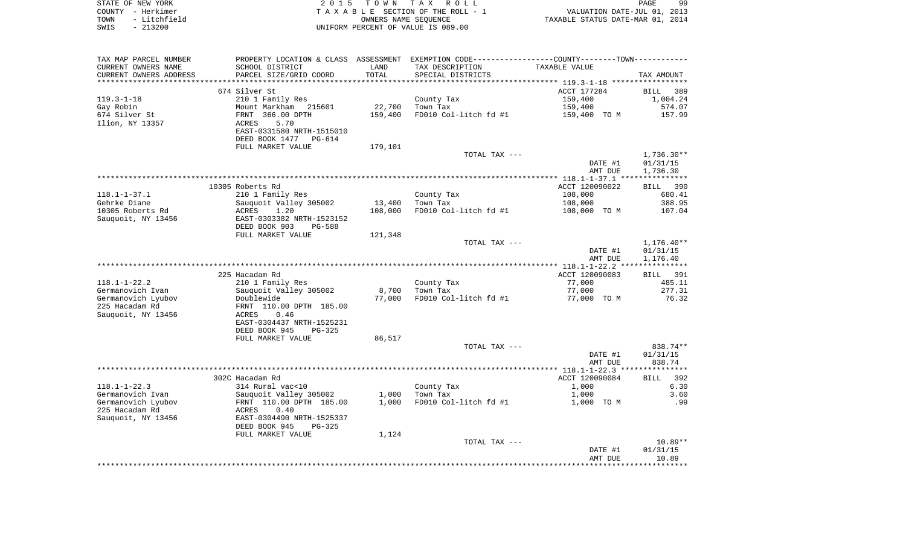STATE OF NEW YORK
COUNTY - Herkimer
TOWN - Litchfield
SWIS - 213200

2015 TOWN TAX ROLL
TAXABLE SECTION OF THE ROLL - 1
OWNERS NAME SEQUENCE
UNIFORM PERCENT OF VALUE IS 089.00

VALUATION DATE-JUL 01, 2013
TAXABLE STATUS DATE-MAR 01, 2014

| TAX MAP PARCEL NUMBER<br>CURRENT OWNERS NAME<br>CURRENT OWNERS ADDRESS | PROPERTY LOCATION & CLASS<br>SCHOOL DISTRICT<br>PARCEL SIZE/GRID COORD | ASSESSMENT<br>LAND<br>TOTAL | EXEMPTION CODE-----COUNTY-----TOWN-----<br>TAX DESCRIPTION<br>SPECIAL DISTRICTS | TAXABLE VALUE | TAX AMOUNT |
|---|---|---|---|---|---|
| | 674 Silver St | | | ACCT 177284 | BILL 389 |
| 119.3-1-18 | 210 1 Family Res | | County Tax | 159,400 | 1,004.24 |
| Gay Robin | Mount Markham 215601 | 22,700 | Town Tax | 159,400 | 574.07 |
| 674 Silver St | FRNT 366.00 DPTH | 159,400 | FD010 Col-litch fd #1 | 159,400 TO M | 157.99 |
| Ilion, NY 13357 | ACRES 5.70 | | | | |
| | EAST-0331580 NRTH-1515010 | | | | |
| | DEED BOOK 1477 PG-614 | | | | |
| | FULL MARKET VALUE | 179,101 | | | |
| | | | TOTAL TAX --- | | 1,736.30** |
| | | | | DATE #1 | 01/31/15 |
| | | | | AMT DUE | 1,736.30 |
| | 10305 Roberts Rd | | | ACCT 120090022 | BILL 390 |
| 118.1-1-37.1 | 210 1 Family Res | | County Tax | 108,000 | 680.41 |
| Gehrke Diane | Sauquoit Valley 305002 | 13,400 | Town Tax | 108,000 | 388.95 |
| 10305 Roberts Rd | ACRES 1.20 | 108,000 | FD010 Col-litch fd #1 | 108,000 TO M | 107.04 |
| Sauquoit, NY 13456 | EAST-0303382 NRTH-1523152 | | | | |
| | DEED BOOK 903 PG-588 | | | | |
| | FULL MARKET VALUE | 121,348 | | | |
| | | | TOTAL TAX --- | | 1,176.40** |
| | | | | DATE #1 | 01/31/15 |
| | | | | AMT DUE | 1,176.40 |
| | 225 Hacadam Rd | | | ACCT 120090083 | BILL 391 |
| 118.1-1-22.2 | 210 1 Family Res | | County Tax | 77,000 | 485.11 |
| Germanovich Ivan | Sauquoit Valley 305002 | 8,700 | Town Tax | 77,000 | 277.31 |
| Germanovich Lyubov | Doublewide | 77,000 | FD010 Col-litch fd #1 | 77,000 TO M | 76.32 |
| 225 Hacadam Rd | FRNT 110.00 DPTH 185.00 | | | | |
| Sauquoit, NY 13456 | ACRES 0.46 | | | | |
| | EAST-0304437 NRTH-1525231 | | | | |
| | DEED BOOK 945 PG-325 | | | | |
| | FULL MARKET VALUE | 86,517 | | | |
| | | | TOTAL TAX --- | | 838.74** |
| | | | | DATE #1 | 01/31/15 |
| | | | | AMT DUE | 838.74 |
| | 302C Hacadam Rd | | | ACCT 120090084 | BILL 392 |
| 118.1-1-22.3 | 314 Rural vac<10 | | County Tax | 1,000 | 6.30 |
| Germanovich Ivan | Sauquoit Valley 305002 | 1,000 | Town Tax | 1,000 | 3.60 |
| Germanovich Lyubov | FRNT 110.00 DPTH 185.00 | 1,000 | FD010 Col-litch fd #1 | 1,000 TO M | .99 |
| 225 Hacadam Rd | ACRES 0.40 | | | | |
| Sauquoit, NY 13456 | EAST-0304490 NRTH-1525337 | | | | |
| | DEED BOOK 945 PG-325 | | | | |
| | FULL MARKET VALUE | 1,124 | | | |
| | | | TOTAL TAX --- | | 10.89** |
| | | | | DATE #1 | 01/31/15 |
| | | | | AMT DUE | 10.89 |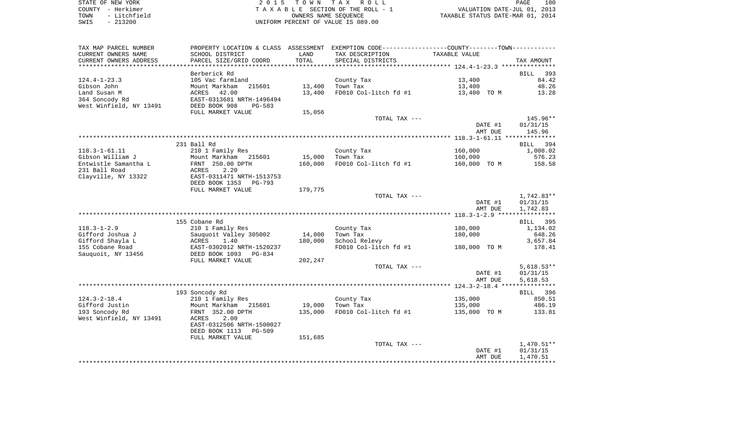STATE OF NEW YORK
COUNTY - Herkimer
TOWN - Litchfield
SWIS - 213200

2 0 1 5 T O W N T A X R O L L
T A X A B L E SECTION OF THE ROLL - 1
OWNERS NAME SEQUENCE
UNIFORM PERCENT OF VALUE IS 089.00

VALUATION DATE-JUL 01, 2013
TAXABLE STATUS DATE-MAR 01, 2014

| TAX MAP PARCEL NUMBER / CURRENT OWNERS NAME / CURRENT OWNERS ADDRESS | PROPERTY LOCATION & CLASS / SCHOOL DISTRICT / PARCEL SIZE/GRID COORD | ASSESSMENT LAND / TOTAL | EXEMPTION CODE / TAX DESCRIPTION / SPECIAL DISTRICTS | TAXABLE VALUE | TAX AMOUNT |
|---|---|---|---|---|---|
| 124.4-1-23.3 | Berberick Rd | | | | BILL 393 |
| | 105 Vac farmland | | County Tax | 13,400 | 84.42 |
| Gibson John | Mount Markham 215601 | 13,400 | Town Tax | 13,400 | 48.26 |
| Land Susan M | ACRES 42.00 | 13,400 | FD010 Col-litch fd #1 | 13,400 TO M | 13.28 |
| 364 Soncody Rd | EAST-0313681 NRTH-1496494 | | | | |
| West Winfield, NY 13491 | DEED BOOK 908 PG-583 | | | | |
| | FULL MARKET VALUE | 15,056 | | | |
| | | | TOTAL TAX --- | | 145.96** |
| | | | | DATE #1 | 01/31/15 |
| | | | | AMT DUE | 145.96 |
| 118.3-1-61.11 | 231 Ball Rd | | | | BILL 394 |
| | 210 1 Family Res | | County Tax | 160,000 | 1,008.02 |
| Gibson William J | Mount Markham 215601 | 15,000 | Town Tax | 160,000 | 576.23 |
| Entwistle Samantha L | FRNT 250.00 DPTH | 160,000 | FD010 Col-litch fd #1 | 160,000 TO M | 158.58 |
| 231 Ball Road | ACRES 2.20 | | | | |
| Clayville, NY 13322 | EAST-0311471 NRTH-1513753 | | | | |
| | DEED BOOK 1353 PG-793 | | | | |
| | FULL MARKET VALUE | 179,775 | | | |
| | | | TOTAL TAX --- | | 1,742.83** |
| | | | | DATE #1 | 01/31/15 |
| | | | | AMT DUE | 1,742.83 |
| 118.3-1-2.9 | 155 Cobane Rd | | | | BILL 395 |
| | 210 1 Family Res | | County Tax | 180,000 | 1,134.02 |
| Gifford Joshua J | Sauquoit Valley 305002 | 14,000 | Town Tax | 180,000 | 648.26 |
| Gifford Shayla L | ACRES 1.40 | 180,000 | School Relevy | | 3,657.84 |
| 155 Cobane Road | EAST-0302012 NRTH-1520237 | | FD010 Col-litch fd #1 | 180,000 TO M | 178.41 |
| Sauquoit, NY 13456 | DEED BOOK 1093 PG-834 | | | | |
| | FULL MARKET VALUE | 202,247 | | | |
| | | | TOTAL TAX --- | | 5,618.53** |
| | | | | DATE #1 | 01/31/15 |
| | | | | AMT DUE | 5,618.53 |
| 124.3-2-18.4 | 193 Soncody Rd | | | | BILL 396 |
| | 210 1 Family Res | | County Tax | 135,000 | 850.51 |
| Gifford Justin | Mount Markham 215601 | 19,000 | Town Tax | 135,000 | 486.19 |
| 193 Soncody Rd | FRNT 352.00 DPTH | 135,000 | FD010 Col-litch fd #1 | 135,000 TO M | 133.81 |
| West Winfield, NY 13491 | ACRES 2.00 | | | | |
| | EAST-0312506 NRTH-1500027 | | | | |
| | DEED BOOK 1113 PG-509 | | | | |
| | FULL MARKET VALUE | 151,685 | | | |
| | | | TOTAL TAX --- | | 1,470.51** |
| | | | | DATE #1 | 01/31/15 |
| | | | | AMT DUE | 1,470.51 |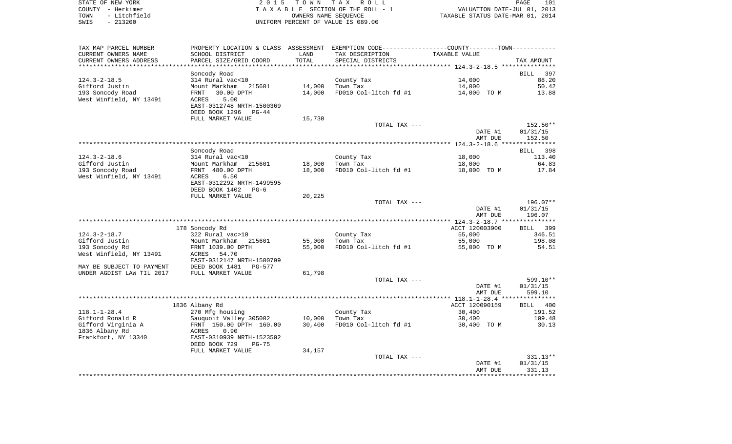STATE OF NEW YORK
COUNTY - Herkimer
TOWN - Litchfield
SWIS - 213200

2015 TOWN TAX ROLL
TAXABLE SECTION OF THE ROLL - 1
OWNERS NAME SEQUENCE
UNIFORM PERCENT OF VALUE IS 089.00

VALUATION DATE-JUL 01, 2013
TAXABLE STATUS DATE-MAR 01, 2014

| TAX MAP PARCEL NUMBER / CURRENT OWNERS NAME / CURRENT OWNERS ADDRESS | PROPERTY LOCATION & CLASS / SCHOOL DISTRICT / PARCEL SIZE/GRID COORD | ASSESSMENT LAND / TOTAL | EXEMPTION CODE / TAX DESCRIPTION / SPECIAL DISTRICTS | TAXABLE VALUE | TAX AMOUNT |
|---|---|---|---|---|---|
| 124.3-2-18.5 | Soncody Road | | | | BILL 397 |
| Gifford Justin | 314 Rural vac<10 | | County Tax | 14,000 | 88.20 |
| 193 Soncody Road | Mount Markham 215601 | 14,000 | Town Tax | 14,000 | 50.42 |
| West Winfield, NY 13491 | FRNT 30.00 DPTH | 14,000 | FD010 Col-litch fd #1 | 14,000 TO M | 13.88 |
| | ACRES 5.00 | | | | |
| | EAST-0312748 NRTH-1500369 | | | | |
| | DEED BOOK 1296 PG-44 | | | | |
| | FULL MARKET VALUE | 15,730 | | | |
| | | | TOTAL TAX --- | | 152.50** |
| | | | | DATE #1 | 01/31/15 |
| | | | | AMT DUE | 152.50 |
| 124.3-2-18.6 | Soncody Road | | | | BILL 398 |
| Gifford Justin | 314 Rural vac<10 | | County Tax | 18,000 | 113.40 |
| 193 Soncody Road | Mount Markham 215601 | 18,000 | Town Tax | 18,000 | 64.83 |
| West Winfield, NY 13491 | FRNT 480.00 DPTH | 18,000 | FD010 Col-litch fd #1 | 18,000 TO M | 17.84 |
| | ACRES 6.50 | | | | |
| | EAST-0312292 NRTH-1499595 | | | | |
| | DEED BOOK 1402 PG-6 | | | | |
| | FULL MARKET VALUE | 20,225 | | | |
| | | | TOTAL TAX --- | | 196.07** |
| | | | | DATE #1 | 01/31/15 |
| | | | | AMT DUE | 196.07 |
| 124.3-2-18.7 | 178 Soncody Rd | | | ACCT 120003900 | BILL 399 |
| Gifford Justin | 322 Rural vac>10 | | County Tax | 55,000 | 346.51 |
| 193 Soncody Rd | Mount Markham 215601 | 55,000 | Town Tax | 55,000 | 198.08 |
| West Winfield, NY 13491 | FRNT 1039.00 DPTH | 55,000 | FD010 Col-litch fd #1 | 55,000 TO M | 54.51 |
| | ACRES 54.70 | | | | |
| | EAST-0312147 NRTH-1500799 | | | | |
| MAY BE SUBJECT TO PAYMENT | DEED BOOK 1481 PG-577 | | | | |
| UNDER AGDIST LAW TIL 2017 | FULL MARKET VALUE | 61,798 | | | |
| | | | TOTAL TAX --- | | 599.10** |
| | | | | DATE #1 | 01/31/15 |
| | | | | AMT DUE | 599.10 |
| 118.1-1-28.4 | 1836 Albany Rd | | | ACCT 120090159 | BILL 400 |
| Gifford Ronald R | 270 Mfg housing | | County Tax | 30,400 | 191.52 |
| Gifford Virginia A | Sauquoit Valley 305002 | 10,000 | Town Tax | 30,400 | 109.48 |
| 1836 Albany Rd | FRNT 150.00 DPTH 160.00 | 30,400 | FD010 Col-litch fd #1 | 30,400 TO M | 30.13 |
| Frankfort, NY 13340 | ACRES 0.90 | | | | |
| | EAST-0310939 NRTH-1523502 | | | | |
| | DEED BOOK 729 PG-75 | | | | |
| | FULL MARKET VALUE | 34,157 | | | |
| | | | TOTAL TAX --- | | 331.13** |
| | | | | DATE #1 | 01/31/15 |
| | | | | AMT DUE | 331.13 |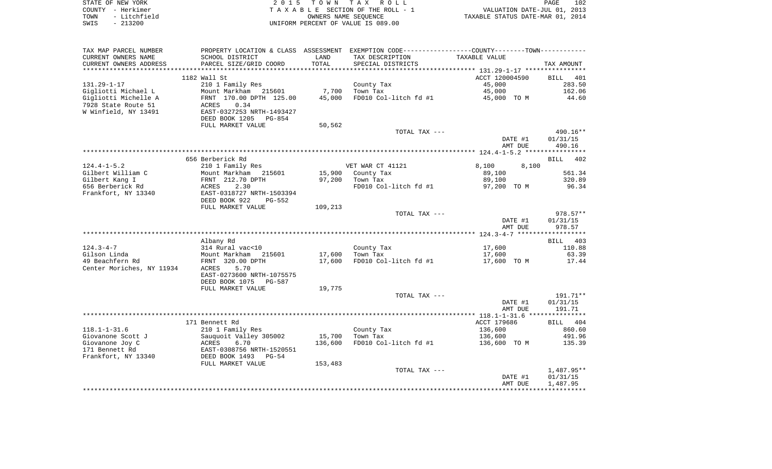STATE OF NEW YORK
COUNTY - Herkimer
TOWN - Litchfield
SWIS - 213200

2 0 1 5 T O W N T A X R O L L
T A X A B L E SECTION OF THE ROLL - 1
OWNERS NAME SEQUENCE
UNIFORM PERCENT OF VALUE IS 089.00

VALUATION DATE-JUL 01, 2013
TAXABLE STATUS DATE-MAR 01, 2014

| TAX MAP PARCEL NUMBER<br>CURRENT OWNERS NAME<br>CURRENT OWNERS ADDRESS | PROPERTY LOCATION & CLASS<br>SCHOOL DISTRICT<br>PARCEL SIZE/GRID COORD | ASSESSMENT<br>LAND<br>TOTAL | EXEMPTION CODE<br>TAX DESCRIPTION<br>SPECIAL DISTRICTS | COUNTY--------TOWN<br>TAXABLE VALUE | TAX AMOUNT |
|---|---|---|---|---|---|
| 131.29-1-17 | 1182 Wall St | | | ACCT 120004590 | BILL 401 |
| | 210 1 Family Res | | County Tax | 45,000 | 283.50 |
| Gigliotti Michael L | Mount Markham 215601 | 7,700 | Town Tax | 45,000 | 162.06 |
| Gigliotti Michelle A | FRNT 170.00 DPTH 125.00 | 45,000 | FD010 Col-litch fd #1 | 45,000 TO M | 44.60 |
| 7928 State Route 51 | ACRES 0.34 | | | | |
| W Winfield, NY 13491 | EAST-0327253 NRTH-1493427 | | | | |
| | DEED BOOK 1205 PG-854 | | | | |
| | FULL MARKET VALUE | 50,562 | | | |
| | | | TOTAL TAX --- | | 490.16** |
| | | | | DATE #1 | 01/31/15 |
| | | | | AMT DUE | 490.16 |
| 124.4-1-5.2 | 656 Berberick Rd | | | | BILL 402 |
| | 210 1 Family Res | | VET WAR CT 41121 | 8,100 8,100 | |
| Gilbert William C | Mount Markham 215601 | 15,900 | County Tax | 89,100 | 561.34 |
| Gilbert Kang I | FRNT 212.70 DPTH | 97,200 | Town Tax | 89,100 | 320.89 |
| 656 Berberick Rd | ACRES 2.30 | | FD010 Col-litch fd #1 | 97,200 TO M | 96.34 |
| Frankfort, NY 13340 | EAST-0318727 NRTH-1503394 | | | | |
| | DEED BOOK 922 PG-552 | | | | |
| | FULL MARKET VALUE | 109,213 | | | |
| | | | TOTAL TAX --- | | 978.57** |
| | | | | DATE #1 | 01/31/15 |
| | | | | AMT DUE | 978.57 |
| 124.3-4-7 | Albany Rd | | | | BILL 403 |
| | 314 Rural vac<10 | | County Tax | 17,600 | 110.88 |
| Gilson Linda | Mount Markham 215601 | 17,600 | Town Tax | 17,600 | 63.39 |
| 49 Beachfern Rd | FRNT 320.00 DPTH | 17,600 | FD010 Col-litch fd #1 | 17,600 TO M | 17.44 |
| Center Moriches, NY 11934 | ACRES 5.70 | | | | |
| | EAST-0273600 NRTH-1075575 | | | | |
| | DEED BOOK 1075 PG-587 | | | | |
| | FULL MARKET VALUE | 19,775 | | | |
| | | | TOTAL TAX --- | | 191.71** |
| | | | | DATE #1 | 01/31/15 |
| | | | | AMT DUE | 191.71 |
| 118.1-1-31.6 | 171 Bennett Rd | | | ACCT 179686 | BILL 404 |
| | 210 1 Family Res | | County Tax | 136,600 | 860.60 |
| Giovanone Scott J | Sauquoit Valley 305002 | 15,700 | Town Tax | 136,600 | 491.96 |
| Giovanone Joy C | ACRES 6.70 | 136,600 | FD010 Col-litch fd #1 | 136,600 TO M | 135.39 |
| 171 Bennett Rd | EAST-0308756 NRTH-1520551 | | | | |
| Frankfort, NY 13340 | DEED BOOK 1493 PG-54 | | | | |
| | FULL MARKET VALUE | 153,483 | | | |
| | | | TOTAL TAX --- | | 1,487.95** |
| | | | | DATE #1 | 01/31/15 |
| | | | | AMT DUE | 1,487.95 |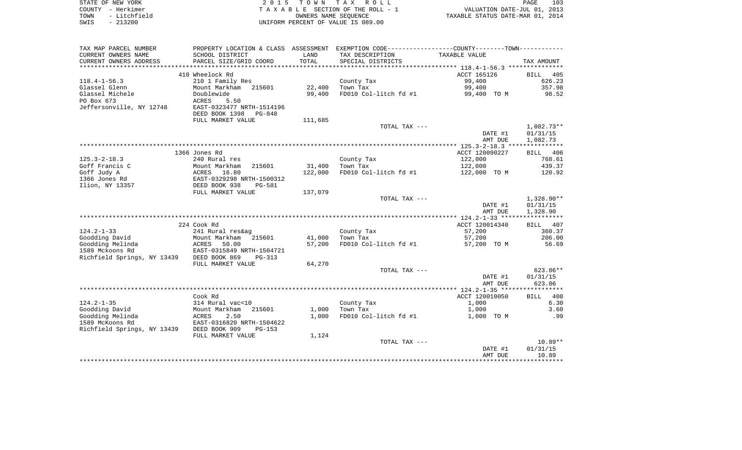STATE OF NEW YORK
COUNTY - Herkimer
TOWN - Litchfield
SWIS - 213200

2 0 1 5 T O W N T A X R O L L
T A X A B L E SECTION OF THE ROLL - 1
OWNERS NAME SEQUENCE
UNIFORM PERCENT OF VALUE IS 089.00

VALUATION DATE-JUL 01, 2013
TAXABLE STATUS DATE-MAR 01, 2014

| TAX MAP PARCEL NUMBER / CURRENT OWNERS NAME / CURRENT OWNERS ADDRESS | PROPERTY LOCATION & CLASS / SCHOOL DISTRICT / PARCEL SIZE/GRID COORD | ASSESSMENT LAND / TOTAL | EXEMPTION CODE / TAX DESCRIPTION / SPECIAL DISTRICTS | COUNTY--------TOWN TAXABLE VALUE | TAX AMOUNT |
|---|---|---|---|---|---|
| 118.4-1-56.3 | 410 Wheelock Rd |  |  | ACCT 165126 | BILL 405 |
| Glassel Glenn | 210 1 Family Res |  | County Tax | 99,400 | 626.23 |
| Glassel Michele | Mount Markham 215601 | 22,400 | Town Tax | 99,400 | 357.98 |
| PO Box 673 | Doublewide | 99,400 | FD010 Col-litch fd #1 | 99,400 TO M | 98.52 |
| Jeffersonville, NY 12748 | ACRES 5.50 |  |  |  |  |
|  | EAST-0323477 NRTH-1514196 |  |  |  |  |
|  | DEED BOOK 1398 PG-848 |  |  |  |  |
|  | FULL MARKET VALUE | 111,685 |  |  |  |
|  |  |  | TOTAL TAX --- |  | 1,082.73** |
|  |  |  |  | DATE #1 | 01/31/15 |
|  |  |  |  | AMT DUE | 1,082.73 |
| 125.3-2-18.3 | 1366 Jones Rd |  |  | ACCT 120090227 | BILL 406 |
| Goff Francis C | 240 Rural res |  | County Tax | 122,000 | 768.61 |
| Goff Judy A | Mount Markham 215601 | 31,400 | Town Tax | 122,000 | 439.37 |
| 1366 Jones Rd | ACRES 16.80 | 122,000 | FD010 Col-litch fd #1 | 122,000 TO M | 120.92 |
| Ilion, NY 13357 | EAST-0329298 NRTH-1500312 |  |  |  |  |
|  | DEED BOOK 938 PG-581 |  |  |  |  |
|  | FULL MARKET VALUE | 137,079 |  |  |  |
|  |  |  | TOTAL TAX --- |  | 1,328.90** |
|  |  |  |  | DATE #1 | 01/31/15 |
|  |  |  |  | AMT DUE | 1,328.90 |
| 124.2-1-33 | 224 Cook Rd |  |  | ACCT 120014340 | BILL 407 |
| Goodding David | 241 Rural res&ag |  | County Tax | 57,200 | 360.37 |
| Goodding Melinda | Mount Markham 215601 | 41,000 | Town Tax | 57,200 | 206.00 |
| 1589 Mckoons Rd | ACRES 50.00 | 57,200 | FD010 Col-litch fd #1 | 57,200 TO M | 56.69 |
| Richfield Springs, NY 13439 | EAST-0315849 NRTH-1504721 |  |  |  |  |
|  | DEED BOOK 869 PG-313 |  |  |  |  |
|  | FULL MARKET VALUE | 64,270 |  |  |  |
|  |  |  | TOTAL TAX --- |  | 623.06** |
|  |  |  |  | DATE #1 | 01/31/15 |
|  |  |  |  | AMT DUE | 623.06 |
| 124.2-1-35 | Cook Rd |  |  | ACCT 120010050 | BILL 408 |
| Goodding David | 314 Rural vac<10 |  | County Tax | 1,000 | 6.30 |
| Goodding Melinda | Mount Markham 215601 | 1,000 | Town Tax | 1,000 | 3.60 |
| 1589 McKoons Rd | ACRES 2.50 | 1,000 | FD010 Col-litch fd #1 | 1,000 TO M | .99 |
| Richfield Springs, NY 13439 | EAST-0316820 NRTH-1504622 |  |  |  |  |
|  | DEED BOOK 909 PG-153 |  |  |  |  |
|  | FULL MARKET VALUE | 1,124 |  |  |  |
|  |  |  | TOTAL TAX --- |  | 10.89** |
|  |  |  |  | DATE #1 | 01/31/15 |
|  |  |  |  | AMT DUE | 10.89 |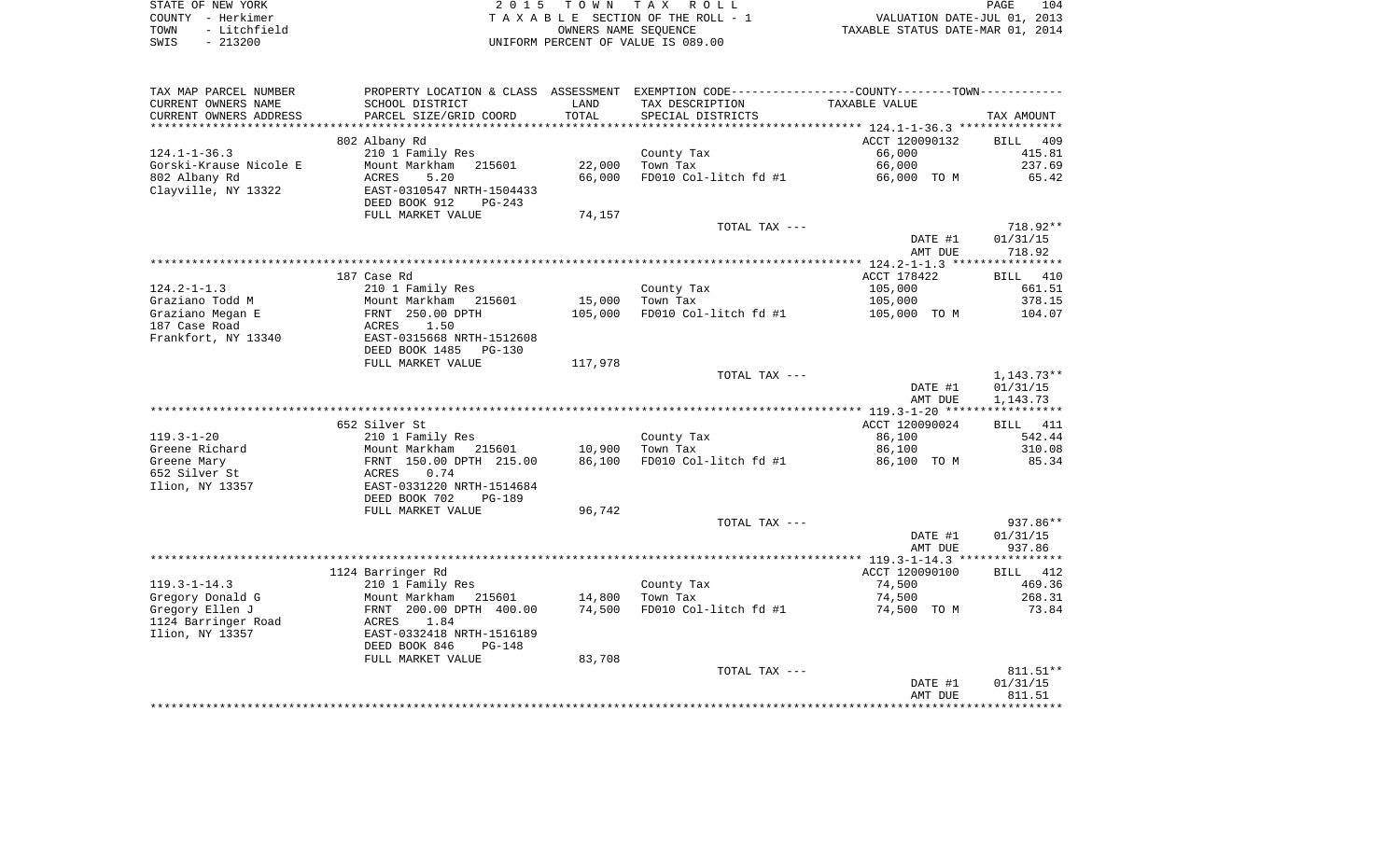STATE OF NEW YORK
COUNTY - Herkimer
TOWN - Litchfield
SWIS - 213200

2 0 1 5 T O W N T A X R O L L
T A X A B L E SECTION OF THE ROLL - 1
OWNERS NAME SEQUENCE
UNIFORM PERCENT OF VALUE IS 089.00

VALUATION DATE-JUL 01, 2013
TAXABLE STATUS DATE-MAR 01, 2014

| TAX MAP PARCEL NUMBER / CURRENT OWNERS NAME / CURRENT OWNERS ADDRESS | PROPERTY LOCATION & CLASS / SCHOOL DISTRICT / PARCEL SIZE/GRID COORD | ASSESSMENT LAND / TOTAL | EXEMPTION CODE / TAX DESCRIPTION / SPECIAL DISTRICTS | TAXABLE VALUE | TAX AMOUNT |
|---|---|---|---|---|---|
| | 802 Albany Rd | | | ACCT 120090132 | BILL 409 |
| 124.1-1-36.3 | 210 1 Family Res | | County Tax | 66,000 | 415.81 |
| Gorski-Krause Nicole E | Mount Markham 215601 | 22,000 | Town Tax | 66,000 | 237.69 |
| 802 Albany Rd | ACRES 5.20 | 66,000 | FD010 Col-litch fd #1 | 66,000 TO M | 65.42 |
| Clayville, NY 13322 | EAST-0310547 NRTH-1504433 | | | | |
| | DEED BOOK 912 PG-243 | | | | |
| | FULL MARKET VALUE | 74,157 | | | |
| | | | TOTAL TAX --- | | 718.92** |
| | | | | DATE #1 | 01/31/15 |
| | | | | AMT DUE | 718.92 |
| | 187 Case Rd | | | ACCT 178422 | BILL 410 |
| 124.2-1-1.3 | 210 1 Family Res | | County Tax | 105,000 | 661.51 |
| Graziano Todd M | Mount Markham 215601 | 15,000 | Town Tax | 105,000 | 378.15 |
| Graziano Megan E | FRNT 250.00 DPTH | 105,000 | FD010 Col-litch fd #1 | 105,000 TO M | 104.07 |
| 187 Case Road | ACRES 1.50 | | | | |
| Frankfort, NY 13340 | EAST-0315668 NRTH-1512608 | | | | |
| | DEED BOOK 1485 PG-130 | | | | |
| | FULL MARKET VALUE | 117,978 | | | |
| | | | TOTAL TAX --- | | 1,143.73** |
| | | | | DATE #1 | 01/31/15 |
| | | | | AMT DUE | 1,143.73 |
| | 652 Silver St | | | ACCT 120090024 | BILL 411 |
| 119.3-1-20 | 210 1 Family Res | | County Tax | 86,100 | 542.44 |
| Greene Richard | Mount Markham 215601 | 10,900 | Town Tax | 86,100 | 310.08 |
| Greene Mary | FRNT 150.00 DPTH 215.00 | 86,100 | FD010 Col-litch fd #1 | 86,100 TO M | 85.34 |
| 652 Silver St | ACRES 0.74 | | | | |
| Ilion, NY 13357 | EAST-0331220 NRTH-1514684 | | | | |
| | DEED BOOK 702 PG-189 | | | | |
| | FULL MARKET VALUE | 96,742 | | | |
| | | | TOTAL TAX --- | | 937.86** |
| | | | | DATE #1 | 01/31/15 |
| | | | | AMT DUE | 937.86 |
| | 1124 Barringer Rd | | | ACCT 120090100 | BILL 412 |
| 119.3-1-14.3 | 210 1 Family Res | | County Tax | 74,500 | 469.36 |
| Gregory Donald G | Mount Markham 215601 | 14,800 | Town Tax | 74,500 | 268.31 |
| Gregory Ellen J | FRNT 200.00 DPTH 400.00 | 74,500 | FD010 Col-litch fd #1 | 74,500 TO M | 73.84 |
| 1124 Barringer Road | ACRES 1.84 | | | | |
| Ilion, NY 13357 | EAST-0332418 NRTH-1516189 | | | | |
| | DEED BOOK 846 PG-148 | | | | |
| | FULL MARKET VALUE | 83,708 | | | |
| | | | TOTAL TAX --- | | 811.51** |
| | | | | DATE #1 | 01/31/15 |
| | | | | AMT DUE | 811.51 |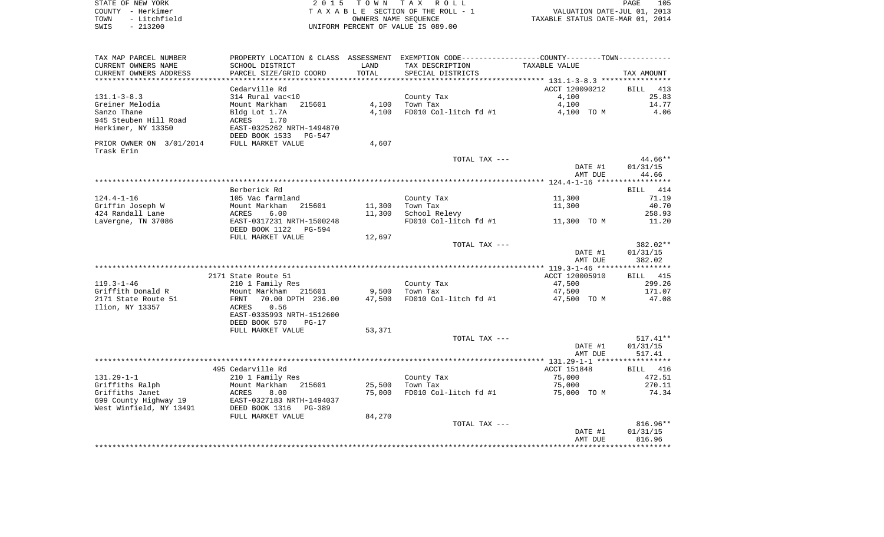STATE OF NEW YORK | COUNTY - Herkimer | TOWN - Litchfield | SWIS - 213200

2015 TOWN TAX ROLL
TAXABLE SECTION OF THE ROLL - 1
OWNERS NAME SEQUENCE
UNIFORM PERCENT OF VALUE IS 089.00

VALUATION DATE-JUL 01, 2013
TAXABLE STATUS DATE-MAR 01, 2014

| TAX MAP PARCEL NUMBER / CURRENT OWNERS NAME / CURRENT OWNERS ADDRESS | PROPERTY LOCATION & CLASS / SCHOOL DISTRICT / PARCEL SIZE/GRID COORD | ASSESSMENT LAND | TOTAL | EXEMPTION CODE / TAX DESCRIPTION / SPECIAL DISTRICTS | TAXABLE VALUE | TAX AMOUNT |
|---|---|---|---|---|---|---|
| **131.1-3-8.3** | Cedarville Rd | | | | ACCT 120090212 | BILL 413 |
| 131.1-3-8.3 | 314 Rural vac<10 | | | County Tax | 4,100 | 25.83 |
| Greiner Melodia | Mount Markham 215601 | 4,100 | | Town Tax | 4,100 | 14.77 |
| Sanzo Thane | Bldg Lot 1.7A | | 4,100 | FD010 Col-litch fd #1 | 4,100 TO M | 4.06 |
| 945 Steuben Hill Road | ACRES 1.70 | | | | | |
| Herkimer, NY 13350 | EAST-0325262 NRTH-1494870 | | | | | |
| | DEED BOOK 1533 PG-547 | | | | | |
| PRIOR OWNER ON 3/01/2014 | FULL MARKET VALUE | | 4,607 | | | |
| Trask Erin | | | | | | |
| | | | | TOTAL TAX --- | | 44.66** |
| | | | | | DATE #1 | 01/31/15 |
| | | | | | AMT DUE | 44.66 |
| **124.4-1-16** | Berberick Rd | | | | | BILL 414 |
| 124.4-1-16 | 105 Vac farmland | | | County Tax | 11,300 | 71.19 |
| Griffin Joseph W | Mount Markham 215601 | 11,300 | | Town Tax | 11,300 | 40.70 |
| 424 Randall Lane | ACRES 6.00 | | 11,300 | School Relevy | | 258.93 |
| LaVergne, TN 37086 | EAST-0317231 NRTH-1500248 | | | FD010 Col-litch fd #1 | 11,300 TO M | 11.20 |
| | DEED BOOK 1122 PG-594 | | | | | |
| | FULL MARKET VALUE | | 12,697 | | | |
| | | | | TOTAL TAX --- | | 382.02** |
| | | | | | DATE #1 | 01/31/15 |
| | | | | | AMT DUE | 382.02 |
| **119.3-1-46** | 2171 State Route 51 | | | | ACCT 120005910 | BILL 415 |
| 119.3-1-46 | 210 1 Family Res | | | County Tax | 47,500 | 299.26 |
| Griffith Donald R | Mount Markham 215601 | 9,500 | | Town Tax | 47,500 | 171.07 |
| 2171 State Route 51 | FRNT 70.00 DPTH 236.00 | | 47,500 | FD010 Col-litch fd #1 | 47,500 TO M | 47.08 |
| Ilion, NY 13357 | ACRES 0.56 | | | | | |
| | EAST-0335993 NRTH-1512600 | | | | | |
| | DEED BOOK 570 PG-17 | | | | | |
| | FULL MARKET VALUE | | 53,371 | | | |
| | | | | TOTAL TAX --- | | 517.41** |
| | | | | | DATE #1 | 01/31/15 |
| | | | | | AMT DUE | 517.41 |
| **131.29-1-1** | 495 Cedarville Rd | | | | ACCT 151848 | BILL 416 |
| 131.29-1-1 | 210 1 Family Res | | | County Tax | 75,000 | 472.51 |
| Griffiths Ralph | Mount Markham 215601 | 25,500 | | Town Tax | 75,000 | 270.11 |
| Griffiths Janet | ACRES 8.00 | | 75,000 | FD010 Col-litch fd #1 | 75,000 TO M | 74.34 |
| 699 County Highway 19 | EAST-0327183 NRTH-1494037 | | | | | |
| West Winfield, NY 13491 | DEED BOOK 1316 PG-389 | | | | | |
| | FULL MARKET VALUE | | 84,270 | | | |
| | | | | TOTAL TAX --- | | 816.96** |
| | | | | | DATE #1 | 01/31/15 |
| | | | | | AMT DUE | 816.96 |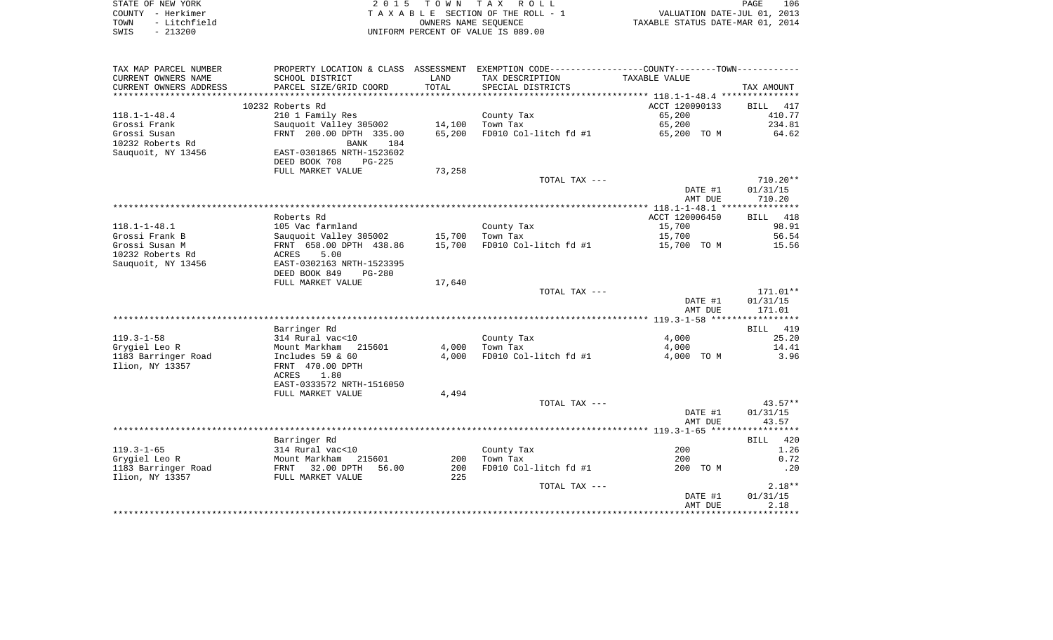STATE OF NEW YORK | COUNTY - Herkimer | TOWN - Litchfield | SWIS - 213200

**2 0 1 5 T O W N T A X R O L L**
T A X A B L E SECTION OF THE ROLL - 1
OWNERS NAME SEQUENCE
UNIFORM PERCENT OF VALUE IS 089.00

VALUATION DATE-JUL 01, 2013
TAXABLE STATUS DATE-MAR 01, 2014

| TAX MAP PARCEL NUMBER / CURRENT OWNERS NAME / CURRENT OWNERS ADDRESS | PROPERTY LOCATION & CLASS / SCHOOL DISTRICT / PARCEL SIZE/GRID COORD | ASSESSMENT LAND | TOTAL | EXEMPTION CODE / TAX DESCRIPTION / SPECIAL DISTRICTS | COUNTY--------TOWN TAXABLE VALUE | TAX AMOUNT |
|---|---|---|---|---|---|---|
| **118.1-1-48.4** | 10232 Roberts Rd | | | | ACCT 120090133 | BILL 417 |
| 118.1-1-48.4 | 210 1 Family Res | | | County Tax | 65,200 | 410.77 |
| Grossi Frank | Sauquoit Valley 305002 | 14,100 | | Town Tax | 65,200 | 234.81 |
| Grossi Susan | FRNT 200.00 DPTH 335.00 | | 65,200 | FD010 Col-litch fd #1 | 65,200 TO M | 64.62 |
| 10232 Roberts Rd | BANK 184 | | | | | |
| Sauquoit, NY 13456 | EAST-0301865 NRTH-1523602 | | | | | |
| | DEED BOOK 708 PG-225 | | | | | |
| | FULL MARKET VALUE | | 73,258 | | | |
| | | | | TOTAL TAX --- | | 710.20** |
| | | | | | DATE #1 | 01/31/15 |
| | | | | | AMT DUE | 710.20 |
| **118.1-1-48.1** | Roberts Rd | | | | ACCT 120006450 | BILL 418 |
| 118.1-1-48.1 | 105 Vac farmland | | | County Tax | 15,700 | 98.91 |
| Grossi Frank B | Sauquoit Valley 305002 | 15,700 | | Town Tax | 15,700 | 56.54 |
| Grossi Susan M | FRNT 658.00 DPTH 438.86 | | 15,700 | FD010 Col-litch fd #1 | 15,700 TO M | 15.56 |
| 10232 Roberts Rd | ACRES 5.00 | | | | | |
| Sauquoit, NY 13456 | EAST-0302163 NRTH-1523395 | | | | | |
| | DEED BOOK 849 PG-280 | | | | | |
| | FULL MARKET VALUE | | 17,640 | | | |
| | | | | TOTAL TAX --- | | 171.01** |
| | | | | | DATE #1 | 01/31/15 |
| | | | | | AMT DUE | 171.01 |
| **119.3-1-58** | Barringer Rd | | | | | BILL 419 |
| 119.3-1-58 | 314 Rural vac<10 | | | County Tax | 4,000 | 25.20 |
| Grygiel Leo R | Mount Markham 215601 | 4,000 | | Town Tax | 4,000 | 14.41 |
| 1183 Barringer Road | Includes 59 & 60 | | 4,000 | FD010 Col-litch fd #1 | 4,000 TO M | 3.96 |
| Ilion, NY 13357 | FRNT 470.00 DPTH | | | | | |
| | ACRES 1.80 | | | | | |
| | EAST-0333572 NRTH-1516050 | | | | | |
| | FULL MARKET VALUE | | 4,494 | | | |
| | | | | TOTAL TAX --- | | 43.57** |
| | | | | | DATE #1 | 01/31/15 |
| | | | | | AMT DUE | 43.57 |
| **119.3-1-65** | Barringer Rd | | | | | BILL 420 |
| 119.3-1-65 | 314 Rural vac<10 | | | County Tax | 200 | 1.26 |
| Grygiel Leo R | Mount Markham 215601 | 200 | | Town Tax | 200 | 0.72 |
| 1183 Barringer Road | FRNT 32.00 DPTH 56.00 | | 200 | FD010 Col-litch fd #1 | 200 TO M | .20 |
| Ilion, NY 13357 | FULL MARKET VALUE | | 225 | | | |
| | | | | TOTAL TAX --- | | 2.18** |
| | | | | | DATE #1 | 01/31/15 |
| | | | | | AMT DUE | 2.18 |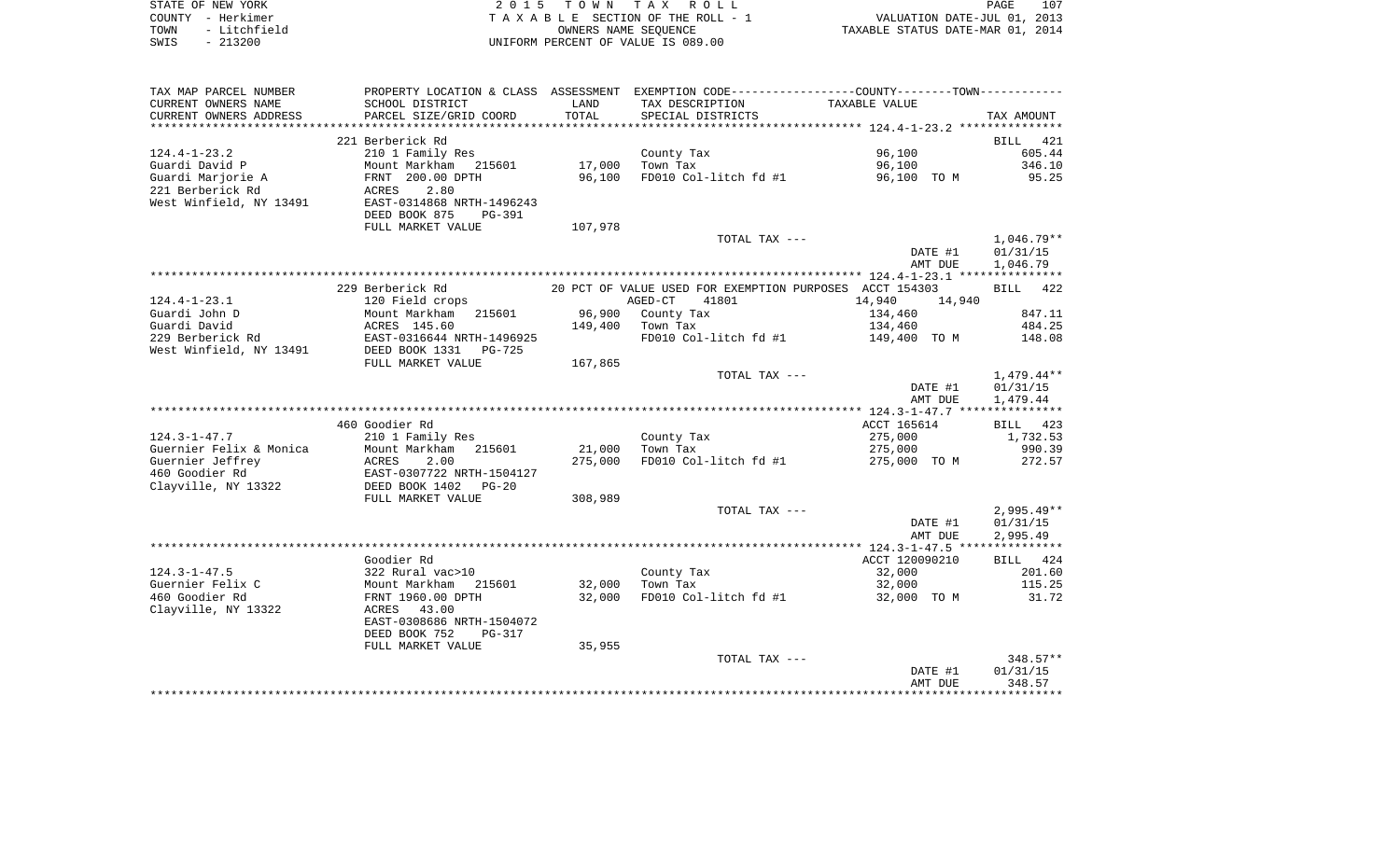STATE OF NEW YORK | 2 0 1 5 T O W N T A X R O L L | PAGE 107
COUNTY - Herkimer | T A X A B L E SECTION OF THE ROLL - 1 | VALUATION DATE-JUL 01, 2013
TOWN - Litchfield | OWNERS NAME SEQUENCE | TAXABLE STATUS DATE-MAR 01, 2014
SWIS - 213200 | UNIFORM PERCENT OF VALUE IS 089.00

| TAX MAP PARCEL NUMBER / CURRENT OWNERS NAME / CURRENT OWNERS ADDRESS | PROPERTY LOCATION & CLASS / SCHOOL DISTRICT / PARCEL SIZE/GRID COORD | ASSESSMENT LAND / TOTAL | EXEMPTION CODE / TAX DESCRIPTION / SPECIAL DISTRICTS | COUNTY / TOWN TAXABLE VALUE | TAX AMOUNT |
|---|---|---|---|---|---|
| **124.4-1-23.2** | 221 Berberick Rd | | | | BILL 421 |
| Guardi David P | 210 1 Family Res | | County Tax | 96,100 | 605.44 |
| Guardi Marjorie A | Mount Markham 215601 | 17,000 | Town Tax | 96,100 | 346.10 |
| 221 Berberick Rd | FRNT 200.00 DPTH | 96,100 | FD010 Col-litch fd #1 | 96,100 TO M | 95.25 |
| West Winfield, NY 13491 | ACRES 2.80 | | | | |
| | EAST-0314868 NRTH-1496243 | | | | |
| | DEED BOOK 875 PG-391 | | | | |
| | FULL MARKET VALUE | 107,978 | | | |
| | | | TOTAL TAX --- | | 1,046.79** |
| | | | | DATE #1 | 01/31/15 |
| | | | | AMT DUE | 1,046.79 |
| **124.4-1-23.1** | 229 Berberick Rd | | 20 PCT OF VALUE USED FOR EXEMPTION PURPOSES | ACCT 154303 | BILL 422 |
| Guardi John D | 120 Field crops | | AGED-CT 41801 | 14,940 14,940 | |
| Guardi David | Mount Markham 215601 | 96,900 | County Tax | 134,460 | 847.11 |
| 229 Berberick Rd | ACRES 145.60 | 149,400 | Town Tax | 134,460 | 484.25 |
| West Winfield, NY 13491 | EAST-0316644 NRTH-1496925 | | FD010 Col-litch fd #1 | 149,400 TO M | 148.08 |
| | DEED BOOK 1331 PG-725 | | | | |
| | FULL MARKET VALUE | 167,865 | | | |
| | | | TOTAL TAX --- | | 1,479.44** |
| | | | | DATE #1 | 01/31/15 |
| | | | | AMT DUE | 1,479.44 |
| **124.3-1-47.7** | 460 Goodier Rd | | | ACCT 165614 | BILL 423 |
| Guernier Felix & Monica | 210 1 Family Res | | County Tax | 275,000 | 1,732.53 |
| Guernier Jeffrey | Mount Markham 215601 | 21,000 | Town Tax | 275,000 | 990.39 |
| 460 Goodier Rd | ACRES 2.00 | 275,000 | FD010 Col-litch fd #1 | 275,000 TO M | 272.57 |
| Clayville, NY 13322 | EAST-0307722 NRTH-1504127 | | | | |
| | DEED BOOK 1402 PG-20 | | | | |
| | FULL MARKET VALUE | 308,989 | | | |
| | | | TOTAL TAX --- | | 2,995.49** |
| | | | | DATE #1 | 01/31/15 |
| | | | | AMT DUE | 2,995.49 |
| **124.3-1-47.5** | Goodier Rd | | | ACCT 120090210 | BILL 424 |
| Guernier Felix C | 322 Rural vac>10 | | County Tax | 32,000 | 201.60 |
| 460 Goodier Rd | Mount Markham 215601 | 32,000 | Town Tax | 32,000 | 115.25 |
| Clayville, NY 13322 | FRNT 1960.00 DPTH | 32,000 | FD010 Col-litch fd #1 | 32,000 TO M | 31.72 |
| | ACRES 43.00 | | | | |
| | EAST-0308686 NRTH-1504072 | | | | |
| | DEED BOOK 752 PG-317 | | | | |
| | FULL MARKET VALUE | 35,955 | | | |
| | | | TOTAL TAX --- | | 348.57** |
| | | | | DATE #1 | 01/31/15 |
| | | | | AMT DUE | 348.57 |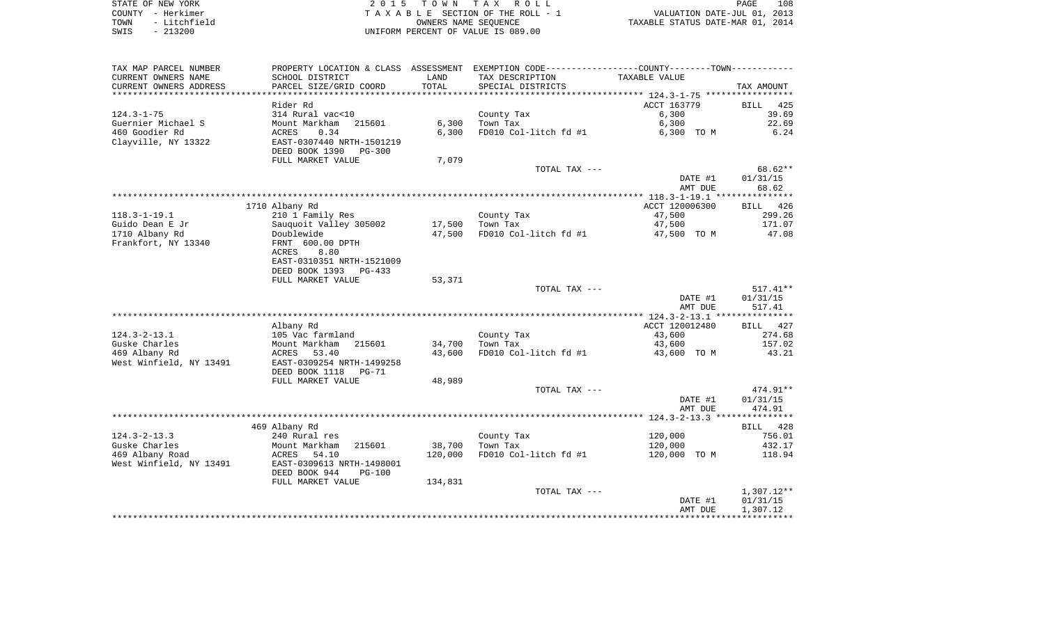STATE OF NEW YORK | 2015 TOWN TAX ROLL | VALUATION DATE-JUL 01, 2013
COUNTY - Herkimer | TAXABLE SECTION OF THE ROLL - 1 | TAXABLE STATUS DATE-MAR 01, 2014
TOWN - Litchfield | OWNERS NAME SEQUENCE
SWIS - 213200 | UNIFORM PERCENT OF VALUE IS 089.00

| TAX MAP PARCEL NUMBER / CURRENT OWNERS NAME / CURRENT OWNERS ADDRESS | PROPERTY LOCATION & CLASS / SCHOOL DISTRICT / PARCEL SIZE/GRID COORD | ASSESSMENT LAND / TOTAL | EXEMPTION CODE / TAX DESCRIPTION / SPECIAL DISTRICTS | COUNTY/TOWN TAXABLE VALUE | TAX AMOUNT |
|---|---|---|---|---|---|
| 124.3-1-75 | Rider Rd | | | ACCT 163779 | BILL 425 |
| | 314 Rural vac<10 | | County Tax | 6,300 | 39.69 |
| Guernier Michael S | Mount Markham 215601 | 6,300 | Town Tax | 6,300 | 22.69 |
| 460 Goodier Rd | ACRES 0.34 | 6,300 | FD010 Col-litch fd #1 | 6,300 TO M | 6.24 |
| Clayville, NY 13322 | EAST-0307440 NRTH-1501219 | | | | |
| | DEED BOOK 1390 PG-300 | | | | |
| | FULL MARKET VALUE | 7,079 | | | |
| | | | TOTAL TAX --- | | 68.62** |
| | | | | DATE #1 | 01/31/15 |
| | | | | AMT DUE | 68.62 |
| 118.3-1-19.1 | 1710 Albany Rd | | | ACCT 120006300 | BILL 426 |
| | 210 1 Family Res | | County Tax | 47,500 | 299.26 |
| Guido Dean E Jr | Sauquoit Valley 305002 | 17,500 | Town Tax | 47,500 | 171.07 |
| 1710 Albany Rd | Doublewide | 47,500 | FD010 Col-litch fd #1 | 47,500 TO M | 47.08 |
| Frankfort, NY 13340 | FRNT 600.00 DPTH | | | | |
| | ACRES 8.80 | | | | |
| | EAST-0310351 NRTH-1521009 | | | | |
| | DEED BOOK 1393 PG-433 | | | | |
| | FULL MARKET VALUE | 53,371 | | | |
| | | | TOTAL TAX --- | | 517.41** |
| | | | | DATE #1 | 01/31/15 |
| | | | | AMT DUE | 517.41 |
| 124.3-2-13.1 | Albany Rd | | | ACCT 120012480 | BILL 427 |
| | 105 Vac farmland | | County Tax | 43,600 | 274.68 |
| Guske Charles | Mount Markham 215601 | 34,700 | Town Tax | 43,600 | 157.02 |
| 469 Albany Rd | ACRES 53.40 | 43,600 | FD010 Col-litch fd #1 | 43,600 TO M | 43.21 |
| West Winfield, NY 13491 | EAST-0309254 NRTH-1499258 | | | | |
| | DEED BOOK 1118 PG-71 | | | | |
| | FULL MARKET VALUE | 48,989 | | | |
| | | | TOTAL TAX --- | | 474.91** |
| | | | | DATE #1 | 01/31/15 |
| | | | | AMT DUE | 474.91 |
| 124.3-2-13.3 | 469 Albany Rd | | | | BILL 428 |
| | 240 Rural res | | County Tax | 120,000 | 756.01 |
| Guske Charles | Mount Markham 215601 | 38,700 | Town Tax | 120,000 | 432.17 |
| 469 Albany Road | ACRES 54.10 | 120,000 | FD010 Col-litch fd #1 | 120,000 TO M | 118.94 |
| West Winfield, NY 13491 | EAST-0309613 NRTH-1498001 | | | | |
| | DEED BOOK 944 PG-100 | | | | |
| | FULL MARKET VALUE | 134,831 | | | |
| | | | TOTAL TAX --- | | 1,307.12** |
| | | | | DATE #1 | 01/31/15 |
| | | | | AMT DUE | 1,307.12 |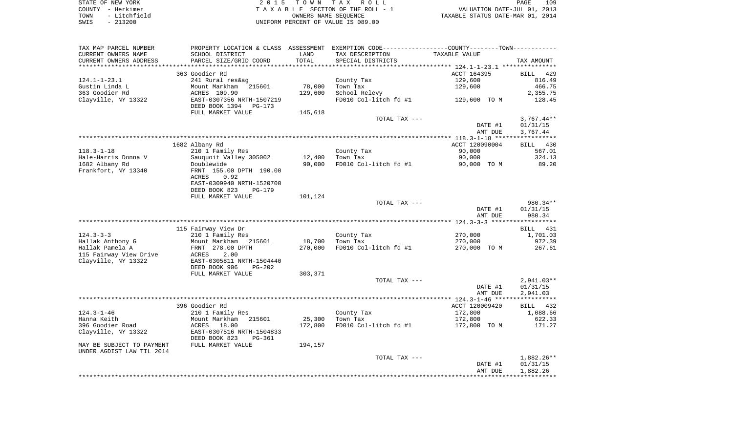STATE OF NEW YORK — COUNTY - Herkimer — TOWN - Litchfield — SWIS - 213200

2 0 1 5 T O W N T A X R O L L
T A X A B L E SECTION OF THE ROLL - 1
OWNERS NAME SEQUENCE
UNIFORM PERCENT OF VALUE IS 089.00

VALUATION DATE-JUL 01, 2013
TAXABLE STATUS DATE-MAR 01, 2014

| TAX MAP PARCEL NUMBER / CURRENT OWNERS NAME / CURRENT OWNERS ADDRESS | PROPERTY LOCATION & CLASS / SCHOOL DISTRICT / PARCEL SIZE/GRID COORD | ASSESSMENT LAND | TOTAL | EXEMPTION CODE / TAX DESCRIPTION / SPECIAL DISTRICTS | TAXABLE VALUE | TAX AMOUNT |
|---|---|---|---|---|---|---|
| | 363 Goodier Rd | | | | ACCT 164395 | BILL 429 |
| 124.1-1-23.1 | 241 Rural res&ag | | | County Tax | 129,600 | 816.49 |
| Gustin Linda L | Mount Markham 215601 | 78,000 | | Town Tax | 129,600 | 466.75 |
| 363 Goodier Rd | ACRES 109.90 | | 129,600 | School Relevy | | 2,355.75 |
| Clayville, NY 13322 | EAST-0307356 NRTH-1507219 | | | FD010 Col-litch fd #1 | 129,600 TO M | 128.45 |
| | DEED BOOK 1394 PG-173 | | | | | |
| | FULL MARKET VALUE | | 145,618 | | | |
| | | | | TOTAL TAX --- | | 3,767.44** |
| | | | | | DATE #1 | 01/31/15 |
| | | | | | AMT DUE | 3,767.44 |
| | 1682 Albany Rd | | | | ACCT 120090004 | BILL 430 |
| 118.3-1-18 | 210 1 Family Res | | | County Tax | 90,000 | 567.01 |
| Hale-Harris Donna V | Sauquoit Valley 305002 | 12,400 | | Town Tax | 90,000 | 324.13 |
| 1682 Albany Rd | Doublewide | | 90,000 | FD010 Col-litch fd #1 | 90,000 TO M | 89.20 |
| Frankfort, NY 13340 | FRNT 155.00 DPTH 190.00 | | | | | |
| | ACRES 0.92 | | | | | |
| | EAST-0309940 NRTH-1520700 | | | | | |
| | DEED BOOK 823 PG-179 | | | | | |
| | FULL MARKET VALUE | | 101,124 | | | |
| | | | | TOTAL TAX --- | | 980.34** |
| | | | | | DATE #1 | 01/31/15 |
| | | | | | AMT DUE | 980.34 |
| | 115 Fairway View Dr | | | | | BILL 431 |
| 124.3-3-3 | 210 1 Family Res | | | County Tax | 270,000 | 1,701.03 |
| Hallak Anthony G | Mount Markham 215601 | 18,700 | | Town Tax | 270,000 | 972.39 |
| Hallak Pamela A | FRNT 278.00 DPTH | | 270,000 | FD010 Col-litch fd #1 | 270,000 TO M | 267.61 |
| 115 Fairway View Drive | ACRES 2.00 | | | | | |
| Clayville, NY 13322 | EAST-0305811 NRTH-1504440 | | | | | |
| | DEED BOOK 906 PG-202 | | | | | |
| | FULL MARKET VALUE | | 303,371 | | | |
| | | | | TOTAL TAX --- | | 2,941.03** |
| | | | | | DATE #1 | 01/31/15 |
| | | | | | AMT DUE | 2,941.03 |
| | 396 Goodier Rd | | | | ACCT 120009420 | BILL 432 |
| 124.3-1-46 | 210 1 Family Res | | | County Tax | 172,800 | 1,088.66 |
| Hanna Keith | Mount Markham 215601 | 25,300 | | Town Tax | 172,800 | 622.33 |
| 396 Goodier Road | ACRES 18.00 | | 172,800 | FD010 Col-litch fd #1 | 172,800 TO M | 171.27 |
| Clayville, NY 13322 | EAST-0307516 NRTH-1504833 | | | | | |
| | DEED BOOK 823 PG-361 | | | | | |
| MAY BE SUBJECT TO PAYMENT | FULL MARKET VALUE | | 194,157 | | | |
| UNDER AGDIST LAW TIL 2014 | | | | | | |
| | | | | TOTAL TAX --- | | 1,882.26** |
| | | | | | DATE #1 | 01/31/15 |
| | | | | | AMT DUE | 1,882.26 |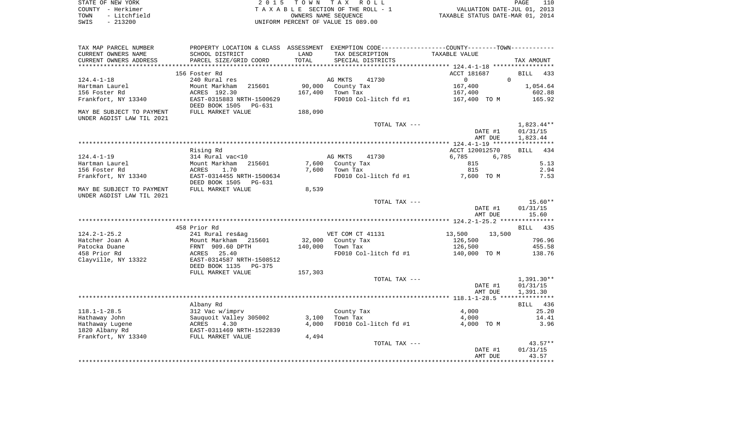STATE OF NEW YORK
COUNTY - Herkimer
TOWN - Litchfield
SWIS - 213200

2 0 1 5 T O W N T A X R O L L
T A X A B L E SECTION OF THE ROLL - 1
OWNERS NAME SEQUENCE
UNIFORM PERCENT OF VALUE IS 089.00

VALUATION DATE-JUL 01, 2013
TAXABLE STATUS DATE-MAR 01, 2014

| TAX MAP PARCEL NUMBER<br>CURRENT OWNERS NAME<br>CURRENT OWNERS ADDRESS | PROPERTY LOCATION & CLASS<br>SCHOOL DISTRICT<br>PARCEL SIZE/GRID COORD | ASSESSMENT LAND<br>TOTAL | EXEMPTION CODE-----COUNTY-----TOWN<br>TAX DESCRIPTION<br>SPECIAL DISTRICTS | TAXABLE VALUE | TAX AMOUNT |
|---|---|---|---|---|---|
| 124.4-1-18 | 156 Foster Rd | | | ACCT 181687 | BILL 433 |
| Hartman Laurel | 240 Rural res | | AG MKTS 41730 | 0 0 | |
| 156 Foster Rd | Mount Markham 215601 | 90,000 | County Tax | 167,400 | 1,054.64 |
| Frankfort, NY 13340 | ACRES 192.30 | 167,400 | Town Tax | 167,400 | 602.88 |
| | EAST-0315883 NRTH-1500629 | | FD010 Col-litch fd #1 | 167,400 TO M | 165.92 |
| MAY BE SUBJECT TO PAYMENT | DEED BOOK 1505 PG-631 | | | | |
| UNDER AGDIST LAW TIL 2021 | FULL MARKET VALUE | 188,090 | | | |
| | | | TOTAL TAX --- | | 1,823.44** |
| | | | | DATE #1 | 01/31/15 |
| | | | | AMT DUE | 1,823.44 |
| 124.4-1-19 | Rising Rd | | | ACCT 120012570 | BILL 434 |
| Hartman Laurel | 314 Rural vac<10 | | AG MKTS 41730 | 6,785 6,785 | |
| 156 Foster Rd | Mount Markham 215601 | 7,600 | County Tax | 815 | 5.13 |
| Frankfort, NY 13340 | ACRES 1.70 | 7,600 | Town Tax | 815 | 2.94 |
| | EAST-0314455 NRTH-1500634 | | FD010 Col-litch fd #1 | 7,600 TO M | 7.53 |
| MAY BE SUBJECT TO PAYMENT | DEED BOOK 1505 PG-631 | | | | |
| UNDER AGDIST LAW TIL 2021 | FULL MARKET VALUE | 8,539 | | | |
| | | | TOTAL TAX --- | | 15.60** |
| | | | | DATE #1 | 01/31/15 |
| | | | | AMT DUE | 15.60 |
| 124.2-1-25.2 | 458 Prior Rd | | | | BILL 435 |
| Hatcher Joan A | 241 Rural res&ag | | VET COM CT 41131 | 13,500 13,500 | |
| Patocka Duane | Mount Markham 215601 | 32,000 | County Tax | 126,500 | 796.96 |
| 458 Prior Rd | FRNT 909.60 DPTH | 140,000 | Town Tax | 126,500 | 455.58 |
| Clayville, NY 13322 | ACRES 25.40 | | FD010 Col-litch fd #1 | 140,000 TO M | 138.76 |
| | EAST-0314587 NRTH-1508512 | | | | |
| | DEED BOOK 1135 PG-375 | | | | |
| | FULL MARKET VALUE | 157,303 | | | |
| | | | TOTAL TAX --- | | 1,391.30** |
| | | | | DATE #1 | 01/31/15 |
| | | | | AMT DUE | 1,391.30 |
| 118.1-1-28.5 | Albany Rd | | | | BILL 436 |
| Hathaway John | 312 Vac w/imprv | | County Tax | 4,000 | 25.20 |
| Hathaway Lugene | Sauquoit Valley 305002 | 3,100 | Town Tax | 4,000 | 14.41 |
| 1820 Albany Rd | ACRES 4.30 | 4,000 | FD010 Col-litch fd #1 | 4,000 TO M | 3.96 |
| Frankfort, NY 13340 | EAST-0311469 NRTH-1522839 | | | | |
| | FULL MARKET VALUE | 4,494 | | | |
| | | | TOTAL TAX --- | | 43.57** |
| | | | | DATE #1 | 01/31/15 |
| | | | | AMT DUE | 43.57 |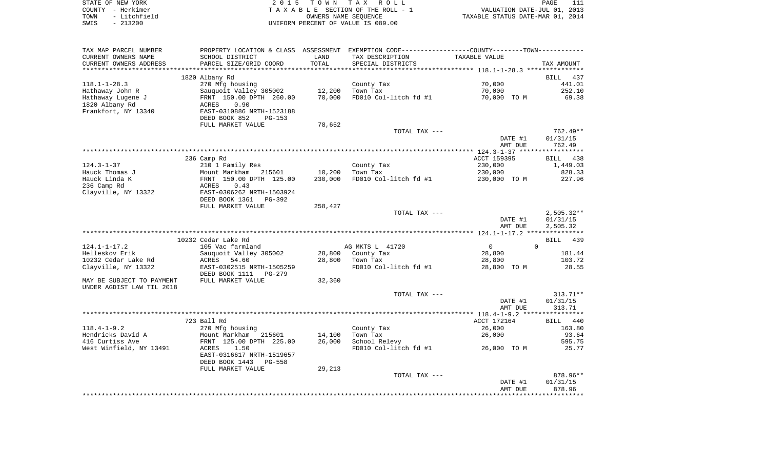STATE OF NEW YORK
COUNTY - Herkimer
TOWN - Litchfield
SWIS - 213200

2 0 1 5 T O W N T A X R O L L
T A X A B L E SECTION OF THE ROLL - 1
OWNERS NAME SEQUENCE
UNIFORM PERCENT OF VALUE IS 089.00

VALUATION DATE-JUL 01, 2013
TAXABLE STATUS DATE-MAR 01, 2014

| TAX MAP PARCEL NUMBER / CURRENT OWNERS NAME / CURRENT OWNERS ADDRESS | PROPERTY LOCATION & CLASS / SCHOOL DISTRICT / PARCEL SIZE/GRID COORD | ASSESSMENT LAND / TOTAL | EXEMPTION CODE / TAX DESCRIPTION / SPECIAL DISTRICTS | COUNTY--------TOWN / TAXABLE VALUE | TAX AMOUNT |
|---|---|---|---|---|---|
| **118.1-1-28.3** | 1820 Albany Rd | | | | BILL 437 |
| 118.1-1-28.3 | 270 Mfg housing | | County Tax | 70,000 | 441.01 |
| Hathaway John R | Sauquoit Valley 305002 | 12,200 | Town Tax | 70,000 | 252.10 |
| Hathaway Lugene J | FRNT 150.00 DPTH 260.00 | 70,000 | FD010 Col-litch fd #1 | 70,000 TO M | 69.38 |
| 1820 Albany Rd | ACRES 0.90 | | | | |
| Frankfort, NY 13340 | EAST-0310886 NRTH-1523188 | | | | |
| | DEED BOOK 852 PG-153 | | | | |
| | FULL MARKET VALUE | 78,652 | | | |
| | | | TOTAL TAX --- | | 762.49** |
| | | | | DATE #1 | 01/31/15 |
| | | | | AMT DUE | 762.49 |
| **124.3-1-37** | 236 Camp Rd | | | ACCT 159395 | BILL 438 |
| 124.3-1-37 | 210 1 Family Res | | County Tax | 230,000 | 1,449.03 |
| Hauck Thomas J | Mount Markham 215601 | 10,200 | Town Tax | 230,000 | 828.33 |
| Hauck Linda K | FRNT 150.00 DPTH 125.00 | 230,000 | FD010 Col-litch fd #1 | 230,000 TO M | 227.96 |
| 236 Camp Rd | ACRES 0.43 | | | | |
| Clayville, NY 13322 | EAST-0306262 NRTH-1503924 | | | | |
| | DEED BOOK 1361 PG-392 | | | | |
| | FULL MARKET VALUE | 258,427 | | | |
| | | | TOTAL TAX --- | | 2,505.32** |
| | | | | DATE #1 | 01/31/15 |
| | | | | AMT DUE | 2,505.32 |
| **124.1-1-17.2** | 10232 Cedar Lake Rd | | | | BILL 439 |
| 124.1-1-17.2 | 105 Vac farmland | | AG MKTS L 41720 | 0 0 | |
| Helleskov Erik | Sauquoit Valley 305002 | 28,800 | County Tax | 28,800 | 181.44 |
| 10232 Cedar Lake Rd | ACRES 54.60 | 28,800 | Town Tax | 28,800 | 103.72 |
| Clayville, NY 13322 | EAST-0302515 NRTH-1505259 | | FD010 Col-litch fd #1 | 28,800 TO M | 28.55 |
| | DEED BOOK 1111 PG-279 | | | | |
| MAY BE SUBJECT TO PAYMENT | FULL MARKET VALUE | 32,360 | | | |
| UNDER AGDIST LAW TIL 2018 | | | | | |
| | | | TOTAL TAX --- | | 313.71** |
| | | | | DATE #1 | 01/31/15 |
| | | | | AMT DUE | 313.71 |
| **118.4-1-9.2** | 723 Ball Rd | | | ACCT 172164 | BILL 440 |
| 118.4-1-9.2 | 270 Mfg housing | | County Tax | 26,000 | 163.80 |
| Hendricks David A | Mount Markham 215601 | 14,100 | Town Tax | 26,000 | 93.64 |
| 416 Curtiss Ave | FRNT 125.00 DPTH 225.00 | 26,000 | School Relevy | | 595.75 |
| West Winfield, NY 13491 | ACRES 1.50 | | FD010 Col-litch fd #1 | 26,000 TO M | 25.77 |
| | EAST-0316617 NRTH-1519657 | | | | |
| | DEED BOOK 1443 PG-558 | | | | |
| | FULL MARKET VALUE | 29,213 | | | |
| | | | TOTAL TAX --- | | 878.96** |
| | | | | DATE #1 | 01/31/15 |
| | | | | AMT DUE | 878.96 |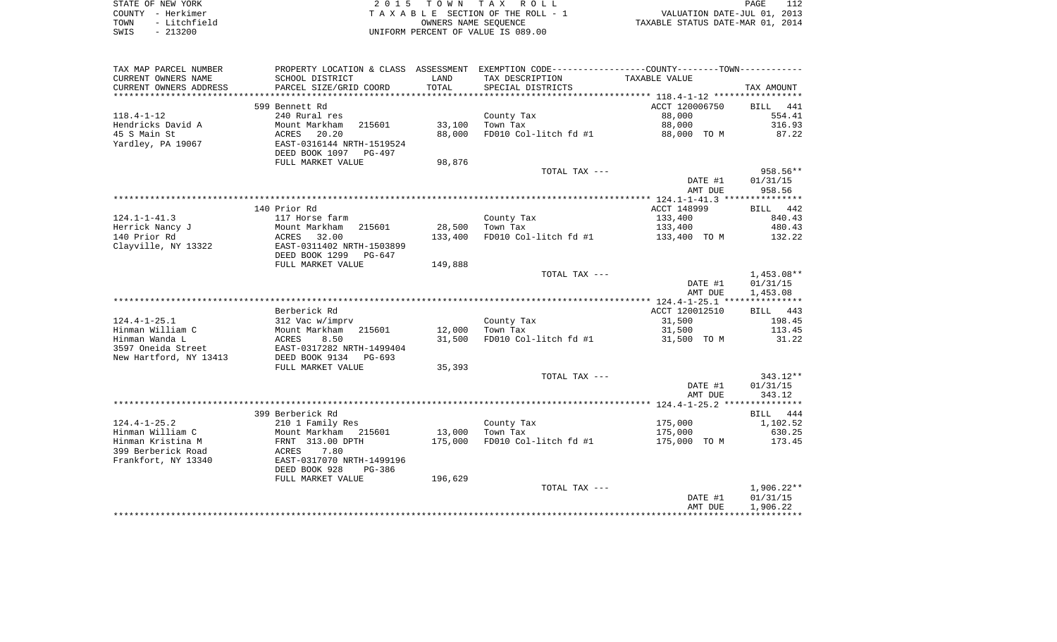STATE OF NEW YORK
COUNTY - Herkimer
TOWN - Litchfield
SWIS - 213200

2 0 1 5 T O W N T A X R O L L
T A X A B L E SECTION OF THE ROLL - 1
OWNERS NAME SEQUENCE
UNIFORM PERCENT OF VALUE IS 089.00

VALUATION DATE-JUL 01, 2013
TAXABLE STATUS DATE-MAR 01, 2014

| TAX MAP PARCEL NUMBER<br>CURRENT OWNERS NAME<br>CURRENT OWNERS ADDRESS | PROPERTY LOCATION & CLASS<br>SCHOOL DISTRICT<br>PARCEL SIZE/GRID COORD | ASSESSMENT<br>LAND<br>TOTAL | EXEMPTION CODE<br>TAX DESCRIPTION<br>SPECIAL DISTRICTS | COUNTY--------TOWN<br>TAXABLE VALUE | TAX AMOUNT |
|---|---|---|---|---|---|
| 118.4-1-12 | 599 Bennett Rd | | | ACCT 120006750 | BILL 441 |
| Hendricks David A | 240 Rural res | | County Tax | 88,000 | 554.41 |
| 45 S Main St | Mount Markham 215601 | 33,100 | Town Tax | 88,000 | 316.93 |
| Yardley, PA 19067 | ACRES 20.20 | 88,000 | FD010 Col-litch fd #1 | 88,000 TO M | 87.22 |
| | EAST-0316144 NRTH-1519524 | | | | |
| | DEED BOOK 1097 PG-497 | | | | |
| | FULL MARKET VALUE | 98,876 | | | |
| | | | TOTAL TAX --- | | 958.56** |
| | | | | DATE #1 | 01/31/15 |
| | | | | AMT DUE | 958.56 |
| 124.1-1-41.3 | 140 Prior Rd | | | ACCT 148999 | BILL 442 |
| Herrick Nancy J | 117 Horse farm | | County Tax | 133,400 | 840.43 |
| 140 Prior Rd | Mount Markham 215601 | 28,500 | Town Tax | 133,400 | 480.43 |
| Clayville, NY 13322 | ACRES 32.00 | 133,400 | FD010 Col-litch fd #1 | 133,400 TO M | 132.22 |
| | EAST-0311402 NRTH-1503899 | | | | |
| | DEED BOOK 1299 PG-647 | | | | |
| | FULL MARKET VALUE | 149,888 | | | |
| | | | TOTAL TAX --- | | 1,453.08** |
| | | | | DATE #1 | 01/31/15 |
| | | | | AMT DUE | 1,453.08 |
| 124.4-1-25.1 | Berberick Rd | | | ACCT 120012510 | BILL 443 |
| Hinman William C | 312 Vac w/imprv | | County Tax | 31,500 | 198.45 |
| Hinman Wanda L | Mount Markham 215601 | 12,000 | Town Tax | 31,500 | 113.45 |
| 3597 Oneida Street | ACRES 8.50 | 31,500 | FD010 Col-litch fd #1 | 31,500 TO M | 31.22 |
| New Hartford, NY 13413 | EAST-0317282 NRTH-1499404 | | | | |
| | DEED BOOK 9134 PG-693 | | | | |
| | FULL MARKET VALUE | 35,393 | | | |
| | | | TOTAL TAX --- | | 343.12** |
| | | | | DATE #1 | 01/31/15 |
| | | | | AMT DUE | 343.12 |
| 124.4-1-25.2 | 399 Berberick Rd | | | | BILL 444 |
| Hinman William C | 210 1 Family Res | | County Tax | 175,000 | 1,102.52 |
| Hinman Kristina M | Mount Markham 215601 | 13,000 | Town Tax | 175,000 | 630.25 |
| 399 Berberick Road | FRNT 313.00 DPTH | 175,000 | FD010 Col-litch fd #1 | 175,000 TO M | 173.45 |
| Frankfort, NY 13340 | ACRES 7.80 | | | | |
| | EAST-0317070 NRTH-1499196 | | | | |
| | DEED BOOK 928 PG-386 | | | | |
| | FULL MARKET VALUE | 196,629 | | | |
| | | | TOTAL TAX --- | | 1,906.22** |
| | | | | DATE #1 | 01/31/15 |
| | | | | AMT DUE | 1,906.22 |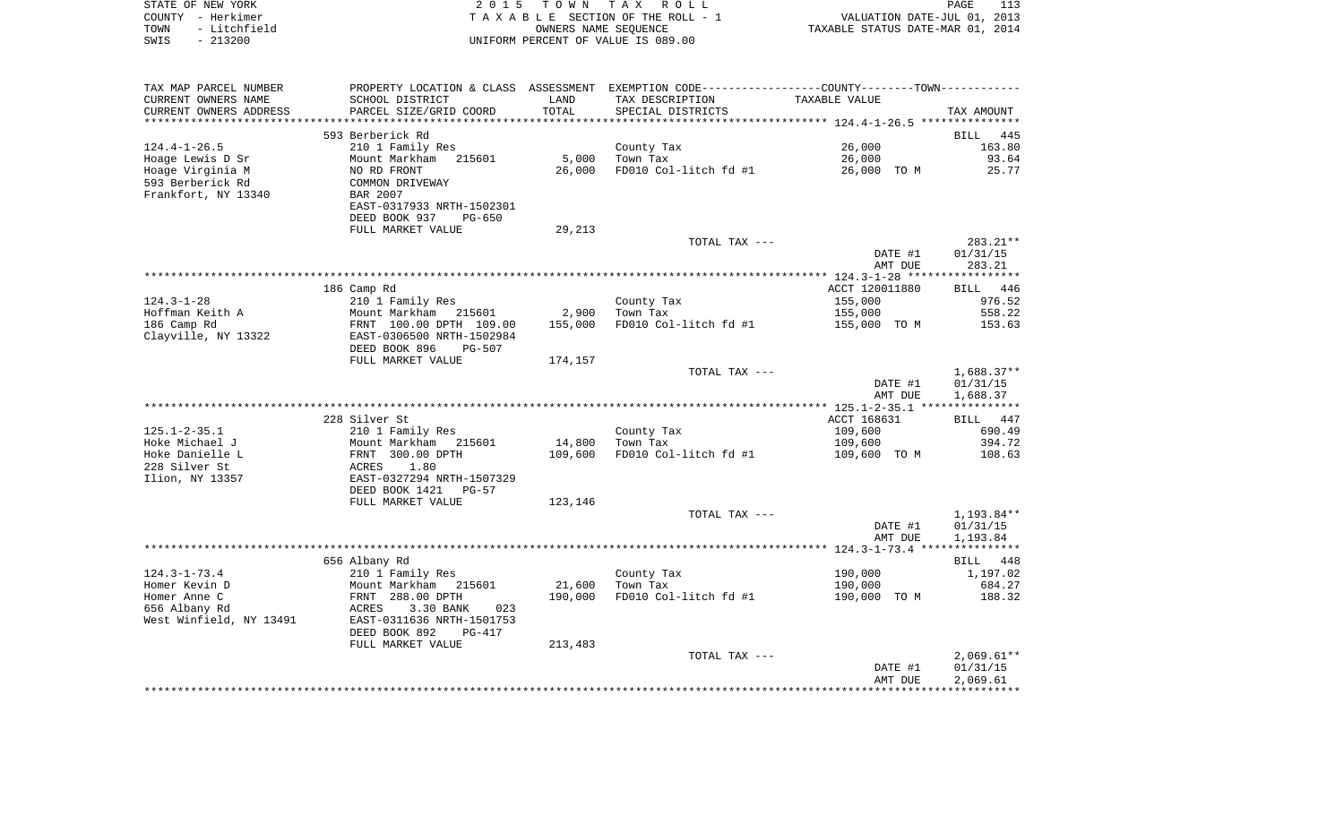STATE OF NEW YORK
COUNTY - Herkimer
TOWN - Litchfield
SWIS - 213200

2 0 1 5 T O W N T A X R O L L
T A X A B L E SECTION OF THE ROLL - 1
OWNERS NAME SEQUENCE
UNIFORM PERCENT OF VALUE IS 089.00

VALUATION DATE-JUL 01, 2013
TAXABLE STATUS DATE-MAR 01, 2014

| TAX MAP PARCEL NUMBER / CURRENT OWNERS NAME / CURRENT OWNERS ADDRESS | PROPERTY LOCATION & CLASS / SCHOOL DISTRICT / PARCEL SIZE/GRID COORD | ASSESSMENT LAND / TOTAL | EXEMPTION CODE / TAX DESCRIPTION / SPECIAL DISTRICTS | COUNTY--------TOWN / TAXABLE VALUE | TAX AMOUNT |
|---|---|---|---|---|---|
| | 593 Berberick Rd | | | | BILL 445 |
| 124.4-1-26.5 | 210 1 Family Res | | County Tax | 26,000 | 163.80 |
| Hoage Lewis D Sr | Mount Markham 215601 | 5,000 | Town Tax | 26,000 | 93.64 |
| Hoage Virginia M | NO RD FRONT | 26,000 | FD010 Col-litch fd #1 | 26,000 TO M | 25.77 |
| 593 Berberick Rd | COMMON DRIVEWAY | | | | |
| Frankfort, NY 13340 | BAR 2007 | | | | |
| | EAST-0317933 NRTH-1502301 | | | | |
| | DEED BOOK 937 PG-650 | | | | |
| | FULL MARKET VALUE | 29,213 | | | |
| | | | TOTAL TAX --- | | 283.21** |
| | | | | DATE #1 | 01/31/15 |
| | | | | AMT DUE | 283.21 |
| | 186 Camp Rd | | | ACCT 120011880 | BILL 446 |
| 124.3-1-28 | 210 1 Family Res | | County Tax | 155,000 | 976.52 |
| Hoffman Keith A | Mount Markham 215601 | 2,900 | Town Tax | 155,000 | 558.22 |
| 186 Camp Rd | FRNT 100.00 DPTH 109.00 | 155,000 | FD010 Col-litch fd #1 | 155,000 TO M | 153.63 |
| Clayville, NY 13322 | EAST-0306500 NRTH-1502984 | | | | |
| | DEED BOOK 896 PG-507 | | | | |
| | FULL MARKET VALUE | 174,157 | | | |
| | | | TOTAL TAX --- | | 1,688.37** |
| | | | | DATE #1 | 01/31/15 |
| | | | | AMT DUE | 1,688.37 |
| | 228 Silver St | | | ACCT 168631 | BILL 447 |
| 125.1-2-35.1 | 210 1 Family Res | | County Tax | 109,600 | 690.49 |
| Hoke Michael J | Mount Markham 215601 | 14,800 | Town Tax | 109,600 | 394.72 |
| Hoke Danielle L | FRNT 300.00 DPTH | 109,600 | FD010 Col-litch fd #1 | 109,600 TO M | 108.63 |
| 228 Silver St | ACRES 1.80 | | | | |
| Ilion, NY 13357 | EAST-0327294 NRTH-1507329 | | | | |
| | DEED BOOK 1421 PG-57 | | | | |
| | FULL MARKET VALUE | 123,146 | | | |
| | | | TOTAL TAX --- | | 1,193.84** |
| | | | | DATE #1 | 01/31/15 |
| | | | | AMT DUE | 1,193.84 |
| | 656 Albany Rd | | | | BILL 448 |
| 124.3-1-73.4 | 210 1 Family Res | | County Tax | 190,000 | 1,197.02 |
| Homer Kevin D | Mount Markham 215601 | 21,600 | Town Tax | 190,000 | 684.27 |
| Homer Anne C | FRNT 288.00 DPTH | 190,000 | FD010 Col-litch fd #1 | 190,000 TO M | 188.32 |
| 656 Albany Rd | ACRES 3.30 BANK 023 | | | | |
| West Winfield, NY 13491 | EAST-0311636 NRTH-1501753 | | | | |
| | DEED BOOK 892 PG-417 | | | | |
| | FULL MARKET VALUE | 213,483 | | | |
| | | | TOTAL TAX --- | | 2,069.61** |
| | | | | DATE #1 | 01/31/15 |
| | | | | AMT DUE | 2,069.61 |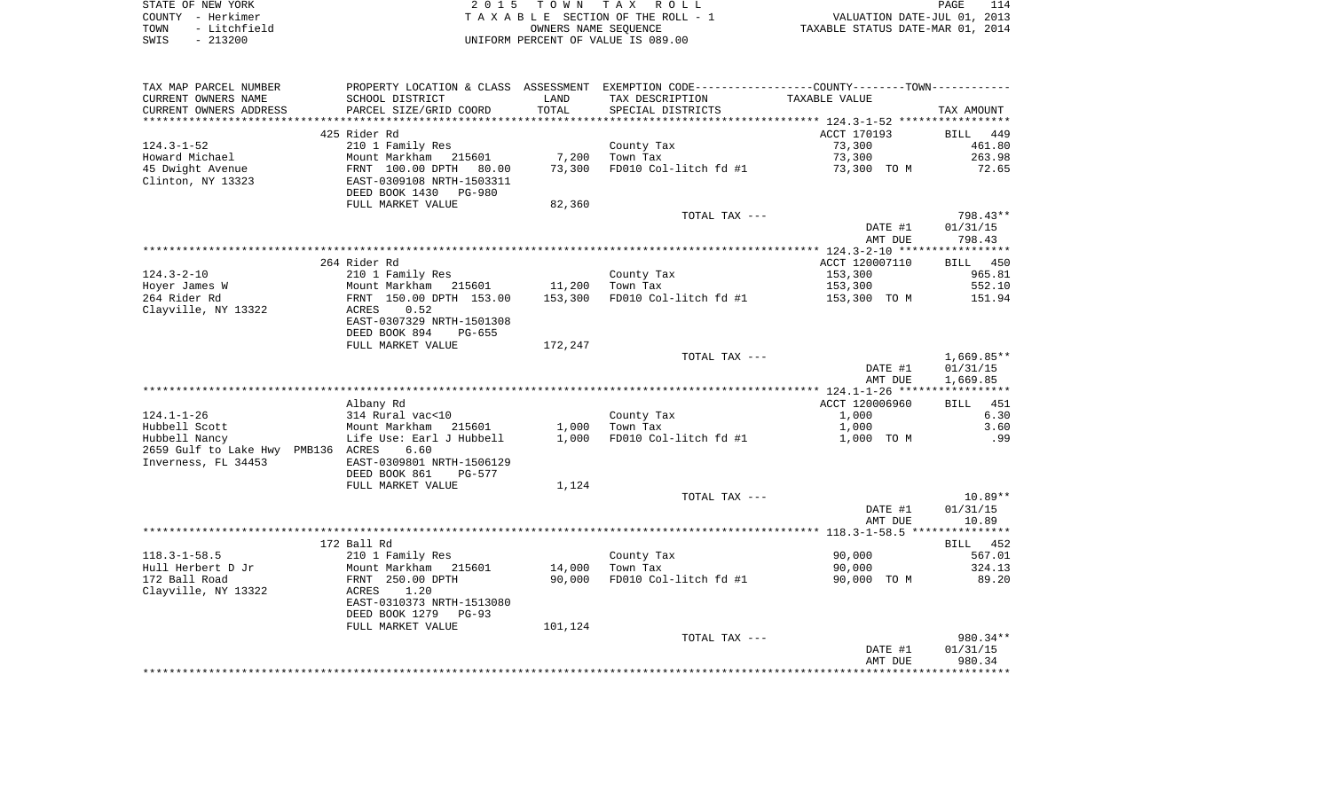STATE OF NEW YORK | 2 0 1 5 T O W N T A X R O L L
COUNTY - Herkimer | T A X A B L E SECTION OF THE ROLL - 1 | VALUATION DATE-JUL 01, 2013
TOWN - Litchfield | OWNERS NAME SEQUENCE | TAXABLE STATUS DATE-MAR 01, 2014
SWIS - 213200 | UNIFORM PERCENT OF VALUE IS 089.00

| TAX MAP PARCEL NUMBER / CURRENT OWNERS NAME / CURRENT OWNERS ADDRESS | PROPERTY LOCATION & CLASS / SCHOOL DISTRICT / PARCEL SIZE/GRID COORD | ASSESSMENT LAND / TOTAL | EXEMPTION CODE / TAX DESCRIPTION / SPECIAL DISTRICTS | COUNTY / TOWN TAXABLE VALUE | TAX AMOUNT |
|---|---|---|---|---|---|
| | 425 Rider Rd | | | ACCT 170193 | BILL 449 |
| 124.3-1-52 | 210 1 Family Res | | County Tax | 73,300 | 461.80 |
| Howard Michael | Mount Markham 215601 | 7,200 | Town Tax | 73,300 | 263.98 |
| 45 Dwight Avenue | FRNT 100.00 DPTH 80.00 | 73,300 | FD010 Col-litch fd #1 | 73,300 TO M | 72.65 |
| Clinton, NY 13323 | EAST-0309108 NRTH-1503311 | | | | |
| | DEED BOOK 1430 PG-980 | | | | |
| | FULL MARKET VALUE | 82,360 | | | |
| | | | TOTAL TAX --- | | 798.43** |
| | | | | DATE #1 | 01/31/15 |
| | | | | AMT DUE | 798.43 |
| | 264 Rider Rd | | | ACCT 120007110 | BILL 450 |
| 124.3-2-10 | 210 1 Family Res | | County Tax | 153,300 | 965.81 |
| Hoyer James W | Mount Markham 215601 | 11,200 | Town Tax | 153,300 | 552.10 |
| 264 Rider Rd | FRNT 150.00 DPTH 153.00 | 153,300 | FD010 Col-litch fd #1 | 153,300 TO M | 151.94 |
| Clayville, NY 13322 | ACRES 0.52 | | | | |
| | EAST-0307329 NRTH-1501308 | | | | |
| | DEED BOOK 894 PG-655 | | | | |
| | FULL MARKET VALUE | 172,247 | | | |
| | | | TOTAL TAX --- | | 1,669.85** |
| | | | | DATE #1 | 01/31/15 |
| | | | | AMT DUE | 1,669.85 |
| | Albany Rd | | | ACCT 120006960 | BILL 451 |
| 124.1-1-26 | 314 Rural vac<10 | | County Tax | 1,000 | 6.30 |
| Hubbell Scott | Mount Markham 215601 | 1,000 | Town Tax | 1,000 | 3.60 |
| Hubbell Nancy | Life Use: Earl J Hubbell | 1,000 | FD010 Col-litch fd #1 | 1,000 TO M | .99 |
| 2659 Gulf to Lake Hwy PMB136 | ACRES 6.60 | | | | |
| Inverness, FL 34453 | EAST-0309801 NRTH-1506129 | | | | |
| | DEED BOOK 861 PG-577 | | | | |
| | FULL MARKET VALUE | 1,124 | | | |
| | | | TOTAL TAX --- | | 10.89** |
| | | | | DATE #1 | 01/31/15 |
| | | | | AMT DUE | 10.89 |
| | 172 Ball Rd | | | | BILL 452 |
| 118.3-1-58.5 | 210 1 Family Res | | County Tax | 90,000 | 567.01 |
| Hull Herbert D Jr | Mount Markham 215601 | 14,000 | Town Tax | 90,000 | 324.13 |
| 172 Ball Road | FRNT 250.00 DPTH | 90,000 | FD010 Col-litch fd #1 | 90,000 TO M | 89.20 |
| Clayville, NY 13322 | ACRES 1.20 | | | | |
| | EAST-0310373 NRTH-1513080 | | | | |
| | DEED BOOK 1279 PG-93 | | | | |
| | FULL MARKET VALUE | 101,124 | | | |
| | | | TOTAL TAX --- | | 980.34** |
| | | | | DATE #1 | 01/31/15 |
| | | | | AMT DUE | 980.34 |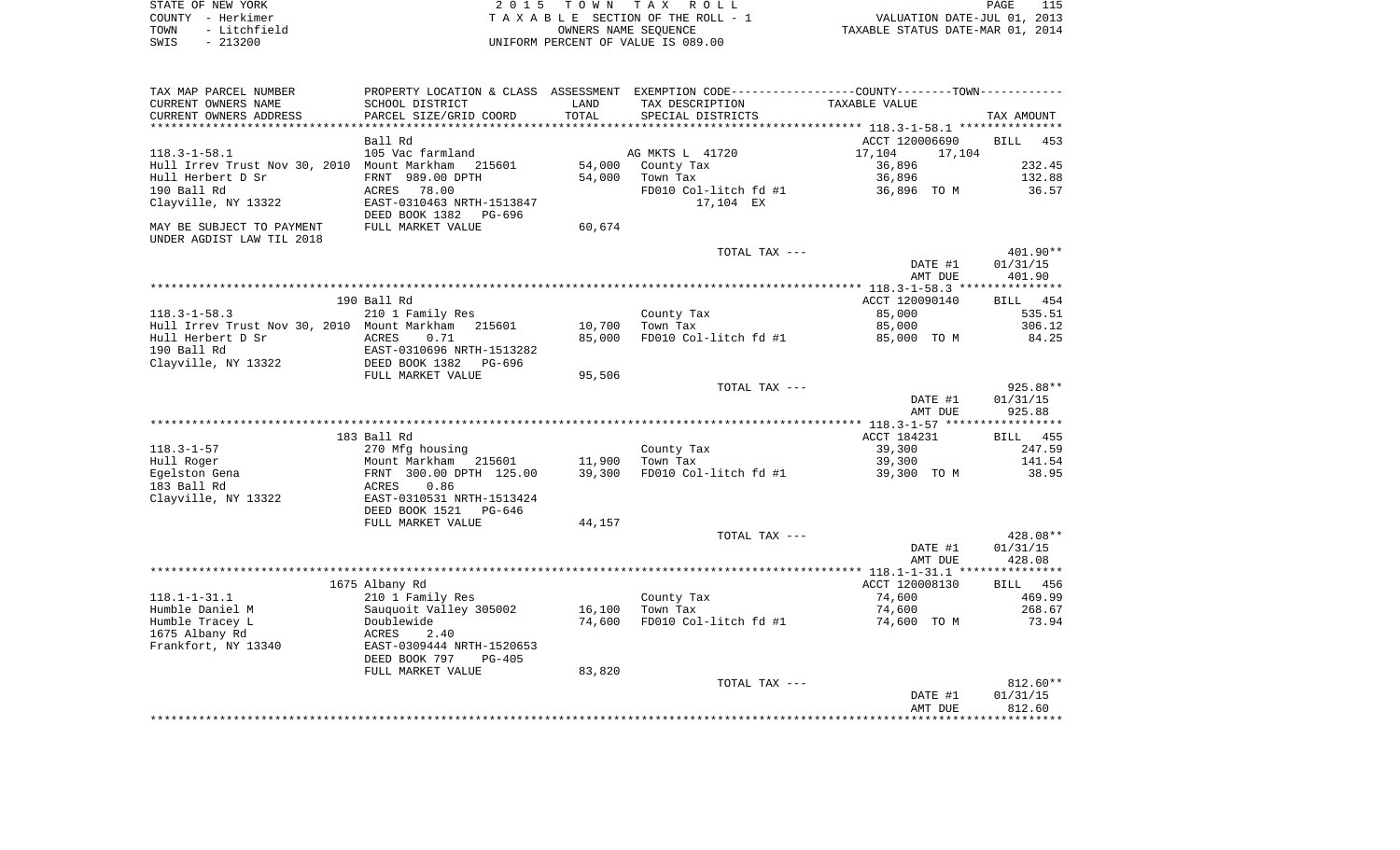STATE OF NEW YORK
COUNTY - Herkimer
TOWN - Litchfield
SWIS - 213200

2 0 1 5 T O W N T A X R O L L
T A X A B L E SECTION OF THE ROLL - 1
OWNERS NAME SEQUENCE
UNIFORM PERCENT OF VALUE IS 089.00

VALUATION DATE-JUL 01, 2013
TAXABLE STATUS DATE-MAR 01, 2014

| TAX MAP PARCEL NUMBER<br>CURRENT OWNERS NAME<br>CURRENT OWNERS ADDRESS | PROPERTY LOCATION & CLASS<br>SCHOOL DISTRICT<br>PARCEL SIZE/GRID COORD | ASSESSMENT LAND<br>TOTAL | EXEMPTION CODE-----COUNTY-----TOWN-----<br>TAX DESCRIPTION<br>SPECIAL DISTRICTS | TAXABLE VALUE | TAX AMOUNT |
|---|---|---|---|---|---|
| 118.3-1-58.1 | Ball Rd | | | ACCT 120006690 | BILL 453 |
| | 105 Vac farmland | | AG MKTS L 41720 | 17,104 17,104 | |
| Hull Irrev Trust Nov 30, 2010 | Mount Markham 215601 | 54,000 | County Tax | 36,896 | 232.45 |
| Hull Herbert D Sr | FRNT 989.00 DPTH | 54,000 | Town Tax | 36,896 | 132.88 |
| 190 Ball Rd | ACRES 78.00 | | FD010 Col-litch fd #1 | 36,896 TO M | 36.57 |
| Clayville, NY 13322 | EAST-0310463 NRTH-1513847 | | 17,104 EX | | |
| | DEED BOOK 1382 PG-696 | | | | |
| MAY BE SUBJECT TO PAYMENT UNDER AGDIST LAW TIL 2018 | FULL MARKET VALUE | 60,674 | | | |
| | | | TOTAL TAX --- | | 401.90** |
| | | | | DATE #1 | 01/31/15 |
| | | | | AMT DUE | 401.90 |
| 118.3-1-58.3 | 190 Ball Rd | | | ACCT 120090140 | BILL 454 |
| | 210 1 Family Res | | County Tax | 85,000 | 535.51 |
| Hull Irrev Trust Nov 30, 2010 | Mount Markham 215601 | 10,700 | Town Tax | 85,000 | 306.12 |
| Hull Herbert D Sr | ACRES 0.71 | 85,000 | FD010 Col-litch fd #1 | 85,000 TO M | 84.25 |
| 190 Ball Rd | EAST-0310696 NRTH-1513282 | | | | |
| Clayville, NY 13322 | DEED BOOK 1382 PG-696 | | | | |
| | FULL MARKET VALUE | 95,506 | | | |
| | | | TOTAL TAX --- | | 925.88** |
| | | | | DATE #1 | 01/31/15 |
| | | | | AMT DUE | 925.88 |
| 118.3-1-57 | 183 Ball Rd | | | ACCT 184231 | BILL 455 |
| | 270 Mfg housing | | County Tax | 39,300 | 247.59 |
| Hull Roger | Mount Markham 215601 | 11,900 | Town Tax | 39,300 | 141.54 |
| Egelston Gena | FRNT 300.00 DPTH 125.00 | 39,300 | FD010 Col-litch fd #1 | 39,300 TO M | 38.95 |
| 183 Ball Rd | ACRES 0.86 | | | | |
| Clayville, NY 13322 | EAST-0310531 NRTH-1513424 | | | | |
| | DEED BOOK 1521 PG-646 | | | | |
| | FULL MARKET VALUE | 44,157 | | | |
| | | | TOTAL TAX --- | | 428.08** |
| | | | | DATE #1 | 01/31/15 |
| | | | | AMT DUE | 428.08 |
| 118.1-1-31.1 | 1675 Albany Rd | | | ACCT 120008130 | BILL 456 |
| | 210 1 Family Res | | County Tax | 74,600 | 469.99 |
| Humble Daniel M | Sauquoit Valley 305002 | 16,100 | Town Tax | 74,600 | 268.67 |
| Humble Tracey L | Doublewide | 74,600 | FD010 Col-litch fd #1 | 74,600 TO M | 73.94 |
| 1675 Albany Rd | ACRES 2.40 | | | | |
| Frankfort, NY 13340 | EAST-0309444 NRTH-1520653 | | | | |
| | DEED BOOK 797 PG-405 | | | | |
| | FULL MARKET VALUE | 83,820 | | | |
| | | | TOTAL TAX --- | | 812.60** |
| | | | | DATE #1 | 01/31/15 |
| | | | | AMT DUE | 812.60 |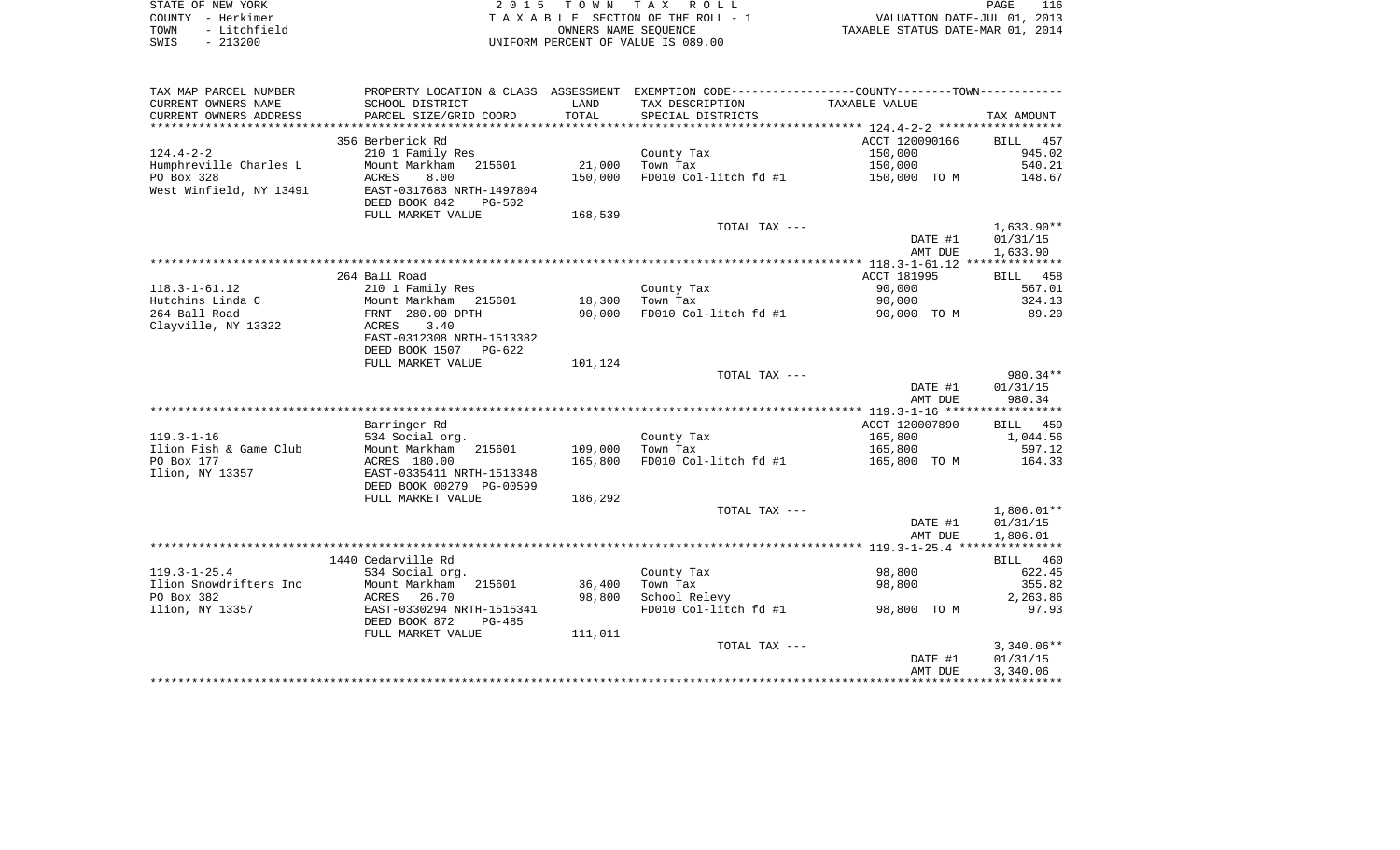STATE OF NEW YORK
COUNTY - Herkimer
TOWN - Litchfield
SWIS - 213200

2 0 1 5 T O W N T A X R O L L
T A X A B L E SECTION OF THE ROLL - 1
OWNERS NAME SEQUENCE
UNIFORM PERCENT OF VALUE IS 089.00

VALUATION DATE-JUL 01, 2013
TAXABLE STATUS DATE-MAR 01, 2014

| TAX MAP PARCEL NUMBER / CURRENT OWNERS NAME / CURRENT OWNERS ADDRESS | PROPERTY LOCATION & CLASS / SCHOOL DISTRICT / PARCEL SIZE/GRID COORD | ASSESSMENT LAND / TOTAL | EXEMPTION CODE / TAX DESCRIPTION / SPECIAL DISTRICTS | COUNTY--------TOWN / TAXABLE VALUE | TAX AMOUNT |
|---|---|---|---|---|---|
| 124.4-2-2 | 356 Berberick Rd | | | ACCT 120090166 | BILL 457 |
| | 210 1 Family Res | | County Tax | 150,000 | 945.02 |
| Humphreville Charles L | Mount Markham 215601 | 21,000 | Town Tax | 150,000 | 540.21 |
| PO Box 328 | ACRES 8.00 | 150,000 | FD010 Col-litch fd #1 | 150,000 TO M | 148.67 |
| West Winfield, NY 13491 | EAST-0317683 NRTH-1497804 | | | | |
| | DEED BOOK 842 PG-502 | | | | |
| | FULL MARKET VALUE | 168,539 | | | |
| | | | TOTAL TAX --- | | 1,633.90** |
| | | | | DATE #1 | 01/31/15 |
| | | | | AMT DUE | 1,633.90 |
| 118.3-1-61.12 | 264 Ball Road | | | ACCT 181995 | BILL 458 |
| | 210 1 Family Res | | County Tax | 90,000 | 567.01 |
| Hutchins Linda C | Mount Markham 215601 | 18,300 | Town Tax | 90,000 | 324.13 |
| 264 Ball Road | FRNT 280.00 DPTH | 90,000 | FD010 Col-litch fd #1 | 90,000 TO M | 89.20 |
| Clayville, NY 13322 | ACRES 3.40 | | | | |
| | EAST-0312308 NRTH-1513382 | | | | |
| | DEED BOOK 1507 PG-622 | | | | |
| | FULL MARKET VALUE | 101,124 | | | |
| | | | TOTAL TAX --- | | 980.34** |
| | | | | DATE #1 | 01/31/15 |
| | | | | AMT DUE | 980.34 |
| 119.3-1-16 | Barringer Rd | | | ACCT 120007890 | BILL 459 |
| | 534 Social org. | | County Tax | 165,800 | 1,044.56 |
| Ilion Fish & Game Club | Mount Markham 215601 | 109,000 | Town Tax | 165,800 | 597.12 |
| PO Box 177 | ACRES 180.00 | 165,800 | FD010 Col-litch fd #1 | 165,800 TO M | 164.33 |
| Ilion, NY 13357 | EAST-0335411 NRTH-1513348 | | | | |
| | DEED BOOK 00279 PG-00599 | | | | |
| | FULL MARKET VALUE | 186,292 | | | |
| | | | TOTAL TAX --- | | 1,806.01** |
| | | | | DATE #1 | 01/31/15 |
| | | | | AMT DUE | 1,806.01 |
| 119.3-1-25.4 | 1440 Cedarville Rd | | | | BILL 460 |
| | 534 Social org. | | County Tax | 98,800 | 622.45 |
| Ilion Snowdrifters Inc | Mount Markham 215601 | 36,400 | Town Tax | 98,800 | 355.82 |
| PO Box 382 | ACRES 26.70 | 98,800 | School Relevy | | 2,263.86 |
| Ilion, NY 13357 | EAST-0330294 NRTH-1515341 | | FD010 Col-litch fd #1 | 98,800 TO M | 97.93 |
| | DEED BOOK 872 PG-485 | | | | |
| | FULL MARKET VALUE | 111,011 | | | |
| | | | TOTAL TAX --- | | 3,340.06** |
| | | | | DATE #1 | 01/31/15 |
| | | | | AMT DUE | 3,340.06 |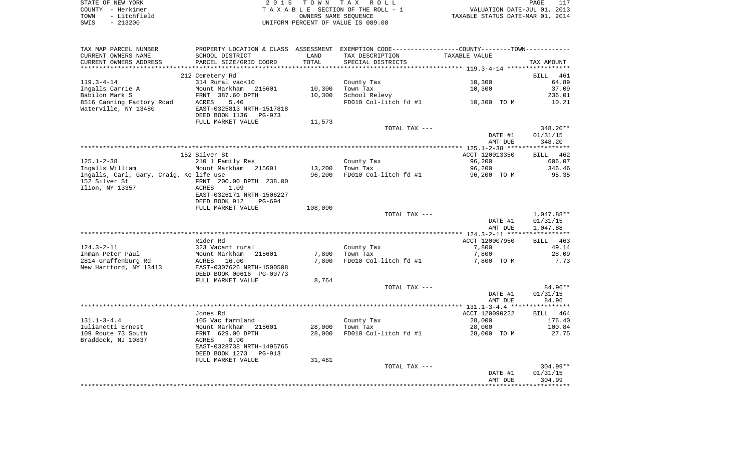STATE OF NEW YORK
COUNTY - Herkimer
TOWN - Litchfield
SWIS - 213200

2015 TOWN TAX ROLL
TAXABLE SECTION OF THE ROLL - 1
OWNERS NAME SEQUENCE
UNIFORM PERCENT OF VALUE IS 089.00

VALUATION DATE-JUL 01, 2013
TAXABLE STATUS DATE-MAR 01, 2014

| TAX MAP PARCEL NUMBER / CURRENT OWNERS NAME / CURRENT OWNERS ADDRESS | PROPERTY LOCATION & CLASS / SCHOOL DISTRICT / PARCEL SIZE/GRID COORD | ASSESSMENT LAND / TOTAL | EXEMPTION CODE / TAX DESCRIPTION / SPECIAL DISTRICTS | COUNTY--------TOWN / TAXABLE VALUE | TAX AMOUNT |
|---|---|---|---|---|---|
| | 212 Cemetery Rd | | | | BILL 461 |
| 119.3-4-14 | 314 Rural vac<10 | | County Tax | 10,300 | 64.89 |
| Ingalls Carrie A | Mount Markham 215601 | 10,300 | Town Tax | 10,300 | 37.09 |
| Babilon Mark S | FRNT 387.60 DPTH | 10,300 | School Relevy | | 236.01 |
| 8516 Canning Factory Road | ACRES 5.40 | | FD010 Col-litch fd #1 | 10,300 TO M | 10.21 |
| Waterville, NY 13480 | EAST-0325813 NRTH-1517818 | | | | |
| | DEED BOOK 1136 PG-973 | | | | |
| | FULL MARKET VALUE | 11,573 | | | |
| | | | TOTAL TAX --- | | 348.20** |
| | | | | DATE #1 | 01/31/15 |
| | | | | AMT DUE | 348.20 |
| | 152 Silver St | | | ACCT 120013350 | BILL 462 |
| 125.1-2-38 | 210 1 Family Res | | County Tax | 96,200 | 606.07 |
| Ingalls William | Mount Markham 215601 | 13,200 | Town Tax | 96,200 | 346.46 |
| Ingalls, Carl, Gary, Craig, Ke life use | | 96,200 | FD010 Col-litch fd #1 | 96,200 TO M | 95.35 |
| 152 Silver St | FRNT 200.00 DPTH 238.00 | | | | |
| Ilion, NY 13357 | ACRES 1.09 | | | | |
| | EAST-0326171 NRTH-1506227 | | | | |
| | DEED BOOK 912 PG-694 | | | | |
| | FULL MARKET VALUE | 108,090 | | | |
| | | | TOTAL TAX --- | | 1,047.88** |
| | | | | DATE #1 | 01/31/15 |
| | | | | AMT DUE | 1,047.88 |
| | Rider Rd | | | ACCT 120007950 | BILL 463 |
| 124.3-2-11 | 323 Vacant rural | | County Tax | 7,800 | 49.14 |
| Inman Peter Paul | Mount Markham 215601 | 7,800 | Town Tax | 7,800 | 28.09 |
| 2814 Graffenburg Rd | ACRES 16.00 | 7,800 | FD010 Col-litch fd #1 | 7,800 TO M | 7.73 |
| New Hartford, NY 13413 | EAST-0307626 NRTH-1500508 | | | | |
| | DEED BOOK 00616 PG-00773 | | | | |
| | FULL MARKET VALUE | 8,764 | | | |
| | | | TOTAL TAX --- | | 84.96** |
| | | | | DATE #1 | 01/31/15 |
| | | | | AMT DUE | 84.96 |
| | Jones Rd | | | ACCT 120090222 | BILL 464 |
| 131.1-3-4.4 | 105 Vac farmland | | County Tax | 28,000 | 176.40 |
| Iulianetti Ernest | Mount Markham 215601 | 28,000 | Town Tax | 28,000 | 100.84 |
| 109 Route 73 South | FRNT 629.00 DPTH | 28,000 | FD010 Col-litch fd #1 | 28,000 TO M | 27.75 |
| Braddock, NJ 10837 | ACRES 8.90 | | | | |
| | EAST-0328738 NRTH-1495765 | | | | |
| | DEED BOOK 1273 PG-913 | | | | |
| | FULL MARKET VALUE | 31,461 | | | |
| | | | TOTAL TAX --- | | 304.99** |
| | | | | DATE #1 | 01/31/15 |
| | | | | AMT DUE | 304.99 |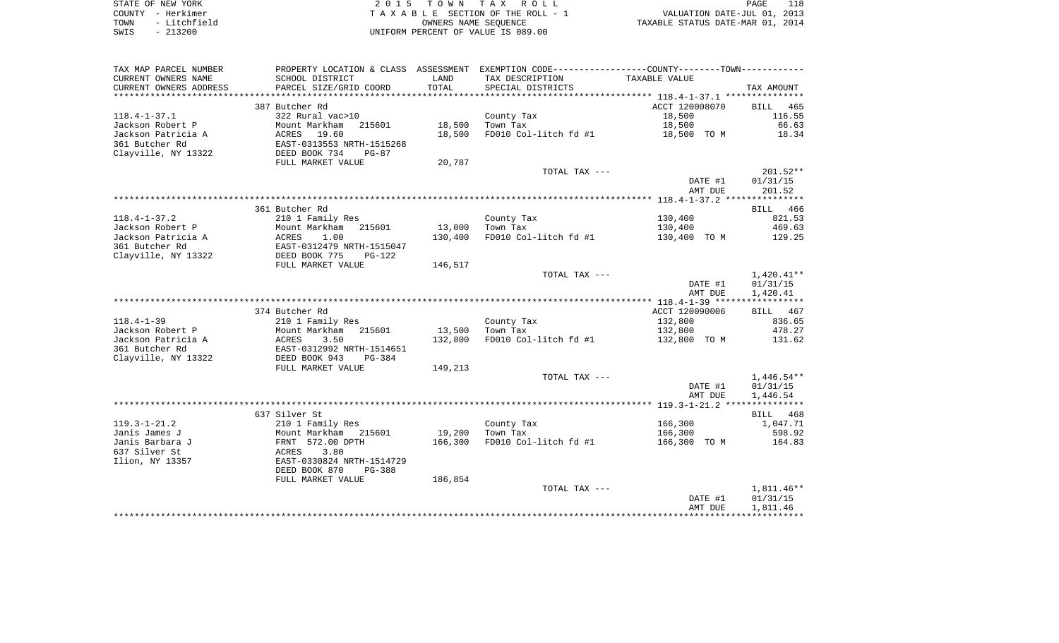STATE OF NEW YORK
COUNTY - Herkimer
TOWN - Litchfield
SWIS - 213200

2 0 1 5 T O W N T A X R O L L
T A X A B L E SECTION OF THE ROLL - 1
OWNERS NAME SEQUENCE
UNIFORM PERCENT OF VALUE IS 089.00

VALUATION DATE-JUL 01, 2013
TAXABLE STATUS DATE-MAR 01, 2014

| TAX MAP PARCEL NUMBER / CURRENT OWNERS NAME / CURRENT OWNERS ADDRESS | PROPERTY LOCATION & CLASS / SCHOOL DISTRICT / PARCEL SIZE/GRID COORD | ASSESSMENT LAND | TOTAL | EXEMPTION CODE / TAX DESCRIPTION / SPECIAL DISTRICTS | COUNTY--------TOWN TAXABLE VALUE | TAX AMOUNT |
|---|---|---|---|---|---|---|
| | 387 Butcher Rd | | | | ACCT 120008070 | BILL 465 |
| 118.4-1-37.1 | 322 Rural vac>10 | | | County Tax | 18,500 | 116.55 |
| Jackson Robert P | Mount Markham 215601 | 18,500 | | Town Tax | 18,500 | 66.63 |
| Jackson Patricia A | ACRES 19.60 | | 18,500 | FD010 Col-litch fd #1 | 18,500 TO M | 18.34 |
| 361 Butcher Rd | EAST-0313553 NRTH-1515268 | | | | | |
| Clayville, NY 13322 | DEED BOOK 734 PG-87 | | | | | |
| | FULL MARKET VALUE | | 20,787 | | | |
| | | | | TOTAL TAX --- | | 201.52** |
| | | | | | DATE #1 | 01/31/15 |
| | | | | | AMT DUE | 201.52 |
| | 361 Butcher Rd | | | | | BILL 466 |
| 118.4-1-37.2 | 210 1 Family Res | | | County Tax | 130,400 | 821.53 |
| Jackson Robert P | Mount Markham 215601 | 13,000 | | Town Tax | 130,400 | 469.63 |
| Jackson Patricia A | ACRES 1.00 | | 130,400 | FD010 Col-litch fd #1 | 130,400 TO M | 129.25 |
| 361 Butcher Rd | EAST-0312479 NRTH-1515047 | | | | | |
| Clayville, NY 13322 | DEED BOOK 775 PG-122 | | | | | |
| | FULL MARKET VALUE | | 146,517 | | | |
| | | | | TOTAL TAX --- | | 1,420.41** |
| | | | | | DATE #1 | 01/31/15 |
| | | | | | AMT DUE | 1,420.41 |
| | 374 Butcher Rd | | | | ACCT 120090006 | BILL 467 |
| 118.4-1-39 | 210 1 Family Res | | | County Tax | 132,800 | 836.65 |
| Jackson Robert P | Mount Markham 215601 | 13,500 | | Town Tax | 132,800 | 478.27 |
| Jackson Patricia A | ACRES 3.50 | | 132,800 | FD010 Col-litch fd #1 | 132,800 TO M | 131.62 |
| 361 Butcher Rd | EAST-0312992 NRTH-1514651 | | | | | |
| Clayville, NY 13322 | DEED BOOK 943 PG-384 | | | | | |
| | FULL MARKET VALUE | | 149,213 | | | |
| | | | | TOTAL TAX --- | | 1,446.54** |
| | | | | | DATE #1 | 01/31/15 |
| | | | | | AMT DUE | 1,446.54 |
| | 637 Silver St | | | | | BILL 468 |
| 119.3-1-21.2 | 210 1 Family Res | | | County Tax | 166,300 | 1,047.71 |
| Janis James J | Mount Markham 215601 | 19,200 | | Town Tax | 166,300 | 598.92 |
| Janis Barbara J | FRNT 572.00 DPTH | | 166,300 | FD010 Col-litch fd #1 | 166,300 TO M | 164.83 |
| 637 Silver St | ACRES 3.80 | | | | | |
| Ilion, NY 13357 | EAST-0330824 NRTH-1514729 | | | | | |
| | DEED BOOK 870 PG-388 | | | | | |
| | FULL MARKET VALUE | | 186,854 | | | |
| | | | | TOTAL TAX --- | | 1,811.46** |
| | | | | | DATE #1 | 01/31/15 |
| | | | | | AMT DUE | 1,811.46 |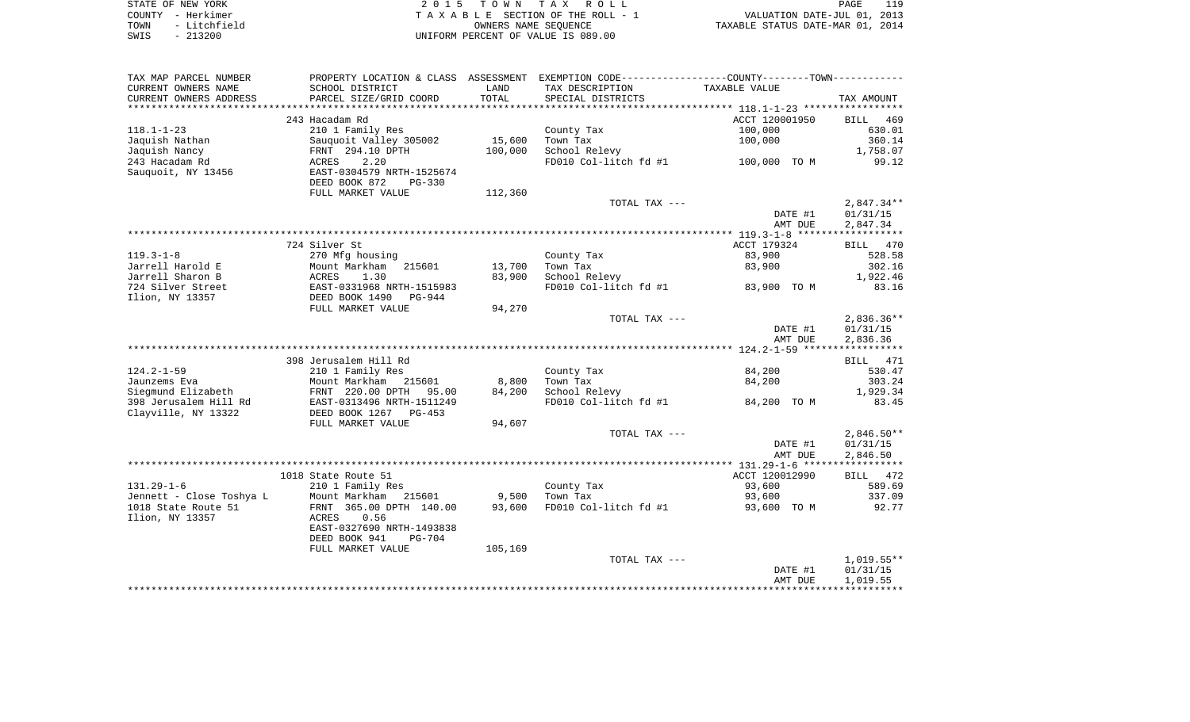STATE OF NEW YORK
COUNTY - Herkimer
TOWN - Litchfield
SWIS - 213200

2 0 1 5 T O W N T A X R O L L
T A X A B L E SECTION OF THE ROLL - 1
OWNERS NAME SEQUENCE
UNIFORM PERCENT OF VALUE IS 089.00

VALUATION DATE-JUL 01, 2013
TAXABLE STATUS DATE-MAR 01, 2014

| TAX MAP PARCEL NUMBER / CURRENT OWNERS NAME / CURRENT OWNERS ADDRESS | PROPERTY LOCATION & CLASS / SCHOOL DISTRICT / PARCEL SIZE/GRID COORD | ASSESSMENT LAND | TOTAL | EXEMPTION CODE / TAX DESCRIPTION / SPECIAL DISTRICTS | COUNTY--------TOWN TAXABLE VALUE | TAX AMOUNT |
|---|---|---|---|---|---|---|
| 118.1-1-23 | 243 Hacadam Rd | | | | ACCT 120001950 | BILL 469 |
| | 210 1 Family Res | | | County Tax | 100,000 | 630.01 |
| Jaquish Nathan | Sauquoit Valley 305002 | 15,600 | | Town Tax | 100,000 | 360.14 |
| Jaquish Nancy | FRNT 294.10 DPTH | | 100,000 | School Relevy | | 1,758.07 |
| 243 Hacadam Rd | ACRES 2.20 | | | FD010 Col-litch fd #1 | 100,000 TO M | 99.12 |
| Sauquoit, NY 13456 | EAST-0304579 NRTH-1525674 | | | | | |
| | DEED BOOK 872 PG-330 | | | | | |
| | FULL MARKET VALUE | | 112,360 | | | |
| | | | | TOTAL TAX --- | | 2,847.34** |
| | | | | | DATE #1 | 01/31/15 |
| | | | | | AMT DUE | 2,847.34 |
| 119.3-1-8 | 724 Silver St | | | | ACCT 179324 | BILL 470 |
| | 270 Mfg housing | | | County Tax | 83,900 | 528.58 |
| Jarrell Harold E | Mount Markham 215601 | 13,700 | | Town Tax | 83,900 | 302.16 |
| Jarrell Sharon B | ACRES 1.30 | | 83,900 | School Relevy | | 1,922.46 |
| 724 Silver Street | EAST-0331968 NRTH-1515983 | | | FD010 Col-litch fd #1 | 83,900 TO M | 83.16 |
| Ilion, NY 13357 | DEED BOOK 1490 PG-944 | | | | | |
| | FULL MARKET VALUE | | 94,270 | | | |
| | | | | TOTAL TAX --- | | 2,836.36** |
| | | | | | DATE #1 | 01/31/15 |
| | | | | | AMT DUE | 2,836.36 |
| 124.2-1-59 | 398 Jerusalem Hill Rd | | | | | BILL 471 |
| | 210 1 Family Res | | | County Tax | 84,200 | 530.47 |
| Jaunzems Eva | Mount Markham 215601 | 8,800 | | Town Tax | 84,200 | 303.24 |
| Siegmund Elizabeth | FRNT 220.00 DPTH 95.00 | | 84,200 | School Relevy | | 1,929.34 |
| 398 Jerusalem Hill Rd | EAST-0313496 NRTH-1511249 | | | FD010 Col-litch fd #1 | 84,200 TO M | 83.45 |
| Clayville, NY 13322 | DEED BOOK 1267 PG-453 | | | | | |
| | FULL MARKET VALUE | | 94,607 | | | |
| | | | | TOTAL TAX --- | | 2,846.50** |
| | | | | | DATE #1 | 01/31/15 |
| | | | | | AMT DUE | 2,846.50 |
| 131.29-1-6 | 1018 State Route 51 | | | | ACCT 120012990 | BILL 472 |
| | 210 1 Family Res | | | County Tax | 93,600 | 589.69 |
| Jennett - Close Toshya L | Mount Markham 215601 | 9,500 | | Town Tax | 93,600 | 337.09 |
| 1018 State Route 51 | FRNT 365.00 DPTH 140.00 | | 93,600 | FD010 Col-litch fd #1 | 93,600 TO M | 92.77 |
| Ilion, NY 13357 | ACRES 0.56 | | | | | |
| | EAST-0327690 NRTH-1493838 | | | | | |
| | DEED BOOK 941 PG-704 | | | | | |
| | FULL MARKET VALUE | | 105,169 | | | |
| | | | | TOTAL TAX --- | | 1,019.55** |
| | | | | | DATE #1 | 01/31/15 |
| | | | | | AMT DUE | 1,019.55 |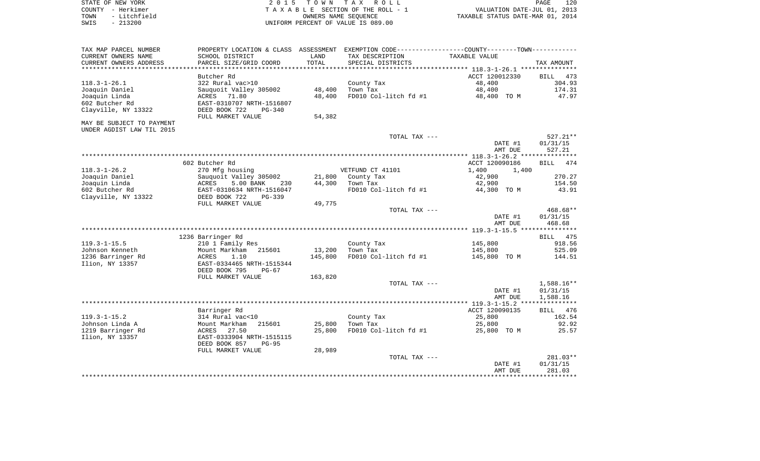STATE OF NEW YORK
COUNTY - Herkimer
TOWN - Litchfield
SWIS - 213200

2015 TOWN TAX ROLL
TAXABLE SECTION OF THE ROLL - 1
OWNERS NAME SEQUENCE
UNIFORM PERCENT OF VALUE IS 089.00

VALUATION DATE-JUL 01, 2013
TAXABLE STATUS DATE-MAR 01, 2014

| TAX MAP PARCEL NUMBER / CURRENT OWNERS NAME / CURRENT OWNERS ADDRESS | PROPERTY LOCATION & CLASS / SCHOOL DISTRICT / PARCEL SIZE/GRID COORD | ASSESSMENT LAND | TOTAL | EXEMPTION CODE / TAX DESCRIPTION / SPECIAL DISTRICTS | COUNTY/TOWN TAXABLE VALUE | TAX AMOUNT |
|---|---|---|---|---|---|---|
| **118.3-1-26.1** | Butcher Rd | | | | ACCT 120012330 | BILL 473 |
| 118.3-1-26.1 | 322 Rural vac>10 | | | County Tax | 48,400 | 304.93 |
| Joaquin Daniel | Sauquoit Valley 305002 | 48,400 | | Town Tax | 48,400 | 174.31 |
| Joaquin Linda | ACRES 71.80 | | 48,400 | FD010 Col-litch fd #1 | 48,400 TO M | 47.97 |
| 602 Butcher Rd | EAST-0310707 NRTH-1516807 | | | | | |
| Clayville, NY 13322 | DEED BOOK 722 PG-340 | | | | | |
| | FULL MARKET VALUE | | 54,382 | | | |
| MAY BE SUBJECT TO PAYMENT UNDER AGDIST LAW TIL 2015 | | | | | | |
| | | | | TOTAL TAX --- | | 527.21** |
| | | | | | DATE #1 | 01/31/15 |
| | | | | | AMT DUE | 527.21 |
| **118.3-1-26.2** | 602 Butcher Rd | | | | ACCT 120090186 | BILL 474 |
| 118.3-1-26.2 | 270 Mfg housing | | | VETFUND CT 41101 | 1,400 1,400 | |
| Joaquin Daniel | Sauquoit Valley 305002 | 21,800 | | County Tax | 42,900 | 270.27 |
| Joaquin Linda | ACRES 5.00 BANK 230 | | 44,300 | Town Tax | 42,900 | 154.50 |
| 602 Butcher Rd | EAST-0310634 NRTH-1516047 | | | FD010 Col-litch fd #1 | 44,300 TO M | 43.91 |
| Clayville, NY 13322 | DEED BOOK 722 PG-339 | | | | | |
| | FULL MARKET VALUE | | 49,775 | | | |
| | | | | TOTAL TAX --- | | 468.68** |
| | | | | | DATE #1 | 01/31/15 |
| | | | | | AMT DUE | 468.68 |
| **119.3-1-15.5** | 1236 Barringer Rd | | | | | BILL 475 |
| 119.3-1-15.5 | 210 1 Family Res | | | County Tax | 145,800 | 918.56 |
| Johnson Kenneth | Mount Markham 215601 | 13,200 | | Town Tax | 145,800 | 525.09 |
| 1236 Barringer Rd | ACRES 1.10 | | 145,800 | FD010 Col-litch fd #1 | 145,800 TO M | 144.51 |
| Ilion, NY 13357 | EAST-0334465 NRTH-1515344 | | | | | |
| | DEED BOOK 795 PG-67 | | | | | |
| | FULL MARKET VALUE | | 163,820 | | | |
| | | | | TOTAL TAX --- | | 1,588.16** |
| | | | | | DATE #1 | 01/31/15 |
| | | | | | AMT DUE | 1,588.16 |
| **119.3-1-15.2** | Barringer Rd | | | | ACCT 120090135 | BILL 476 |
| 119.3-1-15.2 | 314 Rural vac<10 | | | County Tax | 25,800 | 162.54 |
| Johnson Linda A | Mount Markham 215601 | 25,800 | | Town Tax | 25,800 | 92.92 |
| 1219 Barringer Rd | ACRES 27.50 | | 25,800 | FD010 Col-litch fd #1 | 25,800 TO M | 25.57 |
| Ilion, NY 13357 | EAST-0333904 NRTH-1515115 | | | | | |
| | DEED BOOK 857 PG-95 | | | | | |
| | FULL MARKET VALUE | | 28,989 | | | |
| | | | | TOTAL TAX --- | | 281.03** |
| | | | | | DATE #1 | 01/31/15 |
| | | | | | AMT DUE | 281.03 |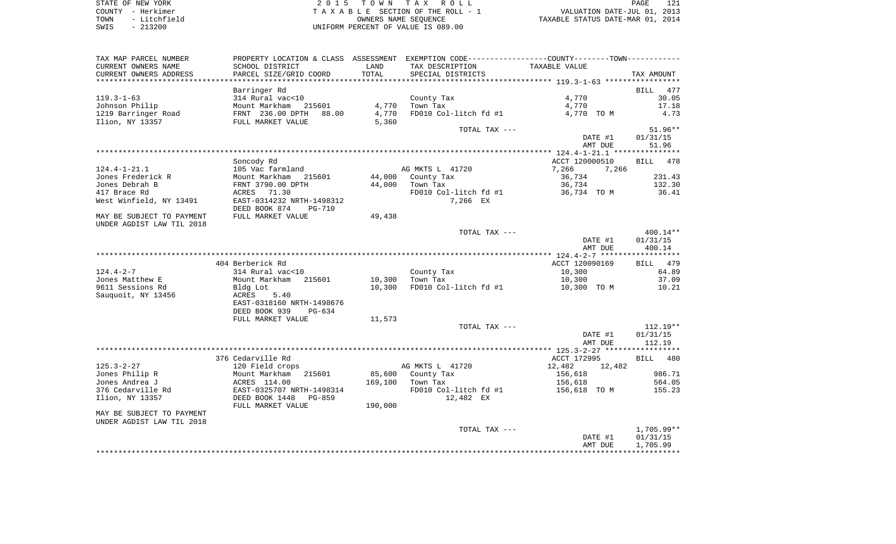STATE OF NEW YORK | COUNTY - Herkimer | TOWN - Litchfield | SWIS - 213200

2015 TOWN TAX ROLL
TAXABLE SECTION OF THE ROLL - 1
OWNERS NAME SEQUENCE
UNIFORM PERCENT OF VALUE IS 089.00

VALUATION DATE-JUL 01, 2013
TAXABLE STATUS DATE-MAR 01, 2014

| TAX MAP PARCEL NUMBER / CURRENT OWNERS NAME / CURRENT OWNERS ADDRESS | PROPERTY LOCATION & CLASS / SCHOOL DISTRICT / PARCEL SIZE/GRID COORD | ASSESSMENT LAND / TOTAL | EXEMPTION CODE / TAX DESCRIPTION / SPECIAL DISTRICTS | COUNTY / TOWN TAXABLE VALUE | TAX AMOUNT |
|---|---|---|---|---|---|
| **119.3-1-63** | Barringer Rd | | | | BILL 477 |
| Johnson Philip | 314 Rural vac<10 | | County Tax | 4,770 | 30.05 |
| 1219 Barringer Road | Mount Markham 215601 | 4,770 | Town Tax | 4,770 | 17.18 |
| Ilion, NY 13357 | FRNT 236.00 DPTH 88.00 | 4,770 | FD010 Col-litch fd #1 | 4,770 TO M | 4.73 |
| | FULL MARKET VALUE | 5,360 | | | |
| | | | TOTAL TAX --- | | 51.96** |
| | | | | DATE #1 | 01/31/15 |
| | | | | AMT DUE | 51.96 |
| **124.4-1-21.1** | Soncody Rd | | | ACCT 120000510 | BILL 478 |
| Jones Frederick R | 105 Vac farmland | | AG MKTS L 41720 | 7,266 7,266 | |
| Jones Debrah B | Mount Markham 215601 | 44,000 | County Tax | 36,734 | 231.43 |
| 417 Brace Rd | FRNT 3790.00 DPTH | 44,000 | Town Tax | 36,734 | 132.30 |
| West Winfield, NY 13491 | ACRES 71.30 | | FD010 Col-litch fd #1 | 36,734 TO M | 36.41 |
| | EAST-0314232 NRTH-1498312 | | 7,266 EX | | |
| | DEED BOOK 874 PG-710 | | | | |
| MAY BE SUBJECT TO PAYMENT UNDER AGDIST LAW TIL 2018 | FULL MARKET VALUE | 49,438 | | | |
| | | | TOTAL TAX --- | | 400.14** |
| | | | | DATE #1 | 01/31/15 |
| | | | | AMT DUE | 400.14 |
| **124.4-2-7** | 404 Berberick Rd | | | ACCT 120090169 | BILL 479 |
| Jones Matthew E | 314 Rural vac<10 | | County Tax | 10,300 | 64.89 |
| 9611 Sessions Rd | Mount Markham 215601 | 10,300 | Town Tax | 10,300 | 37.09 |
| Sauquoit, NY 13456 | Bldg Lot | 10,300 | FD010 Col-litch fd #1 | 10,300 TO M | 10.21 |
| | ACRES 5.40 | | | | |
| | EAST-0318160 NRTH-1498676 | | | | |
| | DEED BOOK 939 PG-634 | | | | |
| | FULL MARKET VALUE | 11,573 | | | |
| | | | TOTAL TAX --- | | 112.19** |
| | | | | DATE #1 | 01/31/15 |
| | | | | AMT DUE | 112.19 |
| **125.3-2-27** | 376 Cedarville Rd | | | ACCT 172995 | BILL 480 |
| Jones Philip R | 120 Field crops | | AG MKTS L 41720 | 12,482 12,482 | |
| Jones Andrea J | Mount Markham 215601 | 85,600 | County Tax | 156,618 | 986.71 |
| 376 Cedarville Rd | ACRES 114.00 | 169,100 | Town Tax | 156,618 | 564.05 |
| Ilion, NY 13357 | EAST-0325707 NRTH-1498314 | | FD010 Col-litch fd #1 | 156,618 TO M | 155.23 |
| | DEED BOOK 1448 PG-859 | | 12,482 EX | | |
| MAY BE SUBJECT TO PAYMENT UNDER AGDIST LAW TIL 2018 | FULL MARKET VALUE | 190,000 | | | |
| | | | TOTAL TAX --- | | 1,705.99** |
| | | | | DATE #1 | 01/31/15 |
| | | | | AMT DUE | 1,705.99 |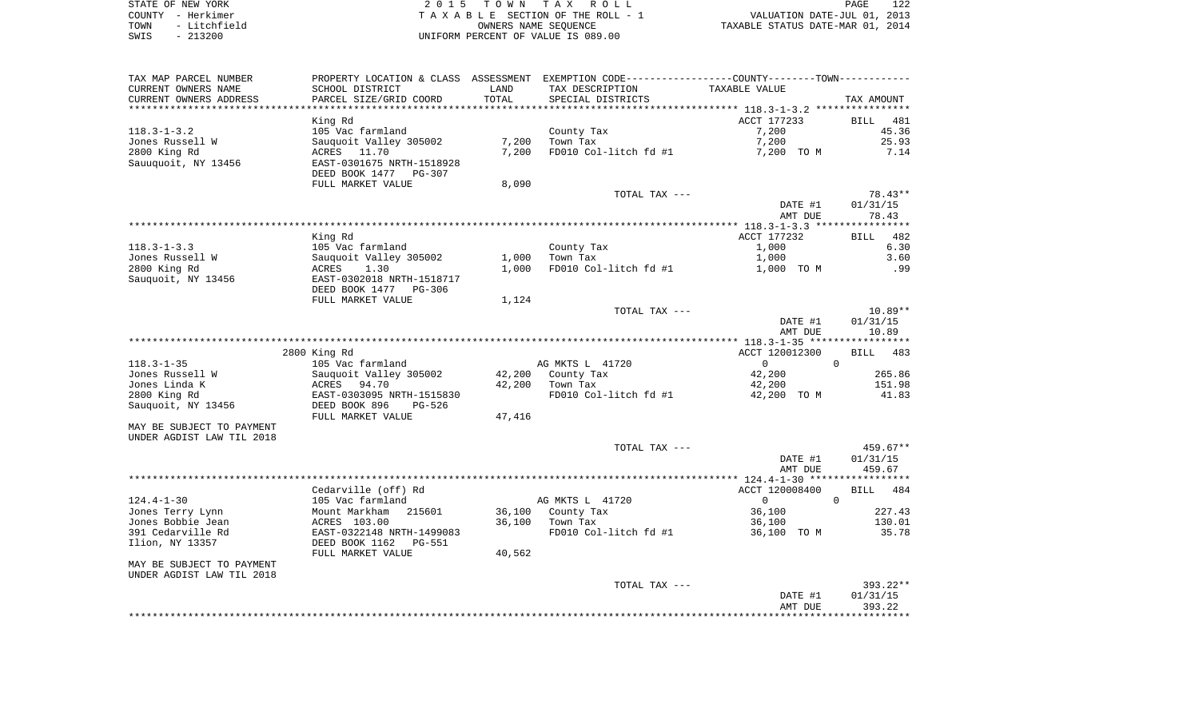STATE OF NEW YORK — COUNTY - Herkimer — TOWN - Litchfield — SWIS - 213200

2015 TOWN TAX ROLL
TAXABLE SECTION OF THE ROLL - 1
OWNERS NAME SEQUENCE
UNIFORM PERCENT OF VALUE IS 089.00

VALUATION DATE-JUL 01, 2013
TAXABLE STATUS DATE-MAR 01, 2014

| TAX MAP PARCEL NUMBER / CURRENT OWNERS NAME / CURRENT OWNERS ADDRESS | PROPERTY LOCATION & CLASS / SCHOOL DISTRICT / PARCEL SIZE/GRID COORD | ASSESSMENT LAND / TOTAL | EXEMPTION CODE / TAX DESCRIPTION / SPECIAL DISTRICTS | TAXABLE VALUE | TAX AMOUNT |
|---|---|---|---|---|---|
| | King Rd | | | ACCT 177233 | BILL 481 |
| 118.3-1-3.2 | 105 Vac farmland | | County Tax | 7,200 | 45.36 |
| Jones Russell W | Sauquoit Valley 305002 | 7,200 | Town Tax | 7,200 | 25.93 |
| 2800 King Rd | ACRES 11.70 | 7,200 | FD010 Col-litch fd #1 | 7,200 TO M | 7.14 |
| Sauuquoit, NY 13456 | EAST-0301675 NRTH-1518928 | | | | |
| | DEED BOOK 1477 PG-307 | | | | |
| | FULL MARKET VALUE | 8,090 | | | |
| | | | TOTAL TAX --- | | 78.43** |
| | | | | DATE #1 | 01/31/15 |
| | | | | AMT DUE | 78.43 |
| | King Rd | | | ACCT 177232 | BILL 482 |
| 118.3-1-3.3 | 105 Vac farmland | | County Tax | 1,000 | 6.30 |
| Jones Russell W | Sauquoit Valley 305002 | 1,000 | Town Tax | 1,000 | 3.60 |
| 2800 King Rd | ACRES 1.30 | 1,000 | FD010 Col-litch fd #1 | 1,000 TO M | .99 |
| Sauquoit, NY 13456 | EAST-0302018 NRTH-1518717 | | | | |
| | DEED BOOK 1477 PG-306 | | | | |
| | FULL MARKET VALUE | 1,124 | | | |
| | | | TOTAL TAX --- | | 10.89** |
| | | | | DATE #1 | 01/31/15 |
| | | | | AMT DUE | 10.89 |
| | 2800 King Rd | | | ACCT 120012300 | BILL 483 |
| 118.3-1-35 | 105 Vac farmland | | AG MKTS L 41720 | 0 | 0 |
| Jones Russell W | Sauquoit Valley 305002 | 42,200 | County Tax | 42,200 | 265.86 |
| Jones Linda K | ACRES 94.70 | 42,200 | Town Tax | 42,200 | 151.98 |
| 2800 King Rd | EAST-0303095 NRTH-1515830 | | FD010 Col-litch fd #1 | 42,200 TO M | 41.83 |
| Sauquoit, NY 13456 | DEED BOOK 896 PG-526 | | | | |
| | FULL MARKET VALUE | 47,416 | | | |
| MAY BE SUBJECT TO PAYMENT UNDER AGDIST LAW TIL 2018 | | | | | |
| | | | TOTAL TAX --- | | 459.67** |
| | | | | DATE #1 | 01/31/15 |
| | | | | AMT DUE | 459.67 |
| | Cedarville (off) Rd | | | ACCT 120008400 | BILL 484 |
| 124.4-1-30 | 105 Vac farmland | | AG MKTS L 41720 | 0 | 0 |
| Jones Terry Lynn | Mount Markham 215601 | 36,100 | County Tax | 36,100 | 227.43 |
| Jones Bobbie Jean | ACRES 103.00 | 36,100 | Town Tax | 36,100 | 130.01 |
| 391 Cedarville Rd | EAST-0322148 NRTH-1499083 | | FD010 Col-litch fd #1 | 36,100 TO M | 35.78 |
| Ilion, NY 13357 | DEED BOOK 1162 PG-551 | | | | |
| | FULL MARKET VALUE | 40,562 | | | |
| MAY BE SUBJECT TO PAYMENT UNDER AGDIST LAW TIL 2018 | | | | | |
| | | | TOTAL TAX --- | | 393.22** |
| | | | | DATE #1 | 01/31/15 |
| | | | | AMT DUE | 393.22 |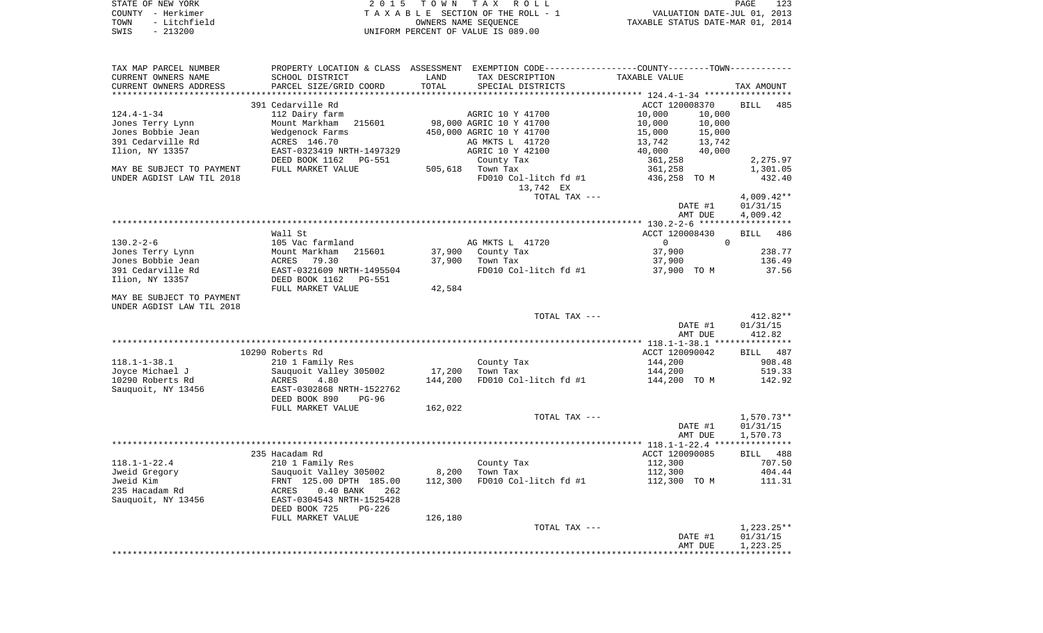STATE OF NEW YORK　　　　2 0 1 5　T O W N　T A X　R O L L　　　　PAGE 123
COUNTY - Herkimer　　　　T A X A B L E SECTION OF THE ROLL - 1　　　　VALUATION DATE-JUL 01, 2013
TOWN - Litchfield　　　　OWNERS NAME SEQUENCE　　　　TAXABLE STATUS DATE-MAR 01, 2014
SWIS - 213200　　　　UNIFORM PERCENT OF VALUE IS 089.00

```
TAX MAP PARCEL NUMBER      PROPERTY LOCATION & CLASS  ASSESSMENT  EXEMPTION CODE------------------COUNTY--------TOWN-----------
CURRENT OWNERS NAME        SCHOOL DISTRICT             LAND       TAX DESCRIPTION              TAXABLE VALUE
CURRENT OWNERS ADDRESS     PARCEL SIZE/GRID COORD      TOTAL      SPECIAL DISTRICTS                                  TAX AMOUNT
**************************************************************************************** 124.4-1-34 *****************
                           391 Cedarville Rd                                                ACCT 120008370       BILL  485
124.4-1-34                 112 Dairy farm                         AGRIC 10 Y 41700           10,000      10,000
Jones Terry Lynn           Mount Markham   215601      98,000 AGRIC 10 Y 41700             10,000      10,000
Jones Bobbie Jean          Wedgenock Farms            450,000 AGRIC 10 Y 41700             15,000      15,000
391 Cedarville Rd          ACRES  146.70                          AG MKTS L  41720           13,742      13,742
Ilion, NY 13357            EAST-0323419 NRTH-1497329              AGRIC 10 Y 42100           40,000      40,000
                           DEED BOOK 1162   PG-551                County Tax                 361,258                 2,275.97
MAY BE SUBJECT TO PAYMENT  FULL MARKET VALUE          505,618  Town Tax                   361,258                 1,301.05
UNDER AGDIST LAW TIL 2018                                         FD010 Col-litch fd #1      436,258 TO M              432.40
                                                                     13,742 EX
                                                                     TOTAL TAX ---                                   4,009.42**
                                                                                            DATE #1               01/31/15
                                                                                            AMT DUE               4,009.42
**************************************************************************************** 130.2-2-6 ******************
                           Wall St                                                          ACCT 120008430       BILL  486
130.2-2-6                  105 Vac farmland                       AG MKTS L  41720           0             0
Jones Terry Lynn           Mount Markham   215601      37,900  County Tax                 37,900                    238.77
Jones Bobbie Jean          ACRES   79.30               37,900  Town Tax                   37,900                    136.49
391 Cedarville Rd          EAST-0321609 NRTH-1495504              FD010 Col-litch fd #1      37,900 TO M                37.56
Ilion, NY 13357            DEED BOOK 1162   PG-551
                           FULL MARKET VALUE           42,584
MAY BE SUBJECT TO PAYMENT
UNDER AGDIST LAW TIL 2018
                                                                     TOTAL TAX ---                                     412.82**
                                                                                            DATE #1               01/31/15
                                                                                            AMT DUE                 412.82
**************************************************************************************** 118.1-1-38.1 ***************
                           10290 Roberts Rd                                                 ACCT 120090042       BILL  487
118.1-1-38.1               210 1 Family Res                       County Tax                 144,200                   908.48
Joyce Michael J            Sauquoit Valley 305002      17,200  Town Tax                   144,200                   519.33
10290 Roberts Rd           ACRES    4.80              144,200  FD010 Col-litch fd #1      144,200 TO M              142.92
Sauquoit, NY 13456         EAST-0302868 NRTH-1522762
                           DEED BOOK 890    PG-96
                           FULL MARKET VALUE          162,022
                                                                     TOTAL TAX ---                                   1,570.73**
                                                                                            DATE #1               01/31/15
                                                                                            AMT DUE               1,570.73
**************************************************************************************** 118.1-1-22.4 ***************
                           235 Hacadam Rd                                                   ACCT 120090085       BILL  488
118.1-1-22.4               210 1 Family Res                       County Tax                 112,300                   707.50
Jweid Gregory              Sauquoit Valley 305002       8,200  Town Tax                   112,300                   404.44
Jweid Kim                  FRNT 125.00 DPTH 185.00    112,300  FD010 Col-litch fd #1      112,300 TO M              111.31
235 Hacadam Rd             ACRES    0.40 BANK    262
Sauquoit, NY 13456         EAST-0304543 NRTH-1525428
                           DEED BOOK 725    PG-226
                           FULL MARKET VALUE          126,180
                                                                     TOTAL TAX ---                                   1,223.25**
                                                                                            DATE #1               01/31/15
                                                                                            AMT DUE               1,223.25
************************************************************************************************************************
```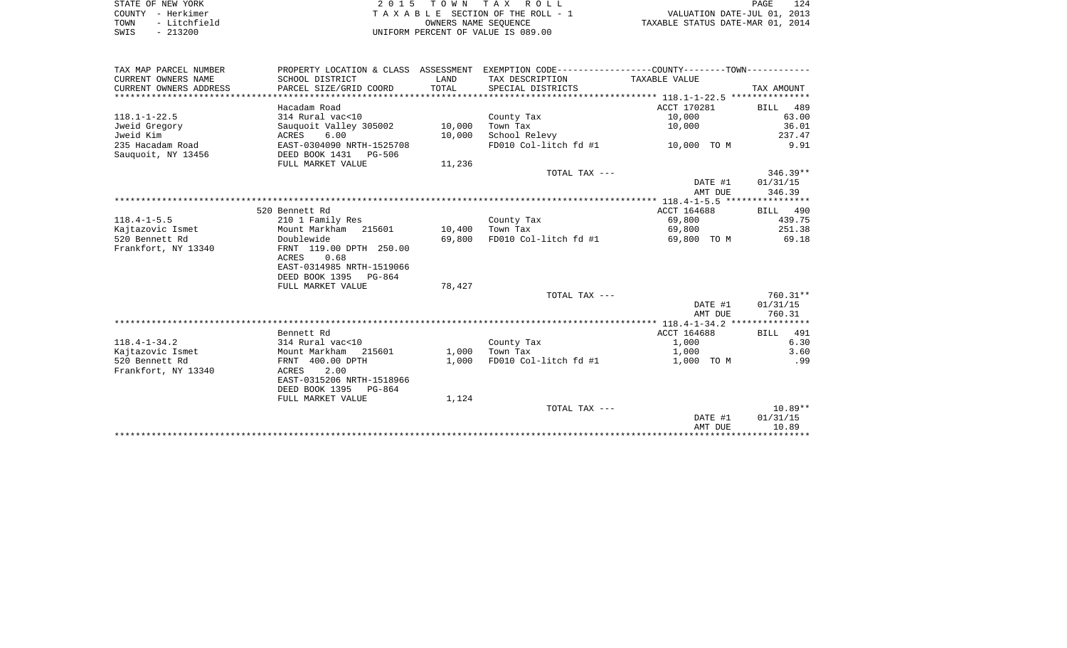STATE OF NEW YORK
COUNTY - Herkimer
TOWN - Litchfield
SWIS - 213200

2 0 1 5 T O W N T A X R O L L
T A X A B L E SECTION OF THE ROLL - 1
OWNERS NAME SEQUENCE
UNIFORM PERCENT OF VALUE IS 089.00

VALUATION DATE-JUL 01, 2013
TAXABLE STATUS DATE-MAR 01, 2014

| TAX MAP PARCEL NUMBER / CURRENT OWNERS NAME / CURRENT OWNERS ADDRESS | PROPERTY LOCATION & CLASS / SCHOOL DISTRICT / PARCEL SIZE/GRID COORD | ASSESSMENT LAND / TOTAL | EXEMPTION CODE / TAX DESCRIPTION / SPECIAL DISTRICTS | TAXABLE VALUE | TAX AMOUNT |
|---|---|---|---|---|---|
| **118.1-1-22.5** | Hacadam Road | | | ACCT 170281 | BILL 489 |
| 118.1-1-22.5 | 314 Rural vac<10 | | County Tax | 10,000 | 63.00 |
| Jweid Gregory | Sauquoit Valley 305002 | 10,000 | Town Tax | 10,000 | 36.01 |
| Jweid Kim | ACRES 6.00 | 10,000 | School Relevy | | 237.47 |
| 235 Hacadam Road | EAST-0304090 NRTH-1525708 | | FD010 Col-litch fd #1 | 10,000 TO M | 9.91 |
| Sauquoit, NY 13456 | DEED BOOK 1431 PG-506 | | | | |
| | FULL MARKET VALUE | 11,236 | | | |
| | | | TOTAL TAX --- | | 346.39** |
| | | | | DATE #1 | 01/31/15 |
| | | | | AMT DUE | 346.39 |
| **118.4-1-5.5** | 520 Bennett Rd | | | ACCT 164688 | BILL 490 |
| 118.4-1-5.5 | 210 1 Family Res | | County Tax | 69,800 | 439.75 |
| Kajtazovic Ismet | Mount Markham 215601 | 10,400 | Town Tax | 69,800 | 251.38 |
| 520 Bennett Rd | Doublewide | 69,800 | FD010 Col-litch fd #1 | 69,800 TO M | 69.18 |
| Frankfort, NY 13340 | FRNT 119.00 DPTH 250.00 | | | | |
| | ACRES 0.68 | | | | |
| | EAST-0314985 NRTH-1519066 | | | | |
| | DEED BOOK 1395 PG-864 | | | | |
| | FULL MARKET VALUE | 78,427 | | | |
| | | | TOTAL TAX --- | | 760.31** |
| | | | | DATE #1 | 01/31/15 |
| | | | | AMT DUE | 760.31 |
| **118.4-1-34.2** | Bennett Rd | | | ACCT 164688 | BILL 491 |
| 118.4-1-34.2 | 314 Rural vac<10 | | County Tax | 1,000 | 6.30 |
| Kajtazovic Ismet | Mount Markham 215601 | 1,000 | Town Tax | 1,000 | 3.60 |
| 520 Bennett Rd | FRNT 400.00 DPTH | 1,000 | FD010 Col-litch fd #1 | 1,000 TO M | .99 |
| Frankfort, NY 13340 | ACRES 2.00 | | | | |
| | EAST-0315206 NRTH-1518966 | | | | |
| | DEED BOOK 1395 PG-864 | | | | |
| | FULL MARKET VALUE | 1,124 | | | |
| | | | TOTAL TAX --- | | 10.89** |
| | | | | DATE #1 | 01/31/15 |
| | | | | AMT DUE | 10.89 |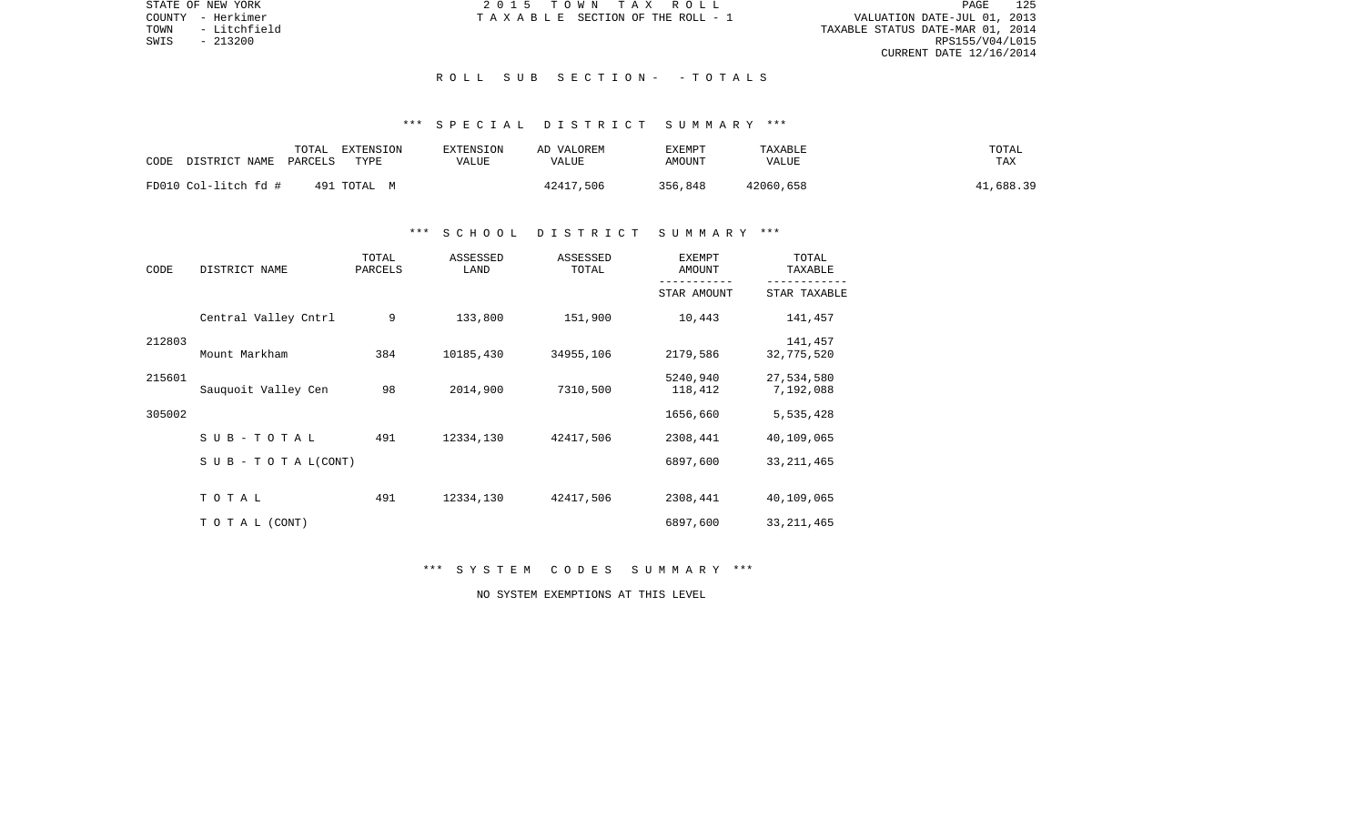STATE OF NEW YORK
COUNTY - Herkimer
TOWN - Litchfield
SWIS - 213200

2 0 1 5 T O W N T A X R O L L
T A X A B L E SECTION OF THE ROLL - 1

VALUATION DATE-JUL 01, 2013
TAXABLE STATUS DATE-MAR 01, 2014
RPS155/V04/L015
CURRENT DATE 12/16/2014

## R O L L S U B S E C T I O N - - T O T A L S

### *** S P E C I A L D I S T R I C T S U M M A R Y ***

| CODE DISTRICT NAME | TOTAL PARCELS | EXTENSION TYPE | EXTENSION VALUE | AD VALOREM VALUE | EXEMPT AMOUNT | TAXABLE VALUE | TOTAL TAX |
|---|---|---|---|---|---|---|---|
| FD010 Col-litch fd # | 491 | TOTAL M | | 42417,506 | 356,848 | 42060,658 | 41,688.39 |

### *** S C H O O L D I S T R I C T S U M M A R Y ***

| CODE | DISTRICT NAME | TOTAL PARCELS | ASSESSED LAND | ASSESSED TOTAL | EXEMPT AMOUNT / STAR AMOUNT | TOTAL TAXABLE / STAR TAXABLE |
|---|---|---|---|---|---|---|
| | Central Valley Cntrl | 9 | 133,800 | 151,900 | 10,443 | 141,457 |
| 212803 | | | | | | 141,457 |
| | Mount Markham | 384 | 10185,430 | 34955,106 | 2179,586 | 32,775,520 |
| 215601 | | | | | 5240,940 | 27,534,580 |
| | Sauquoit Valley Cen | 98 | 2014,900 | 7310,500 | 118,412 | 7,192,088 |
| 305002 | | | | | 1656,660 | 5,535,428 |
| | S U B - T O T A L | 491 | 12334,130 | 42417,506 | 2308,441 | 40,109,065 |
| | S U B - T O T A L(CONT) | | | | 6897,600 | 33,211,465 |
| | T O T A L | 491 | 12334,130 | 42417,506 | 2308,441 | 40,109,065 |
| | T O T A L (CONT) | | | | 6897,600 | 33,211,465 |

### *** S Y S T E M C O D E S S U M M A R Y ***

NO SYSTEM EXEMPTIONS AT THIS LEVEL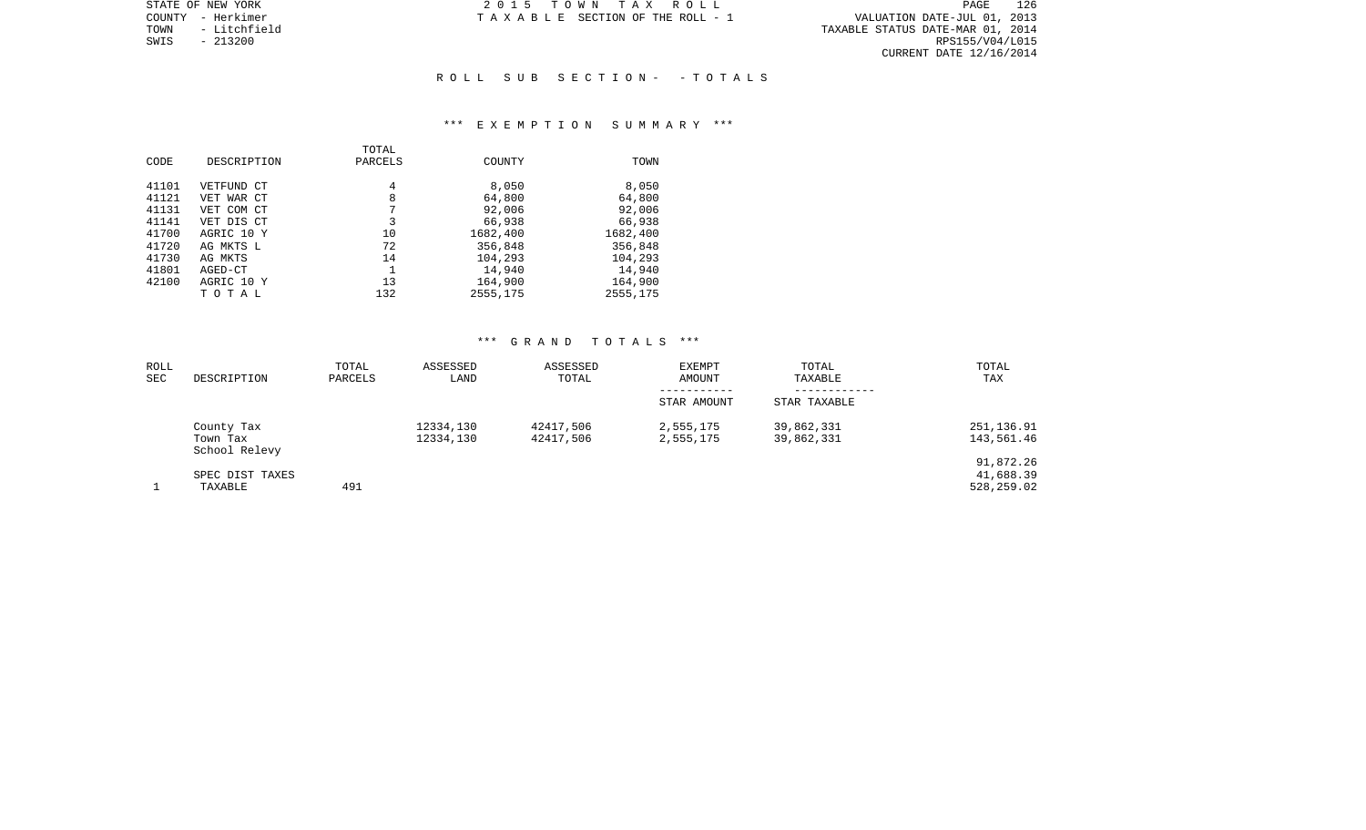STATE OF NEW YORK
COUNTY - Herkimer
TOWN - Litchfield
SWIS - 213200

2 0 1 5 T O W N T A X R O L L
T A X A B L E SECTION OF THE ROLL - 1

VALUATION DATE-JUL 01, 2013
TAXABLE STATUS DATE-MAR 01, 2014
RPS155/V04/L015
CURRENT DATE 12/16/2014

## R O L L S U B S E C T I O N - - T O T A L S

### *** E X E M P T I O N S U M M A R Y ***

| CODE | DESCRIPTION | TOTAL PARCELS | COUNTY | TOWN |
|---|---|---|---|---|
| 41101 | VETFUND CT | 4 | 8,050 | 8,050 |
| 41121 | VET WAR CT | 8 | 64,800 | 64,800 |
| 41131 | VET COM CT | 7 | 92,006 | 92,006 |
| 41141 | VET DIS CT | 3 | 66,938 | 66,938 |
| 41700 | AGRIC 10 Y | 10 | 1682,400 | 1682,400 |
| 41720 | AG MKTS L | 72 | 356,848 | 356,848 |
| 41730 | AG MKTS | 14 | 104,293 | 104,293 |
| 41801 | AGED-CT | 1 | 14,940 | 14,940 |
| 42100 | AGRIC 10 Y | 13 | 164,900 | 164,900 |
| | T O T A L | 132 | 2555,175 | 2555,175 |

### *** G R A N D T O T A L S ***

| ROLL SEC | DESCRIPTION | TOTAL PARCELS | ASSESSED LAND | ASSESSED TOTAL | EXEMPT AMOUNT / STAR AMOUNT | TOTAL TAXABLE / STAR TAXABLE | TOTAL TAX |
|---|---|---|---|---|---|---|---|
| | County Tax | | 12334,130 | 42417,506 | 2,555,175 | 39,862,331 | 251,136.91 |
| | Town Tax | | 12334,130 | 42417,506 | 2,555,175 | 39,862,331 | 143,561.46 |
| | School Relevy | | | | | | 91,872.26 |
| | SPEC DIST TAXES | | | | | | 41,688.39 |
| 1 | TAXABLE | 491 | | | | | 528,259.02 |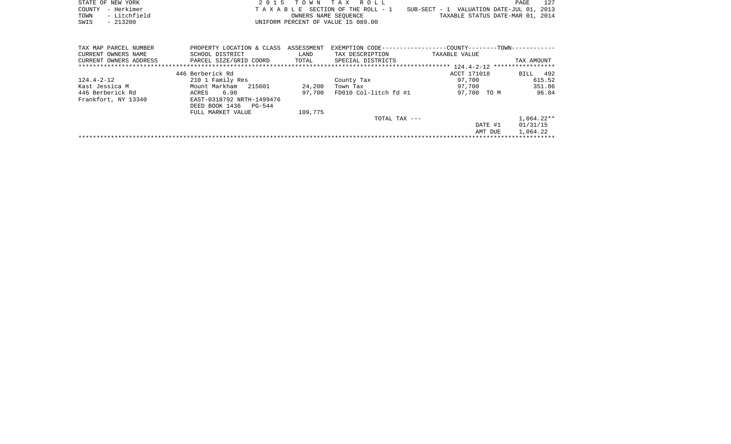STATE OF NEW YORK
COUNTY - Herkimer
TOWN - Litchfield
SWIS - 213200

2 0 1 5 T O W N T A X R O L L
T A X A B L E SECTION OF THE ROLL - 1
OWNERS NAME SEQUENCE
UNIFORM PERCENT OF VALUE IS 089.00

SUB-SECT - 1 VALUATION DATE-JUL 01, 2013
TAXABLE STATUS DATE-MAR 01, 2014

| TAX MAP PARCEL NUMBER<br>CURRENT OWNERS NAME<br>CURRENT OWNERS ADDRESS | PROPERTY LOCATION & CLASS<br>SCHOOL DISTRICT<br>PARCEL SIZE/GRID COORD | ASSESSMENT<br>LAND<br>TOTAL | EXEMPTION CODE<br>TAX DESCRIPTION<br>SPECIAL DISTRICTS | COUNTY--------TOWN<br>TAXABLE VALUE | TAX AMOUNT |
|---|---|---|---|---|---|
| | 446 Berberick Rd | | | ACCT 171018 | BILL 492 |
| 124.4-2-12 | 210 1 Family Res | | County Tax | 97,700 | 615.52 |
| Kast Jessica M | Mount Markham 215601 | 24,200 | Town Tax | 97,700 | 351.86 |
| 446 Berberick Rd | ACRES 6.90 | 97,700 | FD010 Col-litch fd #1 | 97,700 TO M | 96.84 |
| Frankfort, NY 13340 | EAST-0318792 NRTH-1499476 | | | | |
| | DEED BOOK 1436 PG-544 | | | | |
| | FULL MARKET VALUE | 109,775 | | | |
| | | | TOTAL TAX --- | | 1,064.22** |
| | | | | DATE #1 | 01/31/15 |
| | | | | AMT DUE | 1,064.22 |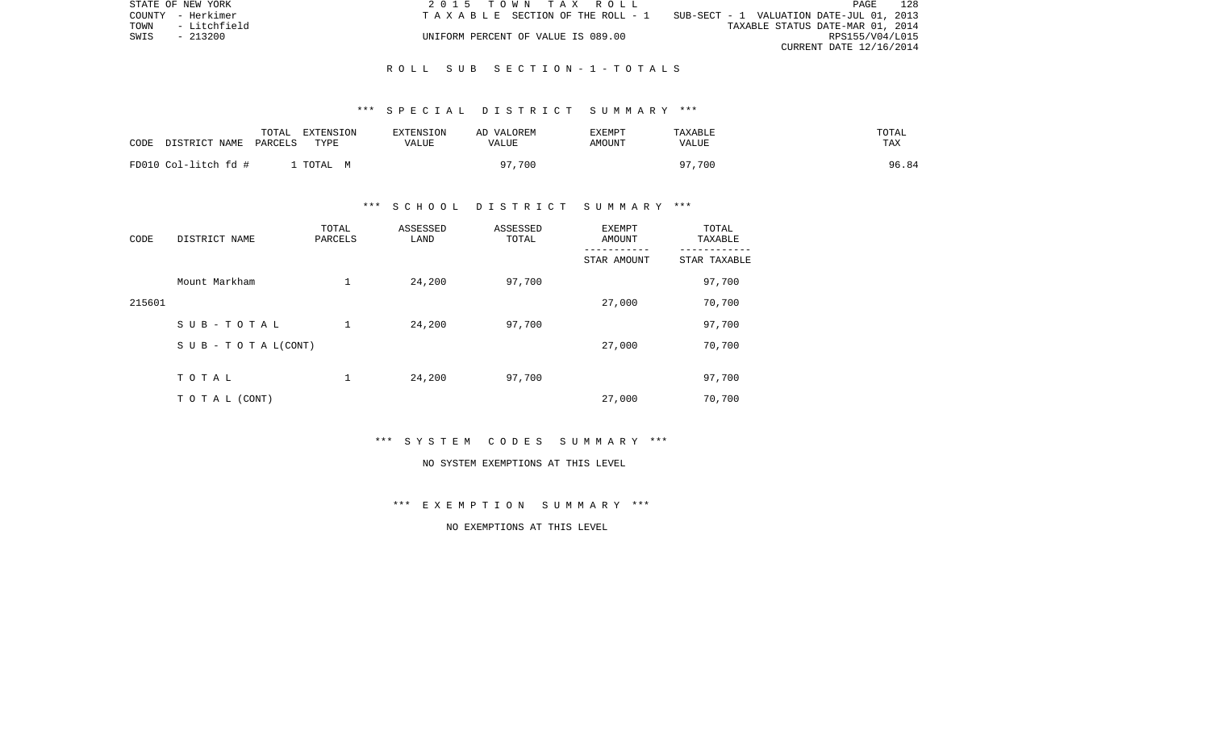## R O L L   S U B   S E C T I O N - 1 - T O T A L S

### *** S P E C I A L   D I S T R I C T   S U M M A R Y ***

| CODE DISTRICT NAME | TOTAL PARCELS | EXTENSION TYPE | EXTENSION VALUE | AD VALOREM VALUE | EXEMPT AMOUNT | TAXABLE VALUE | TOTAL TAX |
|---|---|---|---|---|---|---|---|
| FD010 Col-litch fd # | 1 | TOTAL M | | 97,700 | | 97,700 | 96.84 |

### *** S C H O O L   D I S T R I C T   S U M M A R Y ***

| CODE | DISTRICT NAME | TOTAL PARCELS | ASSESSED LAND | ASSESSED TOTAL | EXEMPT AMOUNT / STAR AMOUNT | TOTAL TAXABLE / STAR TAXABLE |
|---|---|---|---|---|---|---|
| | Mount Markham | 1 | 24,200 | 97,700 | | 97,700 |
| 215601 | | | | | 27,000 | 70,700 |
| | S U B - T O T A L | 1 | 24,200 | 97,700 | | 97,700 |
| | S U B - T O T A L(CONT) | | | | 27,000 | 70,700 |
| | T O T A L | 1 | 24,200 | 97,700 | | 97,700 |
| | T O T A L (CONT) | | | | 27,000 | 70,700 |

### *** S Y S T E M   C O D E S   S U M M A R Y ***

NO SYSTEM EXEMPTIONS AT THIS LEVEL

### *** E X E M P T I O N   S U M M A R Y ***

NO EXEMPTIONS AT THIS LEVEL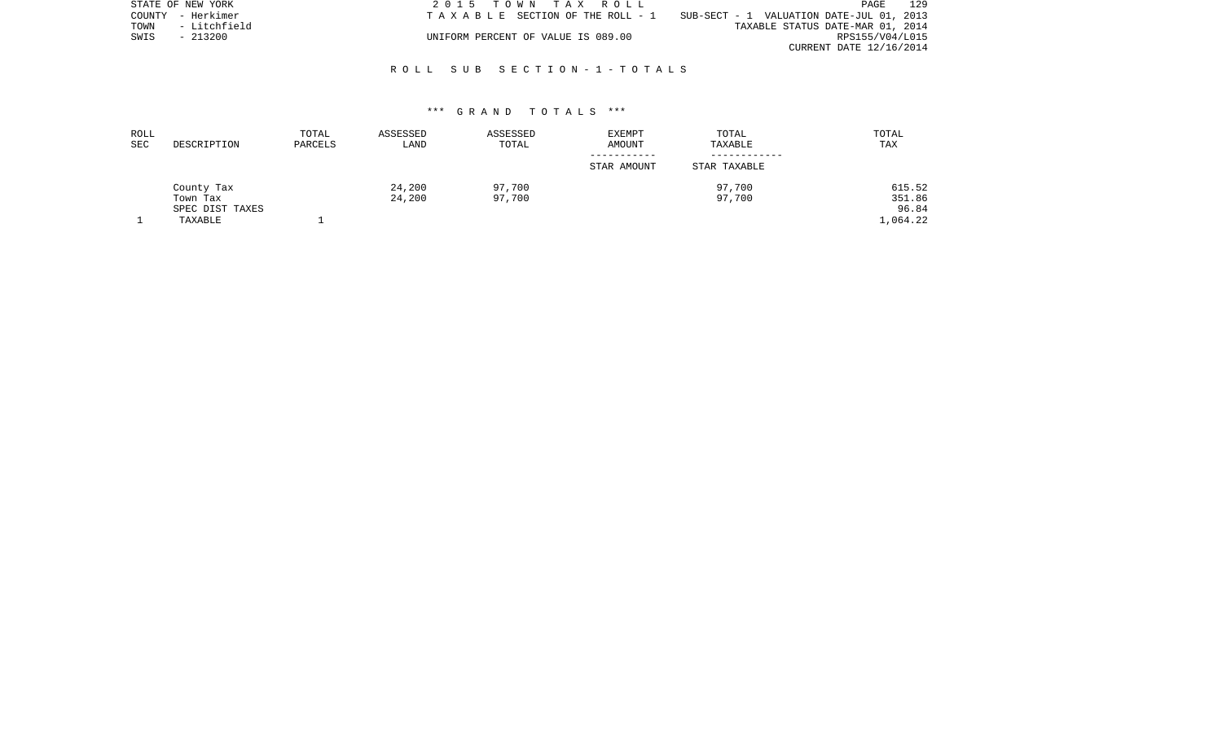STATE OF NEW YORK
COUNTY - Herkimer
TOWN - Litchfield
SWIS - 213200

2015 TOWN TAX ROLL
TAXABLE SECTION OF THE ROLL - 1
UNIFORM PERCENT OF VALUE IS 089.00

SUB-SECT - 1 VALUATION DATE-JUL 01, 2013
TAXABLE STATUS DATE-MAR 01, 2014
RPS155/V04/L015
CURRENT DATE 12/16/2014

ROLL SUB SECTION-1-TOTALS

*** GRAND TOTALS ***

| ROLL SEC | DESCRIPTION | TOTAL PARCELS | ASSESSED LAND | ASSESSED TOTAL | EXEMPT AMOUNT / STAR AMOUNT | TOTAL TAXABLE / STAR TAXABLE | TOTAL TAX |
|---|---|---|---|---|---|---|---|
| | County Tax | | 24,200 | 97,700 | | 97,700 | 615.52 |
| | Town Tax | | 24,200 | 97,700 | | 97,700 | 351.86 |
| | SPEC DIST TAXES | | | | | | 96.84 |
| 1 | TAXABLE | 1 | | | | | 1,064.22 |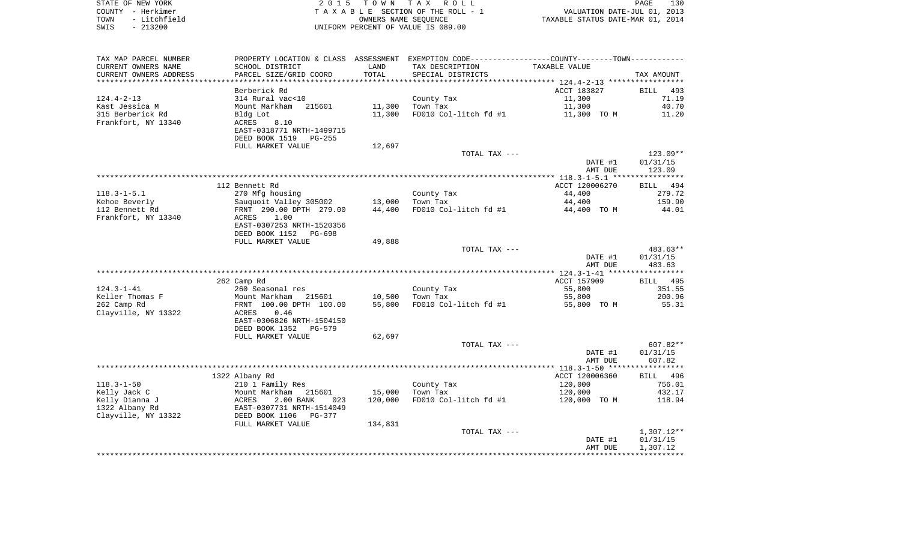STATE OF NEW YORK
COUNTY - Herkimer
TOWN - Litchfield
SWIS - 213200

2015 TOWN TAX ROLL
TAXABLE SECTION OF THE ROLL - 1
OWNERS NAME SEQUENCE
UNIFORM PERCENT OF VALUE IS 089.00

VALUATION DATE-JUL 01, 2013
TAXABLE STATUS DATE-MAR 01, 2014

| TAX MAP PARCEL NUMBER<br>CURRENT OWNERS NAME<br>CURRENT OWNERS ADDRESS | PROPERTY LOCATION & CLASS<br>SCHOOL DISTRICT<br>PARCEL SIZE/GRID COORD | ASSESSMENT<br>LAND<br>TOTAL | EXEMPTION CODE-----COUNTY-----TOWN-----<br>TAX DESCRIPTION<br>SPECIAL DISTRICTS | TAXABLE VALUE | TAX AMOUNT |
|---|---|---|---|---|---|
| **124.4-2-13** | Berberick Rd | | | ACCT 183827 | BILL 493 |
| 124.4-2-13 | 314 Rural vac<10 | | County Tax | 11,300 | 71.19 |
| Kast Jessica M | Mount Markham 215601 | 11,300 | Town Tax | 11,300 | 40.70 |
| 315 Berberick Rd | Bldg Lot | 11,300 | FD010 Col-litch fd #1 | 11,300 TO M | 11.20 |
| Frankfort, NY 13340 | ACRES 8.10 | | | | |
| | EAST-0318771 NRTH-1499715 | | | | |
| | DEED BOOK 1519 PG-255 | | | | |
| | FULL MARKET VALUE | 12,697 | | | |
| | | | TOTAL TAX --- | | 123.09** |
| | | | | DATE #1 | 01/31/15 |
| | | | | AMT DUE | 123.09 |
| **118.3-1-5.1** | 112 Bennett Rd | | | ACCT 120006270 | BILL 494 |
| 118.3-1-5.1 | 270 Mfg housing | | County Tax | 44,400 | 279.72 |
| Kehoe Beverly | Sauquoit Valley 305002 | 13,000 | Town Tax | 44,400 | 159.90 |
| 112 Bennett Rd | FRNT 290.00 DPTH 279.00 | 44,400 | FD010 Col-litch fd #1 | 44,400 TO M | 44.01 |
| Frankfort, NY 13340 | ACRES 1.00 | | | | |
| | EAST-0307253 NRTH-1520356 | | | | |
| | DEED BOOK 1152 PG-698 | | | | |
| | FULL MARKET VALUE | 49,888 | | | |
| | | | TOTAL TAX --- | | 483.63** |
| | | | | DATE #1 | 01/31/15 |
| | | | | AMT DUE | 483.63 |
| **124.3-1-41** | 262 Camp Rd | | | ACCT 157909 | BILL 495 |
| 124.3-1-41 | 260 Seasonal res | | County Tax | 55,800 | 351.55 |
| Keller Thomas F | Mount Markham 215601 | 10,500 | Town Tax | 55,800 | 200.96 |
| 262 Camp Rd | FRNT 100.00 DPTH 100.00 | 55,800 | FD010 Col-litch fd #1 | 55,800 TO M | 55.31 |
| Clayville, NY 13322 | ACRES 0.46 | | | | |
| | EAST-0306826 NRTH-1504150 | | | | |
| | DEED BOOK 1352 PG-579 | | | | |
| | FULL MARKET VALUE | 62,697 | | | |
| | | | TOTAL TAX --- | | 607.82** |
| | | | | DATE #1 | 01/31/15 |
| | | | | AMT DUE | 607.82 |
| **118.3-1-50** | 1322 Albany Rd | | | ACCT 120006360 | BILL 496 |
| 118.3-1-50 | 210 1 Family Res | | County Tax | 120,000 | 756.01 |
| Kelly Jack C | Mount Markham 215601 | 15,000 | Town Tax | 120,000 | 432.17 |
| Kelly Dianna J | ACRES 2.00 BANK 023 | 120,000 | FD010 Col-litch fd #1 | 120,000 TO M | 118.94 |
| 1322 Albany Rd | EAST-0307731 NRTH-1514049 | | | | |
| Clayville, NY 13322 | DEED BOOK 1106 PG-377 | | | | |
| | FULL MARKET VALUE | 134,831 | | | |
| | | | TOTAL TAX --- | | 1,307.12** |
| | | | | DATE #1 | 01/31/15 |
| | | | | AMT DUE | 1,307.12 |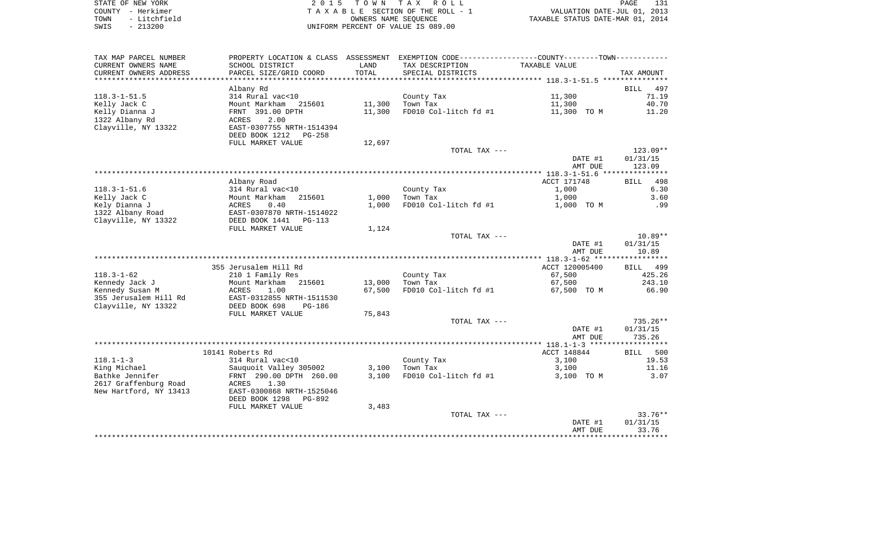STATE OF NEW YORK
COUNTY - Herkimer
TOWN - Litchfield
SWIS - 213200

2015 TOWN TAX ROLL
TAXABLE SECTION OF THE ROLL - 1
OWNERS NAME SEQUENCE
UNIFORM PERCENT OF VALUE IS 089.00

VALUATION DATE-JUL 01, 2013
TAXABLE STATUS DATE-MAR 01, 2014

| TAX MAP PARCEL NUMBER<br>CURRENT OWNERS NAME<br>CURRENT OWNERS ADDRESS | PROPERTY LOCATION & CLASS<br>SCHOOL DISTRICT<br>PARCEL SIZE/GRID COORD | ASSESSMENT<br>LAND<br>TOTAL | EXEMPTION CODE-----COUNTY-----TOWN<br>TAX DESCRIPTION<br>SPECIAL DISTRICTS | TAXABLE VALUE | TAX AMOUNT |
|---|---|---|---|---|---|
| | Albany Rd | | | | BILL 497 |
| 118.3-1-51.5 | 314 Rural vac<10 | | County Tax | 11,300 | 71.19 |
| Kelly Jack C | Mount Markham 215601 | 11,300 | Town Tax | 11,300 | 40.70 |
| Kelly Dianna J | FRNT 391.00 DPTH | 11,300 | FD010 Col-litch fd #1 | 11,300 TO M | 11.20 |
| 1322 Albany Rd | ACRES 2.00 | | | | |
| Clayville, NY 13322 | EAST-0307755 NRTH-1514394 | | | | |
| | DEED BOOK 1212 PG-258 | | | | |
| | FULL MARKET VALUE | 12,697 | | | |
| | | | TOTAL TAX --- | | 123.09** |
| | | | | DATE #1 | 01/31/15 |
| | | | | AMT DUE | 123.09 |
| | Albany Road | | | ACCT 171748 | BILL 498 |
| 118.3-1-51.6 | 314 Rural vac<10 | | County Tax | 1,000 | 6.30 |
| Kelly Jack C | Mount Markham 215601 | 1,000 | Town Tax | 1,000 | 3.60 |
| Kely Dianna J | ACRES 0.40 | 1,000 | FD010 Col-litch fd #1 | 1,000 TO M | .99 |
| 1322 Albany Road | EAST-0307870 NRTH-1514022 | | | | |
| Clayville, NY 13322 | DEED BOOK 1441 PG-113 | | | | |
| | FULL MARKET VALUE | 1,124 | | | |
| | | | TOTAL TAX --- | | 10.89** |
| | | | | DATE #1 | 01/31/15 |
| | | | | AMT DUE | 10.89 |
| | 355 Jerusalem Hill Rd | | | ACCT 120005400 | BILL 499 |
| 118.3-1-62 | 210 1 Family Res | | County Tax | 67,500 | 425.26 |
| Kennedy Jack J | Mount Markham 215601 | 13,000 | Town Tax | 67,500 | 243.10 |
| Kennedy Susan M | ACRES 1.00 | 67,500 | FD010 Col-litch fd #1 | 67,500 TO M | 66.90 |
| 355 Jerusalem Hill Rd | EAST-0312855 NRTH-1511530 | | | | |
| Clayville, NY 13322 | DEED BOOK 698 PG-186 | | | | |
| | FULL MARKET VALUE | 75,843 | | | |
| | | | TOTAL TAX --- | | 735.26** |
| | | | | DATE #1 | 01/31/15 |
| | | | | AMT DUE | 735.26 |
| | 10141 Roberts Rd | | | ACCT 148844 | BILL 500 |
| 118.1-1-3 | 314 Rural vac<10 | | County Tax | 3,100 | 19.53 |
| King Michael | Sauquoit Valley 305002 | 3,100 | Town Tax | 3,100 | 11.16 |
| Bathke Jennifer | FRNT 290.00 DPTH 260.00 | 3,100 | FD010 Col-litch fd #1 | 3,100 TO M | 3.07 |
| 2617 Graffenburg Road | ACRES 1.30 | | | | |
| New Hartford, NY 13413 | EAST-0300868 NRTH-1525046 | | | | |
| | DEED BOOK 1298 PG-892 | | | | |
| | FULL MARKET VALUE | 3,483 | | | |
| | | | TOTAL TAX --- | | 33.76** |
| | | | | DATE #1 | 01/31/15 |
| | | | | AMT DUE | 33.76 |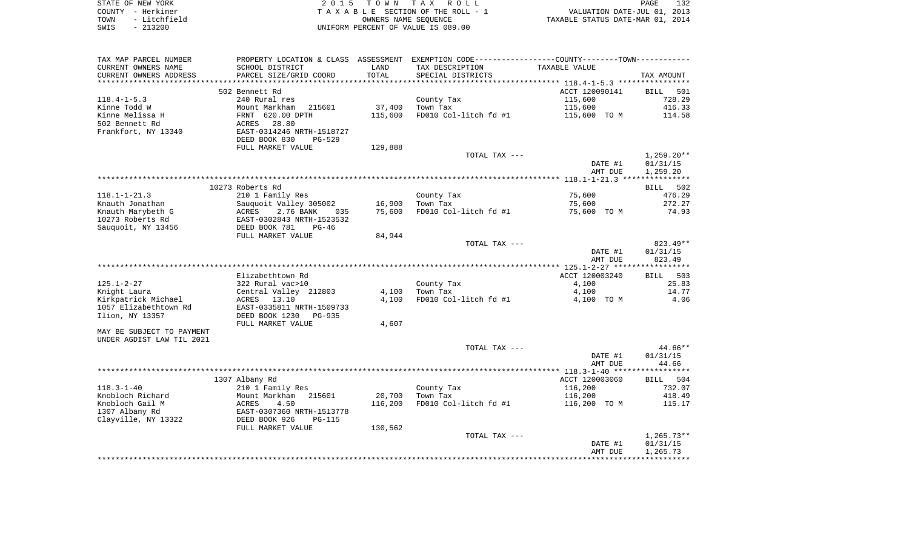STATE OF NEW YORK — 2015 TOWN TAX ROLL
COUNTY - Herkimer — TAXABLE SECTION OF THE ROLL - 1 — VALUATION DATE-JUL 01, 2013
TOWN - Litchfield — OWNERS NAME SEQUENCE — TAXABLE STATUS DATE-MAR 01, 2014
SWIS - 213200 — UNIFORM PERCENT OF VALUE IS 089.00

| TAX MAP PARCEL NUMBER / CURRENT OWNERS NAME / CURRENT OWNERS ADDRESS | PROPERTY LOCATION & CLASS / SCHOOL DISTRICT / PARCEL SIZE/GRID COORD | ASSESSMENT LAND / TOTAL | EXEMPTION CODE / TAX DESCRIPTION / SPECIAL DISTRICTS | COUNTY--------TOWN / TAXABLE VALUE | TAX AMOUNT |
|---|---|---|---|---|---|
| | 502 Bennett Rd | | | ACCT 120090141 | BILL 501 |
| 118.4-1-5.3 | 240 Rural res | | County Tax | 115,600 | 728.29 |
| Kinne Todd W | Mount Markham 215601 | 37,400 | Town Tax | 115,600 | 416.33 |
| Kinne Melissa H | FRNT 620.00 DPTH | 115,600 | FD010 Col-litch fd #1 | 115,600 TO M | 114.58 |
| 502 Bennett Rd | ACRES 28.80 | | | | |
| Frankfort, NY 13340 | EAST-0314246 NRTH-1518727 | | | | |
| | DEED BOOK 830 PG-529 | | | | |
| | FULL MARKET VALUE | 129,888 | | | |
| | | | TOTAL TAX --- | | 1,259.20** |
| | | | | DATE #1 | 01/31/15 |
| | | | | AMT DUE | 1,259.20 |
| | 10273 Roberts Rd | | | | BILL 502 |
| 118.1-1-21.3 | 210 1 Family Res | | County Tax | 75,600 | 476.29 |
| Knauth Jonathan | Sauquoit Valley 305002 | 16,900 | Town Tax | 75,600 | 272.27 |
| Knauth Marybeth G | ACRES 2.76 BANK 035 | 75,600 | FD010 Col-litch fd #1 | 75,600 TO M | 74.93 |
| 10273 Roberts Rd | EAST-0302843 NRTH-1523532 | | | | |
| Sauquoit, NY 13456 | DEED BOOK 781 PG-46 | | | | |
| | FULL MARKET VALUE | 84,944 | | | |
| | | | TOTAL TAX --- | | 823.49** |
| | | | | DATE #1 | 01/31/15 |
| | | | | AMT DUE | 823.49 |
| | Elizabethtown Rd | | | ACCT 120003240 | BILL 503 |
| 125.1-2-27 | 322 Rural vac>10 | | County Tax | 4,100 | 25.83 |
| Knight Laura | Central Valley 212803 | 4,100 | Town Tax | 4,100 | 14.77 |
| Kirkpatrick Michael | ACRES 13.10 | 4,100 | FD010 Col-litch fd #1 | 4,100 TO M | 4.06 |
| 1057 Elizabethtown Rd | EAST-0335811 NRTH-1509733 | | | | |
| Ilion, NY 13357 | DEED BOOK 1230 PG-935 | | | | |
| | FULL MARKET VALUE | 4,607 | | | |
| MAY BE SUBJECT TO PAYMENT | | | | | |
| UNDER AGDIST LAW TIL 2021 | | | | | |
| | | | TOTAL TAX --- | | 44.66** |
| | | | | DATE #1 | 01/31/15 |
| | | | | AMT DUE | 44.66 |
| | 1307 Albany Rd | | | ACCT 120003060 | BILL 504 |
| 118.3-1-40 | 210 1 Family Res | | County Tax | 116,200 | 732.07 |
| Knobloch Richard | Mount Markham 215601 | 20,700 | Town Tax | 116,200 | 418.49 |
| Knobloch Gail M | ACRES 4.50 | 116,200 | FD010 Col-litch fd #1 | 116,200 TO M | 115.17 |
| 1307 Albany Rd | EAST-0307360 NRTH-1513778 | | | | |
| Clayville, NY 13322 | DEED BOOK 926 PG-115 | | | | |
| | FULL MARKET VALUE | 130,562 | | | |
| | | | TOTAL TAX --- | | 1,265.73** |
| | | | | DATE #1 | 01/31/15 |
| | | | | AMT DUE | 1,265.73 |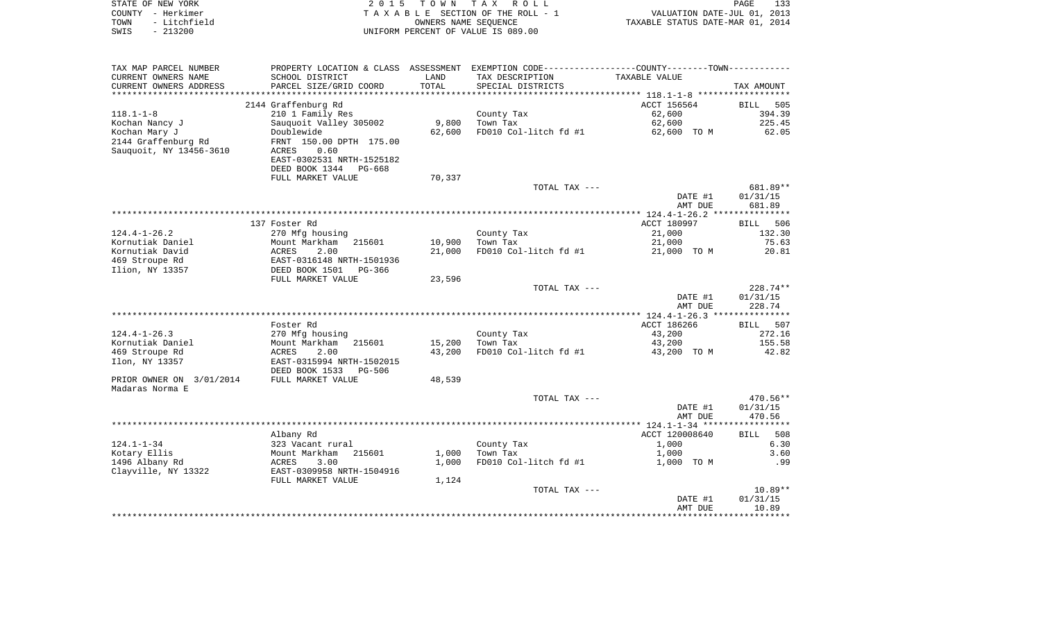STATE OF NEW YORK
COUNTY - Herkimer
TOWN - Litchfield
SWIS - 213200

2 0 1 5 T O W N T A X R O L L
T A X A B L E SECTION OF THE ROLL - 1
OWNERS NAME SEQUENCE
UNIFORM PERCENT OF VALUE IS 089.00

VALUATION DATE-JUL 01, 2013
TAXABLE STATUS DATE-MAR 01, 2014

| TAX MAP PARCEL NUMBER / CURRENT OWNERS NAME / CURRENT OWNERS ADDRESS | PROPERTY LOCATION & CLASS / SCHOOL DISTRICT / PARCEL SIZE/GRID COORD | ASSESSMENT LAND / TOTAL | EXEMPTION CODE / TAX DESCRIPTION / SPECIAL DISTRICTS | TAXABLE VALUE | TAX AMOUNT |
|---|---|---|---|---|---|
| 118.1-1-8 | 2144 Graffenburg Rd | | | ACCT 156564 | BILL 505 |
| | 210 1 Family Res | | County Tax | 62,600 | 394.39 |
| Kochan Nancy J | Sauquoit Valley 305002 | 9,800 | Town Tax | 62,600 | 225.45 |
| Kochan Mary J | Doublewide | 62,600 | FD010 Col-litch fd #1 | 62,600 TO M | 62.05 |
| 2144 Graffenburg Rd | FRNT 150.00 DPTH 175.00 | | | | |
| Sauquoit, NY 13456-3610 | ACRES 0.60 | | | | |
| | EAST-0302531 NRTH-1525182 | | | | |
| | DEED BOOK 1344 PG-668 | | | | |
| | FULL MARKET VALUE | 70,337 | | | |
| | | | TOTAL TAX --- | | 681.89** |
| | | | | DATE #1 | 01/31/15 |
| | | | | AMT DUE | 681.89 |
| 124.4-1-26.2 | 137 Foster Rd | | | ACCT 180997 | BILL 506 |
| | 270 Mfg housing | | County Tax | 21,000 | 132.30 |
| Kornutiak Daniel | Mount Markham 215601 | 10,900 | Town Tax | 21,000 | 75.63 |
| Kornutiak David | ACRES 2.00 | 21,000 | FD010 Col-litch fd #1 | 21,000 TO M | 20.81 |
| 469 Stroupe Rd | EAST-0316148 NRTH-1501936 | | | | |
| Ilion, NY 13357 | DEED BOOK 1501 PG-366 | | | | |
| | FULL MARKET VALUE | 23,596 | | | |
| | | | TOTAL TAX --- | | 228.74** |
| | | | | DATE #1 | 01/31/15 |
| | | | | AMT DUE | 228.74 |
| 124.4-1-26.3 | Foster Rd | | | ACCT 186266 | BILL 507 |
| | 270 Mfg housing | | County Tax | 43,200 | 272.16 |
| Kornutiak Daniel | Mount Markham 215601 | 15,200 | Town Tax | 43,200 | 155.58 |
| 469 Stroupe Rd | ACRES 2.00 | 43,200 | FD010 Col-litch fd #1 | 43,200 TO M | 42.82 |
| Ilon, NY 13357 | EAST-0315994 NRTH-1502015 | | | | |
| | DEED BOOK 1533 PG-506 | | | | |
| PRIOR OWNER ON 3/01/2014 | FULL MARKET VALUE | 48,539 | | | |
| Madaras Norma E | | | | | |
| | | | TOTAL TAX --- | | 470.56** |
| | | | | DATE #1 | 01/31/15 |
| | | | | AMT DUE | 470.56 |
| 124.1-1-34 | Albany Rd | | | ACCT 120008640 | BILL 508 |
| | 323 Vacant rural | | County Tax | 1,000 | 6.30 |
| Kotary Ellis | Mount Markham 215601 | 1,000 | Town Tax | 1,000 | 3.60 |
| 1496 Albany Rd | ACRES 3.00 | 1,000 | FD010 Col-litch fd #1 | 1,000 TO M | .99 |
| Clayville, NY 13322 | EAST-0309958 NRTH-1504916 | | | | |
| | FULL MARKET VALUE | 1,124 | | | |
| | | | TOTAL TAX --- | | 10.89** |
| | | | | DATE #1 | 01/31/15 |
| | | | | AMT DUE | 10.89 |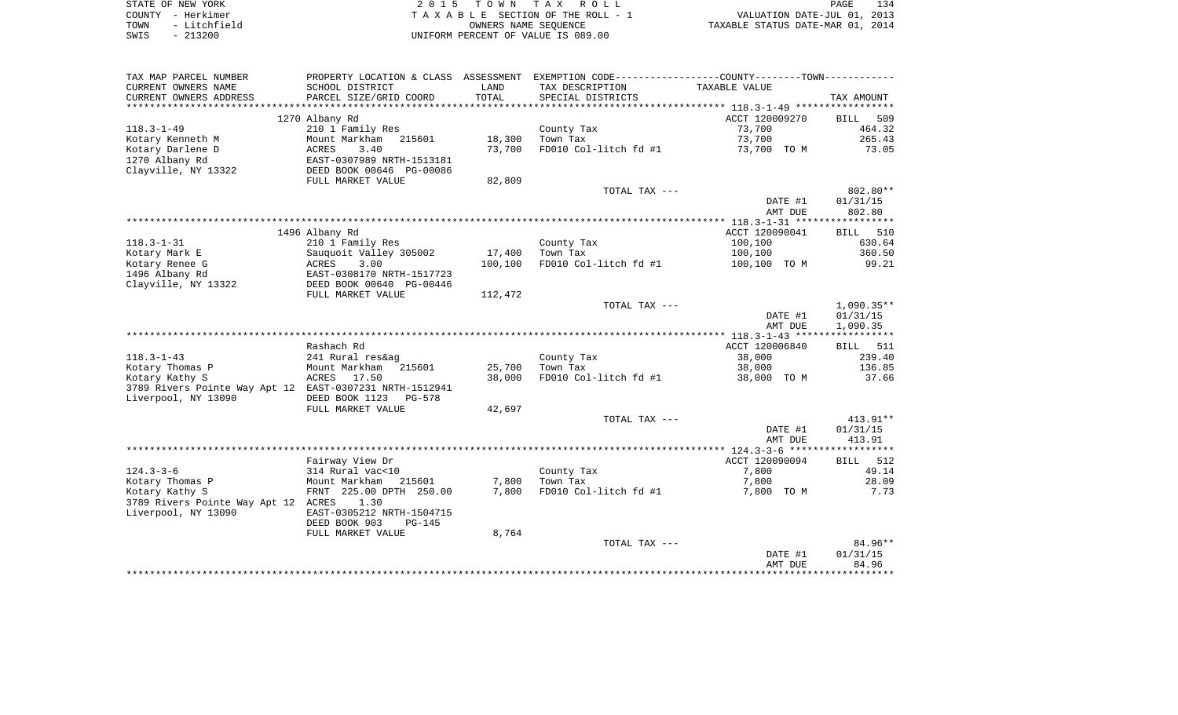STATE OF NEW YORK
COUNTY - Herkimer
TOWN - Litchfield
SWIS - 213200

2015 TOWN TAX ROLL
TAXABLE SECTION OF THE ROLL - 1
OWNERS NAME SEQUENCE
UNIFORM PERCENT OF VALUE IS 089.00

VALUATION DATE-JUL 01, 2013
TAXABLE STATUS DATE-MAR 01, 2014

| TAX MAP PARCEL NUMBER<br>CURRENT OWNERS NAME<br>CURRENT OWNERS ADDRESS | PROPERTY LOCATION & CLASS<br>SCHOOL DISTRICT<br>PARCEL SIZE/GRID COORD | ASSESSMENT<br>LAND<br>TOTAL | EXEMPTION CODE<br>TAX DESCRIPTION<br>SPECIAL DISTRICTS | COUNTY--------TOWN<br>TAXABLE VALUE | TAX AMOUNT |
|---|---|---|---|---|---|
| | 1270 Albany Rd | | | ACCT 120009270 | BILL 509 |
| 118.3-1-49 | 210 1 Family Res | | County Tax | 73,700 | 464.32 |
| Kotary Kenneth M | Mount Markham 215601 | 18,300 | Town Tax | 73,700 | 265.43 |
| Kotary Darlene D | ACRES 3.40 | 73,700 | FD010 Col-litch fd #1 | 73,700 TO M | 73.05 |
| 1270 Albany Rd | EAST-0307989 NRTH-1513181 | | | | |
| Clayville, NY 13322 | DEED BOOK 00646 PG-00086 | | | | |
| | FULL MARKET VALUE | 82,809 | | | |
| | | | TOTAL TAX --- | | 802.80** |
| | | | | DATE #1 | 01/31/15 |
| | | | | AMT DUE | 802.80 |
| | 1496 Albany Rd | | | ACCT 120090041 | BILL 510 |
| 118.3-1-31 | 210 1 Family Res | | County Tax | 100,100 | 630.64 |
| Kotary Mark E | Sauquoit Valley 305002 | 17,400 | Town Tax | 100,100 | 360.50 |
| Kotary Renee G | ACRES 3.00 | 100,100 | FD010 Col-litch fd #1 | 100,100 TO M | 99.21 |
| 1496 Albany Rd | EAST-0308170 NRTH-1517723 | | | | |
| Clayville, NY 13322 | DEED BOOK 00640 PG-00446 | | | | |
| | FULL MARKET VALUE | 112,472 | | | |
| | | | TOTAL TAX --- | | 1,090.35** |
| | | | | DATE #1 | 01/31/15 |
| | | | | AMT DUE | 1,090.35 |
| | Rashach Rd | | | ACCT 120006840 | BILL 511 |
| 118.3-1-43 | 241 Rural res&ag | | County Tax | 38,000 | 239.40 |
| Kotary Thomas P | Mount Markham 215601 | 25,700 | Town Tax | 38,000 | 136.85 |
| Kotary Kathy S | ACRES 17.50 | 38,000 | FD010 Col-litch fd #1 | 38,000 TO M | 37.66 |
| 3789 Rivers Pointe Way Apt 12 | EAST-0307231 NRTH-1512941 | | | | |
| Liverpool, NY 13090 | DEED BOOK 1123 PG-578 | | | | |
| | FULL MARKET VALUE | 42,697 | | | |
| | | | TOTAL TAX --- | | 413.91** |
| | | | | DATE #1 | 01/31/15 |
| | | | | AMT DUE | 413.91 |
| | Fairway View Dr | | | ACCT 120090094 | BILL 512 |
| 124.3-3-6 | 314 Rural vac<10 | | County Tax | 7,800 | 49.14 |
| Kotary Thomas P | Mount Markham 215601 | 7,800 | Town Tax | 7,800 | 28.09 |
| Kotary Kathy S | FRNT 225.00 DPTH 250.00 | 7,800 | FD010 Col-litch fd #1 | 7,800 TO M | 7.73 |
| 3789 Rivers Pointe Way Apt 12 | ACRES 1.30 | | | | |
| Liverpool, NY 13090 | EAST-0305212 NRTH-1504715 | | | | |
| | DEED BOOK 903 PG-145 | | | | |
| | FULL MARKET VALUE | 8,764 | | | |
| | | | TOTAL TAX --- | | 84.96** |
| | | | | DATE #1 | 01/31/15 |
| | | | | AMT DUE | 84.96 |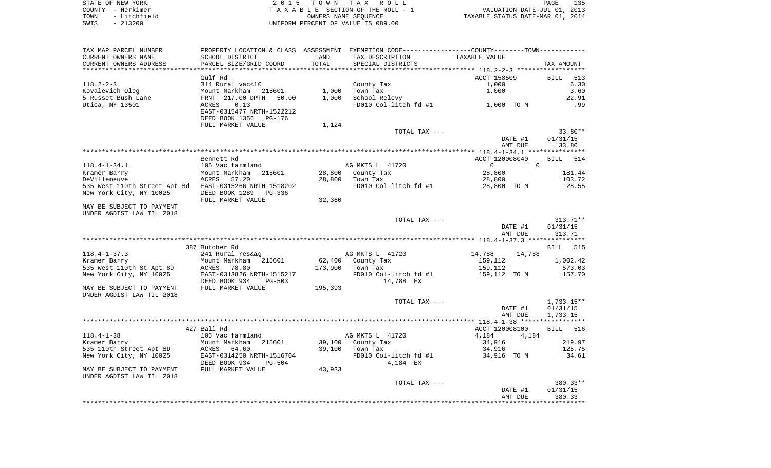STATE OF NEW YORK
COUNTY - Herkimer
TOWN - Litchfield
SWIS - 213200

2 0 1 5 T O W N T A X R O L L
T A X A B L E SECTION OF THE ROLL - 1
OWNERS NAME SEQUENCE
UNIFORM PERCENT OF VALUE IS 089.00

VALUATION DATE-JUL 01, 2013
TAXABLE STATUS DATE-MAR 01, 2014

```
TAX MAP PARCEL NUMBER          PROPERTY LOCATION & CLASS  ASSESSMENT  EXEMPTION CODE-----------------COUNTY--------TOWN-----------
CURRENT OWNERS NAME            SCHOOL DISTRICT              LAND      TAX DESCRIPTION              TAXABLE VALUE
CURRENT OWNERS ADDRESS         PARCEL SIZE/GRID COORD       TOTAL     SPECIAL DISTRICTS                                    TAX AMOUNT
*********************************************************************************************** 118.2-2-3 *****************
                               Gulf Rd                                                         ACCT 158509         BILL   513
118.2-2-3                      314 Rural vac<10                       County Tax                     1,000                6.30
Kovalevich Oleg                Mount Markham   215601       1,000     Town Tax                       1,000                3.60
5 Russet Bush Lane             FRNT  217.00 DPTH   50.00    1,000     School Relevy                                      22.91
Utica, NY 13501                ACRES     0.13                         FD010 Col-litch fd #1          1,000 TO M             .99
                               EAST-0315477 NRTH-1522212
                               DEED BOOK 1356   PG-176
                               FULL MARKET VALUE            1,124
                                                                      TOTAL TAX ---                                     33.80**
                                                                                                   DATE #1          01/31/15
                                                                                                   AMT DUE             33.80
*********************************************************************************************** 118.4-1-34.1 **************
                               Bennett Rd                                                      ACCT 120008040      BILL   514
118.4-1-34.1                   105 Vac farmland                       AG MKTS L  41720               0            0
Kramer Barry                   Mount Markham   215601      28,800     County Tax                    28,800              181.44
DeVilleneuve                   ACRES    57.20              28,800     Town Tax                      28,800              103.72
535 West 110th Street Apt 8d   EAST-0315266 NRTH-1518202              FD010 Col-litch fd #1         28,800 TO M          28.55
New York City, NY 10025        DEED BOOK 1289   PG-336
                               FULL MARKET VALUE           32,360
MAY BE SUBJECT TO PAYMENT
UNDER AGDIST LAW TIL 2018
                                                                      TOTAL TAX ---                                    313.71**
                                                                                                   DATE #1          01/31/15
                                                                                                   AMT DUE            313.71
*********************************************************************************************** 118.4-1-37.3 **************
                               387 Butcher Rd                                                                      BILL   515
118.4-1-37.3                   241 Rural res&ag                       AG MKTS L  41720              14,788       14,788
Kramer Barry                   Mount Markham   215601      62,400     County Tax                   159,112            1,002.42
535 West 110th St Apt 8D       ACRES    78.80             173,900     Town Tax                     159,112              573.03
New York City, NY 10025        EAST-0313826 NRTH-1515217              FD010 Col-litch fd #1        159,112 TO M         157.70
                               DEED BOOK 934    PG-503                     14,788 EX
MAY BE SUBJECT TO PAYMENT      FULL MARKET VALUE          195,393
UNDER AGDIST LAW TIL 2018
                                                                      TOTAL TAX ---                                  1,733.15**
                                                                                                   DATE #1          01/31/15
                                                                                                   AMT DUE          1,733.15
*********************************************************************************************** 118.4-1-38 ****************
                               427 Ball Rd                                                     ACCT 120008100      BILL   516
118.4-1-38                     105 Vac farmland                       AG MKTS L  41720               4,184        4,184
Kramer Barry                   Mount Markham   215601      39,100     County Tax                    34,916              219.97
535 110th Street Apt 8D        ACRES    64.60              39,100     Town Tax                      34,916              125.75
New York City, NY 10025        EAST-0314250 NRTH-1516704              FD010 Col-litch fd #1         34,916 TO M          34.61
                               DEED BOOK 934    PG-504                      4,184 EX
MAY BE SUBJECT TO PAYMENT      FULL MARKET VALUE           43,933
UNDER AGDIST LAW TIL 2018
                                                                      TOTAL TAX ---                                    380.33**
                                                                                                   DATE #1          01/31/15
                                                                                                   AMT DUE            380.33
****************************************************************************************************************************
```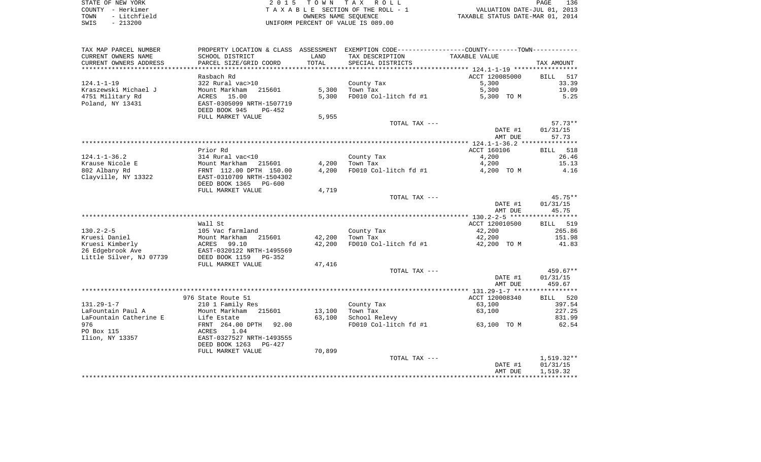STATE OF NEW YORK
COUNTY - Herkimer
TOWN - Litchfield
SWIS - 213200

2015 TOWN TAX ROLL
TAXABLE SECTION OF THE ROLL - 1
OWNERS NAME SEQUENCE
UNIFORM PERCENT OF VALUE IS 089.00

VALUATION DATE-JUL 01, 2013
TAXABLE STATUS DATE-MAR 01, 2014

| TAX MAP PARCEL NUMBER / CURRENT OWNERS NAME / CURRENT OWNERS ADDRESS | PROPERTY LOCATION & CLASS / SCHOOL DISTRICT / PARCEL SIZE/GRID COORD | ASSESSMENT LAND / TOTAL | EXEMPTION CODE / TAX DESCRIPTION / SPECIAL DISTRICTS | COUNTY--------TOWN / TAXABLE VALUE | TAX AMOUNT |
|---|---|---|---|---|---|
| 124.1-1-19 | Rasbach Rd | | | ACCT 120085000 | BILL 517 |
| | 322 Rural vac>10 | | County Tax | 5,300 | 33.39 |
| Kraszewski Michael J | Mount Markham 215601 | 5,300 | Town Tax | 5,300 | 19.09 |
| 4751 Military Rd | ACRES 15.00 | 5,300 | FD010 Col-litch fd #1 | 5,300 TO M | 5.25 |
| Poland, NY 13431 | EAST-0305099 NRTH-1507719 | | | | |
| | DEED BOOK 945 PG-452 | | | | |
| | FULL MARKET VALUE | 5,955 | | | |
| | | | TOTAL TAX --- | | 57.73** |
| | | | | DATE #1 | 01/31/15 |
| | | | | AMT DUE | 57.73 |
| 124.1-1-36.2 | Prior Rd | | | ACCT 160106 | BILL 518 |
| | 314 Rural vac<10 | | County Tax | 4,200 | 26.46 |
| Krause Nicole E | Mount Markham 215601 | 4,200 | Town Tax | 4,200 | 15.13 |
| 802 Albany Rd | FRNT 112.00 DPTH 150.00 | 4,200 | FD010 Col-litch fd #1 | 4,200 TO M | 4.16 |
| Clayville, NY 13322 | EAST-0310709 NRTH-1504302 | | | | |
| | DEED BOOK 1365 PG-600 | | | | |
| | FULL MARKET VALUE | 4,719 | | | |
| | | | TOTAL TAX --- | | 45.75** |
| | | | | DATE #1 | 01/31/15 |
| | | | | AMT DUE | 45.75 |
| 130.2-2-5 | Wall St | | | ACCT 120010500 | BILL 519 |
| | 105 Vac farmland | | County Tax | 42,200 | 265.86 |
| Kruesi Daniel | Mount Markham 215601 | 42,200 | Town Tax | 42,200 | 151.98 |
| Kruesi Kimberly | ACRES 99.10 | 42,200 | FD010 Col-litch fd #1 | 42,200 TO M | 41.83 |
| 26 Edgebrook Ave | EAST-0320122 NRTH-1495569 | | | | |
| Little Silver, NJ 07739 | DEED BOOK 1159 PG-352 | | | | |
| | FULL MARKET VALUE | 47,416 | | | |
| | | | TOTAL TAX --- | | 459.67** |
| | | | | DATE #1 | 01/31/15 |
| | | | | AMT DUE | 459.67 |
| 131.29-1-7 | 976 State Route 51 | | | ACCT 120008340 | BILL 520 |
| | 210 1 Family Res | | County Tax | 63,100 | 397.54 |
| LaFountain Paul A | Mount Markham 215601 | 13,100 | Town Tax | 63,100 | 227.25 |
| LaFountain Catherine E | Life Estate | 63,100 | School Relevy | | 831.99 |
| 976 | FRNT 264.00 DPTH 92.00 | | FD010 Col-litch fd #1 | 63,100 TO M | 62.54 |
| PO Box 115 | ACRES 1.04 | | | | |
| Ilion, NY 13357 | EAST-0327527 NRTH-1493555 | | | | |
| | DEED BOOK 1263 PG-427 | | | | |
| | FULL MARKET VALUE | 70,899 | | | |
| | | | TOTAL TAX --- | | 1,519.32** |
| | | | | DATE #1 | 01/31/15 |
| | | | | AMT DUE | 1,519.32 |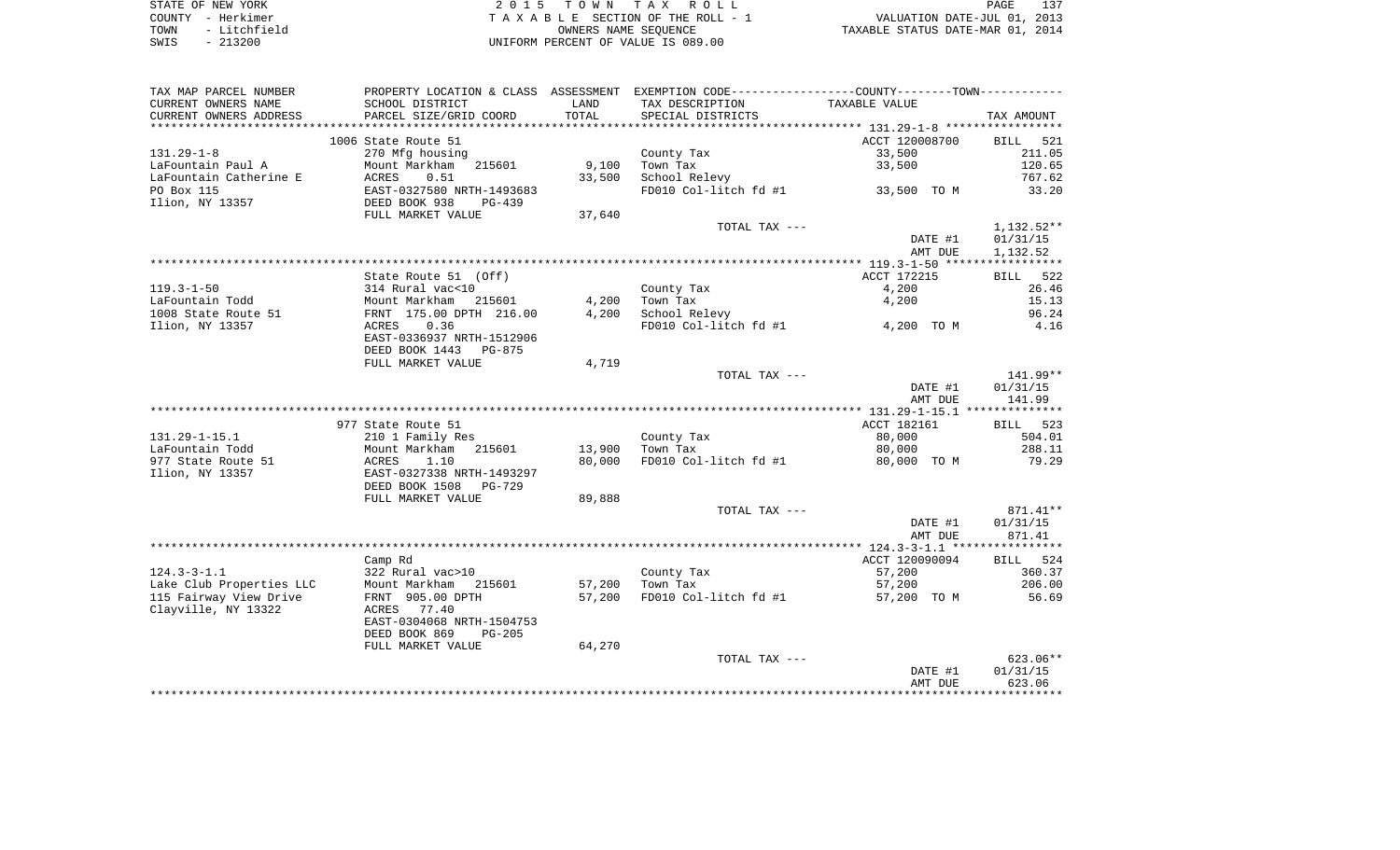STATE OF NEW YORK
COUNTY - Herkimer
TOWN - Litchfield
SWIS - 213200

2 0 1 5 T O W N T A X R O L L
T A X A B L E SECTION OF THE ROLL - 1
OWNERS NAME SEQUENCE
UNIFORM PERCENT OF VALUE IS 089.00

VALUATION DATE-JUL 01, 2013
TAXABLE STATUS DATE-MAR 01, 2014

| TAX MAP PARCEL NUMBER / CURRENT OWNERS NAME / CURRENT OWNERS ADDRESS | PROPERTY LOCATION & CLASS / SCHOOL DISTRICT / PARCEL SIZE/GRID COORD | ASSESSMENT LAND / TOTAL | EXEMPTION CODE / TAX DESCRIPTION / SPECIAL DISTRICTS | COUNTY--------TOWN / TAXABLE VALUE | TAX AMOUNT |
|---|---|---|---|---|---|
| 131.29-1-8 | 1006 State Route 51 | | | ACCT 120008700 | BILL 521 |
| | 270 Mfg housing | | County Tax | 33,500 | 211.05 |
| LaFountain Paul A | Mount Markham 215601 | 9,100 | Town Tax | 33,500 | 120.65 |
| LaFountain Catherine E | ACRES 0.51 | 33,500 | School Relevy | | 767.62 |
| PO Box 115 | EAST-0327580 NRTH-1493683 | | FD010 Col-litch fd #1 | 33,500 TO M | 33.20 |
| Ilion, NY 13357 | DEED BOOK 938 PG-439 | | | | |
| | FULL MARKET VALUE | 37,640 | | | |
| | | | TOTAL TAX --- | | 1,132.52** |
| | | | | DATE #1 | 01/31/15 |
| | | | | AMT DUE | 1,132.52 |
| 119.3-1-50 | State Route 51 (Off) | | | ACCT 172215 | BILL 522 |
| | 314 Rural vac<10 | | County Tax | 4,200 | 26.46 |
| LaFountain Todd | Mount Markham 215601 | 4,200 | Town Tax | 4,200 | 15.13 |
| 1008 State Route 51 | FRNT 175.00 DPTH 216.00 | 4,200 | School Relevy | | 96.24 |
| Ilion, NY 13357 | ACRES 0.36 | | FD010 Col-litch fd #1 | 4,200 TO M | 4.16 |
| | EAST-0336937 NRTH-1512906 | | | | |
| | DEED BOOK 1443 PG-875 | | | | |
| | FULL MARKET VALUE | 4,719 | | | |
| | | | TOTAL TAX --- | | 141.99** |
| | | | | DATE #1 | 01/31/15 |
| | | | | AMT DUE | 141.99 |
| 131.29-1-15.1 | 977 State Route 51 | | | ACCT 182161 | BILL 523 |
| | 210 1 Family Res | | County Tax | 80,000 | 504.01 |
| LaFountain Todd | Mount Markham 215601 | 13,900 | Town Tax | 80,000 | 288.11 |
| 977 State Route 51 | ACRES 1.10 | 80,000 | FD010 Col-litch fd #1 | 80,000 TO M | 79.29 |
| Ilion, NY 13357 | EAST-0327338 NRTH-1493297 | | | | |
| | DEED BOOK 1508 PG-729 | | | | |
| | FULL MARKET VALUE | 89,888 | | | |
| | | | TOTAL TAX --- | | 871.41** |
| | | | | DATE #1 | 01/31/15 |
| | | | | AMT DUE | 871.41 |
| 124.3-3-1.1 | Camp Rd | | | ACCT 120090094 | BILL 524 |
| | 322 Rural vac>10 | | County Tax | 57,200 | 360.37 |
| Lake Club Properties LLC | Mount Markham 215601 | 57,200 | Town Tax | 57,200 | 206.00 |
| 115 Fairway View Drive | FRNT 905.00 DPTH | 57,200 | FD010 Col-litch fd #1 | 57,200 TO M | 56.69 |
| Clayville, NY 13322 | ACRES 77.40 | | | | |
| | EAST-0304068 NRTH-1504753 | | | | |
| | DEED BOOK 869 PG-205 | | | | |
| | FULL MARKET VALUE | 64,270 | | | |
| | | | TOTAL TAX --- | | 623.06** |
| | | | | DATE #1 | 01/31/15 |
| | | | | AMT DUE | 623.06 |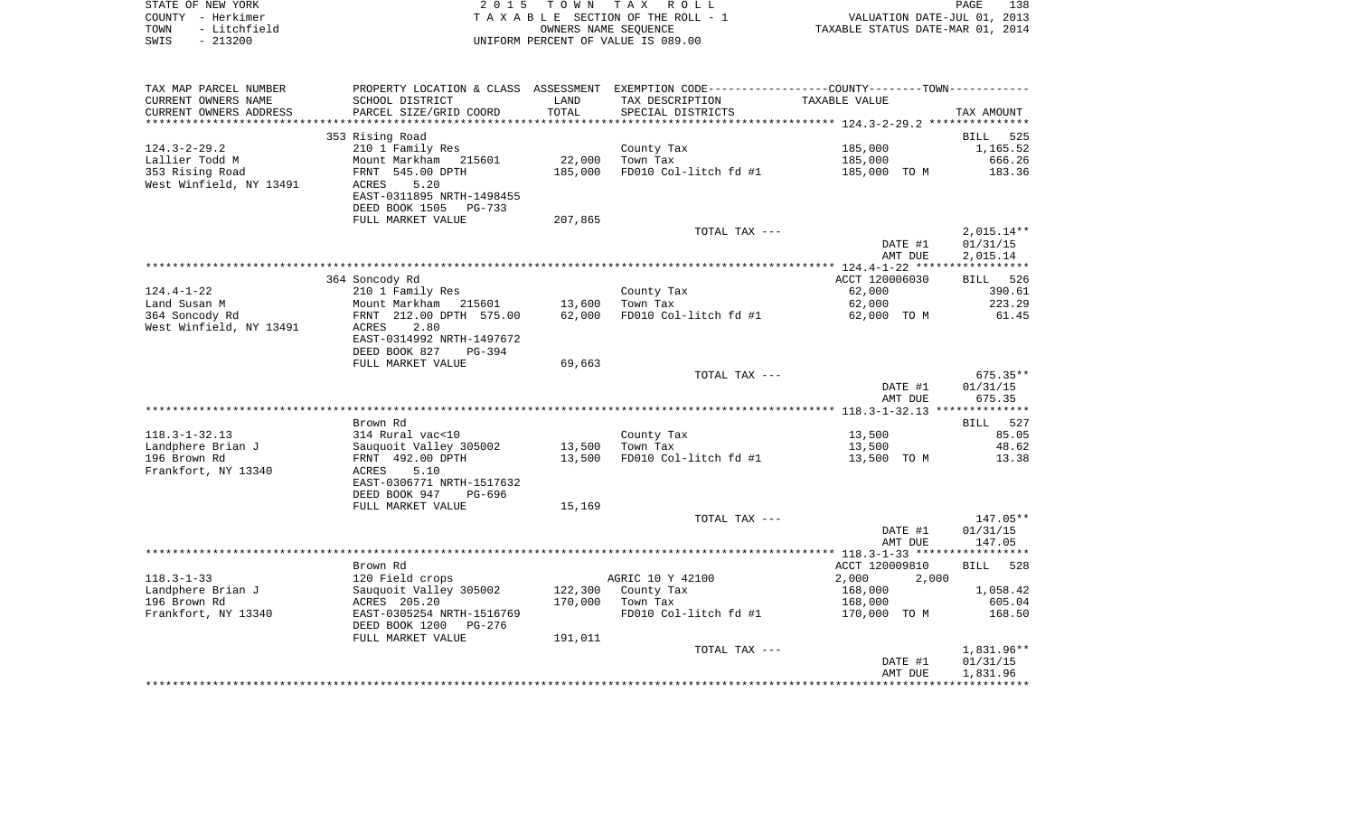STATE OF NEW YORK
COUNTY - Herkimer
TOWN - Litchfield
SWIS - 213200

2 0 1 5 T O W N T A X R O L L
T A X A B L E SECTION OF THE ROLL - 1
OWNERS NAME SEQUENCE
UNIFORM PERCENT OF VALUE IS 089.00

VALUATION DATE-JUL 01, 2013
TAXABLE STATUS DATE-MAR 01, 2014

| TAX MAP PARCEL NUMBER<br>CURRENT OWNERS NAME<br>CURRENT OWNERS ADDRESS | PROPERTY LOCATION & CLASS<br>SCHOOL DISTRICT<br>PARCEL SIZE/GRID COORD | ASSESSMENT<br>LAND<br>TOTAL | EXEMPTION CODE-----COUNTY-----TOWN-----<br>TAX DESCRIPTION<br>SPECIAL DISTRICTS | TAXABLE VALUE | TAX AMOUNT |
|---|---|---|---|---|---|
| **124.3-2-29.2** | 353 Rising Road | | | | BILL 525 |
| 124.3-2-29.2 | 210 1 Family Res | | County Tax | 185,000 | 1,165.52 |
| Lallier Todd M | Mount Markham 215601 | 22,000 | Town Tax | 185,000 | 666.26 |
| 353 Rising Road | FRNT 545.00 DPTH | 185,000 | FD010 Col-litch fd #1 | 185,000 TO M | 183.36 |
| West Winfield, NY 13491 | ACRES 5.20 | | | | |
| | EAST-0311895 NRTH-1498455 | | | | |
| | DEED BOOK 1505 PG-733 | | | | |
| | FULL MARKET VALUE | 207,865 | | | |
| | | | TOTAL TAX --- | | 2,015.14** |
| | | | | DATE #1 | 01/31/15 |
| | | | | AMT DUE | 2,015.14 |
| **124.4-1-22** | 364 Soncody Rd | | | ACCT 120006030 | BILL 526 |
| 124.4-1-22 | 210 1 Family Res | | County Tax | 62,000 | 390.61 |
| Land Susan M | Mount Markham 215601 | 13,600 | Town Tax | 62,000 | 223.29 |
| 364 Soncody Rd | FRNT 212.00 DPTH 575.00 | 62,000 | FD010 Col-litch fd #1 | 62,000 TO M | 61.45 |
| West Winfield, NY 13491 | ACRES 2.80 | | | | |
| | EAST-0314992 NRTH-1497672 | | | | |
| | DEED BOOK 827 PG-394 | | | | |
| | FULL MARKET VALUE | 69,663 | | | |
| | | | TOTAL TAX --- | | 675.35** |
| | | | | DATE #1 | 01/31/15 |
| | | | | AMT DUE | 675.35 |
| **118.3-1-32.13** | Brown Rd | | | | BILL 527 |
| 118.3-1-32.13 | 314 Rural vac<10 | | County Tax | 13,500 | 85.05 |
| Landphere Brian J | Sauquoit Valley 305002 | 13,500 | Town Tax | 13,500 | 48.62 |
| 196 Brown Rd | FRNT 492.00 DPTH | 13,500 | FD010 Col-litch fd #1 | 13,500 TO M | 13.38 |
| Frankfort, NY 13340 | ACRES 5.10 | | | | |
| | EAST-0306771 NRTH-1517632 | | | | |
| | DEED BOOK 947 PG-696 | | | | |
| | FULL MARKET VALUE | 15,169 | | | |
| | | | TOTAL TAX --- | | 147.05** |
| | | | | DATE #1 | 01/31/15 |
| | | | | AMT DUE | 147.05 |
| **118.3-1-33** | Brown Rd | | | ACCT 120009810 | BILL 528 |
| 118.3-1-33 | 120 Field crops | | AGRIC 10 Y 42100 | 2,000 2,000 | |
| Landphere Brian J | Sauquoit Valley 305002 | 122,300 | County Tax | 168,000 | 1,058.42 |
| 196 Brown Rd | ACRES 205.20 | 170,000 | Town Tax | 168,000 | 605.04 |
| Frankfort, NY 13340 | EAST-0305254 NRTH-1516769 | | FD010 Col-litch fd #1 | 170,000 TO M | 168.50 |
| | DEED BOOK 1200 PG-276 | | | | |
| | FULL MARKET VALUE | 191,011 | | | |
| | | | TOTAL TAX --- | | 1,831.96** |
| | | | | DATE #1 | 01/31/15 |
| | | | | AMT DUE | 1,831.96 |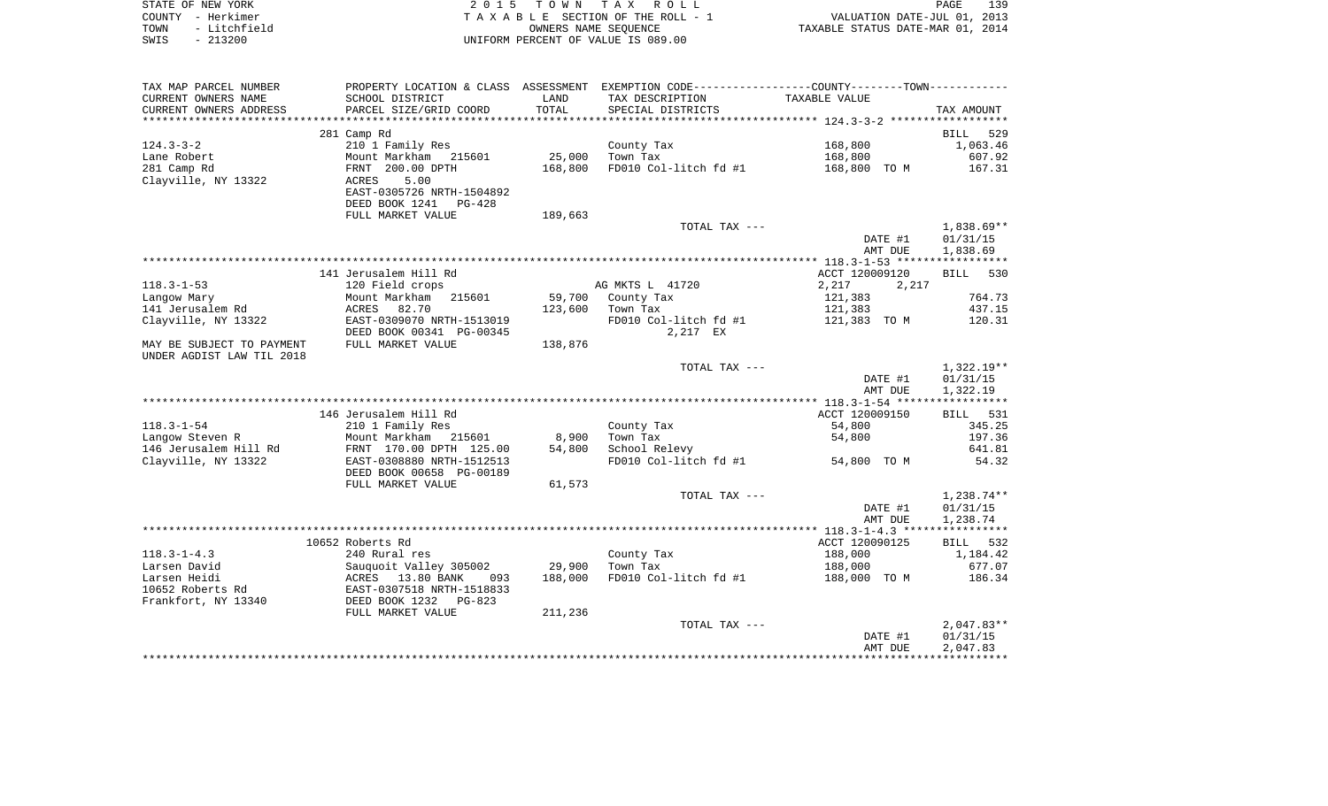STATE OF NEW YORK | COUNTY - Herkimer | TOWN - Litchfield | SWIS - 213200

2015 TOWN TAX ROLL
TAXABLE SECTION OF THE ROLL - 1
OWNERS NAME SEQUENCE
UNIFORM PERCENT OF VALUE IS 089.00

VALUATION DATE-JUL 01, 2013
TAXABLE STATUS DATE-MAR 01, 2014

| TAX MAP PARCEL NUMBER / CURRENT OWNERS NAME / CURRENT OWNERS ADDRESS | PROPERTY LOCATION & CLASS / SCHOOL DISTRICT / PARCEL SIZE/GRID COORD | ASSESSMENT LAND / TOTAL | EXEMPTION CODE / TAX DESCRIPTION / SPECIAL DISTRICTS | COUNTY--------TOWN TAXABLE VALUE | TAX AMOUNT |
|---|---|---|---|---|---|
| **124.3-3-2** | 281 Camp Rd | | | | BILL 529 |
| 124.3-3-2 | 210 1 Family Res | | County Tax | 168,800 | 1,063.46 |
| Lane Robert | Mount Markham 215601 | 25,000 | Town Tax | 168,800 | 607.92 |
| 281 Camp Rd | FRNT 200.00 DPTH | 168,800 | FD010 Col-litch fd #1 | 168,800 TO M | 167.31 |
| Clayville, NY 13322 | ACRES 5.00 | | | | |
| | EAST-0305726 NRTH-1504892 | | | | |
| | DEED BOOK 1241 PG-428 | | | | |
| | FULL MARKET VALUE | 189,663 | | | |
| | | | TOTAL TAX --- | | 1,838.69** |
| | | | | DATE #1 | 01/31/15 |
| | | | | AMT DUE | 1,838.69 |
| **118.3-1-53** | 141 Jerusalem Hill Rd | | | ACCT 120009120 | BILL 530 |
| 118.3-1-53 | 120 Field crops | | AG MKTS L 41720 | 2,217 2,217 | |
| Langow Mary | Mount Markham 215601 | 59,700 | County Tax | 121,383 | 764.73 |
| 141 Jerusalem Rd | ACRES 82.70 | 123,600 | Town Tax | 121,383 | 437.15 |
| Clayville, NY 13322 | EAST-0309070 NRTH-1513019 | | FD010 Col-litch fd #1 | 121,383 TO M | 120.31 |
| | DEED BOOK 00341 PG-00345 | | 2,217 EX | | |
| MAY BE SUBJECT TO PAYMENT | FULL MARKET VALUE | 138,876 | | | |
| UNDER AGDIST LAW TIL 2018 | | | | | |
| | | | TOTAL TAX --- | | 1,322.19** |
| | | | | DATE #1 | 01/31/15 |
| | | | | AMT DUE | 1,322.19 |
| **118.3-1-54** | 146 Jerusalem Hill Rd | | | ACCT 120009150 | BILL 531 |
| 118.3-1-54 | 210 1 Family Res | | County Tax | 54,800 | 345.25 |
| Langow Steven R | Mount Markham 215601 | 8,900 | Town Tax | 54,800 | 197.36 |
| 146 Jerusalem Hill Rd | FRNT 170.00 DPTH 125.00 | 54,800 | School Relevy | | 641.81 |
| Clayville, NY 13322 | EAST-0308880 NRTH-1512513 | | FD010 Col-litch fd #1 | 54,800 TO M | 54.32 |
| | DEED BOOK 00658 PG-00189 | | | | |
| | FULL MARKET VALUE | 61,573 | | | |
| | | | TOTAL TAX --- | | 1,238.74** |
| | | | | DATE #1 | 01/31/15 |
| | | | | AMT DUE | 1,238.74 |
| **118.3-1-4.3** | 10652 Roberts Rd | | | ACCT 120090125 | BILL 532 |
| 118.3-1-4.3 | 240 Rural res | | County Tax | 188,000 | 1,184.42 |
| Larsen David | Sauquoit Valley 305002 | 29,900 | Town Tax | 188,000 | 677.07 |
| Larsen Heidi | ACRES 13.80 BANK 093 | 188,000 | FD010 Col-litch fd #1 | 188,000 TO M | 186.34 |
| 10652 Roberts Rd | EAST-0307518 NRTH-1518833 | | | | |
| Frankfort, NY 13340 | DEED BOOK 1232 PG-823 | | | | |
| | FULL MARKET VALUE | 211,236 | | | |
| | | | TOTAL TAX --- | | 2,047.83** |
| | | | | DATE #1 | 01/31/15 |
| | | | | AMT DUE | 2,047.83 |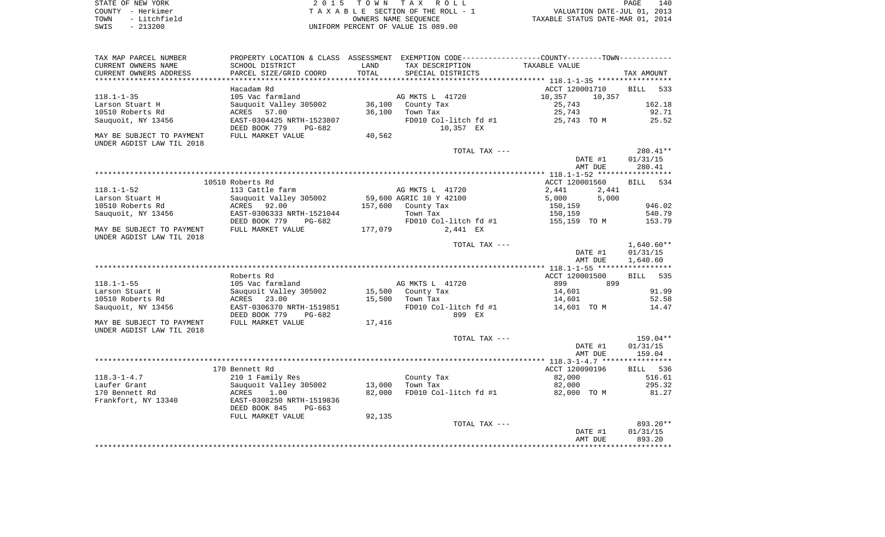STATE OF NEW YORK — 2015 TOWN TAX ROLL
COUNTY - Herkimer — TAXABLE SECTION OF THE ROLL - 1 — VALUATION DATE-JUL 01, 2013
TOWN - Litchfield — OWNERS NAME SEQUENCE — TAXABLE STATUS DATE-MAR 01, 2014
SWIS - 213200 — UNIFORM PERCENT OF VALUE IS 089.00

| TAX MAP PARCEL NUMBER / CURRENT OWNERS NAME / CURRENT OWNERS ADDRESS | PROPERTY LOCATION & CLASS / SCHOOL DISTRICT / PARCEL SIZE/GRID COORD | ASSESSMENT LAND / TOTAL | EXEMPTION CODE / TAX DESCRIPTION / SPECIAL DISTRICTS | COUNTY / TOWN TAXABLE VALUE | TAX AMOUNT |
|---|---|---|---|---|---|
| | Hacadam Rd | | | ACCT 120001710 | BILL 533 |
| 118.1-1-35 | 105 Vac farmland | | AG MKTS L 41720 | 10,357 10,357 | |
| Larson Stuart H | Sauquoit Valley 305002 | 36,100 | County Tax | 25,743 | 162.18 |
| 10510 Roberts Rd | ACRES 57.00 | 36,100 | Town Tax | 25,743 | 92.71 |
| Sauquoit, NY 13456 | EAST-0304425 NRTH-1523807 | | FD010 Col-litch fd #1 | 25,743 TO M | 25.52 |
| | DEED BOOK 779 PG-682 | | 10,357 EX | | |
| MAY BE SUBJECT TO PAYMENT UNDER AGDIST LAW TIL 2018 | FULL MARKET VALUE | 40,562 | | | |
| | | | TOTAL TAX --- | | 280.41** |
| | | | | DATE #1 | 01/31/15 |
| | | | | AMT DUE | 280.41 |
| | 10510 Roberts Rd | | | ACCT 120001560 | BILL 534 |
| 118.1-1-52 | 113 Cattle farm | | AG MKTS L 41720 | 2,441 2,441 | |
| Larson Stuart H | Sauquoit Valley 305002 | 59,600 | AGRIC 10 Y 42100 | 5,000 5,000 | |
| 10510 Roberts Rd | ACRES 92.00 | 157,600 | County Tax | 150,159 | 946.02 |
| Sauquoit, NY 13456 | EAST-0306333 NRTH-1521044 | | Town Tax | 150,159 | 540.79 |
| | DEED BOOK 779 PG-682 | | FD010 Col-litch fd #1 | 155,159 TO M | 153.79 |
| MAY BE SUBJECT TO PAYMENT UNDER AGDIST LAW TIL 2018 | FULL MARKET VALUE | 177,079 | 2,441 EX | | |
| | | | TOTAL TAX --- | | 1,640.60** |
| | | | | DATE #1 | 01/31/15 |
| | | | | AMT DUE | 1,640.60 |
| | Roberts Rd | | | ACCT 120001500 | BILL 535 |
| 118.1-1-55 | 105 Vac farmland | | AG MKTS L 41720 | 899 899 | |
| Larson Stuart H | Sauquoit Valley 305002 | 15,500 | County Tax | 14,601 | 91.99 |
| 10510 Roberts Rd | ACRES 23.00 | 15,500 | Town Tax | 14,601 | 52.58 |
| Sauquoit, NY 13456 | EAST-0306370 NRTH-1519851 | | FD010 Col-litch fd #1 | 14,601 TO M | 14.47 |
| | DEED BOOK 779 PG-682 | | 899 EX | | |
| MAY BE SUBJECT TO PAYMENT UNDER AGDIST LAW TIL 2018 | FULL MARKET VALUE | 17,416 | | | |
| | | | TOTAL TAX --- | | 159.04** |
| | | | | DATE #1 | 01/31/15 |
| | | | | AMT DUE | 159.04 |
| | 170 Bennett Rd | | | ACCT 120090196 | BILL 536 |
| 118.3-1-4.7 | 210 1 Family Res | | County Tax | 82,000 | 516.61 |
| Laufer Grant | Sauquoit Valley 305002 | 13,000 | Town Tax | 82,000 | 295.32 |
| 170 Bennett Rd | ACRES 1.00 | 82,000 | FD010 Col-litch fd #1 | 82,000 TO M | 81.27 |
| Frankfort, NY 13340 | EAST-0308250 NRTH-1519836 | | | | |
| | DEED BOOK 845 PG-663 | | | | |
| | FULL MARKET VALUE | 92,135 | | | |
| | | | TOTAL TAX --- | | 893.20** |
| | | | | DATE #1 | 01/31/15 |
| | | | | AMT DUE | 893.20 |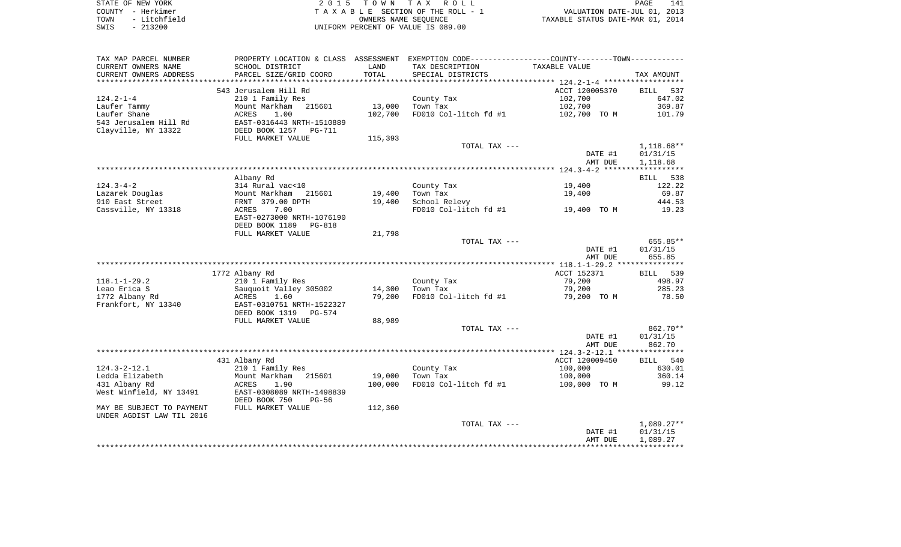STATE OF NEW YORK
COUNTY - Herkimer
TOWN - Litchfield
SWIS - 213200

2 0 1 5 T O W N T A X R O L L
T A X A B L E SECTION OF THE ROLL - 1
OWNERS NAME SEQUENCE
UNIFORM PERCENT OF VALUE IS 089.00

VALUATION DATE-JUL 01, 2013
TAXABLE STATUS DATE-MAR 01, 2014

| TAX MAP PARCEL NUMBER<br>CURRENT OWNERS NAME<br>CURRENT OWNERS ADDRESS | PROPERTY LOCATION & CLASS<br>SCHOOL DISTRICT<br>PARCEL SIZE/GRID COORD | ASSESSMENT<br>LAND<br>TOTAL | EXEMPTION CODE-----COUNTY-----TOWN<br>TAX DESCRIPTION<br>SPECIAL DISTRICTS | TAXABLE VALUE | TAX AMOUNT |
|---|---|---|---|---|---|
| | 543 Jerusalem Hill Rd | | | ACCT 120005370 | BILL 537 |
| 124.2-1-4 | 210 1 Family Res | | County Tax | 102,700 | 647.02 |
| Laufer Tammy | Mount Markham 215601 | 13,000 | Town Tax | 102,700 | 369.87 |
| Laufer Shane | ACRES 1.00 | 102,700 | FD010 Col-litch fd #1 | 102,700 TO M | 101.79 |
| 543 Jerusalem Hill Rd | EAST-0316443 NRTH-1510889 | | | | |
| Clayville, NY 13322 | DEED BOOK 1257 PG-711 | | | | |
| | FULL MARKET VALUE | 115,393 | | | |
| | | | TOTAL TAX --- | | 1,118.68** |
| | | | | DATE #1 | 01/31/15 |
| | | | | AMT DUE | 1,118.68 |
| | Albany Rd | | | | BILL 538 |
| 124.3-4-2 | 314 Rural vac<10 | | County Tax | 19,400 | 122.22 |
| Lazarek Douglas | Mount Markham 215601 | 19,400 | Town Tax | 19,400 | 69.87 |
| 910 East Street | FRNT 379.00 DPTH | 19,400 | School Relevy | | 444.53 |
| Cassville, NY 13318 | ACRES 7.00 | | FD010 Col-litch fd #1 | 19,400 TO M | 19.23 |
| | EAST-0273000 NRTH-1076190 | | | | |
| | DEED BOOK 1189 PG-818 | | | | |
| | FULL MARKET VALUE | 21,798 | | | |
| | | | TOTAL TAX --- | | 655.85** |
| | | | | DATE #1 | 01/31/15 |
| | | | | AMT DUE | 655.85 |
| | 1772 Albany Rd | | | ACCT 152371 | BILL 539 |
| 118.1-1-29.2 | 210 1 Family Res | | County Tax | 79,200 | 498.97 |
| Leao Erica S | Sauquoit Valley 305002 | 14,300 | Town Tax | 79,200 | 285.23 |
| 1772 Albany Rd | ACRES 1.60 | 79,200 | FD010 Col-litch fd #1 | 79,200 TO M | 78.50 |
| Frankfort, NY 13340 | EAST-0310751 NRTH-1522327 | | | | |
| | DEED BOOK 1319 PG-574 | | | | |
| | FULL MARKET VALUE | 88,989 | | | |
| | | | TOTAL TAX --- | | 862.70** |
| | | | | DATE #1 | 01/31/15 |
| | | | | AMT DUE | 862.70 |
| | 431 Albany Rd | | | ACCT 120009450 | BILL 540 |
| 124.3-2-12.1 | 210 1 Family Res | | County Tax | 100,000 | 630.01 |
| Ledda Elizabeth | Mount Markham 215601 | 19,000 | Town Tax | 100,000 | 360.14 |
| 431 Albany Rd | ACRES 1.90 | 100,000 | FD010 Col-litch fd #1 | 100,000 TO M | 99.12 |
| West Winfield, NY 13491 | EAST-0308089 NRTH-1498839 | | | | |
| | DEED BOOK 750 PG-56 | | | | |
| MAY BE SUBJECT TO PAYMENT | FULL MARKET VALUE | 112,360 | | | |
| UNDER AGDIST LAW TIL 2016 | | | | | |
| | | | TOTAL TAX --- | | 1,089.27** |
| | | | | DATE #1 | 01/31/15 |
| | | | | AMT DUE | 1,089.27 |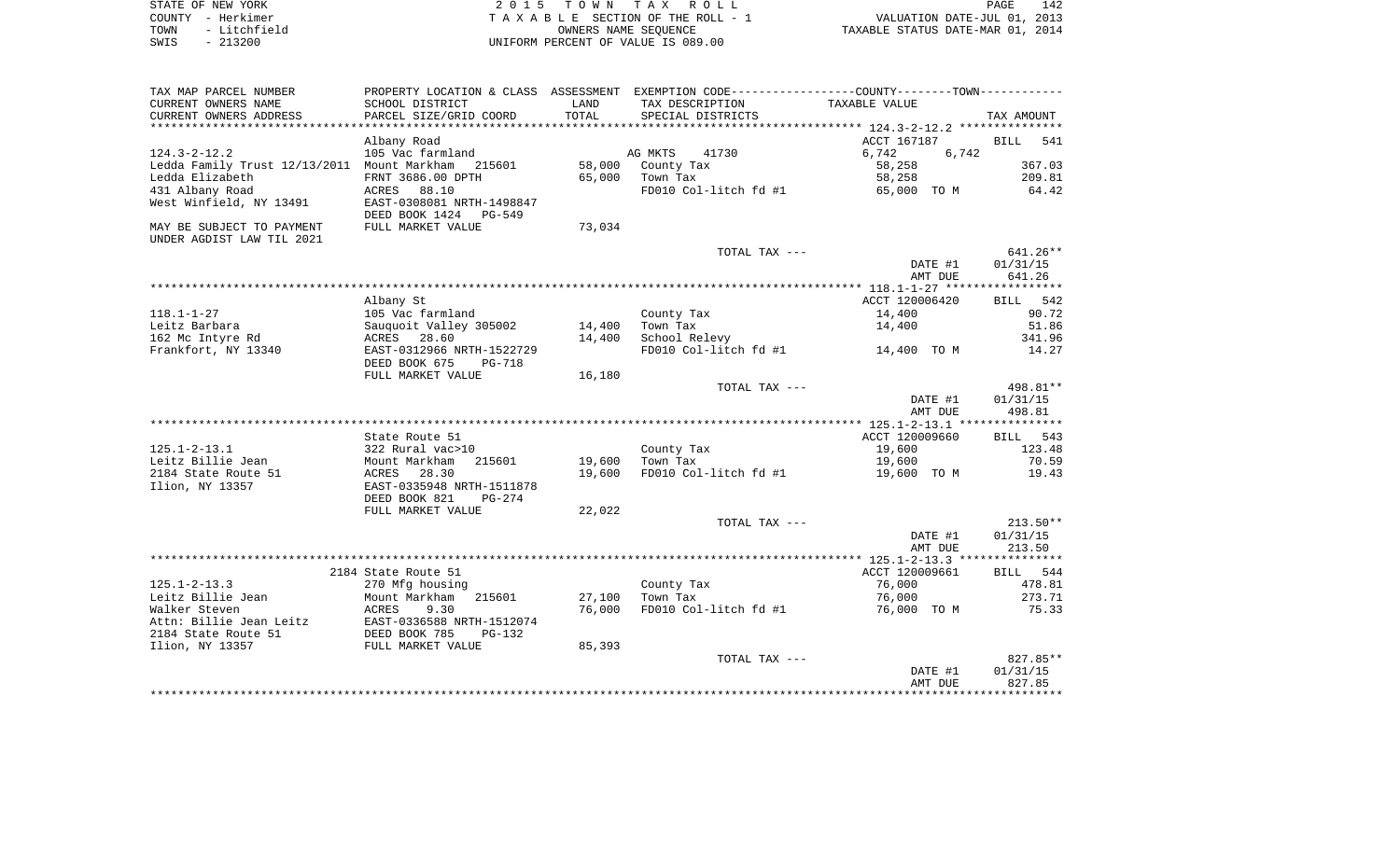STATE OF NEW YORK — 2015 TOWN TAX ROLL — PAGE 142
COUNTY - Herkimer — TAXABLE SECTION OF THE ROLL - 1 — VALUATION DATE-JUL 01, 2013
TOWN - Litchfield — OWNERS NAME SEQUENCE — TAXABLE STATUS DATE-MAR 01, 2014
SWIS - 213200 — UNIFORM PERCENT OF VALUE IS 089.00

| TAX MAP PARCEL NUMBER / CURRENT OWNERS NAME / CURRENT OWNERS ADDRESS | PROPERTY LOCATION & CLASS / SCHOOL DISTRICT / PARCEL SIZE/GRID COORD | ASSESSMENT LAND / TOTAL | EXEMPTION CODE / TAX DESCRIPTION / SPECIAL DISTRICTS | COUNTY / TOWN TAXABLE VALUE | TAX AMOUNT |
|---|---|---|---|---|---|
| **124.3-2-12.2** | Albany Road | | | ACCT 167187 | BILL 541 |
| 124.3-2-12.2 | 105 Vac farmland | | AG MKTS 41730 | 6,742 6,742 | |
| Ledda Family Trust 12/13/2011 | Mount Markham 215601 | 58,000 | County Tax | 58,258 | 367.03 |
| Ledda Elizabeth | FRNT 3686.00 DPTH | 65,000 | Town Tax | 58,258 | 209.81 |
| 431 Albany Road | ACRES 88.10 | | FD010 Col-litch fd #1 | 65,000 TO M | 64.42 |
| West Winfield, NY 13491 | EAST-0308081 NRTH-1498847 | | | | |
| | DEED BOOK 1424 PG-549 | | | | |
| MAY BE SUBJECT TO PAYMENT | FULL MARKET VALUE | 73,034 | | | |
| UNDER AGDIST LAW TIL 2021 | | | | | |
| | | | TOTAL TAX --- | | 641.26** |
| | | | | DATE #1 | 01/31/15 |
| | | | | AMT DUE | 641.26 |
| **118.1-1-27** | Albany St | | | ACCT 120006420 | BILL 542 |
| 118.1-1-27 | 105 Vac farmland | | County Tax | 14,400 | 90.72 |
| Leitz Barbara | Sauquoit Valley 305002 | 14,400 | Town Tax | 14,400 | 51.86 |
| 162 Mc Intyre Rd | ACRES 28.60 | 14,400 | School Relevy | | 341.96 |
| Frankfort, NY 13340 | EAST-0312966 NRTH-1522729 | | FD010 Col-litch fd #1 | 14,400 TO M | 14.27 |
| | DEED BOOK 675 PG-718 | | | | |
| | FULL MARKET VALUE | 16,180 | | | |
| | | | TOTAL TAX --- | | 498.81** |
| | | | | DATE #1 | 01/31/15 |
| | | | | AMT DUE | 498.81 |
| **125.1-2-13.1** | State Route 51 | | | ACCT 120009660 | BILL 543 |
| 125.1-2-13.1 | 322 Rural vac>10 | | County Tax | 19,600 | 123.48 |
| Leitz Billie Jean | Mount Markham 215601 | 19,600 | Town Tax | 19,600 | 70.59 |
| 2184 State Route 51 | ACRES 28.30 | 19,600 | FD010 Col-litch fd #1 | 19,600 TO M | 19.43 |
| Ilion, NY 13357 | EAST-0335948 NRTH-1511878 | | | | |
| | DEED BOOK 821 PG-274 | | | | |
| | FULL MARKET VALUE | 22,022 | | | |
| | | | TOTAL TAX --- | | 213.50** |
| | | | | DATE #1 | 01/31/15 |
| | | | | AMT DUE | 213.50 |
| **125.1-2-13.3** | 2184 State Route 51 | | | ACCT 120009661 | BILL 544 |
| 125.1-2-13.3 | 270 Mfg housing | | County Tax | 76,000 | 478.81 |
| Leitz Billie Jean | Mount Markham 215601 | 27,100 | Town Tax | 76,000 | 273.71 |
| Walker Steven | ACRES 9.30 | 76,000 | FD010 Col-litch fd #1 | 76,000 TO M | 75.33 |
| Attn: Billie Jean Leitz | EAST-0336588 NRTH-1512074 | | | | |
| 2184 State Route 51 | DEED BOOK 785 PG-132 | | | | |
| Ilion, NY 13357 | FULL MARKET VALUE | 85,393 | | | |
| | | | TOTAL TAX --- | | 827.85** |
| | | | | DATE #1 | 01/31/15 |
| | | | | AMT DUE | 827.85 |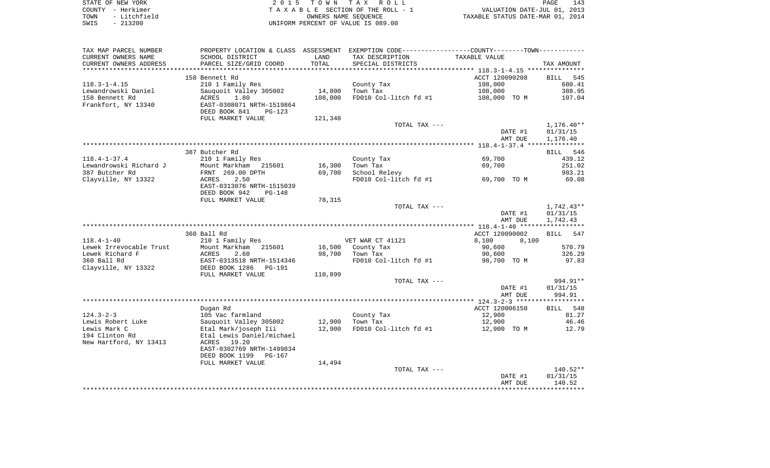STATE OF NEW YORK
COUNTY - Herkimer
TOWN - Litchfield
SWIS - 213200

2 0 1 5 T O W N T A X R O L L
T A X A B L E SECTION OF THE ROLL - 1
OWNERS NAME SEQUENCE
UNIFORM PERCENT OF VALUE IS 089.00

VALUATION DATE-JUL 01, 2013
TAXABLE STATUS DATE-MAR 01, 2014

| TAX MAP PARCEL NUMBER / CURRENT OWNERS NAME / CURRENT OWNERS ADDRESS | PROPERTY LOCATION & CLASS / SCHOOL DISTRICT / PARCEL SIZE/GRID COORD | ASSESSMENT LAND / TOTAL | EXEMPTION CODE / TAX DESCRIPTION / SPECIAL DISTRICTS | COUNTY / TOWN TAXABLE VALUE | TAX AMOUNT |
|---|---|---|---|---|---|
| 118.3-1-4.15 | 158 Bennett Rd | | | ACCT 120090208 | BILL 545 |
| | 210 1 Family Res | | County Tax | 108,000 | 680.41 |
| Lewandrowski Daniel | Sauquoit Valley 305002 | 14,800 | Town Tax | 108,000 | 388.95 |
| 158 Bennett Rd | ACRES 1.80 | 108,000 | FD010 Col-litch fd #1 | 108,000 TO M | 107.04 |
| Frankfort, NY 13340 | EAST-0308071 NRTH-1519864 | | | | |
| | DEED BOOK 841 PG-123 | | | | |
| | FULL MARKET VALUE | 121,348 | | | |
| | | | TOTAL TAX --- | | 1,176.40** |
| | | | | DATE #1 | 01/31/15 |
| | | | | AMT DUE | 1,176.40 |
| 118.4-1-37.4 | 387 Butcher Rd | | | | BILL 546 |
| | 210 1 Family Res | | County Tax | 69,700 | 439.12 |
| Lewandrowski Richard J | Mount Markham 215601 | 16,300 | Town Tax | 69,700 | 251.02 |
| 387 Butcher Rd | FRNT 269.00 DPTH | 69,700 | School Relevy | | 983.21 |
| Clayville, NY 13322 | ACRES 2.50 | | FD010 Col-litch fd #1 | 69,700 TO M | 69.08 |
| | EAST-0313076 NRTH-1515039 | | | | |
| | DEED BOOK 942 PG-148 | | | | |
| | FULL MARKET VALUE | 78,315 | | | |
| | | | TOTAL TAX --- | | 1,742.43** |
| | | | | DATE #1 | 01/31/15 |
| | | | | AMT DUE | 1,742.43 |
| 118.4-1-40 | 360 Ball Rd | | | ACCT 120090002 | BILL 547 |
| | 210 1 Family Res | | VET WAR CT 41121 | 8,100 8,100 | |
| Lewek Irrevocable Trust | Mount Markham 215601 | 16,500 | County Tax | 90,600 | 570.79 |
| Lewek Richard F | ACRES 2.60 | 98,700 | Town Tax | 90,600 | 326.29 |
| 360 Ball Rd | EAST-0313518 NRTH-1514346 | | FD010 Col-litch fd #1 | 98,700 TO M | 97.83 |
| Clayville, NY 13322 | DEED BOOK 1286 PG-191 | | | | |
| | FULL MARKET VALUE | 110,899 | | | |
| | | | TOTAL TAX --- | | 994.91** |
| | | | | DATE #1 | 01/31/15 |
| | | | | AMT DUE | 994.91 |
| 124.3-2-3 | Dugan Rd | | | ACCT 120006150 | BILL 548 |
| | 105 Vac farmland | | County Tax | 12,900 | 81.27 |
| Lewis Robert Luke | Sauquoit Valley 305002 | 12,900 | Town Tax | 12,900 | 46.46 |
| Lewis Mark C | Etal Mark/joseph Iii | 12,900 | FD010 Col-litch fd #1 | 12,900 TO M | 12.79 |
| 194 Clinton Rd | Etal Lewis Daniel/michael | | | | |
| New Hartford, NY 13413 | ACRES 19.20 | | | | |
| | EAST-0302769 NRTH-1499834 | | | | |
| | DEED BOOK 1199 PG-167 | | | | |
| | FULL MARKET VALUE | 14,494 | | | |
| | | | TOTAL TAX --- | | 140.52** |
| | | | | DATE #1 | 01/31/15 |
| | | | | AMT DUE | 140.52 |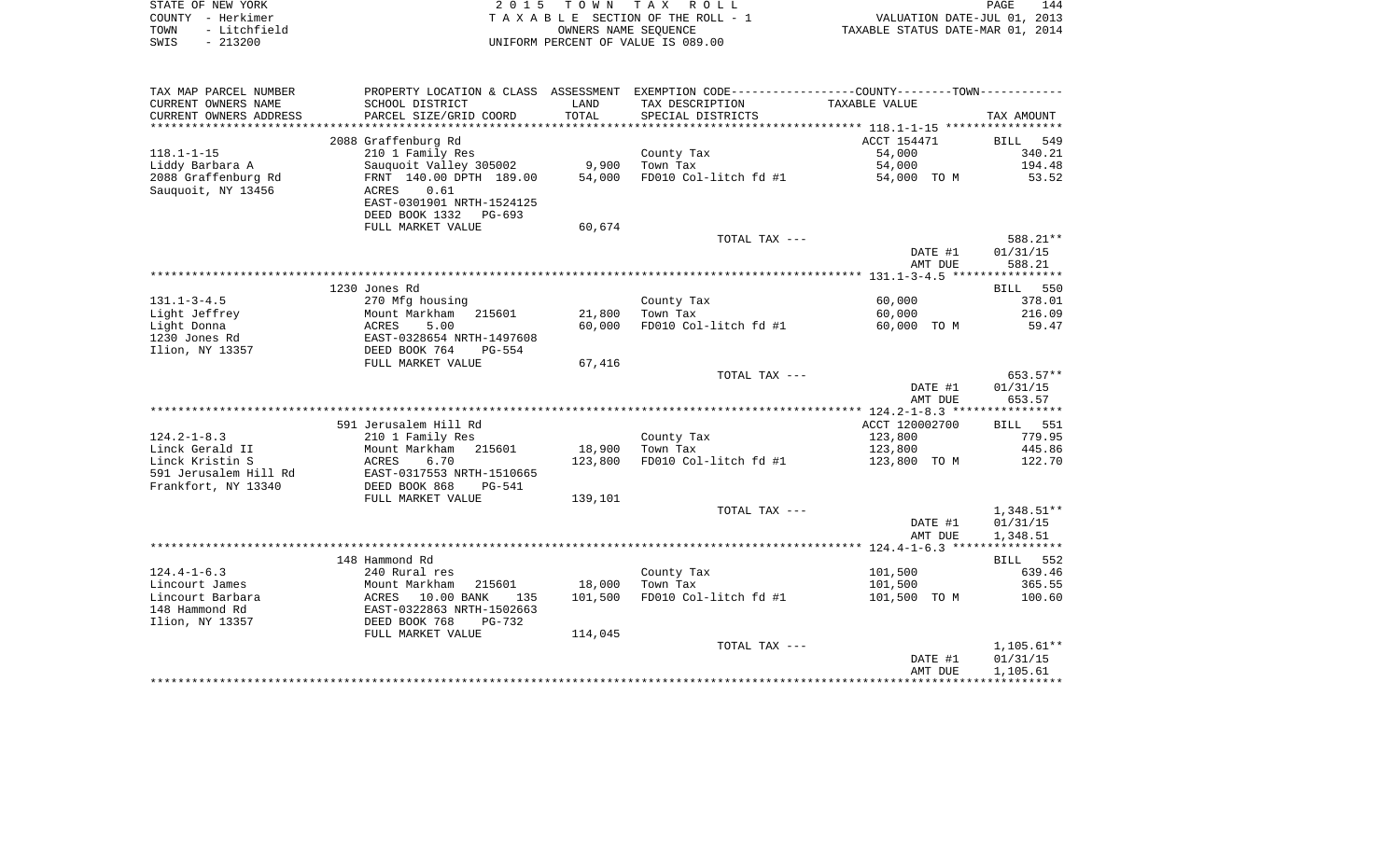STATE OF NEW YORK — 2015 TOWN TAX ROLL
COUNTY - Herkimer — TAXABLE SECTION OF THE ROLL - 1 — VALUATION DATE-JUL 01, 2013
TOWN - Litchfield — OWNERS NAME SEQUENCE — TAXABLE STATUS DATE-MAR 01, 2014
SWIS - 213200 — UNIFORM PERCENT OF VALUE IS 089.00

| TAX MAP PARCEL NUMBER / CURRENT OWNERS NAME / CURRENT OWNERS ADDRESS | PROPERTY LOCATION & CLASS / SCHOOL DISTRICT / PARCEL SIZE/GRID COORD | ASSESSMENT LAND / TOTAL | EXEMPTION CODE / TAX DESCRIPTION / SPECIAL DISTRICTS | COUNTY--------TOWN / TAXABLE VALUE | TAX AMOUNT |
|---|---|---|---|---|---|
| | 2088 Graffenburg Rd | | | ACCT 154471 | BILL 549 |
| 118.1-1-15 | 210 1 Family Res | | County Tax | 54,000 | 340.21 |
| Liddy Barbara A | Sauquoit Valley 305002 | 9,900 | Town Tax | 54,000 | 194.48 |
| 2088 Graffenburg Rd | FRNT 140.00 DPTH 189.00 | 54,000 | FD010 Col-litch fd #1 | 54,000 TO M | 53.52 |
| Sauquoit, NY 13456 | ACRES 0.61 | | | | |
| | EAST-0301901 NRTH-1524125 | | | | |
| | DEED BOOK 1332 PG-693 | | | | |
| | FULL MARKET VALUE | 60,674 | | | |
| | | | TOTAL TAX --- | | 588.21** |
| | | | | DATE #1 | 01/31/15 |
| | | | | AMT DUE | 588.21 |
| | 1230 Jones Rd | | | | BILL 550 |
| 131.1-3-4.5 | 270 Mfg housing | | County Tax | 60,000 | 378.01 |
| Light Jeffrey | Mount Markham 215601 | 21,800 | Town Tax | 60,000 | 216.09 |
| Light Donna | ACRES 5.00 | 60,000 | FD010 Col-litch fd #1 | 60,000 TO M | 59.47 |
| 1230 Jones Rd | EAST-0328654 NRTH-1497608 | | | | |
| Ilion, NY 13357 | DEED BOOK 764 PG-554 | | | | |
| | FULL MARKET VALUE | 67,416 | | | |
| | | | TOTAL TAX --- | | 653.57** |
| | | | | DATE #1 | 01/31/15 |
| | | | | AMT DUE | 653.57 |
| | 591 Jerusalem Hill Rd | | | ACCT 120002700 | BILL 551 |
| 124.2-1-8.3 | 210 1 Family Res | | County Tax | 123,800 | 779.95 |
| Linck Gerald II | Mount Markham 215601 | 18,900 | Town Tax | 123,800 | 445.86 |
| Linck Kristin S | ACRES 6.70 | 123,800 | FD010 Col-litch fd #1 | 123,800 TO M | 122.70 |
| 591 Jerusalem Hill Rd | EAST-0317553 NRTH-1510665 | | | | |
| Frankfort, NY 13340 | DEED BOOK 868 PG-541 | | | | |
| | FULL MARKET VALUE | 139,101 | | | |
| | | | TOTAL TAX --- | | 1,348.51** |
| | | | | DATE #1 | 01/31/15 |
| | | | | AMT DUE | 1,348.51 |
| | 148 Hammond Rd | | | | BILL 552 |
| 124.4-1-6.3 | 240 Rural res | | County Tax | 101,500 | 639.46 |
| Lincourt James | Mount Markham 215601 | 18,000 | Town Tax | 101,500 | 365.55 |
| Lincourt Barbara | ACRES 10.00 BANK 135 | 101,500 | FD010 Col-litch fd #1 | 101,500 TO M | 100.60 |
| 148 Hammond Rd | EAST-0322863 NRTH-1502663 | | | | |
| Ilion, NY 13357 | DEED BOOK 768 PG-732 | | | | |
| | FULL MARKET VALUE | 114,045 | | | |
| | | | TOTAL TAX --- | | 1,105.61** |
| | | | | DATE #1 | 01/31/15 |
| | | | | AMT DUE | 1,105.61 |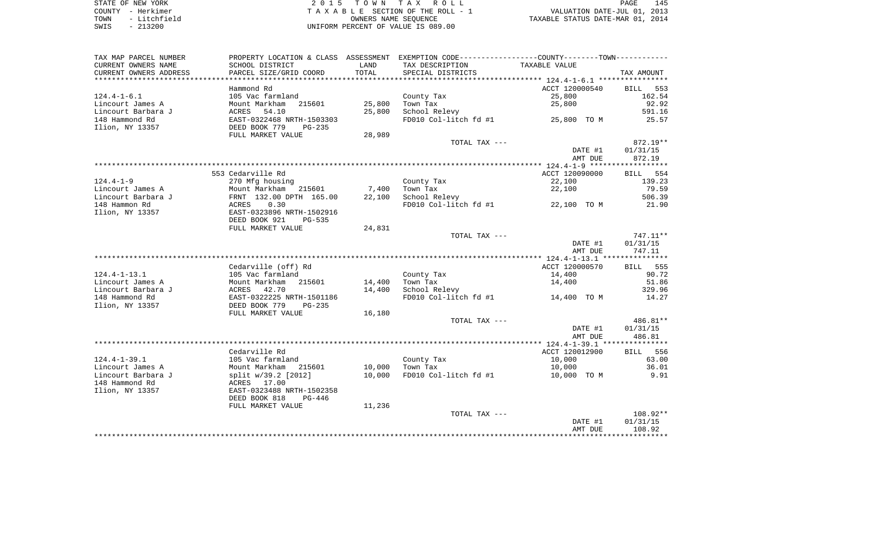STATE OF NEW YORK — COUNTY - Herkimer — TOWN - Litchfield — SWIS - 213200

2 0 1 5 T O W N T A X R O L L
T A X A B L E SECTION OF THE ROLL - 1
OWNERS NAME SEQUENCE
UNIFORM PERCENT OF VALUE IS 089.00

VALUATION DATE-JUL 01, 2013
TAXABLE STATUS DATE-MAR 01, 2014

| TAX MAP PARCEL NUMBER / CURRENT OWNERS NAME / CURRENT OWNERS ADDRESS | PROPERTY LOCATION & CLASS / SCHOOL DISTRICT / PARCEL SIZE/GRID COORD | ASSESSMENT LAND / TOTAL | EXEMPTION CODE / TAX DESCRIPTION / SPECIAL DISTRICTS | COUNTY / TOWN TAXABLE VALUE | TAX AMOUNT |
|---|---|---|---|---|---|
| **124.4-1-6.1** | Hammond Rd | | | ACCT 120000540 | BILL 553 |
| 124.4-1-6.1 | 105 Vac farmland | | County Tax | 25,800 | 162.54 |
| Lincourt James A | Mount Markham 215601 | 25,800 | Town Tax | 25,800 | 92.92 |
| Lincourt Barbara J | ACRES 54.10 | 25,800 | School Relevy | | 591.16 |
| 148 Hammond Rd | EAST-0322468 NRTH-1503303 | | FD010 Col-litch fd #1 | 25,800 TO M | 25.57 |
| Ilion, NY 13357 | DEED BOOK 779 PG-235 | | | | |
| | FULL MARKET VALUE | 28,989 | | | |
| | | | TOTAL TAX --- | | 872.19** |
| | | | | DATE #1 | 01/31/15 |
| | | | | AMT DUE | 872.19 |
| **124.4-1-9** | 553 Cedarville Rd | | | ACCT 120090000 | BILL 554 |
| 124.4-1-9 | 270 Mfg housing | | County Tax | 22,100 | 139.23 |
| Lincourt James A | Mount Markham 215601 | 7,400 | Town Tax | 22,100 | 79.59 |
| Lincourt Barbara J | FRNT 132.00 DPTH 165.00 | 22,100 | School Relevy | | 506.39 |
| 148 Hammon Rd | ACRES 0.30 | | FD010 Col-litch fd #1 | 22,100 TO M | 21.90 |
| Ilion, NY 13357 | EAST-0323896 NRTH-1502916 | | | | |
| | DEED BOOK 921 PG-535 | | | | |
| | FULL MARKET VALUE | 24,831 | | | |
| | | | TOTAL TAX --- | | 747.11** |
| | | | | DATE #1 | 01/31/15 |
| | | | | AMT DUE | 747.11 |
| **124.4-1-13.1** | Cedarville (off) Rd | | | ACCT 120000570 | BILL 555 |
| 124.4-1-13.1 | 105 Vac farmland | | County Tax | 14,400 | 90.72 |
| Lincourt James A | Mount Markham 215601 | 14,400 | Town Tax | 14,400 | 51.86 |
| Lincourt Barbara J | ACRES 42.70 | 14,400 | School Relevy | | 329.96 |
| 148 Hammond Rd | EAST-0322225 NRTH-1501186 | | FD010 Col-litch fd #1 | 14,400 TO M | 14.27 |
| Ilion, NY 13357 | DEED BOOK 779 PG-235 | | | | |
| | FULL MARKET VALUE | 16,180 | | | |
| | | | TOTAL TAX --- | | 486.81** |
| | | | | DATE #1 | 01/31/15 |
| | | | | AMT DUE | 486.81 |
| **124.4-1-39.1** | Cedarville Rd | | | ACCT 120012900 | BILL 556 |
| 124.4-1-39.1 | 105 Vac farmland | | County Tax | 10,000 | 63.00 |
| Lincourt James A | Mount Markham 215601 | 10,000 | Town Tax | 10,000 | 36.01 |
| Lincourt Barbara J | split w/39.2 [2012] | 10,000 | FD010 Col-litch fd #1 | 10,000 TO M | 9.91 |
| 148 Hammond Rd | ACRES 17.00 | | | | |
| Ilion, NY 13357 | EAST-0323488 NRTH-1502358 | | | | |
| | DEED BOOK 818 PG-446 | | | | |
| | FULL MARKET VALUE | 11,236 | | | |
| | | | TOTAL TAX --- | | 108.92** |
| | | | | DATE #1 | 01/31/15 |
| | | | | AMT DUE | 108.92 |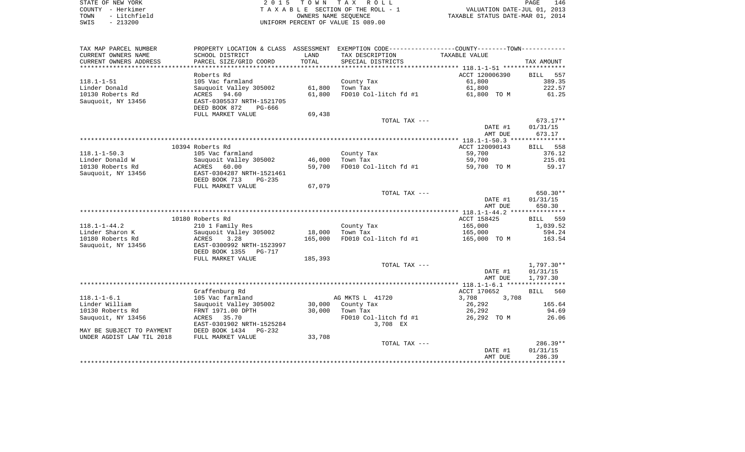STATE OF NEW YORK | 2 0 1 5 T O W N T A X R O L L | PAGE 146
COUNTY - Herkimer | T A X A B L E SECTION OF THE ROLL - 1 | VALUATION DATE-JUL 01, 2013
TOWN - Litchfield | OWNERS NAME SEQUENCE | TAXABLE STATUS DATE-MAR 01, 2014
SWIS - 213200 | UNIFORM PERCENT OF VALUE IS 089.00

| TAX MAP PARCEL NUMBER<br>CURRENT OWNERS NAME<br>CURRENT OWNERS ADDRESS | PROPERTY LOCATION & CLASS<br>SCHOOL DISTRICT<br>PARCEL SIZE/GRID COORD | ASSESSMENT<br>LAND<br>TOTAL | EXEMPTION CODE-----COUNTY-----TOWN-----<br>TAX DESCRIPTION<br>SPECIAL DISTRICTS | TAXABLE VALUE | TAX AMOUNT |
|---|---|---|---|---|---|
| **118.1-1-51** | Roberts Rd | | | ACCT 120006390 | BILL 557 |
| 118.1-1-51 | 105 Vac farmland | | County Tax | 61,800 | 389.35 |
| Linder Donald | Sauquoit Valley 305002 | 61,800 | Town Tax | 61,800 | 222.57 |
| 10130 Roberts Rd | ACRES 94.60 | 61,800 | FD010 Col-litch fd #1 | 61,800 TO M | 61.25 |
| Sauquoit, NY 13456 | EAST-0305537 NRTH-1521705 | | | | |
| | DEED BOOK 872 PG-666 | | | | |
| | FULL MARKET VALUE | 69,438 | | | |
| | | | TOTAL TAX --- | | 673.17** |
| | | | | DATE #1 | 01/31/15 |
| | | | | AMT DUE | 673.17 |
| **118.1-1-50.3** | 10394 Roberts Rd | | | ACCT 120090143 | BILL 558 |
| 118.1-1-50.3 | 105 Vac farmland | | County Tax | 59,700 | 376.12 |
| Linder Donald W | Sauquoit Valley 305002 | 46,000 | Town Tax | 59,700 | 215.01 |
| 10130 Roberts Rd | ACRES 60.00 | 59,700 | FD010 Col-litch fd #1 | 59,700 TO M | 59.17 |
| Sauquoit, NY 13456 | EAST-0304287 NRTH-1521461 | | | | |
| | DEED BOOK 713 PG-235 | | | | |
| | FULL MARKET VALUE | 67,079 | | | |
| | | | TOTAL TAX --- | | 650.30** |
| | | | | DATE #1 | 01/31/15 |
| | | | | AMT DUE | 650.30 |
| **118.1-1-44.2** | 10180 Roberts Rd | | | ACCT 158425 | BILL 559 |
| 118.1-1-44.2 | 210 1 Family Res | | County Tax | 165,000 | 1,039.52 |
| Linder Sharon K | Sauquoit Valley 305002 | 18,000 | Town Tax | 165,000 | 594.24 |
| 10180 Roberts Rd | ACRES 3.28 | 165,000 | FD010 Col-litch fd #1 | 165,000 TO M | 163.54 |
| Sauquoit, NY 13456 | EAST-0300992 NRTH-1523997 | | | | |
| | DEED BOOK 1355 PG-717 | | | | |
| | FULL MARKET VALUE | 185,393 | | | |
| | | | TOTAL TAX --- | | 1,797.30** |
| | | | | DATE #1 | 01/31/15 |
| | | | | AMT DUE | 1,797.30 |
| **118.1-1-6.1** | Graffenburg Rd | | | ACCT 170652 | BILL 560 |
| 118.1-1-6.1 | 105 Vac farmland | | AG MKTS L 41720 | 3,708 3,708 | |
| Linder William | Sauquoit Valley 305002 | 30,000 | County Tax | 26,292 | 165.64 |
| 10130 Roberts Rd | FRNT 1971.00 DPTH | 30,000 | Town Tax | 26,292 | 94.69 |
| Sauquoit, NY 13456 | ACRES 35.70 | | FD010 Col-litch fd #1 | 26,292 TO M | 26.06 |
| | EAST-0301902 NRTH-1525284 | | 3,708 EX | | |
| MAY BE SUBJECT TO PAYMENT | DEED BOOK 1434 PG-232 | | | | |
| UNDER AGDIST LAW TIL 2018 | FULL MARKET VALUE | 33,708 | | | |
| | | | TOTAL TAX --- | | 286.39** |
| | | | | DATE #1 | 01/31/15 |
| | | | | AMT DUE | 286.39 |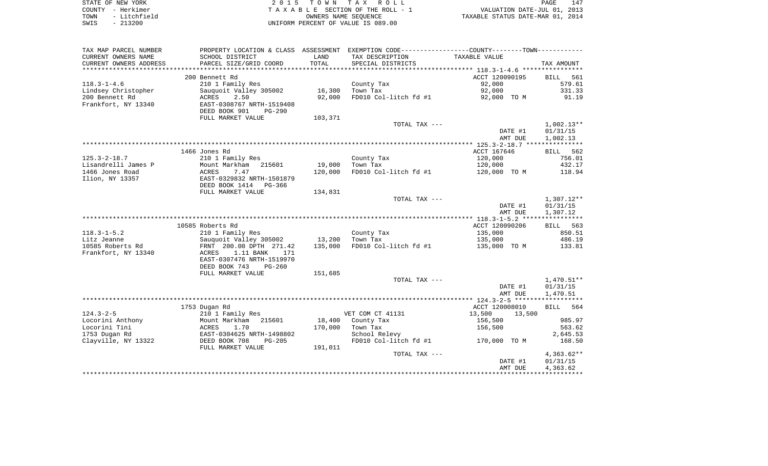STATE OF NEW YORK　　　　　　　2 0 1 5　T O W N　T A X　R O L L
COUNTY - Herkimer　　　　　　T A X A B L E SECTION OF THE ROLL - 1　　　　VALUATION DATE-JUL 01, 2013
TOWN - Litchfield　　　　　　　　OWNERS NAME SEQUENCE　　　　　TAXABLE STATUS DATE-MAR 01, 2014
SWIS - 213200　　　　　　　UNIFORM PERCENT OF VALUE IS 089.00

| TAX MAP PARCEL NUMBER<br>CURRENT OWNERS NAME<br>CURRENT OWNERS ADDRESS | PROPERTY LOCATION & CLASS<br>SCHOOL DISTRICT<br>PARCEL SIZE/GRID COORD | ASSESSMENT<br>LAND<br>TOTAL | EXEMPTION CODE-----COUNTY-----TOWN-----<br>TAX DESCRIPTION<br>SPECIAL DISTRICTS | TAXABLE VALUE | TAX AMOUNT |
|---|---|---|---|---|---|
| 118.3-1-4.6 | 200 Bennett Rd | | | ACCT 120090195 | BILL 561 |
| Lindsey Christopher | 210 1 Family Res | | County Tax | 92,000 | 579.61 |
| 200 Bennett Rd | Sauquoit Valley 305002 | 16,300 | Town Tax | 92,000 | 331.33 |
| Frankfort, NY 13340 | ACRES 2.50 | 92,000 | FD010 Col-litch fd #1 | 92,000 TO M | 91.19 |
| | EAST-0308767 NRTH-1519408 | | | | |
| | DEED BOOK 901 PG-290 | | | | |
| | FULL MARKET VALUE | 103,371 | | | |
| | | | TOTAL TAX --- | | 1,002.13** |
| | | | | DATE #1 | 01/31/15 |
| | | | | AMT DUE | 1,002.13 |
| 125.3-2-18.7 | 1466 Jones Rd | | | ACCT 167646 | BILL 562 |
| Lisandrelli James P | 210 1 Family Res | | County Tax | 120,000 | 756.01 |
| 1466 Jones Road | Mount Markham 215601 | 19,000 | Town Tax | 120,000 | 432.17 |
| Ilion, NY 13357 | ACRES 7.47 | 120,000 | FD010 Col-litch fd #1 | 120,000 TO M | 118.94 |
| | EAST-0329832 NRTH-1501879 | | | | |
| | DEED BOOK 1414 PG-366 | | | | |
| | FULL MARKET VALUE | 134,831 | | | |
| | | | TOTAL TAX --- | | 1,307.12** |
| | | | | DATE #1 | 01/31/15 |
| | | | | AMT DUE | 1,307.12 |
| 118.3-1-5.2 | 10585 Roberts Rd | | | ACCT 120090206 | BILL 563 |
| Litz Jeanne | 210 1 Family Res | | County Tax | 135,000 | 850.51 |
| 10585 Roberts Rd | Sauquoit Valley 305002 | 13,200 | Town Tax | 135,000 | 486.19 |
| Frankfort, NY 13340 | FRNT 200.00 DPTH 271.42 | 135,000 | FD010 Col-litch fd #1 | 135,000 TO M | 133.81 |
| | ACRES 1.11 BANK 171 | | | | |
| | EAST-0307476 NRTH-1519970 | | | | |
| | DEED BOOK 743 PG-260 | | | | |
| | FULL MARKET VALUE | 151,685 | | | |
| | | | TOTAL TAX --- | | 1,470.51** |
| | | | | DATE #1 | 01/31/15 |
| | | | | AMT DUE | 1,470.51 |
| 124.3-2-5 | 1753 Dugan Rd | | | ACCT 120008010 | BILL 564 |
| Locorini Anthony | 210 1 Family Res | | VET COM CT 41131 | 13,500 13,500 | |
| Locorini Tini | Mount Markham 215601 | 18,400 | County Tax | 156,500 | 985.97 |
| 1753 Dugan Rd | ACRES 1.70 | 170,000 | Town Tax | 156,500 | 563.62 |
| Clayville, NY 13322 | EAST-0304625 NRTH-1498802 | | School Relevy | | 2,645.53 |
| | DEED BOOK 708 PG-205 | | FD010 Col-litch fd #1 | 170,000 TO M | 168.50 |
| | FULL MARKET VALUE | 191,011 | | | |
| | | | TOTAL TAX --- | | 4,363.62** |
| | | | | DATE #1 | 01/31/15 |
| | | | | AMT DUE | 4,363.62 |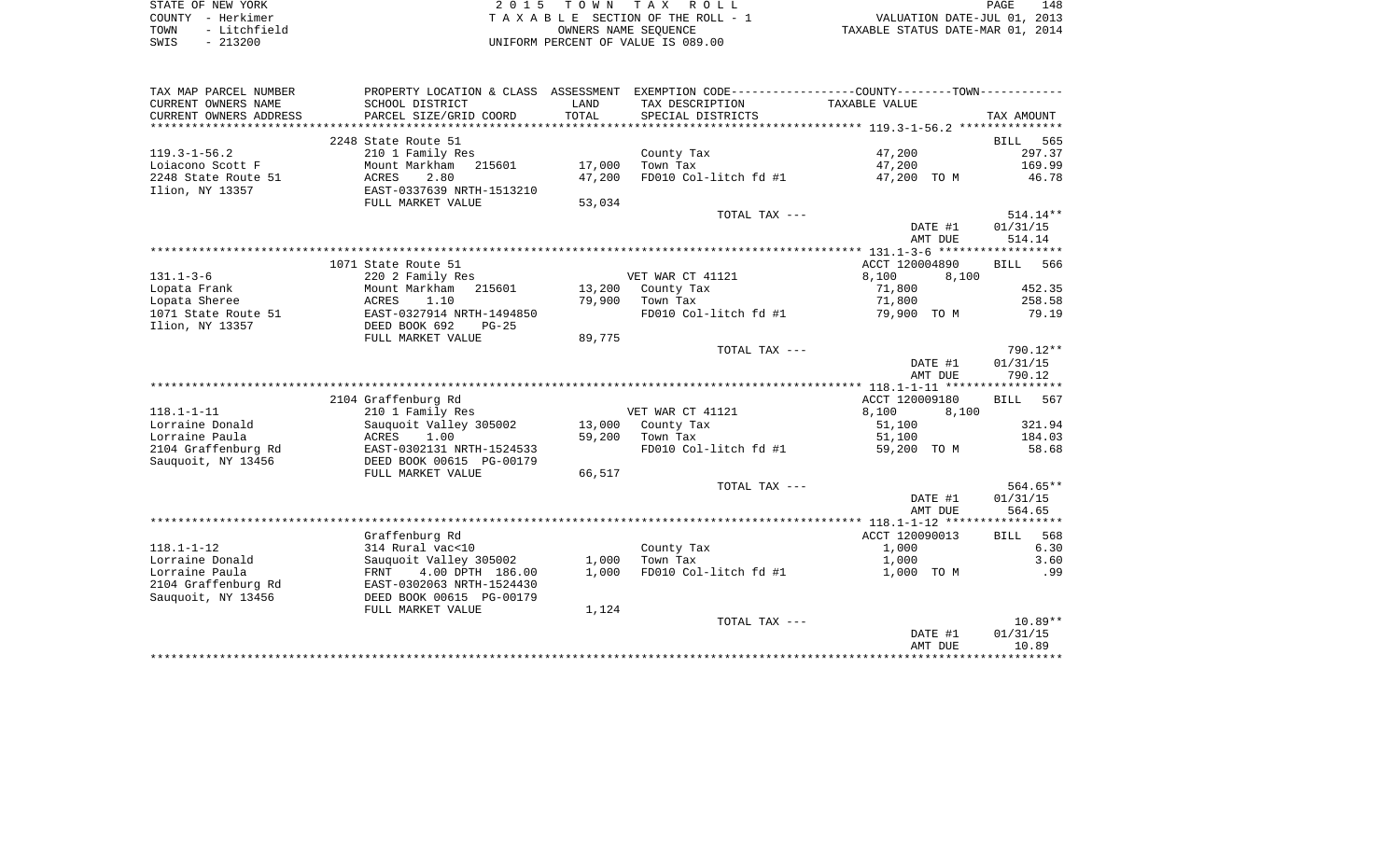STATE OF NEW YORK | COUNTY - Herkimer | TOWN - Litchfield | SWIS - 213200

2 0 1 5 T O W N T A X R O L L
T A X A B L E SECTION OF THE ROLL - 1
OWNERS NAME SEQUENCE
UNIFORM PERCENT OF VALUE IS 089.00

VALUATION DATE-JUL 01, 2013
TAXABLE STATUS DATE-MAR 01, 2014

| TAX MAP PARCEL NUMBER / CURRENT OWNERS NAME / CURRENT OWNERS ADDRESS | PROPERTY LOCATION & CLASS / SCHOOL DISTRICT / PARCEL SIZE/GRID COORD | ASSESSMENT LAND / TOTAL | EXEMPTION CODE / TAX DESCRIPTION / SPECIAL DISTRICTS | COUNTY / TOWN TAXABLE VALUE | TAX AMOUNT |
|---|---|---|---|---|---|
| 119.3-1-56.2 | 2248 State Route 51 | | | | BILL 565 |
| | 210 1 Family Res | | County Tax | 47,200 | 297.37 |
| Loiacono Scott F | Mount Markham 215601 | 17,000 | Town Tax | 47,200 | 169.99 |
| 2248 State Route 51 | ACRES 2.80 | 47,200 | FD010 Col-litch fd #1 | 47,200 TO M | 46.78 |
| Ilion, NY 13357 | EAST-0337639 NRTH-1513210 | | | | |
| | FULL MARKET VALUE | 53,034 | | | |
| | | | TOTAL TAX --- | | 514.14** |
| | | | | DATE #1 | 01/31/15 |
| | | | | AMT DUE | 514.14 |
| 131.1-3-6 | 1071 State Route 51 | | | ACCT 120004890 | BILL 566 |
| | 220 2 Family Res | | VET WAR CT 41121 | 8,100 8,100 | |
| Lopata Frank | Mount Markham 215601 | 13,200 | County Tax | 71,800 | 452.35 |
| Lopata Sheree | ACRES 1.10 | 79,900 | Town Tax | 71,800 | 258.58 |
| 1071 State Route 51 | EAST-0327914 NRTH-1494850 | | FD010 Col-litch fd #1 | 79,900 TO M | 79.19 |
| Ilion, NY 13357 | DEED BOOK 692 PG-25 | | | | |
| | FULL MARKET VALUE | 89,775 | | | |
| | | | TOTAL TAX --- | | 790.12** |
| | | | | DATE #1 | 01/31/15 |
| | | | | AMT DUE | 790.12 |
| 118.1-1-11 | 2104 Graffenburg Rd | | | ACCT 120009180 | BILL 567 |
| | 210 1 Family Res | | VET WAR CT 41121 | 8,100 8,100 | |
| Lorraine Donald | Sauquoit Valley 305002 | 13,000 | County Tax | 51,100 | 321.94 |
| Lorraine Paula | ACRES 1.00 | 59,200 | Town Tax | 51,100 | 184.03 |
| 2104 Graffenburg Rd | EAST-0302131 NRTH-1524533 | | FD010 Col-litch fd #1 | 59,200 TO M | 58.68 |
| Sauquoit, NY 13456 | DEED BOOK 00615 PG-00179 | | | | |
| | FULL MARKET VALUE | 66,517 | | | |
| | | | TOTAL TAX --- | | 564.65** |
| | | | | DATE #1 | 01/31/15 |
| | | | | AMT DUE | 564.65 |
| 118.1-1-12 | Graffenburg Rd | | | ACCT 120090013 | BILL 568 |
| | 314 Rural vac<10 | | County Tax | 1,000 | 6.30 |
| Lorraine Donald | Sauquoit Valley 305002 | 1,000 | Town Tax | 1,000 | 3.60 |
| Lorraine Paula | FRNT 4.00 DPTH 186.00 | 1,000 | FD010 Col-litch fd #1 | 1,000 TO M | .99 |
| 2104 Graffenburg Rd | EAST-0302063 NRTH-1524430 | | | | |
| Sauquoit, NY 13456 | DEED BOOK 00615 PG-00179 | | | | |
| | FULL MARKET VALUE | 1,124 | | | |
| | | | TOTAL TAX --- | | 10.89** |
| | | | | DATE #1 | 01/31/15 |
| | | | | AMT DUE | 10.89 |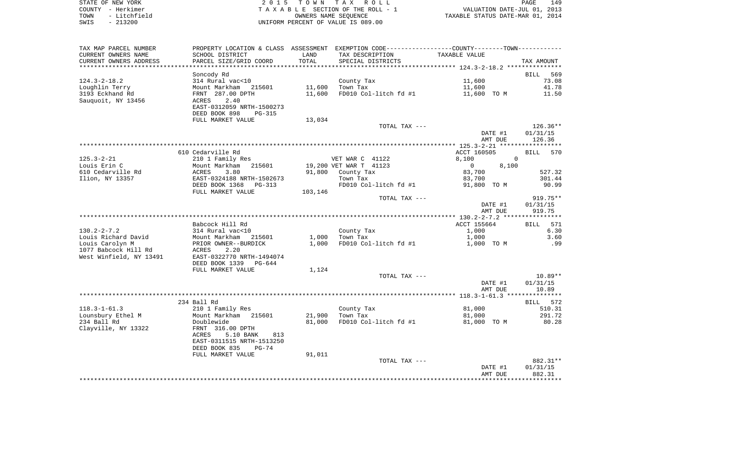STATE OF NEW YORK | 2015 TOWN TAX ROLL
COUNTY - Herkimer | TAXABLE SECTION OF THE ROLL - 1 | VALUATION DATE-JUL 01, 2013
TOWN - Litchfield | OWNERS NAME SEQUENCE | TAXABLE STATUS DATE-MAR 01, 2014
SWIS - 213200 | UNIFORM PERCENT OF VALUE IS 089.00

| TAX MAP PARCEL NUMBER / CURRENT OWNERS NAME / CURRENT OWNERS ADDRESS | PROPERTY LOCATION & CLASS / SCHOOL DISTRICT / PARCEL SIZE/GRID COORD | ASSESSMENT LAND / TOTAL | EXEMPTION CODE / TAX DESCRIPTION / SPECIAL DISTRICTS | TAXABLE VALUE | TAX AMOUNT |
|---|---|---|---|---|---|
| **124.3-2-18.2** | Soncody Rd | | | | BILL 569 |
| 124.3-2-18.2 | 314 Rural vac<10 | | County Tax | 11,600 | 73.08 |
| Loughlin Terry | Mount Markham 215601 | 11,600 | Town Tax | 11,600 | 41.78 |
| 3193 Eckhand Rd | FRNT 287.00 DPTH | 11,600 | FD010 Col-litch fd #1 | 11,600 TO M | 11.50 |
| Sauquoit, NY 13456 | ACRES 2.40 | | | | |
| | EAST-0312059 NRTH-1500273 | | | | |
| | DEED BOOK 898 PG-315 | | | | |
| | FULL MARKET VALUE | 13,034 | | | |
| | | | TOTAL TAX --- | | 126.36** |
| | | | | DATE #1 | 01/31/15 |
| | | | | AMT DUE | 126.36 |
| **125.3-2-21** | 610 Cedarville Rd | | | ACCT 160505 | BILL 570 |
| 125.3-2-21 | 210 1 Family Res | | VET WAR C 41122 | 8,100 0 | |
| Louis Erin C | Mount Markham 215601 | 19,200 | VET WAR T 41123 | 0 8,100 | |
| 610 Cedarville Rd | ACRES 3.80 | 91,800 | County Tax | 83,700 | 527.32 |
| Ilion, NY 13357 | EAST-0324188 NRTH-1502673 | | Town Tax | 83,700 | 301.44 |
| | DEED BOOK 1368 PG-313 | | FD010 Col-litch fd #1 | 91,800 TO M | 90.99 |
| | FULL MARKET VALUE | 103,146 | | | |
| | | | TOTAL TAX --- | | 919.75** |
| | | | | DATE #1 | 01/31/15 |
| | | | | AMT DUE | 919.75 |
| **130.2-2-7.2** | Babcock Hill Rd | | | ACCT 155664 | BILL 571 |
| 130.2-2-7.2 | 314 Rural vac<10 | | County Tax | 1,000 | 6.30 |
| Louis Richard David | Mount Markham 215601 | 1,000 | Town Tax | 1,000 | 3.60 |
| Louis Carolyn M | PRIOR OWNER--BURDICK | 1,000 | FD010 Col-litch fd #1 | 1,000 TO M | .99 |
| 1077 Babcock Hill Rd | ACRES 2.20 | | | | |
| West Winfield, NY 13491 | EAST-0322770 NRTH-1494074 | | | | |
| | DEED BOOK 1339 PG-644 | | | | |
| | FULL MARKET VALUE | 1,124 | | | |
| | | | TOTAL TAX --- | | 10.89** |
| | | | | DATE #1 | 01/31/15 |
| | | | | AMT DUE | 10.89 |
| **118.3-1-61.3** | 234 Ball Rd | | | | BILL 572 |
| 118.3-1-61.3 | 210 1 Family Res | | County Tax | 81,000 | 510.31 |
| Lounsbury Ethel M | Mount Markham 215601 | 21,900 | Town Tax | 81,000 | 291.72 |
| 234 Ball Rd | Doublewide | 81,000 | FD010 Col-litch fd #1 | 81,000 TO M | 80.28 |
| Clayville, NY 13322 | FRNT 316.00 DPTH | | | | |
| | ACRES 5.10 BANK 813 | | | | |
| | EAST-0311515 NRTH-1513250 | | | | |
| | DEED BOOK 835 PG-74 | | | | |
| | FULL MARKET VALUE | 91,011 | | | |
| | | | TOTAL TAX --- | | 882.31** |
| | | | | DATE #1 | 01/31/15 |
| | | | | AMT DUE | 882.31 |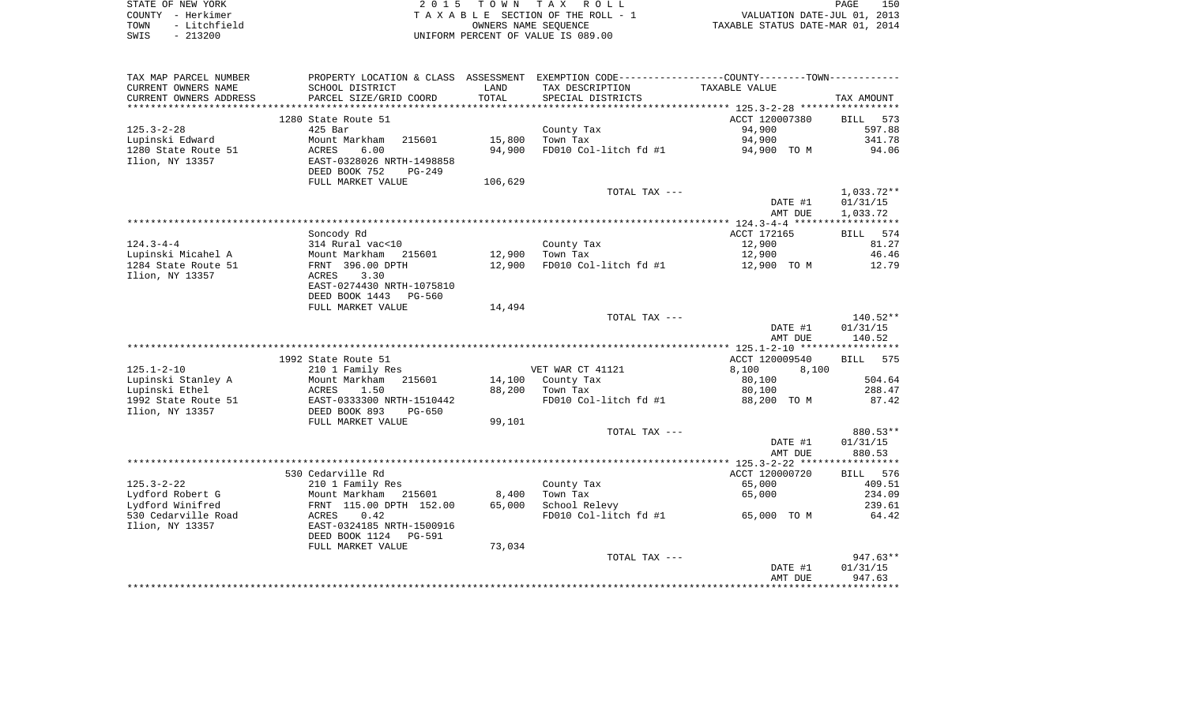STATE OF NEW YORK | COUNTY - Herkimer | TOWN - Litchfield | SWIS - 213200

**2015 TOWN TAX ROLL**
TAXABLE SECTION OF THE ROLL - 1
OWNERS NAME SEQUENCE
UNIFORM PERCENT OF VALUE IS 089.00

VALUATION DATE-JUL 01, 2013
TAXABLE STATUS DATE-MAR 01, 2014

| TAX MAP PARCEL NUMBER / CURRENT OWNERS NAME / CURRENT OWNERS ADDRESS | PROPERTY LOCATION & CLASS / SCHOOL DISTRICT / PARCEL SIZE/GRID COORD | ASSESSMENT LAND / TOTAL | EXEMPTION CODE / TAX DESCRIPTION / SPECIAL DISTRICTS | COUNTY / TOWN TAXABLE VALUE | TAX AMOUNT |
|---|---|---|---|---|---|
| | 1280 State Route 51 | | | ACCT 120007380 | BILL 573 |
| 125.3-2-28 | 425 Bar | | County Tax | 94,900 | 597.88 |
| Lupinski Edward | Mount Markham 215601 | 15,800 | Town Tax | 94,900 | 341.78 |
| 1280 State Route 51 | ACRES 6.00 | 94,900 | FD010 Col-litch fd #1 | 94,900 TO M | 94.06 |
| Ilion, NY 13357 | EAST-0328026 NRTH-1498858 | | | | |
| | DEED BOOK 752 PG-249 | | | | |
| | FULL MARKET VALUE | 106,629 | | | |
| | | | TOTAL TAX --- | | 1,033.72** |
| | | | | DATE #1 | 01/31/15 |
| | | | | AMT DUE | 1,033.72 |
| | Soncody Rd | | | ACCT 172165 | BILL 574 |
| 124.3-4-4 | 314 Rural vac<10 | | County Tax | 12,900 | 81.27 |
| Lupinski Micahel A | Mount Markham 215601 | 12,900 | Town Tax | 12,900 | 46.46 |
| 1284 State Route 51 | FRNT 396.00 DPTH | 12,900 | FD010 Col-litch fd #1 | 12,900 TO M | 12.79 |
| Ilion, NY 13357 | ACRES 3.30 | | | | |
| | EAST-0274430 NRTH-1075810 | | | | |
| | DEED BOOK 1443 PG-560 | | | | |
| | FULL MARKET VALUE | 14,494 | | | |
| | | | TOTAL TAX --- | | 140.52** |
| | | | | DATE #1 | 01/31/15 |
| | | | | AMT DUE | 140.52 |
| | 1992 State Route 51 | | | ACCT 120009540 | BILL 575 |
| 125.1-2-10 | 210 1 Family Res | | VET WAR CT 41121 | 8,100 8,100 | |
| Lupinski Stanley A | Mount Markham 215601 | 14,100 | County Tax | 80,100 | 504.64 |
| Lupinski Ethel | ACRES 1.50 | 88,200 | Town Tax | 80,100 | 288.47 |
| 1992 State Route 51 | EAST-0333300 NRTH-1510442 | | FD010 Col-litch fd #1 | 88,200 TO M | 87.42 |
| Ilion, NY 13357 | DEED BOOK 893 PG-650 | | | | |
| | FULL MARKET VALUE | 99,101 | | | |
| | | | TOTAL TAX --- | | 880.53** |
| | | | | DATE #1 | 01/31/15 |
| | | | | AMT DUE | 880.53 |
| | 530 Cedarville Rd | | | ACCT 120000720 | BILL 576 |
| 125.3-2-22 | 210 1 Family Res | | County Tax | 65,000 | 409.51 |
| Lydford Robert G | Mount Markham 215601 | 8,400 | Town Tax | 65,000 | 234.09 |
| Lydford Winifred | FRNT 115.00 DPTH 152.00 | 65,000 | School Relevy | | 239.61 |
| 530 Cedarville Road | ACRES 0.42 | | FD010 Col-litch fd #1 | 65,000 TO M | 64.42 |
| Ilion, NY 13357 | EAST-0324185 NRTH-1500916 | | | | |
| | DEED BOOK 1124 PG-591 | | | | |
| | FULL MARKET VALUE | 73,034 | | | |
| | | | TOTAL TAX --- | | 947.63** |
| | | | | DATE #1 | 01/31/15 |
| | | | | AMT DUE | 947.63 |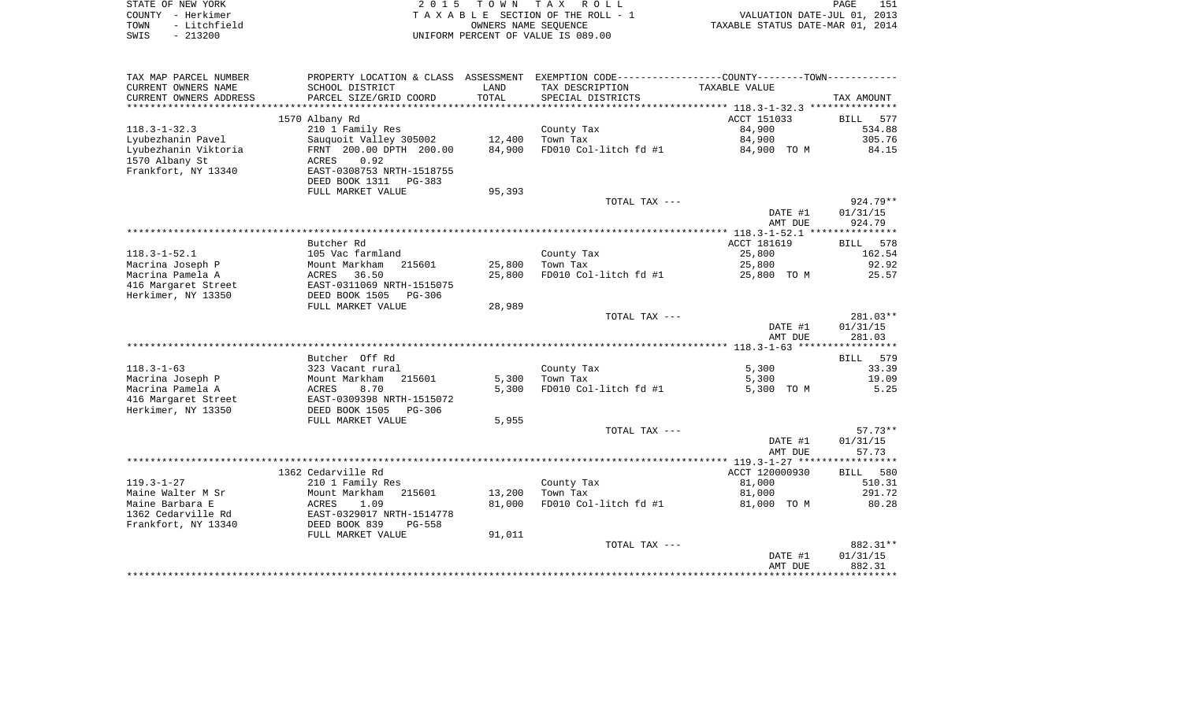STATE OF NEW YORK
COUNTY - Herkimer
TOWN - Litchfield
SWIS - 213200

2015 TOWN TAX ROLL
TAXABLE SECTION OF THE ROLL - 1
OWNERS NAME SEQUENCE
UNIFORM PERCENT OF VALUE IS 089.00

VALUATION DATE-JUL 01, 2013
TAXABLE STATUS DATE-MAR 01, 2014

| TAX MAP PARCEL NUMBER<br>CURRENT OWNERS NAME<br>CURRENT OWNERS ADDRESS | PROPERTY LOCATION & CLASS<br>SCHOOL DISTRICT<br>PARCEL SIZE/GRID COORD | ASSESSMENT<br>LAND<br>TOTAL | EXEMPTION CODE<br>TAX DESCRIPTION<br>SPECIAL DISTRICTS | COUNTY--------TOWN<br>TAXABLE VALUE | TAX AMOUNT |
|---|---|---|---|---|---|
| 118.3-1-32.3 | 1570 Albany Rd | | | ACCT 151033 | BILL 577 |
| 118.3-1-32.3 | 210 1 Family Res | | County Tax | 84,900 | 534.88 |
| Lyubezhanin Pavel | Sauquoit Valley 305002 | 12,400 | Town Tax | 84,900 | 305.76 |
| Lyubezhanin Viktoria | FRNT 200.00 DPTH 200.00 | 84,900 | FD010 Col-litch fd #1 | 84,900 TO M | 84.15 |
| 1570 Albany St | ACRES 0.92 | | | | |
| Frankfort, NY 13340 | EAST-0308753 NRTH-1518755 | | | | |
| | DEED BOOK 1311 PG-383 | | | | |
| | FULL MARKET VALUE | 95,393 | | | |
| | | | TOTAL TAX --- | | 924.79** |
| | | | | DATE #1 | 01/31/15 |
| | | | | AMT DUE | 924.79 |
| 118.3-1-52.1 | Butcher Rd | | | ACCT 181619 | BILL 578 |
| 118.3-1-52.1 | 105 Vac farmland | | County Tax | 25,800 | 162.54 |
| Macrina Joseph P | Mount Markham 215601 | 25,800 | Town Tax | 25,800 | 92.92 |
| Macrina Pamela A | ACRES 36.50 | 25,800 | FD010 Col-litch fd #1 | 25,800 TO M | 25.57 |
| 416 Margaret Street | EAST-0311069 NRTH-1515075 | | | | |
| Herkimer, NY 13350 | DEED BOOK 1505 PG-306 | | | | |
| | FULL MARKET VALUE | 28,989 | | | |
| | | | TOTAL TAX --- | | 281.03** |
| | | | | DATE #1 | 01/31/15 |
| | | | | AMT DUE | 281.03 |
| 118.3-1-63 | Butcher Off Rd | | | | BILL 579 |
| 118.3-1-63 | 323 Vacant rural | | County Tax | 5,300 | 33.39 |
| Macrina Joseph P | Mount Markham 215601 | 5,300 | Town Tax | 5,300 | 19.09 |
| Macrina Pamela A | ACRES 8.70 | 5,300 | FD010 Col-litch fd #1 | 5,300 TO M | 5.25 |
| 416 Margaret Street | EAST-0309398 NRTH-1515072 | | | | |
| Herkimer, NY 13350 | DEED BOOK 1505 PG-306 | | | | |
| | FULL MARKET VALUE | 5,955 | | | |
| | | | TOTAL TAX --- | | 57.73** |
| | | | | DATE #1 | 01/31/15 |
| | | | | AMT DUE | 57.73 |
| 119.3-1-27 | 1362 Cedarville Rd | | | ACCT 120000930 | BILL 580 |
| 119.3-1-27 | 210 1 Family Res | | County Tax | 81,000 | 510.31 |
| Maine Walter M Sr | Mount Markham 215601 | 13,200 | Town Tax | 81,000 | 291.72 |
| Maine Barbara E | ACRES 1.09 | 81,000 | FD010 Col-litch fd #1 | 81,000 TO M | 80.28 |
| 1362 Cedarville Rd | EAST-0329017 NRTH-1514778 | | | | |
| Frankfort, NY 13340 | DEED BOOK 839 PG-558 | | | | |
| | FULL MARKET VALUE | 91,011 | | | |
| | | | TOTAL TAX --- | | 882.31** |
| | | | | DATE #1 | 01/31/15 |
| | | | | AMT DUE | 882.31 |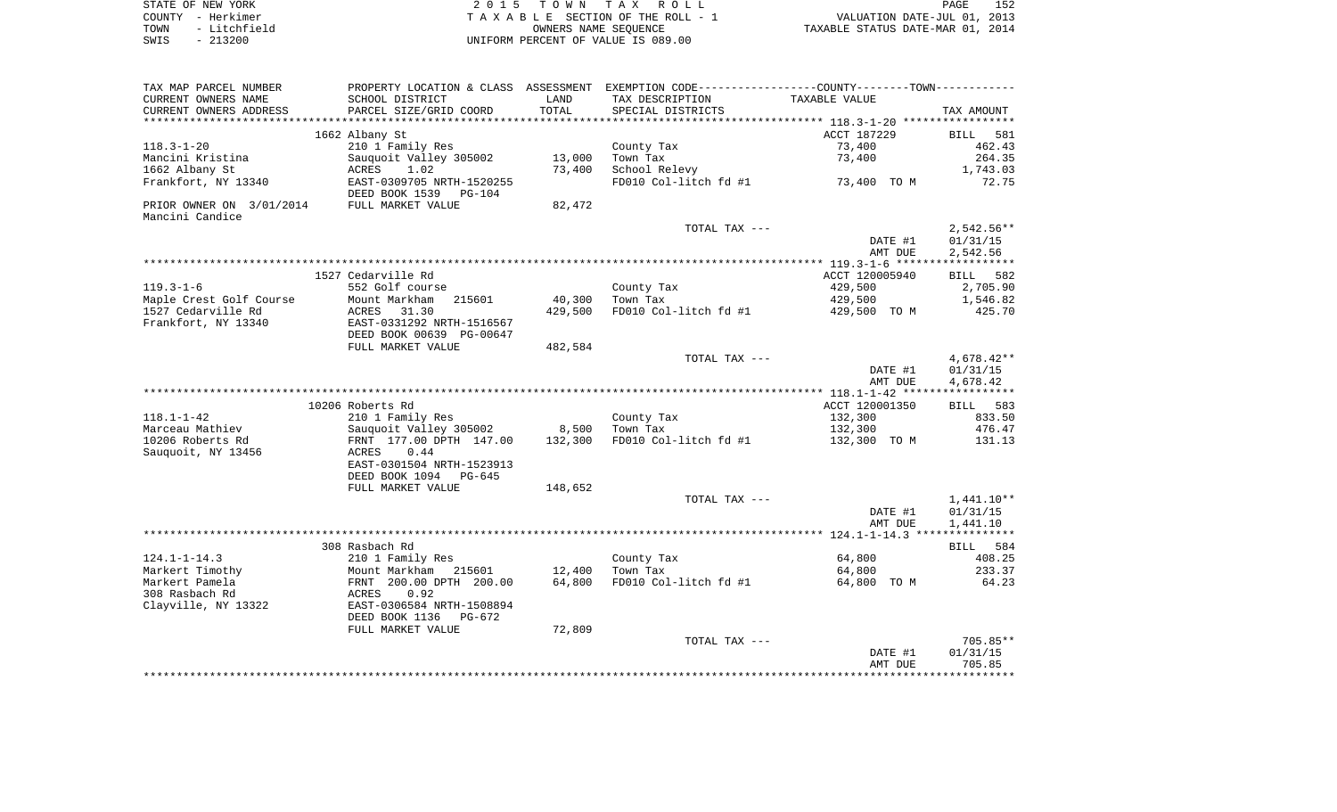STATE OF NEW YORK — COUNTY - Herkimer — TOWN - Litchfield — SWIS - 213200

2015 TOWN TAX ROLL
TAXABLE SECTION OF THE ROLL - 1
OWNERS NAME SEQUENCE
UNIFORM PERCENT OF VALUE IS 089.00

VALUATION DATE-JUL 01, 2013
TAXABLE STATUS DATE-MAR 01, 2014

| TAX MAP PARCEL NUMBER / CURRENT OWNERS NAME / CURRENT OWNERS ADDRESS | PROPERTY LOCATION & CLASS / SCHOOL DISTRICT / PARCEL SIZE/GRID COORD | ASSESSMENT LAND / TOTAL | EXEMPTION CODE / TAX DESCRIPTION / SPECIAL DISTRICTS | TAXABLE VALUE | TAX AMOUNT |
|---|---|---|---|---|---|
| **118.3-1-20** | 1662 Albany St | | | ACCT 187229 | BILL 581 |
| 118.3-1-20 | 210 1 Family Res | | County Tax | 73,400 | 462.43 |
| Mancini Kristina | Sauquoit Valley 305002 | 13,000 | Town Tax | 73,400 | 264.35 |
| 1662 Albany St | ACRES 1.02 | 73,400 | School Relevy | | 1,743.03 |
| Frankfort, NY 13340 | EAST-0309705 NRTH-1520255 | | FD010 Col-litch fd #1 | 73,400 TO M | 72.75 |
| | DEED BOOK 1539 PG-104 | | | | |
| PRIOR OWNER ON 3/01/2014 | FULL MARKET VALUE | 82,472 | | | |
| Mancini Candice | | | | | |
| | | | TOTAL TAX --- | | 2,542.56** |
| | | | | DATE #1 | 01/31/15 |
| | | | | AMT DUE | 2,542.56 |
| **119.3-1-6** | 1527 Cedarville Rd | | | ACCT 120005940 | BILL 582 |
| 119.3-1-6 | 552 Golf course | | County Tax | 429,500 | 2,705.90 |
| Maple Crest Golf Course | Mount Markham 215601 | 40,300 | Town Tax | 429,500 | 1,546.82 |
| 1527 Cedarville Rd | ACRES 31.30 | 429,500 | FD010 Col-litch fd #1 | 429,500 TO M | 425.70 |
| Frankfort, NY 13340 | EAST-0331292 NRTH-1516567 | | | | |
| | DEED BOOK 00639 PG-00647 | | | | |
| | FULL MARKET VALUE | 482,584 | | | |
| | | | TOTAL TAX --- | | 4,678.42** |
| | | | | DATE #1 | 01/31/15 |
| | | | | AMT DUE | 4,678.42 |
| **118.1-1-42** | 10206 Roberts Rd | | | ACCT 120001350 | BILL 583 |
| 118.1-1-42 | 210 1 Family Res | | County Tax | 132,300 | 833.50 |
| Marceau Mathiev | Sauquoit Valley 305002 | 8,500 | Town Tax | 132,300 | 476.47 |
| 10206 Roberts Rd | FRNT 177.00 DPTH 147.00 | 132,300 | FD010 Col-litch fd #1 | 132,300 TO M | 131.13 |
| Sauquoit, NY 13456 | ACRES 0.44 | | | | |
| | EAST-0301504 NRTH-1523913 | | | | |
| | DEED BOOK 1094 PG-645 | | | | |
| | FULL MARKET VALUE | 148,652 | | | |
| | | | TOTAL TAX --- | | 1,441.10** |
| | | | | DATE #1 | 01/31/15 |
| | | | | AMT DUE | 1,441.10 |
| **124.1-1-14.3** | 308 Rasbach Rd | | | | BILL 584 |
| 124.1-1-14.3 | 210 1 Family Res | | County Tax | 64,800 | 408.25 |
| Markert Timothy | Mount Markham 215601 | 12,400 | Town Tax | 64,800 | 233.37 |
| Markert Pamela | FRNT 200.00 DPTH 200.00 | 64,800 | FD010 Col-litch fd #1 | 64,800 TO M | 64.23 |
| 308 Rasbach Rd | ACRES 0.92 | | | | |
| Clayville, NY 13322 | EAST-0306584 NRTH-1508894 | | | | |
| | DEED BOOK 1136 PG-672 | | | | |
| | FULL MARKET VALUE | 72,809 | | | |
| | | | TOTAL TAX --- | | 705.85** |
| | | | | DATE #1 | 01/31/15 |
| | | | | AMT DUE | 705.85 |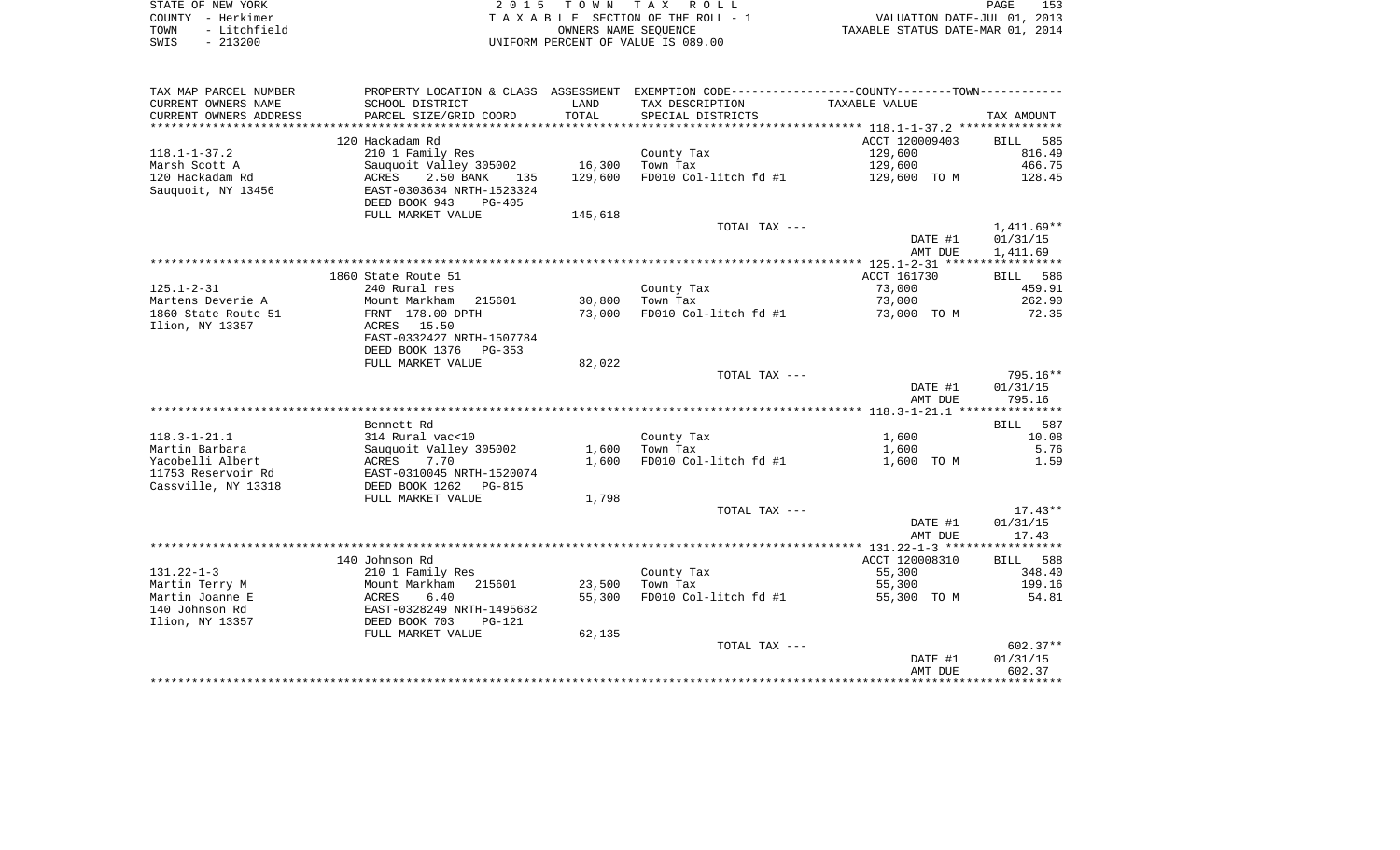STATE OF NEW YORK | COUNTY - Herkimer | TOWN - Litchfield | SWIS - 213200

**2015 TOWN TAX ROLL**
TAXABLE SECTION OF THE ROLL - 1
OWNERS NAME SEQUENCE
UNIFORM PERCENT OF VALUE IS 089.00

VALUATION DATE-JUL 01, 2013
TAXABLE STATUS DATE-MAR 01, 2014

| TAX MAP PARCEL NUMBER / CURRENT OWNERS NAME / CURRENT OWNERS ADDRESS | PROPERTY LOCATION & CLASS / SCHOOL DISTRICT / PARCEL SIZE/GRID COORD | ASSESSMENT LAND / TOTAL | EXEMPTION CODE / TAX DESCRIPTION / SPECIAL DISTRICTS | TAXABLE VALUE | TAX AMOUNT |
|---|---|---|---|---|---|
| 118.1-1-37.2 | 120 Hackadam Rd | | | ACCT 120009403 | BILL 585 |
| Marsh Scott A | 210 1 Family Res | | County Tax | 129,600 | 816.49 |
| 120 Hackadam Rd | Sauquoit Valley 305002 | 16,300 | Town Tax | 129,600 | 466.75 |
| Sauquoit, NY 13456 | ACRES 2.50 BANK 135 | 129,600 | FD010 Col-litch fd #1 | 129,600 TO M | 128.45 |
| | EAST-0303634 NRTH-1523324 | | | | |
| | DEED BOOK 943 PG-405 | | | | |
| | FULL MARKET VALUE | 145,618 | | | |
| | | | TOTAL TAX --- | | 1,411.69** |
| | | | | DATE #1 | 01/31/15 |
| | | | | AMT DUE | 1,411.69 |
| 125.1-2-31 | 1860 State Route 51 | | | ACCT 161730 | BILL 586 |
| Martens Deverie A | 240 Rural res | | County Tax | 73,000 | 459.91 |
| 1860 State Route 51 | Mount Markham 215601 | 30,800 | Town Tax | 73,000 | 262.90 |
| Ilion, NY 13357 | FRNT 178.00 DPTH | 73,000 | FD010 Col-litch fd #1 | 73,000 TO M | 72.35 |
| | ACRES 15.50 | | | | |
| | EAST-0332427 NRTH-1507784 | | | | |
| | DEED BOOK 1376 PG-353 | | | | |
| | FULL MARKET VALUE | 82,022 | | | |
| | | | TOTAL TAX --- | | 795.16** |
| | | | | DATE #1 | 01/31/15 |
| | | | | AMT DUE | 795.16 |
| 118.3-1-21.1 | Bennett Rd | | | | BILL 587 |
| Martin Barbara | 314 Rural vac<10 | | County Tax | 1,600 | 10.08 |
| Yacobelli Albert | Sauquoit Valley 305002 | 1,600 | Town Tax | 1,600 | 5.76 |
| 11753 Reservoir Rd | ACRES 7.70 | 1,600 | FD010 Col-litch fd #1 | 1,600 TO M | 1.59 |
| Cassville, NY 13318 | EAST-0310045 NRTH-1520074 | | | | |
| | DEED BOOK 1262 PG-815 | | | | |
| | FULL MARKET VALUE | 1,798 | | | |
| | | | TOTAL TAX --- | | 17.43** |
| | | | | DATE #1 | 01/31/15 |
| | | | | AMT DUE | 17.43 |
| 131.22-1-3 | 140 Johnson Rd | | | ACCT 120008310 | BILL 588 |
| Martin Terry M | 210 1 Family Res | | County Tax | 55,300 | 348.40 |
| Martin Joanne E | Mount Markham 215601 | 23,500 | Town Tax | 55,300 | 199.16 |
| 140 Johnson Rd | ACRES 6.40 | 55,300 | FD010 Col-litch fd #1 | 55,300 TO M | 54.81 |
| Ilion, NY 13357 | EAST-0328249 NRTH-1495682 | | | | |
| | DEED BOOK 703 PG-121 | | | | |
| | FULL MARKET VALUE | 62,135 | | | |
| | | | TOTAL TAX --- | | 602.37** |
| | | | | DATE #1 | 01/31/15 |
| | | | | AMT DUE | 602.37 |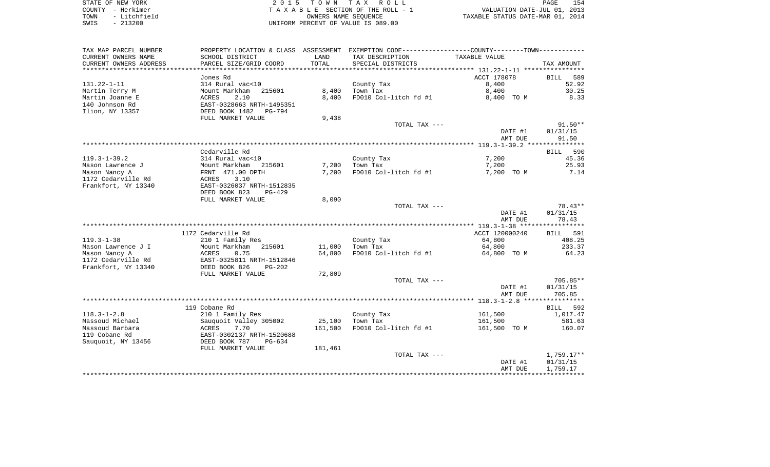STATE OF NEW YORK — 2015 TOWN TAX ROLL
COUNTY - Herkimer — TAXABLE SECTION OF THE ROLL - 1 — VALUATION DATE-JUL 01, 2013
TOWN - Litchfield — OWNERS NAME SEQUENCE — TAXABLE STATUS DATE-MAR 01, 2014
SWIS - 213200 — UNIFORM PERCENT OF VALUE IS 089.00

| TAX MAP PARCEL NUMBER / CURRENT OWNERS NAME / CURRENT OWNERS ADDRESS | PROPERTY LOCATION & CLASS / SCHOOL DISTRICT / PARCEL SIZE/GRID COORD | ASSESSMENT LAND / TOTAL | EXEMPTION CODE / TAX DESCRIPTION / SPECIAL DISTRICTS | TAXABLE VALUE | TAX AMOUNT |
|---|---|---|---|---|---|
| | Jones Rd | | | ACCT 178078 | BILL 589 |
| 131.22-1-11 | 314 Rural vac<10 | | County Tax | 8,400 | 52.92 |
| Martin Terry M | Mount Markham 215601 | 8,400 | Town Tax | 8,400 | 30.25 |
| Martin Joanne E | ACRES 2.10 | 8,400 | FD010 Col-litch fd #1 | 8,400 TO M | 8.33 |
| 140 Johnson Rd | EAST-0328663 NRTH-1495351 | | | | |
| Ilion, NY 13357 | DEED BOOK 1482 PG-794 | | | | |
| | FULL MARKET VALUE | 9,438 | | | |
| | | | TOTAL TAX --- | | 91.50** |
| | | | | DATE #1 | 01/31/15 |
| | | | | AMT DUE | 91.50 |
| | Cedarville Rd | | | | BILL 590 |
| 119.3-1-39.2 | 314 Rural vac<10 | | County Tax | 7,200 | 45.36 |
| Mason Lawrence J | Mount Markham 215601 | 7,200 | Town Tax | 7,200 | 25.93 |
| Mason Nancy A | FRNT 471.00 DPTH | 7,200 | FD010 Col-litch fd #1 | 7,200 TO M | 7.14 |
| 1172 Cedarville Rd | ACRES 3.10 | | | | |
| Frankfort, NY 13340 | EAST-0326037 NRTH-1512835 | | | | |
| | DEED BOOK 823 PG-429 | | | | |
| | FULL MARKET VALUE | 8,090 | | | |
| | | | TOTAL TAX --- | | 78.43** |
| | | | | DATE #1 | 01/31/15 |
| | | | | AMT DUE | 78.43 |
| | 1172 Cedarville Rd | | | ACCT 120000240 | BILL 591 |
| 119.3-1-38 | 210 1 Family Res | | County Tax | 64,800 | 408.25 |
| Mason Lawrence J I | Mount Markham 215601 | 11,000 | Town Tax | 64,800 | 233.37 |
| Mason Nancy A | ACRES 0.75 | 64,800 | FD010 Col-litch fd #1 | 64,800 TO M | 64.23 |
| 1172 Cedarville Rd | EAST-0325811 NRTH-1512846 | | | | |
| Frankfort, NY 13340 | DEED BOOK 826 PG-202 | | | | |
| | FULL MARKET VALUE | 72,809 | | | |
| | | | TOTAL TAX --- | | 705.85** |
| | | | | DATE #1 | 01/31/15 |
| | | | | AMT DUE | 705.85 |
| | 119 Cobane Rd | | | | BILL 592 |
| 118.3-1-2.8 | 210 1 Family Res | | County Tax | 161,500 | 1,017.47 |
| Massoud Michael | Sauquoit Valley 305002 | 25,100 | Town Tax | 161,500 | 581.63 |
| Massoud Barbara | ACRES 7.70 | 161,500 | FD010 Col-litch fd #1 | 161,500 TO M | 160.07 |
| 119 Cobane Rd | EAST-0302137 NRTH-1520688 | | | | |
| Sauquoit, NY 13456 | DEED BOOK 787 PG-634 | | | | |
| | FULL MARKET VALUE | 181,461 | | | |
| | | | TOTAL TAX --- | | 1,759.17** |
| | | | | DATE #1 | 01/31/15 |
| | | | | AMT DUE | 1,759.17 |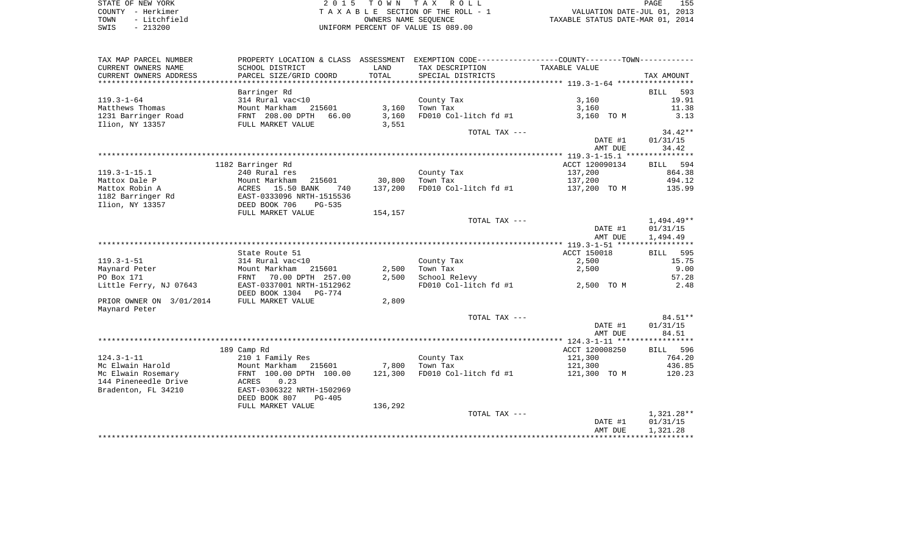STATE OF NEW YORK — 2015 TOWN TAX ROLL — VALUATION DATE-JUL 01, 2013
COUNTY - Herkimer — TAXABLE SECTION OF THE ROLL - 1 — TAXABLE STATUS DATE-MAR 01, 2014
TOWN - Litchfield — OWNERS NAME SEQUENCE
SWIS - 213200 — UNIFORM PERCENT OF VALUE IS 089.00

| TAX MAP PARCEL NUMBER / CURRENT OWNERS NAME / CURRENT OWNERS ADDRESS | PROPERTY LOCATION & CLASS / SCHOOL DISTRICT / PARCEL SIZE/GRID COORD | ASSESSMENT LAND / TOTAL | EXEMPTION CODE / TAX DESCRIPTION / SPECIAL DISTRICTS | COUNTY--TOWN TAXABLE VALUE | TAX AMOUNT |
|---|---|---|---|---|---|
| **119.3-1-64** | Barringer Rd | | | | BILL 593 |
| 119.3-1-64 | 314 Rural vac<10 | | County Tax | 3,160 | 19.91 |
| Matthews Thomas | Mount Markham 215601 | 3,160 | Town Tax | 3,160 | 11.38 |
| 1231 Barringer Road | FRNT 208.00 DPTH 66.00 | 3,160 | FD010 Col-litch fd #1 | 3,160 TO M | 3.13 |
| Ilion, NY 13357 | FULL MARKET VALUE | 3,551 | | | |
| | | | TOTAL TAX --- | | 34.42** |
| | | | | DATE #1 | 01/31/15 |
| | | | | AMT DUE | 34.42 |
| **119.3-1-15.1** | 1182 Barringer Rd | | | ACCT 120090134 | BILL 594 |
| 119.3-1-15.1 | 240 Rural res | | County Tax | 137,200 | 864.38 |
| Mattox Dale P | Mount Markham 215601 | 30,800 | Town Tax | 137,200 | 494.12 |
| Mattox Robin A | ACRES 15.50 BANK 740 | 137,200 | FD010 Col-litch fd #1 | 137,200 TO M | 135.99 |
| 1182 Barringer Rd | EAST-0333096 NRTH-1515536 | | | | |
| Ilion, NY 13357 | DEED BOOK 706 PG-535 | | | | |
| | FULL MARKET VALUE | 154,157 | | | |
| | | | TOTAL TAX --- | | 1,494.49** |
| | | | | DATE #1 | 01/31/15 |
| | | | | AMT DUE | 1,494.49 |
| **119.3-1-51** | State Route 51 | | | ACCT 150018 | BILL 595 |
| 119.3-1-51 | 314 Rural vac<10 | | County Tax | 2,500 | 15.75 |
| Maynard Peter | Mount Markham 215601 | 2,500 | Town Tax | 2,500 | 9.00 |
| PO Box 171 | FRNT 70.00 DPTH 257.00 | 2,500 | School Relevy | | 57.28 |
| Little Ferry, NJ 07643 | EAST-0337001 NRTH-1512962 | | FD010 Col-litch fd #1 | 2,500 TO M | 2.48 |
| | DEED BOOK 1304 PG-774 | | | | |
| PRIOR OWNER ON 3/01/2014 | FULL MARKET VALUE | 2,809 | | | |
| Maynard Peter | | | | | |
| | | | TOTAL TAX --- | | 84.51** |
| | | | | DATE #1 | 01/31/15 |
| | | | | AMT DUE | 84.51 |
| **124.3-1-11** | 189 Camp Rd | | | ACCT 120008250 | BILL 596 |
| 124.3-1-11 | 210 1 Family Res | | County Tax | 121,300 | 764.20 |
| Mc Elwain Harold | Mount Markham 215601 | 7,800 | Town Tax | 121,300 | 436.85 |
| Mc Elwain Rosemary | FRNT 100.00 DPTH 100.00 | 121,300 | FD010 Col-litch fd #1 | 121,300 TO M | 120.23 |
| 144 Pineneedle Drive | ACRES 0.23 | | | | |
| Bradenton, FL 34210 | EAST-0306322 NRTH-1502969 | | | | |
| | DEED BOOK 807 PG-405 | | | | |
| | FULL MARKET VALUE | 136,292 | | | |
| | | | TOTAL TAX --- | | 1,321.28** |
| | | | | DATE #1 | 01/31/15 |
| | | | | AMT DUE | 1,321.28 |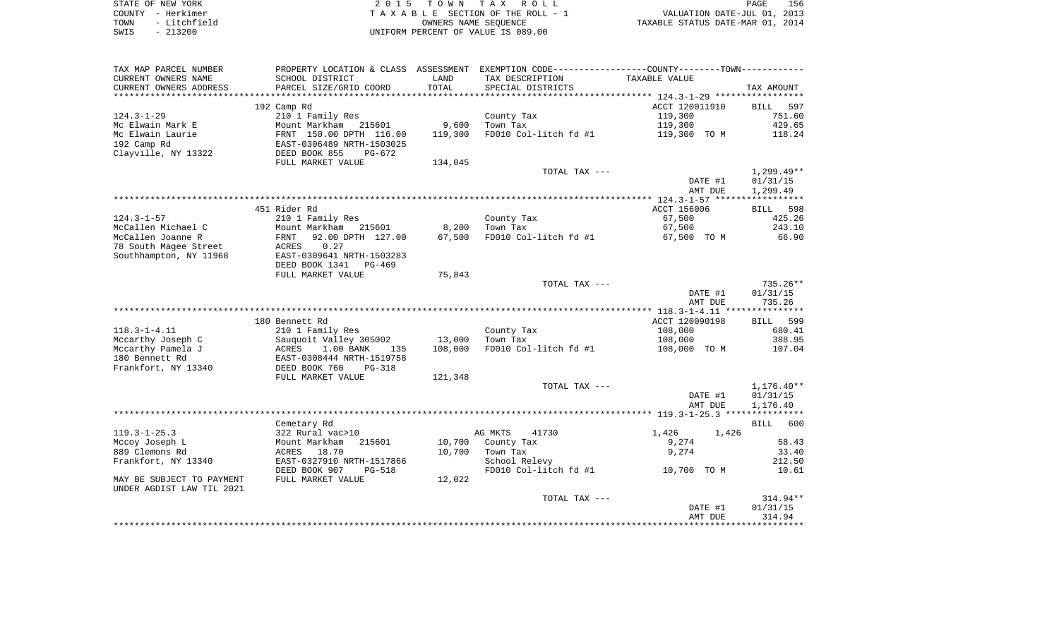STATE OF NEW YORK | COUNTY - Herkimer | TOWN - Litchfield | SWIS - 213200

2015 TOWN TAX ROLL
TAXABLE SECTION OF THE ROLL - 1
OWNERS NAME SEQUENCE
UNIFORM PERCENT OF VALUE IS 089.00

VALUATION DATE-JUL 01, 2013
TAXABLE STATUS DATE-MAR 01, 2014

| TAX MAP PARCEL NUMBER / CURRENT OWNERS NAME / CURRENT OWNERS ADDRESS | PROPERTY LOCATION & CLASS / SCHOOL DISTRICT / PARCEL SIZE/GRID COORD | ASSESSMENT LAND / TOTAL | EXEMPTION CODE / TAX DESCRIPTION / SPECIAL DISTRICTS | TAXABLE VALUE | TAX AMOUNT |
|---|---|---|---|---|---|
| | 192 Camp Rd | | | ACCT 120011910 | BILL 597 |
| 124.3-1-29 | 210 1 Family Res | | County Tax | 119,300 | 751.60 |
| Mc Elwain Mark E | Mount Markham 215601 | 9,600 | Town Tax | 119,300 | 429.65 |
| Mc Elwain Laurie | FRNT 150.00 DPTH 116.00 | 119,300 | FD010 Col-litch fd #1 | 119,300 TO M | 118.24 |
| 192 Camp Rd | EAST-0306489 NRTH-1503025 | | | | |
| Clayville, NY 13322 | DEED BOOK 855 PG-672 | | | | |
| | FULL MARKET VALUE | 134,045 | | | |
| | | | TOTAL TAX --- | | 1,299.49** |
| | | | | DATE #1 | 01/31/15 |
| | | | | AMT DUE | 1,299.49 |
| | 451 Rider Rd | | | ACCT 156006 | BILL 598 |
| 124.3-1-57 | 210 1 Family Res | | County Tax | 67,500 | 425.26 |
| McCallen Michael C | Mount Markham 215601 | 8,200 | Town Tax | 67,500 | 243.10 |
| McCallen Joanne R | FRNT 92.00 DPTH 127.00 | 67,500 | FD010 Col-litch fd #1 | 67,500 TO M | 66.90 |
| 78 South Magee Street | ACRES 0.27 | | | | |
| Southhampton, NY 11968 | EAST-0309641 NRTH-1503283 | | | | |
| | DEED BOOK 1341 PG-469 | | | | |
| | FULL MARKET VALUE | 75,843 | | | |
| | | | TOTAL TAX --- | | 735.26** |
| | | | | DATE #1 | 01/31/15 |
| | | | | AMT DUE | 735.26 |
| | 180 Bennett Rd | | | ACCT 120090198 | BILL 599 |
| 118.3-1-4.11 | 210 1 Family Res | | County Tax | 108,000 | 680.41 |
| Mccarthy Joseph C | Sauquoit Valley 305002 | 13,000 | Town Tax | 108,000 | 388.95 |
| Mccarthy Pamela J | ACRES 1.00 BANK 135 | 108,000 | FD010 Col-litch fd #1 | 108,000 TO M | 107.04 |
| 180 Bennett Rd | EAST-0308444 NRTH-1519758 | | | | |
| Frankfort, NY 13340 | DEED BOOK 760 PG-318 | | | | |
| | FULL MARKET VALUE | 121,348 | | | |
| | | | TOTAL TAX --- | | 1,176.40** |
| | | | | DATE #1 | 01/31/15 |
| | | | | AMT DUE | 1,176.40 |
| | Cemetary Rd | | | | BILL 600 |
| 119.3-1-25.3 | 322 Rural vac>10 | | AG MKTS 41730 | 1,426 1,426 | |
| Mccoy Joseph L | Mount Markham 215601 | 10,700 | County Tax | 9,274 | 58.43 |
| 889 Clemons Rd | ACRES 18.70 | 10,700 | Town Tax | 9,274 | 33.40 |
| Frankfort, NY 13340 | EAST-0327910 NRTH-1517866 | | School Relevy | | 212.50 |
| | DEED BOOK 907 PG-518 | | FD010 Col-litch fd #1 | 10,700 TO M | 10.61 |
| MAY BE SUBJECT TO PAYMENT | FULL MARKET VALUE | 12,022 | | | |
| UNDER AGDIST LAW TIL 2021 | | | | | |
| | | | TOTAL TAX --- | | 314.94** |
| | | | | DATE #1 | 01/31/15 |
| | | | | AMT DUE | 314.94 |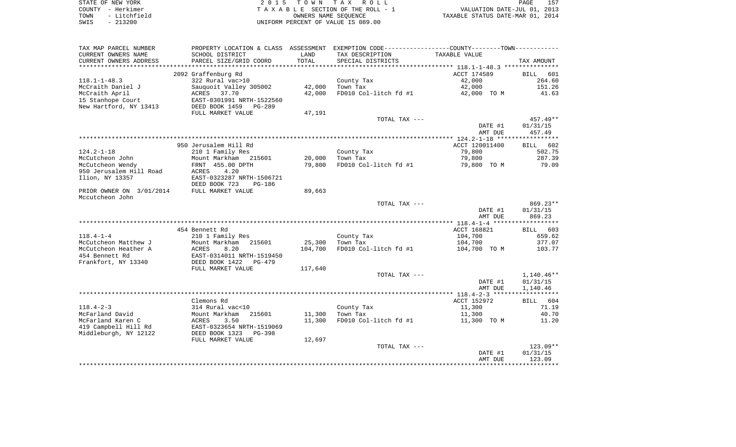STATE OF NEW YORK 2 0 1 5 T O W N T A X R O L L
COUNTY - Herkimer T A X A B L E SECTION OF THE ROLL - 1 VALUATION DATE-JUL 01, 2013
TOWN - Litchfield OWNERS NAME SEQUENCE TAXABLE STATUS DATE-MAR 01, 2014
SWIS - 213200 UNIFORM PERCENT OF VALUE IS 089.00

| TAX MAP PARCEL NUMBER<br>CURRENT OWNERS NAME<br>CURRENT OWNERS ADDRESS | PROPERTY LOCATION & CLASS<br>SCHOOL DISTRICT<br>PARCEL SIZE/GRID COORD | ASSESSMENT<br>LAND<br>TOTAL | EXEMPTION CODE-----COUNTY-----TOWN-----<br>TAX DESCRIPTION<br>SPECIAL DISTRICTS | TAXABLE VALUE | TAX AMOUNT |
|---|---|---|---|---|---|
| | 2092 Graffenburg Rd | | | ACCT 174589 | BILL 601 |
| 118.1-1-48.3 | 322 Rural vac>10 | | County Tax | 42,000 | 264.60 |
| McCraith Daniel J | Sauquoit Valley 305002 | 42,000 | Town Tax | 42,000 | 151.26 |
| McCraith April | ACRES 37.70 | 42,000 | FD010 Col-litch fd #1 | 42,000 TO M | 41.63 |
| 15 Stanhope Court | EAST-0301991 NRTH-1522560 | | | | |
| New Hartford, NY 13413 | DEED BOOK 1459 PG-289 | | | | |
| | FULL MARKET VALUE | 47,191 | | | |
| | | | TOTAL TAX --- | | 457.49** |
| | | | | DATE #1 | 01/31/15 |
| | | | | AMT DUE | 457.49 |
| | 950 Jerusalem Hill Rd | | | ACCT 120011400 | BILL 602 |
| 124.2-1-18 | 210 1 Family Res | | County Tax | 79,800 | 502.75 |
| McCutcheon John | Mount Markham 215601 | 20,000 | Town Tax | 79,800 | 287.39 |
| McCutcheon Wendy | FRNT 455.00 DPTH | 79,800 | FD010 Col-litch fd #1 | 79,800 TO M | 79.09 |
| 950 Jerusalem Hill Road | ACRES 4.20 | | | | |
| Ilion, NY 13357 | EAST-0323287 NRTH-1506721 | | | | |
| | DEED BOOK 723 PG-186 | | | | |
| PRIOR OWNER ON 3/01/2014 | FULL MARKET VALUE | 89,663 | | | |
| Mccutcheon John | | | | | |
| | | | TOTAL TAX --- | | 869.23** |
| | | | | DATE #1 | 01/31/15 |
| | | | | AMT DUE | 869.23 |
| | 454 Bennett Rd | | | ACCT 168821 | BILL 603 |
| 118.4-1-4 | 210 1 Family Res | | County Tax | 104,700 | 659.62 |
| McCutcheon Matthew J | Mount Markham 215601 | 25,300 | Town Tax | 104,700 | 377.07 |
| McCutcheon Heather A | ACRES 8.20 | 104,700 | FD010 Col-litch fd #1 | 104,700 TO M | 103.77 |
| 454 Bennett Rd | EAST-0314011 NRTH-1519450 | | | | |
| Frankfort, NY 13340 | DEED BOOK 1422 PG-479 | | | | |
| | FULL MARKET VALUE | 117,640 | | | |
| | | | TOTAL TAX --- | | 1,140.46** |
| | | | | DATE #1 | 01/31/15 |
| | | | | AMT DUE | 1,140.46 |
| | Clemons Rd | | | ACCT 152972 | BILL 604 |
| 118.4-2-3 | 314 Rural vac<10 | | County Tax | 11,300 | 71.19 |
| McFarland David | Mount Markham 215601 | 11,300 | Town Tax | 11,300 | 40.70 |
| McFarland Karen C | ACRES 3.50 | 11,300 | FD010 Col-litch fd #1 | 11,300 TO M | 11.20 |
| 419 Campbell Hill Rd | EAST-0323654 NRTH-1519069 | | | | |
| Middleburgh, NY 12122 | DEED BOOK 1323 PG-398 | | | | |
| | FULL MARKET VALUE | 12,697 | | | |
| | | | TOTAL TAX --- | | 123.09** |
| | | | | DATE #1 | 01/31/15 |
| | | | | AMT DUE | 123.09 |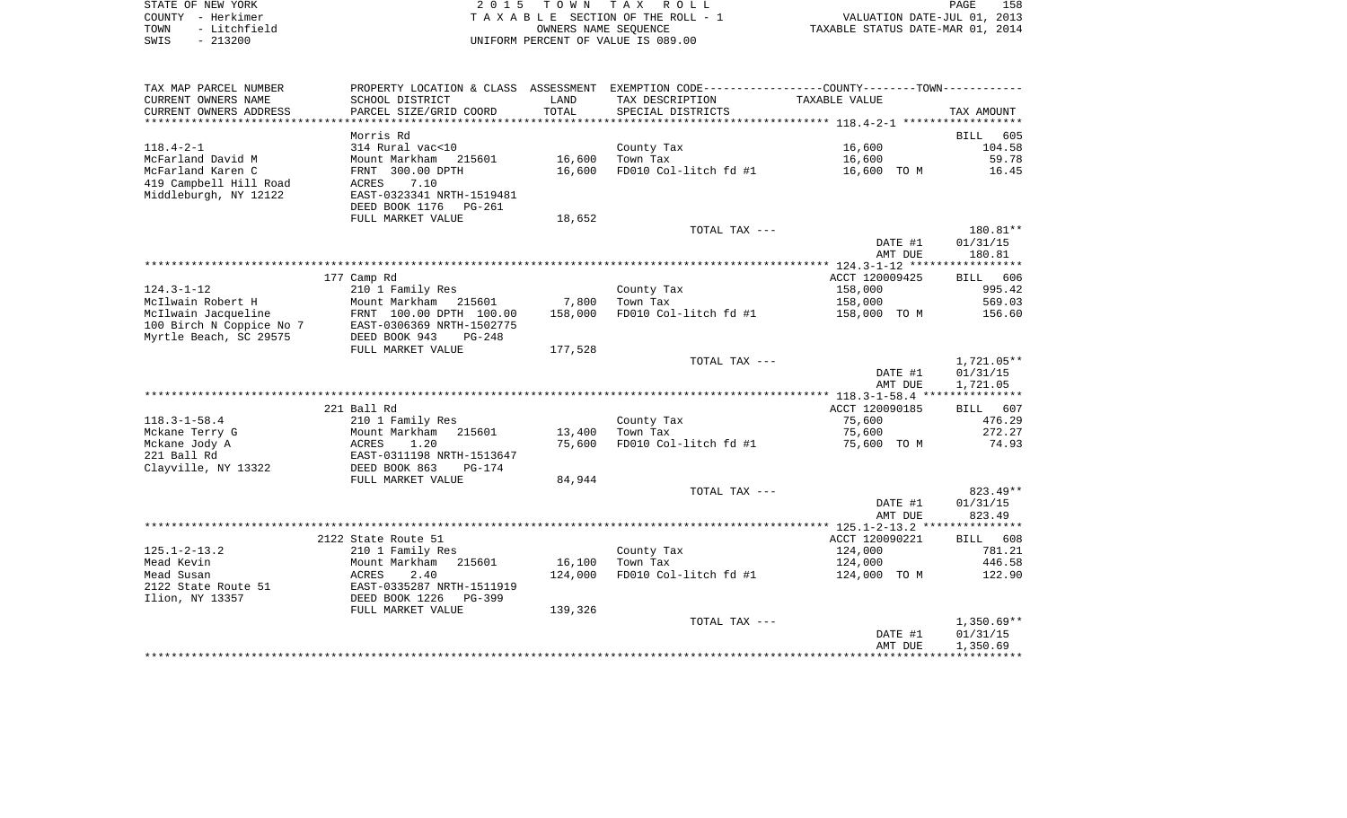STATE OF NEW YORK
COUNTY - Herkimer
TOWN - Litchfield
SWIS - 213200

2 0 1 5 T O W N T A X R O L L
T A X A B L E SECTION OF THE ROLL - 1
OWNERS NAME SEQUENCE
UNIFORM PERCENT OF VALUE IS 089.00

VALUATION DATE-JUL 01, 2013
TAXABLE STATUS DATE-MAR 01, 2014

| TAX MAP PARCEL NUMBER / CURRENT OWNERS NAME / CURRENT OWNERS ADDRESS | PROPERTY LOCATION & CLASS / SCHOOL DISTRICT / PARCEL SIZE/GRID COORD | ASSESSMENT LAND / TOTAL | EXEMPTION CODE / TAX DESCRIPTION / SPECIAL DISTRICTS | TAXABLE VALUE | TAX AMOUNT |
|---|---|---|---|---|---|
| 118.4-2-1 | Morris Rd | | | | BILL 605 |
| | 314 Rural vac<10 | | County Tax | 16,600 | 104.58 |
| McFarland David M | Mount Markham 215601 | 16,600 | Town Tax | 16,600 | 59.78 |
| McFarland Karen C | FRNT 300.00 DPTH | 16,600 | FD010 Col-litch fd #1 | 16,600 TO M | 16.45 |
| 419 Campbell Hill Road | ACRES 7.10 | | | | |
| Middleburgh, NY 12122 | EAST-0323341 NRTH-1519481 | | | | |
| | DEED BOOK 1176 PG-261 | | | | |
| | FULL MARKET VALUE | 18,652 | | | |
| | | | TOTAL TAX --- | | 180.81** |
| | | | | DATE #1 | 01/31/15 |
| | | | | AMT DUE | 180.81 |
| 124.3-1-12 | 177 Camp Rd | | | ACCT 120009425 | BILL 606 |
| | 210 1 Family Res | | County Tax | 158,000 | 995.42 |
| McIlwain Robert H | Mount Markham 215601 | 7,800 | Town Tax | 158,000 | 569.03 |
| McIlwain Jacqueline | FRNT 100.00 DPTH 100.00 | 158,000 | FD010 Col-litch fd #1 | 158,000 TO M | 156.60 |
| 100 Birch N Coppice No 7 | EAST-0306369 NRTH-1502775 | | | | |
| Myrtle Beach, SC 29575 | DEED BOOK 943 PG-248 | | | | |
| | FULL MARKET VALUE | 177,528 | | | |
| | | | TOTAL TAX --- | | 1,721.05** |
| | | | | DATE #1 | 01/31/15 |
| | | | | AMT DUE | 1,721.05 |
| 118.3-1-58.4 | 221 Ball Rd | | | ACCT 120090185 | BILL 607 |
| | 210 1 Family Res | | County Tax | 75,600 | 476.29 |
| Mckane Terry G | Mount Markham 215601 | 13,400 | Town Tax | 75,600 | 272.27 |
| Mckane Jody A | ACRES 1.20 | 75,600 | FD010 Col-litch fd #1 | 75,600 TO M | 74.93 |
| 221 Ball Rd | EAST-0311198 NRTH-1513647 | | | | |
| Clayville, NY 13322 | DEED BOOK 863 PG-174 | | | | |
| | FULL MARKET VALUE | 84,944 | | | |
| | | | TOTAL TAX --- | | 823.49** |
| | | | | DATE #1 | 01/31/15 |
| | | | | AMT DUE | 823.49 |
| 125.1-2-13.2 | 2122 State Route 51 | | | ACCT 120090221 | BILL 608 |
| | 210 1 Family Res | | County Tax | 124,000 | 781.21 |
| Mead Kevin | Mount Markham 215601 | 16,100 | Town Tax | 124,000 | 446.58 |
| Mead Susan | ACRES 2.40 | 124,000 | FD010 Col-litch fd #1 | 124,000 TO M | 122.90 |
| 2122 State Route 51 | EAST-0335287 NRTH-1511919 | | | | |
| Ilion, NY 13357 | DEED BOOK 1226 PG-399 | | | | |
| | FULL MARKET VALUE | 139,326 | | | |
| | | | TOTAL TAX --- | | 1,350.69** |
| | | | | DATE #1 | 01/31/15 |
| | | | | AMT DUE | 1,350.69 |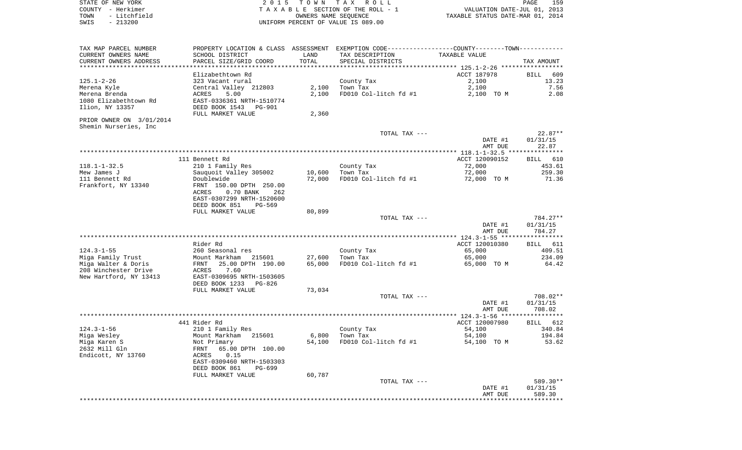STATE OF NEW YORK
COUNTY - Herkimer
TOWN - Litchfield
SWIS - 213200

2 0 1 5 T O W N T A X R O L L
T A X A B L E SECTION OF THE ROLL - 1
OWNERS NAME SEQUENCE
UNIFORM PERCENT OF VALUE IS 089.00

VALUATION DATE-JUL 01, 2013
TAXABLE STATUS DATE-MAR 01, 2014

| TAX MAP PARCEL NUMBER / CURRENT OWNERS NAME / CURRENT OWNERS ADDRESS | PROPERTY LOCATION & CLASS / SCHOOL DISTRICT / PARCEL SIZE/GRID COORD | ASSESSMENT LAND | TOTAL | EXEMPTION CODE / TAX DESCRIPTION / SPECIAL DISTRICTS | COUNTY / TOWN TAXABLE VALUE | TAX AMOUNT |
|---|---|---|---|---|---|---|
| **125.1-2-26** | Elizabethtown Rd | | | | ACCT 187978 | BILL 609 |
| 125.1-2-26 | 323 Vacant rural | | | County Tax | 2,100 | 13.23 |
| Merena Kyle | Central Valley 212803 | 2,100 | | Town Tax | 2,100 | 7.56 |
| Merena Brenda | ACRES 5.00 | | 2,100 | FD010 Col-litch fd #1 | 2,100 TO M | 2.08 |
| 1080 Elizabethtown Rd | EAST-0336361 NRTH-1510774 | | | | | |
| Ilion, NY 13357 | DEED BOOK 1543 PG-901 | | | | | |
| | FULL MARKET VALUE | 2,360 | | | | |
| PRIOR OWNER ON 3/01/2014 | | | | | | |
| Shemin Nurseries, Inc | | | | | | |
| | | | | TOTAL TAX --- | | 22.87** |
| | | | | | DATE #1 | 01/31/15 |
| | | | | | AMT DUE | 22.87 |
| **118.1-1-32.5** | 111 Bennett Rd | | | | ACCT 120090152 | BILL 610 |
| 118.1-1-32.5 | 210 1 Family Res | | | County Tax | 72,000 | 453.61 |
| Mew James J | Sauquoit Valley 305002 | 10,600 | | Town Tax | 72,000 | 259.30 |
| 111 Bennett Rd | Doublewide | | 72,000 | FD010 Col-litch fd #1 | 72,000 TO M | 71.36 |
| Frankfort, NY 13340 | FRNT 150.00 DPTH 250.00 | | | | | |
| | ACRES 0.70 BANK 262 | | | | | |
| | EAST-0307299 NRTH-1520600 | | | | | |
| | DEED BOOK 851 PG-569 | | | | | |
| | FULL MARKET VALUE | 80,899 | | | | |
| | | | | TOTAL TAX --- | | 784.27** |
| | | | | | DATE #1 | 01/31/15 |
| | | | | | AMT DUE | 784.27 |
| **124.3-1-55** | Rider Rd | | | | ACCT 120010380 | BILL 611 |
| 124.3-1-55 | 260 Seasonal res | | | County Tax | 65,000 | 409.51 |
| Miga Family Trust | Mount Markham 215601 | 27,600 | | Town Tax | 65,000 | 234.09 |
| Miga Walter & Doris | FRNT 25.00 DPTH 190.00 | | 65,000 | FD010 Col-litch fd #1 | 65,000 TO M | 64.42 |
| 208 Winchester Drive | ACRES 7.60 | | | | | |
| New Hartford, NY 13413 | EAST-0309695 NRTH-1503605 | | | | | |
| | DEED BOOK 1233 PG-826 | | | | | |
| | FULL MARKET VALUE | 73,034 | | | | |
| | | | | TOTAL TAX --- | | 708.02** |
| | | | | | DATE #1 | 01/31/15 |
| | | | | | AMT DUE | 708.02 |
| **124.3-1-56** | 441 Rider Rd | | | | ACCT 120007980 | BILL 612 |
| 124.3-1-56 | 210 1 Family Res | | | County Tax | 54,100 | 340.84 |
| Miga Wesley | Mount Markham 215601 | 6,800 | | Town Tax | 54,100 | 194.84 |
| Miga Karen S | Not Primary | | 54,100 | FD010 Col-litch fd #1 | 54,100 TO M | 53.62 |
| 2632 Mill Gln | FRNT 65.00 DPTH 100.00 | | | | | |
| Endicott, NY 13760 | ACRES 0.15 | | | | | |
| | EAST-0309460 NRTH-1503303 | | | | | |
| | DEED BOOK 861 PG-699 | | | | | |
| | FULL MARKET VALUE | 60,787 | | | | |
| | | | | TOTAL TAX --- | | 589.30** |
| | | | | | DATE #1 | 01/31/15 |
| | | | | | AMT DUE | 589.30 |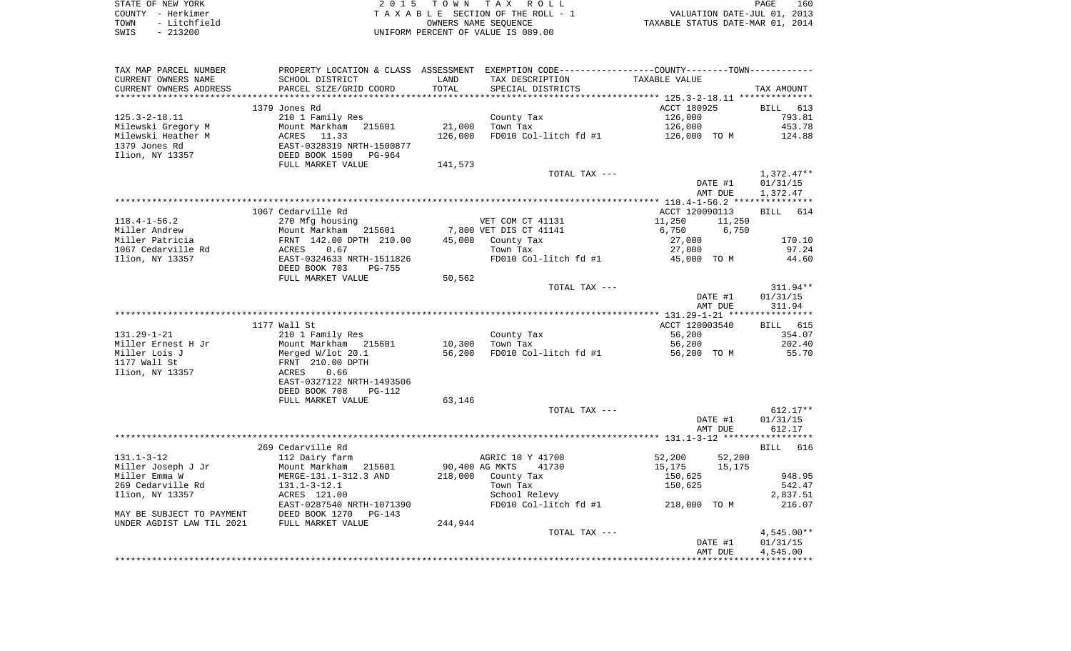STATE OF NEW YORK
COUNTY - Herkimer
TOWN - Litchfield
SWIS - 213200

2 0 1 5 T O W N T A X R O L L
T A X A B L E SECTION OF THE ROLL - 1
OWNERS NAME SEQUENCE
UNIFORM PERCENT OF VALUE IS 089.00

VALUATION DATE-JUL 01, 2013
TAXABLE STATUS DATE-MAR 01, 2014

| TAX MAP PARCEL NUMBER / CURRENT OWNERS NAME / CURRENT OWNERS ADDRESS | PROPERTY LOCATION & CLASS / SCHOOL DISTRICT / PARCEL SIZE/GRID COORD | ASSESSMENT LAND | TOTAL | EXEMPTION CODE / TAX DESCRIPTION / SPECIAL DISTRICTS | COUNTY / TOWN TAXABLE VALUE | TAX AMOUNT |
|---|---|---|---|---|---|---|
| 125.3-2-18.11 | 1379 Jones Rd | | | | ACCT 180925 | BILL 613 |
| 125.3-2-18.11 | 210 1 Family Res | | | County Tax | 126,000 | 793.81 |
| Milewski Gregory M | Mount Markham 215601 | 21,000 | | Town Tax | 126,000 | 453.78 |
| Milewski Heather M | ACRES 11.33 | | 126,000 | FD010 Col-litch fd #1 | 126,000 TO M | 124.88 |
| 1379 Jones Rd | EAST-0328319 NRTH-1500877 | | | | | |
| Ilion, NY 13357 | DEED BOOK 1500 PG-964 | | | | | |
| | FULL MARKET VALUE | 141,573 | | | | |
| | | | | TOTAL TAX --- | | 1,372.47** |
| | | | | | DATE #1 | 01/31/15 |
| | | | | | AMT DUE | 1,372.47 |
| 118.4-1-56.2 | 1067 Cedarville Rd | | | | ACCT 120090113 | BILL 614 |
| 118.4-1-56.2 | 270 Mfg housing | | | VET COM CT 41131 | 11,250 11,250 | |
| Miller Andrew | Mount Markham 215601 | 7,800 | | VET DIS CT 41141 | 6,750 6,750 | |
| Miller Patricia | FRNT 142.00 DPTH 210.00 | | 45,000 | County Tax | 27,000 | 170.10 |
| 1067 Cedarville Rd | ACRES 0.67 | | | Town Tax | 27,000 | 97.24 |
| Ilion, NY 13357 | EAST-0324633 NRTH-1511826 | | | FD010 Col-litch fd #1 | 45,000 TO M | 44.60 |
| | DEED BOOK 703 PG-755 | | | | | |
| | FULL MARKET VALUE | 50,562 | | | | |
| | | | | TOTAL TAX --- | | 311.94** |
| | | | | | DATE #1 | 01/31/15 |
| | | | | | AMT DUE | 311.94 |
| 131.29-1-21 | 1177 Wall St | | | | ACCT 120003540 | BILL 615 |
| 131.29-1-21 | 210 1 Family Res | | | County Tax | 56,200 | 354.07 |
| Miller Ernest H Jr | Mount Markham 215601 | 10,300 | | Town Tax | 56,200 | 202.40 |
| Miller Lois J | Merged W/lot 20.1 | | 56,200 | FD010 Col-litch fd #1 | 56,200 TO M | 55.70 |
| 1177 Wall St | FRNT 210.00 DPTH | | | | | |
| Ilion, NY 13357 | ACRES 0.66 | | | | | |
| | EAST-0327122 NRTH-1493506 | | | | | |
| | DEED BOOK 708 PG-112 | | | | | |
| | FULL MARKET VALUE | 63,146 | | | | |
| | | | | TOTAL TAX --- | | 612.17** |
| | | | | | DATE #1 | 01/31/15 |
| | | | | | AMT DUE | 612.17 |
| 131.1-3-12 | 269 Cedarville Rd | | | | | BILL 616 |
| 131.1-3-12 | 112 Dairy farm | | | AGRIC 10 Y 41700 | 52,200 52,200 | |
| Miller Joseph J Jr | Mount Markham 215601 | 90,400 | | AG MKTS 41730 | 15,175 15,175 | |
| Miller Emma W | MERGE-131.1-312.3 AND | | 218,000 | County Tax | 150,625 | 948.95 |
| 269 Cedarville Rd | 131.1-3-12.1 | | | Town Tax | 150,625 | 542.47 |
| Ilion, NY 13357 | ACRES 121.00 | | | School Relevy | | 2,837.51 |
| | EAST-0287540 NRTH-1071390 | | | FD010 Col-litch fd #1 | 218,000 TO M | 216.07 |
| MAY BE SUBJECT TO PAYMENT | DEED BOOK 1270 PG-143 | | | | | |
| UNDER AGDIST LAW TIL 2021 | FULL MARKET VALUE | 244,944 | | | | |
| | | | | TOTAL TAX --- | | 4,545.00** |
| | | | | | DATE #1 | 01/31/15 |
| | | | | | AMT DUE | 4,545.00 |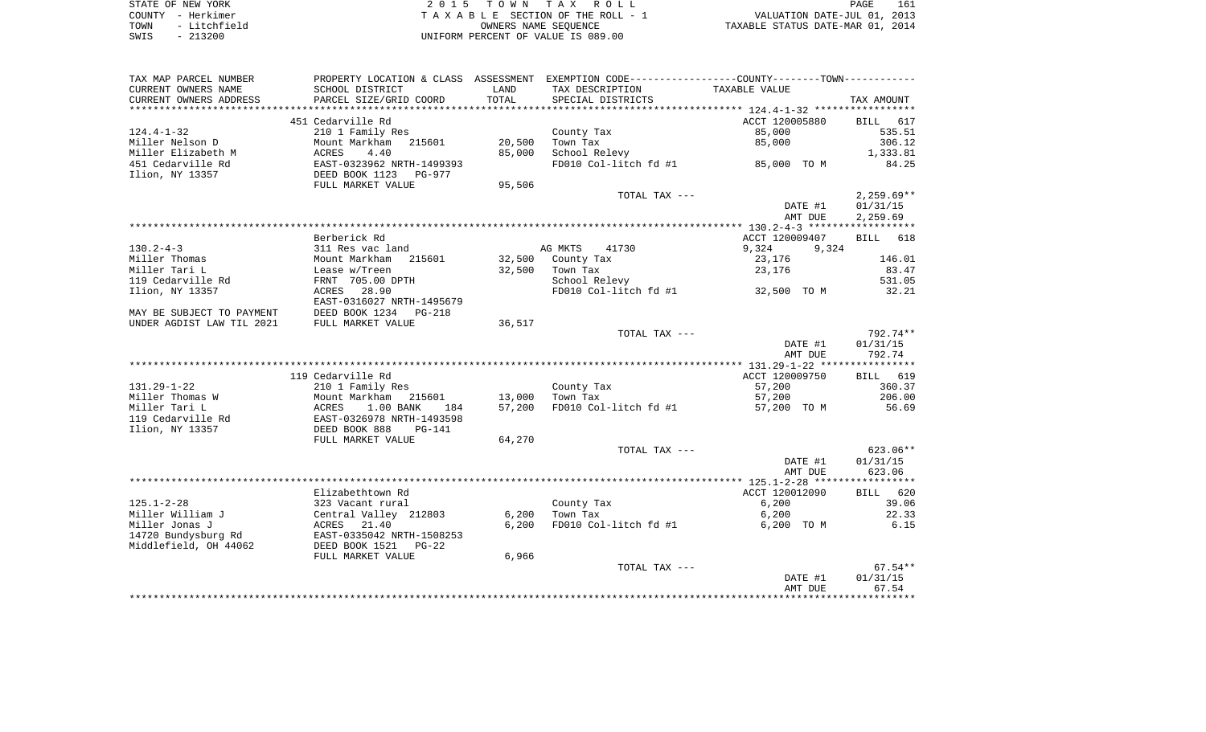STATE OF NEW YORK
COUNTY - Herkimer
TOWN - Litchfield
SWIS - 213200

2 0 1 5 T O W N T A X R O L L
T A X A B L E SECTION OF THE ROLL - 1
OWNERS NAME SEQUENCE
UNIFORM PERCENT OF VALUE IS 089.00

VALUATION DATE-JUL 01, 2013
TAXABLE STATUS DATE-MAR 01, 2014

| TAX MAP PARCEL NUMBER<br>CURRENT OWNERS NAME<br>CURRENT OWNERS ADDRESS | PROPERTY LOCATION & CLASS<br>SCHOOL DISTRICT<br>PARCEL SIZE/GRID COORD | ASSESSMENT<br>LAND<br>TOTAL | EXEMPTION CODE-----COUNTY-----TOWN-----<br>TAX DESCRIPTION<br>SPECIAL DISTRICTS | TAXABLE VALUE | TAX AMOUNT |
|---|---|---|---|---|---|
| | 451 Cedarville Rd | | | ACCT 120005880 | BILL 617 |
| 124.4-1-32 | 210 1 Family Res | | County Tax | 85,000 | 535.51 |
| Miller Nelson D | Mount Markham 215601 | 20,500 | Town Tax | 85,000 | 306.12 |
| Miller Elizabeth M | ACRES 4.40 | 85,000 | School Relevy | | 1,333.81 |
| 451 Cedarville Rd | EAST-0323962 NRTH-1499393 | | FD010 Col-litch fd #1 | 85,000 TO M | 84.25 |
| Ilion, NY 13357 | DEED BOOK 1123 PG-977 | | | | |
| | FULL MARKET VALUE | 95,506 | | | |
| | | | TOTAL TAX --- | | 2,259.69** |
| | | | | DATE #1 | 01/31/15 |
| | | | | AMT DUE | 2,259.69 |
| | Berberick Rd | | | ACCT 120009407 | BILL 618 |
| 130.2-4-3 | 311 Res vac land | | AG MKTS 41730 | 9,324 9,324 | |
| Miller Thomas | Mount Markham 215601 | 32,500 | County Tax | 23,176 | 146.01 |
| Miller Tari L | Lease w/Treen | 32,500 | Town Tax | 23,176 | 83.47 |
| 119 Cedarville Rd | FRNT 705.00 DPTH | | School Relevy | | 531.05 |
| Ilion, NY 13357 | ACRES 28.90 | | FD010 Col-litch fd #1 | 32,500 TO M | 32.21 |
| | EAST-0316027 NRTH-1495679 | | | | |
| MAY BE SUBJECT TO PAYMENT | DEED BOOK 1234 PG-218 | | | | |
| UNDER AGDIST LAW TIL 2021 | FULL MARKET VALUE | 36,517 | | | |
| | | | TOTAL TAX --- | | 792.74** |
| | | | | DATE #1 | 01/31/15 |
| | | | | AMT DUE | 792.74 |
| | 119 Cedarville Rd | | | ACCT 120009750 | BILL 619 |
| 131.29-1-22 | 210 1 Family Res | | County Tax | 57,200 | 360.37 |
| Miller Thomas W | Mount Markham 215601 | 13,000 | Town Tax | 57,200 | 206.00 |
| Miller Tari L | ACRES 1.00 BANK 184 | 57,200 | FD010 Col-litch fd #1 | 57,200 TO M | 56.69 |
| 119 Cedarville Rd | EAST-0326978 NRTH-1493598 | | | | |
| Ilion, NY 13357 | DEED BOOK 888 PG-141 | | | | |
| | FULL MARKET VALUE | 64,270 | | | |
| | | | TOTAL TAX --- | | 623.06** |
| | | | | DATE #1 | 01/31/15 |
| | | | | AMT DUE | 623.06 |
| | Elizabethtown Rd | | | ACCT 120012090 | BILL 620 |
| 125.1-2-28 | 323 Vacant rural | | County Tax | 6,200 | 39.06 |
| Miller William J | Central Valley 212803 | 6,200 | Town Tax | 6,200 | 22.33 |
| Miller Jonas J | ACRES 21.40 | 6,200 | FD010 Col-litch fd #1 | 6,200 TO M | 6.15 |
| 14720 Bundysburg Rd | EAST-0335042 NRTH-1508253 | | | | |
| Middlefield, OH 44062 | DEED BOOK 1521 PG-22 | | | | |
| | FULL MARKET VALUE | 6,966 | | | |
| | | | TOTAL TAX --- | | 67.54** |
| | | | | DATE #1 | 01/31/15 |
| | | | | AMT DUE | 67.54 |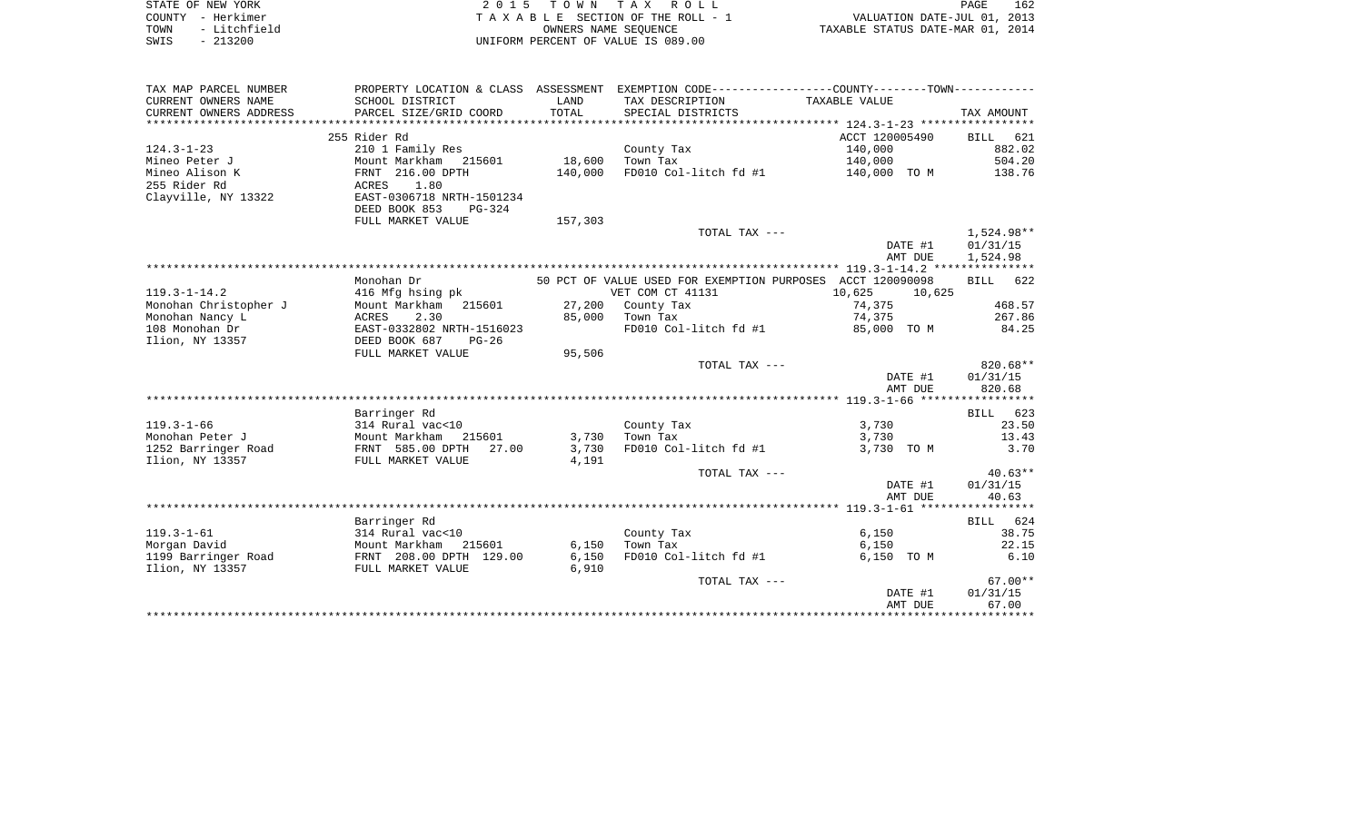STATE OF NEW YORK
COUNTY - Herkimer
TOWN - Litchfield
SWIS - 213200

2 0 1 5 T O W N T A X R O L L
T A X A B L E SECTION OF THE ROLL - 1
OWNERS NAME SEQUENCE
UNIFORM PERCENT OF VALUE IS 089.00

VALUATION DATE-JUL 01, 2013
TAXABLE STATUS DATE-MAR 01, 2014

| TAX MAP PARCEL NUMBER<br>CURRENT OWNERS NAME<br>CURRENT OWNERS ADDRESS | PROPERTY LOCATION & CLASS<br>SCHOOL DISTRICT<br>PARCEL SIZE/GRID COORD | ASSESSMENT<br>LAND<br>TOTAL | EXEMPTION CODE-----COUNTY-----TOWN-----<br>TAX DESCRIPTION<br>SPECIAL DISTRICTS | TAXABLE VALUE | TAX AMOUNT |
|---|---|---|---|---|---|
| | 255 Rider Rd | | | ACCT 120005490 | BILL 621 |
| 124.3-1-23 | 210 1 Family Res | | County Tax | 140,000 | 882.02 |
| Mineo Peter J | Mount Markham 215601 | 18,600 | Town Tax | 140,000 | 504.20 |
| Mineo Alison K | FRNT 216.00 DPTH | 140,000 | FD010 Col-litch fd #1 | 140,000 TO M | 138.76 |
| 255 Rider Rd | ACRES 1.80 | | | | |
| Clayville, NY 13322 | EAST-0306718 NRTH-1501234 | | | | |
| | DEED BOOK 853 PG-324 | | | | |
| | FULL MARKET VALUE | 157,303 | | | |
| | | | TOTAL TAX --- | | 1,524.98** |
| | | | | DATE #1 | 01/31/15 |
| | | | | AMT DUE | 1,524.98 |
| | Monohan Dr | | 50 PCT OF VALUE USED FOR EXEMPTION PURPOSES | ACCT 120090098 | BILL 622 |
| 119.3-1-14.2 | 416 Mfg hsing pk | | VET COM CT 41131 | 10,625 10,625 | |
| Monohan Christopher J | Mount Markham 215601 | 27,200 | County Tax | 74,375 | 468.57 |
| Monohan Nancy L | ACRES 2.30 | 85,000 | Town Tax | 74,375 | 267.86 |
| 108 Monohan Dr | EAST-0332802 NRTH-1516023 | | FD010 Col-litch fd #1 | 85,000 TO M | 84.25 |
| Ilion, NY 13357 | DEED BOOK 687 PG-26 | | | | |
| | FULL MARKET VALUE | 95,506 | | | |
| | | | TOTAL TAX --- | | 820.68** |
| | | | | DATE #1 | 01/31/15 |
| | | | | AMT DUE | 820.68 |
| | Barringer Rd | | | | BILL 623 |
| 119.3-1-66 | 314 Rural vac<10 | | County Tax | 3,730 | 23.50 |
| Monohan Peter J | Mount Markham 215601 | 3,730 | Town Tax | 3,730 | 13.43 |
| 1252 Barringer Road | FRNT 585.00 DPTH 27.00 | 3,730 | FD010 Col-litch fd #1 | 3,730 TO M | 3.70 |
| Ilion, NY 13357 | FULL MARKET VALUE | 4,191 | | | |
| | | | TOTAL TAX --- | | 40.63** |
| | | | | DATE #1 | 01/31/15 |
| | | | | AMT DUE | 40.63 |
| | Barringer Rd | | | | BILL 624 |
| 119.3-1-61 | 314 Rural vac<10 | | County Tax | 6,150 | 38.75 |
| Morgan David | Mount Markham 215601 | 6,150 | Town Tax | 6,150 | 22.15 |
| 1199 Barringer Road | FRNT 208.00 DPTH 129.00 | 6,150 | FD010 Col-litch fd #1 | 6,150 TO M | 6.10 |
| Ilion, NY 13357 | FULL MARKET VALUE | 6,910 | | | |
| | | | TOTAL TAX --- | | 67.00** |
| | | | | DATE #1 | 01/31/15 |
| | | | | AMT DUE | 67.00 |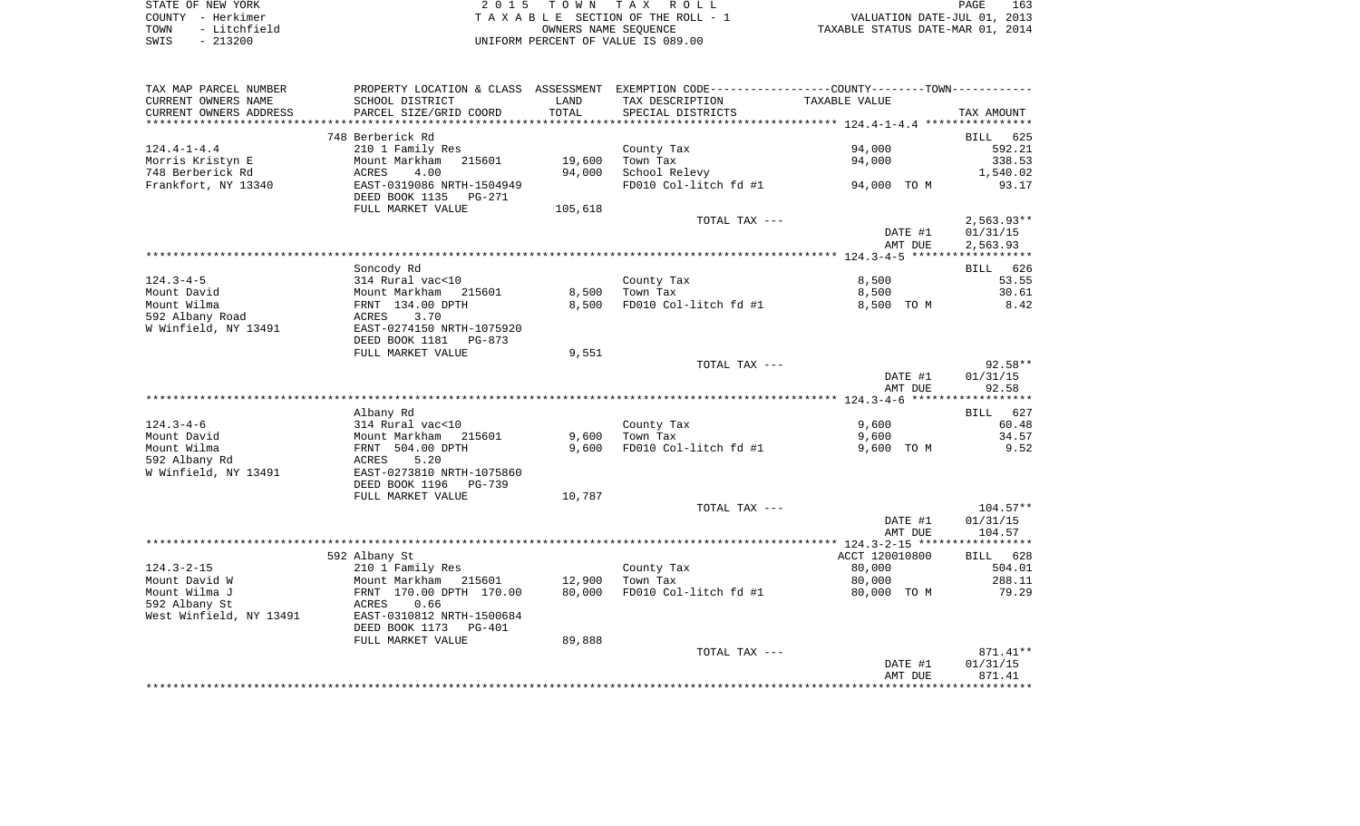STATE OF NEW YORK — 2015 TOWN TAX ROLL
COUNTY - Herkimer — TAXABLE SECTION OF THE ROLL - 1 — VALUATION DATE-JUL 01, 2013
TOWN - Litchfield — OWNERS NAME SEQUENCE — TAXABLE STATUS DATE-MAR 01, 2014
SWIS - 213200 — UNIFORM PERCENT OF VALUE IS 089.00

| TAX MAP PARCEL NUMBER / CURRENT OWNERS NAME / CURRENT OWNERS ADDRESS | PROPERTY LOCATION & CLASS / SCHOOL DISTRICT / PARCEL SIZE/GRID COORD | ASSESSMENT LAND / TOTAL | EXEMPTION CODE / TAX DESCRIPTION / SPECIAL DISTRICTS | COUNTY--------TOWN / TAXABLE VALUE | TAX AMOUNT |
|---|---|---|---|---|---|
| 124.4-1-4.4 | 748 Berberick Rd | | | | BILL 625 |
| | 210 1 Family Res | | County Tax | 94,000 | 592.21 |
| Morris Kristyn E | Mount Markham 215601 | 19,600 | Town Tax | 94,000 | 338.53 |
| 748 Berberick Rd | ACRES 4.00 | 94,000 | School Relevy | | 1,540.02 |
| Frankfort, NY 13340 | EAST-0319086 NRTH-1504949 | | FD010 Col-litch fd #1 | 94,000 TO M | 93.17 |
| | DEED BOOK 1135 PG-271 | | | | |
| | FULL MARKET VALUE | 105,618 | | | |
| | | | TOTAL TAX --- | | 2,563.93** |
| | | | | DATE #1 | 01/31/15 |
| | | | | AMT DUE | 2,563.93 |
| 124.3-4-5 | Soncody Rd | | | | BILL 626 |
| | 314 Rural vac<10 | | County Tax | 8,500 | 53.55 |
| Mount David | Mount Markham 215601 | 8,500 | Town Tax | 8,500 | 30.61 |
| Mount Wilma | FRNT 134.00 DPTH | 8,500 | FD010 Col-litch fd #1 | 8,500 TO M | 8.42 |
| 592 Albany Road | ACRES 3.70 | | | | |
| W Winfield, NY 13491 | EAST-0274150 NRTH-1075920 | | | | |
| | DEED BOOK 1181 PG-873 | | | | |
| | FULL MARKET VALUE | 9,551 | | | |
| | | | TOTAL TAX --- | | 92.58** |
| | | | | DATE #1 | 01/31/15 |
| | | | | AMT DUE | 92.58 |
| 124.3-4-6 | Albany Rd | | | | BILL 627 |
| | 314 Rural vac<10 | | County Tax | 9,600 | 60.48 |
| Mount David | Mount Markham 215601 | 9,600 | Town Tax | 9,600 | 34.57 |
| Mount Wilma | FRNT 504.00 DPTH | 9,600 | FD010 Col-litch fd #1 | 9,600 TO M | 9.52 |
| 592 Albany Rd | ACRES 5.20 | | | | |
| W Winfield, NY 13491 | EAST-0273810 NRTH-1075860 | | | | |
| | DEED BOOK 1196 PG-739 | | | | |
| | FULL MARKET VALUE | 10,787 | | | |
| | | | TOTAL TAX --- | | 104.57** |
| | | | | DATE #1 | 01/31/15 |
| | | | | AMT DUE | 104.57 |
| 124.3-2-15 | 592 Albany St | | | ACCT 120010800 | BILL 628 |
| | 210 1 Family Res | | County Tax | 80,000 | 504.01 |
| Mount David W | Mount Markham 215601 | 12,900 | Town Tax | 80,000 | 288.11 |
| Mount Wilma J | FRNT 170.00 DPTH 170.00 | 80,000 | FD010 Col-litch fd #1 | 80,000 TO M | 79.29 |
| 592 Albany St | ACRES 0.66 | | | | |
| West Winfield, NY 13491 | EAST-0310812 NRTH-1500684 | | | | |
| | DEED BOOK 1173 PG-401 | | | | |
| | FULL MARKET VALUE | 89,888 | | | |
| | | | TOTAL TAX --- | | 871.41** |
| | | | | DATE #1 | 01/31/15 |
| | | | | AMT DUE | 871.41 |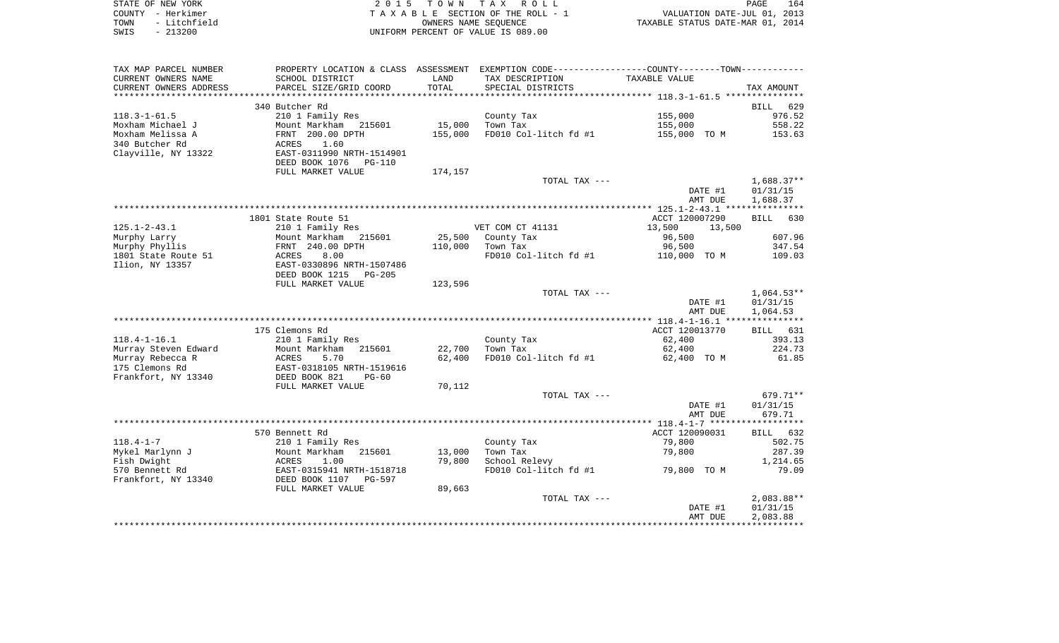STATE OF NEW YORK
COUNTY - Herkimer
TOWN - Litchfield
SWIS - 213200

2 0 1 5 T O W N T A X R O L L
T A X A B L E SECTION OF THE ROLL - 1
OWNERS NAME SEQUENCE
UNIFORM PERCENT OF VALUE IS 089.00

VALUATION DATE-JUL 01, 2013
TAXABLE STATUS DATE-MAR 01, 2014

| TAX MAP PARCEL NUMBER / CURRENT OWNERS NAME / CURRENT OWNERS ADDRESS | PROPERTY LOCATION & CLASS / SCHOOL DISTRICT / PARCEL SIZE/GRID COORD | ASSESSMENT LAND / TOTAL | EXEMPTION CODE / TAX DESCRIPTION / SPECIAL DISTRICTS | COUNTY--------TOWN / TAXABLE VALUE | TAX AMOUNT |
|---|---|---|---|---|---|
| 118.3-1-61.5 | 340 Butcher Rd | | | | BILL 629 |
| Moxham Michael J | 210 1 Family Res | | County Tax | 155,000 | 976.52 |
| Moxham Melissa A | Mount Markham 215601 | 15,000 | Town Tax | 155,000 | 558.22 |
| 340 Butcher Rd | FRNT 200.00 DPTH | 155,000 | FD010 Col-litch fd #1 | 155,000 TO M | 153.63 |
| Clayville, NY 13322 | ACRES 1.60 | | | | |
| | EAST-0311990 NRTH-1514901 | | | | |
| | DEED BOOK 1076 PG-110 | | | | |
| | FULL MARKET VALUE | 174,157 | | | |
| | | | TOTAL TAX --- | | 1,688.37** |
| | | | | DATE #1 | 01/31/15 |
| | | | | AMT DUE | 1,688.37 |
| 125.1-2-43.1 | 1801 State Route 51 | | | ACCT 120007290 | BILL 630 |
| Murphy Larry | 210 1 Family Res | | VET COM CT 41131 | 13,500 13,500 | |
| Murphy Phyllis | Mount Markham 215601 | 25,500 | County Tax | 96,500 | 607.96 |
| 1801 State Route 51 | FRNT 240.00 DPTH | 110,000 | Town Tax | 96,500 | 347.54 |
| Ilion, NY 13357 | ACRES 8.00 | | FD010 Col-litch fd #1 | 110,000 TO M | 109.03 |
| | EAST-0330896 NRTH-1507486 | | | | |
| | DEED BOOK 1215 PG-205 | | | | |
| | FULL MARKET VALUE | 123,596 | | | |
| | | | TOTAL TAX --- | | 1,064.53** |
| | | | | DATE #1 | 01/31/15 |
| | | | | AMT DUE | 1,064.53 |
| 118.4-1-16.1 | 175 Clemons Rd | | | ACCT 120013770 | BILL 631 |
| Murray Steven Edward | 210 1 Family Res | | County Tax | 62,400 | 393.13 |
| Murray Rebecca R | Mount Markham 215601 | 22,700 | Town Tax | 62,400 | 224.73 |
| 175 Clemons Rd | ACRES 5.70 | 62,400 | FD010 Col-litch fd #1 | 62,400 TO M | 61.85 |
| Frankfort, NY 13340 | EAST-0318105 NRTH-1519616 | | | | |
| | DEED BOOK 821 PG-60 | | | | |
| | FULL MARKET VALUE | 70,112 | | | |
| | | | TOTAL TAX --- | | 679.71** |
| | | | | DATE #1 | 01/31/15 |
| | | | | AMT DUE | 679.71 |
| 118.4-1-7 | 570 Bennett Rd | | | ACCT 120090031 | BILL 632 |
| Mykel Marlynn J | 210 1 Family Res | | County Tax | 79,800 | 502.75 |
| Fish Dwight | Mount Markham 215601 | 13,000 | Town Tax | 79,800 | 287.39 |
| 570 Bennett Rd | ACRES 1.00 | 79,800 | School Relevy | | 1,214.65 |
| Frankfort, NY 13340 | EAST-0315941 NRTH-1518718 | | FD010 Col-litch fd #1 | 79,800 TO M | 79.09 |
| | DEED BOOK 1107 PG-597 | | | | |
| | FULL MARKET VALUE | 89,663 | | | |
| | | | TOTAL TAX --- | | 2,083.88** |
| | | | | DATE #1 | 01/31/15 |
| | | | | AMT DUE | 2,083.88 |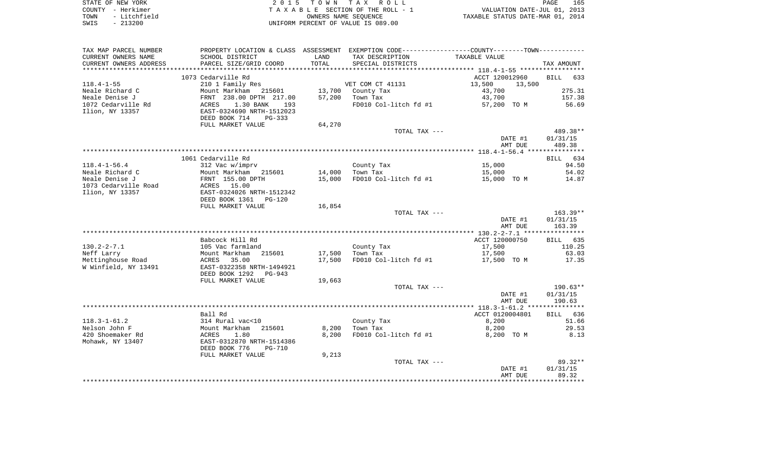STATE OF NEW YORK
COUNTY - Herkimer
TOWN - Litchfield
SWIS - 213200

2 0 1 5 T O W N T A X R O L L
T A X A B L E SECTION OF THE ROLL - 1
OWNERS NAME SEQUENCE
UNIFORM PERCENT OF VALUE IS 089.00

VALUATION DATE-JUL 01, 2013
TAXABLE STATUS DATE-MAR 01, 2014

| TAX MAP PARCEL NUMBER / CURRENT OWNERS NAME / CURRENT OWNERS ADDRESS | PROPERTY LOCATION & CLASS / SCHOOL DISTRICT / PARCEL SIZE/GRID COORD | ASSESSMENT LAND / TOTAL | EXEMPTION CODE / TAX DESCRIPTION / SPECIAL DISTRICTS | COUNTY--------TOWN / TAXABLE VALUE | TAX AMOUNT |
|---|---|---|---|---|---|
| | 1073 Cedarville Rd | | | ACCT 120012960 | BILL 633 |
| 118.4-1-55 | 210 1 Family Res | | VET COM CT 41131 | 13,500 13,500 | |
| Neale Richard C | Mount Markham 215601 | 13,700 | County Tax | 43,700 | 275.31 |
| Neale Denise J | FRNT 238.00 DPTH 217.00 | 57,200 | Town Tax | 43,700 | 157.38 |
| 1072 Cedarville Rd | ACRES 1.30 BANK 193 | | FD010 Col-litch fd #1 | 57,200 TO M | 56.69 |
| Ilion, NY 13357 | EAST-0324690 NRTH-1512023 | | | | |
| | DEED BOOK 714 PG-333 | | | | |
| | FULL MARKET VALUE | 64,270 | | | |
| | | | TOTAL TAX --- | | 489.38** |
| | | | | DATE #1 | 01/31/15 |
| | | | | AMT DUE | 489.38 |
| | 1061 Cedarville Rd | | | | BILL 634 |
| 118.4-1-56.4 | 312 Vac w/imprv | | County Tax | 15,000 | 94.50 |
| Neale Richard C | Mount Markham 215601 | 14,000 | Town Tax | 15,000 | 54.02 |
| Neale Denise J | FRNT 155.00 DPTH | 15,000 | FD010 Col-litch fd #1 | 15,000 TO M | 14.87 |
| 1073 Cedarville Road | ACRES 15.00 | | | | |
| Ilion, NY 13357 | EAST-0324026 NRTH-1512342 | | | | |
| | DEED BOOK 1361 PG-120 | | | | |
| | FULL MARKET VALUE | 16,854 | | | |
| | | | TOTAL TAX --- | | 163.39** |
| | | | | DATE #1 | 01/31/15 |
| | | | | AMT DUE | 163.39 |
| | Babcock Hill Rd | | | ACCT 120000750 | BILL 635 |
| 130.2-2-7.1 | 105 Vac farmland | | County Tax | 17,500 | 110.25 |
| Neff Larry | Mount Markham 215601 | 17,500 | Town Tax | 17,500 | 63.03 |
| Mettinghouse Road | ACRES 35.00 | 17,500 | FD010 Col-litch fd #1 | 17,500 TO M | 17.35 |
| W Winfield, NY 13491 | EAST-0322358 NRTH-1494921 | | | | |
| | DEED BOOK 1292 PG-943 | | | | |
| | FULL MARKET VALUE | 19,663 | | | |
| | | | TOTAL TAX --- | | 190.63** |
| | | | | DATE #1 | 01/31/15 |
| | | | | AMT DUE | 190.63 |
| | Ball Rd | | | ACCT 0120004801 | BILL 636 |
| 118.3-1-61.2 | 314 Rural vac<10 | | County Tax | 8,200 | 51.66 |
| Nelson John F | Mount Markham 215601 | 8,200 | Town Tax | 8,200 | 29.53 |
| 420 Shoemaker Rd | ACRES 1.80 | 8,200 | FD010 Col-litch fd #1 | 8,200 TO M | 8.13 |
| Mohawk, NY 13407 | EAST-0312870 NRTH-1514386 | | | | |
| | DEED BOOK 776 PG-710 | | | | |
| | FULL MARKET VALUE | 9,213 | | | |
| | | | TOTAL TAX --- | | 89.32** |
| | | | | DATE #1 | 01/31/15 |
| | | | | AMT DUE | 89.32 |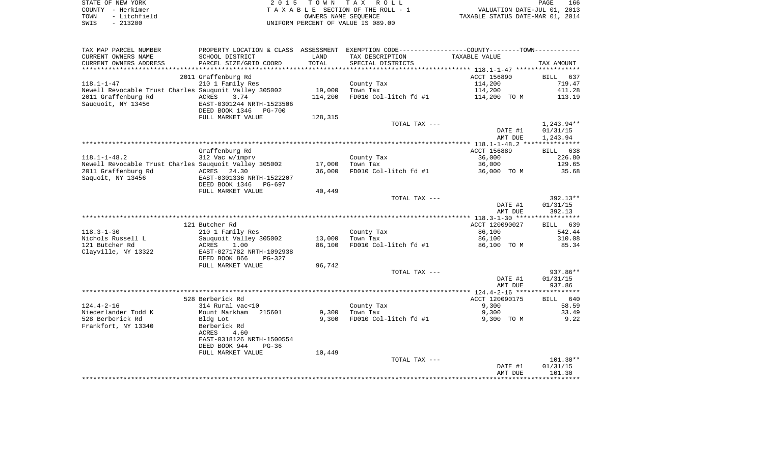STATE OF NEW YORK | COUNTY - Herkimer | TOWN - Litchfield | SWIS - 213200

2015 TOWN TAX ROLL
TAXABLE SECTION OF THE ROLL - 1
OWNERS NAME SEQUENCE
UNIFORM PERCENT OF VALUE IS 089.00

VALUATION DATE-JUL 01, 2013
TAXABLE STATUS DATE-MAR 01, 2014

| TAX MAP PARCEL NUMBER / CURRENT OWNERS NAME / CURRENT OWNERS ADDRESS | PROPERTY LOCATION & CLASS / SCHOOL DISTRICT / PARCEL SIZE/GRID COORD | ASSESSMENT LAND | TOTAL | EXEMPTION CODE / TAX DESCRIPTION / SPECIAL DISTRICTS | TAXABLE VALUE | TAX AMOUNT |
|---|---|---|---|---|---|---|
| **118.1-1-47** | 2011 Graffenburg Rd | | | | ACCT 156890 | BILL 637 |
| 118.1-1-47 | 210 1 Family Res | | | County Tax | 114,200 | 719.47 |
| Newell Revocable Trust Charles | Sauquoit Valley 305002 | 19,000 | | Town Tax | 114,200 | 411.28 |
| 2011 Graffenburg Rd | ACRES 3.74 | | 114,200 | FD010 Col-litch fd #1 | 114,200 TO M | 113.19 |
| Sauquoit, NY 13456 | EAST-0301244 NRTH-1523506 | | | | | |
| | DEED BOOK 1346 PG-700 | | | | | |
| | FULL MARKET VALUE | 128,315 | | | | |
| | | | | TOTAL TAX --- | | 1,243.94** |
| | | | | | DATE #1 | 01/31/15 |
| | | | | | AMT DUE | 1,243.94 |
| **118.1-1-48.2** | Graffenburg Rd | | | | ACCT 156889 | BILL 638 |
| 118.1-1-48.2 | 312 Vac w/imprv | | | County Tax | 36,000 | 226.80 |
| Newell Revocable Trust Charles | Sauquoit Valley 305002 | 17,000 | | Town Tax | 36,000 | 129.65 |
| 2011 Graffenburg Rd | ACRES 24.30 | | 36,000 | FD010 Col-litch fd #1 | 36,000 TO M | 35.68 |
| Saquoit, NY 13456 | EAST-0301336 NRTH-1522207 | | | | | |
| | DEED BOOK 1346 PG-697 | | | | | |
| | FULL MARKET VALUE | 40,449 | | | | |
| | | | | TOTAL TAX --- | | 392.13** |
| | | | | | DATE #1 | 01/31/15 |
| | | | | | AMT DUE | 392.13 |
| **118.3-1-30** | 121 Butcher Rd | | | | ACCT 120090027 | BILL 639 |
| 118.3-1-30 | 210 1 Family Res | | | County Tax | 86,100 | 542.44 |
| Nichols Russell L | Sauquoit Valley 305002 | 13,000 | | Town Tax | 86,100 | 310.08 |
| 121 Butcher Rd | ACRES 1.00 | | 86,100 | FD010 Col-litch fd #1 | 86,100 TO M | 85.34 |
| Clayville, NY 13322 | EAST-0271782 NRTH-1092938 | | | | | |
| | DEED BOOK 866 PG-327 | | | | | |
| | FULL MARKET VALUE | 96,742 | | | | |
| | | | | TOTAL TAX --- | | 937.86** |
| | | | | | DATE #1 | 01/31/15 |
| | | | | | AMT DUE | 937.86 |
| **124.4-2-16** | 528 Berberick Rd | | | | ACCT 120090175 | BILL 640 |
| 124.4-2-16 | 314 Rural vac<10 | | | County Tax | 9,300 | 58.59 |
| Niederlander Todd K | Mount Markham 215601 | 9,300 | | Town Tax | 9,300 | 33.49 |
| 528 Berberick Rd | Bldg Lot | | 9,300 | FD010 Col-litch fd #1 | 9,300 TO M | 9.22 |
| Frankfort, NY 13340 | Berberick Rd | | | | | |
| | ACRES 4.60 | | | | | |
| | EAST-0318126 NRTH-1500554 | | | | | |
| | DEED BOOK 944 PG-36 | | | | | |
| | FULL MARKET VALUE | 10,449 | | | | |
| | | | | TOTAL TAX --- | | 101.30** |
| | | | | | DATE #1 | 01/31/15 |
| | | | | | AMT DUE | 101.30 |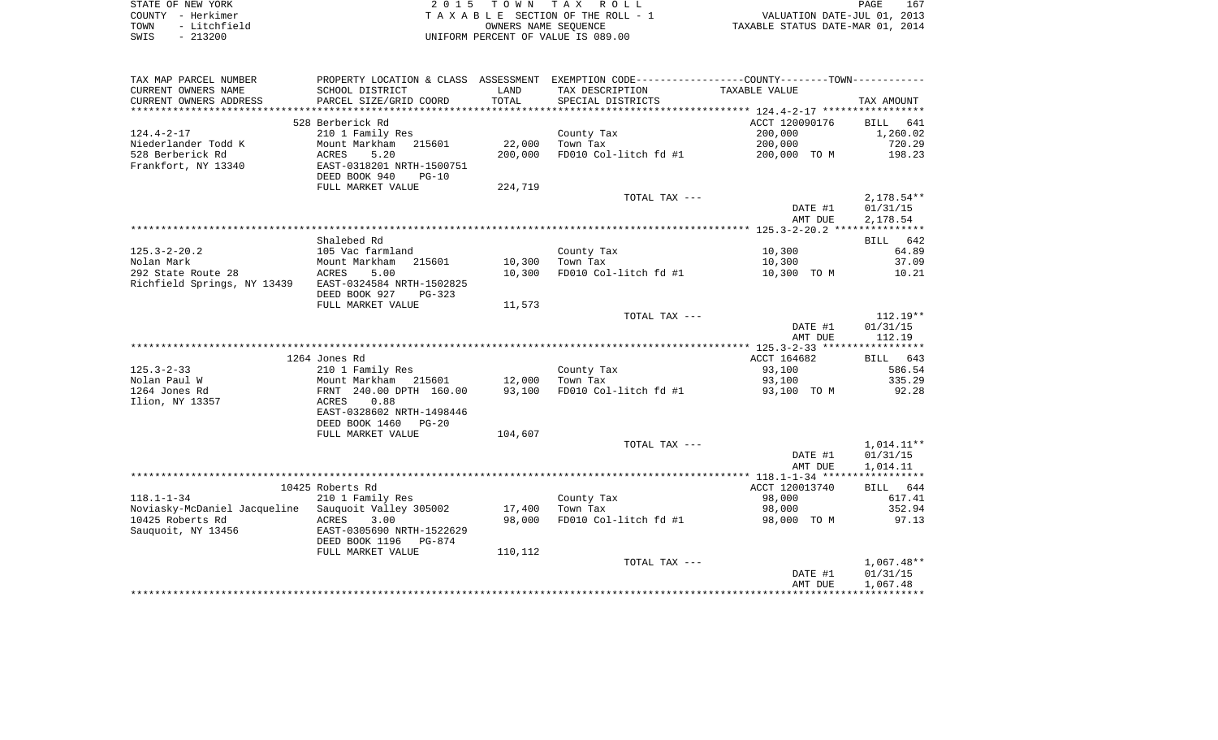STATE OF NEW YORK
COUNTY - Herkimer
TOWN - Litchfield
SWIS - 213200

2 0 1 5 T O W N T A X R O L L
T A X A B L E SECTION OF THE ROLL - 1
OWNERS NAME SEQUENCE
UNIFORM PERCENT OF VALUE IS 089.00

VALUATION DATE-JUL 01, 2013
TAXABLE STATUS DATE-MAR 01, 2014

| TAX MAP PARCEL NUMBER / CURRENT OWNERS NAME / CURRENT OWNERS ADDRESS | PROPERTY LOCATION & CLASS / SCHOOL DISTRICT / PARCEL SIZE/GRID COORD | ASSESSMENT LAND | TOTAL | EXEMPTION CODE / TAX DESCRIPTION / SPECIAL DISTRICTS | COUNTY--------TOWN TAXABLE VALUE | TAX AMOUNT |
|---|---|---|---|---|---|---|
| 124.4-2-17 | 528 Berberick Rd | | | | ACCT 120090176 | BILL 641 |
| Niederlander Todd K | 210 1 Family Res | | | County Tax | 200,000 | 1,260.02 |
| 528 Berberick Rd | Mount Markham 215601 | 22,000 | | Town Tax | 200,000 | 720.29 |
| Frankfort, NY 13340 | ACRES 5.20 | | 200,000 | FD010 Col-litch fd #1 | 200,000 TO M | 198.23 |
| | EAST-0318201 NRTH-1500751 | | | | | |
| | DEED BOOK 940 PG-10 | | | | | |
| | FULL MARKET VALUE | | 224,719 | | | |
| | | | | TOTAL TAX --- | | 2,178.54** |
| | | | | | DATE #1 | 01/31/15 |
| | | | | | AMT DUE | 2,178.54 |
| 125.3-2-20.2 | Shalebed Rd | | | | | BILL 642 |
| Nolan Mark | 105 Vac farmland | | | County Tax | 10,300 | 64.89 |
| 292 State Route 28 | Mount Markham 215601 | 10,300 | | Town Tax | 10,300 | 37.09 |
| Richfield Springs, NY 13439 | ACRES 5.00 | | 10,300 | FD010 Col-litch fd #1 | 10,300 TO M | 10.21 |
| | EAST-0324584 NRTH-1502825 | | | | | |
| | DEED BOOK 927 PG-323 | | | | | |
| | FULL MARKET VALUE | | 11,573 | | | |
| | | | | TOTAL TAX --- | | 112.19** |
| | | | | | DATE #1 | 01/31/15 |
| | | | | | AMT DUE | 112.19 |
| 125.3-2-33 | 1264 Jones Rd | | | | ACCT 164682 | BILL 643 |
| Nolan Paul W | 210 1 Family Res | | | County Tax | 93,100 | 586.54 |
| 1264 Jones Rd | Mount Markham 215601 | 12,000 | | Town Tax | 93,100 | 335.29 |
| Ilion, NY 13357 | FRNT 240.00 DPTH 160.00 | | 93,100 | FD010 Col-litch fd #1 | 93,100 TO M | 92.28 |
| | ACRES 0.88 | | | | | |
| | EAST-0328602 NRTH-1498446 | | | | | |
| | DEED BOOK 1460 PG-20 | | | | | |
| | FULL MARKET VALUE | | 104,607 | | | |
| | | | | TOTAL TAX --- | | 1,014.11** |
| | | | | | DATE #1 | 01/31/15 |
| | | | | | AMT DUE | 1,014.11 |
| 118.1-1-34 | 10425 Roberts Rd | | | | ACCT 120013740 | BILL 644 |
| Noviasky-McDaniel Jacqueline | 210 1 Family Res | | | County Tax | 98,000 | 617.41 |
| 10425 Roberts Rd | Sauquoit Valley 305002 | 17,400 | | Town Tax | 98,000 | 352.94 |
| Sauquoit, NY 13456 | ACRES 3.00 | | 98,000 | FD010 Col-litch fd #1 | 98,000 TO M | 97.13 |
| | EAST-0305690 NRTH-1522629 | | | | | |
| | DEED BOOK 1196 PG-874 | | | | | |
| | FULL MARKET VALUE | | 110,112 | | | |
| | | | | TOTAL TAX --- | | 1,067.48** |
| | | | | | DATE #1 | 01/31/15 |
| | | | | | AMT DUE | 1,067.48 |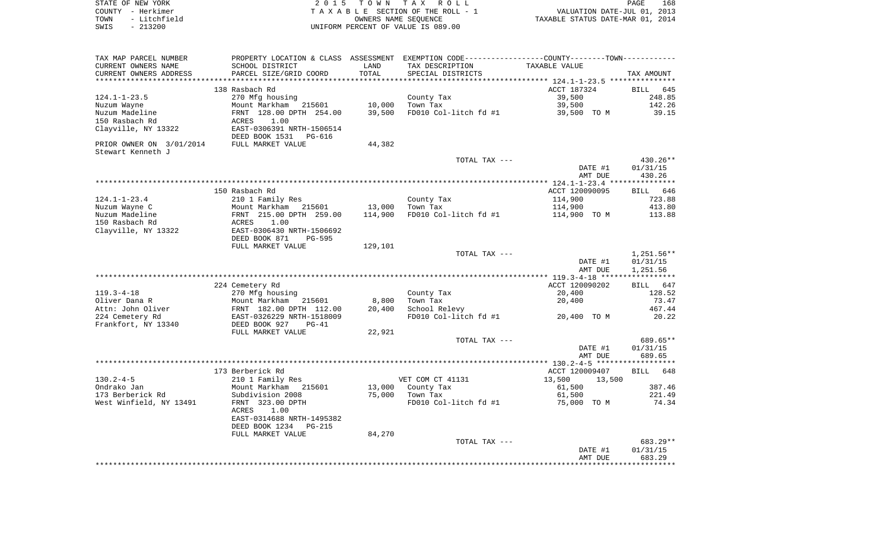STATE OF NEW YORK
COUNTY - Herkimer
TOWN - Litchfield
SWIS - 213200

2015 TOWN TAX ROLL
TAXABLE SECTION OF THE ROLL - 1
OWNERS NAME SEQUENCE
UNIFORM PERCENT OF VALUE IS 089.00

VALUATION DATE-JUL 01, 2013
TAXABLE STATUS DATE-MAR 01, 2014

| TAX MAP PARCEL NUMBER / CURRENT OWNERS NAME / CURRENT OWNERS ADDRESS | PROPERTY LOCATION & CLASS / SCHOOL DISTRICT / PARCEL SIZE/GRID COORD | ASSESSMENT LAND / TOTAL | EXEMPTION CODE / TAX DESCRIPTION / SPECIAL DISTRICTS | COUNTY / TOWN TAXABLE VALUE | TAX AMOUNT |
|---|---|---|---|---|---|
| 124.1-1-23.5 | 138 Rasbach Rd | | | ACCT 187324 | BILL 645 |
| | 270 Mfg housing | | County Tax | 39,500 | 248.85 |
| Nuzum Wayne | Mount Markham 215601 | 10,000 | Town Tax | 39,500 | 142.26 |
| Nuzum Madeline | FRNT 128.00 DPTH 254.00 | 39,500 | FD010 Col-litch fd #1 | 39,500 TO M | 39.15 |
| 150 Rasbach Rd | ACRES 1.00 | | | | |
| Clayville, NY 13322 | EAST-0306391 NRTH-1506514 | | | | |
| | DEED BOOK 1531 PG-616 | | | | |
| PRIOR OWNER ON 3/01/2014 | FULL MARKET VALUE | 44,382 | | | |
| Stewart Kenneth J | | | | | |
| | | | TOTAL TAX --- | | 430.26** |
| | | | | DATE #1 | 01/31/15 |
| | | | | AMT DUE | 430.26 |
| 124.1-1-23.4 | 150 Rasbach Rd | | | ACCT 120090095 | BILL 646 |
| | 210 1 Family Res | | County Tax | 114,900 | 723.88 |
| Nuzum Wayne C | Mount Markham 215601 | 13,000 | Town Tax | 114,900 | 413.80 |
| Nuzum Madeline | FRNT 215.00 DPTH 259.00 | 114,900 | FD010 Col-litch fd #1 | 114,900 TO M | 113.88 |
| 150 Rasbach Rd | ACRES 1.00 | | | | |
| Clayville, NY 13322 | EAST-0306430 NRTH-1506692 | | | | |
| | DEED BOOK 871 PG-595 | | | | |
| | FULL MARKET VALUE | 129,101 | | | |
| | | | TOTAL TAX --- | | 1,251.56** |
| | | | | DATE #1 | 01/31/15 |
| | | | | AMT DUE | 1,251.56 |
| 119.3-4-18 | 224 Cemetery Rd | | | ACCT 120090202 | BILL 647 |
| | 270 Mfg housing | | County Tax | 20,400 | 128.52 |
| Oliver Dana R | Mount Markham 215601 | 8,800 | Town Tax | 20,400 | 73.47 |
| Attn: John Oliver | FRNT 182.00 DPTH 112.00 | 20,400 | School Relevy | | 467.44 |
| 224 Cemetery Rd | EAST-0326229 NRTH-1518009 | | FD010 Col-litch fd #1 | 20,400 TO M | 20.22 |
| Frankfort, NY 13340 | DEED BOOK 927 PG-41 | | | | |
| | FULL MARKET VALUE | 22,921 | | | |
| | | | TOTAL TAX --- | | 689.65** |
| | | | | DATE #1 | 01/31/15 |
| | | | | AMT DUE | 689.65 |
| 130.2-4-5 | 173 Berberick Rd | | | ACCT 120009407 | BILL 648 |
| | 210 1 Family Res | | VET COM CT 41131 | 13,500 13,500 | |
| Ondrako Jan | Mount Markham 215601 | 13,000 | County Tax | 61,500 | 387.46 |
| 173 Berberick Rd | Subdivision 2008 | 75,000 | Town Tax | 61,500 | 221.49 |
| West Winfield, NY 13491 | FRNT 323.00 DPTH | | FD010 Col-litch fd #1 | 75,000 TO M | 74.34 |
| | ACRES 1.00 | | | | |
| | EAST-0314688 NRTH-1495382 | | | | |
| | DEED BOOK 1234 PG-215 | | | | |
| | FULL MARKET VALUE | 84,270 | | | |
| | | | TOTAL TAX --- | | 683.29** |
| | | | | DATE #1 | 01/31/15 |
| | | | | AMT DUE | 683.29 |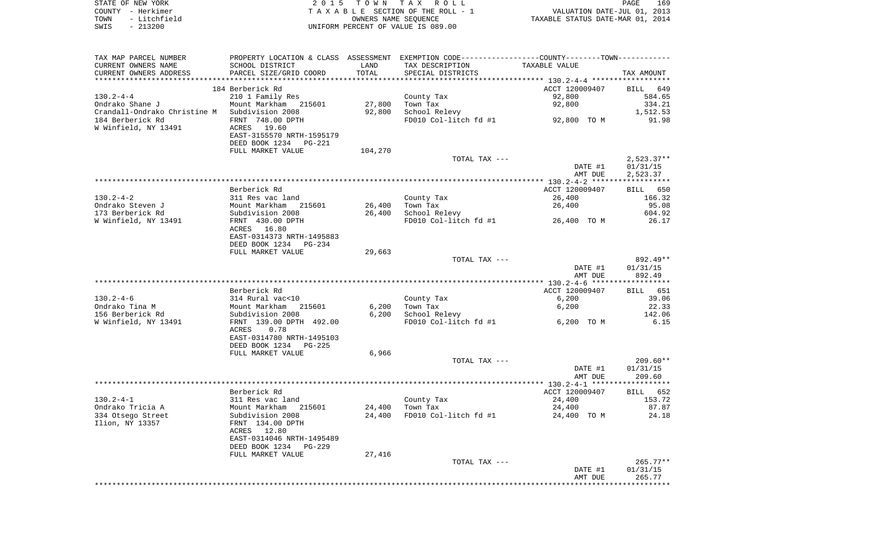STATE OF NEW YORK | 2015 TOWN TAX ROLL
COUNTY - Herkimer | TAXABLE SECTION OF THE ROLL - 1 | VALUATION DATE-JUL 01, 2013
TOWN - Litchfield | OWNERS NAME SEQUENCE | TAXABLE STATUS DATE-MAR 01, 2014
SWIS - 213200 | UNIFORM PERCENT OF VALUE IS 089.00

| TAX MAP PARCEL NUMBER / CURRENT OWNERS NAME / CURRENT OWNERS ADDRESS | PROPERTY LOCATION & CLASS / SCHOOL DISTRICT / PARCEL SIZE/GRID COORD | ASSESSMENT LAND / TOTAL | EXEMPTION CODE / TAX DESCRIPTION / SPECIAL DISTRICTS | COUNTY--------TOWN / TAXABLE VALUE | TAX AMOUNT |
|---|---|---|---|---|---|
| **130.2-4-4** | 184 Berberick Rd | | | ACCT 120009407 | BILL 649 |
| 130.2-4-4 | 210 1 Family Res | | County Tax | 92,800 | 584.65 |
| Ondrako Shane J | Mount Markham 215601 | 27,800 | Town Tax | 92,800 | 334.21 |
| Crandall-Ondrako Christine M | Subdivision 2008 | 92,800 | School Relevy | | 1,512.53 |
| 184 Berberick Rd | FRNT 748.00 DPTH | | FD010 Col-litch fd #1 | 92,800 TO M | 91.98 |
| W Winfield, NY 13491 | ACRES 19.60 | | | | |
| | EAST-3155570 NRTH-1595179 | | | | |
| | DEED BOOK 1234 PG-221 | | | | |
| | FULL MARKET VALUE | 104,270 | | | |
| | | | TOTAL TAX --- | | 2,523.37** |
| | | | | DATE #1 | 01/31/15 |
| | | | | AMT DUE | 2,523.37 |
| **130.2-4-2** | Berberick Rd | | | ACCT 120009407 | BILL 650 |
| 130.2-4-2 | 311 Res vac land | | County Tax | 26,400 | 166.32 |
| Ondrako Steven J | Mount Markham 215601 | 26,400 | Town Tax | 26,400 | 95.08 |
| 173 Berberick Rd | Subdivision 2008 | 26,400 | School Relevy | | 604.92 |
| W Winfield, NY 13491 | FRNT 430.00 DPTH | | FD010 Col-litch fd #1 | 26,400 TO M | 26.17 |
| | ACRES 16.80 | | | | |
| | EAST-0314373 NRTH-1495883 | | | | |
| | DEED BOOK 1234 PG-234 | | | | |
| | FULL MARKET VALUE | 29,663 | | | |
| | | | TOTAL TAX --- | | 892.49** |
| | | | | DATE #1 | 01/31/15 |
| | | | | AMT DUE | 892.49 |
| **130.2-4-6** | Berberick Rd | | | ACCT 120009407 | BILL 651 |
| 130.2-4-6 | 314 Rural vac<10 | | County Tax | 6,200 | 39.06 |
| Ondrako Tina M | Mount Markham 215601 | 6,200 | Town Tax | 6,200 | 22.33 |
| 156 Berberick Rd | Subdivision 2008 | 6,200 | School Relevy | | 142.06 |
| W Winfield, NY 13491 | FRNT 139.00 DPTH 492.00 | | FD010 Col-litch fd #1 | 6,200 TO M | 6.15 |
| | ACRES 0.78 | | | | |
| | EAST-0314780 NRTH-1495103 | | | | |
| | DEED BOOK 1234 PG-225 | | | | |
| | FULL MARKET VALUE | 6,966 | | | |
| | | | TOTAL TAX --- | | 209.60** |
| | | | | DATE #1 | 01/31/15 |
| | | | | AMT DUE | 209.60 |
| **130.2-4-1** | Berberick Rd | | | ACCT 120009407 | BILL 652 |
| 130.2-4-1 | 311 Res vac land | | County Tax | 24,400 | 153.72 |
| Ondrako Tricia A | Mount Markham 215601 | 24,400 | Town Tax | 24,400 | 87.87 |
| 334 Otsego Street | Subdivision 2008 | 24,400 | FD010 Col-litch fd #1 | 24,400 TO M | 24.18 |
| Ilion, NY 13357 | FRNT 134.00 DPTH | | | | |
| | ACRES 12.80 | | | | |
| | EAST-0314046 NRTH-1495489 | | | | |
| | DEED BOOK 1234 PG-229 | | | | |
| | FULL MARKET VALUE | 27,416 | | | |
| | | | TOTAL TAX --- | | 265.77** |
| | | | | DATE #1 | 01/31/15 |
| | | | | AMT DUE | 265.77 |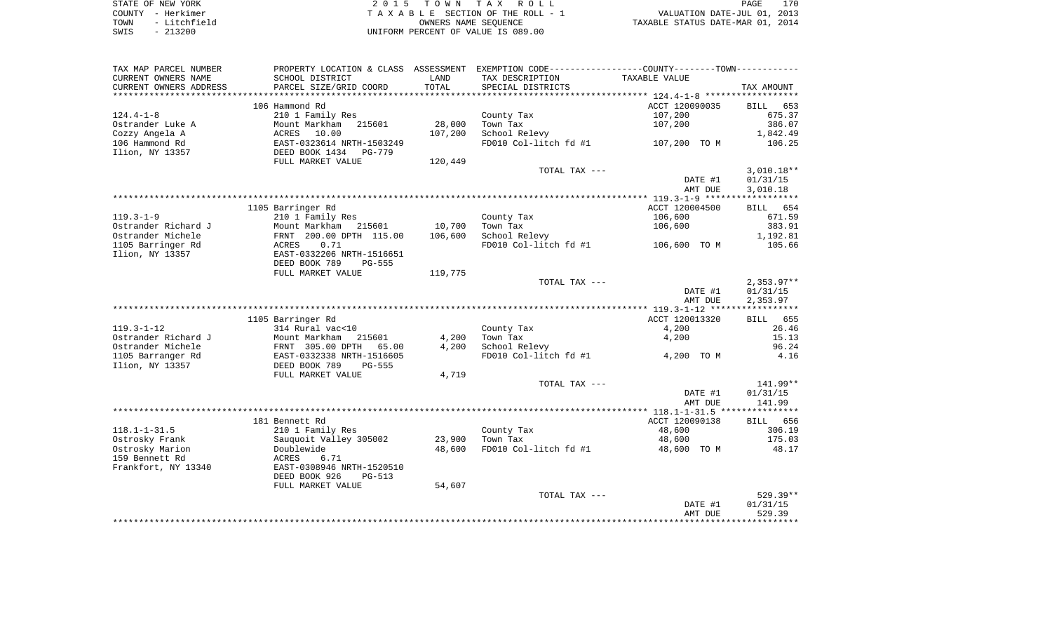STATE OF NEW YORK
COUNTY - Herkimer
TOWN - Litchfield
SWIS - 213200

2 0 1 5 T O W N T A X R O L L
T A X A B L E SECTION OF THE ROLL - 1
OWNERS NAME SEQUENCE
UNIFORM PERCENT OF VALUE IS 089.00

VALUATION DATE-JUL 01, 2013
TAXABLE STATUS DATE-MAR 01, 2014

| TAX MAP PARCEL NUMBER<br>CURRENT OWNERS NAME<br>CURRENT OWNERS ADDRESS | PROPERTY LOCATION & CLASS<br>SCHOOL DISTRICT<br>PARCEL SIZE/GRID COORD | ASSESSMENT<br>LAND<br>TOTAL | EXEMPTION CODE-----COUNTY-----TOWN<br>TAX DESCRIPTION<br>SPECIAL DISTRICTS | TAXABLE VALUE | TAX AMOUNT |
|---|---|---|---|---|---|
| 124.4-1-8 | 106 Hammond Rd | | | ACCT 120090035 | BILL 653 |
| Ostrander Luke A | 210 1 Family Res | | County Tax | 107,200 | 675.37 |
| Cozzy Angela A | Mount Markham 215601 | 28,000 | Town Tax | 107,200 | 386.07 |
| 106 Hammond Rd | ACRES 10.00 | 107,200 | School Relevy | | 1,842.49 |
| Ilion, NY 13357 | EAST-0323614 NRTH-1503249 | | FD010 Col-litch fd #1 | 107,200 TO M | 106.25 |
| | DEED BOOK 1434 PG-779 | | | | |
| | FULL MARKET VALUE | 120,449 | | | |
| | | | TOTAL TAX --- | | 3,010.18** |
| | | | | DATE #1 | 01/31/15 |
| | | | | AMT DUE | 3,010.18 |
| 119.3-1-9 | 1105 Barringer Rd | | | ACCT 120004500 | BILL 654 |
| Ostrander Richard J | 210 1 Family Res | | County Tax | 106,600 | 671.59 |
| Ostrander Michele | Mount Markham 215601 | 10,700 | Town Tax | 106,600 | 383.91 |
| 1105 Barringer Rd | FRNT 200.00 DPTH 115.00 | 106,600 | School Relevy | | 1,192.81 |
| Ilion, NY 13357 | ACRES 0.71 | | FD010 Col-litch fd #1 | 106,600 TO M | 105.66 |
| | EAST-0332206 NRTH-1516651 | | | | |
| | DEED BOOK 789 PG-555 | | | | |
| | FULL MARKET VALUE | 119,775 | | | |
| | | | TOTAL TAX --- | | 2,353.97** |
| | | | | DATE #1 | 01/31/15 |
| | | | | AMT DUE | 2,353.97 |
| 119.3-1-12 | 1105 Barringer Rd | | | ACCT 120013320 | BILL 655 |
| Ostrander Richard J | 314 Rural vac<10 | | County Tax | 4,200 | 26.46 |
| Ostrander Michele | Mount Markham 215601 | 4,200 | Town Tax | 4,200 | 15.13 |
| 1105 Barranger Rd | FRNT 305.00 DPTH 65.00 | 4,200 | School Relevy | | 96.24 |
| Ilion, NY 13357 | EAST-0332338 NRTH-1516605 | | FD010 Col-litch fd #1 | 4,200 TO M | 4.16 |
| | DEED BOOK 789 PG-555 | | | | |
| | FULL MARKET VALUE | 4,719 | | | |
| | | | TOTAL TAX --- | | 141.99** |
| | | | | DATE #1 | 01/31/15 |
| | | | | AMT DUE | 141.99 |
| 118.1-1-31.5 | 181 Bennett Rd | | | ACCT 120090138 | BILL 656 |
| Ostrosky Frank | 210 1 Family Res | | County Tax | 48,600 | 306.19 |
| Ostrosky Marion | Sauquoit Valley 305002 | 23,900 | Town Tax | 48,600 | 175.03 |
| 159 Bennett Rd | Doublewide | 48,600 | FD010 Col-litch fd #1 | 48,600 TO M | 48.17 |
| Frankfort, NY 13340 | ACRES 6.71 | | | | |
| | EAST-0308946 NRTH-1520510 | | | | |
| | DEED BOOK 926 PG-513 | | | | |
| | FULL MARKET VALUE | 54,607 | | | |
| | | | TOTAL TAX --- | | 529.39** |
| | | | | DATE #1 | 01/31/15 |
| | | | | AMT DUE | 529.39 |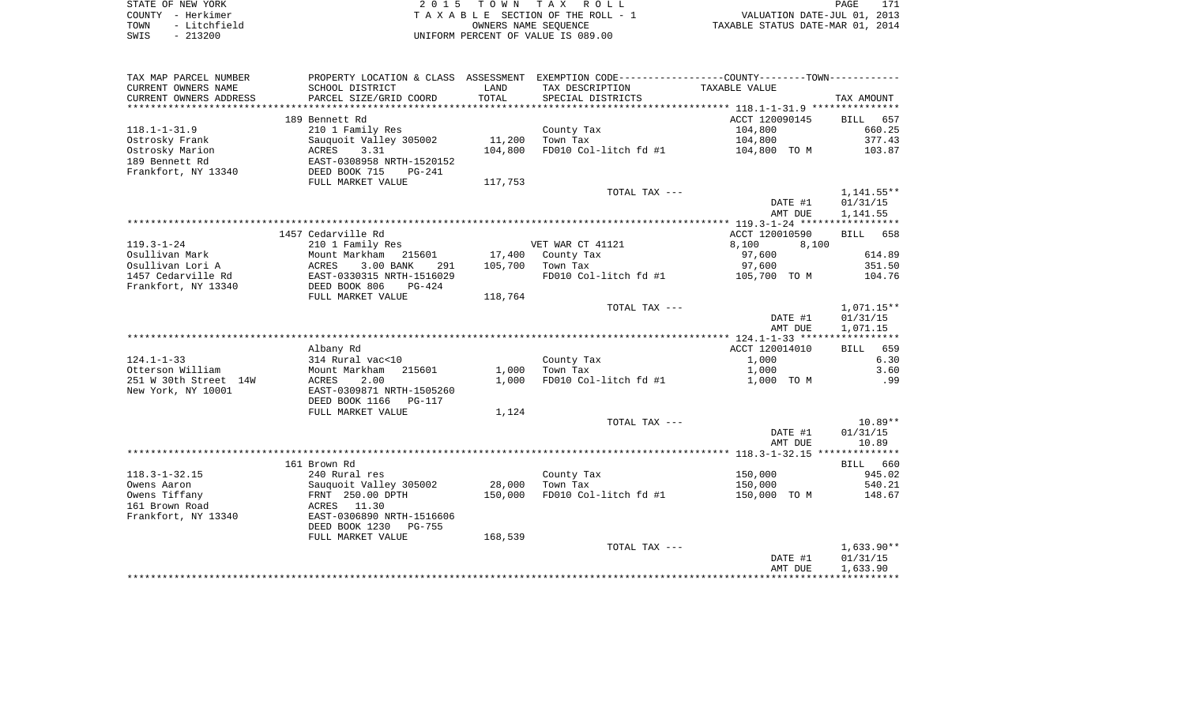STATE OF NEW YORK | 2 0 1 5 T O W N T A X R O L L | PAGE 171
COUNTY - Herkimer | T A X A B L E SECTION OF THE ROLL - 1 | VALUATION DATE-JUL 01, 2013
TOWN - Litchfield | OWNERS NAME SEQUENCE | TAXABLE STATUS DATE-MAR 01, 2014
SWIS - 213200 | UNIFORM PERCENT OF VALUE IS 089.00

| TAX MAP PARCEL NUMBER / CURRENT OWNERS NAME / CURRENT OWNERS ADDRESS | PROPERTY LOCATION & CLASS / SCHOOL DISTRICT / PARCEL SIZE/GRID COORD | ASSESSMENT LAND / TOTAL | EXEMPTION CODE / TAX DESCRIPTION / SPECIAL DISTRICTS | COUNTY / TOWN TAXABLE VALUE | TAX AMOUNT |
|---|---|---|---|---|---|
| **118.1-1-31.9** | 189 Bennett Rd | | | ACCT 120090145 | BILL 657 |
| Ostrosky Frank | 210 1 Family Res | | County Tax | 104,800 | 660.25 |
| Ostrosky Marion | Sauquoit Valley 305002 | 11,200 | Town Tax | 104,800 | 377.43 |
| 189 Bennett Rd | ACRES 3.31 | 104,800 | FD010 Col-litch fd #1 | 104,800 TO M | 103.87 |
| Frankfort, NY 13340 | EAST-0308958 NRTH-1520152 | | | | |
| | DEED BOOK 715 PG-241 | | | | |
| | FULL MARKET VALUE | 117,753 | | | |
| | | | TOTAL TAX --- | | 1,141.55** |
| | | | | DATE #1 | 01/31/15 |
| | | | | AMT DUE | 1,141.55 |
| **119.3-1-24** | 1457 Cedarville Rd | | | ACCT 120010590 | BILL 658 |
| Osullivan Mark | 210 1 Family Res | | VET WAR CT 41121 | 8,100 8,100 | |
| Osullivan Lori A | Mount Markham 215601 | 17,400 | County Tax | 97,600 | 614.89 |
| 1457 Cedarville Rd | ACRES 3.00 BANK 291 | 105,700 | Town Tax | 97,600 | 351.50 |
| Frankfort, NY 13340 | EAST-0330315 NRTH-1516029 | | FD010 Col-litch fd #1 | 105,700 TO M | 104.76 |
| | DEED BOOK 806 PG-424 | | | | |
| | FULL MARKET VALUE | 118,764 | | | |
| | | | TOTAL TAX --- | | 1,071.15** |
| | | | | DATE #1 | 01/31/15 |
| | | | | AMT DUE | 1,071.15 |
| **124.1-1-33** | Albany Rd | | | ACCT 120014010 | BILL 659 |
| Otterson William | 314 Rural vac<10 | | County Tax | 1,000 | 6.30 |
| 251 W 30th Street 14W | Mount Markham 215601 | 1,000 | Town Tax | 1,000 | 3.60 |
| New York, NY 10001 | ACRES 2.00 | 1,000 | FD010 Col-litch fd #1 | 1,000 TO M | .99 |
| | EAST-0309871 NRTH-1505260 | | | | |
| | DEED BOOK 1166 PG-117 | | | | |
| | FULL MARKET VALUE | 1,124 | | | |
| | | | TOTAL TAX --- | | 10.89** |
| | | | | DATE #1 | 01/31/15 |
| | | | | AMT DUE | 10.89 |
| **118.3-1-32.15** | 161 Brown Rd | | | | BILL 660 |
| Owens Aaron | 240 Rural res | | County Tax | 150,000 | 945.02 |
| Owens Tiffany | Sauquoit Valley 305002 | 28,000 | Town Tax | 150,000 | 540.21 |
| 161 Brown Road | FRNT 250.00 DPTH | 150,000 | FD010 Col-litch fd #1 | 150,000 TO M | 148.67 |
| Frankfort, NY 13340 | ACRES 11.30 | | | | |
| | EAST-0306890 NRTH-1516606 | | | | |
| | DEED BOOK 1230 PG-755 | | | | |
| | FULL MARKET VALUE | 168,539 | | | |
| | | | TOTAL TAX --- | | 1,633.90** |
| | | | | DATE #1 | 01/31/15 |
| | | | | AMT DUE | 1,633.90 |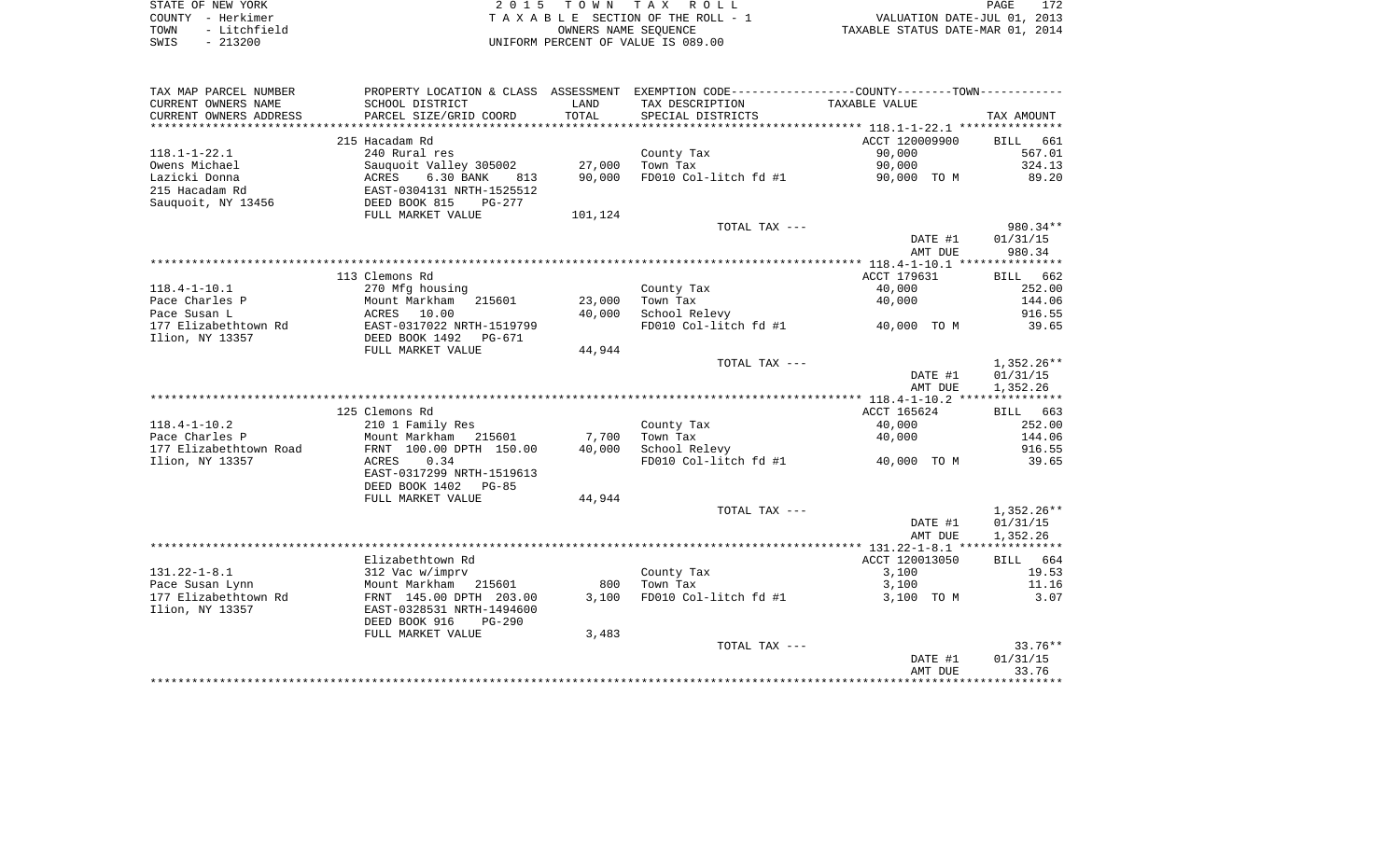STATE OF NEW YORK | COUNTY - Herkimer | TOWN - Litchfield | SWIS - 213200

**2015 TOWN TAX ROLL**
TAXABLE SECTION OF THE ROLL - 1
OWNERS NAME SEQUENCE
UNIFORM PERCENT OF VALUE IS 089.00

VALUATION DATE-JUL 01, 2013
TAXABLE STATUS DATE-MAR 01, 2014

| TAX MAP PARCEL NUMBER / CURRENT OWNERS NAME / CURRENT OWNERS ADDRESS | PROPERTY LOCATION & CLASS / SCHOOL DISTRICT / PARCEL SIZE/GRID COORD | ASSESSMENT LAND / TOTAL | EXEMPTION CODE / TAX DESCRIPTION / SPECIAL DISTRICTS | TAXABLE VALUE | TAX AMOUNT |
|---|---|---|---|---|---|
| **118.1-1-22.1** | 215 Hacadam Rd | | | ACCT 120009900 | BILL 661 |
| Owens Michael | 240 Rural res | | County Tax | 90,000 | 567.01 |
| Lazicki Donna | Sauquoit Valley 305002 | 27,000 | Town Tax | 90,000 | 324.13 |
| 215 Hacadam Rd | ACRES 6.30 BANK 813 | 90,000 | FD010 Col-litch fd #1 | 90,000 TO M | 89.20 |
| Sauquoit, NY 13456 | EAST-0304131 NRTH-1525512 | | | | |
| | DEED BOOK 815 PG-277 | | | | |
| | FULL MARKET VALUE | 101,124 | | | |
| | | | TOTAL TAX --- | | 980.34** |
| | | | | DATE #1 | 01/31/15 |
| | | | | AMT DUE | 980.34 |
| **118.4-1-10.1** | 113 Clemons Rd | | | ACCT 179631 | BILL 662 |
| Pace Charles P | 270 Mfg housing | | County Tax | 40,000 | 252.00 |
| Pace Susan L | Mount Markham 215601 | 23,000 | Town Tax | 40,000 | 144.06 |
| 177 Elizabethtown Rd | ACRES 10.00 | 40,000 | School Relevy | | 916.55 |
| Ilion, NY 13357 | EAST-0317022 NRTH-1519799 | | FD010 Col-litch fd #1 | 40,000 TO M | 39.65 |
| | DEED BOOK 1492 PG-671 | | | | |
| | FULL MARKET VALUE | 44,944 | | | |
| | | | TOTAL TAX --- | | 1,352.26** |
| | | | | DATE #1 | 01/31/15 |
| | | | | AMT DUE | 1,352.26 |
| **118.4-1-10.2** | 125 Clemons Rd | | | ACCT 165624 | BILL 663 |
| Pace Charles P | 210 1 Family Res | | County Tax | 40,000 | 252.00 |
| 177 Elizabethtown Road | Mount Markham 215601 | 7,700 | Town Tax | 40,000 | 144.06 |
| Ilion, NY 13357 | FRNT 100.00 DPTH 150.00 | 40,000 | School Relevy | | 916.55 |
| | ACRES 0.34 | | FD010 Col-litch fd #1 | 40,000 TO M | 39.65 |
| | EAST-0317299 NRTH-1519613 | | | | |
| | DEED BOOK 1402 PG-85 | | | | |
| | FULL MARKET VALUE | 44,944 | | | |
| | | | TOTAL TAX --- | | 1,352.26** |
| | | | | DATE #1 | 01/31/15 |
| | | | | AMT DUE | 1,352.26 |
| **131.22-1-8.1** | Elizabethtown Rd | | | ACCT 120013050 | BILL 664 |
| Pace Susan Lynn | 312 Vac w/imprv | | County Tax | 3,100 | 19.53 |
| 177 Elizabethtown Rd | Mount Markham 215601 | 800 | Town Tax | 3,100 | 11.16 |
| Ilion, NY 13357 | FRNT 145.00 DPTH 203.00 | 3,100 | FD010 Col-litch fd #1 | 3,100 TO M | 3.07 |
| | EAST-0328531 NRTH-1494600 | | | | |
| | DEED BOOK 916 PG-290 | | | | |
| | FULL MARKET VALUE | 3,483 | | | |
| | | | TOTAL TAX --- | | 33.76** |
| | | | | DATE #1 | 01/31/15 |
| | | | | AMT DUE | 33.76 |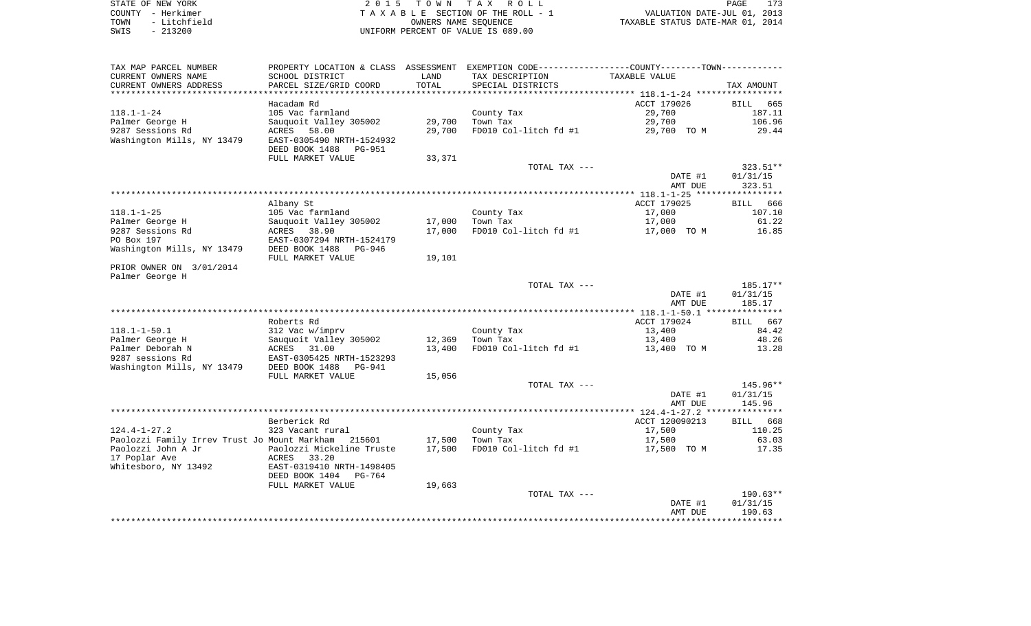STATE OF NEW YORK
COUNTY - Herkimer
TOWN - Litchfield
SWIS - 213200

2 0 1 5 T O W N T A X R O L L
T A X A B L E SECTION OF THE ROLL - 1
OWNERS NAME SEQUENCE
UNIFORM PERCENT OF VALUE IS 089.00

VALUATION DATE-JUL 01, 2013
TAXABLE STATUS DATE-MAR 01, 2014

```
TAX MAP PARCEL NUMBER          PROPERTY LOCATION & CLASS  ASSESSMENT  EXEMPTION CODE-----------------COUNTY--------TOWN-----------
CURRENT OWNERS NAME            SCHOOL DISTRICT             LAND       TAX DESCRIPTION            TAXABLE VALUE
CURRENT OWNERS ADDRESS         PARCEL SIZE/GRID COORD      TOTAL      SPECIAL DISTRICTS                                       TAX AMOUNT
*********************************************************************************************** 118.1-1-24 *****************
                               Hacadam Rd                                                     ACCT 179026          BILL  665
118.1-1-24                     105 Vac farmland                       County Tax                  29,700                187.11
Palmer George H                Sauquoit Valley 305002      29,700     Town Tax                    29,700                106.96
9287 Sessions Rd               ACRES   58.00               29,700     FD010 Col-litch fd #1       29,700 TO M            29.44
Washington Mills, NY 13479     EAST-0305490 NRTH-1524932
                               DEED BOOK 1488   PG-951
                               FULL MARKET VALUE           33,371
                                                                      TOTAL TAX ---                                     323.51**
                                                                                                  DATE #1          01/31/15
                                                                                                  AMT DUE            323.51
*********************************************************************************************** 118.1-1-25 *****************
                               Albany St                                                      ACCT 179025          BILL  666
118.1-1-25                     105 Vac farmland                       County Tax                  17,000                107.10
Palmer George H                Sauquoit Valley 305002      17,000     Town Tax                    17,000                 61.22
9287 Sessions Rd               ACRES   38.90               17,000     FD010 Col-litch fd #1       17,000 TO M            16.85
PO Box 197                     EAST-0307294 NRTH-1524179
Washington Mills, NY 13479     DEED BOOK 1488   PG-946
                               FULL MARKET VALUE           19,101
PRIOR OWNER ON  3/01/2014
Palmer George H
                                                                      TOTAL TAX ---                                     185.17**
                                                                                                  DATE #1          01/31/15
                                                                                                  AMT DUE            185.17
*********************************************************************************************** 118.1-1-50.1 ***************
                               Roberts Rd                                                     ACCT 179024          BILL  667
118.1-1-50.1                   312 Vac w/imprv                        County Tax                  13,400                 84.42
Palmer George H                Sauquoit Valley 305002      12,369     Town Tax                    13,400                 48.26
Palmer Deborah N               ACRES   31.00               13,400     FD010 Col-litch fd #1       13,400 TO M            13.28
9287 sessions Rd               EAST-0305425 NRTH-1523293
Washington Mills, NY 13479     DEED BOOK 1488   PG-941
                               FULL MARKET VALUE           15,056
                                                                      TOTAL TAX ---                                     145.96**
                                                                                                  DATE #1          01/31/15
                                                                                                  AMT DUE            145.96
*********************************************************************************************** 124.4-1-27.2 ***************
                               Berberick Rd                                                   ACCT 120090213       BILL  668
124.4-1-27.2                   323 Vacant rural                       County Tax                  17,500                110.25
Paolozzi Family Irrev Trust Jo Mount Markham   215601      17,500     Town Tax                    17,500                 63.03
Paolozzi John A Jr             Paolozzi Mickeline Truste   17,500     FD010 Col-litch fd #1       17,500 TO M            17.35
17 Poplar Ave                  ACRES   33.20
Whitesboro, NY 13492           EAST-0319410 NRTH-1498405
                               DEED BOOK 1404   PG-764
                               FULL MARKET VALUE           19,663
                                                                      TOTAL TAX ---                                     190.63**
                                                                                                  DATE #1          01/31/15
                                                                                                  AMT DUE            190.63
****************************************************************************************************************************
```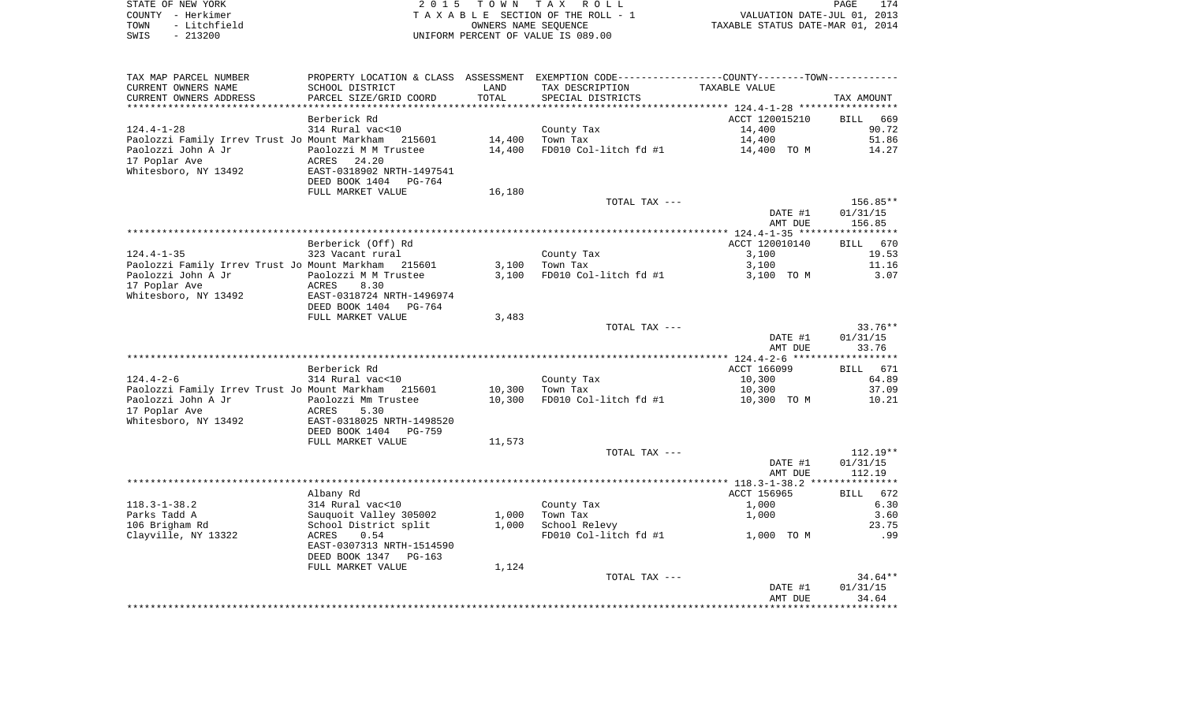STATE OF NEW YORK — 2015 TOWN TAX ROLL
COUNTY - Herkimer — TAXABLE SECTION OF THE ROLL - 1 — VALUATION DATE-JUL 01, 2013
TOWN - Litchfield — OWNERS NAME SEQUENCE — TAXABLE STATUS DATE-MAR 01, 2014
SWIS - 213200 — UNIFORM PERCENT OF VALUE IS 089.00

| TAX MAP PARCEL NUMBER / CURRENT OWNERS NAME / CURRENT OWNERS ADDRESS | PROPERTY LOCATION & CLASS / SCHOOL DISTRICT / PARCEL SIZE/GRID COORD | ASSESSMENT LAND / TOTAL | EXEMPTION CODE / TAX DESCRIPTION / SPECIAL DISTRICTS | COUNTY--------TOWN / TAXABLE VALUE | TAX AMOUNT |
|---|---|---|---|---|---|
| 124.4-1-28 | Berberick Rd | | | ACCT 120015210 | BILL 669 |
| | 314 Rural vac<10 | | County Tax | 14,400 | 90.72 |
| Paolozzi Family Irrev Trust Jo | Mount Markham 215601 | 14,400 | Town Tax | 14,400 | 51.86 |
| Paolozzi John A Jr | Paolozzi M M Trustee | 14,400 | FD010 Col-litch fd #1 | 14,400 TO M | 14.27 |
| 17 Poplar Ave | ACRES 24.20 | | | | |
| Whitesboro, NY 13492 | EAST-0318902 NRTH-1497541 | | | | |
| | DEED BOOK 1404 PG-764 | | | | |
| | FULL MARKET VALUE | 16,180 | | | |
| | | | TOTAL TAX --- | | 156.85** |
| | | | | DATE #1 | 01/31/15 |
| | | | | AMT DUE | 156.85 |
| 124.4-1-35 | Berberick (Off) Rd | | | ACCT 120010140 | BILL 670 |
| | 323 Vacant rural | | County Tax | 3,100 | 19.53 |
| Paolozzi Family Irrev Trust Jo | Mount Markham 215601 | 3,100 | Town Tax | 3,100 | 11.16 |
| Paolozzi John A Jr | Paolozzi M M Trustee | 3,100 | FD010 Col-litch fd #1 | 3,100 TO M | 3.07 |
| 17 Poplar Ave | ACRES 8.30 | | | | |
| Whitesboro, NY 13492 | EAST-0318724 NRTH-1496974 | | | | |
| | DEED BOOK 1404 PG-764 | | | | |
| | FULL MARKET VALUE | 3,483 | | | |
| | | | TOTAL TAX --- | | 33.76** |
| | | | | DATE #1 | 01/31/15 |
| | | | | AMT DUE | 33.76 |
| 124.4-2-6 | Berberick Rd | | | ACCT 166099 | BILL 671 |
| | 314 Rural vac<10 | | County Tax | 10,300 | 64.89 |
| Paolozzi Family Irrev Trust Jo | Mount Markham 215601 | 10,300 | Town Tax | 10,300 | 37.09 |
| Paolozzi John A Jr | Paolozzi Mm Trustee | 10,300 | FD010 Col-litch fd #1 | 10,300 TO M | 10.21 |
| 17 Poplar Ave | ACRES 5.30 | | | | |
| Whitesboro, NY 13492 | EAST-0318025 NRTH-1498520 | | | | |
| | DEED BOOK 1404 PG-759 | | | | |
| | FULL MARKET VALUE | 11,573 | | | |
| | | | TOTAL TAX --- | | 112.19** |
| | | | | DATE #1 | 01/31/15 |
| | | | | AMT DUE | 112.19 |
| 118.3-1-38.2 | Albany Rd | | | ACCT 156965 | BILL 672 |
| | 314 Rural vac<10 | | County Tax | 1,000 | 6.30 |
| Parks Tadd A | Sauquoit Valley 305002 | 1,000 | Town Tax | 1,000 | 3.60 |
| 106 Brigham Rd | School District split | 1,000 | School Relevy | | 23.75 |
| Clayville, NY 13322 | ACRES 0.54 | | FD010 Col-litch fd #1 | 1,000 TO M | .99 |
| | EAST-0307313 NRTH-1514590 | | | | |
| | DEED BOOK 1347 PG-163 | | | | |
| | FULL MARKET VALUE | 1,124 | | | |
| | | | TOTAL TAX --- | | 34.64** |
| | | | | DATE #1 | 01/31/15 |
| | | | | AMT DUE | 34.64 |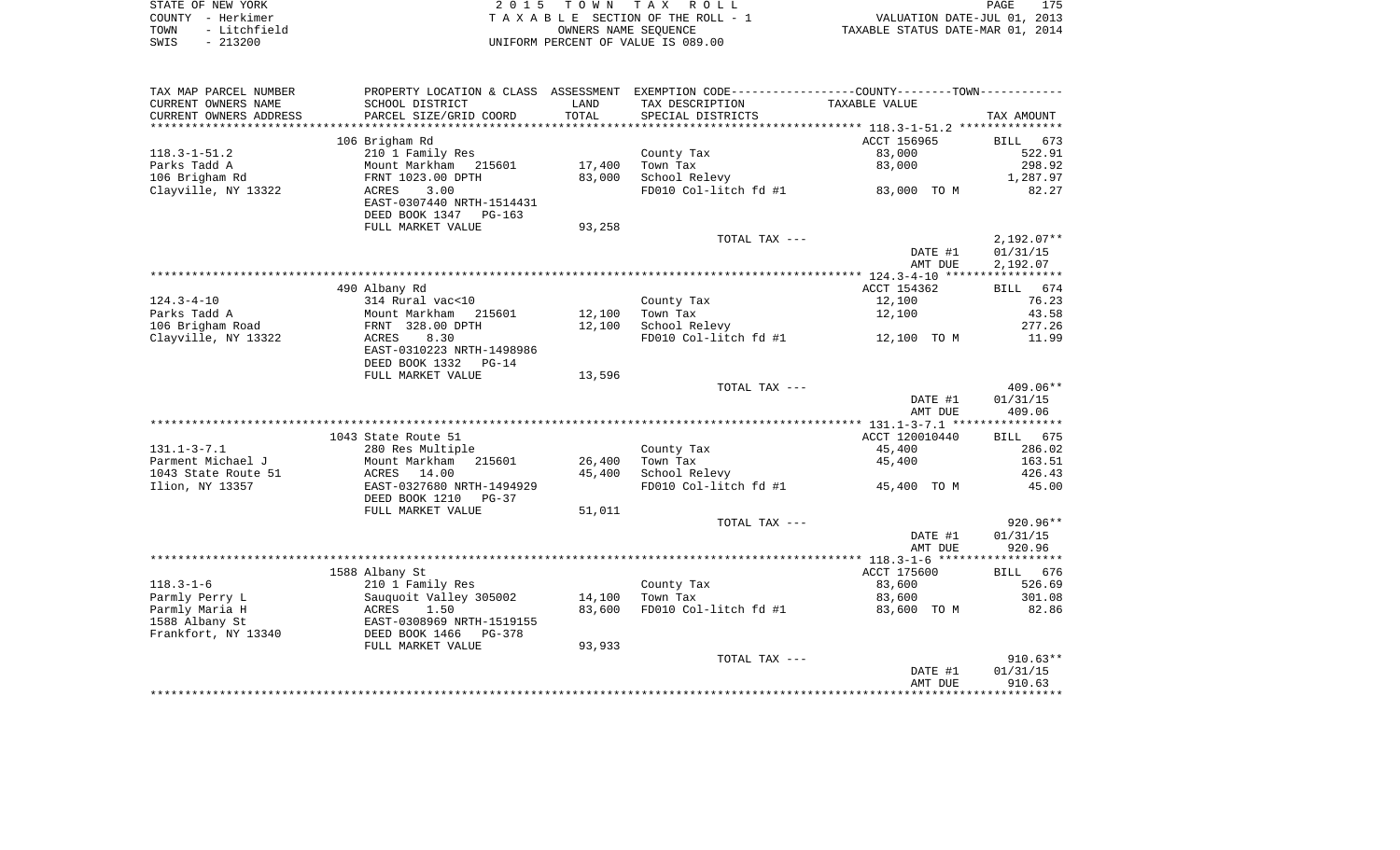STATE OF NEW YORK
COUNTY - Herkimer
TOWN - Litchfield
SWIS - 213200

2015 TOWN TAX ROLL
TAXABLE SECTION OF THE ROLL - 1
OWNERS NAME SEQUENCE
UNIFORM PERCENT OF VALUE IS 089.00

VALUATION DATE-JUL 01, 2013
TAXABLE STATUS DATE-MAR 01, 2014

| TAX MAP PARCEL NUMBER<br>CURRENT OWNERS NAME<br>CURRENT OWNERS ADDRESS | PROPERTY LOCATION & CLASS<br>SCHOOL DISTRICT<br>PARCEL SIZE/GRID COORD | ASSESSMENT<br>LAND<br>TOTAL | EXEMPTION CODE<br>TAX DESCRIPTION<br>SPECIAL DISTRICTS | COUNTY--------TOWN<br>TAXABLE VALUE | TAX AMOUNT |
|---|---|---|---|---|---|
| 118.3-1-51.2 | 106 Brigham Rd | | | ACCT 156965 | BILL 673 |
| 118.3-1-51.2 | 210 1 Family Res | | County Tax | 83,000 | 522.91 |
| Parks Tadd A | Mount Markham 215601 | 17,400 | Town Tax | 83,000 | 298.92 |
| 106 Brigham Rd | FRNT 1023.00 DPTH | 83,000 | School Relevy | | 1,287.97 |
| Clayville, NY 13322 | ACRES 3.00 | | FD010 Col-litch fd #1 | 83,000 TO M | 82.27 |
| | EAST-0307440 NRTH-1514431 | | | | |
| | DEED BOOK 1347 PG-163 | | | | |
| | FULL MARKET VALUE | 93,258 | | | |
| | | | TOTAL TAX --- | | 2,192.07** |
| | | | | DATE #1 | 01/31/15 |
| | | | | AMT DUE | 2,192.07 |
| 124.3-4-10 | 490 Albany Rd | | | ACCT 154362 | BILL 674 |
| 124.3-4-10 | 314 Rural vac<10 | | County Tax | 12,100 | 76.23 |
| Parks Tadd A | Mount Markham 215601 | 12,100 | Town Tax | 12,100 | 43.58 |
| 106 Brigham Road | FRNT 328.00 DPTH | 12,100 | School Relevy | | 277.26 |
| Clayville, NY 13322 | ACRES 8.30 | | FD010 Col-litch fd #1 | 12,100 TO M | 11.99 |
| | EAST-0310223 NRTH-1498986 | | | | |
| | DEED BOOK 1332 PG-14 | | | | |
| | FULL MARKET VALUE | 13,596 | | | |
| | | | TOTAL TAX --- | | 409.06** |
| | | | | DATE #1 | 01/31/15 |
| | | | | AMT DUE | 409.06 |
| 131.1-3-7.1 | 1043 State Route 51 | | | ACCT 120010440 | BILL 675 |
| 131.1-3-7.1 | 280 Res Multiple | | County Tax | 45,400 | 286.02 |
| Parment Michael J | Mount Markham 215601 | 26,400 | Town Tax | 45,400 | 163.51 |
| 1043 State Route 51 | ACRES 14.00 | 45,400 | School Relevy | | 426.43 |
| Ilion, NY 13357 | EAST-0327680 NRTH-1494929 | | FD010 Col-litch fd #1 | 45,400 TO M | 45.00 |
| | DEED BOOK 1210 PG-37 | | | | |
| | FULL MARKET VALUE | 51,011 | | | |
| | | | TOTAL TAX --- | | 920.96** |
| | | | | DATE #1 | 01/31/15 |
| | | | | AMT DUE | 920.96 |
| 118.3-1-6 | 1588 Albany St | | | ACCT 175600 | BILL 676 |
| 118.3-1-6 | 210 1 Family Res | | County Tax | 83,600 | 526.69 |
| Parmly Perry L | Sauquoit Valley 305002 | 14,100 | Town Tax | 83,600 | 301.08 |
| Parmly Maria H | ACRES 1.50 | 83,600 | FD010 Col-litch fd #1 | 83,600 TO M | 82.86 |
| 1588 Albany St | EAST-0308969 NRTH-1519155 | | | | |
| Frankfort, NY 13340 | DEED BOOK 1466 PG-378 | | | | |
| | FULL MARKET VALUE | 93,933 | | | |
| | | | TOTAL TAX --- | | 910.63** |
| | | | | DATE #1 | 01/31/15 |
| | | | | AMT DUE | 910.63 |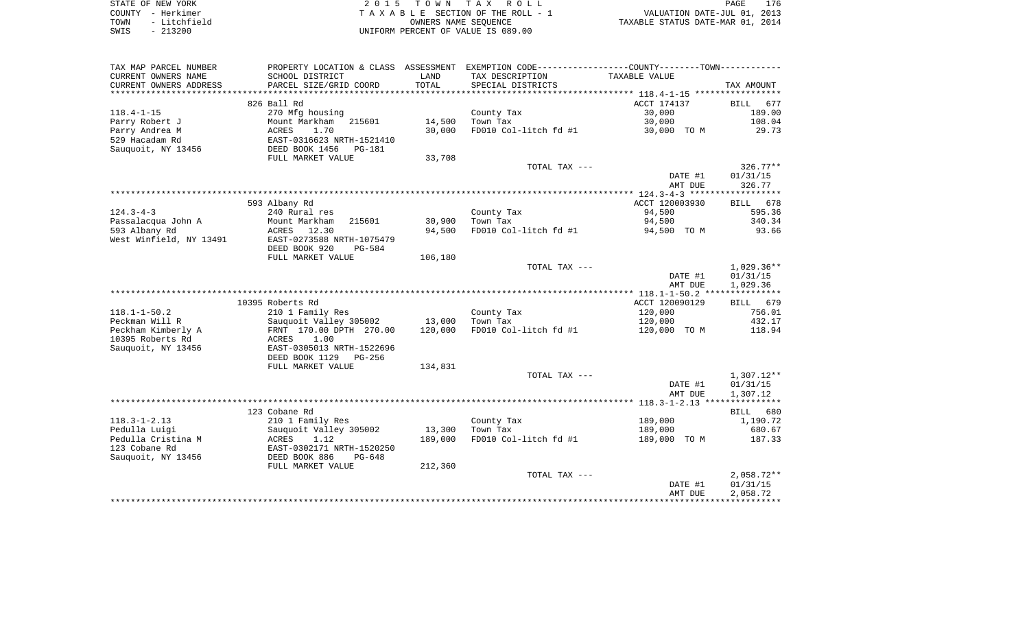STATE OF NEW YORK
COUNTY - Herkimer
TOWN - Litchfield
SWIS - 213200

2 0 1 5 T O W N T A X R O L L
T A X A B L E SECTION OF THE ROLL - 1
OWNERS NAME SEQUENCE
UNIFORM PERCENT OF VALUE IS 089.00

VALUATION DATE-JUL 01, 2013
TAXABLE STATUS DATE-MAR 01, 2014

| TAX MAP PARCEL NUMBER / CURRENT OWNERS NAME / CURRENT OWNERS ADDRESS | PROPERTY LOCATION & CLASS / SCHOOL DISTRICT / PARCEL SIZE/GRID COORD | ASSESSMENT LAND / TOTAL | EXEMPTION CODE / TAX DESCRIPTION / SPECIAL DISTRICTS | COUNTY / TOWN TAXABLE VALUE | TAX AMOUNT |
|---|---|---|---|---|---|
| 118.4-1-15 | 826 Ball Rd | | | ACCT 174137 | BILL 677 |
| | 270 Mfg housing | | County Tax | 30,000 | 189.00 |
| Parry Robert J | Mount Markham 215601 | 14,500 | Town Tax | 30,000 | 108.04 |
| Parry Andrea M | ACRES 1.70 | 30,000 | FD010 Col-litch fd #1 | 30,000 TO M | 29.73 |
| 529 Hacadam Rd | EAST-0316623 NRTH-1521410 | | | | |
| Sauquoit, NY 13456 | DEED BOOK 1456 PG-181 | | | | |
| | FULL MARKET VALUE | 33,708 | | | |
| | | | TOTAL TAX --- | | 326.77** |
| | | | | DATE #1 | 01/31/15 |
| | | | | AMT DUE | 326.77 |
| 124.3-4-3 | 593 Albany Rd | | | ACCT 120003930 | BILL 678 |
| | 240 Rural res | | County Tax | 94,500 | 595.36 |
| Passalacqua John A | Mount Markham 215601 | 30,900 | Town Tax | 94,500 | 340.34 |
| 593 Albany Rd | ACRES 12.30 | 94,500 | FD010 Col-litch fd #1 | 94,500 TO M | 93.66 |
| West Winfield, NY 13491 | EAST-0273588 NRTH-1075479 | | | | |
| | DEED BOOK 920 PG-584 | | | | |
| | FULL MARKET VALUE | 106,180 | | | |
| | | | TOTAL TAX --- | | 1,029.36** |
| | | | | DATE #1 | 01/31/15 |
| | | | | AMT DUE | 1,029.36 |
| 118.1-1-50.2 | 10395 Roberts Rd | | | ACCT 120090129 | BILL 679 |
| | 210 1 Family Res | | County Tax | 120,000 | 756.01 |
| Peckman Will R | Sauquoit Valley 305002 | 13,000 | Town Tax | 120,000 | 432.17 |
| Peckham Kimberly A | FRNT 170.00 DPTH 270.00 | 120,000 | FD010 Col-litch fd #1 | 120,000 TO M | 118.94 |
| 10395 Roberts Rd | ACRES 1.00 | | | | |
| Sauquoit, NY 13456 | EAST-0305013 NRTH-1522696 | | | | |
| | DEED BOOK 1129 PG-256 | | | | |
| | FULL MARKET VALUE | 134,831 | | | |
| | | | TOTAL TAX --- | | 1,307.12** |
| | | | | DATE #1 | 01/31/15 |
| | | | | AMT DUE | 1,307.12 |
| 118.3-1-2.13 | 123 Cobane Rd | | | | BILL 680 |
| | 210 1 Family Res | | County Tax | 189,000 | 1,190.72 |
| Pedulla Luigi | Sauquoit Valley 305002 | 13,300 | Town Tax | 189,000 | 680.67 |
| Pedulla Cristina M | ACRES 1.12 | 189,000 | FD010 Col-litch fd #1 | 189,000 TO M | 187.33 |
| 123 Cobane Rd | EAST-0302171 NRTH-1520250 | | | | |
| Sauquoit, NY 13456 | DEED BOOK 886 PG-648 | | | | |
| | FULL MARKET VALUE | 212,360 | | | |
| | | | TOTAL TAX --- | | 2,058.72** |
| | | | | DATE #1 | 01/31/15 |
| | | | | AMT DUE | 2,058.72 |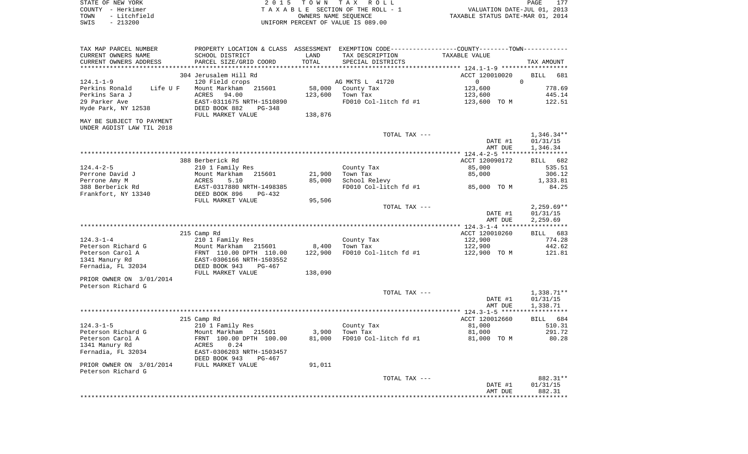STATE OF NEW YORK
COUNTY - Herkimer
TOWN - Litchfield
SWIS - 213200

2015 TOWN TAX ROLL
TAXABLE SECTION OF THE ROLL - 1
OWNERS NAME SEQUENCE
UNIFORM PERCENT OF VALUE IS 089.00

VALUATION DATE-JUL 01, 2013
TAXABLE STATUS DATE-MAR 01, 2014

| TAX MAP PARCEL NUMBER<br>CURRENT OWNERS NAME<br>CURRENT OWNERS ADDRESS | PROPERTY LOCATION & CLASS<br>SCHOOL DISTRICT<br>PARCEL SIZE/GRID COORD | ASSESSMENT<br>LAND<br>TOTAL | EXEMPTION CODE------COUNTY-----TOWN------<br>TAX DESCRIPTION<br>SPECIAL DISTRICTS | TAXABLE VALUE | TAX AMOUNT |
|---|---|---|---|---|---|
| | 304 Jerusalem Hill Rd | | | ACCT 120010020 | BILL 681 |
| 124.1-1-9 | 120 Field crops | | AG MKTS L 41720 | 0 0 | |
| Perkins Ronald Life U F | Mount Markham 215601 | 58,000 | County Tax | 123,600 | 778.69 |
| Perkins Sara J | ACRES 94.00 | 123,600 | Town Tax | 123,600 | 445.14 |
| 29 Parker Ave | EAST-0311675 NRTH-1510890 | | FD010 Col-litch fd #1 | 123,600 TO M | 122.51 |
| Hyde Park, NY 12538 | DEED BOOK 882 PG-348 | | | | |
| | FULL MARKET VALUE | 138,876 | | | |
| MAY BE SUBJECT TO PAYMENT<br>UNDER AGDIST LAW TIL 2018 | | | | | |
| | | | TOTAL TAX --- | | 1,346.34** |
| | | | | DATE #1 | 01/31/15 |
| | | | | AMT DUE | 1,346.34 |
| | 388 Berberick Rd | | | ACCT 120090172 | BILL 682 |
| 124.4-2-5 | 210 1 Family Res | | County Tax | 85,000 | 535.51 |
| Perrone David J | Mount Markham 215601 | 21,900 | Town Tax | 85,000 | 306.12 |
| Perrone Amy M | ACRES 5.10 | 85,000 | School Relevy | | 1,333.81 |
| 388 Berberick Rd | EAST-0317880 NRTH-1498385 | | FD010 Col-litch fd #1 | 85,000 TO M | 84.25 |
| Frankfort, NY 13340 | DEED BOOK 896 PG-432 | | | | |
| | FULL MARKET VALUE | 95,506 | | | |
| | | | TOTAL TAX --- | | 2,259.69** |
| | | | | DATE #1 | 01/31/15 |
| | | | | AMT DUE | 2,259.69 |
| | 215 Camp Rd | | | ACCT 120010260 | BILL 683 |
| 124.3-1-4 | 210 1 Family Res | | County Tax | 122,900 | 774.28 |
| Peterson Richard G | Mount Markham 215601 | 8,400 | Town Tax | 122,900 | 442.62 |
| Peterson Carol A | FRNT 110.00 DPTH 110.00 | 122,900 | FD010 Col-litch fd #1 | 122,900 TO M | 121.81 |
| 1341 Manury Rd | EAST-0306166 NRTH-1503552 | | | | |
| Fernadia, FL 32034 | DEED BOOK 943 PG-467 | | | | |
| | FULL MARKET VALUE | 138,090 | | | |
| PRIOR OWNER ON 3/01/2014<br>Peterson Richard G | | | | | |
| | | | TOTAL TAX --- | | 1,338.71** |
| | | | | DATE #1 | 01/31/15 |
| | | | | AMT DUE | 1,338.71 |
| | 215 Camp Rd | | | ACCT 120012660 | BILL 684 |
| 124.3-1-5 | 210 1 Family Res | | County Tax | 81,000 | 510.31 |
| Peterson Richard G | Mount Markham 215601 | 3,900 | Town Tax | 81,000 | 291.72 |
| Peterson Carol A | FRNT 100.00 DPTH 100.00 | 81,000 | FD010 Col-litch fd #1 | 81,000 TO M | 80.28 |
| 1341 Manury Rd | ACRES 0.24 | | | | |
| Fernadia, FL 32034 | EAST-0306203 NRTH-1503457 | | | | |
| | DEED BOOK 943 PG-467 | | | | |
| PRIOR OWNER ON 3/01/2014<br>Peterson Richard G | FULL MARKET VALUE | 91,011 | | | |
| | | | TOTAL TAX --- | | 882.31** |
| | | | | DATE #1 | 01/31/15 |
| | | | | AMT DUE | 882.31 |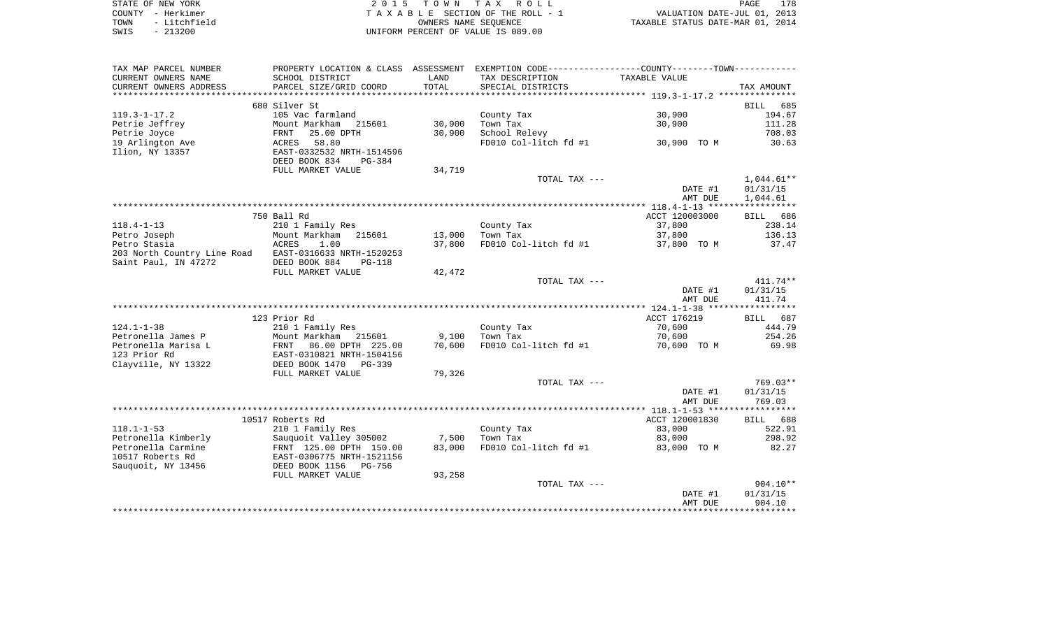STATE OF NEW YORK
COUNTY - Herkimer
TOWN - Litchfield
SWIS - 213200

2 0 1 5 T O W N T A X R O L L
T A X A B L E SECTION OF THE ROLL - 1
OWNERS NAME SEQUENCE
UNIFORM PERCENT OF VALUE IS 089.00

VALUATION DATE-JUL 01, 2013
TAXABLE STATUS DATE-MAR 01, 2014

| TAX MAP PARCEL NUMBER / CURRENT OWNERS NAME / CURRENT OWNERS ADDRESS | PROPERTY LOCATION & CLASS / SCHOOL DISTRICT / PARCEL SIZE/GRID COORD | ASSESSMENT LAND / TOTAL | EXEMPTION CODE / TAX DESCRIPTION / SPECIAL DISTRICTS | COUNTY--------TOWN / TAXABLE VALUE | TAX AMOUNT |
|---|---|---|---|---|---|
| 119.3-1-17.2 | 680 Silver St | | | | BILL 685 |
| 119.3-1-17.2 | 105 Vac farmland | | County Tax | 30,900 | 194.67 |
| Petrie Jeffrey | Mount Markham 215601 | 30,900 | Town Tax | 30,900 | 111.28 |
| Petrie Joyce | FRNT 25.00 DPTH | 30,900 | School Relevy | | 708.03 |
| 19 Arlington Ave | ACRES 58.80 | | FD010 Col-litch fd #1 | 30,900 TO M | 30.63 |
| Ilion, NY 13357 | EAST-0332532 NRTH-1514596 | | | | |
| | DEED BOOK 834 PG-384 | | | | |
| | FULL MARKET VALUE | 34,719 | | | |
| | | | TOTAL TAX --- | | 1,044.61** |
| | | | | DATE #1 | 01/31/15 |
| | | | | AMT DUE | 1,044.61 |
| 118.4-1-13 | 750 Ball Rd | | | ACCT 120003000 | BILL 686 |
| 118.4-1-13 | 210 1 Family Res | | County Tax | 37,800 | 238.14 |
| Petro Joseph | Mount Markham 215601 | 13,000 | Town Tax | 37,800 | 136.13 |
| Petro Stasia | ACRES 1.00 | 37,800 | FD010 Col-litch fd #1 | 37,800 TO M | 37.47 |
| 203 North Country Line Road | EAST-0316633 NRTH-1520253 | | | | |
| Saint Paul, IN 47272 | DEED BOOK 884 PG-118 | | | | |
| | FULL MARKET VALUE | 42,472 | | | |
| | | | TOTAL TAX --- | | 411.74** |
| | | | | DATE #1 | 01/31/15 |
| | | | | AMT DUE | 411.74 |
| 124.1-1-38 | 123 Prior Rd | | | ACCT 176219 | BILL 687 |
| 124.1-1-38 | 210 1 Family Res | | County Tax | 70,600 | 444.79 |
| Petronella James P | Mount Markham 215601 | 9,100 | Town Tax | 70,600 | 254.26 |
| Petronella Marisa L | FRNT 86.00 DPTH 225.00 | 70,600 | FD010 Col-litch fd #1 | 70,600 TO M | 69.98 |
| 123 Prior Rd | EAST-0310821 NRTH-1504156 | | | | |
| Clayville, NY 13322 | DEED BOOK 1470 PG-339 | | | | |
| | FULL MARKET VALUE | 79,326 | | | |
| | | | TOTAL TAX --- | | 769.03** |
| | | | | DATE #1 | 01/31/15 |
| | | | | AMT DUE | 769.03 |
| 118.1-1-53 | 10517 Roberts Rd | | | ACCT 120001830 | BILL 688 |
| 118.1-1-53 | 210 1 Family Res | | County Tax | 83,000 | 522.91 |
| Petronella Kimberly | Sauquoit Valley 305002 | 7,500 | Town Tax | 83,000 | 298.92 |
| Petronella Carmine | FRNT 125.00 DPTH 150.00 | 83,000 | FD010 Col-litch fd #1 | 83,000 TO M | 82.27 |
| 10517 Roberts Rd | EAST-0306775 NRTH-1521156 | | | | |
| Sauquoit, NY 13456 | DEED BOOK 1156 PG-756 | | | | |
| | FULL MARKET VALUE | 93,258 | | | |
| | | | TOTAL TAX --- | | 904.10** |
| | | | | DATE #1 | 01/31/15 |
| | | | | AMT DUE | 904.10 |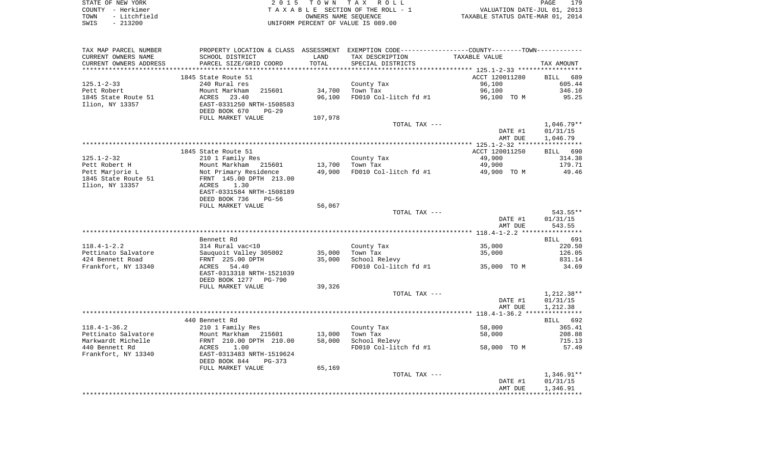STATE OF NEW YORK
COUNTY - Herkimer
TOWN - Litchfield
SWIS - 213200

2 0 1 5 T O W N T A X R O L L
T A X A B L E SECTION OF THE ROLL - 1
OWNERS NAME SEQUENCE
UNIFORM PERCENT OF VALUE IS 089.00

VALUATION DATE-JUL 01, 2013
TAXABLE STATUS DATE-MAR 01, 2014

| TAX MAP PARCEL NUMBER / CURRENT OWNERS NAME / CURRENT OWNERS ADDRESS | PROPERTY LOCATION & CLASS / SCHOOL DISTRICT / PARCEL SIZE/GRID COORD | ASSESSMENT LAND / TOTAL | EXEMPTION CODE / TAX DESCRIPTION / SPECIAL DISTRICTS | TAXABLE VALUE | TAX AMOUNT |
|---|---|---|---|---|---|
| | 1845 State Route 51 | | | ACCT 120011280 | BILL 689 |
| 125.1-2-33 | 240 Rural res | | County Tax | 96,100 | 605.44 |
| Pett Robert | Mount Markham 215601 | 34,700 | Town Tax | 96,100 | 346.10 |
| 1845 State Route 51 | ACRES 23.40 | 96,100 | FD010 Col-litch fd #1 | 96,100 TO M | 95.25 |
| Ilion, NY 13357 | EAST-0331250 NRTH-1508583 | | | | |
| | DEED BOOK 670 PG-29 | | | | |
| | FULL MARKET VALUE | 107,978 | | | |
| | | | TOTAL TAX --- | | 1,046.79** |
| | | | | DATE #1 | 01/31/15 |
| | | | | AMT DUE | 1,046.79 |
| | 1845 State Route 51 | | | ACCT 120011250 | BILL 690 |
| 125.1-2-32 | 210 1 Family Res | | County Tax | 49,900 | 314.38 |
| Pett Robert H | Mount Markham 215601 | 13,700 | Town Tax | 49,900 | 179.71 |
| Pett Marjorie L | Not Primary Residence | 49,900 | FD010 Col-litch fd #1 | 49,900 TO M | 49.46 |
| 1845 State Route 51 | FRNT 145.00 DPTH 213.00 | | | | |
| Ilion, NY 13357 | ACRES 1.30 | | | | |
| | EAST-0331584 NRTH-1508189 | | | | |
| | DEED BOOK 736 PG-56 | | | | |
| | FULL MARKET VALUE | 56,067 | | | |
| | | | TOTAL TAX --- | | 543.55** |
| | | | | DATE #1 | 01/31/15 |
| | | | | AMT DUE | 543.55 |
| | Bennett Rd | | | | BILL 691 |
| 118.4-1-2.2 | 314 Rural vac<10 | | County Tax | 35,000 | 220.50 |
| Pettinato Salvatore | Sauquoit Valley 305002 | 35,000 | Town Tax | 35,000 | 126.05 |
| 424 Bennett Road | FRNT 225.00 DPTH | 35,000 | School Relevy | | 831.14 |
| Frankfort, NY 13340 | ACRES 54.40 | | FD010 Col-litch fd #1 | 35,000 TO M | 34.69 |
| | EAST-0313318 NRTH-1521039 | | | | |
| | DEED BOOK 1277 PG-790 | | | | |
| | FULL MARKET VALUE | 39,326 | | | |
| | | | TOTAL TAX --- | | 1,212.38** |
| | | | | DATE #1 | 01/31/15 |
| | | | | AMT DUE | 1,212.38 |
| | 440 Bennett Rd | | | | BILL 692 |
| 118.4-1-36.2 | 210 1 Family Res | | County Tax | 58,000 | 365.41 |
| Pettinato Salvatore | Mount Markham 215601 | 13,000 | Town Tax | 58,000 | 208.88 |
| Markwardt Michelle | FRNT 210.00 DPTH 210.00 | 58,000 | School Relevy | | 715.13 |
| 440 Bennett Rd | ACRES 1.00 | | FD010 Col-litch fd #1 | 58,000 TO M | 57.49 |
| Frankfort, NY 13340 | EAST-0313483 NRTH-1519624 | | | | |
| | DEED BOOK 844 PG-373 | | | | |
| | FULL MARKET VALUE | 65,169 | | | |
| | | | TOTAL TAX --- | | 1,346.91** |
| | | | | DATE #1 | 01/31/15 |
| | | | | AMT DUE | 1,346.91 |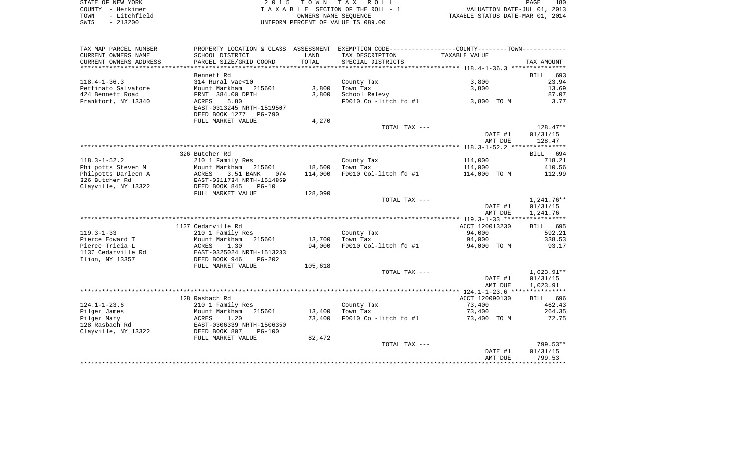STATE OF NEW YORK | 2 0 1 5 T O W N T A X R O L L | PAGE 180
COUNTY - Herkimer | T A X A B L E SECTION OF THE ROLL - 1 | VALUATION DATE-JUL 01, 2013
TOWN - Litchfield | OWNERS NAME SEQUENCE | TAXABLE STATUS DATE-MAR 01, 2014
SWIS - 213200 | UNIFORM PERCENT OF VALUE IS 089.00

| TAX MAP PARCEL NUMBER<br>CURRENT OWNERS NAME<br>CURRENT OWNERS ADDRESS | PROPERTY LOCATION & CLASS<br>SCHOOL DISTRICT<br>PARCEL SIZE/GRID COORD | ASSESSMENT<br>LAND<br>TOTAL | EXEMPTION CODE-----COUNTY-----TOWN<br>TAX DESCRIPTION<br>SPECIAL DISTRICTS | TAXABLE VALUE | TAX AMOUNT |
|---|---|---|---|---|---|
| ********** 118.4-1-36.3 ********** | | | | | |
| | Bennett Rd | | | | BILL 693 |
| 118.4-1-36.3 | 314 Rural vac<10 | | County Tax | 3,800 | 23.94 |
| Pettinato Salvatore | Mount Markham 215601 | 3,800 | Town Tax | 3,800 | 13.69 |
| 424 Bennett Road | FRNT 384.00 DPTH | 3,800 | School Relevy | | 87.07 |
| Frankfort, NY 13340 | ACRES 5.80 | | FD010 Col-litch fd #1 | 3,800 TO M | 3.77 |
| | EAST-0313245 NRTH-1519507 | | | | |
| | DEED BOOK 1277 PG-790 | | | | |
| | FULL MARKET VALUE | 4,270 | | | |
| | | | TOTAL TAX --- | | 128.47** |
| | | | | DATE #1 | 01/31/15 |
| | | | | AMT DUE | 128.47 |
| ********** 118.3-1-52.2 ********** | | | | | |
| | 326 Butcher Rd | | | | BILL 694 |
| 118.3-1-52.2 | 210 1 Family Res | | County Tax | 114,000 | 718.21 |
| Philpotts Steven M | Mount Markham 215601 | 18,500 | Town Tax | 114,000 | 410.56 |
| Philpotts Darleen A | ACRES 3.51 BANK 074 | 114,000 | FD010 Col-litch fd #1 | 114,000 TO M | 112.99 |
| 326 Butcher Rd | EAST-0311734 NRTH-1514859 | | | | |
| Clayville, NY 13322 | DEED BOOK 845 PG-10 | | | | |
| | FULL MARKET VALUE | 128,090 | | | |
| | | | TOTAL TAX --- | | 1,241.76** |
| | | | | DATE #1 | 01/31/15 |
| | | | | AMT DUE | 1,241.76 |
| ********** 119.3-1-33 ********** | | | | | |
| | 1137 Cedarville Rd | | | ACCT 120013230 | BILL 695 |
| 119.3-1-33 | 210 1 Family Res | | County Tax | 94,000 | 592.21 |
| Pierce Edward T | Mount Markham 215601 | 13,700 | Town Tax | 94,000 | 338.53 |
| Pierce Tricia L | ACRES 1.30 | 94,000 | FD010 Col-litch fd #1 | 94,000 TO M | 93.17 |
| 1137 Cedarville Rd | EAST-0325024 NRTH-1513233 | | | | |
| Ilion, NY 13357 | DEED BOOK 946 PG-202 | | | | |
| | FULL MARKET VALUE | 105,618 | | | |
| | | | TOTAL TAX --- | | 1,023.91** |
| | | | | DATE #1 | 01/31/15 |
| | | | | AMT DUE | 1,023.91 |
| ********** 124.1-1-23.6 ********** | | | | | |
| | 128 Rasbach Rd | | | ACCT 120090130 | BILL 696 |
| 124.1-1-23.6 | 210 1 Family Res | | County Tax | 73,400 | 462.43 |
| Pilger James | Mount Markham 215601 | 13,400 | Town Tax | 73,400 | 264.35 |
| Pilger Mary | ACRES 1.20 | 73,400 | FD010 Col-litch fd #1 | 73,400 TO M | 72.75 |
| 128 Rasbach Rd | EAST-0306339 NRTH-1506350 | | | | |
| Clayville, NY 13322 | DEED BOOK 807 PG-100 | | | | |
| | FULL MARKET VALUE | 82,472 | | | |
| | | | TOTAL TAX --- | | 799.53** |
| | | | | DATE #1 | 01/31/15 |
| | | | | AMT DUE | 799.53 |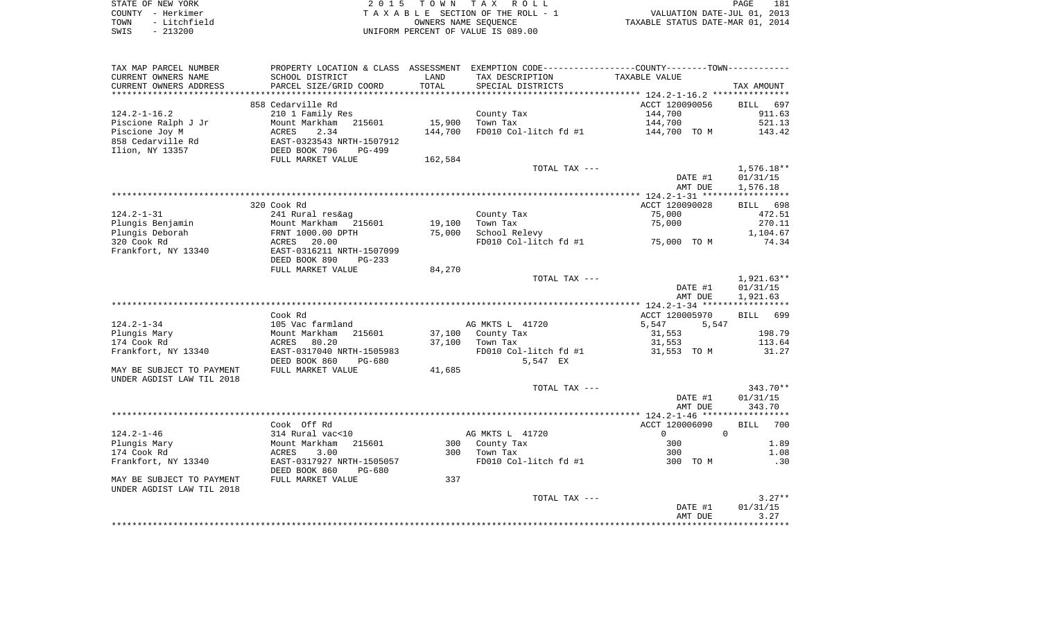STATE OF NEW YORK
COUNTY - Herkimer
TOWN - Litchfield
SWIS - 213200

2015 TOWN TAX ROLL
TAXABLE SECTION OF THE ROLL - 1
OWNERS NAME SEQUENCE
UNIFORM PERCENT OF VALUE IS 089.00

VALUATION DATE-JUL 01, 2013
TAXABLE STATUS DATE-MAR 01, 2014

| TAX MAP PARCEL NUMBER / CURRENT OWNERS NAME / CURRENT OWNERS ADDRESS | PROPERTY LOCATION & CLASS / SCHOOL DISTRICT / PARCEL SIZE/GRID COORD | ASSESSMENT LAND / TOTAL | EXEMPTION CODE / TAX DESCRIPTION / SPECIAL DISTRICTS | COUNTY / TOWN TAXABLE VALUE | TAX AMOUNT |
|---|---|---|---|---|---|
| **124.2-1-16.2** | 858 Cedarville Rd | | | ACCT 120090056 | BILL 697 |
| 124.2-1-16.2 | 210 1 Family Res | | County Tax | 144,700 | 911.63 |
| Piscione Ralph J Jr | Mount Markham 215601 | 15,900 | Town Tax | 144,700 | 521.13 |
| Piscione Joy M | ACRES 2.34 | 144,700 | FD010 Col-litch fd #1 | 144,700 TO M | 143.42 |
| 858 Cedarville Rd | EAST-0323543 NRTH-1507912 | | | | |
| Ilion, NY 13357 | DEED BOOK 796 PG-499 | | | | |
| | FULL MARKET VALUE | 162,584 | | | |
| | | | TOTAL TAX --- | | 1,576.18** |
| | | | | DATE #1 | 01/31/15 |
| | | | | AMT DUE | 1,576.18 |
| **124.2-1-31** | 320 Cook Rd | | | ACCT 120090028 | BILL 698 |
| 124.2-1-31 | 241 Rural res&ag | | County Tax | 75,000 | 472.51 |
| Plungis Benjamin | Mount Markham 215601 | 19,100 | Town Tax | 75,000 | 270.11 |
| Plungis Deborah | FRNT 1000.00 DPTH | 75,000 | School Relevy | | 1,104.67 |
| 320 Cook Rd | ACRES 20.00 | | FD010 Col-litch fd #1 | 75,000 TO M | 74.34 |
| Frankfort, NY 13340 | EAST-0316211 NRTH-1507099 | | | | |
| | DEED BOOK 890 PG-233 | | | | |
| | FULL MARKET VALUE | 84,270 | | | |
| | | | TOTAL TAX --- | | 1,921.63** |
| | | | | DATE #1 | 01/31/15 |
| | | | | AMT DUE | 1,921.63 |
| **124.2-1-34** | Cook Rd | | | ACCT 120005970 | BILL 699 |
| 124.2-1-34 | 105 Vac farmland | | AG MKTS L 41720 | 5,547 5,547 | |
| Plungis Mary | Mount Markham 215601 | 37,100 | County Tax | 31,553 | 198.79 |
| 174 Cook Rd | ACRES 80.20 | 37,100 | Town Tax | 31,553 | 113.64 |
| Frankfort, NY 13340 | EAST-0317040 NRTH-1505983 | | FD010 Col-litch fd #1 | 31,553 TO M | 31.27 |
| | DEED BOOK 860 PG-680 | | 5,547 EX | | |
| MAY BE SUBJECT TO PAYMENT | FULL MARKET VALUE | 41,685 | | | |
| UNDER AGDIST LAW TIL 2018 | | | | | |
| | | | TOTAL TAX --- | | 343.70** |
| | | | | DATE #1 | 01/31/15 |
| | | | | AMT DUE | 343.70 |
| **124.2-1-46** | Cook Off Rd | | | ACCT 120006090 | BILL 700 |
| 124.2-1-46 | 314 Rural vac<10 | | AG MKTS L 41720 | 0 0 | |
| Plungis Mary | Mount Markham 215601 | 300 | County Tax | 300 | 1.89 |
| 174 Cook Rd | ACRES 3.00 | 300 | Town Tax | 300 | 1.08 |
| Frankfort, NY 13340 | EAST-0317927 NRTH-1505057 | | FD010 Col-litch fd #1 | 300 TO M | .30 |
| | DEED BOOK 860 PG-680 | | | | |
| MAY BE SUBJECT TO PAYMENT | FULL MARKET VALUE | 337 | | | |
| UNDER AGDIST LAW TIL 2018 | | | | | |
| | | | TOTAL TAX --- | | 3.27** |
| | | | | DATE #1 | 01/31/15 |
| | | | | AMT DUE | 3.27 |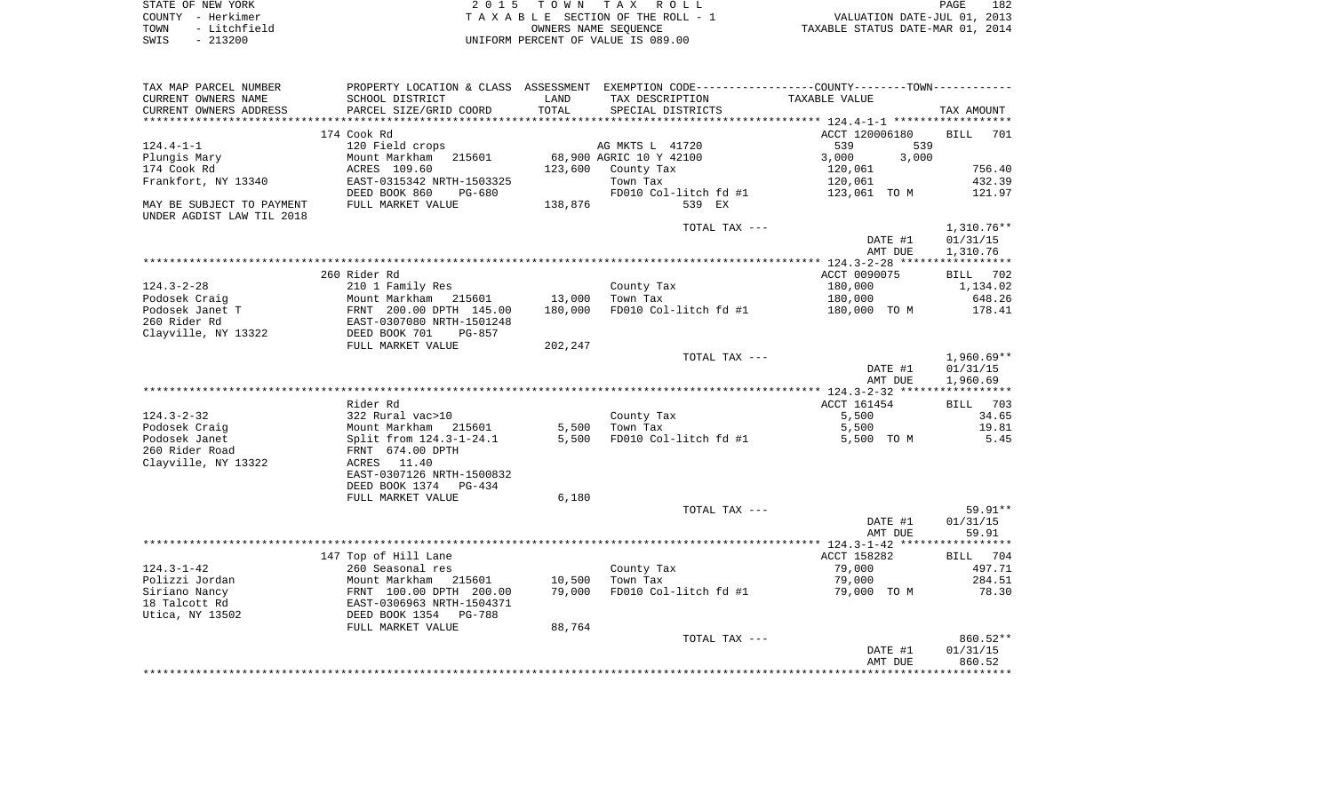STATE OF NEW YORK — 2 0 1 5 T O W N T A X R O L L
COUNTY - Herkimer — T A X A B L E SECTION OF THE ROLL - 1 — VALUATION DATE-JUL 01, 2013
TOWN - Litchfield — OWNERS NAME SEQUENCE — TAXABLE STATUS DATE-MAR 01, 2014
SWIS - 213200 — UNIFORM PERCENT OF VALUE IS 089.00

```
TAX MAP PARCEL NUMBER      PROPERTY LOCATION & CLASS  ASSESSMENT  EXEMPTION CODE-----------------COUNTY--------TOWN-----------
CURRENT OWNERS NAME        SCHOOL DISTRICT               LAND      TAX DESCRIPTION            TAXABLE VALUE
CURRENT OWNERS ADDRESS     PARCEL SIZE/GRID COORD        TOTAL     SPECIAL DISTRICTS                                      TAX AMOUNT
*********************************************************************************************** 124.4-1-1 ******************
                           174 Cook Rd                                                          ACCT 120006180     BILL  701
124.4-1-1                  120 Field crops                         AG MKTS L  41720                539         539
Plungis Mary               Mount Markham   215601       68,900 AGRIC 10 Y 42100               3,000        3,000
174 Cook Rd                ACRES  109.60               123,600    County Tax                   120,061                 756.40
Frankfort, NY 13340        EAST-0315342 NRTH-1503325               Town Tax                     120,061                 432.39
                           DEED BOOK 860    PG-680                 FD010 Col-litch fd #1        123,061 TO M            121.97
MAY BE SUBJECT TO PAYMENT  FULL MARKET VALUE           138,876          539 EX
UNDER AGDIST LAW TIL 2018
                                                                   TOTAL TAX ---                                    1,310.76**
                                                                                                DATE #1          01/31/15
                                                                                                AMT DUE          1,310.76
*********************************************************************************************** 124.3-2-28 *****************
                           260 Rider Rd                                                         ACCT 0090075       BILL  702
124.3-2-28                 210 1 Family Res                        County Tax                   180,000               1,134.02
Podosek Craig              Mount Markham   215601       13,000     Town Tax                     180,000                 648.26
Podosek Janet T            FRNT  200.00 DPTH  145.00   180,000     FD010 Col-litch fd #1        180,000 TO M            178.41
260 Rider Rd               EAST-0307080 NRTH-1501248
Clayville, NY 13322        DEED BOOK 701    PG-857
                           FULL MARKET VALUE           202,247
                                                                   TOTAL TAX ---                                    1,960.69**
                                                                                                DATE #1          01/31/15
                                                                                                AMT DUE          1,960.69
*********************************************************************************************** 124.3-2-32 *****************
                           Rider Rd                                                             ACCT 161454        BILL  703
124.3-2-32                 322 Rural vac>10                        County Tax                     5,500                  34.65
Podosek Craig              Mount Markham   215601        5,500     Town Tax                       5,500                  19.81
Podosek Janet              Split from 124.3-1-24.1       5,500     FD010 Col-litch fd #1          5,500 TO M              5.45
260 Rider Road             FRNT  674.00 DPTH
Clayville, NY 13322        ACRES   11.40
                           EAST-0307126 NRTH-1500832
                           DEED BOOK 1374   PG-434
                           FULL MARKET VALUE             6,180
                                                                   TOTAL TAX ---                                       59.91**
                                                                                                DATE #1          01/31/15
                                                                                                AMT DUE             59.91
*********************************************************************************************** 124.3-1-42 *****************
                           147 Top of Hill Lane                                                 ACCT 158282        BILL  704
124.3-1-42                 260 Seasonal res                        County Tax                    79,000                 497.71
Polizzi Jordan             Mount Markham   215601       10,500     Town Tax                      79,000                 284.51
Siriano Nancy              FRNT  100.00 DPTH  200.00    79,000     FD010 Col-litch fd #1         79,000 TO M             78.30
18 Talcott Rd              EAST-0306963 NRTH-1504371
Utica, NY 13502            DEED BOOK 1354   PG-788
                           FULL MARKET VALUE            88,764
                                                                   TOTAL TAX ---                                      860.52**
                                                                                                DATE #1          01/31/15
                                                                                                AMT DUE            860.52
************************************************************************************************************************************
```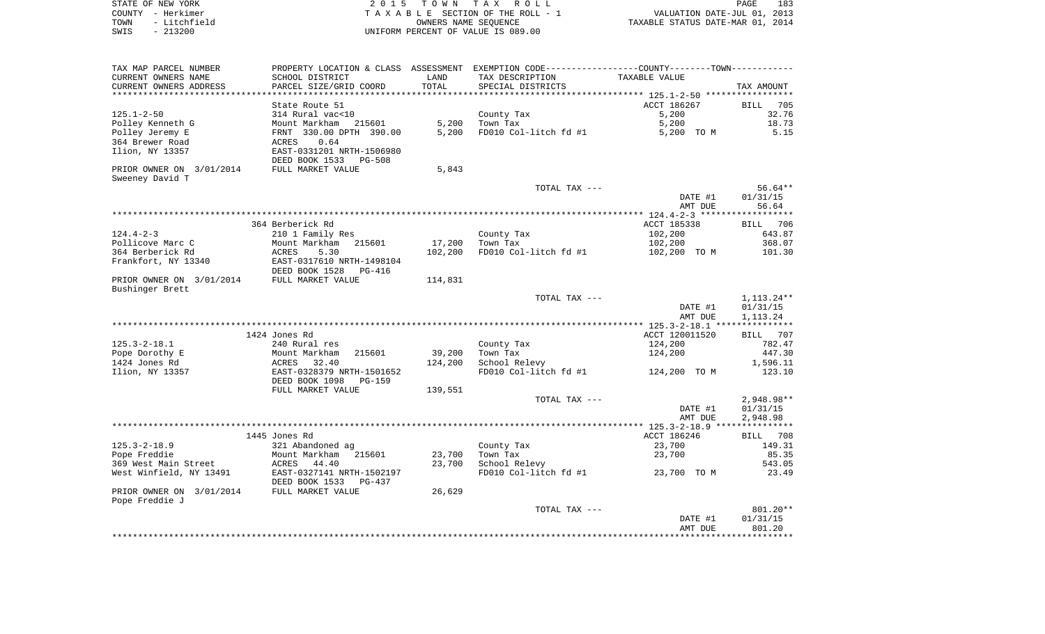STATE OF NEW YORK
COUNTY - Herkimer
TOWN - Litchfield
SWIS - 213200

2015 TOWN TAX ROLL
TAXABLE SECTION OF THE ROLL - 1
OWNERS NAME SEQUENCE
UNIFORM PERCENT OF VALUE IS 089.00

VALUATION DATE-JUL 01, 2013
TAXABLE STATUS DATE-MAR 01, 2014

| TAX MAP PARCEL NUMBER / CURRENT OWNERS NAME / CURRENT OWNERS ADDRESS | PROPERTY LOCATION & CLASS / SCHOOL DISTRICT / PARCEL SIZE/GRID COORD | ASSESSMENT LAND / TOTAL | EXEMPTION CODE / TAX DESCRIPTION / SPECIAL DISTRICTS | COUNTY--------TOWN / TAXABLE VALUE | TAX AMOUNT |
|---|---|---|---|---|---|
| 125.1-2-50 | State Route 51 | | | ACCT 186267 | BILL 705 |
| | 314 Rural vac<10 | | County Tax | 5,200 | 32.76 |
| Polley Kenneth G | Mount Markham 215601 | 5,200 | Town Tax | 5,200 | 18.73 |
| Polley Jeremy E | FRNT 330.00 DPTH 390.00 | 5,200 | FD010 Col-litch fd #1 | 5,200 TO M | 5.15 |
| 364 Brewer Road | ACRES 0.64 | | | | |
| Ilion, NY 13357 | EAST-0331201 NRTH-1506980 | | | | |
| | DEED BOOK 1533 PG-508 | | | | |
| PRIOR OWNER ON 3/01/2014 | FULL MARKET VALUE | 5,843 | | | |
| Sweeney David T | | | | | |
| | | | TOTAL TAX --- | | 56.64** |
| | | | | DATE #1 | 01/31/15 |
| | | | | AMT DUE | 56.64 |
| 124.4-2-3 | 364 Berberick Rd | | | ACCT 185338 | BILL 706 |
| | 210 1 Family Res | | County Tax | 102,200 | 643.87 |
| Pollicove Marc C | Mount Markham 215601 | 17,200 | Town Tax | 102,200 | 368.07 |
| 364 Berberick Rd | ACRES 5.30 | 102,200 | FD010 Col-litch fd #1 | 102,200 TO M | 101.30 |
| Frankfort, NY 13340 | EAST-0317610 NRTH-1498104 | | | | |
| | DEED BOOK 1528 PG-416 | | | | |
| PRIOR OWNER ON 3/01/2014 | FULL MARKET VALUE | 114,831 | | | |
| Bushinger Brett | | | | | |
| | | | TOTAL TAX --- | | 1,113.24** |
| | | | | DATE #1 | 01/31/15 |
| | | | | AMT DUE | 1,113.24 |
| 125.3-2-18.1 | 1424 Jones Rd | | | ACCT 120011520 | BILL 707 |
| | 240 Rural res | | County Tax | 124,200 | 782.47 |
| Pope Dorothy E | Mount Markham 215601 | 39,200 | Town Tax | 124,200 | 447.30 |
| 1424 Jones Rd | ACRES 32.40 | 124,200 | School Relevy | | 1,596.11 |
| Ilion, NY 13357 | EAST-0328379 NRTH-1501652 | | FD010 Col-litch fd #1 | 124,200 TO M | 123.10 |
| | DEED BOOK 1098 PG-159 | | | | |
| | FULL MARKET VALUE | 139,551 | | | |
| | | | TOTAL TAX --- | | 2,948.98** |
| | | | | DATE #1 | 01/31/15 |
| | | | | AMT DUE | 2,948.98 |
| 125.3-2-18.9 | 1445 Jones Rd | | | ACCT 186246 | BILL 708 |
| | 321 Abandoned ag | | County Tax | 23,700 | 149.31 |
| Pope Freddie | Mount Markham 215601 | 23,700 | Town Tax | 23,700 | 85.35 |
| 369 West Main Street | ACRES 44.40 | 23,700 | School Relevy | | 543.05 |
| West Winfield, NY 13491 | EAST-0327141 NRTH-1502197 | | FD010 Col-litch fd #1 | 23,700 TO M | 23.49 |
| | DEED BOOK 1533 PG-437 | | | | |
| PRIOR OWNER ON 3/01/2014 | FULL MARKET VALUE | 26,629 | | | |
| Pope Freddie J | | | | | |
| | | | TOTAL TAX --- | | 801.20** |
| | | | | DATE #1 | 01/31/15 |
| | | | | AMT DUE | 801.20 |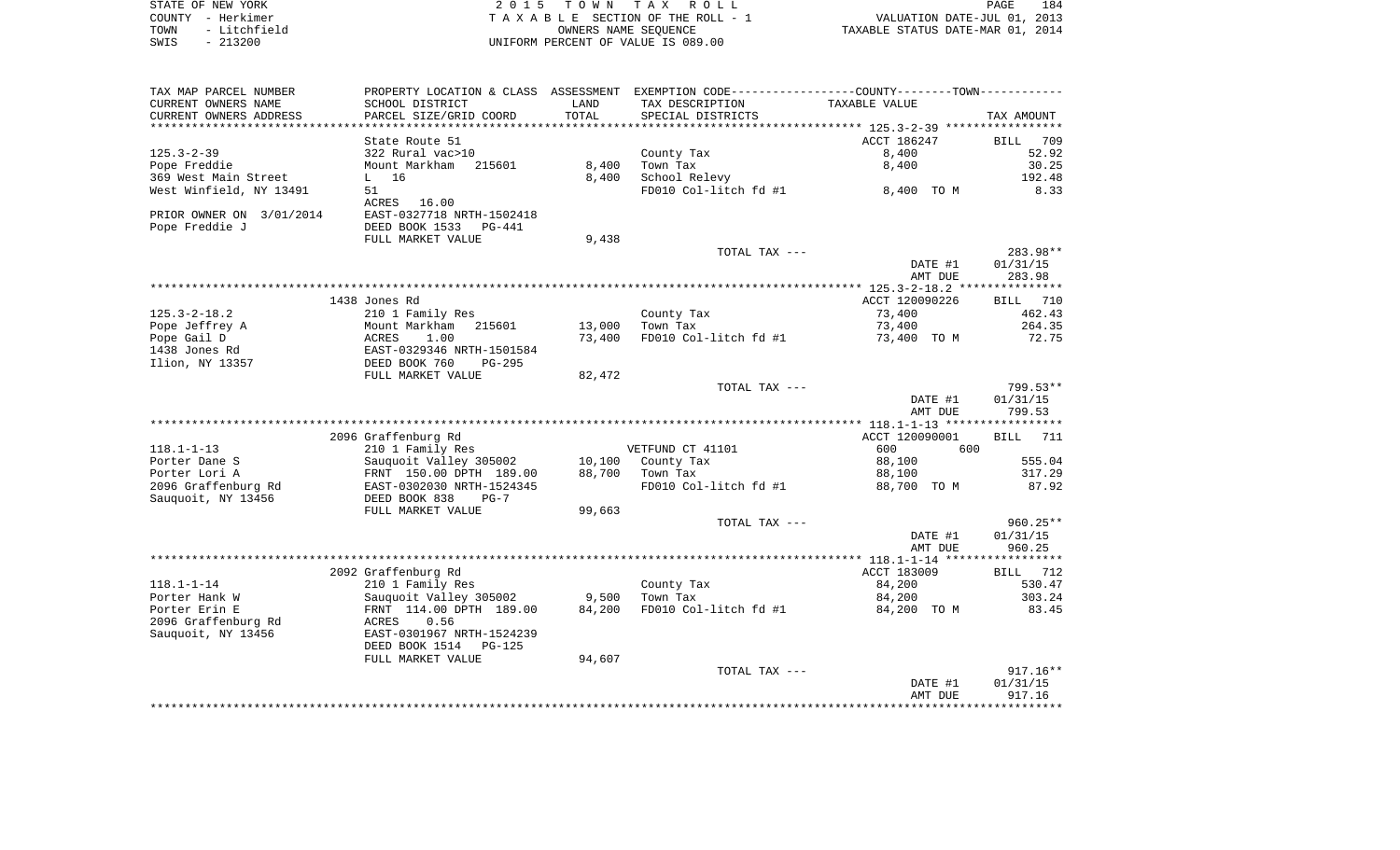STATE OF NEW YORK — 2 0 1 5 T O W N T A X R O L L — PAGE 184
COUNTY - Herkimer — T A X A B L E SECTION OF THE ROLL - 1 — VALUATION DATE-JUL 01, 2013
TOWN - Litchfield — OWNERS NAME SEQUENCE — TAXABLE STATUS DATE-MAR 01, 2014
SWIS - 213200 — UNIFORM PERCENT OF VALUE IS 089.00

| TAX MAP PARCEL NUMBER / CURRENT OWNERS NAME / CURRENT OWNERS ADDRESS | PROPERTY LOCATION & CLASS / SCHOOL DISTRICT / PARCEL SIZE/GRID COORD | ASSESSMENT LAND / TOTAL | EXEMPTION CODE / TAX DESCRIPTION / SPECIAL DISTRICTS | TAXABLE VALUE | TAX AMOUNT |
|---|---|---|---|---|---|
| | State Route 51 | | | ACCT 186247 | BILL 709 |
| 125.3-2-39 | 322 Rural vac>10 | | County Tax | 8,400 | 52.92 |
| Pope Freddie | Mount Markham 215601 | 8,400 | Town Tax | 8,400 | 30.25 |
| 369 West Main Street | L 16 | 8,400 | School Relevy | | 192.48 |
| West Winfield, NY 13491 | 51 | | FD010 Col-litch fd #1 | 8,400 TO M | 8.33 |
| | ACRES 16.00 | | | | |
| PRIOR OWNER ON 3/01/2014 | EAST-0327718 NRTH-1502418 | | | | |
| Pope Freddie J | DEED BOOK 1533 PG-441 | | | | |
| | FULL MARKET VALUE | 9,438 | | | |
| | | | TOTAL TAX --- | | 283.98** |
| | | | | DATE #1 | 01/31/15 |
| | | | | AMT DUE | 283.98 |
| | 1438 Jones Rd | | | ACCT 120090226 | BILL 710 |
| 125.3-2-18.2 | 210 1 Family Res | | County Tax | 73,400 | 462.43 |
| Pope Jeffrey A | Mount Markham 215601 | 13,000 | Town Tax | 73,400 | 264.35 |
| Pope Gail D | ACRES 1.00 | 73,400 | FD010 Col-litch fd #1 | 73,400 TO M | 72.75 |
| 1438 Jones Rd | EAST-0329346 NRTH-1501584 | | | | |
| Ilion, NY 13357 | DEED BOOK 760 PG-295 | | | | |
| | FULL MARKET VALUE | 82,472 | | | |
| | | | TOTAL TAX --- | | 799.53** |
| | | | | DATE #1 | 01/31/15 |
| | | | | AMT DUE | 799.53 |
| | 2096 Graffenburg Rd | | | ACCT 120090001 | BILL 711 |
| 118.1-1-13 | 210 1 Family Res | | VETFUND CT 41101 | 600 600 | |
| Porter Dane S | Sauquoit Valley 305002 | 10,100 | County Tax | 88,100 | 555.04 |
| Porter Lori A | FRNT 150.00 DPTH 189.00 | 88,700 | Town Tax | 88,100 | 317.29 |
| 2096 Graffenburg Rd | EAST-0302030 NRTH-1524345 | | FD010 Col-litch fd #1 | 88,700 TO M | 87.92 |
| Sauquoit, NY 13456 | DEED BOOK 838 PG-7 | | | | |
| | FULL MARKET VALUE | 99,663 | | | |
| | | | TOTAL TAX --- | | 960.25** |
| | | | | DATE #1 | 01/31/15 |
| | | | | AMT DUE | 960.25 |
| | 2092 Graffenburg Rd | | | ACCT 183009 | BILL 712 |
| 118.1-1-14 | 210 1 Family Res | | County Tax | 84,200 | 530.47 |
| Porter Hank W | Sauquoit Valley 305002 | 9,500 | Town Tax | 84,200 | 303.24 |
| Porter Erin E | FRNT 114.00 DPTH 189.00 | 84,200 | FD010 Col-litch fd #1 | 84,200 TO M | 83.45 |
| 2096 Graffenburg Rd | ACRES 0.56 | | | | |
| Sauquoit, NY 13456 | EAST-0301967 NRTH-1524239 | | | | |
| | DEED BOOK 1514 PG-125 | | | | |
| | FULL MARKET VALUE | 94,607 | | | |
| | | | TOTAL TAX --- | | 917.16** |
| | | | | DATE #1 | 01/31/15 |
| | | | | AMT DUE | 917.16 |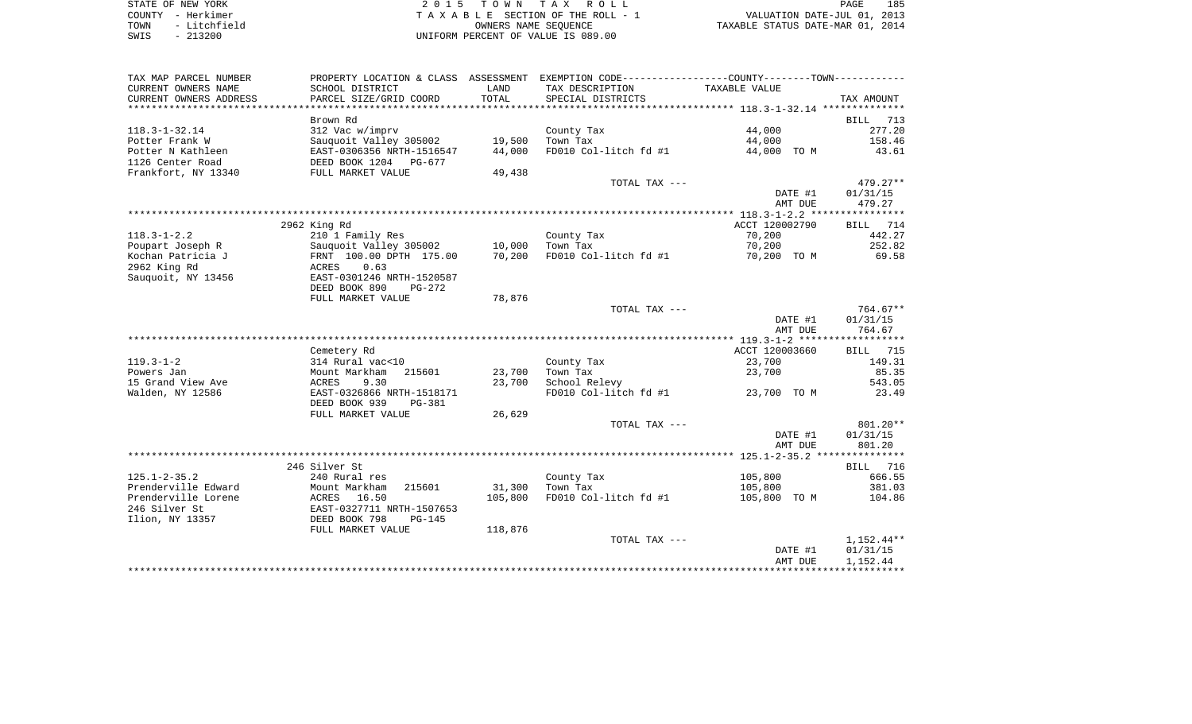STATE OF NEW YORK
COUNTY - Herkimer
TOWN - Litchfield
SWIS - 213200

2 0 1 5 T O W N T A X R O L L
T A X A B L E SECTION OF THE ROLL - 1
OWNERS NAME SEQUENCE
UNIFORM PERCENT OF VALUE IS 089.00

VALUATION DATE-JUL 01, 2013
TAXABLE STATUS DATE-MAR 01, 2014

| TAX MAP PARCEL NUMBER<br>CURRENT OWNERS NAME<br>CURRENT OWNERS ADDRESS | PROPERTY LOCATION & CLASS<br>SCHOOL DISTRICT<br>PARCEL SIZE/GRID COORD | ASSESSMENT<br>LAND<br>TOTAL | EXEMPTION CODE-----COUNTY-----TOWN-----<br>TAX DESCRIPTION<br>SPECIAL DISTRICTS | TAXABLE VALUE | TAX AMOUNT |
|---|---|---|---|---|---|
| **118.3-1-32.14** | Brown Rd | | | | BILL 713 |
| 118.3-1-32.14 | 312 Vac w/imprv | | County Tax | 44,000 | 277.20 |
| Potter Frank W | Sauquoit Valley 305002 | 19,500 | Town Tax | 44,000 | 158.46 |
| Potter N Kathleen | EAST-0306356 NRTH-1516547 | 44,000 | FD010 Col-litch fd #1 | 44,000 TO M | 43.61 |
| 1126 Center Road | DEED BOOK 1204 PG-677 | | | | |
| Frankfort, NY 13340 | FULL MARKET VALUE | 49,438 | | | |
| | | | TOTAL TAX --- | | 479.27** |
| | | | | DATE #1 | 01/31/15 |
| | | | | AMT DUE | 479.27 |
| **118.3-1-2.2** | 2962 King Rd | | | ACCT 120002790 | BILL 714 |
| 118.3-1-2.2 | 210 1 Family Res | | County Tax | 70,200 | 442.27 |
| Poupart Joseph R | Sauquoit Valley 305002 | 10,000 | Town Tax | 70,200 | 252.82 |
| Kochan Patricia J | FRNT 100.00 DPTH 175.00 | 70,200 | FD010 Col-litch fd #1 | 70,200 TO M | 69.58 |
| 2962 King Rd | ACRES 0.63 | | | | |
| Sauquoit, NY 13456 | EAST-0301246 NRTH-1520587 | | | | |
| | DEED BOOK 890 PG-272 | | | | |
| | FULL MARKET VALUE | 78,876 | | | |
| | | | TOTAL TAX --- | | 764.67** |
| | | | | DATE #1 | 01/31/15 |
| | | | | AMT DUE | 764.67 |
| **119.3-1-2** | Cemetery Rd | | | ACCT 120003660 | BILL 715 |
| 119.3-1-2 | 314 Rural vac<10 | | County Tax | 23,700 | 149.31 |
| Powers Jan | Mount Markham 215601 | 23,700 | Town Tax | 23,700 | 85.35 |
| 15 Grand View Ave | ACRES 9.30 | 23,700 | School Relevy | | 543.05 |
| Walden, NY 12586 | EAST-0326866 NRTH-1518171 | | FD010 Col-litch fd #1 | 23,700 TO M | 23.49 |
| | DEED BOOK 939 PG-381 | | | | |
| | FULL MARKET VALUE | 26,629 | | | |
| | | | TOTAL TAX --- | | 801.20** |
| | | | | DATE #1 | 01/31/15 |
| | | | | AMT DUE | 801.20 |
| **125.1-2-35.2** | 246 Silver St | | | | BILL 716 |
| 125.1-2-35.2 | 240 Rural res | | County Tax | 105,800 | 666.55 |
| Prenderville Edward | Mount Markham 215601 | 31,300 | Town Tax | 105,800 | 381.03 |
| Prenderville Lorene | ACRES 16.50 | 105,800 | FD010 Col-litch fd #1 | 105,800 TO M | 104.86 |
| 246 Silver St | EAST-0327711 NRTH-1507653 | | | | |
| Ilion, NY 13357 | DEED BOOK 798 PG-145 | | | | |
| | FULL MARKET VALUE | 118,876 | | | |
| | | | TOTAL TAX --- | | 1,152.44** |
| | | | | DATE #1 | 01/31/15 |
| | | | | AMT DUE | 1,152.44 |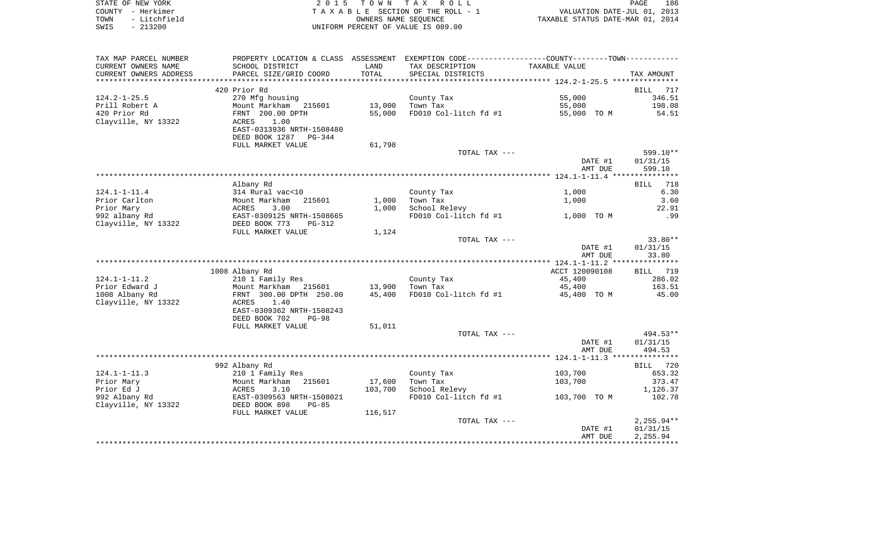STATE OF NEW YORK — 2015 TOWN TAX ROLL — PAGE 186
COUNTY - Herkimer — TAXABLE SECTION OF THE ROLL - 1 — VALUATION DATE-JUL 01, 2013
TOWN - Litchfield — OWNERS NAME SEQUENCE — TAXABLE STATUS DATE-MAR 01, 2014
SWIS - 213200 — UNIFORM PERCENT OF VALUE IS 089.00

| TAX MAP PARCEL NUMBER / CURRENT OWNERS NAME / CURRENT OWNERS ADDRESS | PROPERTY LOCATION & CLASS / SCHOOL DISTRICT / PARCEL SIZE/GRID COORD | ASSESSMENT LAND / TOTAL | EXEMPTION CODE / TAX DESCRIPTION / SPECIAL DISTRICTS | COUNTY--TOWN TAXABLE VALUE | TAX AMOUNT |
|---|---|---|---|---|---|
| | 420 Prior Rd | | | | BILL 717 |
| 124.2-1-25.5 | 270 Mfg housing | | County Tax | 55,000 | 346.51 |
| Prill Robert A | Mount Markham 215601 | 13,000 | Town Tax | 55,000 | 198.08 |
| 420 Prior Rd | FRNT 200.00 DPTH | 55,000 | FD010 Col-litch fd #1 | 55,000 TO M | 54.51 |
| Clayville, NY 13322 | ACRES 1.00 | | | | |
| | EAST-0313936 NRTH-1508480 | | | | |
| | DEED BOOK 1287 PG-344 | | | | |
| | FULL MARKET VALUE | 61,798 | | | |
| | | | TOTAL TAX --- | | 599.10** |
| | | | | DATE #1 | 01/31/15 |
| | | | | AMT DUE | 599.10 |
| | Albany Rd | | | | BILL 718 |
| 124.1-1-11.4 | 314 Rural vac<10 | | County Tax | 1,000 | 6.30 |
| Prior Carlton | Mount Markham 215601 | 1,000 | Town Tax | 1,000 | 3.60 |
| Prior Mary | ACRES 3.00 | 1,000 | School Relevy | | 22.91 |
| 992 albany Rd | EAST-0309125 NRTH-1508665 | | FD010 Col-litch fd #1 | 1,000 TO M | .99 |
| Clayville, NY 13322 | DEED BOOK 773 PG-312 | | | | |
| | FULL MARKET VALUE | 1,124 | | | |
| | | | TOTAL TAX --- | | 33.80** |
| | | | | DATE #1 | 01/31/15 |
| | | | | AMT DUE | 33.80 |
| | 1008 Albany Rd | | | ACCT 120090108 | BILL 719 |
| 124.1-1-11.2 | 210 1 Family Res | | County Tax | 45,400 | 286.02 |
| Prior Edward J | Mount Markham 215601 | 13,900 | Town Tax | 45,400 | 163.51 |
| 1008 Albany Rd | FRNT 300.00 DPTH 250.00 | 45,400 | FD010 Col-litch fd #1 | 45,400 TO M | 45.00 |
| Clayville, NY 13322 | ACRES 1.40 | | | | |
| | EAST-0309362 NRTH-1508243 | | | | |
| | DEED BOOK 702 PG-98 | | | | |
| | FULL MARKET VALUE | 51,011 | | | |
| | | | TOTAL TAX --- | | 494.53** |
| | | | | DATE #1 | 01/31/15 |
| | | | | AMT DUE | 494.53 |
| | 992 Albany Rd | | | | BILL 720 |
| 124.1-1-11.3 | 210 1 Family Res | | County Tax | 103,700 | 653.32 |
| Prior Mary | Mount Markham 215601 | 17,600 | Town Tax | 103,700 | 373.47 |
| Prior Ed J | ACRES 3.10 | 103,700 | School Relevy | | 1,126.37 |
| 992 Albany Rd | EAST-0309563 NRTH-1508021 | | FD010 Col-litch fd #1 | 103,700 TO M | 102.78 |
| Clayville, NY 13322 | DEED BOOK 898 PG-85 | | | | |
| | FULL MARKET VALUE | 116,517 | | | |
| | | | TOTAL TAX --- | | 2,255.94** |
| | | | | DATE #1 | 01/31/15 |
| | | | | AMT DUE | 2,255.94 |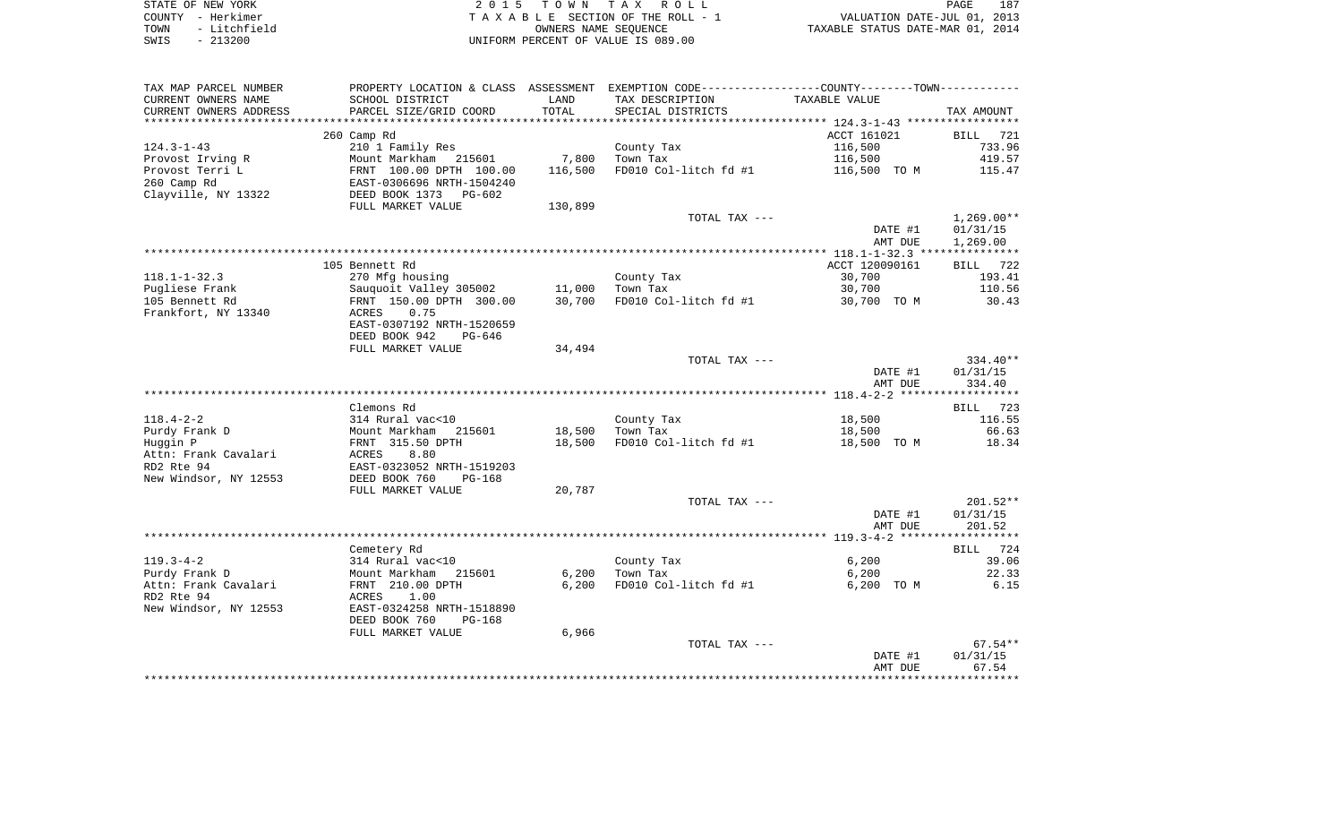STATE OF NEW YORK | COUNTY - Herkimer | TOWN - Litchfield | SWIS - 213200

**2015 TOWN TAX ROLL**
TAXABLE SECTION OF THE ROLL - 1
OWNERS NAME SEQUENCE
UNIFORM PERCENT OF VALUE IS 089.00

VALUATION DATE-JUL 01, 2013
TAXABLE STATUS DATE-MAR 01, 2014

| TAX MAP PARCEL NUMBER / CURRENT OWNERS NAME / CURRENT OWNERS ADDRESS | PROPERTY LOCATION & CLASS / SCHOOL DISTRICT / PARCEL SIZE/GRID COORD | ASSESSMENT LAND / TOTAL | EXEMPTION CODE / TAX DESCRIPTION / SPECIAL DISTRICTS | TAXABLE VALUE | TAX AMOUNT |
|---|---|---|---|---|---|
| | 260 Camp Rd | | | ACCT 161021 | BILL 721 |
| 124.3-1-43 | 210 1 Family Res | | County Tax | 116,500 | 733.96 |
| Provost Irving R | Mount Markham 215601 | 7,800 | Town Tax | 116,500 | 419.57 |
| Provost Terri L | FRNT 100.00 DPTH 100.00 | 116,500 | FD010 Col-litch fd #1 | 116,500 TO M | 115.47 |
| 260 Camp Rd | EAST-0306696 NRTH-1504240 | | | | |
| Clayville, NY 13322 | DEED BOOK 1373 PG-602 | | | | |
| | FULL MARKET VALUE | 130,899 | | | |
| | | | TOTAL TAX --- | | 1,269.00** |
| | | | | DATE #1 | 01/31/15 |
| | | | | AMT DUE | 1,269.00 |
| | 105 Bennett Rd | | | ACCT 120090161 | BILL 722 |
| 118.1-1-32.3 | 270 Mfg housing | | County Tax | 30,700 | 193.41 |
| Pugliese Frank | Sauquoit Valley 305002 | 11,000 | Town Tax | 30,700 | 110.56 |
| 105 Bennett Rd | FRNT 150.00 DPTH 300.00 | 30,700 | FD010 Col-litch fd #1 | 30,700 TO M | 30.43 |
| Frankfort, NY 13340 | ACRES 0.75 | | | | |
| | EAST-0307192 NRTH-1520659 | | | | |
| | DEED BOOK 942 PG-646 | | | | |
| | FULL MARKET VALUE | 34,494 | | | |
| | | | TOTAL TAX --- | | 334.40** |
| | | | | DATE #1 | 01/31/15 |
| | | | | AMT DUE | 334.40 |
| | Clemons Rd | | | | BILL 723 |
| 118.4-2-2 | 314 Rural vac<10 | | County Tax | 18,500 | 116.55 |
| Purdy Frank D | Mount Markham 215601 | 18,500 | Town Tax | 18,500 | 66.63 |
| Huggin P | FRNT 315.50 DPTH | 18,500 | FD010 Col-litch fd #1 | 18,500 TO M | 18.34 |
| Attn: Frank Cavalari | ACRES 8.80 | | | | |
| RD2 Rte 94 | EAST-0323052 NRTH-1519203 | | | | |
| New Windsor, NY 12553 | DEED BOOK 760 PG-168 | | | | |
| | FULL MARKET VALUE | 20,787 | | | |
| | | | TOTAL TAX --- | | 201.52** |
| | | | | DATE #1 | 01/31/15 |
| | | | | AMT DUE | 201.52 |
| | Cemetery Rd | | | | BILL 724 |
| 119.3-4-2 | 314 Rural vac<10 | | County Tax | 6,200 | 39.06 |
| Purdy Frank D | Mount Markham 215601 | 6,200 | Town Tax | 6,200 | 22.33 |
| Attn: Frank Cavalari | FRNT 210.00 DPTH | 6,200 | FD010 Col-litch fd #1 | 6,200 TO M | 6.15 |
| RD2 Rte 94 | ACRES 1.00 | | | | |
| New Windsor, NY 12553 | EAST-0324258 NRTH-1518890 | | | | |
| | DEED BOOK 760 PG-168 | | | | |
| | FULL MARKET VALUE | 6,966 | | | |
| | | | TOTAL TAX --- | | 67.54** |
| | | | | DATE #1 | 01/31/15 |
| | | | | AMT DUE | 67.54 |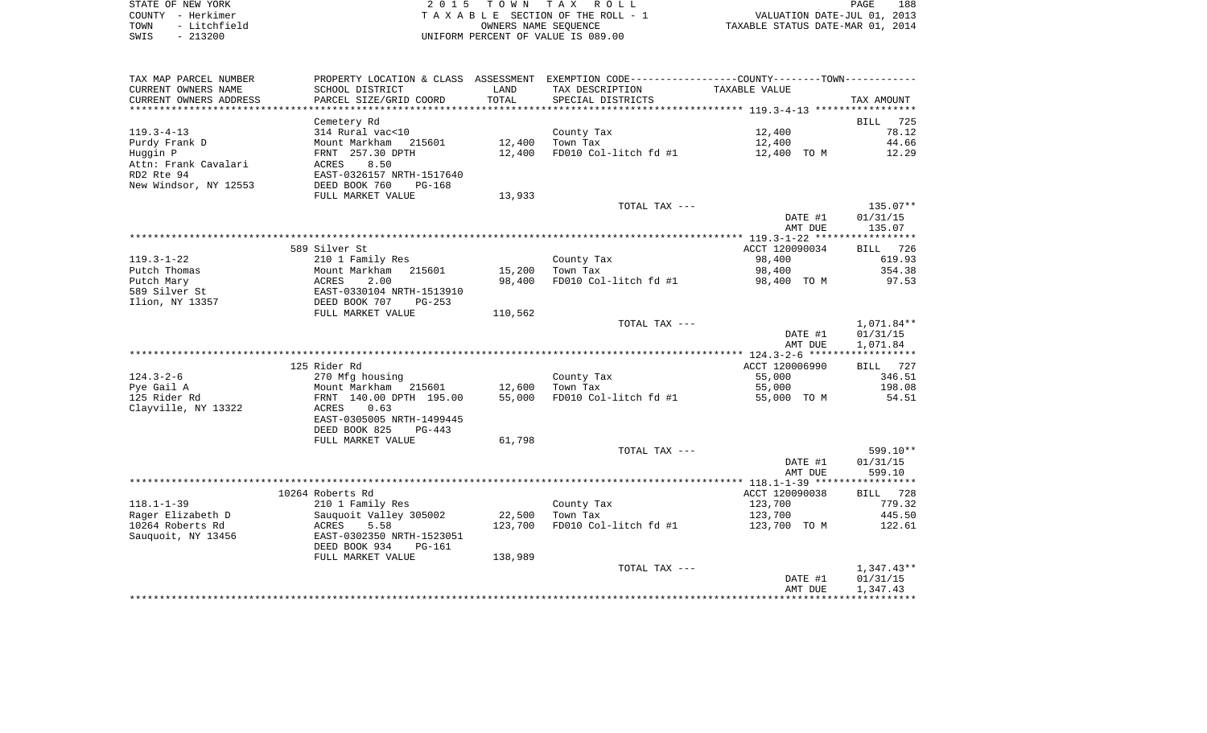STATE OF NEW YORK — COUNTY - Herkimer — TOWN - Litchfield — SWIS - 213200

2015 TOWN TAX ROLL
TAXABLE SECTION OF THE ROLL - 1
OWNERS NAME SEQUENCE
UNIFORM PERCENT OF VALUE IS 089.00

VALUATION DATE-JUL 01, 2013
TAXABLE STATUS DATE-MAR 01, 2014

| TAX MAP PARCEL NUMBER / CURRENT OWNERS NAME / CURRENT OWNERS ADDRESS | PROPERTY LOCATION & CLASS / SCHOOL DISTRICT / PARCEL SIZE/GRID COORD | ASSESSMENT LAND / TOTAL | EXEMPTION CODE / TAX DESCRIPTION / SPECIAL DISTRICTS | TAXABLE VALUE | TAX AMOUNT |
|---|---|---|---|---|---|
| | Cemetery Rd | | | | BILL 725 |
| 119.3-4-13 | 314 Rural vac<10 | | County Tax | 12,400 | 78.12 |
| Purdy Frank D | Mount Markham 215601 | 12,400 | Town Tax | 12,400 | 44.66 |
| Huggin P | FRNT 257.30 DPTH | 12,400 | FD010 Col-litch fd #1 | 12,400 TO M | 12.29 |
| Attn: Frank Cavalari | ACRES 8.50 | | | | |
| RD2 Rte 94 | EAST-0326157 NRTH-1517640 | | | | |
| New Windsor, NY 12553 | DEED BOOK 760 PG-168 | | | | |
| | FULL MARKET VALUE | 13,933 | | | |
| | | | TOTAL TAX --- | | 135.07** |
| | | | | DATE #1 | 01/31/15 |
| | | | | AMT DUE | 135.07 |
| | 589 Silver St | | | ACCT 120090034 | BILL 726 |
| 119.3-1-22 | 210 1 Family Res | | County Tax | 98,400 | 619.93 |
| Putch Thomas | Mount Markham 215601 | 15,200 | Town Tax | 98,400 | 354.38 |
| Putch Mary | ACRES 2.00 | 98,400 | FD010 Col-litch fd #1 | 98,400 TO M | 97.53 |
| 589 Silver St | EAST-0330104 NRTH-1513910 | | | | |
| Ilion, NY 13357 | DEED BOOK 707 PG-253 | | | | |
| | FULL MARKET VALUE | 110,562 | | | |
| | | | TOTAL TAX --- | | 1,071.84** |
| | | | | DATE #1 | 01/31/15 |
| | | | | AMT DUE | 1,071.84 |
| | 125 Rider Rd | | | ACCT 120006990 | BILL 727 |
| 124.3-2-6 | 270 Mfg housing | | County Tax | 55,000 | 346.51 |
| Pye Gail A | Mount Markham 215601 | 12,600 | Town Tax | 55,000 | 198.08 |
| 125 Rider Rd | FRNT 140.00 DPTH 195.00 | 55,000 | FD010 Col-litch fd #1 | 55,000 TO M | 54.51 |
| Clayville, NY 13322 | ACRES 0.63 | | | | |
| | EAST-0305005 NRTH-1499445 | | | | |
| | DEED BOOK 825 PG-443 | | | | |
| | FULL MARKET VALUE | 61,798 | | | |
| | | | TOTAL TAX --- | | 599.10** |
| | | | | DATE #1 | 01/31/15 |
| | | | | AMT DUE | 599.10 |
| | 10264 Roberts Rd | | | ACCT 120090038 | BILL 728 |
| 118.1-1-39 | 210 1 Family Res | | County Tax | 123,700 | 779.32 |
| Rager Elizabeth D | Sauquoit Valley 305002 | 22,500 | Town Tax | 123,700 | 445.50 |
| 10264 Roberts Rd | ACRES 5.58 | 123,700 | FD010 Col-litch fd #1 | 123,700 TO M | 122.61 |
| Sauquoit, NY 13456 | EAST-0302350 NRTH-1523051 | | | | |
| | DEED BOOK 934 PG-161 | | | | |
| | FULL MARKET VALUE | 138,989 | | | |
| | | | TOTAL TAX --- | | 1,347.43** |
| | | | | DATE #1 | 01/31/15 |
| | | | | AMT DUE | 1,347.43 |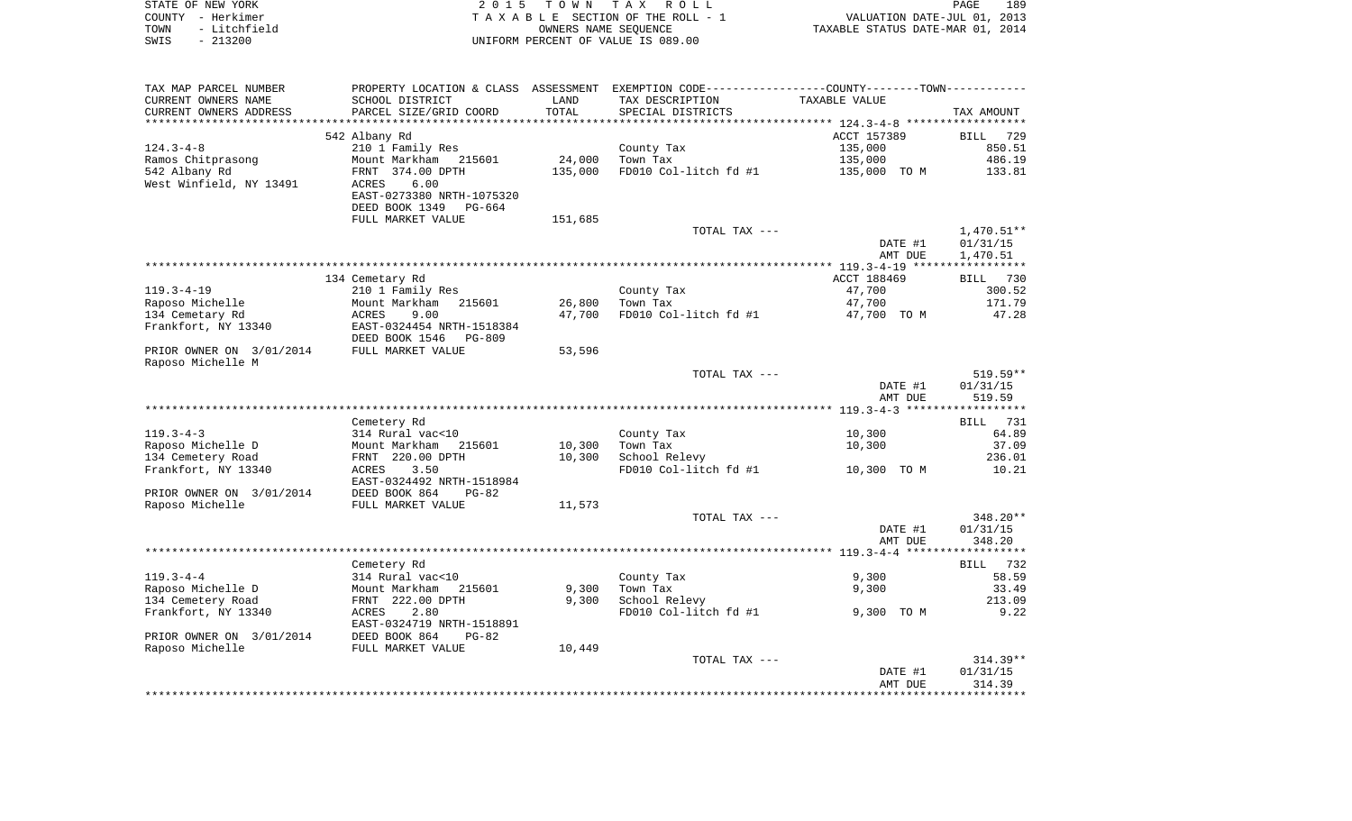STATE OF NEW YORK
COUNTY - Herkimer
TOWN - Litchfield
SWIS - 213200

2 0 1 5 T O W N T A X R O L L
T A X A B L E SECTION OF THE ROLL - 1
OWNERS NAME SEQUENCE
UNIFORM PERCENT OF VALUE IS 089.00

VALUATION DATE-JUL 01, 2013
TAXABLE STATUS DATE-MAR 01, 2014

| TAX MAP PARCEL NUMBER / CURRENT OWNERS NAME / CURRENT OWNERS ADDRESS | PROPERTY LOCATION & CLASS / SCHOOL DISTRICT / PARCEL SIZE/GRID COORD | ASSESSMENT LAND / TOTAL | EXEMPTION CODE / TAX DESCRIPTION / SPECIAL DISTRICTS | COUNTY--------TOWN TAXABLE VALUE | TAX AMOUNT |
|---|---|---|---|---|---|
| | 542 Albany Rd | | | ACCT 157389 | BILL 729 |
| 124.3-4-8 | 210 1 Family Res | | County Tax | 135,000 | 850.51 |
| Ramos Chitprasong | Mount Markham 215601 | 24,000 | Town Tax | 135,000 | 486.19 |
| 542 Albany Rd | FRNT 374.00 DPTH | 135,000 | FD010 Col-litch fd #1 | 135,000 TO M | 133.81 |
| West Winfield, NY 13491 | ACRES 6.00 | | | | |
| | EAST-0273380 NRTH-1075320 | | | | |
| | DEED BOOK 1349 PG-664 | | | | |
| | FULL MARKET VALUE | 151,685 | | | |
| | | | TOTAL TAX --- | | 1,470.51** |
| | | | | DATE #1 | 01/31/15 |
| | | | | AMT DUE | 1,470.51 |
| | 134 Cemetery Rd | | | ACCT 188469 | BILL 730 |
| 119.3-4-19 | 210 1 Family Res | | County Tax | 47,700 | 300.52 |
| Raposo Michelle | Mount Markham 215601 | 26,800 | Town Tax | 47,700 | 171.79 |
| 134 Cemetery Rd | ACRES 9.00 | 47,700 | FD010 Col-litch fd #1 | 47,700 TO M | 47.28 |
| Frankfort, NY 13340 | EAST-0324454 NRTH-1518384 | | | | |
| | DEED BOOK 1546 PG-809 | | | | |
| PRIOR OWNER ON 3/01/2014 | FULL MARKET VALUE | 53,596 | | | |
| Raposo Michelle M | | | | | |
| | | | TOTAL TAX --- | | 519.59** |
| | | | | DATE #1 | 01/31/15 |
| | | | | AMT DUE | 519.59 |
| | Cemetery Rd | | | | BILL 731 |
| 119.3-4-3 | 314 Rural vac<10 | | County Tax | 10,300 | 64.89 |
| Raposo Michelle D | Mount Markham 215601 | 10,300 | Town Tax | 10,300 | 37.09 |
| 134 Cemetery Road | FRNT 220.00 DPTH | 10,300 | School Relevy | | 236.01 |
| Frankfort, NY 13340 | ACRES 3.50 | | FD010 Col-litch fd #1 | 10,300 TO M | 10.21 |
| | EAST-0324492 NRTH-1518984 | | | | |
| PRIOR OWNER ON 3/01/2014 | DEED BOOK 864 PG-82 | | | | |
| Raposo Michelle | FULL MARKET VALUE | 11,573 | | | |
| | | | TOTAL TAX --- | | 348.20** |
| | | | | DATE #1 | 01/31/15 |
| | | | | AMT DUE | 348.20 |
| | Cemetery Rd | | | | BILL 732 |
| 119.3-4-4 | 314 Rural vac<10 | | County Tax | 9,300 | 58.59 |
| Raposo Michelle D | Mount Markham 215601 | 9,300 | Town Tax | 9,300 | 33.49 |
| 134 Cemetery Road | FRNT 222.00 DPTH | 9,300 | School Relevy | | 213.09 |
| Frankfort, NY 13340 | ACRES 2.80 | | FD010 Col-litch fd #1 | 9,300 TO M | 9.22 |
| | EAST-0324719 NRTH-1518891 | | | | |
| PRIOR OWNER ON 3/01/2014 | DEED BOOK 864 PG-82 | | | | |
| Raposo Michelle | FULL MARKET VALUE | 10,449 | | | |
| | | | TOTAL TAX --- | | 314.39** |
| | | | | DATE #1 | 01/31/15 |
| | | | | AMT DUE | 314.39 |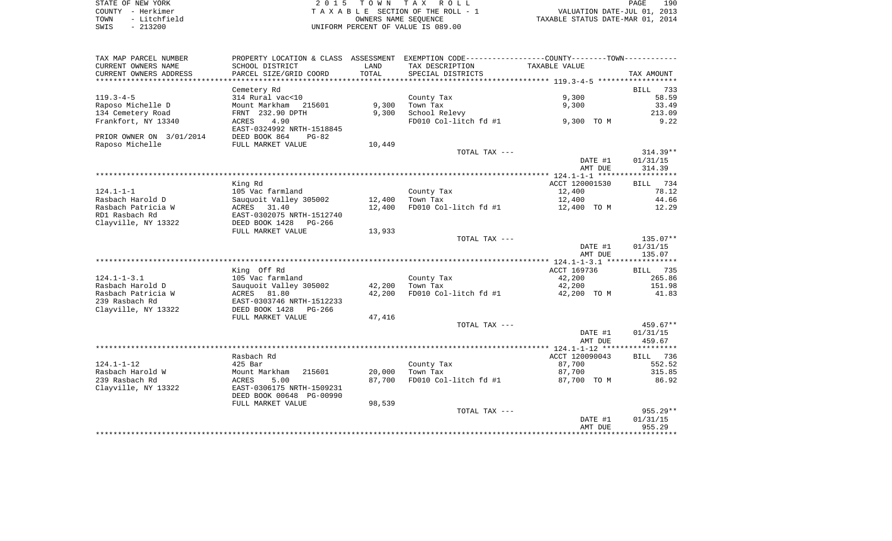STATE OF NEW YORK
COUNTY - Herkimer
TOWN - Litchfield
SWIS - 213200

2 0 1 5 T O W N T A X R O L L
T A X A B L E SECTION OF THE ROLL - 1
OWNERS NAME SEQUENCE
UNIFORM PERCENT OF VALUE IS 089.00

VALUATION DATE-JUL 01, 2013
TAXABLE STATUS DATE-MAR 01, 2014

| TAX MAP PARCEL NUMBER<br>CURRENT OWNERS NAME<br>CURRENT OWNERS ADDRESS | PROPERTY LOCATION & CLASS<br>SCHOOL DISTRICT<br>PARCEL SIZE/GRID COORD | ASSESSMENT<br>LAND<br>TOTAL | EXEMPTION CODE-----COUNTY-----TOWN------<br>TAX DESCRIPTION<br>SPECIAL DISTRICTS | TAXABLE VALUE | TAX AMOUNT |
|---|---|---|---|---|---|
| **119.3-4-5** | Cemetery Rd | | | | BILL 733 |
| 119.3-4-5 | 314 Rural vac<10 | | County Tax | 9,300 | 58.59 |
| Raposo Michelle D | Mount Markham 215601 | 9,300 | Town Tax | 9,300 | 33.49 |
| 134 Cemetery Road | FRNT 232.90 DPTH | 9,300 | School Relevy | | 213.09 |
| Frankfort, NY 13340 | ACRES 4.90 | | FD010 Col-litch fd #1 | 9,300 TO M | 9.22 |
| | EAST-0324992 NRTH-1518845 | | | | |
| PRIOR OWNER ON 3/01/2014 | DEED BOOK 864 PG-82 | | | | |
| Raposo Michelle | FULL MARKET VALUE | 10,449 | | | |
| | | | TOTAL TAX --- | | 314.39** |
| | | | | DATE #1 | 01/31/15 |
| | | | | AMT DUE | 314.39 |
| **124.1-1-1** | King Rd | | | ACCT 120001530 | BILL 734 |
| 124.1-1-1 | 105 Vac farmland | | County Tax | 12,400 | 78.12 |
| Rasbach Harold D | Sauquoit Valley 305002 | 12,400 | Town Tax | 12,400 | 44.66 |
| Rasbach Patricia W | ACRES 31.40 | 12,400 | FD010 Col-litch fd #1 | 12,400 TO M | 12.29 |
| RD1 Rasbach Rd | EAST-0302075 NRTH-1512740 | | | | |
| Clayville, NY 13322 | DEED BOOK 1428 PG-266 | | | | |
| | FULL MARKET VALUE | 13,933 | | | |
| | | | TOTAL TAX --- | | 135.07** |
| | | | | DATE #1 | 01/31/15 |
| | | | | AMT DUE | 135.07 |
| **124.1-1-3.1** | King Off Rd | | | ACCT 169736 | BILL 735 |
| 124.1-1-3.1 | 105 Vac farmland | | County Tax | 42,200 | 265.86 |
| Rasbach Harold D | Sauquoit Valley 305002 | 42,200 | Town Tax | 42,200 | 151.98 |
| Rasbach Patricia W | ACRES 81.80 | 42,200 | FD010 Col-litch fd #1 | 42,200 TO M | 41.83 |
| 239 Rasbach Rd | EAST-0303746 NRTH-1512233 | | | | |
| Clayville, NY 13322 | DEED BOOK 1428 PG-266 | | | | |
| | FULL MARKET VALUE | 47,416 | | | |
| | | | TOTAL TAX --- | | 459.67** |
| | | | | DATE #1 | 01/31/15 |
| | | | | AMT DUE | 459.67 |
| **124.1-1-12** | Rasbach Rd | | | ACCT 120090043 | BILL 736 |
| 124.1-1-12 | 425 Bar | | County Tax | 87,700 | 552.52 |
| Rasbach Harold W | Mount Markham 215601 | 20,000 | Town Tax | 87,700 | 315.85 |
| 239 Rasbach Rd | ACRES 5.00 | 87,700 | FD010 Col-litch fd #1 | 87,700 TO M | 86.92 |
| Clayville, NY 13322 | EAST-0306175 NRTH-1509231 | | | | |
| | DEED BOOK 00648 PG-00990 | | | | |
| | FULL MARKET VALUE | 98,539 | | | |
| | | | TOTAL TAX --- | | 955.29** |
| | | | | DATE #1 | 01/31/15 |
| | | | | AMT DUE | 955.29 |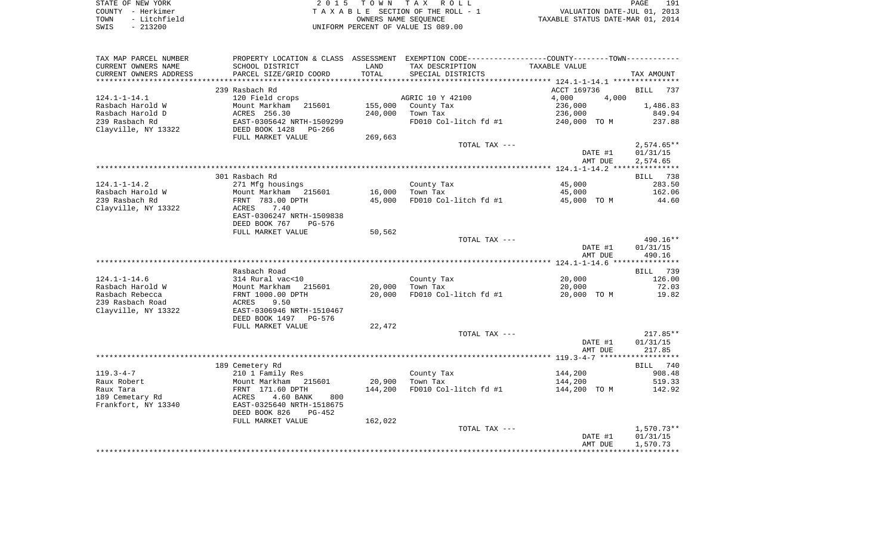STATE OF NEW YORK
COUNTY - Herkimer
TOWN - Litchfield
SWIS - 213200

2 0 1 5 T O W N T A X R O L L
T A X A B L E SECTION OF THE ROLL - 1
OWNERS NAME SEQUENCE
UNIFORM PERCENT OF VALUE IS 089.00

VALUATION DATE-JUL 01, 2013
TAXABLE STATUS DATE-MAR 01, 2014

| TAX MAP PARCEL NUMBER / CURRENT OWNERS NAME / CURRENT OWNERS ADDRESS | PROPERTY LOCATION & CLASS / SCHOOL DISTRICT / PARCEL SIZE/GRID COORD | ASSESSMENT LAND / TOTAL | EXEMPTION CODE / TAX DESCRIPTION / SPECIAL DISTRICTS | COUNTY / TOWN TAXABLE VALUE | TAX AMOUNT |
|---|---|---|---|---|---|
| 124.1-1-14.1 | 239 Rasbach Rd | | | ACCT 169736 | BILL 737 |
| Rasbach Harold W | 120 Field crops | | AGRIC 10 Y 42100 | 4,000 4,000 | |
| Rasbach Harold D | Mount Markham 215601 | 155,000 | County Tax | 236,000 | 1,486.83 |
| 239 Rasbach Rd | ACRES 256.30 | 240,000 | Town Tax | 236,000 | 849.94 |
| Clayville, NY 13322 | EAST-0305642 NRTH-1509299 | | FD010 Col-litch fd #1 | 240,000 TO M | 237.88 |
| | DEED BOOK 1428 PG-266 | | | | |
| | FULL MARKET VALUE | 269,663 | | | |
| | | | TOTAL TAX --- | | 2,574.65** |
| | | | | DATE #1 | 01/31/15 |
| | | | | AMT DUE | 2,574.65 |
| 124.1-1-14.2 | 301 Rasbach Rd | | | | BILL 738 |
| Rasbach Harold W | 271 Mfg housings | | County Tax | 45,000 | 283.50 |
| 239 Rasbach Rd | Mount Markham 215601 | 16,000 | Town Tax | 45,000 | 162.06 |
| Clayville, NY 13322 | FRNT 783.00 DPTH | 45,000 | FD010 Col-litch fd #1 | 45,000 TO M | 44.60 |
| | ACRES 7.40 | | | | |
| | EAST-0306247 NRTH-1509838 | | | | |
| | DEED BOOK 767 PG-576 | | | | |
| | FULL MARKET VALUE | 50,562 | | | |
| | | | TOTAL TAX --- | | 490.16** |
| | | | | DATE #1 | 01/31/15 |
| | | | | AMT DUE | 490.16 |
| 124.1-1-14.6 | Rasbach Road | | | | BILL 739 |
| Rasbach Harold W | 314 Rural vac<10 | | County Tax | 20,000 | 126.00 |
| Rasbach Rebecca | Mount Markham 215601 | 20,000 | Town Tax | 20,000 | 72.03 |
| 239 Rasbach Road | FRNT 1000.00 DPTH | 20,000 | FD010 Col-litch fd #1 | 20,000 TO M | 19.82 |
| Clayville, NY 13322 | ACRES 9.50 | | | | |
| | EAST-0306946 NRTH-1510467 | | | | |
| | DEED BOOK 1497 PG-576 | | | | |
| | FULL MARKET VALUE | 22,472 | | | |
| | | | TOTAL TAX --- | | 217.85** |
| | | | | DATE #1 | 01/31/15 |
| | | | | AMT DUE | 217.85 |
| 119.3-4-7 | 189 Cemetery Rd | | | | BILL 740 |
| Raux Robert | 210 1 Family Res | | County Tax | 144,200 | 908.48 |
| Raux Tara | Mount Markham 215601 | 20,900 | Town Tax | 144,200 | 519.33 |
| 189 Cemetary Rd | FRNT 171.60 DPTH | 144,200 | FD010 Col-litch fd #1 | 144,200 TO M | 142.92 |
| Frankfort, NY 13340 | ACRES 4.60 BANK 800 | | | | |
| | EAST-0325640 NRTH-1518675 | | | | |
| | DEED BOOK 826 PG-452 | | | | |
| | FULL MARKET VALUE | 162,022 | | | |
| | | | TOTAL TAX --- | | 1,570.73** |
| | | | | DATE #1 | 01/31/15 |
| | | | | AMT DUE | 1,570.73 |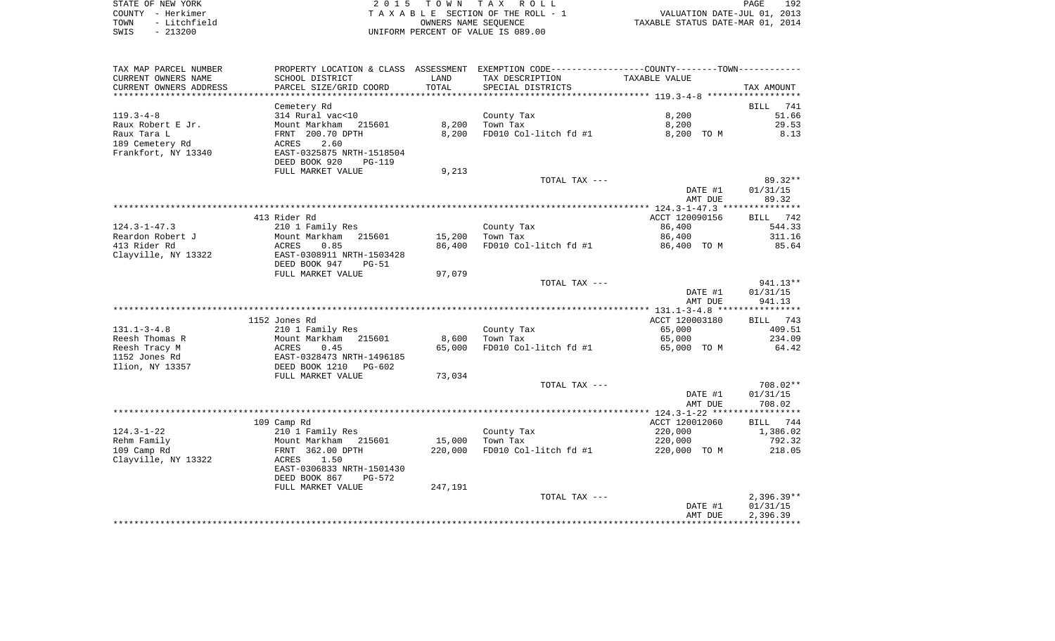STATE OF NEW YORK
COUNTY - Herkimer
TOWN - Litchfield
SWIS - 213200

2 0 1 5 T O W N T A X R O L L
T A X A B L E SECTION OF THE ROLL - 1
OWNERS NAME SEQUENCE
UNIFORM PERCENT OF VALUE IS 089.00

VALUATION DATE-JUL 01, 2013
TAXABLE STATUS DATE-MAR 01, 2014

| TAX MAP PARCEL NUMBER / CURRENT OWNERS NAME / CURRENT OWNERS ADDRESS | PROPERTY LOCATION & CLASS / SCHOOL DISTRICT / PARCEL SIZE/GRID COORD | ASSESSMENT LAND / TOTAL | EXEMPTION CODE / TAX DESCRIPTION / SPECIAL DISTRICTS | COUNTY--------TOWN / TAXABLE VALUE | TAX AMOUNT |
|---|---|---|---|---|---|
| | Cemetery Rd | | | | BILL 741 |
| 119.3-4-8 | 314 Rural vac<10 | | County Tax | 8,200 | 51.66 |
| Raux Robert E Jr. | Mount Markham 215601 | 8,200 | Town Tax | 8,200 | 29.53 |
| Raux Tara L | FRNT 200.70 DPTH | 8,200 | FD010 Col-litch fd #1 | 8,200 TO M | 8.13 |
| 189 Cemetery Rd | ACRES 2.60 | | | | |
| Frankfort, NY 13340 | EAST-0325875 NRTH-1518504 | | | | |
| | DEED BOOK 920 PG-119 | | | | |
| | FULL MARKET VALUE | 9,213 | | | |
| | | | TOTAL TAX --- | | 89.32** |
| | | | | DATE #1 | 01/31/15 |
| | | | | AMT DUE | 89.32 |
| | 413 Rider Rd | | | ACCT 120090156 | BILL 742 |
| 124.3-1-47.3 | 210 1 Family Res | | County Tax | 86,400 | 544.33 |
| Reardon Robert J | Mount Markham 215601 | 15,200 | Town Tax | 86,400 | 311.16 |
| 413 Rider Rd | ACRES 0.85 | 86,400 | FD010 Col-litch fd #1 | 86,400 TO M | 85.64 |
| Clayville, NY 13322 | EAST-0308911 NRTH-1503428 | | | | |
| | DEED BOOK 947 PG-51 | | | | |
| | FULL MARKET VALUE | 97,079 | | | |
| | | | TOTAL TAX --- | | 941.13** |
| | | | | DATE #1 | 01/31/15 |
| | | | | AMT DUE | 941.13 |
| | 1152 Jones Rd | | | ACCT 120003180 | BILL 743 |
| 131.1-3-4.8 | 210 1 Family Res | | County Tax | 65,000 | 409.51 |
| Reesh Thomas R | Mount Markham 215601 | 8,600 | Town Tax | 65,000 | 234.09 |
| Reesh Tracy M | ACRES 0.45 | 65,000 | FD010 Col-litch fd #1 | 65,000 TO M | 64.42 |
| 1152 Jones Rd | EAST-0328473 NRTH-1496185 | | | | |
| Ilion, NY 13357 | DEED BOOK 1210 PG-602 | | | | |
| | FULL MARKET VALUE | 73,034 | | | |
| | | | TOTAL TAX --- | | 708.02** |
| | | | | DATE #1 | 01/31/15 |
| | | | | AMT DUE | 708.02 |
| | 109 Camp Rd | | | ACCT 120012060 | BILL 744 |
| 124.3-1-22 | 210 1 Family Res | | County Tax | 220,000 | 1,386.02 |
| Rehm Family | Mount Markham 215601 | 15,000 | Town Tax | 220,000 | 792.32 |
| 109 Camp Rd | FRNT 362.00 DPTH | 220,000 | FD010 Col-litch fd #1 | 220,000 TO M | 218.05 |
| Clayville, NY 13322 | ACRES 1.50 | | | | |
| | EAST-0306833 NRTH-1501430 | | | | |
| | DEED BOOK 867 PG-572 | | | | |
| | FULL MARKET VALUE | 247,191 | | | |
| | | | TOTAL TAX --- | | 2,396.39** |
| | | | | DATE #1 | 01/31/15 |
| | | | | AMT DUE | 2,396.39 |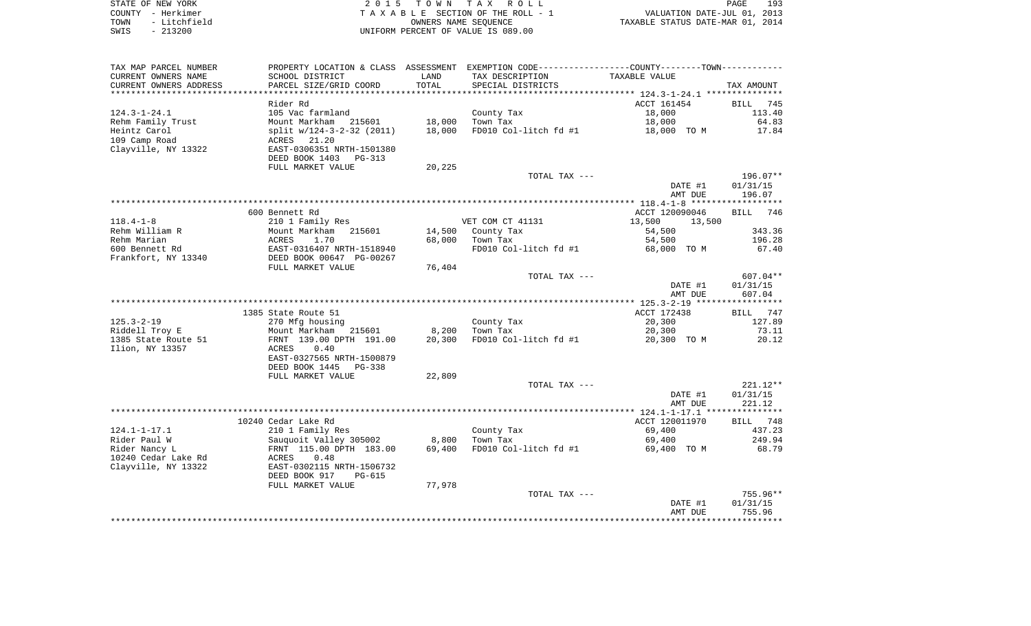STATE OF NEW YORK | COUNTY - Herkimer | TOWN - Litchfield | SWIS - 213200

2015 TOWN TAX ROLL
TAXABLE SECTION OF THE ROLL - 1
OWNERS NAME SEQUENCE
UNIFORM PERCENT OF VALUE IS 089.00

VALUATION DATE-JUL 01, 2013
TAXABLE STATUS DATE-MAR 01, 2014

| TAX MAP PARCEL NUMBER<br>CURRENT OWNERS NAME<br>CURRENT OWNERS ADDRESS | PROPERTY LOCATION & CLASS<br>SCHOOL DISTRICT<br>PARCEL SIZE/GRID COORD | ASSESSMENT LAND<br>TOTAL | EXEMPTION CODE<br>TAX DESCRIPTION<br>SPECIAL DISTRICTS | COUNTY--------TOWN<br>TAXABLE VALUE | TAX AMOUNT |
|---|---|---|---|---|---|
| **124.3-1-24.1** | Rider Rd | | | ACCT 161454 | BILL 745 |
| 124.3-1-24.1 | 105 Vac farmland | | County Tax | 18,000 | 113.40 |
| Rehm Family Trust | Mount Markham 215601 | 18,000 | Town Tax | 18,000 | 64.83 |
| Heintz Carol | split w/124-3-2-32 (2011) | 18,000 | FD010 Col-litch fd #1 | 18,000 TO M | 17.84 |
| 109 Camp Road | ACRES 21.20 | | | | |
| Clayville, NY 13322 | EAST-0306351 NRTH-1501380 | | | | |
| | DEED BOOK 1403 PG-313 | | | | |
| | FULL MARKET VALUE | 20,225 | | | |
| | | | TOTAL TAX --- | | 196.07** |
| | | | | DATE #1 | 01/31/15 |
| | | | | AMT DUE | 196.07 |
| **118.4-1-8** | 600 Bennett Rd | | | ACCT 120090046 | BILL 746 |
| 118.4-1-8 | 210 1 Family Res | | VET COM CT 41131 | 13,500 13,500 | |
| Rehm William R | Mount Markham 215601 | 14,500 | County Tax | 54,500 | 343.36 |
| Rehm Marian | ACRES 1.70 | 68,000 | Town Tax | 54,500 | 196.28 |
| 600 Bennett Rd | EAST-0316407 NRTH-1518940 | | FD010 Col-litch fd #1 | 68,000 TO M | 67.40 |
| Frankfort, NY 13340 | DEED BOOK 00647 PG-00267 | | | | |
| | FULL MARKET VALUE | 76,404 | | | |
| | | | TOTAL TAX --- | | 607.04** |
| | | | | DATE #1 | 01/31/15 |
| | | | | AMT DUE | 607.04 |
| **125.3-2-19** | 1385 State Route 51 | | | ACCT 172438 | BILL 747 |
| 125.3-2-19 | 270 Mfg housing | | County Tax | 20,300 | 127.89 |
| Riddell Troy E | Mount Markham 215601 | 8,200 | Town Tax | 20,300 | 73.11 |
| 1385 State Route 51 | FRNT 139.00 DPTH 191.00 | 20,300 | FD010 Col-litch fd #1 | 20,300 TO M | 20.12 |
| Ilion, NY 13357 | ACRES 0.40 | | | | |
| | EAST-0327565 NRTH-1500879 | | | | |
| | DEED BOOK 1445 PG-338 | | | | |
| | FULL MARKET VALUE | 22,809 | | | |
| | | | TOTAL TAX --- | | 221.12** |
| | | | | DATE #1 | 01/31/15 |
| | | | | AMT DUE | 221.12 |
| **124.1-1-17.1** | 10240 Cedar Lake Rd | | | ACCT 120011970 | BILL 748 |
| 124.1-1-17.1 | 210 1 Family Res | | County Tax | 69,400 | 437.23 |
| Rider Paul W | Sauquoit Valley 305002 | 8,800 | Town Tax | 69,400 | 249.94 |
| Rider Nancy L | FRNT 115.00 DPTH 183.00 | 69,400 | FD010 Col-litch fd #1 | 69,400 TO M | 68.79 |
| 10240 Cedar Lake Rd | ACRES 0.48 | | | | |
| Clayville, NY 13322 | EAST-0302115 NRTH-1506732 | | | | |
| | DEED BOOK 917 PG-615 | | | | |
| | FULL MARKET VALUE | 77,978 | | | |
| | | | TOTAL TAX --- | | 755.96** |
| | | | | DATE #1 | 01/31/15 |
| | | | | AMT DUE | 755.96 |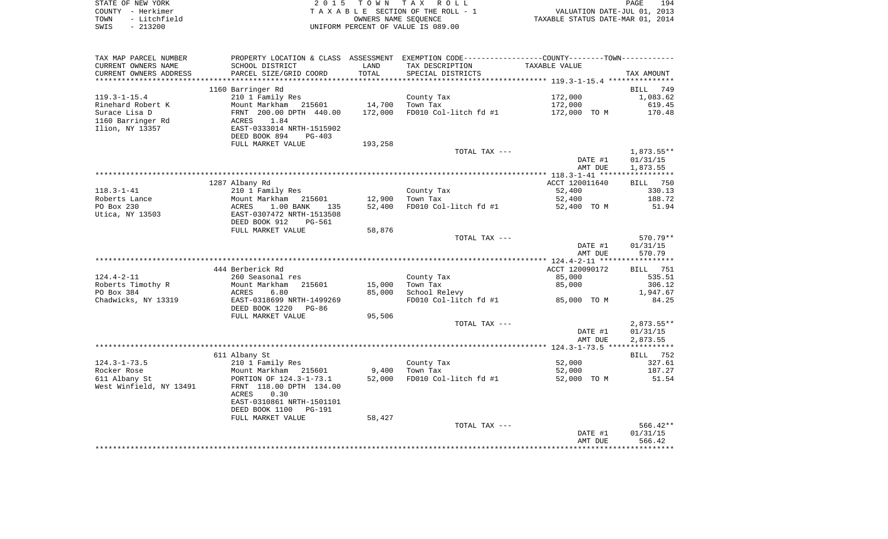STATE OF NEW YORK — 2015 TOWN TAX ROLL
COUNTY - Herkimer — TAXABLE SECTION OF THE ROLL - 1 — VALUATION DATE-JUL 01, 2013
TOWN - Litchfield — OWNERS NAME SEQUENCE — TAXABLE STATUS DATE-MAR 01, 2014
SWIS - 213200 — UNIFORM PERCENT OF VALUE IS 089.00

| TAX MAP PARCEL NUMBER / CURRENT OWNERS NAME / CURRENT OWNERS ADDRESS | PROPERTY LOCATION & CLASS / SCHOOL DISTRICT / PARCEL SIZE/GRID COORD | ASSESSMENT LAND / TOTAL | EXEMPTION CODE / TAX DESCRIPTION / SPECIAL DISTRICTS | COUNTY--TOWN TAXABLE VALUE | TAX AMOUNT |
|---|---|---|---|---|---|
| | 1160 Barringer Rd | | | | BILL 749 |
| 119.3-1-15.4 | 210 1 Family Res | | County Tax | 172,000 | 1,083.62 |
| Rinehard Robert K | Mount Markham 215601 | 14,700 | Town Tax | 172,000 | 619.45 |
| Surace Lisa D | FRNT 200.00 DPTH 440.00 | 172,000 | FD010 Col-litch fd #1 | 172,000 TO M | 170.48 |
| 1160 Barringer Rd | ACRES 1.84 | | | | |
| Ilion, NY 13357 | EAST-0333014 NRTH-1515902 | | | | |
| | DEED BOOK 894 PG-403 | | | | |
| | FULL MARKET VALUE | 193,258 | | | |
| | | | TOTAL TAX --- | | 1,873.55** |
| | | | | DATE #1 | 01/31/15 |
| | | | | AMT DUE | 1,873.55 |
| | 1287 Albany Rd | | | ACCT 120011640 | BILL 750 |
| 118.3-1-41 | 210 1 Family Res | | County Tax | 52,400 | 330.13 |
| Roberts Lance | Mount Markham 215601 | 12,900 | Town Tax | 52,400 | 188.72 |
| PO Box 230 | ACRES 1.00 BANK 135 | 52,400 | FD010 Col-litch fd #1 | 52,400 TO M | 51.94 |
| Utica, NY 13503 | EAST-0307472 NRTH-1513508 | | | | |
| | DEED BOOK 912 PG-561 | | | | |
| | FULL MARKET VALUE | 58,876 | | | |
| | | | TOTAL TAX --- | | 570.79** |
| | | | | DATE #1 | 01/31/15 |
| | | | | AMT DUE | 570.79 |
| | 444 Berberick Rd | | | ACCT 120090172 | BILL 751 |
| 124.4-2-11 | 260 Seasonal res | | County Tax | 85,000 | 535.51 |
| Roberts Timothy R | Mount Markham 215601 | 15,000 | Town Tax | 85,000 | 306.12 |
| PO Box 384 | ACRES 6.80 | 85,000 | School Relevy | | 1,947.67 |
| Chadwicks, NY 13319 | EAST-0318699 NRTH-1499269 | | FD010 Col-litch fd #1 | 85,000 TO M | 84.25 |
| | DEED BOOK 1220 PG-86 | | | | |
| | FULL MARKET VALUE | 95,506 | | | |
| | | | TOTAL TAX --- | | 2,873.55** |
| | | | | DATE #1 | 01/31/15 |
| | | | | AMT DUE | 2,873.55 |
| | 611 Albany St | | | | BILL 752 |
| 124.3-1-73.5 | 210 1 Family Res | | County Tax | 52,000 | 327.61 |
| Rocker Rose | Mount Markham 215601 | 9,400 | Town Tax | 52,000 | 187.27 |
| 611 Albany St | PORTION OF 124.3-1-73.1 | 52,000 | FD010 Col-litch fd #1 | 52,000 TO M | 51.54 |
| West Winfield, NY 13491 | FRNT 118.00 DPTH 134.00 | | | | |
| | ACRES 0.30 | | | | |
| | EAST-0310861 NRTH-1501101 | | | | |
| | DEED BOOK 1100 PG-191 | | | | |
| | FULL MARKET VALUE | 58,427 | | | |
| | | | TOTAL TAX --- | | 566.42** |
| | | | | DATE #1 | 01/31/15 |
| | | | | AMT DUE | 566.42 |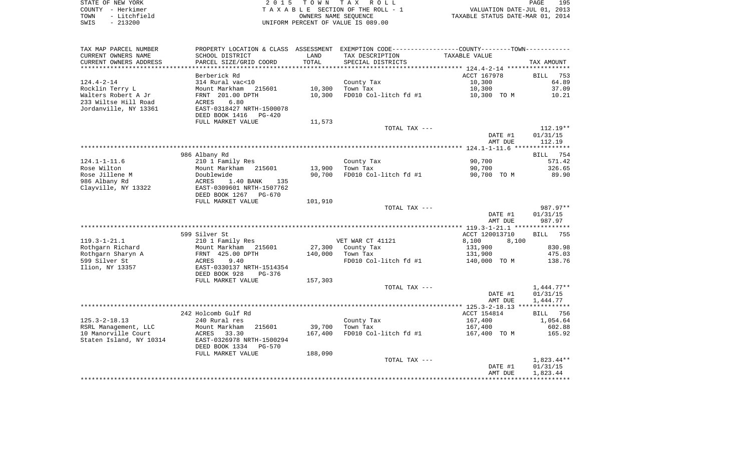STATE OF NEW YORK  
COUNTY - Herkimer  
TOWN - Litchfield  
SWIS - 213200

2015 TOWN TAX ROLL  
TAXABLE SECTION OF THE ROLL - 1  
OWNERS NAME SEQUENCE  
UNIFORM PERCENT OF VALUE IS 089.00

VALUATION DATE-JUL 01, 2013  
TAXABLE STATUS DATE-MAR 01, 2014

| TAX MAP PARCEL NUMBER / CURRENT OWNERS NAME / CURRENT OWNERS ADDRESS | PROPERTY LOCATION & CLASS / SCHOOL DISTRICT / PARCEL SIZE/GRID COORD | ASSESSMENT LAND / TOTAL | EXEMPTION CODE / TAX DESCRIPTION / SPECIAL DISTRICTS | COUNTY / TOWN TAXABLE VALUE | TAX AMOUNT |
|---|---|---|---|---|---|
| 124.4-2-14 | Berberick Rd | | | ACCT 167978 | BILL 753 |
| | 314 Rural vac<10 | | County Tax | 10,300 | 64.89 |
| Rocklin Terry L | Mount Markham 215601 | 10,300 | Town Tax | 10,300 | 37.09 |
| Walters Robert A Jr | FRNT 201.00 DPTH | 10,300 | FD010 Col-litch fd #1 | 10,300 TO M | 10.21 |
| 233 Wiltse Hill Road | ACRES 6.80 | | | | |
| Jordanville, NY 13361 | EAST-0318427 NRTH-1500078 | | | | |
| | DEED BOOK 1416 PG-420 | | | | |
| | FULL MARKET VALUE | 11,573 | | | |
| | | | TOTAL TAX --- | | 112.19** |
| | | | | DATE #1 | 01/31/15 |
| | | | | AMT DUE | 112.19 |
| 124.1-1-11.6 | 986 Albany Rd | | | | BILL 754 |
| | 210 1 Family Res | | County Tax | 90,700 | 571.42 |
| Rose Wilton | Mount Markham 215601 | 13,900 | Town Tax | 90,700 | 326.65 |
| Rose Jillene M | Doublewide | 90,700 | FD010 Col-litch fd #1 | 90,700 TO M | 89.90 |
| 986 Albany Rd | ACRES 1.40 BANK 135 | | | | |
| Clayville, NY 13322 | EAST-0309601 NRTH-1507762 | | | | |
| | DEED BOOK 1267 PG-670 | | | | |
| | FULL MARKET VALUE | 101,910 | | | |
| | | | TOTAL TAX --- | | 987.97** |
| | | | | DATE #1 | 01/31/15 |
| | | | | AMT DUE | 987.97 |
| 119.3-1-21.1 | 599 Silver St | | | ACCT 120013710 | BILL 755 |
| | 210 1 Family Res | | VET WAR CT 41121 | 8,100 8,100 | |
| Rothgarn Richard | Mount Markham 215601 | 27,300 | County Tax | 131,900 | 830.98 |
| Rothgarn Sharyn A | FRNT 425.00 DPTH | 140,000 | Town Tax | 131,900 | 475.03 |
| 599 Silver St | ACRES 9.40 | | FD010 Col-litch fd #1 | 140,000 TO M | 138.76 |
| Ilion, NY 13357 | EAST-0330137 NRTH-1514354 | | | | |
| | DEED BOOK 928 PG-376 | | | | |
| | FULL MARKET VALUE | 157,303 | | | |
| | | | TOTAL TAX --- | | 1,444.77** |
| | | | | DATE #1 | 01/31/15 |
| | | | | AMT DUE | 1,444.77 |
| 125.3-2-18.13 | 242 Holcomb Gulf Rd | | | ACCT 154814 | BILL 756 |
| | 240 Rural res | | County Tax | 167,400 | 1,054.64 |
| RSRL Management, LLC | Mount Markham 215601 | 39,700 | Town Tax | 167,400 | 602.88 |
| 10 Manorville Court | ACRES 33.30 | 167,400 | FD010 Col-litch fd #1 | 167,400 TO M | 165.92 |
| Staten Island, NY 10314 | EAST-0326978 NRTH-1500294 | | | | |
| | DEED BOOK 1334 PG-570 | | | | |
| | FULL MARKET VALUE | 188,090 | | | |
| | | | TOTAL TAX --- | | 1,823.44** |
| | | | | DATE #1 | 01/31/15 |
| | | | | AMT DUE | 1,823.44 |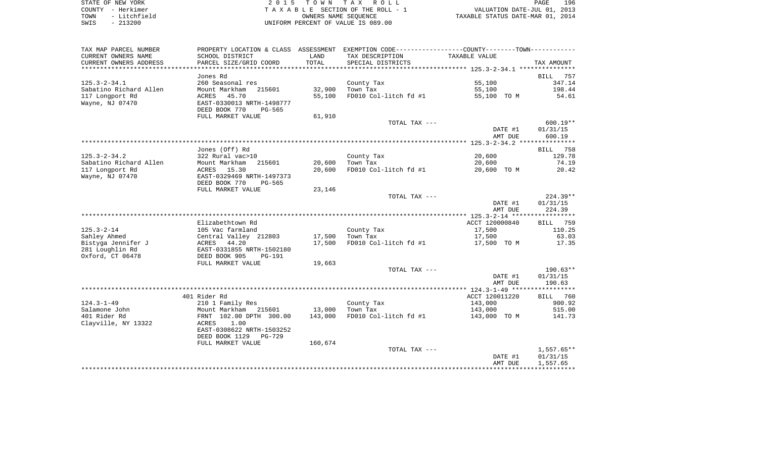STATE OF NEW YORK
COUNTY - Herkimer
TOWN - Litchfield
SWIS - 213200

2015 TOWN TAX ROLL
TAXABLE SECTION OF THE ROLL - 1
OWNERS NAME SEQUENCE
UNIFORM PERCENT OF VALUE IS 089.00

VALUATION DATE-JUL 01, 2013
TAXABLE STATUS DATE-MAR 01, 2014

| TAX MAP PARCEL NUMBER / CURRENT OWNERS NAME / CURRENT OWNERS ADDRESS | PROPERTY LOCATION & CLASS / SCHOOL DISTRICT / PARCEL SIZE/GRID COORD | ASSESSMENT LAND / TOTAL | EXEMPTION CODE / TAX DESCRIPTION / SPECIAL DISTRICTS | TAXABLE VALUE | TAX AMOUNT |
|---|---|---|---|---|---|
| **125.3-2-34.1** | Jones Rd | | | | BILL 757 |
| 125.3-2-34.1 | 260 Seasonal res | | County Tax | 55,100 | 347.14 |
| Sabatino Richard Allen | Mount Markham 215601 | 32,900 | Town Tax | 55,100 | 198.44 |
| 117 Longport Rd | ACRES 45.70 | 55,100 | FD010 Col-litch fd #1 | 55,100 TO M | 54.61 |
| Wayne, NJ 07470 | EAST-0330013 NRTH-1498777 | | | | |
| | DEED BOOK 770 PG-565 | | | | |
| | FULL MARKET VALUE | 61,910 | | | |
| | | | TOTAL TAX --- | | 600.19** |
| | | | | DATE #1 | 01/31/15 |
| | | | | AMT DUE | 600.19 |
| **125.3-2-34.2** | Jones (Off) Rd | | | | BILL 758 |
| 125.3-2-34.2 | 322 Rural vac>10 | | County Tax | 20,600 | 129.78 |
| Sabatino Richard Allen | Mount Markham 215601 | 20,600 | Town Tax | 20,600 | 74.19 |
| 117 Longport Rd | ACRES 15.30 | 20,600 | FD010 Col-litch fd #1 | 20,600 TO M | 20.42 |
| Wayne, NJ 07470 | EAST-0329469 NRTH-1497373 | | | | |
| | DEED BOOK 770 PG-565 | | | | |
| | FULL MARKET VALUE | 23,146 | | | |
| | | | TOTAL TAX --- | | 224.39** |
| | | | | DATE #1 | 01/31/15 |
| | | | | AMT DUE | 224.39 |
| **125.3-2-14** | Elizabethtown Rd | | | ACCT 120000840 | BILL 759 |
| 125.3-2-14 | 105 Vac farmland | | County Tax | 17,500 | 110.25 |
| Sahley Ahmed | Central Valley 212803 | 17,500 | Town Tax | 17,500 | 63.03 |
| Bistyga Jennifer J | ACRES 44.20 | 17,500 | FD010 Col-litch fd #1 | 17,500 TO M | 17.35 |
| 281 Loughlin Rd | EAST-0331855 NRTH-1502180 | | | | |
| Oxford, CT 06478 | DEED BOOK 905 PG-191 | | | | |
| | FULL MARKET VALUE | 19,663 | | | |
| | | | TOTAL TAX --- | | 190.63** |
| | | | | DATE #1 | 01/31/15 |
| | | | | AMT DUE | 190.63 |
| **124.3-1-49** | 401 Rider Rd | | | ACCT 120011220 | BILL 760 |
| 124.3-1-49 | 210 1 Family Res | | County Tax | 143,000 | 900.92 |
| Salamone John | Mount Markham 215601 | 13,000 | Town Tax | 143,000 | 515.00 |
| 401 Rider Rd | FRNT 102.00 DPTH 300.00 | 143,000 | FD010 Col-litch fd #1 | 143,000 TO M | 141.73 |
| Clayville, NY 13322 | ACRES 1.00 | | | | |
| | EAST-0308622 NRTH-1503252 | | | | |
| | DEED BOOK 1129 PG-729 | | | | |
| | FULL MARKET VALUE | 160,674 | | | |
| | | | TOTAL TAX --- | | 1,557.65** |
| | | | | DATE #1 | 01/31/15 |
| | | | | AMT DUE | 1,557.65 |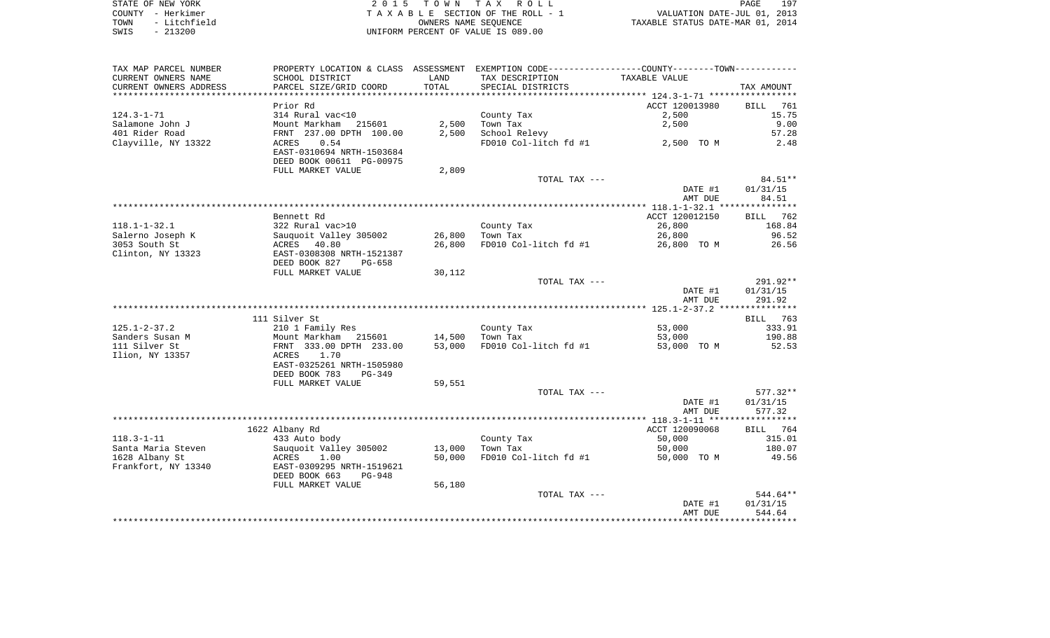STATE OF NEW YORK | COUNTY - Herkimer | TOWN - Litchfield | SWIS - 213200

**2015 TOWN TAX ROLL**
TAXABLE SECTION OF THE ROLL - 1
OWNERS NAME SEQUENCE
UNIFORM PERCENT OF VALUE IS 089.00

VALUATION DATE-JUL 01, 2013
TAXABLE STATUS DATE-MAR 01, 2014

| TAX MAP PARCEL NUMBER / CURRENT OWNERS NAME / CURRENT OWNERS ADDRESS | PROPERTY LOCATION & CLASS / SCHOOL DISTRICT / PARCEL SIZE/GRID COORD | ASSESSMENT LAND | ASSESSMENT TOTAL | EXEMPTION CODE / TAX DESCRIPTION / SPECIAL DISTRICTS | TAXABLE VALUE | TAX AMOUNT |
|---|---|---|---|---|---|---|
| 124.3-1-71 | Prior Rd | | | | ACCT 120013980 | BILL 761 |
| | 314 Rural vac<10 | | | County Tax | 2,500 | 15.75 |
| Salamone John J | Mount Markham 215601 | 2,500 | | Town Tax | 2,500 | 9.00 |
| 401 Rider Road | FRNT 237.00 DPTH 100.00 | | 2,500 | School Relevy | | 57.28 |
| Clayville, NY 13322 | ACRES 0.54 | | | FD010 Col-litch fd #1 | 2,500 TO M | 2.48 |
| | EAST-0310694 NRTH-1503684 | | | | | |
| | DEED BOOK 00611 PG-00975 | | | | | |
| | FULL MARKET VALUE | | 2,809 | | | |
| | | | | TOTAL TAX --- | | 84.51** |
| | | | | | DATE #1 | 01/31/15 |
| | | | | | AMT DUE | 84.51 |
| 118.1-1-32.1 | Bennett Rd | | | | ACCT 120012150 | BILL 762 |
| | 322 Rural vac>10 | | | County Tax | 26,800 | 168.84 |
| Salerno Joseph K | Sauquoit Valley 305002 | 26,800 | | Town Tax | 26,800 | 96.52 |
| 3053 South St | ACRES 40.80 | | 26,800 | FD010 Col-litch fd #1 | 26,800 TO M | 26.56 |
| Clinton, NY 13323 | EAST-0308308 NRTH-1521387 | | | | | |
| | DEED BOOK 827 PG-658 | | | | | |
| | FULL MARKET VALUE | | 30,112 | | | |
| | | | | TOTAL TAX --- | | 291.92** |
| | | | | | DATE #1 | 01/31/15 |
| | | | | | AMT DUE | 291.92 |
| 125.1-2-37.2 | 111 Silver St | | | | | BILL 763 |
| | 210 1 Family Res | | | County Tax | 53,000 | 333.91 |
| Sanders Susan M | Mount Markham 215601 | 14,500 | | Town Tax | 53,000 | 190.88 |
| 111 Silver St | FRNT 333.00 DPTH 233.00 | | 53,000 | FD010 Col-litch fd #1 | 53,000 TO M | 52.53 |
| Ilion, NY 13357 | ACRES 1.70 | | | | | |
| | EAST-0325261 NRTH-1505980 | | | | | |
| | DEED BOOK 783 PG-349 | | | | | |
| | FULL MARKET VALUE | | 59,551 | | | |
| | | | | TOTAL TAX --- | | 577.32** |
| | | | | | DATE #1 | 01/31/15 |
| | | | | | AMT DUE | 577.32 |
| 118.3-1-11 | 1622 Albany Rd | | | | ACCT 120090068 | BILL 764 |
| | 433 Auto body | | | County Tax | 50,000 | 315.01 |
| Santa Maria Steven | Sauquoit Valley 305002 | 13,000 | | Town Tax | 50,000 | 180.07 |
| 1628 Albany St | ACRES 1.00 | | 50,000 | FD010 Col-litch fd #1 | 50,000 TO M | 49.56 |
| Frankfort, NY 13340 | EAST-0309295 NRTH-1519621 | | | | | |
| | DEED BOOK 663 PG-948 | | | | | |
| | FULL MARKET VALUE | | 56,180 | | | |
| | | | | TOTAL TAX --- | | 544.64** |
| | | | | | DATE #1 | 01/31/15 |
| | | | | | AMT DUE | 544.64 |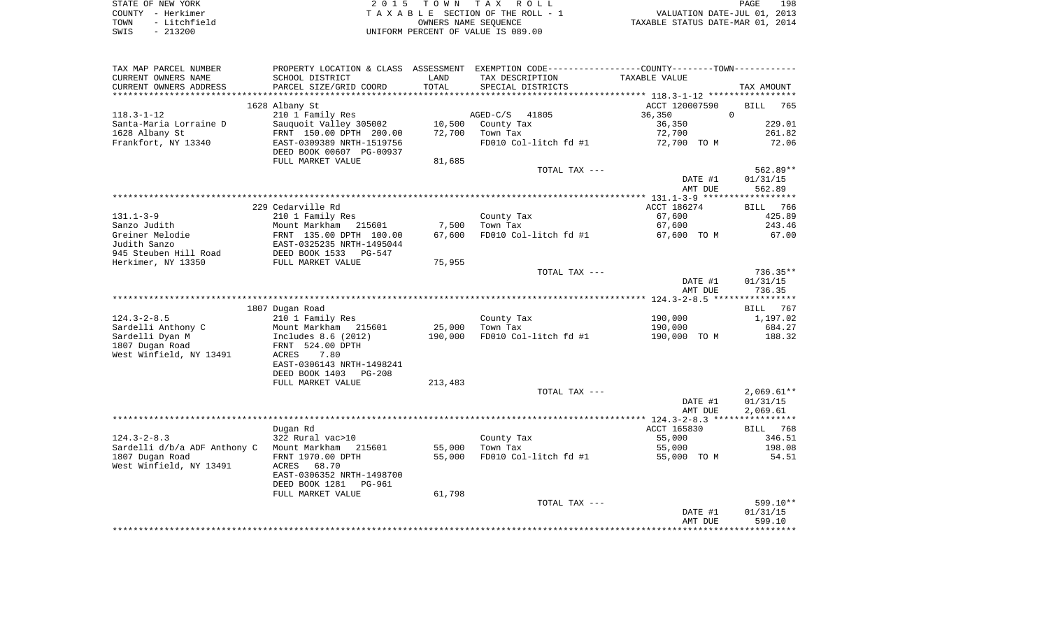STATE OF NEW YORK
COUNTY - Herkimer
TOWN - Litchfield
SWIS - 213200

2 0 1 5 T O W N T A X R O L L
T A X A B L E SECTION OF THE ROLL - 1
OWNERS NAME SEQUENCE
UNIFORM PERCENT OF VALUE IS 089.00

VALUATION DATE-JUL 01, 2013
TAXABLE STATUS DATE-MAR 01, 2014

| TAX MAP PARCEL NUMBER / CURRENT OWNERS NAME / CURRENT OWNERS ADDRESS | PROPERTY LOCATION & CLASS / SCHOOL DISTRICT / PARCEL SIZE/GRID COORD | ASSESSMENT LAND | TOTAL | EXEMPTION CODE / TAX DESCRIPTION / SPECIAL DISTRICTS | COUNTY / TOWN TAXABLE VALUE | TAX AMOUNT |
|---|---|---|---|---|---|---|
| | 1628 Albany St | | | | ACCT 120007590 | BILL 765 |
| 118.3-1-12 | 210 1 Family Res | | | AGED-C/S 41805 | 36,350 0 | |
| Santa-Maria Lorraine D | Sauquoit Valley 305002 | 10,500 | | County Tax | 36,350 | 229.01 |
| 1628 Albany St | FRNT 150.00 DPTH 200.00 | | 72,700 | Town Tax | 72,700 | 261.82 |
| Frankfort, NY 13340 | EAST-0309389 NRTH-1519756 | | | FD010 Col-litch fd #1 | 72,700 TO M | 72.06 |
| | DEED BOOK 00607 PG-00937 | | | | | |
| | FULL MARKET VALUE | 81,685 | | | | |
| | | | | TOTAL TAX --- | | 562.89** |
| | | | | | DATE #1 | 01/31/15 |
| | | | | | AMT DUE | 562.89 |
| | 229 Cedarville Rd | | | | ACCT 186274 | BILL 766 |
| 131.1-3-9 | 210 1 Family Res | | | County Tax | 67,600 | 425.89 |
| Sanzo Judith | Mount Markham 215601 | 7,500 | | Town Tax | 67,600 | 243.46 |
| Greiner Melodie | FRNT 135.00 DPTH 100.00 | | 67,600 | FD010 Col-litch fd #1 | 67,600 TO M | 67.00 |
| Judith Sanzo | EAST-0325235 NRTH-1495044 | | | | | |
| 945 Steuben Hill Road | DEED BOOK 1533 PG-547 | | | | | |
| Herkimer, NY 13350 | FULL MARKET VALUE | 75,955 | | | | |
| | | | | TOTAL TAX --- | | 736.35** |
| | | | | | DATE #1 | 01/31/15 |
| | | | | | AMT DUE | 736.35 |
| | 1807 Dugan Road | | | | | BILL 767 |
| 124.3-2-8.5 | 210 1 Family Res | | | County Tax | 190,000 | 1,197.02 |
| Sardelli Anthony C | Mount Markham 215601 | 25,000 | | Town Tax | 190,000 | 684.27 |
| Sardelli Dyan M | Includes 8.6 (2012) | | 190,000 | FD010 Col-litch fd #1 | 190,000 TO M | 188.32 |
| 1807 Dugan Road | FRNT 524.00 DPTH | | | | | |
| West Winfield, NY 13491 | ACRES 7.80 | | | | | |
| | EAST-0306143 NRTH-1498241 | | | | | |
| | DEED BOOK 1403 PG-208 | | | | | |
| | FULL MARKET VALUE | 213,483 | | | | |
| | | | | TOTAL TAX --- | | 2,069.61** |
| | | | | | DATE #1 | 01/31/15 |
| | | | | | AMT DUE | 2,069.61 |
| | Dugan Rd | | | | ACCT 165830 | BILL 768 |
| 124.3-2-8.3 | 322 Rural vac>10 | | | County Tax | 55,000 | 346.51 |
| Sardelli d/b/a ADF Anthony C | Mount Markham 215601 | 55,000 | | Town Tax | 55,000 | 198.08 |
| 1807 Dugan Road | FRNT 1970.00 DPTH | | 55,000 | FD010 Col-litch fd #1 | 55,000 TO M | 54.51 |
| West Winfield, NY 13491 | ACRES 68.70 | | | | | |
| | EAST-0306352 NRTH-1498700 | | | | | |
| | DEED BOOK 1281 PG-961 | | | | | |
| | FULL MARKET VALUE | 61,798 | | | | |
| | | | | TOTAL TAX --- | | 599.10** |
| | | | | | DATE #1 | 01/31/15 |
| | | | | | AMT DUE | 599.10 |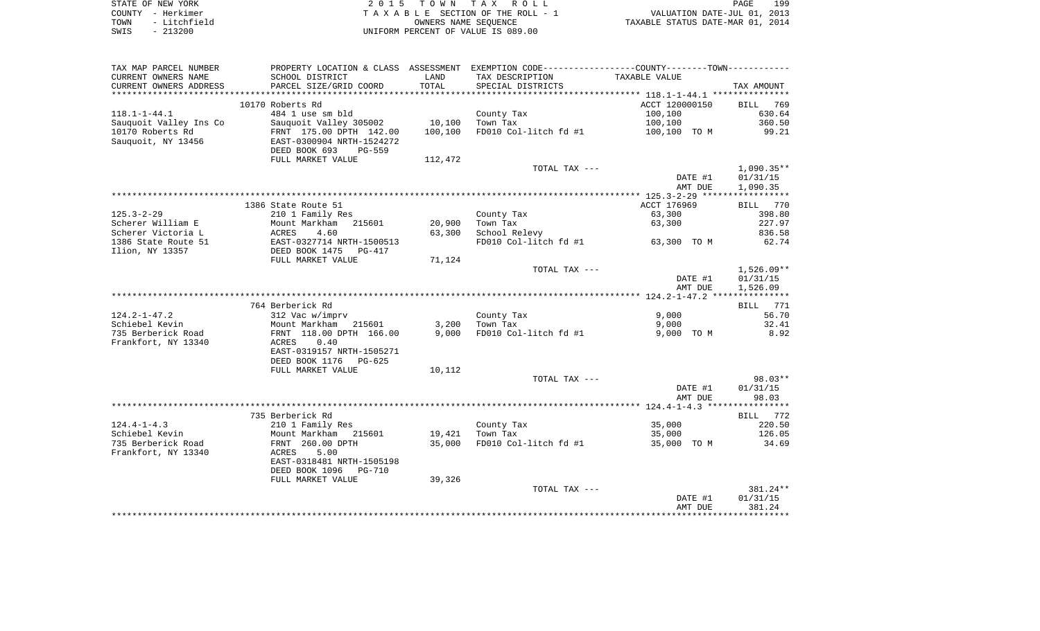STATE OF NEW YORK
COUNTY - Herkimer
TOWN - Litchfield
SWIS - 213200

2 0 1 5 T O W N T A X R O L L
T A X A B L E SECTION OF THE ROLL - 1
OWNERS NAME SEQUENCE
UNIFORM PERCENT OF VALUE IS 089.00

VALUATION DATE-JUL 01, 2013
TAXABLE STATUS DATE-MAR 01, 2014

| TAX MAP PARCEL NUMBER<br>CURRENT OWNERS NAME<br>CURRENT OWNERS ADDRESS | PROPERTY LOCATION & CLASS<br>SCHOOL DISTRICT<br>PARCEL SIZE/GRID COORD | ASSESSMENT<br>LAND<br>TOTAL | EXEMPTION CODE-----COUNTY-----TOWN------<br>TAX DESCRIPTION<br>SPECIAL DISTRICTS | TAXABLE VALUE | TAX AMOUNT |
|---|---|---|---|---|---|
| | 10170 Roberts Rd | | | ACCT 120000150 | BILL 769 |
| 118.1-1-44.1 | 484 1 use sm bld | | County Tax | 100,100 | 630.64 |
| Sauquoit Valley Ins Co | Sauquoit Valley 305002 | 10,100 | Town Tax | 100,100 | 360.50 |
| 10170 Roberts Rd | FRNT 175.00 DPTH 142.00 | 100,100 | FD010 Col-litch fd #1 | 100,100 TO M | 99.21 |
| Sauquoit, NY 13456 | EAST-0300904 NRTH-1524272 | | | | |
| | DEED BOOK 693 PG-559 | | | | |
| | FULL MARKET VALUE | 112,472 | | | |
| | | | TOTAL TAX --- | | 1,090.35** |
| | | | | DATE #1 | 01/31/15 |
| | | | | AMT DUE | 1,090.35 |
| | 1386 State Route 51 | | | ACCT 176969 | BILL 770 |
| 125.3-2-29 | 210 1 Family Res | | County Tax | 63,300 | 398.80 |
| Scherer William E | Mount Markham 215601 | 20,900 | Town Tax | 63,300 | 227.97 |
| Scherer Victoria L | ACRES 4.60 | 63,300 | School Relevy | | 836.58 |
| 1386 State Route 51 | EAST-0327714 NRTH-1500513 | | FD010 Col-litch fd #1 | 63,300 TO M | 62.74 |
| Ilion, NY 13357 | DEED BOOK 1475 PG-417 | | | | |
| | FULL MARKET VALUE | 71,124 | | | |
| | | | TOTAL TAX --- | | 1,526.09** |
| | | | | DATE #1 | 01/31/15 |
| | | | | AMT DUE | 1,526.09 |
| | 764 Berberick Rd | | | | BILL 771 |
| 124.2-1-47.2 | 312 Vac w/imprv | | County Tax | 9,000 | 56.70 |
| Schiebel Kevin | Mount Markham 215601 | 3,200 | Town Tax | 9,000 | 32.41 |
| 735 Berberick Road | FRNT 118.00 DPTH 166.00 | 9,000 | FD010 Col-litch fd #1 | 9,000 TO M | 8.92 |
| Frankfort, NY 13340 | ACRES 0.40 | | | | |
| | EAST-0319157 NRTH-1505271 | | | | |
| | DEED BOOK 1176 PG-625 | | | | |
| | FULL MARKET VALUE | 10,112 | | | |
| | | | TOTAL TAX --- | | 98.03** |
| | | | | DATE #1 | 01/31/15 |
| | | | | AMT DUE | 98.03 |
| | 735 Berberick Rd | | | | BILL 772 |
| 124.4-1-4.3 | 210 1 Family Res | | County Tax | 35,000 | 220.50 |
| Schiebel Kevin | Mount Markham 215601 | 19,421 | Town Tax | 35,000 | 126.05 |
| 735 Berberick Road | FRNT 260.00 DPTH | 35,000 | FD010 Col-litch fd #1 | 35,000 TO M | 34.69 |
| Frankfort, NY 13340 | ACRES 5.00 | | | | |
| | EAST-0318481 NRTH-1505198 | | | | |
| | DEED BOOK 1096 PG-710 | | | | |
| | FULL MARKET VALUE | 39,326 | | | |
| | | | TOTAL TAX --- | | 381.24** |
| | | | | DATE #1 | 01/31/15 |
| | | | | AMT DUE | 381.24 |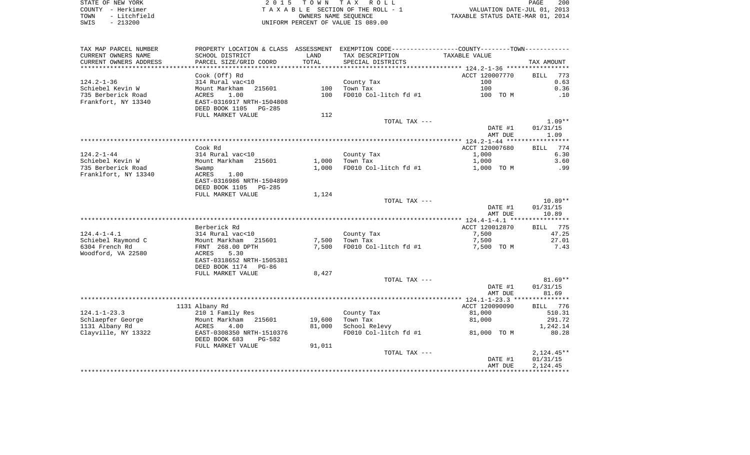STATE OF NEW YORK
COUNTY - Herkimer
TOWN - Litchfield
SWIS - 213200

2015 TOWN TAX ROLL
TAXABLE SECTION OF THE ROLL - 1
OWNERS NAME SEQUENCE
UNIFORM PERCENT OF VALUE IS 089.00

VALUATION DATE-JUL 01, 2013
TAXABLE STATUS DATE-MAR 01, 2014

| TAX MAP PARCEL NUMBER / CURRENT OWNERS NAME / CURRENT OWNERS ADDRESS | PROPERTY LOCATION & CLASS / SCHOOL DISTRICT / PARCEL SIZE/GRID COORD | ASSESSMENT LAND | TOTAL | EXEMPTION CODE / TAX DESCRIPTION / SPECIAL DISTRICTS | COUNTY--------TOWN TAXABLE VALUE | TAX AMOUNT |
|---|---|---|---|---|---|---|
| 124.2-1-36 | Cook (Off) Rd | | | | ACCT 120007770 | BILL 773 |
| Schiebel Kevin W | 314 Rural vac<10 | | | County Tax | 100 | 0.63 |
| 735 Berberick Road | Mount Markham 215601 | 100 | | Town Tax | 100 | 0.36 |
| Frankfort, NY 13340 | ACRES 1.00 | | 100 | FD010 Col-litch fd #1 | 100 TO M | .10 |
| | EAST-0316917 NRTH-1504808 | | | | | |
| | DEED BOOK 1105 PG-285 | | | | | |
| | FULL MARKET VALUE | | 112 | | | |
| | | | | TOTAL TAX --- | | 1.09** |
| | | | | | DATE #1 | 01/31/15 |
| | | | | | AMT DUE | 1.09 |
| 124.2-1-44 | Cook Rd | | | | ACCT 120007680 | BILL 774 |
| Schiebel Kevin W | 314 Rural vac<10 | | | County Tax | 1,000 | 6.30 |
| 735 Berberick Road | Mount Markham 215601 | 1,000 | | Town Tax | 1,000 | 3.60 |
| Franklfort, NY 13340 | Swamp | | 1,000 | FD010 Col-litch fd #1 | 1,000 TO M | .99 |
| | ACRES 1.00 | | | | | |
| | EAST-0316986 NRTH-1504899 | | | | | |
| | DEED BOOK 1105 PG-285 | | | | | |
| | FULL MARKET VALUE | | 1,124 | | | |
| | | | | TOTAL TAX --- | | 10.89** |
| | | | | | DATE #1 | 01/31/15 |
| | | | | | AMT DUE | 10.89 |
| 124.4-1-4.1 | Berberick Rd | | | | ACCT 120012870 | BILL 775 |
| Schiebel Raymond C | 314 Rural vac<10 | | | County Tax | 7,500 | 47.25 |
| 6304 French Rd | Mount Markham 215601 | 7,500 | | Town Tax | 7,500 | 27.01 |
| Woodford, VA 22580 | FRNT 268.00 DPTH | | 7,500 | FD010 Col-litch fd #1 | 7,500 TO M | 7.43 |
| | ACRES 5.30 | | | | | |
| | EAST-0318652 NRTH-1505381 | | | | | |
| | DEED BOOK 1174 PG-86 | | | | | |
| | FULL MARKET VALUE | | 8,427 | | | |
| | | | | TOTAL TAX --- | | 81.69** |
| | | | | | DATE #1 | 01/31/15 |
| | | | | | AMT DUE | 81.69 |
| 124.1-1-23.3 | 1131 Albany Rd | | | | ACCT 120090090 | BILL 776 |
| Schlaepfer George | 210 1 Family Res | | | County Tax | 81,000 | 510.31 |
| 1131 Albany Rd | Mount Markham 215601 | 19,600 | | Town Tax | 81,000 | 291.72 |
| Clayville, NY 13322 | ACRES 4.00 | | 81,000 | School Relevy | | 1,242.14 |
| | EAST-0308350 NRTH-1510376 | | | FD010 Col-litch fd #1 | 81,000 TO M | 80.28 |
| | DEED BOOK 683 PG-582 | | | | | |
| | FULL MARKET VALUE | | 91,011 | | | |
| | | | | TOTAL TAX --- | | 2,124.45** |
| | | | | | DATE #1 | 01/31/15 |
| | | | | | AMT DUE | 2,124.45 |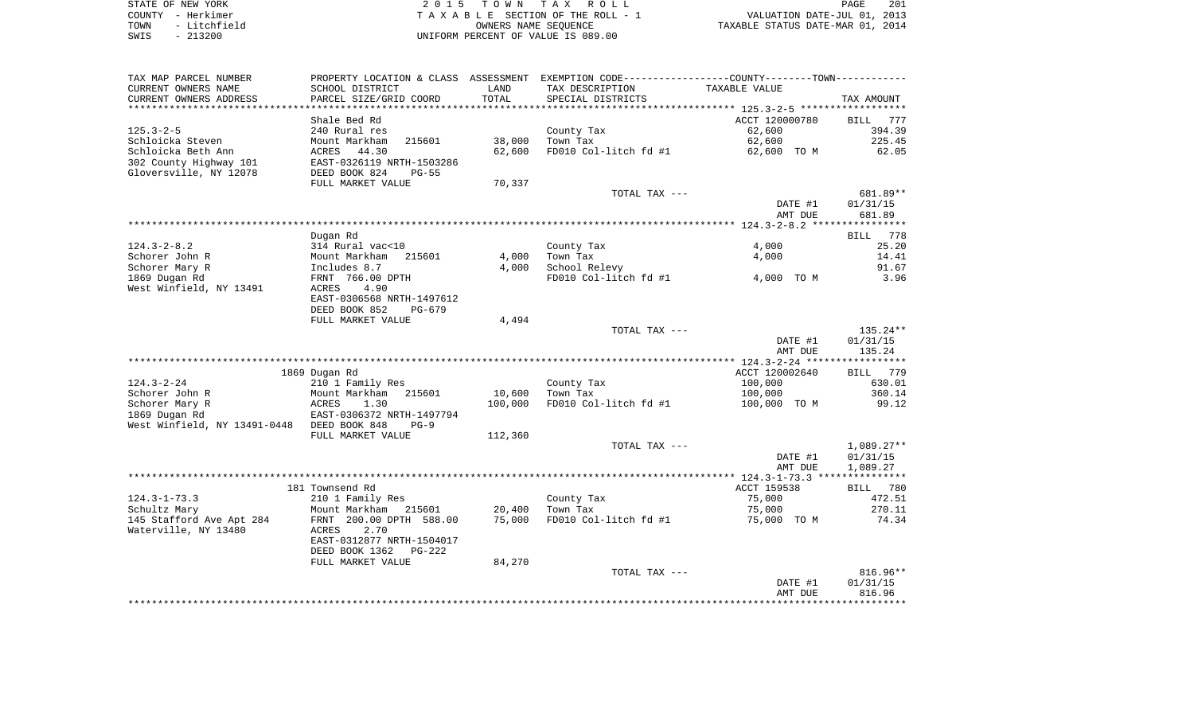STATE OF NEW YORK
COUNTY - Herkimer
TOWN - Litchfield
SWIS - 213200

2 0 1 5 T O W N T A X R O L L
T A X A B L E SECTION OF THE ROLL - 1
OWNERS NAME SEQUENCE
UNIFORM PERCENT OF VALUE IS 089.00

VALUATION DATE-JUL 01, 2013
TAXABLE STATUS DATE-MAR 01, 2014

| TAX MAP PARCEL NUMBER<br>CURRENT OWNERS NAME<br>CURRENT OWNERS ADDRESS | PROPERTY LOCATION & CLASS<br>SCHOOL DISTRICT<br>PARCEL SIZE/GRID COORD | ASSESSMENT<br>LAND<br>TOTAL | EXEMPTION CODE<br>TAX DESCRIPTION<br>SPECIAL DISTRICTS | COUNTY--------TOWN<br>TAXABLE VALUE | TAX AMOUNT |
|---|---|---|---|---|---|
| 125.3-2-5 | Shale Bed Rd | | | ACCT 120000780 | BILL 777 |
| | 240 Rural res | | County Tax | 62,600 | 394.39 |
| Schloicka Steven | Mount Markham 215601 | 38,000 | Town Tax | 62,600 | 225.45 |
| Schloicka Beth Ann | ACRES 44.30 | 62,600 | FD010 Col-litch fd #1 | 62,600 TO M | 62.05 |
| 302 County Highway 101 | EAST-0326119 NRTH-1503286 | | | | |
| Gloversville, NY 12078 | DEED BOOK 824 PG-55 | | | | |
| | FULL MARKET VALUE | 70,337 | | | |
| | | | TOTAL TAX --- | | 681.89** |
| | | | | DATE #1 | 01/31/15 |
| | | | | AMT DUE | 681.89 |
| 124.3-2-8.2 | Dugan Rd | | | | BILL 778 |
| | 314 Rural vac<10 | | County Tax | 4,000 | 25.20 |
| Schorer John R | Mount Markham 215601 | 4,000 | Town Tax | 4,000 | 14.41 |
| Schorer Mary R | Includes 8.7 | 4,000 | School Relevy | | 91.67 |
| 1869 Dugan Rd | FRNT 766.00 DPTH | | FD010 Col-litch fd #1 | 4,000 TO M | 3.96 |
| West Winfield, NY 13491 | ACRES 4.90 | | | | |
| | EAST-0306568 NRTH-1497612 | | | | |
| | DEED BOOK 852 PG-679 | | | | |
| | FULL MARKET VALUE | 4,494 | | | |
| | | | TOTAL TAX --- | | 135.24** |
| | | | | DATE #1 | 01/31/15 |
| | | | | AMT DUE | 135.24 |
| 124.3-2-24 | 1869 Dugan Rd | | | ACCT 120002640 | BILL 779 |
| | 210 1 Family Res | | County Tax | 100,000 | 630.01 |
| Schorer John R | Mount Markham 215601 | 10,600 | Town Tax | 100,000 | 360.14 |
| Schorer Mary R | ACRES 1.30 | 100,000 | FD010 Col-litch fd #1 | 100,000 TO M | 99.12 |
| 1869 Dugan Rd | EAST-0306372 NRTH-1497794 | | | | |
| West Winfield, NY 13491-0448 | DEED BOOK 848 PG-9 | | | | |
| | FULL MARKET VALUE | 112,360 | | | |
| | | | TOTAL TAX --- | | 1,089.27** |
| | | | | DATE #1 | 01/31/15 |
| | | | | AMT DUE | 1,089.27 |
| 124.3-1-73.3 | 181 Townsend Rd | | | ACCT 159538 | BILL 780 |
| | 210 1 Family Res | | County Tax | 75,000 | 472.51 |
| Schultz Mary | Mount Markham 215601 | 20,400 | Town Tax | 75,000 | 270.11 |
| 145 Stafford Ave Apt 284 | FRNT 200.00 DPTH 588.00 | 75,000 | FD010 Col-litch fd #1 | 75,000 TO M | 74.34 |
| Waterville, NY 13480 | ACRES 2.70 | | | | |
| | EAST-0312877 NRTH-1504017 | | | | |
| | DEED BOOK 1362 PG-222 | | | | |
| | FULL MARKET VALUE | 84,270 | | | |
| | | | TOTAL TAX --- | | 816.96** |
| | | | | DATE #1 | 01/31/15 |
| | | | | AMT DUE | 816.96 |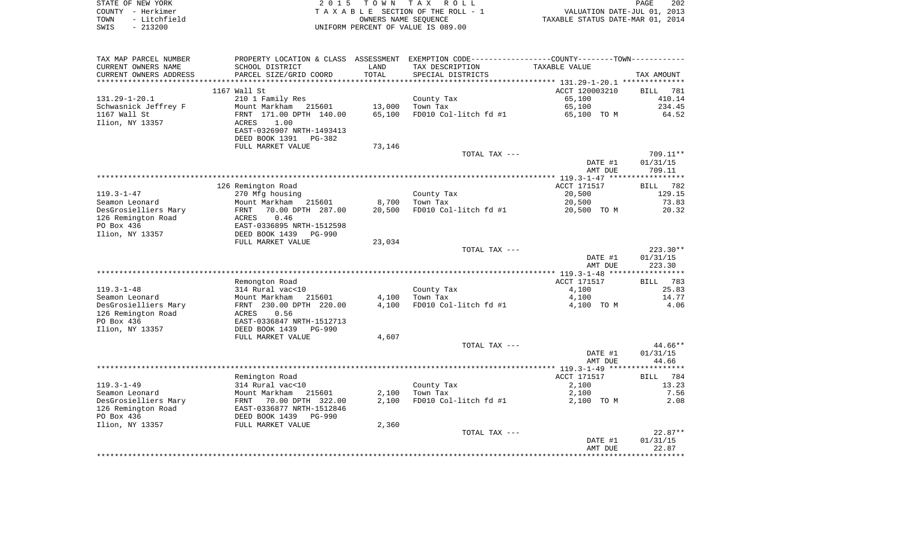STATE OF NEW YORK
COUNTY - Herkimer
TOWN - Litchfield
SWIS - 213200

2015 TOWN TAX ROLL
TAXABLE SECTION OF THE ROLL - 1
OWNERS NAME SEQUENCE
UNIFORM PERCENT OF VALUE IS 089.00

VALUATION DATE-JUL 01, 2013
TAXABLE STATUS DATE-MAR 01, 2014

| TAX MAP PARCEL NUMBER<br>CURRENT OWNERS NAME<br>CURRENT OWNERS ADDRESS | PROPERTY LOCATION & CLASS<br>SCHOOL DISTRICT<br>PARCEL SIZE/GRID COORD | ASSESSMENT<br>LAND<br>TOTAL | EXEMPTION CODE-----COUNTY-----TOWN-----<br>TAX DESCRIPTION<br>SPECIAL DISTRICTS | TAXABLE VALUE | TAX AMOUNT |
|---|---|---|---|---|---|
| **131.29-1-20.1** | 1167 Wall St | | | ACCT 120003210 | BILL 781 |
| 131.29-1-20.1 | 210 1 Family Res | | County Tax | 65,100 | 410.14 |
| Schwasnick Jeffrey F | Mount Markham 215601 | 13,000 | Town Tax | 65,100 | 234.45 |
| 1167 Wall St | FRNT 171.00 DPTH 140.00 | 65,100 | FD010 Col-litch fd #1 | 65,100 TO M | 64.52 |
| Ilion, NY 13357 | ACRES 1.00 | | | | |
| | EAST-0326907 NRTH-1493413 | | | | |
| | DEED BOOK 1391 PG-382 | | | | |
| | FULL MARKET VALUE | 73,146 | | | |
| | | | TOTAL TAX --- | | 709.11** |
| | | | | DATE #1 | 01/31/15 |
| | | | | AMT DUE | 709.11 |
| **119.3-1-47** | 126 Remington Road | | | ACCT 171517 | BILL 782 |
| 119.3-1-47 | 270 Mfg housing | | County Tax | 20,500 | 129.15 |
| Seamon Leonard | Mount Markham 215601 | 8,700 | Town Tax | 20,500 | 73.83 |
| DesGrosielliers Mary | FRNT 70.00 DPTH 287.00 | 20,500 | FD010 Col-litch fd #1 | 20,500 TO M | 20.32 |
| 126 Remington Road | ACRES 0.46 | | | | |
| PO Box 436 | EAST-0336895 NRTH-1512598 | | | | |
| Ilion, NY 13357 | DEED BOOK 1439 PG-990 | | | | |
| | FULL MARKET VALUE | 23,034 | | | |
| | | | TOTAL TAX --- | | 223.30** |
| | | | | DATE #1 | 01/31/15 |
| | | | | AMT DUE | 223.30 |
| **119.3-1-48** | Remongton Road | | | ACCT 171517 | BILL 783 |
| 119.3-1-48 | 314 Rural vac<10 | | County Tax | 4,100 | 25.83 |
| Seamon Leonard | Mount Markham 215601 | 4,100 | Town Tax | 4,100 | 14.77 |
| DesGrosielliers Mary | FRNT 230.00 DPTH 220.00 | 4,100 | FD010 Col-litch fd #1 | 4,100 TO M | 4.06 |
| 126 Remington Road | ACRES 0.56 | | | | |
| PO Box 436 | EAST-0336847 NRTH-1512713 | | | | |
| Ilion, NY 13357 | DEED BOOK 1439 PG-990 | | | | |
| | FULL MARKET VALUE | 4,607 | | | |
| | | | TOTAL TAX --- | | 44.66** |
| | | | | DATE #1 | 01/31/15 |
| | | | | AMT DUE | 44.66 |
| **119.3-1-49** | Remington Road | | | ACCT 171517 | BILL 784 |
| 119.3-1-49 | 314 Rural vac<10 | | County Tax | 2,100 | 13.23 |
| Seamon Leonard | Mount Markham 215601 | 2,100 | Town Tax | 2,100 | 7.56 |
| DesGrosielliers Mary | FRNT 70.00 DPTH 322.00 | 2,100 | FD010 Col-litch fd #1 | 2,100 TO M | 2.08 |
| 126 Remington Road | EAST-0336877 NRTH-1512846 | | | | |
| PO Box 436 | DEED BOOK 1439 PG-990 | | | | |
| Ilion, NY 13357 | FULL MARKET VALUE | 2,360 | | | |
| | | | TOTAL TAX --- | | 22.87** |
| | | | | DATE #1 | 01/31/15 |
| | | | | AMT DUE | 22.87 |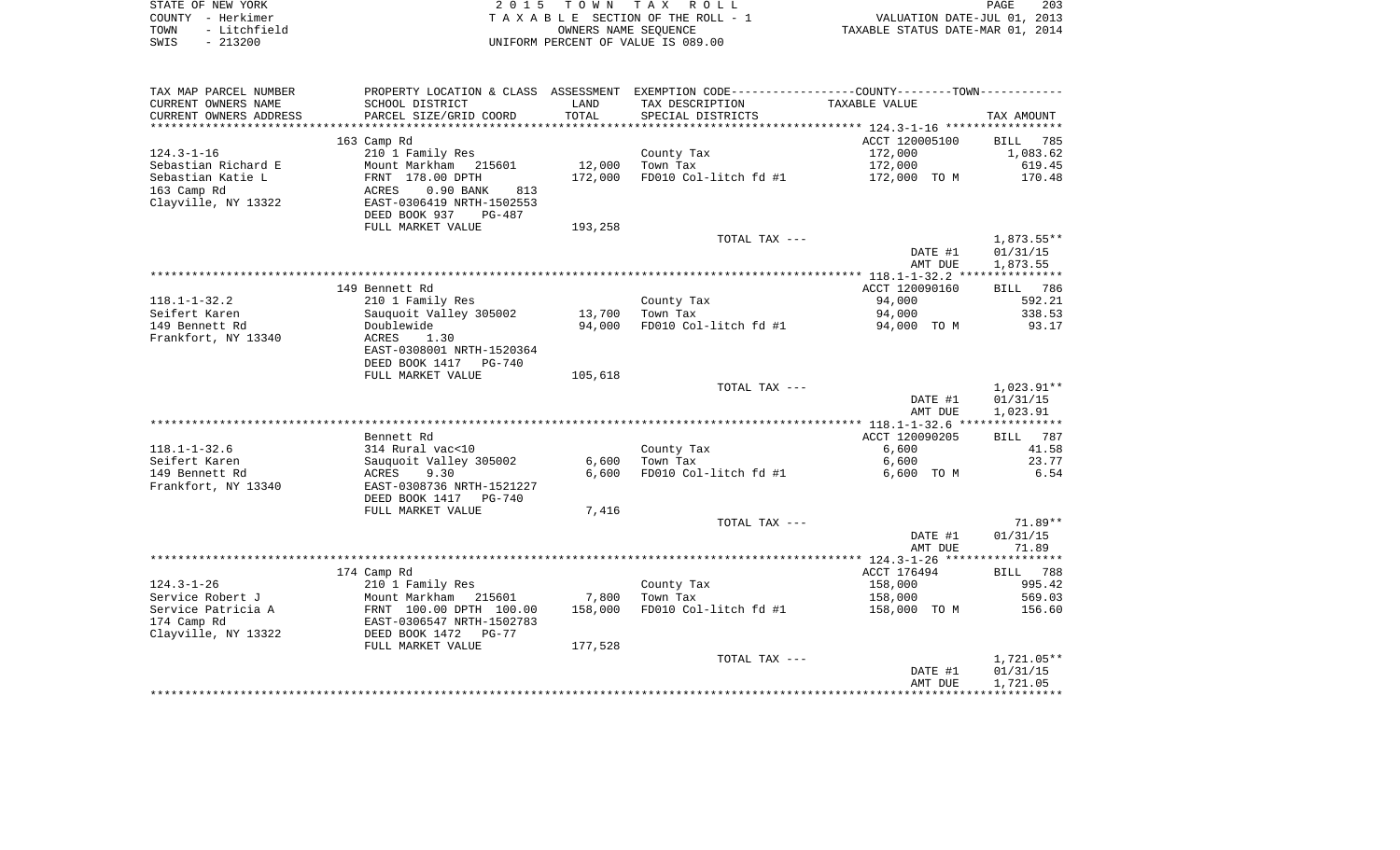STATE OF NEW YORK
COUNTY - Herkimer
TOWN - Litchfield
SWIS - 213200

2015 TOWN TAX ROLL
TAXABLE SECTION OF THE ROLL - 1
OWNERS NAME SEQUENCE
UNIFORM PERCENT OF VALUE IS 089.00

VALUATION DATE-JUL 01, 2013
TAXABLE STATUS DATE-MAR 01, 2014

| TAX MAP PARCEL NUMBER<br>CURRENT OWNERS NAME<br>CURRENT OWNERS ADDRESS | PROPERTY LOCATION & CLASS<br>SCHOOL DISTRICT<br>PARCEL SIZE/GRID COORD | ASSESSMENT<br>LAND<br>TOTAL | EXEMPTION CODE<br>TAX DESCRIPTION<br>SPECIAL DISTRICTS | COUNTY--------TOWN<br>TAXABLE VALUE | TAX AMOUNT |
|---|---|---|---|---|---|
| | 163 Camp Rd | | | ACCT 120005100 | BILL 785 |
| 124.3-1-16 | 210 1 Family Res | | County Tax | 172,000 | 1,083.62 |
| Sebastian Richard E | Mount Markham 215601 | 12,000 | Town Tax | 172,000 | 619.45 |
| Sebastian Katie L | FRNT 178.00 DPTH | 172,000 | FD010 Col-litch fd #1 | 172,000 TO M | 170.48 |
| 163 Camp Rd | ACRES 0.90 BANK 813 | | | | |
| Clayville, NY 13322 | EAST-0306419 NRTH-1502553 | | | | |
| | DEED BOOK 937 PG-487 | | | | |
| | FULL MARKET VALUE | 193,258 | | | |
| | | | TOTAL TAX --- | | 1,873.55** |
| | | | | DATE #1 | 01/31/15 |
| | | | | AMT DUE | 1,873.55 |
| | 149 Bennett Rd | | | ACCT 120090160 | BILL 786 |
| 118.1-1-32.2 | 210 1 Family Res | | County Tax | 94,000 | 592.21 |
| Seifert Karen | Sauquoit Valley 305002 | 13,700 | Town Tax | 94,000 | 338.53 |
| 149 Bennett Rd | Doublewide | 94,000 | FD010 Col-litch fd #1 | 94,000 TO M | 93.17 |
| Frankfort, NY 13340 | ACRES 1.30 | | | | |
| | EAST-0308001 NRTH-1520364 | | | | |
| | DEED BOOK 1417 PG-740 | | | | |
| | FULL MARKET VALUE | 105,618 | | | |
| | | | TOTAL TAX --- | | 1,023.91** |
| | | | | DATE #1 | 01/31/15 |
| | | | | AMT DUE | 1,023.91 |
| | Bennett Rd | | | ACCT 120090205 | BILL 787 |
| 118.1-1-32.6 | 314 Rural vac<10 | | County Tax | 6,600 | 41.58 |
| Seifert Karen | Sauquoit Valley 305002 | 6,600 | Town Tax | 6,600 | 23.77 |
| 149 Bennett Rd | ACRES 9.30 | 6,600 | FD010 Col-litch fd #1 | 6,600 TO M | 6.54 |
| Frankfort, NY 13340 | EAST-0308736 NRTH-1521227 | | | | |
| | DEED BOOK 1417 PG-740 | | | | |
| | FULL MARKET VALUE | 7,416 | | | |
| | | | TOTAL TAX --- | | 71.89** |
| | | | | DATE #1 | 01/31/15 |
| | | | | AMT DUE | 71.89 |
| | 174 Camp Rd | | | ACCT 176494 | BILL 788 |
| 124.3-1-26 | 210 1 Family Res | | County Tax | 158,000 | 995.42 |
| Service Robert J | Mount Markham 215601 | 7,800 | Town Tax | 158,000 | 569.03 |
| Service Patricia A | FRNT 100.00 DPTH 100.00 | 158,000 | FD010 Col-litch fd #1 | 158,000 TO M | 156.60 |
| 174 Camp Rd | EAST-0306547 NRTH-1502783 | | | | |
| Clayville, NY 13322 | DEED BOOK 1472 PG-77 | | | | |
| | FULL MARKET VALUE | 177,528 | | | |
| | | | TOTAL TAX --- | | 1,721.05** |
| | | | | DATE #1 | 01/31/15 |
| | | | | AMT DUE | 1,721.05 |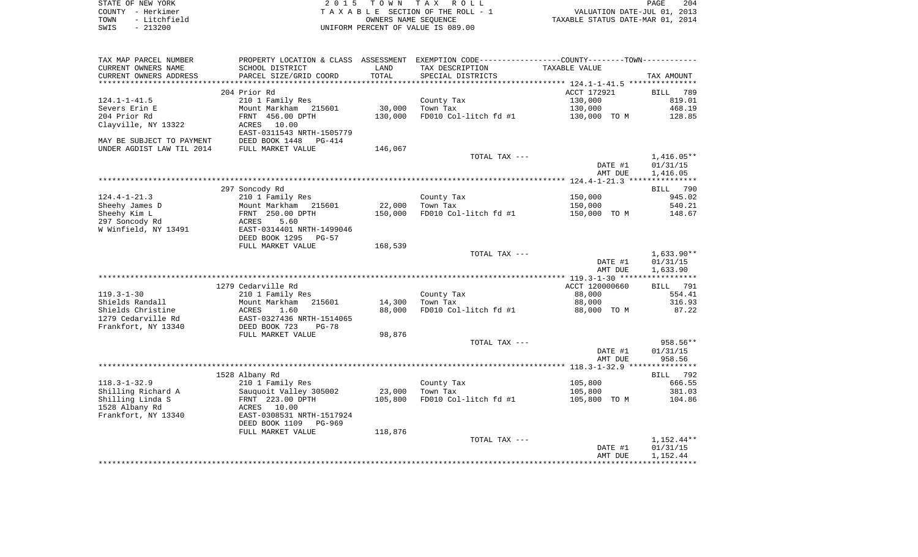STATE OF NEW YORK
COUNTY - Herkimer
TOWN - Litchfield
SWIS - 213200

2015 TOWN TAX ROLL
TAXABLE SECTION OF THE ROLL - 1
OWNERS NAME SEQUENCE
UNIFORM PERCENT OF VALUE IS 089.00

VALUATION DATE-JUL 01, 2013
TAXABLE STATUS DATE-MAR 01, 2014

| TAX MAP PARCEL NUMBER / CURRENT OWNERS NAME / CURRENT OWNERS ADDRESS | PROPERTY LOCATION & CLASS / SCHOOL DISTRICT / PARCEL SIZE/GRID COORD | ASSESSMENT LAND / TOTAL | EXEMPTION CODE / TAX DESCRIPTION / SPECIAL DISTRICTS | TAXABLE VALUE | TAX AMOUNT |
|---|---|---|---|---|---|
| | 204 Prior Rd | | | ACCT 172921 | BILL 789 |
| 124.1-1-41.5 | 210 1 Family Res | | County Tax | 130,000 | 819.01 |
| Severs Erin E | Mount Markham 215601 | 30,000 | Town Tax | 130,000 | 468.19 |
| 204 Prior Rd | FRNT 456.00 DPTH | 130,000 | FD010 Col-litch fd #1 | 130,000 TO M | 128.85 |
| Clayville, NY 13322 | ACRES 10.00 | | | | |
| | EAST-0311543 NRTH-1505779 | | | | |
| MAY BE SUBJECT TO PAYMENT | DEED BOOK 1448 PG-414 | | | | |
| UNDER AGDIST LAW TIL 2014 | FULL MARKET VALUE | 146,067 | | | |
| | | | TOTAL TAX --- | | 1,416.05** |
| | | | | DATE #1 | 01/31/15 |
| | | | | AMT DUE | 1,416.05 |
| | 297 Soncody Rd | | | | BILL 790 |
| 124.4-1-21.3 | 210 1 Family Res | | County Tax | 150,000 | 945.02 |
| Sheehy James D | Mount Markham 215601 | 22,000 | Town Tax | 150,000 | 540.21 |
| Sheehy Kim L | FRNT 250.00 DPTH | 150,000 | FD010 Col-litch fd #1 | 150,000 TO M | 148.67 |
| 297 Soncody Rd | ACRES 5.60 | | | | |
| W Winfield, NY 13491 | EAST-0314401 NRTH-1499046 | | | | |
| | DEED BOOK 1295 PG-57 | | | | |
| | FULL MARKET VALUE | 168,539 | | | |
| | | | TOTAL TAX --- | | 1,633.90** |
| | | | | DATE #1 | 01/31/15 |
| | | | | AMT DUE | 1,633.90 |
| | 1279 Cedarville Rd | | | ACCT 120000660 | BILL 791 |
| 119.3-1-30 | 210 1 Family Res | | County Tax | 88,000 | 554.41 |
| Shields Randall | Mount Markham 215601 | 14,300 | Town Tax | 88,000 | 316.93 |
| Shields Christine | ACRES 1.60 | 88,000 | FD010 Col-litch fd #1 | 88,000 TO M | 87.22 |
| 1279 Cedarville Rd | EAST-0327436 NRTH-1514065 | | | | |
| Frankfort, NY 13340 | DEED BOOK 723 PG-78 | | | | |
| | FULL MARKET VALUE | 98,876 | | | |
| | | | TOTAL TAX --- | | 958.56** |
| | | | | DATE #1 | 01/31/15 |
| | | | | AMT DUE | 958.56 |
| | 1528 Albany Rd | | | | BILL 792 |
| 118.3-1-32.9 | 210 1 Family Res | | County Tax | 105,800 | 666.55 |
| Shilling Richard A | Sauquoit Valley 305002 | 23,000 | Town Tax | 105,800 | 381.03 |
| Shilling Linda S | FRNT 223.00 DPTH | 105,800 | FD010 Col-litch fd #1 | 105,800 TO M | 104.86 |
| 1528 Albany Rd | ACRES 10.00 | | | | |
| Frankfort, NY 13340 | EAST-0308531 NRTH-1517924 | | | | |
| | DEED BOOK 1109 PG-969 | | | | |
| | FULL MARKET VALUE | 118,876 | | | |
| | | | TOTAL TAX --- | | 1,152.44** |
| | | | | DATE #1 | 01/31/15 |
| | | | | AMT DUE | 1,152.44 |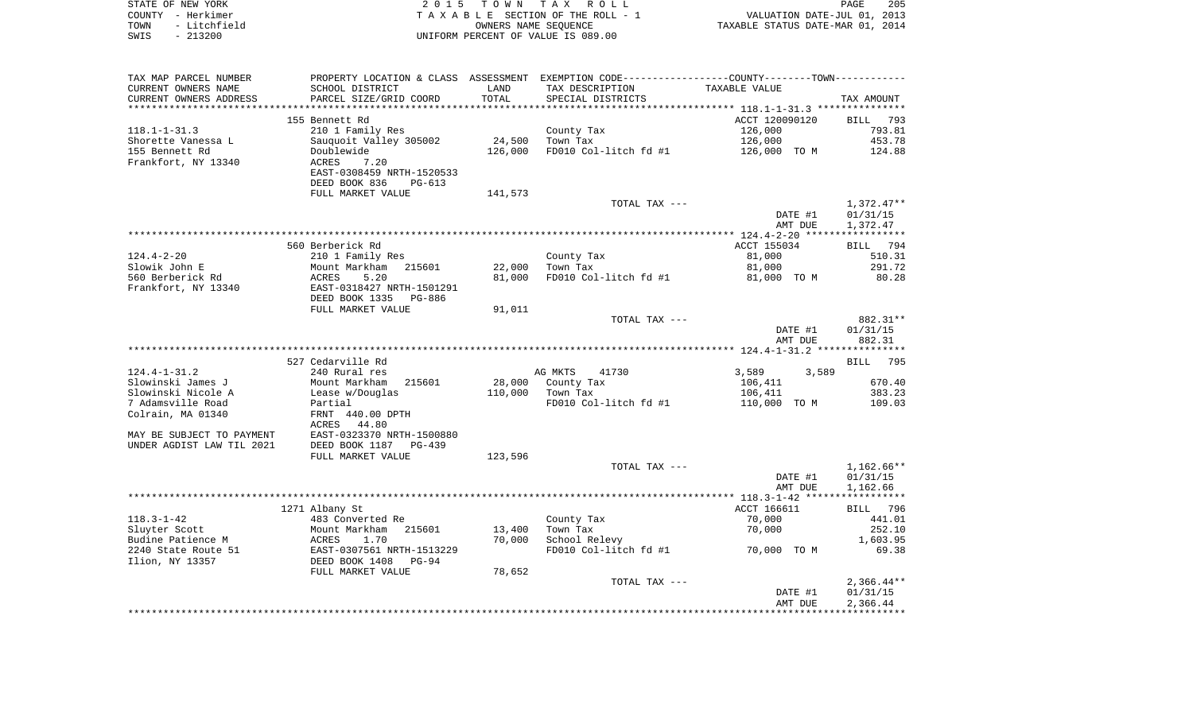STATE OF NEW YORK | 2015 TOWN TAX ROLL | PAGE 205
COUNTY - Herkimer | TAXABLE SECTION OF THE ROLL - 1 | VALUATION DATE-JUL 01, 2013
TOWN - Litchfield | OWNERS NAME SEQUENCE | TAXABLE STATUS DATE-MAR 01, 2014
SWIS - 213200 | UNIFORM PERCENT OF VALUE IS 089.00

| TAX MAP PARCEL NUMBER / CURRENT OWNERS NAME / CURRENT OWNERS ADDRESS | PROPERTY LOCATION & CLASS / SCHOOL DISTRICT / PARCEL SIZE/GRID COORD | ASSESSMENT LAND / TOTAL | EXEMPTION CODE / TAX DESCRIPTION / SPECIAL DISTRICTS | COUNTY / TOWN TAXABLE VALUE | TAX AMOUNT |
|---|---|---|---|---|---|
| **118.1-1-31.3** | 155 Bennett Rd | | | ACCT 120090120 | BILL 793 |
| 118.1-1-31.3 | 210 1 Family Res | | County Tax | 126,000 | 793.81 |
| Shorette Vanessa L | Sauquoit Valley 305002 | 24,500 | Town Tax | 126,000 | 453.78 |
| 155 Bennett Rd | Doublewide | 126,000 | FD010 Col-litch fd #1 | 126,000 TO M | 124.88 |
| Frankfort, NY 13340 | ACRES 7.20 | | | | |
| | EAST-0308459 NRTH-1520533 | | | | |
| | DEED BOOK 836 PG-613 | | | | |
| | FULL MARKET VALUE | 141,573 | | | |
| | | | TOTAL TAX --- | | 1,372.47** |
| | | | | DATE #1 | 01/31/15 |
| | | | | AMT DUE | 1,372.47 |
| **124.4-2-20** | 560 Berberick Rd | | | ACCT 155034 | BILL 794 |
| 124.4-2-20 | 210 1 Family Res | | County Tax | 81,000 | 510.31 |
| Slowik John E | Mount Markham 215601 | 22,000 | Town Tax | 81,000 | 291.72 |
| 560 Berberick Rd | ACRES 5.20 | 81,000 | FD010 Col-litch fd #1 | 81,000 TO M | 80.28 |
| Frankfort, NY 13340 | EAST-0318427 NRTH-1501291 | | | | |
| | DEED BOOK 1335 PG-886 | | | | |
| | FULL MARKET VALUE | 91,011 | | | |
| | | | TOTAL TAX --- | | 882.31** |
| | | | | DATE #1 | 01/31/15 |
| | | | | AMT DUE | 882.31 |
| **124.4-1-31.2** | 527 Cedarville Rd | | | | BILL 795 |
| 124.4-1-31.2 | 240 Rural res | | AG MKTS 41730 | 3,589 3,589 | |
| Slowinski James J | Mount Markham 215601 | 28,000 | County Tax | 106,411 | 670.40 |
| Slowinski Nicole A | Lease w/Douglas | 110,000 | Town Tax | 106,411 | 383.23 |
| 7 Adamsville Road | Partial | | FD010 Col-litch fd #1 | 110,000 TO M | 109.03 |
| Colrain, MA 01340 | FRNT 440.00 DPTH | | | | |
| | ACRES 44.80 | | | | |
| MAY BE SUBJECT TO PAYMENT | EAST-0323370 NRTH-1500880 | | | | |
| UNDER AGDIST LAW TIL 2021 | DEED BOOK 1187 PG-439 | | | | |
| | FULL MARKET VALUE | 123,596 | | | |
| | | | TOTAL TAX --- | | 1,162.66** |
| | | | | DATE #1 | 01/31/15 |
| | | | | AMT DUE | 1,162.66 |
| **118.3-1-42** | 1271 Albany St | | | ACCT 166611 | BILL 796 |
| 118.3-1-42 | 483 Converted Re | | County Tax | 70,000 | 441.01 |
| Sluyter Scott | Mount Markham 215601 | 13,400 | Town Tax | 70,000 | 252.10 |
| Budine Patience M | ACRES 1.70 | 70,000 | School Relevy | | 1,603.95 |
| 2240 State Route 51 | EAST-0307561 NRTH-1513229 | | FD010 Col-litch fd #1 | 70,000 TO M | 69.38 |
| Ilion, NY 13357 | DEED BOOK 1408 PG-94 | | | | |
| | FULL MARKET VALUE | 78,652 | | | |
| | | | TOTAL TAX --- | | 2,366.44** |
| | | | | DATE #1 | 01/31/15 |
| | | | | AMT DUE | 2,366.44 |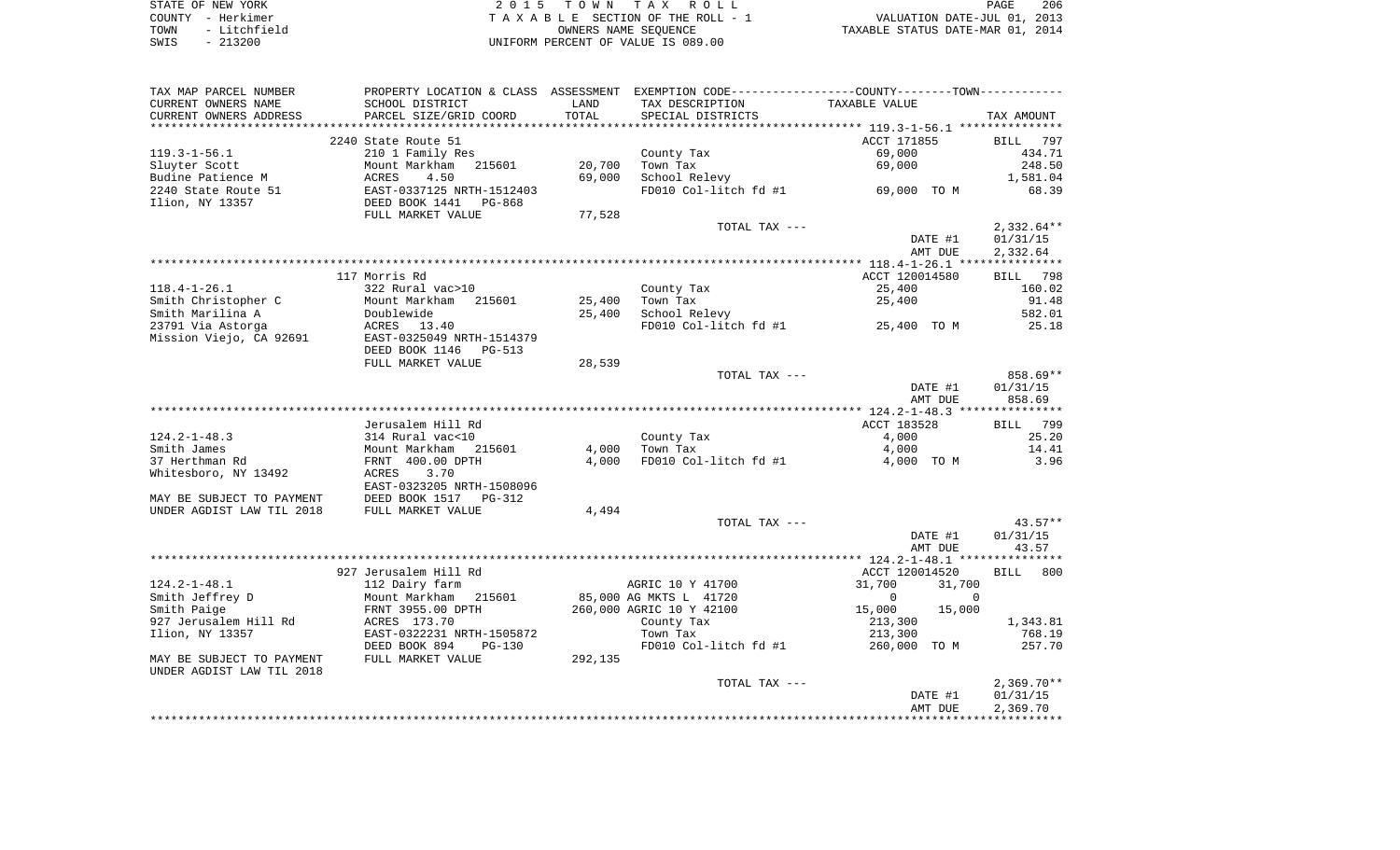STATE OF NEW YORK
COUNTY - Herkimer
TOWN - Litchfield
SWIS - 213200

2015 TOWN TAX ROLL
TAXABLE SECTION OF THE ROLL - 1
OWNERS NAME SEQUENCE
UNIFORM PERCENT OF VALUE IS 089.00

VALUATION DATE-JUL 01, 2013
TAXABLE STATUS DATE-MAR 01, 2014

| TAX MAP PARCEL NUMBER / CURRENT OWNERS NAME / CURRENT OWNERS ADDRESS | PROPERTY LOCATION & CLASS / SCHOOL DISTRICT / PARCEL SIZE/GRID COORD | ASSESSMENT LAND / TOTAL | EXEMPTION CODE / TAX DESCRIPTION / SPECIAL DISTRICTS | COUNTY / TOWN TAXABLE VALUE | TAX AMOUNT |
|---|---|---|---|---|---|
| **119.3-1-56.1** | 2240 State Route 51 | | | ACCT 171855 | BILL 797 |
| 119.3-1-56.1 | 210 1 Family Res | | County Tax | 69,000 | 434.71 |
| Sluyter Scott | Mount Markham 215601 | 20,700 | Town Tax | 69,000 | 248.50 |
| Budine Patience M | ACRES 4.50 | 69,000 | School Relevy | | 1,581.04 |
| 2240 State Route 51 | EAST-0337125 NRTH-1512403 | | FD010 Col-litch fd #1 | 69,000 TO M | 68.39 |
| Ilion, NY 13357 | DEED BOOK 1441 PG-868 | | | | |
| | FULL MARKET VALUE | 77,528 | | | |
| | | | TOTAL TAX --- | | 2,332.64** |
| | | | | DATE #1 | 01/31/15 |
| | | | | AMT DUE | 2,332.64 |
| **118.4-1-26.1** | 117 Morris Rd | | | ACCT 120014580 | BILL 798 |
| 118.4-1-26.1 | 322 Rural vac>10 | | County Tax | 25,400 | 160.02 |
| Smith Christopher C | Mount Markham 215601 | 25,400 | Town Tax | 25,400 | 91.48 |
| Smith Marilina A | Doublewide | 25,400 | School Relevy | | 582.01 |
| 23791 Via Astorga | ACRES 13.40 | | FD010 Col-litch fd #1 | 25,400 TO M | 25.18 |
| Mission Viejo, CA 92691 | EAST-0325049 NRTH-1514379 | | | | |
| | DEED BOOK 1146 PG-513 | | | | |
| | FULL MARKET VALUE | 28,539 | | | |
| | | | TOTAL TAX --- | | 858.69** |
| | | | | DATE #1 | 01/31/15 |
| | | | | AMT DUE | 858.69 |
| **124.2-1-48.3** | Jerusalem Hill Rd | | | ACCT 183528 | BILL 799 |
| 124.2-1-48.3 | 314 Rural vac<10 | | County Tax | 4,000 | 25.20 |
| Smith James | Mount Markham 215601 | 4,000 | Town Tax | 4,000 | 14.41 |
| 37 Herthman Rd | FRNT 400.00 DPTH | 4,000 | FD010 Col-litch fd #1 | 4,000 TO M | 3.96 |
| Whitesboro, NY 13492 | ACRES 3.70 | | | | |
| | EAST-0323205 NRTH-1508096 | | | | |
| MAY BE SUBJECT TO PAYMENT | DEED BOOK 1517 PG-312 | | | | |
| UNDER AGDIST LAW TIL 2018 | FULL MARKET VALUE | 4,494 | | | |
| | | | TOTAL TAX --- | | 43.57** |
| | | | | DATE #1 | 01/31/15 |
| | | | | AMT DUE | 43.57 |
| **124.2-1-48.1** | 927 Jerusalem Hill Rd | | | ACCT 120014520 | BILL 800 |
| 124.2-1-48.1 | 112 Dairy farm | | AGRIC 10 Y 41700 | 31,700 31,700 | |
| Smith Jeffrey D | Mount Markham 215601 | 85,000 | AG MKTS L 41720 | 0 0 | |
| Smith Paige | FRNT 3955.00 DPTH | 260,000 | AGRIC 10 Y 42100 | 15,000 15,000 | |
| 927 Jerusalem Hill Rd | ACRES 173.70 | | County Tax | 213,300 | 1,343.81 |
| Ilion, NY 13357 | EAST-0322231 NRTH-1505872 | | Town Tax | 213,300 | 768.19 |
| | DEED BOOK 894 PG-130 | | FD010 Col-litch fd #1 | 260,000 TO M | 257.70 |
| MAY BE SUBJECT TO PAYMENT | FULL MARKET VALUE | 292,135 | | | |
| UNDER AGDIST LAW TIL 2018 | | | | | |
| | | | TOTAL TAX --- | | 2,369.70** |
| | | | | DATE #1 | 01/31/15 |
| | | | | AMT DUE | 2,369.70 |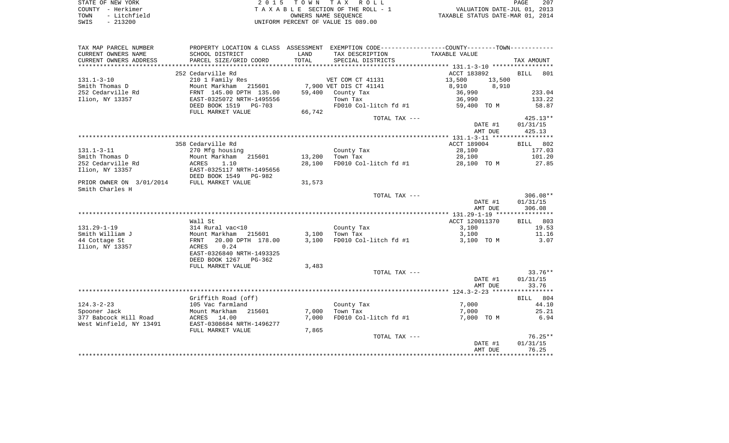STATE OF NEW YORK — 2015 TOWN TAX ROLL — PAGE 207
COUNTY - Herkimer — TAXABLE SECTION OF THE ROLL - 1 — VALUATION DATE-JUL 01, 2013
TOWN - Litchfield — OWNERS NAME SEQUENCE — TAXABLE STATUS DATE-MAR 01, 2014
SWIS - 213200 — UNIFORM PERCENT OF VALUE IS 089.00

| TAX MAP PARCEL NUMBER / CURRENT OWNERS NAME / CURRENT OWNERS ADDRESS | PROPERTY LOCATION & CLASS / SCHOOL DISTRICT / PARCEL SIZE/GRID COORD | ASSESSMENT LAND / TOTAL | EXEMPTION CODE / TAX DESCRIPTION / SPECIAL DISTRICTS | COUNTY TAXABLE VALUE | TOWN TAXABLE VALUE | TAX AMOUNT |
|---|---|---|---|---|---|---|
| | 252 Cedarville Rd | | | ACCT 183892 | | BILL 801 |
| 131.1-3-10 | 210 1 Family Res | | VET COM CT 41131 | 13,500 | 13,500 | |
| Smith Thomas D | Mount Markham 215601 | 7,900 | VET DIS CT 41141 | 8,910 | 8,910 | |
| 252 Cedarville Rd | FRNT 145.00 DPTH 135.00 | 59,400 | County Tax | 36,990 | | 233.04 |
| Ilion, NY 13357 | EAST-0325072 NRTH-1495556 | | Town Tax | 36,990 | | 133.22 |
| | DEED BOOK 1519 PG-703 | | FD010 Col-litch fd #1 | 59,400 TO M | | 58.87 |
| | FULL MARKET VALUE | 66,742 | | | | |
| | | | TOTAL TAX --- | | | 425.13** |
| | | | | DATE #1 | | 01/31/15 |
| | | | | AMT DUE | | 425.13 |
| | 358 Cedarville Rd | | | ACCT 189004 | | BILL 802 |
| 131.1-3-11 | 270 Mfg housing | | County Tax | 28,100 | | 177.03 |
| Smith Thomas D | Mount Markham 215601 | 13,200 | Town Tax | 28,100 | | 101.20 |
| 252 Cedarville Rd | ACRES 1.10 | 28,100 | FD010 Col-litch fd #1 | 28,100 TO M | | 27.85 |
| Ilion, NY 13357 | EAST-0325117 NRTH-1495656 | | | | | |
| | DEED BOOK 1549 PG-982 | | | | | |
| PRIOR OWNER ON 3/01/2014 | FULL MARKET VALUE | 31,573 | | | | |
| Smith Charles H | | | | | | |
| | | | TOTAL TAX --- | | | 306.08** |
| | | | | DATE #1 | | 01/31/15 |
| | | | | AMT DUE | | 306.08 |
| | Wall St | | | ACCT 120011370 | | BILL 803 |
| 131.29-1-19 | 314 Rural vac<10 | | County Tax | 3,100 | | 19.53 |
| Smith William J | Mount Markham 215601 | 3,100 | Town Tax | 3,100 | | 11.16 |
| 44 Cottage St | FRNT 20.00 DPTH 178.00 | 3,100 | FD010 Col-litch fd #1 | 3,100 TO M | | 3.07 |
| Ilion, NY 13357 | ACRES 0.24 | | | | | |
| | EAST-0326840 NRTH-1493325 | | | | | |
| | DEED BOOK 1267 PG-362 | | | | | |
| | FULL MARKET VALUE | 3,483 | | | | |
| | | | TOTAL TAX --- | | | 33.76** |
| | | | | DATE #1 | | 01/31/15 |
| | | | | AMT DUE | | 33.76 |
| | Griffith Road (off) | | | | | BILL 804 |
| 124.3-2-23 | 105 Vac farmland | | County Tax | 7,000 | | 44.10 |
| Spooner Jack | Mount Markham 215601 | 7,000 | Town Tax | 7,000 | | 25.21 |
| 377 Babcock Hill Road | ACRES 14.00 | 7,000 | FD010 Col-litch fd #1 | 7,000 TO M | | 6.94 |
| West Winfield, NY 13491 | EAST-0308684 NRTH-1496277 | | | | | |
| | FULL MARKET VALUE | 7,865 | | | | |
| | | | TOTAL TAX --- | | | 76.25** |
| | | | | DATE #1 | | 01/31/15 |
| | | | | AMT DUE | | 76.25 |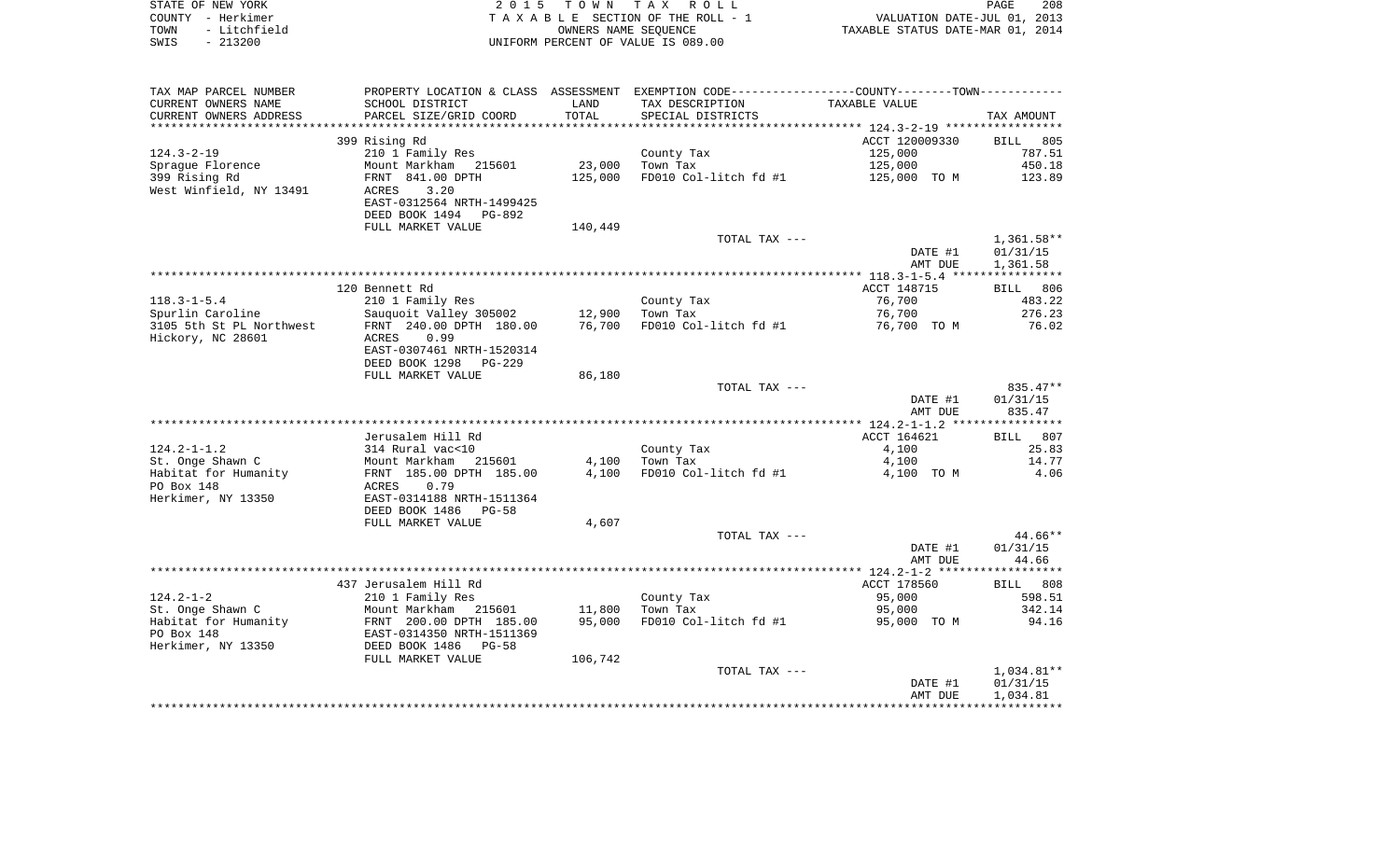STATE OF NEW YORK | 2 0 1 5 T O W N T A X R O L L | PAGE 208
COUNTY - Herkimer | T A X A B L E SECTION OF THE ROLL - 1 | VALUATION DATE-JUL 01, 2013
TOWN - Litchfield | OWNERS NAME SEQUENCE | TAXABLE STATUS DATE-MAR 01, 2014
SWIS - 213200 | UNIFORM PERCENT OF VALUE IS 089.00

| TAX MAP PARCEL NUMBER<br>CURRENT OWNERS NAME<br>CURRENT OWNERS ADDRESS | PROPERTY LOCATION & CLASS<br>SCHOOL DISTRICT<br>PARCEL SIZE/GRID COORD | ASSESSMENT<br>LAND<br>TOTAL | EXEMPTION CODE-----COUNTY-----TOWN------<br>TAX DESCRIPTION<br>SPECIAL DISTRICTS | TAXABLE VALUE | TAX AMOUNT |
|---|---|---|---|---|---|
| **124.3-2-19** | 399 Rising Rd | | | ACCT 120009330 | BILL 805 |
| 124.3-2-19 | 210 1 Family Res | | County Tax | 125,000 | 787.51 |
| Sprague Florence | Mount Markham 215601 | 23,000 | Town Tax | 125,000 | 450.18 |
| 399 Rising Rd | FRNT 841.00 DPTH | 125,000 | FD010 Col-litch fd #1 | 125,000 TO M | 123.89 |
| West Winfield, NY 13491 | ACRES 3.20 | | | | |
| | EAST-0312564 NRTH-1499425 | | | | |
| | DEED BOOK 1494 PG-892 | | | | |
| | FULL MARKET VALUE | 140,449 | | | |
| | | | TOTAL TAX --- | | 1,361.58** |
| | | | | DATE #1 | 01/31/15 |
| | | | | AMT DUE | 1,361.58 |
| **118.3-1-5.4** | 120 Bennett Rd | | | ACCT 148715 | BILL 806 |
| 118.3-1-5.4 | 210 1 Family Res | | County Tax | 76,700 | 483.22 |
| Spurlin Caroline | Sauquoit Valley 305002 | 12,900 | Town Tax | 76,700 | 276.23 |
| 3105 5th St PL Northwest | FRNT 240.00 DPTH 180.00 | 76,700 | FD010 Col-litch fd #1 | 76,700 TO M | 76.02 |
| Hickory, NC 28601 | ACRES 0.99 | | | | |
| | EAST-0307461 NRTH-1520314 | | | | |
| | DEED BOOK 1298 PG-229 | | | | |
| | FULL MARKET VALUE | 86,180 | | | |
| | | | TOTAL TAX --- | | 835.47** |
| | | | | DATE #1 | 01/31/15 |
| | | | | AMT DUE | 835.47 |
| **124.2-1-1.2** | Jerusalem Hill Rd | | | ACCT 164621 | BILL 807 |
| 124.2-1-1.2 | 314 Rural vac<10 | | County Tax | 4,100 | 25.83 |
| St. Onge Shawn C | Mount Markham 215601 | 4,100 | Town Tax | 4,100 | 14.77 |
| Habitat for Humanity | FRNT 185.00 DPTH 185.00 | 4,100 | FD010 Col-litch fd #1 | 4,100 TO M | 4.06 |
| PO Box 148 | ACRES 0.79 | | | | |
| Herkimer, NY 13350 | EAST-0314188 NRTH-1511364 | | | | |
| | DEED BOOK 1486 PG-58 | | | | |
| | FULL MARKET VALUE | 4,607 | | | |
| | | | TOTAL TAX --- | | 44.66** |
| | | | | DATE #1 | 01/31/15 |
| | | | | AMT DUE | 44.66 |
| **124.2-1-2** | 437 Jerusalem Hill Rd | | | ACCT 178560 | BILL 808 |
| 124.2-1-2 | 210 1 Family Res | | County Tax | 95,000 | 598.51 |
| St. Onge Shawn C | Mount Markham 215601 | 11,800 | Town Tax | 95,000 | 342.14 |
| Habitat for Humanity | FRNT 200.00 DPTH 185.00 | 95,000 | FD010 Col-litch fd #1 | 95,000 TO M | 94.16 |
| PO Box 148 | EAST-0314350 NRTH-1511369 | | | | |
| Herkimer, NY 13350 | DEED BOOK 1486 PG-58 | | | | |
| | FULL MARKET VALUE | 106,742 | | | |
| | | | TOTAL TAX --- | | 1,034.81** |
| | | | | DATE #1 | 01/31/15 |
| | | | | AMT DUE | 1,034.81 |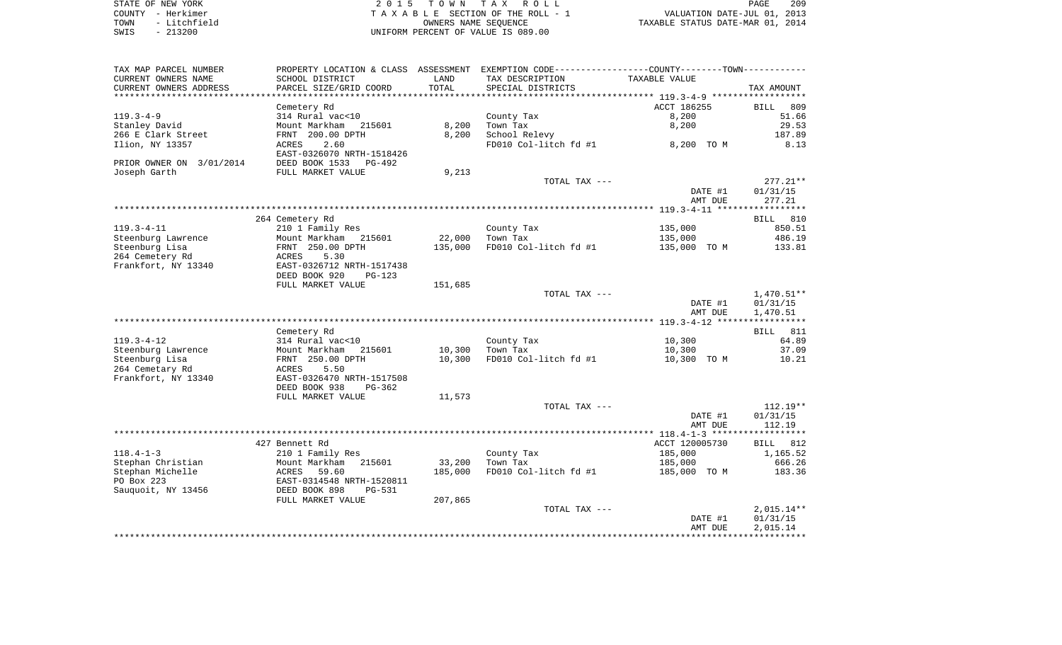STATE OF NEW YORK
COUNTY - Herkimer
TOWN - Litchfield
SWIS - 213200

2 0 1 5 T O W N T A X R O L L
T A X A B L E SECTION OF THE ROLL - 1
OWNERS NAME SEQUENCE
UNIFORM PERCENT OF VALUE IS 089.00

VALUATION DATE-JUL 01, 2013
TAXABLE STATUS DATE-MAR 01, 2014

| TAX MAP PARCEL NUMBER<br>CURRENT OWNERS NAME<br>CURRENT OWNERS ADDRESS | PROPERTY LOCATION & CLASS<br>SCHOOL DISTRICT<br>PARCEL SIZE/GRID COORD | ASSESSMENT<br>LAND<br>TOTAL | EXEMPTION CODE-----COUNTY-----TOWN-----<br>TAX DESCRIPTION<br>SPECIAL DISTRICTS | TAXABLE VALUE | TAX AMOUNT |
|---|---|---|---|---|---|
| **119.3-4-9** | Cemetery Rd | | | ACCT 186255 | BILL 809 |
| 119.3-4-9 | 314 Rural vac<10 | | County Tax | 8,200 | 51.66 |
| Stanley David | Mount Markham 215601 | 8,200 | Town Tax | 8,200 | 29.53 |
| 266 E Clark Street | FRNT 200.00 DPTH | 8,200 | School Relevy | | 187.89 |
| Ilion, NY 13357 | ACRES 2.60 | | FD010 Col-litch fd #1 | 8,200 TO M | 8.13 |
| | EAST-0326070 NRTH-1518426 | | | | |
| PRIOR OWNER ON 3/01/2014 | DEED BOOK 1533 PG-492 | | | | |
| Joseph Garth | FULL MARKET VALUE | 9,213 | | | |
| | | | TOTAL TAX --- | | 277.21** |
| | | | | DATE #1 | 01/31/15 |
| | | | | AMT DUE | 277.21 |
| **119.3-4-11** | 264 Cemetery Rd | | | | BILL 810 |
| 119.3-4-11 | 210 1 Family Res | | County Tax | 135,000 | 850.51 |
| Steenburg Lawrence | Mount Markham 215601 | 22,000 | Town Tax | 135,000 | 486.19 |
| Steenburg Lisa | FRNT 250.00 DPTH | 135,000 | FD010 Col-litch fd #1 | 135,000 TO M | 133.81 |
| 264 Cemetery Rd | ACRES 5.30 | | | | |
| Frankfort, NY 13340 | EAST-0326712 NRTH-1517438 | | | | |
| | DEED BOOK 920 PG-123 | | | | |
| | FULL MARKET VALUE | 151,685 | | | |
| | | | TOTAL TAX --- | | 1,470.51** |
| | | | | DATE #1 | 01/31/15 |
| | | | | AMT DUE | 1,470.51 |
| **119.3-4-12** | Cemetery Rd | | | | BILL 811 |
| 119.3-4-12 | 314 Rural vac<10 | | County Tax | 10,300 | 64.89 |
| Steenburg Lawrence | Mount Markham 215601 | 10,300 | Town Tax | 10,300 | 37.09 |
| Steenburg Lisa | FRNT 250.00 DPTH | 10,300 | FD010 Col-litch fd #1 | 10,300 TO M | 10.21 |
| 264 Cemetary Rd | ACRES 5.50 | | | | |
| Frankfort, NY 13340 | EAST-0326470 NRTH-1517508 | | | | |
| | DEED BOOK 938 PG-362 | | | | |
| | FULL MARKET VALUE | 11,573 | | | |
| | | | TOTAL TAX --- | | 112.19** |
| | | | | DATE #1 | 01/31/15 |
| | | | | AMT DUE | 112.19 |
| **118.4-1-3** | 427 Bennett Rd | | | ACCT 120005730 | BILL 812 |
| 118.4-1-3 | 210 1 Family Res | | County Tax | 185,000 | 1,165.52 |
| Stephan Christian | Mount Markham 215601 | 33,200 | Town Tax | 185,000 | 666.26 |
| Stephan Michelle | ACRES 59.60 | 185,000 | FD010 Col-litch fd #1 | 185,000 TO M | 183.36 |
| PO Box 223 | EAST-0314548 NRTH-1520811 | | | | |
| Sauquoit, NY 13456 | DEED BOOK 898 PG-531 | | | | |
| | FULL MARKET VALUE | 207,865 | | | |
| | | | TOTAL TAX --- | | 2,015.14** |
| | | | | DATE #1 | 01/31/15 |
| | | | | AMT DUE | 2,015.14 |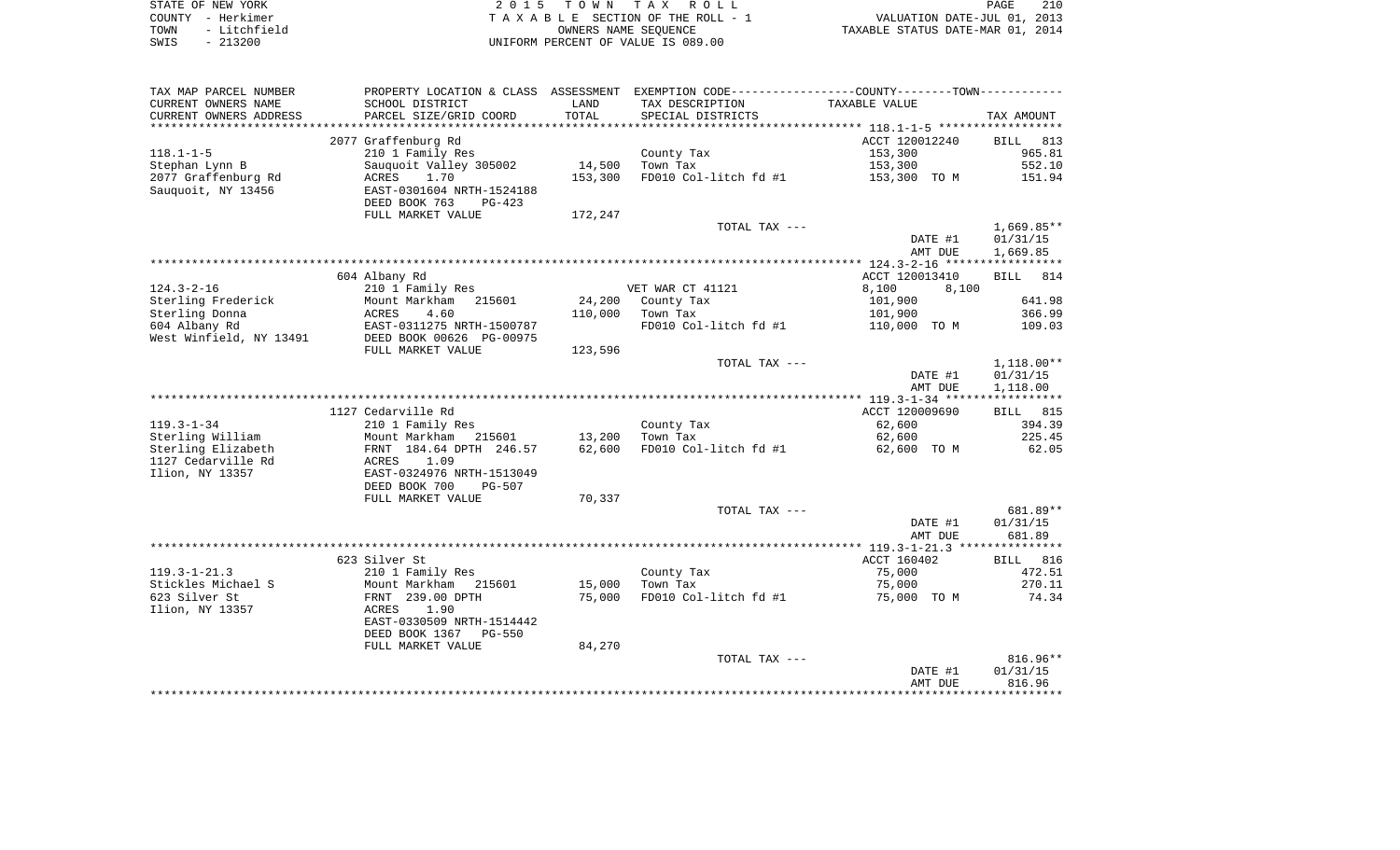STATE OF NEW YORK | COUNTY - Herkimer | TOWN - Litchfield | SWIS - 213200

**2015 TOWN TAX ROLL**
TAXABLE SECTION OF THE ROLL - 1
OWNERS NAME SEQUENCE
UNIFORM PERCENT OF VALUE IS 089.00

VALUATION DATE-JUL 01, 2013
TAXABLE STATUS DATE-MAR 01, 2014

| TAX MAP PARCEL NUMBER / CURRENT OWNERS NAME / CURRENT OWNERS ADDRESS | PROPERTY LOCATION & CLASS / SCHOOL DISTRICT / PARCEL SIZE/GRID COORD | ASSESSMENT LAND / TOTAL | EXEMPTION CODE / TAX DESCRIPTION / SPECIAL DISTRICTS | TAXABLE VALUE | TAX AMOUNT |
|---|---|---|---|---|---|
| | 2077 Graffenburg Rd | | | ACCT 120012240 | BILL 813 |
| 118.1-1-5 | 210 1 Family Res | | County Tax | 153,300 | 965.81 |
| Stephan Lynn B | Sauquoit Valley 305002 | 14,500 | Town Tax | 153,300 | 552.10 |
| 2077 Graffenburg Rd | ACRES 1.70 | 153,300 | FD010 Col-litch fd #1 | 153,300 TO M | 151.94 |
| Sauquoit, NY 13456 | EAST-0301604 NRTH-1524188 | | | | |
| | DEED BOOK 763 PG-423 | | | | |
| | FULL MARKET VALUE | 172,247 | | | |
| | | | TOTAL TAX --- | | 1,669.85** |
| | | | | DATE #1 | 01/31/15 |
| | | | | AMT DUE | 1,669.85 |
| | 604 Albany Rd | | | ACCT 120013410 | BILL 814 |
| 124.3-2-16 | 210 1 Family Res | | VET WAR CT 41121 | 8,100 8,100 | |
| Sterling Frederick | Mount Markham 215601 | 24,200 | County Tax | 101,900 | 641.98 |
| Sterling Donna | ACRES 4.60 | 110,000 | Town Tax | 101,900 | 366.99 |
| 604 Albany Rd | EAST-0311275 NRTH-1500787 | | FD010 Col-litch fd #1 | 110,000 TO M | 109.03 |
| West Winfield, NY 13491 | DEED BOOK 00626 PG-00975 | | | | |
| | FULL MARKET VALUE | 123,596 | | | |
| | | | TOTAL TAX --- | | 1,118.00** |
| | | | | DATE #1 | 01/31/15 |
| | | | | AMT DUE | 1,118.00 |
| | 1127 Cedarville Rd | | | ACCT 120009690 | BILL 815 |
| 119.3-1-34 | 210 1 Family Res | | County Tax | 62,600 | 394.39 |
| Sterling William | Mount Markham 215601 | 13,200 | Town Tax | 62,600 | 225.45 |
| Sterling Elizabeth | FRNT 184.64 DPTH 246.57 | 62,600 | FD010 Col-litch fd #1 | 62,600 TO M | 62.05 |
| 1127 Cedarville Rd | ACRES 1.09 | | | | |
| Ilion, NY 13357 | EAST-0324976 NRTH-1513049 | | | | |
| | DEED BOOK 700 PG-507 | | | | |
| | FULL MARKET VALUE | 70,337 | | | |
| | | | TOTAL TAX --- | | 681.89** |
| | | | | DATE #1 | 01/31/15 |
| | | | | AMT DUE | 681.89 |
| | 623 Silver St | | | ACCT 160402 | BILL 816 |
| 119.3-1-21.3 | 210 1 Family Res | | County Tax | 75,000 | 472.51 |
| Stickles Michael S | Mount Markham 215601 | 15,000 | Town Tax | 75,000 | 270.11 |
| 623 Silver St | FRNT 239.00 DPTH | 75,000 | FD010 Col-litch fd #1 | 75,000 TO M | 74.34 |
| Ilion, NY 13357 | ACRES 1.90 | | | | |
| | EAST-0330509 NRTH-1514442 | | | | |
| | DEED BOOK 1367 PG-550 | | | | |
| | FULL MARKET VALUE | 84,270 | | | |
| | | | TOTAL TAX --- | | 816.96** |
| | | | | DATE #1 | 01/31/15 |
| | | | | AMT DUE | 816.96 |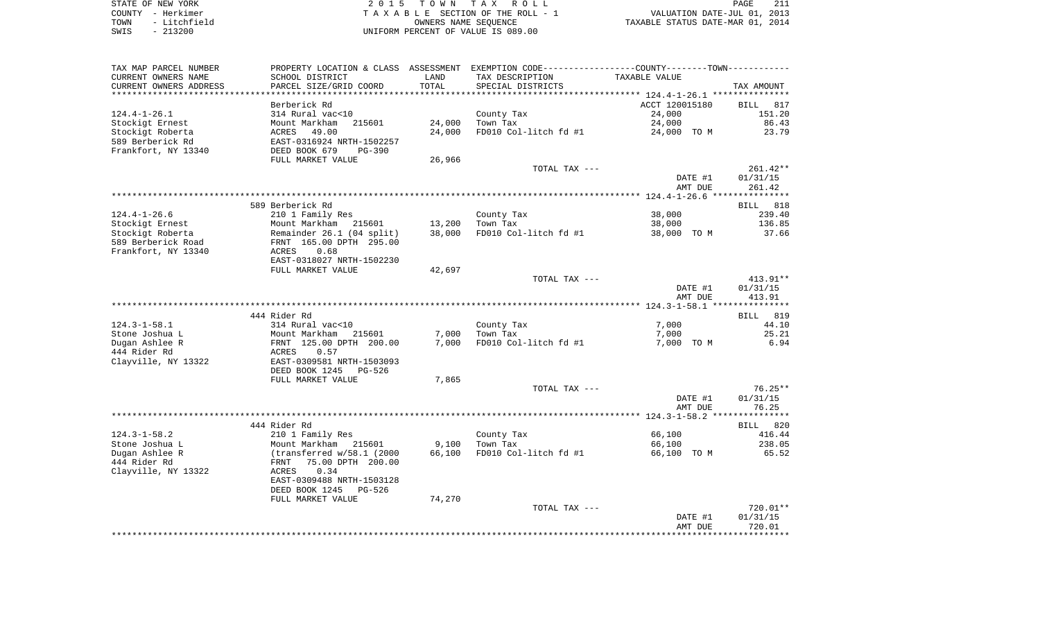STATE OF NEW YORK
COUNTY - Herkimer
TOWN - Litchfield
SWIS - 213200

2 0 1 5 T O W N T A X R O L L
T A X A B L E SECTION OF THE ROLL - 1
OWNERS NAME SEQUENCE
UNIFORM PERCENT OF VALUE IS 089.00

VALUATION DATE-JUL 01, 2013
TAXABLE STATUS DATE-MAR 01, 2014

| TAX MAP PARCEL NUMBER / CURRENT OWNERS NAME / CURRENT OWNERS ADDRESS | PROPERTY LOCATION & CLASS / SCHOOL DISTRICT / PARCEL SIZE/GRID COORD | ASSESSMENT LAND / TOTAL | EXEMPTION CODE / TAX DESCRIPTION / SPECIAL DISTRICTS | COUNTY / TOWN TAXABLE VALUE | TAX AMOUNT |
|---|---|---|---|---|---|
| **124.4-1-26.1** | Berberick Rd | | | ACCT 120015180 | BILL 817 |
| 124.4-1-26.1 | 314 Rural vac<10 | | County Tax | 24,000 | 151.20 |
| Stockigt Ernest | Mount Markham 215601 | 24,000 | Town Tax | 24,000 | 86.43 |
| Stockigt Roberta | ACRES 49.00 | 24,000 | FD010 Col-litch fd #1 | 24,000 TO M | 23.79 |
| 589 Berberick Rd | EAST-0316924 NRTH-1502257 | | | | |
| Frankfort, NY 13340 | DEED BOOK 679 PG-390 | | | | |
| | FULL MARKET VALUE | 26,966 | | | |
| | | | TOTAL TAX --- | | 261.42** |
| | | | | DATE #1 | 01/31/15 |
| | | | | AMT DUE | 261.42 |
| **124.4-1-26.6** | 589 Berberick Rd | | | | BILL 818 |
| 124.4-1-26.6 | 210 1 Family Res | | County Tax | 38,000 | 239.40 |
| Stockigt Ernest | Mount Markham 215601 | 13,200 | Town Tax | 38,000 | 136.85 |
| Stockigt Roberta | Remainder 26.1 (04 split) | 38,000 | FD010 Col-litch fd #1 | 38,000 TO M | 37.66 |
| 589 Berberick Road | FRNT 165.00 DPTH 295.00 | | | | |
| Frankfort, NY 13340 | ACRES 0.68 | | | | |
| | EAST-0318027 NRTH-1502230 | | | | |
| | FULL MARKET VALUE | 42,697 | | | |
| | | | TOTAL TAX --- | | 413.91** |
| | | | | DATE #1 | 01/31/15 |
| | | | | AMT DUE | 413.91 |
| **124.3-1-58.1** | 444 Rider Rd | | | | BILL 819 |
| 124.3-1-58.1 | 314 Rural vac<10 | | County Tax | 7,000 | 44.10 |
| Stone Joshua L | Mount Markham 215601 | 7,000 | Town Tax | 7,000 | 25.21 |
| Dugan Ashlee R | FRNT 125.00 DPTH 200.00 | 7,000 | FD010 Col-litch fd #1 | 7,000 TO M | 6.94 |
| 444 Rider Rd | ACRES 0.57 | | | | |
| Clayville, NY 13322 | EAST-0309581 NRTH-1503093 | | | | |
| | DEED BOOK 1245 PG-526 | | | | |
| | FULL MARKET VALUE | 7,865 | | | |
| | | | TOTAL TAX --- | | 76.25** |
| | | | | DATE #1 | 01/31/15 |
| | | | | AMT DUE | 76.25 |
| **124.3-1-58.2** | 444 Rider Rd | | | | BILL 820 |
| 124.3-1-58.2 | 210 1 Family Res | | County Tax | 66,100 | 416.44 |
| Stone Joshua L | Mount Markham 215601 | 9,100 | Town Tax | 66,100 | 238.05 |
| Dugan Ashlee R | (transferred w/58.1 (2000 | 66,100 | FD010 Col-litch fd #1 | 66,100 TO M | 65.52 |
| 444 Rider Rd | FRNT 75.00 DPTH 200.00 | | | | |
| Clayville, NY 13322 | ACRES 0.34 | | | | |
| | EAST-0309488 NRTH-1503128 | | | | |
| | DEED BOOK 1245 PG-526 | | | | |
| | FULL MARKET VALUE | 74,270 | | | |
| | | | TOTAL TAX --- | | 720.01** |
| | | | | DATE #1 | 01/31/15 |
| | | | | AMT DUE | 720.01 |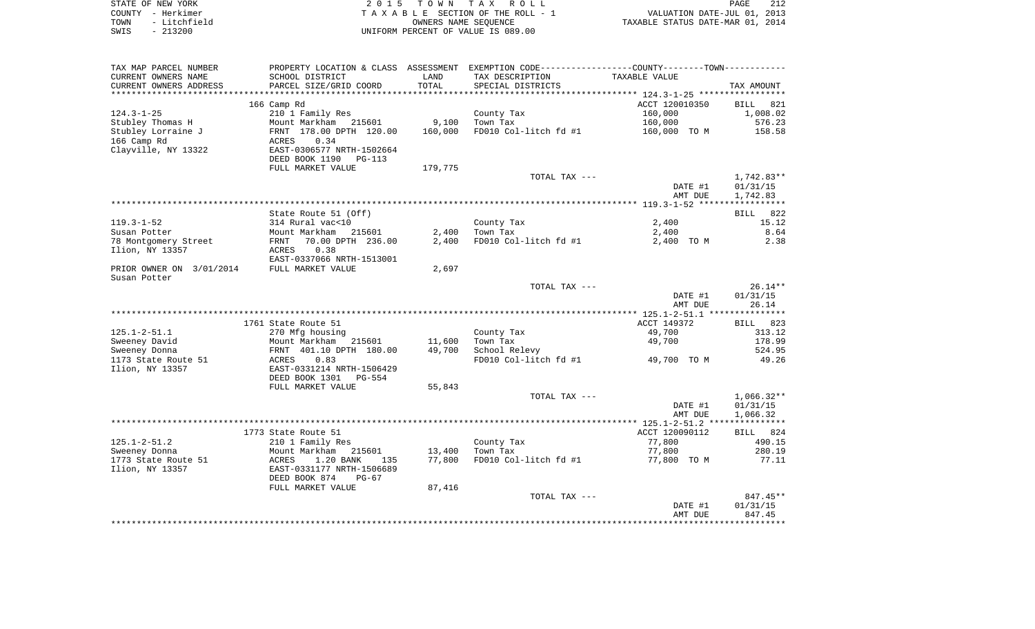STATE OF NEW YORK — COUNTY - Herkimer — TOWN - Litchfield — SWIS - 213200

2 0 1 5 T O W N T A X R O L L
T A X A B L E SECTION OF THE ROLL - 1
OWNERS NAME SEQUENCE
UNIFORM PERCENT OF VALUE IS 089.00

VALUATION DATE-JUL 01, 2013
TAXABLE STATUS DATE-MAR 01, 2014

| TAX MAP PARCEL NUMBER / CURRENT OWNERS NAME / CURRENT OWNERS ADDRESS | PROPERTY LOCATION & CLASS / SCHOOL DISTRICT / PARCEL SIZE/GRID COORD | ASSESSMENT LAND / TOTAL | EXEMPTION CODE / TAX DESCRIPTION / SPECIAL DISTRICTS | COUNTY--------TOWN / TAXABLE VALUE | TAX AMOUNT |
|---|---|---|---|---|---|
| **124.3-1-25** | 166 Camp Rd | | | ACCT 120010350 | BILL 821 |
| Stubley Thomas H | 210 1 Family Res | | County Tax | 160,000 | 1,008.02 |
| Stubley Lorraine J | Mount Markham 215601 | 9,100 | Town Tax | 160,000 | 576.23 |
| 166 Camp Rd | FRNT 178.00 DPTH 120.00 | 160,000 | FD010 Col-litch fd #1 | 160,000 TO M | 158.58 |
| Clayville, NY 13322 | ACRES 0.34 | | | | |
| | EAST-0306577 NRTH-1502664 | | | | |
| | DEED BOOK 1190 PG-113 | | | | |
| | FULL MARKET VALUE | 179,775 | | | |
| | | | TOTAL TAX --- | | 1,742.83** |
| | | | | DATE #1 | 01/31/15 |
| | | | | AMT DUE | 1,742.83 |
| **119.3-1-52** | State Route 51 (Off) | | | | BILL 822 |
| Susan Potter | 314 Rural vac<10 | | County Tax | 2,400 | 15.12 |
| 78 Montgomery Street | Mount Markham 215601 | 2,400 | Town Tax | 2,400 | 8.64 |
| Ilion, NY 13357 | FRNT 70.00 DPTH 236.00 | 2,400 | FD010 Col-litch fd #1 | 2,400 TO M | 2.38 |
| | ACRES 0.38 | | | | |
| | EAST-0337066 NRTH-1513001 | | | | |
| PRIOR OWNER ON 3/01/2014 | FULL MARKET VALUE | 2,697 | | | |
| Susan Potter | | | | | |
| | | | TOTAL TAX --- | | 26.14** |
| | | | | DATE #1 | 01/31/15 |
| | | | | AMT DUE | 26.14 |
| **125.1-2-51.1** | 1761 State Route 51 | | | ACCT 149372 | BILL 823 |
| Sweeney David | 270 Mfg housing | | County Tax | 49,700 | 313.12 |
| Sweeney Donna | Mount Markham 215601 | 11,600 | Town Tax | 49,700 | 178.99 |
| 1173 State Route 51 | FRNT 401.10 DPTH 180.00 | 49,700 | School Relevy | | 524.95 |
| Ilion, NY 13357 | ACRES 0.83 | | FD010 Col-litch fd #1 | 49,700 TO M | 49.26 |
| | EAST-0331214 NRTH-1506429 | | | | |
| | DEED BOOK 1301 PG-554 | | | | |
| | FULL MARKET VALUE | 55,843 | | | |
| | | | TOTAL TAX --- | | 1,066.32** |
| | | | | DATE #1 | 01/31/15 |
| | | | | AMT DUE | 1,066.32 |
| **125.1-2-51.2** | 1773 State Route 51 | | | ACCT 120090112 | BILL 824 |
| Sweeney Donna | 210 1 Family Res | | County Tax | 77,800 | 490.15 |
| 1773 State Route 51 | Mount Markham 215601 | 13,400 | Town Tax | 77,800 | 280.19 |
| Ilion, NY 13357 | ACRES 1.20 BANK 135 | 77,800 | FD010 Col-litch fd #1 | 77,800 TO M | 77.11 |
| | EAST-0331177 NRTH-1506689 | | | | |
| | DEED BOOK 874 PG-67 | | | | |
| | FULL MARKET VALUE | 87,416 | | | |
| | | | TOTAL TAX --- | | 847.45** |
| | | | | DATE #1 | 01/31/15 |
| | | | | AMT DUE | 847.45 |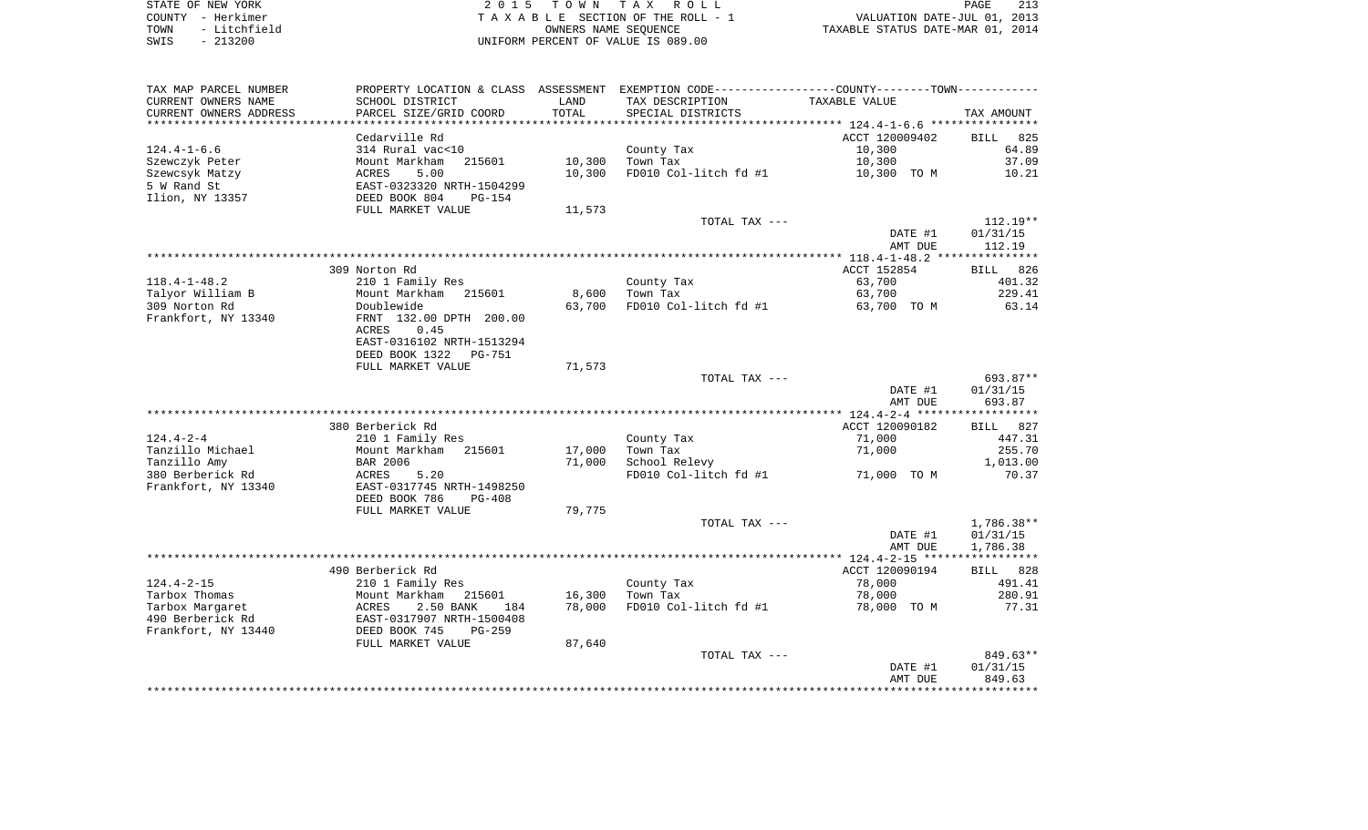STATE OF NEW YORK | 2 0 1 5 T O W N T A X R O L L | PAGE 213
COUNTY - Herkimer | T A X A B L E SECTION OF THE ROLL - 1 | VALUATION DATE-JUL 01, 2013
TOWN - Litchfield | OWNERS NAME SEQUENCE | TAXABLE STATUS DATE-MAR 01, 2014
SWIS - 213200 | UNIFORM PERCENT OF VALUE IS 089.00

| TAX MAP PARCEL NUMBER<br>CURRENT OWNERS NAME<br>CURRENT OWNERS ADDRESS | PROPERTY LOCATION & CLASS<br>SCHOOL DISTRICT<br>PARCEL SIZE/GRID COORD | ASSESSMENT<br>LAND<br>TOTAL | EXEMPTION CODE<br>TAX DESCRIPTION<br>SPECIAL DISTRICTS | COUNTY--------TOWN<br>TAXABLE VALUE | TAX AMOUNT |
|---|---|---|---|---|---|
| 124.4-1-6.6 | Cedarville Rd | | | ACCT 120009402 | BILL 825 |
| 124.4-1-6.6 | 314 Rural vac<10 | | County Tax | 10,300 | 64.89 |
| Szewczyk Peter | Mount Markham 215601 | 10,300 | Town Tax | 10,300 | 37.09 |
| Szewcsyk Matzy | ACRES 5.00 | 10,300 | FD010 Col-litch fd #1 | 10,300 TO M | 10.21 |
| 5 W Rand St | EAST-0323320 NRTH-1504299 | | | | |
| Ilion, NY 13357 | DEED BOOK 804 PG-154 | | | | |
| | FULL MARKET VALUE | 11,573 | | | |
| | | | TOTAL TAX --- | | 112.19** |
| | | | | DATE #1 | 01/31/15 |
| | | | | AMT DUE | 112.19 |
| 118.4-1-48.2 | 309 Norton Rd | | | ACCT 152854 | BILL 826 |
| 118.4-1-48.2 | 210 1 Family Res | | County Tax | 63,700 | 401.32 |
| Talyor William B | Mount Markham 215601 | 8,600 | Town Tax | 63,700 | 229.41 |
| 309 Norton Rd | Doublewide | 63,700 | FD010 Col-litch fd #1 | 63,700 TO M | 63.14 |
| Frankfort, NY 13340 | FRNT 132.00 DPTH 200.00 | | | | |
| | ACRES 0.45 | | | | |
| | EAST-0316102 NRTH-1513294 | | | | |
| | DEED BOOK 1322 PG-751 | | | | |
| | FULL MARKET VALUE | 71,573 | | | |
| | | | TOTAL TAX --- | | 693.87** |
| | | | | DATE #1 | 01/31/15 |
| | | | | AMT DUE | 693.87 |
| 124.4-2-4 | 380 Berberick Rd | | | ACCT 120090182 | BILL 827 |
| 124.4-2-4 | 210 1 Family Res | | County Tax | 71,000 | 447.31 |
| Tanzillo Michael | Mount Markham 215601 | 17,000 | Town Tax | 71,000 | 255.70 |
| Tanzillo Amy | BAR 2006 | 71,000 | School Relevy | | 1,013.00 |
| 380 Berberick Rd | ACRES 5.20 | | FD010 Col-litch fd #1 | 71,000 TO M | 70.37 |
| Frankfort, NY 13340 | EAST-0317745 NRTH-1498250 | | | | |
| | DEED BOOK 786 PG-408 | | | | |
| | FULL MARKET VALUE | 79,775 | | | |
| | | | TOTAL TAX --- | | 1,786.38** |
| | | | | DATE #1 | 01/31/15 |
| | | | | AMT DUE | 1,786.38 |
| 124.4-2-15 | 490 Berberick Rd | | | ACCT 120090194 | BILL 828 |
| 124.4-2-15 | 210 1 Family Res | | County Tax | 78,000 | 491.41 |
| Tarbox Thomas | Mount Markham 215601 | 16,300 | Town Tax | 78,000 | 280.91 |
| Tarbox Margaret | ACRES 2.50 BANK 184 | 78,000 | FD010 Col-litch fd #1 | 78,000 TO M | 77.31 |
| 490 Berberick Rd | EAST-0317907 NRTH-1500408 | | | | |
| Frankfort, NY 13440 | DEED BOOK 745 PG-259 | | | | |
| | FULL MARKET VALUE | 87,640 | | | |
| | | | TOTAL TAX --- | | 849.63** |
| | | | | DATE #1 | 01/31/15 |
| | | | | AMT DUE | 849.63 |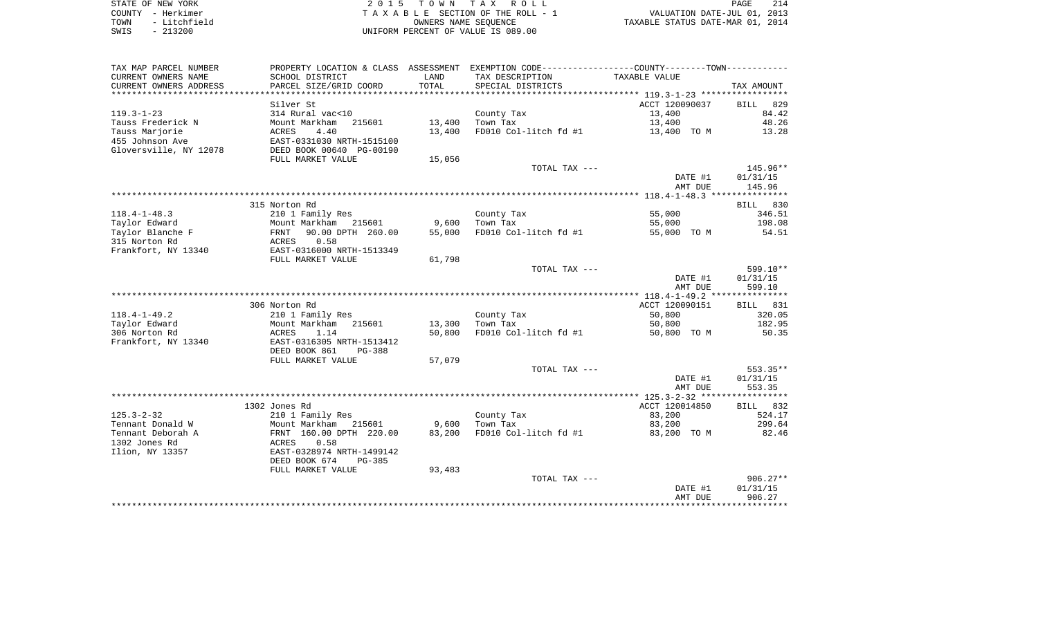STATE OF NEW YORK
COUNTY - Herkimer
TOWN - Litchfield
SWIS - 213200

2 0 1 5 T O W N T A X R O L L
T A X A B L E SECTION OF THE ROLL - 1
OWNERS NAME SEQUENCE
UNIFORM PERCENT OF VALUE IS 089.00

VALUATION DATE-JUL 01, 2013
TAXABLE STATUS DATE-MAR 01, 2014

| TAX MAP PARCEL NUMBER / CURRENT OWNERS NAME / CURRENT OWNERS ADDRESS | PROPERTY LOCATION & CLASS / SCHOOL DISTRICT / PARCEL SIZE/GRID COORD | ASSESSMENT LAND / TOTAL | EXEMPTION CODE / TAX DESCRIPTION / SPECIAL DISTRICTS | COUNTY--------TOWN / TAXABLE VALUE | TAX AMOUNT |
|---|---|---|---|---|---|
| **119.3-1-23** | Silver St | | | ACCT 120090037 | BILL 829 |
| Tauss Frederick N | 314 Rural vac<10 | | County Tax | 13,400 | 84.42 |
| Tauss Marjorie | Mount Markham 215601 | 13,400 | Town Tax | 13,400 | 48.26 |
| 455 Johnson Ave | ACRES 4.40 | 13,400 | FD010 Col-litch fd #1 | 13,400 TO M | 13.28 |
| Gloversville, NY 12078 | EAST-0331030 NRTH-1515100 | | | | |
| | DEED BOOK 00640 PG-00190 | | | | |
| | FULL MARKET VALUE | 15,056 | | | |
| | | | TOTAL TAX --- | | 145.96** |
| | | | | DATE #1 | 01/31/15 |
| | | | | AMT DUE | 145.96 |
| **118.4-1-48.3** | 315 Norton Rd | | | | BILL 830 |
| Taylor Edward | 210 1 Family Res | | County Tax | 55,000 | 346.51 |
| Taylor Blanche F | Mount Markham 215601 | 9,600 | Town Tax | 55,000 | 198.08 |
| 315 Norton Rd | FRNT 90.00 DPTH 260.00 | 55,000 | FD010 Col-litch fd #1 | 55,000 TO M | 54.51 |
| Frankfort, NY 13340 | ACRES 0.58 | | | | |
| | EAST-0316000 NRTH-1513349 | | | | |
| | FULL MARKET VALUE | 61,798 | | | |
| | | | TOTAL TAX --- | | 599.10** |
| | | | | DATE #1 | 01/31/15 |
| | | | | AMT DUE | 599.10 |
| **118.4-1-49.2** | 306 Norton Rd | | | ACCT 120090151 | BILL 831 |
| Taylor Edward | 210 1 Family Res | | County Tax | 50,800 | 320.05 |
| 306 Norton Rd | Mount Markham 215601 | 13,300 | Town Tax | 50,800 | 182.95 |
| Frankfort, NY 13340 | ACRES 1.14 | 50,800 | FD010 Col-litch fd #1 | 50,800 TO M | 50.35 |
| | EAST-0316305 NRTH-1513412 | | | | |
| | DEED BOOK 861 PG-388 | | | | |
| | FULL MARKET VALUE | 57,079 | | | |
| | | | TOTAL TAX --- | | 553.35** |
| | | | | DATE #1 | 01/31/15 |
| | | | | AMT DUE | 553.35 |
| **125.3-2-32** | 1302 Jones Rd | | | ACCT 120014850 | BILL 832 |
| Tennant Donald W | 210 1 Family Res | | County Tax | 83,200 | 524.17 |
| Tennant Deborah A | Mount Markham 215601 | 9,600 | Town Tax | 83,200 | 299.64 |
| 1302 Jones Rd | FRNT 160.00 DPTH 220.00 | 83,200 | FD010 Col-litch fd #1 | 83,200 TO M | 82.46 |
| Ilion, NY 13357 | ACRES 0.58 | | | | |
| | EAST-0328974 NRTH-1499142 | | | | |
| | DEED BOOK 674 PG-385 | | | | |
| | FULL MARKET VALUE | 93,483 | | | |
| | | | TOTAL TAX --- | | 906.27** |
| | | | | DATE #1 | 01/31/15 |
| | | | | AMT DUE | 906.27 |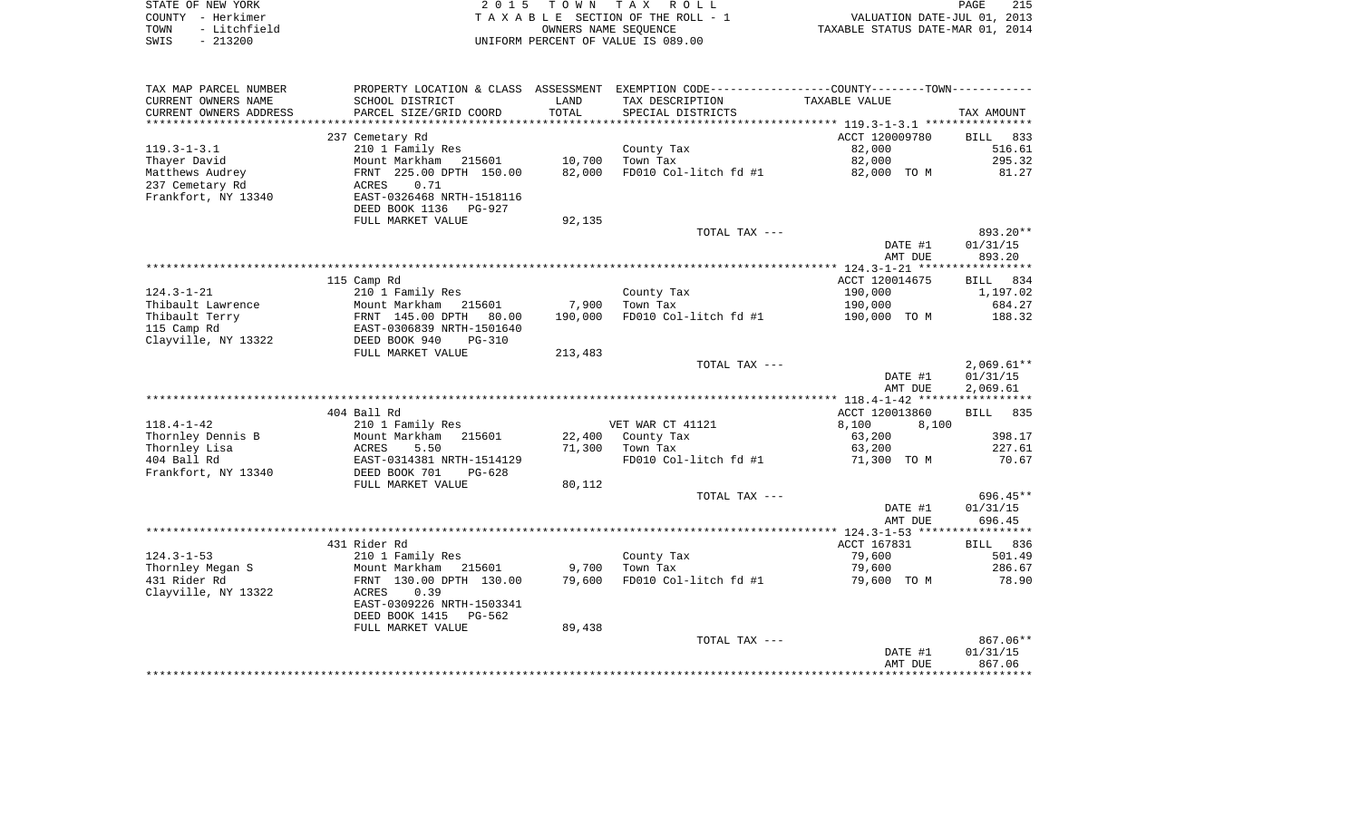STATE OF NEW YORK　　COUNTY - Herkimer　　TOWN - Litchfield　　SWIS - 213200

**2015 TOWN TAX ROLL**
TAXABLE SECTION OF THE ROLL - 1
OWNERS NAME SEQUENCE
UNIFORM PERCENT OF VALUE IS 089.00

VALUATION DATE-JUL 01, 2013
TAXABLE STATUS DATE-MAR 01, 2014

| TAX MAP PARCEL NUMBER / CURRENT OWNERS NAME / CURRENT OWNERS ADDRESS | PROPERTY LOCATION & CLASS / SCHOOL DISTRICT / PARCEL SIZE/GRID COORD | ASSESSMENT LAND / TOTAL | EXEMPTION CODE / TAX DESCRIPTION / SPECIAL DISTRICTS | TAXABLE VALUE | TAX AMOUNT |
|---|---|---|---|---|---|
| | 237 Cemetary Rd | | | ACCT 120009780 | BILL 833 |
| 119.3-1-3.1 | 210 1 Family Res | | County Tax | 82,000 | 516.61 |
| Thayer David | Mount Markham 215601 | 10,700 | Town Tax | 82,000 | 295.32 |
| Matthews Audrey | FRNT 225.00 DPTH 150.00 | 82,000 | FD010 Col-litch fd #1 | 82,000 TO M | 81.27 |
| 237 Cemetary Rd | ACRES 0.71 | | | | |
| Frankfort, NY 13340 | EAST-0326468 NRTH-1518116 | | | | |
| | DEED BOOK 1136 PG-927 | | | | |
| | FULL MARKET VALUE | 92,135 | | | |
| | | | TOTAL TAX --- | | 893.20** |
| | | | | DATE #1 | 01/31/15 |
| | | | | AMT DUE | 893.20 |
| | 115 Camp Rd | | | ACCT 120014675 | BILL 834 |
| 124.3-1-21 | 210 1 Family Res | | County Tax | 190,000 | 1,197.02 |
| Thibault Lawrence | Mount Markham 215601 | 7,900 | Town Tax | 190,000 | 684.27 |
| Thibault Terry | FRNT 145.00 DPTH 80.00 | 190,000 | FD010 Col-litch fd #1 | 190,000 TO M | 188.32 |
| 115 Camp Rd | EAST-0306839 NRTH-1501640 | | | | |
| Clayville, NY 13322 | DEED BOOK 940 PG-310 | | | | |
| | FULL MARKET VALUE | 213,483 | | | |
| | | | TOTAL TAX --- | | 2,069.61** |
| | | | | DATE #1 | 01/31/15 |
| | | | | AMT DUE | 2,069.61 |
| | 404 Ball Rd | | | ACCT 120013860 | BILL 835 |
| 118.4-1-42 | 210 1 Family Res | | VET WAR CT 41121 | 8,100 8,100 | |
| Thornley Dennis B | Mount Markham 215601 | 22,400 | County Tax | 63,200 | 398.17 |
| Thornley Lisa | ACRES 5.50 | 71,300 | Town Tax | 63,200 | 227.61 |
| 404 Ball Rd | EAST-0314381 NRTH-1514129 | | FD010 Col-litch fd #1 | 71,300 TO M | 70.67 |
| Frankfort, NY 13340 | DEED BOOK 701 PG-628 | | | | |
| | FULL MARKET VALUE | 80,112 | | | |
| | | | TOTAL TAX --- | | 696.45** |
| | | | | DATE #1 | 01/31/15 |
| | | | | AMT DUE | 696.45 |
| | 431 Rider Rd | | | ACCT 167831 | BILL 836 |
| 124.3-1-53 | 210 1 Family Res | | County Tax | 79,600 | 501.49 |
| Thornley Megan S | Mount Markham 215601 | 9,700 | Town Tax | 79,600 | 286.67 |
| 431 Rider Rd | FRNT 130.00 DPTH 130.00 | 79,600 | FD010 Col-litch fd #1 | 79,600 TO M | 78.90 |
| Clayville, NY 13322 | ACRES 0.39 | | | | |
| | EAST-0309226 NRTH-1503341 | | | | |
| | DEED BOOK 1415 PG-562 | | | | |
| | FULL MARKET VALUE | 89,438 | | | |
| | | | TOTAL TAX --- | | 867.06** |
| | | | | DATE #1 | 01/31/15 |
| | | | | AMT DUE | 867.06 |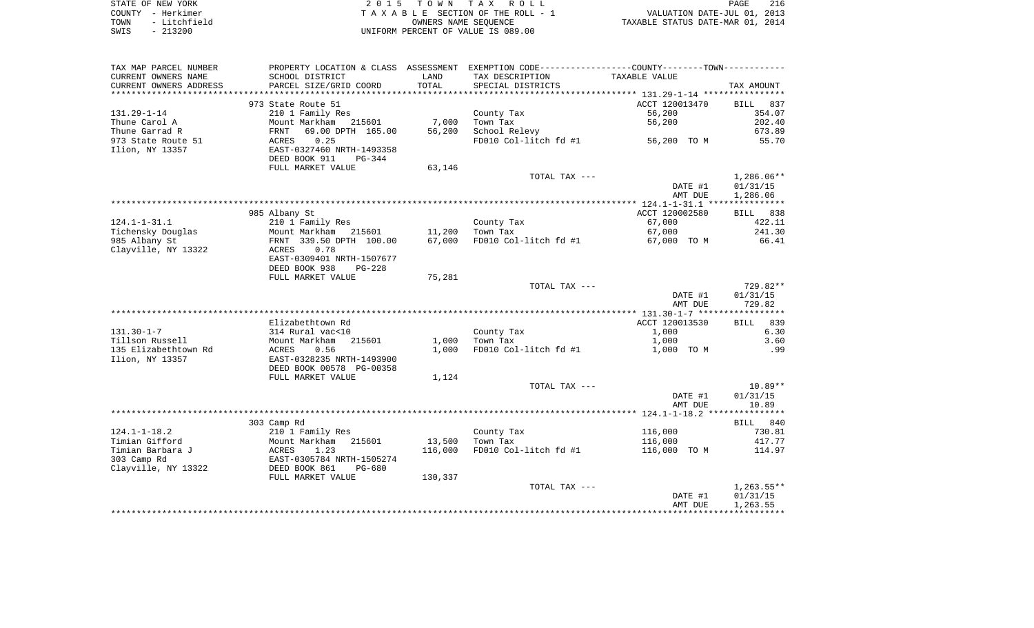STATE OF NEW YORK — 2015 TOWN TAX ROLL
COUNTY - Herkimer — TAXABLE SECTION OF THE ROLL - 1 — VALUATION DATE-JUL 01, 2013
TOWN - Litchfield — OWNERS NAME SEQUENCE — TAXABLE STATUS DATE-MAR 01, 2014
SWIS - 213200 — UNIFORM PERCENT OF VALUE IS 089.00

| TAX MAP PARCEL NUMBER / CURRENT OWNERS NAME / CURRENT OWNERS ADDRESS | PROPERTY LOCATION & CLASS / SCHOOL DISTRICT / PARCEL SIZE/GRID COORD | ASSESSMENT LAND / TOTAL | EXEMPTION CODE / TAX DESCRIPTION / SPECIAL DISTRICTS | COUNTY--------TOWN / TAXABLE VALUE | TAX AMOUNT |
|---|---|---|---|---|---|
| | 973 State Route 51 | | | ACCT 120013470 | BILL 837 |
| 131.29-1-14 | 210 1 Family Res | | County Tax | 56,200 | 354.07 |
| Thune Carol A | Mount Markham 215601 | 7,000 | Town Tax | 56,200 | 202.40 |
| Thune Garrad R | FRNT 69.00 DPTH 165.00 | 56,200 | School Relevy | | 673.89 |
| 973 State Route 51 | ACRES 0.25 | | FD010 Col-litch fd #1 | 56,200 TO M | 55.70 |
| Ilion, NY 13357 | EAST-0327460 NRTH-1493358 | | | | |
| | DEED BOOK 911 PG-344 | | | | |
| | FULL MARKET VALUE | 63,146 | | | |
| | | | TOTAL TAX --- | | 1,286.06** |
| | | | | DATE #1 | 01/31/15 |
| | | | | AMT DUE | 1,286.06 |
| | 985 Albany St | | | ACCT 120002580 | BILL 838 |
| 124.1-1-31.1 | 210 1 Family Res | | County Tax | 67,000 | 422.11 |
| Tichensky Douglas | Mount Markham 215601 | 11,200 | Town Tax | 67,000 | 241.30 |
| 985 Albany St | FRNT 339.50 DPTH 100.00 | 67,000 | FD010 Col-litch fd #1 | 67,000 TO M | 66.41 |
| Clayville, NY 13322 | ACRES 0.78 | | | | |
| | EAST-0309401 NRTH-1507677 | | | | |
| | DEED BOOK 938 PG-228 | | | | |
| | FULL MARKET VALUE | 75,281 | | | |
| | | | TOTAL TAX --- | | 729.82** |
| | | | | DATE #1 | 01/31/15 |
| | | | | AMT DUE | 729.82 |
| | Elizabethtown Rd | | | ACCT 120013530 | BILL 839 |
| 131.30-1-7 | 314 Rural vac<10 | | County Tax | 1,000 | 6.30 |
| Tillson Russell | Mount Markham 215601 | 1,000 | Town Tax | 1,000 | 3.60 |
| 135 Elizabethtown Rd | ACRES 0.56 | 1,000 | FD010 Col-litch fd #1 | 1,000 TO M | .99 |
| Ilion, NY 13357 | EAST-0328235 NRTH-1493900 | | | | |
| | DEED BOOK 00578 PG-00358 | | | | |
| | FULL MARKET VALUE | 1,124 | | | |
| | | | TOTAL TAX --- | | 10.89** |
| | | | | DATE #1 | 01/31/15 |
| | | | | AMT DUE | 10.89 |
| | 303 Camp Rd | | | | BILL 840 |
| 124.1-1-18.2 | 210 1 Family Res | | County Tax | 116,000 | 730.81 |
| Timian Gifford | Mount Markham 215601 | 13,500 | Town Tax | 116,000 | 417.77 |
| Timian Barbara J | ACRES 1.23 | 116,000 | FD010 Col-litch fd #1 | 116,000 TO M | 114.97 |
| 303 Camp Rd | EAST-0305784 NRTH-1505274 | | | | |
| Clayville, NY 13322 | DEED BOOK 861 PG-680 | | | | |
| | FULL MARKET VALUE | 130,337 | | | |
| | | | TOTAL TAX --- | | 1,263.55** |
| | | | | DATE #1 | 01/31/15 |
| | | | | AMT DUE | 1,263.55 |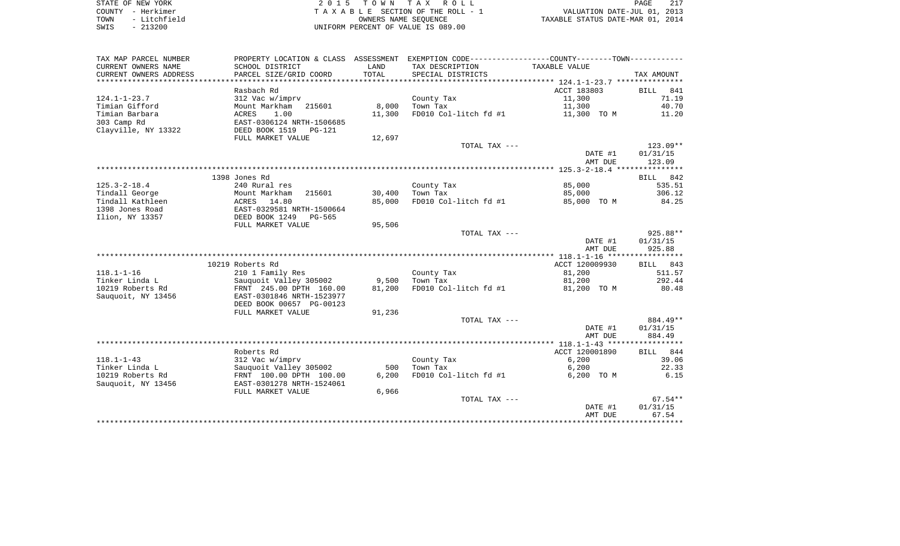STATE OF NEW YORK
COUNTY - Herkimer
TOWN - Litchfield
SWIS - 213200

2 0 1 5 T O W N T A X R O L L
T A X A B L E SECTION OF THE ROLL - 1
OWNERS NAME SEQUENCE
UNIFORM PERCENT OF VALUE IS 089.00

VALUATION DATE-JUL 01, 2013
TAXABLE STATUS DATE-MAR 01, 2014

| TAX MAP PARCEL NUMBER / CURRENT OWNERS NAME / CURRENT OWNERS ADDRESS | PROPERTY LOCATION & CLASS / SCHOOL DISTRICT / PARCEL SIZE/GRID COORD | ASSESSMENT LAND / TOTAL | EXEMPTION CODE / TAX DESCRIPTION / SPECIAL DISTRICTS | COUNTY--------TOWN TAXABLE VALUE | TAX AMOUNT |
|---|---|---|---|---|---|
| 124.1-1-23.7 | Rasbach Rd | | | ACCT 183803 | BILL 841 |
| | 312 Vac w/imprv | | County Tax | 11,300 | 71.19 |
| Timian Gifford | Mount Markham 215601 | 8,000 | Town Tax | 11,300 | 40.70 |
| Timian Barbara | ACRES 1.00 | 11,300 | FD010 Col-litch fd #1 | 11,300 TO M | 11.20 |
| 303 Camp Rd | EAST-0306124 NRTH-1506685 | | | | |
| Clayville, NY 13322 | DEED BOOK 1519 PG-121 | | | | |
| | FULL MARKET VALUE | 12,697 | | | |
| | | | TOTAL TAX --- | | 123.09** |
| | | | | DATE #1 | 01/31/15 |
| | | | | AMT DUE | 123.09 |
| 125.3-2-18.4 | 1398 Jones Rd | | | | BILL 842 |
| | 240 Rural res | | County Tax | 85,000 | 535.51 |
| Tindall George | Mount Markham 215601 | 30,400 | Town Tax | 85,000 | 306.12 |
| Tindall Kathleen | ACRES 14.80 | 85,000 | FD010 Col-litch fd #1 | 85,000 TO M | 84.25 |
| 1398 Jones Road | EAST-0329581 NRTH-1500664 | | | | |
| Ilion, NY 13357 | DEED BOOK 1249 PG-565 | | | | |
| | FULL MARKET VALUE | 95,506 | | | |
| | | | TOTAL TAX --- | | 925.88** |
| | | | | DATE #1 | 01/31/15 |
| | | | | AMT DUE | 925.88 |
| 118.1-1-16 | 10219 Roberts Rd | | | ACCT 120009930 | BILL 843 |
| | 210 1 Family Res | | County Tax | 81,200 | 511.57 |
| Tinker Linda L | Sauquoit Valley 305002 | 9,500 | Town Tax | 81,200 | 292.44 |
| 10219 Roberts Rd | FRNT 245.00 DPTH 160.00 | 81,200 | FD010 Col-litch fd #1 | 81,200 TO M | 80.48 |
| Sauquoit, NY 13456 | EAST-0301846 NRTH-1523977 | | | | |
| | DEED BOOK 00657 PG-00123 | | | | |
| | FULL MARKET VALUE | 91,236 | | | |
| | | | TOTAL TAX --- | | 884.49** |
| | | | | DATE #1 | 01/31/15 |
| | | | | AMT DUE | 884.49 |
| 118.1-1-43 | Roberts Rd | | | ACCT 120001890 | BILL 844 |
| | 312 Vac w/imprv | | County Tax | 6,200 | 39.06 |
| Tinker Linda L | Sauquoit Valley 305002 | 500 | Town Tax | 6,200 | 22.33 |
| 10219 Roberts Rd | FRNT 100.00 DPTH 100.00 | 6,200 | FD010 Col-litch fd #1 | 6,200 TO M | 6.15 |
| Sauquoit, NY 13456 | EAST-0301278 NRTH-1524061 | | | | |
| | FULL MARKET VALUE | 6,966 | | | |
| | | | TOTAL TAX --- | | 67.54** |
| | | | | DATE #1 | 01/31/15 |
| | | | | AMT DUE | 67.54 |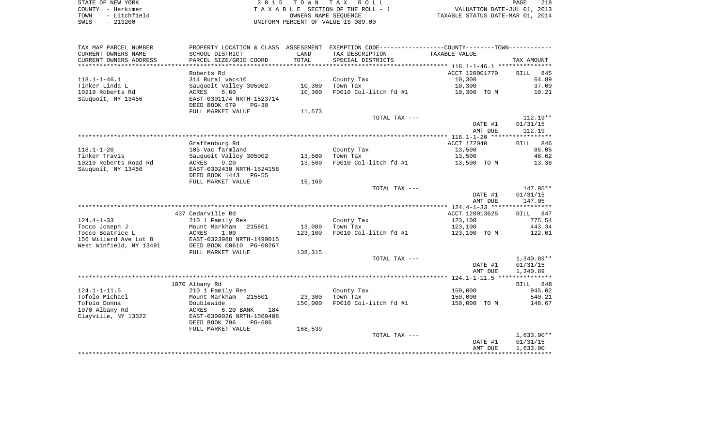STATE OF NEW YORK
COUNTY - Herkimer
TOWN - Litchfield
SWIS - 213200

2 0 1 5 T O W N T A X R O L L
T A X A B L E SECTION OF THE ROLL - 1
OWNERS NAME SEQUENCE
UNIFORM PERCENT OF VALUE IS 089.00

VALUATION DATE-JUL 01, 2013
TAXABLE STATUS DATE-MAR 01, 2014

| TAX MAP PARCEL NUMBER<br>CURRENT OWNERS NAME<br>CURRENT OWNERS ADDRESS | PROPERTY LOCATION & CLASS<br>SCHOOL DISTRICT<br>PARCEL SIZE/GRID COORD | ASSESSMENT<br>LAND<br>TOTAL | EXEMPTION CODE-----COUNTY--------TOWN------<br>TAX DESCRIPTION<br>SPECIAL DISTRICTS | TAXABLE VALUE | TAX AMOUNT |
|---|---|---|---|---|---|
| **118.1-1-46.1** | Roberts Rd | | | ACCT 120001770 | BILL 845 |
| 118.1-1-46.1 | 314 Rural vac<10 | | County Tax | 10,300 | 64.89 |
| Tinker Linda L | Sauquoit Valley 305002 | 10,300 | Town Tax | 10,300 | 37.09 |
| 10219 Roberts Rd | ACRES 5.60 | 10,300 | FD010 Col-litch fd #1 | 10,300 TO M | 10.21 |
| Sauquoit, NY 13456 | EAST-0301174 NRTH-1523714 | | | | |
| | DEED BOOK 679 PG-38 | | | | |
| | FULL MARKET VALUE | 11,573 | | | |
| | | | TOTAL TAX --- | | 112.19** |
| | | | | DATE #1 | 01/31/15 |
| | | | | AMT DUE | 112.19 |
| **118.1-1-20** | Graffenburg Rd | | | ACCT 172040 | BILL 846 |
| 118.1-1-20 | 105 Vac farmland | | County Tax | 13,500 | 85.05 |
| Tinker Travis | Sauquoit Valley 305002 | 13,500 | Town Tax | 13,500 | 48.62 |
| 10219 Roberts Road Rd | ACRES 9.20 | 13,500 | FD010 Col-litch fd #1 | 13,500 TO M | 13.38 |
| Sauquoit, NY 13456 | EAST-0302430 NRTH-1524158 | | | | |
| | DEED BOOK 1443 PG-55 | | | | |
| | FULL MARKET VALUE | 15,169 | | | |
| | | | TOTAL TAX --- | | 147.05** |
| | | | | DATE #1 | 01/31/15 |
| | | | | AMT DUE | 147.05 |
| **124.4-1-33** | 437 Cedarville Rd | | | ACCT 120013625 | BILL 847 |
| 124.4-1-33 | 210 1 Family Res | | County Tax | 123,100 | 775.54 |
| Tocco Joseph J | Mount Markham 215601 | 13,000 | Town Tax | 123,100 | 443.34 |
| Tocco Beatrice L | ACRES 1.00 | 123,100 | FD010 Col-litch fd #1 | 123,100 TO M | 122.01 |
| 156 Willard Ave Lot 8 | EAST-0323988 NRTH-1499015 | | | | |
| West Winfield, NY 13491 | DEED BOOK 00610 PG-00267 | | | | |
| | FULL MARKET VALUE | 138,315 | | | |
| | | | TOTAL TAX --- | | 1,340.89** |
| | | | | DATE #1 | 01/31/15 |
| | | | | AMT DUE | 1,340.89 |
| **124.1-1-11.5** | 1070 Albany Rd | | | | BILL 848 |
| 124.1-1-11.5 | 210 1 Family Res | | County Tax | 150,000 | 945.02 |
| Tofolo Michael | Mount Markham 215601 | 23,300 | Town Tax | 150,000 | 540.21 |
| Tofolo Donna | Doublewide | 150,000 | FD010 Col-litch fd #1 | 150,000 TO M | 148.67 |
| 1070 Albany Rd | ACRES 6.20 BANK 184 | | | | |
| Clayville, NY 13322 | EAST-0309026 NRTH-1509408 | | | | |
| | DEED BOOK 796 PG-606 | | | | |
| | FULL MARKET VALUE | 168,539 | | | |
| | | | TOTAL TAX --- | | 1,633.90** |
| | | | | DATE #1 | 01/31/15 |
| | | | | AMT DUE | 1,633.90 |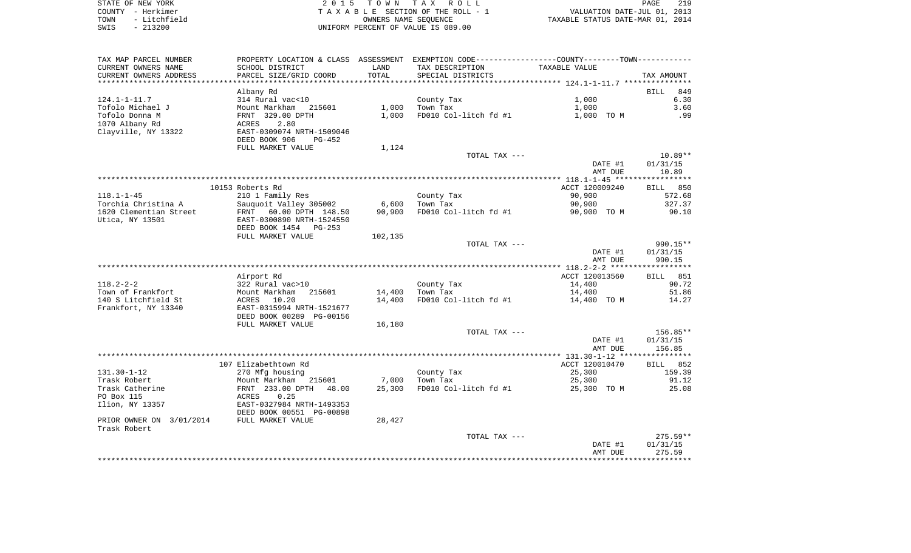STATE OF NEW YORK
COUNTY - Herkimer
TOWN - Litchfield
SWIS - 213200

2015 TOWN TAX ROLL
TAXABLE SECTION OF THE ROLL - 1
OWNERS NAME SEQUENCE
UNIFORM PERCENT OF VALUE IS 089.00

VALUATION DATE-JUL 01, 2013
TAXABLE STATUS DATE-MAR 01, 2014

| TAX MAP PARCEL NUMBER / CURRENT OWNERS NAME / CURRENT OWNERS ADDRESS | PROPERTY LOCATION & CLASS / SCHOOL DISTRICT / PARCEL SIZE/GRID COORD | ASSESSMENT LAND / TOTAL | EXEMPTION CODE / TAX DESCRIPTION / SPECIAL DISTRICTS | COUNTY--TOWN TAXABLE VALUE | TAX AMOUNT |
|---|---|---|---|---|---|
| **124.1-1-11.7** | Albany Rd | | | | BILL 849 |
| 124.1-1-11.7 | 314 Rural vac<10 | | County Tax | 1,000 | 6.30 |
| Tofolo Michael J | Mount Markham 215601 | 1,000 | Town Tax | 1,000 | 3.60 |
| Tofolo Donna M | FRNT 329.00 DPTH | 1,000 | FD010 Col-litch fd #1 | 1,000 TO M | .99 |
| 1070 Albany Rd | ACRES 2.80 | | | | |
| Clayville, NY 13322 | EAST-0309074 NRTH-1509046 | | | | |
| | DEED BOOK 906 PG-452 | | | | |
| | FULL MARKET VALUE | 1,124 | | | |
| | | | TOTAL TAX --- | | 10.89** |
| | | | | DATE #1 | 01/31/15 |
| | | | | AMT DUE | 10.89 |
| **118.1-1-45** | 10153 Roberts Rd | | | ACCT 120009240 | BILL 850 |
| 118.1-1-45 | 210 1 Family Res | | County Tax | 90,900 | 572.68 |
| Torchia Christina A | Sauquoit Valley 305002 | 6,600 | Town Tax | 90,900 | 327.37 |
| 1620 Clementian Street | FRNT 60.00 DPTH 148.50 | 90,900 | FD010 Col-litch fd #1 | 90,900 TO M | 90.10 |
| Utica, NY 13501 | EAST-0300890 NRTH-1524550 | | | | |
| | DEED BOOK 1454 PG-253 | | | | |
| | FULL MARKET VALUE | 102,135 | | | |
| | | | TOTAL TAX --- | | 990.15** |
| | | | | DATE #1 | 01/31/15 |
| | | | | AMT DUE | 990.15 |
| **118.2-2-2** | Airport Rd | | | ACCT 120013560 | BILL 851 |
| 118.2-2-2 | 322 Rural vac>10 | | County Tax | 14,400 | 90.72 |
| Town of Frankfort | Mount Markham 215601 | 14,400 | Town Tax | 14,400 | 51.86 |
| 140 S Litchfield St | ACRES 10.20 | 14,400 | FD010 Col-litch fd #1 | 14,400 TO M | 14.27 |
| Frankfort, NY 13340 | EAST-0315994 NRTH-1521677 | | | | |
| | DEED BOOK 00289 PG-00156 | | | | |
| | FULL MARKET VALUE | 16,180 | | | |
| | | | TOTAL TAX --- | | 156.85** |
| | | | | DATE #1 | 01/31/15 |
| | | | | AMT DUE | 156.85 |
| **131.30-1-12** | 107 Elizabethtown Rd | | | ACCT 120010470 | BILL 852 |
| 131.30-1-12 | 270 Mfg housing | | County Tax | 25,300 | 159.39 |
| Trask Robert | Mount Markham 215601 | 7,000 | Town Tax | 25,300 | 91.12 |
| Trask Catherine | FRNT 233.00 DPTH 48.00 | 25,300 | FD010 Col-litch fd #1 | 25,300 TO M | 25.08 |
| PO Box 115 | ACRES 0.25 | | | | |
| Ilion, NY 13357 | EAST-0327984 NRTH-1493353 | | | | |
| | DEED BOOK 00551 PG-00898 | | | | |
| PRIOR OWNER ON 3/01/2014 | FULL MARKET VALUE | 28,427 | | | |
| Trask Robert | | | | | |
| | | | TOTAL TAX --- | | 275.59** |
| | | | | DATE #1 | 01/31/15 |
| | | | | AMT DUE | 275.59 |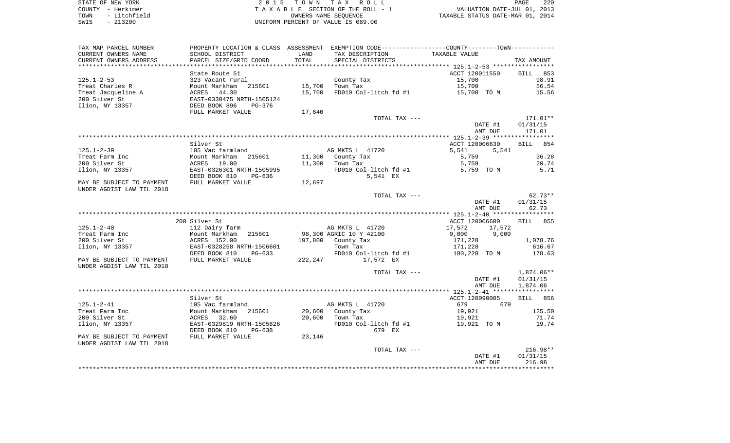STATE OF NEW YORK
COUNTY - Herkimer
TOWN - Litchfield
SWIS - 213200

2015 TOWN TAX ROLL
TAXABLE SECTION OF THE ROLL - 1
OWNERS NAME SEQUENCE
UNIFORM PERCENT OF VALUE IS 089.00

VALUATION DATE-JUL 01, 2013
TAXABLE STATUS DATE-MAR 01, 2014

| TAX MAP PARCEL NUMBER / CURRENT OWNERS NAME / CURRENT OWNERS ADDRESS | PROPERTY LOCATION & CLASS / SCHOOL DISTRICT / PARCEL SIZE/GRID COORD | ASSESSMENT LAND / TOTAL | EXEMPTION CODE / TAX DESCRIPTION / SPECIAL DISTRICTS | COUNTY--------TOWN TAXABLE VALUE | TAX AMOUNT |
|---|---|---|---|---|---|
| **125.1-2-53** | State Route 51 | | | ACCT 120011550 | BILL 853 |
| 125.1-2-53 | 323 Vacant rural | | County Tax | 15,700 | 98.91 |
| Treat Charles R | Mount Markham 215601 | 15,700 | Town Tax | 15,700 | 56.54 |
| Treat Jacqueline A | ACRES 44.30 | 15,700 | FD010 Col-litch fd #1 | 15,700 TO M | 15.56 |
| 200 Silver St | EAST-0330475 NRTH-1505124 | | | | |
| Ilion, NY 13357 | DEED BOOK 896 PG-376 | | | | |
| | FULL MARKET VALUE | 17,640 | | | |
| | | | TOTAL TAX --- | | 171.01** |
| | | | | DATE #1 | 01/31/15 |
| | | | | AMT DUE | 171.01 |
| **125.1-2-39** | Silver St | | | ACCT 120006630 | BILL 854 |
| 125.1-2-39 | 105 Vac farmland | | AG MKTS L 41720 | 5,541 5,541 | |
| Treat Farm Inc | Mount Markham 215601 | 11,300 | County Tax | 5,759 | 36.28 |
| 200 Silver St | ACRES 19.00 | 11,300 | Town Tax | 5,759 | 20.74 |
| Ilion, NY 13357 | EAST-0326301 NRTH-1505995 | | FD010 Col-litch fd #1 | 5,759 TO M | 5.71 |
| | DEED BOOK 810 PG-636 | | 5,541 EX | | |
| MAY BE SUBJECT TO PAYMENT | FULL MARKET VALUE | 12,697 | | | |
| UNDER AGDIST LAW TIL 2018 | | | | | |
| | | | TOTAL TAX --- | | 62.73** |
| | | | | DATE #1 | 01/31/15 |
| | | | | AMT DUE | 62.73 |
| **125.1-2-40** | 200 Silver St | | | ACCT 120006600 | BILL 855 |
| 125.1-2-40 | 112 Dairy farm | | AG MKTS L 41720 | 17,572 17,572 | |
| Treat Farm Inc | Mount Markham 215601 | 98,300 | AGRIC 10 Y 42100 | 9,000 9,000 | |
| 200 Silver St | ACRES 152.00 | 197,800 | County Tax | 171,228 | 1,078.76 |
| Ilion, NY 13357 | EAST-0328258 NRTH-1506601 | | Town Tax | 171,228 | 616.67 |
| | DEED BOOK 810 PG-633 | | FD010 Col-litch fd #1 | 180,228 TO M | 178.63 |
| MAY BE SUBJECT TO PAYMENT | FULL MARKET VALUE | 222,247 | 17,572 EX | | |
| UNDER AGDIST LAW TIL 2018 | | | | | |
| | | | TOTAL TAX --- | | 1,874.06** |
| | | | | DATE #1 | 01/31/15 |
| | | | | AMT DUE | 1,874.06 |
| **125.1-2-41** | Silver St | | | ACCT 120090005 | BILL 856 |
| 125.1-2-41 | 105 Vac farmland | | AG MKTS L 41720 | 679 679 | |
| Treat Farm Inc | Mount Markham 215601 | 20,600 | County Tax | 19,921 | 125.50 |
| 200 Silver St | ACRES 32.60 | 20,600 | Town Tax | 19,921 | 71.74 |
| Ilion, NY 13357 | EAST-0329819 NRTH-1505826 | | FD010 Col-litch fd #1 | 19,921 TO M | 19.74 |
| | DEED BOOK 810 PG-638 | | 679 EX | | |
| MAY BE SUBJECT TO PAYMENT | FULL MARKET VALUE | 23,146 | | | |
| UNDER AGDIST LAW TIL 2018 | | | | | |
| | | | TOTAL TAX --- | | 216.98** |
| | | | | DATE #1 | 01/31/15 |
| | | | | AMT DUE | 216.98 |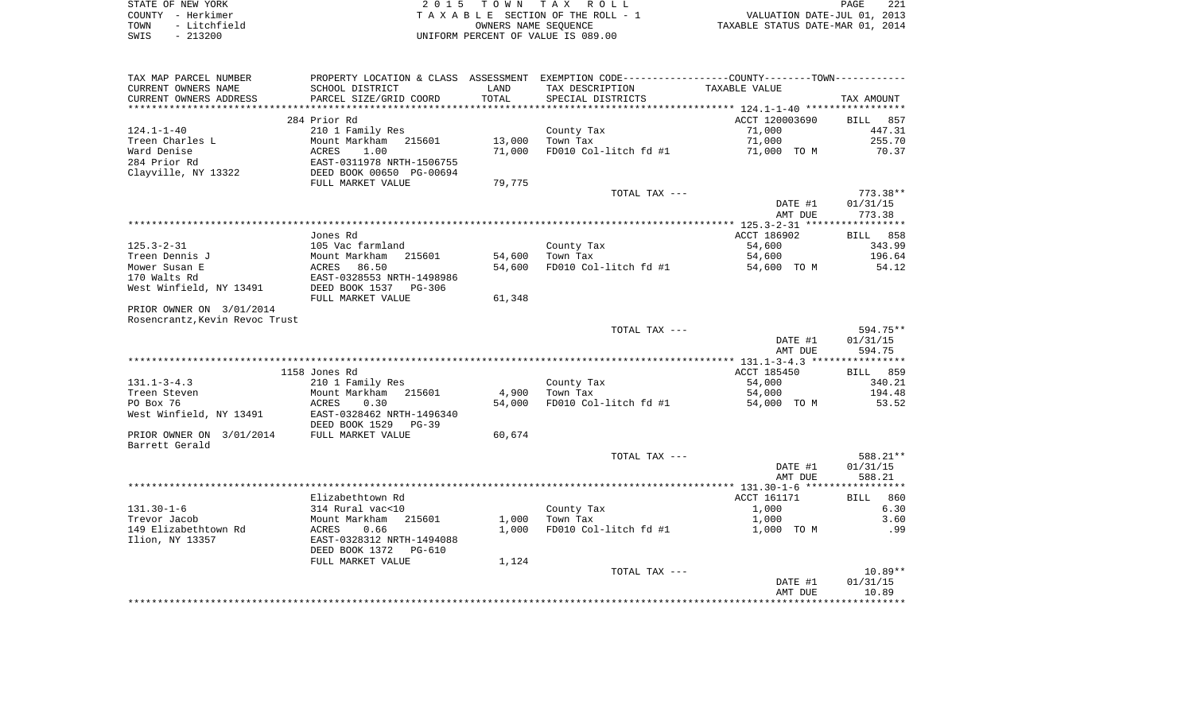STATE OF NEW YORK
COUNTY - Herkimer
TOWN - Litchfield
SWIS - 213200

2015 TOWN TAX ROLL
TAXABLE SECTION OF THE ROLL - 1
OWNERS NAME SEQUENCE
UNIFORM PERCENT OF VALUE IS 089.00

VALUATION DATE-JUL 01, 2013
TAXABLE STATUS DATE-MAR 01, 2014

| TAX MAP PARCEL NUMBER / CURRENT OWNERS NAME / CURRENT OWNERS ADDRESS | PROPERTY LOCATION & CLASS / SCHOOL DISTRICT / PARCEL SIZE/GRID COORD | ASSESSMENT LAND | TOTAL | EXEMPTION CODE / TAX DESCRIPTION / SPECIAL DISTRICTS | COUNTY/TOWN TAXABLE VALUE | TAX AMOUNT |
|---|---|---|---|---|---|---|
| **124.1-1-40** | 284 Prior Rd | | | | ACCT 120003690 | BILL 857 |
| 124.1-1-40 | 210 1 Family Res | | | County Tax | 71,000 | 447.31 |
| Treen Charles L | Mount Markham 215601 | 13,000 | | Town Tax | 71,000 | 255.70 |
| Ward Denise | ACRES 1.00 | | 71,000 | FD010 Col-litch fd #1 | 71,000 TO M | 70.37 |
| 284 Prior Rd | EAST-0311978 NRTH-1506755 | | | | | |
| Clayville, NY 13322 | DEED BOOK 00650 PG-00694 | | | | | |
| | FULL MARKET VALUE | | 79,775 | | | |
| | | | | TOTAL TAX --- | | 773.38** |
| | | | | | DATE #1 | 01/31/15 |
| | | | | | AMT DUE | 773.38 |
| **125.3-2-31** | Jones Rd | | | | ACCT 186902 | BILL 858 |
| 125.3-2-31 | 105 Vac farmland | | | County Tax | 54,600 | 343.99 |
| Treen Dennis J | Mount Markham 215601 | 54,600 | | Town Tax | 54,600 | 196.64 |
| Mower Susan E | ACRES 86.50 | | 54,600 | FD010 Col-litch fd #1 | 54,600 TO M | 54.12 |
| 170 Walts Rd | EAST-0328553 NRTH-1498986 | | | | | |
| West Winfield, NY 13491 | DEED BOOK 1537 PG-306 | | | | | |
| | FULL MARKET VALUE | | 61,348 | | | |
| PRIOR OWNER ON 3/01/2014 | | | | | | |
| Rosencrantz,Kevin Revoc Trust | | | | | | |
| | | | | TOTAL TAX --- | | 594.75** |
| | | | | | DATE #1 | 01/31/15 |
| | | | | | AMT DUE | 594.75 |
| **131.1-3-4.3** | 1158 Jones Rd | | | | ACCT 185450 | BILL 859 |
| 131.1-3-4.3 | 210 1 Family Res | | | County Tax | 54,000 | 340.21 |
| Treen Steven | Mount Markham 215601 | 4,900 | | Town Tax | 54,000 | 194.48 |
| PO Box 76 | ACRES 0.30 | | 54,000 | FD010 Col-litch fd #1 | 54,000 TO M | 53.52 |
| West Winfield, NY 13491 | EAST-0328462 NRTH-1496340 | | | | | |
| | DEED BOOK 1529 PG-39 | | | | | |
| PRIOR OWNER ON 3/01/2014 | FULL MARKET VALUE | | 60,674 | | | |
| Barrett Gerald | | | | | | |
| | | | | TOTAL TAX --- | | 588.21** |
| | | | | | DATE #1 | 01/31/15 |
| | | | | | AMT DUE | 588.21 |
| **131.30-1-6** | Elizabethtown Rd | | | | ACCT 161171 | BILL 860 |
| 131.30-1-6 | 314 Rural vac<10 | | | County Tax | 1,000 | 6.30 |
| Trevor Jacob | Mount Markham 215601 | 1,000 | | Town Tax | 1,000 | 3.60 |
| 149 Elizabethtown Rd | ACRES 0.66 | | 1,000 | FD010 Col-litch fd #1 | 1,000 TO M | .99 |
| Ilion, NY 13357 | EAST-0328312 NRTH-1494088 | | | | | |
| | DEED BOOK 1372 PG-610 | | | | | |
| | FULL MARKET VALUE | | 1,124 | | | |
| | | | | TOTAL TAX --- | | 10.89** |
| | | | | | DATE #1 | 01/31/15 |
| | | | | | AMT DUE | 10.89 |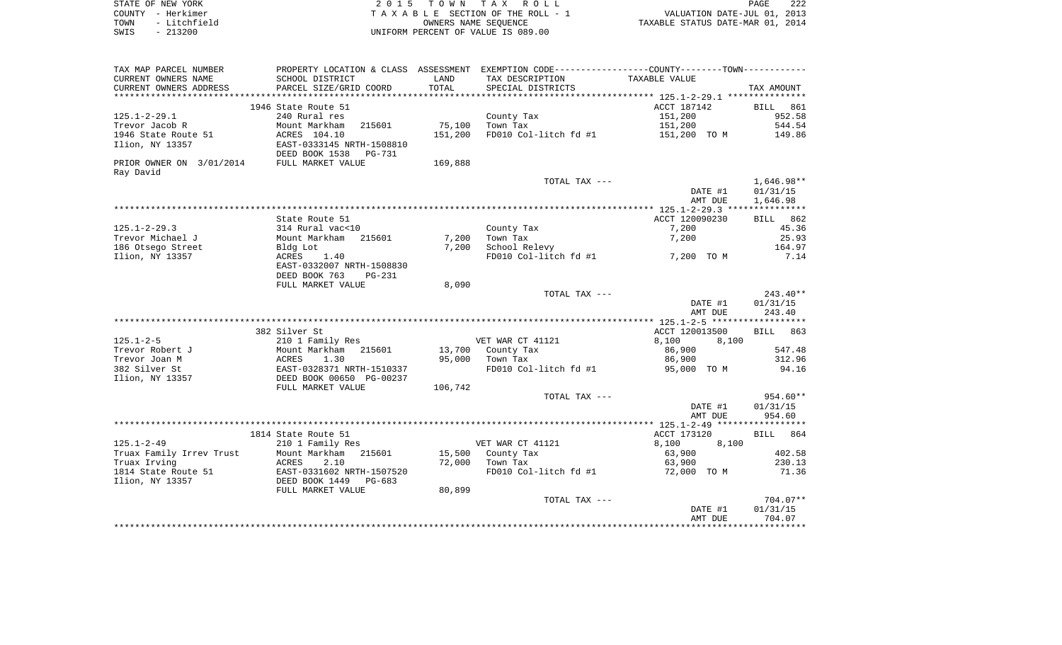STATE OF NEW YORK
COUNTY - Herkimer
TOWN - Litchfield
SWIS - 213200

2 0 1 5 T O W N T A X R O L L
T A X A B L E SECTION OF THE ROLL - 1
OWNERS NAME SEQUENCE
UNIFORM PERCENT OF VALUE IS 089.00

VALUATION DATE-JUL 01, 2013
TAXABLE STATUS DATE-MAR 01, 2014

| TAX MAP PARCEL NUMBER / CURRENT OWNERS NAME / CURRENT OWNERS ADDRESS | PROPERTY LOCATION & CLASS / SCHOOL DISTRICT / PARCEL SIZE/GRID COORD | ASSESSMENT LAND / TOTAL | EXEMPTION CODE / TAX DESCRIPTION / SPECIAL DISTRICTS | TAXABLE VALUE | TAX AMOUNT |
|---|---|---|---|---|---|
| | 1946 State Route 51 | | | ACCT 187142 | BILL 861 |
| 125.1-2-29.1 | 240 Rural res | | County Tax | 151,200 | 952.58 |
| Trevor Jacob R | Mount Markham 215601 | 75,100 | Town Tax | 151,200 | 544.54 |
| 1946 State Route 51 | ACRES 104.10 | 151,200 | FD010 Col-litch fd #1 | 151,200 TO M | 149.86 |
| Ilion, NY 13357 | EAST-0333145 NRTH-1508810 | | | | |
| | DEED BOOK 1538 PG-731 | | | | |
| PRIOR OWNER ON 3/01/2014 | FULL MARKET VALUE | 169,888 | | | |
| Ray David | | | | | |
| | | | TOTAL TAX --- | | 1,646.98** |
| | | | | DATE #1 | 01/31/15 |
| | | | | AMT DUE | 1,646.98 |
| | State Route 51 | | | ACCT 120090230 | BILL 862 |
| 125.1-2-29.3 | 314 Rural vac<10 | | County Tax | 7,200 | 45.36 |
| Trevor Michael J | Mount Markham 215601 | 7,200 | Town Tax | 7,200 | 25.93 |
| 186 Otsego Street | Bldg Lot | 7,200 | School Relevy | | 164.97 |
| Ilion, NY 13357 | ACRES 1.40 | | FD010 Col-litch fd #1 | 7,200 TO M | 7.14 |
| | EAST-0332007 NRTH-1508830 | | | | |
| | DEED BOOK 763 PG-231 | | | | |
| | FULL MARKET VALUE | 8,090 | | | |
| | | | TOTAL TAX --- | | 243.40** |
| | | | | DATE #1 | 01/31/15 |
| | | | | AMT DUE | 243.40 |
| | 382 Silver St | | | ACCT 120013500 | BILL 863 |
| 125.1-2-5 | 210 1 Family Res | | VET WAR CT 41121 | 8,100 8,100 | |
| Trevor Robert J | Mount Markham 215601 | 13,700 | County Tax | 86,900 | 547.48 |
| Trevor Joan M | ACRES 1.30 | 95,000 | Town Tax | 86,900 | 312.96 |
| 382 Silver St | EAST-0328371 NRTH-1510337 | | FD010 Col-litch fd #1 | 95,000 TO M | 94.16 |
| Ilion, NY 13357 | DEED BOOK 00650 PG-00237 | | | | |
| | FULL MARKET VALUE | 106,742 | | | |
| | | | TOTAL TAX --- | | 954.60** |
| | | | | DATE #1 | 01/31/15 |
| | | | | AMT DUE | 954.60 |
| | 1814 State Route 51 | | | ACCT 173120 | BILL 864 |
| 125.1-2-49 | 210 1 Family Res | | VET WAR CT 41121 | 8,100 8,100 | |
| Truax Family Irrev Trust | Mount Markham 215601 | 15,500 | County Tax | 63,900 | 402.58 |
| Truax Irving | ACRES 2.10 | 72,000 | Town Tax | 63,900 | 230.13 |
| 1814 State Route 51 | EAST-0331602 NRTH-1507520 | | FD010 Col-litch fd #1 | 72,000 TO M | 71.36 |
| Ilion, NY 13357 | DEED BOOK 1449 PG-683 | | | | |
| | FULL MARKET VALUE | 80,899 | | | |
| | | | TOTAL TAX --- | | 704.07** |
| | | | | DATE #1 | 01/31/15 |
| | | | | AMT DUE | 704.07 |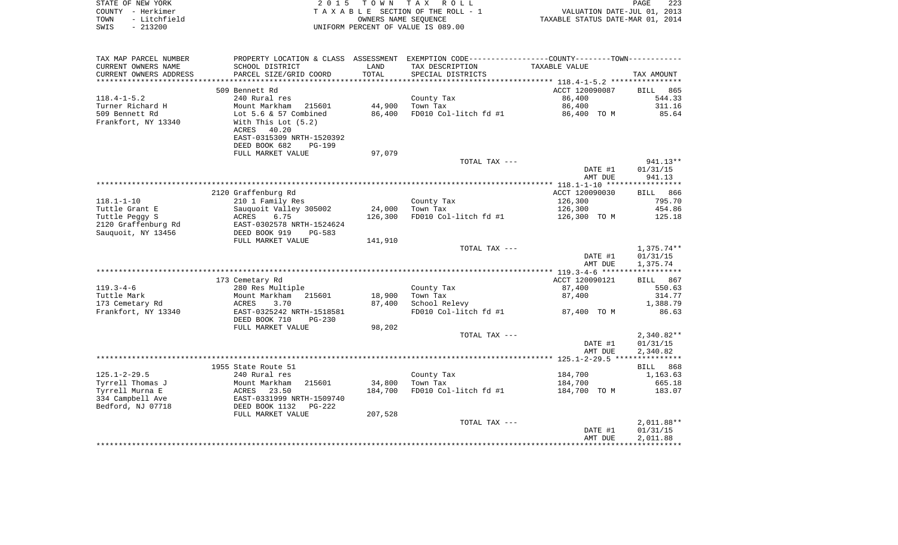STATE OF NEW YORK
COUNTY - Herkimer
TOWN - Litchfield
SWIS - 213200

2 0 1 5 T O W N T A X R O L L
T A X A B L E SECTION OF THE ROLL - 1
OWNERS NAME SEQUENCE
UNIFORM PERCENT OF VALUE IS 089.00

VALUATION DATE-JUL 01, 2013
TAXABLE STATUS DATE-MAR 01, 2014

| TAX MAP PARCEL NUMBER<br>CURRENT OWNERS NAME<br>CURRENT OWNERS ADDRESS | PROPERTY LOCATION & CLASS<br>SCHOOL DISTRICT<br>PARCEL SIZE/GRID COORD | ASSESSMENT<br>LAND<br>TOTAL | EXEMPTION CODE-----COUNTY-----TOWN------<br>TAX DESCRIPTION<br>SPECIAL DISTRICTS | TAXABLE VALUE | TAX AMOUNT |
|---|---|---|---|---|---|
| **118.4-1-5.2** | 509 Bennett Rd | | | ACCT 120090087 | BILL 865 |
| 118.4-1-5.2 | 240 Rural res | | County Tax | 86,400 | 544.33 |
| Turner Richard H | Mount Markham 215601 | 44,900 | Town Tax | 86,400 | 311.16 |
| 509 Bennett Rd | Lot 5.6 & 57 Combined | 86,400 | FD010 Col-litch fd #1 | 86,400 TO M | 85.64 |
| Frankfort, NY 13340 | With This Lot (5.2) | | | | |
| | ACRES 40.20 | | | | |
| | EAST-0315309 NRTH-1520392 | | | | |
| | DEED BOOK 682 PG-199 | | | | |
| | FULL MARKET VALUE | 97,079 | | | |
| | | | TOTAL TAX --- | | 941.13** |
| | | | | DATE #1 | 01/31/15 |
| | | | | AMT DUE | 941.13 |
| **118.1-1-10** | 2120 Graffenburg Rd | | | ACCT 120090030 | BILL 866 |
| 118.1-1-10 | 210 1 Family Res | | County Tax | 126,300 | 795.70 |
| Tuttle Grant E | Sauquoit Valley 305002 | 24,000 | Town Tax | 126,300 | 454.86 |
| Tuttle Peggy S | ACRES 6.75 | 126,300 | FD010 Col-litch fd #1 | 126,300 TO M | 125.18 |
| 2120 Graffenburg Rd | EAST-0302578 NRTH-1524624 | | | | |
| Sauquoit, NY 13456 | DEED BOOK 919 PG-583 | | | | |
| | FULL MARKET VALUE | 141,910 | | | |
| | | | TOTAL TAX --- | | 1,375.74** |
| | | | | DATE #1 | 01/31/15 |
| | | | | AMT DUE | 1,375.74 |
| **119.3-4-6** | 173 Cemetary Rd | | | ACCT 120090121 | BILL 867 |
| 119.3-4-6 | 280 Res Multiple | | County Tax | 87,400 | 550.63 |
| Tuttle Mark | Mount Markham 215601 | 18,900 | Town Tax | 87,400 | 314.77 |
| 173 Cemetary Rd | ACRES 3.70 | 87,400 | School Relevy | | 1,388.79 |
| Frankfort, NY 13340 | EAST-0325242 NRTH-1518581 | | FD010 Col-litch fd #1 | 87,400 TO M | 86.63 |
| | DEED BOOK 710 PG-230 | | | | |
| | FULL MARKET VALUE | 98,202 | | | |
| | | | TOTAL TAX --- | | 2,340.82** |
| | | | | DATE #1 | 01/31/15 |
| | | | | AMT DUE | 2,340.82 |
| **125.1-2-29.5** | 1955 State Route 51 | | | | BILL 868 |
| 125.1-2-29.5 | 240 Rural res | | County Tax | 184,700 | 1,163.63 |
| Tyrrell Thomas J | Mount Markham 215601 | 34,800 | Town Tax | 184,700 | 665.18 |
| Tyrrell Murna E | ACRES 23.50 | 184,700 | FD010 Col-litch fd #1 | 184,700 TO M | 183.07 |
| 334 Campbell Ave | EAST-0331999 NRTH-1509740 | | | | |
| Bedford, NJ 07718 | DEED BOOK 1132 PG-222 | | | | |
| | FULL MARKET VALUE | 207,528 | | | |
| | | | TOTAL TAX --- | | 2,011.88** |
| | | | | DATE #1 | 01/31/15 |
| | | | | AMT DUE | 2,011.88 |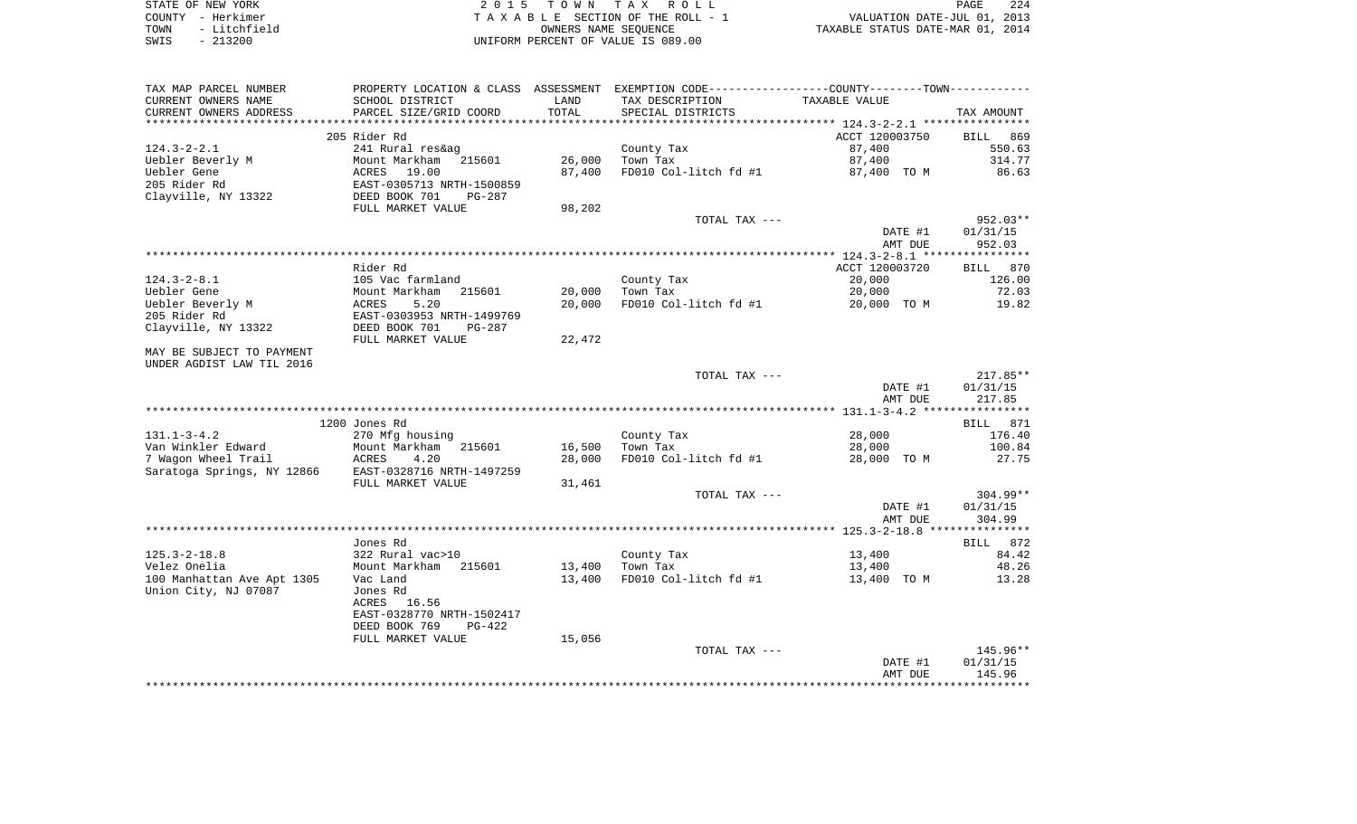STATE OF NEW YORK
COUNTY - Herkimer
TOWN - Litchfield
SWIS - 213200

2 0 1 5 T O W N T A X R O L L
T A X A B L E SECTION OF THE ROLL - 1
OWNERS NAME SEQUENCE
UNIFORM PERCENT OF VALUE IS 089.00

VALUATION DATE-JUL 01, 2013
TAXABLE STATUS DATE-MAR 01, 2014

| TAX MAP PARCEL NUMBER<br>CURRENT OWNERS NAME<br>CURRENT OWNERS ADDRESS | PROPERTY LOCATION & CLASS<br>SCHOOL DISTRICT<br>PARCEL SIZE/GRID COORD | ASSESSMENT<br>LAND<br>TOTAL | EXEMPTION CODE-----COUNTY-----TOWN------<br>TAX DESCRIPTION<br>SPECIAL DISTRICTS | TAXABLE VALUE | TAX AMOUNT |
|---|---|---|---|---|---|
| **124.3-2-2.1** | 205 Rider Rd | | | ACCT 120003750 | BILL 869 |
| 124.3-2-2.1 | 241 Rural res&ag | | County Tax | 87,400 | 550.63 |
| Uebler Beverly M | Mount Markham 215601 | 26,000 | Town Tax | 87,400 | 314.77 |
| Uebler Gene | ACRES 19.00 | 87,400 | FD010 Col-litch fd #1 | 87,400 TO M | 86.63 |
| 205 Rider Rd | EAST-0305713 NRTH-1500859 | | | | |
| Clayville, NY 13322 | DEED BOOK 701 PG-287 | | | | |
| | FULL MARKET VALUE | 98,202 | | | |
| | | | TOTAL TAX --- | | 952.03** |
| | | | | DATE #1 | 01/31/15 |
| | | | | AMT DUE | 952.03 |
| **124.3-2-8.1** | Rider Rd | | | ACCT 120003720 | BILL 870 |
| 124.3-2-8.1 | 105 Vac farmland | | County Tax | 20,000 | 126.00 |
| Uebler Gene | Mount Markham 215601 | 20,000 | Town Tax | 20,000 | 72.03 |
| Uebler Beverly M | ACRES 5.20 | 20,000 | FD010 Col-litch fd #1 | 20,000 TO M | 19.82 |
| 205 Rider Rd | EAST-0303953 NRTH-1499769 | | | | |
| Clayville, NY 13322 | DEED BOOK 701 PG-287 | | | | |
| | FULL MARKET VALUE | 22,472 | | | |
| MAY BE SUBJECT TO PAYMENT | | | | | |
| UNDER AGDIST LAW TIL 2016 | | | | | |
| | | | TOTAL TAX --- | | 217.85** |
| | | | | DATE #1 | 01/31/15 |
| | | | | AMT DUE | 217.85 |
| **131.1-3-4.2** | 1200 Jones Rd | | | | BILL 871 |
| 131.1-3-4.2 | 270 Mfg housing | | County Tax | 28,000 | 176.40 |
| Van Winkler Edward | Mount Markham 215601 | 16,500 | Town Tax | 28,000 | 100.84 |
| 7 Wagon Wheel Trail | ACRES 4.20 | 28,000 | FD010 Col-litch fd #1 | 28,000 TO M | 27.75 |
| Saratoga Springs, NY 12866 | EAST-0328716 NRTH-1497259 | | | | |
| | FULL MARKET VALUE | 31,461 | | | |
| | | | TOTAL TAX --- | | 304.99** |
| | | | | DATE #1 | 01/31/15 |
| | | | | AMT DUE | 304.99 |
| **125.3-2-18.8** | Jones Rd | | | | BILL 872 |
| 125.3-2-18.8 | 322 Rural vac>10 | | County Tax | 13,400 | 84.42 |
| Velez Onelia | Mount Markham 215601 | 13,400 | Town Tax | 13,400 | 48.26 |
| 100 Manhattan Ave Apt 1305 | Vac Land | 13,400 | FD010 Col-litch fd #1 | 13,400 TO M | 13.28 |
| Union City, NJ 07087 | Jones Rd | | | | |
| | ACRES 16.56 | | | | |
| | EAST-0328770 NRTH-1502417 | | | | |
| | DEED BOOK 769 PG-422 | | | | |
| | FULL MARKET VALUE | 15,056 | | | |
| | | | TOTAL TAX --- | | 145.96** |
| | | | | DATE #1 | 01/31/15 |
| | | | | AMT DUE | 145.96 |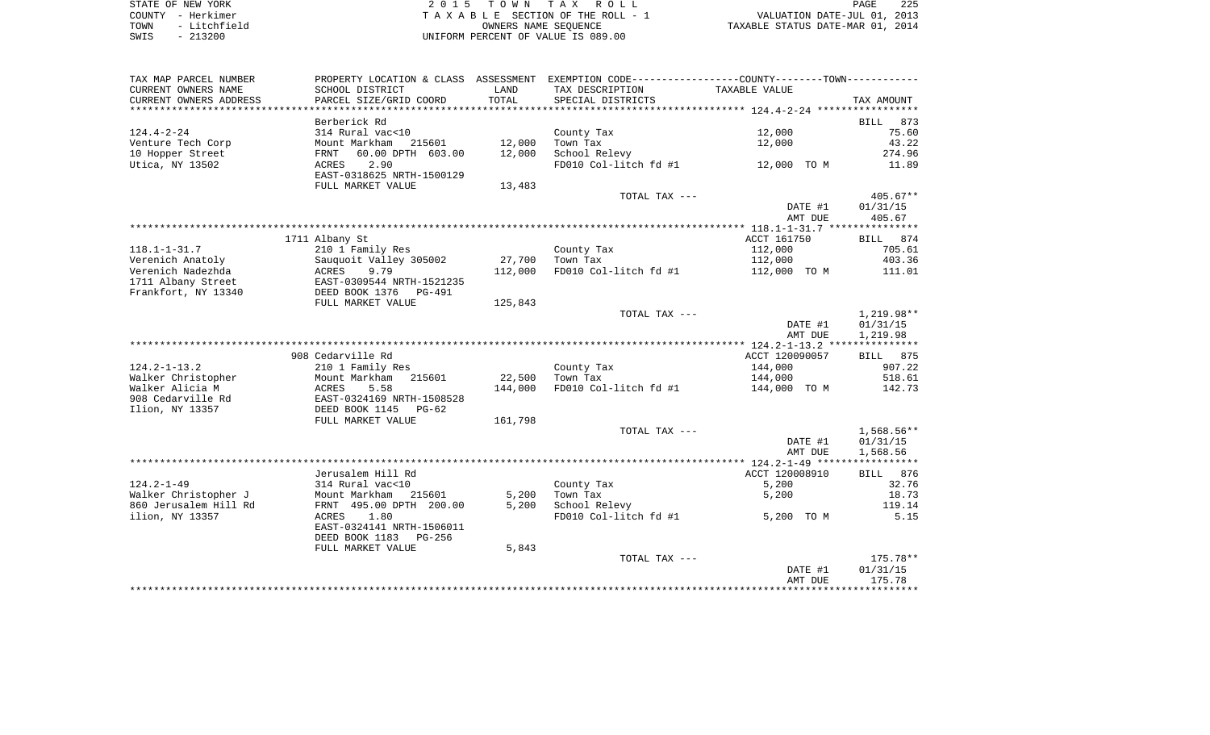STATE OF NEW YORK
COUNTY - Herkimer
TOWN - Litchfield
SWIS - 213200

2015 TOWN TAX ROLL
TAXABLE SECTION OF THE ROLL - 1
OWNERS NAME SEQUENCE
UNIFORM PERCENT OF VALUE IS 089.00

VALUATION DATE-JUL 01, 2013
TAXABLE STATUS DATE-MAR 01, 2014

| TAX MAP PARCEL NUMBER / CURRENT OWNERS NAME / CURRENT OWNERS ADDRESS | PROPERTY LOCATION & CLASS / SCHOOL DISTRICT / PARCEL SIZE/GRID COORD | ASSESSMENT LAND / TOTAL | EXEMPTION CODE / TAX DESCRIPTION / SPECIAL DISTRICTS | TAXABLE VALUE | TAX AMOUNT |
|---|---|---|---|---|---|
| | Berberick Rd | | | | BILL 873 |
| 124.4-2-24 | 314 Rural vac<10 | | County Tax | 12,000 | 75.60 |
| Venture Tech Corp | Mount Markham 215601 | 12,000 | Town Tax | 12,000 | 43.22 |
| 10 Hopper Street | FRNT 60.00 DPTH 603.00 | 12,000 | School Relevy | | 274.96 |
| Utica, NY 13502 | ACRES 2.90 | | FD010 Col-litch fd #1 | 12,000 TO M | 11.89 |
| | EAST-0318625 NRTH-1500129 | | | | |
| | FULL MARKET VALUE | 13,483 | | | |
| | | | TOTAL TAX --- | | 405.67** |
| | | | | DATE #1 | 01/31/15 |
| | | | | AMT DUE | 405.67 |
| | 1711 Albany St | | | ACCT 161750 | BILL 874 |
| 118.1-1-31.7 | 210 1 Family Res | | County Tax | 112,000 | 705.61 |
| Verenich Anatoly | Sauquoit Valley 305002 | 27,700 | Town Tax | 112,000 | 403.36 |
| Verenich Nadezhda | ACRES 9.79 | 112,000 | FD010 Col-litch fd #1 | 112,000 TO M | 111.01 |
| 1711 Albany Street | EAST-0309544 NRTH-1521235 | | | | |
| Frankfort, NY 13340 | DEED BOOK 1376 PG-491 | | | | |
| | FULL MARKET VALUE | 125,843 | | | |
| | | | TOTAL TAX --- | | 1,219.98** |
| | | | | DATE #1 | 01/31/15 |
| | | | | AMT DUE | 1,219.98 |
| | 908 Cedarville Rd | | | ACCT 120090057 | BILL 875 |
| 124.2-1-13.2 | 210 1 Family Res | | County Tax | 144,000 | 907.22 |
| Walker Christopher | Mount Markham 215601 | 22,500 | Town Tax | 144,000 | 518.61 |
| Walker Alicia M | ACRES 5.58 | 144,000 | FD010 Col-litch fd #1 | 144,000 TO M | 142.73 |
| 908 Cedarville Rd | EAST-0324169 NRTH-1508528 | | | | |
| Ilion, NY 13357 | DEED BOOK 1145 PG-62 | | | | |
| | FULL MARKET VALUE | 161,798 | | | |
| | | | TOTAL TAX --- | | 1,568.56** |
| | | | | DATE #1 | 01/31/15 |
| | | | | AMT DUE | 1,568.56 |
| | Jerusalem Hill Rd | | | ACCT 120008910 | BILL 876 |
| 124.2-1-49 | 314 Rural vac<10 | | County Tax | 5,200 | 32.76 |
| Walker Christopher J | Mount Markham 215601 | 5,200 | Town Tax | 5,200 | 18.73 |
| 860 Jerusalem Hill Rd | FRNT 495.00 DPTH 200.00 | 5,200 | School Relevy | | 119.14 |
| ilion, NY 13357 | ACRES 1.80 | | FD010 Col-litch fd #1 | 5,200 TO M | 5.15 |
| | EAST-0324141 NRTH-1506011 | | | | |
| | DEED BOOK 1183 PG-256 | | | | |
| | FULL MARKET VALUE | 5,843 | | | |
| | | | TOTAL TAX --- | | 175.78** |
| | | | | DATE #1 | 01/31/15 |
| | | | | AMT DUE | 175.78 |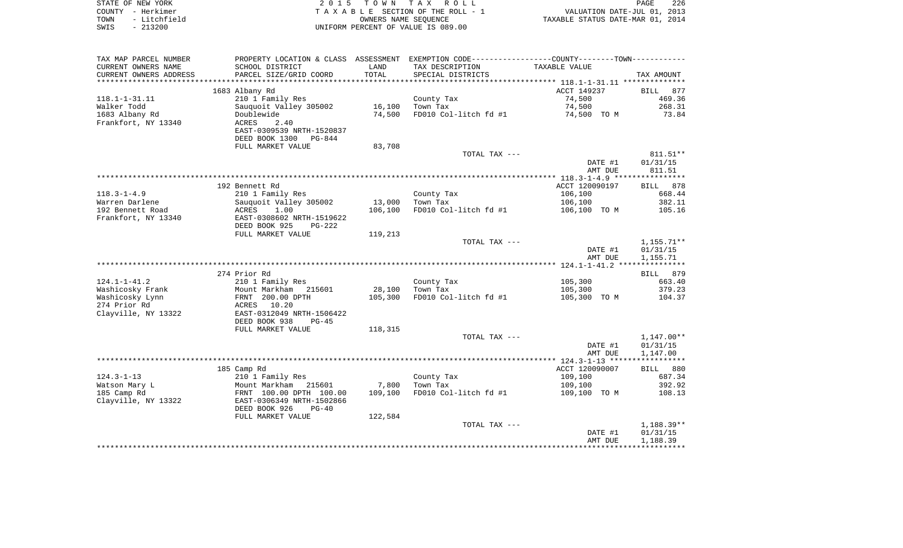STATE OF NEW YORK
COUNTY - Herkimer
TOWN - Litchfield
SWIS - 213200

2 0 1 5 T O W N T A X R O L L
T A X A B L E SECTION OF THE ROLL - 1
OWNERS NAME SEQUENCE
UNIFORM PERCENT OF VALUE IS 089.00

VALUATION DATE-JUL 01, 2013
TAXABLE STATUS DATE-MAR 01, 2014

| TAX MAP PARCEL NUMBER / CURRENT OWNERS NAME / CURRENT OWNERS ADDRESS | PROPERTY LOCATION & CLASS / SCHOOL DISTRICT / PARCEL SIZE/GRID COORD | ASSESSMENT LAND / TOTAL | EXEMPTION CODE / TAX DESCRIPTION / SPECIAL DISTRICTS | TAXABLE VALUE | TAX AMOUNT |
|---|---|---|---|---|---|
| | 1683 Albany Rd | | | ACCT 149237 | BILL 877 |
| 118.1-1-31.11 | 210 1 Family Res | | County Tax | 74,500 | 469.36 |
| Walker Todd | Sauquoit Valley 305002 | 16,100 | Town Tax | 74,500 | 268.31 |
| 1683 Albany Rd | Doublewide | 74,500 | FD010 Col-litch fd #1 | 74,500 TO M | 73.84 |
| Frankfort, NY 13340 | ACRES 2.40 | | | | |
| | EAST-0309539 NRTH-1520837 | | | | |
| | DEED BOOK 1300 PG-844 | | | | |
| | FULL MARKET VALUE | 83,708 | | | |
| | | | TOTAL TAX --- | | 811.51** |
| | | | | DATE #1 | 01/31/15 |
| | | | | AMT DUE | 811.51 |
| | 192 Bennett Rd | | | ACCT 120090197 | BILL 878 |
| 118.3-1-4.9 | 210 1 Family Res | | County Tax | 106,100 | 668.44 |
| Warren Darlene | Sauquoit Valley 305002 | 13,000 | Town Tax | 106,100 | 382.11 |
| 192 Bennett Road | ACRES 1.00 | 106,100 | FD010 Col-litch fd #1 | 106,100 TO M | 105.16 |
| Frankfort, NY 13340 | EAST-0308602 NRTH-1519622 | | | | |
| | DEED BOOK 925 PG-222 | | | | |
| | FULL MARKET VALUE | 119,213 | | | |
| | | | TOTAL TAX --- | | 1,155.71** |
| | | | | DATE #1 | 01/31/15 |
| | | | | AMT DUE | 1,155.71 |
| | 274 Prior Rd | | | | BILL 879 |
| 124.1-1-41.2 | 210 1 Family Res | | County Tax | 105,300 | 663.40 |
| Washicosky Frank | Mount Markham 215601 | 28,100 | Town Tax | 105,300 | 379.23 |
| Washicosky Lynn | FRNT 200.00 DPTH | 105,300 | FD010 Col-litch fd #1 | 105,300 TO M | 104.37 |
| 274 Prior Rd | ACRES 10.20 | | | | |
| Clayville, NY 13322 | EAST-0312049 NRTH-1506422 | | | | |
| | DEED BOOK 938 PG-45 | | | | |
| | FULL MARKET VALUE | 118,315 | | | |
| | | | TOTAL TAX --- | | 1,147.00** |
| | | | | DATE #1 | 01/31/15 |
| | | | | AMT DUE | 1,147.00 |
| | 185 Camp Rd | | | ACCT 120090007 | BILL 880 |
| 124.3-1-13 | 210 1 Family Res | | County Tax | 109,100 | 687.34 |
| Watson Mary L | Mount Markham 215601 | 7,800 | Town Tax | 109,100 | 392.92 |
| 185 Camp Rd | FRNT 100.00 DPTH 100.00 | 109,100 | FD010 Col-litch fd #1 | 109,100 TO M | 108.13 |
| Clayville, NY 13322 | EAST-0306349 NRTH-1502866 | | | | |
| | DEED BOOK 926 PG-40 | | | | |
| | FULL MARKET VALUE | 122,584 | | | |
| | | | TOTAL TAX --- | | 1,188.39** |
| | | | | DATE #1 | 01/31/15 |
| | | | | AMT DUE | 1,188.39 |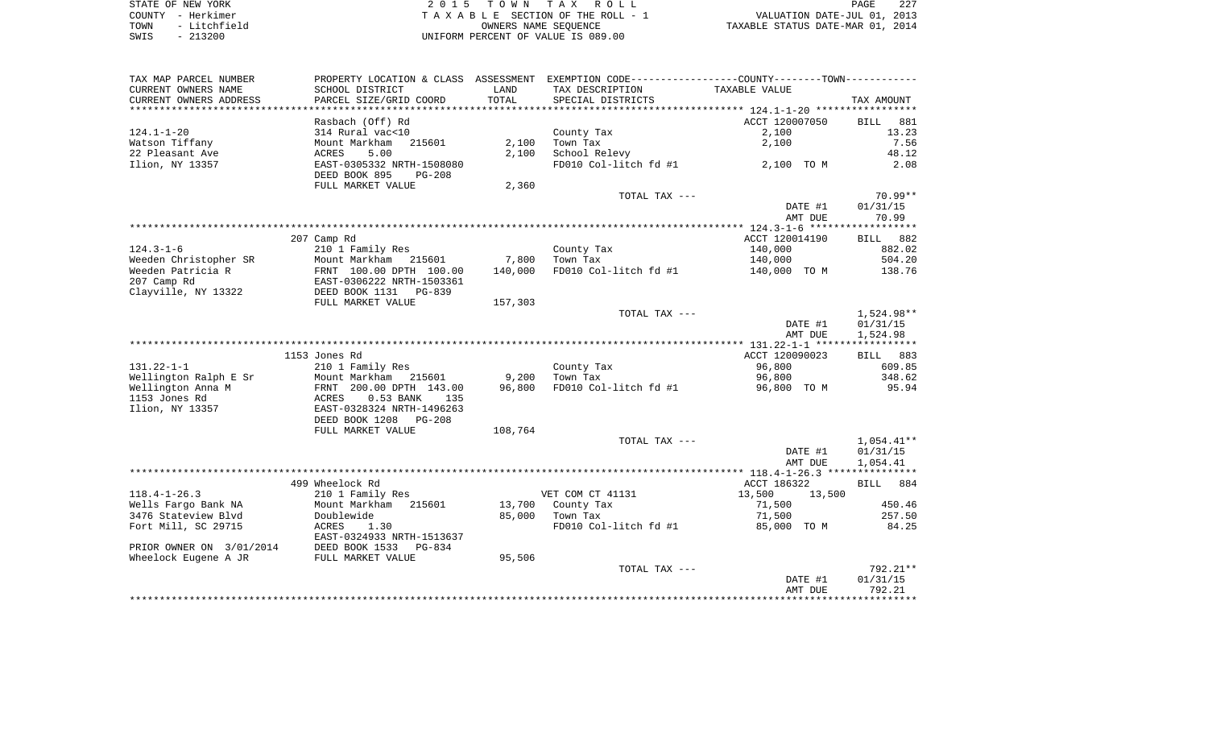STATE OF NEW YORK
COUNTY - Herkimer
TOWN - Litchfield
SWIS - 213200

2 0 1 5 T O W N T A X R O L L
T A X A B L E SECTION OF THE ROLL - 1
OWNERS NAME SEQUENCE
UNIFORM PERCENT OF VALUE IS 089.00

VALUATION DATE-JUL 01, 2013
TAXABLE STATUS DATE-MAR 01, 2014

| TAX MAP PARCEL NUMBER / CURRENT OWNERS NAME / CURRENT OWNERS ADDRESS | PROPERTY LOCATION & CLASS / SCHOOL DISTRICT / PARCEL SIZE/GRID COORD | ASSESSMENT LAND / TOTAL | EXEMPTION CODE / TAX DESCRIPTION / SPECIAL DISTRICTS | COUNTY--------TOWN / TAXABLE VALUE | TAX AMOUNT |
|---|---|---|---|---|---|
| 124.1-1-20 | Rasbach (Off) Rd | | | ACCT 120007050 | BILL 881 |
| | 314 Rural vac<10 | | County Tax | 2,100 | 13.23 |
| Watson Tiffany | Mount Markham 215601 | 2,100 | Town Tax | 2,100 | 7.56 |
| 22 Pleasant Ave | ACRES 5.00 | 2,100 | School Relevy | | 48.12 |
| Ilion, NY 13357 | EAST-0305332 NRTH-1508080 | | FD010 Col-litch fd #1 | 2,100 TO M | 2.08 |
| | DEED BOOK 895 PG-208 | | | | |
| | FULL MARKET VALUE | 2,360 | | | |
| | | | TOTAL TAX --- | | 70.99** |
| | | | | DATE #1 | 01/31/15 |
| | | | | AMT DUE | 70.99 |
| 124.3-1-6 | 207 Camp Rd | | | ACCT 120014190 | BILL 882 |
| | 210 1 Family Res | | County Tax | 140,000 | 882.02 |
| Weeden Christopher SR | Mount Markham 215601 | 7,800 | Town Tax | 140,000 | 504.20 |
| Weeden Patricia R | FRNT 100.00 DPTH 100.00 | 140,000 | FD010 Col-litch fd #1 | 140,000 TO M | 138.76 |
| 207 Camp Rd | EAST-0306222 NRTH-1503361 | | | | |
| Clayville, NY 13322 | DEED BOOK 1131 PG-839 | | | | |
| | FULL MARKET VALUE | 157,303 | | | |
| | | | TOTAL TAX --- | | 1,524.98** |
| | | | | DATE #1 | 01/31/15 |
| | | | | AMT DUE | 1,524.98 |
| 131.22-1-1 | 1153 Jones Rd | | | ACCT 120090023 | BILL 883 |
| | 210 1 Family Res | | County Tax | 96,800 | 609.85 |
| Wellington Ralph E Sr | Mount Markham 215601 | 9,200 | Town Tax | 96,800 | 348.62 |
| Wellington Anna M | FRNT 200.00 DPTH 143.00 | 96,800 | FD010 Col-litch fd #1 | 96,800 TO M | 95.94 |
| 1153 Jones Rd | ACRES 0.53 BANK 135 | | | | |
| Ilion, NY 13357 | EAST-0328324 NRTH-1496263 | | | | |
| | DEED BOOK 1208 PG-208 | | | | |
| | FULL MARKET VALUE | 108,764 | | | |
| | | | TOTAL TAX --- | | 1,054.41** |
| | | | | DATE #1 | 01/31/15 |
| | | | | AMT DUE | 1,054.41 |
| 118.4-1-26.3 | 499 Wheelock Rd | | | ACCT 186322 | BILL 884 |
| | 210 1 Family Res | | VET COM CT 41131 | 13,500 13,500 | |
| Wells Fargo Bank NA | Mount Markham 215601 | 13,700 | County Tax | 71,500 | 450.46 |
| 3476 Stateview Blvd | Doublewide | 85,000 | Town Tax | 71,500 | 257.50 |
| Fort Mill, SC 29715 | ACRES 1.30 | | FD010 Col-litch fd #1 | 85,000 TO M | 84.25 |
| | EAST-0324933 NRTH-1513637 | | | | |
| PRIOR OWNER ON 3/01/2014 | DEED BOOK 1533 PG-834 | | | | |
| Wheelock Eugene A JR | FULL MARKET VALUE | 95,506 | | | |
| | | | TOTAL TAX --- | | 792.21** |
| | | | | DATE #1 | 01/31/15 |
| | | | | AMT DUE | 792.21 |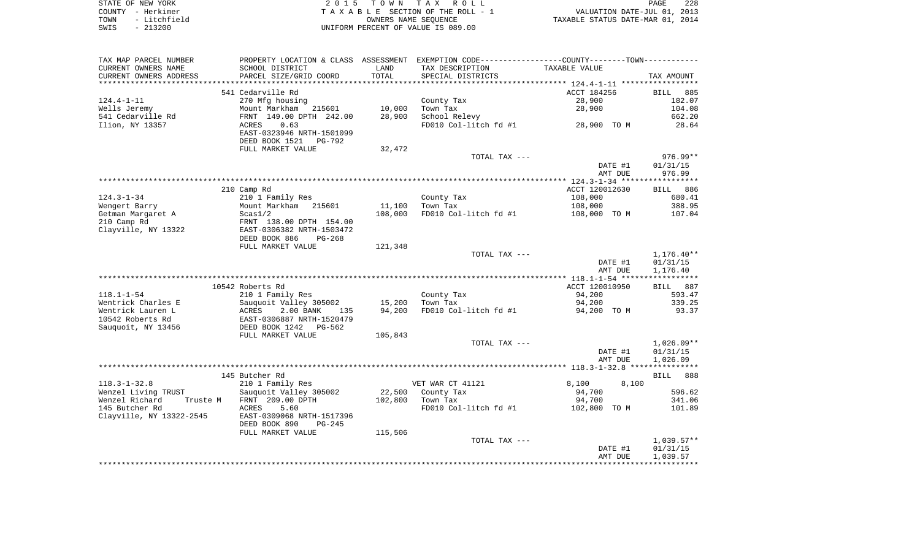STATE OF NEW YORK
COUNTY - Herkimer
TOWN - Litchfield
SWIS - 213200

2 0 1 5 T O W N T A X R O L L
T A X A B L E SECTION OF THE ROLL - 1
OWNERS NAME SEQUENCE
UNIFORM PERCENT OF VALUE IS 089.00

VALUATION DATE-JUL 01, 2013
TAXABLE STATUS DATE-MAR 01, 2014

| TAX MAP PARCEL NUMBER / CURRENT OWNERS NAME / CURRENT OWNERS ADDRESS | PROPERTY LOCATION & CLASS / SCHOOL DISTRICT / PARCEL SIZE/GRID COORD | ASSESSMENT LAND / TOTAL | EXEMPTION CODE / TAX DESCRIPTION / SPECIAL DISTRICTS | COUNTY--------TOWN / TAXABLE VALUE | TAX AMOUNT |
|---|---|---|---|---|---|
| | 541 Cedarville Rd | | | ACCT 184256 | BILL 885 |
| 124.4-1-11 | 270 Mfg housing | | County Tax | 28,900 | 182.07 |
| Wells Jeremy | Mount Markham 215601 | 10,000 | Town Tax | 28,900 | 104.08 |
| 541 Cedarville Rd | FRNT 149.00 DPTH 242.00 | 28,900 | School Relevy | | 662.20 |
| Ilion, NY 13357 | ACRES 0.63 | | FD010 Col-litch fd #1 | 28,900 TO M | 28.64 |
| | EAST-0323946 NRTH-1501099 | | | | |
| | DEED BOOK 1521 PG-792 | | | | |
| | FULL MARKET VALUE | 32,472 | | | |
| | | | TOTAL TAX --- | | 976.99** |
| | | | | DATE #1 | 01/31/15 |
| | | | | AMT DUE | 976.99 |
| | 210 Camp Rd | | | ACCT 120012630 | BILL 886 |
| 124.3-1-34 | 210 1 Family Res | | County Tax | 108,000 | 680.41 |
| Wengert Barry | Mount Markham 215601 | 11,100 | Town Tax | 108,000 | 388.95 |
| Getman Margaret A | Scas1/2 | 108,000 | FD010 Col-litch fd #1 | 108,000 TO M | 107.04 |
| 210 Camp Rd | FRNT 138.00 DPTH 154.00 | | | | |
| Clayville, NY 13322 | EAST-0306382 NRTH-1503472 | | | | |
| | DEED BOOK 886 PG-268 | | | | |
| | FULL MARKET VALUE | 121,348 | | | |
| | | | TOTAL TAX --- | | 1,176.40** |
| | | | | DATE #1 | 01/31/15 |
| | | | | AMT DUE | 1,176.40 |
| | 10542 Roberts Rd | | | ACCT 120010950 | BILL 887 |
| 118.1-1-54 | 210 1 Family Res | | County Tax | 94,200 | 593.47 |
| Wentrick Charles E | Sauquoit Valley 305002 | 15,200 | Town Tax | 94,200 | 339.25 |
| Wentrick Lauren L | ACRES 2.00 BANK 135 | 94,200 | FD010 Col-litch fd #1 | 94,200 TO M | 93.37 |
| 10542 Roberts Rd | EAST-0306887 NRTH-1520479 | | | | |
| Sauquoit, NY 13456 | DEED BOOK 1242 PG-562 | | | | |
| | FULL MARKET VALUE | 105,843 | | | |
| | | | TOTAL TAX --- | | 1,026.09** |
| | | | | DATE #1 | 01/31/15 |
| | | | | AMT DUE | 1,026.09 |
| | 145 Butcher Rd | | | | BILL 888 |
| 118.3-1-32.8 | 210 1 Family Res | | VET WAR CT 41121 | 8,100 8,100 | |
| Wenzel Living TRUST | Sauquoit Valley 305002 | 22,500 | County Tax | 94,700 | 596.62 |
| Wenzel Richard Truste M | FRNT 209.00 DPTH | 102,800 | Town Tax | 94,700 | 341.06 |
| 145 Butcher Rd | ACRES 5.60 | | FD010 Col-litch fd #1 | 102,800 TO M | 101.89 |
| Clayville, NY 13322-2545 | EAST-0309068 NRTH-1517396 | | | | |
| | DEED BOOK 890 PG-245 | | | | |
| | FULL MARKET VALUE | 115,506 | | | |
| | | | TOTAL TAX --- | | 1,039.57** |
| | | | | DATE #1 | 01/31/15 |
| | | | | AMT DUE | 1,039.57 |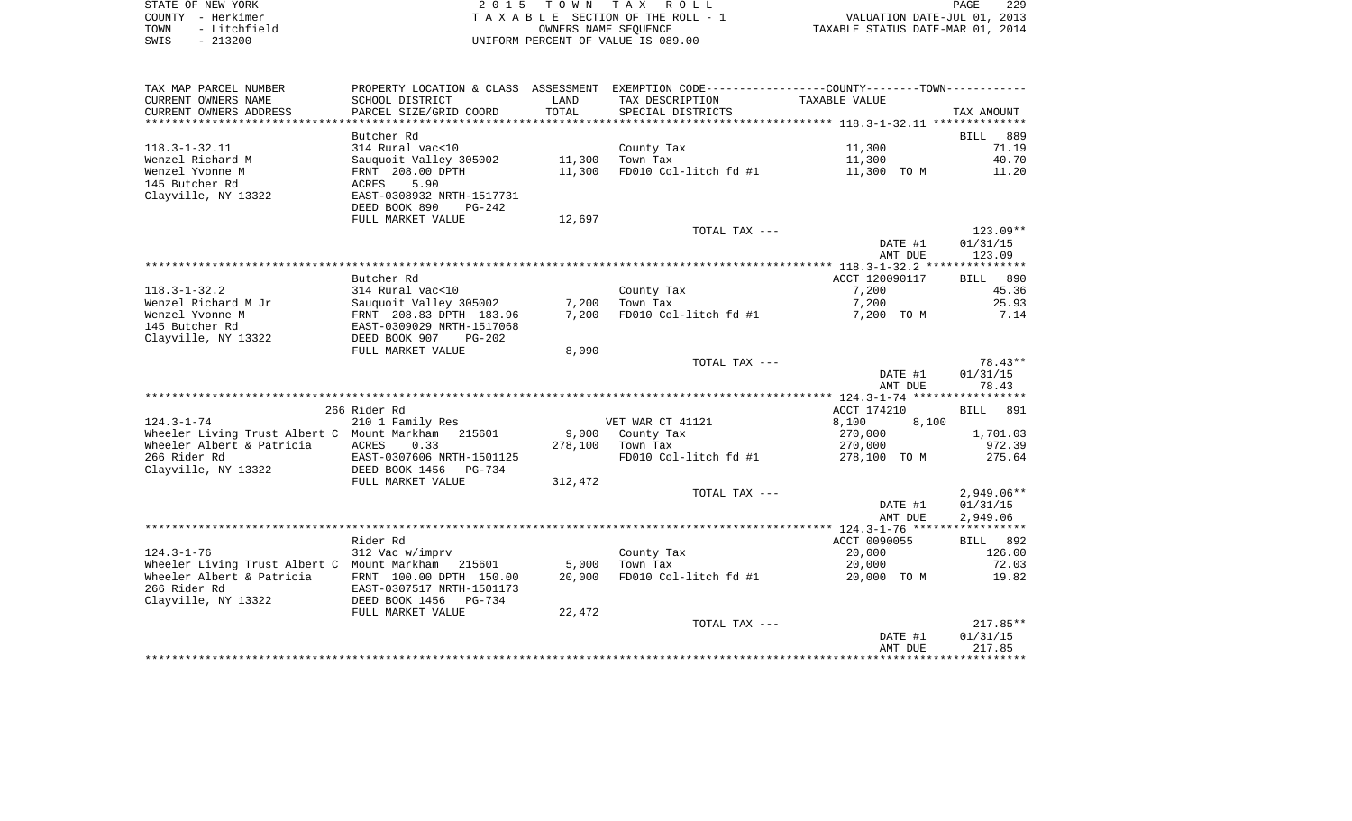STATE OF NEW YORK
COUNTY - Herkimer
TOWN - Litchfield
SWIS - 213200

2 0 1 5 T O W N T A X R O L L
T A X A B L E SECTION OF THE ROLL - 1
OWNERS NAME SEQUENCE
UNIFORM PERCENT OF VALUE IS 089.00

VALUATION DATE-JUL 01, 2013
TAXABLE STATUS DATE-MAR 01, 2014

| TAX MAP PARCEL NUMBER / CURRENT OWNERS NAME / CURRENT OWNERS ADDRESS | PROPERTY LOCATION & CLASS / SCHOOL DISTRICT / PARCEL SIZE/GRID COORD | ASSESSMENT LAND | TOTAL | EXEMPTION CODE / TAX DESCRIPTION / SPECIAL DISTRICTS | COUNTY / TOWN TAXABLE VALUE | TAX AMOUNT |
|---|---|---|---|---|---|---|
| **118.3-1-32.11** | Butcher Rd | | | | | BILL 889 |
| 118.3-1-32.11 | 314 Rural vac<10 | | | County Tax | 11,300 | 71.19 |
| Wenzel Richard M | Sauquoit Valley 305002 | 11,300 | | Town Tax | 11,300 | 40.70 |
| Wenzel Yvonne M | FRNT 208.00 DPTH | | 11,300 | FD010 Col-litch fd #1 | 11,300 TO M | 11.20 |
| 145 Butcher Rd | ACRES 5.90 | | | | | |
| Clayville, NY 13322 | EAST-0308932 NRTH-1517731 | | | | | |
| | DEED BOOK 890 PG-242 | | | | | |
| | FULL MARKET VALUE | | 12,697 | | | |
| | | | | TOTAL TAX --- | | 123.09** |
| | | | | | DATE #1 | 01/31/15 |
| | | | | | AMT DUE | 123.09 |
| **118.3-1-32.2** | Butcher Rd | | | | ACCT 120090117 | BILL 890 |
| 118.3-1-32.2 | 314 Rural vac<10 | | | County Tax | 7,200 | 45.36 |
| Wenzel Richard M Jr | Sauquoit Valley 305002 | 7,200 | | Town Tax | 7,200 | 25.93 |
| Wenzel Yvonne M | FRNT 208.83 DPTH 183.96 | | 7,200 | FD010 Col-litch fd #1 | 7,200 TO M | 7.14 |
| 145 Butcher Rd | EAST-0309029 NRTH-1517068 | | | | | |
| Clayville, NY 13322 | DEED BOOK 907 PG-202 | | | | | |
| | FULL MARKET VALUE | | 8,090 | | | |
| | | | | TOTAL TAX --- | | 78.43** |
| | | | | | DATE #1 | 01/31/15 |
| | | | | | AMT DUE | 78.43 |
| **124.3-1-74** | 266 Rider Rd | | | | ACCT 174210 | BILL 891 |
| 124.3-1-74 | 210 1 Family Res | | | VET WAR CT 41121 | 8,100 8,100 | |
| Wheeler Living Trust Albert C | Mount Markham 215601 | 9,000 | | County Tax | 270,000 | 1,701.03 |
| Wheeler Albert & Patricia | ACRES 0.33 | | 278,100 | Town Tax | 270,000 | 972.39 |
| 266 Rider Rd | EAST-0307606 NRTH-1501125 | | | FD010 Col-litch fd #1 | 278,100 TO M | 275.64 |
| Clayville, NY 13322 | DEED BOOK 1456 PG-734 | | | | | |
| | FULL MARKET VALUE | | 312,472 | | | |
| | | | | TOTAL TAX --- | | 2,949.06** |
| | | | | | DATE #1 | 01/31/15 |
| | | | | | AMT DUE | 2,949.06 |
| **124.3-1-76** | Rider Rd | | | | ACCT 0090055 | BILL 892 |
| 124.3-1-76 | 312 Vac w/imprv | | | County Tax | 20,000 | 126.00 |
| Wheeler Living Trust Albert C | Mount Markham 215601 | 5,000 | | Town Tax | 20,000 | 72.03 |
| Wheeler Albert & Patricia | FRNT 100.00 DPTH 150.00 | | 20,000 | FD010 Col-litch fd #1 | 20,000 TO M | 19.82 |
| 266 Rider Rd | EAST-0307517 NRTH-1501173 | | | | | |
| Clayville, NY 13322 | DEED BOOK 1456 PG-734 | | | | | |
| | FULL MARKET VALUE | | 22,472 | | | |
| | | | | TOTAL TAX --- | | 217.85** |
| | | | | | DATE #1 | 01/31/15 |
| | | | | | AMT DUE | 217.85 |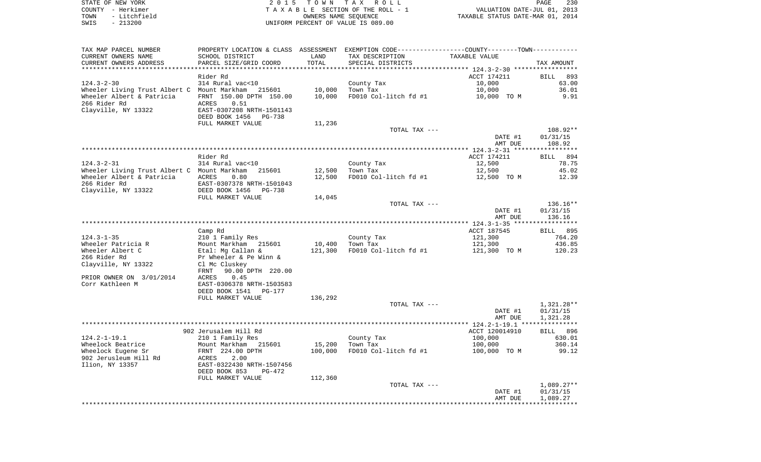STATE OF NEW YORK — 2015 TOWN TAX ROLL
COUNTY - Herkimer — TAXABLE SECTION OF THE ROLL - 1 — VALUATION DATE-JUL 01, 2013
TOWN - Litchfield — OWNERS NAME SEQUENCE — TAXABLE STATUS DATE-MAR 01, 2014
SWIS - 213200 — UNIFORM PERCENT OF VALUE IS 089.00

| TAX MAP PARCEL NUMBER / CURRENT OWNERS NAME / CURRENT OWNERS ADDRESS | PROPERTY LOCATION & CLASS / SCHOOL DISTRICT / PARCEL SIZE/GRID COORD | ASSESSMENT LAND / TOTAL | EXEMPTION CODE / TAX DESCRIPTION / SPECIAL DISTRICTS | TAXABLE VALUE | TAX AMOUNT |
|---|---|---|---|---|---|
| **124.3-2-30** | Rider Rd | | | ACCT 174211 | BILL 893 |
| | 314 Rural vac<10 | | County Tax | 10,000 | 63.00 |
| Wheeler Living Trust Albert C | Mount Markham 215601 | 10,000 | Town Tax | 10,000 | 36.01 |
| Wheeler Albert & Patricia | FRNT 150.00 DPTH 150.00 | 10,000 | FD010 Col-litch fd #1 | 10,000 TO M | 9.91 |
| 266 Rider Rd | ACRES 0.51 | | | | |
| Clayville, NY 13322 | EAST-0307208 NRTH-1501143 | | | | |
| | DEED BOOK 1456 PG-738 | | | | |
| | FULL MARKET VALUE | 11,236 | | | |
| | | | TOTAL TAX --- | | 108.92** |
| | | | | DATE #1 | 01/31/15 |
| | | | | AMT DUE | 108.92 |
| **124.3-2-31** | Rider Rd | | | ACCT 174211 | BILL 894 |
| | 314 Rural vac<10 | | County Tax | 12,500 | 78.75 |
| Wheeler Living Trust Albert C | Mount Markham 215601 | 12,500 | Town Tax | 12,500 | 45.02 |
| Wheeler Albert & Patricia | ACRES 0.80 | 12,500 | FD010 Col-litch fd #1 | 12,500 TO M | 12.39 |
| 266 Rider Rd | EAST-0307378 NRTH-1501043 | | | | |
| Clayville, NY 13322 | DEED BOOK 1456 PG-738 | | | | |
| | FULL MARKET VALUE | 14,045 | | | |
| | | | TOTAL TAX --- | | 136.16** |
| | | | | DATE #1 | 01/31/15 |
| | | | | AMT DUE | 136.16 |
| **124.3-1-35** | Camp Rd | | | ACCT 187545 | BILL 895 |
| | 210 1 Family Res | | County Tax | 121,300 | 764.20 |
| Wheeler Patricia R | Mount Markham 215601 | 10,400 | Town Tax | 121,300 | 436.85 |
| Wheeler Albert C | Etal: Mg Callan & | 121,300 | FD010 Col-litch fd #1 | 121,300 TO M | 120.23 |
| 266 Rider Rd | Pr Wheeler & Pe Winn & | | | | |
| Clayville, NY 13322 | Cl Mc Cluskey | | | | |
| | FRNT 90.00 DPTH 220.00 | | | | |
| PRIOR OWNER ON 3/01/2014 | ACRES 0.45 | | | | |
| Corr Kathleen M | EAST-0306378 NRTH-1503583 | | | | |
| | DEED BOOK 1541 PG-177 | | | | |
| | FULL MARKET VALUE | 136,292 | | | |
| | | | TOTAL TAX --- | | 1,321.28** |
| | | | | DATE #1 | 01/31/15 |
| | | | | AMT DUE | 1,321.28 |
| **124.2-1-19.1** | 902 Jerusalem Hill Rd | | | ACCT 120014910 | BILL 896 |
| | 210 1 Family Res | | County Tax | 100,000 | 630.01 |
| Wheelock Beatrice | Mount Markham 215601 | 15,200 | Town Tax | 100,000 | 360.14 |
| Wheelock Eugene Sr | FRNT 224.00 DPTH | 100,000 | FD010 Col-litch fd #1 | 100,000 TO M | 99.12 |
| 902 Jerusleum Hill Rd | ACRES 2.00 | | | | |
| Ilion, NY 13357 | EAST-0322430 NRTH-1507456 | | | | |
| | DEED BOOK 853 PG-472 | | | | |
| | FULL MARKET VALUE | 112,360 | | | |
| | | | TOTAL TAX --- | | 1,089.27** |
| | | | | DATE #1 | 01/31/15 |
| | | | | AMT DUE | 1,089.27 |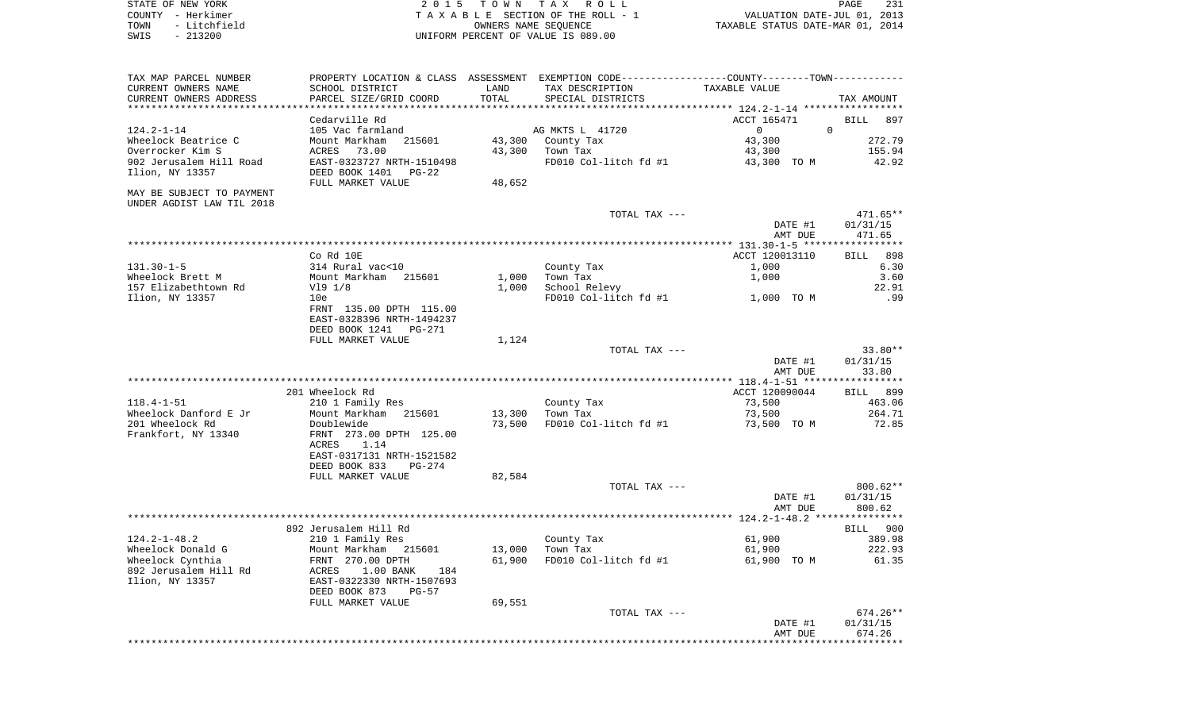STATE OF NEW YORK                    2015 TOWN TAX ROLL
COUNTY - Herkimer                    TAXABLE SECTION OF THE ROLL - 1                    VALUATION DATE-JUL 01, 2013
TOWN - Litchfield                    OWNERS NAME SEQUENCE                    TAXABLE STATUS DATE-MAR 01, 2014
SWIS - 213200                    UNIFORM PERCENT OF VALUE IS 089.00

| TAX MAP PARCEL NUMBER / CURRENT OWNERS NAME / CURRENT OWNERS ADDRESS | PROPERTY LOCATION & CLASS / SCHOOL DISTRICT / PARCEL SIZE/GRID COORD | ASSESSMENT LAND | TOTAL | EXEMPTION CODE / TAX DESCRIPTION / SPECIAL DISTRICTS | COUNTY--------TOWN TAXABLE VALUE | TAX AMOUNT |
|---|---|---|---|---|---|---|
| | Cedarville Rd | | | | ACCT 165471 | BILL 897 |
| 124.2-1-14 | 105 Vac farmland | | | AG MKTS L 41720 | 0 0 | |
| Wheelock Beatrice C | Mount Markham 215601 | 43,300 | | County Tax | 43,300 | 272.79 |
| Overrocker Kim S | ACRES 73.00 | | 43,300 | Town Tax | 43,300 | 155.94 |
| 902 Jerusalem Hill Road | EAST-0323727 NRTH-1510498 | | | FD010 Col-litch fd #1 | 43,300 TO M | 42.92 |
| Ilion, NY 13357 | DEED BOOK 1401 PG-22 | | | | | |
| | FULL MARKET VALUE | | 48,652 | | | |
| MAY BE SUBJECT TO PAYMENT UNDER AGDIST LAW TIL 2018 | | | | | | |
| | | | | TOTAL TAX --- | | 471.65** |
| | | | | | DATE #1 | 01/31/15 |
| | | | | | AMT DUE | 471.65 |
| | Co Rd 10E | | | | ACCT 120013110 | BILL 898 |
| 131.30-1-5 | 314 Rural vac<10 | | | County Tax | 1,000 | 6.30 |
| Wheelock Brett M | Mount Markham 215601 | 1,000 | | Town Tax | 1,000 | 3.60 |
| 157 Elizabethtown Rd | Vl9 1/8 | | 1,000 | School Relevy | | 22.91 |
| Ilion, NY 13357 | 10e | | | FD010 Col-litch fd #1 | 1,000 TO M | .99 |
| | FRNT 135.00 DPTH 115.00 | | | | | |
| | EAST-0328396 NRTH-1494237 | | | | | |
| | DEED BOOK 1241 PG-271 | | | | | |
| | FULL MARKET VALUE | | 1,124 | | | |
| | | | | TOTAL TAX --- | | 33.80** |
| | | | | | DATE #1 | 01/31/15 |
| | | | | | AMT DUE | 33.80 |
| | 201 Wheelock Rd | | | | ACCT 120090044 | BILL 899 |
| 118.4-1-51 | 210 1 Family Res | | | County Tax | 73,500 | 463.06 |
| Wheelock Danford E Jr | Mount Markham 215601 | 13,300 | | Town Tax | 73,500 | 264.71 |
| 201 Wheelock Rd | Doublewide | | 73,500 | FD010 Col-litch fd #1 | 73,500 TO M | 72.85 |
| Frankfort, NY 13340 | FRNT 273.00 DPTH 125.00 | | | | | |
| | ACRES 1.14 | | | | | |
| | EAST-0317131 NRTH-1521582 | | | | | |
| | DEED BOOK 833 PG-274 | | | | | |
| | FULL MARKET VALUE | | 82,584 | | | |
| | | | | TOTAL TAX --- | | 800.62** |
| | | | | | DATE #1 | 01/31/15 |
| | | | | | AMT DUE | 800.62 |
| | 892 Jerusalem Hill Rd | | | | | BILL 900 |
| 124.2-1-48.2 | 210 1 Family Res | | | County Tax | 61,900 | 389.98 |
| Wheelock Donald G | Mount Markham 215601 | 13,000 | | Town Tax | 61,900 | 222.93 |
| Wheelock Cynthia | FRNT 270.00 DPTH | | 61,900 | FD010 Col-litch fd #1 | 61,900 TO M | 61.35 |
| 892 Jerusalem Hill Rd | ACRES 1.00 BANK 184 | | | | | |
| Ilion, NY 13357 | EAST-0322330 NRTH-1507693 | | | | | |
| | DEED BOOK 873 PG-57 | | | | | |
| | FULL MARKET VALUE | | 69,551 | | | |
| | | | | TOTAL TAX --- | | 674.26** |
| | | | | | DATE #1 | 01/31/15 |
| | | | | | AMT DUE | 674.26 |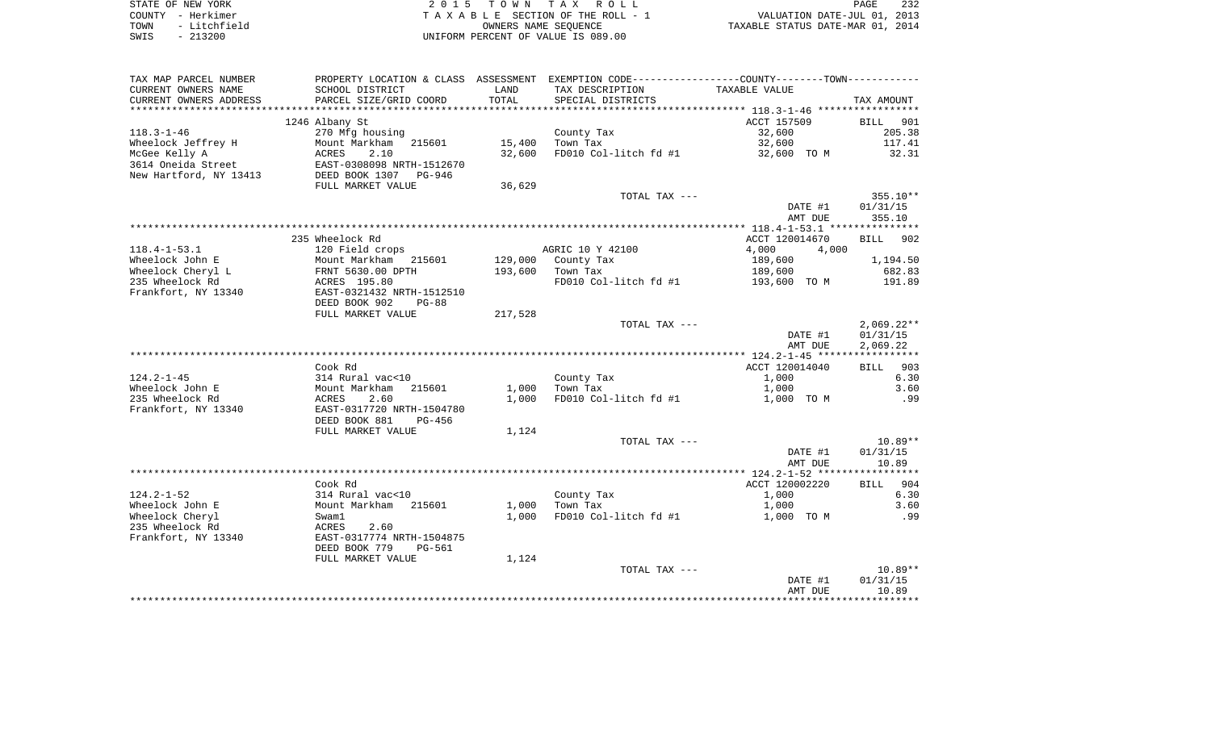STATE OF NEW YORK | 2 0 1 5 T O W N T A X R O L L
COUNTY - Herkimer | T A X A B L E SECTION OF THE ROLL - 1 | VALUATION DATE-JUL 01, 2013
TOWN - Litchfield | OWNERS NAME SEQUENCE | TAXABLE STATUS DATE-MAR 01, 2014
SWIS - 213200 | UNIFORM PERCENT OF VALUE IS 089.00

| TAX MAP PARCEL NUMBER / CURRENT OWNERS NAME / CURRENT OWNERS ADDRESS | PROPERTY LOCATION & CLASS / SCHOOL DISTRICT / PARCEL SIZE/GRID COORD | ASSESSMENT LAND / TOTAL | EXEMPTION CODE / TAX DESCRIPTION / SPECIAL DISTRICTS | COUNTY--------TOWN / TAXABLE VALUE | TAX AMOUNT |
|---|---|---|---|---|---|
| **118.3-1-46** | 1246 Albany St | | | ACCT 157509 | BILL 901 |
| 118.3-1-46 | 270 Mfg housing | | County Tax | 32,600 | 205.38 |
| Wheelock Jeffrey H | Mount Markham 215601 | 15,400 | Town Tax | 32,600 | 117.41 |
| McGee Kelly A | ACRES 2.10 | 32,600 | FD010 Col-litch fd #1 | 32,600 TO M | 32.31 |
| 3614 Oneida Street | EAST-0308098 NRTH-1512670 | | | | |
| New Hartford, NY 13413 | DEED BOOK 1307 PG-946 | | | | |
| | FULL MARKET VALUE | 36,629 | | | |
| | | | TOTAL TAX --- | | 355.10** |
| | | | | DATE #1 | 01/31/15 |
| | | | | AMT DUE | 355.10 |
| **118.4-1-53.1** | 235 Wheelock Rd | | | ACCT 120014670 | BILL 902 |
| 118.4-1-53.1 | 120 Field crops | | AGRIC 10 Y 42100 | 4,000 4,000 | |
| Wheelock John E | Mount Markham 215601 | 129,000 | County Tax | 189,600 | 1,194.50 |
| Wheelock Cheryl L | FRNT 5630.00 DPTH | 193,600 | Town Tax | 189,600 | 682.83 |
| 235 Wheelock Rd | ACRES 195.80 | | FD010 Col-litch fd #1 | 193,600 TO M | 191.89 |
| Frankfort, NY 13340 | EAST-0321432 NRTH-1512510 | | | | |
| | DEED BOOK 902 PG-88 | | | | |
| | FULL MARKET VALUE | 217,528 | | | |
| | | | TOTAL TAX --- | | 2,069.22** |
| | | | | DATE #1 | 01/31/15 |
| | | | | AMT DUE | 2,069.22 |
| **124.2-1-45** | Cook Rd | | | ACCT 120014040 | BILL 903 |
| 124.2-1-45 | 314 Rural vac<10 | | County Tax | 1,000 | 6.30 |
| Wheelock John E | Mount Markham 215601 | 1,000 | Town Tax | 1,000 | 3.60 |
| 235 Wheelock Rd | ACRES 2.60 | 1,000 | FD010 Col-litch fd #1 | 1,000 TO M | .99 |
| Frankfort, NY 13340 | EAST-0317720 NRTH-1504780 | | | | |
| | DEED BOOK 881 PG-456 | | | | |
| | FULL MARKET VALUE | 1,124 | | | |
| | | | TOTAL TAX --- | | 10.89** |
| | | | | DATE #1 | 01/31/15 |
| | | | | AMT DUE | 10.89 |
| **124.2-1-52** | Cook Rd | | | ACCT 120002220 | BILL 904 |
| 124.2-1-52 | 314 Rural vac<10 | | County Tax | 1,000 | 6.30 |
| Wheelock John E | Mount Markham 215601 | 1,000 | Town Tax | 1,000 | 3.60 |
| Wheelock Cheryl | Swam1 | 1,000 | FD010 Col-litch fd #1 | 1,000 TO M | .99 |
| 235 Wheelock Rd | ACRES 2.60 | | | | |
| Frankfort, NY 13340 | EAST-0317774 NRTH-1504875 | | | | |
| | DEED BOOK 779 PG-561 | | | | |
| | FULL MARKET VALUE | 1,124 | | | |
| | | | TOTAL TAX --- | | 10.89** |
| | | | | DATE #1 | 01/31/15 |
| | | | | AMT DUE | 10.89 |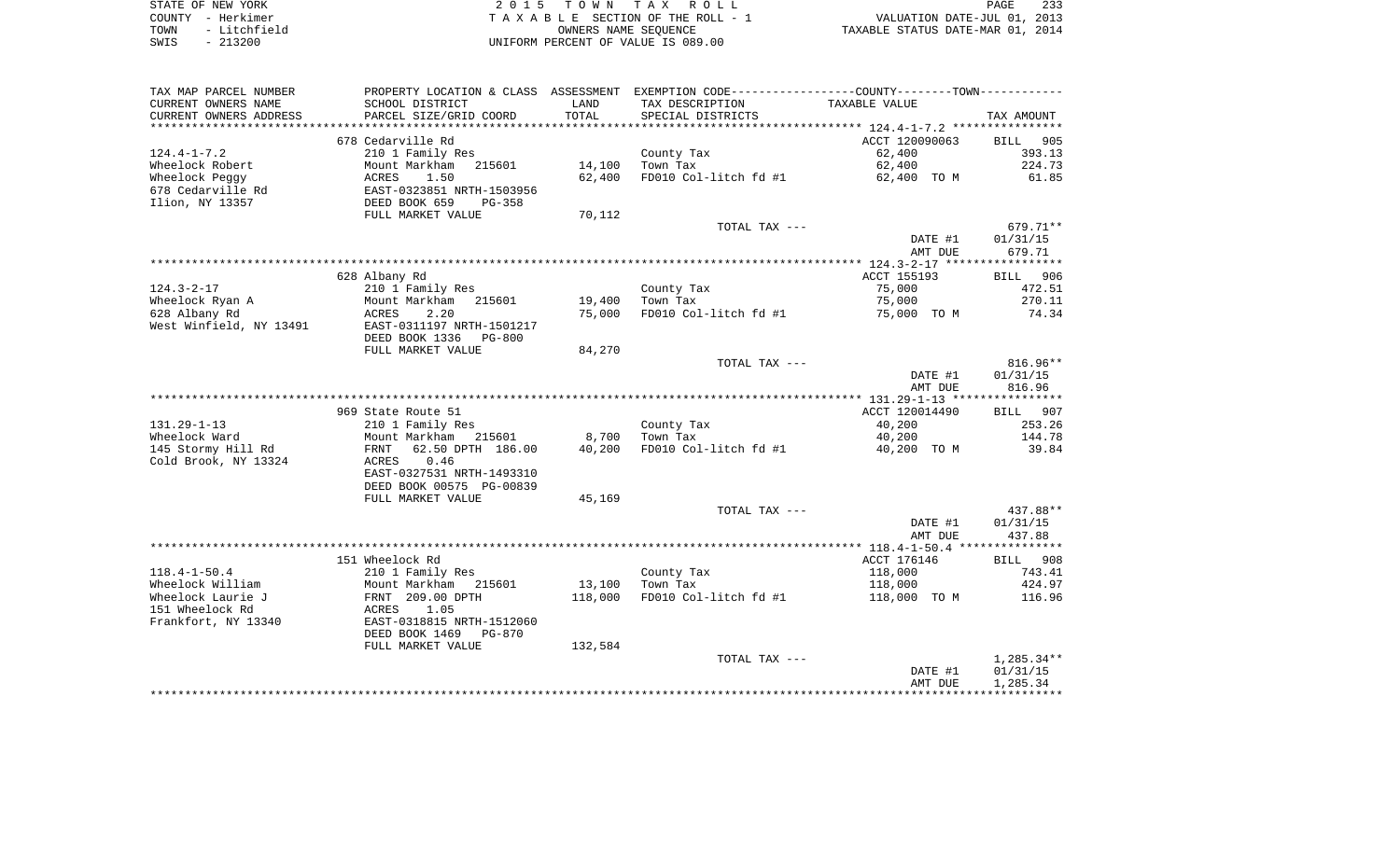STATE OF NEW YORK | 2 0 1 5 T O W N T A X R O L L | PAGE 233
COUNTY - Herkimer | T A X A B L E SECTION OF THE ROLL - 1 | VALUATION DATE-JUL 01, 2013
TOWN - Litchfield | OWNERS NAME SEQUENCE | TAXABLE STATUS DATE-MAR 01, 2014
SWIS - 213200 | UNIFORM PERCENT OF VALUE IS 089.00

| TAX MAP PARCEL NUMBER<br>CURRENT OWNERS NAME<br>CURRENT OWNERS ADDRESS | PROPERTY LOCATION & CLASS<br>SCHOOL DISTRICT<br>PARCEL SIZE/GRID COORD | ASSESSMENT<br>LAND<br>TOTAL | EXEMPTION CODE-----COUNTY-----TOWN-----<br>TAX DESCRIPTION<br>SPECIAL DISTRICTS | TAXABLE VALUE | TAX AMOUNT |
|---|---|---|---|---|---|
| | 678 Cedarville Rd | | | ACCT 120090063 | BILL 905 |
| 124.4-1-7.2 | 210 1 Family Res | | County Tax | 62,400 | 393.13 |
| Wheelock Robert | Mount Markham 215601 | 14,100 | Town Tax | 62,400 | 224.73 |
| Wheelock Peggy | ACRES 1.50 | 62,400 | FD010 Col-litch fd #1 | 62,400 TO M | 61.85 |
| 678 Cedarville Rd | EAST-0323851 NRTH-1503956 | | | | |
| Ilion, NY 13357 | DEED BOOK 659 PG-358 | | | | |
| | FULL MARKET VALUE | 70,112 | | | |
| | | | TOTAL TAX --- | | 679.71** |
| | | | | DATE #1 | 01/31/15 |
| | | | | AMT DUE | 679.71 |
| | 628 Albany Rd | | | ACCT 155193 | BILL 906 |
| 124.3-2-17 | 210 1 Family Res | | County Tax | 75,000 | 472.51 |
| Wheelock Ryan A | Mount Markham 215601 | 19,400 | Town Tax | 75,000 | 270.11 |
| 628 Albany Rd | ACRES 2.20 | 75,000 | FD010 Col-litch fd #1 | 75,000 TO M | 74.34 |
| West Winfield, NY 13491 | EAST-0311197 NRTH-1501217 | | | | |
| | DEED BOOK 1336 PG-800 | | | | |
| | FULL MARKET VALUE | 84,270 | | | |
| | | | TOTAL TAX --- | | 816.96** |
| | | | | DATE #1 | 01/31/15 |
| | | | | AMT DUE | 816.96 |
| | 969 State Route 51 | | | ACCT 120014490 | BILL 907 |
| 131.29-1-13 | 210 1 Family Res | | County Tax | 40,200 | 253.26 |
| Wheelock Ward | Mount Markham 215601 | 8,700 | Town Tax | 40,200 | 144.78 |
| 145 Stormy Hill Rd | FRNT 62.50 DPTH 186.00 | 40,200 | FD010 Col-litch fd #1 | 40,200 TO M | 39.84 |
| Cold Brook, NY 13324 | ACRES 0.46 | | | | |
| | EAST-0327531 NRTH-1493310 | | | | |
| | DEED BOOK 00575 PG-00839 | | | | |
| | FULL MARKET VALUE | 45,169 | | | |
| | | | TOTAL TAX --- | | 437.88** |
| | | | | DATE #1 | 01/31/15 |
| | | | | AMT DUE | 437.88 |
| | 151 Wheelock Rd | | | ACCT 176146 | BILL 908 |
| 118.4-1-50.4 | 210 1 Family Res | | County Tax | 118,000 | 743.41 |
| Wheelock William | Mount Markham 215601 | 13,100 | Town Tax | 118,000 | 424.97 |
| Wheelock Laurie J | FRNT 209.00 DPTH | 118,000 | FD010 Col-litch fd #1 | 118,000 TO M | 116.96 |
| 151 Wheelock Rd | ACRES 1.05 | | | | |
| Frankfort, NY 13340 | EAST-0318815 NRTH-1512060 | | | | |
| | DEED BOOK 1469 PG-870 | | | | |
| | FULL MARKET VALUE | 132,584 | | | |
| | | | TOTAL TAX --- | | 1,285.34** |
| | | | | DATE #1 | 01/31/15 |
| | | | | AMT DUE | 1,285.34 |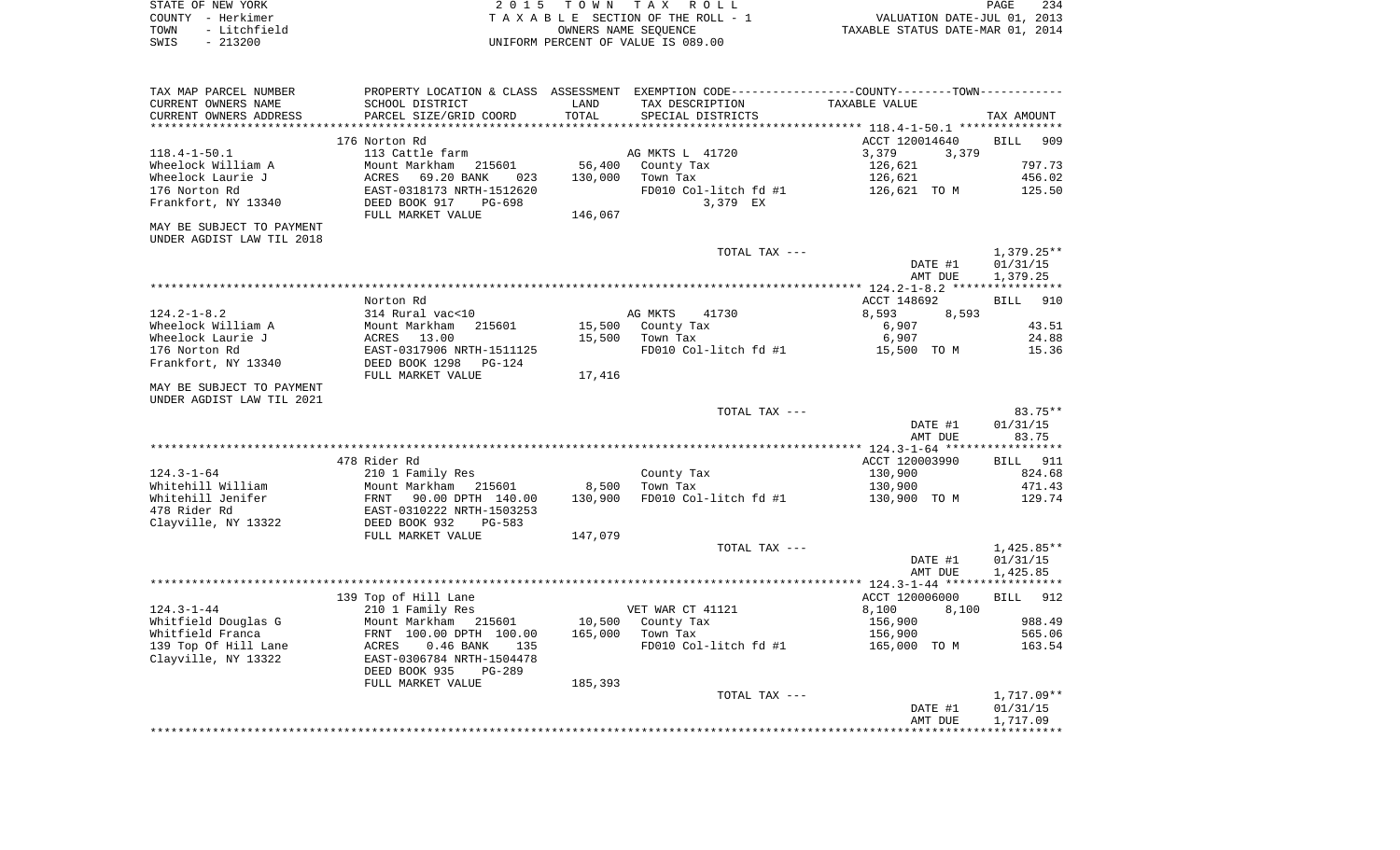STATE OF NEW YORK
COUNTY - Herkimer
TOWN - Litchfield
SWIS - 213200

2015 TOWN TAX ROLL
TAXABLE SECTION OF THE ROLL - 1
OWNERS NAME SEQUENCE
UNIFORM PERCENT OF VALUE IS 089.00

VALUATION DATE-JUL 01, 2013
TAXABLE STATUS DATE-MAR 01, 2014

| TAX MAP PARCEL NUMBER / CURRENT OWNERS NAME / CURRENT OWNERS ADDRESS | PROPERTY LOCATION & CLASS / SCHOOL DISTRICT / PARCEL SIZE/GRID COORD | ASSESSMENT LAND / TOTAL | EXEMPTION CODE / TAX DESCRIPTION / SPECIAL DISTRICTS | TAXABLE VALUE | TAX AMOUNT |
|---|---|---|---|---|---|
| **118.4-1-50.1** | 176 Norton Rd | | | ACCT 120014640 | BILL 909 |
| 118.4-1-50.1 | 113 Cattle farm | | AG MKTS L 41720 | 3,379 3,379 | |
| Wheelock William A | Mount Markham 215601 | 56,400 | County Tax | 126,621 | 797.73 |
| Wheelock Laurie J | ACRES 69.20 BANK 023 | 130,000 | Town Tax | 126,621 | 456.02 |
| 176 Norton Rd | EAST-0318173 NRTH-1512620 | | FD010 Col-litch fd #1 | 126,621 TO M | 125.50 |
| Frankfort, NY 13340 | DEED BOOK 917 PG-698 | | 3,379 EX | | |
| | FULL MARKET VALUE | 146,067 | | | |
| MAY BE SUBJECT TO PAYMENT UNDER AGDIST LAW TIL 2018 | | | | | |
| | | | TOTAL TAX --- | | 1,379.25** |
| | | | | DATE #1 | 01/31/15 |
| | | | | AMT DUE | 1,379.25 |
| **124.2-1-8.2** | Norton Rd | | | ACCT 148692 | BILL 910 |
| 124.2-1-8.2 | 314 Rural vac<10 | | AG MKTS 41730 | 8,593 8,593 | |
| Wheelock William A | Mount Markham 215601 | 15,500 | County Tax | 6,907 | 43.51 |
| Wheelock Laurie J | ACRES 13.00 | 15,500 | Town Tax | 6,907 | 24.88 |
| 176 Norton Rd | EAST-0317906 NRTH-1511125 | | FD010 Col-litch fd #1 | 15,500 TO M | 15.36 |
| Frankfort, NY 13340 | DEED BOOK 1298 PG-124 | | | | |
| | FULL MARKET VALUE | 17,416 | | | |
| MAY BE SUBJECT TO PAYMENT UNDER AGDIST LAW TIL 2021 | | | | | |
| | | | TOTAL TAX --- | | 83.75** |
| | | | | DATE #1 | 01/31/15 |
| | | | | AMT DUE | 83.75 |
| **124.3-1-64** | 478 Rider Rd | | | ACCT 120003990 | BILL 911 |
| 124.3-1-64 | 210 1 Family Res | | County Tax | 130,900 | 824.68 |
| Whitehill William | Mount Markham 215601 | 8,500 | Town Tax | 130,900 | 471.43 |
| Whitehill Jenifer | FRNT 90.00 DPTH 140.00 | 130,900 | FD010 Col-litch fd #1 | 130,900 TO M | 129.74 |
| 478 Rider Rd | EAST-0310222 NRTH-1503253 | | | | |
| Clayville, NY 13322 | DEED BOOK 932 PG-583 | | | | |
| | FULL MARKET VALUE | 147,079 | | | |
| | | | TOTAL TAX --- | | 1,425.85** |
| | | | | DATE #1 | 01/31/15 |
| | | | | AMT DUE | 1,425.85 |
| **124.3-1-44** | 139 Top of Hill Lane | | | ACCT 120006000 | BILL 912 |
| 124.3-1-44 | 210 1 Family Res | | VET WAR CT 41121 | 8,100 8,100 | |
| Whitfield Douglas G | Mount Markham 215601 | 10,500 | County Tax | 156,900 | 988.49 |
| Whitfield Franca | FRNT 100.00 DPTH 100.00 | 165,000 | Town Tax | 156,900 | 565.06 |
| 139 Top Of Hill Lane | ACRES 0.46 BANK 135 | | FD010 Col-litch fd #1 | 165,000 TO M | 163.54 |
| Clayville, NY 13322 | EAST-0306784 NRTH-1504478 | | | | |
| | DEED BOOK 935 PG-289 | | | | |
| | FULL MARKET VALUE | 185,393 | | | |
| | | | TOTAL TAX --- | | 1,717.09** |
| | | | | DATE #1 | 01/31/15 |
| | | | | AMT DUE | 1,717.09 |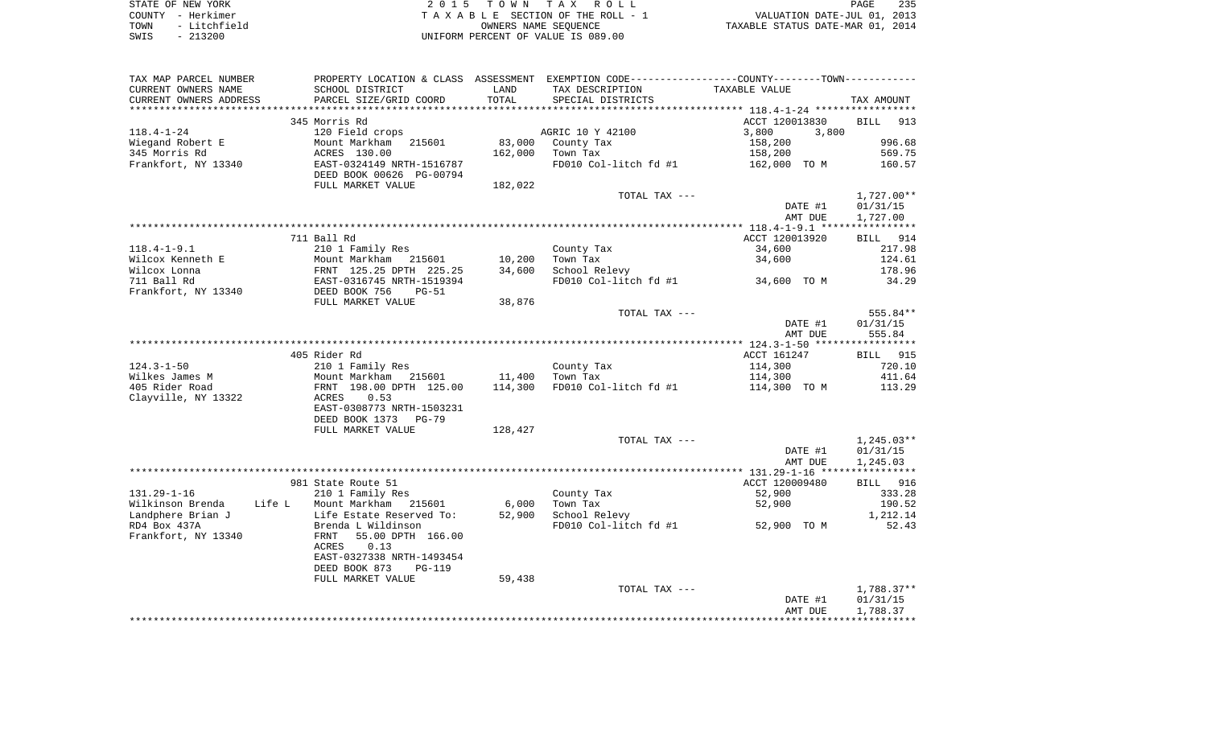STATE OF NEW YORK
COUNTY - Herkimer
TOWN - Litchfield
SWIS - 213200

2 0 1 5 T O W N T A X R O L L
T A X A B L E SECTION OF THE ROLL - 1
OWNERS NAME SEQUENCE
UNIFORM PERCENT OF VALUE IS 089.00

VALUATION DATE-JUL 01, 2013
TAXABLE STATUS DATE-MAR 01, 2014

| TAX MAP PARCEL NUMBER<br>CURRENT OWNERS NAME<br>CURRENT OWNERS ADDRESS | PROPERTY LOCATION & CLASS<br>SCHOOL DISTRICT<br>PARCEL SIZE/GRID COORD | ASSESSMENT<br>LAND<br>TOTAL | EXEMPTION CODE-----COUNTY-----TOWN-----<br>TAX DESCRIPTION<br>SPECIAL DISTRICTS | TAXABLE VALUE | TAX AMOUNT |
|---|---|---|---|---|---|
| 118.4-1-24 | 345 Morris Rd | | | ACCT 120013830 | BILL 913 |
| 118.4-1-24 | 120 Field crops | | AGRIC 10 Y 42100 | 3,800 3,800 | |
| Wiegand Robert E | Mount Markham 215601 | 83,000 | County Tax | 158,200 | 996.68 |
| 345 Morris Rd | ACRES 130.00 | 162,000 | Town Tax | 158,200 | 569.75 |
| Frankfort, NY 13340 | EAST-0324149 NRTH-1516787 | | FD010 Col-litch fd #1 | 162,000 TO M | 160.57 |
| | DEED BOOK 00626 PG-00794 | | | | |
| | FULL MARKET VALUE | 182,022 | | | |
| | | | TOTAL TAX --- | | 1,727.00** |
| | | | | DATE #1 | 01/31/15 |
| | | | | AMT DUE | 1,727.00 |
| 118.4-1-9.1 | 711 Ball Rd | | | ACCT 120013920 | BILL 914 |
| 118.4-1-9.1 | 210 1 Family Res | | County Tax | 34,600 | 217.98 |
| Wilcox Kenneth E | Mount Markham 215601 | 10,200 | Town Tax | 34,600 | 124.61 |
| Wilcox Lonna | FRNT 125.25 DPTH 225.25 | 34,600 | School Relevy | | 178.96 |
| 711 Ball Rd | EAST-0316745 NRTH-1519394 | | FD010 Col-litch fd #1 | 34,600 TO M | 34.29 |
| Frankfort, NY 13340 | DEED BOOK 756 PG-51 | | | | |
| | FULL MARKET VALUE | 38,876 | | | |
| | | | TOTAL TAX --- | | 555.84** |
| | | | | DATE #1 | 01/31/15 |
| | | | | AMT DUE | 555.84 |
| 124.3-1-50 | 405 Rider Rd | | | ACCT 161247 | BILL 915 |
| 124.3-1-50 | 210 1 Family Res | | County Tax | 114,300 | 720.10 |
| Wilkes James M | Mount Markham 215601 | 11,400 | Town Tax | 114,300 | 411.64 |
| 405 Rider Road | FRNT 198.00 DPTH 125.00 | 114,300 | FD010 Col-litch fd #1 | 114,300 TO M | 113.29 |
| Clayville, NY 13322 | ACRES 0.53 | | | | |
| | EAST-0308773 NRTH-1503231 | | | | |
| | DEED BOOK 1373 PG-79 | | | | |
| | FULL MARKET VALUE | 128,427 | | | |
| | | | TOTAL TAX --- | | 1,245.03** |
| | | | | DATE #1 | 01/31/15 |
| | | | | AMT DUE | 1,245.03 |
| 131.29-1-16 | 981 State Route 51 | | | ACCT 120009480 | BILL 916 |
| 131.29-1-16 | 210 1 Family Res | | County Tax | 52,900 | 333.28 |
| Wilkinson Brenda Life L | Mount Markham 215601 | 6,000 | Town Tax | 52,900 | 190.52 |
| Landphere Brian J | Life Estate Reserved To: | 52,900 | School Relevy | | 1,212.14 |
| RD4 Box 437A | Brenda L Wildinson | | FD010 Col-litch fd #1 | 52,900 TO M | 52.43 |
| Frankfort, NY 13340 | FRNT 55.00 DPTH 166.00 | | | | |
| | ACRES 0.13 | | | | |
| | EAST-0327338 NRTH-1493454 | | | | |
| | DEED BOOK 873 PG-119 | | | | |
| | FULL MARKET VALUE | 59,438 | | | |
| | | | TOTAL TAX --- | | 1,788.37** |
| | | | | DATE #1 | 01/31/15 |
| | | | | AMT DUE | 1,788.37 |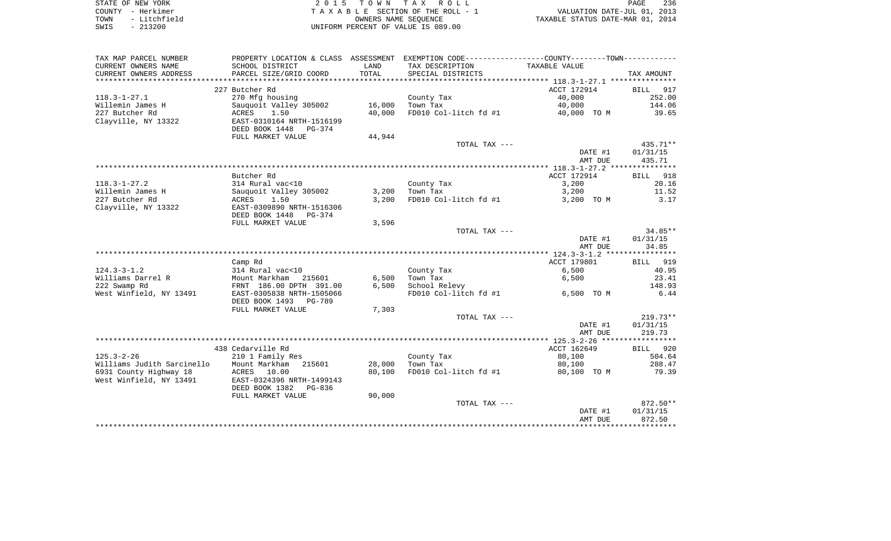STATE OF NEW YORK | 2 0 1 5 T O W N T A X R O L L | PAGE 236
COUNTY - Herkimer | T A X A B L E SECTION OF THE ROLL - 1 | VALUATION DATE-JUL 01, 2013
TOWN - Litchfield | OWNERS NAME SEQUENCE | TAXABLE STATUS DATE-MAR 01, 2014
SWIS - 213200 | UNIFORM PERCENT OF VALUE IS 089.00

| TAX MAP PARCEL NUMBER / CURRENT OWNERS NAME / CURRENT OWNERS ADDRESS | PROPERTY LOCATION & CLASS / SCHOOL DISTRICT / PARCEL SIZE/GRID COORD | ASSESSMENT LAND / TOTAL | EXEMPTION CODE / TAX DESCRIPTION / SPECIAL DISTRICTS | COUNTY--------TOWN TAXABLE VALUE | TAX AMOUNT |
|---|---|---|---|---|---|
| 118.3-1-27.1 | 227 Butcher Rd | | | ACCT 172914 | BILL 917 |
| Willemin James H | 270 Mfg housing | | County Tax | 40,000 | 252.00 |
| 227 Butcher Rd | Sauquoit Valley 305002 | 16,000 | Town Tax | 40,000 | 144.06 |
| Clayville, NY 13322 | ACRES 1.50 | 40,000 | FD010 Col-litch fd #1 | 40,000 TO M | 39.65 |
| | EAST-0310164 NRTH-1516199 | | | | |
| | DEED BOOK 1448 PG-374 | | | | |
| | FULL MARKET VALUE | 44,944 | | | |
| | | | TOTAL TAX --- | | 435.71** |
| | | | | DATE #1 | 01/31/15 |
| | | | | AMT DUE | 435.71 |
| 118.3-1-27.2 | Butcher Rd | | | ACCT 172914 | BILL 918 |
| Willemin James H | 314 Rural vac<10 | | County Tax | 3,200 | 20.16 |
| 227 Butcher Rd | Sauquoit Valley 305002 | 3,200 | Town Tax | 3,200 | 11.52 |
| Clayville, NY 13322 | ACRES 1.50 | 3,200 | FD010 Col-litch fd #1 | 3,200 TO M | 3.17 |
| | EAST-0309890 NRTH-1516306 | | | | |
| | DEED BOOK 1448 PG-374 | | | | |
| | FULL MARKET VALUE | 3,596 | | | |
| | | | TOTAL TAX --- | | 34.85** |
| | | | | DATE #1 | 01/31/15 |
| | | | | AMT DUE | 34.85 |
| 124.3-3-1.2 | Camp Rd | | | ACCT 179801 | BILL 919 |
| Williams Darrel R | 314 Rural vac<10 | | County Tax | 6,500 | 40.95 |
| 222 Swamp Rd | Mount Markham 215601 | 6,500 | Town Tax | 6,500 | 23.41 |
| West Winfield, NY 13491 | FRNT 186.00 DPTH 391.00 | 6,500 | School Relevy | | 148.93 |
| | EAST-0305838 NRTH-1505066 | | FD010 Col-litch fd #1 | 6,500 TO M | 6.44 |
| | DEED BOOK 1493 PG-789 | | | | |
| | FULL MARKET VALUE | 7,303 | | | |
| | | | TOTAL TAX --- | | 219.73** |
| | | | | DATE #1 | 01/31/15 |
| | | | | AMT DUE | 219.73 |
| 125.3-2-26 | 438 Cedarville Rd | | | ACCT 162649 | BILL 920 |
| Williams Judith Sarcinello | 210 1 Family Res | | County Tax | 80,100 | 504.64 |
| 6931 County Highway 18 | Mount Markham 215601 | 28,000 | Town Tax | 80,100 | 288.47 |
| West Winfield, NY 13491 | ACRES 10.00 | 80,100 | FD010 Col-litch fd #1 | 80,100 TO M | 79.39 |
| | EAST-0324396 NRTH-1499143 | | | | |
| | DEED BOOK 1382 PG-836 | | | | |
| | FULL MARKET VALUE | 90,000 | | | |
| | | | TOTAL TAX --- | | 872.50** |
| | | | | DATE #1 | 01/31/15 |
| | | | | AMT DUE | 872.50 |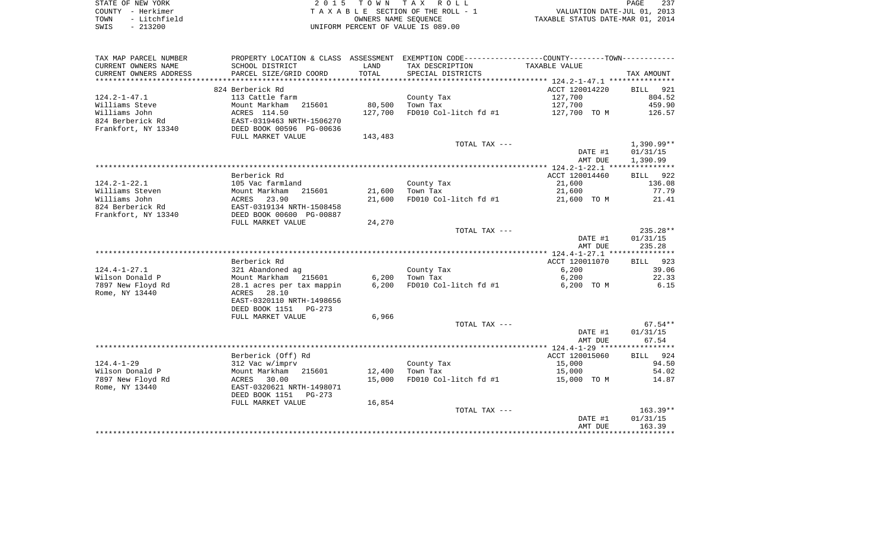STATE OF NEW YORK
COUNTY - Herkimer
TOWN - Litchfield
SWIS - 213200

2 0 1 5 T O W N T A X R O L L
T A X A B L E SECTION OF THE ROLL - 1
OWNERS NAME SEQUENCE
UNIFORM PERCENT OF VALUE IS 089.00

VALUATION DATE-JUL 01, 2013
TAXABLE STATUS DATE-MAR 01, 2014

| TAX MAP PARCEL NUMBER / CURRENT OWNERS NAME / CURRENT OWNERS ADDRESS | PROPERTY LOCATION & CLASS / SCHOOL DISTRICT / PARCEL SIZE/GRID COORD | ASSESSMENT LAND / TOTAL | EXEMPTION CODE / TAX DESCRIPTION / SPECIAL DISTRICTS | COUNTY / TOWN TAXABLE VALUE | TAX AMOUNT |
|---|---|---|---|---|---|
| **124.2-1-47.1** | 824 Berberick Rd | | | ACCT 120014220 | BILL 921 |
| | 113 Cattle farm | | County Tax | 127,700 | 804.52 |
| Williams Steve | Mount Markham 215601 | 80,500 | Town Tax | 127,700 | 459.90 |
| Williams John | ACRES 114.50 | 127,700 | FD010 Col-litch fd #1 | 127,700 TO M | 126.57 |
| 824 Berberick Rd | EAST-0319463 NRTH-1506270 | | | | |
| Frankfort, NY 13340 | DEED BOOK 00596 PG-00636 | | | | |
| | FULL MARKET VALUE | 143,483 | | | |
| | | | TOTAL TAX --- | | 1,390.99** |
| | | | | DATE #1 | 01/31/15 |
| | | | | AMT DUE | 1,390.99 |
| **124.2-1-22.1** | Berberick Rd | | | ACCT 120014460 | BILL 922 |
| | 105 Vac farmland | | County Tax | 21,600 | 136.08 |
| Williams Steven | Mount Markham 215601 | 21,600 | Town Tax | 21,600 | 77.79 |
| Williams John | ACRES 23.90 | 21,600 | FD010 Col-litch fd #1 | 21,600 TO M | 21.41 |
| 824 Berberick Rd | EAST-0319134 NRTH-1508458 | | | | |
| Frankfort, NY 13340 | DEED BOOK 00600 PG-00887 | | | | |
| | FULL MARKET VALUE | 24,270 | | | |
| | | | TOTAL TAX --- | | 235.28** |
| | | | | DATE #1 | 01/31/15 |
| | | | | AMT DUE | 235.28 |
| **124.4-1-27.1** | Berberick Rd | | | ACCT 120011070 | BILL 923 |
| | 321 Abandoned ag | | County Tax | 6,200 | 39.06 |
| Wilson Donald P | Mount Markham 215601 | 6,200 | Town Tax | 6,200 | 22.33 |
| 7897 New Floyd Rd | 28.1 acres per tax mappin | 6,200 | FD010 Col-litch fd #1 | 6,200 TO M | 6.15 |
| Rome, NY 13440 | ACRES 28.10 | | | | |
| | EAST-0320110 NRTH-1498656 | | | | |
| | DEED BOOK 1151 PG-273 | | | | |
| | FULL MARKET VALUE | 6,966 | | | |
| | | | TOTAL TAX --- | | 67.54** |
| | | | | DATE #1 | 01/31/15 |
| | | | | AMT DUE | 67.54 |
| **124.4-1-29** | Berberick (Off) Rd | | | ACCT 120015060 | BILL 924 |
| | 312 Vac w/imprv | | County Tax | 15,000 | 94.50 |
| Wilson Donald P | Mount Markham 215601 | 12,400 | Town Tax | 15,000 | 54.02 |
| 7897 New Floyd Rd | ACRES 30.00 | 15,000 | FD010 Col-litch fd #1 | 15,000 TO M | 14.87 |
| Rome, NY 13440 | EAST-0320621 NRTH-1498071 | | | | |
| | DEED BOOK 1151 PG-273 | | | | |
| | FULL MARKET VALUE | 16,854 | | | |
| | | | TOTAL TAX --- | | 163.39** |
| | | | | DATE #1 | 01/31/15 |
| | | | | AMT DUE | 163.39 |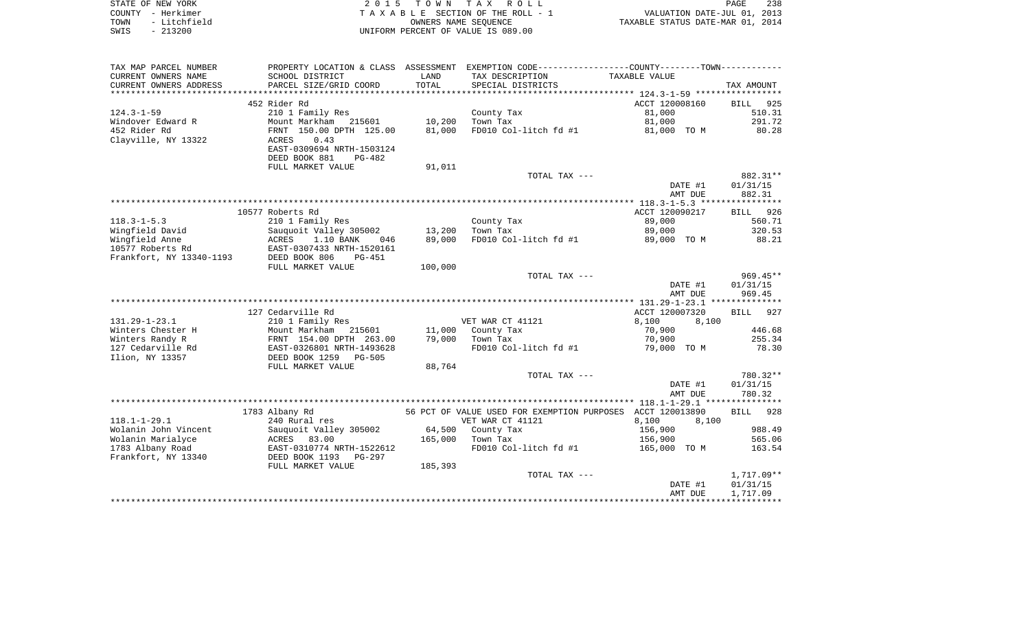STATE OF NEW YORK
COUNTY - Herkimer
TOWN - Litchfield
SWIS - 213200

2015 TOWN TAX ROLL
TAXABLE SECTION OF THE ROLL - 1
OWNERS NAME SEQUENCE
UNIFORM PERCENT OF VALUE IS 089.00

VALUATION DATE-JUL 01, 2013
TAXABLE STATUS DATE-MAR 01, 2014

| TAX MAP PARCEL NUMBER / CURRENT OWNERS NAME / CURRENT OWNERS ADDRESS | PROPERTY LOCATION & CLASS / SCHOOL DISTRICT / PARCEL SIZE/GRID COORD | ASSESSMENT LAND / TOTAL | EXEMPTION CODE / TAX DESCRIPTION / SPECIAL DISTRICTS | COUNTY / TOWN TAXABLE VALUE | TAX AMOUNT |
|---|---|---|---|---|---|
| 124.3-1-59 | 452 Rider Rd | | | ACCT 120008160 | BILL 925 |
| Windover Edward R | 210 1 Family Res | | County Tax | 81,000 | 510.31 |
| 452 Rider Rd | Mount Markham 215601 | 10,200 | Town Tax | 81,000 | 291.72 |
| Clayville, NY 13322 | FRNT 150.00 DPTH 125.00 | 81,000 | FD010 Col-litch fd #1 | 81,000 TO M | 80.28 |
| | ACRES 0.43 | | | | |
| | EAST-0309694 NRTH-1503124 | | | | |
| | DEED BOOK 881 PG-482 | | | | |
| | FULL MARKET VALUE | 91,011 | | | |
| | | | TOTAL TAX --- | | 882.31** |
| | | | | DATE #1 | 01/31/15 |
| | | | | AMT DUE | 882.31 |
| 118.3-1-5.3 | 10577 Roberts Rd | | | ACCT 120090217 | BILL 926 |
| Wingfield David | 210 1 Family Res | | County Tax | 89,000 | 560.71 |
| Wingfield Anne | Sauquoit Valley 305002 | 13,200 | Town Tax | 89,000 | 320.53 |
| 10577 Roberts Rd | ACRES 1.10 BANK 046 | 89,000 | FD010 Col-litch fd #1 | 89,000 TO M | 88.21 |
| Frankfort, NY 13340-1193 | EAST-0307433 NRTH-1520161 | | | | |
| | DEED BOOK 806 PG-451 | | | | |
| | FULL MARKET VALUE | 100,000 | | | |
| | | | TOTAL TAX --- | | 969.45** |
| | | | | DATE #1 | 01/31/15 |
| | | | | AMT DUE | 969.45 |
| 131.29-1-23.1 | 127 Cedarville Rd | | | ACCT 120007320 | BILL 927 |
| Winters Chester H | 210 1 Family Res | | VET WAR CT 41121 | 8,100 8,100 | |
| Winters Randy R | Mount Markham 215601 | 11,000 | County Tax | 70,900 | 446.68 |
| 127 Cedarville Rd | FRNT 154.00 DPTH 263.00 | 79,000 | Town Tax | 70,900 | 255.34 |
| Ilion, NY 13357 | EAST-0326801 NRTH-1493628 | | FD010 Col-litch fd #1 | 79,000 TO M | 78.30 |
| | DEED BOOK 1259 PG-505 | | | | |
| | FULL MARKET VALUE | 88,764 | | | |
| | | | TOTAL TAX --- | | 780.32** |
| | | | | DATE #1 | 01/31/15 |
| | | | | AMT DUE | 780.32 |
| 118.1-1-29.1 | 1783 Albany Rd | | 56 PCT OF VALUE USED FOR EXEMPTION PURPOSES | ACCT 120013890 | BILL 928 |
| Wolanin John Vincent | 240 Rural res | | VET WAR CT 41121 | 8,100 8,100 | |
| Wolanin Marialyce | Sauquoit Valley 305002 | 64,500 | County Tax | 156,900 | 988.49 |
| 1783 Albany Road | ACRES 83.00 | 165,000 | Town Tax | 156,900 | 565.06 |
| Frankfort, NY 13340 | EAST-0310774 NRTH-1522612 | | FD010 Col-litch fd #1 | 165,000 TO M | 163.54 |
| | DEED BOOK 1193 PG-297 | | | | |
| | FULL MARKET VALUE | 185,393 | | | |
| | | | TOTAL TAX --- | | 1,717.09** |
| | | | | DATE #1 | 01/31/15 |
| | | | | AMT DUE | 1,717.09 |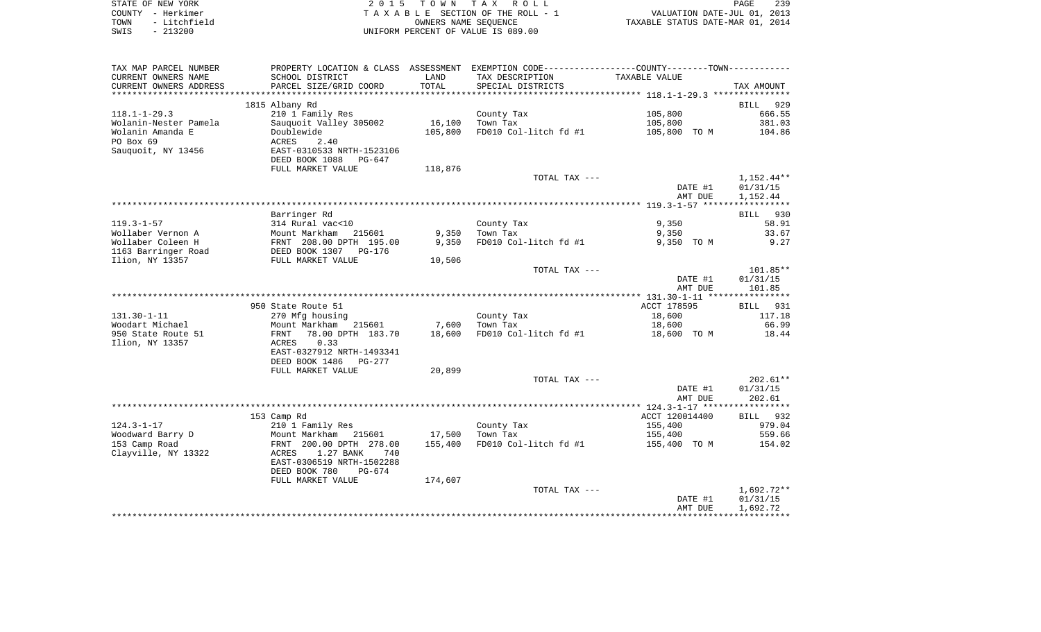STATE OF NEW YORK
COUNTY - Herkimer
TOWN - Litchfield
SWIS - 213200

2 0 1 5 T O W N T A X R O L L
T A X A B L E SECTION OF THE ROLL - 1
OWNERS NAME SEQUENCE
UNIFORM PERCENT OF VALUE IS 089.00

VALUATION DATE-JUL 01, 2013
TAXABLE STATUS DATE-MAR 01, 2014

| TAX MAP PARCEL NUMBER / CURRENT OWNERS NAME / CURRENT OWNERS ADDRESS | PROPERTY LOCATION & CLASS / SCHOOL DISTRICT / PARCEL SIZE/GRID COORD | ASSESSMENT LAND / TOTAL | EXEMPTION CODE / TAX DESCRIPTION / SPECIAL DISTRICTS | TAXABLE VALUE | TAX AMOUNT |
|---|---|---|---|---|---|
| 118.1-1-29.3 | 1815 Albany Rd | | | | BILL 929 |
| 118.1-1-29.3 | 210 1 Family Res | | County Tax | 105,800 | 666.55 |
| Wolanin-Nester Pamela | Sauquoit Valley 305002 | 16,100 | Town Tax | 105,800 | 381.03 |
| Wolanin Amanda E | Doublewide | 105,800 | FD010 Col-litch fd #1 | 105,800 TO M | 104.86 |
| PO Box 69 | ACRES 2.40 | | | | |
| Sauquoit, NY 13456 | EAST-0310533 NRTH-1523106 | | | | |
| | DEED BOOK 1088 PG-647 | | | | |
| | FULL MARKET VALUE | 118,876 | | | |
| | | | TOTAL TAX --- | | 1,152.44** |
| | | | | DATE #1 | 01/31/15 |
| | | | | AMT DUE | 1,152.44 |
| 119.3-1-57 | Barringer Rd | | | | BILL 930 |
| 119.3-1-57 | 314 Rural vac<10 | | County Tax | 9,350 | 58.91 |
| Wollaber Vernon A | Mount Markham 215601 | 9,350 | Town Tax | 9,350 | 33.67 |
| Wollaber Coleen H | FRNT 208.00 DPTH 195.00 | 9,350 | FD010 Col-litch fd #1 | 9,350 TO M | 9.27 |
| 1163 Barringer Road | DEED BOOK 1307 PG-176 | | | | |
| Ilion, NY 13357 | FULL MARKET VALUE | 10,506 | | | |
| | | | TOTAL TAX --- | | 101.85** |
| | | | | DATE #1 | 01/31/15 |
| | | | | AMT DUE | 101.85 |
| 131.30-1-11 | 950 State Route 51 | | | ACCT 178595 | BILL 931 |
| 131.30-1-11 | 270 Mfg housing | | County Tax | 18,600 | 117.18 |
| Woodart Michael | Mount Markham 215601 | 7,600 | Town Tax | 18,600 | 66.99 |
| 950 State Route 51 | FRNT 78.00 DPTH 183.70 | 18,600 | FD010 Col-litch fd #1 | 18,600 TO M | 18.44 |
| Ilion, NY 13357 | ACRES 0.33 | | | | |
| | EAST-0327912 NRTH-1493341 | | | | |
| | DEED BOOK 1486 PG-277 | | | | |
| | FULL MARKET VALUE | 20,899 | | | |
| | | | TOTAL TAX --- | | 202.61** |
| | | | | DATE #1 | 01/31/15 |
| | | | | AMT DUE | 202.61 |
| 124.3-1-17 | 153 Camp Rd | | | ACCT 120014400 | BILL 932 |
| 124.3-1-17 | 210 1 Family Res | | County Tax | 155,400 | 979.04 |
| Woodward Barry D | Mount Markham 215601 | 17,500 | Town Tax | 155,400 | 559.66 |
| 153 Camp Road | FRNT 200.00 DPTH 278.00 | 155,400 | FD010 Col-litch fd #1 | 155,400 TO M | 154.02 |
| Clayville, NY 13322 | ACRES 1.27 BANK 740 | | | | |
| | EAST-0306519 NRTH-1502288 | | | | |
| | DEED BOOK 780 PG-674 | | | | |
| | FULL MARKET VALUE | 174,607 | | | |
| | | | TOTAL TAX --- | | 1,692.72** |
| | | | | DATE #1 | 01/31/15 |
| | | | | AMT DUE | 1,692.72 |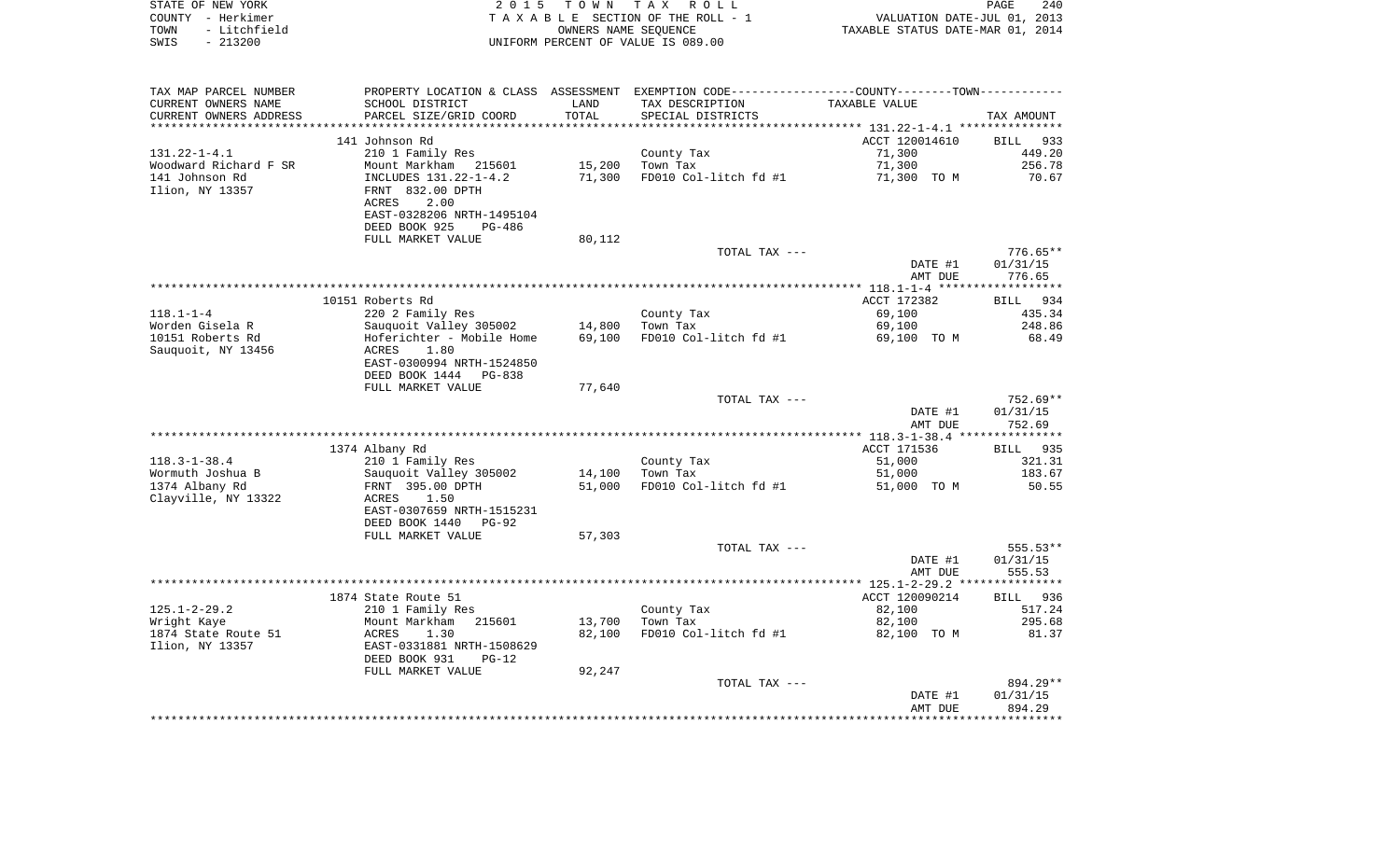| TAX MAP PARCEL NUMBER | PROPERTY LOCATION & CLASS | ASSESSMENT | EXEMPTION CODE-----COUNTY-----TOWN----- | | |
|---|---|---|---|---|---|
| CURRENT OWNERS NAME | SCHOOL DISTRICT | LAND | TAX DESCRIPTION | TAXABLE VALUE | |
| CURRENT OWNERS ADDRESS | PARCEL SIZE/GRID COORD | TOTAL | SPECIAL DISTRICTS | | TAX AMOUNT |
| | 141 Johnson Rd | | | ACCT 120014610 | BILL 933 |
| 131.22-1-4.1 | 210 1 Family Res | | County Tax | 71,300 | 449.20 |
| Woodward Richard F SR | Mount Markham 215601 | 15,200 | Town Tax | 71,300 | 256.78 |
| 141 Johnson Rd | INCLUDES 131.22-1-4.2 | 71,300 | FD010 Col-litch fd #1 | 71,300 TO M | 70.67 |
| Ilion, NY 13357 | FRNT 832.00 DPTH | | | | |
| | ACRES 2.00 | | | | |
| | EAST-0328206 NRTH-1495104 | | | | |
| | DEED BOOK 925 PG-486 | | | | |
| | FULL MARKET VALUE | 80,112 | | | |
| | | | TOTAL TAX --- | | 776.65** |
| | | | | DATE #1 | 01/31/15 |
| | | | | AMT DUE | 776.65 |
| | 10151 Roberts Rd | | | ACCT 172382 | BILL 934 |
| 118.1-1-4 | 220 2 Family Res | | County Tax | 69,100 | 435.34 |
| Worden Gisela R | Sauquoit Valley 305002 | 14,800 | Town Tax | 69,100 | 248.86 |
| 10151 Roberts Rd | Hoferichter - Mobile Home | 69,100 | FD010 Col-litch fd #1 | 69,100 TO M | 68.49 |
| Sauquoit, NY 13456 | ACRES 1.80 | | | | |
| | EAST-0300994 NRTH-1524850 | | | | |
| | DEED BOOK 1444 PG-838 | | | | |
| | FULL MARKET VALUE | 77,640 | | | |
| | | | TOTAL TAX --- | | 752.69** |
| | | | | DATE #1 | 01/31/15 |
| | | | | AMT DUE | 752.69 |
| | 1374 Albany Rd | | | ACCT 171536 | BILL 935 |
| 118.3-1-38.4 | 210 1 Family Res | | County Tax | 51,000 | 321.31 |
| Wormuth Joshua B | Sauquoit Valley 305002 | 14,100 | Town Tax | 51,000 | 183.67 |
| 1374 Albany Rd | FRNT 395.00 DPTH | 51,000 | FD010 Col-litch fd #1 | 51,000 TO M | 50.55 |
| Clayville, NY 13322 | ACRES 1.50 | | | | |
| | EAST-0307659 NRTH-1515231 | | | | |
| | DEED BOOK 1440 PG-92 | | | | |
| | FULL MARKET VALUE | 57,303 | | | |
| | | | TOTAL TAX --- | | 555.53** |
| | | | | DATE #1 | 01/31/15 |
| | | | | AMT DUE | 555.53 |
| | 1874 State Route 51 | | | ACCT 120090214 | BILL 936 |
| 125.1-2-29.2 | 210 1 Family Res | | County Tax | 82,100 | 517.24 |
| Wright Kaye | Mount Markham 215601 | 13,700 | Town Tax | 82,100 | 295.68 |
| 1874 State Route 51 | ACRES 1.30 | 82,100 | FD010 Col-litch fd #1 | 82,100 TO M | 81.37 |
| Ilion, NY 13357 | EAST-0331881 NRTH-1508629 | | | | |
| | DEED BOOK 931 PG-12 | | | | |
| | FULL MARKET VALUE | 92,247 | | | |
| | | | TOTAL TAX --- | | 894.29** |
| | | | | DATE #1 | 01/31/15 |
| | | | | AMT DUE | 894.29 |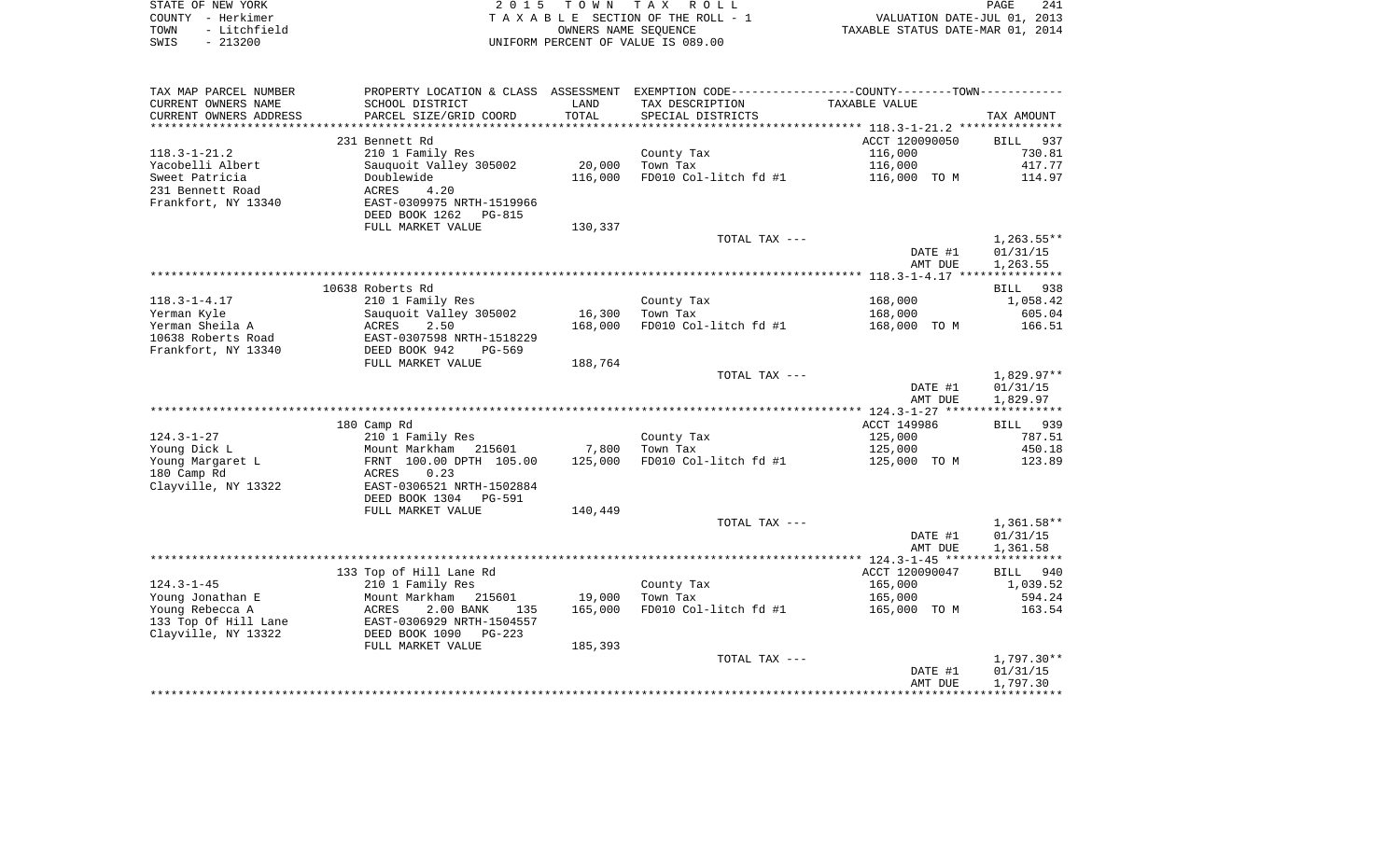STATE OF NEW YORK
COUNTY - Herkimer
TOWN - Litchfield
SWIS - 213200

2 0 1 5 T O W N T A X R O L L
T A X A B L E SECTION OF THE ROLL - 1
OWNERS NAME SEQUENCE
UNIFORM PERCENT OF VALUE IS 089.00

VALUATION DATE-JUL 01, 2013
TAXABLE STATUS DATE-MAR 01, 2014

| TAX MAP PARCEL NUMBER / CURRENT OWNERS NAME / CURRENT OWNERS ADDRESS | PROPERTY LOCATION & CLASS / SCHOOL DISTRICT / PARCEL SIZE/GRID COORD | ASSESSMENT LAND / TOTAL | EXEMPTION CODE / TAX DESCRIPTION / SPECIAL DISTRICTS | COUNTY--------TOWN / TAXABLE VALUE | TAX AMOUNT |
|---|---|---|---|---|---|
| 118.3-1-21.2 | 231 Bennett Rd | | | ACCT 120090050 | BILL 937 |
| 118.3-1-21.2 | 210 1 Family Res | | County Tax | 116,000 | 730.81 |
| Yacobelli Albert | Sauquoit Valley 305002 | 20,000 | Town Tax | 116,000 | 417.77 |
| Sweet Patricia | Doublewide | 116,000 | FD010 Col-litch fd #1 | 116,000 TO M | 114.97 |
| 231 Bennett Road | ACRES 4.20 | | | | |
| Frankfort, NY 13340 | EAST-0309975 NRTH-1519966 | | | | |
| | DEED BOOK 1262 PG-815 | | | | |
| | FULL MARKET VALUE | 130,337 | | | |
| | | | TOTAL TAX --- | | 1,263.55** |
| | | | | DATE #1 | 01/31/15 |
| | | | | AMT DUE | 1,263.55 |
| 118.3-1-4.17 | 10638 Roberts Rd | | | | BILL 938 |
| 118.3-1-4.17 | 210 1 Family Res | | County Tax | 168,000 | 1,058.42 |
| Yerman Kyle | Sauquoit Valley 305002 | 16,300 | Town Tax | 168,000 | 605.04 |
| Yerman Sheila A | ACRES 2.50 | 168,000 | FD010 Col-litch fd #1 | 168,000 TO M | 166.51 |
| 10638 Roberts Road | EAST-0307598 NRTH-1518229 | | | | |
| Frankfort, NY 13340 | DEED BOOK 942 PG-569 | | | | |
| | FULL MARKET VALUE | 188,764 | | | |
| | | | TOTAL TAX --- | | 1,829.97** |
| | | | | DATE #1 | 01/31/15 |
| | | | | AMT DUE | 1,829.97 |
| 124.3-1-27 | 180 Camp Rd | | | ACCT 149986 | BILL 939 |
| 124.3-1-27 | 210 1 Family Res | | County Tax | 125,000 | 787.51 |
| Young Dick L | Mount Markham 215601 | 7,800 | Town Tax | 125,000 | 450.18 |
| Young Margaret L | FRNT 100.00 DPTH 105.00 | 125,000 | FD010 Col-litch fd #1 | 125,000 TO M | 123.89 |
| 180 Camp Rd | ACRES 0.23 | | | | |
| Clayville, NY 13322 | EAST-0306521 NRTH-1502884 | | | | |
| | DEED BOOK 1304 PG-591 | | | | |
| | FULL MARKET VALUE | 140,449 | | | |
| | | | TOTAL TAX --- | | 1,361.58** |
| | | | | DATE #1 | 01/31/15 |
| | | | | AMT DUE | 1,361.58 |
| 124.3-1-45 | 133 Top of Hill Lane Rd | | | ACCT 120090047 | BILL 940 |
| 124.3-1-45 | 210 1 Family Res | | County Tax | 165,000 | 1,039.52 |
| Young Jonathan E | Mount Markham 215601 | 19,000 | Town Tax | 165,000 | 594.24 |
| Young Rebecca A | ACRES 2.00 BANK 135 | 165,000 | FD010 Col-litch fd #1 | 165,000 TO M | 163.54 |
| 133 Top Of Hill Lane | EAST-0306929 NRTH-1504557 | | | | |
| Clayville, NY 13322 | DEED BOOK 1090 PG-223 | | | | |
| | FULL MARKET VALUE | 185,393 | | | |
| | | | TOTAL TAX --- | | 1,797.30** |
| | | | | DATE #1 | 01/31/15 |
| | | | | AMT DUE | 1,797.30 |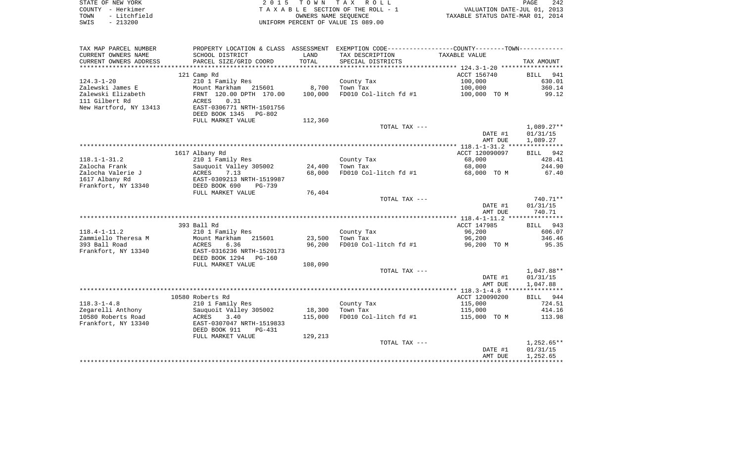STATE OF NEW YORK
COUNTY - Herkimer
TOWN - Litchfield
SWIS - 213200

2 0 1 5 T O W N T A X R O L L
T A X A B L E SECTION OF THE ROLL - 1
OWNERS NAME SEQUENCE
UNIFORM PERCENT OF VALUE IS 089.00

VALUATION DATE-JUL 01, 2013
TAXABLE STATUS DATE-MAR 01, 2014

| TAX MAP PARCEL NUMBER / CURRENT OWNERS NAME / CURRENT OWNERS ADDRESS | PROPERTY LOCATION & CLASS / SCHOOL DISTRICT / PARCEL SIZE/GRID COORD | ASSESSMENT LAND / TOTAL | EXEMPTION CODE / TAX DESCRIPTION / SPECIAL DISTRICTS | TAXABLE VALUE | TAX AMOUNT |
|---|---|---|---|---|---|
| | 121 Camp Rd | | | ACCT 156740 | BILL 941 |
| 124.3-1-20 | 210 1 Family Res | | County Tax | 100,000 | 630.01 |
| Zalewski James E | Mount Markham 215601 | 8,700 | Town Tax | 100,000 | 360.14 |
| Zalewski Elizabeth | FRNT 120.00 DPTH 170.00 | 100,000 | FD010 Col-litch fd #1 | 100,000 TO M | 99.12 |
| 111 Gilbert Rd | ACRES 0.31 | | | | |
| New Hartford, NY 13413 | EAST-0306771 NRTH-1501756 | | | | |
| | DEED BOOK 1345 PG-802 | | | | |
| | FULL MARKET VALUE | 112,360 | | | |
| | | | TOTAL TAX --- | | 1,089.27** |
| | | | | DATE #1 | 01/31/15 |
| | | | | AMT DUE | 1,089.27 |
| | 1617 Albany Rd | | | ACCT 120090097 | BILL 942 |
| 118.1-1-31.2 | 210 1 Family Res | | County Tax | 68,000 | 428.41 |
| Zalocha Frank | Sauquoit Valley 305002 | 24,400 | Town Tax | 68,000 | 244.90 |
| Zalocha Valerie J | ACRES 7.13 | 68,000 | FD010 Col-litch fd #1 | 68,000 TO M | 67.40 |
| 1617 Albany Rd | EAST-0309213 NRTH-1519987 | | | | |
| Frankfort, NY 13340 | DEED BOOK 690 PG-739 | | | | |
| | FULL MARKET VALUE | 76,404 | | | |
| | | | TOTAL TAX --- | | 740.71** |
| | | | | DATE #1 | 01/31/15 |
| | | | | AMT DUE | 740.71 |
| | 393 Ball Rd | | | ACCT 147985 | BILL 943 |
| 118.4-1-11.2 | 210 1 Family Res | | County Tax | 96,200 | 606.07 |
| Zammiello Theresa M | Mount Markham 215601 | 23,500 | Town Tax | 96,200 | 346.46 |
| 393 Ball Road | ACRES 6.36 | 96,200 | FD010 Col-litch fd #1 | 96,200 TO M | 95.35 |
| Frankfort, NY 13340 | EAST-0316236 NRTH-1520173 | | | | |
| | DEED BOOK 1294 PG-160 | | | | |
| | FULL MARKET VALUE | 108,090 | | | |
| | | | TOTAL TAX --- | | 1,047.88** |
| | | | | DATE #1 | 01/31/15 |
| | | | | AMT DUE | 1,047.88 |
| | 10580 Roberts Rd | | | ACCT 120090200 | BILL 944 |
| 118.3-1-4.8 | 210 1 Family Res | | County Tax | 115,000 | 724.51 |
| Zegarelli Anthony | Sauquoit Valley 305002 | 18,300 | Town Tax | 115,000 | 414.16 |
| 10580 Roberts Road | ACRES 3.40 | 115,000 | FD010 Col-litch fd #1 | 115,000 TO M | 113.98 |
| Frankfort, NY 13340 | EAST-0307047 NRTH-1519833 | | | | |
| | DEED BOOK 911 PG-431 | | | | |
| | FULL MARKET VALUE | 129,213 | | | |
| | | | TOTAL TAX --- | | 1,252.65** |
| | | | | DATE #1 | 01/31/15 |
| | | | | AMT DUE | 1,252.65 |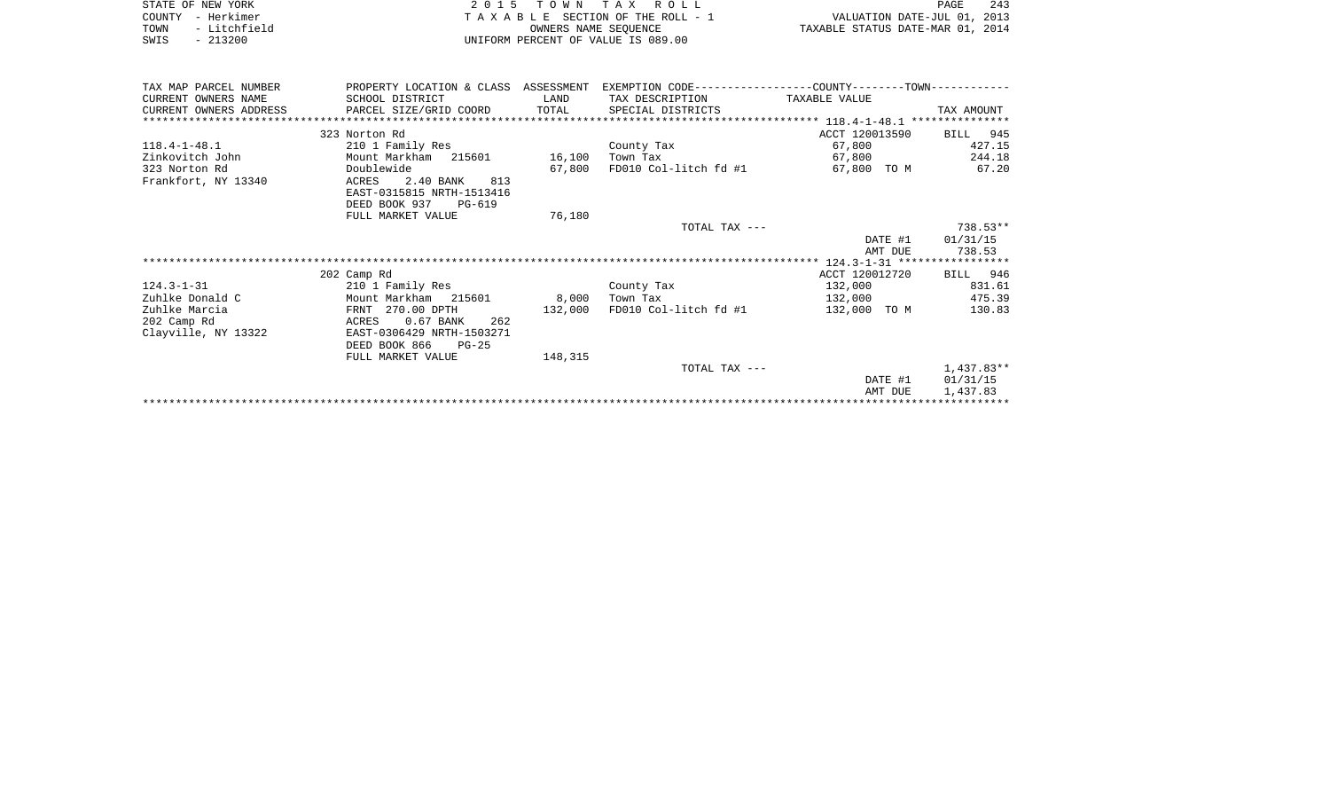STATE OF NEW YORK | 2 0 1 5 T O W N T A X R O L L
COUNTY - Herkimer | T A X A B L E SECTION OF THE ROLL - 1 | VALUATION DATE-JUL 01, 2013
TOWN - Litchfield | OWNERS NAME SEQUENCE | TAXABLE STATUS DATE-MAR 01, 2014
SWIS - 213200 | UNIFORM PERCENT OF VALUE IS 089.00

| TAX MAP PARCEL NUMBER / CURRENT OWNERS NAME / CURRENT OWNERS ADDRESS | PROPERTY LOCATION & CLASS / SCHOOL DISTRICT / PARCEL SIZE/GRID COORD | ASSESSMENT LAND / TOTAL | EXEMPTION CODE / TAX DESCRIPTION / SPECIAL DISTRICTS | COUNTY--------TOWN / TAXABLE VALUE | TAX AMOUNT |
|---|---|---|---|---|---|
| 118.4-1-48.1 | 323 Norton Rd | | | ACCT 120013590 | BILL 945 |
| | 210 1 Family Res | | County Tax | 67,800 | 427.15 |
| Zinkovitch John | Mount Markham 215601 | 16,100 | Town Tax | 67,800 | 244.18 |
| 323 Norton Rd | Doublewide | 67,800 | FD010 Col-litch fd #1 | 67,800 TO M | 67.20 |
| Frankfort, NY 13340 | ACRES 2.40 BANK 813 | | | | |
| | EAST-0315815 NRTH-1513416 | | | | |
| | DEED BOOK 937 PG-619 | | | | |
| | FULL MARKET VALUE | 76,180 | | | |
| | | | TOTAL TAX --- | | 738.53** |
| | | | | DATE #1 | 01/31/15 |
| | | | | AMT DUE | 738.53 |
| 124.3-1-31 | 202 Camp Rd | | | ACCT 120012720 | BILL 946 |
| | 210 1 Family Res | | County Tax | 132,000 | 831.61 |
| Zuhlke Donald C | Mount Markham 215601 | 8,000 | Town Tax | 132,000 | 475.39 |
| Zuhlke Marcia | FRNT 270.00 DPTH | 132,000 | FD010 Col-litch fd #1 | 132,000 TO M | 130.83 |
| 202 Camp Rd | ACRES 0.67 BANK 262 | | | | |
| Clayville, NY 13322 | EAST-0306429 NRTH-1503271 | | | | |
| | DEED BOOK 866 PG-25 | | | | |
| | FULL MARKET VALUE | 148,315 | | | |
| | | | TOTAL TAX --- | | 1,437.83** |
| | | | | DATE #1 | 01/31/15 |
| | | | | AMT DUE | 1,437.83 |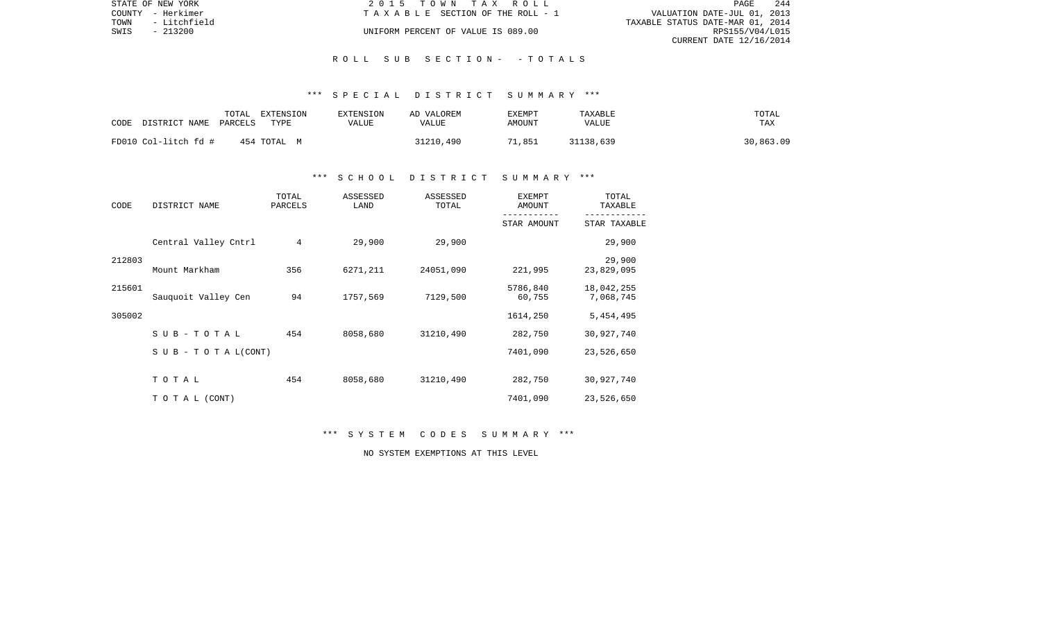ROLL SUB SECTION- - TOTALS

*** SPECIAL DISTRICT SUMMARY ***

| CODE DISTRICT NAME | TOTAL PARCELS | EXTENSION TYPE | EXTENSION VALUE | AD VALOREM VALUE | EXEMPT AMOUNT | TAXABLE VALUE | TOTAL TAX |
|---|---|---|---|---|---|---|---|
| FD010 Col-litch fd # | 454 | TOTAL M | | 31210,490 | 71,851 | 31138,639 | 30,863.09 |

*** SCHOOL DISTRICT SUMMARY ***

| CODE | DISTRICT NAME | TOTAL PARCELS | ASSESSED LAND | ASSESSED TOTAL | EXEMPT AMOUNT / STAR AMOUNT | TOTAL TAXABLE / STAR TAXABLE |
|---|---|---|---|---|---|---|
| | Central Valley Cntrl | 4 | 29,900 | 29,900 | | 29,900 |
| 212803 | | | | | | 29,900 |
| | Mount Markham | 356 | 6271,211 | 24051,090 | 221,995 | 23,829,095 |
| 215601 | | | | | 5786,840 | 18,042,255 |
| | Sauquoit Valley Cen | 94 | 1757,569 | 7129,500 | 60,755 | 7,068,745 |
| 305002 | | | | | 1614,250 | 5,454,495 |
| | S U B - T O T A L | 454 | 8058,680 | 31210,490 | 282,750 | 30,927,740 |
| | S U B - T O T A L (CONT) | | | | 7401,090 | 23,526,650 |
| | T O T A L | 454 | 8058,680 | 31210,490 | 282,750 | 30,927,740 |
| | T O T A L (CONT) | | | | 7401,090 | 23,526,650 |

*** SYSTEM CODES SUMMARY ***

NO SYSTEM EXEMPTIONS AT THIS LEVEL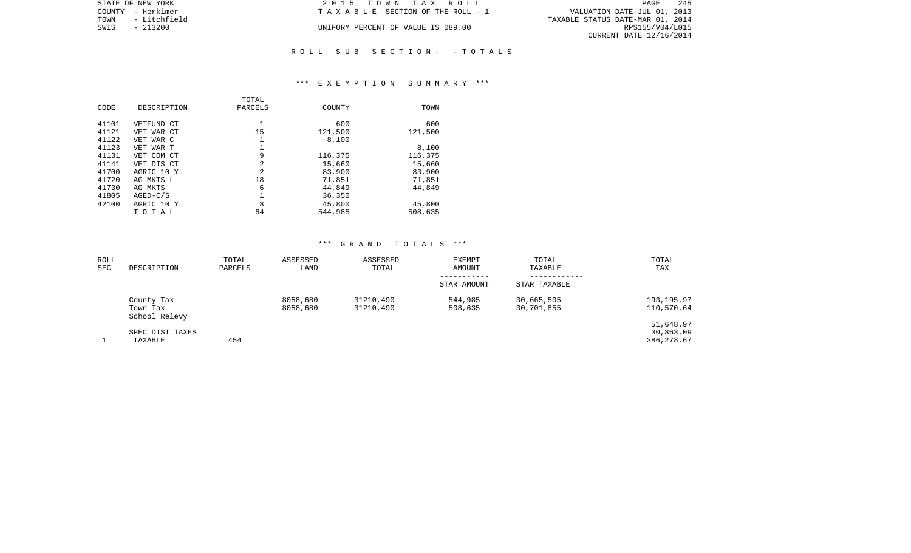STATE OF NEW YORK
COUNTY - Herkimer
TOWN - Litchfield
SWIS - 213200

2 0 1 5 T O W N T A X R O L L
T A X A B L E SECTION OF THE ROLL - 1
UNIFORM PERCENT OF VALUE IS 089.00

VALUATION DATE-JUL 01, 2013
TAXABLE STATUS DATE-MAR 01, 2014
RPS155/V04/L015
CURRENT DATE 12/16/2014

## R O L L S U B S E C T I O N - - T O T A L S

### *** E X E M P T I O N S U M M A R Y ***

| CODE | DESCRIPTION | TOTAL PARCELS | COUNTY | TOWN |
|---|---|---|---|---|
| 41101 | VETFUND CT | 1 | 600 | 600 |
| 41121 | VET WAR CT | 15 | 121,500 | 121,500 |
| 41122 | VET WAR C | 1 | 8,100 | |
| 41123 | VET WAR T | 1 | | 8,100 |
| 41131 | VET COM CT | 9 | 116,375 | 116,375 |
| 41141 | VET DIS CT | 2 | 15,660 | 15,660 |
| 41700 | AGRIC 10 Y | 2 | 83,900 | 83,900 |
| 41720 | AG MKTS L | 18 | 71,851 | 71,851 |
| 41730 | AG MKTS | 6 | 44,849 | 44,849 |
| 41805 | AGED-C/S | 1 | 36,350 | |
| 42100 | AGRIC 10 Y | 8 | 45,800 | 45,800 |
| | T O T A L | 64 | 544,985 | 508,635 |

### *** G R A N D T O T A L S ***

| ROLL SEC | DESCRIPTION | TOTAL PARCELS | ASSESSED LAND | ASSESSED TOTAL | EXEMPT AMOUNT / STAR AMOUNT | TOTAL TAXABLE / STAR TAXABLE | TOTAL TAX |
|---|---|---|---|---|---|---|---|
| | County Tax | | 8058,680 | 31210,490 | 544,985 | 30,665,505 | 193,195.97 |
| | Town Tax | | 8058,680 | 31210,490 | 508,635 | 30,701,855 | 110,570.64 |
| | School Relevy | | | | | | 51,648.97 |
| | SPEC DIST TAXES | | | | | | 30,863.09 |
| 1 | TAXABLE | 454 | | | | | 386,278.67 |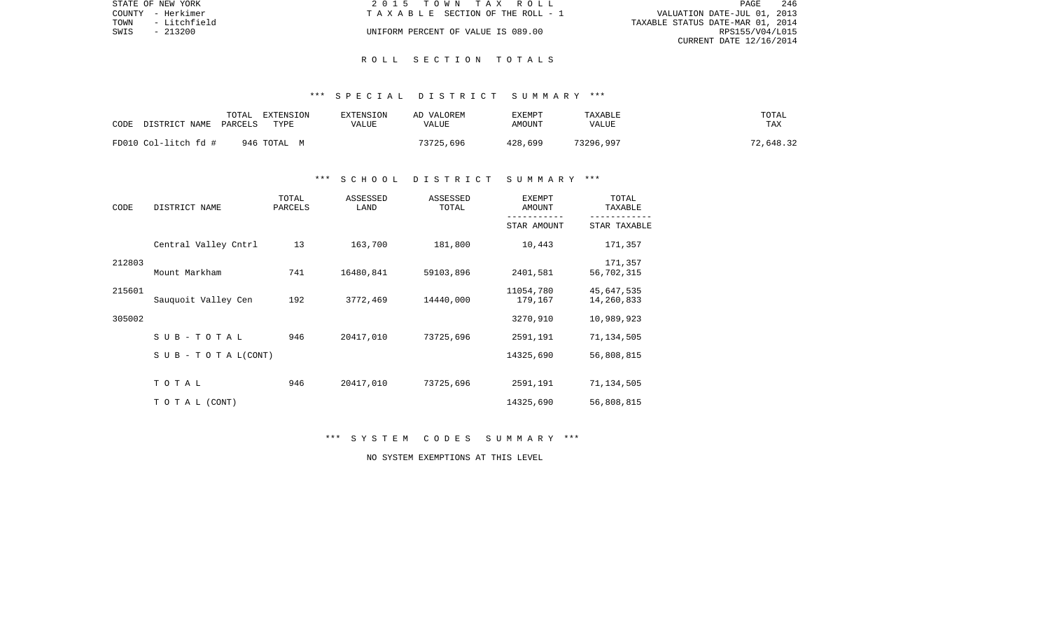STATE OF NEW YORK | 2015 TOWN TAX ROLL
COUNTY - Herkimer | TAXABLE SECTION OF THE ROLL - 1 | VALUATION DATE-JUL 01, 2013
TOWN - Litchfield | | TAXABLE STATUS DATE-MAR 01, 2014
SWIS - 213200 | UNIFORM PERCENT OF VALUE IS 089.00 | RPS155/V04/L015
CURRENT DATE 12/16/2014

## ROLL SECTION TOTALS

### *** SPECIAL DISTRICT SUMMARY ***

| CODE DISTRICT NAME | TOTAL PARCELS | EXTENSION TYPE | EXTENSION VALUE | AD VALOREM VALUE | EXEMPT AMOUNT | TAXABLE VALUE | TOTAL TAX |
|---|---|---|---|---|---|---|---|
| FD010 Col-litch fd # | 946 | TOTAL M | | 73725,696 | 428,699 | 73296,997 | 72,648.32 |

### *** SCHOOL DISTRICT SUMMARY ***

| CODE | DISTRICT NAME | TOTAL PARCELS | ASSESSED LAND | ASSESSED TOTAL | EXEMPT AMOUNT / STAR AMOUNT | TOTAL TAXABLE / STAR TAXABLE |
|---|---|---|---|---|---|---|
| | Central Valley Cntrl | 13 | 163,700 | 181,800 | 10,443 | 171,357 |
| 212803 | | | | | | 171,357 |
| | Mount Markham | 741 | 16480,841 | 59103,896 | 2401,581 | 56,702,315 |
| 215601 | | | | | 11054,780 | 45,647,535 |
| | Sauquoit Valley Cen | 192 | 3772,469 | 14440,000 | 179,167 | 14,260,833 |
| 305002 | | | | | 3270,910 | 10,989,923 |
| | SUB-TOTAL | 946 | 20417,010 | 73725,696 | 2591,191 | 71,134,505 |
| | SUB-TOTAL(CONT) | | | | 14325,690 | 56,808,815 |
| | TOTAL | 946 | 20417,010 | 73725,696 | 2591,191 | 71,134,505 |
| | TOTAL (CONT) | | | | 14325,690 | 56,808,815 |

### *** SYSTEM CODES SUMMARY ***

NO SYSTEM EXEMPTIONS AT THIS LEVEL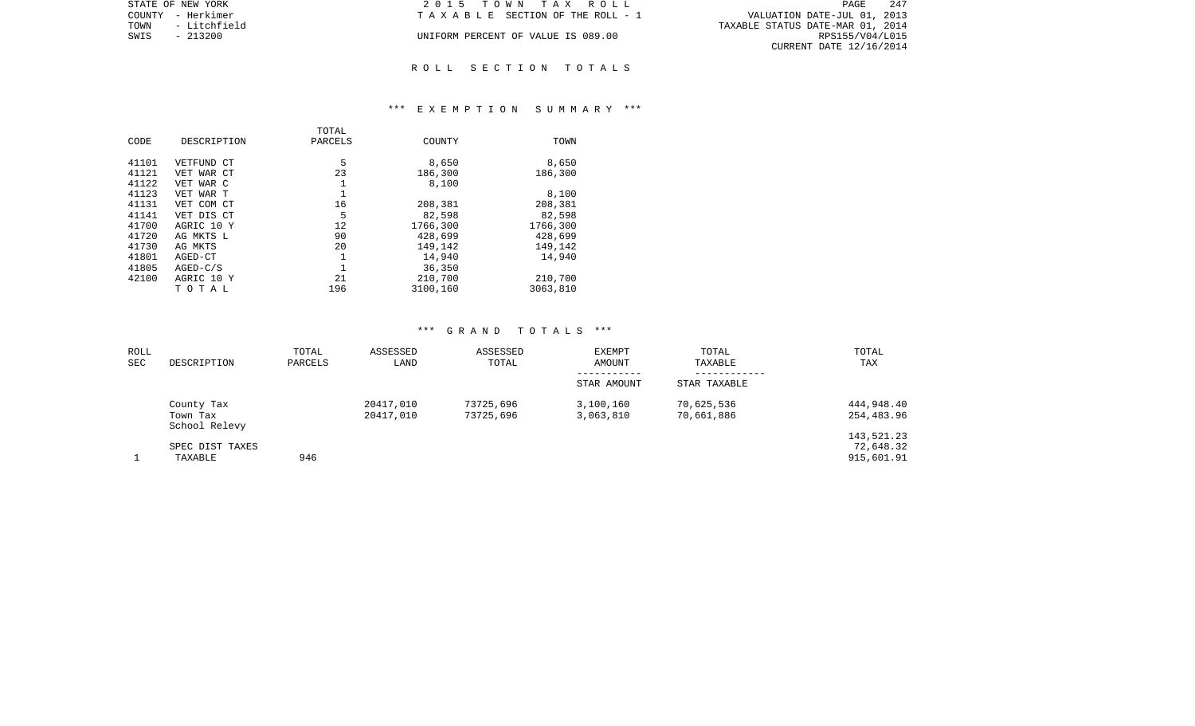STATE OF NEW YORK
COUNTY - Herkimer
TOWN - Litchfield
SWIS - 213200

2 0 1 5 T O W N T A X R O L L
T A X A B L E SECTION OF THE ROLL - 1

UNIFORM PERCENT OF VALUE IS 089.00

VALUATION DATE-JUL 01, 2013
TAXABLE STATUS DATE-MAR 01, 2014
RPS155/V04/L015
CURRENT DATE 12/16/2014

## R O L L S E C T I O N T O T A L S

### *** E X E M P T I O N S U M M A R Y ***

| CODE | DESCRIPTION | TOTAL PARCELS | COUNTY | TOWN |
|---|---|---|---|---|
| 41101 | VETFUND CT | 5 | 8,650 | 8,650 |
| 41121 | VET WAR CT | 23 | 186,300 | 186,300 |
| 41122 | VET WAR C | 1 | 8,100 | |
| 41123 | VET WAR T | 1 | | 8,100 |
| 41131 | VET COM CT | 16 | 208,381 | 208,381 |
| 41141 | VET DIS CT | 5 | 82,598 | 82,598 |
| 41700 | AGRIC 10 Y | 12 | 1766,300 | 1766,300 |
| 41720 | AG MKTS L | 90 | 428,699 | 428,699 |
| 41730 | AG MKTS | 20 | 149,142 | 149,142 |
| 41801 | AGED-CT | 1 | 14,940 | 14,940 |
| 41805 | AGED-C/S | 1 | 36,350 | |
| 42100 | AGRIC 10 Y | 21 | 210,700 | 210,700 |
| | T O T A L | 196 | 3100,160 | 3063,810 |

### *** G R A N D T O T A L S ***

| ROLL SEC | DESCRIPTION | TOTAL PARCELS | ASSESSED LAND | ASSESSED TOTAL | EXEMPT AMOUNT / STAR AMOUNT | TOTAL TAXABLE / STAR TAXABLE | TOTAL TAX |
|---|---|---|---|---|---|---|---|
| | County Tax | | 20417,010 | 73725,696 | 3,100,160 | 70,625,536 | 444,948.40 |
| | Town Tax | | 20417,010 | 73725,696 | 3,063,810 | 70,661,886 | 254,483.96 |
| | School Relevy | | | | | | 143,521.23 |
| | SPEC DIST TAXES | | | | | | 72,648.32 |
| 1 | TAXABLE | 946 | | | | | 915,601.91 |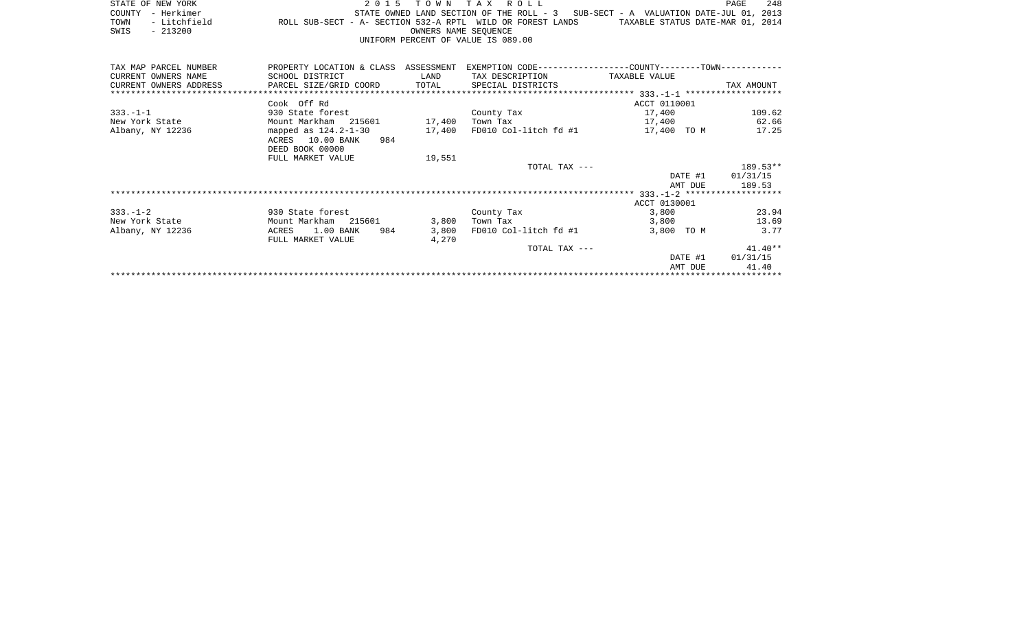STATE OF NEW YORK
COUNTY - Herkimer
TOWN - Litchfield
SWIS - 213200

2 0 1 5 T O W N T A X R O L L

STATE OWNED LAND SECTION OF THE ROLL - 3 SUB-SECT - A VALUATION DATE-JUL 01, 2013

ROLL SUB-SECT - A- SECTION 532-A RPTL WILD OR FOREST LANDS TAXABLE STATUS DATE-MAR 01, 2014

OWNERS NAME SEQUENCE

UNIFORM PERCENT OF VALUE IS 089.00

| TAX MAP PARCEL NUMBER / CURRENT OWNERS NAME / CURRENT OWNERS ADDRESS | PROPERTY LOCATION & CLASS / SCHOOL DISTRICT / PARCEL SIZE/GRID COORD | ASSESSMENT LAND / TOTAL | EXEMPTION CODE / TAX DESCRIPTION / SPECIAL DISTRICTS | COUNTY--------TOWN TAXABLE VALUE | TAX AMOUNT |
|---|---|---|---|---|---|
| **333.-1-1** | Cook Off Rd | | | ACCT 0110001 | |
| 333.-1-1 | 930 State forest | | County Tax | 17,400 | 109.62 |
| New York State | Mount Markham 215601 | 17,400 | Town Tax | 17,400 | 62.66 |
| Albany, NY 12236 | mapped as 124.2-1-30 | 17,400 | FD010 Col-litch fd #1 | 17,400 TO M | 17.25 |
| | ACRES 10.00 BANK 984 | | | | |
| | DEED BOOK 00000 | | | | |
| | FULL MARKET VALUE | 19,551 | | | |
| | | | TOTAL TAX --- | | 189.53** |
| | | | | DATE #1 | 01/31/15 |
| | | | | AMT DUE | 189.53 |
| **333.-1-2** | | | | ACCT 0130001 | |
| 333.-1-2 | 930 State forest | | County Tax | 3,800 | 23.94 |
| New York State | Mount Markham 215601 | 3,800 | Town Tax | 3,800 | 13.69 |
| Albany, NY 12236 | ACRES 1.00 BANK 984 | 3,800 | FD010 Col-litch fd #1 | 3,800 TO M | 3.77 |
| | FULL MARKET VALUE | 4,270 | | | |
| | | | TOTAL TAX --- | | 41.40** |
| | | | | DATE #1 | 01/31/15 |
| | | | | AMT DUE | 41.40 |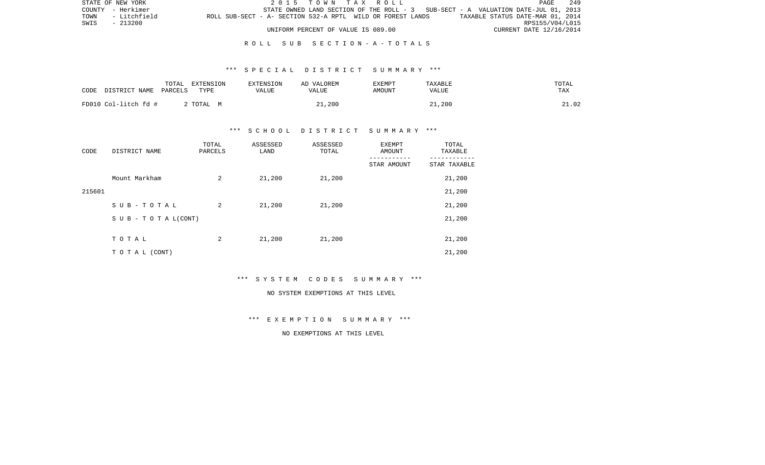## R O L L  S U B  S E C T I O N - A - T O T A L S

### *** S P E C I A L  D I S T R I C T  S U M M A R Y ***

| CODE DISTRICT NAME | TOTAL PARCELS | EXTENSION TYPE | EXTENSION VALUE | AD VALOREM VALUE | EXEMPT AMOUNT | TAXABLE VALUE | TOTAL TAX |
|---|---|---|---|---|---|---|---|
| FD010 Col-litch fd # | 2 | TOTAL M | | 21,200 | | 21,200 | 21.02 |

### *** S C H O O L  D I S T R I C T  S U M M A R Y ***

| CODE | DISTRICT NAME | TOTAL PARCELS | ASSESSED LAND | ASSESSED TOTAL | EXEMPT AMOUNT / STAR AMOUNT | TOTAL TAXABLE / STAR TAXABLE |
|---|---|---|---|---|---|---|
| | Mount Markham | 2 | 21,200 | 21,200 | | 21,200 |
| 215601 | | | | | | 21,200 |
| | S U B - T O T A L | 2 | 21,200 | 21,200 | | 21,200 |
| | S U B - T O T A L(CONT) | | | | | 21,200 |
| | T O T A L | 2 | 21,200 | 21,200 | | 21,200 |
| | T O T A L (CONT) | | | | | 21,200 |

### *** S Y S T E M  C O D E S  S U M M A R Y ***

NO SYSTEM EXEMPTIONS AT THIS LEVEL

### *** E X E M P T I O N  S U M M A R Y ***

NO EXEMPTIONS AT THIS LEVEL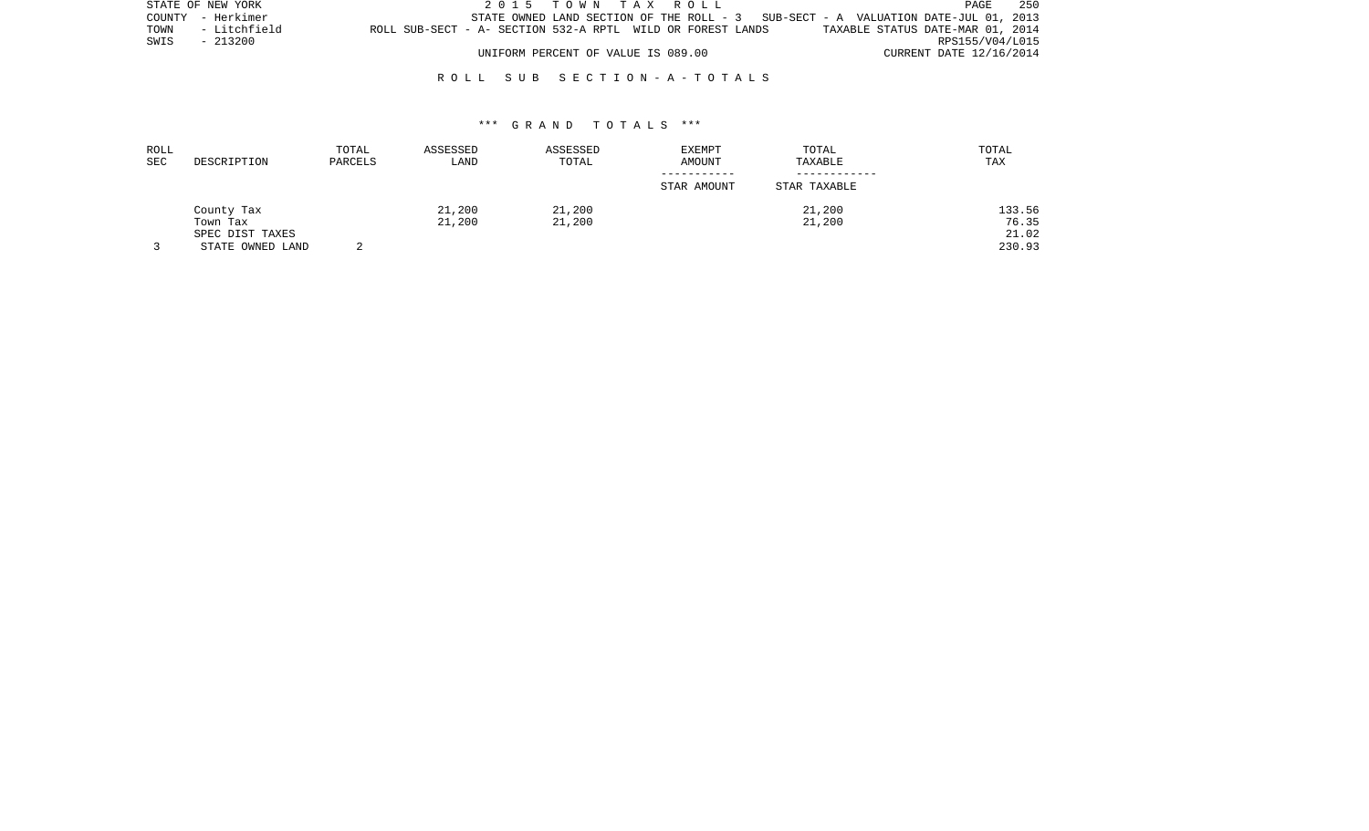STATE OF NEW YORK
COUNTY - Herkimer
TOWN - Litchfield
SWIS - 213200

2015 TOWN TAX ROLL

STATE OWNED LAND SECTION OF THE ROLL - 3 SUB-SECT - A VALUATION DATE-JUL 01, 2013

ROLL SUB-SECT - A- SECTION 532-A RPTL WILD OR FOREST LANDS TAXABLE STATUS DATE-MAR 01, 2014

RPS155/V04/L015

UNIFORM PERCENT OF VALUE IS 089.00 CURRENT DATE 12/16/2014

## ROLL SUB SECTION-A-TOTALS

### *** GRAND TOTALS ***

| ROLL SEC | DESCRIPTION | TOTAL PARCELS | ASSESSED LAND | ASSESSED TOTAL | EXEMPT AMOUNT / STAR AMOUNT | TOTAL TAXABLE / STAR TAXABLE | TOTAL TAX |
|---|---|---|---|---|---|---|---|
| | County Tax | | 21,200 | 21,200 | | 21,200 | 133.56 |
| | Town Tax | | 21,200 | 21,200 | | 21,200 | 76.35 |
| | SPEC DIST TAXES | | | | | | 21.02 |
| 3 | STATE OWNED LAND | 2 | | | | | 230.93 |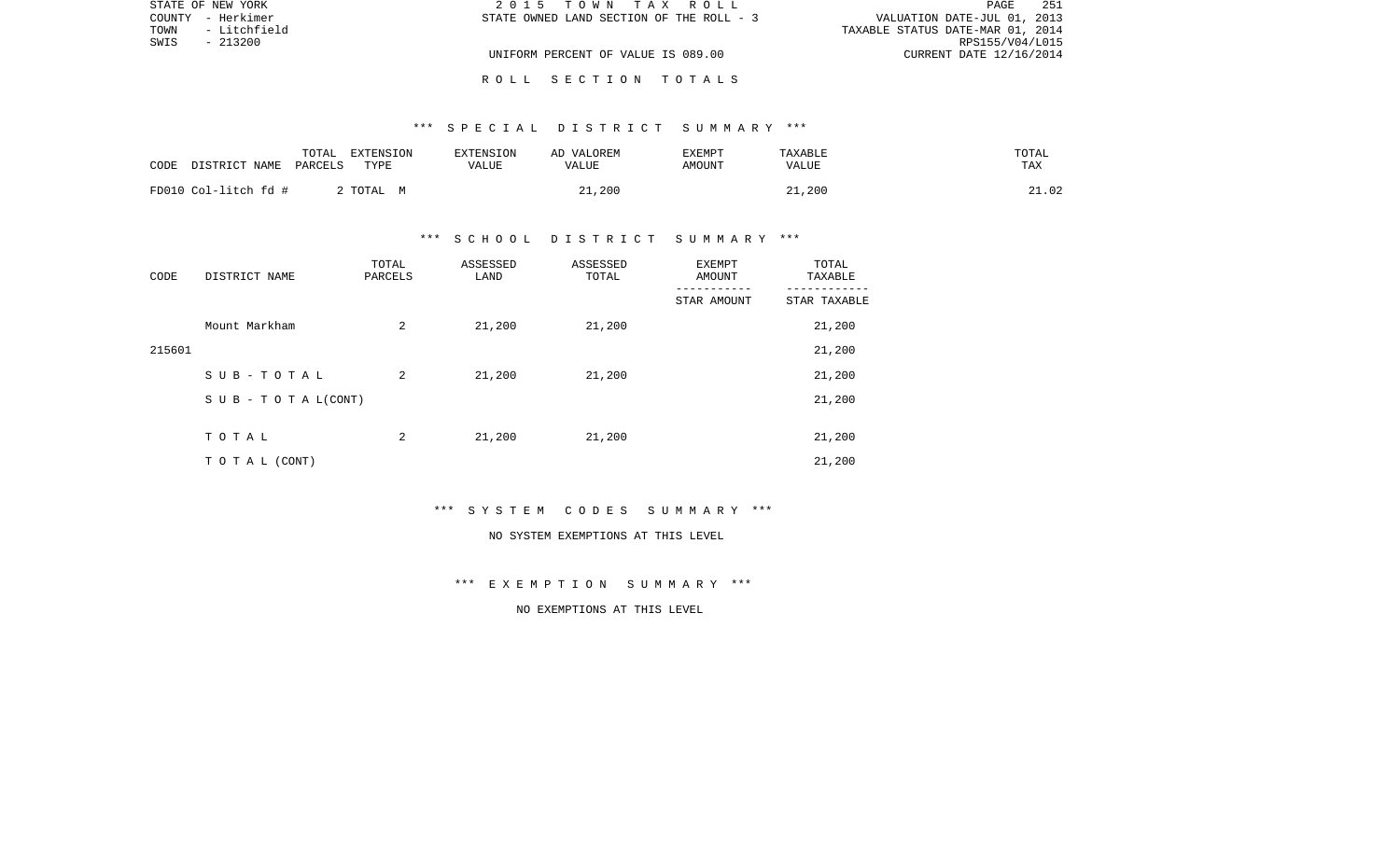STATE OF NEW YORK                    2 0 1 5   T O W N   T A X   R O L L
COUNTY - Herkimer                    STATE OWNED LAND SECTION OF THE ROLL - 3          VALUATION DATE-JUL 01, 2013
TOWN - Litchfield                                                                     TAXABLE STATUS DATE-MAR 01, 2014
SWIS - 213200                                                                         RPS155/V04/L015
                                     UNIFORM PERCENT OF VALUE IS 089.00               CURRENT DATE 12/16/2014

R O L L   S E C T I O N   T O T A L S

*** S P E C I A L   D I S T R I C T   S U M M A R Y ***

| CODE | DISTRICT NAME | TOTAL PARCELS | EXTENSION TYPE | EXTENSION VALUE | AD VALOREM VALUE | EXEMPT AMOUNT | TAXABLE VALUE | TOTAL TAX |
|---|---|---|---|---|---|---|---|---|
| FD010 | Col-litch fd # | 2 | TOTAL M | | 21,200 | | 21,200 | 21.02 |

*** S C H O O L   D I S T R I C T   S U M M A R Y ***

| CODE | DISTRICT NAME | TOTAL PARCELS | ASSESSED LAND | ASSESSED TOTAL | EXEMPT AMOUNT / STAR AMOUNT | TOTAL TAXABLE / STAR TAXABLE |
|---|---|---|---|---|---|---|
| | Mount Markham | 2 | 21,200 | 21,200 | | 21,200 |
| 215601 | | | | | | 21,200 |
| | S U B - T O T A L | 2 | 21,200 | 21,200 | | 21,200 |
| | S U B - T O T A L(CONT) | | | | | 21,200 |
| | T O T A L | 2 | 21,200 | 21,200 | | 21,200 |
| | T O T A L (CONT) | | | | | 21,200 |

*** S Y S T E M   C O D E S   S U M M A R Y ***

NO SYSTEM EXEMPTIONS AT THIS LEVEL

*** E X E M P T I O N   S U M M A R Y ***

NO EXEMPTIONS AT THIS LEVEL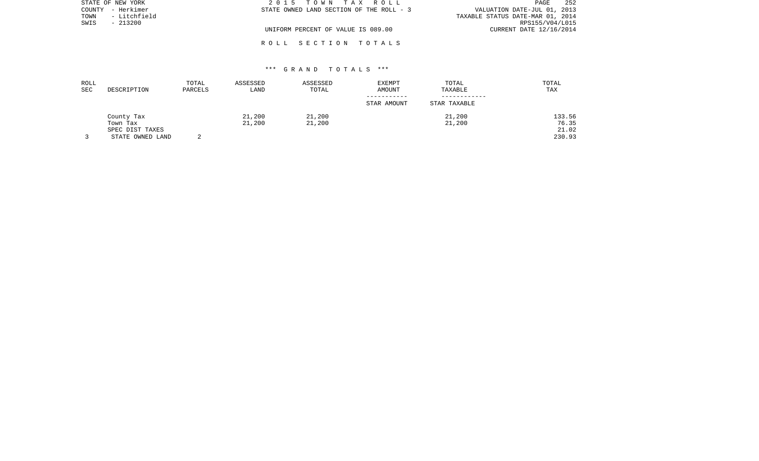STATE OF NEW YORK
COUNTY - Herkimer
TOWN - Litchfield
SWIS - 213200

2 0 1 5 T O W N T A X R O L L
STATE OWNED LAND SECTION OF THE ROLL - 3

UNIFORM PERCENT OF VALUE IS 089.00

VALUATION DATE-JUL 01, 2013
TAXABLE STATUS DATE-MAR 01, 2014
RPS155/V04/L015
CURRENT DATE 12/16/2014

R O L L S E C T I O N T O T A L S

*** G R A N D T O T A L S ***

| ROLL SEC | DESCRIPTION | TOTAL PARCELS | ASSESSED LAND | ASSESSED TOTAL | EXEMPT AMOUNT / STAR AMOUNT | TOTAL TAXABLE / STAR TAXABLE | TOTAL TAX |
|---|---|---|---|---|---|---|---|
| | County Tax | | 21,200 | 21,200 | | 21,200 | 133.56 |
| | Town Tax | | 21,200 | 21,200 | | 21,200 | 76.35 |
| | SPEC DIST TAXES | | | | | | 21.02 |
| 3 | STATE OWNED LAND | 2 | | | | | 230.93 |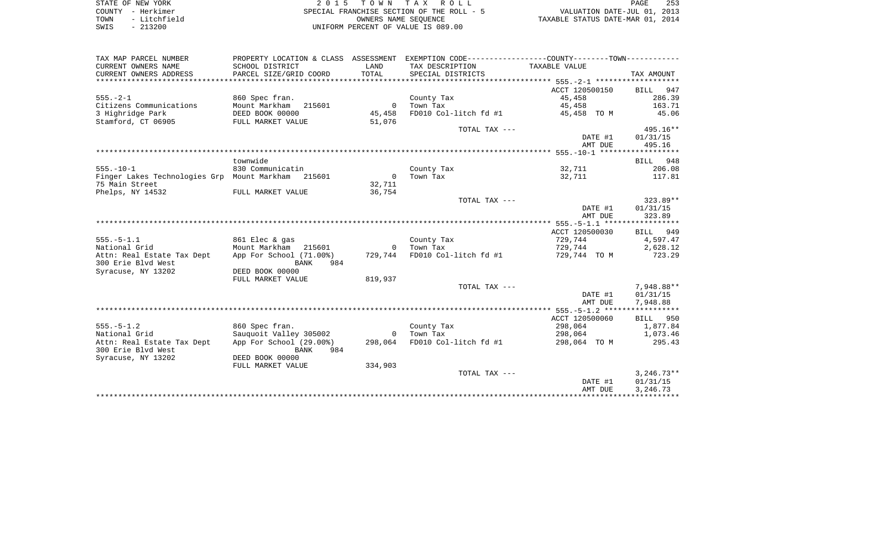STATE OF NEW YORK
COUNTY - Herkimer
TOWN - Litchfield
SWIS - 213200

2 0 1 5 T O W N T A X R O L L
SPECIAL FRANCHISE SECTION OF THE ROLL - 5
OWNERS NAME SEQUENCE
UNIFORM PERCENT OF VALUE IS 089.00

VALUATION DATE-JUL 01, 2013
TAXABLE STATUS DATE-MAR 01, 2014

| TAX MAP PARCEL NUMBER<br>CURRENT OWNERS NAME<br>CURRENT OWNERS ADDRESS | PROPERTY LOCATION & CLASS<br>SCHOOL DISTRICT<br>PARCEL SIZE/GRID COORD | ASSESSMENT<br>LAND<br>TOTAL | EXEMPTION CODE<br>TAX DESCRIPTION<br>SPECIAL DISTRICTS | COUNTY--------TOWN<br>TAXABLE VALUE | <br><br>TAX AMOUNT |
|---|---|---|---|---|---|
| **555.-2-1** | | | | ACCT 120500150 | BILL 947 |
| 555.-2-1 | 860 Spec fran. | | County Tax | 45,458 | 286.39 |
| Citizens Communications | Mount Markham 215601 | 0 | Town Tax | 45,458 | 163.71 |
| 3 Highridge Park | DEED BOOK 00000 | 45,458 | FD010 Col-litch fd #1 | 45,458 TO M | 45.06 |
| Stamford, CT 06905 | FULL MARKET VALUE | 51,076 | | | |
| | | | TOTAL TAX --- | | 495.16** |
| | | | | DATE #1 | 01/31/15 |
| | | | | AMT DUE | 495.16 |
| **555.-10-1** | townwide | | | | BILL 948 |
| 555.-10-1 | 830 Communicatin | | County Tax | 32,711 | 206.08 |
| Finger Lakes Technologies Grp | Mount Markham 215601 | 0 | Town Tax | 32,711 | 117.81 |
| 75 Main Street | | 32,711 | | | |
| Phelps, NY 14532 | FULL MARKET VALUE | 36,754 | | | |
| | | | TOTAL TAX --- | | 323.89** |
| | | | | DATE #1 | 01/31/15 |
| | | | | AMT DUE | 323.89 |
| **555.-5-1.1** | | | | ACCT 120500030 | BILL 949 |
| 555.-5-1.1 | 861 Elec & gas | | County Tax | 729,744 | 4,597.47 |
| National Grid | Mount Markham 215601 | 0 | Town Tax | 729,744 | 2,628.12 |
| Attn: Real Estate Tax Dept | App For School (71.00%) | 729,744 | FD010 Col-litch fd #1 | 729,744 TO M | 723.29 |
| 300 Erie Blvd West | BANK 984 | | | | |
| Syracuse, NY 13202 | DEED BOOK 00000 | | | | |
| | FULL MARKET VALUE | 819,937 | | | |
| | | | TOTAL TAX --- | | 7,948.88** |
| | | | | DATE #1 | 01/31/15 |
| | | | | AMT DUE | 7,948.88 |
| **555.-5-1.2** | | | | ACCT 120500060 | BILL 950 |
| 555.-5-1.2 | 860 Spec fran. | | County Tax | 298,064 | 1,877.84 |
| National Grid | Sauquoit Valley 305002 | 0 | Town Tax | 298,064 | 1,073.46 |
| Attn: Real Estate Tax Dept | App For School (29.00%) | 298,064 | FD010 Col-litch fd #1 | 298,064 TO M | 295.43 |
| 300 Erie Blvd West | BANK 984 | | | | |
| Syracuse, NY 13202 | DEED BOOK 00000 | | | | |
| | FULL MARKET VALUE | 334,903 | | | |
| | | | TOTAL TAX --- | | 3,246.73** |
| | | | | DATE #1 | 01/31/15 |
| | | | | AMT DUE | 3,246.73 |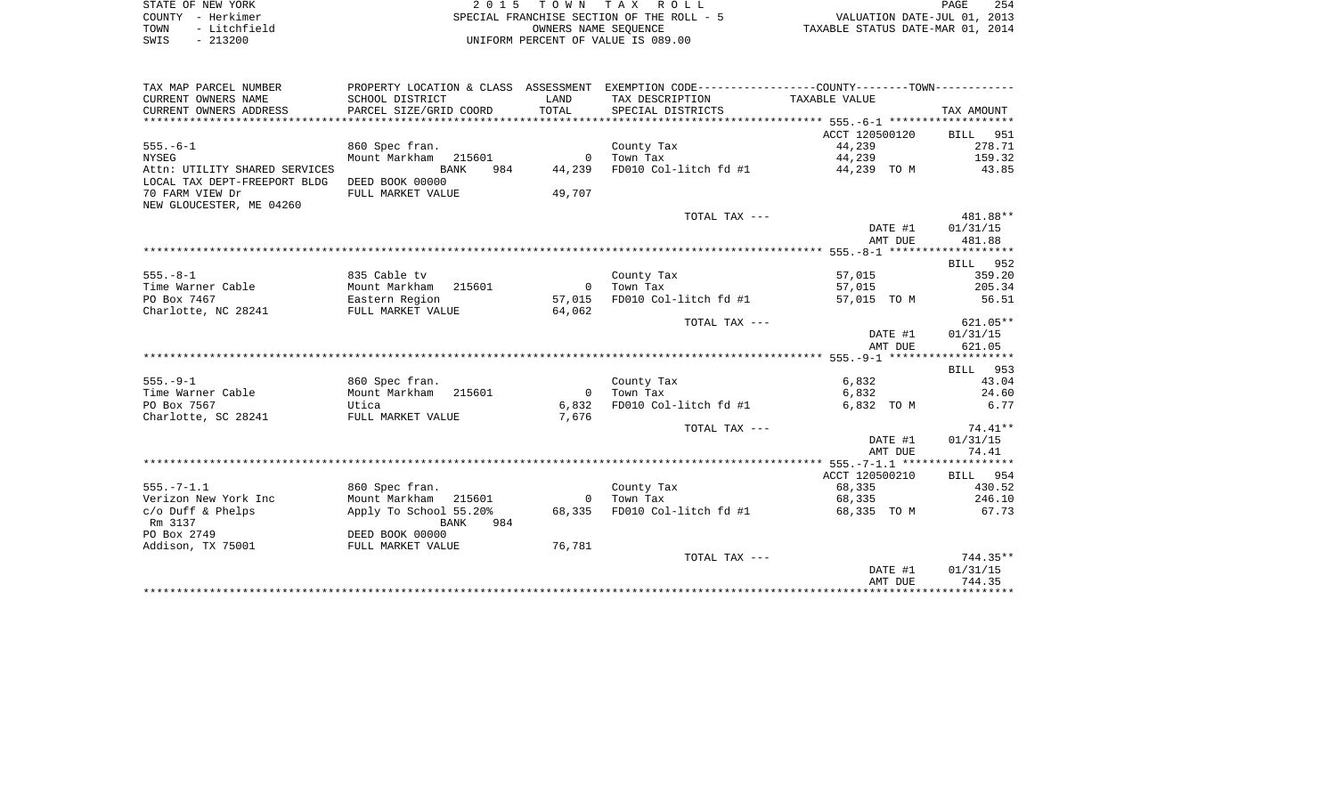STATE OF NEW YORK — 2 0 1 5 T O W N T A X R O L L
COUNTY - Herkimer — SPECIAL FRANCHISE SECTION OF THE ROLL - 5 — VALUATION DATE-JUL 01, 2013
TOWN - Litchfield — OWNERS NAME SEQUENCE — TAXABLE STATUS DATE-MAR 01, 2014
SWIS - 213200 — UNIFORM PERCENT OF VALUE IS 089.00

| TAX MAP PARCEL NUMBER / CURRENT OWNERS NAME / CURRENT OWNERS ADDRESS | PROPERTY LOCATION & CLASS / SCHOOL DISTRICT / PARCEL SIZE/GRID COORD | ASSESSMENT LAND / TOTAL | EXEMPTION CODE / TAX DESCRIPTION / SPECIAL DISTRICTS | COUNTY--------TOWN TAXABLE VALUE | TAX AMOUNT |
|---|---|---|---|---|---|
| | | | | ACCT 120500120 | BILL 951 |
| 555.-6-1 | 860 Spec fran. | | County Tax | 44,239 | 278.71 |
| NYSEG | Mount Markham 215601 | 0 | Town Tax | 44,239 | 159.32 |
| Attn: UTILITY SHARED SERVICES | BANK 984 | 44,239 | FD010 Col-litch fd #1 | 44,239 TO M | 43.85 |
| LOCAL TAX DEPT-FREEPORT BLDG | DEED BOOK 00000 | | | | |
| 70 FARM VIEW Dr | FULL MARKET VALUE | 49,707 | | | |
| NEW GLOUCESTER, ME 04260 | | | | | |
| | | | TOTAL TAX --- | | 481.88** |
| | | | | DATE #1 | 01/31/15 |
| | | | | AMT DUE | 481.88 |
| | | | | | BILL 952 |
| 555.-8-1 | 835 Cable tv | | County Tax | 57,015 | 359.20 |
| Time Warner Cable | Mount Markham 215601 | 0 | Town Tax | 57,015 | 205.34 |
| PO Box 7467 | Eastern Region | 57,015 | FD010 Col-litch fd #1 | 57,015 TO M | 56.51 |
| Charlotte, NC 28241 | FULL MARKET VALUE | 64,062 | | | |
| | | | TOTAL TAX --- | | 621.05** |
| | | | | DATE #1 | 01/31/15 |
| | | | | AMT DUE | 621.05 |
| | | | | | BILL 953 |
| 555.-9-1 | 860 Spec fran. | | County Tax | 6,832 | 43.04 |
| Time Warner Cable | Mount Markham 215601 | 0 | Town Tax | 6,832 | 24.60 |
| PO Box 7567 | Utica | 6,832 | FD010 Col-litch fd #1 | 6,832 TO M | 6.77 |
| Charlotte, SC 28241 | FULL MARKET VALUE | 7,676 | | | |
| | | | TOTAL TAX --- | | 74.41** |
| | | | | DATE #1 | 01/31/15 |
| | | | | AMT DUE | 74.41 |
| | | | | ACCT 120500210 | BILL 954 |
| 555.-7-1.1 | 860 Spec fran. | | County Tax | 68,335 | 430.52 |
| Verizon New York Inc | Mount Markham 215601 | 0 | Town Tax | 68,335 | 246.10 |
| c/o Duff & Phelps | Apply To School 55.20% | 68,335 | FD010 Col-litch fd #1 | 68,335 TO M | 67.73 |
| Rm 3137 | BANK 984 | | | | |
| PO Box 2749 | DEED BOOK 00000 | | | | |
| Addison, TX 75001 | FULL MARKET VALUE | 76,781 | | | |
| | | | TOTAL TAX --- | | 744.35** |
| | | | | DATE #1 | 01/31/15 |
| | | | | AMT DUE | 744.35 |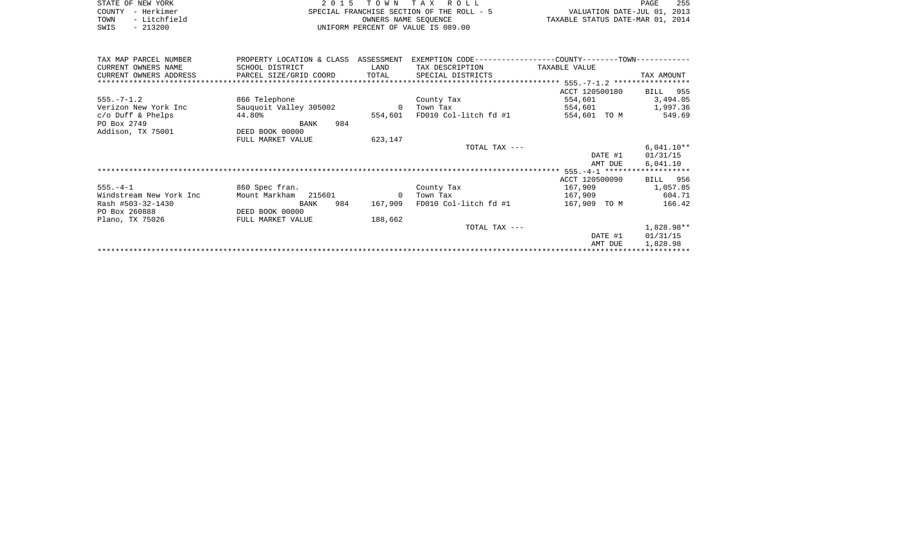STATE OF NEW YORK
COUNTY - Herkimer
TOWN - Litchfield
SWIS - 213200

2 0 1 5 T O W N T A X R O L L
SPECIAL FRANCHISE SECTION OF THE ROLL - 5
OWNERS NAME SEQUENCE
UNIFORM PERCENT OF VALUE IS 089.00

VALUATION DATE-JUL 01, 2013
TAXABLE STATUS DATE-MAR 01, 2014

| TAX MAP PARCEL NUMBER<br>CURRENT OWNERS NAME<br>CURRENT OWNERS ADDRESS | PROPERTY LOCATION & CLASS<br>SCHOOL DISTRICT<br>PARCEL SIZE/GRID COORD | ASSESSMENT<br>LAND<br>TOTAL | EXEMPTION CODE<br>TAX DESCRIPTION<br>SPECIAL DISTRICTS | COUNTY--------TOWN<br>TAXABLE VALUE | TAX AMOUNT |
|---|---|---|---|---|---|
| ***** 555.-7-1.2 ***** | | | | ACCT 120500180 | BILL 955 |
| 555.-7-1.2 | 866 Telephone | | County Tax | 554,601 | 3,494.05 |
| Verizon New York Inc | Sauquoit Valley 305002 | 0 | Town Tax | 554,601 | 1,997.36 |
| c/o Duff & Phelps | 44.80% | 554,601 | FD010 Col-litch fd #1 | 554,601 TO M | 549.69 |
| PO Box 2749 | BANK 984 | | | | |
| Addison, TX 75001 | DEED BOOK 00000 | | | | |
| | FULL MARKET VALUE | 623,147 | | | |
| | | | TOTAL TAX --- | | 6,041.10** |
| | | | | DATE #1 | 01/31/15 |
| | | | | AMT DUE | 6,041.10 |
| ***** 555.-4-1 ***** | | | | ACCT 120500090 | BILL 956 |
| 555.-4-1 | 860 Spec fran. | | County Tax | 167,909 | 1,057.85 |
| Windstream New York Inc | Mount Markham 215601 | 0 | Town Tax | 167,909 | 604.71 |
| Rash #503-32-1430 | BANK 984 | 167,909 | FD010 Col-litch fd #1 | 167,909 TO M | 166.42 |
| PO Box 260888 | DEED BOOK 00000 | | | | |
| Plano, TX 75026 | FULL MARKET VALUE | 188,662 | | | |
| | | | TOTAL TAX --- | | 1,828.98** |
| | | | | DATE #1 | 01/31/15 |
| | | | | AMT DUE | 1,828.98 |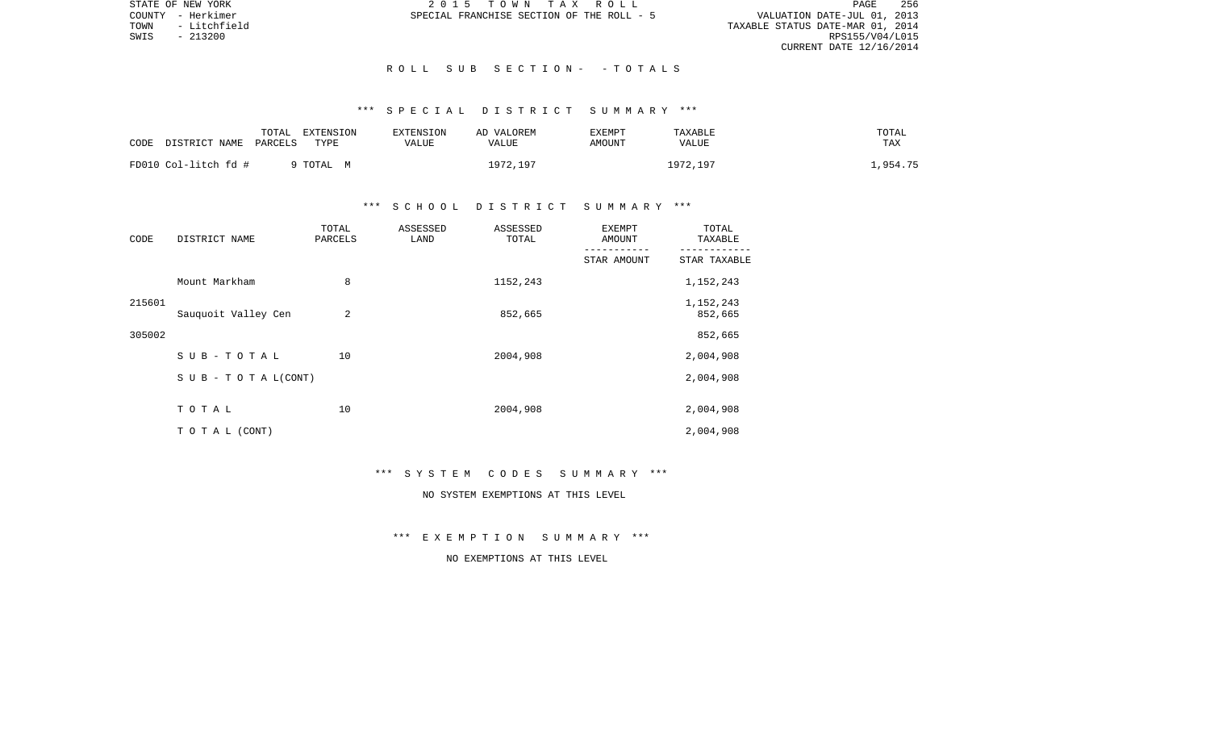STATE OF NEW YORK
COUNTY - Herkimer
TOWN - Litchfield
SWIS - 213200

2 0 1 5 T O W N T A X R O L L
SPECIAL FRANCHISE SECTION OF THE ROLL - 5

VALUATION DATE-JUL 01, 2013
TAXABLE STATUS DATE-MAR 01, 2014
RPS155/V04/L015
CURRENT DATE 12/16/2014

## R O L L S U B S E C T I O N - - T O T A L S

### *** S P E C I A L D I S T R I C T S U M M A R Y ***

| CODE DISTRICT NAME | TOTAL PARCELS | EXTENSION TYPE | EXTENSION VALUE | AD VALOREM VALUE | EXEMPT AMOUNT | TAXABLE VALUE | TOTAL TAX |
|---|---|---|---|---|---|---|---|
| FD010 Col-litch fd # | 9 | TOTAL M | | 1972,197 | | 1972,197 | 1,954.75 |

### *** S C H O O L D I S T R I C T S U M M A R Y ***

| CODE | DISTRICT NAME | TOTAL PARCELS | ASSESSED LAND | ASSESSED TOTAL | EXEMPT AMOUNT / STAR AMOUNT | TOTAL TAXABLE / STAR TAXABLE |
|---|---|---|---|---|---|---|
| 215601 | Mount Markham | 8 | | 1152,243 | | 1,152,243 |
| | | | | | | 1,152,243 |
| 305002 | Sauquoit Valley Cen | 2 | | 852,665 | | 852,665 |
| | | | | | | 852,665 |
| | S U B - T O T A L | 10 | | 2004,908 | | 2,004,908 |
| | S U B - T O T A L(CONT) | | | | | 2,004,908 |
| | T O T A L | 10 | | 2004,908 | | 2,004,908 |
| | T O T A L (CONT) | | | | | 2,004,908 |

### *** S Y S T E M C O D E S S U M M A R Y ***

NO SYSTEM EXEMPTIONS AT THIS LEVEL

### *** E X E M P T I O N S U M M A R Y ***

NO EXEMPTIONS AT THIS LEVEL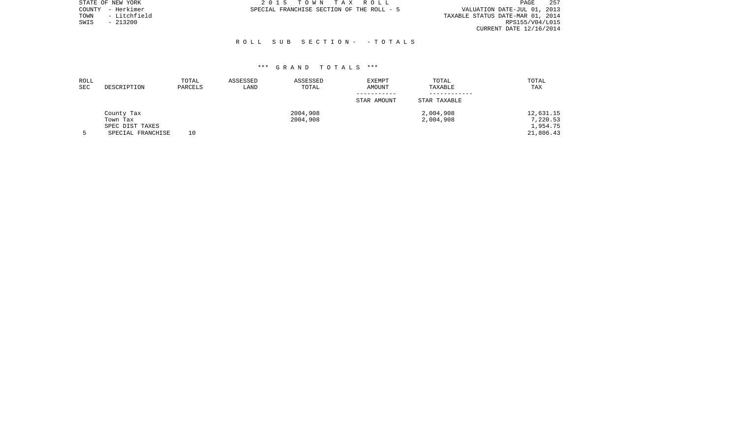## R O L L   S U B   S E C T I O N -   - T O T A L S

### \*\*\* G R A N D   T O T A L S \*\*\*

| ROLL SEC | DESCRIPTION | TOTAL PARCELS | ASSESSED LAND | ASSESSED TOTAL | EXEMPT AMOUNT | TOTAL TAXABLE | TOTAL TAX |
|---|---|---|---|---|---|---|---|
| | | | | | STAR AMOUNT | STAR TAXABLE | |
| | County Tax | | | 2004,908 | | 2,004,908 | 12,631.15 |
| | Town Tax | | | 2004,908 | | 2,004,908 | 7,220.53 |
| | SPEC DIST TAXES | | | | | | 1,954.75 |
| 5 | SPECIAL FRANCHISE | 10 | | | | | 21,806.43 |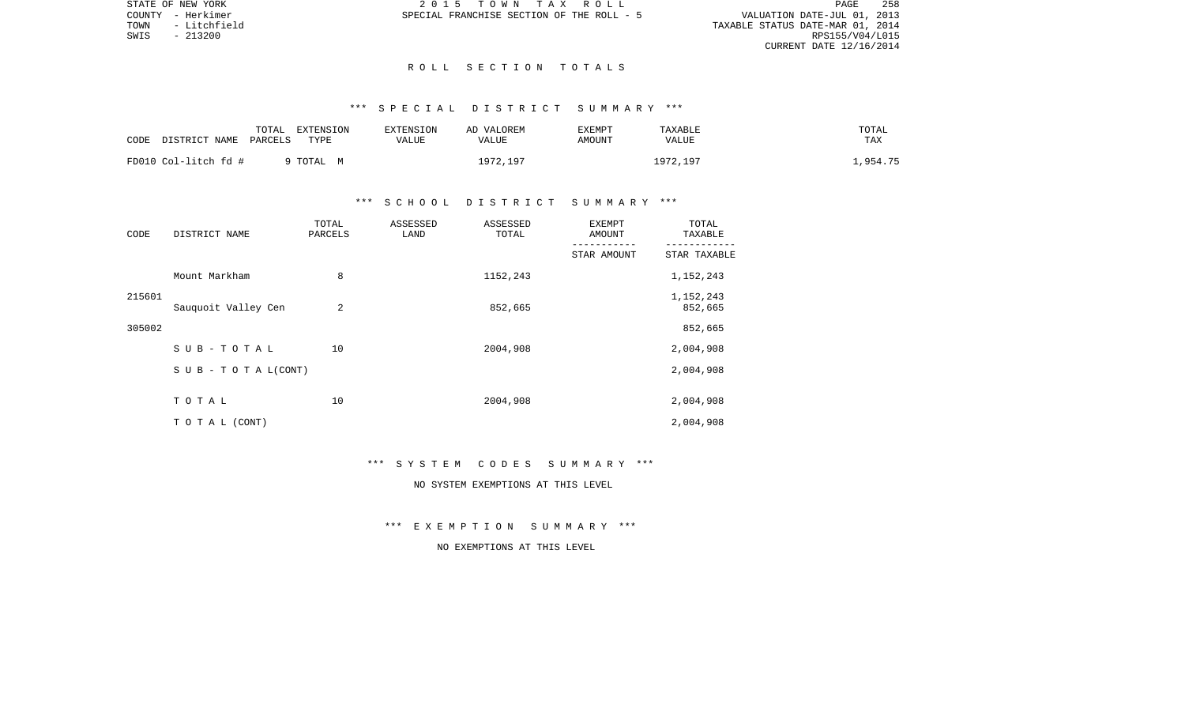STATE OF NEW YORK
COUNTY - Herkimer
TOWN - Litchfield
SWIS - 213200

2 0 1 5 T O W N T A X R O L L
SPECIAL FRANCHISE SECTION OF THE ROLL - 5

VALUATION DATE-JUL 01, 2013
TAXABLE STATUS DATE-MAR 01, 2014
RPS155/V04/L015
CURRENT DATE 12/16/2014

## R O L L S E C T I O N T O T A L S

### *** S P E C I A L D I S T R I C T S U M M A R Y ***

| CODE | DISTRICT NAME | TOTAL PARCELS | EXTENSION TYPE | EXTENSION VALUE | AD VALOREM VALUE | EXEMPT AMOUNT | TAXABLE VALUE | TOTAL TAX |
|---|---|---|---|---|---|---|---|---|
| FD010 | Col-litch fd # | 9 | TOTAL M | | 1972,197 | | 1972,197 | 1,954.75 |

### *** S C H O O L D I S T R I C T S U M M A R Y ***

| CODE | DISTRICT NAME | TOTAL PARCELS | ASSESSED LAND | ASSESSED TOTAL | EXEMPT AMOUNT / STAR AMOUNT | TOTAL TAXABLE / STAR TAXABLE |
|---|---|---|---|---|---|---|
| 215601 | Mount Markham | 8 | | 1152,243 | | 1,152,243 |
| | | | | | | 1,152,243 |
| 305002 | Sauquoit Valley Cen | 2 | | 852,665 | | 852,665 |
| | | | | | | 852,665 |
| | S U B - T O T A L | 10 | | 2004,908 | | 2,004,908 |
| | S U B - T O T A L(CONT) | | | | | 2,004,908 |
| | T O T A L | 10 | | 2004,908 | | 2,004,908 |
| | T O T A L (CONT) | | | | | 2,004,908 |

### *** S Y S T E M C O D E S S U M M A R Y ***

NO SYSTEM EXEMPTIONS AT THIS LEVEL

### *** E X E M P T I O N S U M M A R Y ***

NO EXEMPTIONS AT THIS LEVEL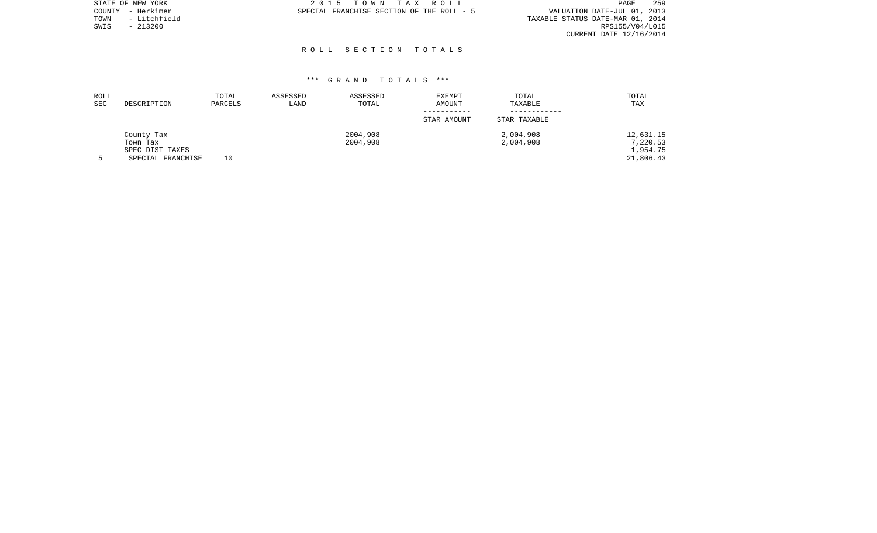STATE OF NEW YORK
COUNTY - Herkimer
TOWN - Litchfield
SWIS - 213200

2 0 1 5 T O W N T A X R O L L
SPECIAL FRANCHISE SECTION OF THE ROLL - 5

VALUATION DATE-JUL 01, 2013
TAXABLE STATUS DATE-MAR 01, 2014
RPS155/V04/L015
CURRENT DATE 12/16/2014

## R O L L S E C T I O N T O T A L S

### *** G R A N D T O T A L S ***

| ROLL SEC | DESCRIPTION | TOTAL PARCELS | ASSESSED LAND | ASSESSED TOTAL | EXEMPT AMOUNT / STAR AMOUNT | TOTAL TAXABLE / STAR TAXABLE | TOTAL TAX |
|---|---|---|---|---|---|---|---|
| | County Tax | | | 2004,908 | | 2,004,908 | 12,631.15 |
| | Town Tax | | | 2004,908 | | 2,004,908 | 7,220.53 |
| | SPEC DIST TAXES | | | | | | 1,954.75 |
| 5 | SPECIAL FRANCHISE | 10 | | | | | 21,806.43 |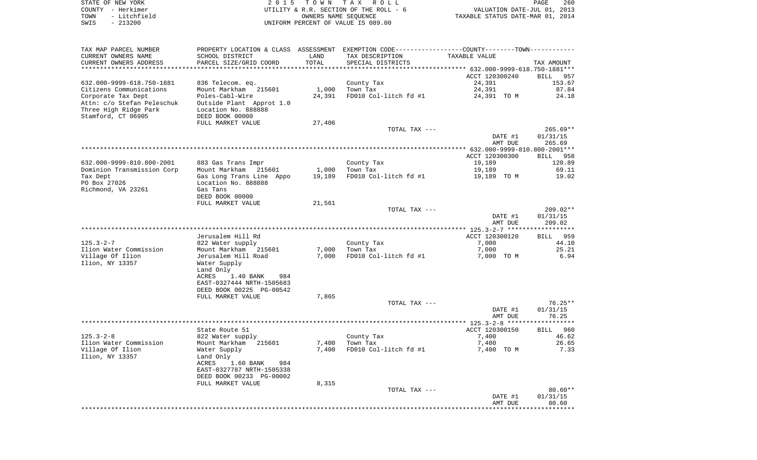STATE OF NEW YORK
COUNTY - Herkimer
TOWN - Litchfield
SWIS - 213200

2 0 1 5 T O W N T A X R O L L
UTILITY & R.R. SECTION OF THE ROLL - 6
OWNERS NAME SEQUENCE
UNIFORM PERCENT OF VALUE IS 089.00

VALUATION DATE-JUL 01, 2013
TAXABLE STATUS DATE-MAR 01, 2014

| TAX MAP PARCEL NUMBER / CURRENT OWNERS NAME / CURRENT OWNERS ADDRESS | PROPERTY LOCATION & CLASS / SCHOOL DISTRICT / PARCEL SIZE/GRID COORD | ASSESSMENT LAND / TOTAL | EXEMPTION CODE / TAX DESCRIPTION / SPECIAL DISTRICTS | COUNTY--------TOWN TAXABLE VALUE | TAX AMOUNT |
|---|---|---|---|---|---|
| **632.000-9999-618.750-1881** | | | | ACCT 120300240 | BILL 957 |
| 632.000-9999-618.750-1881 | 836 Telecom. eq. | | County Tax | 24,391 | 153.67 |
| Citizens Communications | Mount Markham 215601 | 1,000 | Town Tax | 24,391 | 87.84 |
| Corporate Tax Dept | Poles-Cabl-Wire | 24,391 | FD010 Col-litch fd #1 | 24,391 TO M | 24.18 |
| Attn: c/o Stefan Peleschuk | Outside Plant Approt 1.0 | | | | |
| Three High Ridge Park | Location No. 888888 | | | | |
| Stamford, CT 06905 | DEED BOOK 00000 | | | | |
| | FULL MARKET VALUE | 27,406 | | | |
| | | | TOTAL TAX --- | | 265.69** |
| | | | | DATE #1 | 01/31/15 |
| | | | | AMT DUE | 265.69 |
| **632.000-9999-810.800-2001** | | | | ACCT 120300300 | BILL 958 |
| 632.000-9999-810.800-2001 | 883 Gas Trans Impr | | County Tax | 19,189 | 120.89 |
| Dominion Transmission Corp | Mount Markham 215601 | 1,000 | Town Tax | 19,189 | 69.11 |
| Tax Dept | Gas Long Trans Line Appo | 19,189 | FD010 Col-litch fd #1 | 19,189 TO M | 19.02 |
| PO Box 27026 | Location No. 888888 | | | | |
| Richmond, VA 23261 | Gas Tans | | | | |
| | DEED BOOK 00000 | | | | |
| | FULL MARKET VALUE | 21,561 | | | |
| | | | TOTAL TAX --- | | 209.02** |
| | | | | DATE #1 | 01/31/15 |
| | | | | AMT DUE | 209.02 |
| **125.3-2-7** | Jerusalem Hill Rd | | | ACCT 120300120 | BILL 959 |
| 125.3-2-7 | 822 Water supply | | County Tax | 7,000 | 44.10 |
| Ilion Water Commission | Mount Markham 215601 | 7,000 | Town Tax | 7,000 | 25.21 |
| Village Of Ilion | Jerusalem Hill Road | 7,000 | FD010 Col-litch fd #1 | 7,000 TO M | 6.94 |
| Ilion, NY 13357 | Water Supply | | | | |
| | Land Only | | | | |
| | ACRES 1.40 BANK 984 | | | | |
| | EAST-0327444 NRTH-1505683 | | | | |
| | DEED BOOK 00225 PG-00542 | | | | |
| | FULL MARKET VALUE | 7,865 | | | |
| | | | TOTAL TAX --- | | 76.25** |
| | | | | DATE #1 | 01/31/15 |
| | | | | AMT DUE | 76.25 |
| **125.3-2-8** | State Route 51 | | | ACCT 120300150 | BILL 960 |
| 125.3-2-8 | 822 Water supply | | County Tax | 7,400 | 46.62 |
| Ilion Water Commission | Mount Markham 215601 | 7,400 | Town Tax | 7,400 | 26.65 |
| Village Of Ilion | Water Supply | 7,400 | FD010 Col-litch fd #1 | 7,400 TO M | 7.33 |
| Ilion, NY 13357 | Land Only | | | | |
| | ACRES 1.60 BANK 984 | | | | |
| | EAST-0327787 NRTH-1505338 | | | | |
| | DEED BOOK 00233 PG-00002 | | | | |
| | FULL MARKET VALUE | 8,315 | | | |
| | | | TOTAL TAX --- | | 80.60** |
| | | | | DATE #1 | 01/31/15 |
| | | | | AMT DUE | 80.60 |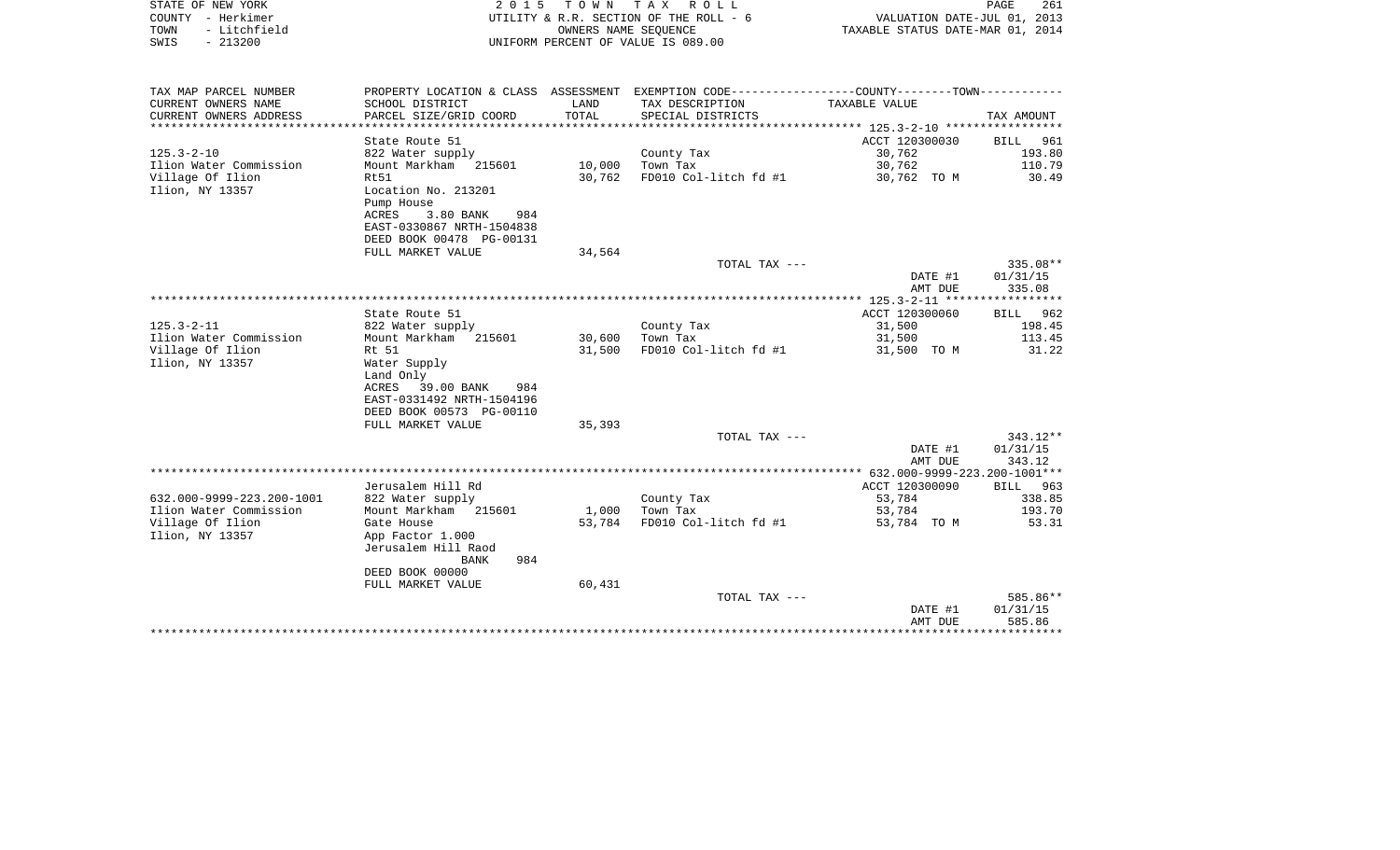STATE OF NEW YORK — 2015 TOWN TAX ROLL
COUNTY - Herkimer — UTILITY & R.R. SECTION OF THE ROLL - 6 — VALUATION DATE-JUL 01, 2013
TOWN - Litchfield — OWNERS NAME SEQUENCE — TAXABLE STATUS DATE-MAR 01, 2014
SWIS - 213200 — UNIFORM PERCENT OF VALUE IS 089.00

| TAX MAP PARCEL NUMBER / CURRENT OWNERS NAME / CURRENT OWNERS ADDRESS | PROPERTY LOCATION & CLASS / SCHOOL DISTRICT / PARCEL SIZE/GRID COORD | ASSESSMENT LAND / TOTAL | EXEMPTION CODE / TAX DESCRIPTION / SPECIAL DISTRICTS | COUNTY--------TOWN / TAXABLE VALUE | TAX AMOUNT |
|---|---|---|---|---|---|
| | State Route 51 | | | ACCT 120300030 | BILL 961 |
| 125.3-2-10 | 822 Water supply | | County Tax | 30,762 | 193.80 |
| Ilion Water Commission | Mount Markham 215601 | 10,000 | Town Tax | 30,762 | 110.79 |
| Village Of Ilion | Rt51 | 30,762 | FD010 Col-litch fd #1 | 30,762 TO M | 30.49 |
| Ilion, NY 13357 | Location No. 213201 | | | | |
| | Pump House | | | | |
| | ACRES 3.80 BANK 984 | | | | |
| | EAST-0330867 NRTH-1504838 | | | | |
| | DEED BOOK 00478 PG-00131 | | | | |
| | FULL MARKET VALUE | 34,564 | | | |
| | | | TOTAL TAX --- | | 335.08** |
| | | | | DATE #1 | 01/31/15 |
| | | | | AMT DUE | 335.08 |
| | State Route 51 | | | ACCT 120300060 | BILL 962 |
| 125.3-2-11 | 822 Water supply | | County Tax | 31,500 | 198.45 |
| Ilion Water Commission | Mount Markham 215601 | 30,600 | Town Tax | 31,500 | 113.45 |
| Village Of Ilion | Rt 51 | 31,500 | FD010 Col-litch fd #1 | 31,500 TO M | 31.22 |
| Ilion, NY 13357 | Water Supply | | | | |
| | Land Only | | | | |
| | ACRES 39.00 BANK 984 | | | | |
| | EAST-0331492 NRTH-1504196 | | | | |
| | DEED BOOK 00573 PG-00110 | | | | |
| | FULL MARKET VALUE | 35,393 | | | |
| | | | TOTAL TAX --- | | 343.12** |
| | | | | DATE #1 | 01/31/15 |
| | | | | AMT DUE | 343.12 |
| | Jerusalem Hill Rd | | | ACCT 120300090 | BILL 963 |
| 632.000-9999-223.200-1001 | 822 Water supply | | County Tax | 53,784 | 338.85 |
| Ilion Water Commission | Mount Markham 215601 | 1,000 | Town Tax | 53,784 | 193.70 |
| Village Of Ilion | Gate House | 53,784 | FD010 Col-litch fd #1 | 53,784 TO M | 53.31 |
| Ilion, NY 13357 | App Factor 1.000 | | | | |
| | Jerusalem Hill Raod | | | | |
| | BANK 984 | | | | |
| | DEED BOOK 00000 | | | | |
| | FULL MARKET VALUE | 60,431 | | | |
| | | | TOTAL TAX --- | | 585.86** |
| | | | | DATE #1 | 01/31/15 |
| | | | | AMT DUE | 585.86 |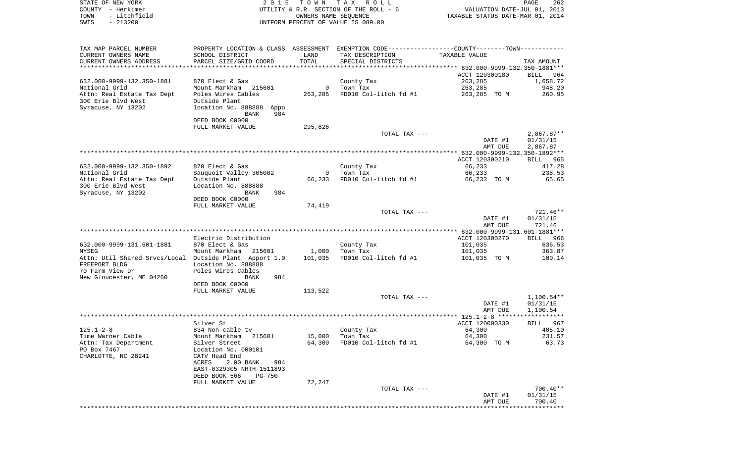STATE OF NEW YORK
COUNTY - Herkimer
TOWN - Litchfield
SWIS - 213200

2015 TOWN TAX ROLL
UTILITY & R.R. SECTION OF THE ROLL - 6
OWNERS NAME SEQUENCE
UNIFORM PERCENT OF VALUE IS 089.00

VALUATION DATE-JUL 01, 2013
TAXABLE STATUS DATE-MAR 01, 2014

| TAX MAP PARCEL NUMBER / CURRENT OWNERS NAME / CURRENT OWNERS ADDRESS | PROPERTY LOCATION & CLASS / SCHOOL DISTRICT / PARCEL SIZE/GRID COORD | ASSESSMENT LAND / TOTAL | EXEMPTION CODE / TAX DESCRIPTION / SPECIAL DISTRICTS | COUNTY--------TOWN / TAXABLE VALUE | TAX AMOUNT |
|---|---|---|---|---|---|
| **632.000-9999-132.350-1881** | | | | ACCT 120300180 | BILL 964 |
| 632.000-9999-132.350-1881 | 870 Elect & Gas | | County Tax | 263,285 | 1,658.72 |
| National Grid | Mount Markham 215601 | 0 | Town Tax | 263,285 | 948.20 |
| Attn: Real Estate Tax Dept | Poles Wires Cables | 263,285 | FD010 Col-litch fd #1 | 263,285 TO M | 260.95 |
| 300 Erie Blvd West | Outside Plant | | | | |
| Syracuse, NY 13202 | location No. 888888 Appo | | | | |
| | BANK 984 | | | | |
| | DEED BOOK 00000 | | | | |
| | FULL MARKET VALUE | 295,826 | | | |
| | | | TOTAL TAX --- | | 2,867.87** |
| | | | | DATE #1 | 01/31/15 |
| | | | | AMT DUE | 2,867.87 |
| **632.000-9999-132.350-1892** | | | | ACCT 120300210 | BILL 965 |
| 632.000-9999-132.350-1892 | 870 Elect & Gas | | County Tax | 66,233 | 417.28 |
| National Grid | Sauquoit Valley 305002 | 0 | Town Tax | 66,233 | 238.53 |
| Attn: Real Estate Tax Dept | Outside Plant | 66,233 | FD010 Col-litch fd #1 | 66,233 TO M | 65.65 |
| 300 Erie Blvd West | Location No. 888888 | | | | |
| Syracuse, NY 13202 | BANK 984 | | | | |
| | DEED BOOK 00000 | | | | |
| | FULL MARKET VALUE | 74,419 | | | |
| | | | TOTAL TAX --- | | 721.46** |
| | | | | DATE #1 | 01/31/15 |
| | | | | AMT DUE | 721.46 |
| **632.000-9999-131.601-1881** | | | | | |
| | Electric Distribution | | | ACCT 120300270 | BILL 966 |
| 632.000-9999-131.601-1881 | 870 Elect & Gas | | County Tax | 101,035 | 636.53 |
| NYSEG | Mount Markham 215601 | 1,000 | Town Tax | 101,035 | 363.87 |
| Attn: Util Shared Srvcs/Local | Outside Plant Apport 1.0 | 101,035 | FD010 Col-litch fd #1 | 101,035 TO M | 100.14 |
| FREEPORT BLDG | Location No. 888888 | | | | |
| 70 Farm View Dr | Poles Wires Cables | | | | |
| New Gloucester, ME 04260 | BANK 984 | | | | |
| | DEED BOOK 00000 | | | | |
| | FULL MARKET VALUE | 113,522 | | | |
| | | | TOTAL TAX --- | | 1,100.54** |
| | | | | DATE #1 | 01/31/15 |
| | | | | AMT DUE | 1,100.54 |
| **125.1-2-8** | | | | | |
| | Silver St | | | ACCT 120000330 | BILL 967 |
| 125.1-2-8 | 834 Non-cable tv | | County Tax | 64,300 | 405.10 |
| Time Warner Cable | Mount Markham 215601 | 15,000 | Town Tax | 64,300 | 231.57 |
| Attn: Tax Department | Silver Street | 64,300 | FD010 Col-litch fd #1 | 64,300 TO M | 63.73 |
| PO Box 7467 | Location No. 000101 | | | | |
| CHARLOTTE, NC 28241 | CATV Head End | | | | |
| | ACRES 2.00 BANK 984 | | | | |
| | EAST-0329305 NRTH-1511893 | | | | |
| | DEED BOOK 566 PG-750 | | | | |
| | FULL MARKET VALUE | 72,247 | | | |
| | | | TOTAL TAX --- | | 700.40** |
| | | | | DATE #1 | 01/31/15 |
| | | | | AMT DUE | 700.40 |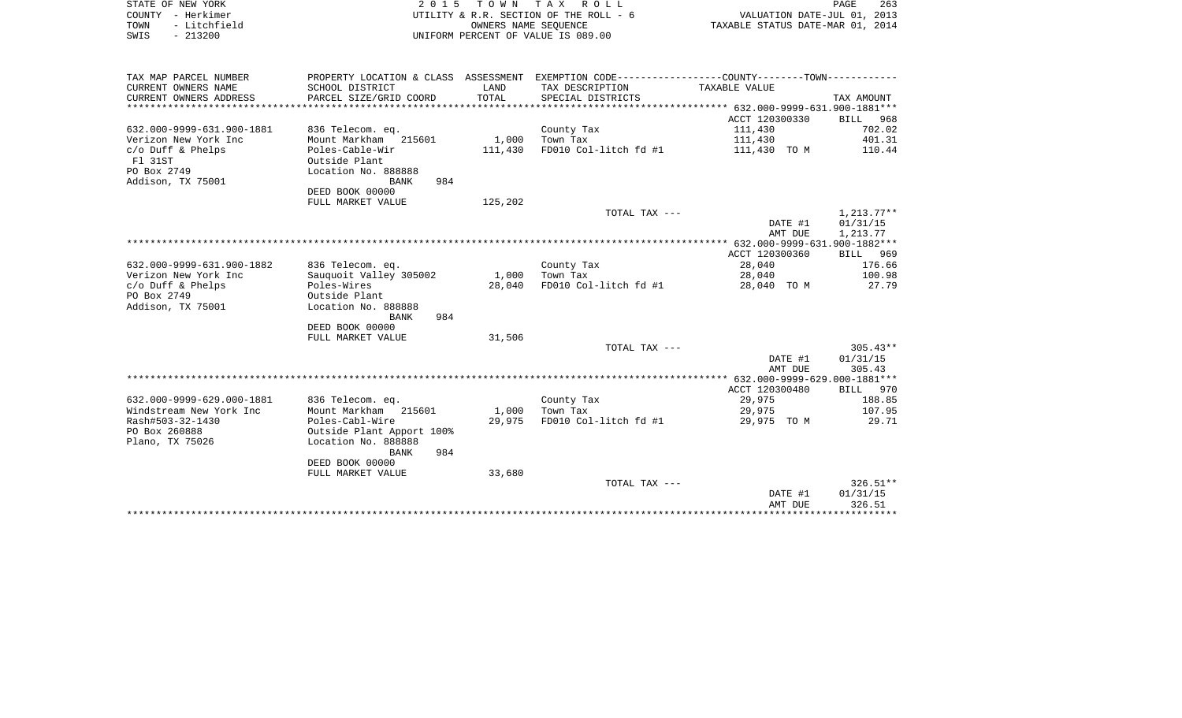STATE OF NEW YORK
COUNTY - Herkimer
TOWN - Litchfield
SWIS - 213200

2 0 1 5 T O W N T A X R O L L
UTILITY & R.R. SECTION OF THE ROLL - 6
OWNERS NAME SEQUENCE
UNIFORM PERCENT OF VALUE IS 089.00

VALUATION DATE-JUL 01, 2013
TAXABLE STATUS DATE-MAR 01, 2014

| TAX MAP PARCEL NUMBER<br>CURRENT OWNERS NAME<br>CURRENT OWNERS ADDRESS | PROPERTY LOCATION & CLASS<br>SCHOOL DISTRICT<br>PARCEL SIZE/GRID COORD | ASSESSMENT<br>LAND<br>TOTAL | EXEMPTION CODE<br>TAX DESCRIPTION<br>SPECIAL DISTRICTS | COUNTY--------TOWN<br>TAXABLE VALUE | TAX AMOUNT |
|---|---|---|---|---|---|
| **632.000-9999-631.900-1881** | | | | ACCT 120300330 | BILL 968 |
| 632.000-9999-631.900-1881 | 836 Telecom. eq. | | County Tax | 111,430 | 702.02 |
| Verizon New York Inc | Mount Markham 215601 | 1,000 | Town Tax | 111,430 | 401.31 |
| c/o Duff & Phelps | Poles-Cable-Wir | 111,430 | FD010 Col-litch fd #1 | 111,430 TO M | 110.44 |
| Fl 31ST | Outside Plant | | | | |
| PO Box 2749 | Location No. 888888 | | | | |
| Addison, TX 75001 | BANK 984 | | | | |
| | DEED BOOK 00000 | | | | |
| | FULL MARKET VALUE | 125,202 | | | |
| | | | TOTAL TAX --- | | 1,213.77** |
| | | | | DATE #1 | 01/31/15 |
| | | | | AMT DUE | 1,213.77 |
| **632.000-9999-631.900-1882** | | | | ACCT 120300360 | BILL 969 |
| 632.000-9999-631.900-1882 | 836 Telecom. eq. | | County Tax | 28,040 | 176.66 |
| Verizon New York Inc | Sauquoit Valley 305002 | 1,000 | Town Tax | 28,040 | 100.98 |
| c/o Duff & Phelps | Poles-Wires | 28,040 | FD010 Col-litch fd #1 | 28,040 TO M | 27.79 |
| PO Box 2749 | Outside Plant | | | | |
| Addison, TX 75001 | Location No. 888888 | | | | |
| | BANK 984 | | | | |
| | DEED BOOK 00000 | | | | |
| | FULL MARKET VALUE | 31,506 | | | |
| | | | TOTAL TAX --- | | 305.43** |
| | | | | DATE #1 | 01/31/15 |
| | | | | AMT DUE | 305.43 |
| **632.000-9999-629.000-1881** | | | | ACCT 120300480 | BILL 970 |
| 632.000-9999-629.000-1881 | 836 Telecom. eq. | | County Tax | 29,975 | 188.85 |
| Windstream New York Inc | Mount Markham 215601 | 1,000 | Town Tax | 29,975 | 107.95 |
| Rash#503-32-1430 | Poles-Cabl-Wire | 29,975 | FD010 Col-litch fd #1 | 29,975 TO M | 29.71 |
| PO Box 260888 | Outside Plant Apport 100% | | | | |
| Plano, TX 75026 | Location No. 888888 | | | | |
| | BANK 984 | | | | |
| | DEED BOOK 00000 | | | | |
| | FULL MARKET VALUE | 33,680 | | | |
| | | | TOTAL TAX --- | | 326.51** |
| | | | | DATE #1 | 01/31/15 |
| | | | | AMT DUE | 326.51 |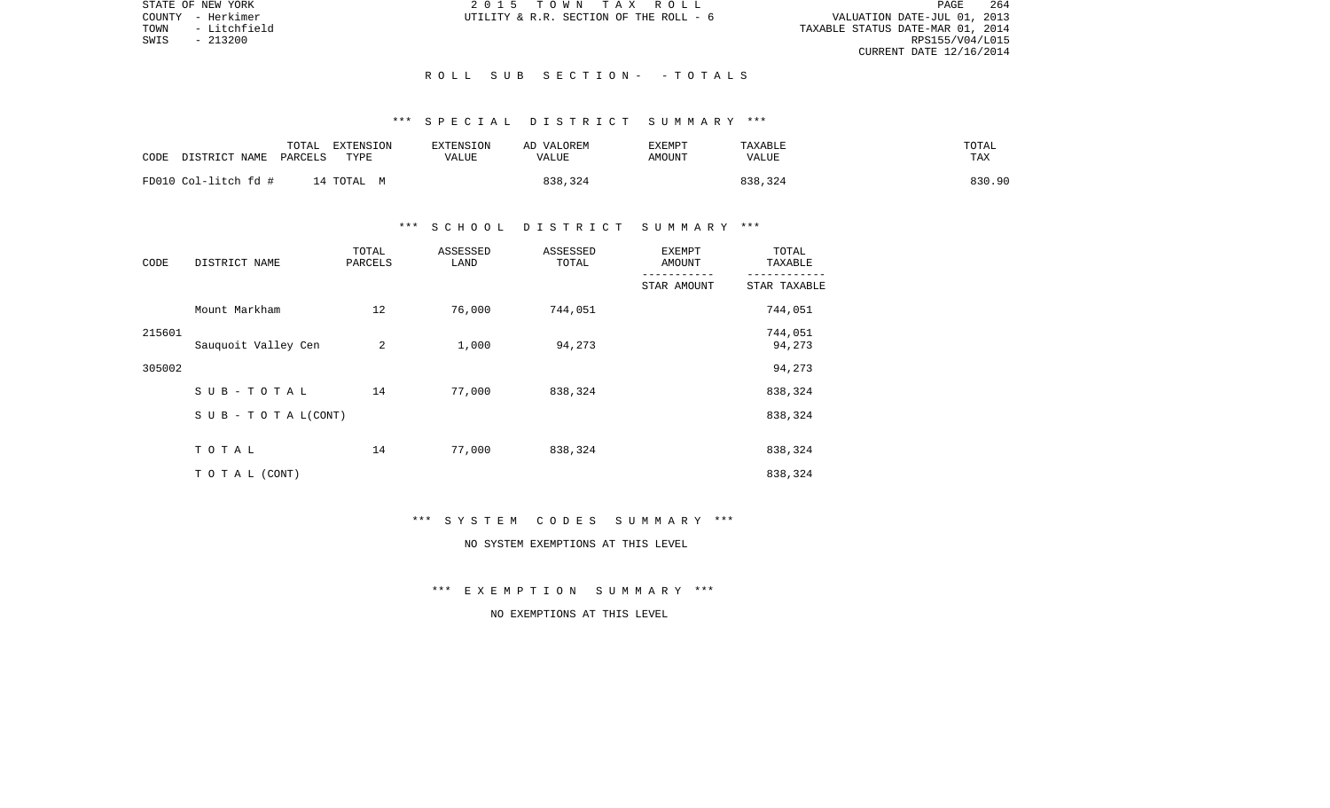## ROLL SUB SECTION- - TOTALS

### *** SPECIAL DISTRICT SUMMARY ***

| CODE DISTRICT NAME | TOTAL PARCELS | EXTENSION TYPE | EXTENSION VALUE | AD VALOREM VALUE | EXEMPT AMOUNT | TAXABLE VALUE | TOTAL TAX |
|---|---|---|---|---|---|---|---|
| FD010 Col-litch fd # | 14 | TOTAL M | | 838,324 | | 838,324 | 830.90 |

### *** SCHOOL DISTRICT SUMMARY ***

| CODE | DISTRICT NAME | TOTAL PARCELS | ASSESSED LAND | ASSESSED TOTAL | EXEMPT AMOUNT / STAR AMOUNT | TOTAL TAXABLE / STAR TAXABLE |
|---|---|---|---|---|---|---|
| 215601 | Mount Markham | 12 | 76,000 | 744,051 | | 744,051 |
| | | | | | | 744,051 |
| 305002 | Sauquoit Valley Cen | 2 | 1,000 | 94,273 | | 94,273 |
| | | | | | | 94,273 |
| | S U B - T O T A L | 14 | 77,000 | 838,324 | | 838,324 |
| | S U B - T O T A L (CONT) | | | | | 838,324 |
| | T O T A L | 14 | 77,000 | 838,324 | | 838,324 |
| | T O T A L (CONT) | | | | | 838,324 |

### *** SYSTEM CODES SUMMARY ***

NO SYSTEM EXEMPTIONS AT THIS LEVEL

### *** EXEMPTION SUMMARY ***

NO EXEMPTIONS AT THIS LEVEL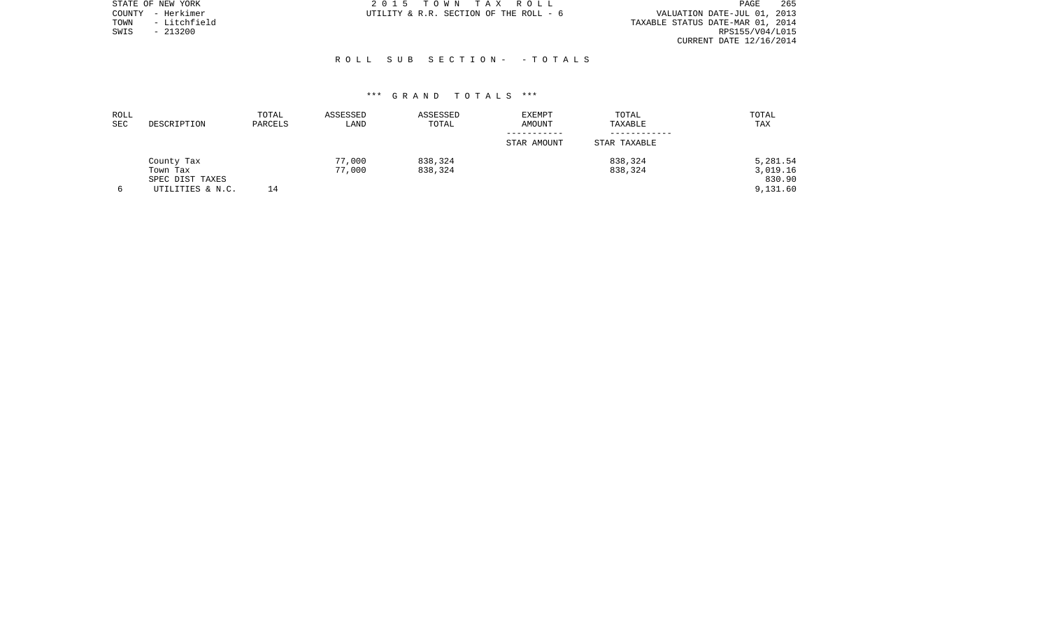STATE OF NEW YORK
COUNTY - Herkimer
TOWN - Litchfield
SWIS - 213200

2 0 1 5 T O W N T A X R O L L
UTILITY & R.R. SECTION OF THE ROLL - 6

VALUATION DATE-JUL 01, 2013
TAXABLE STATUS DATE-MAR 01, 2014
RPS155/V04/L015
CURRENT DATE 12/16/2014

## R O L L S U B S E C T I O N - - T O T A L S

### *** G R A N D T O T A L S ***

| ROLL SEC | DESCRIPTION | TOTAL PARCELS | ASSESSED LAND | ASSESSED TOTAL | EXEMPT AMOUNT<br>STAR AMOUNT | TOTAL TAXABLE<br>STAR TAXABLE | TOTAL TAX |
|---|---|---|---|---|---|---|---|
| | County Tax | | 77,000 | 838,324 | | 838,324 | 5,281.54 |
| | Town Tax | | 77,000 | 838,324 | | 838,324 | 3,019.16 |
| | SPEC DIST TAXES | | | | | | 830.90 |
| 6 | UTILITIES & N.C. | 14 | | | | | 9,131.60 |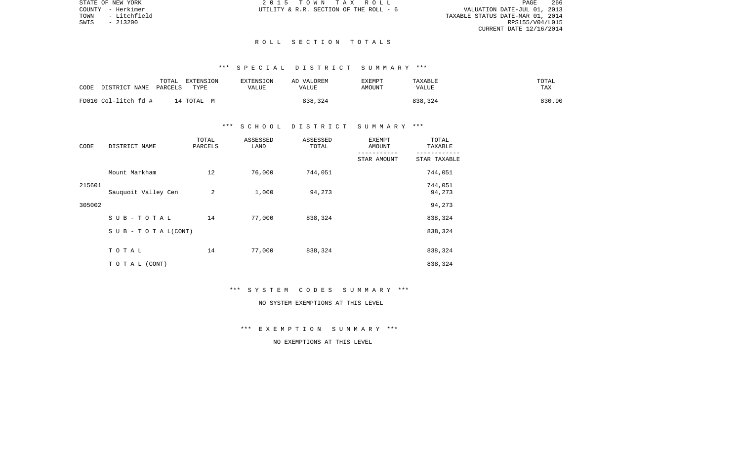STATE OF NEW YORK
COUNTY - Herkimer
TOWN - Litchfield
SWIS - 213200

2 0 1 5 T O W N T A X R O L L
UTILITY & R.R. SECTION OF THE ROLL - 6

VALUATION DATE-JUL 01, 2013
TAXABLE STATUS DATE-MAR 01, 2014
RPS155/V04/L015
CURRENT DATE 12/16/2014

# R O L L S E C T I O N T O T A L S

## *** S P E C I A L D I S T R I C T S U M M A R Y ***

| CODE DISTRICT NAME | TOTAL PARCELS | EXTENSION TYPE | EXTENSION VALUE | AD VALOREM VALUE | EXEMPT AMOUNT | TAXABLE VALUE | TOTAL TAX |
|---|---|---|---|---|---|---|---|
| FD010 Col-litch fd # | 14 | TOTAL M | | 838,324 | | 838,324 | 830.90 |

## *** S C H O O L D I S T R I C T S U M M A R Y ***

| CODE | DISTRICT NAME | TOTAL PARCELS | ASSESSED LAND | ASSESSED TOTAL | EXEMPT AMOUNT / STAR AMOUNT | TOTAL TAXABLE / STAR TAXABLE |
|---|---|---|---|---|---|---|
| 215601 | Mount Markham | 12 | 76,000 | 744,051 | | 744,051 |
| | | | | | | 744,051 |
| 305002 | Sauquoit Valley Cen | 2 | 1,000 | 94,273 | | 94,273 |
| | | | | | | 94,273 |
| | S U B - T O T A L | 14 | 77,000 | 838,324 | | 838,324 |
| | S U B - T O T A L(CONT) | | | | | 838,324 |
| | T O T A L | 14 | 77,000 | 838,324 | | 838,324 |
| | T O T A L (CONT) | | | | | 838,324 |

## *** S Y S T E M C O D E S S U M M A R Y ***

NO SYSTEM EXEMPTIONS AT THIS LEVEL

## *** E X E M P T I O N S U M M A R Y ***

NO EXEMPTIONS AT THIS LEVEL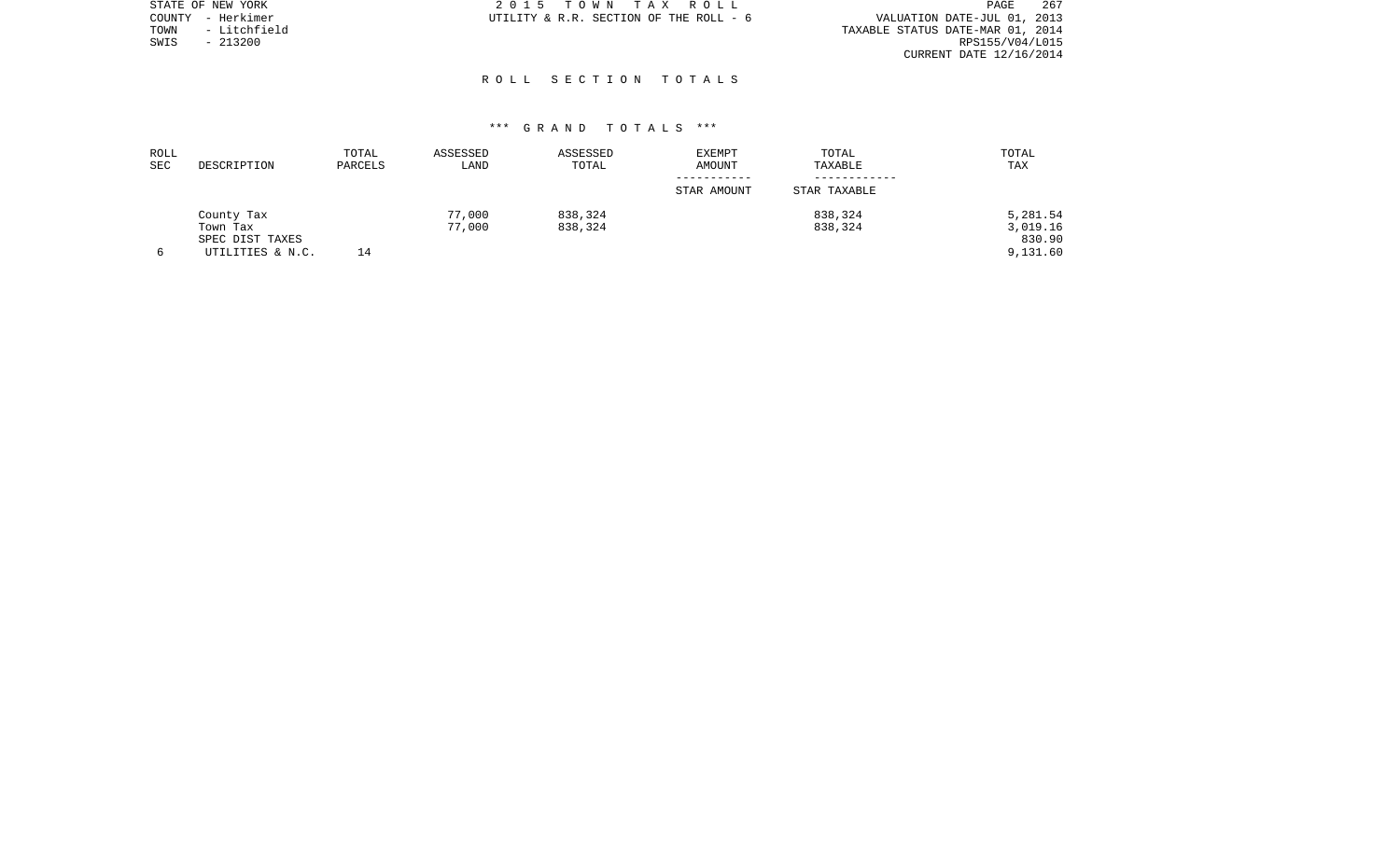STATE OF NEW YORK
COUNTY - Herkimer
TOWN - Litchfield
SWIS - 213200

2 0 1 5 T O W N T A X R O L L
UTILITY & R.R. SECTION OF THE ROLL - 6

VALUATION DATE-JUL 01, 2013
TAXABLE STATUS DATE-MAR 01, 2014
RPS155/V04/L015
CURRENT DATE 12/16/2014

## R O L L S E C T I O N T O T A L S

### *** G R A N D T O T A L S ***

| ROLL SEC | DESCRIPTION | TOTAL PARCELS | ASSESSED LAND | ASSESSED TOTAL | EXEMPT AMOUNT / STAR AMOUNT | TOTAL TAXABLE / STAR TAXABLE | TOTAL TAX |
|---|---|---|---|---|---|---|---|
| | County Tax | | 77,000 | 838,324 | | 838,324 | 5,281.54 |
| | Town Tax | | 77,000 | 838,324 | | 838,324 | 3,019.16 |
| | SPEC DIST TAXES | | | | | | 830.90 |
| 6 | UTILITIES & N.C. | 14 | | | | | 9,131.60 |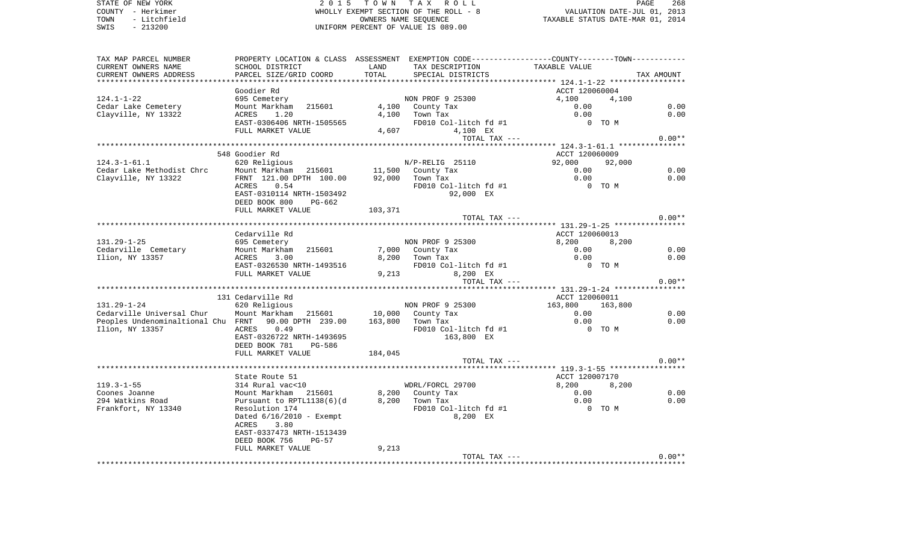STATE OF NEW YORK — 2015 TOWN TAX ROLL
COUNTY - Herkimer — WHOLLY EXEMPT SECTION OF THE ROLL - 8 — VALUATION DATE-JUL 01, 2013
TOWN - Litchfield — OWNERS NAME SEQUENCE — TAXABLE STATUS DATE-MAR 01, 2014
SWIS - 213200 — UNIFORM PERCENT OF VALUE IS 089.00

| TAX MAP PARCEL NUMBER / CURRENT OWNERS NAME / CURRENT OWNERS ADDRESS | PROPERTY LOCATION & CLASS / SCHOOL DISTRICT / PARCEL SIZE/GRID COORD | ASSESSMENT LAND / TOTAL | EXEMPTION CODE / TAX DESCRIPTION / SPECIAL DISTRICTS | COUNTY / TAXABLE VALUE | TOWN | TAX AMOUNT |
|---|---|---|---|---|---|---|
| **124.1-1-22** | Goodier Rd | | | ACCT 120060004 | | |
| 124.1-1-22 | 695 Cemetery | | NON PROF 9 25300 | 4,100 | 4,100 | |
| Cedar Lake Cemetery | Mount Markham 215601 | 4,100 | County Tax | 0.00 | | 0.00 |
| Clayville, NY 13322 | ACRES 1.20 | 4,100 | Town Tax | 0.00 | | 0.00 |
| | EAST-0306406 NRTH-1505565 | | FD010 Col-litch fd #1 | 0 TO M | | |
| | FULL MARKET VALUE | 4,607 | 4,100 EX | | | |
| | | | TOTAL TAX --- | | | 0.00** |
| **124.3-1-61.1** | 548 Goodier Rd | | | ACCT 120060009 | | |
| 124.3-1-61.1 | 620 Religious | | N/P-RELIG 25110 | 92,000 | 92,000 | |
| Cedar Lake Methodist Chrc | Mount Markham 215601 | 11,500 | County Tax | 0.00 | | 0.00 |
| Clayville, NY 13322 | FRNT 121.00 DPTH 100.00 | 92,000 | Town Tax | 0.00 | | 0.00 |
| | ACRES 0.54 | | FD010 Col-litch fd #1 | 0 TO M | | |
| | EAST-0310114 NRTH-1503492 | | 92,000 EX | | | |
| | DEED BOOK 800 PG-662 | | | | | |
| | FULL MARKET VALUE | 103,371 | | | | |
| | | | TOTAL TAX --- | | | 0.00** |
| **131.29-1-25** | Cedarville Rd | | | ACCT 120060013 | | |
| 131.29-1-25 | 695 Cemetery | | NON PROF 9 25300 | 8,200 | 8,200 | |
| Cedarville Cemetary | Mount Markham 215601 | 7,000 | County Tax | 0.00 | | 0.00 |
| Ilion, NY 13357 | ACRES 3.00 | 8,200 | Town Tax | 0.00 | | 0.00 |
| | EAST-0326530 NRTH-1493516 | | FD010 Col-litch fd #1 | 0 TO M | | |
| | FULL MARKET VALUE | 9,213 | 8,200 EX | | | |
| | | | TOTAL TAX --- | | | 0.00** |
| **131.29-1-24** | 131 Cedarville Rd | | | ACCT 120060011 | | |
| 131.29-1-24 | 620 Religious | | NON PROF 9 25300 | 163,800 | 163,800 | |
| Cedarville Universal Chur | Mount Markham 215601 | 10,000 | County Tax | 0.00 | | 0.00 |
| Peoples Undenominaltional Chu | FRNT 90.00 DPTH 239.00 | 163,800 | Town Tax | 0.00 | | 0.00 |
| Ilion, NY 13357 | ACRES 0.49 | | FD010 Col-litch fd #1 | 0 TO M | | |
| | EAST-0326722 NRTH-1493695 | | 163,800 EX | | | |
| | DEED BOOK 781 PG-586 | | | | | |
| | FULL MARKET VALUE | 184,045 | | | | |
| | | | TOTAL TAX --- | | | 0.00** |
| **119.3-1-55** | State Route 51 | | | ACCT 120007170 | | |
| 119.3-1-55 | 314 Rural vac<10 | | WDRL/FORCL 29700 | 8,200 | 8,200 | |
| Coones Joanne | Mount Markham 215601 | 8,200 | County Tax | 0.00 | | 0.00 |
| 294 Watkins Road | Pursuant to RPTL1138(6)(d | 8,200 | Town Tax | 0.00 | | 0.00 |
| Frankfort, NY 13340 | Resolution 174 | | FD010 Col-litch fd #1 | 0 TO M | | |
| | Dated 6/16/2010 - Exempt | | 8,200 EX | | | |
| | ACRES 3.80 | | | | | |
| | EAST-0337473 NRTH-1513439 | | | | | |
| | DEED BOOK 756 PG-57 | | | | | |
| | FULL MARKET VALUE | 9,213 | | | | |
| | | | TOTAL TAX --- | | | 0.00** |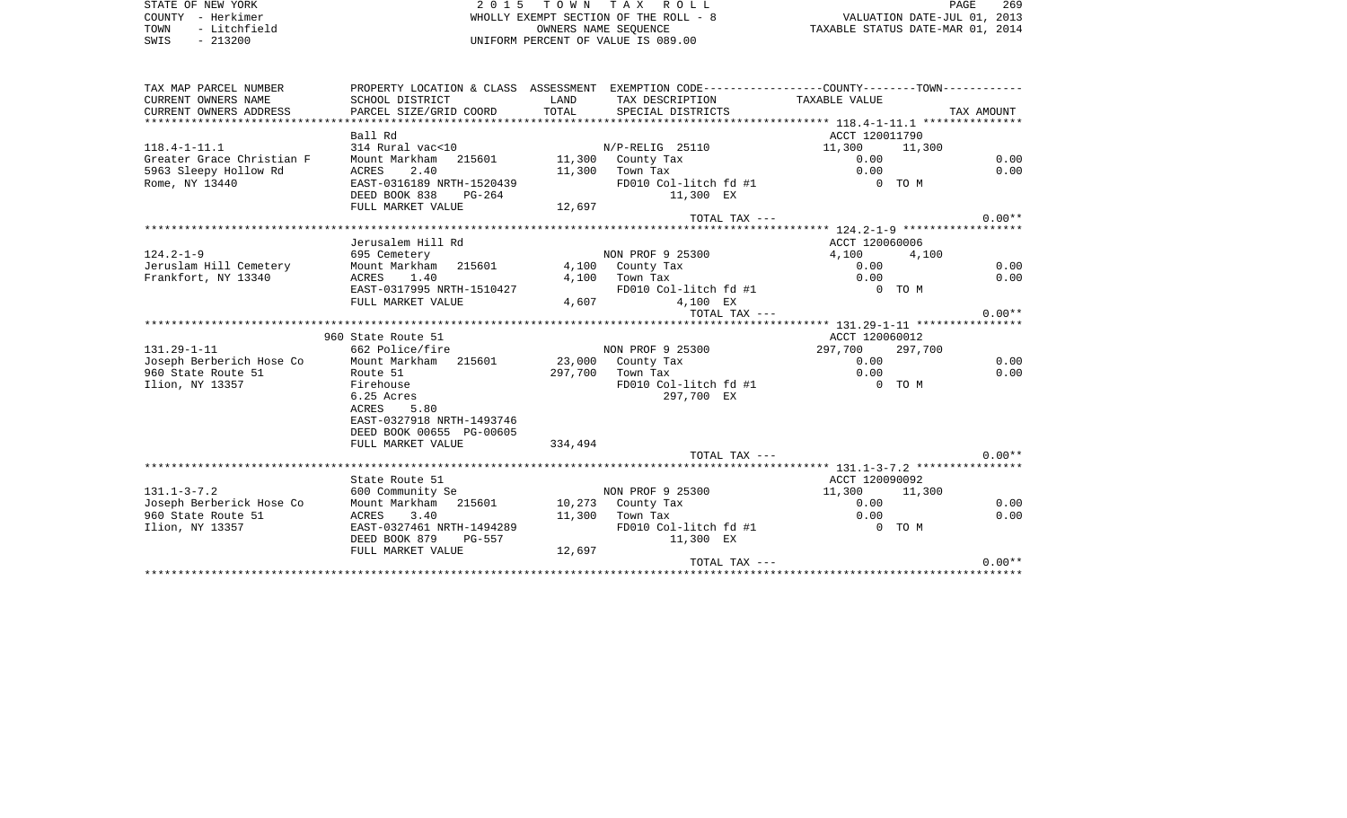STATE OF NEW YORK
COUNTY - Herkimer
TOWN - Litchfield
SWIS - 213200

2 0 1 5 T O W N T A X R O L L
WHOLLY EXEMPT SECTION OF THE ROLL - 8
OWNERS NAME SEQUENCE
UNIFORM PERCENT OF VALUE IS 089.00

VALUATION DATE-JUL 01, 2013
TAXABLE STATUS DATE-MAR 01, 2014

| TAX MAP PARCEL NUMBER / CURRENT OWNERS NAME / CURRENT OWNERS ADDRESS | PROPERTY LOCATION & CLASS / SCHOOL DISTRICT / PARCEL SIZE/GRID COORD | ASSESSMENT LAND / TOTAL | EXEMPTION CODE / TAX DESCRIPTION / SPECIAL DISTRICTS | COUNTY TAXABLE VALUE | TOWN | TAX AMOUNT |
|---|---|---|---|---|---|---|
| **118.4-1-11.1** | Ball Rd | | | ACCT 120011790 | | |
| 118.4-1-11.1 | 314 Rural vac<10 | | N/P-RELIG 25110 | 11,300 | 11,300 | |
| Greater Grace Christian F | Mount Markham 215601 | 11,300 | County Tax | 0.00 | | 0.00 |
| 5963 Sleepy Hollow Rd | ACRES 2.40 | 11,300 | Town Tax | 0.00 | | 0.00 |
| Rome, NY 13440 | EAST-0316189 NRTH-1520439 | | FD010 Col-litch fd #1 | 0 TO M | | |
| | DEED BOOK 838 PG-264 | | 11,300 EX | | | |
| | FULL MARKET VALUE | 12,697 | | | | |
| | | | TOTAL TAX --- | | | 0.00** |
| **124.2-1-9** | Jerusalem Hill Rd | | | ACCT 120060006 | | |
| 124.2-1-9 | 695 Cemetery | | NON PROF 9 25300 | 4,100 | 4,100 | |
| Jeruslam Hill Cemetery | Mount Markham 215601 | 4,100 | County Tax | 0.00 | | 0.00 |
| Frankfort, NY 13340 | ACRES 1.40 | 4,100 | Town Tax | 0.00 | | 0.00 |
| | EAST-0317995 NRTH-1510427 | | FD010 Col-litch fd #1 | 0 TO M | | |
| | FULL MARKET VALUE | 4,607 | 4,100 EX | | | |
| | | | TOTAL TAX --- | | | 0.00** |
| **131.29-1-11** | 960 State Route 51 | | | ACCT 120060012 | | |
| 131.29-1-11 | 662 Police/fire | | NON PROF 9 25300 | 297,700 | 297,700 | |
| Joseph Berberich Hose Co | Mount Markham 215601 | 23,000 | County Tax | 0.00 | | 0.00 |
| 960 State Route 51 | Route 51 | 297,700 | Town Tax | 0.00 | | 0.00 |
| Ilion, NY 13357 | Firehouse | | FD010 Col-litch fd #1 | 0 TO M | | |
| | 6.25 Acres | | 297,700 EX | | | |
| | ACRES 5.80 | | | | | |
| | EAST-0327918 NRTH-1493746 | | | | | |
| | DEED BOOK 00655 PG-00605 | | | | | |
| | FULL MARKET VALUE | 334,494 | | | | |
| | | | TOTAL TAX --- | | | 0.00** |
| **131.1-3-7.2** | State Route 51 | | | ACCT 120090092 | | |
| 131.1-3-7.2 | 600 Community Se | | NON PROF 9 25300 | 11,300 | 11,300 | |
| Joseph Berberick Hose Co | Mount Markham 215601 | 10,273 | County Tax | 0.00 | | 0.00 |
| 960 State Route 51 | ACRES 3.40 | 11,300 | Town Tax | 0.00 | | 0.00 |
| Ilion, NY 13357 | EAST-0327461 NRTH-1494289 | | FD010 Col-litch fd #1 | 0 TO M | | |
| | DEED BOOK 879 PG-557 | | 11,300 EX | | | |
| | FULL MARKET VALUE | 12,697 | | | | |
| | | | TOTAL TAX --- | | | 0.00** |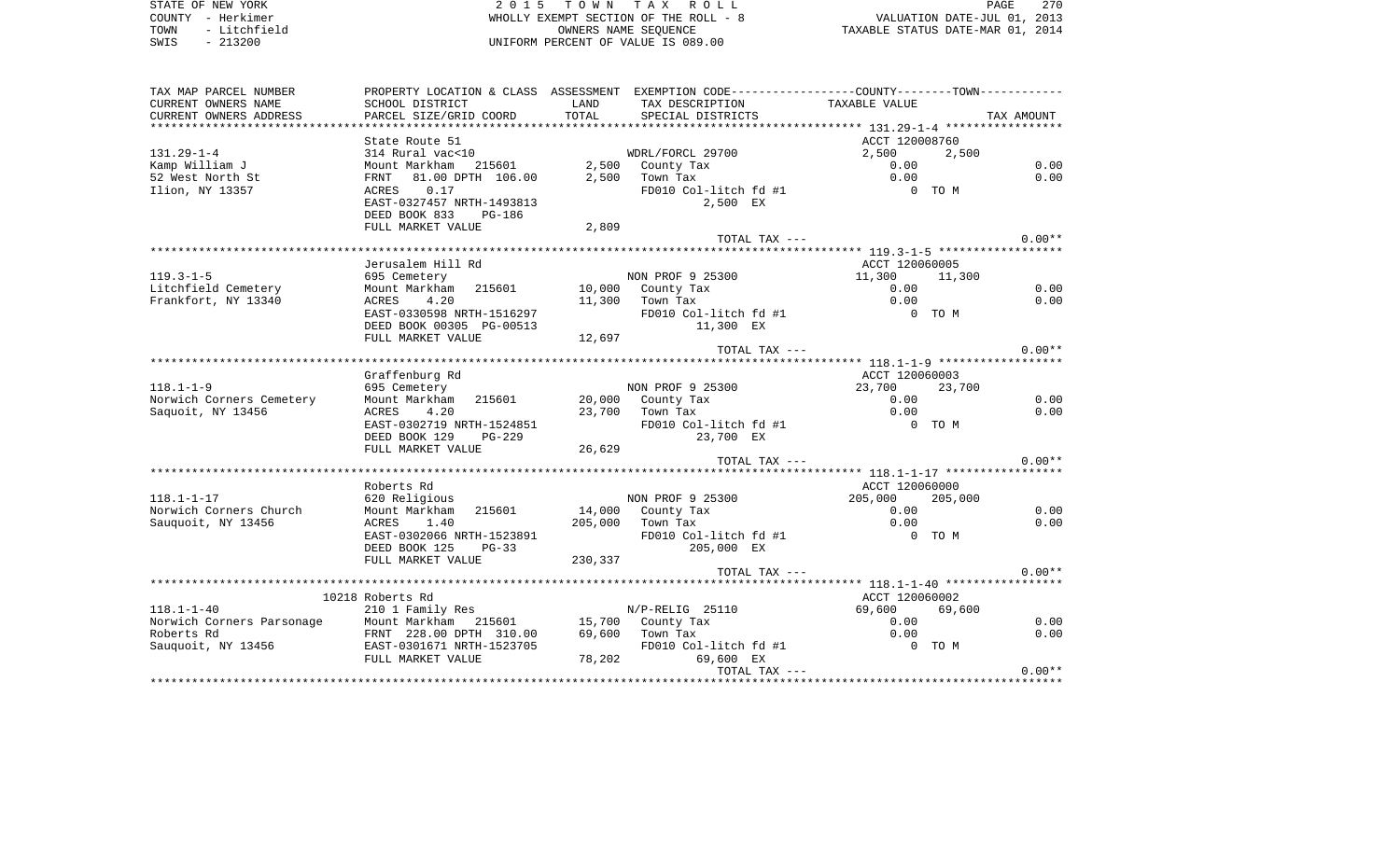STATE OF NEW YORK
COUNTY - Herkimer
TOWN - Litchfield
SWIS - 213200

2 0 1 5 T O W N T A X R O L L
WHOLLY EXEMPT SECTION OF THE ROLL - 8
OWNERS NAME SEQUENCE
UNIFORM PERCENT OF VALUE IS 089.00

VALUATION DATE-JUL 01, 2013
TAXABLE STATUS DATE-MAR 01, 2014

| TAX MAP PARCEL NUMBER / CURRENT OWNERS NAME / CURRENT OWNERS ADDRESS | PROPERTY LOCATION & CLASS / SCHOOL DISTRICT / PARCEL SIZE/GRID COORD | ASSESSMENT LAND / TOTAL | EXEMPTION CODE / TAX DESCRIPTION / SPECIAL DISTRICTS | COUNTY / TAXABLE VALUE | TOWN | TAX AMOUNT |
|---|---|---|---|---|---|---|
| **131.29-1-4** | State Route 51 | | | ACCT 120008760 | | |
| | 314 Rural vac<10 | | WDRL/FORCL 29700 | 2,500 | 2,500 | |
| Kamp William J | Mount Markham 215601 | 2,500 | County Tax | 0.00 | | 0.00 |
| 52 West North St | FRNT 81.00 DPTH 106.00 | 2,500 | Town Tax | 0.00 | | 0.00 |
| Ilion, NY 13357 | ACRES 0.17 | | FD010 Col-litch fd #1 | 0 TO M | | |
| | EAST-0327457 NRTH-1493813 | | 2,500 EX | | | |
| | DEED BOOK 833 PG-186 | | | | | |
| | FULL MARKET VALUE | 2,809 | | | | |
| | | | TOTAL TAX --- | | | 0.00** |
| **119.3-1-5** | Jerusalem Hill Rd | | | ACCT 120060005 | | |
| | 695 Cemetery | | NON PROF 9 25300 | 11,300 | 11,300 | |
| Litchfield Cemetery | Mount Markham 215601 | 10,000 | County Tax | 0.00 | | 0.00 |
| Frankfort, NY 13340 | ACRES 4.20 | 11,300 | Town Tax | 0.00 | | 0.00 |
| | EAST-0330598 NRTH-1516297 | | FD010 Col-litch fd #1 | 0 TO M | | |
| | DEED BOOK 00305 PG-00513 | | 11,300 EX | | | |
| | FULL MARKET VALUE | 12,697 | | | | |
| | | | TOTAL TAX --- | | | 0.00** |
| **118.1-1-9** | Graffenburg Rd | | | ACCT 120060003 | | |
| | 695 Cemetery | | NON PROF 9 25300 | 23,700 | 23,700 | |
| Norwich Corners Cemetery | Mount Markham 215601 | 20,000 | County Tax | 0.00 | | 0.00 |
| Saquoit, NY 13456 | ACRES 4.20 | 23,700 | Town Tax | 0.00 | | 0.00 |
| | EAST-0302719 NRTH-1524851 | | FD010 Col-litch fd #1 | 0 TO M | | |
| | DEED BOOK 129 PG-229 | | 23,700 EX | | | |
| | FULL MARKET VALUE | 26,629 | | | | |
| | | | TOTAL TAX --- | | | 0.00** |
| **118.1-1-17** | Roberts Rd | | | ACCT 120060000 | | |
| | 620 Religious | | NON PROF 9 25300 | 205,000 | 205,000 | |
| Norwich Corners Church | Mount Markham 215601 | 14,000 | County Tax | 0.00 | | 0.00 |
| Sauquoit, NY 13456 | ACRES 1.40 | 205,000 | Town Tax | 0.00 | | 0.00 |
| | EAST-0302066 NRTH-1523891 | | FD010 Col-litch fd #1 | 0 TO M | | |
| | DEED BOOK 125 PG-33 | | 205,000 EX | | | |
| | FULL MARKET VALUE | 230,337 | | | | |
| | | | TOTAL TAX --- | | | 0.00** |
| **118.1-1-40** | 10218 Roberts Rd | | | ACCT 120060002 | | |
| | 210 1 Family Res | | N/P-RELIG 25110 | 69,600 | 69,600 | |
| Norwich Corners Parsonage | Mount Markham 215601 | 15,700 | County Tax | 0.00 | | 0.00 |
| Roberts Rd | FRNT 228.00 DPTH 310.00 | 69,600 | Town Tax | 0.00 | | 0.00 |
| Sauquoit, NY 13456 | EAST-0301671 NRTH-1523705 | | FD010 Col-litch fd #1 | 0 TO M | | |
| | FULL MARKET VALUE | 78,202 | 69,600 EX | | | |
| | | | TOTAL TAX --- | | | 0.00** |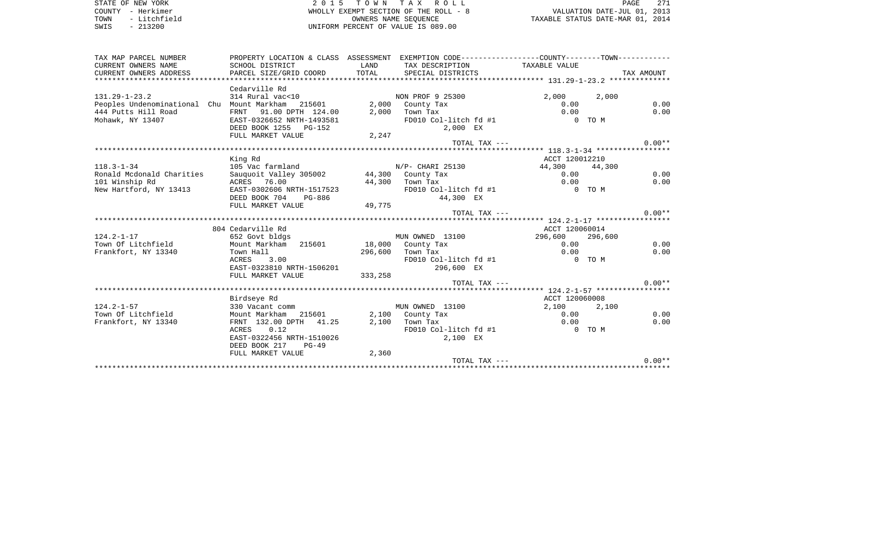STATE OF NEW YORK | 2 0 1 5 T O W N T A X R O L L | PAGE 271
COUNTY - Herkimer | WHOLLY EXEMPT SECTION OF THE ROLL - 8 | VALUATION DATE-JUL 01, 2013
TOWN - Litchfield | OWNERS NAME SEQUENCE | TAXABLE STATUS DATE-MAR 01, 2014
SWIS - 213200 | UNIFORM PERCENT OF VALUE IS 089.00

| TAX MAP PARCEL NUMBER / CURRENT OWNERS NAME / CURRENT OWNERS ADDRESS | PROPERTY LOCATION & CLASS / SCHOOL DISTRICT / PARCEL SIZE/GRID COORD | ASSESSMENT LAND / TOTAL | EXEMPTION CODE / TAX DESCRIPTION / SPECIAL DISTRICTS | COUNTY TAXABLE VALUE | TOWN | TAX AMOUNT |
|---|---|---|---|---|---|---|
| 131.29-1-23.2 | Cedarville Rd | | | | | |
| | 314 Rural vac<10 | | NON PROF 9 25300 | 2,000 | 2,000 | |
| Peoples Undenominational Chu | Mount Markham 215601 | 2,000 | County Tax | 0.00 | | 0.00 |
| 444 Putts Hill Road | FRNT 91.00 DPTH 124.00 | 2,000 | Town Tax | 0.00 | | 0.00 |
| Mohawk, NY 13407 | EAST-0326652 NRTH-1493581 | | FD010 Col-litch fd #1 | 0 TO M | | |
| | DEED BOOK 1255 PG-152 | | 2,000 EX | | | |
| | FULL MARKET VALUE | 2,247 | | | | |
| | | | TOTAL TAX --- | | | 0.00** |
| 118.3-1-34 | King Rd | | | ACCT 120012210 | | |
| | 105 Vac farmland | | N/P- CHARI 25130 | 44,300 | 44,300 | |
| Ronald Mcdonald Charities | Sauquoit Valley 305002 | 44,300 | County Tax | 0.00 | | 0.00 |
| 101 Winship Rd | ACRES 76.00 | 44,300 | Town Tax | 0.00 | | 0.00 |
| New Hartford, NY 13413 | EAST-0302606 NRTH-1517523 | | FD010 Col-litch fd #1 | 0 TO M | | |
| | DEED BOOK 704 PG-886 | | 44,300 EX | | | |
| | FULL MARKET VALUE | 49,775 | | | | |
| | | | TOTAL TAX --- | | | 0.00** |
| 124.2-1-17 | 804 Cedarville Rd | | | ACCT 120060014 | | |
| | 652 Govt bldgs | | MUN OWNED 13100 | 296,600 | 296,600 | |
| Town Of Litchfield | Mount Markham 215601 | 18,000 | County Tax | 0.00 | | 0.00 |
| Frankfort, NY 13340 | Town Hall | 296,600 | Town Tax | 0.00 | | 0.00 |
| | ACRES 3.00 | | FD010 Col-litch fd #1 | 0 TO M | | |
| | EAST-0323810 NRTH-1506201 | | 296,600 EX | | | |
| | FULL MARKET VALUE | 333,258 | | | | |
| | | | TOTAL TAX --- | | | 0.00** |
| 124.2-1-57 | Birdseye Rd | | | ACCT 120060008 | | |
| | 330 Vacant comm | | MUN OWNED 13100 | 2,100 | 2,100 | |
| Town Of Litchfield | Mount Markham 215601 | 2,100 | County Tax | 0.00 | | 0.00 |
| Frankfort, NY 13340 | FRNT 132.00 DPTH 41.25 | 2,100 | Town Tax | 0.00 | | 0.00 |
| | ACRES 0.12 | | FD010 Col-litch fd #1 | 0 TO M | | |
| | EAST-0322456 NRTH-1510026 | | 2,100 EX | | | |
| | DEED BOOK 217 PG-49 | | | | | |
| | FULL MARKET VALUE | 2,360 | | | | |
| | | | TOTAL TAX --- | | | 0.00** |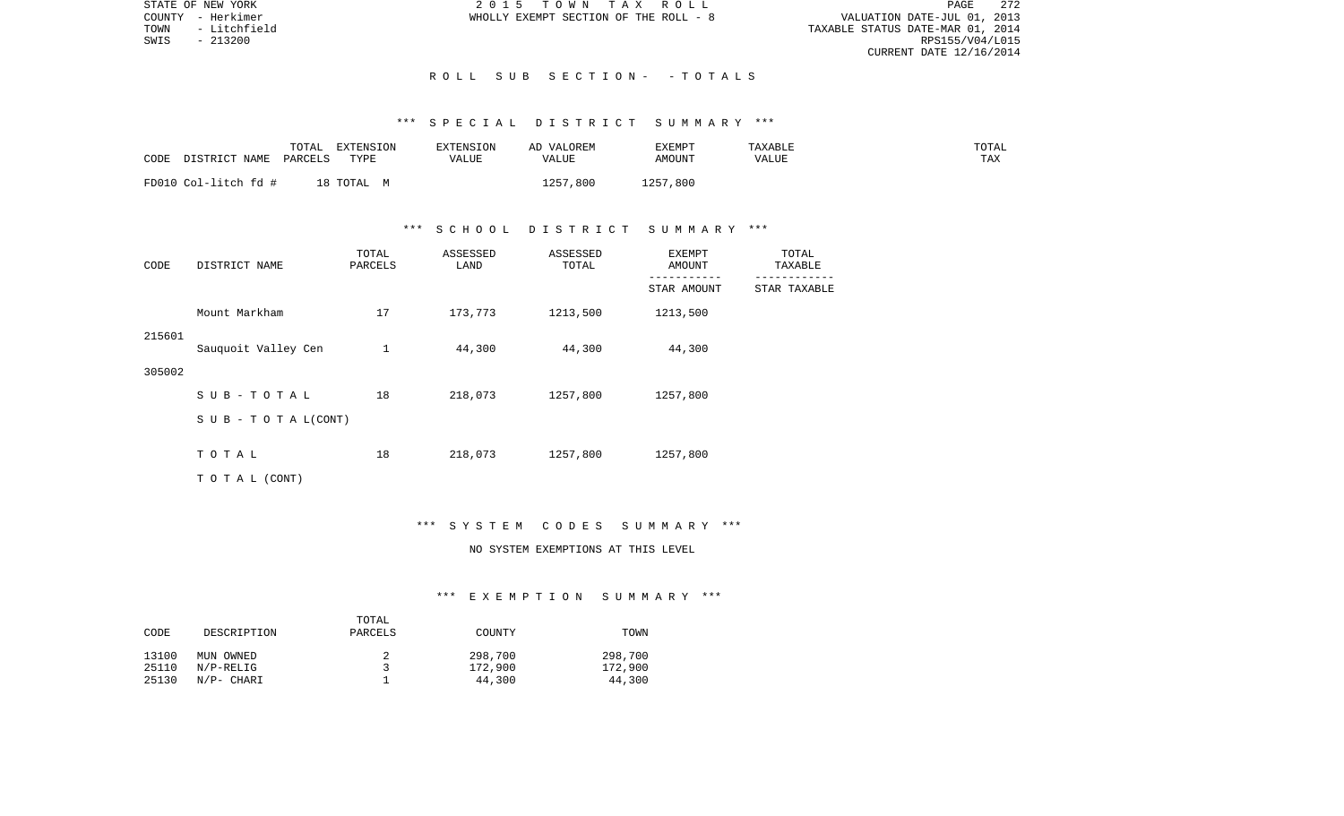STATE OF NEW YORK
COUNTY - Herkimer
TOWN - Litchfield
SWIS - 213200

2015 TOWN TAX ROLL
WHOLLY EXEMPT SECTION OF THE ROLL - 8

VALUATION DATE-JUL 01, 2013
TAXABLE STATUS DATE-MAR 01, 2014
RPS155/V04/L015
CURRENT DATE 12/16/2014

## ROLL SUB SECTION- - TOTALS

### *** SPECIAL DISTRICT SUMMARY ***

| CODE | DISTRICT NAME | TOTAL PARCELS | EXTENSION TYPE | EXTENSION VALUE | AD VALOREM VALUE | EXEMPT AMOUNT | TAXABLE VALUE | TOTAL TAX |
|---|---|---|---|---|---|---|---|---|
| FD010 | Col-litch fd # | 18 | TOTAL M | | 1257,800 | 1257,800 | | |

### *** SCHOOL DISTRICT SUMMARY ***

| CODE | DISTRICT NAME | TOTAL PARCELS | ASSESSED LAND | ASSESSED TOTAL | EXEMPT AMOUNT / STAR AMOUNT | TOTAL TAXABLE / STAR TAXABLE |
|---|---|---|---|---|---|---|
| 215601 | Mount Markham | 17 | 173,773 | 1213,500 | 1213,500 | |
| 305002 | Sauquoit Valley Cen | 1 | 44,300 | 44,300 | 44,300 | |
| | SUB-TOTAL | 18 | 218,073 | 1257,800 | 1257,800 | |
| | SUB - TOTAL(CONT) | | | | | |
| | TOTAL | 18 | 218,073 | 1257,800 | 1257,800 | |
| | TOTAL (CONT) | | | | | |

### *** SYSTEM CODES SUMMARY ***

NO SYSTEM EXEMPTIONS AT THIS LEVEL

### *** EXEMPTION SUMMARY ***

| CODE | DESCRIPTION | TOTAL PARCELS | COUNTY | TOWN |
|---|---|---|---|---|
| 13100 | MUN OWNED | 2 | 298,700 | 298,700 |
| 25110 | N/P-RELIG | 3 | 172,900 | 172,900 |
| 25130 | N/P- CHARI | 1 | 44,300 | 44,300 |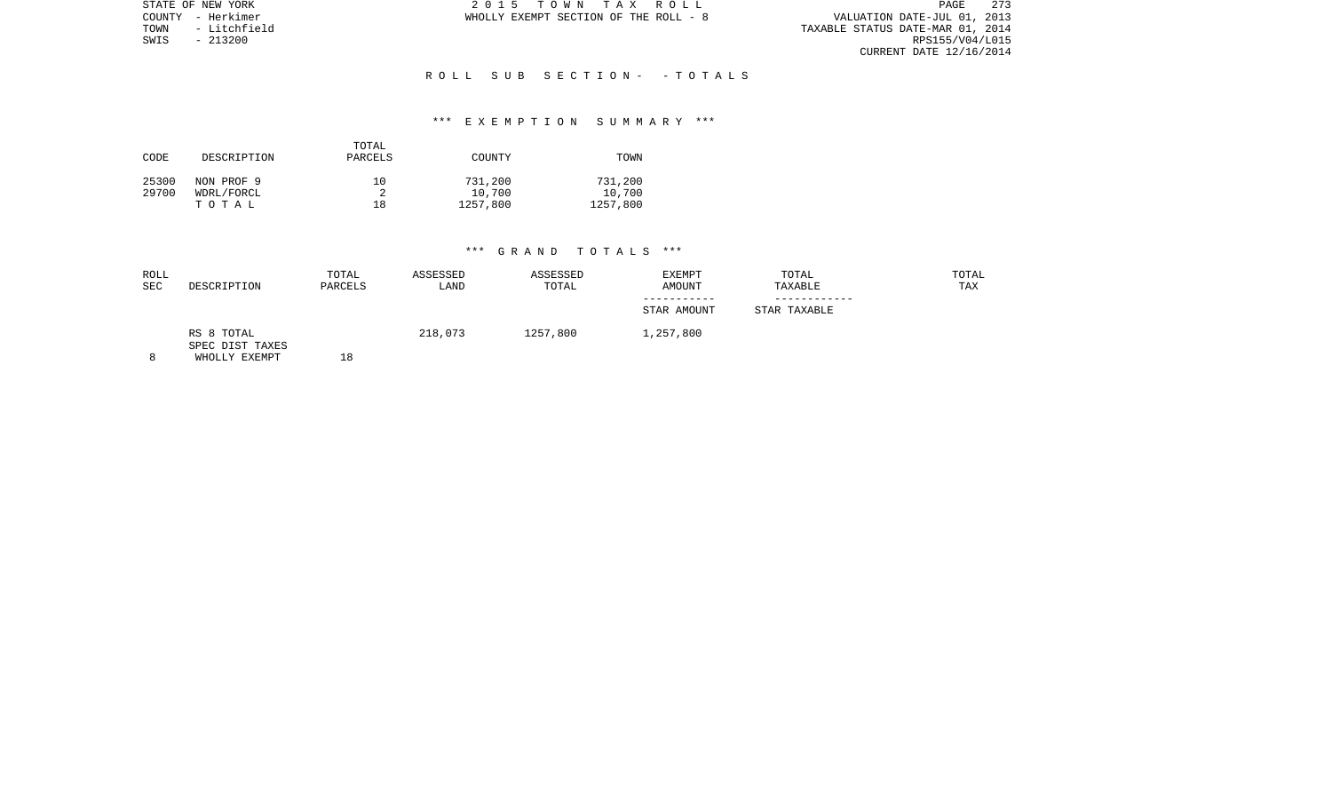## R O L L   S U B   S E C T I O N -   - T O T A L S

### *** E X E M P T I O N   S U M M A R Y ***

| CODE | DESCRIPTION | TOTAL PARCELS | COUNTY | TOWN |
|---|---|---|---|---|
| 25300 | NON PROF 9 | 10 | 731,200 | 731,200 |
| 29700 | WDRL/FORCL | 2 | 10,700 | 10,700 |
| | T O T A L | 18 | 1257,800 | 1257,800 |

### *** G R A N D   T O T A L S ***

| ROLL SEC | DESCRIPTION | TOTAL PARCELS | ASSESSED LAND | ASSESSED TOTAL | EXEMPT AMOUNT<br>-----------<br>STAR AMOUNT | TOTAL TAXABLE<br>------------<br>STAR TAXABLE | TOTAL TAX |
|---|---|---|---|---|---|---|---|
| | RS 8 TOTAL | | 218,073 | 1257,800 | 1,257,800 | | |
| | SPEC DIST TAXES | | | | | | |
| 8 | WHOLLY EXEMPT | 18 | | | | | |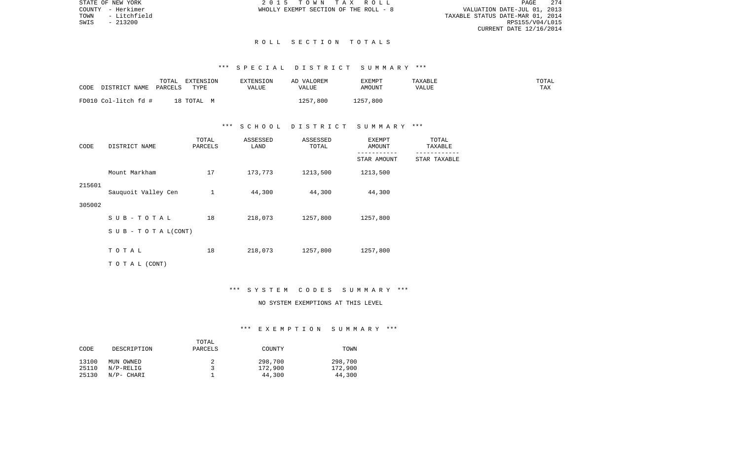STATE OF NEW YORK
COUNTY - Herkimer
TOWN - Litchfield
SWIS - 213200

2015 TOWN TAX ROLL
WHOLLY EXEMPT SECTION OF THE ROLL - 8

VALUATION DATE-JUL 01, 2013
TAXABLE STATUS DATE-MAR 01, 2014
RPS155/V04/L015
CURRENT DATE 12/16/2014

# ROLL SECTION TOTALS

## *** SPECIAL DISTRICT SUMMARY ***

| CODE DISTRICT NAME | TOTAL PARCELS | EXTENSION TYPE | EXTENSION VALUE | AD VALOREM VALUE | EXEMPT AMOUNT | TAXABLE VALUE | TOTAL TAX |
|---|---|---|---|---|---|---|---|
| FD010 Col-litch fd # | 18 | TOTAL M | | 1257,800 | 1257,800 | | |

## *** SCHOOL DISTRICT SUMMARY ***

| CODE | DISTRICT NAME | TOTAL PARCELS | ASSESSED LAND | ASSESSED TOTAL | EXEMPT AMOUNT / STAR AMOUNT | TOTAL TAXABLE / STAR TAXABLE |
|---|---|---|---|---|---|---|
| 215601 | Mount Markham | 17 | 173,773 | 1213,500 | 1213,500 | |
| 305002 | Sauquoit Valley Cen | 1 | 44,300 | 44,300 | 44,300 | |
| | SUB-TOTAL | 18 | 218,073 | 1257,800 | 1257,800 | |
| | SUB - TOTAL(CONT) | | | | | |
| | TOTAL | 18 | 218,073 | 1257,800 | 1257,800 | |
| | TOTAL (CONT) | | | | | |

## *** SYSTEM CODES SUMMARY ***

NO SYSTEM EXEMPTIONS AT THIS LEVEL

## *** EXEMPTION SUMMARY ***

| CODE | DESCRIPTION | TOTAL PARCELS | COUNTY | TOWN |
|---|---|---|---|---|
| 13100 | MUN OWNED | 2 | 298,700 | 298,700 |
| 25110 | N/P-RELIG | 3 | 172,900 | 172,900 |
| 25130 | N/P- CHARI | 1 | 44,300 | 44,300 |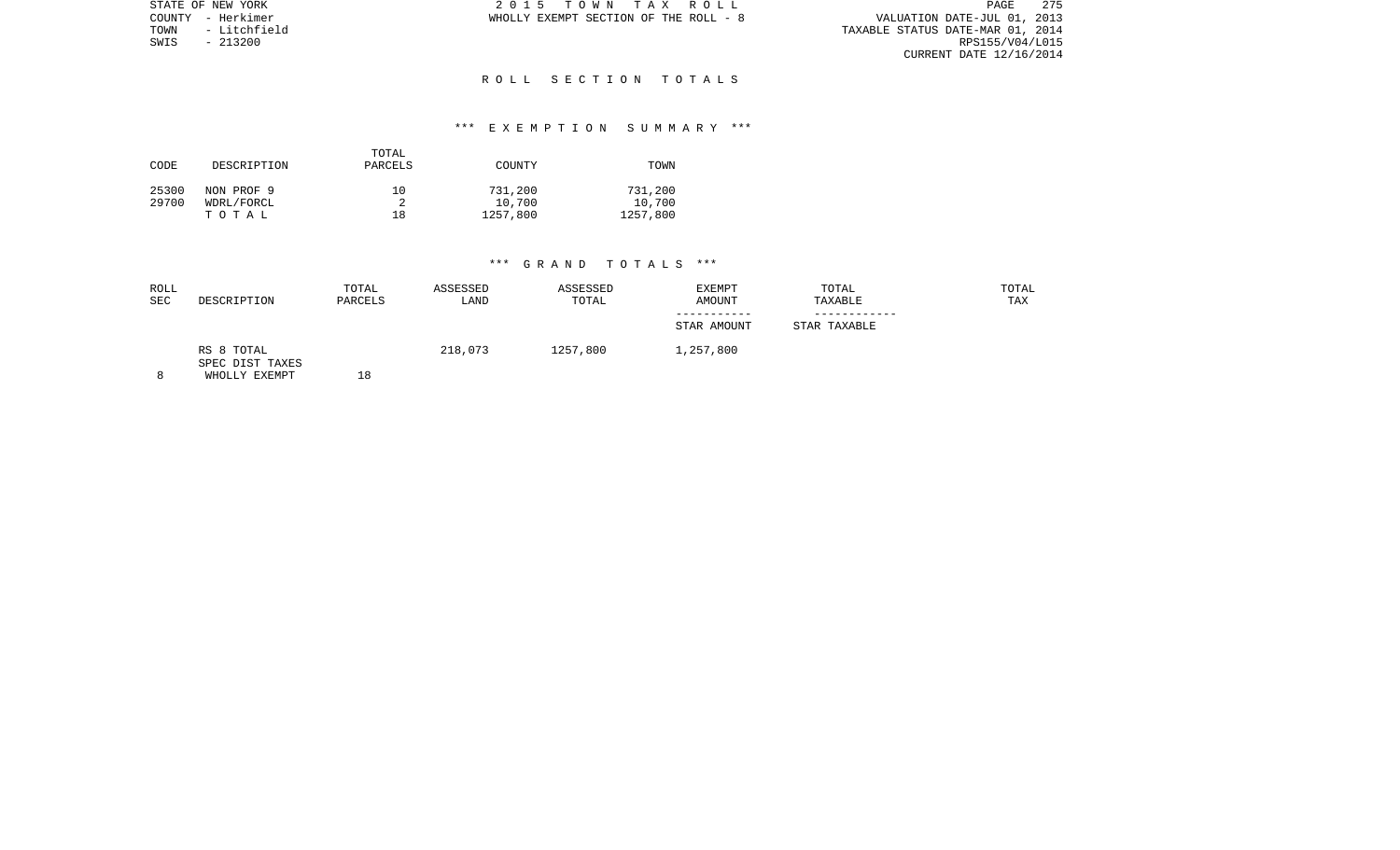## ROLL SECTION TOTALS

### *** EXEMPTION SUMMARY ***

| CODE | DESCRIPTION | TOTAL PARCELS | COUNTY | TOWN |
|---|---|---|---|---|
| 25300 | NON PROF 9 | 10 | 731,200 | 731,200 |
| 29700 | WDRL/FORCL | 2 | 10,700 | 10,700 |
| | T O T A L | 18 | 1257,800 | 1257,800 |

### *** GRAND TOTALS ***

| ROLL SEC | DESCRIPTION | TOTAL PARCELS | ASSESSED LAND | ASSESSED TOTAL | EXEMPT AMOUNT / STAR AMOUNT | TOTAL TAXABLE / STAR TAXABLE | TOTAL TAX |
|---|---|---|---|---|---|---|---|
| | RS 8 TOTAL | | 218,073 | 1257,800 | 1,257,800 | | |
| | SPEC DIST TAXES | | | | | | |
| 8 | WHOLLY EXEMPT | 18 | | | | | |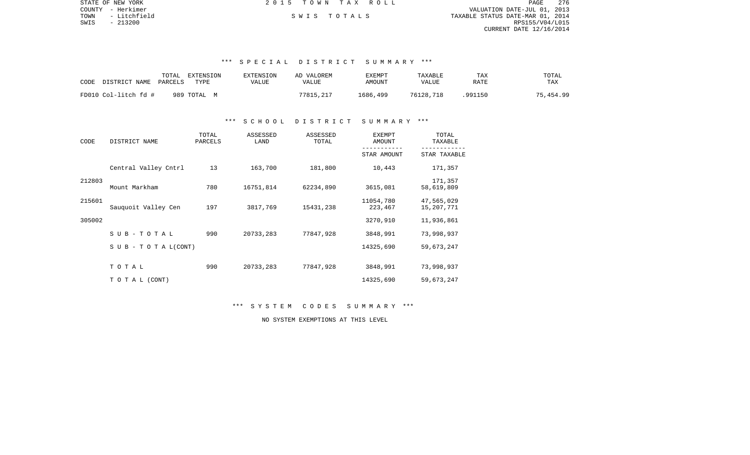STATE OF NEW YORK
COUNTY - Herkimer
TOWN - Litchfield
SWIS - 213200

2 0 1 5 T O W N T A X R O L L

S W I S T O T A L S

VALUATION DATE-JUL 01, 2013
TAXABLE STATUS DATE-MAR 01, 2014
RPS155/V04/L015
CURRENT DATE 12/16/2014

### *** S P E C I A L D I S T R I C T S U M M A R Y ***

| CODE DISTRICT NAME | TOTAL PARCELS | EXTENSION TYPE | EXTENSION VALUE | AD VALOREM VALUE | EXEMPT AMOUNT | TAXABLE VALUE | TAX RATE | TOTAL TAX |
|---|---|---|---|---|---|---|---|---|
| FD010 Col-litch fd # | 989 | TOTAL M | | 77815,217 | 1686,499 | 76128,718 | .991150 | 75,454.99 |

### *** S C H O O L D I S T R I C T S U M M A R Y ***

| CODE | DISTRICT NAME | TOTAL PARCELS | ASSESSED LAND | ASSESSED TOTAL | EXEMPT AMOUNT / STAR AMOUNT | TOTAL TAXABLE / STAR TAXABLE |
|---|---|---|---|---|---|---|
| 212803 | Central Valley Cntrl | 13 | 163,700 | 181,800 | 10,443 | 171,357 |
| | | | | | | 171,357 |
| 215601 | Mount Markham | 780 | 16751,814 | 62234,890 | 3615,081 | 58,619,809 |
| | | | | | 11054,780 | 47,565,029 |
| 305002 | Sauquoit Valley Cen | 197 | 3817,769 | 15431,238 | 223,467 | 15,207,771 |
| | | | | | 3270,910 | 11,936,861 |
| | S U B - T O T A L | 990 | 20733,283 | 77847,928 | 3848,991 | 73,998,937 |
| | S U B - T O T A L(CONT) | | | | 14325,690 | 59,673,247 |
| | T O T A L | 990 | 20733,283 | 77847,928 | 3848,991 | 73,998,937 |
| | T O T A L (CONT) | | | | 14325,690 | 59,673,247 |

### *** S Y S T E M C O D E S S U M M A R Y ***

NO SYSTEM EXEMPTIONS AT THIS LEVEL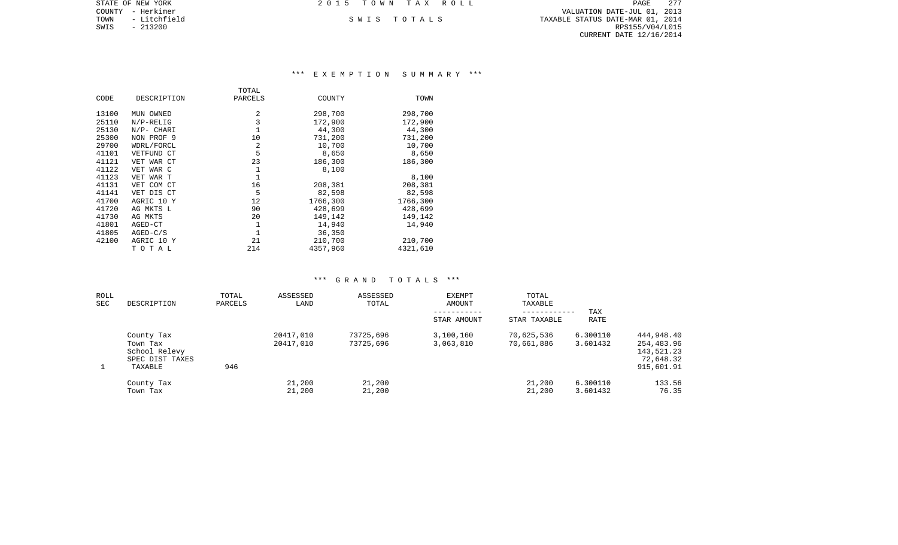STATE OF NEW YORK
COUNTY - Herkimer
TOWN - Litchfield
SWIS - 213200

2 0 1 5 T O W N T A X R O L L

S W I S T O T A L S

VALUATION DATE-JUL 01, 2013
TAXABLE STATUS DATE-MAR 01, 2014
RPS155/V04/L015
CURRENT DATE 12/16/2014

### *** E X E M P T I O N S U M M A R Y ***

| CODE | DESCRIPTION | TOTAL PARCELS | COUNTY | TOWN |
|---|---|---|---|---|
| 13100 | MUN OWNED | 2 | 298,700 | 298,700 |
| 25110 | N/P-RELIG | 3 | 172,900 | 172,900 |
| 25130 | N/P- CHARI | 1 | 44,300 | 44,300 |
| 25300 | NON PROF 9 | 10 | 731,200 | 731,200 |
| 29700 | WDRL/FORCL | 2 | 10,700 | 10,700 |
| 41101 | VETFUND CT | 5 | 8,650 | 8,650 |
| 41121 | VET WAR CT | 23 | 186,300 | 186,300 |
| 41122 | VET WAR C | 1 | 8,100 | |
| 41123 | VET WAR T | 1 | | 8,100 |
| 41131 | VET COM CT | 16 | 208,381 | 208,381 |
| 41141 | VET DIS CT | 5 | 82,598 | 82,598 |
| 41700 | AGRIC 10 Y | 12 | 1766,300 | 1766,300 |
| 41720 | AG MKTS L | 90 | 428,699 | 428,699 |
| 41730 | AG MKTS | 20 | 149,142 | 149,142 |
| 41801 | AGED-CT | 1 | 14,940 | 14,940 |
| 41805 | AGED-C/S | 1 | 36,350 | |
| 42100 | AGRIC 10 Y | 21 | 210,700 | 210,700 |
| | T O T A L | 214 | 4357,960 | 4321,610 |

### *** G R A N D T O T A L S ***

| ROLL SEC | DESCRIPTION | TOTAL PARCELS | ASSESSED LAND | ASSESSED TOTAL | EXEMPT AMOUNT / STAR AMOUNT | TOTAL TAXABLE / STAR TAXABLE | TAX RATE | |
|---|---|---|---|---|---|---|---|---|
| | County Tax | | 20417,010 | 73725,696 | 3,100,160 | 70,625,536 | 6.300110 | 444,948.40 |
| | Town Tax | | 20417,010 | 73725,696 | 3,063,810 | 70,661,886 | 3.601432 | 254,483.96 |
| | School Relevy | | | | | | | 143,521.23 |
| | SPEC DIST TAXES | | | | | | | 72,648.32 |
| 1 | TAXABLE | 946 | | | | | | 915,601.91 |
| | County Tax | | 21,200 | 21,200 | | 21,200 | 6.300110 | 133.56 |
| | Town Tax | | 21,200 | 21,200 | | 21,200 | 3.601432 | 76.35 |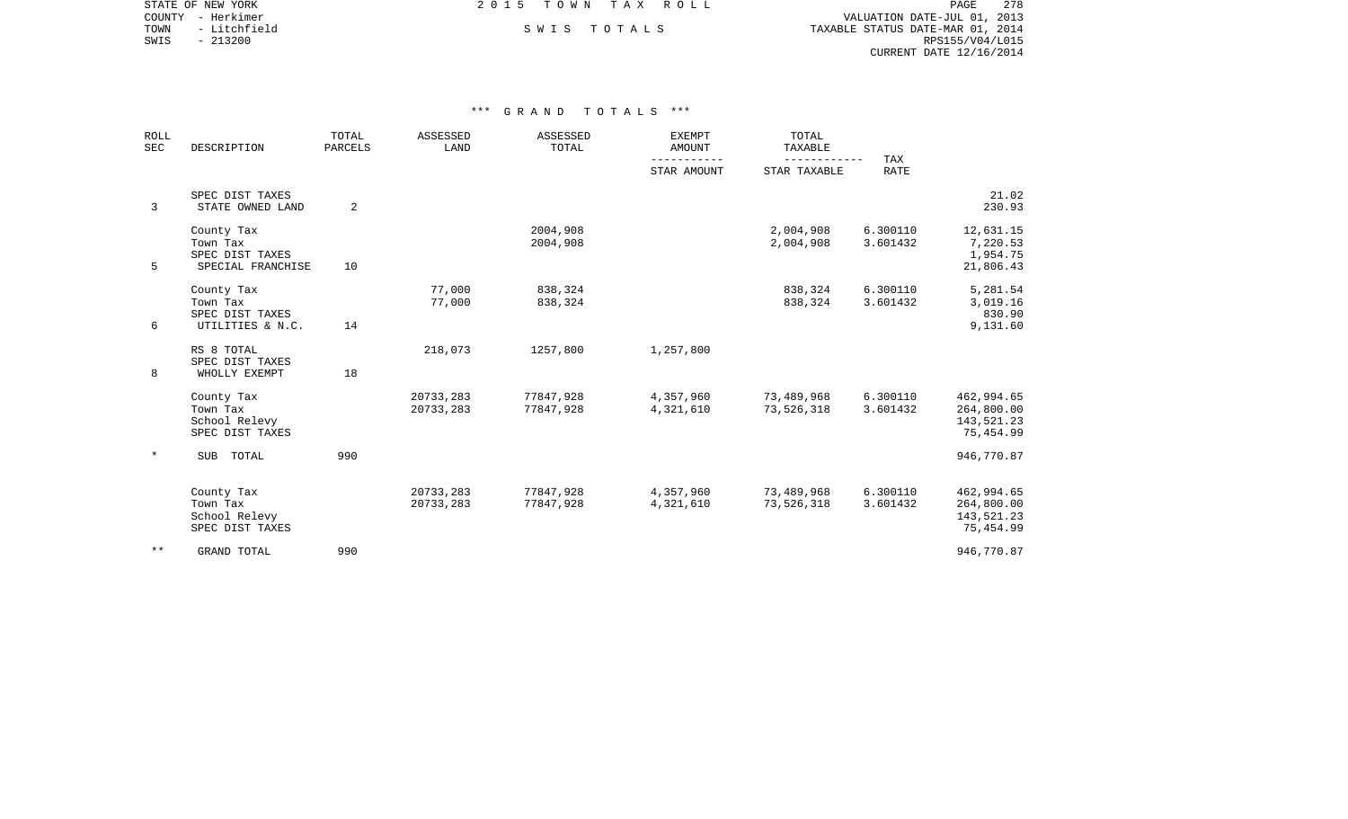STATE OF NEW YORK
COUNTY - Herkimer
TOWN - Litchfield
SWIS - 213200

2 0 1 5 T O W N T A X R O L L

S W I S T O T A L S

VALUATION DATE-JUL 01, 2013
TAXABLE STATUS DATE-MAR 01, 2014
RPS155/V04/L015
CURRENT DATE 12/16/2014

### *** G R A N D T O T A L S ***

| ROLL SEC | DESCRIPTION | TOTAL PARCELS | ASSESSED LAND | ASSESSED TOTAL | EXEMPT AMOUNT / STAR AMOUNT | TOTAL TAXABLE / STAR TAXABLE | TAX RATE | |
|---|---|---|---|---|---|---|---|---|
| | SPEC DIST TAXES | | | | | | | 21.02 |
| 3 | STATE OWNED LAND | 2 | | | | | | 230.93 |
| | County Tax | | | 2004,908 | | 2,004,908 | 6.300110 | 12,631.15 |
| | Town Tax | | | 2004,908 | | 2,004,908 | 3.601432 | 7,220.53 |
| | SPEC DIST TAXES | | | | | | | 1,954.75 |
| 5 | SPECIAL FRANCHISE | 10 | | | | | | 21,806.43 |
| | County Tax | | 77,000 | 838,324 | | 838,324 | 6.300110 | 5,281.54 |
| | Town Tax | | 77,000 | 838,324 | | 838,324 | 3.601432 | 3,019.16 |
| | SPEC DIST TAXES | | | | | | | 830.90 |
| 6 | UTILITIES & N.C. | 14 | | | | | | 9,131.60 |
| | RS 8 TOTAL | | 218,073 | 1257,800 | 1,257,800 | | | |
| | SPEC DIST TAXES | | | | | | | |
| 8 | WHOLLY EXEMPT | 18 | | | | | | |
| | County Tax | | 20733,283 | 77847,928 | 4,357,960 | 73,489,968 | 6.300110 | 462,994.65 |
| | Town Tax | | 20733,283 | 77847,928 | 4,321,610 | 73,526,318 | 3.601432 | 264,800.00 |
| | School Relevy | | | | | | | 143,521.23 |
| | SPEC DIST TAXES | | | | | | | 75,454.99 |
| * | SUB TOTAL | 990 | | | | | | 946,770.87 |
| | County Tax | | 20733,283 | 77847,928 | 4,357,960 | 73,489,968 | 6.300110 | 462,994.65 |
| | Town Tax | | 20733,283 | 77847,928 | 4,321,610 | 73,526,318 | 3.601432 | 264,800.00 |
| | School Relevy | | | | | | | 143,521.23 |
| | SPEC DIST TAXES | | | | | | | 75,454.99 |
| ** | GRAND TOTAL | 990 | | | | | | 946,770.87 |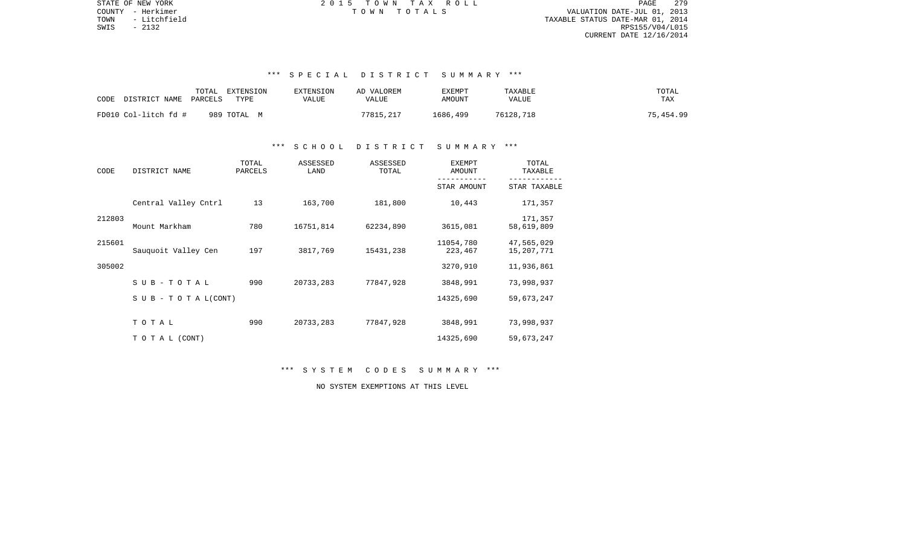STATE OF NEW YORK
COUNTY - Herkimer
TOWN - Litchfield
SWIS - 2132

2 0 1 5 T O W N T A X R O L L
T O W N T O T A L S

VALUATION DATE-JUL 01, 2013
TAXABLE STATUS DATE-MAR 01, 2014
RPS155/V04/L015
CURRENT DATE 12/16/2014

*** S P E C I A L D I S T R I C T S U M M A R Y ***

| CODE DISTRICT NAME | TOTAL PARCELS | EXTENSION TYPE | EXTENSION VALUE | AD VALOREM VALUE | EXEMPT AMOUNT | TAXABLE VALUE | TOTAL TAX |
|---|---|---|---|---|---|---|---|
| FD010 Col-litch fd # | 989 | TOTAL M | | 77815,217 | 1686,499 | 76128,718 | 75,454.99 |

*** S C H O O L D I S T R I C T S U M M A R Y ***

| CODE | DISTRICT NAME | TOTAL PARCELS | ASSESSED LAND | ASSESSED TOTAL | EXEMPT AMOUNT / STAR AMOUNT | TOTAL TAXABLE / STAR TAXABLE |
|---|---|---|---|---|---|---|
| | Central Valley Cntrl | 13 | 163,700 | 181,800 | 10,443 | 171,357 |
| 212803 | | | | | | 171,357 |
| | Mount Markham | 780 | 16751,814 | 62234,890 | 3615,081 | 58,619,809 |
| 215601 | | | | | 11054,780 | 47,565,029 |
| | Sauquoit Valley Cen | 197 | 3817,769 | 15431,238 | 223,467 | 15,207,771 |
| 305002 | | | | | 3270,910 | 11,936,861 |
| | S U B - T O T A L | 990 | 20733,283 | 77847,928 | 3848,991 | 73,998,937 |
| | S U B - T O T A L(CONT) | | | | 14325,690 | 59,673,247 |
| | T O T A L | 990 | 20733,283 | 77847,928 | 3848,991 | 73,998,937 |
| | T O T A L (CONT) | | | | 14325,690 | 59,673,247 |

*** S Y S T E M C O D E S S U M M A R Y ***

NO SYSTEM EXEMPTIONS AT THIS LEVEL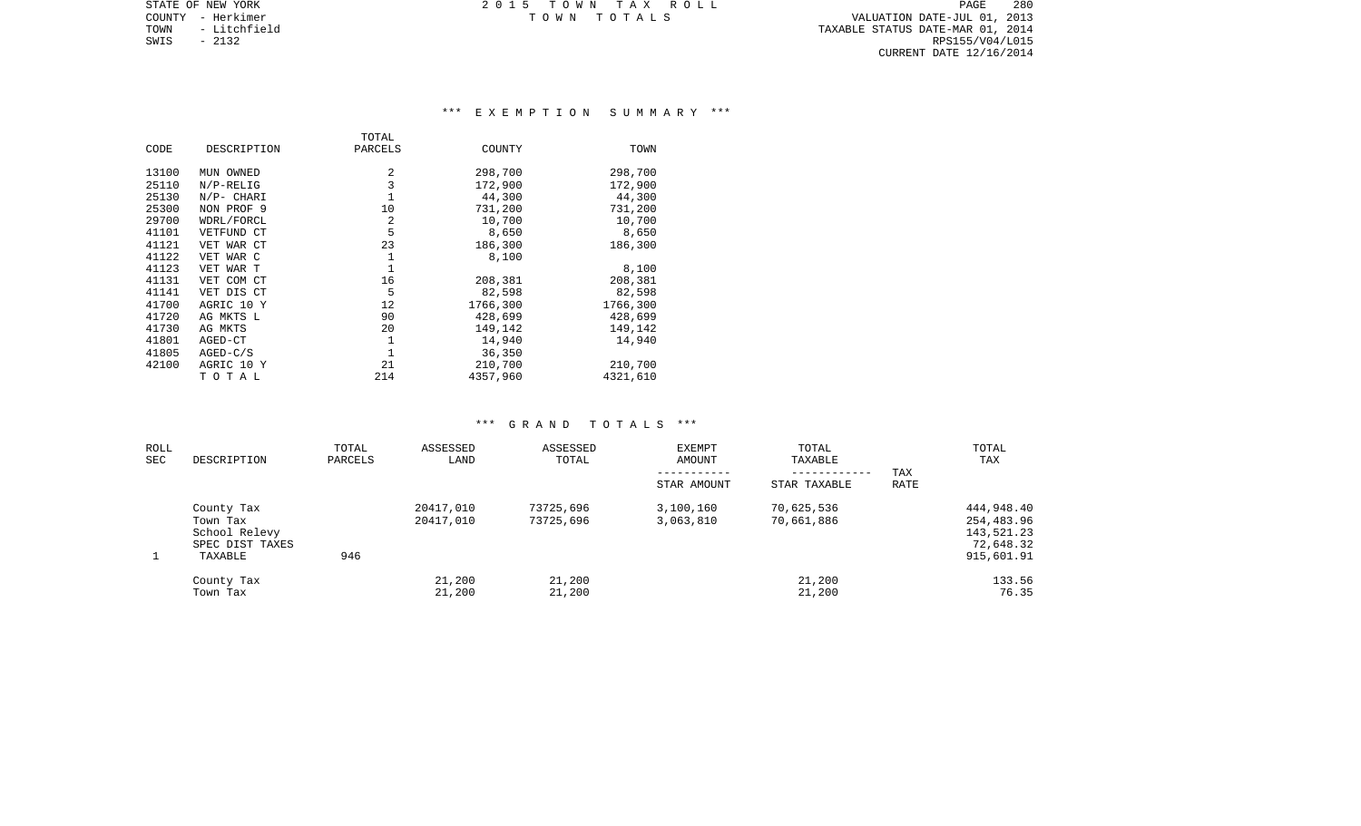STATE OF NEW YORK
COUNTY - Herkimer
TOWN - Litchfield
SWIS - 2132

2015 TOWN TAX ROLL
TOWN TOTALS

VALUATION DATE-JUL 01, 2013
TAXABLE STATUS DATE-MAR 01, 2014
RPS155/V04/L015
CURRENT DATE 12/16/2014

## *** EXEMPTION SUMMARY ***

| CODE | DESCRIPTION | TOTAL PARCELS | COUNTY | TOWN |
|---|---|---|---|---|
| 13100 | MUN OWNED | 2 | 298,700 | 298,700 |
| 25110 | N/P-RELIG | 3 | 172,900 | 172,900 |
| 25130 | N/P- CHARI | 1 | 44,300 | 44,300 |
| 25300 | NON PROF 9 | 10 | 731,200 | 731,200 |
| 29700 | WDRL/FORCL | 2 | 10,700 | 10,700 |
| 41101 | VETFUND CT | 5 | 8,650 | 8,650 |
| 41121 | VET WAR CT | 23 | 186,300 | 186,300 |
| 41122 | VET WAR C | 1 | 8,100 | |
| 41123 | VET WAR T | 1 | | 8,100 |
| 41131 | VET COM CT | 16 | 208,381 | 208,381 |
| 41141 | VET DIS CT | 5 | 82,598 | 82,598 |
| 41700 | AGRIC 10 Y | 12 | 1766,300 | 1766,300 |
| 41720 | AG MKTS L | 90 | 428,699 | 428,699 |
| 41730 | AG MKTS | 20 | 149,142 | 149,142 |
| 41801 | AGED-CT | 1 | 14,940 | 14,940 |
| 41805 | AGED-C/S | 1 | 36,350 | |
| 42100 | AGRIC 10 Y | 21 | 210,700 | 210,700 |
| | T O T A L | 214 | 4357,960 | 4321,610 |

## *** GRAND TOTALS ***

| ROLL SEC | DESCRIPTION | TOTAL PARCELS | ASSESSED LAND | ASSESSED TOTAL | EXEMPT AMOUNT / STAR AMOUNT | TOTAL TAXABLE / STAR TAXABLE | TAX RATE | TOTAL TAX |
|---|---|---|---|---|---|---|---|---|
| | County Tax | | 20417,010 | 73725,696 | 3,100,160 | 70,625,536 | | 444,948.40 |
| | Town Tax | | 20417,010 | 73725,696 | 3,063,810 | 70,661,886 | | 254,483.96 |
| | School Relevy | | | | | | | 143,521.23 |
| | SPEC DIST TAXES | | | | | | | 72,648.32 |
| 1 | TAXABLE | 946 | | | | | | 915,601.91 |
| | County Tax | | 21,200 | 21,200 | | 21,200 | | 133.56 |
| | Town Tax | | 21,200 | 21,200 | | 21,200 | | 76.35 |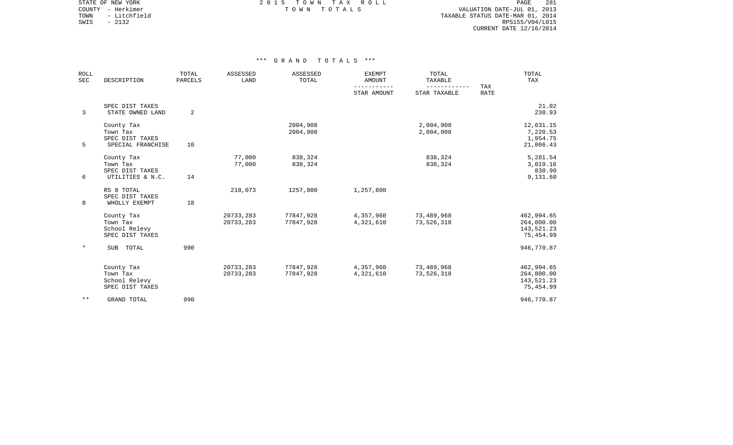STATE OF NEW YORK
COUNTY - Herkimer
TOWN - Litchfield
SWIS - 2132

2 0 1 5 T O W N T A X R O L L
T O W N T O T A L S

VALUATION DATE-JUL 01, 2013
TAXABLE STATUS DATE-MAR 01, 2014
RPS155/V04/L015
CURRENT DATE 12/16/2014

### *** G R A N D T O T A L S ***

| ROLL SEC | DESCRIPTION | TOTAL PARCELS | ASSESSED LAND | ASSESSED TOTAL | EXEMPT AMOUNT / STAR AMOUNT | TOTAL TAXABLE / STAR TAXABLE | TAX RATE | TOTAL TAX |
|---|---|---|---|---|---|---|---|---|
| | SPEC DIST TAXES | | | | | | | 21.02 |
| 3 | STATE OWNED LAND | 2 | | | | | | 230.93 |
| | County Tax | | | 2004,908 | | 2,004,908 | | 12,631.15 |
| | Town Tax | | | 2004,908 | | 2,004,908 | | 7,220.53 |
| | SPEC DIST TAXES | | | | | | | 1,954.75 |
| 5 | SPECIAL FRANCHISE | 10 | | | | | | 21,806.43 |
| | County Tax | | 77,000 | 838,324 | | 838,324 | | 5,281.54 |
| | Town Tax | | 77,000 | 838,324 | | 838,324 | | 3,019.16 |
| | SPEC DIST TAXES | | | | | | | 830.90 |
| 6 | UTILITIES & N.C. | 14 | | | | | | 9,131.60 |
| | RS 8 TOTAL | | 218,073 | 1257,800 | 1,257,800 | | | |
| | SPEC DIST TAXES | | | | | | | |
| 8 | WHOLLY EXEMPT | 18 | | | | | | |
| | County Tax | | 20733,283 | 77847,928 | 4,357,960 | 73,489,968 | | 462,994.65 |
| | Town Tax | | 20733,283 | 77847,928 | 4,321,610 | 73,526,318 | | 264,800.00 |
| | School Relevy | | | | | | | 143,521.23 |
| | SPEC DIST TAXES | | | | | | | 75,454.99 |
| * | SUB TOTAL | 990 | | | | | | 946,770.87 |
| | County Tax | | 20733,283 | 77847,928 | 4,357,960 | 73,489,968 | | 462,994.65 |
| | Town Tax | | 20733,283 | 77847,928 | 4,321,610 | 73,526,318 | | 264,800.00 |
| | School Relevy | | | | | | | 143,521.23 |
| | SPEC DIST TAXES | | | | | | | 75,454.99 |
| ** | GRAND TOTAL | 990 | | | | | | 946,770.87 |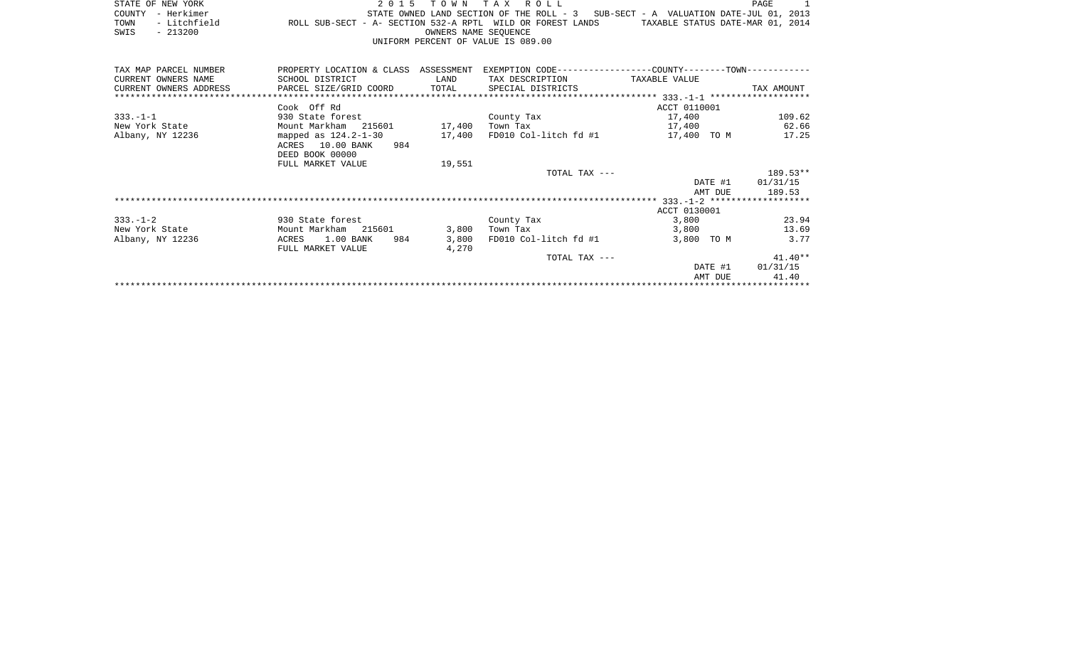STATE OF NEW YORK
COUNTY - Herkimer
TOWN - Litchfield
SWIS - 213200

**2 0 1 5 T O W N T A X R O L L**

STATE OWNED LAND SECTION OF THE ROLL - 3 SUB-SECT - A VALUATION DATE-JUL 01, 2013
ROLL SUB-SECT - A- SECTION 532-A RPTL WILD OR FOREST LANDS TAXABLE STATUS DATE-MAR 01, 2014
OWNERS NAME SEQUENCE
UNIFORM PERCENT OF VALUE IS 089.00

| TAX MAP PARCEL NUMBER / CURRENT OWNERS NAME / CURRENT OWNERS ADDRESS | PROPERTY LOCATION & CLASS / SCHOOL DISTRICT / PARCEL SIZE/GRID COORD | ASSESSMENT LAND / TOTAL | EXEMPTION CODE / TAX DESCRIPTION / SPECIAL DISTRICTS | COUNTY--------TOWN TAXABLE VALUE | TAX AMOUNT |
|---|---|---|---|---|---|
| ******** 333.-1-1 ******** | | | | | |
| | Cook Off Rd | | | ACCT 0110001 | |
| 333.-1-1 | 930 State forest | | County Tax | 17,400 | 109.62 |
| New York State | Mount Markham 215601 | 17,400 | Town Tax | 17,400 | 62.66 |
| Albany, NY 12236 | mapped as 124.2-1-30 | 17,400 | FD010 Col-litch fd #1 | 17,400 TO M | 17.25 |
| | ACRES 10.00 BANK 984 | | | | |
| | DEED BOOK 00000 | | | | |
| | FULL MARKET VALUE | 19,551 | | | |
| | | | TOTAL TAX --- | | 189.53** |
| | | | | DATE #1 | 01/31/15 |
| | | | | AMT DUE | 189.53 |
| ******** 333.-1-2 ******** | | | | | |
| | | | | ACCT 0130001 | |
| 333.-1-2 | 930 State forest | | County Tax | 3,800 | 23.94 |
| New York State | Mount Markham 215601 | 3,800 | Town Tax | 3,800 | 13.69 |
| Albany, NY 12236 | ACRES 1.00 BANK 984 | 3,800 | FD010 Col-litch fd #1 | 3,800 TO M | 3.77 |
| | FULL MARKET VALUE | 4,270 | | | |
| | | | TOTAL TAX --- | | 41.40** |
| | | | | DATE #1 | 01/31/15 |
| | | | | AMT DUE | 41.40 |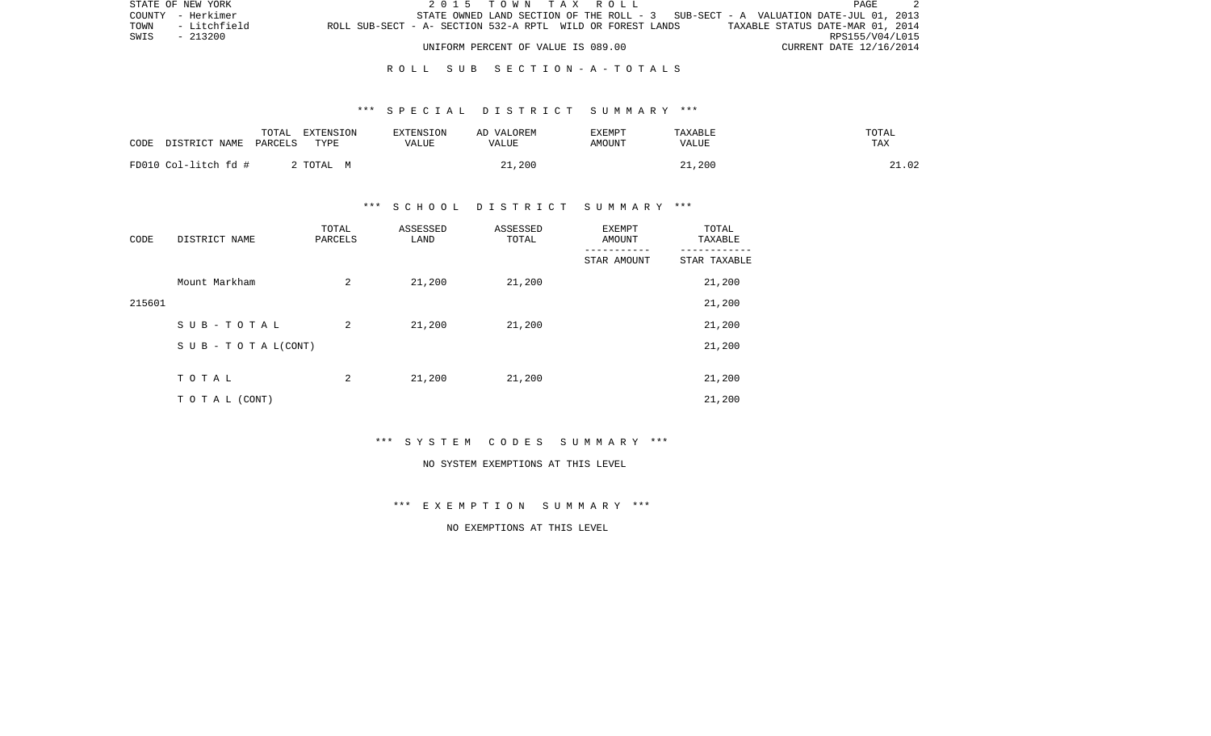STATE OF NEW YORK
COUNTY - Herkimer
TOWN - Litchfield
SWIS - 213200

2 0 1 5 T O W N T A X R O L L

STATE OWNED LAND SECTION OF THE ROLL - 3 SUB-SECT - A VALUATION DATE-JUL 01, 2013
ROLL SUB-SECT - A- SECTION 532-A RPTL WILD OR FOREST LANDS TAXABLE STATUS DATE-MAR 01, 2014
RPS155/V04/L015
UNIFORM PERCENT OF VALUE IS 089.00 CURRENT DATE 12/16/2014

R O L L S U B S E C T I O N - A - T O T A L S

*** S P E C I A L D I S T R I C T S U M M A R Y ***

| CODE DISTRICT NAME | TOTAL PARCELS | EXTENSION TYPE | EXTENSION VALUE | AD VALOREM VALUE | EXEMPT AMOUNT | TAXABLE VALUE | TOTAL TAX |
|---|---|---|---|---|---|---|---|
| FD010 Col-litch fd # | 2 | TOTAL M | | 21,200 | | 21,200 | 21.02 |

*** S C H O O L D I S T R I C T S U M M A R Y ***

| CODE | DISTRICT NAME | TOTAL PARCELS | ASSESSED LAND | ASSESSED TOTAL | EXEMPT AMOUNT / STAR AMOUNT | TOTAL TAXABLE / STAR TAXABLE |
|---|---|---|---|---|---|---|
| | Mount Markham | 2 | 21,200 | 21,200 | | 21,200 |
| 215601 | | | | | | 21,200 |
| | S U B - T O T A L | 2 | 21,200 | 21,200 | | 21,200 |
| | S U B - T O T A L(CONT) | | | | | 21,200 |
| | T O T A L | 2 | 21,200 | 21,200 | | 21,200 |
| | T O T A L (CONT) | | | | | 21,200 |

*** S Y S T E M C O D E S S U M M A R Y ***

NO SYSTEM EXEMPTIONS AT THIS LEVEL

*** E X E M P T I O N S U M M A R Y ***

NO EXEMPTIONS AT THIS LEVEL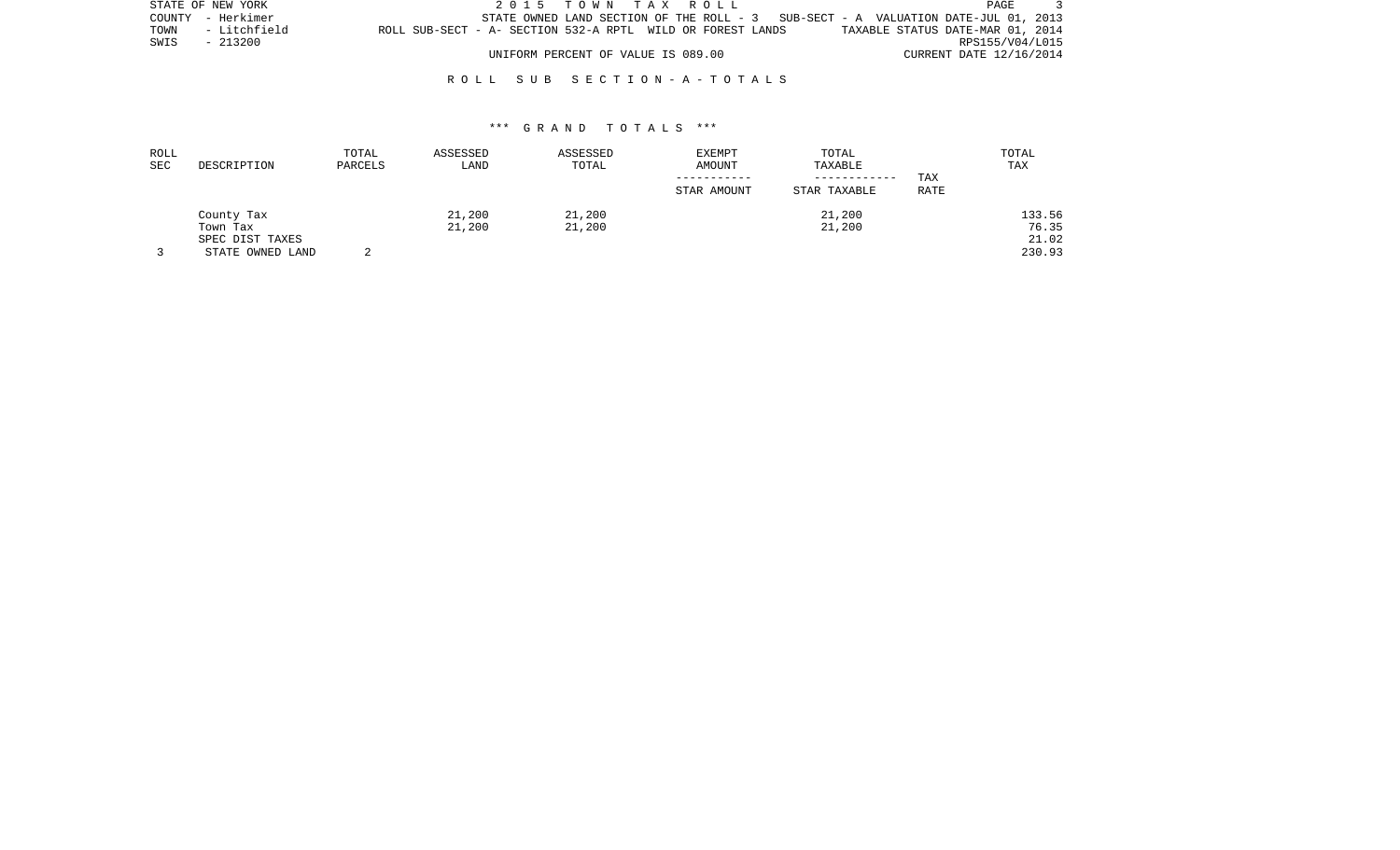STATE OF NEW YORK
COUNTY - Herkimer
TOWN - Litchfield
SWIS - 213200

2 0 1 5 T O W N T A X R O L L
STATE OWNED LAND SECTION OF THE ROLL - 3 SUB-SECT - A VALUATION DATE-JUL 01, 2013
ROLL SUB-SECT - A- SECTION 532-A RPTL WILD OR FOREST LANDS TAXABLE STATUS DATE-MAR 01, 2014
RPS155/V04/L015
UNIFORM PERCENT OF VALUE IS 089.00 CURRENT DATE 12/16/2014

R O L L S U B S E C T I O N - A - T O T A L S

\*\*\* G R A N D T O T A L S \*\*\*

| ROLL SEC | DESCRIPTION | TOTAL PARCELS | ASSESSED LAND | ASSESSED TOTAL | EXEMPT AMOUNT ----------- STAR AMOUNT | TOTAL TAXABLE ------------ STAR TAXABLE | TAX RATE | TOTAL TAX |
|---|---|---|---|---|---|---|---|---|
| | County Tax | | 21,200 | 21,200 | | 21,200 | | 133.56 |
| | Town Tax | | 21,200 | 21,200 | | 21,200 | | 76.35 |
| | SPEC DIST TAXES | | | | | | | 21.02 |
| 3 | STATE OWNED LAND | 2 | | | | | | 230.93 |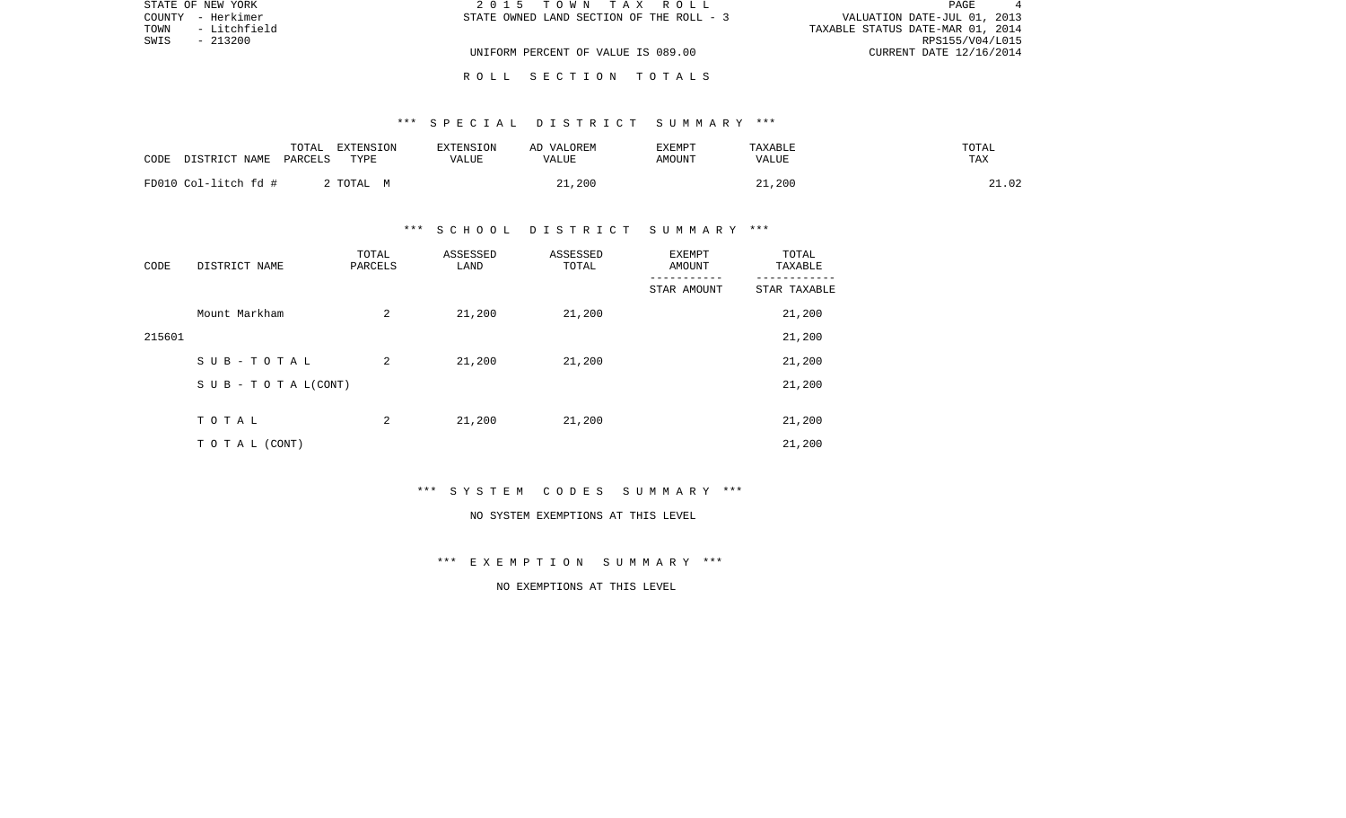STATE OF NEW YORK | COUNTY - Herkimer | TOWN - Litchfield | SWIS - 213200

**2015 TOWN TAX ROLL**
STATE OWNED LAND SECTION OF THE ROLL - 3
UNIFORM PERCENT OF VALUE IS 089.00

VALUATION DATE-JUL 01, 2013
TAXABLE STATUS DATE-MAR 01, 2014
RPS155/V04/L015
CURRENT DATE 12/16/2014

## ROLL SECTION TOTALS

### *** SPECIAL DISTRICT SUMMARY ***

| CODE DISTRICT NAME | TOTAL PARCELS | EXTENSION TYPE | EXTENSION VALUE | AD VALOREM VALUE | EXEMPT AMOUNT | TAXABLE VALUE | TOTAL TAX |
|---|---|---|---|---|---|---|---|
| FD010 Col-litch fd # | 2 | TOTAL M | | 21,200 | | 21,200 | 21.02 |

### *** SCHOOL DISTRICT SUMMARY ***

| CODE | DISTRICT NAME | TOTAL PARCELS | ASSESSED LAND | ASSESSED TOTAL | EXEMPT AMOUNT / STAR AMOUNT | TOTAL TAXABLE / STAR TAXABLE |
|---|---|---|---|---|---|---|
| | Mount Markham | 2 | 21,200 | 21,200 | | 21,200 |
| 215601 | | | | | | 21,200 |
| | S U B - T O T A L | 2 | 21,200 | 21,200 | | 21,200 |
| | S U B - T O T A L(CONT) | | | | | 21,200 |
| | T O T A L | 2 | 21,200 | 21,200 | | 21,200 |
| | T O T A L (CONT) | | | | | 21,200 |

### *** SYSTEM CODES SUMMARY ***

NO SYSTEM EXEMPTIONS AT THIS LEVEL

### *** EXEMPTION SUMMARY ***

NO EXEMPTIONS AT THIS LEVEL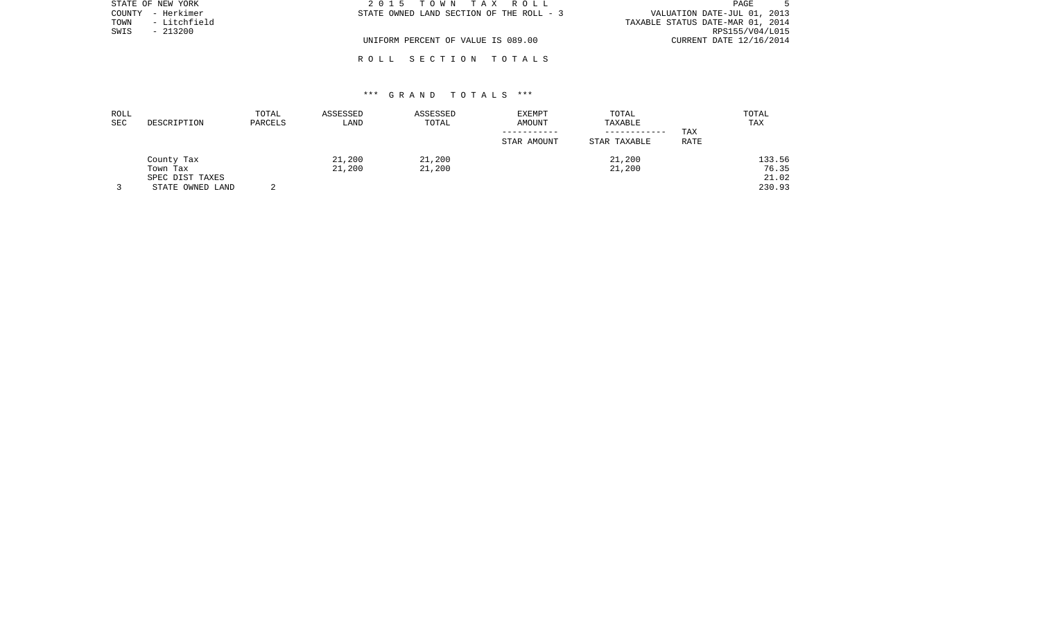STATE OF NEW YORK
COUNTY - Herkimer
TOWN - Litchfield
SWIS - 213200

2 0 1 5 T O W N T A X R O L L
STATE OWNED LAND SECTION OF THE ROLL - 3

UNIFORM PERCENT OF VALUE IS 089.00

VALUATION DATE-JUL 01, 2013
TAXABLE STATUS DATE-MAR 01, 2014
RPS155/V04/L015
CURRENT DATE 12/16/2014

R O L L S E C T I O N T O T A L S

*** G R A N D T O T A L S ***

| ROLL SEC | DESCRIPTION | TOTAL PARCELS | ASSESSED LAND | ASSESSED TOTAL | EXEMPT AMOUNT ----------- STAR AMOUNT | TOTAL TAXABLE ------------ STAR TAXABLE | TAX RATE | TOTAL TAX |
|---|---|---|---|---|---|---|---|---|
| | County Tax | | 21,200 | 21,200 | | 21,200 | | 133.56 |
| | Town Tax | | 21,200 | 21,200 | | 21,200 | | 76.35 |
| | SPEC DIST TAXES | | | | | | | 21.02 |
| 3 | STATE OWNED LAND | 2 | | | | | | 230.93 |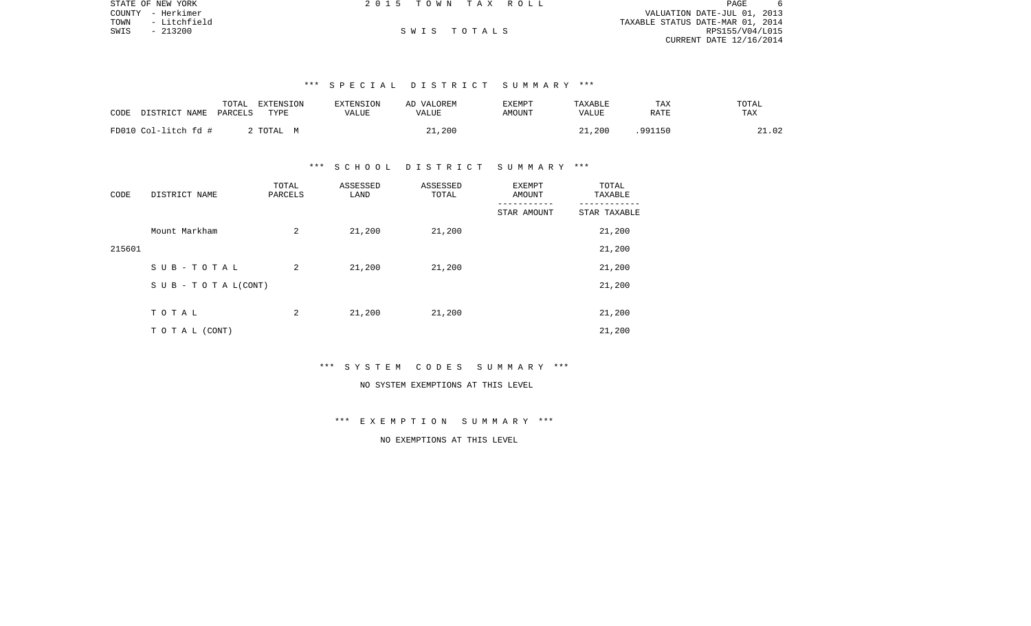STATE OF NEW YORK
COUNTY - Herkimer
TOWN - Litchfield
SWIS - 213200

2 0 1 5 T O W N T A X R O L L

S W I S T O T A L S

VALUATION DATE-JUL 01, 2013
TAXABLE STATUS DATE-MAR 01, 2014
RPS155/V04/L015
CURRENT DATE 12/16/2014

### *** S P E C I A L D I S T R I C T S U M M A R Y ***

| CODE | DISTRICT NAME | TOTAL PARCELS | EXTENSION TYPE | EXTENSION VALUE | AD VALOREM VALUE | EXEMPT AMOUNT | TAXABLE VALUE | TAX RATE | TOTAL TAX |
|---|---|---|---|---|---|---|---|---|---|
| FD010 | Col-litch fd # | 2 | TOTAL M | | 21,200 | | 21,200 | .991150 | 21.02 |

### *** S C H O O L D I S T R I C T S U M M A R Y ***

| CODE | DISTRICT NAME | TOTAL PARCELS | ASSESSED LAND | ASSESSED TOTAL | EXEMPT AMOUNT / STAR AMOUNT | TOTAL TAXABLE / STAR TAXABLE |
|---|---|---|---|---|---|---|
| | Mount Markham | 2 | 21,200 | 21,200 | | 21,200 |
| 215601 | | | | | | 21,200 |
| | S U B - T O T A L | 2 | 21,200 | 21,200 | | 21,200 |
| | S U B - T O T A L(CONT) | | | | | 21,200 |
| | T O T A L | 2 | 21,200 | 21,200 | | 21,200 |
| | T O T A L (CONT) | | | | | 21,200 |

### *** S Y S T E M C O D E S S U M M A R Y ***

NO SYSTEM EXEMPTIONS AT THIS LEVEL

### *** E X E M P T I O N S U M M A R Y ***

NO EXEMPTIONS AT THIS LEVEL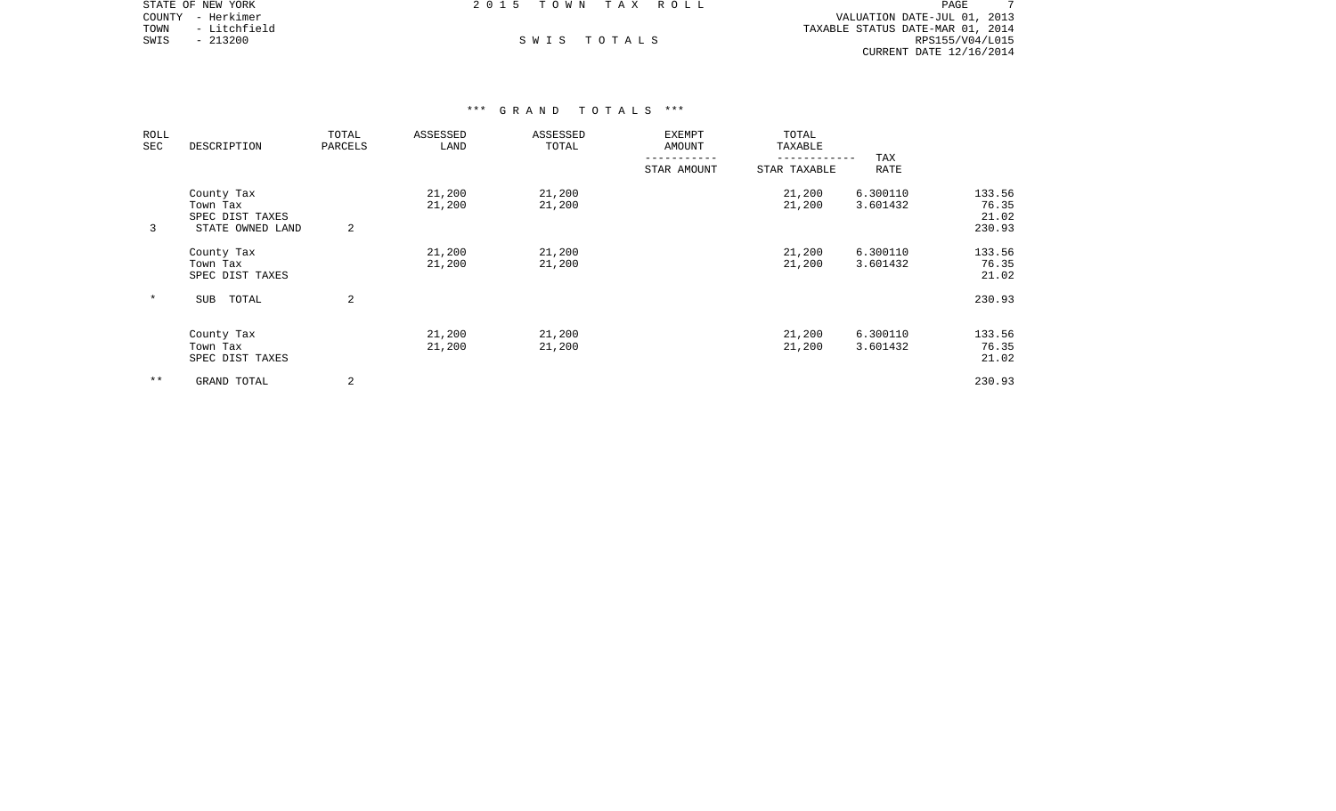STATE OF NEW YORK
COUNTY - Herkimer
TOWN - Litchfield
SWIS - 213200

2 0 1 5 T O W N T A X R O L L

S W I S T O T A L S

VALUATION DATE-JUL 01, 2013
TAXABLE STATUS DATE-MAR 01, 2014
RPS155/V04/L015
CURRENT DATE 12/16/2014

*** G R A N D T O T A L S ***

| ROLL SEC | DESCRIPTION | TOTAL PARCELS | ASSESSED LAND | ASSESSED TOTAL | EXEMPT AMOUNT / STAR AMOUNT | TOTAL TAXABLE / STAR TAXABLE | TAX RATE | |
|---|---|---|---|---|---|---|---|---|
| | County Tax | | 21,200 | 21,200 | | 21,200 | 6.300110 | 133.56 |
| | Town Tax | | 21,200 | 21,200 | | 21,200 | 3.601432 | 76.35 |
| | SPEC DIST TAXES | | | | | | | 21.02 |
| 3 | STATE OWNED LAND | 2 | | | | | | 230.93 |
| | County Tax | | 21,200 | 21,200 | | 21,200 | 6.300110 | 133.56 |
| | Town Tax | | 21,200 | 21,200 | | 21,200 | 3.601432 | 76.35 |
| | SPEC DIST TAXES | | | | | | | 21.02 |
| * | SUB TOTAL | 2 | | | | | | 230.93 |
| | County Tax | | 21,200 | 21,200 | | 21,200 | 6.300110 | 133.56 |
| | Town Tax | | 21,200 | 21,200 | | 21,200 | 3.601432 | 76.35 |
| | SPEC DIST TAXES | | | | | | | 21.02 |
| ** | GRAND TOTAL | 2 | | | | | | 230.93 |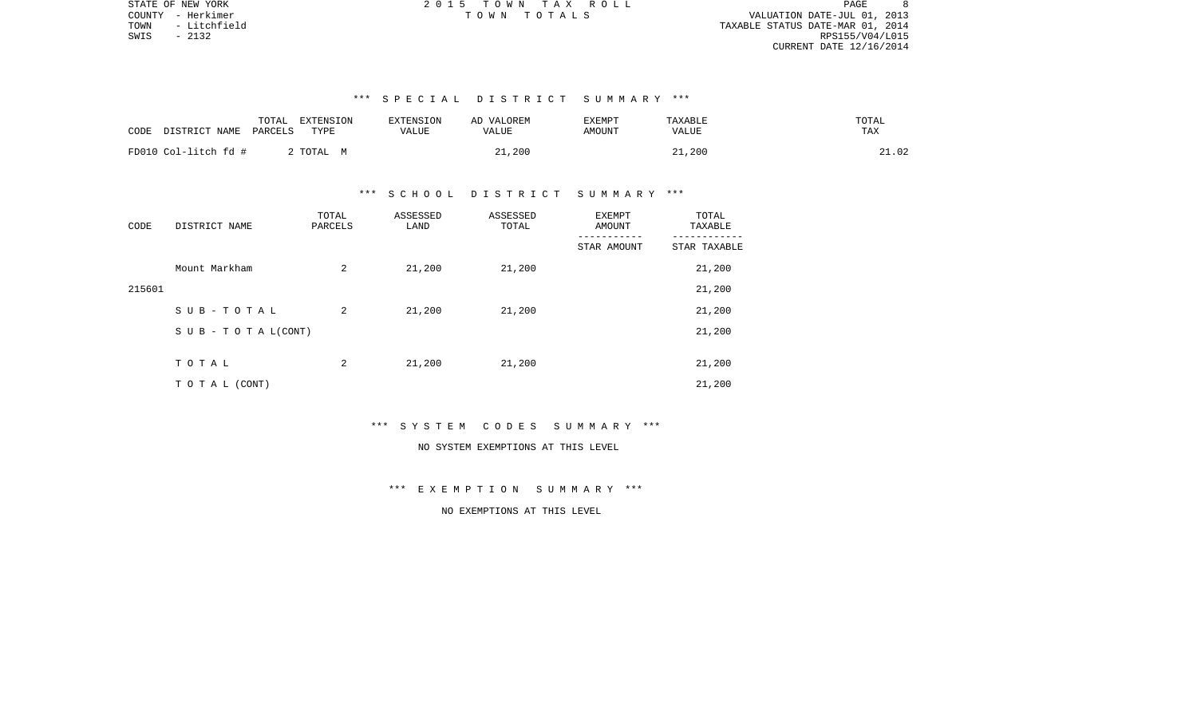STATE OF NEW YORK
COUNTY - Herkimer
TOWN - Litchfield
SWIS - 2132

2 0 1 5 T O W N T A X R O L L
T O W N T O T A L S

VALUATION DATE-JUL 01, 2013
TAXABLE STATUS DATE-MAR 01, 2014
RPS155/V04/L015
CURRENT DATE 12/16/2014

### *** S P E C I A L D I S T R I C T S U M M A R Y ***

| CODE | DISTRICT NAME | TOTAL PARCELS | EXTENSION TYPE | EXTENSION VALUE | AD VALOREM VALUE | EXEMPT AMOUNT | TAXABLE VALUE | TOTAL TAX |
|---|---|---|---|---|---|---|---|---|
| FD010 | Col-litch fd # | 2 | TOTAL M | | 21,200 | | 21,200 | 21.02 |

### *** S C H O O L D I S T R I C T S U M M A R Y ***

| CODE | DISTRICT NAME | TOTAL PARCELS | ASSESSED LAND | ASSESSED TOTAL | EXEMPT AMOUNT / STAR AMOUNT | TOTAL TAXABLE / STAR TAXABLE |
|---|---|---|---|---|---|---|
| | Mount Markham | 2 | 21,200 | 21,200 | | 21,200 |
| 215601 | | | | | | 21,200 |
| | S U B - T O T A L | 2 | 21,200 | 21,200 | | 21,200 |
| | S U B - T O T A L(CONT) | | | | | 21,200 |
| | T O T A L | 2 | 21,200 | 21,200 | | 21,200 |
| | T O T A L (CONT) | | | | | 21,200 |

### *** S Y S T E M C O D E S S U M M A R Y ***

NO SYSTEM EXEMPTIONS AT THIS LEVEL

### *** E X E M P T I O N S U M M A R Y ***

NO EXEMPTIONS AT THIS LEVEL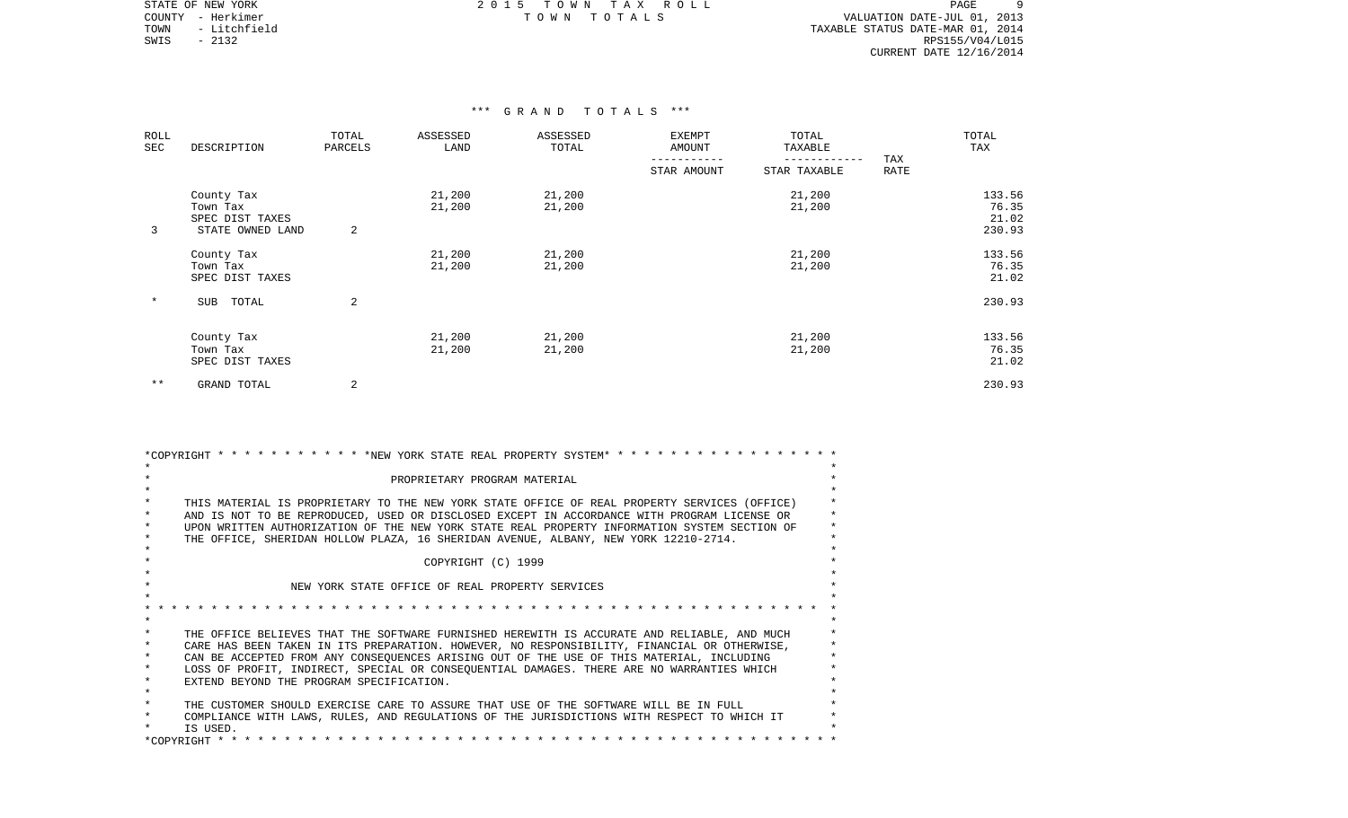STATE OF NEW YORK
COUNTY - Herkimer
TOWN - Litchfield
SWIS - 2132

2 0 1 5 T O W N T A X R O L L
T O W N T O T A L S

VALUATION DATE-JUL 01, 2013
TAXABLE STATUS DATE-MAR 01, 2014
RPS155/V04/L015
CURRENT DATE 12/16/2014

### *** G R A N D T O T A L S ***

| ROLL SEC | DESCRIPTION | TOTAL PARCELS | ASSESSED LAND | ASSESSED TOTAL | EXEMPT AMOUNT / STAR AMOUNT | TOTAL TAXABLE / STAR TAXABLE | TAX RATE | TOTAL TAX |
|---|---|---|---|---|---|---|---|---|
| | County Tax | | 21,200 | 21,200 | | 21,200 | | 133.56 |
| | Town Tax | | 21,200 | 21,200 | | 21,200 | | 76.35 |
| | SPEC DIST TAXES | | | | | | | 21.02 |
| 3 | STATE OWNED LAND | 2 | | | | | | 230.93 |
| | County Tax | | 21,200 | 21,200 | | 21,200 | | 133.56 |
| | Town Tax | | 21,200 | 21,200 | | 21,200 | | 76.35 |
| | SPEC DIST TAXES | | | | | | | 21.02 |
| * | SUB TOTAL | 2 | | | | | | 230.93 |
| | County Tax | | 21,200 | 21,200 | | 21,200 | | 133.56 |
| | Town Tax | | 21,200 | 21,200 | | 21,200 | | 76.35 |
| | SPEC DIST TAXES | | | | | | | 21.02 |
| ** | GRAND TOTAL | 2 | | | | | | 230.93 |

*COPYRIGHT * * * * * * * * * * * *NEW YORK STATE REAL PROPERTY SYSTEM* * * * * * * * * * * * * * * * * *

PROPRIETARY PROGRAM MATERIAL

THIS MATERIAL IS PROPRIETARY TO THE NEW YORK STATE OFFICE OF REAL PROPERTY SERVICES (OFFICE) AND IS NOT TO BE REPRODUCED, USED OR DISCLOSED EXCEPT IN ACCORDANCE WITH PROGRAM LICENSE OR UPON WRITTEN AUTHORIZATION OF THE NEW YORK STATE REAL PROPERTY INFORMATION SYSTEM SECTION OF THE OFFICE, SHERIDAN HOLLOW PLAZA, 16 SHERIDAN AVENUE, ALBANY, NEW YORK 12210-2714.

COPYRIGHT (C) 1999

NEW YORK STATE OFFICE OF REAL PROPERTY SERVICES

THE OFFICE BELIEVES THAT THE SOFTWARE FURNISHED HEREWITH IS ACCURATE AND RELIABLE, AND MUCH CARE HAS BEEN TAKEN IN ITS PREPARATION. HOWEVER, NO RESPONSIBILITY, FINANCIAL OR OTHERWISE, CAN BE ACCEPTED FROM ANY CONSEQUENCES ARISING OUT OF THE USE OF THIS MATERIAL, INCLUDING LOSS OF PROFIT, INDIRECT, SPECIAL OR CONSEQUENTIAL DAMAGES. THERE ARE NO WARRANTIES WHICH EXTEND BEYOND THE PROGRAM SPECIFICATION.

THE CUSTOMER SHOULD EXERCISE CARE TO ASSURE THAT USE OF THE SOFTWARE WILL BE IN FULL COMPLIANCE WITH LAWS, RULES, AND REGULATIONS OF THE JURISDICTIONS WITH RESPECT TO WHICH IT IS USED.

*COPYRIGHT * * * * * * * * * * * * * * * * * * * * * * * * * * * * * * * * * * * * * * * * * * * * * * * *